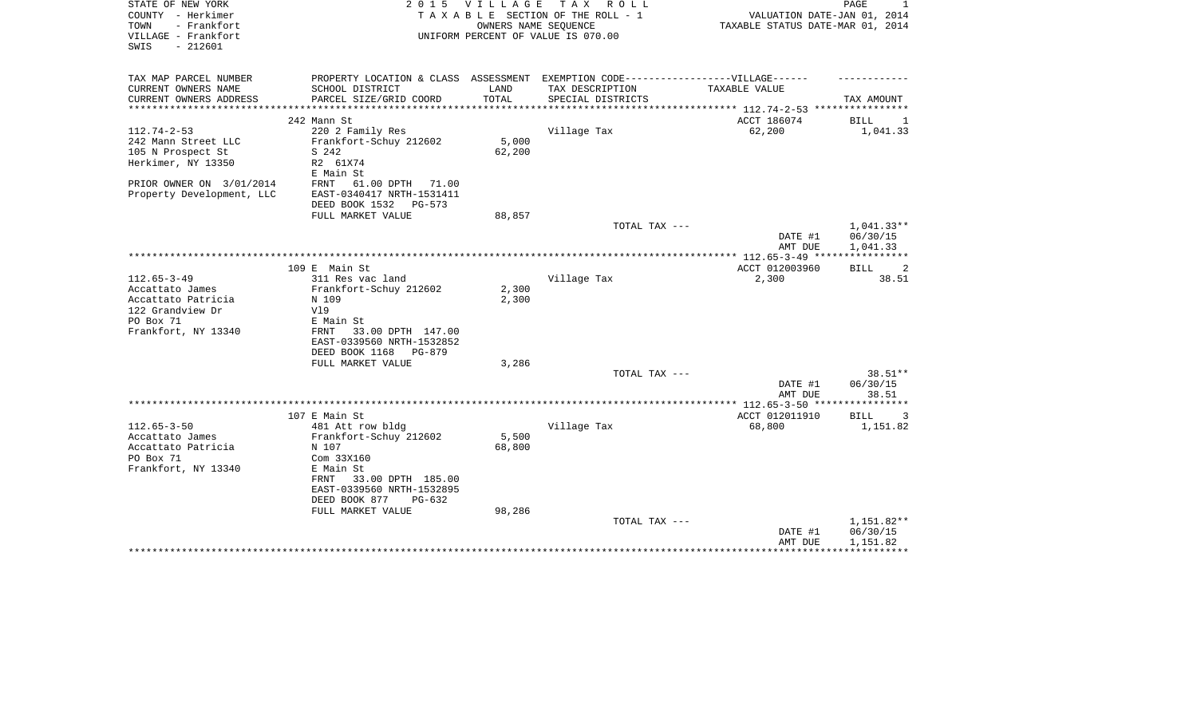STATE OF NEW YORK
COUNTY - Herkimer
TOWN - Frankfort
VILLAGE - Frankfort
SWIS - 212601

2 0 1 5 V I L L A G E T A X R O L L
T A X A B L E SECTION OF THE ROLL - 1
OWNERS NAME SEQUENCE
UNIFORM PERCENT OF VALUE IS 070.00

VALUATION DATE-JAN 01, 2014
TAXABLE STATUS DATE-MAR 01, 2014

| TAX MAP PARCEL NUMBER / CURRENT OWNERS NAME / CURRENT OWNERS ADDRESS | PROPERTY LOCATION & CLASS / SCHOOL DISTRICT / PARCEL SIZE/GRID COORD | ASSESSMENT LAND / TOTAL | EXEMPTION CODE-----VILLAGE------ TAX DESCRIPTION / SPECIAL DISTRICTS | TAXABLE VALUE | TAX AMOUNT |
|---|---|---|---|---|---|
| 112.74-2-53 | 242 Mann St | | | ACCT 186074 | BILL 1 |
| 242 Mann Street LLC | 220 2 Family Res | | Village Tax | 62,200 | 1,041.33 |
| 105 N Prospect St | Frankfort-Schuy 212602 | 5,000 | | | |
| Herkimer, NY 13350 | S 242 | 62,200 | | | |
| | R2 61X74 | | | | |
| PRIOR OWNER ON 3/01/2014 | E Main St | | | | |
| Property Development, LLC | FRNT 61.00 DPTH 71.00 | | | | |
| | EAST-0340417 NRTH-1531411 | | | | |
| | DEED BOOK 1532 PG-573 | | | | |
| | FULL MARKET VALUE | 88,857 | | | |
| | | | TOTAL TAX --- | | 1,041.33** |
| | | | | DATE #1 | 06/30/15 |
| | | | | AMT DUE | 1,041.33 |
| 112.65-3-49 | 109 E Main St | | | ACCT 012003960 | BILL 2 |
| Accattato James | 311 Res vac land | | Village Tax | 2,300 | 38.51 |
| Accattato Patricia | Frankfort-Schuy 212602 | 2,300 | | | |
| 122 Grandview Dr | N 109 | 2,300 | | | |
| PO Box 71 | Vl9 | | | | |
| Frankfort, NY 13340 | E Main St | | | | |
| | FRNT 33.00 DPTH 147.00 | | | | |
| | EAST-0339560 NRTH-1532852 | | | | |
| | DEED BOOK 1168 PG-879 | | | | |
| | FULL MARKET VALUE | 3,286 | | | |
| | | | TOTAL TAX --- | | 38.51** |
| | | | | DATE #1 | 06/30/15 |
| | | | | AMT DUE | 38.51 |
| 112.65-3-50 | 107 E Main St | | | ACCT 012011910 | BILL 3 |
| Accattato James | 481 Att row bldg | | Village Tax | 68,800 | 1,151.82 |
| Accattato Patricia | Frankfort-Schuy 212602 | 5,500 | | | |
| PO Box 71 | N 107 | 68,800 | | | |
| Frankfort, NY 13340 | Com 33X160 | | | | |
| | E Main St | | | | |
| | FRNT 33.00 DPTH 185.00 | | | | |
| | EAST-0339560 NRTH-1532895 | | | | |
| | DEED BOOK 877 PG-632 | | | | |
| | FULL MARKET VALUE | 98,286 | | | |
| | | | TOTAL TAX --- | | 1,151.82** |
| | | | | DATE #1 | 06/30/15 |
| | | | | AMT DUE | 1,151.82 |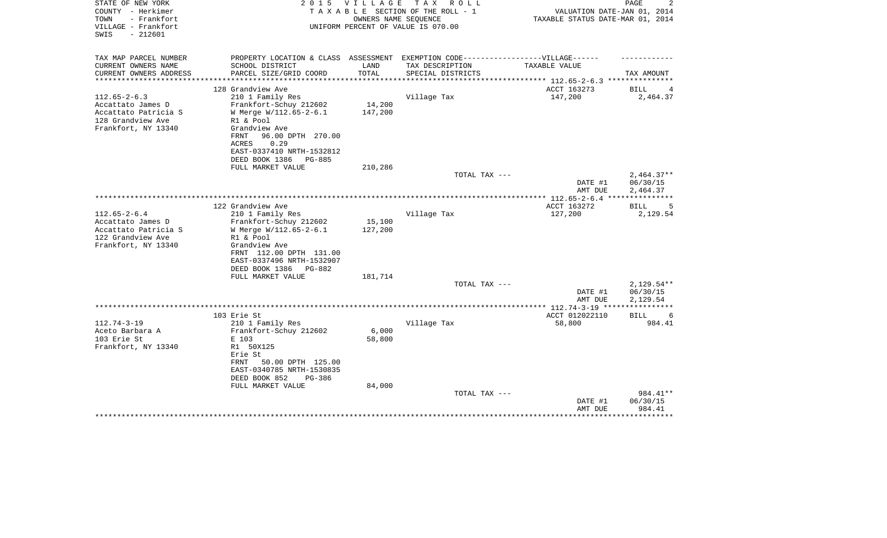STATE OF NEW YORK
COUNTY - Herkimer
TOWN - Frankfort
VILLAGE - Frankfort
SWIS - 212601

2 0 1 5 V I L L A G E T A X R O L L
T A X A B L E SECTION OF THE ROLL - 1
OWNERS NAME SEQUENCE
UNIFORM PERCENT OF VALUE IS 070.00

VALUATION DATE-JAN 01, 2014
TAXABLE STATUS DATE-MAR 01, 2014

| TAX MAP PARCEL NUMBER<br>CURRENT OWNERS NAME<br>CURRENT OWNERS ADDRESS | PROPERTY LOCATION & CLASS<br>SCHOOL DISTRICT<br>PARCEL SIZE/GRID COORD | ASSESSMENT<br>LAND<br>TOTAL | EXEMPTION CODE------------------VILLAGE------<br>TAX DESCRIPTION<br>SPECIAL DISTRICTS | TAXABLE VALUE | TAX AMOUNT |
|---|---|---|---|---|---|
| 112.65-2-6.3 | 128 Grandview Ave | | | ACCT 163273 | BILL 4 |
| 112.65-2-6.3 | 210 1 Family Res | | Village Tax | 147,200 | 2,464.37 |
| Accattato James D | Frankfort-Schuy 212602 | 14,200 | | | |
| Accattato Patricia S | W Merge W/112.65-2-6.1 | 147,200 | | | |
| 128 Grandview Ave | R1 & Pool | | | | |
| Frankfort, NY 13340 | Grandview Ave | | | | |
| | FRNT 96.00 DPTH 270.00 | | | | |
| | ACRES 0.29 | | | | |
| | EAST-0337410 NRTH-1532812 | | | | |
| | DEED BOOK 1386 PG-885 | | | | |
| | FULL MARKET VALUE | 210,286 | | | |
| | | | TOTAL TAX --- | | 2,464.37** |
| | | | | DATE #1 | 06/30/15 |
| | | | | AMT DUE | 2,464.37 |
| 112.65-2-6.4 | 122 Grandview Ave | | | ACCT 163272 | BILL 5 |
| 112.65-2-6.4 | 210 1 Family Res | | Village Tax | 127,200 | 2,129.54 |
| Accattato James D | Frankfort-Schuy 212602 | 15,100 | | | |
| Accattato Patricia S | W Merge W/112.65-2-6.1 | 127,200 | | | |
| 122 Grandview Ave | R1 & Pool | | | | |
| Frankfort, NY 13340 | Grandview Ave | | | | |
| | FRNT 112.00 DPTH 131.00 | | | | |
| | EAST-0337496 NRTH-1532907 | | | | |
| | DEED BOOK 1386 PG-882 | | | | |
| | FULL MARKET VALUE | 181,714 | | | |
| | | | TOTAL TAX --- | | 2,129.54** |
| | | | | DATE #1 | 06/30/15 |
| | | | | AMT DUE | 2,129.54 |
| 112.74-3-19 | 103 Erie St | | | ACCT 012022110 | BILL 6 |
| 112.74-3-19 | 210 1 Family Res | | Village Tax | 58,800 | 984.41 |
| Aceto Barbara A | Frankfort-Schuy 212602 | 6,000 | | | |
| 103 Erie St | E 103 | 58,800 | | | |
| Frankfort, NY 13340 | R1 50X125 | | | | |
| | Erie St | | | | |
| | FRNT 50.00 DPTH 125.00 | | | | |
| | EAST-0340785 NRTH-1530835 | | | | |
| | DEED BOOK 852 PG-386 | | | | |
| | FULL MARKET VALUE | 84,000 | | | |
| | | | TOTAL TAX --- | | 984.41** |
| | | | | DATE #1 | 06/30/15 |
| | | | | AMT DUE | 984.41 |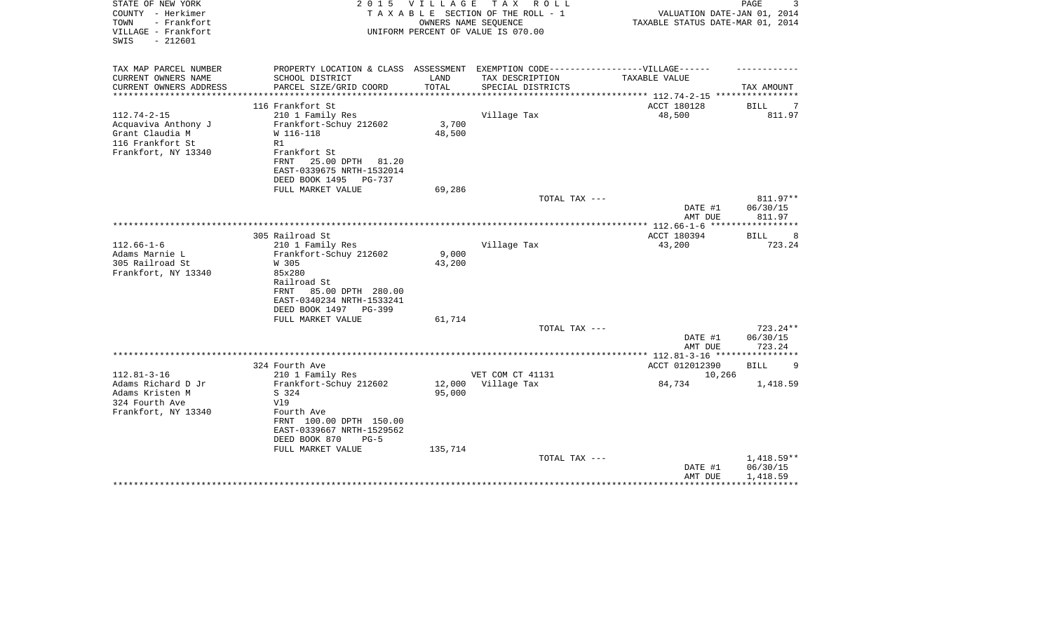STATE OF NEW YORK
COUNTY - Herkimer
TOWN - Frankfort
VILLAGE - Frankfort
SWIS - 212601

2 0 1 5 V I L L A G E T A X R O L L
T A X A B L E SECTION OF THE ROLL - 1
OWNERS NAME SEQUENCE
UNIFORM PERCENT OF VALUE IS 070.00

VALUATION DATE-JAN 01, 2014
TAXABLE STATUS DATE-MAR 01, 2014

| TAX MAP PARCEL NUMBER<br>CURRENT OWNERS NAME<br>CURRENT OWNERS ADDRESS | PROPERTY LOCATION & CLASS<br>SCHOOL DISTRICT<br>PARCEL SIZE/GRID COORD | ASSESSMENT<br>LAND<br>TOTAL | EXEMPTION CODE------------------VILLAGE------<br>TAX DESCRIPTION<br>SPECIAL DISTRICTS | TAXABLE VALUE | TAX AMOUNT |
|---|---|---|---|---|---|
| | 116 Frankfort St | | | ACCT 180128 | BILL 7 |
| 112.74-2-15 | 210 1 Family Res | | Village Tax | 48,500 | 811.97 |
| Acquaviva Anthony J | Frankfort-Schuy 212602 | 3,700 | | | |
| Grant Claudia M | W 116-118 | 48,500 | | | |
| 116 Frankfort St | R1 | | | | |
| Frankfort, NY 13340 | Frankfort St | | | | |
| | FRNT 25.00 DPTH 81.20 | | | | |
| | EAST-0339675 NRTH-1532014 | | | | |
| | DEED BOOK 1495 PG-737 | | | | |
| | FULL MARKET VALUE | 69,286 | | | |
| | | | TOTAL TAX --- | | 811.97** |
| | | | | DATE #1 | 06/30/15 |
| | | | | AMT DUE | 811.97 |
| | 305 Railroad St | | | ACCT 180394 | BILL 8 |
| 112.66-1-6 | 210 1 Family Res | | Village Tax | 43,200 | 723.24 |
| Adams Marnie L | Frankfort-Schuy 212602 | 9,000 | | | |
| 305 Railroad St | W 305 | 43,200 | | | |
| Frankfort, NY 13340 | 85x280 | | | | |
| | Railroad St | | | | |
| | FRNT 85.00 DPTH 280.00 | | | | |
| | EAST-0340234 NRTH-1533241 | | | | |
| | DEED BOOK 1497 PG-399 | | | | |
| | FULL MARKET VALUE | 61,714 | | | |
| | | | TOTAL TAX --- | | 723.24** |
| | | | | DATE #1 | 06/30/15 |
| | | | | AMT DUE | 723.24 |
| | 324 Fourth Ave | | | ACCT 012012390 | BILL 9 |
| 112.81-3-16 | 210 1 Family Res | | VET COM CT 41131 | 10,266 | |
| Adams Richard D Jr | Frankfort-Schuy 212602 | 12,000 | Village Tax | 84,734 | 1,418.59 |
| Adams Kristen M | S 324 | 95,000 | | | |
| 324 Fourth Ave | V19 | | | | |
| Frankfort, NY 13340 | Fourth Ave | | | | |
| | FRNT 100.00 DPTH 150.00 | | | | |
| | EAST-0339667 NRTH-1529562 | | | | |
| | DEED BOOK 870 PG-5 | | | | |
| | FULL MARKET VALUE | 135,714 | | | |
| | | | TOTAL TAX --- | | 1,418.59** |
| | | | | DATE #1 | 06/30/15 |
| | | | | AMT DUE | 1,418.59 |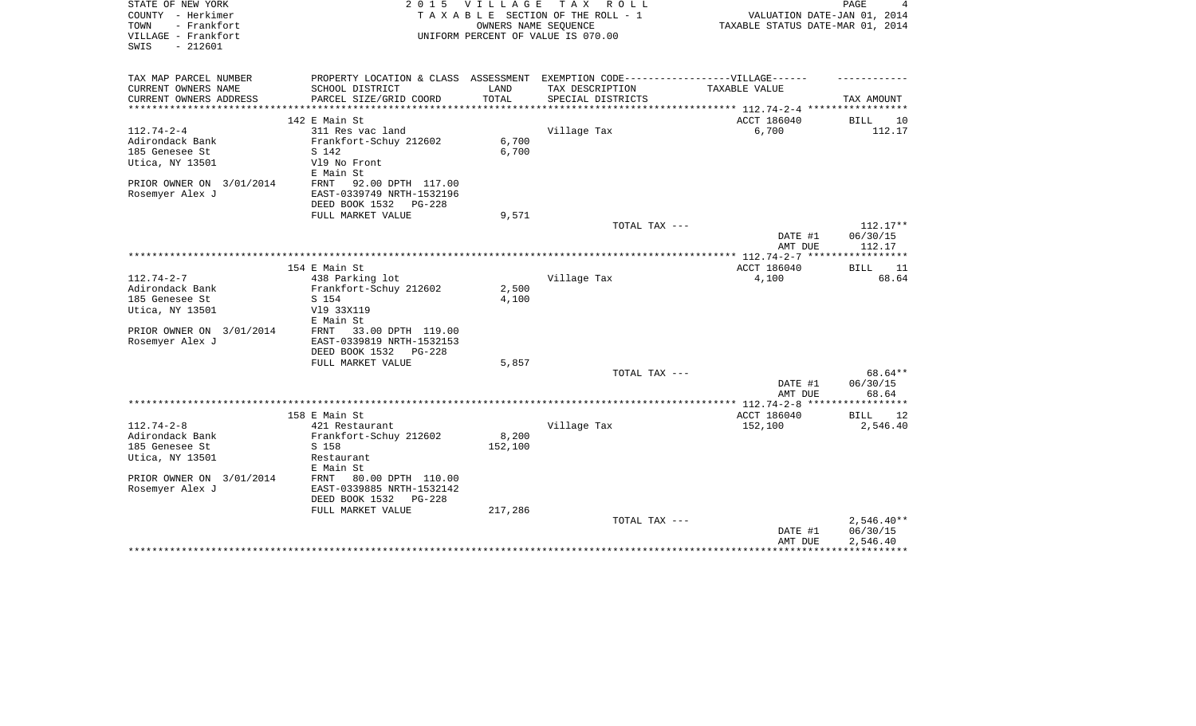STATE OF NEW YORK — 2 0 1 5 VILLAGE TAX ROLL
COUNTY - Herkimer — TAXABLE SECTION OF THE ROLL - 1 — VALUATION DATE-JAN 01, 2014
TOWN - Frankfort — OWNERS NAME SEQUENCE — TAXABLE STATUS DATE-MAR 01, 2014
VILLAGE - Frankfort — UNIFORM PERCENT OF VALUE IS 070.00
SWIS - 212601

| TAX MAP PARCEL NUMBER / CURRENT OWNERS NAME / CURRENT OWNERS ADDRESS | PROPERTY LOCATION & CLASS / SCHOOL DISTRICT / PARCEL SIZE/GRID COORD | ASSESSMENT LAND / TOTAL | EXEMPTION CODE / TAX DESCRIPTION / SPECIAL DISTRICTS | TAXABLE VALUE | TAX AMOUNT |
|---|---|---|---|---|---|
| | 142 E Main St | | | ACCT 186040 | BILL 10 |
| 112.74-2-4 | 311 Res vac land | | Village Tax | 6,700 | 112.17 |
| Adirondack Bank | Frankfort-Schuy 212602 | 6,700 | | | |
| 185 Genesee St | S 142 | 6,700 | | | |
| Utica, NY 13501 | Vl9 No Front | | | | |
| | E Main St | | | | |
| PRIOR OWNER ON 3/01/2014 | FRNT 92.00 DPTH 117.00 | | | | |
| Rosemyer Alex J | EAST-0339749 NRTH-1532196 | | | | |
| | DEED BOOK 1532 PG-228 | | | | |
| | FULL MARKET VALUE | 9,571 | | | |
| | | | TOTAL TAX --- | | 112.17** |
| | | | | DATE #1 | 06/30/15 |
| | | | | AMT DUE | 112.17 |
| | 154 E Main St | | | ACCT 186040 | BILL 11 |
| 112.74-2-7 | 438 Parking lot | | Village Tax | 4,100 | 68.64 |
| Adirondack Bank | Frankfort-Schuy 212602 | 2,500 | | | |
| 185 Genesee St | S 154 | 4,100 | | | |
| Utica, NY 13501 | Vl9 33X119 | | | | |
| | E Main St | | | | |
| PRIOR OWNER ON 3/01/2014 | FRNT 33.00 DPTH 119.00 | | | | |
| Rosemyer Alex J | EAST-0339819 NRTH-1532153 | | | | |
| | DEED BOOK 1532 PG-228 | | | | |
| | FULL MARKET VALUE | 5,857 | | | |
| | | | TOTAL TAX --- | | 68.64** |
| | | | | DATE #1 | 06/30/15 |
| | | | | AMT DUE | 68.64 |
| | 158 E Main St | | | ACCT 186040 | BILL 12 |
| 112.74-2-8 | 421 Restaurant | | Village Tax | 152,100 | 2,546.40 |
| Adirondack Bank | Frankfort-Schuy 212602 | 8,200 | | | |
| 185 Genesee St | S 158 | 152,100 | | | |
| Utica, NY 13501 | Restaurant | | | | |
| | E Main St | | | | |
| PRIOR OWNER ON 3/01/2014 | FRNT 80.00 DPTH 110.00 | | | | |
| Rosemyer Alex J | EAST-0339885 NRTH-1532142 | | | | |
| | DEED BOOK 1532 PG-228 | | | | |
| | FULL MARKET VALUE | 217,286 | | | |
| | | | TOTAL TAX --- | | 2,546.40** |
| | | | | DATE #1 | 06/30/15 |
| | | | | AMT DUE | 2,546.40 |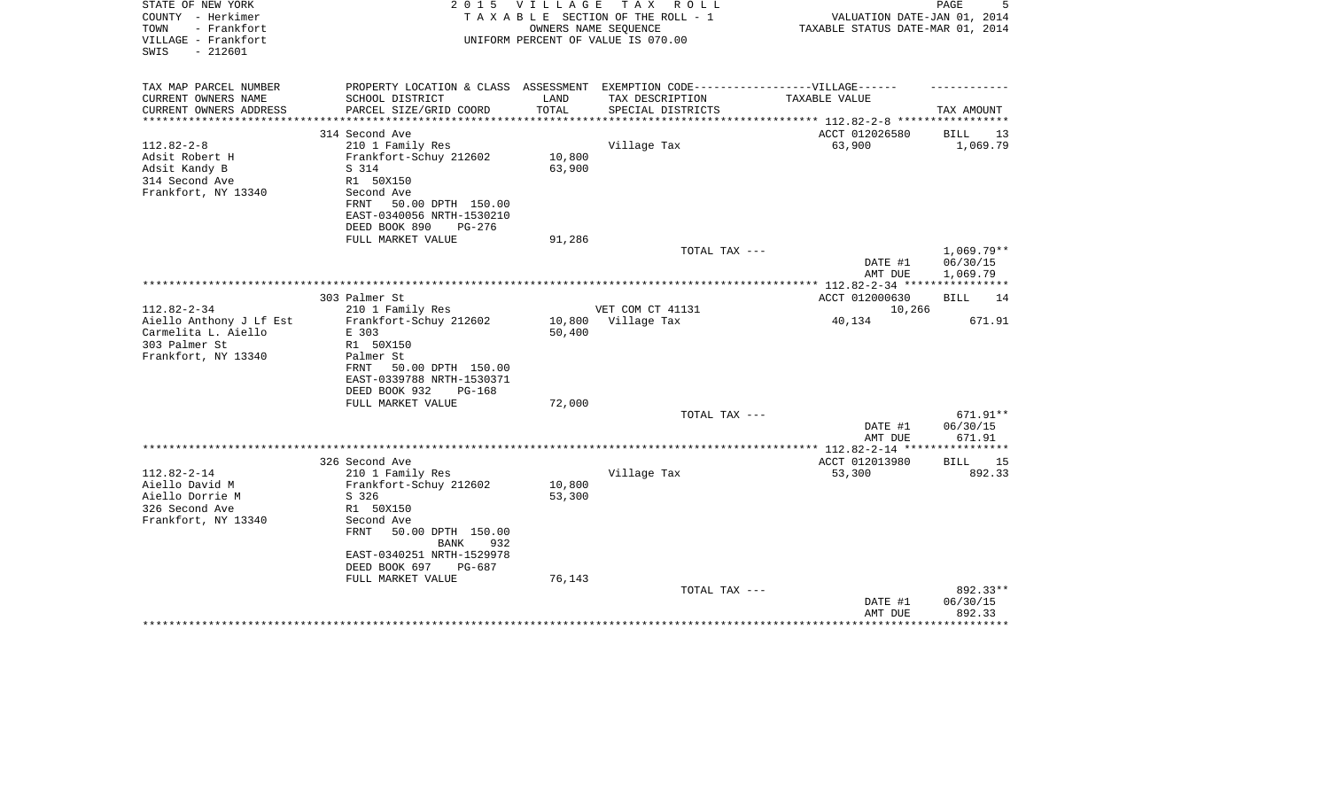STATE OF NEW YORK — 2015 VILLAGE TAX ROLL
COUNTY - Herkimer — TAXABLE SECTION OF THE ROLL - 1 — VALUATION DATE-JAN 01, 2014
TOWN - Frankfort — OWNERS NAME SEQUENCE — TAXABLE STATUS DATE-MAR 01, 2014
VILLAGE - Frankfort — UNIFORM PERCENT OF VALUE IS 070.00
SWIS - 212601

| TAX MAP PARCEL NUMBER / CURRENT OWNERS NAME / CURRENT OWNERS ADDRESS | PROPERTY LOCATION & CLASS / SCHOOL DISTRICT / PARCEL SIZE/GRID COORD | ASSESSMENT LAND / TOTAL | EXEMPTION CODE / TAX DESCRIPTION / SPECIAL DISTRICTS | TAXABLE VALUE (VILLAGE) | TAX AMOUNT |
|---|---|---|---|---|---|
| 112.82-2-8 | 314 Second Ave | | | ACCT 012026580 | BILL 13 |
| 112.82-2-8 | 210 1 Family Res | | Village Tax | 63,900 | 1,069.79 |
| Adsit Robert H | Frankfort-Schuy 212602 | 10,800 | | | |
| Adsit Kandy B | S 314 | 63,900 | | | |
| 314 Second Ave | R1 50X150 | | | | |
| Frankfort, NY 13340 | Second Ave | | | | |
| | FRNT 50.00 DPTH 150.00 | | | | |
| | EAST-0340056 NRTH-1530210 | | | | |
| | DEED BOOK 890 PG-276 | | | | |
| | FULL MARKET VALUE | 91,286 | | | |
| | | | TOTAL TAX --- | | 1,069.79** |
| | | | | DATE #1 | 06/30/15 |
| | | | | AMT DUE | 1,069.79 |
| 112.82-2-34 | 303 Palmer St | | | ACCT 012000630 | BILL 14 |
| 112.82-2-34 | 210 1 Family Res | | VET COM CT 41131 | 10,266 | |
| Aiello Anthony J Lf Est | Frankfort-Schuy 212602 | 10,800 | Village Tax | 40,134 | 671.91 |
| Carmelita L. Aiello | E 303 | 50,400 | | | |
| 303 Palmer St | R1 50X150 | | | | |
| Frankfort, NY 13340 | Palmer St | | | | |
| | FRNT 50.00 DPTH 150.00 | | | | |
| | EAST-0339788 NRTH-1530371 | | | | |
| | DEED BOOK 932 PG-168 | | | | |
| | FULL MARKET VALUE | 72,000 | | | |
| | | | TOTAL TAX --- | | 671.91** |
| | | | | DATE #1 | 06/30/15 |
| | | | | AMT DUE | 671.91 |
| 112.82-2-14 | 326 Second Ave | | | ACCT 012013980 | BILL 15 |
| 112.82-2-14 | 210 1 Family Res | | Village Tax | 53,300 | 892.33 |
| Aiello David M | Frankfort-Schuy 212602 | 10,800 | | | |
| Aiello Dorrie M | S 326 | 53,300 | | | |
| 326 Second Ave | R1 50X150 | | | | |
| Frankfort, NY 13340 | Second Ave | | | | |
| | FRNT 50.00 DPTH 150.00 | | | | |
| | BANK 932 | | | | |
| | EAST-0340251 NRTH-1529978 | | | | |
| | DEED BOOK 697 PG-687 | | | | |
| | FULL MARKET VALUE | 76,143 | | | |
| | | | TOTAL TAX --- | | 892.33** |
| | | | | DATE #1 | 06/30/15 |
| | | | | AMT DUE | 892.33 |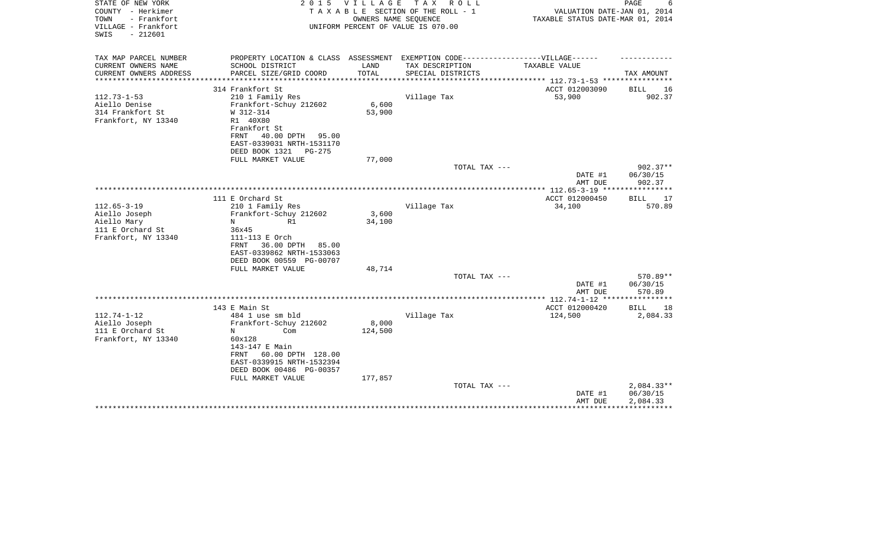STATE OF NEW YORK
COUNTY - Herkimer
TOWN - Frankfort
VILLAGE - Frankfort
SWIS - 212601

2 0 1 5 V I L L A G E T A X R O L L
T A X A B L E SECTION OF THE ROLL - 1
OWNERS NAME SEQUENCE
UNIFORM PERCENT OF VALUE IS 070.00

VALUATION DATE-JAN 01, 2014
TAXABLE STATUS DATE-MAR 01, 2014

| TAX MAP PARCEL NUMBER / CURRENT OWNERS NAME / CURRENT OWNERS ADDRESS | PROPERTY LOCATION & CLASS / SCHOOL DISTRICT / PARCEL SIZE/GRID COORD | ASSESSMENT LAND / TOTAL | EXEMPTION CODE-----VILLAGE------ TAX DESCRIPTION / SPECIAL DISTRICTS | TAXABLE VALUE | TAX AMOUNT |
|---|---|---|---|---|---|
| | 314 Frankfort St | | | ACCT 012003090 | BILL 16 |
| 112.73-1-53 | 210 1 Family Res | | Village Tax | 53,900 | 902.37 |
| Aiello Denise | Frankfort-Schuy 212602 | 6,600 | | | |
| 314 Frankfort St | W 312-314 | 53,900 | | | |
| Frankfort, NY 13340 | R1 40X80 | | | | |
| | Frankfort St | | | | |
| | FRNT 40.00 DPTH 95.00 | | | | |
| | EAST-0339031 NRTH-1531170 | | | | |
| | DEED BOOK 1321 PG-275 | | | | |
| | FULL MARKET VALUE | 77,000 | | | |
| | | | TOTAL TAX --- | | 902.37** |
| | | | | DATE #1 | 06/30/15 |
| | | | | AMT DUE | 902.37 |
| | 111 E Orchard St | | | ACCT 012000450 | BILL 17 |
| 112.65-3-19 | 210 1 Family Res | | Village Tax | 34,100 | 570.89 |
| Aiello Joseph | Frankfort-Schuy 212602 | 3,600 | | | |
| Aiello Mary | N R1 | 34,100 | | | |
| 111 E Orchard St | 36x45 | | | | |
| Frankfort, NY 13340 | 111-113 E Orch | | | | |
| | FRNT 36.00 DPTH 85.00 | | | | |
| | EAST-0339862 NRTH-1533063 | | | | |
| | DEED BOOK 00559 PG-00707 | | | | |
| | FULL MARKET VALUE | 48,714 | | | |
| | | | TOTAL TAX --- | | 570.89** |
| | | | | DATE #1 | 06/30/15 |
| | | | | AMT DUE | 570.89 |
| | 143 E Main St | | | ACCT 012000420 | BILL 18 |
| 112.74-1-12 | 484 1 use sm bld | | Village Tax | 124,500 | 2,084.33 |
| Aiello Joseph | Frankfort-Schuy 212602 | 8,000 | | | |
| 111 E Orchard St | N Com | 124,500 | | | |
| Frankfort, NY 13340 | 60x128 | | | | |
| | 143-147 E Main | | | | |
| | FRNT 60.00 DPTH 128.00 | | | | |
| | EAST-0339915 NRTH-1532394 | | | | |
| | DEED BOOK 00486 PG-00357 | | | | |
| | FULL MARKET VALUE | 177,857 | | | |
| | | | TOTAL TAX --- | | 2,084.33** |
| | | | | DATE #1 | 06/30/15 |
| | | | | AMT DUE | 2,084.33 |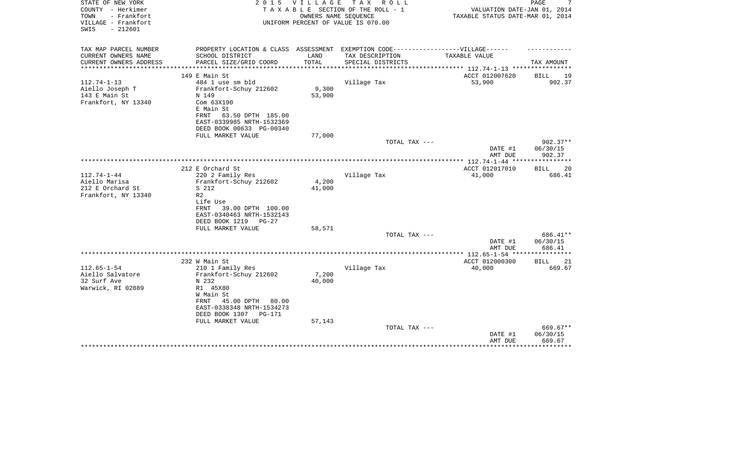STATE OF NEW YORK
COUNTY - Herkimer
TOWN - Frankfort
VILLAGE - Frankfort
SWIS - 212601

2015 VILLAGE TAX ROLL
TAXABLE SECTION OF THE ROLL - 1
OWNERS NAME SEQUENCE
UNIFORM PERCENT OF VALUE IS 070.00

VALUATION DATE-JAN 01, 2014
TAXABLE STATUS DATE-MAR 01, 2014

| TAX MAP PARCEL NUMBER / CURRENT OWNERS NAME / CURRENT OWNERS ADDRESS | PROPERTY LOCATION & CLASS / SCHOOL DISTRICT / PARCEL SIZE/GRID COORD | ASSESSMENT LAND / TOTAL | EXEMPTION CODE-----VILLAGE------ TAX DESCRIPTION / SPECIAL DISTRICTS | TAXABLE VALUE | TAX AMOUNT |
|---|---|---|---|---|---|
| 112.74-1-13 | 149 E Main St | | | ACCT 012007620 | BILL 19 |
| Aiello Joseph T | 484 1 use sm bld | 9,300 | Village Tax | 53,900 | 902.37 |
| 143 E Main St | Frankfort-Schuy 212602 | 53,900 | | | |
| Frankfort, NY 13340 | N 149 | | | | |
| | Com 63X190 | | | | |
| | E Main St | | | | |
| | FRNT 63.50 DPTH 185.00 | | | | |
| | EAST-0339985 NRTH-1532369 | | | | |
| | DEED BOOK 00633 PG-00340 | | | | |
| | FULL MARKET VALUE | 77,000 | | | |
| | | | TOTAL TAX --- | | 902.37** |
| | | | | DATE #1 | 06/30/15 |
| | | | | AMT DUE | 902.37 |
| 112.74-1-44 | 212 E Orchard St | | | ACCT 012017010 | BILL 20 |
| Aiello Marisa | 220 2 Family Res | 4,200 | Village Tax | 41,000 | 686.41 |
| 212 E Orchard St | Frankfort-Schuy 212602 | 41,000 | | | |
| Frankfort, NY 13340 | S 212 | | | | |
| | R2 | | | | |
| | Life Use | | | | |
| | FRNT 39.00 DPTH 100.00 | | | | |
| | EAST-0340463 NRTH-1532143 | | | | |
| | DEED BOOK 1219 PG-27 | | | | |
| | FULL MARKET VALUE | 58,571 | | | |
| | | | TOTAL TAX --- | | 686.41** |
| | | | | DATE #1 | 06/30/15 |
| | | | | AMT DUE | 686.41 |
| 112.65-1-54 | 232 W Main St | | | ACCT 012000300 | BILL 21 |
| Aiello Salvatore | 210 1 Family Res | 7,200 | Village Tax | 40,000 | 669.67 |
| 32 Surf Ave | Frankfort-Schuy 212602 | 40,000 | | | |
| Warwick, RI 02889 | N 232 | | | | |
| | R1 45X80 | | | | |
| | W Main St | | | | |
| | FRNT 45.00 DPTH 80.00 | | | | |
| | EAST-0338348 NRTH-1534273 | | | | |
| | DEED BOOK 1307 PG-171 | | | | |
| | FULL MARKET VALUE | 57,143 | | | |
| | | | TOTAL TAX --- | | 669.67** |
| | | | | DATE #1 | 06/30/15 |
| | | | | AMT DUE | 669.67 |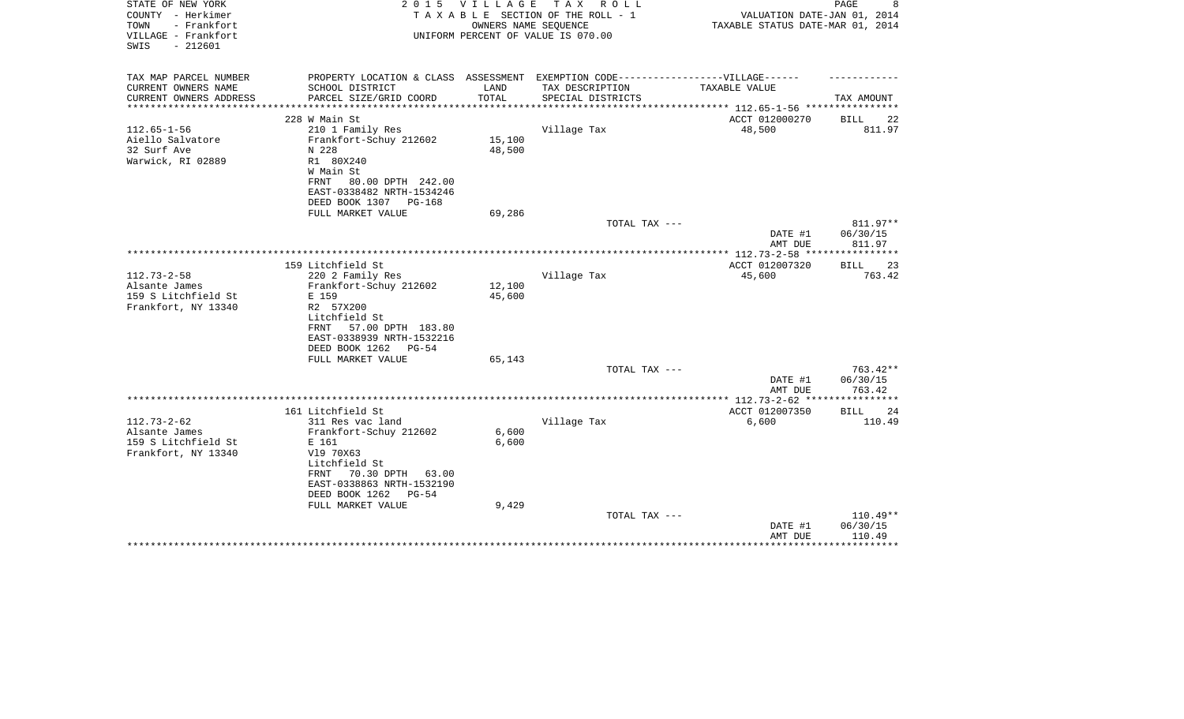STATE OF NEW YORK
COUNTY - Herkimer
TOWN - Frankfort
VILLAGE - Frankfort
SWIS - 212601

2 0 1 5 V I L L A G E T A X R O L L
T A X A B L E SECTION OF THE ROLL - 1
OWNERS NAME SEQUENCE
UNIFORM PERCENT OF VALUE IS 070.00

VALUATION DATE-JAN 01, 2014
TAXABLE STATUS DATE-MAR 01, 2014

| TAX MAP PARCEL NUMBER / CURRENT OWNERS NAME / CURRENT OWNERS ADDRESS | PROPERTY LOCATION & CLASS / SCHOOL DISTRICT / PARCEL SIZE/GRID COORD | ASSESSMENT LAND / TOTAL | EXEMPTION CODE / TAX DESCRIPTION / SPECIAL DISTRICTS | TAXABLE VALUE | TAX AMOUNT |
|---|---|---|---|---|---|
| 112.65-1-56 | 228 W Main St | | | ACCT 012000270 | BILL 22 |
| Aiello Salvatore | 210 1 Family Res | | Village Tax | 48,500 | 811.97 |
| 32 Surf Ave | Frankfort-Schuy 212602 | 15,100 | | | |
| Warwick, RI 02889 | N 228 | 48,500 | | | |
| | R1 80X240 | | | | |
| | W Main St | | | | |
| | FRNT 80.00 DPTH 242.00 | | | | |
| | EAST-0338482 NRTH-1534246 | | | | |
| | DEED BOOK 1307 PG-168 | | | | |
| | FULL MARKET VALUE | 69,286 | | | |
| | | | TOTAL TAX --- | | 811.97** |
| | | | | DATE #1 | 06/30/15 |
| | | | | AMT DUE | 811.97 |
| 112.73-2-58 | 159 Litchfield St | | | ACCT 012007320 | BILL 23 |
| Alsante James | 220 2 Family Res | | Village Tax | 45,600 | 763.42 |
| 159 S Litchfield St | Frankfort-Schuy 212602 | 12,100 | | | |
| Frankfort, NY 13340 | E 159 | 45,600 | | | |
| | R2 57X200 | | | | |
| | Litchfield St | | | | |
| | FRNT 57.00 DPTH 183.80 | | | | |
| | EAST-0338939 NRTH-1532216 | | | | |
| | DEED BOOK 1262 PG-54 | | | | |
| | FULL MARKET VALUE | 65,143 | | | |
| | | | TOTAL TAX --- | | 763.42** |
| | | | | DATE #1 | 06/30/15 |
| | | | | AMT DUE | 763.42 |
| 112.73-2-62 | 161 Litchfield St | | | ACCT 012007350 | BILL 24 |
| Alsante James | 311 Res vac land | | Village Tax | 6,600 | 110.49 |
| 159 S Litchfield St | Frankfort-Schuy 212602 | 6,600 | | | |
| Frankfort, NY 13340 | E 161 | 6,600 | | | |
| | Vl9 70X63 | | | | |
| | Litchfield St | | | | |
| | FRNT 70.30 DPTH 63.00 | | | | |
| | EAST-0338863 NRTH-1532190 | | | | |
| | DEED BOOK 1262 PG-54 | | | | |
| | FULL MARKET VALUE | 9,429 | | | |
| | | | TOTAL TAX --- | | 110.49** |
| | | | | DATE #1 | 06/30/15 |
| | | | | AMT DUE | 110.49 |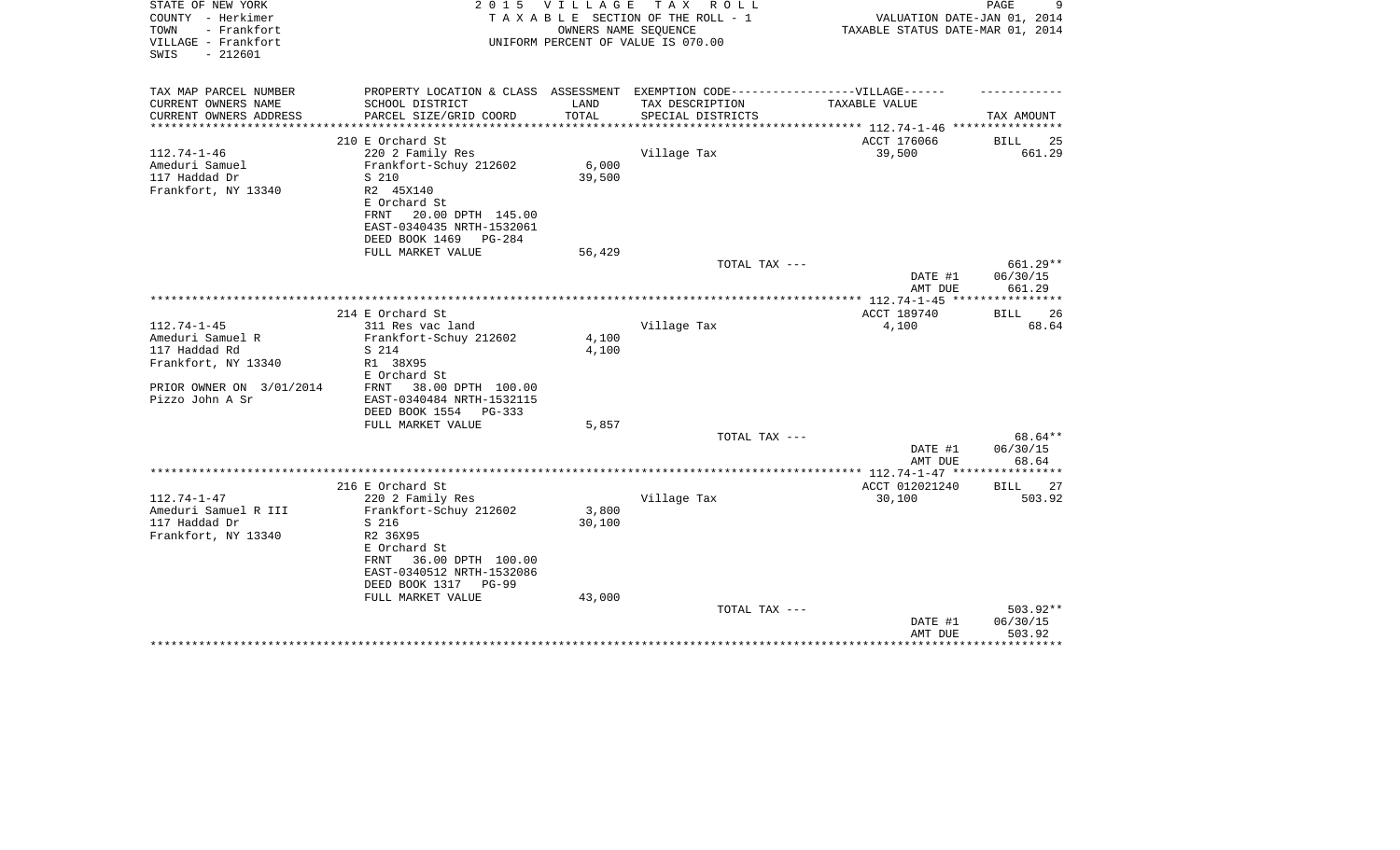STATE OF NEW YORK
COUNTY - Herkimer
TOWN - Frankfort
VILLAGE - Frankfort
SWIS - 212601

**2 0 1 5 V I L L A G E T A X R O L L**
T A X A B L E SECTION OF THE ROLL - 1
OWNERS NAME SEQUENCE
UNIFORM PERCENT OF VALUE IS 070.00

VALUATION DATE-JAN 01, 2014
TAXABLE STATUS DATE-MAR 01, 2014

| TAX MAP PARCEL NUMBER / CURRENT OWNERS NAME / CURRENT OWNERS ADDRESS | PROPERTY LOCATION & CLASS / SCHOOL DISTRICT / PARCEL SIZE/GRID COORD | ASSESSMENT LAND / TOTAL | EXEMPTION CODE / TAX DESCRIPTION / SPECIAL DISTRICTS | VILLAGE TAXABLE VALUE | TAX AMOUNT |
|---|---|---|---|---|---|
| 112.74-1-46 | 210 E Orchard St | | | ACCT 176066 | BILL 25 |
| | 220 2 Family Res | | Village Tax | 39,500 | 661.29 |
| Ameduri Samuel | Frankfort-Schuy 212602 | 6,000 | | | |
| 117 Haddad Dr | S 210 | 39,500 | | | |
| Frankfort, NY 13340 | R2 45X140 | | | | |
| | E Orchard St | | | | |
| | FRNT 20.00 DPTH 145.00 | | | | |
| | EAST-0340435 NRTH-1532061 | | | | |
| | DEED BOOK 1469 PG-284 | | | | |
| | FULL MARKET VALUE | 56,429 | | | |
| | | | TOTAL TAX --- | | 661.29** |
| | | | | DATE #1 | 06/30/15 |
| | | | | AMT DUE | 661.29 |
| 112.74-1-45 | 214 E Orchard St | | | ACCT 189740 | BILL 26 |
| | 311 Res vac land | | Village Tax | 4,100 | 68.64 |
| Ameduri Samuel R | Frankfort-Schuy 212602 | 4,100 | | | |
| 117 Haddad Rd | S 214 | 4,100 | | | |
| Frankfort, NY 13340 | R1 38X95 | | | | |
| | E Orchard St | | | | |
| PRIOR OWNER ON 3/01/2014 | FRNT 38.00 DPTH 100.00 | | | | |
| Pizzo John A Sr | EAST-0340484 NRTH-1532115 | | | | |
| | DEED BOOK 1554 PG-333 | | | | |
| | FULL MARKET VALUE | 5,857 | | | |
| | | | TOTAL TAX --- | | 68.64** |
| | | | | DATE #1 | 06/30/15 |
| | | | | AMT DUE | 68.64 |
| 112.74-1-47 | 216 E Orchard St | | | ACCT 012021240 | BILL 27 |
| | 220 2 Family Res | | Village Tax | 30,100 | 503.92 |
| Ameduri Samuel R III | Frankfort-Schuy 212602 | 3,800 | | | |
| 117 Haddad Dr | S 216 | 30,100 | | | |
| Frankfort, NY 13340 | R2 36X95 | | | | |
| | E Orchard St | | | | |
| | FRNT 36.00 DPTH 100.00 | | | | |
| | EAST-0340512 NRTH-1532086 | | | | |
| | DEED BOOK 1317 PG-99 | | | | |
| | FULL MARKET VALUE | 43,000 | | | |
| | | | TOTAL TAX --- | | 503.92** |
| | | | | DATE #1 | 06/30/15 |
| | | | | AMT DUE | 503.92 |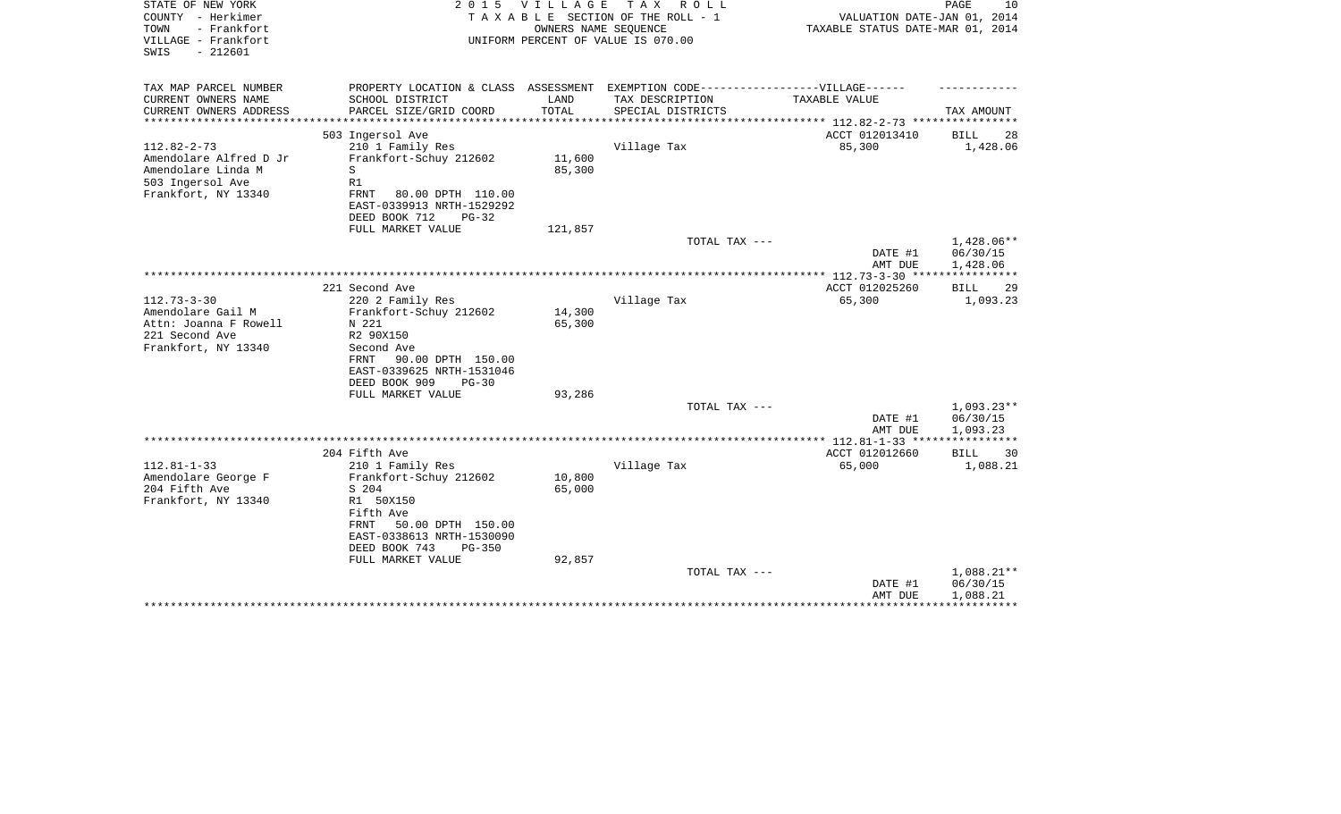STATE OF NEW YORK
COUNTY - Herkimer
TOWN - Frankfort
VILLAGE - Frankfort
SWIS - 212601

2 0 1 5 V I L L A G E T A X R O L L
T A X A B L E SECTION OF THE ROLL - 1
OWNERS NAME SEQUENCE
UNIFORM PERCENT OF VALUE IS 070.00

VALUATION DATE-JAN 01, 2014
TAXABLE STATUS DATE-MAR 01, 2014

| TAX MAP PARCEL NUMBER<br>CURRENT OWNERS NAME<br>CURRENT OWNERS ADDRESS | PROPERTY LOCATION & CLASS<br>SCHOOL DISTRICT<br>PARCEL SIZE/GRID COORD | ASSESSMENT<br>LAND<br>TOTAL | EXEMPTION CODE------VILLAGE------<br>TAX DESCRIPTION<br>SPECIAL DISTRICTS | TAXABLE VALUE | TAX AMOUNT |
|---|---|---|---|---|---|
| **112.82-2-73** | 503 Ingersol Ave | | | ACCT 012013410 | BILL 28 |
| 112.82-2-73 | 210 1 Family Res | | Village Tax | 85,300 | 1,428.06 |
| Amendolare Alfred D Jr | Frankfort-Schuy 212602 | 11,600 | | | |
| Amendolare Linda M | S | 85,300 | | | |
| 503 Ingersol Ave | R1 | | | | |
| Frankfort, NY 13340 | FRNT 80.00 DPTH 110.00 | | | | |
| | EAST-0339913 NRTH-1529292 | | | | |
| | DEED BOOK 712 PG-32 | | | | |
| | FULL MARKET VALUE | 121,857 | | | |
| | | | TOTAL TAX --- | | 1,428.06** |
| | | | | DATE #1 | 06/30/15 |
| | | | | AMT DUE | 1,428.06 |
| **112.73-3-30** | 221 Second Ave | | | ACCT 012025260 | BILL 29 |
| 112.73-3-30 | 220 2 Family Res | | Village Tax | 65,300 | 1,093.23 |
| Amendolare Gail M | Frankfort-Schuy 212602 | 14,300 | | | |
| Attn: Joanna F Rowell | N 221 | 65,300 | | | |
| 221 Second Ave | R2 90X150 | | | | |
| Frankfort, NY 13340 | Second Ave | | | | |
| | FRNT 90.00 DPTH 150.00 | | | | |
| | EAST-0339625 NRTH-1531046 | | | | |
| | DEED BOOK 909 PG-30 | | | | |
| | FULL MARKET VALUE | 93,286 | | | |
| | | | TOTAL TAX --- | | 1,093.23** |
| | | | | DATE #1 | 06/30/15 |
| | | | | AMT DUE | 1,093.23 |
| **112.81-1-33** | 204 Fifth Ave | | | ACCT 012012660 | BILL 30 |
| 112.81-1-33 | 210 1 Family Res | | Village Tax | 65,000 | 1,088.21 |
| Amendolare George F | Frankfort-Schuy 212602 | 10,800 | | | |
| 204 Fifth Ave | S 204 | 65,000 | | | |
| Frankfort, NY 13340 | R1 50X150 | | | | |
| | Fifth Ave | | | | |
| | FRNT 50.00 DPTH 150.00 | | | | |
| | EAST-0338613 NRTH-1530090 | | | | |
| | DEED BOOK 743 PG-350 | | | | |
| | FULL MARKET VALUE | 92,857 | | | |
| | | | TOTAL TAX --- | | 1,088.21** |
| | | | | DATE #1 | 06/30/15 |
| | | | | AMT DUE | 1,088.21 |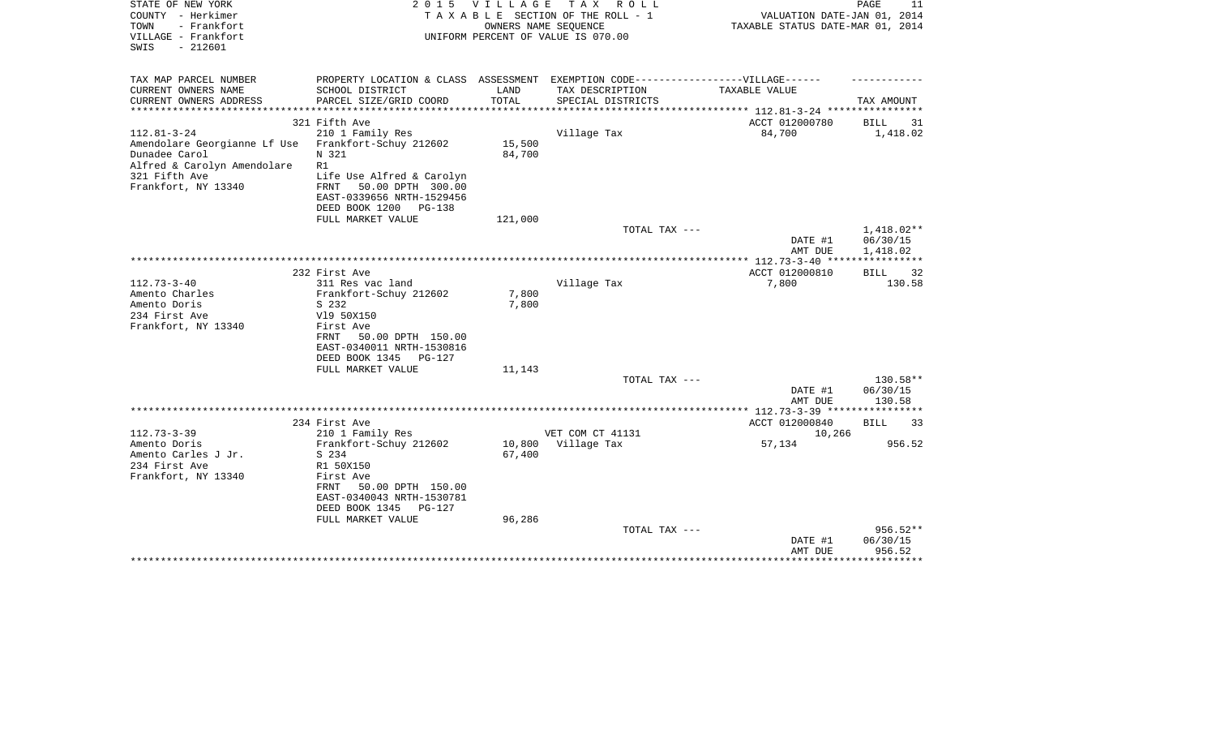STATE OF NEW YORK
COUNTY - Herkimer
TOWN - Frankfort
VILLAGE - Frankfort
SWIS - 212601

2 0 1 5 V I L L A G E T A X R O L L
T A X A B L E SECTION OF THE ROLL - 1
OWNERS NAME SEQUENCE
UNIFORM PERCENT OF VALUE IS 070.00

VALUATION DATE-JAN 01, 2014
TAXABLE STATUS DATE-MAR 01, 2014

| TAX MAP PARCEL NUMBER<br>CURRENT OWNERS NAME<br>CURRENT OWNERS ADDRESS | PROPERTY LOCATION & CLASS<br>SCHOOL DISTRICT<br>PARCEL SIZE/GRID COORD | ASSESSMENT<br>LAND<br>TOTAL | EXEMPTION CODE------------------VILLAGE------<br>TAX DESCRIPTION<br>SPECIAL DISTRICTS | TAXABLE VALUE | TAX AMOUNT |
|---|---|---|---|---|---|
| | 321 Fifth Ave | | | ACCT 012000780 | BILL 31 |
| 112.81-3-24 | 210 1 Family Res | | Village Tax | 84,700 | 1,418.02 |
| Amendolare Georgianne Lf Use | Frankfort-Schuy 212602 | 15,500 | | | |
| Dunadee Carol | N 321 | 84,700 | | | |
| Alfred & Carolyn Amendolare | R1 | | | | |
| 321 Fifth Ave | Life Use Alfred & Carolyn | | | | |
| Frankfort, NY 13340 | FRNT 50.00 DPTH 300.00 | | | | |
| | EAST-0339656 NRTH-1529456 | | | | |
| | DEED BOOK 1200 PG-138 | | | | |
| | FULL MARKET VALUE | 121,000 | | | |
| | | | TOTAL TAX --- | | 1,418.02** |
| | | | | DATE #1 | 06/30/15 |
| | | | | AMT DUE | 1,418.02 |
| | 232 First Ave | | | ACCT 012000810 | BILL 32 |
| 112.73-3-40 | 311 Res vac land | | Village Tax | 7,800 | 130.58 |
| Amento Charles | Frankfort-Schuy 212602 | 7,800 | | | |
| Amento Doris | S 232 | 7,800 | | | |
| 234 First Ave | Vl9 50X150 | | | | |
| Frankfort, NY 13340 | First Ave | | | | |
| | FRNT 50.00 DPTH 150.00 | | | | |
| | EAST-0340011 NRTH-1530816 | | | | |
| | DEED BOOK 1345 PG-127 | | | | |
| | FULL MARKET VALUE | 11,143 | | | |
| | | | TOTAL TAX --- | | 130.58** |
| | | | | DATE #1 | 06/30/15 |
| | | | | AMT DUE | 130.58 |
| | 234 First Ave | | | ACCT 012000840 | BILL 33 |
| 112.73-3-39 | 210 1 Family Res | | VET COM CT 41131 | 10,266 | |
| Amento Doris | Frankfort-Schuy 212602 | 10,800 | Village Tax | 57,134 | 956.52 |
| Amento Carles J Jr. | S 234 | 67,400 | | | |
| 234 First Ave | R1 50X150 | | | | |
| Frankfort, NY 13340 | First Ave | | | | |
| | FRNT 50.00 DPTH 150.00 | | | | |
| | EAST-0340043 NRTH-1530781 | | | | |
| | DEED BOOK 1345 PG-127 | | | | |
| | FULL MARKET VALUE | 96,286 | | | |
| | | | TOTAL TAX --- | | 956.52** |
| | | | | DATE #1 | 06/30/15 |
| | | | | AMT DUE | 956.52 |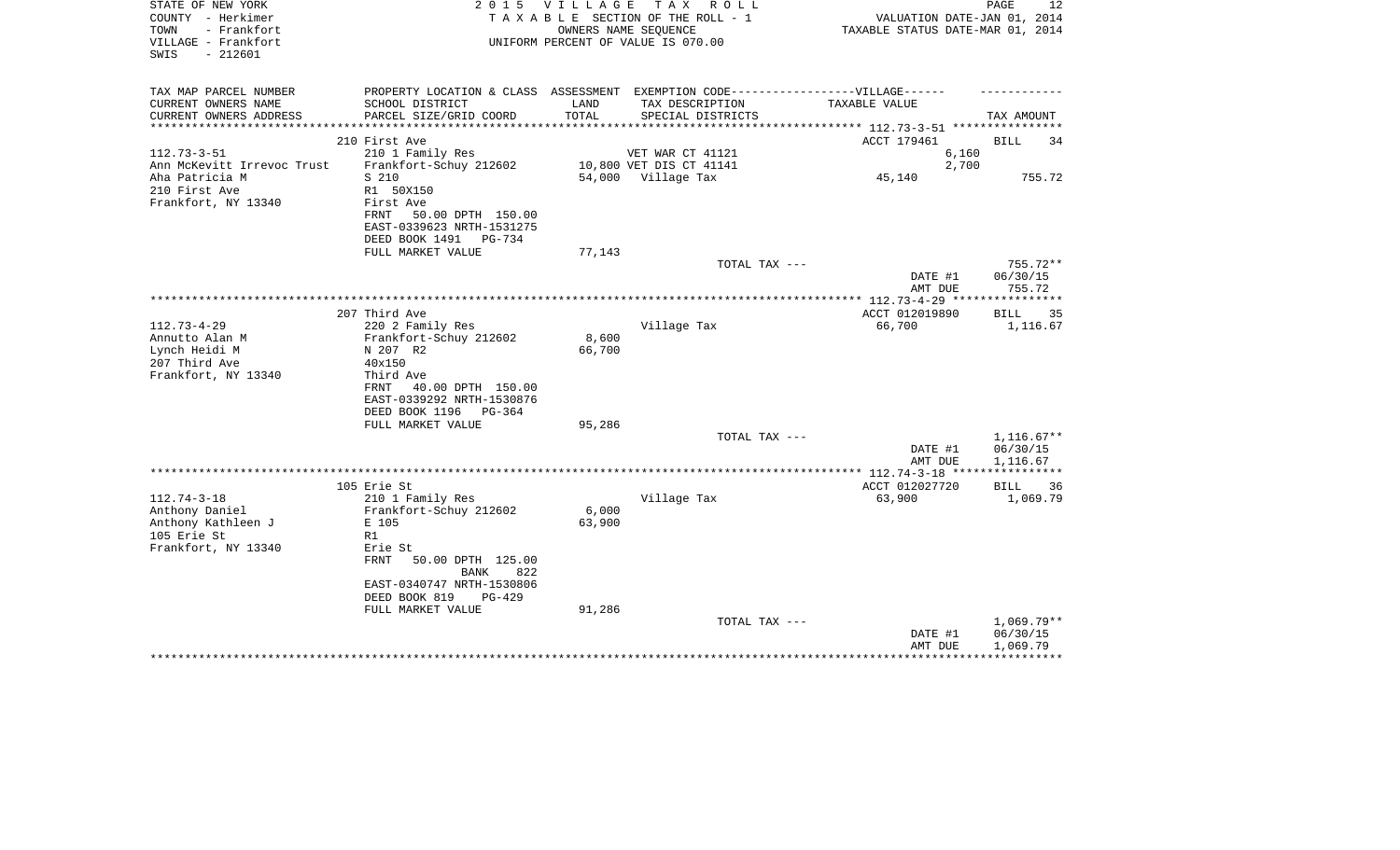STATE OF NEW YORK — 2015 VILLAGE TAX ROLL

COUNTY - Herkimer — TAXABLE SECTION OF THE ROLL - 1 — VALUATION DATE-JAN 01, 2014

TOWN - Frankfort — OWNERS NAME SEQUENCE — TAXABLE STATUS DATE-MAR 01, 2014

VILLAGE - Frankfort — UNIFORM PERCENT OF VALUE IS 070.00

SWIS - 212601

| TAX MAP PARCEL NUMBER<br>CURRENT OWNERS NAME<br>CURRENT OWNERS ADDRESS | PROPERTY LOCATION & CLASS<br>SCHOOL DISTRICT<br>PARCEL SIZE/GRID COORD | ASSESSMENT<br>LAND<br>TOTAL | EXEMPTION CODE------VILLAGE------<br>TAX DESCRIPTION<br>SPECIAL DISTRICTS | TAXABLE VALUE | TAX AMOUNT |
|---|---|---|---|---|---|
| | 210 First Ave | | | ACCT 179461 | BILL 34 |
| 112.73-3-51 | 210 1 Family Res | | VET WAR CT 41121 | 6,160 | |
| Ann McKevitt Irrevoc Trust | Frankfort-Schuy 212602 | 10,800 | VET DIS CT 41141 | 2,700 | |
| Aha Patricia M | S 210 | 54,000 | Village Tax | 45,140 | 755.72 |
| 210 First Ave | R1 50X150 | | | | |
| Frankfort, NY 13340 | First Ave | | | | |
| | FRNT 50.00 DPTH 150.00 | | | | |
| | EAST-0339623 NRTH-1531275 | | | | |
| | DEED BOOK 1491 PG-734 | | | | |
| | FULL MARKET VALUE | 77,143 | | | |
| | | | TOTAL TAX --- | | 755.72** |
| | | | | DATE #1 | 06/30/15 |
| | | | | AMT DUE | 755.72 |
| | 207 Third Ave | | | ACCT 012019890 | BILL 35 |
| 112.73-4-29 | 220 2 Family Res | | Village Tax | 66,700 | 1,116.67 |
| Annutto Alan M | Frankfort-Schuy 212602 | 8,600 | | | |
| Lynch Heidi M | N 207 R2 | 66,700 | | | |
| 207 Third Ave | 40x150 | | | | |
| Frankfort, NY 13340 | Third Ave | | | | |
| | FRNT 40.00 DPTH 150.00 | | | | |
| | EAST-0339292 NRTH-1530876 | | | | |
| | DEED BOOK 1196 PG-364 | | | | |
| | FULL MARKET VALUE | 95,286 | | | |
| | | | TOTAL TAX --- | | 1,116.67** |
| | | | | DATE #1 | 06/30/15 |
| | | | | AMT DUE | 1,116.67 |
| | 105 Erie St | | | ACCT 012027720 | BILL 36 |
| 112.74-3-18 | 210 1 Family Res | | Village Tax | 63,900 | 1,069.79 |
| Anthony Daniel | Frankfort-Schuy 212602 | 6,000 | | | |
| Anthony Kathleen J | E 105 | 63,900 | | | |
| 105 Erie St | R1 | | | | |
| Frankfort, NY 13340 | Erie St | | | | |
| | FRNT 50.00 DPTH 125.00 | | | | |
| | BANK 822 | | | | |
| | EAST-0340747 NRTH-1530806 | | | | |
| | DEED BOOK 819 PG-429 | | | | |
| | FULL MARKET VALUE | 91,286 | | | |
| | | | TOTAL TAX --- | | 1,069.79** |
| | | | | DATE #1 | 06/30/15 |
| | | | | AMT DUE | 1,069.79 |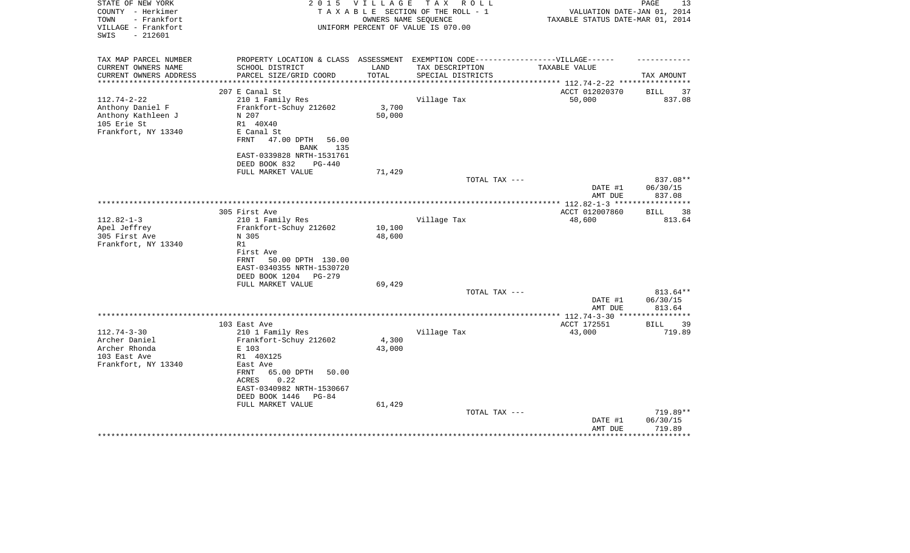STATE OF NEW YORK
COUNTY - Herkimer
TOWN - Frankfort
VILLAGE - Frankfort
SWIS - 212601

# 2015 VILLAGE TAX ROLL

TAXABLE SECTION OF THE ROLL - 1
OWNERS NAME SEQUENCE
UNIFORM PERCENT OF VALUE IS 070.00

VALUATION DATE-JAN 01, 2014
TAXABLE STATUS DATE-MAR 01, 2014

| TAX MAP PARCEL NUMBER / CURRENT OWNERS NAME / CURRENT OWNERS ADDRESS | PROPERTY LOCATION & CLASS / SCHOOL DISTRICT / PARCEL SIZE/GRID COORD | ASSESSMENT LAND / TOTAL | EXEMPTION CODE / TAX DESCRIPTION / SPECIAL DISTRICTS | TAXABLE VALUE | TAX AMOUNT |
|---|---|---|---|---|---|
| 112.74-2-22 | 207 E Canal St | | | ACCT 012020370 | BILL 37 |
| | 210 1 Family Res | | Village Tax | 50,000 | 837.08 |
| Anthony Daniel F | Frankfort-Schuy 212602 | 3,700 | | | |
| Anthony Kathleen J | N 207 | 50,000 | | | |
| 105 Erie St | R1 40X40 | | | | |
| Frankfort, NY 13340 | E Canal St | | | | |
| | FRNT 47.00 DPTH 56.00 | | | | |
| | BANK 135 | | | | |
| | EAST-0339828 NRTH-1531761 | | | | |
| | DEED BOOK 832 PG-440 | | | | |
| | FULL MARKET VALUE | 71,429 | | | |
| | | | TOTAL TAX --- | | 837.08** |
| | | | | DATE #1 | 06/30/15 |
| | | | | AMT DUE | 837.08 |
| 112.82-1-3 | 305 First Ave | | | ACCT 012007860 | BILL 38 |
| | 210 1 Family Res | | Village Tax | 48,600 | 813.64 |
| Apel Jeffrey | Frankfort-Schuy 212602 | 10,100 | | | |
| 305 First Ave | N 305 | 48,600 | | | |
| Frankfort, NY 13340 | R1 | | | | |
| | First Ave | | | | |
| | FRNT 50.00 DPTH 130.00 | | | | |
| | EAST-0340355 NRTH-1530720 | | | | |
| | DEED BOOK 1204 PG-279 | | | | |
| | FULL MARKET VALUE | 69,429 | | | |
| | | | TOTAL TAX --- | | 813.64** |
| | | | | DATE #1 | 06/30/15 |
| | | | | AMT DUE | 813.64 |
| 112.74-3-30 | 103 East Ave | | | ACCT 172551 | BILL 39 |
| | 210 1 Family Res | | Village Tax | 43,000 | 719.89 |
| Archer Daniel | Frankfort-Schuy 212602 | 4,300 | | | |
| Archer Rhonda | E 103 | 43,000 | | | |
| 103 East Ave | R1 40X125 | | | | |
| Frankfort, NY 13340 | East Ave | | | | |
| | FRNT 65.00 DPTH 50.00 | | | | |
| | ACRES 0.22 | | | | |
| | EAST-0340982 NRTH-1530667 | | | | |
| | DEED BOOK 1446 PG-84 | | | | |
| | FULL MARKET VALUE | 61,429 | | | |
| | | | TOTAL TAX --- | | 719.89** |
| | | | | DATE #1 | 06/30/15 |
| | | | | AMT DUE | 719.89 |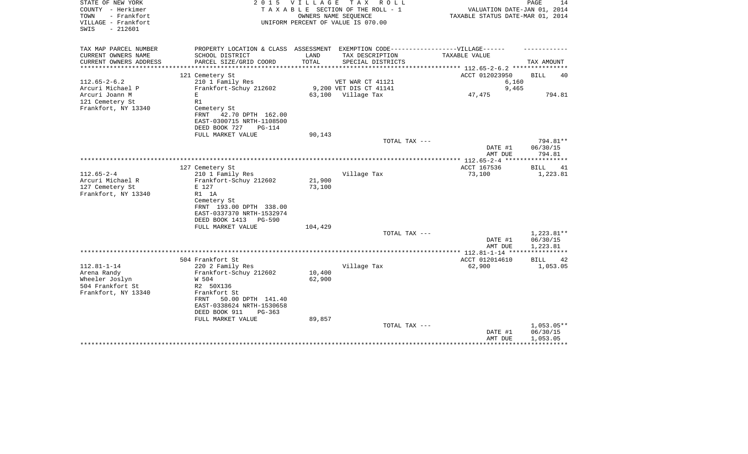STATE OF NEW YORK
COUNTY - Herkimer
TOWN - Frankfort
VILLAGE - Frankfort
SWIS - 212601

2 0 1 5 V I L L A G E T A X R O L L
T A X A B L E SECTION OF THE ROLL - 1
OWNERS NAME SEQUENCE
UNIFORM PERCENT OF VALUE IS 070.00

VALUATION DATE-JAN 01, 2014
TAXABLE STATUS DATE-MAR 01, 2014

| TAX MAP PARCEL NUMBER / CURRENT OWNERS NAME / CURRENT OWNERS ADDRESS | PROPERTY LOCATION & CLASS / SCHOOL DISTRICT / PARCEL SIZE/GRID COORD | ASSESSMENT LAND / TOTAL | EXEMPTION CODE / TAX DESCRIPTION / SPECIAL DISTRICTS | TAXABLE VALUE | TAX AMOUNT |
|---|---|---|---|---|---|
| 112.65-2-6.2 | 121 Cemetery St | | | ACCT 012023950 | BILL 40 |
| Arcuri Michael P | 210 1 Family Res | | VET WAR CT 41121 | 6,160 | |
| Arcuri Joann M | Frankfort-Schuy 212602 | 9,200 | VET DIS CT 41141 | 9,465 | |
| 121 Cemetery St | E | 63,100 | Village Tax | 47,475 | 794.81 |
| Frankfort, NY 13340 | R1 | | | | |
| | Cemetery St | | | | |
| | FRNT 42.70 DPTH 162.00 | | | | |
| | EAST-0300715 NRTH-1108500 | | | | |
| | DEED BOOK 727 PG-114 | | | | |
| | FULL MARKET VALUE | 90,143 | | | |
| | | | TOTAL TAX --- | | 794.81** |
| | | | | DATE #1 | 06/30/15 |
| | | | | AMT DUE | 794.81 |
| 112.65-2-4 | 127 Cemetery St | | | ACCT 167536 | BILL 41 |
| Arcuri Michael R | 210 1 Family Res | | Village Tax | 73,100 | 1,223.81 |
| 127 Cemetery St | Frankfort-Schuy 212602 | 21,900 | | | |
| Frankfort, NY 13340 | E 127 | 73,100 | | | |
| | R1 1A | | | | |
| | Cemetery St | | | | |
| | FRNT 193.00 DPTH 338.00 | | | | |
| | EAST-0337370 NRTH-1532974 | | | | |
| | DEED BOOK 1413 PG-590 | | | | |
| | FULL MARKET VALUE | 104,429 | | | |
| | | | TOTAL TAX --- | | 1,223.81** |
| | | | | DATE #1 | 06/30/15 |
| | | | | AMT DUE | 1,223.81 |
| 112.81-1-14 | 504 Frankfort St | | | ACCT 012014610 | BILL 42 |
| Arena Randy | 220 2 Family Res | | Village Tax | 62,900 | 1,053.05 |
| Wheeler Joslyn | Frankfort-Schuy 212602 | 10,400 | | | |
| 504 Frankfort St | W 504 | 62,900 | | | |
| Frankfort, NY 13340 | R2 50X136 | | | | |
| | Frankfort St | | | | |
| | FRNT 50.00 DPTH 141.40 | | | | |
| | EAST-0338624 NRTH-1530658 | | | | |
| | DEED BOOK 911 PG-363 | | | | |
| | FULL MARKET VALUE | 89,857 | | | |
| | | | TOTAL TAX --- | | 1,053.05** |
| | | | | DATE #1 | 06/30/15 |
| | | | | AMT DUE | 1,053.05 |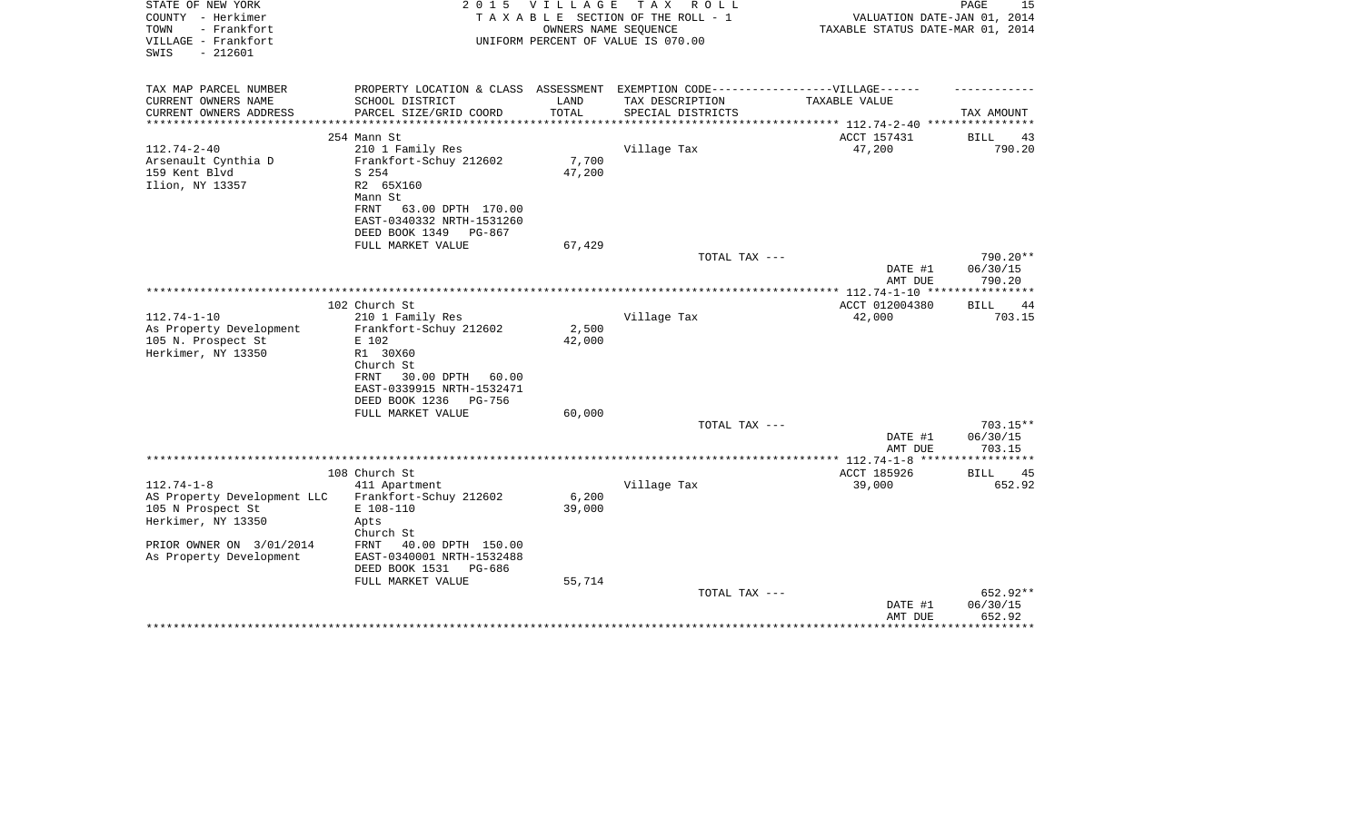STATE OF NEW YORK
COUNTY - Herkimer
TOWN - Frankfort
VILLAGE - Frankfort
SWIS - 212601

2 0 1 5 V I L L A G E T A X R O L L
T A X A B L E SECTION OF THE ROLL - 1
OWNERS NAME SEQUENCE
UNIFORM PERCENT OF VALUE IS 070.00

VALUATION DATE-JAN 01, 2014
TAXABLE STATUS DATE-MAR 01, 2014

| TAX MAP PARCEL NUMBER<br>CURRENT OWNERS NAME<br>CURRENT OWNERS ADDRESS | PROPERTY LOCATION & CLASS<br>SCHOOL DISTRICT<br>PARCEL SIZE/GRID COORD | ASSESSMENT<br>LAND<br>TOTAL | EXEMPTION CODE------------------VILLAGE------<br>TAX DESCRIPTION<br>SPECIAL DISTRICTS | TAXABLE VALUE | TAX AMOUNT |
|---|---|---|---|---|---|
| | 254 Mann St | | | ACCT 157431 | BILL 43 |
| 112.74-2-40 | 210 1 Family Res | | Village Tax | 47,200 | 790.20 |
| Arsenault Cynthia D | Frankfort-Schuy 212602 | 7,700 | | | |
| 159 Kent Blvd | S 254 | 47,200 | | | |
| Ilion, NY 13357 | R2 65X160 | | | | |
| | Mann St | | | | |
| | FRNT 63.00 DPTH 170.00 | | | | |
| | EAST-0340332 NRTH-1531260 | | | | |
| | DEED BOOK 1349 PG-867 | | | | |
| | FULL MARKET VALUE | 67,429 | | | |
| | | | TOTAL TAX --- | | 790.20** |
| | | | | DATE #1 | 06/30/15 |
| | | | | AMT DUE | 790.20 |
| | 102 Church St | | | ACCT 012004380 | BILL 44 |
| 112.74-1-10 | 210 1 Family Res | | Village Tax | 42,000 | 703.15 |
| As Property Development | Frankfort-Schuy 212602 | 2,500 | | | |
| 105 N. Prospect St | E 102 | 42,000 | | | |
| Herkimer, NY 13350 | R1 30X60 | | | | |
| | Church St | | | | |
| | FRNT 30.00 DPTH 60.00 | | | | |
| | EAST-0339915 NRTH-1532471 | | | | |
| | DEED BOOK 1236 PG-756 | | | | |
| | FULL MARKET VALUE | 60,000 | | | |
| | | | TOTAL TAX --- | | 703.15** |
| | | | | DATE #1 | 06/30/15 |
| | | | | AMT DUE | 703.15 |
| | 108 Church St | | | ACCT 185926 | BILL 45 |
| 112.74-1-8 | 411 Apartment | | Village Tax | 39,000 | 652.92 |
| AS Property Development LLC | Frankfort-Schuy 212602 | 6,200 | | | |
| 105 N Prospect St | E 108-110 | 39,000 | | | |
| Herkimer, NY 13350 | Apts | | | | |
| | Church St | | | | |
| PRIOR OWNER ON 3/01/2014 | FRNT 40.00 DPTH 150.00 | | | | |
| As Property Development | EAST-0340001 NRTH-1532488 | | | | |
| | DEED BOOK 1531 PG-686 | | | | |
| | FULL MARKET VALUE | 55,714 | | | |
| | | | TOTAL TAX --- | | 652.92** |
| | | | | DATE #1 | 06/30/15 |
| | | | | AMT DUE | 652.92 |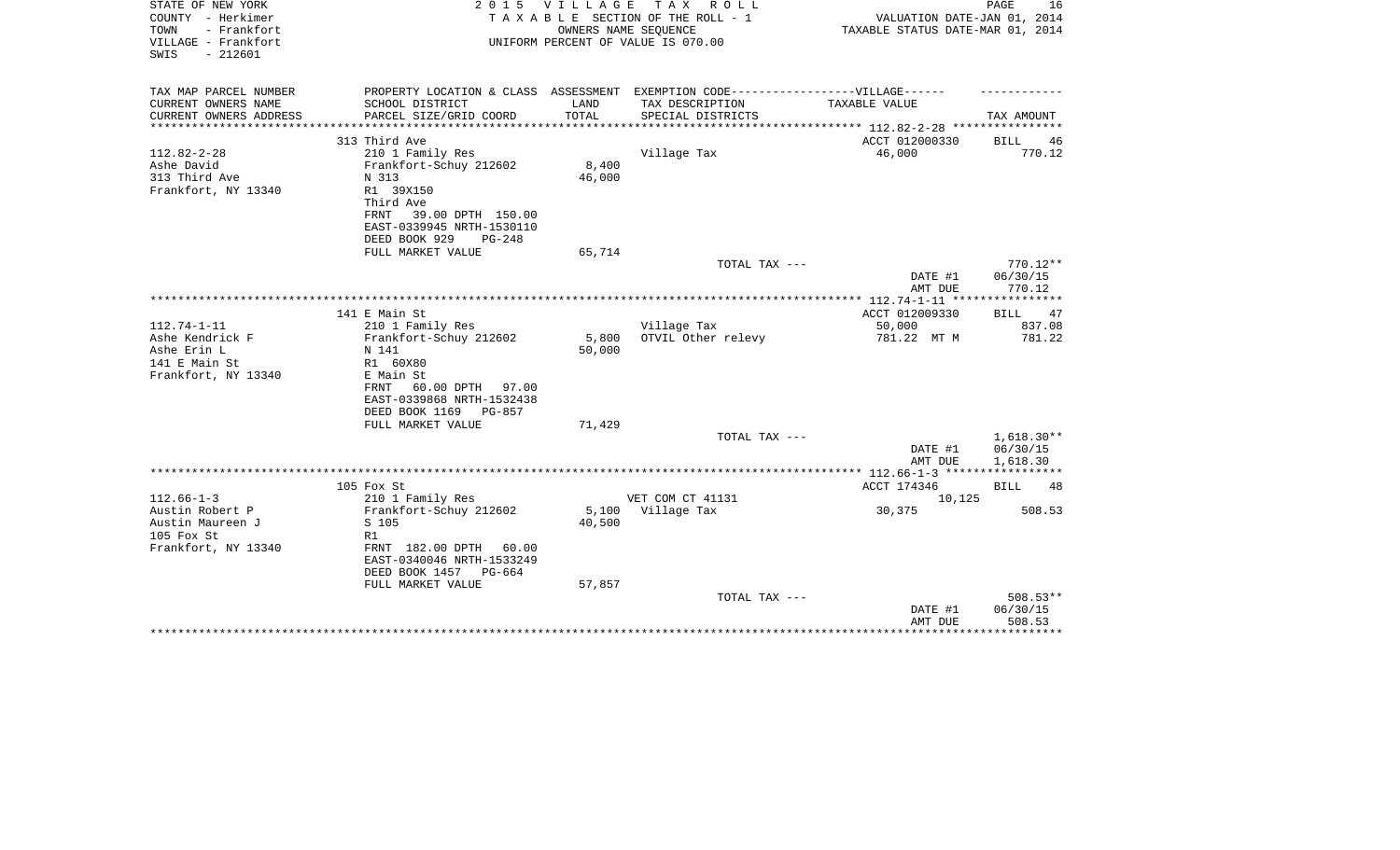STATE OF NEW YORK — 2015 VILLAGE TAX ROLL
COUNTY - Herkimer — TAXABLE SECTION OF THE ROLL - 1 — VALUATION DATE-JAN 01, 2014
TOWN - Frankfort — OWNERS NAME SEQUENCE — TAXABLE STATUS DATE-MAR 01, 2014
VILLAGE - Frankfort — UNIFORM PERCENT OF VALUE IS 070.00
SWIS - 212601

| TAX MAP PARCEL NUMBER / CURRENT OWNERS NAME / CURRENT OWNERS ADDRESS | PROPERTY LOCATION & CLASS / SCHOOL DISTRICT / PARCEL SIZE/GRID COORD | ASSESSMENT LAND / TOTAL | EXEMPTION CODE / TAX DESCRIPTION / SPECIAL DISTRICTS | TAXABLE VALUE | TAX AMOUNT |
|---|---|---|---|---|---|
| | 313 Third Ave | | | ACCT 012000330 | BILL 46 |
| 112.82-2-28 | 210 1 Family Res | | Village Tax | 46,000 | 770.12 |
| Ashe David | Frankfort-Schuy 212602 | 8,400 | | | |
| 313 Third Ave | N 313 | 46,000 | | | |
| Frankfort, NY 13340 | R1 39X150 | | | | |
| | Third Ave | | | | |
| | FRNT 39.00 DPTH 150.00 | | | | |
| | EAST-0339945 NRTH-1530110 | | | | |
| | DEED BOOK 929 PG-248 | | | | |
| | FULL MARKET VALUE | 65,714 | | | |
| | | | TOTAL TAX --- | | 770.12** |
| | | | | DATE #1 | 06/30/15 |
| | | | | AMT DUE | 770.12 |
| | 141 E Main St | | | ACCT 012009330 | BILL 47 |
| 112.74-1-11 | 210 1 Family Res | | Village Tax | 50,000 | 837.08 |
| Ashe Kendrick F | Frankfort-Schuy 212602 | 5,800 | OTVIL Other relevy | 781.22 MT M | 781.22 |
| Ashe Erin L | N 141 | 50,000 | | | |
| 141 E Main St | R1 60X80 | | | | |
| Frankfort, NY 13340 | E Main St | | | | |
| | FRNT 60.00 DPTH 97.00 | | | | |
| | EAST-0339868 NRTH-1532438 | | | | |
| | DEED BOOK 1169 PG-857 | | | | |
| | FULL MARKET VALUE | 71,429 | | | |
| | | | TOTAL TAX --- | | 1,618.30** |
| | | | | DATE #1 | 06/30/15 |
| | | | | AMT DUE | 1,618.30 |
| | 105 Fox St | | | ACCT 174346 | BILL 48 |
| 112.66-1-3 | 210 1 Family Res | | VET COM CT 41131 | 10,125 | |
| Austin Robert P | Frankfort-Schuy 212602 | 5,100 | Village Tax | 30,375 | 508.53 |
| Austin Maureen J | S 105 | 40,500 | | | |
| 105 Fox St | R1 | | | | |
| Frankfort, NY 13340 | FRNT 182.00 DPTH 60.00 | | | | |
| | EAST-0340046 NRTH-1533249 | | | | |
| | DEED BOOK 1457 PG-664 | | | | |
| | FULL MARKET VALUE | 57,857 | | | |
| | | | TOTAL TAX --- | | 508.53** |
| | | | | DATE #1 | 06/30/15 |
| | | | | AMT DUE | 508.53 |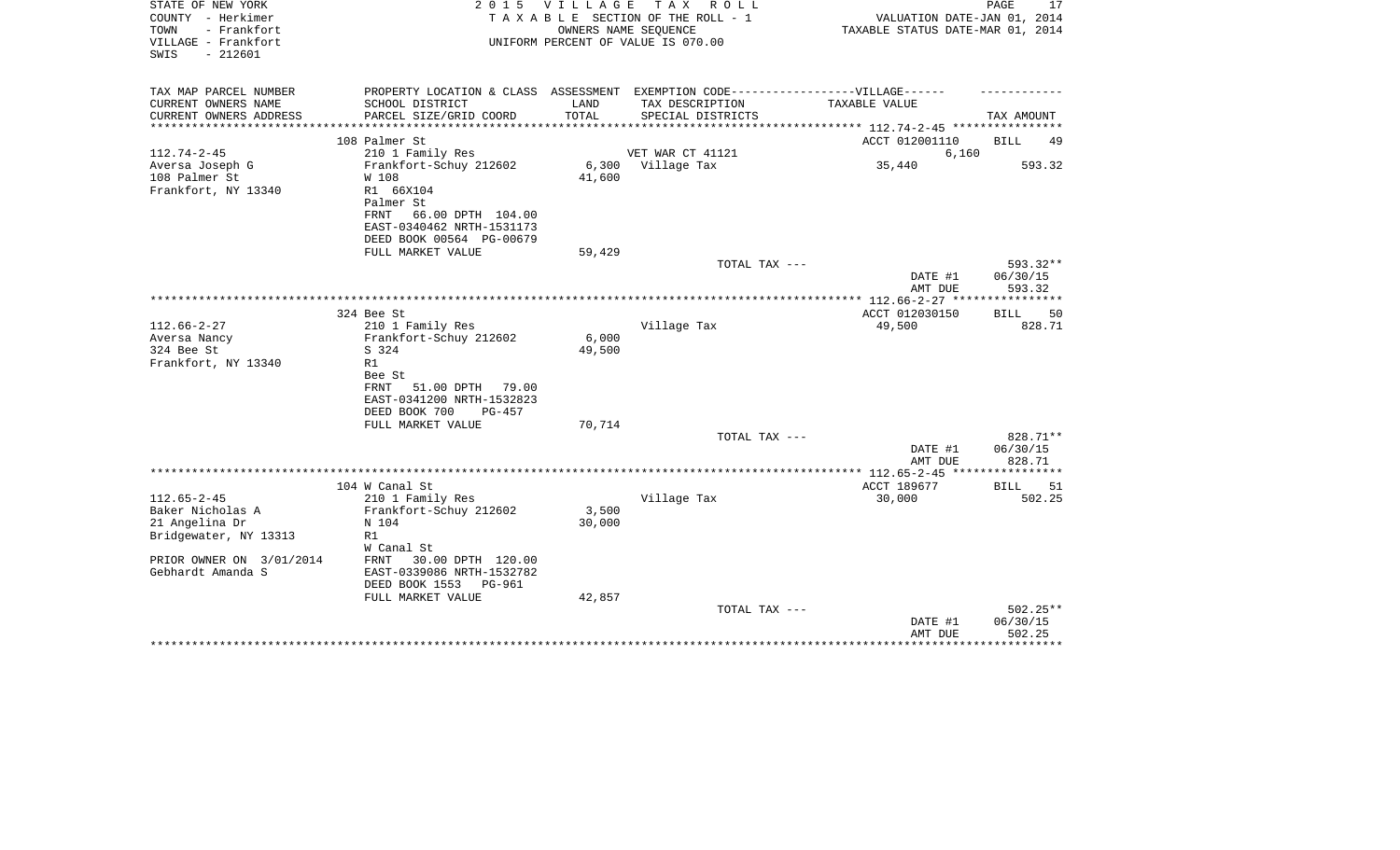STATE OF NEW YORK — 2015 VILLAGE TAX ROLL
COUNTY - Herkimer — TAXABLE SECTION OF THE ROLL - 1 — VALUATION DATE-JAN 01, 2014
TOWN - Frankfort — OWNERS NAME SEQUENCE — TAXABLE STATUS DATE-MAR 01, 2014
VILLAGE - Frankfort — UNIFORM PERCENT OF VALUE IS 070.00
SWIS - 212601

| TAX MAP PARCEL NUMBER / CURRENT OWNERS NAME / CURRENT OWNERS ADDRESS | PROPERTY LOCATION & CLASS / SCHOOL DISTRICT / PARCEL SIZE/GRID COORD | ASSESSMENT LAND / TOTAL | EXEMPTION CODE / TAX DESCRIPTION / SPECIAL DISTRICTS | TAXABLE VALUE | TAX AMOUNT |
|---|---|---|---|---|---|
| 112.74-2-45 | 108 Palmer St | | | ACCT 012001110 | BILL 49 |
| Aversa Joseph G | 210 1 Family Res | | VET WAR CT 41121 | 6,160 | |
| 108 Palmer St | Frankfort-Schuy 212602 | 6,300 | Village Tax | 35,440 | 593.32 |
| Frankfort, NY 13340 | W 108 | 41,600 | | | |
| | R1 66X104 | | | | |
| | Palmer St | | | | |
| | FRNT 66.00 DPTH 104.00 | | | | |
| | EAST-0340462 NRTH-1531173 | | | | |
| | DEED BOOK 00564 PG-00679 | | | | |
| | FULL MARKET VALUE | 59,429 | | | |
| | | | TOTAL TAX --- | | 593.32** |
| | | | | DATE #1 | 06/30/15 |
| | | | | AMT DUE | 593.32 |
| 112.66-2-27 | 324 Bee St | | | ACCT 012030150 | BILL 50 |
| Aversa Nancy | 210 1 Family Res | | Village Tax | 49,500 | 828.71 |
| 324 Bee St | Frankfort-Schuy 212602 | 6,000 | | | |
| Frankfort, NY 13340 | S 324 | 49,500 | | | |
| | R1 | | | | |
| | Bee St | | | | |
| | FRNT 51.00 DPTH 79.00 | | | | |
| | EAST-0341200 NRTH-1532823 | | | | |
| | DEED BOOK 700 PG-457 | | | | |
| | FULL MARKET VALUE | 70,714 | | | |
| | | | TOTAL TAX --- | | 828.71** |
| | | | | DATE #1 | 06/30/15 |
| | | | | AMT DUE | 828.71 |
| 112.65-2-45 | 104 W Canal St | | | ACCT 189677 | BILL 51 |
| Baker Nicholas A | 210 1 Family Res | | Village Tax | 30,000 | 502.25 |
| 21 Angelina Dr | Frankfort-Schuy 212602 | 3,500 | | | |
| Bridgewater, NY 13313 | N 104 | 30,000 | | | |
| | R1 | | | | |
| PRIOR OWNER ON 3/01/2014 | W Canal St | | | | |
| Gebhardt Amanda S | FRNT 30.00 DPTH 120.00 | | | | |
| | EAST-0339086 NRTH-1532782 | | | | |
| | DEED BOOK 1553 PG-961 | | | | |
| | FULL MARKET VALUE | 42,857 | | | |
| | | | TOTAL TAX --- | | 502.25** |
| | | | | DATE #1 | 06/30/15 |
| | | | | AMT DUE | 502.25 |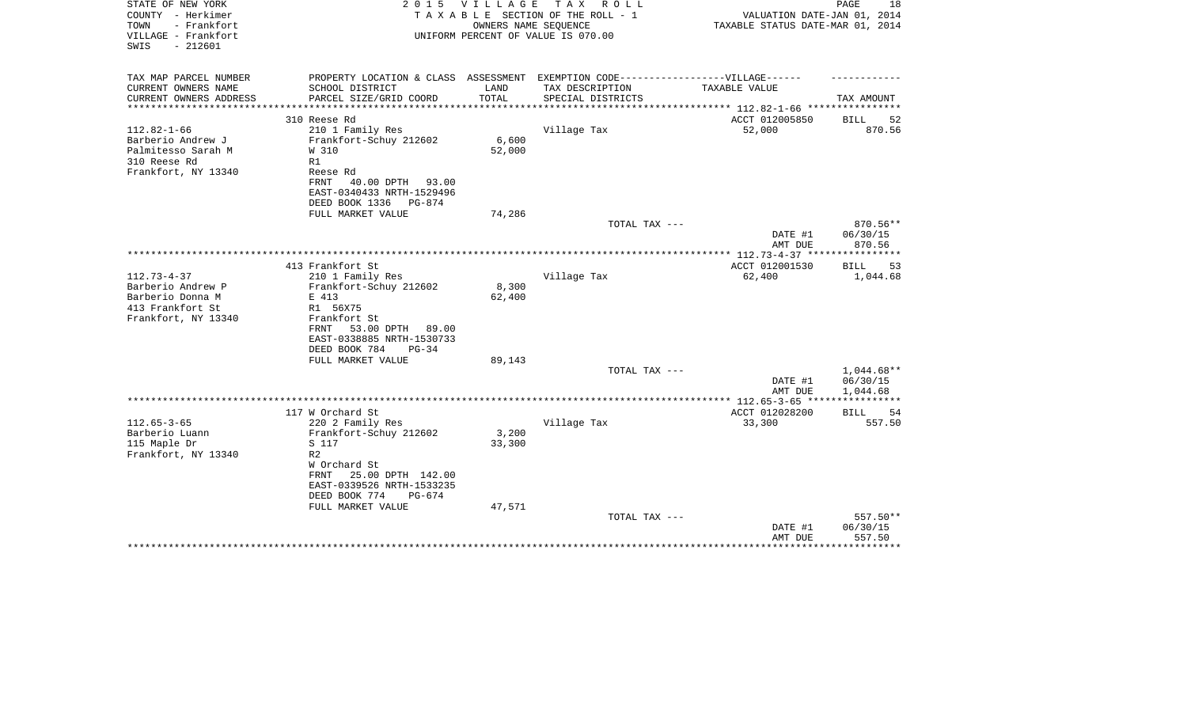STATE OF NEW YORK
COUNTY - Herkimer
TOWN - Frankfort
VILLAGE - Frankfort
SWIS - 212601

**2015 VILLAGE TAX ROLL**
TAXABLE SECTION OF THE ROLL - 1
OWNERS NAME SEQUENCE
UNIFORM PERCENT OF VALUE IS 070.00

VALUATION DATE-JAN 01, 2014
TAXABLE STATUS DATE-MAR 01, 2014

| TAX MAP PARCEL NUMBER / CURRENT OWNERS NAME / CURRENT OWNERS ADDRESS | PROPERTY LOCATION & CLASS / SCHOOL DISTRICT / PARCEL SIZE/GRID COORD | ASSESSMENT LAND / TOTAL | EXEMPTION CODE-----VILLAGE------ / TAX DESCRIPTION / SPECIAL DISTRICTS | TAXABLE VALUE | TAX AMOUNT |
|---|---|---|---|---|---|
| | 310 Reese Rd | | | ACCT 012005850 | BILL 52 |
| 112.82-1-66 | 210 1 Family Res | | Village Tax | 52,000 | 870.56 |
| Barberio Andrew J | Frankfort-Schuy 212602 | 6,600 | | | |
| Palmitesso Sarah M | W 310 | 52,000 | | | |
| 310 Reese Rd | R1 | | | | |
| Frankfort, NY 13340 | Reese Rd | | | | |
| | FRNT 40.00 DPTH 93.00 | | | | |
| | EAST-0340433 NRTH-1529496 | | | | |
| | DEED BOOK 1336 PG-874 | | | | |
| | FULL MARKET VALUE | 74,286 | | | |
| | | | TOTAL TAX --- | | 870.56** |
| | | | | DATE #1 | 06/30/15 |
| | | | | AMT DUE | 870.56 |
| | 413 Frankfort St | | | ACCT 012001530 | BILL 53 |
| 112.73-4-37 | 210 1 Family Res | | Village Tax | 62,400 | 1,044.68 |
| Barberio Andrew P | Frankfort-Schuy 212602 | 8,300 | | | |
| Barberio Donna M | E 413 | 62,400 | | | |
| 413 Frankfort St | R1 56X75 | | | | |
| Frankfort, NY 13340 | Frankfort St | | | | |
| | FRNT 53.00 DPTH 89.00 | | | | |
| | EAST-0338885 NRTH-1530733 | | | | |
| | DEED BOOK 784 PG-34 | | | | |
| | FULL MARKET VALUE | 89,143 | | | |
| | | | TOTAL TAX --- | | 1,044.68** |
| | | | | DATE #1 | 06/30/15 |
| | | | | AMT DUE | 1,044.68 |
| | 117 W Orchard St | | | ACCT 012028200 | BILL 54 |
| 112.65-3-65 | 220 2 Family Res | | Village Tax | 33,300 | 557.50 |
| Barberio Luann | Frankfort-Schuy 212602 | 3,200 | | | |
| 115 Maple Dr | S 117 | 33,300 | | | |
| Frankfort, NY 13340 | R2 | | | | |
| | W Orchard St | | | | |
| | FRNT 25.00 DPTH 142.00 | | | | |
| | EAST-0339526 NRTH-1533235 | | | | |
| | DEED BOOK 774 PG-674 | | | | |
| | FULL MARKET VALUE | 47,571 | | | |
| | | | TOTAL TAX --- | | 557.50** |
| | | | | DATE #1 | 06/30/15 |
| | | | | AMT DUE | 557.50 |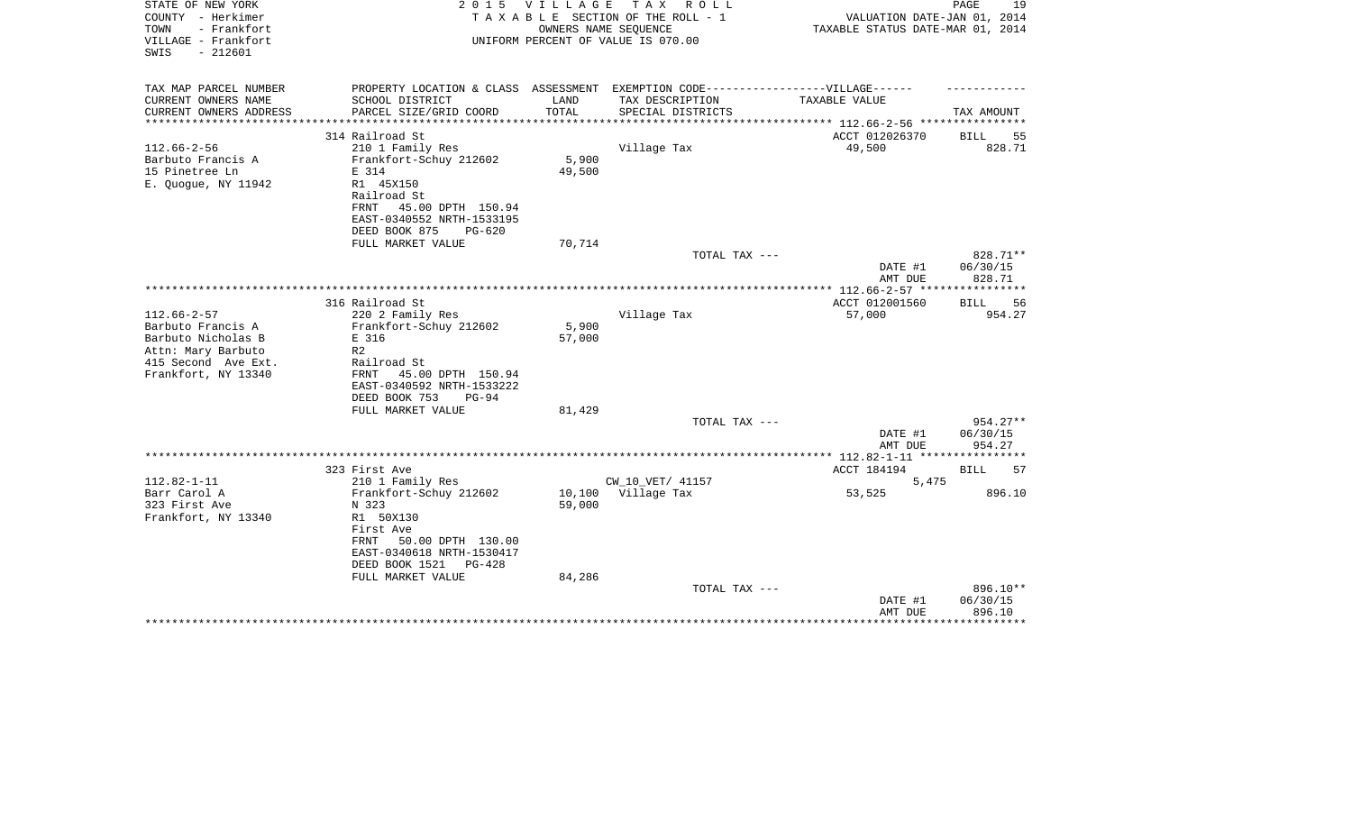STATE OF NEW YORK
COUNTY - Herkimer
TOWN - Frankfort
VILLAGE - Frankfort
SWIS - 212601

2 0 1 5 V I L L A G E T A X R O L L
T A X A B L E SECTION OF THE ROLL - 1
OWNERS NAME SEQUENCE
UNIFORM PERCENT OF VALUE IS 070.00

VALUATION DATE-JAN 01, 2014
TAXABLE STATUS DATE-MAR 01, 2014

| TAX MAP PARCEL NUMBER<br>CURRENT OWNERS NAME<br>CURRENT OWNERS ADDRESS | PROPERTY LOCATION & CLASS<br>SCHOOL DISTRICT<br>PARCEL SIZE/GRID COORD | ASSESSMENT<br>LAND<br>TOTAL | EXEMPTION CODE------------------VILLAGE------<br>TAX DESCRIPTION<br>SPECIAL DISTRICTS | TAXABLE VALUE | TAX AMOUNT |
|---|---|---|---|---|---|
| | 314 Railroad St | | | ACCT 012026370 | BILL 55 |
| 112.66-2-56 | 210 1 Family Res | | Village Tax | 49,500 | 828.71 |
| Barbuto Francis A | Frankfort-Schuy 212602 | 5,900 | | | |
| 15 Pinetree Ln | E 314 | 49,500 | | | |
| E. Quogue, NY 11942 | R1 45X150 | | | | |
| | Railroad St | | | | |
| | FRNT 45.00 DPTH 150.94 | | | | |
| | EAST-0340552 NRTH-1533195 | | | | |
| | DEED BOOK 875 PG-620 | | | | |
| | FULL MARKET VALUE | 70,714 | | | |
| | | | TOTAL TAX --- | | 828.71** |
| | | | | DATE #1 | 06/30/15 |
| | | | | AMT DUE | 828.71 |
| | 316 Railroad St | | | ACCT 012001560 | BILL 56 |
| 112.66-2-57 | 220 2 Family Res | | Village Tax | 57,000 | 954.27 |
| Barbuto Francis A | Frankfort-Schuy 212602 | 5,900 | | | |
| Barbuto Nicholas B | E 316 | 57,000 | | | |
| Attn: Mary Barbuto | R2 | | | | |
| 415 Second Ave Ext. | Railroad St | | | | |
| Frankfort, NY 13340 | FRNT 45.00 DPTH 150.94 | | | | |
| | EAST-0340592 NRTH-1533222 | | | | |
| | DEED BOOK 753 PG-94 | | | | |
| | FULL MARKET VALUE | 81,429 | | | |
| | | | TOTAL TAX --- | | 954.27** |
| | | | | DATE #1 | 06/30/15 |
| | | | | AMT DUE | 954.27 |
| | 323 First Ave | | | ACCT 184194 | BILL 57 |
| 112.82-1-11 | 210 1 Family Res | | CW_10_VET/ 41157 | 5,475 | |
| Barr Carol A | Frankfort-Schuy 212602 | 10,100 | Village Tax | 53,525 | 896.10 |
| 323 First Ave | N 323 | 59,000 | | | |
| Frankfort, NY 13340 | R1 50X130 | | | | |
| | First Ave | | | | |
| | FRNT 50.00 DPTH 130.00 | | | | |
| | EAST-0340618 NRTH-1530417 | | | | |
| | DEED BOOK 1521 PG-428 | | | | |
| | FULL MARKET VALUE | 84,286 | | | |
| | | | TOTAL TAX --- | | 896.10** |
| | | | | DATE #1 | 06/30/15 |
| | | | | AMT DUE | 896.10 |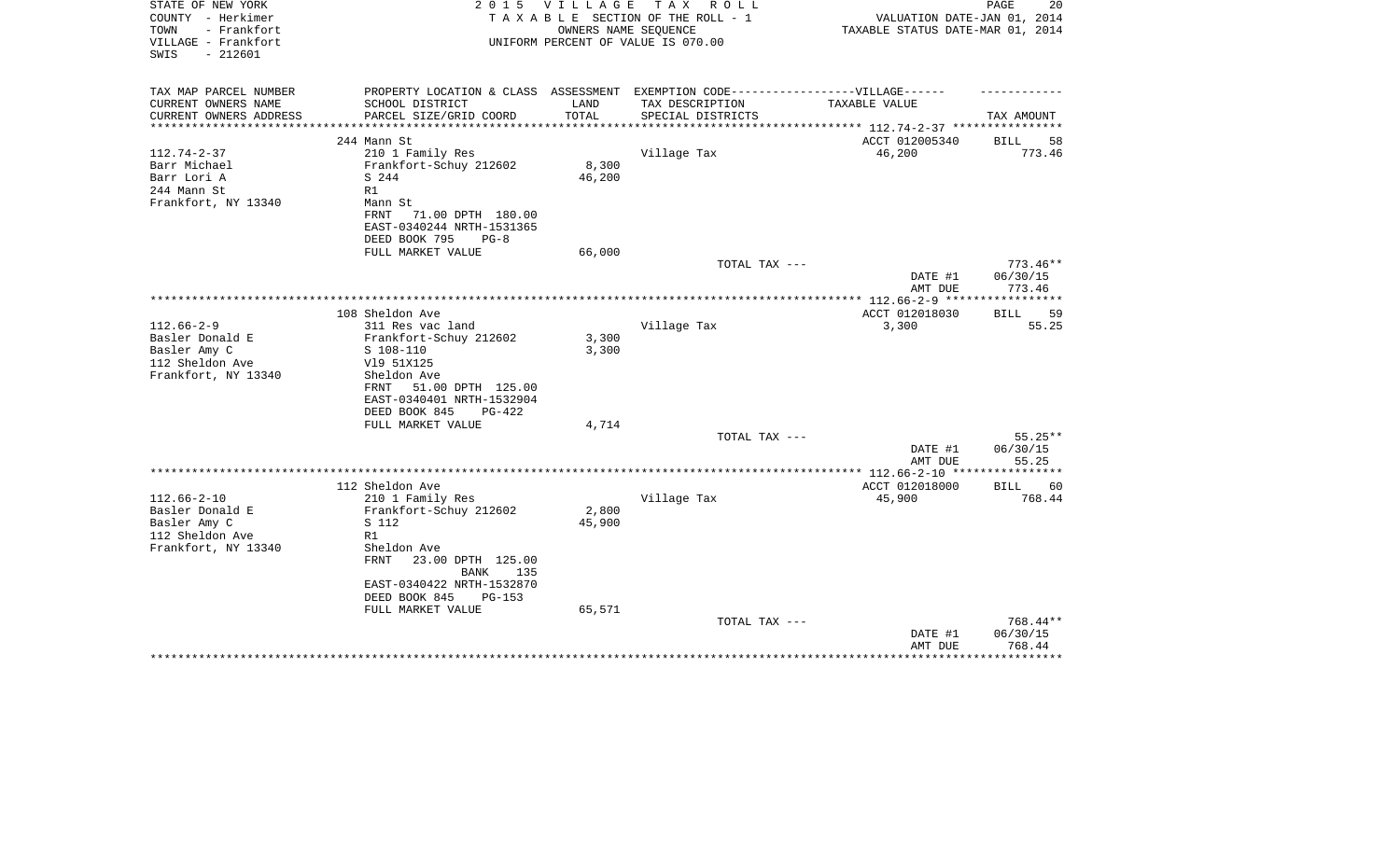STATE OF NEW YORK
COUNTY - Herkimer
TOWN - Frankfort
VILLAGE - Frankfort
SWIS - 212601

2015 VILLAGE TAX ROLL
TAXABLE SECTION OF THE ROLL - 1
OWNERS NAME SEQUENCE
UNIFORM PERCENT OF VALUE IS 070.00

VALUATION DATE-JAN 01, 2014
TAXABLE STATUS DATE-MAR 01, 2014

| TAX MAP PARCEL NUMBER<br>CURRENT OWNERS NAME<br>CURRENT OWNERS ADDRESS | PROPERTY LOCATION & CLASS<br>SCHOOL DISTRICT<br>PARCEL SIZE/GRID COORD | ASSESSMENT<br>LAND<br>TOTAL | EXEMPTION CODE-----VILLAGE------<br>TAX DESCRIPTION<br>SPECIAL DISTRICTS | TAXABLE VALUE | TAX AMOUNT |
|---|---|---|---|---|---|
| | 244 Mann St | | | ACCT 012005340 | BILL 58 |
| 112.74-2-37 | 210 1 Family Res | | Village Tax | 46,200 | 773.46 |
| Barr Michael | Frankfort-Schuy 212602 | 8,300 | | | |
| Barr Lori A | S 244 | 46,200 | | | |
| 244 Mann St | R1 | | | | |
| Frankfort, NY 13340 | Mann St | | | | |
| | FRNT 71.00 DPTH 180.00 | | | | |
| | EAST-0340244 NRTH-1531365 | | | | |
| | DEED BOOK 795 PG-8 | | | | |
| | FULL MARKET VALUE | 66,000 | | | |
| | | | TOTAL TAX --- | | 773.46** |
| | | | | DATE #1 | 06/30/15 |
| | | | | AMT DUE | 773.46 |
| | 108 Sheldon Ave | | | ACCT 012018030 | BILL 59 |
| 112.66-2-9 | 311 Res vac land | | Village Tax | 3,300 | 55.25 |
| Basler Donald E | Frankfort-Schuy 212602 | 3,300 | | | |
| Basler Amy C | S 108-110 | 3,300 | | | |
| 112 Sheldon Ave | Vl9 51X125 | | | | |
| Frankfort, NY 13340 | Sheldon Ave | | | | |
| | FRNT 51.00 DPTH 125.00 | | | | |
| | EAST-0340401 NRTH-1532904 | | | | |
| | DEED BOOK 845 PG-422 | | | | |
| | FULL MARKET VALUE | 4,714 | | | |
| | | | TOTAL TAX --- | | 55.25** |
| | | | | DATE #1 | 06/30/15 |
| | | | | AMT DUE | 55.25 |
| | 112 Sheldon Ave | | | ACCT 012018000 | BILL 60 |
| 112.66-2-10 | 210 1 Family Res | | Village Tax | 45,900 | 768.44 |
| Basler Donald E | Frankfort-Schuy 212602 | 2,800 | | | |
| Basler Amy C | S 112 | 45,900 | | | |
| 112 Sheldon Ave | R1 | | | | |
| Frankfort, NY 13340 | Sheldon Ave | | | | |
| | FRNT 23.00 DPTH 125.00 | | | | |
| | BANK 135 | | | | |
| | EAST-0340422 NRTH-1532870 | | | | |
| | DEED BOOK 845 PG-153 | | | | |
| | FULL MARKET VALUE | 65,571 | | | |
| | | | TOTAL TAX --- | | 768.44** |
| | | | | DATE #1 | 06/30/15 |
| | | | | AMT DUE | 768.44 |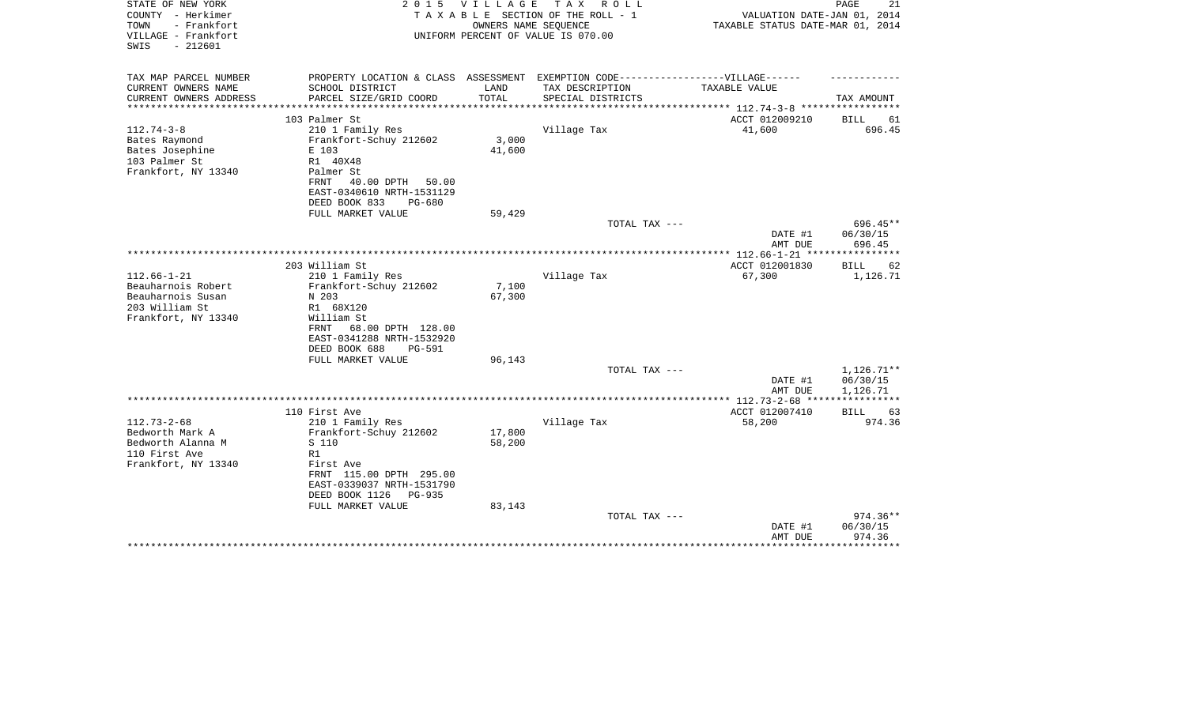STATE OF NEW YORK
COUNTY - Herkimer
TOWN - Frankfort
VILLAGE - Frankfort
SWIS - 212601

**2015 VILLAGE TAX ROLL**
TAXABLE SECTION OF THE ROLL - 1
OWNERS NAME SEQUENCE
UNIFORM PERCENT OF VALUE IS 070.00

VALUATION DATE-JAN 01, 2014
TAXABLE STATUS DATE-MAR 01, 2014

| TAX MAP PARCEL NUMBER<br>CURRENT OWNERS NAME<br>CURRENT OWNERS ADDRESS | PROPERTY LOCATION & CLASS<br>SCHOOL DISTRICT<br>PARCEL SIZE/GRID COORD | ASSESSMENT<br>LAND<br>TOTAL | EXEMPTION CODE------VILLAGE------<br>TAX DESCRIPTION<br>SPECIAL DISTRICTS | TAXABLE VALUE | TAX AMOUNT |
|---|---|---|---|---|---|
| | 103 Palmer St | | | ACCT 012009210 | BILL 61 |
| 112.74-3-8 | 210 1 Family Res | | Village Tax | 41,600 | 696.45 |
| Bates Raymond | Frankfort-Schuy 212602 | 3,000 | | | |
| Bates Josephine | E 103 | 41,600 | | | |
| 103 Palmer St | R1 40X48 | | | | |
| Frankfort, NY 13340 | Palmer St | | | | |
| | FRNT 40.00 DPTH 50.00 | | | | |
| | EAST-0340610 NRTH-1531129 | | | | |
| | DEED BOOK 833 PG-680 | | | | |
| | FULL MARKET VALUE | 59,429 | | | |
| | | | TOTAL TAX --- | | 696.45** |
| | | | | DATE #1 | 06/30/15 |
| | | | | AMT DUE | 696.45 |
| | 203 William St | | | ACCT 012001830 | BILL 62 |
| 112.66-1-21 | 210 1 Family Res | | Village Tax | 67,300 | 1,126.71 |
| Beauharnois Robert | Frankfort-Schuy 212602 | 7,100 | | | |
| Beauharnois Susan | N 203 | 67,300 | | | |
| 203 William St | R1 68X120 | | | | |
| Frankfort, NY 13340 | William St | | | | |
| | FRNT 68.00 DPTH 128.00 | | | | |
| | EAST-0341288 NRTH-1532920 | | | | |
| | DEED BOOK 688 PG-591 | | | | |
| | FULL MARKET VALUE | 96,143 | | | |
| | | | TOTAL TAX --- | | 1,126.71** |
| | | | | DATE #1 | 06/30/15 |
| | | | | AMT DUE | 1,126.71 |
| | 110 First Ave | | | ACCT 012007410 | BILL 63 |
| 112.73-2-68 | 210 1 Family Res | | Village Tax | 58,200 | 974.36 |
| Bedworth Mark A | Frankfort-Schuy 212602 | 17,800 | | | |
| Bedworth Alanna M | S 110 | 58,200 | | | |
| 110 First Ave | R1 | | | | |
| Frankfort, NY 13340 | First Ave | | | | |
| | FRNT 115.00 DPTH 295.00 | | | | |
| | EAST-0339037 NRTH-1531790 | | | | |
| | DEED BOOK 1126 PG-935 | | | | |
| | FULL MARKET VALUE | 83,143 | | | |
| | | | TOTAL TAX --- | | 974.36** |
| | | | | DATE #1 | 06/30/15 |
| | | | | AMT DUE | 974.36 |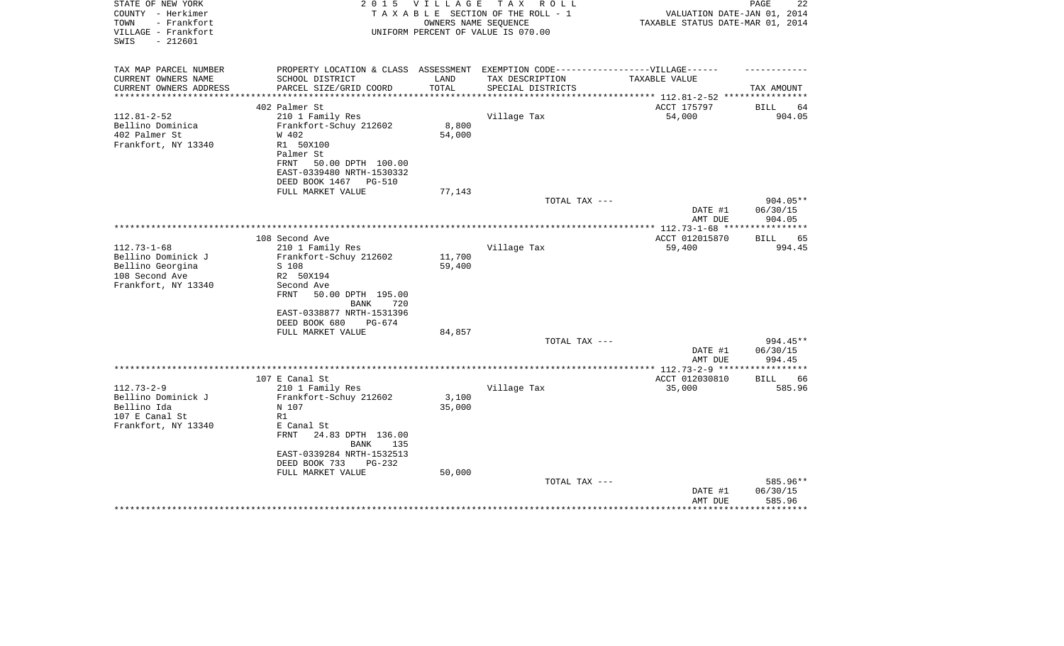STATE OF NEW YORK
COUNTY - Herkimer
TOWN - Frankfort
VILLAGE - Frankfort
SWIS - 212601

2 0 1 5 V I L L A G E T A X R O L L
T A X A B L E SECTION OF THE ROLL - 1
OWNERS NAME SEQUENCE
UNIFORM PERCENT OF VALUE IS 070.00

VALUATION DATE-JAN 01, 2014
TAXABLE STATUS DATE-MAR 01, 2014

| TAX MAP PARCEL NUMBER / CURRENT OWNERS NAME / CURRENT OWNERS ADDRESS | PROPERTY LOCATION & CLASS / SCHOOL DISTRICT / PARCEL SIZE/GRID COORD | ASSESSMENT LAND / TOTAL | EXEMPTION CODE-VILLAGE / TAX DESCRIPTION / SPECIAL DISTRICTS | TAXABLE VALUE | TAX AMOUNT |
|---|---|---|---|---|---|
| 112.81-2-52 | 402 Palmer St | | | ACCT 175797 | BILL 64 |
| Bellino Dominica | 210 1 Family Res | | Village Tax | 54,000 | 904.05 |
| 402 Palmer St | Frankfort-Schuy 212602 | 8,800 | | | |
| Frankfort, NY 13340 | W 402 | 54,000 | | | |
| | R1 50X100 | | | | |
| | Palmer St | | | | |
| | FRNT 50.00 DPTH 100.00 | | | | |
| | EAST-0339480 NRTH-1530332 | | | | |
| | DEED BOOK 1467 PG-510 | | | | |
| | FULL MARKET VALUE | 77,143 | | | |
| | | | TOTAL TAX --- | | 904.05** |
| | | | | DATE #1 | 06/30/15 |
| | | | | AMT DUE | 904.05 |
| 112.73-1-68 | 108 Second Ave | | | ACCT 012015870 | BILL 65 |
| Bellino Dominick J | 210 1 Family Res | | Village Tax | 59,400 | 994.45 |
| Bellino Georgina | Frankfort-Schuy 212602 | 11,700 | | | |
| 108 Second Ave | S 108 | 59,400 | | | |
| Frankfort, NY 13340 | R2 50X194 | | | | |
| | Second Ave | | | | |
| | FRNT 50.00 DPTH 195.00 | | | | |
| | BANK 720 | | | | |
| | EAST-0338877 NRTH-1531396 | | | | |
| | DEED BOOK 680 PG-674 | | | | |
| | FULL MARKET VALUE | 84,857 | | | |
| | | | TOTAL TAX --- | | 994.45** |
| | | | | DATE #1 | 06/30/15 |
| | | | | AMT DUE | 994.45 |
| 112.73-2-9 | 107 E Canal St | | | ACCT 012030810 | BILL 66 |
| Bellino Dominick J | 210 1 Family Res | | Village Tax | 35,000 | 585.96 |
| Bellino Ida | Frankfort-Schuy 212602 | 3,100 | | | |
| 107 E Canal St | N 107 | 35,000 | | | |
| Frankfort, NY 13340 | R1 | | | | |
| | E Canal St | | | | |
| | FRNT 24.83 DPTH 136.00 | | | | |
| | BANK 135 | | | | |
| | EAST-0339284 NRTH-1532513 | | | | |
| | DEED BOOK 733 PG-232 | | | | |
| | FULL MARKET VALUE | 50,000 | | | |
| | | | TOTAL TAX --- | | 585.96** |
| | | | | DATE #1 | 06/30/15 |
| | | | | AMT DUE | 585.96 |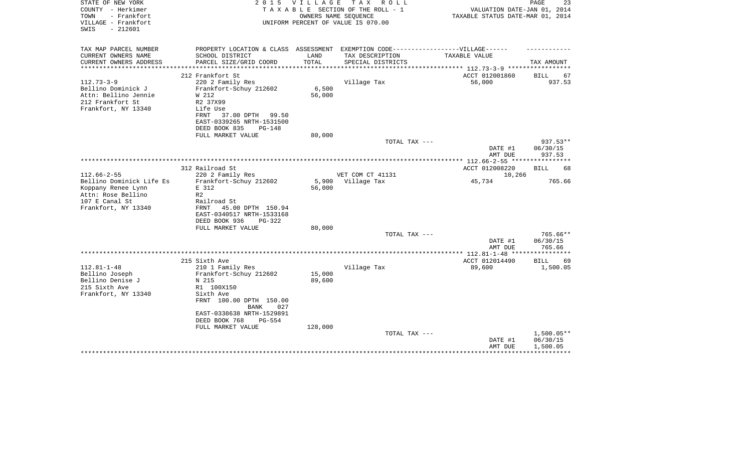STATE OF NEW YORK
COUNTY - Herkimer
TOWN - Frankfort
VILLAGE - Frankfort
SWIS - 212601

**2015 VILLAGE TAX ROLL**
TAXABLE SECTION OF THE ROLL - 1
OWNERS NAME SEQUENCE
UNIFORM PERCENT OF VALUE IS 070.00

VALUATION DATE-JAN 01, 2014
TAXABLE STATUS DATE-MAR 01, 2014

| TAX MAP PARCEL NUMBER / CURRENT OWNERS NAME / CURRENT OWNERS ADDRESS | PROPERTY LOCATION & CLASS / SCHOOL DISTRICT / PARCEL SIZE/GRID COORD | ASSESSMENT LAND / TOTAL | EXEMPTION CODE / TAX DESCRIPTION / SPECIAL DISTRICTS | TAXABLE VALUE | TAX AMOUNT |
|---|---|---|---|---|---|
| | 212 Frankfort St | | | ACCT 012001860 | BILL 67 |
| 112.73-3-9 | 220 2 Family Res | | Village Tax | 56,000 | 937.53 |
| Bellino Dominick J | Frankfort-Schuy 212602 | 6,500 | | | |
| Attn: Bellino Jennie | W 212 | 56,000 | | | |
| 212 Frankfort St | R2 37X99 | | | | |
| Frankfort, NY 13340 | Life Use | | | | |
| | FRNT 37.00 DPTH 99.50 | | | | |
| | EAST-0339265 NRTH-1531500 | | | | |
| | DEED BOOK 835 PG-148 | | | | |
| | FULL MARKET VALUE | 80,000 | | | |
| | | | TOTAL TAX --- | | 937.53** |
| | | | | DATE #1 | 06/30/15 |
| | | | | AMT DUE | 937.53 |
| | 312 Railroad St | | | ACCT 012008220 | BILL 68 |
| 112.66-2-55 | 220 2 Family Res | | VET COM CT 41131 | 10,266 | |
| Bellino Dominick Life Es | Frankfort-Schuy 212602 | 5,900 | Village Tax | 45,734 | 765.66 |
| Koppany Renee Lynn | E 312 | 56,000 | | | |
| Attn: Rose Bellino | R2 | | | | |
| 107 E Canal St | Railroad St | | | | |
| Frankfort, NY 13340 | FRNT 45.00 DPTH 150.94 | | | | |
| | EAST-0340517 NRTH-1533168 | | | | |
| | DEED BOOK 936 PG-322 | | | | |
| | FULL MARKET VALUE | 80,000 | | | |
| | | | TOTAL TAX --- | | 765.66** |
| | | | | DATE #1 | 06/30/15 |
| | | | | AMT DUE | 765.66 |
| | 215 Sixth Ave | | | ACCT 012014490 | BILL 69 |
| 112.81-1-48 | 210 1 Family Res | | Village Tax | 89,600 | 1,500.05 |
| Bellino Joseph | Frankfort-Schuy 212602 | 15,000 | | | |
| Bellino Denise J | N 215 | 89,600 | | | |
| 215 Sixth Ave | R1 100X150 | | | | |
| Frankfort, NY 13340 | Sixth Ave | | | | |
| | FRNT 100.00 DPTH 150.00 | | | | |
| | BANK 027 | | | | |
| | EAST-0338638 NRTH-1529891 | | | | |
| | DEED BOOK 768 PG-554 | | | | |
| | FULL MARKET VALUE | 128,000 | | | |
| | | | TOTAL TAX --- | | 1,500.05** |
| | | | | DATE #1 | 06/30/15 |
| | | | | AMT DUE | 1,500.05 |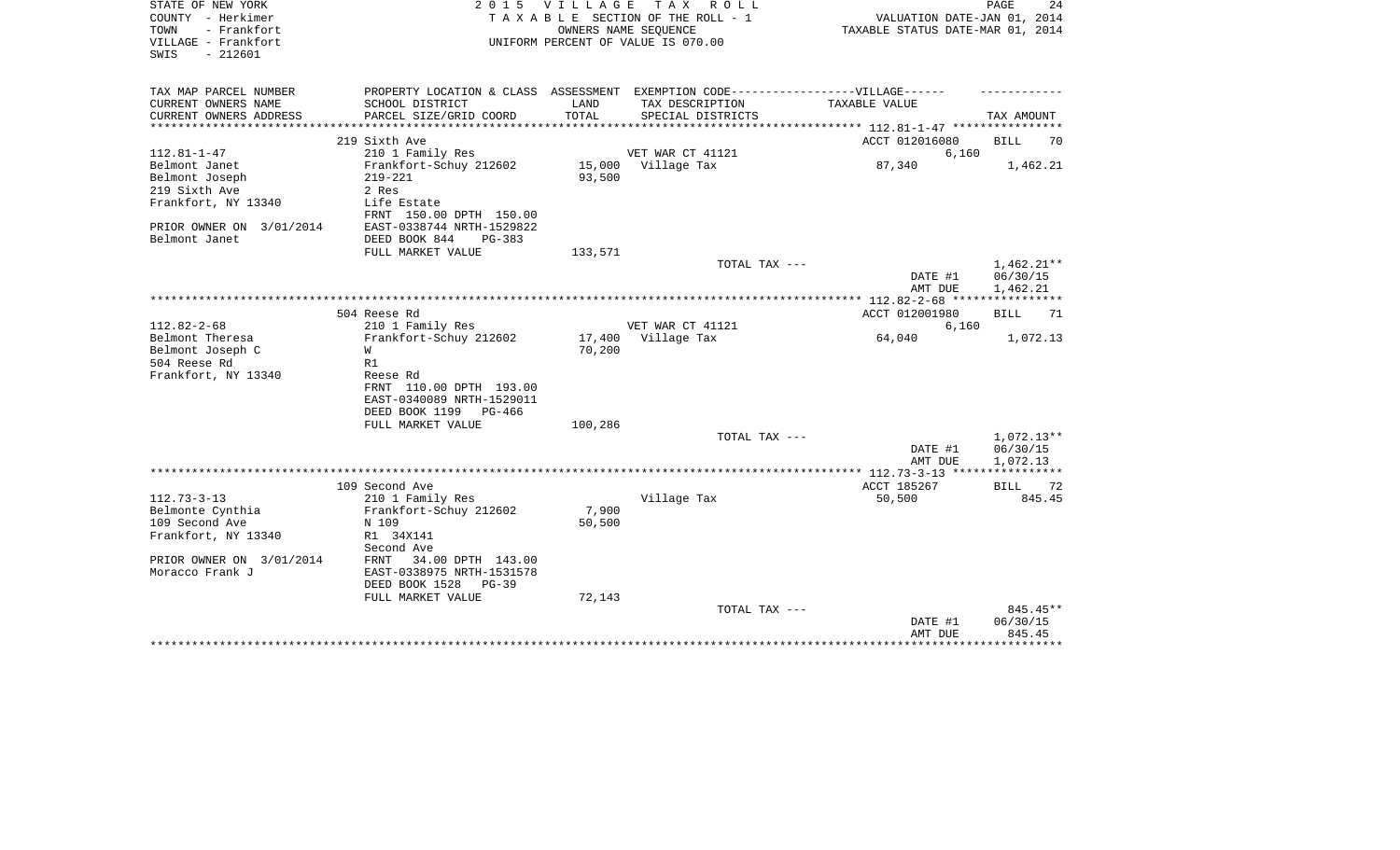STATE OF NEW YORK
COUNTY - Herkimer
TOWN - Frankfort
VILLAGE - Frankfort
SWIS - 212601

2 0 1 5 V I L L A G E T A X R O L L
T A X A B L E SECTION OF THE ROLL - 1
OWNERS NAME SEQUENCE
UNIFORM PERCENT OF VALUE IS 070.00

VALUATION DATE-JAN 01, 2014
TAXABLE STATUS DATE-MAR 01, 2014

| TAX MAP PARCEL NUMBER / CURRENT OWNERS NAME / CURRENT OWNERS ADDRESS | PROPERTY LOCATION & CLASS / SCHOOL DISTRICT / PARCEL SIZE/GRID COORD | ASSESSMENT LAND / TOTAL | EXEMPTION CODE / TAX DESCRIPTION / SPECIAL DISTRICTS | TAXABLE VALUE | TAX AMOUNT |
|---|---|---|---|---|---|
| 112.81-1-47 | 219 Sixth Ave | | | ACCT 012016080 | BILL 70 |
| | 210 1 Family Res | | VET WAR CT 41121 | 6,160 | |
| Belmont Janet | Frankfort-Schuy 212602 | 15,000 | Village Tax | 87,340 | 1,462.21 |
| Belmont Joseph | 219-221 | 93,500 | | | |
| 219 Sixth Ave | 2 Res | | | | |
| Frankfort, NY 13340 | Life Estate | | | | |
| | FRNT 150.00 DPTH 150.00 | | | | |
| PRIOR OWNER ON 3/01/2014 | EAST-0338744 NRTH-1529822 | | | | |
| Belmont Janet | DEED BOOK 844 PG-383 | | | | |
| | FULL MARKET VALUE | 133,571 | | | |
| | | | TOTAL TAX --- | | 1,462.21** |
| | | | | DATE #1 | 06/30/15 |
| | | | | AMT DUE | 1,462.21 |
| 112.82-2-68 | 504 Reese Rd | | | ACCT 012001980 | BILL 71 |
| | 210 1 Family Res | | VET WAR CT 41121 | 6,160 | |
| Belmont Theresa | Frankfort-Schuy 212602 | 17,400 | Village Tax | 64,040 | 1,072.13 |
| Belmont Joseph C | W | 70,200 | | | |
| 504 Reese Rd | R1 | | | | |
| Frankfort, NY 13340 | Reese Rd | | | | |
| | FRNT 110.00 DPTH 193.00 | | | | |
| | EAST-0340089 NRTH-1529011 | | | | |
| | DEED BOOK 1199 PG-466 | | | | |
| | FULL MARKET VALUE | 100,286 | | | |
| | | | TOTAL TAX --- | | 1,072.13** |
| | | | | DATE #1 | 06/30/15 |
| | | | | AMT DUE | 1,072.13 |
| 112.73-3-13 | 109 Second Ave | | | ACCT 185267 | BILL 72 |
| | 210 1 Family Res | | Village Tax | 50,500 | 845.45 |
| Belmonte Cynthia | Frankfort-Schuy 212602 | 7,900 | | | |
| 109 Second Ave | N 109 | 50,500 | | | |
| Frankfort, NY 13340 | R1 34X141 | | | | |
| | Second Ave | | | | |
| PRIOR OWNER ON 3/01/2014 | FRNT 34.00 DPTH 143.00 | | | | |
| Moracco Frank J | EAST-0338975 NRTH-1531578 | | | | |
| | DEED BOOK 1528 PG-39 | | | | |
| | FULL MARKET VALUE | 72,143 | | | |
| | | | TOTAL TAX --- | | 845.45** |
| | | | | DATE #1 | 06/30/15 |
| | | | | AMT DUE | 845.45 |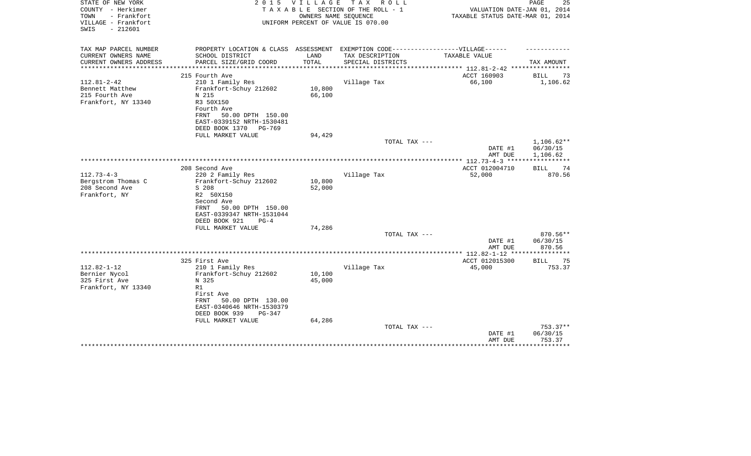STATE OF NEW YORK
COUNTY - Herkimer
TOWN - Frankfort
VILLAGE - Frankfort
SWIS - 212601

2015 VILLAGE TAX ROLL
TAXABLE SECTION OF THE ROLL - 1
OWNERS NAME SEQUENCE
UNIFORM PERCENT OF VALUE IS 070.00

VALUATION DATE-JAN 01, 2014
TAXABLE STATUS DATE-MAR 01, 2014

| TAX MAP PARCEL NUMBER<br>CURRENT OWNERS NAME<br>CURRENT OWNERS ADDRESS | PROPERTY LOCATION & CLASS<br>SCHOOL DISTRICT<br>PARCEL SIZE/GRID COORD | ASSESSMENT<br>LAND<br>TOTAL | EXEMPTION CODE-----VILLAGE------<br>TAX DESCRIPTION<br>SPECIAL DISTRICTS | TAXABLE VALUE | TAX AMOUNT |
|---|---|---|---|---|---|
| 112.81-2-42 | 215 Fourth Ave | | | ACCT 160903 | BILL 73 |
| 112.81-2-42 | 210 1 Family Res | | Village Tax | 66,100 | 1,106.62 |
| Bennett Matthew | Frankfort-Schuy 212602 | 10,800 | | | |
| 215 Fourth Ave | N 215 | 66,100 | | | |
| Frankfort, NY 13340 | R3 50X150 | | | | |
| | Fourth Ave | | | | |
| | FRNT 50.00 DPTH 150.00 | | | | |
| | EAST-0339152 NRTH-1530481 | | | | |
| | DEED BOOK 1370 PG-769 | | | | |
| | FULL MARKET VALUE | 94,429 | | | |
| | | | TOTAL TAX --- | | 1,106.62** |
| | | | | DATE #1 | 06/30/15 |
| | | | | AMT DUE | 1,106.62 |
| 112.73-4-3 | 208 Second Ave | | | ACCT 012004710 | BILL 74 |
| 112.73-4-3 | 220 2 Family Res | | Village Tax | 52,000 | 870.56 |
| Bergstrom Thomas C | Frankfort-Schuy 212602 | 10,800 | | | |
| 208 Second Ave | S 208 | 52,000 | | | |
| Frankfort, NY | R2 50X150 | | | | |
| | Second Ave | | | | |
| | FRNT 50.00 DPTH 150.00 | | | | |
| | EAST-0339347 NRTH-1531044 | | | | |
| | DEED BOOK 921 PG-4 | | | | |
| | FULL MARKET VALUE | 74,286 | | | |
| | | | TOTAL TAX --- | | 870.56** |
| | | | | DATE #1 | 06/30/15 |
| | | | | AMT DUE | 870.56 |
| 112.82-1-12 | 325 First Ave | | | ACCT 012015300 | BILL 75 |
| 112.82-1-12 | 210 1 Family Res | | Village Tax | 45,000 | 753.37 |
| Bernier Nycol | Frankfort-Schuy 212602 | 10,100 | | | |
| 325 First Ave | N 325 | 45,000 | | | |
| Frankfort, NY 13340 | R1 | | | | |
| | First Ave | | | | |
| | FRNT 50.00 DPTH 130.00 | | | | |
| | EAST-0340646 NRTH-1530379 | | | | |
| | DEED BOOK 939 PG-347 | | | | |
| | FULL MARKET VALUE | 64,286 | | | |
| | | | TOTAL TAX --- | | 753.37** |
| | | | | DATE #1 | 06/30/15 |
| | | | | AMT DUE | 753.37 |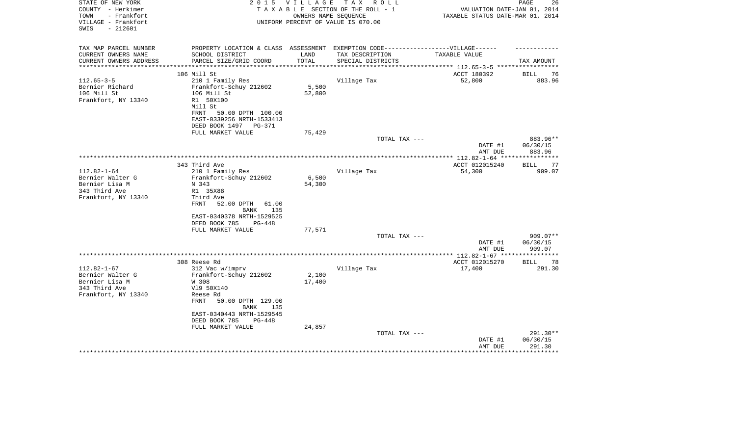STATE OF NEW YORK — 2015 VILLAGE TAX ROLL
COUNTY - Herkimer — TAXABLE SECTION OF THE ROLL - 1 — VALUATION DATE-JAN 01, 2014
TOWN - Frankfort — OWNERS NAME SEQUENCE — TAXABLE STATUS DATE-MAR 01, 2014
VILLAGE - Frankfort — UNIFORM PERCENT OF VALUE IS 070.00
SWIS - 212601

| TAX MAP PARCEL NUMBER / CURRENT OWNERS NAME / CURRENT OWNERS ADDRESS | PROPERTY LOCATION & CLASS / SCHOOL DISTRICT / PARCEL SIZE/GRID COORD | ASSESSMENT LAND / TOTAL | EXEMPTION CODE-----VILLAGE------ / TAX DESCRIPTION / SPECIAL DISTRICTS | TAXABLE VALUE | TAX AMOUNT |
|---|---|---|---|---|---|
| **112.65-3-5** | 106 Mill St | | | ACCT 180392 | BILL 76 |
| Bernier Richard | 210 1 Family Res | | Village Tax | 52,800 | 883.96 |
| 106 Mill St | Frankfort-Schuy 212602 | 5,500 | | | |
| Frankfort, NY 13340 | 106 Mill St | 52,800 | | | |
| | R1 50X100 | | | | |
| | Mill St | | | | |
| | FRNT 50.00 DPTH 100.00 | | | | |
| | EAST-0339256 NRTH-1533413 | | | | |
| | DEED BOOK 1497 PG-371 | | | | |
| | FULL MARKET VALUE | 75,429 | | | |
| | | | TOTAL TAX --- | | 883.96** |
| | | | | DATE #1 | 06/30/15 |
| | | | | AMT DUE | 883.96 |
| **112.82-1-64** | 343 Third Ave | | | ACCT 012015240 | BILL 77 |
| Bernier Walter G | 210 1 Family Res | | Village Tax | 54,300 | 909.07 |
| Bernier Lisa M | Frankfort-Schuy 212602 | 6,500 | | | |
| 343 Third Ave | N 343 | 54,300 | | | |
| Frankfort, NY 13340 | R1 35X88 | | | | |
| | Third Ave | | | | |
| | FRNT 52.00 DPTH 61.00 | | | | |
| | BANK 135 | | | | |
| | EAST-0340378 NRTH-1529525 | | | | |
| | DEED BOOK 785 PG-448 | | | | |
| | FULL MARKET VALUE | 77,571 | | | |
| | | | TOTAL TAX --- | | 909.07** |
| | | | | DATE #1 | 06/30/15 |
| | | | | AMT DUE | 909.07 |
| **112.82-1-67** | 308 Reese Rd | | | ACCT 012015270 | BILL 78 |
| Bernier Walter G | 312 Vac w/imprv | | Village Tax | 17,400 | 291.30 |
| Bernier Lisa M | Frankfort-Schuy 212602 | 2,100 | | | |
| 343 Third Ave | W 308 | 17,400 | | | |
| Frankfort, NY 13340 | Vl9 50X140 | | | | |
| | Reese Rd | | | | |
| | FRNT 50.00 DPTH 129.00 | | | | |
| | BANK 135 | | | | |
| | EAST-0340443 NRTH-1529545 | | | | |
| | DEED BOOK 785 PG-448 | | | | |
| | FULL MARKET VALUE | 24,857 | | | |
| | | | TOTAL TAX --- | | 291.30** |
| | | | | DATE #1 | 06/30/15 |
| | | | | AMT DUE | 291.30 |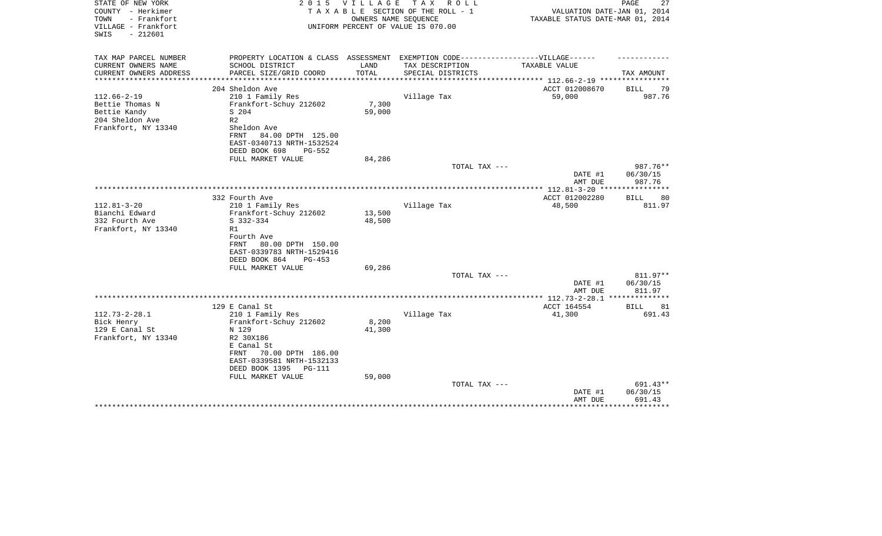STATE OF NEW YORK — 2015 VILLAGE TAX ROLL
COUNTY - Herkimer — TAXABLE SECTION OF THE ROLL - 1 — VALUATION DATE-JAN 01, 2014
TOWN - Frankfort — OWNERS NAME SEQUENCE — TAXABLE STATUS DATE-MAR 01, 2014
VILLAGE - Frankfort — UNIFORM PERCENT OF VALUE IS 070.00
SWIS - 212601

| TAX MAP PARCEL NUMBER / CURRENT OWNERS NAME / CURRENT OWNERS ADDRESS | PROPERTY LOCATION & CLASS / SCHOOL DISTRICT / PARCEL SIZE/GRID COORD | ASSESSMENT LAND / TOTAL | EXEMPTION CODE / TAX DESCRIPTION / SPECIAL DISTRICTS | TAXABLE VALUE | TAX AMOUNT |
|---|---|---|---|---|---|
| **112.66-2-19** | 204 Sheldon Ave | | | ACCT 012008670 | BILL 79 |
| 112.66-2-19 | 210 1 Family Res | | Village Tax | 59,000 | 987.76 |
| Bettie Thomas N | Frankfort-Schuy 212602 | 7,300 | | | |
| Bettie Kandy | S 204 | 59,000 | | | |
| 204 Sheldon Ave | R2 | | | | |
| Frankfort, NY 13340 | Sheldon Ave | | | | |
| | FRNT 84.00 DPTH 125.00 | | | | |
| | EAST-0340713 NRTH-1532524 | | | | |
| | DEED BOOK 698 PG-552 | | | | |
| | FULL MARKET VALUE | 84,286 | | | |
| | | | TOTAL TAX --- | | 987.76** |
| | | | | DATE #1 | 06/30/15 |
| | | | | AMT DUE | 987.76 |
| **112.81-3-20** | 332 Fourth Ave | | | ACCT 012002280 | BILL 80 |
| 112.81-3-20 | 210 1 Family Res | | Village Tax | 48,500 | 811.97 |
| Bianchi Edward | Frankfort-Schuy 212602 | 13,500 | | | |
| 332 Fourth Ave | S 332-334 | 48,500 | | | |
| Frankfort, NY 13340 | R1 | | | | |
| | Fourth Ave | | | | |
| | FRNT 80.00 DPTH 150.00 | | | | |
| | EAST-0339783 NRTH-1529416 | | | | |
| | DEED BOOK 864 PG-453 | | | | |
| | FULL MARKET VALUE | 69,286 | | | |
| | | | TOTAL TAX --- | | 811.97** |
| | | | | DATE #1 | 06/30/15 |
| | | | | AMT DUE | 811.97 |
| **112.73-2-28.1** | 129 E Canal St | | | ACCT 164554 | BILL 81 |
| 112.73-2-28.1 | 210 1 Family Res | | Village Tax | 41,300 | 691.43 |
| Bick Henry | Frankfort-Schuy 212602 | 8,200 | | | |
| 129 E Canal St | N 129 | 41,300 | | | |
| Frankfort, NY 13340 | R2 30X186 | | | | |
| | E Canal St | | | | |
| | FRNT 70.00 DPTH 186.00 | | | | |
| | EAST-0339581 NRTH-1532133 | | | | |
| | DEED BOOK 1395 PG-111 | | | | |
| | FULL MARKET VALUE | 59,000 | | | |
| | | | TOTAL TAX --- | | 691.43** |
| | | | | DATE #1 | 06/30/15 |
| | | | | AMT DUE | 691.43 |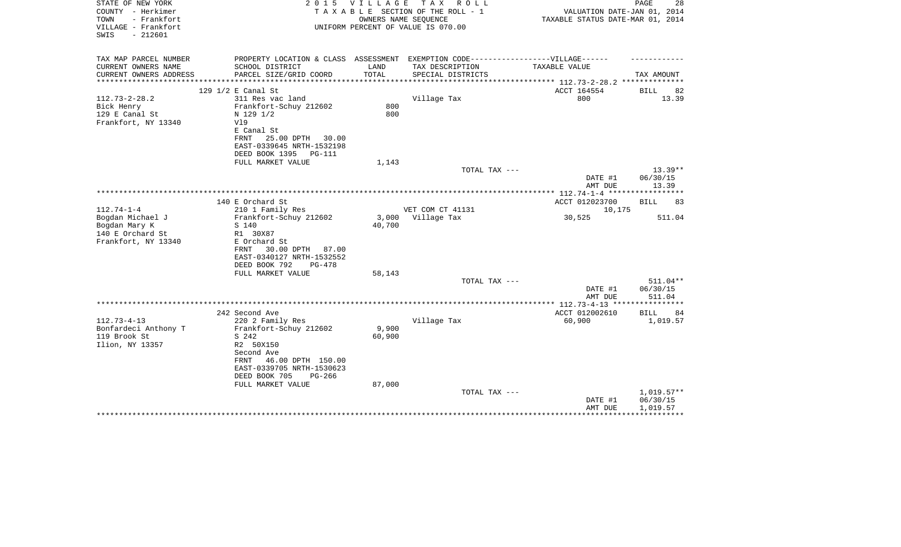STATE OF NEW YORK
COUNTY - Herkimer
TOWN - Frankfort
VILLAGE - Frankfort
SWIS - 212601

2 0 1 5 V I L L A G E T A X R O L L
T A X A B L E SECTION OF THE ROLL - 1
OWNERS NAME SEQUENCE
UNIFORM PERCENT OF VALUE IS 070.00

VALUATION DATE-JAN 01, 2014
TAXABLE STATUS DATE-MAR 01, 2014

| TAX MAP PARCEL NUMBER<br>CURRENT OWNERS NAME<br>CURRENT OWNERS ADDRESS | PROPERTY LOCATION & CLASS<br>SCHOOL DISTRICT<br>PARCEL SIZE/GRID COORD | ASSESSMENT<br>LAND<br>TOTAL | EXEMPTION CODE------------------VILLAGE------<br>TAX DESCRIPTION<br>SPECIAL DISTRICTS | TAXABLE VALUE | TAX AMOUNT |
|---|---|---|---|---|---|
| | 129 1/2 E Canal St | | | ACCT 164554 | BILL 82 |
| 112.73-2-28.2 | 311 Res vac land | | Village Tax | 800 | 13.39 |
| Bick Henry | Frankfort-Schuy 212602 | 800 | | | |
| 129 E Canal St | N 129 1/2 | 800 | | | |
| Frankfort, NY 13340 | Vl9 | | | | |
| | E Canal St | | | | |
| | FRNT 25.00 DPTH 30.00 | | | | |
| | EAST-0339645 NRTH-1532198 | | | | |
| | DEED BOOK 1395 PG-111 | | | | |
| | FULL MARKET VALUE | 1,143 | | | |
| | | | TOTAL TAX --- | | 13.39** |
| | | | | DATE #1 | 06/30/15 |
| | | | | AMT DUE | 13.39 |
| | 140 E Orchard St | | | ACCT 012023700 | BILL 83 |
| 112.74-1-4 | 210 1 Family Res | | VET COM CT 41131 | 10,175 | |
| Bogdan Michael J | Frankfort-Schuy 212602 | 3,000 | Village Tax | 30,525 | 511.04 |
| Bogdan Mary K | S 140 | 40,700 | | | |
| 140 E Orchard St | R1 30X87 | | | | |
| Frankfort, NY 13340 | E Orchard St | | | | |
| | FRNT 30.00 DPTH 87.00 | | | | |
| | EAST-0340127 NRTH-1532552 | | | | |
| | DEED BOOK 792 PG-478 | | | | |
| | FULL MARKET VALUE | 58,143 | | | |
| | | | TOTAL TAX --- | | 511.04** |
| | | | | DATE #1 | 06/30/15 |
| | | | | AMT DUE | 511.04 |
| | 242 Second Ave | | | ACCT 012002610 | BILL 84 |
| 112.73-4-13 | 220 2 Family Res | | Village Tax | 60,900 | 1,019.57 |
| Bonfardeci Anthony T | Frankfort-Schuy 212602 | 9,900 | | | |
| 119 Brook St | S 242 | 60,900 | | | |
| Ilion, NY 13357 | R2 50X150 | | | | |
| | Second Ave | | | | |
| | FRNT 46.00 DPTH 150.00 | | | | |
| | EAST-0339705 NRTH-1530623 | | | | |
| | DEED BOOK 705 PG-266 | | | | |
| | FULL MARKET VALUE | 87,000 | | | |
| | | | TOTAL TAX --- | | 1,019.57** |
| | | | | DATE #1 | 06/30/15 |
| | | | | AMT DUE | 1,019.57 |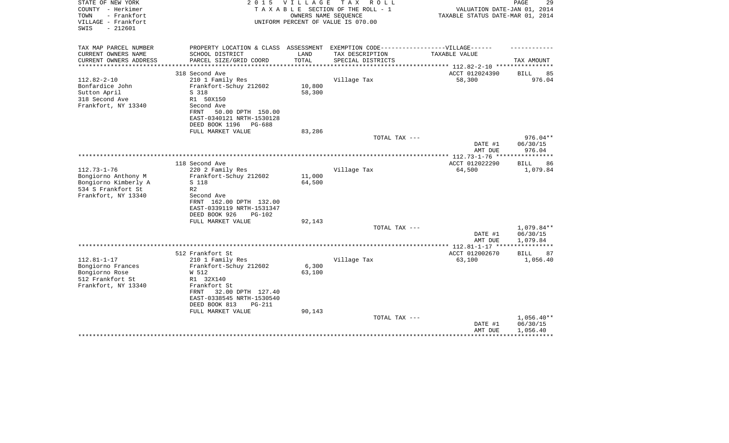STATE OF NEW YORK
COUNTY - Herkimer
TOWN - Frankfort
VILLAGE - Frankfort
SWIS - 212601

2 0 1 5 V I L L A G E T A X R O L L
T A X A B L E SECTION OF THE ROLL - 1
OWNERS NAME SEQUENCE
UNIFORM PERCENT OF VALUE IS 070.00

VALUATION DATE-JAN 01, 2014
TAXABLE STATUS DATE-MAR 01, 2014

| TAX MAP PARCEL NUMBER / CURRENT OWNERS NAME / CURRENT OWNERS ADDRESS | PROPERTY LOCATION & CLASS / SCHOOL DISTRICT / PARCEL SIZE/GRID COORD | ASSESSMENT LAND / TOTAL | EXEMPTION CODE / TAX DESCRIPTION / SPECIAL DISTRICTS | TAXABLE VALUE | TAX AMOUNT |
|---|---|---|---|---|---|
| 112.82-2-10 | 318 Second Ave | | | ACCT 012024390 | BILL 85 |
| Bonfardice John | 210 1 Family Res | | Village Tax | 58,300 | 976.04 |
| Sutton April | Frankfort-Schuy 212602 | 10,800 | | | |
| 318 Second Ave | S 318 | 58,300 | | | |
| Frankfort, NY 13340 | R1 50X150 | | | | |
| | Second Ave | | | | |
| | FRNT 50.00 DPTH 150.00 | | | | |
| | EAST-0340121 NRTH-1530128 | | | | |
| | DEED BOOK 1196 PG-688 | | | | |
| | FULL MARKET VALUE | 83,286 | | | |
| | | | TOTAL TAX --- | | 976.04** |
| | | | | DATE #1 | 06/30/15 |
| | | | | AMT DUE | 976.04 |
| 112.73-1-76 | 118 Second Ave | | | ACCT 012022290 | BILL 86 |
| Bongiorno Anthony M | 220 2 Family Res | | Village Tax | 64,500 | 1,079.84 |
| Bongiorno Kimberly A | Frankfort-Schuy 212602 | 11,000 | | | |
| 534 S Frankfort St | S 118 | 64,500 | | | |
| Frankfort, NY 13340 | R2 | | | | |
| | Second Ave | | | | |
| | FRNT 162.00 DPTH 132.00 | | | | |
| | EAST-0339119 NRTH-1531347 | | | | |
| | DEED BOOK 926 PG-102 | | | | |
| | FULL MARKET VALUE | 92,143 | | | |
| | | | TOTAL TAX --- | | 1,079.84** |
| | | | | DATE #1 | 06/30/15 |
| | | | | AMT DUE | 1,079.84 |
| 112.81-1-17 | 512 Frankfort St | | | ACCT 012002670 | BILL 87 |
| Bongiorno Frances | 210 1 Family Res | | Village Tax | 63,100 | 1,056.40 |
| Bongiorno Rose | Frankfort-Schuy 212602 | 6,300 | | | |
| 512 Frankfort St | W 512 | 63,100 | | | |
| Frankfort, NY 13340 | R1 32X140 | | | | |
| | Frankfort St | | | | |
| | FRNT 32.00 DPTH 127.40 | | | | |
| | EAST-0338545 NRTH-1530540 | | | | |
| | DEED BOOK 813 PG-211 | | | | |
| | FULL MARKET VALUE | 90,143 | | | |
| | | | TOTAL TAX --- | | 1,056.40** |
| | | | | DATE #1 | 06/30/15 |
| | | | | AMT DUE | 1,056.40 |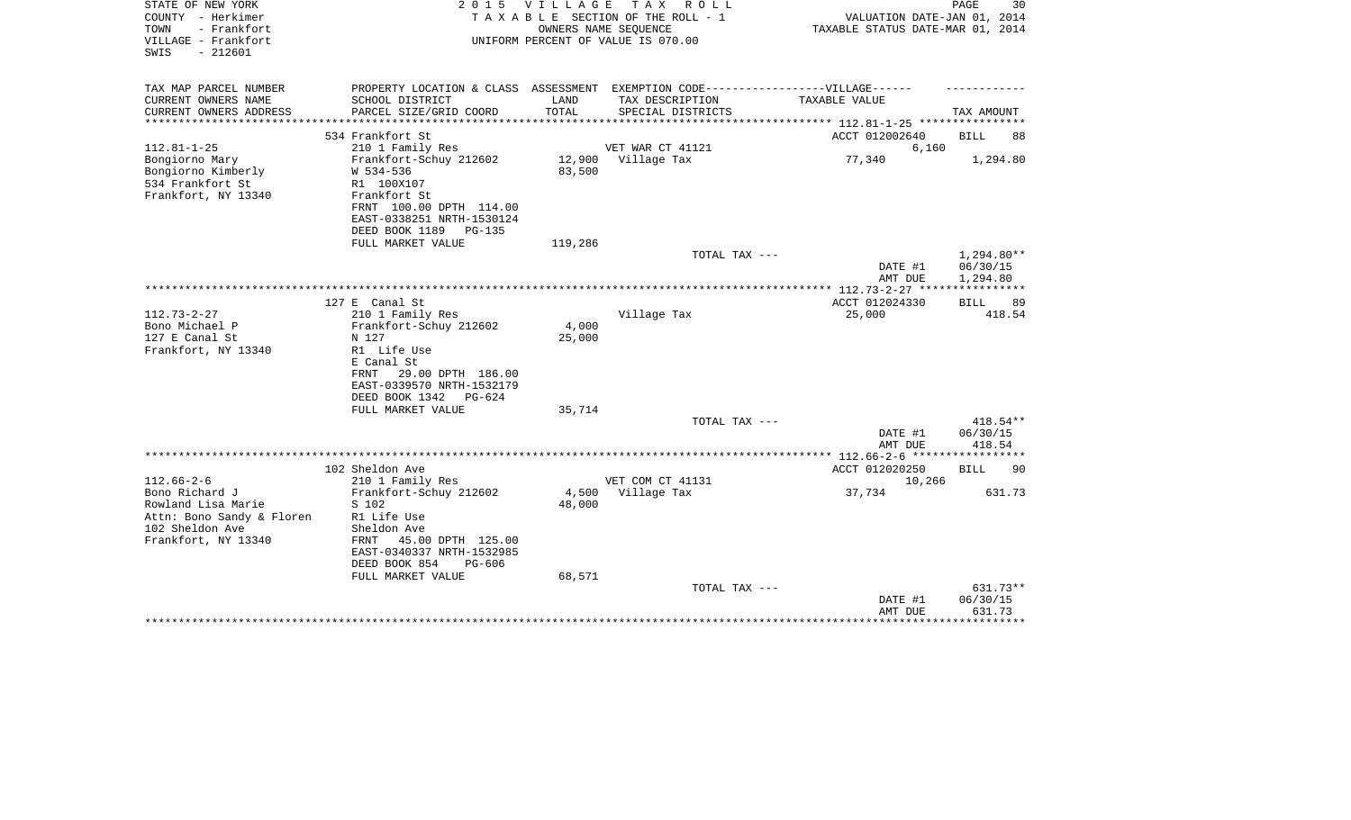STATE OF NEW YORK
COUNTY - Herkimer
TOWN - Frankfort
VILLAGE - Frankfort
SWIS - 212601

2 0 1 5 V I L L A G E T A X R O L L
T A X A B L E SECTION OF THE ROLL - 1
OWNERS NAME SEQUENCE
UNIFORM PERCENT OF VALUE IS 070.00

VALUATION DATE-JAN 01, 2014
TAXABLE STATUS DATE-MAR 01, 2014

| TAX MAP PARCEL NUMBER<br>CURRENT OWNERS NAME<br>CURRENT OWNERS ADDRESS | PROPERTY LOCATION & CLASS<br>SCHOOL DISTRICT<br>PARCEL SIZE/GRID COORD | ASSESSMENT<br>LAND<br>TOTAL | EXEMPTION CODE------VILLAGE------<br>TAX DESCRIPTION<br>SPECIAL DISTRICTS | TAXABLE VALUE | TAX AMOUNT |
|---|---|---|---|---|---|
| 112.81-1-25 | 534 Frankfort St | | | ACCT 012002640 | BILL 88 |
| 112.81-1-25 | 210 1 Family Res | | VET WAR CT 41121 | 6,160 | |
| Bongiorno Mary | Frankfort-Schuy 212602 | 12,900 | Village Tax | 77,340 | 1,294.80 |
| Bongiorno Kimberly | W 534-536 | 83,500 | | | |
| 534 Frankfort St | R1 100X107 | | | | |
| Frankfort, NY 13340 | Frankfort St | | | | |
| | FRNT 100.00 DPTH 114.00 | | | | |
| | EAST-0338251 NRTH-1530124 | | | | |
| | DEED BOOK 1189 PG-135 | | | | |
| | FULL MARKET VALUE | 119,286 | | | |
| | | | TOTAL TAX --- | | 1,294.80** |
| | | | | DATE #1 | 06/30/15 |
| | | | | AMT DUE | 1,294.80 |
| 112.73-2-27 | 127 E Canal St | | | ACCT 012024330 | BILL 89 |
| 112.73-2-27 | 210 1 Family Res | | Village Tax | 25,000 | 418.54 |
| Bono Michael P | Frankfort-Schuy 212602 | 4,000 | | | |
| 127 E Canal St | N 127 | 25,000 | | | |
| Frankfort, NY 13340 | R1 Life Use | | | | |
| | E Canal St | | | | |
| | FRNT 29.00 DPTH 186.00 | | | | |
| | EAST-0339570 NRTH-1532179 | | | | |
| | DEED BOOK 1342 PG-624 | | | | |
| | FULL MARKET VALUE | 35,714 | | | |
| | | | TOTAL TAX --- | | 418.54** |
| | | | | DATE #1 | 06/30/15 |
| | | | | AMT DUE | 418.54 |
| 112.66-2-6 | 102 Sheldon Ave | | | ACCT 012020250 | BILL 90 |
| 112.66-2-6 | 210 1 Family Res | | VET COM CT 41131 | 10,266 | |
| Bono Richard J | Frankfort-Schuy 212602 | 4,500 | Village Tax | 37,734 | 631.73 |
| Rowland Lisa Marie | S 102 | 48,000 | | | |
| Attn: Bono Sandy & Floren | R1 Life Use | | | | |
| 102 Sheldon Ave | Sheldon Ave | | | | |
| Frankfort, NY 13340 | FRNT 45.00 DPTH 125.00 | | | | |
| | EAST-0340337 NRTH-1532985 | | | | |
| | DEED BOOK 854 PG-606 | | | | |
| | FULL MARKET VALUE | 68,571 | | | |
| | | | TOTAL TAX --- | | 631.73** |
| | | | | DATE #1 | 06/30/15 |
| | | | | AMT DUE | 631.73 |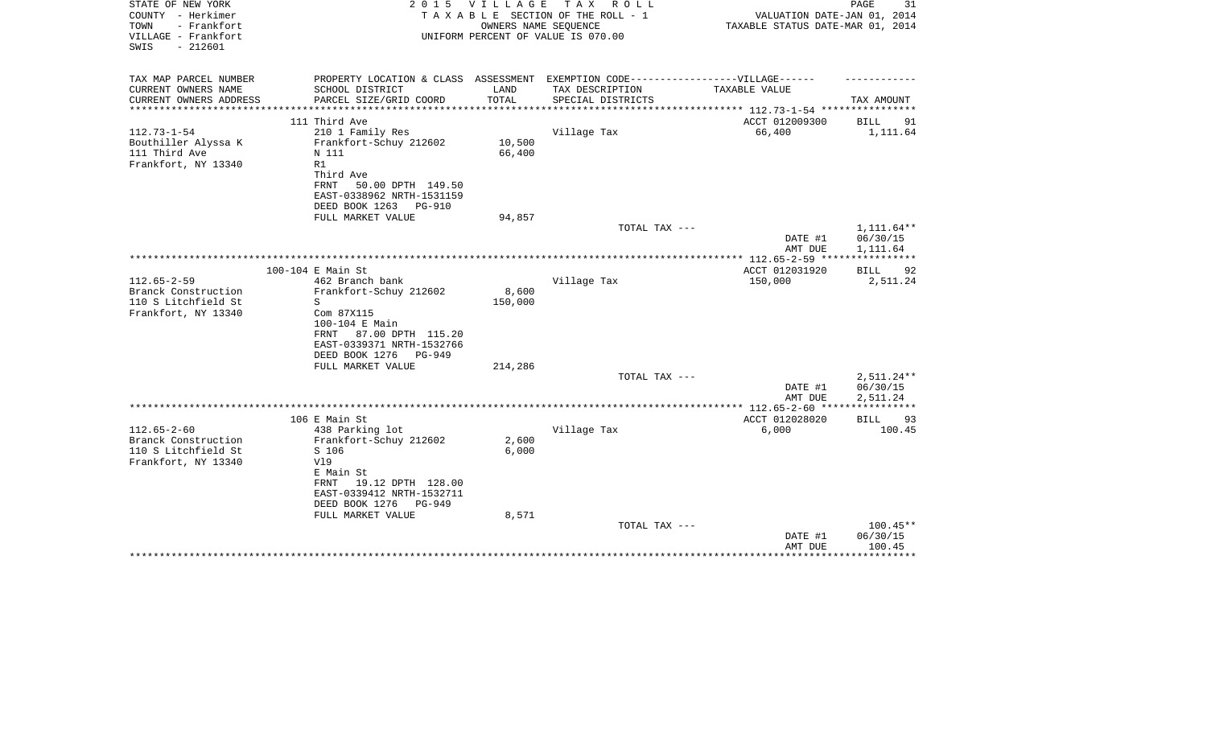STATE OF NEW YORK
COUNTY - Herkimer
TOWN - Frankfort
VILLAGE - Frankfort
SWIS - 212601

2 0 1 5 V I L L A G E T A X R O L L
T A X A B L E SECTION OF THE ROLL - 1
OWNERS NAME SEQUENCE
UNIFORM PERCENT OF VALUE IS 070.00

VALUATION DATE-JAN 01, 2014
TAXABLE STATUS DATE-MAR 01, 2014

| TAX MAP PARCEL NUMBER / CURRENT OWNERS NAME / CURRENT OWNERS ADDRESS | PROPERTY LOCATION & CLASS / SCHOOL DISTRICT / PARCEL SIZE/GRID COORD | ASSESSMENT LAND / TOTAL | EXEMPTION CODE-----VILLAGE----- TAX DESCRIPTION / SPECIAL DISTRICTS | TAXABLE VALUE | TAX AMOUNT |
|---|---|---|---|---|---|
| 112.73-1-54 | 111 Third Ave | | | ACCT 012009300 | BILL 91 |
| | 210 1 Family Res | | Village Tax | 66,400 | 1,111.64 |
| Bouthiller Alyssa K | Frankfort-Schuy 212602 | 10,500 | | | |
| 111 Third Ave | N 111 | 66,400 | | | |
| Frankfort, NY 13340 | R1 | | | | |
| | Third Ave | | | | |
| | FRNT 50.00 DPTH 149.50 | | | | |
| | EAST-0338962 NRTH-1531159 | | | | |
| | DEED BOOK 1263 PG-910 | | | | |
| | FULL MARKET VALUE | 94,857 | | | |
| | | | TOTAL TAX --- | | 1,111.64** |
| | | | | DATE #1 | 06/30/15 |
| | | | | AMT DUE | 1,111.64 |
| 112.65-2-59 | 100-104 E Main St | | | ACCT 012031920 | BILL 92 |
| | 462 Branch bank | | Village Tax | 150,000 | 2,511.24 |
| Branck Construction | Frankfort-Schuy 212602 | 8,600 | | | |
| 110 S Litchfield St | S | 150,000 | | | |
| Frankfort, NY 13340 | Com 87X115 | | | | |
| | 100-104 E Main | | | | |
| | FRNT 87.00 DPTH 115.20 | | | | |
| | EAST-0339371 NRTH-1532766 | | | | |
| | DEED BOOK 1276 PG-949 | | | | |
| | FULL MARKET VALUE | 214,286 | | | |
| | | | TOTAL TAX --- | | 2,511.24** |
| | | | | DATE #1 | 06/30/15 |
| | | | | AMT DUE | 2,511.24 |
| 112.65-2-60 | 106 E Main St | | | ACCT 012028020 | BILL 93 |
| | 438 Parking lot | | Village Tax | 6,000 | 100.45 |
| Branck Construction | Frankfort-Schuy 212602 | 2,600 | | | |
| 110 S Litchfield St | S 106 | 6,000 | | | |
| Frankfort, NY 13340 | Vl9 | | | | |
| | E Main St | | | | |
| | FRNT 19.12 DPTH 128.00 | | | | |
| | EAST-0339412 NRTH-1532711 | | | | |
| | DEED BOOK 1276 PG-949 | | | | |
| | FULL MARKET VALUE | 8,571 | | | |
| | | | TOTAL TAX --- | | 100.45** |
| | | | | DATE #1 | 06/30/15 |
| | | | | AMT DUE | 100.45 |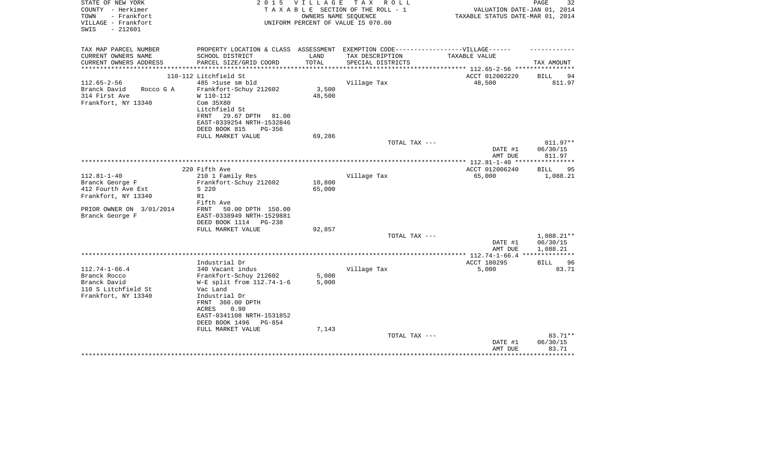STATE OF NEW YORK | COUNTY - Herkimer | TOWN - Frankfort | VILLAGE - Frankfort | SWIS - 212601

2015 VILLAGE TAX ROLL
TAXABLE SECTION OF THE ROLL - 1
OWNERS NAME SEQUENCE
UNIFORM PERCENT OF VALUE IS 070.00

VALUATION DATE-JAN 01, 2014
TAXABLE STATUS DATE-MAR 01, 2014

| TAX MAP PARCEL NUMBER<br>CURRENT OWNERS NAME<br>CURRENT OWNERS ADDRESS | PROPERTY LOCATION & CLASS<br>SCHOOL DISTRICT<br>PARCEL SIZE/GRID COORD | ASSESSMENT<br>LAND<br>TOTAL | EXEMPTION CODE-----VILLAGE------<br>TAX DESCRIPTION<br>SPECIAL DISTRICTS | TAXABLE VALUE | TAX AMOUNT |
|---|---|---|---|---|---|
| | 110-112 Litchfield St | | | ACCT 012002220 | BILL 94 |
| 112.65-2-56 | 485 >1use sm bld | | Village Tax | 48,500 | 811.97 |
| Branck David Rocco G A | Frankfort-Schuy 212602 | 3,500 | | | |
| 314 First Ave | W 110-112 | 48,500 | | | |
| Frankfort, NY 13340 | Com 35X80 | | | | |
| | Litchfield St | | | | |
| | FRNT 29.67 DPTH 81.00 | | | | |
| | EAST-0339254 NRTH-1532846 | | | | |
| | DEED BOOK 815 PG-356 | | | | |
| | FULL MARKET VALUE | 69,286 | | | |
| | | | TOTAL TAX --- | | 811.97** |
| | | | | DATE #1 | 06/30/15 |
| | | | | AMT DUE | 811.97 |
| | 220 Fifth Ave | | | ACCT 012006240 | BILL 95 |
| 112.81-1-40 | 210 1 Family Res | | Village Tax | 65,000 | 1,088.21 |
| Branck George F | Frankfort-Schuy 212602 | 10,800 | | | |
| 412 Fourth Ave Ext | S 220 | 65,000 | | | |
| Frankfort, NY 13340 | R1 | | | | |
| | Fifth Ave | | | | |
| PRIOR OWNER ON 3/01/2014 | FRNT 50.00 DPTH 150.00 | | | | |
| Branck George F | EAST-0338949 NRTH-1529881 | | | | |
| | DEED BOOK 1114 PG-238 | | | | |
| | FULL MARKET VALUE | 92,857 | | | |
| | | | TOTAL TAX --- | | 1,088.21** |
| | | | | DATE #1 | 06/30/15 |
| | | | | AMT DUE | 1,088.21 |
| | Industrial Dr | | | ACCT 180295 | BILL 96 |
| 112.74-1-66.4 | 340 Vacant indus | | Village Tax | 5,000 | 83.71 |
| Branck Rocco | Frankfort-Schuy 212602 | 5,000 | | | |
| Branck David | W-E split from 112.74-1-6 | 5,000 | | | |
| 110 S Litchfield St | Vac Land | | | | |
| Frankfort, NY 13340 | Industrial Dr | | | | |
| | FRNT 360.00 DPTH | | | | |
| | ACRES 0.90 | | | | |
| | EAST-0341108 NRTH-1531852 | | | | |
| | DEED BOOK 1496 PG-854 | | | | |
| | FULL MARKET VALUE | 7,143 | | | |
| | | | TOTAL TAX --- | | 83.71** |
| | | | | DATE #1 | 06/30/15 |
| | | | | AMT DUE | 83.71 |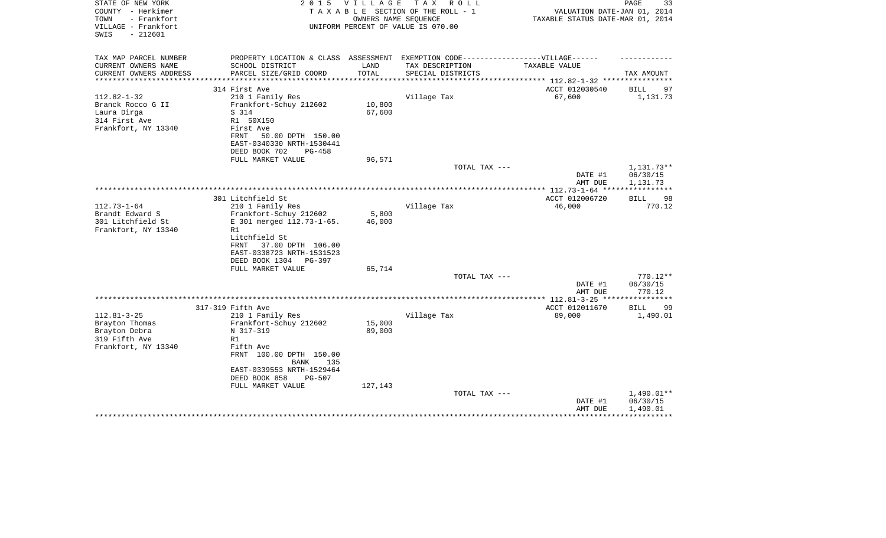STATE OF NEW YORK
COUNTY - Herkimer
TOWN - Frankfort
VILLAGE - Frankfort
SWIS - 212601

2 0 1 5 V I L L A G E T A X R O L L
T A X A B L E SECTION OF THE ROLL - 1
OWNERS NAME SEQUENCE
UNIFORM PERCENT OF VALUE IS 070.00

VALUATION DATE-JAN 01, 2014
TAXABLE STATUS DATE-MAR 01, 2014

| TAX MAP PARCEL NUMBER<br>CURRENT OWNERS NAME<br>CURRENT OWNERS ADDRESS | PROPERTY LOCATION & CLASS<br>SCHOOL DISTRICT<br>PARCEL SIZE/GRID COORD | ASSESSMENT<br>LAND<br>TOTAL | EXEMPTION CODE------VILLAGE------<br>TAX DESCRIPTION<br>SPECIAL DISTRICTS | TAXABLE VALUE | TAX AMOUNT |
|---|---|---|---|---|---|
| | 314 First Ave | | | ACCT 012030540 | BILL 97 |
| 112.82-1-32 | 210 1 Family Res | | Village Tax | 67,600 | 1,131.73 |
| Branck Rocco G II | Frankfort-Schuy 212602 | 10,800 | | | |
| Laura Dirga | S 314 | 67,600 | | | |
| 314 First Ave | R1 50X150 | | | | |
| Frankfort, NY 13340 | First Ave | | | | |
| | FRNT 50.00 DPTH 150.00 | | | | |
| | EAST-0340330 NRTH-1530441 | | | | |
| | DEED BOOK 702 PG-458 | | | | |
| | FULL MARKET VALUE | 96,571 | | | |
| | | | TOTAL TAX --- | | 1,131.73** |
| | | | | DATE #1 | 06/30/15 |
| | | | | AMT DUE | 1,131.73 |
| | 301 Litchfield St | | | ACCT 012006720 | BILL 98 |
| 112.73-1-64 | 210 1 Family Res | | Village Tax | 46,000 | 770.12 |
| Brandt Edward S | Frankfort-Schuy 212602 | 5,800 | | | |
| 301 Litchfield St | E 301 merged 112.73-1-65. | 46,000 | | | |
| Frankfort, NY 13340 | R1 | | | | |
| | Litchfield St | | | | |
| | FRNT 37.00 DPTH 106.00 | | | | |
| | EAST-0338723 NRTH-1531523 | | | | |
| | DEED BOOK 1304 PG-397 | | | | |
| | FULL MARKET VALUE | 65,714 | | | |
| | | | TOTAL TAX --- | | 770.12** |
| | | | | DATE #1 | 06/30/15 |
| | | | | AMT DUE | 770.12 |
| | 317-319 Fifth Ave | | | ACCT 012011670 | BILL 99 |
| 112.81-3-25 | 210 1 Family Res | | Village Tax | 89,000 | 1,490.01 |
| Brayton Thomas | Frankfort-Schuy 212602 | 15,000 | | | |
| Brayton Debra | N 317-319 | 89,000 | | | |
| 319 Fifth Ave | R1 | | | | |
| Frankfort, NY 13340 | Fifth Ave | | | | |
| | FRNT 100.00 DPTH 150.00 | | | | |
| | BANK 135 | | | | |
| | EAST-0339553 NRTH-1529464 | | | | |
| | DEED BOOK 858 PG-507 | | | | |
| | FULL MARKET VALUE | 127,143 | | | |
| | | | TOTAL TAX --- | | 1,490.01** |
| | | | | DATE #1 | 06/30/15 |
| | | | | AMT DUE | 1,490.01 |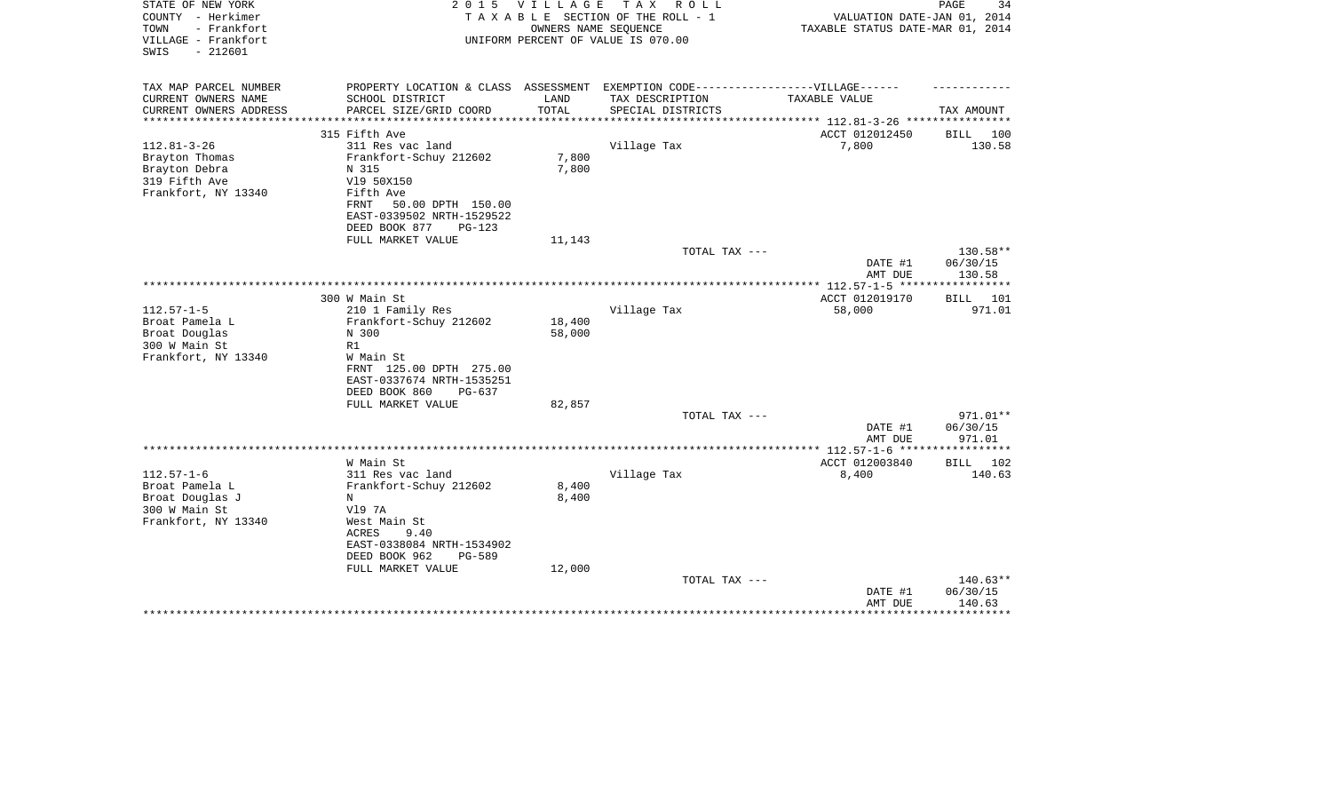STATE OF NEW YORK
COUNTY - Herkimer
TOWN - Frankfort
VILLAGE - Frankfort
SWIS - 212601

2 0 1 5 V I L L A G E T A X R O L L
T A X A B L E SECTION OF THE ROLL - 1
OWNERS NAME SEQUENCE
UNIFORM PERCENT OF VALUE IS 070.00

VALUATION DATE-JAN 01, 2014
TAXABLE STATUS DATE-MAR 01, 2014

| TAX MAP PARCEL NUMBER<br>CURRENT OWNERS NAME<br>CURRENT OWNERS ADDRESS | PROPERTY LOCATION & CLASS<br>SCHOOL DISTRICT<br>PARCEL SIZE/GRID COORD | ASSESSMENT<br>LAND<br>TOTAL | EXEMPTION CODE------------------VILLAGE------<br>TAX DESCRIPTION<br>SPECIAL DISTRICTS | TAXABLE VALUE | TAX AMOUNT |
|---|---|---|---|---|---|
| | 315 Fifth Ave | | | ACCT 012012450 | BILL 100 |
| 112.81-3-26 | 311 Res vac land | | Village Tax | 7,800 | 130.58 |
| Brayton Thomas | Frankfort-Schuy 212602 | 7,800 | | | |
| Brayton Debra | N 315 | 7,800 | | | |
| 319 Fifth Ave | Vl9 50X150 | | | | |
| Frankfort, NY 13340 | Fifth Ave | | | | |
| | FRNT 50.00 DPTH 150.00 | | | | |
| | EAST-0339502 NRTH-1529522 | | | | |
| | DEED BOOK 877 PG-123 | | | | |
| | FULL MARKET VALUE | 11,143 | | | |
| | | | TOTAL TAX --- | | 130.58** |
| | | | | DATE #1 | 06/30/15 |
| | | | | AMT DUE | 130.58 |
| | 300 W Main St | | | ACCT 012019170 | BILL 101 |
| 112.57-1-5 | 210 1 Family Res | | Village Tax | 58,000 | 971.01 |
| Broat Pamela L | Frankfort-Schuy 212602 | 18,400 | | | |
| Broat Douglas | N 300 | 58,000 | | | |
| 300 W Main St | R1 | | | | |
| Frankfort, NY 13340 | W Main St | | | | |
| | FRNT 125.00 DPTH 275.00 | | | | |
| | EAST-0337674 NRTH-1535251 | | | | |
| | DEED BOOK 860 PG-637 | | | | |
| | FULL MARKET VALUE | 82,857 | | | |
| | | | TOTAL TAX --- | | 971.01** |
| | | | | DATE #1 | 06/30/15 |
| | | | | AMT DUE | 971.01 |
| | W Main St | | | ACCT 012003840 | BILL 102 |
| 112.57-1-6 | 311 Res vac land | | Village Tax | 8,400 | 140.63 |
| Broat Pamela L | Frankfort-Schuy 212602 | 8,400 | | | |
| Broat Douglas J | N | 8,400 | | | |
| 300 W Main St | Vl9 7A | | | | |
| Frankfort, NY 13340 | West Main St | | | | |
| | ACRES 9.40 | | | | |
| | EAST-0338084 NRTH-1534902 | | | | |
| | DEED BOOK 962 PG-589 | | | | |
| | FULL MARKET VALUE | 12,000 | | | |
| | | | TOTAL TAX --- | | 140.63** |
| | | | | DATE #1 | 06/30/15 |
| | | | | AMT DUE | 140.63 |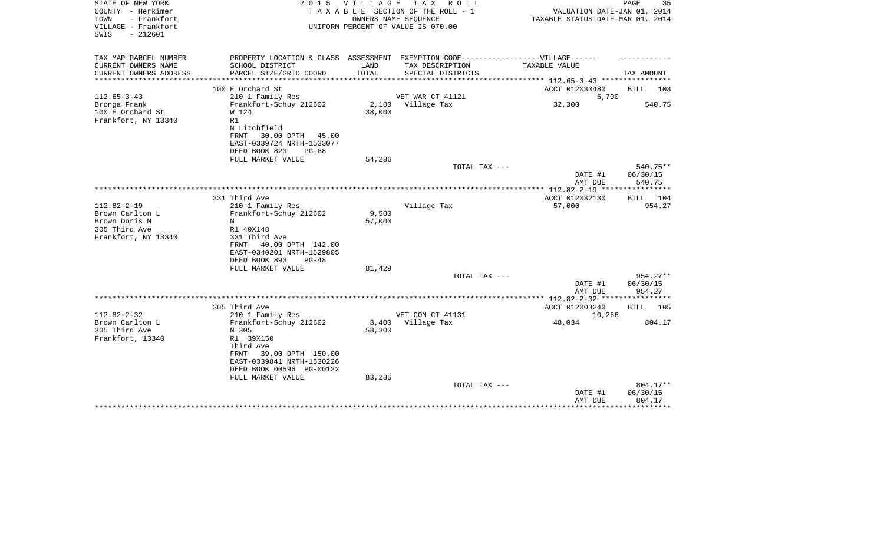STATE OF NEW YORK — 2015 VILLAGE TAX ROLL — PAGE 35
COUNTY - Herkimer — TAXABLE SECTION OF THE ROLL - 1 — VALUATION DATE-JAN 01, 2014
TOWN - Frankfort — OWNERS NAME SEQUENCE — TAXABLE STATUS DATE-MAR 01, 2014
VILLAGE - Frankfort — UNIFORM PERCENT OF VALUE IS 070.00
SWIS - 212601

| TAX MAP PARCEL NUMBER<br>CURRENT OWNERS NAME<br>CURRENT OWNERS ADDRESS | PROPERTY LOCATION & CLASS<br>SCHOOL DISTRICT<br>PARCEL SIZE/GRID COORD | ASSESSMENT<br>LAND<br>TOTAL | EXEMPTION CODE-----VILLAGE------<br>TAX DESCRIPTION<br>SPECIAL DISTRICTS | TAXABLE VALUE | TAX AMOUNT |
|---|---|---|---|---|---|
| | 100 E Orchard St | | | ACCT 012030480 | BILL 103 |
| 112.65-3-43 | 210 1 Family Res | | VET WAR CT 41121 | 5,700 | |
| Bronga Frank | Frankfort-Schuy 212602 | 2,100 | Village Tax | 32,300 | 540.75 |
| 100 E Orchard St | W 124 | 38,000 | | | |
| Frankfort, NY 13340 | R1 | | | | |
| | N Litchfield | | | | |
| | FRNT 30.00 DPTH 45.00 | | | | |
| | EAST-0339724 NRTH-1533077 | | | | |
| | DEED BOOK 823 PG-68 | | | | |
| | FULL MARKET VALUE | 54,286 | | | |
| | | | TOTAL TAX --- | | 540.75** |
| | | | | DATE #1 | 06/30/15 |
| | | | | AMT DUE | 540.75 |
| | 331 Third Ave | | | ACCT 012032130 | BILL 104 |
| 112.82-2-19 | 210 1 Family Res | | Village Tax | 57,000 | 954.27 |
| Brown Carlton L | Frankfort-Schuy 212602 | 9,500 | | | |
| Brown Doris M | N | 57,000 | | | |
| 305 Third Ave | R1 40X148 | | | | |
| Frankfort, NY 13340 | 331 Third Ave | | | | |
| | FRNT 40.00 DPTH 142.00 | | | | |
| | EAST-0340201 NRTH-1529805 | | | | |
| | DEED BOOK 893 PG-48 | | | | |
| | FULL MARKET VALUE | 81,429 | | | |
| | | | TOTAL TAX --- | | 954.27** |
| | | | | DATE #1 | 06/30/15 |
| | | | | AMT DUE | 954.27 |
| | 305 Third Ave | | | ACCT 012003240 | BILL 105 |
| 112.82-2-32 | 210 1 Family Res | | VET COM CT 41131 | 10,266 | |
| Brown Carlton L | Frankfort-Schuy 212602 | 8,400 | Village Tax | 48,034 | 804.17 |
| 305 Third Ave | N 305 | 58,300 | | | |
| Frankfort, 13340 | R1 39X150 | | | | |
| | Third Ave | | | | |
| | FRNT 39.00 DPTH 150.00 | | | | |
| | EAST-0339841 NRTH-1530226 | | | | |
| | DEED BOOK 00596 PG-00122 | | | | |
| | FULL MARKET VALUE | 83,286 | | | |
| | | | TOTAL TAX --- | | 804.17** |
| | | | | DATE #1 | 06/30/15 |
| | | | | AMT DUE | 804.17 |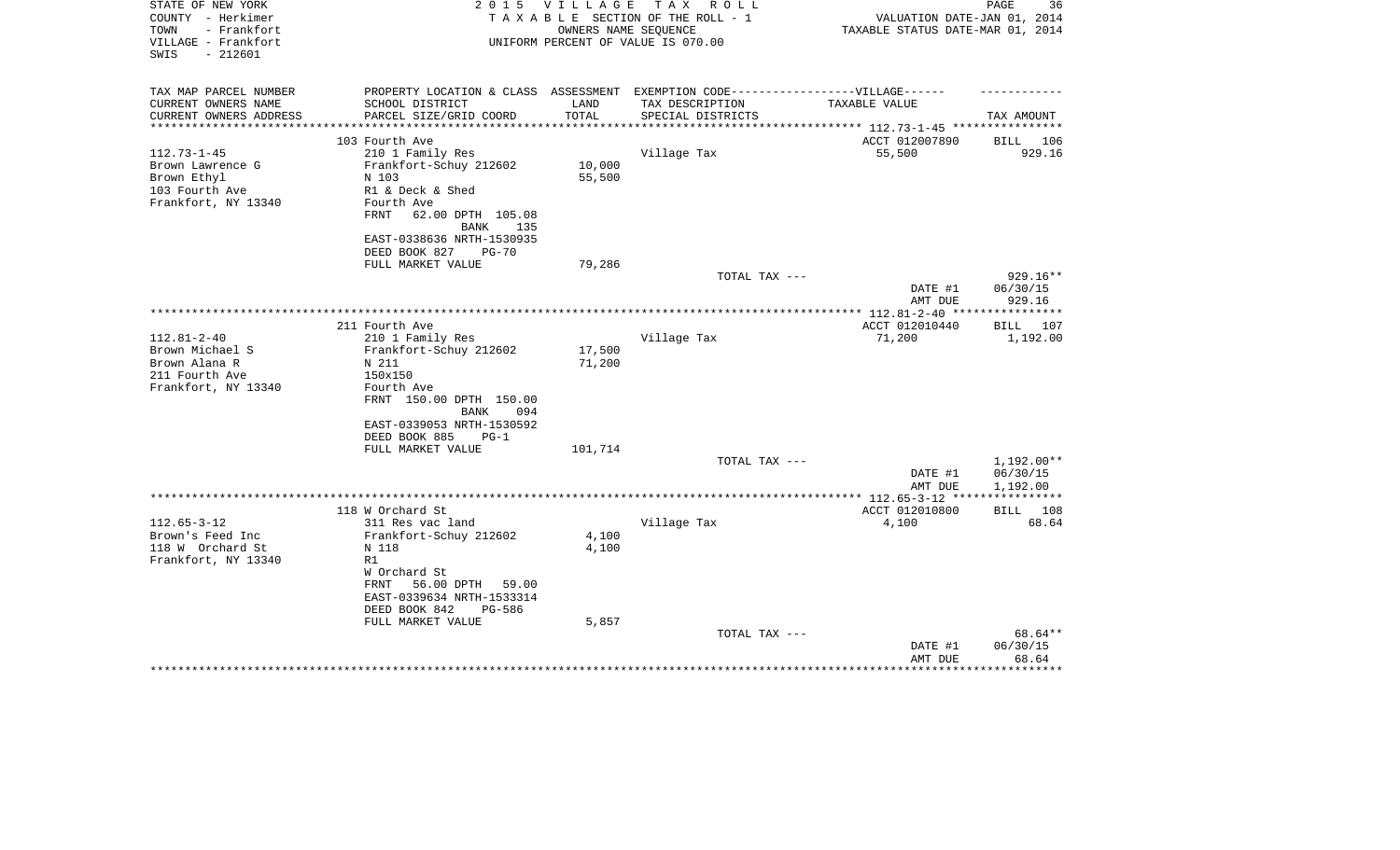STATE OF NEW YORK
COUNTY - Herkimer
TOWN - Frankfort
VILLAGE - Frankfort
SWIS - 212601

2 0 1 5 V I L L A G E T A X R O L L
T A X A B L E SECTION OF THE ROLL - 1
OWNERS NAME SEQUENCE
UNIFORM PERCENT OF VALUE IS 070.00

VALUATION DATE-JAN 01, 2014
TAXABLE STATUS DATE-MAR 01, 2014

| TAX MAP PARCEL NUMBER / CURRENT OWNERS NAME / CURRENT OWNERS ADDRESS | PROPERTY LOCATION & CLASS / SCHOOL DISTRICT / PARCEL SIZE/GRID COORD | ASSESSMENT LAND / TOTAL | EXEMPTION CODE / TAX DESCRIPTION / SPECIAL DISTRICTS | TAXABLE VALUE | TAX AMOUNT |
|---|---|---|---|---|---|
| 112.73-1-45 | 103 Fourth Ave | | | ACCT 012007890 | BILL 106 |
| Brown Lawrence G | 210 1 Family Res | | Village Tax | 55,500 | 929.16 |
| Brown Ethyl | Frankfort-Schuy 212602 | 10,000 | | | |
| 103 Fourth Ave | N 103 | 55,500 | | | |
| Frankfort, NY 13340 | R1 & Deck & Shed | | | | |
| | Fourth Ave | | | | |
| | FRNT 62.00 DPTH 105.08 | | | | |
| | BANK 135 | | | | |
| | EAST-0338636 NRTH-1530935 | | | | |
| | DEED BOOK 827 PG-70 | | | | |
| | FULL MARKET VALUE | 79,286 | | | |
| | | | TOTAL TAX --- | | 929.16** |
| | | | | DATE #1 | 06/30/15 |
| | | | | AMT DUE | 929.16 |
| 112.81-2-40 | 211 Fourth Ave | | | ACCT 012010440 | BILL 107 |
| Brown Michael S | 210 1 Family Res | | Village Tax | 71,200 | 1,192.00 |
| Brown Alana R | Frankfort-Schuy 212602 | 17,500 | | | |
| 211 Fourth Ave | N 211 | 71,200 | | | |
| Frankfort, NY 13340 | 150x150 | | | | |
| | Fourth Ave | | | | |
| | FRNT 150.00 DPTH 150.00 | | | | |
| | BANK 094 | | | | |
| | EAST-0339053 NRTH-1530592 | | | | |
| | DEED BOOK 885 PG-1 | | | | |
| | FULL MARKET VALUE | 101,714 | | | |
| | | | TOTAL TAX --- | | 1,192.00** |
| | | | | DATE #1 | 06/30/15 |
| | | | | AMT DUE | 1,192.00 |
| 112.65-3-12 | 118 W Orchard St | | | ACCT 012010800 | BILL 108 |
| Brown's Feed Inc | 311 Res vac land | | Village Tax | 4,100 | 68.64 |
| 118 W Orchard St | Frankfort-Schuy 212602 | 4,100 | | | |
| Frankfort, NY 13340 | N 118 | 4,100 | | | |
| | R1 | | | | |
| | W Orchard St | | | | |
| | FRNT 56.00 DPTH 59.00 | | | | |
| | EAST-0339634 NRTH-1533314 | | | | |
| | DEED BOOK 842 PG-586 | | | | |
| | FULL MARKET VALUE | 5,857 | | | |
| | | | TOTAL TAX --- | | 68.64** |
| | | | | DATE #1 | 06/30/15 |
| | | | | AMT DUE | 68.64 |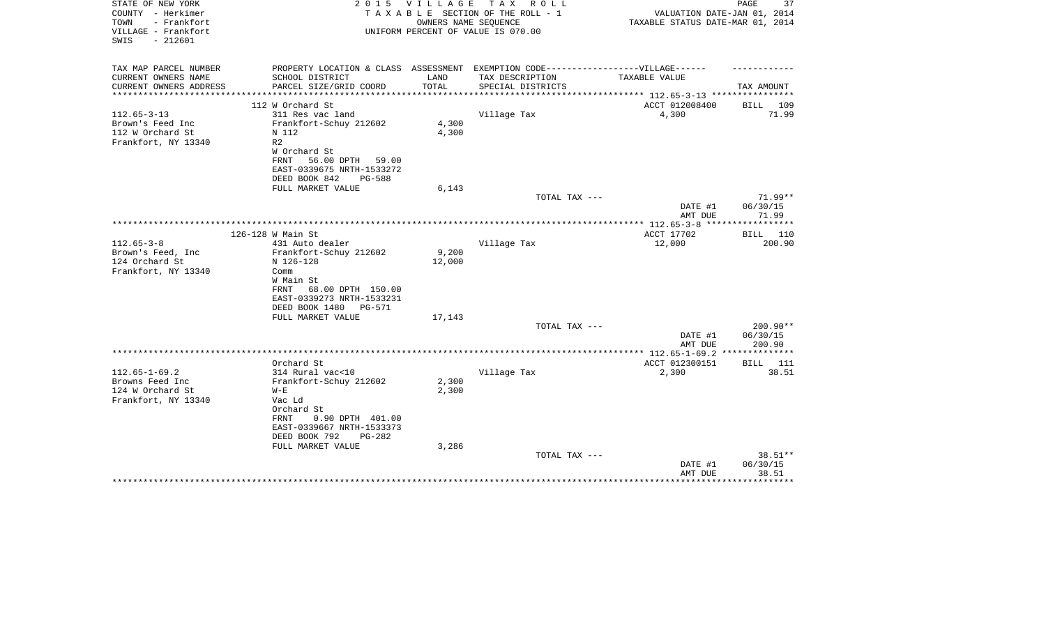STATE OF NEW YORK
COUNTY - Herkimer
TOWN - Frankfort
VILLAGE - Frankfort
SWIS - 212601

2 0 1 5 V I L L A G E T A X R O L L
T A X A B L E SECTION OF THE ROLL - 1
OWNERS NAME SEQUENCE
UNIFORM PERCENT OF VALUE IS 070.00

VALUATION DATE-JAN 01, 2014
TAXABLE STATUS DATE-MAR 01, 2014

| TAX MAP PARCEL NUMBER / CURRENT OWNERS NAME / CURRENT OWNERS ADDRESS | PROPERTY LOCATION & CLASS / SCHOOL DISTRICT / PARCEL SIZE/GRID COORD | ASSESSMENT LAND / TOTAL | EXEMPTION CODE-----VILLAGE------ TAX DESCRIPTION / SPECIAL DISTRICTS | TAXABLE VALUE | TAX AMOUNT |
|---|---|---|---|---|---|
| 112.65-3-13 | 112 W Orchard St | | | ACCT 012008400 | BILL 109 |
| Brown's Feed Inc | 311 Res vac land | | Village Tax | 4,300 | 71.99 |
| 112 W Orchard St | Frankfort-Schuy 212602 | 4,300 | | | |
| Frankfort, NY 13340 | N 112 | 4,300 | | | |
| | R2 | | | | |
| | W Orchard St | | | | |
| | FRNT 56.00 DPTH 59.00 | | | | |
| | EAST-0339675 NRTH-1533272 | | | | |
| | DEED BOOK 842 PG-588 | | | | |
| | FULL MARKET VALUE | 6,143 | | | |
| | | | TOTAL TAX --- | | 71.99** |
| | | | | DATE #1 | 06/30/15 |
| | | | | AMT DUE | 71.99 |
| 112.65-3-8 | 126-128 W Main St | | | ACCT 17702 | BILL 110 |
| Brown's Feed, Inc | 431 Auto dealer | | Village Tax | 12,000 | 200.90 |
| 124 Orchard St | Frankfort-Schuy 212602 | 9,200 | | | |
| Frankfort, NY 13340 | N 126-128 | 12,000 | | | |
| | Comm | | | | |
| | W Main St | | | | |
| | FRNT 68.00 DPTH 150.00 | | | | |
| | EAST-0339273 NRTH-1533231 | | | | |
| | DEED BOOK 1480 PG-571 | | | | |
| | FULL MARKET VALUE | 17,143 | | | |
| | | | TOTAL TAX --- | | 200.90** |
| | | | | DATE #1 | 06/30/15 |
| | | | | AMT DUE | 200.90 |
| 112.65-1-69.2 | Orchard St | | | ACCT 012300151 | BILL 111 |
| Browns Feed Inc | 314 Rural vac<10 | | Village Tax | 2,300 | 38.51 |
| 124 W Orchard St | Frankfort-Schuy 212602 | 2,300 | | | |
| Frankfort, NY 13340 | W-E | 2,300 | | | |
| | Vac Ld | | | | |
| | Orchard St | | | | |
| | FRNT 0.90 DPTH 401.00 | | | | |
| | EAST-0339667 NRTH-1533373 | | | | |
| | DEED BOOK 792 PG-282 | | | | |
| | FULL MARKET VALUE | 3,286 | | | |
| | | | TOTAL TAX --- | | 38.51** |
| | | | | DATE #1 | 06/30/15 |
| | | | | AMT DUE | 38.51 |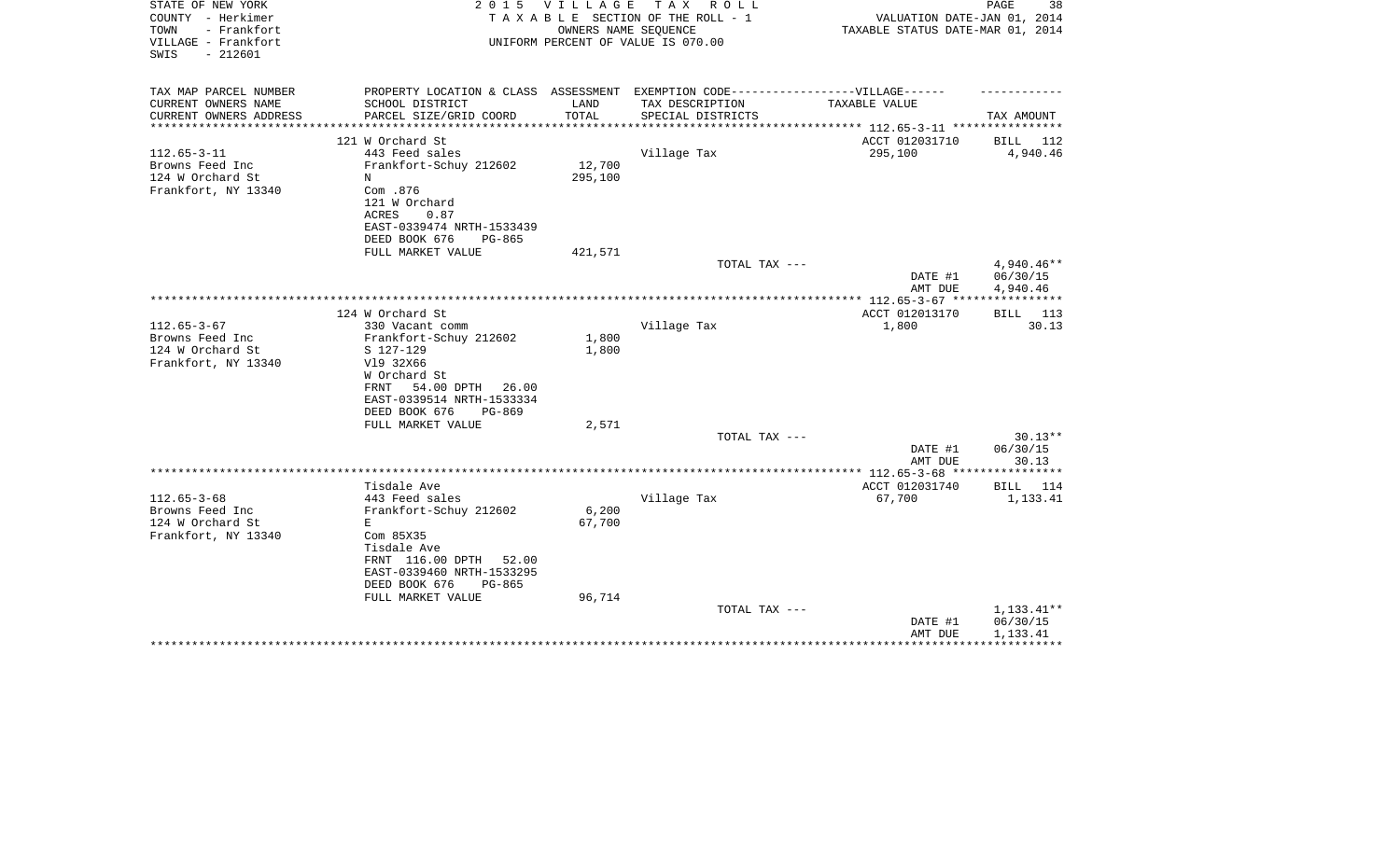STATE OF NEW YORK | COUNTY - Herkimer | TOWN - Frankfort | VILLAGE - Frankfort | SWIS - 212601

**2 0 1 5 V I L L A G E T A X R O L L**
T A X A B L E SECTION OF THE ROLL - 1
OWNERS NAME SEQUENCE
UNIFORM PERCENT OF VALUE IS 070.00

VALUATION DATE-JAN 01, 2014
TAXABLE STATUS DATE-MAR 01, 2014

| TAX MAP PARCEL NUMBER / CURRENT OWNERS NAME / CURRENT OWNERS ADDRESS | PROPERTY LOCATION & CLASS / SCHOOL DISTRICT / PARCEL SIZE/GRID COORD | ASSESSMENT LAND / TOTAL | EXEMPTION CODE / TAX DESCRIPTION / SPECIAL DISTRICTS | VILLAGE TAXABLE VALUE | TAX AMOUNT |
|---|---|---|---|---|---|
| **112.65-3-11** | 121 W Orchard St | | | ACCT 012031710 | BILL 112 |
| Browns Feed Inc | 443 Feed sales | | Village Tax | 295,100 | 4,940.46 |
| 124 W Orchard St | Frankfort-Schuy 212602 | 12,700 | | | |
| Frankfort, NY 13340 | N | 295,100 | | | |
| | Com .876 | | | | |
| | 121 W Orchard | | | | |
| | ACRES 0.87 | | | | |
| | EAST-0339474 NRTH-1533439 | | | | |
| | DEED BOOK 676 PG-865 | | | | |
| | FULL MARKET VALUE | 421,571 | | | |
| | | | TOTAL TAX --- | | 4,940.46** |
| | | | | DATE #1 | 06/30/15 |
| | | | | AMT DUE | 4,940.46 |
| **112.65-3-67** | 124 W Orchard St | | | ACCT 012013170 | BILL 113 |
| Browns Feed Inc | 330 Vacant comm | | Village Tax | 1,800 | 30.13 |
| 124 W Orchard St | Frankfort-Schuy 212602 | 1,800 | | | |
| Frankfort, NY 13340 | S 127-129 | 1,800 | | | |
| | Vl9 32X66 | | | | |
| | W Orchard St | | | | |
| | FRNT 54.00 DPTH 26.00 | | | | |
| | EAST-0339514 NRTH-1533334 | | | | |
| | DEED BOOK 676 PG-869 | | | | |
| | FULL MARKET VALUE | 2,571 | | | |
| | | | TOTAL TAX --- | | 30.13** |
| | | | | DATE #1 | 06/30/15 |
| | | | | AMT DUE | 30.13 |
| **112.65-3-68** | Tisdale Ave | | | ACCT 012031740 | BILL 114 |
| Browns Feed Inc | 443 Feed sales | | Village Tax | 67,700 | 1,133.41 |
| 124 W Orchard St | Frankfort-Schuy 212602 | 6,200 | | | |
| Frankfort, NY 13340 | E | 67,700 | | | |
| | Com 85X35 | | | | |
| | Tisdale Ave | | | | |
| | FRNT 116.00 DPTH 52.00 | | | | |
| | EAST-0339460 NRTH-1533295 | | | | |
| | DEED BOOK 676 PG-865 | | | | |
| | FULL MARKET VALUE | 96,714 | | | |
| | | | TOTAL TAX --- | | 1,133.41** |
| | | | | DATE #1 | 06/30/15 |
| | | | | AMT DUE | 1,133.41 |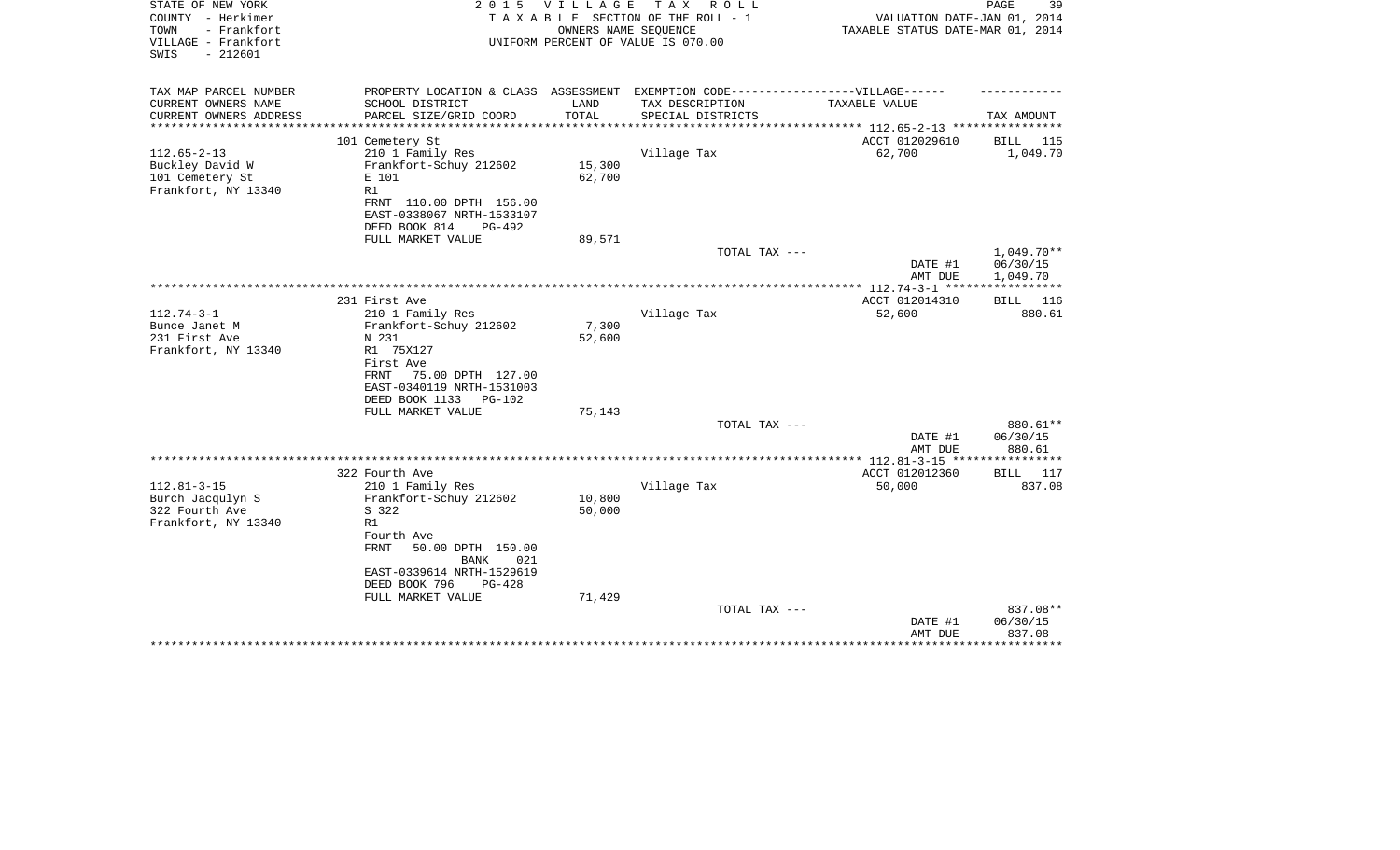STATE OF NEW YORK
COUNTY - Herkimer
TOWN - Frankfort
VILLAGE - Frankfort
SWIS - 212601

2 0 1 5 V I L L A G E T A X R O L L
T A X A B L E SECTION OF THE ROLL - 1
OWNERS NAME SEQUENCE
UNIFORM PERCENT OF VALUE IS 070.00

VALUATION DATE-JAN 01, 2014
TAXABLE STATUS DATE-MAR 01, 2014

| TAX MAP PARCEL NUMBER<br>CURRENT OWNERS NAME<br>CURRENT OWNERS ADDRESS | PROPERTY LOCATION & CLASS<br>SCHOOL DISTRICT<br>PARCEL SIZE/GRID COORD | ASSESSMENT<br>LAND<br>TOTAL | EXEMPTION CODE------VILLAGE------<br>TAX DESCRIPTION<br>SPECIAL DISTRICTS | TAXABLE VALUE | TAX AMOUNT |
|---|---|---|---|---|---|
| | 101 Cemetery St | | | ACCT 012029610 | BILL 115 |
| 112.65-2-13 | 210 1 Family Res | | Village Tax | 62,700 | 1,049.70 |
| Buckley David W | Frankfort-Schuy 212602 | 15,300 | | | |
| 101 Cemetery St | E 101 | 62,700 | | | |
| Frankfort, NY 13340 | R1 | | | | |
| | FRNT 110.00 DPTH 156.00 | | | | |
| | EAST-0338067 NRTH-1533107 | | | | |
| | DEED BOOK 814 PG-492 | | | | |
| | FULL MARKET VALUE | 89,571 | | | |
| | | | TOTAL TAX --- | | 1,049.70** |
| | | | | DATE #1 | 06/30/15 |
| | | | | AMT DUE | 1,049.70 |
| | 231 First Ave | | | ACCT 012014310 | BILL 116 |
| 112.74-3-1 | 210 1 Family Res | | Village Tax | 52,600 | 880.61 |
| Bunce Janet M | Frankfort-Schuy 212602 | 7,300 | | | |
| 231 First Ave | N 231 | 52,600 | | | |
| Frankfort, NY 13340 | R1 75X127 | | | | |
| | First Ave | | | | |
| | FRNT 75.00 DPTH 127.00 | | | | |
| | EAST-0340119 NRTH-1531003 | | | | |
| | DEED BOOK 1133 PG-102 | | | | |
| | FULL MARKET VALUE | 75,143 | | | |
| | | | TOTAL TAX --- | | 880.61** |
| | | | | DATE #1 | 06/30/15 |
| | | | | AMT DUE | 880.61 |
| | 322 Fourth Ave | | | ACCT 012012360 | BILL 117 |
| 112.81-3-15 | 210 1 Family Res | | Village Tax | 50,000 | 837.08 |
| Burch Jacqulyn S | Frankfort-Schuy 212602 | 10,800 | | | |
| 322 Fourth Ave | S 322 | 50,000 | | | |
| Frankfort, NY 13340 | R1 | | | | |
| | Fourth Ave | | | | |
| | FRNT 50.00 DPTH 150.00 | | | | |
| | BANK 021 | | | | |
| | EAST-0339614 NRTH-1529619 | | | | |
| | DEED BOOK 796 PG-428 | | | | |
| | FULL MARKET VALUE | 71,429 | | | |
| | | | TOTAL TAX --- | | 837.08** |
| | | | | DATE #1 | 06/30/15 |
| | | | | AMT DUE | 837.08 |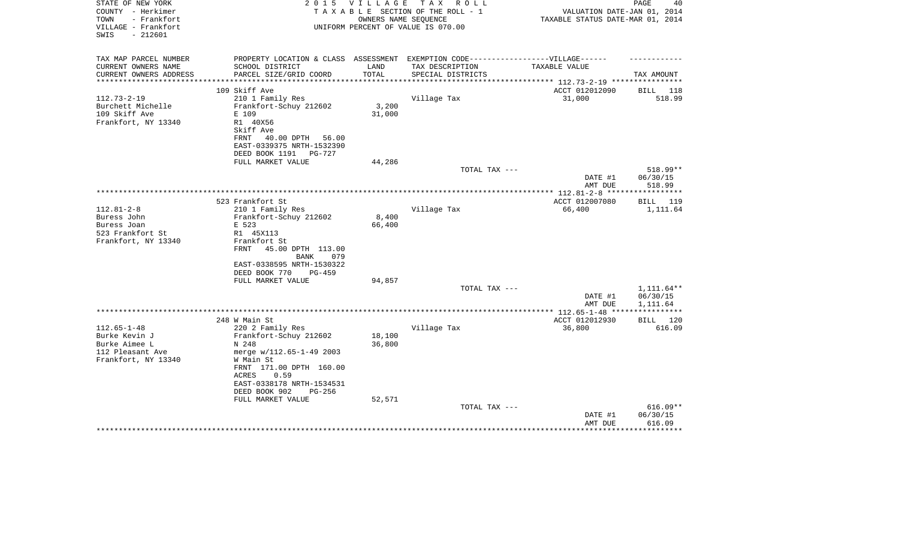STATE OF NEW YORK
COUNTY - Herkimer
TOWN - Frankfort
VILLAGE - Frankfort
SWIS - 212601

2015 VILLAGE TAX ROLL
TAXABLE SECTION OF THE ROLL - 1
OWNERS NAME SEQUENCE
UNIFORM PERCENT OF VALUE IS 070.00

VALUATION DATE-JAN 01, 2014
TAXABLE STATUS DATE-MAR 01, 2014

| TAX MAP PARCEL NUMBER / CURRENT OWNERS NAME / CURRENT OWNERS ADDRESS | PROPERTY LOCATION & CLASS / SCHOOL DISTRICT / PARCEL SIZE/GRID COORD | ASSESSMENT LAND / TOTAL | EXEMPTION CODE / TAX DESCRIPTION / SPECIAL DISTRICTS | TAXABLE VALUE | TAX AMOUNT |
|---|---|---|---|---|---|
| | 109 Skiff Ave | | | ACCT 012012090 | BILL 118 |
| 112.73-2-19 | 210 1 Family Res | | Village Tax | 31,000 | 518.99 |
| Burchett Michelle | Frankfort-Schuy 212602 | 3,200 | | | |
| 109 Skiff Ave | E 109 | 31,000 | | | |
| Frankfort, NY 13340 | R1 40X56 | | | | |
| | Skiff Ave | | | | |
| | FRNT 40.00 DPTH 56.00 | | | | |
| | EAST-0339375 NRTH-1532390 | | | | |
| | DEED BOOK 1191 PG-727 | | | | |
| | FULL MARKET VALUE | 44,286 | | | |
| | | | TOTAL TAX --- | | 518.99** |
| | | | | DATE #1 | 06/30/15 |
| | | | | AMT DUE | 518.99 |
| | 523 Frankfort St | | | ACCT 012007080 | BILL 119 |
| 112.81-2-8 | 210 1 Family Res | | Village Tax | 66,400 | 1,111.64 |
| Buress John | Frankfort-Schuy 212602 | 8,400 | | | |
| Buress Joan | E 523 | 66,400 | | | |
| 523 Frankfort St | R1 45X113 | | | | |
| Frankfort, NY 13340 | Frankfort St | | | | |
| | FRNT 45.00 DPTH 113.00 | | | | |
| | BANK 079 | | | | |
| | EAST-0338595 NRTH-1530322 | | | | |
| | DEED BOOK 770 PG-459 | | | | |
| | FULL MARKET VALUE | 94,857 | | | |
| | | | TOTAL TAX --- | | 1,111.64** |
| | | | | DATE #1 | 06/30/15 |
| | | | | AMT DUE | 1,111.64 |
| | 248 W Main St | | | ACCT 012012930 | BILL 120 |
| 112.65-1-48 | 220 2 Family Res | | Village Tax | 36,800 | 616.09 |
| Burke Kevin J | Frankfort-Schuy 212602 | 18,100 | | | |
| Burke Aimee L | N 248 | 36,800 | | | |
| 112 Pleasant Ave | merge w/112.65-1-49 2003 | | | | |
| Frankfort, NY 13340 | W Main St | | | | |
| | FRNT 171.00 DPTH 160.00 | | | | |
| | ACRES 0.59 | | | | |
| | EAST-0338178 NRTH-1534531 | | | | |
| | DEED BOOK 902 PG-256 | | | | |
| | FULL MARKET VALUE | 52,571 | | | |
| | | | TOTAL TAX --- | | 616.09** |
| | | | | DATE #1 | 06/30/15 |
| | | | | AMT DUE | 616.09 |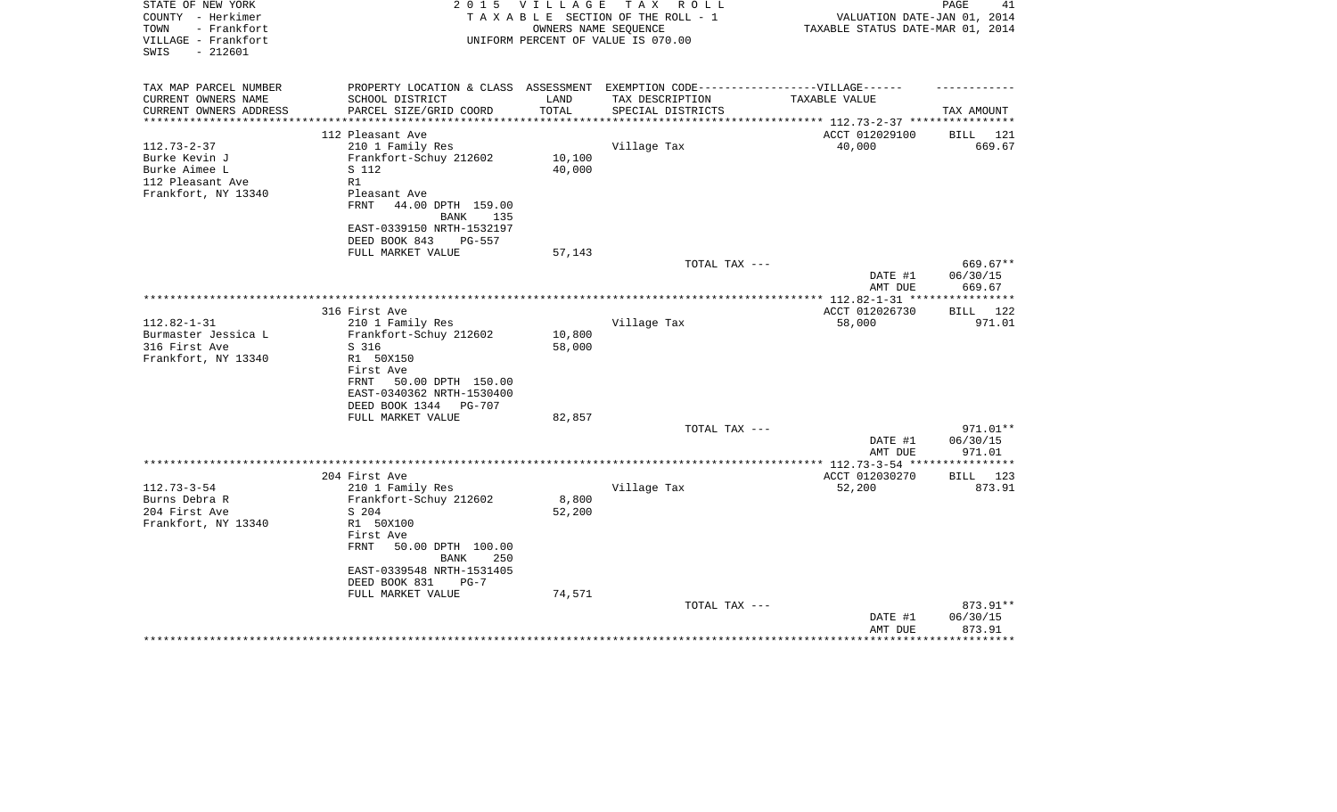STATE OF NEW YORK
COUNTY - Herkimer
TOWN - Frankfort
VILLAGE - Frankfort
SWIS - 212601

**2015 VILLAGE TAX ROLL**
TAXABLE SECTION OF THE ROLL - 1
OWNERS NAME SEQUENCE
UNIFORM PERCENT OF VALUE IS 070.00

VALUATION DATE-JAN 01, 2014
TAXABLE STATUS DATE-MAR 01, 2014

| TAX MAP PARCEL NUMBER / CURRENT OWNERS NAME / CURRENT OWNERS ADDRESS | PROPERTY LOCATION & CLASS / SCHOOL DISTRICT / PARCEL SIZE/GRID COORD | ASSESSMENT LAND / TOTAL | EXEMPTION CODE / TAX DESCRIPTION / SPECIAL DISTRICTS | VILLAGE TAXABLE VALUE | TAX AMOUNT |
|---|---|---|---|---|---|
| 112.73-2-37 | 112 Pleasant Ave | | | ACCT 012029100 | BILL 121 |
| Burke Kevin J | 210 1 Family Res | | Village Tax | 40,000 | 669.67 |
| Burke Aimee L | Frankfort-Schuy 212602 | 10,100 | | | |
| 112 Pleasant Ave | S 112 | 40,000 | | | |
| Frankfort, NY 13340 | R1 | | | | |
| | Pleasant Ave | | | | |
| | FRNT 44.00 DPTH 159.00 | | | | |
| | BANK 135 | | | | |
| | EAST-0339150 NRTH-1532197 | | | | |
| | DEED BOOK 843 PG-557 | | | | |
| | FULL MARKET VALUE | 57,143 | | | |
| | | | TOTAL TAX --- | | 669.67** |
| | | | | DATE #1 | 06/30/15 |
| | | | | AMT DUE | 669.67 |
| 112.82-1-31 | 316 First Ave | | | ACCT 012026730 | BILL 122 |
| Burmaster Jessica L | 210 1 Family Res | | Village Tax | 58,000 | 971.01 |
| 316 First Ave | Frankfort-Schuy 212602 | 10,800 | | | |
| Frankfort, NY 13340 | S 316 | 58,000 | | | |
| | R1 50X150 | | | | |
| | First Ave | | | | |
| | FRNT 50.00 DPTH 150.00 | | | | |
| | EAST-0340362 NRTH-1530400 | | | | |
| | DEED BOOK 1344 PG-707 | | | | |
| | FULL MARKET VALUE | 82,857 | | | |
| | | | TOTAL TAX --- | | 971.01** |
| | | | | DATE #1 | 06/30/15 |
| | | | | AMT DUE | 971.01 |
| 112.73-3-54 | 204 First Ave | | | ACCT 012030270 | BILL 123 |
| Burns Debra R | 210 1 Family Res | | Village Tax | 52,200 | 873.91 |
| 204 First Ave | Frankfort-Schuy 212602 | 8,800 | | | |
| Frankfort, NY 13340 | S 204 | 52,200 | | | |
| | R1 50X100 | | | | |
| | First Ave | | | | |
| | FRNT 50.00 DPTH 100.00 | | | | |
| | BANK 250 | | | | |
| | EAST-0339548 NRTH-1531405 | | | | |
| | DEED BOOK 831 PG-7 | | | | |
| | FULL MARKET VALUE | 74,571 | | | |
| | | | TOTAL TAX --- | | 873.91** |
| | | | | DATE #1 | 06/30/15 |
| | | | | AMT DUE | 873.91 |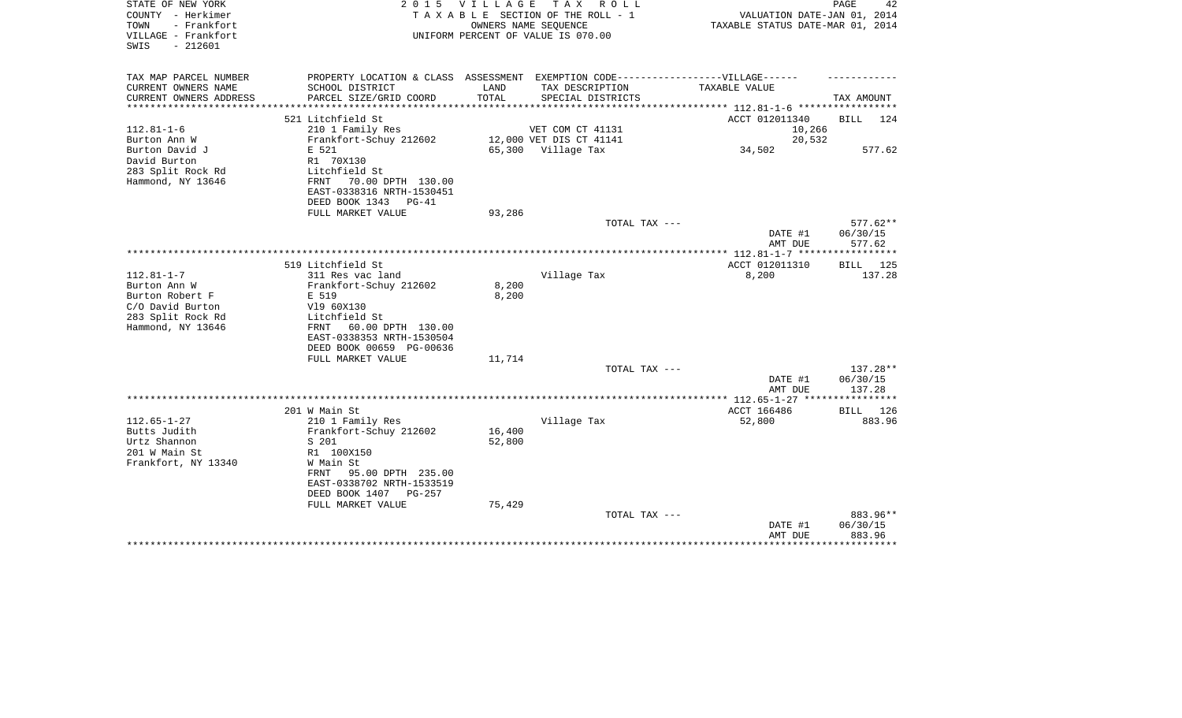STATE OF NEW YORK
COUNTY - Herkimer
TOWN - Frankfort
VILLAGE - Frankfort
SWIS - 212601

2 0 1 5 V I L L A G E T A X R O L L
T A X A B L E SECTION OF THE ROLL - 1
OWNERS NAME SEQUENCE
UNIFORM PERCENT OF VALUE IS 070.00

VALUATION DATE-JAN 01, 2014
TAXABLE STATUS DATE-MAR 01, 2014

| TAX MAP PARCEL NUMBER<br>CURRENT OWNERS NAME<br>CURRENT OWNERS ADDRESS | PROPERTY LOCATION & CLASS<br>SCHOOL DISTRICT<br>PARCEL SIZE/GRID COORD | ASSESSMENT<br>LAND<br>TOTAL | EXEMPTION CODE-----VILLAGE------<br>TAX DESCRIPTION<br>SPECIAL DISTRICTS | TAXABLE VALUE | TAX AMOUNT |
|---|---|---|---|---|---|
| | 521 Litchfield St | | | ACCT 012011340 | BILL 124 |
| 112.81-1-6 | 210 1 Family Res | | VET COM CT 41131 | 10,266 | |
| Burton Ann W | Frankfort-Schuy 212602 | 12,000 | VET DIS CT 41141 | 20,532 | |
| Burton David J | E 521 | 65,300 | Village Tax | 34,502 | 577.62 |
| David Burton | R1 70X130 | | | | |
| 283 Split Rock Rd | Litchfield St | | | | |
| Hammond, NY 13646 | FRNT 70.00 DPTH 130.00 | | | | |
| | EAST-0338316 NRTH-1530451 | | | | |
| | DEED BOOK 1343 PG-41 | | | | |
| | FULL MARKET VALUE | 93,286 | | | |
| | | | TOTAL TAX --- | | 577.62** |
| | | | | DATE #1 | 06/30/15 |
| | | | | AMT DUE | 577.62 |
| | 519 Litchfield St | | | ACCT 012011310 | BILL 125 |
| 112.81-1-7 | 311 Res vac land | | Village Tax | 8,200 | 137.28 |
| Burton Ann W | Frankfort-Schuy 212602 | 8,200 | | | |
| Burton Robert F | E 519 | 8,200 | | | |
| C/O David Burton | Vl9 60X130 | | | | |
| 283 Split Rock Rd | Litchfield St | | | | |
| Hammond, NY 13646 | FRNT 60.00 DPTH 130.00 | | | | |
| | EAST-0338353 NRTH-1530504 | | | | |
| | DEED BOOK 00659 PG-00636 | | | | |
| | FULL MARKET VALUE | 11,714 | | | |
| | | | TOTAL TAX --- | | 137.28** |
| | | | | DATE #1 | 06/30/15 |
| | | | | AMT DUE | 137.28 |
| | 201 W Main St | | | ACCT 166486 | BILL 126 |
| 112.65-1-27 | 210 1 Family Res | | Village Tax | 52,800 | 883.96 |
| Butts Judith | Frankfort-Schuy 212602 | 16,400 | | | |
| Urtz Shannon | S 201 | 52,800 | | | |
| 201 W Main St | R1 100X150 | | | | |
| Frankfort, NY 13340 | W Main St | | | | |
| | FRNT 95.00 DPTH 235.00 | | | | |
| | EAST-0338702 NRTH-1533519 | | | | |
| | DEED BOOK 1407 PG-257 | | | | |
| | FULL MARKET VALUE | 75,429 | | | |
| | | | TOTAL TAX --- | | 883.96** |
| | | | | DATE #1 | 06/30/15 |
| | | | | AMT DUE | 883.96 |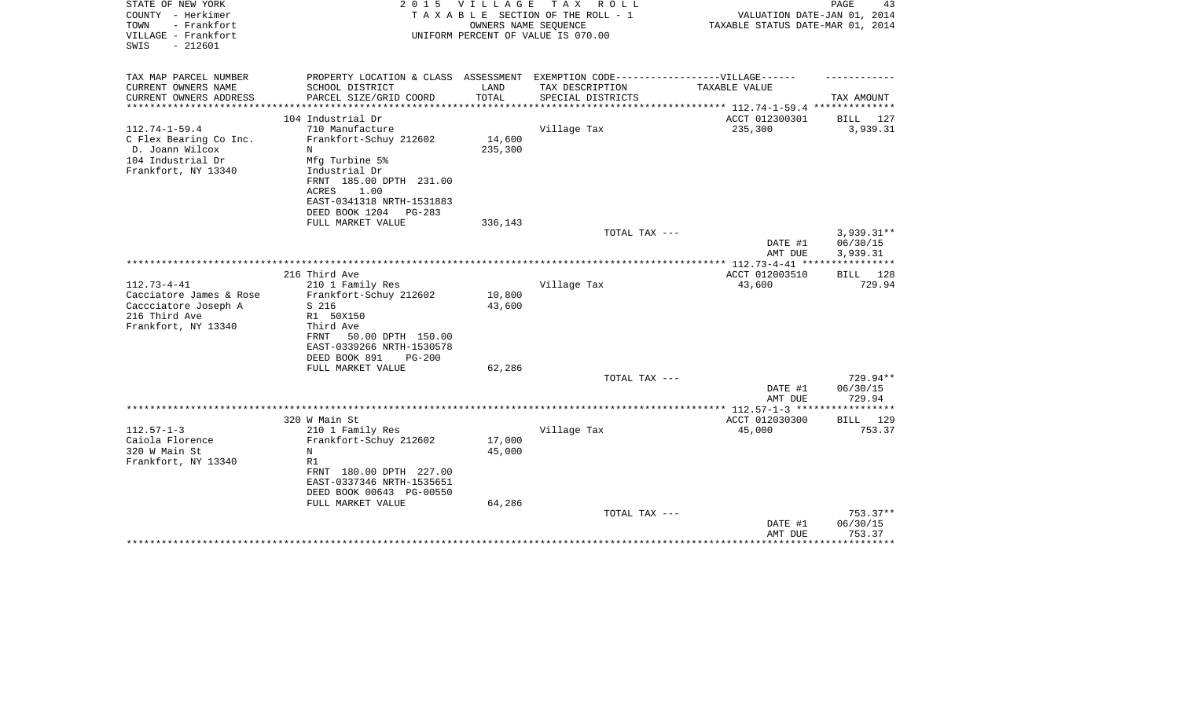STATE OF NEW YORK
COUNTY - Herkimer
TOWN - Frankfort
VILLAGE - Frankfort
SWIS - 212601

2015 VILLAGE TAX ROLL
TAXABLE SECTION OF THE ROLL - 1
OWNERS NAME SEQUENCE
UNIFORM PERCENT OF VALUE IS 070.00

VALUATION DATE-JAN 01, 2014
TAXABLE STATUS DATE-MAR 01, 2014

| TAX MAP PARCEL NUMBER / CURRENT OWNERS NAME / CURRENT OWNERS ADDRESS | PROPERTY LOCATION & CLASS / SCHOOL DISTRICT / PARCEL SIZE/GRID COORD | ASSESSMENT LAND / TOTAL | EXEMPTION CODE-----VILLAGE------ TAX DESCRIPTION / SPECIAL DISTRICTS | TAXABLE VALUE | TAX AMOUNT |
|---|---|---|---|---|---|
| | 104 Industrial Dr | | | ACCT 012300301 | BILL 127 |
| 112.74-1-59.4 | 710 Manufacture | | Village Tax | 235,300 | 3,939.31 |
| C Flex Bearing Co Inc. | Frankfort-Schuy 212602 | 14,600 | | | |
| D. Joann Wilcox | N | 235,300 | | | |
| 104 Industrial Dr | Mfg Turbine 5% | | | | |
| Frankfort, NY 13340 | Industrial Dr | | | | |
| | FRNT 185.00 DPTH 231.00 | | | | |
| | ACRES 1.00 | | | | |
| | EAST-0341318 NRTH-1531883 | | | | |
| | DEED BOOK 1204 PG-283 | | | | |
| | FULL MARKET VALUE | 336,143 | | | |
| | | | TOTAL TAX --- | | 3,939.31** |
| | | | | DATE #1 | 06/30/15 |
| | | | | AMT DUE | 3,939.31 |
| | 216 Third Ave | | | ACCT 012003510 | BILL 128 |
| 112.73-4-41 | 210 1 Family Res | | Village Tax | 43,600 | 729.94 |
| Cacciatore James & Rose | Frankfort-Schuy 212602 | 10,800 | | | |
| Caccciatore Joseph A | S 216 | 43,600 | | | |
| 216 Third Ave | R1 50X150 | | | | |
| Frankfort, NY 13340 | Third Ave | | | | |
| | FRNT 50.00 DPTH 150.00 | | | | |
| | EAST-0339266 NRTH-1530578 | | | | |
| | DEED BOOK 891 PG-200 | | | | |
| | FULL MARKET VALUE | 62,286 | | | |
| | | | TOTAL TAX --- | | 729.94** |
| | | | | DATE #1 | 06/30/15 |
| | | | | AMT DUE | 729.94 |
| | 320 W Main St | | | ACCT 012030300 | BILL 129 |
| 112.57-1-3 | 210 1 Family Res | | Village Tax | 45,000 | 753.37 |
| Caiola Florence | Frankfort-Schuy 212602 | 17,000 | | | |
| 320 W Main St | N | 45,000 | | | |
| Frankfort, NY 13340 | R1 | | | | |
| | FRNT 180.00 DPTH 227.00 | | | | |
| | EAST-0337346 NRTH-1535651 | | | | |
| | DEED BOOK 00643 PG-00550 | | | | |
| | FULL MARKET VALUE | 64,286 | | | |
| | | | TOTAL TAX --- | | 753.37** |
| | | | | DATE #1 | 06/30/15 |
| | | | | AMT DUE | 753.37 |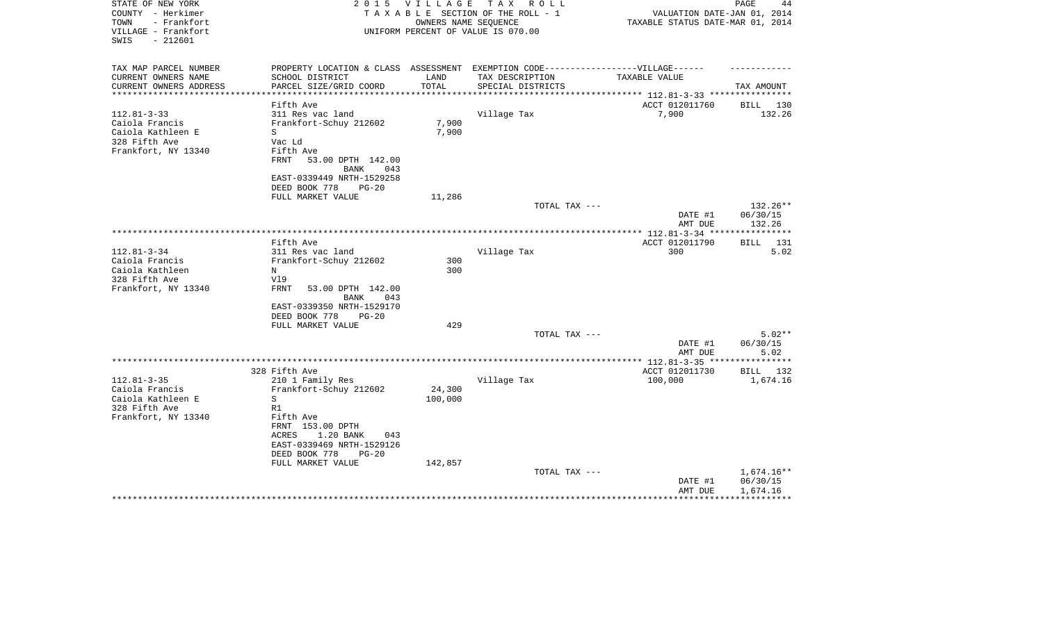STATE OF NEW YORK
COUNTY - Herkimer
TOWN - Frankfort
VILLAGE - Frankfort
SWIS - 212601

2015 VILLAGE TAX ROLL
TAXABLE SECTION OF THE ROLL - 1
OWNERS NAME SEQUENCE
UNIFORM PERCENT OF VALUE IS 070.00

VALUATION DATE-JAN 01, 2014
TAXABLE STATUS DATE-MAR 01, 2014

| TAX MAP PARCEL NUMBER<br>CURRENT OWNERS NAME<br>CURRENT OWNERS ADDRESS | PROPERTY LOCATION & CLASS<br>SCHOOL DISTRICT<br>PARCEL SIZE/GRID COORD | ASSESSMENT<br>LAND<br>TOTAL | EXEMPTION CODE------VILLAGE------<br>TAX DESCRIPTION<br>SPECIAL DISTRICTS | TAXABLE VALUE | TAX AMOUNT |
|---|---|---|---|---|---|
| | Fifth Ave | | | ACCT 012011760 | BILL 130 |
| 112.81-3-33 | 311 Res vac land | | Village Tax | 7,900 | 132.26 |
| Caiola Francis | Frankfort-Schuy 212602 | 7,900 | | | |
| Caiola Kathleen E | S | 7,900 | | | |
| 328 Fifth Ave | Vac Ld | | | | |
| Frankfort, NY 13340 | Fifth Ave | | | | |
| | FRNT 53.00 DPTH 142.00 | | | | |
| | BANK 043 | | | | |
| | EAST-0339449 NRTH-1529258 | | | | |
| | DEED BOOK 778 PG-20 | | | | |
| | FULL MARKET VALUE | 11,286 | | | |
| | | | TOTAL TAX --- | | 132.26** |
| | | | | DATE #1 | 06/30/15 |
| | | | | AMT DUE | 132.26 |
| | Fifth Ave | | | ACCT 012011790 | BILL 131 |
| 112.81-3-34 | 311 Res vac land | | Village Tax | 300 | 5.02 |
| Caiola Francis | Frankfort-Schuy 212602 | 300 | | | |
| Caiola Kathleen | N | 300 | | | |
| 328 Fifth Ave | Vl9 | | | | |
| Frankfort, NY 13340 | FRNT 53.00 DPTH 142.00 | | | | |
| | BANK 043 | | | | |
| | EAST-0339350 NRTH-1529170 | | | | |
| | DEED BOOK 778 PG-20 | | | | |
| | FULL MARKET VALUE | 429 | | | |
| | | | TOTAL TAX --- | | 5.02** |
| | | | | DATE #1 | 06/30/15 |
| | | | | AMT DUE | 5.02 |
| | 328 Fifth Ave | | | ACCT 012011730 | BILL 132 |
| 112.81-3-35 | 210 1 Family Res | | Village Tax | 100,000 | 1,674.16 |
| Caiola Francis | Frankfort-Schuy 212602 | 24,300 | | | |
| Caiola Kathleen E | S | 100,000 | | | |
| 328 Fifth Ave | R1 | | | | |
| Frankfort, NY 13340 | Fifth Ave | | | | |
| | FRNT 153.00 DPTH | | | | |
| | ACRES 1.20 BANK 043 | | | | |
| | EAST-0339469 NRTH-1529126 | | | | |
| | DEED BOOK 778 PG-20 | | | | |
| | FULL MARKET VALUE | 142,857 | | | |
| | | | TOTAL TAX --- | | 1,674.16** |
| | | | | DATE #1 | 06/30/15 |
| | | | | AMT DUE | 1,674.16 |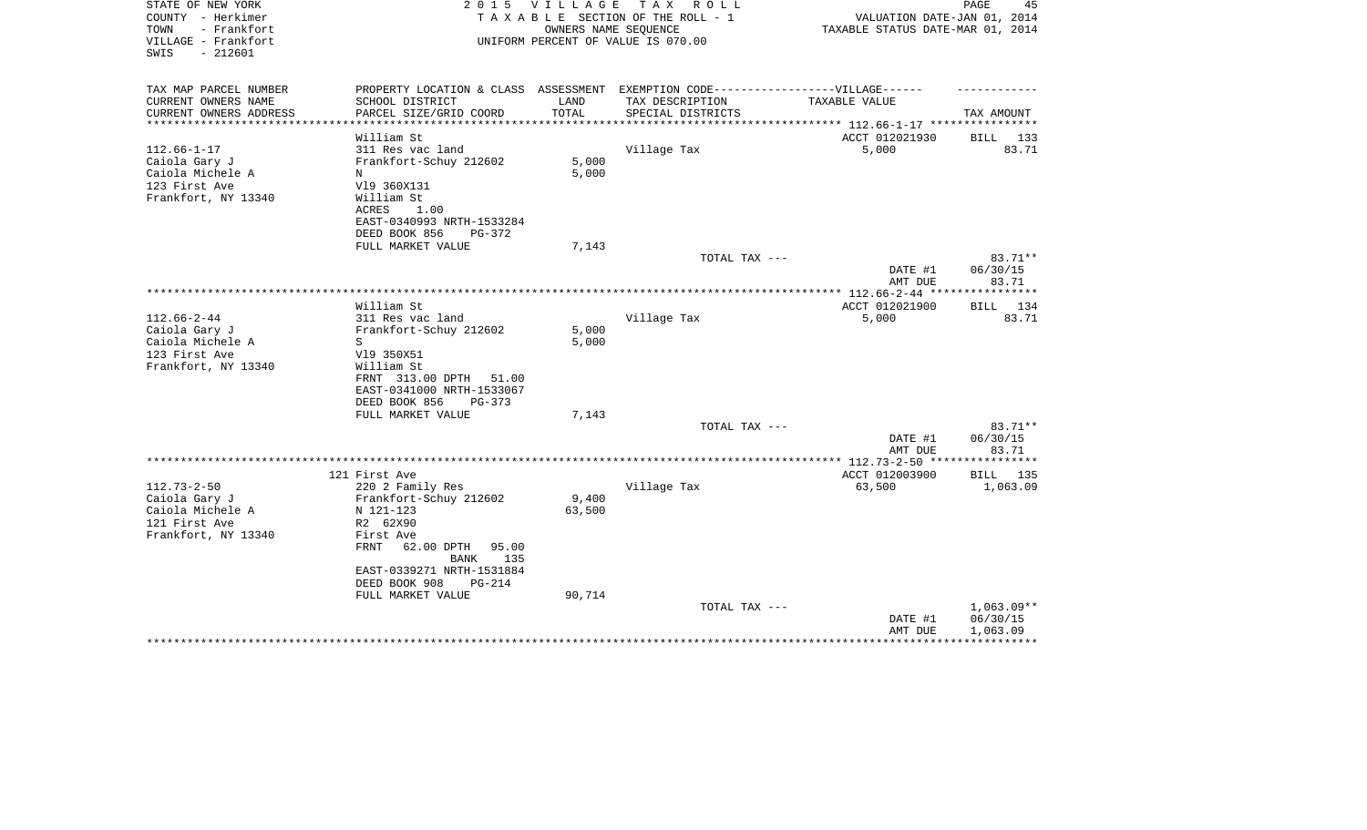STATE OF NEW YORK
COUNTY - Herkimer
TOWN - Frankfort
VILLAGE - Frankfort
SWIS - 212601

2 0 1 5 V I L L A G E T A X R O L L
T A X A B L E SECTION OF THE ROLL - 1
OWNERS NAME SEQUENCE
UNIFORM PERCENT OF VALUE IS 070.00

VALUATION DATE-JAN 01, 2014
TAXABLE STATUS DATE-MAR 01, 2014

| TAX MAP PARCEL NUMBER / CURRENT OWNERS NAME / CURRENT OWNERS ADDRESS | PROPERTY LOCATION & CLASS / SCHOOL DISTRICT / PARCEL SIZE/GRID COORD | ASSESSMENT LAND | TOTAL | EXEMPTION CODE / TAX DESCRIPTION / SPECIAL DISTRICTS | TAXABLE VALUE | TAX AMOUNT |
|---|---|---|---|---|---|---|
| 112.66-1-17 | William St | | | | ACCT 012021930 | BILL 133 |
| Caiola Gary J | 311 Res vac land | | | Village Tax | 5,000 | 83.71 |
| Caiola Michele A | Frankfort-Schuy 212602 | 5,000 | 5,000 | | | |
| 123 First Ave | N | | | | | |
| Frankfort, NY 13340 | Vl9 360X131 | | | | | |
| | William St | | | | | |
| | ACRES 1.00 | | | | | |
| | EAST-0340993 NRTH-1533284 | | | | | |
| | DEED BOOK 856 PG-372 | | | | | |
| | FULL MARKET VALUE | | 7,143 | | | |
| | | | | TOTAL TAX --- | | 83.71** |
| | | | | | DATE #1 | 06/30/15 |
| | | | | | AMT DUE | 83.71 |
| 112.66-2-44 | William St | | | | ACCT 012021900 | BILL 134 |
| Caiola Gary J | 311 Res vac land | | | Village Tax | 5,000 | 83.71 |
| Caiola Michele A | Frankfort-Schuy 212602 | 5,000 | 5,000 | | | |
| 123 First Ave | S | | | | | |
| Frankfort, NY 13340 | Vl9 350X51 | | | | | |
| | William St | | | | | |
| | FRNT 313.00 DPTH 51.00 | | | | | |
| | EAST-0341000 NRTH-1533067 | | | | | |
| | DEED BOOK 856 PG-373 | | | | | |
| | FULL MARKET VALUE | | 7,143 | | | |
| | | | | TOTAL TAX --- | | 83.71** |
| | | | | | DATE #1 | 06/30/15 |
| | | | | | AMT DUE | 83.71 |
| 112.73-2-50 | 121 First Ave | | | | ACCT 012003900 | BILL 135 |
| Caiola Gary J | 220 2 Family Res | | | Village Tax | 63,500 | 1,063.09 |
| Caiola Michele A | Frankfort-Schuy 212602 | 9,400 | 63,500 | | | |
| 121 First Ave | N 121-123 | | | | | |
| Frankfort, NY 13340 | R2 62X90 | | | | | |
| | First Ave | | | | | |
| | FRNT 62.00 DPTH 95.00 | | | | | |
| | BANK 135 | | | | | |
| | EAST-0339271 NRTH-1531884 | | | | | |
| | DEED BOOK 908 PG-214 | | | | | |
| | FULL MARKET VALUE | | 90,714 | | | |
| | | | | TOTAL TAX --- | | 1,063.09** |
| | | | | | DATE #1 | 06/30/15 |
| | | | | | AMT DUE | 1,063.09 |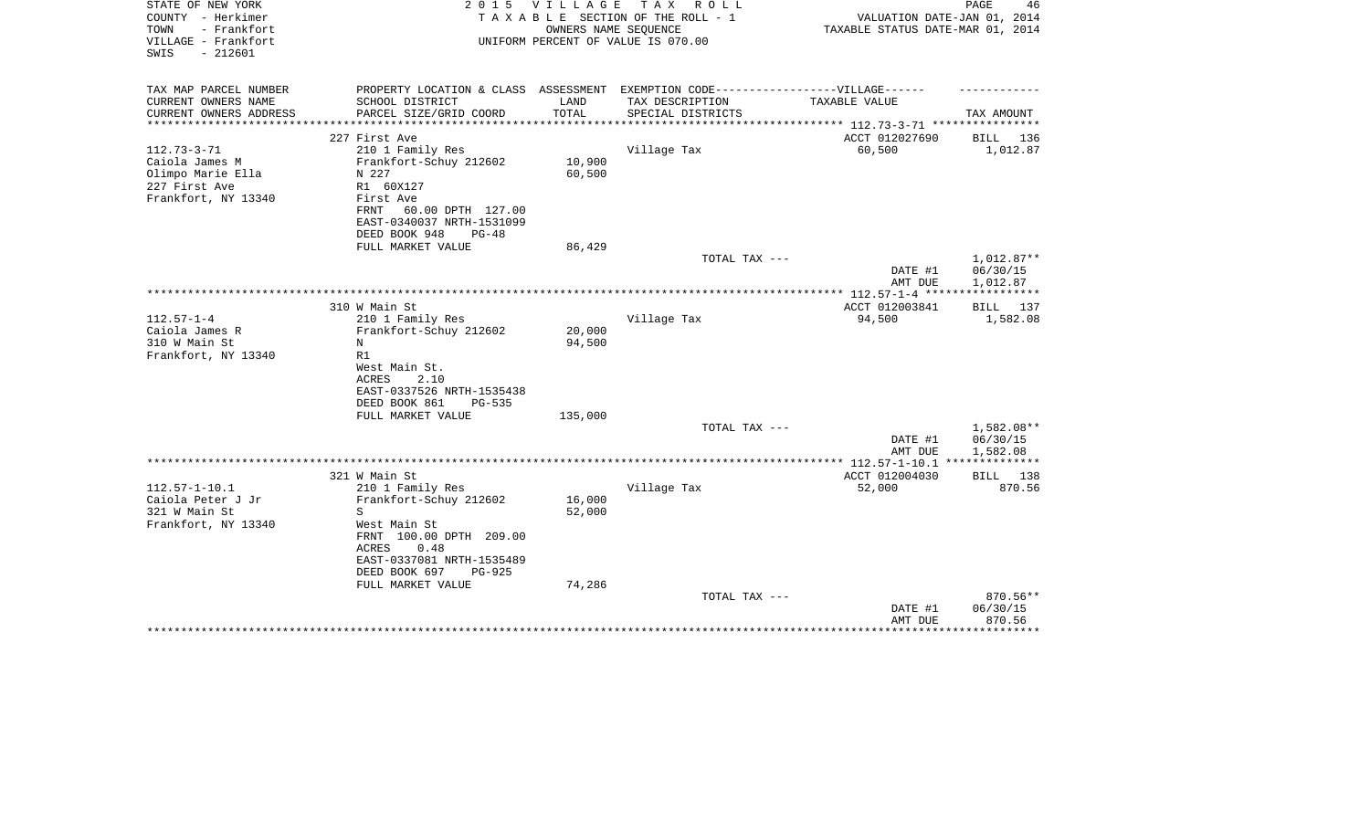STATE OF NEW YORK | 2015 VILLAGE TAX ROLL | PAGE 46
COUNTY - Herkimer | TAXABLE SECTION OF THE ROLL - 1 | VALUATION DATE-JAN 01, 2014
TOWN - Frankfort | OWNERS NAME SEQUENCE | TAXABLE STATUS DATE-MAR 01, 2014
VILLAGE - Frankfort | UNIFORM PERCENT OF VALUE IS 070.00
SWIS - 212601

| TAX MAP PARCEL NUMBER<br>CURRENT OWNERS NAME<br>CURRENT OWNERS ADDRESS | PROPERTY LOCATION & CLASS<br>SCHOOL DISTRICT<br>PARCEL SIZE/GRID COORD | ASSESSMENT<br>LAND<br>TOTAL | EXEMPTION CODE------------------VILLAGE------<br>TAX DESCRIPTION<br>SPECIAL DISTRICTS | TAXABLE VALUE | TAX AMOUNT |
|---|---|---|---|---|---|
| 112.73-3-71 | 227 First Ave | | | ACCT 012027690 | BILL 136 |
| Caiola James M | 210 1 Family Res | | Village Tax | 60,500 | 1,012.87 |
| Olimpo Marie Ella | Frankfort-Schuy 212602 | 10,900 | | | |
| 227 First Ave | N 227 | 60,500 | | | |
| Frankfort, NY 13340 | R1 60X127 | | | | |
| | First Ave | | | | |
| | FRNT 60.00 DPTH 127.00 | | | | |
| | EAST-0340037 NRTH-1531099 | | | | |
| | DEED BOOK 948 PG-48 | | | | |
| | FULL MARKET VALUE | 86,429 | | | |
| | | | TOTAL TAX --- | | 1,012.87** |
| | | | | DATE #1 | 06/30/15 |
| | | | | AMT DUE | 1,012.87 |
| 112.57-1-4 | 310 W Main St | | | ACCT 012003841 | BILL 137 |
| Caiola James R | 210 1 Family Res | | Village Tax | 94,500 | 1,582.08 |
| 310 W Main St | Frankfort-Schuy 212602 | 20,000 | | | |
| Frankfort, NY 13340 | N | 94,500 | | | |
| | R1 | | | | |
| | West Main St. | | | | |
| | ACRES 2.10 | | | | |
| | EAST-0337526 NRTH-1535438 | | | | |
| | DEED BOOK 861 PG-535 | | | | |
| | FULL MARKET VALUE | 135,000 | | | |
| | | | TOTAL TAX --- | | 1,582.08** |
| | | | | DATE #1 | 06/30/15 |
| | | | | AMT DUE | 1,582.08 |
| 112.57-1-10.1 | 321 W Main St | | | ACCT 012004030 | BILL 138 |
| Caiola Peter J Jr | 210 1 Family Res | | Village Tax | 52,000 | 870.56 |
| 321 W Main St | Frankfort-Schuy 212602 | 16,000 | | | |
| Frankfort, NY 13340 | S | 52,000 | | | |
| | West Main St | | | | |
| | FRNT 100.00 DPTH 209.00 | | | | |
| | ACRES 0.48 | | | | |
| | EAST-0337081 NRTH-1535489 | | | | |
| | DEED BOOK 697 PG-925 | | | | |
| | FULL MARKET VALUE | 74,286 | | | |
| | | | TOTAL TAX --- | | 870.56** |
| | | | | DATE #1 | 06/30/15 |
| | | | | AMT DUE | 870.56 |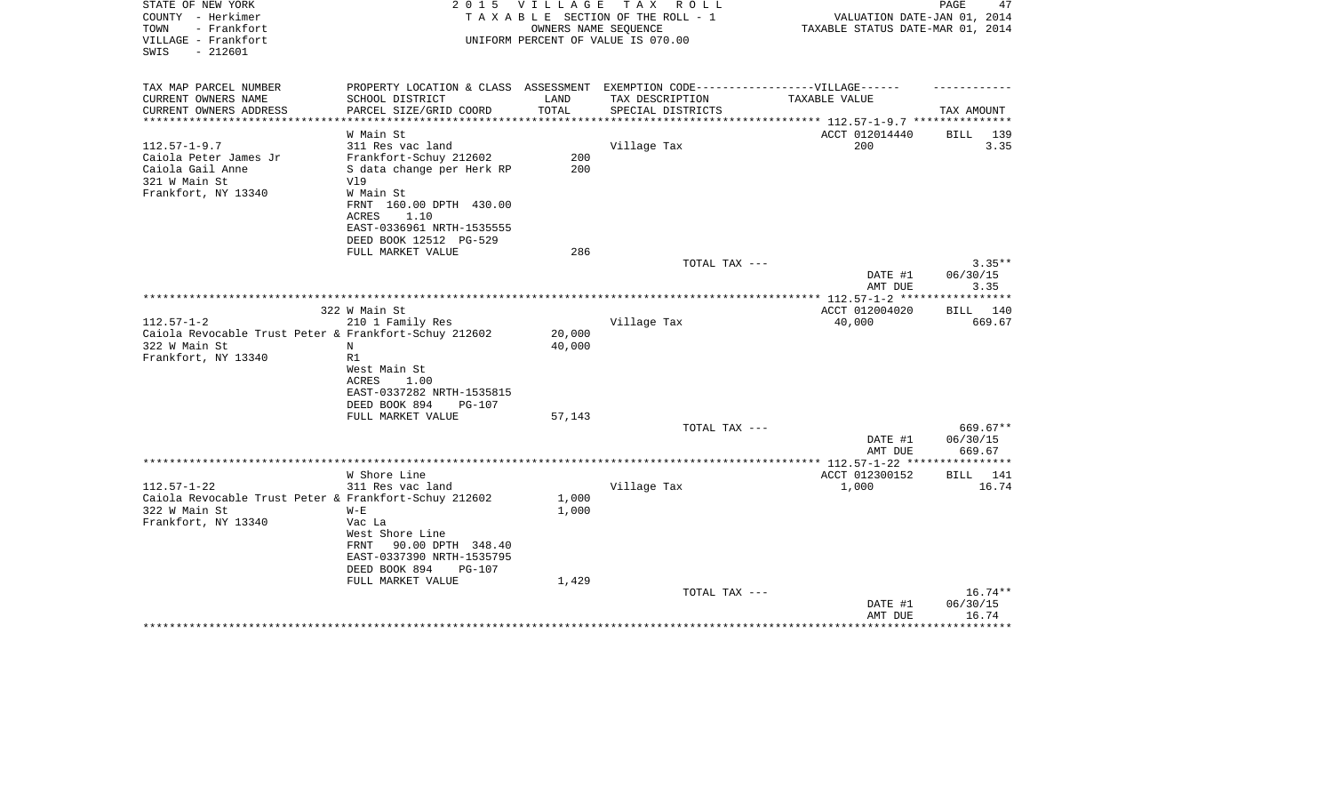STATE OF NEW YORK
COUNTY - Herkimer
TOWN - Frankfort
VILLAGE - Frankfort
SWIS - 212601

2 0 1 5 V I L L A G E T A X R O L L
T A X A B L E SECTION OF THE ROLL - 1
OWNERS NAME SEQUENCE
UNIFORM PERCENT OF VALUE IS 070.00

VALUATION DATE-JAN 01, 2014
TAXABLE STATUS DATE-MAR 01, 2014

| TAX MAP PARCEL NUMBER<br>CURRENT OWNERS NAME<br>CURRENT OWNERS ADDRESS | PROPERTY LOCATION & CLASS<br>SCHOOL DISTRICT<br>PARCEL SIZE/GRID COORD | ASSESSMENT<br>LAND<br>TOTAL | EXEMPTION CODE------------------VILLAGE------<br>TAX DESCRIPTION<br>SPECIAL DISTRICTS | TAXABLE VALUE | TAX AMOUNT |
|---|---|---|---|---|---|
| ******** 112.57-1-9.7 ******** | | | | | |
| | W Main St | | | ACCT 012014440 | BILL 139 |
| 112.57-1-9.7 | 311 Res vac land | | Village Tax | 200 | 3.35 |
| Caiola Peter James Jr | Frankfort-Schuy 212602 | 200 | | | |
| Caiola Gail Anne | S data change per Herk RP | 200 | | | |
| 321 W Main St | Vl9 | | | | |
| Frankfort, NY 13340 | W Main St | | | | |
| | FRNT 160.00 DPTH 430.00 | | | | |
| | ACRES 1.10 | | | | |
| | EAST-0336961 NRTH-1535555 | | | | |
| | DEED BOOK 12512 PG-529 | | | | |
| | FULL MARKET VALUE | 286 | | | |
| | | | TOTAL TAX --- | | 3.35** |
| | | | | DATE #1 | 06/30/15 |
| | | | | AMT DUE | 3.35 |
| ******** 112.57-1-2 ******** | | | | | |
| | 322 W Main St | | | ACCT 012004020 | BILL 140 |
| 112.57-1-2 | 210 1 Family Res | | Village Tax | 40,000 | 669.67 |
| Caiola Revocable Trust Peter & | Frankfort-Schuy 212602 | 20,000 | | | |
| 322 W Main St | N | 40,000 | | | |
| Frankfort, NY 13340 | R1 | | | | |
| | West Main St | | | | |
| | ACRES 1.00 | | | | |
| | EAST-0337282 NRTH-1535815 | | | | |
| | DEED BOOK 894 PG-107 | | | | |
| | FULL MARKET VALUE | 57,143 | | | |
| | | | TOTAL TAX --- | | 669.67** |
| | | | | DATE #1 | 06/30/15 |
| | | | | AMT DUE | 669.67 |
| ******** 112.57-1-22 ******** | | | | | |
| | W Shore Line | | | ACCT 012300152 | BILL 141 |
| 112.57-1-22 | 311 Res vac land | | Village Tax | 1,000 | 16.74 |
| Caiola Revocable Trust Peter & | Frankfort-Schuy 212602 | 1,000 | | | |
| 322 W Main St | W-E | 1,000 | | | |
| Frankfort, NY 13340 | Vac La | | | | |
| | West Shore Line | | | | |
| | FRNT 90.00 DPTH 348.40 | | | | |
| | EAST-0337390 NRTH-1535795 | | | | |
| | DEED BOOK 894 PG-107 | | | | |
| | FULL MARKET VALUE | 1,429 | | | |
| | | | TOTAL TAX --- | | 16.74** |
| | | | | DATE #1 | 06/30/15 |
| | | | | AMT DUE | 16.74 |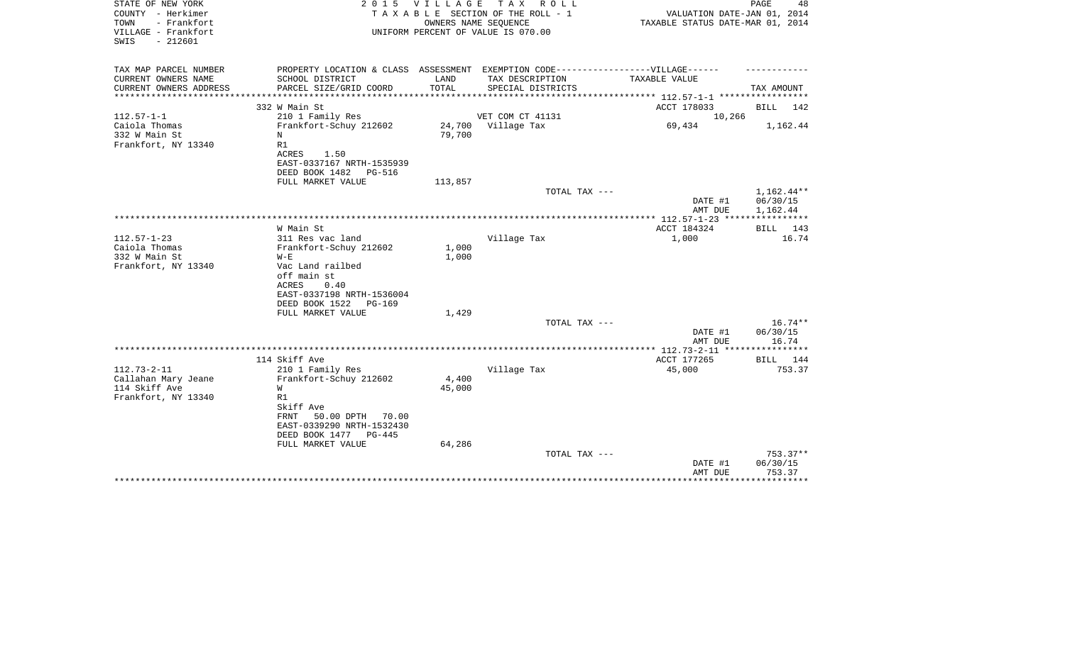STATE OF NEW YORK
COUNTY - Herkimer
TOWN - Frankfort
VILLAGE - Frankfort
SWIS - 212601

2015 VILLAGE TAX ROLL
TAXABLE SECTION OF THE ROLL - 1
OWNERS NAME SEQUENCE
UNIFORM PERCENT OF VALUE IS 070.00

VALUATION DATE-JAN 01, 2014
TAXABLE STATUS DATE-MAR 01, 2014

| TAX MAP PARCEL NUMBER<br>CURRENT OWNERS NAME<br>CURRENT OWNERS ADDRESS | PROPERTY LOCATION & CLASS<br>SCHOOL DISTRICT<br>PARCEL SIZE/GRID COORD | ASSESSMENT<br>LAND<br>TOTAL | EXEMPTION CODE-----VILLAGE------<br>TAX DESCRIPTION<br>SPECIAL DISTRICTS | TAXABLE VALUE | TAX AMOUNT |
|---|---|---|---|---|---|
| | 332 W Main St | | | ACCT 178033 | BILL 142 |
| 112.57-1-1 | 210 1 Family Res | | VET COM CT 41131 | 10,266 | |
| Caiola Thomas | Frankfort-Schuy 212602 | 24,700 | Village Tax | 69,434 | 1,162.44 |
| 332 W Main St | N | 79,700 | | | |
| Frankfort, NY 13340 | R1 | | | | |
| | ACRES 1.50 | | | | |
| | EAST-0337167 NRTH-1535939 | | | | |
| | DEED BOOK 1482 PG-516 | | | | |
| | FULL MARKET VALUE | 113,857 | | | |
| | | | TOTAL TAX --- | | 1,162.44** |
| | | | | DATE #1 | 06/30/15 |
| | | | | AMT DUE | 1,162.44 |
| | W Main St | | | ACCT 184324 | BILL 143 |
| 112.57-1-23 | 311 Res vac land | | Village Tax | 1,000 | 16.74 |
| Caiola Thomas | Frankfort-Schuy 212602 | 1,000 | | | |
| 332 W Main St | W-E | 1,000 | | | |
| Frankfort, NY 13340 | Vac Land railbed | | | | |
| | off main st | | | | |
| | ACRES 0.40 | | | | |
| | EAST-0337198 NRTH-1536004 | | | | |
| | DEED BOOK 1522 PG-169 | | | | |
| | FULL MARKET VALUE | 1,429 | | | |
| | | | TOTAL TAX --- | | 16.74** |
| | | | | DATE #1 | 06/30/15 |
| | | | | AMT DUE | 16.74 |
| | 114 Skiff Ave | | | ACCT 177265 | BILL 144 |
| 112.73-2-11 | 210 1 Family Res | | Village Tax | 45,000 | 753.37 |
| Callahan Mary Jeane | Frankfort-Schuy 212602 | 4,400 | | | |
| 114 Skiff Ave | W | 45,000 | | | |
| Frankfort, NY 13340 | R1 | | | | |
| | Skiff Ave | | | | |
| | FRNT 50.00 DPTH 70.00 | | | | |
| | EAST-0339290 NRTH-1532430 | | | | |
| | DEED BOOK 1477 PG-445 | | | | |
| | FULL MARKET VALUE | 64,286 | | | |
| | | | TOTAL TAX --- | | 753.37** |
| | | | | DATE #1 | 06/30/15 |
| | | | | AMT DUE | 753.37 |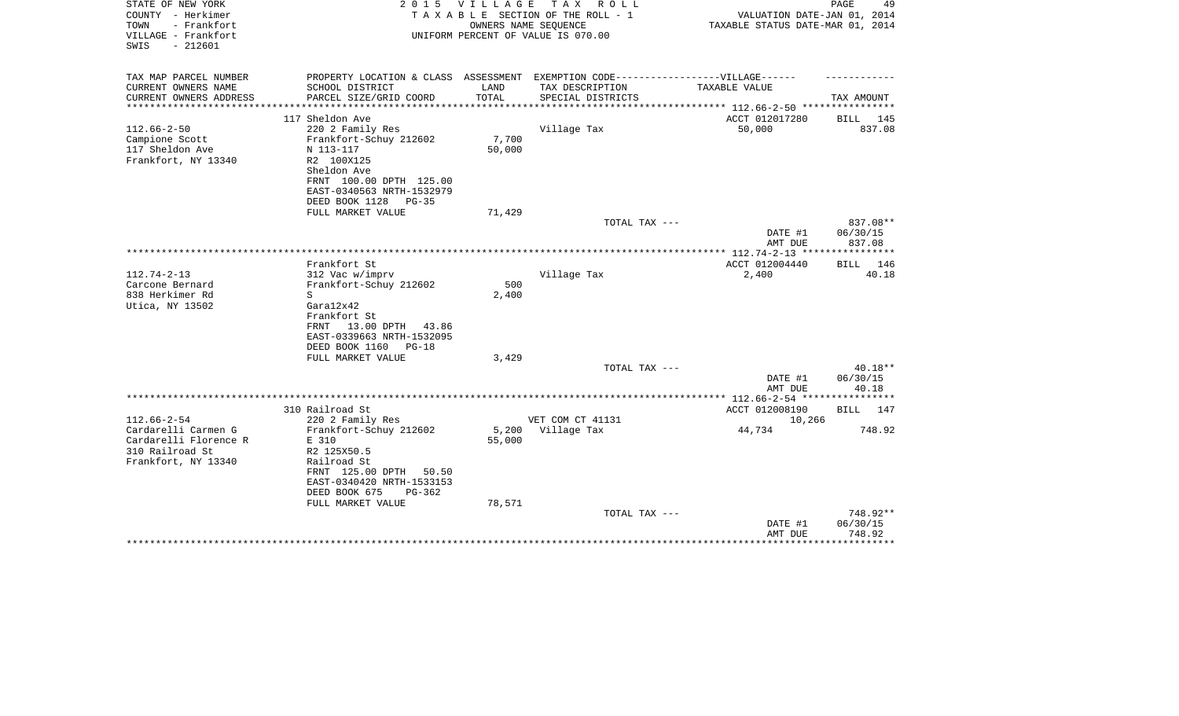STATE OF NEW YORK
COUNTY - Herkimer
TOWN - Frankfort
VILLAGE - Frankfort
SWIS - 212601

2 0 1 5 V I L L A G E T A X R O L L
T A X A B L E SECTION OF THE ROLL - 1
OWNERS NAME SEQUENCE
UNIFORM PERCENT OF VALUE IS 070.00

VALUATION DATE-JAN 01, 2014
TAXABLE STATUS DATE-MAR 01, 2014

| TAX MAP PARCEL NUMBER / CURRENT OWNERS NAME / CURRENT OWNERS ADDRESS | PROPERTY LOCATION & CLASS / SCHOOL DISTRICT / PARCEL SIZE/GRID COORD | ASSESSMENT LAND / TOTAL | EXEMPTION CODE-----VILLAGE------ / TAX DESCRIPTION / SPECIAL DISTRICTS | TAXABLE VALUE | TAX AMOUNT |
|---|---|---|---|---|---|
| | 117 Sheldon Ave | | | ACCT 012017280 | BILL 145 |
| 112.66-2-50 | 220 2 Family Res | | Village Tax | 50,000 | 837.08 |
| Campione Scott | Frankfort-Schuy 212602 | 7,700 | | | |
| 117 Sheldon Ave | N 113-117 | 50,000 | | | |
| Frankfort, NY 13340 | R2 100X125 | | | | |
| | Sheldon Ave | | | | |
| | FRNT 100.00 DPTH 125.00 | | | | |
| | EAST-0340563 NRTH-1532979 | | | | |
| | DEED BOOK 1128 PG-35 | | | | |
| | FULL MARKET VALUE | 71,429 | | | |
| | | | TOTAL TAX --- | | 837.08** |
| | | | | DATE #1 | 06/30/15 |
| | | | | AMT DUE | 837.08 |
| | Frankfort St | | | ACCT 012004440 | BILL 146 |
| 112.74-2-13 | 312 Vac w/imprv | | Village Tax | 2,400 | 40.18 |
| Carcone Bernard | Frankfort-Schuy 212602 | 500 | | | |
| 838 Herkimer Rd | S | 2,400 | | | |
| Utica, NY 13502 | Gara12x42 | | | | |
| | Frankfort St | | | | |
| | FRNT 13.00 DPTH 43.86 | | | | |
| | EAST-0339663 NRTH-1532095 | | | | |
| | DEED BOOK 1160 PG-18 | | | | |
| | FULL MARKET VALUE | 3,429 | | | |
| | | | TOTAL TAX --- | | 40.18** |
| | | | | DATE #1 | 06/30/15 |
| | | | | AMT DUE | 40.18 |
| | 310 Railroad St | | | ACCT 012008190 | BILL 147 |
| 112.66-2-54 | 220 2 Family Res | | VET COM CT 41131 | 10,266 | |
| Cardarelli Carmen G | Frankfort-Schuy 212602 | 5,200 | Village Tax | 44,734 | 748.92 |
| Cardarelli Florence R | E 310 | 55,000 | | | |
| 310 Railroad St | R2 125X50.5 | | | | |
| Frankfort, NY 13340 | Railroad St | | | | |
| | FRNT 125.00 DPTH 50.50 | | | | |
| | EAST-0340420 NRTH-1533153 | | | | |
| | DEED BOOK 675 PG-362 | | | | |
| | FULL MARKET VALUE | 78,571 | | | |
| | | | TOTAL TAX --- | | 748.92** |
| | | | | DATE #1 | 06/30/15 |
| | | | | AMT DUE | 748.92 |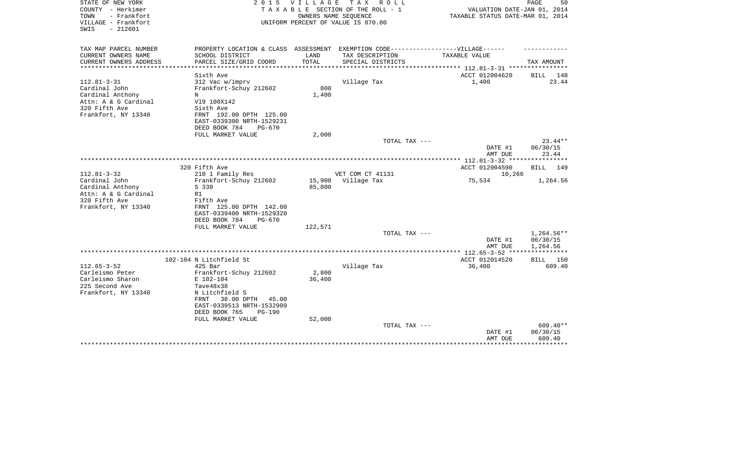STATE OF NEW YORK
COUNTY - Herkimer
TOWN - Frankfort
VILLAGE - Frankfort
SWIS - 212601

2015 VILLAGE TAX ROLL
TAXABLE SECTION OF THE ROLL - 1
OWNERS NAME SEQUENCE
UNIFORM PERCENT OF VALUE IS 070.00

VALUATION DATE-JAN 01, 2014
TAXABLE STATUS DATE-MAR 01, 2014

| TAX MAP PARCEL NUMBER<br>CURRENT OWNERS NAME<br>CURRENT OWNERS ADDRESS | PROPERTY LOCATION & CLASS<br>SCHOOL DISTRICT<br>PARCEL SIZE/GRID COORD | ASSESSMENT<br>LAND<br>TOTAL | EXEMPTION CODE------VILLAGE------<br>TAX DESCRIPTION<br>SPECIAL DISTRICTS | TAXABLE VALUE | TAX AMOUNT |
|---|---|---|---|---|---|
| 112.81-3-31 | Sixth Ave | | | ACCT 012004620 | BILL 148 |
| 112.81-3-31 | 312 Vac w/imprv | | Village Tax | 1,400 | 23.44 |
| Cardinal John | Frankfort-Schuy 212602 | 800 | | | |
| Cardinal Anthony | N | 1,400 | | | |
| Attn: A & G Cardinal | Vl9 100X142 | | | | |
| 320 Fifth Ave | Sixth Ave | | | | |
| Frankfort, NY 13340 | FRNT 192.00 DPTH 125.00 | | | | |
| | EAST-0339300 NRTH-1529231 | | | | |
| | DEED BOOK 784 PG-670 | | | | |
| | FULL MARKET VALUE | 2,000 | | | |
| | | | TOTAL TAX --- | | 23.44** |
| | | | | DATE #1 | 06/30/15 |
| | | | | AMT DUE | 23.44 |
| 112.81-3-32 | 320 Fifth Ave | | | ACCT 012004590 | BILL 149 |
| 112.81-3-32 | 210 1 Family Res | | VET COM CT 41131 | 10,266 | |
| Cardinal John | Frankfort-Schuy 212602 | 15,900 | Village Tax | 75,534 | 1,264.56 |
| Cardinal Anthony | S 330 | 85,800 | | | |
| Attn: A & G Cardinal | R1 | | | | |
| 320 Fifth Ave | Fifth Ave | | | | |
| Frankfort, NY 13340 | FRNT 125.00 DPTH 142.00 | | | | |
| | EAST-0339400 NRTH-1529320 | | | | |
| | DEED BOOK 784 PG-670 | | | | |
| | FULL MARKET VALUE | 122,571 | | | |
| | | | TOTAL TAX --- | | 1,264.56** |
| | | | | DATE #1 | 06/30/15 |
| | | | | AMT DUE | 1,264.56 |
| 112.65-3-52 | 102-104 N Litchfield St | | | ACCT 012014520 | BILL 150 |
| 112.65-3-52 | 425 Bar | | Village Tax | 36,400 | 609.40 |
| Carleismo Peter | Frankfort-Schuy 212602 | 2,800 | | | |
| Carleismo Sharon | E 102-104 | 36,400 | | | |
| 225 Second Ave | Tave48x38 | | | | |
| Frankfort, NY 13340 | N Litchfield S | | | | |
| | FRNT 38.00 DPTH 45.00 | | | | |
| | EAST-0339513 NRTH-1532909 | | | | |
| | DEED BOOK 765 PG-190 | | | | |
| | FULL MARKET VALUE | 52,000 | | | |
| | | | TOTAL TAX --- | | 609.40** |
| | | | | DATE #1 | 06/30/15 |
| | | | | AMT DUE | 609.40 |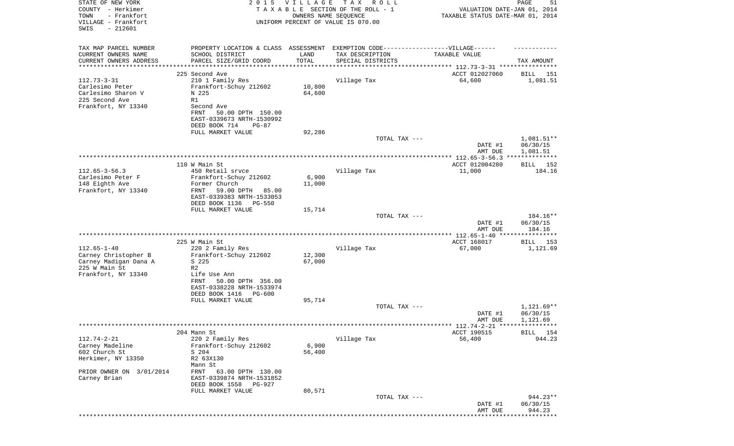STATE OF NEW YORK
COUNTY - Herkimer
TOWN - Frankfort
VILLAGE - Frankfort
SWIS - 212601

2015 VILLAGE TAX ROLL
TAXABLE SECTION OF THE ROLL - 1
OWNERS NAME SEQUENCE
UNIFORM PERCENT OF VALUE IS 070.00

VALUATION DATE-JAN 01, 2014
TAXABLE STATUS DATE-MAR 01, 2014

| TAX MAP PARCEL NUMBER / CURRENT OWNERS NAME / CURRENT OWNERS ADDRESS | PROPERTY LOCATION & CLASS / SCHOOL DISTRICT / PARCEL SIZE/GRID COORD | ASSESSMENT LAND / TOTAL | EXEMPTION CODE / TAX DESCRIPTION / SPECIAL DISTRICTS | TAXABLE VALUE | TAX AMOUNT |
|---|---|---|---|---|---|
| | 225 Second Ave | | | ACCT 012027060 | BILL 151 |
| 112.73-3-31 | 210 1 Family Res | | Village Tax | 64,600 | 1,081.51 |
| Carlesimo Peter | Frankfort-Schuy 212602 | 10,800 | | | |
| Carlesimo Sharon V | N 225 | 64,600 | | | |
| 225 Second Ave | R1 | | | | |
| Frankfort, NY 13340 | Second Ave | | | | |
| | FRNT 50.00 DPTH 150.00 | | | | |
| | EAST-0339673 NRTH-1530992 | | | | |
| | DEED BOOK 714 PG-87 | | | | |
| | FULL MARKET VALUE | 92,286 | | | |
| | | | TOTAL TAX --- | | 1,081.51** |
| | | | | DATE #1 | 06/30/15 |
| | | | | AMT DUE | 1,081.51 |
| | 110 W Main St | | | ACCT 012004280 | BILL 152 |
| 112.65-3-56.3 | 450 Retail srvce | | Village Tax | 11,000 | 184.16 |
| Carlesimo Peter F | Frankfort-Schuy 212602 | 6,900 | | | |
| 148 Eighth Ave | Former Church | 11,000 | | | |
| Frankfort, NY 13340 | FRNT 59.00 DPTH 85.00 | | | | |
| | EAST-0339383 NRTH-1533053 | | | | |
| | DEED BOOK 1136 PG-550 | | | | |
| | FULL MARKET VALUE | 15,714 | | | |
| | | | TOTAL TAX --- | | 184.16** |
| | | | | DATE #1 | 06/30/15 |
| | | | | AMT DUE | 184.16 |
| | 225 W Main St | | | ACCT 168017 | BILL 153 |
| 112.65-1-40 | 220 2 Family Res | | Village Tax | 67,000 | 1,121.69 |
| Carney Christopher B | Frankfort-Schuy 212602 | 12,300 | | | |
| Carney Madigan Dana A | S 225 | 67,000 | | | |
| 225 W Main St | R2 | | | | |
| Frankfort, NY 13340 | Life Use Ann | | | | |
| | FRNT 50.00 DPTH 356.00 | | | | |
| | EAST-0338228 NRTH-1533974 | | | | |
| | DEED BOOK 1416 PG-600 | | | | |
| | FULL MARKET VALUE | 95,714 | | | |
| | | | TOTAL TAX --- | | 1,121.69** |
| | | | | DATE #1 | 06/30/15 |
| | | | | AMT DUE | 1,121.69 |
| | 204 Mann St | | | ACCT 190515 | BILL 154 |
| 112.74-2-21 | 220 2 Family Res | | Village Tax | 56,400 | 944.23 |
| Carney Madeline | Frankfort-Schuy 212602 | 6,900 | | | |
| 602 Church St | S 204 | 56,400 | | | |
| Herkimer, NY 13350 | R2 63X130 | | | | |
| | Mann St | | | | |
| PRIOR OWNER ON 3/01/2014 | FRNT 63.00 DPTH 130.00 | | | | |
| Carney Brian | EAST-0339874 NRTH-1531852 | | | | |
| | DEED BOOK 1558 PG-927 | | | | |
| | FULL MARKET VALUE | 80,571 | | | |
| | | | TOTAL TAX --- | | 944.23** |
| | | | | DATE #1 | 06/30/15 |
| | | | | AMT DUE | 944.23 |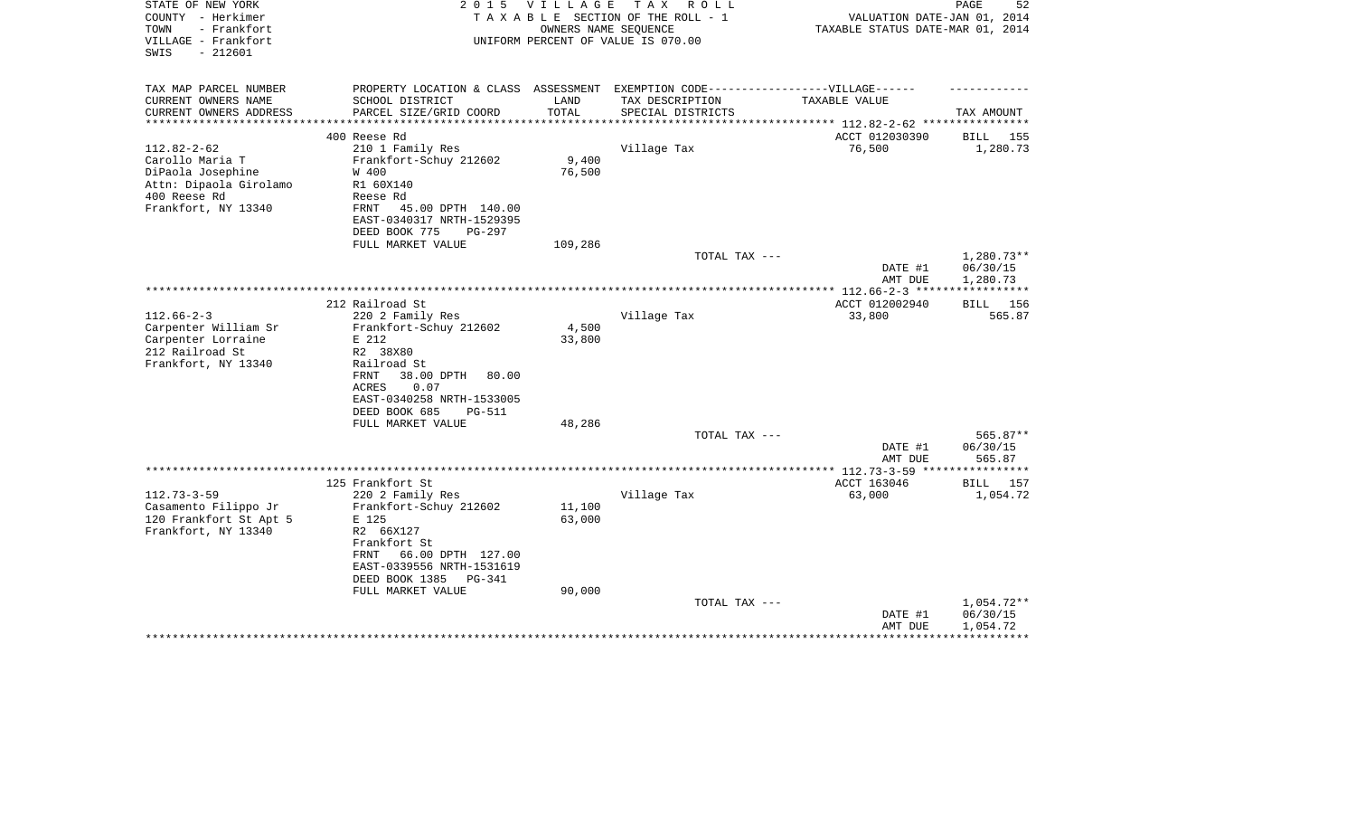STATE OF NEW YORK
COUNTY - Herkimer
TOWN - Frankfort
VILLAGE - Frankfort
SWIS - 212601

2 0 1 5 V I L L A G E T A X R O L L
T A X A B L E SECTION OF THE ROLL - 1
OWNERS NAME SEQUENCE
UNIFORM PERCENT OF VALUE IS 070.00

VALUATION DATE-JAN 01, 2014
TAXABLE STATUS DATE-MAR 01, 2014

| TAX MAP PARCEL NUMBER<br>CURRENT OWNERS NAME<br>CURRENT OWNERS ADDRESS | PROPERTY LOCATION & CLASS<br>SCHOOL DISTRICT<br>PARCEL SIZE/GRID COORD | ASSESSMENT<br>LAND<br>TOTAL | EXEMPTION CODE-----VILLAGE------<br>TAX DESCRIPTION<br>SPECIAL DISTRICTS | TAXABLE VALUE | TAX AMOUNT |
|---|---|---|---|---|---|
| | 400 Reese Rd | | | ACCT 012030390 | BILL 155 |
| 112.82-2-62 | 210 1 Family Res | | Village Tax | 76,500 | 1,280.73 |
| Carollo Maria T | Frankfort-Schuy 212602 | 9,400 | | | |
| DiPaola Josephine | W 400 | 76,500 | | | |
| Attn: Dipaola Girolamo | R1 60X140 | | | | |
| 400 Reese Rd | Reese Rd | | | | |
| Frankfort, NY 13340 | FRNT 45.00 DPTH 140.00 | | | | |
| | EAST-0340317 NRTH-1529395 | | | | |
| | DEED BOOK 775 PG-297 | | | | |
| | FULL MARKET VALUE | 109,286 | | | |
| | | | TOTAL TAX --- | | 1,280.73** |
| | | | | DATE #1 | 06/30/15 |
| | | | | AMT DUE | 1,280.73 |
| | 212 Railroad St | | | ACCT 012002940 | BILL 156 |
| 112.66-2-3 | 220 2 Family Res | | Village Tax | 33,800 | 565.87 |
| Carpenter William Sr | Frankfort-Schuy 212602 | 4,500 | | | |
| Carpenter Lorraine | E 212 | 33,800 | | | |
| 212 Railroad St | R2 38X80 | | | | |
| Frankfort, NY 13340 | Railroad St | | | | |
| | FRNT 38.00 DPTH 80.00 | | | | |
| | ACRES 0.07 | | | | |
| | EAST-0340258 NRTH-1533005 | | | | |
| | DEED BOOK 685 PG-511 | | | | |
| | FULL MARKET VALUE | 48,286 | | | |
| | | | TOTAL TAX --- | | 565.87** |
| | | | | DATE #1 | 06/30/15 |
| | | | | AMT DUE | 565.87 |
| | 125 Frankfort St | | | ACCT 163046 | BILL 157 |
| 112.73-3-59 | 220 2 Family Res | | Village Tax | 63,000 | 1,054.72 |
| Casamento Filippo Jr | Frankfort-Schuy 212602 | 11,100 | | | |
| 120 Frankfort St Apt 5 | E 125 | 63,000 | | | |
| Frankfort, NY 13340 | R2 66X127 | | | | |
| | Frankfort St | | | | |
| | FRNT 66.00 DPTH 127.00 | | | | |
| | EAST-0339556 NRTH-1531619 | | | | |
| | DEED BOOK 1385 PG-341 | | | | |
| | FULL MARKET VALUE | 90,000 | | | |
| | | | TOTAL TAX --- | | 1,054.72** |
| | | | | DATE #1 | 06/30/15 |
| | | | | AMT DUE | 1,054.72 |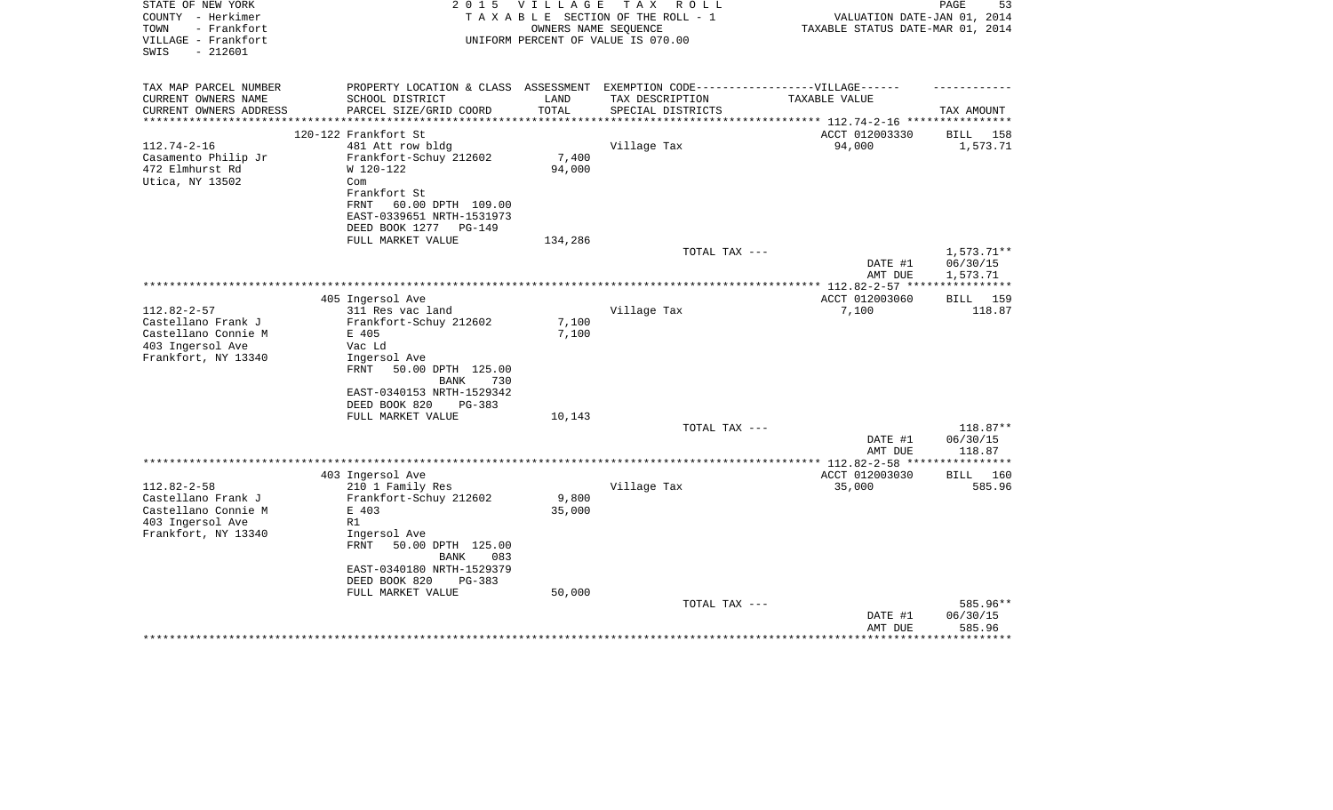STATE OF NEW YORK
COUNTY - Herkimer
TOWN - Frankfort
VILLAGE - Frankfort
SWIS - 212601

2 0 1 5 V I L L A G E T A X R O L L
T A X A B L E SECTION OF THE ROLL - 1
OWNERS NAME SEQUENCE
UNIFORM PERCENT OF VALUE IS 070.00

VALUATION DATE-JAN 01, 2014
TAXABLE STATUS DATE-MAR 01, 2014

| TAX MAP PARCEL NUMBER / CURRENT OWNERS NAME / CURRENT OWNERS ADDRESS | PROPERTY LOCATION & CLASS / SCHOOL DISTRICT / PARCEL SIZE/GRID COORD | ASSESSMENT LAND / TOTAL | EXEMPTION CODE-----VILLAGE------ TAX DESCRIPTION / SPECIAL DISTRICTS | TAXABLE VALUE | TAX AMOUNT |
|---|---|---|---|---|---|
| | 120-122 Frankfort St | | | ACCT 012003330 | BILL 158 |
| 112.74-2-16 | 481 Att row bldg | | Village Tax | 94,000 | 1,573.71 |
| Casamento Philip Jr | Frankfort-Schuy 212602 | 7,400 | | | |
| 472 Elmhurst Rd | W 120-122 | 94,000 | | | |
| Utica, NY 13502 | Com | | | | |
| | Frankfort St | | | | |
| | FRNT 60.00 DPTH 109.00 | | | | |
| | EAST-0339651 NRTH-1531973 | | | | |
| | DEED BOOK 1277 PG-149 | | | | |
| | FULL MARKET VALUE | 134,286 | | | |
| | | | TOTAL TAX --- | | 1,573.71** |
| | | | | DATE #1 | 06/30/15 |
| | | | | AMT DUE | 1,573.71 |
| | 405 Ingersol Ave | | | ACCT 012003060 | BILL 159 |
| 112.82-2-57 | 311 Res vac land | | Village Tax | 7,100 | 118.87 |
| Castellano Frank J | Frankfort-Schuy 212602 | 7,100 | | | |
| Castellano Connie M | E 405 | 7,100 | | | |
| 403 Ingersol Ave | Vac Ld | | | | |
| Frankfort, NY 13340 | Ingersol Ave | | | | |
| | FRNT 50.00 DPTH 125.00 | | | | |
| | BANK 730 | | | | |
| | EAST-0340153 NRTH-1529342 | | | | |
| | DEED BOOK 820 PG-383 | | | | |
| | FULL MARKET VALUE | 10,143 | | | |
| | | | TOTAL TAX --- | | 118.87** |
| | | | | DATE #1 | 06/30/15 |
| | | | | AMT DUE | 118.87 |
| | 403 Ingersol Ave | | | ACCT 012003030 | BILL 160 |
| 112.82-2-58 | 210 1 Family Res | | Village Tax | 35,000 | 585.96 |
| Castellano Frank J | Frankfort-Schuy 212602 | 9,800 | | | |
| Castellano Connie M | E 403 | 35,000 | | | |
| 403 Ingersol Ave | R1 | | | | |
| Frankfort, NY 13340 | Ingersol Ave | | | | |
| | FRNT 50.00 DPTH 125.00 | | | | |
| | BANK 083 | | | | |
| | EAST-0340180 NRTH-1529379 | | | | |
| | DEED BOOK 820 PG-383 | | | | |
| | FULL MARKET VALUE | 50,000 | | | |
| | | | TOTAL TAX --- | | 585.96** |
| | | | | DATE #1 | 06/30/15 |
| | | | | AMT DUE | 585.96 |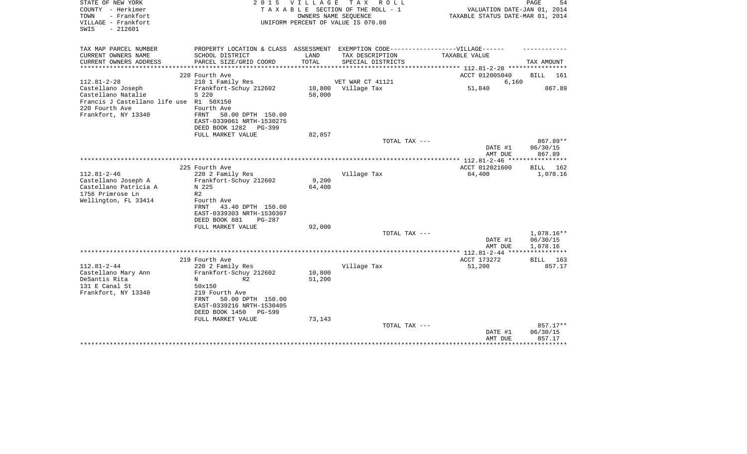STATE OF NEW YORK
COUNTY - Herkimer
TOWN - Frankfort
VILLAGE - Frankfort
SWIS - 212601

2 0 1 5 V I L L A G E T A X R O L L
T A X A B L E SECTION OF THE ROLL - 1
OWNERS NAME SEQUENCE
UNIFORM PERCENT OF VALUE IS 070.00

VALUATION DATE-JAN 01, 2014
TAXABLE STATUS DATE-MAR 01, 2014

| TAX MAP PARCEL NUMBER / CURRENT OWNERS NAME / CURRENT OWNERS ADDRESS | PROPERTY LOCATION & CLASS / SCHOOL DISTRICT / PARCEL SIZE/GRID COORD | ASSESSMENT LAND / TOTAL | EXEMPTION CODE-----VILLAGE------ / TAX DESCRIPTION / SPECIAL DISTRICTS | TAXABLE VALUE | TAX AMOUNT |
|---|---|---|---|---|---|
| 112.81-2-28 | 220 Fourth Ave | | | ACCT 012005040 | BILL 161 |
| 112.81-2-28 | 210 1 Family Res | | VET WAR CT 41121 | 6,160 | |
| Castellano Joseph | Frankfort-Schuy 212602 | 10,800 | Village Tax | 51,840 | 867.89 |
| Castellano Natalie | S 220 | 58,000 | | | |
| Francis J Castellano life use | R1 50X150 | | | | |
| 220 Fourth Ave | Fourth Ave | | | | |
| Frankfort, NY 13340 | FRNT 50.00 DPTH 150.00 | | | | |
| | EAST-0339061 NRTH-1530275 | | | | |
| | DEED BOOK 1282 PG-399 | | | | |
| | FULL MARKET VALUE | 82,857 | | | |
| | | | TOTAL TAX --- | | 867.89** |
| | | | | DATE #1 | 06/30/15 |
| | | | | AMT DUE | 867.89 |
| 112.81-2-46 | 225 Fourth Ave | | | ACCT 012021600 | BILL 162 |
| 112.81-2-46 | 220 2 Family Res | | Village Tax | 64,400 | 1,078.16 |
| Castellano Joseph A | Frankfort-Schuy 212602 | 9,200 | | | |
| Castellano Patricia A | N 225 | 64,400 | | | |
| 1756 Primrose Ln | R2 | | | | |
| Wellington, FL 33414 | Fourth Ave | | | | |
| | FRNT 43.40 DPTH 150.00 | | | | |
| | EAST-0339303 NRTH-1530307 | | | | |
| | DEED BOOK 881 PG-287 | | | | |
| | FULL MARKET VALUE | 92,000 | | | |
| | | | TOTAL TAX --- | | 1,078.16** |
| | | | | DATE #1 | 06/30/15 |
| | | | | AMT DUE | 1,078.16 |
| 112.81-2-44 | 219 Fourth Ave | | | ACCT 173272 | BILL 163 |
| 112.81-2-44 | 220 2 Family Res | | Village Tax | 51,200 | 857.17 |
| Castellano Mary Ann | Frankfort-Schuy 212602 | 10,800 | | | |
| DeSantis Rita | N R2 | 51,200 | | | |
| 131 E Canal St | 50x150 | | | | |
| Frankfort, NY 13340 | 219 Fourth Ave | | | | |
| | FRNT 50.00 DPTH 150.00 | | | | |
| | EAST-0339216 NRTH-1530405 | | | | |
| | DEED BOOK 1450 PG-599 | | | | |
| | FULL MARKET VALUE | 73,143 | | | |
| | | | TOTAL TAX --- | | 857.17** |
| | | | | DATE #1 | 06/30/15 |
| | | | | AMT DUE | 857.17 |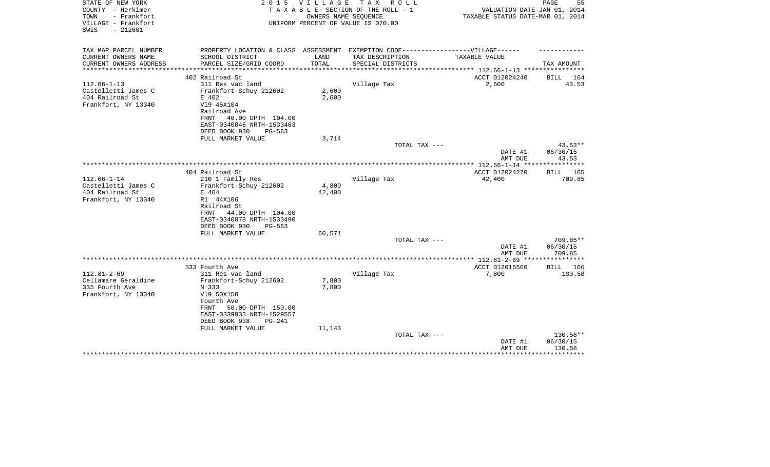STATE OF NEW YORK
COUNTY - Herkimer
TOWN - Frankfort
VILLAGE - Frankfort
SWIS - 212601

2015 VILLAGE TAX ROLL
TAXABLE SECTION OF THE ROLL - 1
OWNERS NAME SEQUENCE
UNIFORM PERCENT OF VALUE IS 070.00

VALUATION DATE-JAN 01, 2014
TAXABLE STATUS DATE-MAR 01, 2014

| TAX MAP PARCEL NUMBER / CURRENT OWNERS NAME / CURRENT OWNERS ADDRESS | PROPERTY LOCATION & CLASS / SCHOOL DISTRICT / PARCEL SIZE/GRID COORD | ASSESSMENT LAND / TOTAL | EXEMPTION CODE-----VILLAGE------ TAX DESCRIPTION / SPECIAL DISTRICTS | TAXABLE VALUE | TAX AMOUNT |
|---|---|---|---|---|---|
| | 402 Railroad St | | | ACCT 012024240 | BILL 164 |
| 112.66-1-13 | 311 Res vac land | | Village Tax | 2,600 | 43.53 |
| Castelletti James C | Frankfort-Schuy 212602 | 2,600 | | | |
| 404 Railroad St | E 402 | 2,600 | | | |
| Frankfort, NY 13340 | Vl9 45X104 | | | | |
| | Railroad Ave | | | | |
| | FRNT 40.00 DPTH 104.00 | | | | |
| | EAST-0340846 NRTH-1533463 | | | | |
| | DEED BOOK 930 PG-563 | | | | |
| | FULL MARKET VALUE | 3,714 | | | |
| | | | TOTAL TAX --- | | 43.53** |
| | | | | DATE #1 | 06/30/15 |
| | | | | AMT DUE | 43.53 |
| | 404 Railroad St | | | ACCT 012024270 | BILL 165 |
| 112.66-1-14 | 210 1 Family Res | | Village Tax | 42,400 | 709.85 |
| Castelletti James C | Frankfort-Schuy 212602 | 4,800 | | | |
| 404 Railroad St | E 404 | 42,400 | | | |
| Frankfort, NY 13340 | R1 44X106 | | | | |
| | Railroad St | | | | |
| | FRNT 44.00 DPTH 104.00 | | | | |
| | EAST-0340878 NRTH-1533490 | | | | |
| | DEED BOOK 930 PG-563 | | | | |
| | FULL MARKET VALUE | 60,571 | | | |
| | | | TOTAL TAX --- | | 709.85** |
| | | | | DATE #1 | 06/30/15 |
| | | | | AMT DUE | 709.85 |
| | 333 Fourth Ave | | | ACCT 012016560 | BILL 166 |
| 112.81-2-69 | 311 Res vac land | | Village Tax | 7,800 | 130.58 |
| Cellamare Geraldine | Frankfort-Schuy 212602 | 7,800 | | | |
| 335 Fourth Ave | N 333 | 7,800 | | | |
| Frankfort, NY 13340 | Vl9 50X150 | | | | |
| | Fourth Ave | | | | |
| | FRNT 50.00 DPTH 150.00 | | | | |
| | EAST-0339933 NRTH-1529557 | | | | |
| | DEED BOOK 938 PG-241 | | | | |
| | FULL MARKET VALUE | 11,143 | | | |
| | | | TOTAL TAX --- | | 130.58** |
| | | | | DATE #1 | 06/30/15 |
| | | | | AMT DUE | 130.58 |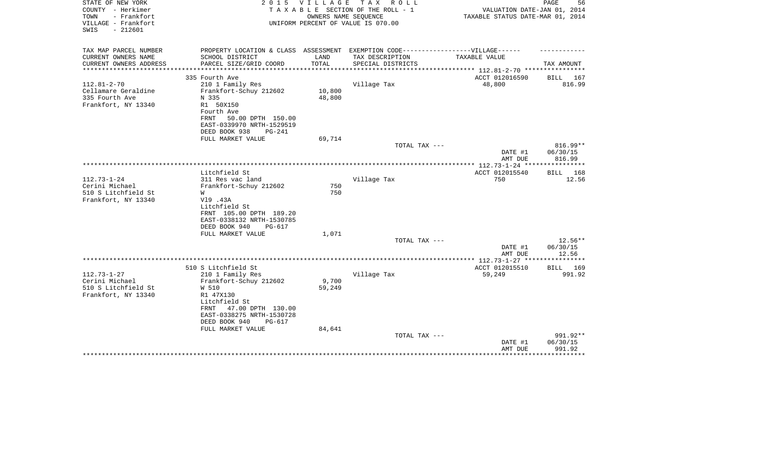STATE OF NEW YORK
COUNTY - Herkimer
TOWN - Frankfort
VILLAGE - Frankfort
SWIS - 212601

2 0 1 5 V I L L A G E T A X R O L L
T A X A B L E SECTION OF THE ROLL - 1
OWNERS NAME SEQUENCE
UNIFORM PERCENT OF VALUE IS 070.00

VALUATION DATE-JAN 01, 2014
TAXABLE STATUS DATE-MAR 01, 2014

| TAX MAP PARCEL NUMBER / CURRENT OWNERS NAME / CURRENT OWNERS ADDRESS | PROPERTY LOCATION & CLASS / SCHOOL DISTRICT / PARCEL SIZE/GRID COORD | ASSESSMENT LAND / TOTAL | EXEMPTION CODE / TAX DESCRIPTION / SPECIAL DISTRICTS | TAXABLE VALUE | TAX AMOUNT |
|---|---|---|---|---|---|
| 112.81-2-70 | 335 Fourth Ave | | | ACCT 012016590 | BILL 167 |
| Cellamare Geraldine | 210 1 Family Res | | Village Tax | 48,800 | 816.99 |
| 335 Fourth Ave | Frankfort-Schuy 212602 | 10,800 | | | |
| Frankfort, NY 13340 | N 335 | 48,800 | | | |
| | R1 50X150 | | | | |
| | Fourth Ave | | | | |
| | FRNT 50.00 DPTH 150.00 | | | | |
| | EAST-0339970 NRTH-1529519 | | | | |
| | DEED BOOK 938 PG-241 | | | | |
| | FULL MARKET VALUE | 69,714 | | | |
| | | | TOTAL TAX --- | | 816.99** |
| | | | | DATE #1 | 06/30/15 |
| | | | | AMT DUE | 816.99 |
| 112.73-1-24 | Litchfield St | | | ACCT 012015540 | BILL 168 |
| Cerini Michael | 311 Res vac land | | Village Tax | 750 | 12.56 |
| 510 S Litchfield St | Frankfort-Schuy 212602 | 750 | | | |
| Frankfort, NY 13340 | W | 750 | | | |
| | Vl9 .43A | | | | |
| | Litchfield St | | | | |
| | FRNT 105.00 DPTH 189.20 | | | | |
| | EAST-0338132 NRTH-1530785 | | | | |
| | DEED BOOK 940 PG-617 | | | | |
| | FULL MARKET VALUE | 1,071 | | | |
| | | | TOTAL TAX --- | | 12.56** |
| | | | | DATE #1 | 06/30/15 |
| | | | | AMT DUE | 12.56 |
| 112.73-1-27 | 510 S Litchfield St | | | ACCT 012015510 | BILL 169 |
| Cerini Michael | 210 1 Family Res | | Village Tax | 59,249 | 991.92 |
| 510 S Litchfield St | Frankfort-Schuy 212602 | 9,700 | | | |
| Frankfort, NY 13340 | W 510 | 59,249 | | | |
| | R1 47X130 | | | | |
| | Litchfield St | | | | |
| | FRNT 47.00 DPTH 130.00 | | | | |
| | EAST-0338275 NRTH-1530728 | | | | |
| | DEED BOOK 940 PG-617 | | | | |
| | FULL MARKET VALUE | 84,641 | | | |
| | | | TOTAL TAX --- | | 991.92** |
| | | | | DATE #1 | 06/30/15 |
| | | | | AMT DUE | 991.92 |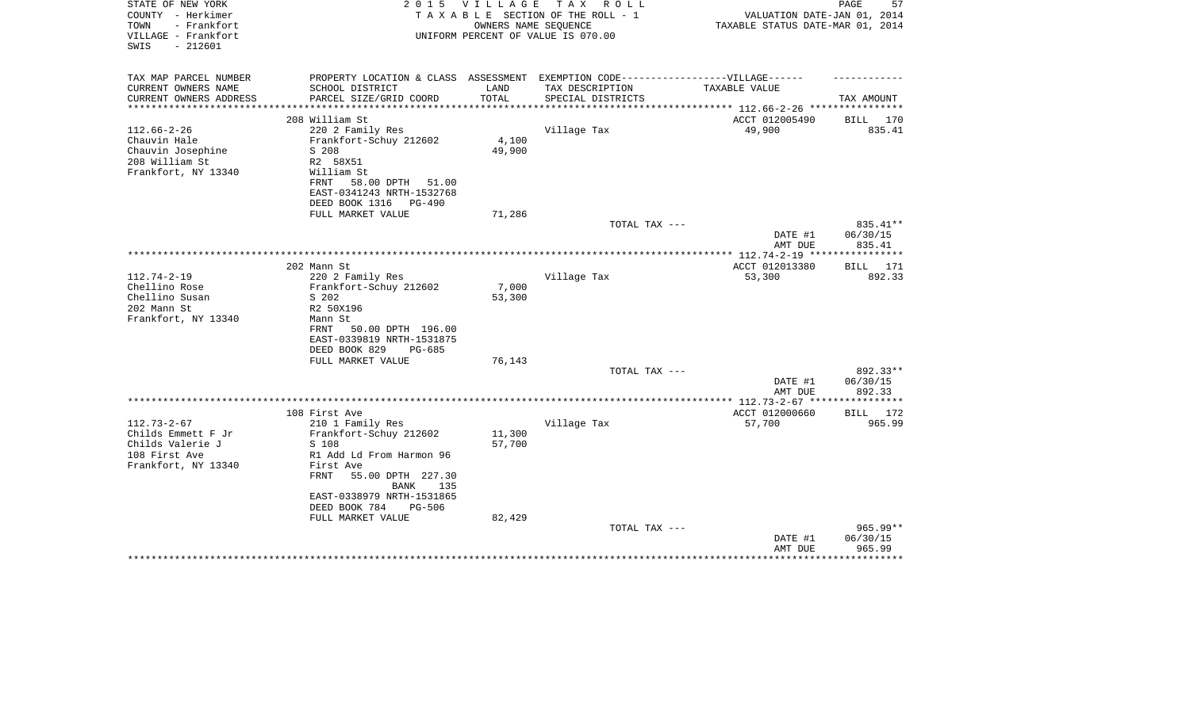STATE OF NEW YORK
COUNTY - Herkimer
TOWN - Frankfort
VILLAGE - Frankfort
SWIS - 212601

2 0 1 5 V I L L A G E T A X R O L L
T A X A B L E SECTION OF THE ROLL - 1
OWNERS NAME SEQUENCE
UNIFORM PERCENT OF VALUE IS 070.00

VALUATION DATE-JAN 01, 2014
TAXABLE STATUS DATE-MAR 01, 2014

| TAX MAP PARCEL NUMBER<br>CURRENT OWNERS NAME<br>CURRENT OWNERS ADDRESS | PROPERTY LOCATION & CLASS<br>SCHOOL DISTRICT<br>PARCEL SIZE/GRID COORD | ASSESSMENT<br>LAND<br>TOTAL | EXEMPTION CODE------------------VILLAGE------<br>TAX DESCRIPTION<br>SPECIAL DISTRICTS | TAXABLE VALUE | TAX AMOUNT |
|---|---|---|---|---|---|
| ***** 112.66-2-26 ***** | | | | | |
| | 208 William St | | | ACCT 012005490 | BILL 170 |
| 112.66-2-26 | 220 2 Family Res | | Village Tax | 49,900 | 835.41 |
| Chauvin Hale | Frankfort-Schuy 212602 | 4,100 | | | |
| Chauvin Josephine | S 208 | 49,900 | | | |
| 208 William St | R2 58X51 | | | | |
| Frankfort, NY 13340 | William St | | | | |
| | FRNT 58.00 DPTH 51.00 | | | | |
| | EAST-0341243 NRTH-1532768 | | | | |
| | DEED BOOK 1316 PG-490 | | | | |
| | FULL MARKET VALUE | 71,286 | | | |
| | | | TOTAL TAX --- | | 835.41** |
| | | | | DATE #1 | 06/30/15 |
| | | | | AMT DUE | 835.41 |
| ***** 112.74-2-19 ***** | | | | | |
| | 202 Mann St | | | ACCT 012013380 | BILL 171 |
| 112.74-2-19 | 220 2 Family Res | | Village Tax | 53,300 | 892.33 |
| Chellino Rose | Frankfort-Schuy 212602 | 7,000 | | | |
| Chellino Susan | S 202 | 53,300 | | | |
| 202 Mann St | R2 50X196 | | | | |
| Frankfort, NY 13340 | Mann St | | | | |
| | FRNT 50.00 DPTH 196.00 | | | | |
| | EAST-0339819 NRTH-1531875 | | | | |
| | DEED BOOK 829 PG-685 | | | | |
| | FULL MARKET VALUE | 76,143 | | | |
| | | | TOTAL TAX --- | | 892.33** |
| | | | | DATE #1 | 06/30/15 |
| | | | | AMT DUE | 892.33 |
| ***** 112.73-2-67 ***** | | | | | |
| | 108 First Ave | | | ACCT 012000660 | BILL 172 |
| 112.73-2-67 | 210 1 Family Res | | Village Tax | 57,700 | 965.99 |
| Childs Emmett F Jr | Frankfort-Schuy 212602 | 11,300 | | | |
| Childs Valerie J | S 108 | 57,700 | | | |
| 108 First Ave | R1 Add Ld From Harmon 96 | | | | |
| Frankfort, NY 13340 | First Ave | | | | |
| | FRNT 55.00 DPTH 227.30 | | | | |
| | BANK 135 | | | | |
| | EAST-0338979 NRTH-1531865 | | | | |
| | DEED BOOK 784 PG-506 | | | | |
| | FULL MARKET VALUE | 82,429 | | | |
| | | | TOTAL TAX --- | | 965.99** |
| | | | | DATE #1 | 06/30/15 |
| | | | | AMT DUE | 965.99 |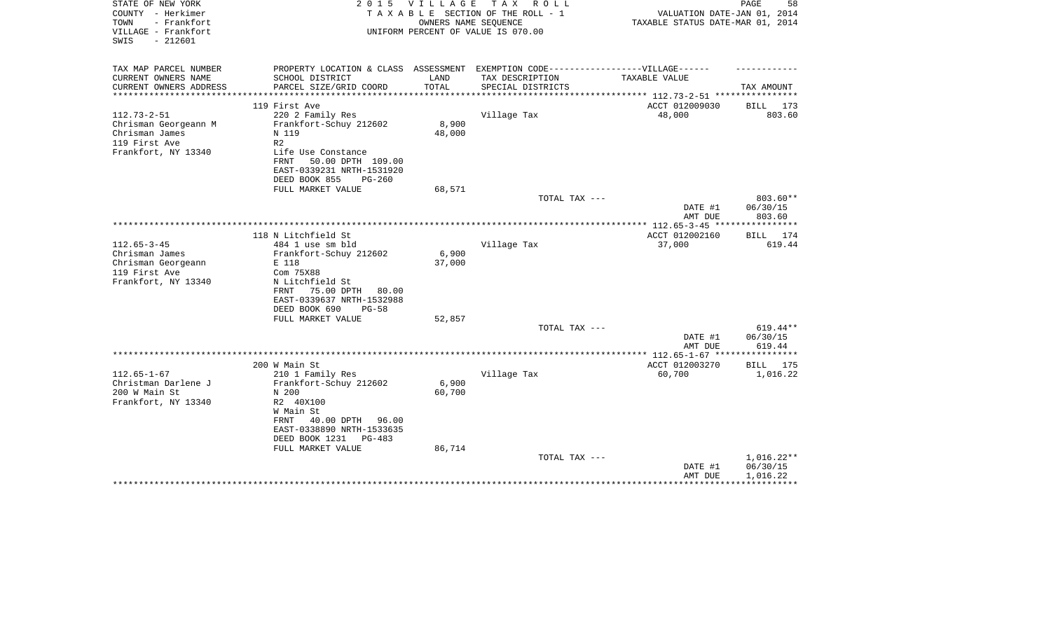STATE OF NEW YORK
COUNTY - Herkimer
TOWN - Frankfort
VILLAGE - Frankfort
SWIS - 212601

2015 VILLAGE TAX ROLL
TAXABLE SECTION OF THE ROLL - 1
OWNERS NAME SEQUENCE
UNIFORM PERCENT OF VALUE IS 070.00

VALUATION DATE-JAN 01, 2014
TAXABLE STATUS DATE-MAR 01, 2014

| TAX MAP PARCEL NUMBER<br>CURRENT OWNERS NAME<br>CURRENT OWNERS ADDRESS | PROPERTY LOCATION & CLASS<br>SCHOOL DISTRICT<br>PARCEL SIZE/GRID COORD | ASSESSMENT<br>LAND<br>TOTAL | EXEMPTION CODE-----VILLAGE------<br>TAX DESCRIPTION<br>SPECIAL DISTRICTS | TAXABLE VALUE | TAX AMOUNT |
|---|---|---|---|---|---|
| | 119 First Ave | | | ACCT 012009030 | BILL 173 |
| 112.73-2-51 | 220 2 Family Res | | Village Tax | 48,000 | 803.60 |
| Chrisman Georgeann M | Frankfort-Schuy 212602 | 8,900 | | | |
| Chrisman James | N 119 | 48,000 | | | |
| 119 First Ave | R2 | | | | |
| Frankfort, NY 13340 | Life Use Constance | | | | |
| | FRNT 50.00 DPTH 109.00 | | | | |
| | EAST-0339231 NRTH-1531920 | | | | |
| | DEED BOOK 855 PG-260 | | | | |
| | FULL MARKET VALUE | 68,571 | | | |
| | | | TOTAL TAX --- | | 803.60** |
| | | | | DATE #1 | 06/30/15 |
| | | | | AMT DUE | 803.60 |
| | 118 N Litchfield St | | | ACCT 012002160 | BILL 174 |
| 112.65-3-45 | 484 1 use sm bld | | Village Tax | 37,000 | 619.44 |
| Chrisman James | Frankfort-Schuy 212602 | 6,900 | | | |
| Chrisman Georgeann | E 118 | 37,000 | | | |
| 119 First Ave | Com 75X88 | | | | |
| Frankfort, NY 13340 | N Litchfield St | | | | |
| | FRNT 75.00 DPTH 80.00 | | | | |
| | EAST-0339637 NRTH-1532988 | | | | |
| | DEED BOOK 690 PG-58 | | | | |
| | FULL MARKET VALUE | 52,857 | | | |
| | | | TOTAL TAX --- | | 619.44** |
| | | | | DATE #1 | 06/30/15 |
| | | | | AMT DUE | 619.44 |
| | 200 W Main St | | | ACCT 012003270 | BILL 175 |
| 112.65-1-67 | 210 1 Family Res | | Village Tax | 60,700 | 1,016.22 |
| Christman Darlene J | Frankfort-Schuy 212602 | 6,900 | | | |
| 200 W Main St | N 200 | 60,700 | | | |
| Frankfort, NY 13340 | R2 40X100 | | | | |
| | W Main St | | | | |
| | FRNT 40.00 DPTH 96.00 | | | | |
| | EAST-0338890 NRTH-1533635 | | | | |
| | DEED BOOK 1231 PG-483 | | | | |
| | FULL MARKET VALUE | 86,714 | | | |
| | | | TOTAL TAX --- | | 1,016.22** |
| | | | | DATE #1 | 06/30/15 |
| | | | | AMT DUE | 1,016.22 |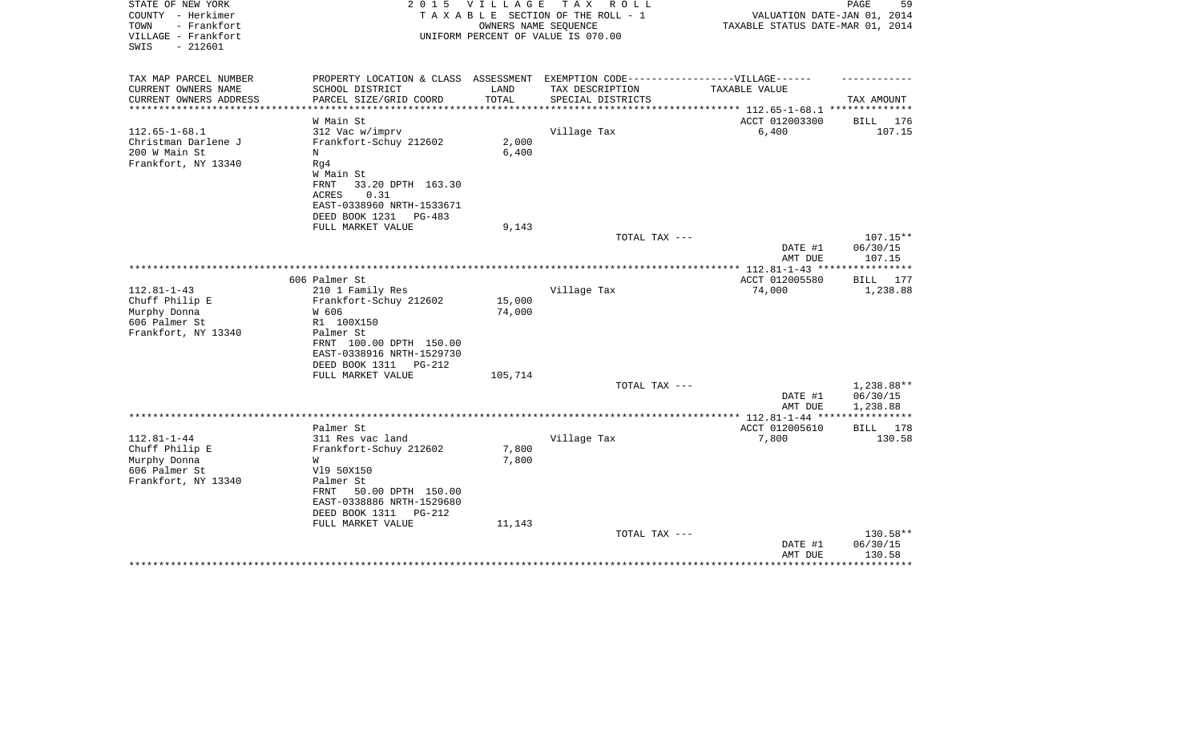STATE OF NEW YORK
COUNTY - Herkimer
TOWN - Frankfort
VILLAGE - Frankfort
SWIS - 212601

2 0 1 5 V I L L A G E T A X R O L L
T A X A B L E SECTION OF THE ROLL - 1
OWNERS NAME SEQUENCE
UNIFORM PERCENT OF VALUE IS 070.00

VALUATION DATE-JAN 01, 2014
TAXABLE STATUS DATE-MAR 01, 2014

| TAX MAP PARCEL NUMBER<br>CURRENT OWNERS NAME<br>CURRENT OWNERS ADDRESS | PROPERTY LOCATION & CLASS<br>SCHOOL DISTRICT<br>PARCEL SIZE/GRID COORD | ASSESSMENT<br>LAND<br>TOTAL | EXEMPTION CODE------------------VILLAGE------<br>TAX DESCRIPTION<br>SPECIAL DISTRICTS | TAXABLE VALUE | TAX AMOUNT |
|---|---|---|---|---|---|
| | W Main St | | | ACCT 012003300 | BILL 176 |
| 112.65-1-68.1 | 312 Vac w/imprv | | Village Tax | 6,400 | 107.15 |
| Christman Darlene J | Frankfort-Schuy 212602 | 2,000 | | | |
| 200 W Main St | N | 6,400 | | | |
| Frankfort, NY 13340 | Rg4 | | | | |
| | W Main St | | | | |
| | FRNT 33.20 DPTH 163.30 | | | | |
| | ACRES 0.31 | | | | |
| | EAST-0338960 NRTH-1533671 | | | | |
| | DEED BOOK 1231 PG-483 | | | | |
| | FULL MARKET VALUE | 9,143 | | | |
| | | | TOTAL TAX --- | | 107.15** |
| | | | | DATE #1 | 06/30/15 |
| | | | | AMT DUE | 107.15 |
| | 606 Palmer St | | | ACCT 012005580 | BILL 177 |
| 112.81-1-43 | 210 1 Family Res | | Village Tax | 74,000 | 1,238.88 |
| Chuff Philip E | Frankfort-Schuy 212602 | 15,000 | | | |
| Murphy Donna | W 606 | 74,000 | | | |
| 606 Palmer St | R1 100X150 | | | | |
| Frankfort, NY 13340 | Palmer St | | | | |
| | FRNT 100.00 DPTH 150.00 | | | | |
| | EAST-0338916 NRTH-1529730 | | | | |
| | DEED BOOK 1311 PG-212 | | | | |
| | FULL MARKET VALUE | 105,714 | | | |
| | | | TOTAL TAX --- | | 1,238.88** |
| | | | | DATE #1 | 06/30/15 |
| | | | | AMT DUE | 1,238.88 |
| | Palmer St | | | ACCT 012005610 | BILL 178 |
| 112.81-1-44 | 311 Res vac land | | Village Tax | 7,800 | 130.58 |
| Chuff Philip E | Frankfort-Schuy 212602 | 7,800 | | | |
| Murphy Donna | W | 7,800 | | | |
| 606 Palmer St | Vl9 50X150 | | | | |
| Frankfort, NY 13340 | Palmer St | | | | |
| | FRNT 50.00 DPTH 150.00 | | | | |
| | EAST-0338886 NRTH-1529680 | | | | |
| | DEED BOOK 1311 PG-212 | | | | |
| | FULL MARKET VALUE | 11,143 | | | |
| | | | TOTAL TAX --- | | 130.58** |
| | | | | DATE #1 | 06/30/15 |
| | | | | AMT DUE | 130.58 |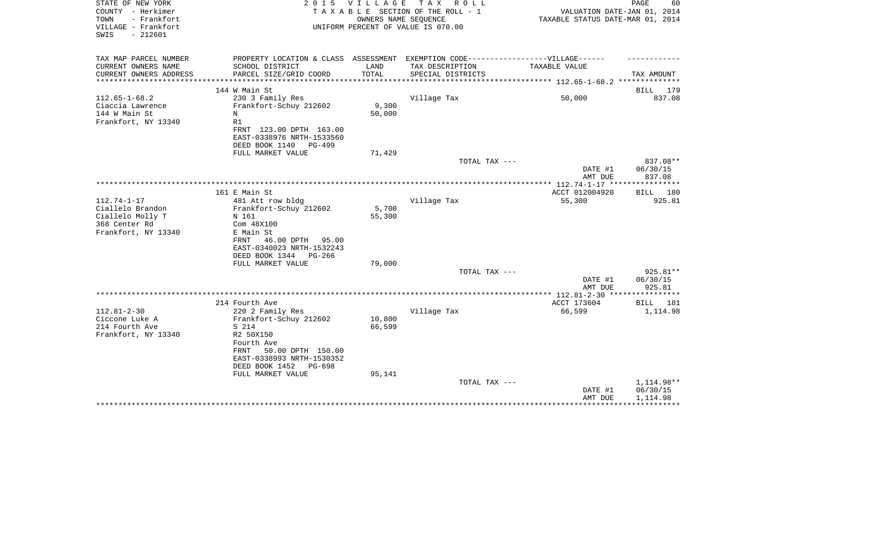STATE OF NEW YORK
COUNTY - Herkimer
TOWN - Frankfort
VILLAGE - Frankfort
SWIS - 212601

2 0 1 5 V I L L A G E T A X R O L L
T A X A B L E SECTION OF THE ROLL - 1
OWNERS NAME SEQUENCE
UNIFORM PERCENT OF VALUE IS 070.00

VALUATION DATE-JAN 01, 2014
TAXABLE STATUS DATE-MAR 01, 2014

| TAX MAP PARCEL NUMBER<br>CURRENT OWNERS NAME<br>CURRENT OWNERS ADDRESS | PROPERTY LOCATION & CLASS<br>SCHOOL DISTRICT<br>PARCEL SIZE/GRID COORD | ASSESSMENT<br>LAND<br>TOTAL | EXEMPTION CODE------VILLAGE------<br>TAX DESCRIPTION<br>SPECIAL DISTRICTS | TAXABLE VALUE | TAX AMOUNT |
|---|---|---|---|---|---|
| 112.65-1-68.2 | 144 W Main St |  |  |  | BILL 179 |
| Ciaccia Lawrence | 230 3 Family Res |  | Village Tax | 50,000 | 837.08 |
| 144 W Main St | Frankfort-Schuy 212602 | 9,300 |  |  |  |
| Frankfort, NY 13340 | N | 50,000 |  |  |  |
|  | R1 |  |  |  |  |
|  | FRNT 123.00 DPTH 163.00 |  |  |  |  |
|  | EAST-0338976 NRTH-1533560 |  |  |  |  |
|  | DEED BOOK 1140 PG-499 |  |  |  |  |
|  | FULL MARKET VALUE | 71,429 |  |  |  |
|  |  |  | TOTAL TAX --- |  | 837.08** |
|  |  |  |  | DATE #1 | 06/30/15 |
|  |  |  |  | AMT DUE | 837.08 |
| 112.74-1-17 | 161 E Main St |  |  | ACCT 012004920 | BILL 180 |
| Ciallelo Brandon | 481 Att row bldg |  | Village Tax | 55,300 | 925.81 |
| Ciallelo Molly T | Frankfort-Schuy 212602 | 5,700 |  |  |  |
| 368 Center Rd | N 161 | 55,300 |  |  |  |
| Frankfort, NY 13340 | Com 48X100 |  |  |  |  |
|  | E Main St |  |  |  |  |
|  | FRNT 46.00 DPTH 95.00 |  |  |  |  |
|  | EAST-0340023 NRTH-1532243 |  |  |  |  |
|  | DEED BOOK 1344 PG-266 |  |  |  |  |
|  | FULL MARKET VALUE | 79,000 |  |  |  |
|  |  |  | TOTAL TAX --- |  | 925.81** |
|  |  |  |  | DATE #1 | 06/30/15 |
|  |  |  |  | AMT DUE | 925.81 |
| 112.81-2-30 | 214 Fourth Ave |  |  | ACCT 173604 | BILL 181 |
| Ciccone Luke A | 220 2 Family Res |  | Village Tax | 66,599 | 1,114.98 |
| 214 Fourth Ave | Frankfort-Schuy 212602 | 10,800 |  |  |  |
| Frankfort, NY 13340 | S 214 | 66,599 |  |  |  |
|  | R2 50X150 |  |  |  |  |
|  | Fourth Ave |  |  |  |  |
|  | FRNT 50.00 DPTH 150.00 |  |  |  |  |
|  | EAST-0338993 NRTH-1530352 |  |  |  |  |
|  | DEED BOOK 1452 PG-698 |  |  |  |  |
|  | FULL MARKET VALUE | 95,141 |  |  |  |
|  |  |  | TOTAL TAX --- |  | 1,114.98** |
|  |  |  |  | DATE #1 | 06/30/15 |
|  |  |  |  | AMT DUE | 1,114.98 |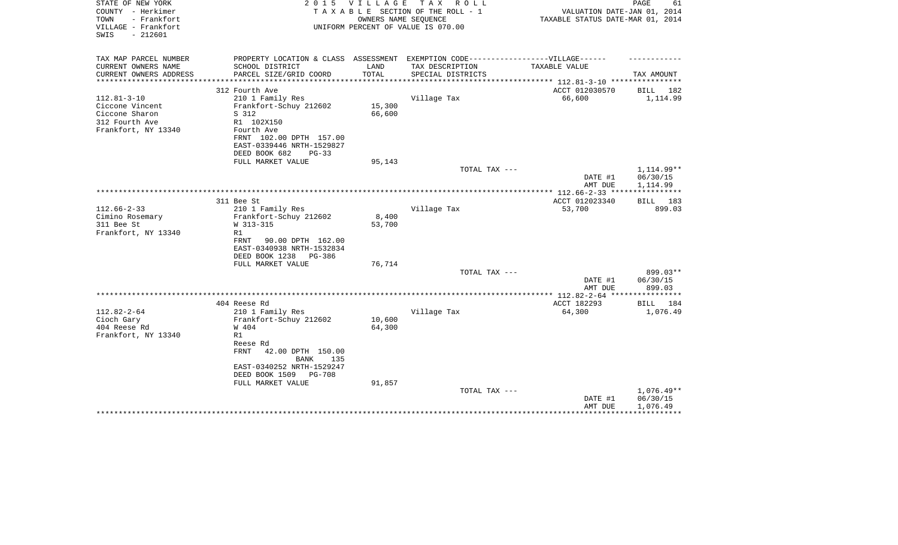STATE OF NEW YORK
COUNTY - Herkimer
TOWN - Frankfort
VILLAGE - Frankfort
SWIS - 212601

**2015 VILLAGE TAX ROLL**
TAXABLE SECTION OF THE ROLL - 1
OWNERS NAME SEQUENCE
UNIFORM PERCENT OF VALUE IS 070.00

VALUATION DATE-JAN 01, 2014
TAXABLE STATUS DATE-MAR 01, 2014

| TAX MAP PARCEL NUMBER / CURRENT OWNERS NAME / CURRENT OWNERS ADDRESS | PROPERTY LOCATION & CLASS / SCHOOL DISTRICT / PARCEL SIZE/GRID COORD | ASSESSMENT LAND / TOTAL | EXEMPTION CODE-VILLAGE / TAX DESCRIPTION / SPECIAL DISTRICTS | TAXABLE VALUE | TAX AMOUNT |
|---|---|---|---|---|---|
| | 312 Fourth Ave | | | ACCT 012030570 | BILL 182 |
| 112.81-3-10 | 210 1 Family Res | | Village Tax | 66,600 | 1,114.99 |
| Ciccone Vincent | Frankfort-Schuy 212602 | 15,300 | | | |
| Ciccone Sharon | S 312 | 66,600 | | | |
| 312 Fourth Ave | R1 102X150 | | | | |
| Frankfort, NY 13340 | Fourth Ave | | | | |
| | FRNT 102.00 DPTH 157.00 | | | | |
| | EAST-0339446 NRTH-1529827 | | | | |
| | DEED BOOK 682 PG-33 | | | | |
| | FULL MARKET VALUE | 95,143 | | | |
| | | | TOTAL TAX --- | | 1,114.99** |
| | | | | DATE #1 | 06/30/15 |
| | | | | AMT DUE | 1,114.99 |
| | 311 Bee St | | | ACCT 012023340 | BILL 183 |
| 112.66-2-33 | 210 1 Family Res | | Village Tax | 53,700 | 899.03 |
| Cimino Rosemary | Frankfort-Schuy 212602 | 8,400 | | | |
| 311 Bee St | W 313-315 | 53,700 | | | |
| Frankfort, NY 13340 | R1 | | | | |
| | FRNT 90.00 DPTH 162.00 | | | | |
| | EAST-0340938 NRTH-1532834 | | | | |
| | DEED BOOK 1238 PG-386 | | | | |
| | FULL MARKET VALUE | 76,714 | | | |
| | | | TOTAL TAX --- | | 899.03** |
| | | | | DATE #1 | 06/30/15 |
| | | | | AMT DUE | 899.03 |
| | 404 Reese Rd | | | ACCT 182293 | BILL 184 |
| 112.82-2-64 | 210 1 Family Res | | Village Tax | 64,300 | 1,076.49 |
| Cioch Gary | Frankfort-Schuy 212602 | 10,600 | | | |
| 404 Reese Rd | W 404 | 64,300 | | | |
| Frankfort, NY 13340 | R1 | | | | |
| | Reese Rd | | | | |
| | FRNT 42.00 DPTH 150.00 | | | | |
| | BANK 135 | | | | |
| | EAST-0340252 NRTH-1529247 | | | | |
| | DEED BOOK 1509 PG-708 | | | | |
| | FULL MARKET VALUE | 91,857 | | | |
| | | | TOTAL TAX --- | | 1,076.49** |
| | | | | DATE #1 | 06/30/15 |
| | | | | AMT DUE | 1,076.49 |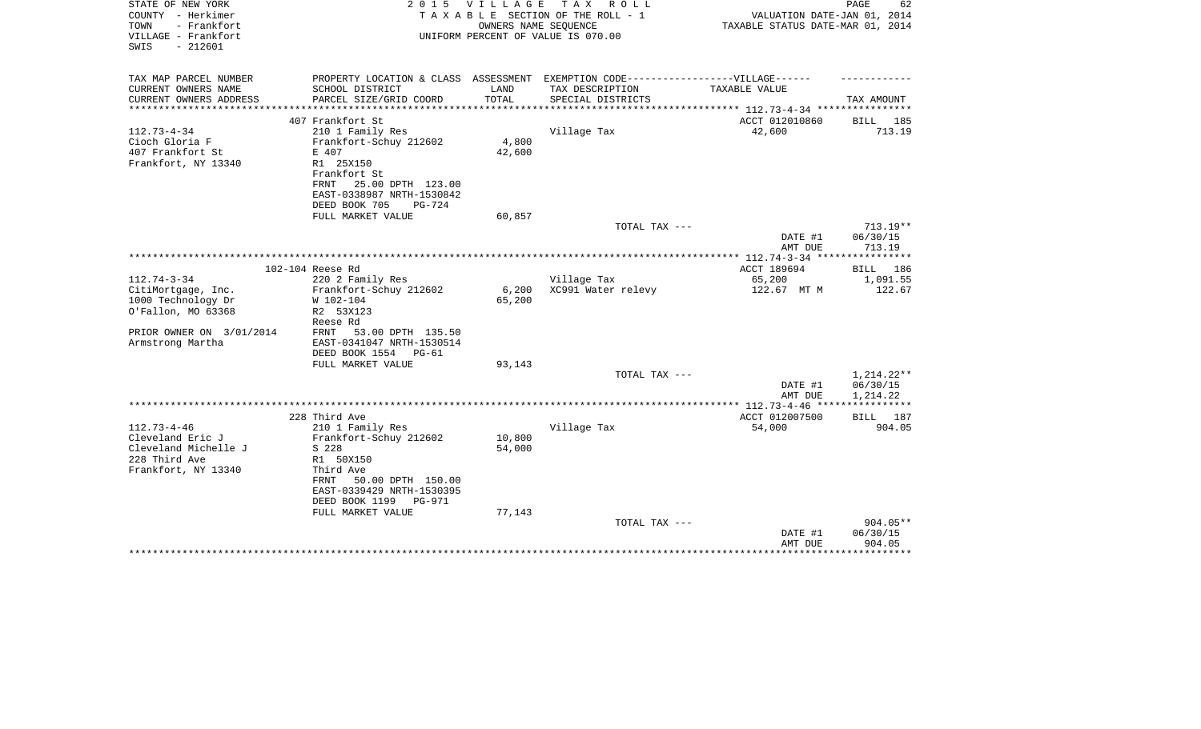STATE OF NEW YORK
COUNTY - Herkimer
TOWN - Frankfort
VILLAGE - Frankfort
SWIS - 212601

2015 VILLAGE TAX ROLL
TAXABLE SECTION OF THE ROLL - 1
OWNERS NAME SEQUENCE
UNIFORM PERCENT OF VALUE IS 070.00

VALUATION DATE-JAN 01, 2014
TAXABLE STATUS DATE-MAR 01, 2014

| TAX MAP PARCEL NUMBER / CURRENT OWNERS NAME / CURRENT OWNERS ADDRESS | PROPERTY LOCATION & CLASS / SCHOOL DISTRICT / PARCEL SIZE/GRID COORD | ASSESSMENT LAND / TOTAL | EXEMPTION CODE / TAX DESCRIPTION / SPECIAL DISTRICTS | TAXABLE VALUE | TAX AMOUNT |
|---|---|---|---|---|---|
| | 407 Frankfort St | | | ACCT 012010860 | BILL 185 |
| 112.73-4-34 | 210 1 Family Res | | Village Tax | 42,600 | 713.19 |
| Cioch Gloria F | Frankfort-Schuy 212602 | 4,800 | | | |
| 407 Frankfort St | E 407 | 42,600 | | | |
| Frankfort, NY 13340 | R1 25X150 | | | | |
| | Frankfort St | | | | |
| | FRNT 25.00 DPTH 123.00 | | | | |
| | EAST-0338987 NRTH-1530842 | | | | |
| | DEED BOOK 705 PG-724 | | | | |
| | FULL MARKET VALUE | 60,857 | | | |
| | | | TOTAL TAX --- | | 713.19** |
| | | | | DATE #1 | 06/30/15 |
| | | | | AMT DUE | 713.19 |
| | 102-104 Reese Rd | | | ACCT 189694 | BILL 186 |
| 112.74-3-34 | 220 2 Family Res | | Village Tax | 65,200 | 1,091.55 |
| CitiMortgage, Inc. | Frankfort-Schuy 212602 | 6,200 | XC991 Water relevy | 122.67 MT M | 122.67 |
| 1000 Technology Dr | W 102-104 | 65,200 | | | |
| O'Fallon, MO 63368 | R2 53X123 | | | | |
| | Reese Rd | | | | |
| PRIOR OWNER ON 3/01/2014 | FRNT 53.00 DPTH 135.50 | | | | |
| Armstrong Martha | EAST-0341047 NRTH-1530514 | | | | |
| | DEED BOOK 1554 PG-61 | | | | |
| | FULL MARKET VALUE | 93,143 | | | |
| | | | TOTAL TAX --- | | 1,214.22** |
| | | | | DATE #1 | 06/30/15 |
| | | | | AMT DUE | 1,214.22 |
| | 228 Third Ave | | | ACCT 012007500 | BILL 187 |
| 112.73-4-46 | 210 1 Family Res | | Village Tax | 54,000 | 904.05 |
| Cleveland Eric J | Frankfort-Schuy 212602 | 10,800 | | | |
| Cleveland Michelle J | S 228 | 54,000 | | | |
| 228 Third Ave | R1 50X150 | | | | |
| Frankfort, NY 13340 | Third Ave | | | | |
| | FRNT 50.00 DPTH 150.00 | | | | |
| | EAST-0339429 NRTH-1530395 | | | | |
| | DEED BOOK 1199 PG-971 | | | | |
| | FULL MARKET VALUE | 77,143 | | | |
| | | | TOTAL TAX --- | | 904.05** |
| | | | | DATE #1 | 06/30/15 |
| | | | | AMT DUE | 904.05 |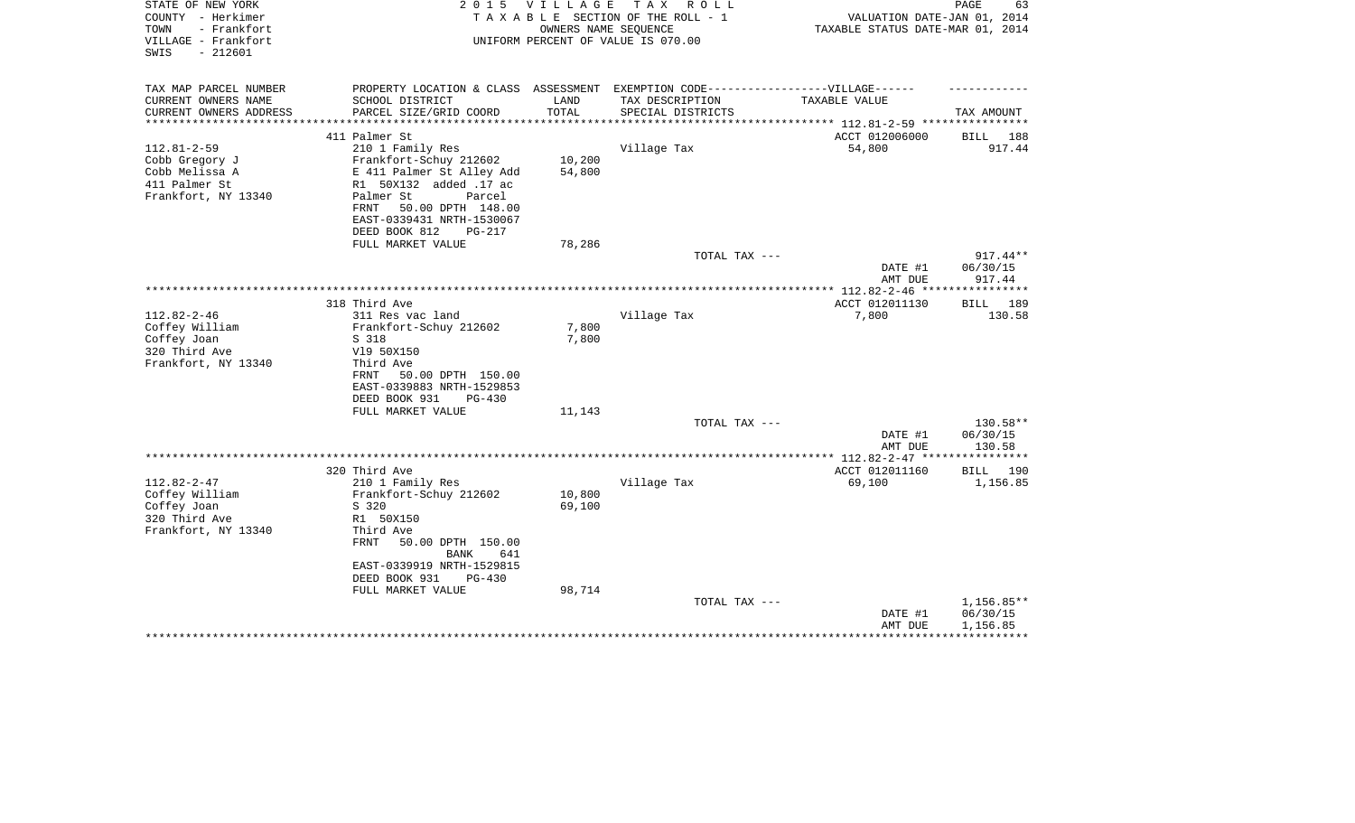STATE OF NEW YORK
COUNTY - Herkimer
TOWN - Frankfort
VILLAGE - Frankfort
SWIS - 212601

**2 0 1 5 V I L L A G E T A X R O L L**
T A X A B L E SECTION OF THE ROLL - 1
OWNERS NAME SEQUENCE
UNIFORM PERCENT OF VALUE IS 070.00

VALUATION DATE-JAN 01, 2014
TAXABLE STATUS DATE-MAR 01, 2014

| TAX MAP PARCEL NUMBER<br>CURRENT OWNERS NAME<br>CURRENT OWNERS ADDRESS | PROPERTY LOCATION & CLASS<br>SCHOOL DISTRICT<br>PARCEL SIZE/GRID COORD | ASSESSMENT<br>LAND<br>TOTAL | EXEMPTION CODE------------------VILLAGE------<br>TAX DESCRIPTION<br>SPECIAL DISTRICTS | TAXABLE VALUE | TAX AMOUNT |
|---|---|---|---|---|---|
| **112.81-2-59** | 411 Palmer St | | | ACCT 012006000 | BILL 188 |
| 112.81-2-59 | 210 1 Family Res | | Village Tax | 54,800 | 917.44 |
| Cobb Gregory J | Frankfort-Schuy 212602 | 10,200 | | | |
| Cobb Melissa A | E 411 Palmer St Alley Add | 54,800 | | | |
| 411 Palmer St | R1 50X132 added .17 ac | | | | |
| Frankfort, NY 13340 | Palmer St Parcel | | | | |
| | FRNT 50.00 DPTH 148.00 | | | | |
| | EAST-0339431 NRTH-1530067 | | | | |
| | DEED BOOK 812 PG-217 | | | | |
| | FULL MARKET VALUE | 78,286 | | | |
| | | | TOTAL TAX --- | | 917.44** |
| | | | | DATE #1 | 06/30/15 |
| | | | | AMT DUE | 917.44 |
| **112.82-2-46** | 318 Third Ave | | | ACCT 012011130 | BILL 189 |
| 112.82-2-46 | 311 Res vac land | | Village Tax | 7,800 | 130.58 |
| Coffey William | Frankfort-Schuy 212602 | 7,800 | | | |
| Coffey Joan | S 318 | 7,800 | | | |
| 320 Third Ave | Vl9 50X150 | | | | |
| Frankfort, NY 13340 | Third Ave | | | | |
| | FRNT 50.00 DPTH 150.00 | | | | |
| | EAST-0339883 NRTH-1529853 | | | | |
| | DEED BOOK 931 PG-430 | | | | |
| | FULL MARKET VALUE | 11,143 | | | |
| | | | TOTAL TAX --- | | 130.58** |
| | | | | DATE #1 | 06/30/15 |
| | | | | AMT DUE | 130.58 |
| **112.82-2-47** | 320 Third Ave | | | ACCT 012011160 | BILL 190 |
| 112.82-2-47 | 210 1 Family Res | | Village Tax | 69,100 | 1,156.85 |
| Coffey William | Frankfort-Schuy 212602 | 10,800 | | | |
| Coffey Joan | S 320 | 69,100 | | | |
| 320 Third Ave | R1 50X150 | | | | |
| Frankfort, NY 13340 | Third Ave | | | | |
| | FRNT 50.00 DPTH 150.00 | | | | |
| | BANK 641 | | | | |
| | EAST-0339919 NRTH-1529815 | | | | |
| | DEED BOOK 931 PG-430 | | | | |
| | FULL MARKET VALUE | 98,714 | | | |
| | | | TOTAL TAX --- | | 1,156.85** |
| | | | | DATE #1 | 06/30/15 |
| | | | | AMT DUE | 1,156.85 |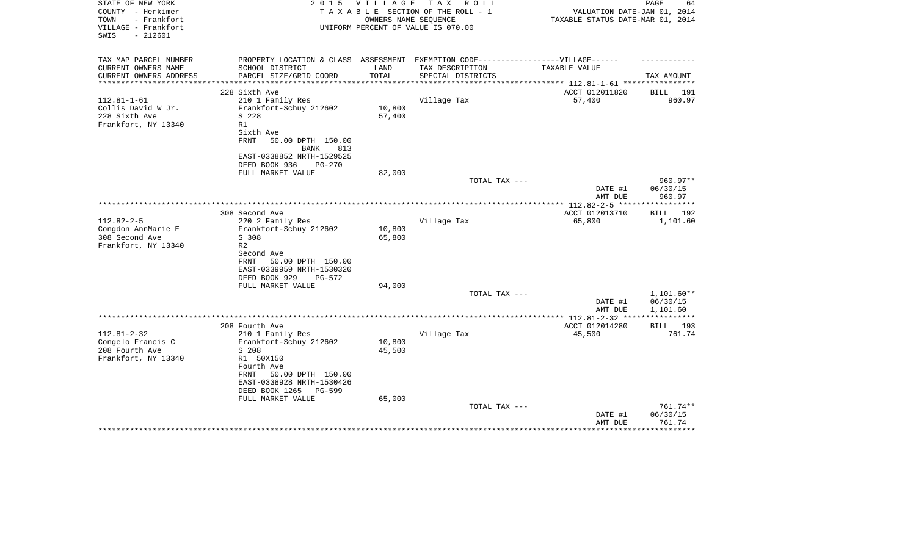STATE OF NEW YORK
COUNTY - Herkimer
TOWN - Frankfort
VILLAGE - Frankfort
SWIS - 212601

# 2015 VILLAGE TAX ROLL

TAXABLE SECTION OF THE ROLL - 1
OWNERS NAME SEQUENCE
UNIFORM PERCENT OF VALUE IS 070.00

VALUATION DATE-JAN 01, 2014
TAXABLE STATUS DATE-MAR 01, 2014

| TAX MAP PARCEL NUMBER / CURRENT OWNERS NAME / CURRENT OWNERS ADDRESS | PROPERTY LOCATION & CLASS / SCHOOL DISTRICT / PARCEL SIZE/GRID COORD | ASSESSMENT LAND / TOTAL | EXEMPTION CODE / TAX DESCRIPTION / SPECIAL DISTRICTS | TAXABLE VALUE | TAX AMOUNT |
|---|---|---|---|---|---|
| | 228 Sixth Ave | | | ACCT 012011820 | BILL 191 |
| 112.81-1-61 | 210 1 Family Res | | Village Tax | 57,400 | 960.97 |
| Collis David W Jr. | Frankfort-Schuy 212602 | 10,800 | | | |
| 228 Sixth Ave | S 228 | 57,400 | | | |
| Frankfort, NY 13340 | R1 | | | | |
| | Sixth Ave | | | | |
| | FRNT 50.00 DPTH 150.00 | | | | |
| | BANK 813 | | | | |
| | EAST-0338852 NRTH-1529525 | | | | |
| | DEED BOOK 936 PG-270 | | | | |
| | FULL MARKET VALUE | 82,000 | | | |
| | | | TOTAL TAX --- | | 960.97** |
| | | | | DATE #1 | 06/30/15 |
| | | | | AMT DUE | 960.97 |
| | 308 Second Ave | | | ACCT 012013710 | BILL 192 |
| 112.82-2-5 | 220 2 Family Res | | Village Tax | 65,800 | 1,101.60 |
| Congdon AnnMarie E | Frankfort-Schuy 212602 | 10,800 | | | |
| 308 Second Ave | S 308 | 65,800 | | | |
| Frankfort, NY 13340 | R2 | | | | |
| | Second Ave | | | | |
| | FRNT 50.00 DPTH 150.00 | | | | |
| | EAST-0339959 NRTH-1530320 | | | | |
| | DEED BOOK 929 PG-572 | | | | |
| | FULL MARKET VALUE | 94,000 | | | |
| | | | TOTAL TAX --- | | 1,101.60** |
| | | | | DATE #1 | 06/30/15 |
| | | | | AMT DUE | 1,101.60 |
| | 208 Fourth Ave | | | ACCT 012014280 | BILL 193 |
| 112.81-2-32 | 210 1 Family Res | | Village Tax | 45,500 | 761.74 |
| Congelo Francis C | Frankfort-Schuy 212602 | 10,800 | | | |
| 208 Fourth Ave | S 208 | 45,500 | | | |
| Frankfort, NY 13340 | R1 50X150 | | | | |
| | Fourth Ave | | | | |
| | FRNT 50.00 DPTH 150.00 | | | | |
| | EAST-0338928 NRTH-1530426 | | | | |
| | DEED BOOK 1265 PG-599 | | | | |
| | FULL MARKET VALUE | 65,000 | | | |
| | | | TOTAL TAX --- | | 761.74** |
| | | | | DATE #1 | 06/30/15 |
| | | | | AMT DUE | 761.74 |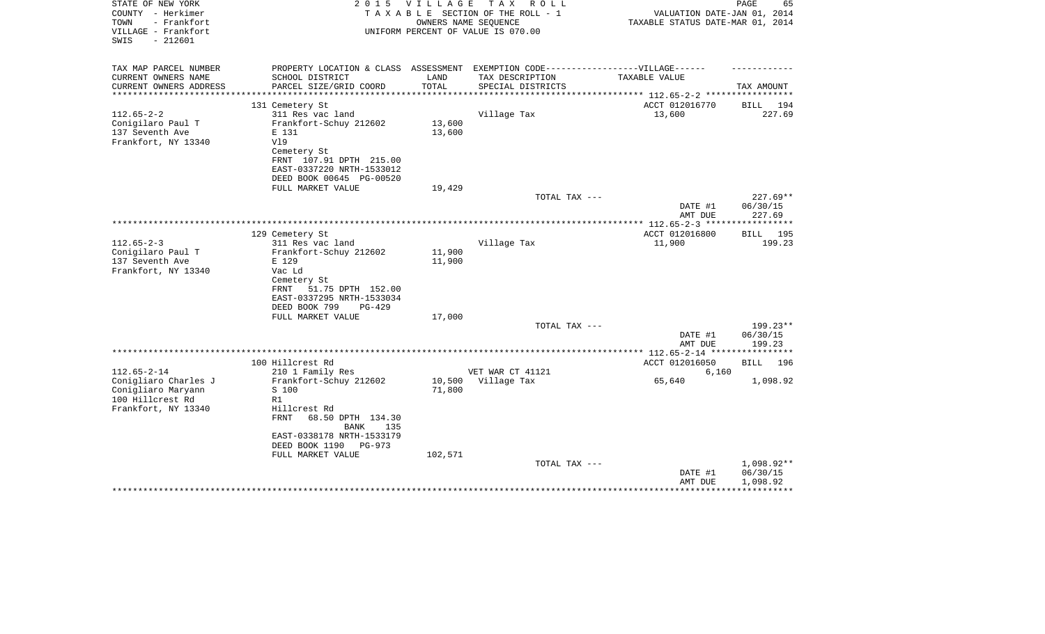STATE OF NEW YORK
COUNTY - Herkimer
TOWN - Frankfort
VILLAGE - Frankfort
SWIS - 212601

2 0 1 5 V I L L A G E T A X R O L L
T A X A B L E SECTION OF THE ROLL - 1
OWNERS NAME SEQUENCE
UNIFORM PERCENT OF VALUE IS 070.00

VALUATION DATE-JAN 01, 2014
TAXABLE STATUS DATE-MAR 01, 2014

| TAX MAP PARCEL NUMBER / CURRENT OWNERS NAME / CURRENT OWNERS ADDRESS | PROPERTY LOCATION & CLASS / SCHOOL DISTRICT / PARCEL SIZE/GRID COORD | ASSESSMENT LAND / TOTAL | EXEMPTION CODE / TAX DESCRIPTION / SPECIAL DISTRICTS | TAXABLE VALUE | TAX AMOUNT |
|---|---|---|---|---|---|
| 112.65-2-2 | 131 Cemetery St | | | ACCT 012016770 | BILL 194 |
| Conigilaro Paul T | 311 Res vac land | | Village Tax | 13,600 | 227.69 |
| 137 Seventh Ave | Frankfort-Schuy 212602 | 13,600 | | | |
| Frankfort, NY 13340 | E 131 | 13,600 | | | |
| | Vl9 | | | | |
| | Cemetery St | | | | |
| | FRNT 107.91 DPTH 215.00 | | | | |
| | EAST-0337220 NRTH-1533012 | | | | |
| | DEED BOOK 00645 PG-00520 | | | | |
| | FULL MARKET VALUE | 19,429 | | | |
| | | | TOTAL TAX --- | | 227.69** |
| | | | | DATE #1 | 06/30/15 |
| | | | | AMT DUE | 227.69 |
| 112.65-2-3 | 129 Cemetery St | | | ACCT 012016800 | BILL 195 |
| Conigilaro Paul T | 311 Res vac land | | Village Tax | 11,900 | 199.23 |
| 137 Seventh Ave | Frankfort-Schuy 212602 | 11,900 | | | |
| Frankfort, NY 13340 | E 129 | 11,900 | | | |
| | Vac Ld | | | | |
| | Cemetery St | | | | |
| | FRNT 51.75 DPTH 152.00 | | | | |
| | EAST-0337295 NRTH-1533034 | | | | |
| | DEED BOOK 799 PG-429 | | | | |
| | FULL MARKET VALUE | 17,000 | | | |
| | | | TOTAL TAX --- | | 199.23** |
| | | | | DATE #1 | 06/30/15 |
| | | | | AMT DUE | 199.23 |
| 112.65-2-14 | 100 Hillcrest Rd | | | ACCT 012016050 | BILL 196 |
| Conigliaro Charles J | 210 1 Family Res | | VET WAR CT 41121 | 6,160 | |
| Conigliaro Maryann | Frankfort-Schuy 212602 | 10,500 | Village Tax | 65,640 | 1,098.92 |
| 100 Hillcrest Rd | S 100 | 71,800 | | | |
| Frankfort, NY 13340 | R1 | | | | |
| | Hillcrest Rd | | | | |
| | FRNT 68.50 DPTH 134.30 | | | | |
| | BANK 135 | | | | |
| | EAST-0338178 NRTH-1533179 | | | | |
| | DEED BOOK 1190 PG-973 | | | | |
| | FULL MARKET VALUE | 102,571 | | | |
| | | | TOTAL TAX --- | | 1,098.92** |
| | | | | DATE #1 | 06/30/15 |
| | | | | AMT DUE | 1,098.92 |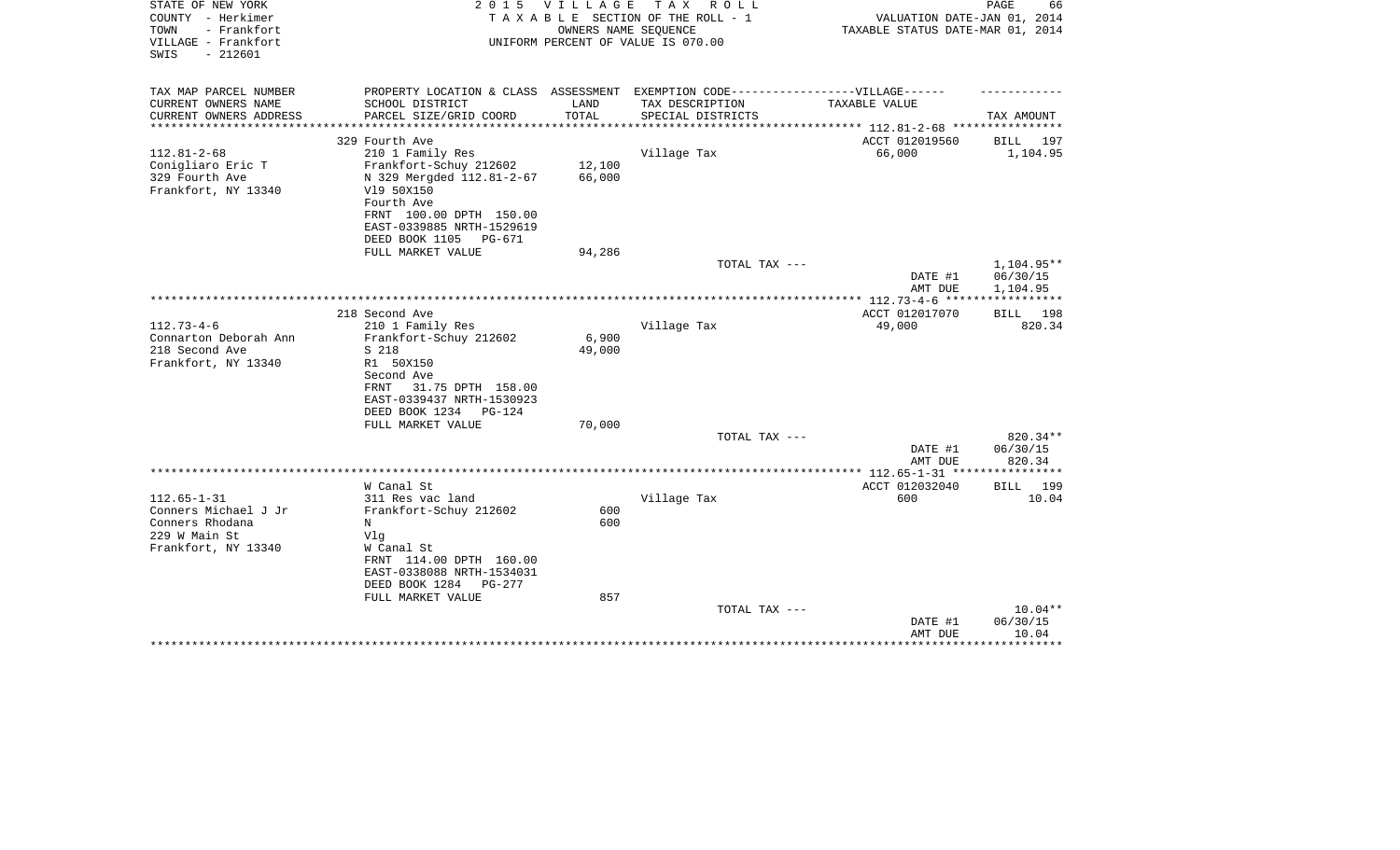STATE OF NEW YORK | 2 0 1 5   V I L L A G E   T A X   R O L L
COUNTY - Herkimer | T A X A B L E SECTION OF THE ROLL - 1 | VALUATION DATE-JAN 01, 2014
TOWN - Frankfort | OWNERS NAME SEQUENCE | TAXABLE STATUS DATE-MAR 01, 2014
VILLAGE - Frankfort | UNIFORM PERCENT OF VALUE IS 070.00
SWIS - 212601

| TAX MAP PARCEL NUMBER / CURRENT OWNERS NAME / CURRENT OWNERS ADDRESS | PROPERTY LOCATION & CLASS / SCHOOL DISTRICT / PARCEL SIZE/GRID COORD | ASSESSMENT LAND / TOTAL | EXEMPTION CODE------VILLAGE------ / TAX DESCRIPTION / SPECIAL DISTRICTS | TAXABLE VALUE | TAX AMOUNT |
|---|---|---|---|---|---|
| ******** 112.81-2-68 ******** | | | | | |
| | 329 Fourth Ave | | | ACCT 012019560 | BILL 197 |
| 112.81-2-68 | 210 1 Family Res | | Village Tax | 66,000 | 1,104.95 |
| Conigliaro Eric T | Frankfort-Schuy 212602 | 12,100 | | | |
| 329 Fourth Ave | N 329 Mergded 112.81-2-67 | 66,000 | | | |
| Frankfort, NY 13340 | Vl9 50X150 | | | | |
| | Fourth Ave | | | | |
| | FRNT 100.00 DPTH 150.00 | | | | |
| | EAST-0339885 NRTH-1529619 | | | | |
| | DEED BOOK 1105 PG-671 | | | | |
| | FULL MARKET VALUE | 94,286 | | | |
| | | | TOTAL TAX --- | | 1,104.95** |
| | | | | DATE #1 | 06/30/15 |
| | | | | AMT DUE | 1,104.95 |
| ******** 112.73-4-6 ******** | | | | | |
| | 218 Second Ave | | | ACCT 012017070 | BILL 198 |
| 112.73-4-6 | 210 1 Family Res | | Village Tax | 49,000 | 820.34 |
| Connarton Deborah Ann | Frankfort-Schuy 212602 | 6,900 | | | |
| 218 Second Ave | S 218 | 49,000 | | | |
| Frankfort, NY 13340 | R1 50X150 | | | | |
| | Second Ave | | | | |
| | FRNT 31.75 DPTH 158.00 | | | | |
| | EAST-0339437 NRTH-1530923 | | | | |
| | DEED BOOK 1234 PG-124 | | | | |
| | FULL MARKET VALUE | 70,000 | | | |
| | | | TOTAL TAX --- | | 820.34** |
| | | | | DATE #1 | 06/30/15 |
| | | | | AMT DUE | 820.34 |
| ******** 112.65-1-31 ******** | | | | | |
| | W Canal St | | | ACCT 012032040 | BILL 199 |
| 112.65-1-31 | 311 Res vac land | | Village Tax | 600 | 10.04 |
| Conners Michael J Jr | Frankfort-Schuy 212602 | 600 | | | |
| Conners Rhodana | N | 600 | | | |
| 229 W Main St | Vlg | | | | |
| Frankfort, NY 13340 | W Canal St | | | | |
| | FRNT 114.00 DPTH 160.00 | | | | |
| | EAST-0338088 NRTH-1534031 | | | | |
| | DEED BOOK 1284 PG-277 | | | | |
| | FULL MARKET VALUE | 857 | | | |
| | | | TOTAL TAX --- | | 10.04** |
| | | | | DATE #1 | 06/30/15 |
| | | | | AMT DUE | 10.04 |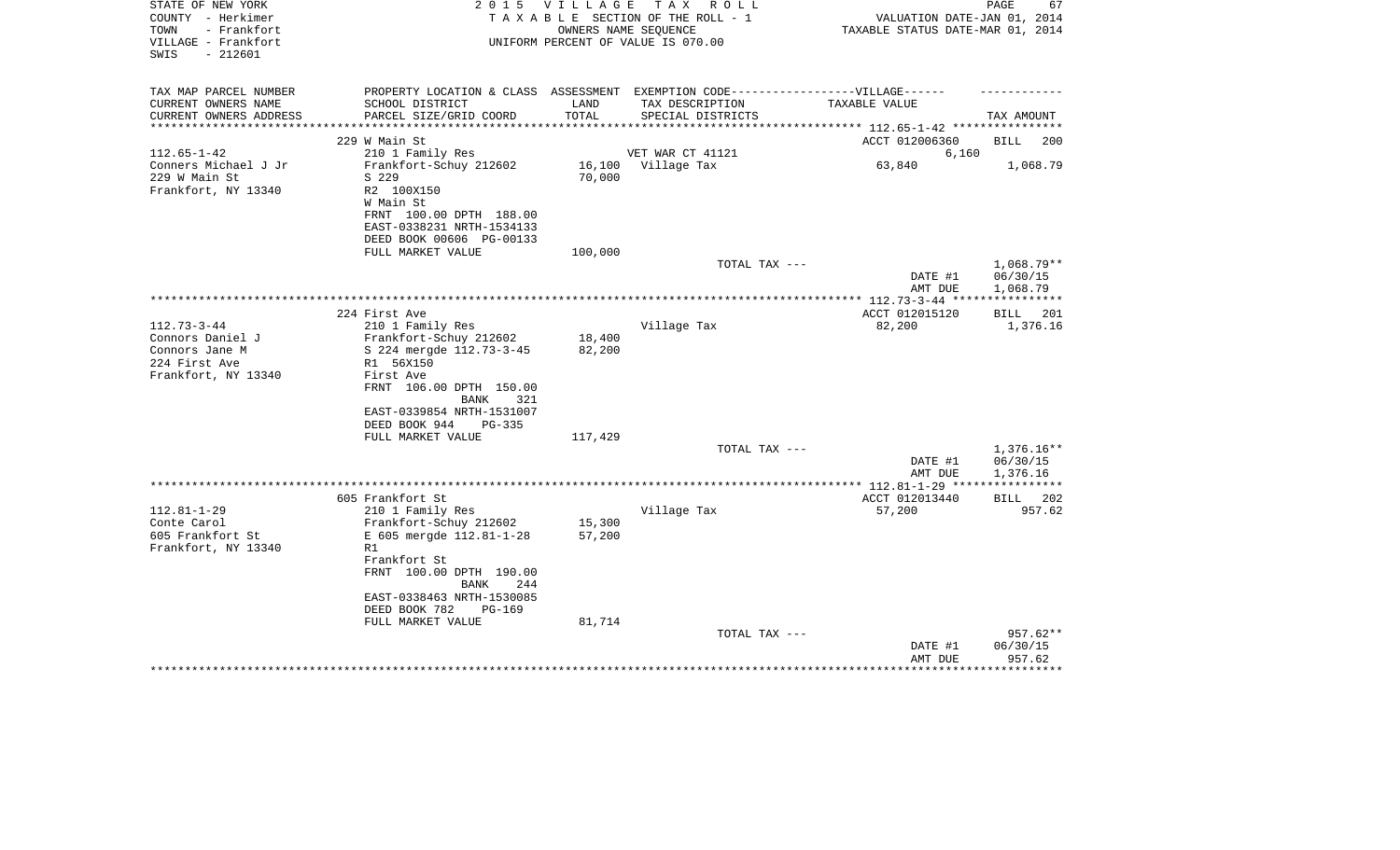STATE OF NEW YORK
COUNTY - Herkimer
TOWN - Frankfort
VILLAGE - Frankfort
SWIS - 212601

2 0 1 5 V I L L A G E T A X R O L L
T A X A B L E SECTION OF THE ROLL - 1
OWNERS NAME SEQUENCE
UNIFORM PERCENT OF VALUE IS 070.00

VALUATION DATE-JAN 01, 2014
TAXABLE STATUS DATE-MAR 01, 2014

| TAX MAP PARCEL NUMBER / CURRENT OWNERS NAME / CURRENT OWNERS ADDRESS | PROPERTY LOCATION & CLASS / SCHOOL DISTRICT / PARCEL SIZE/GRID COORD | ASSESSMENT LAND / TOTAL | EXEMPTION CODE / TAX DESCRIPTION / SPECIAL DISTRICTS | TAXABLE VALUE | TAX AMOUNT |
|---|---|---|---|---|---|
| | 229 W Main St | | | ACCT 012006360 | BILL 200 |
| 112.65-1-42 | 210 1 Family Res | | VET WAR CT 41121 | 6,160 | |
| Conners Michael J Jr | Frankfort-Schuy 212602 | 16,100 | Village Tax | 63,840 | 1,068.79 |
| 229 W Main St | S 229 | 70,000 | | | |
| Frankfort, NY 13340 | R2 100X150 | | | | |
| | W Main St | | | | |
| | FRNT 100.00 DPTH 188.00 | | | | |
| | EAST-0338231 NRTH-1534133 | | | | |
| | DEED BOOK 00606 PG-00133 | | | | |
| | FULL MARKET VALUE | 100,000 | | | |
| | | | TOTAL TAX --- | | 1,068.79** |
| | | | | DATE #1 | 06/30/15 |
| | | | | AMT DUE | 1,068.79 |
| | 224 First Ave | | | ACCT 012015120 | BILL 201 |
| 112.73-3-44 | 210 1 Family Res | | Village Tax | 82,200 | 1,376.16 |
| Connors Daniel J | Frankfort-Schuy 212602 | 18,400 | | | |
| Connors Jane M | S 224 mergde 112.73-3-45 | 82,200 | | | |
| 224 First Ave | R1 56X150 | | | | |
| Frankfort, NY 13340 | First Ave | | | | |
| | FRNT 106.00 DPTH 150.00 | | | | |
| | BANK 321 | | | | |
| | EAST-0339854 NRTH-1531007 | | | | |
| | DEED BOOK 944 PG-335 | | | | |
| | FULL MARKET VALUE | 117,429 | | | |
| | | | TOTAL TAX --- | | 1,376.16** |
| | | | | DATE #1 | 06/30/15 |
| | | | | AMT DUE | 1,376.16 |
| | 605 Frankfort St | | | ACCT 012013440 | BILL 202 |
| 112.81-1-29 | 210 1 Family Res | | Village Tax | 57,200 | 957.62 |
| Conte Carol | Frankfort-Schuy 212602 | 15,300 | | | |
| 605 Frankfort St | E 605 mergde 112.81-1-28 | 57,200 | | | |
| Frankfort, NY 13340 | R1 | | | | |
| | Frankfort St | | | | |
| | FRNT 100.00 DPTH 190.00 | | | | |
| | BANK 244 | | | | |
| | EAST-0338463 NRTH-1530085 | | | | |
| | DEED BOOK 782 PG-169 | | | | |
| | FULL MARKET VALUE | 81,714 | | | |
| | | | TOTAL TAX --- | | 957.62** |
| | | | | DATE #1 | 06/30/15 |
| | | | | AMT DUE | 957.62 |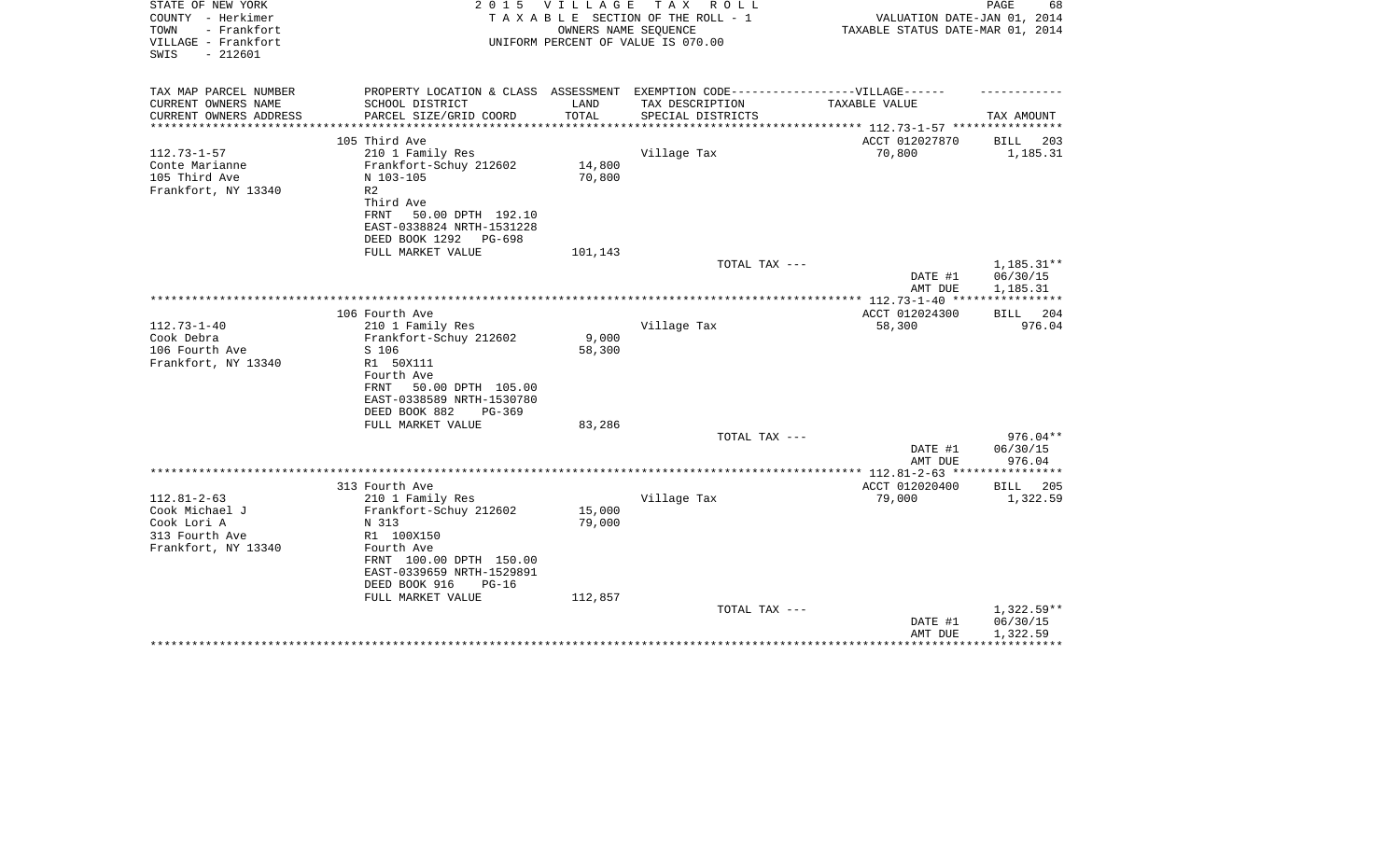STATE OF NEW YORK
COUNTY - Herkimer
TOWN - Frankfort
VILLAGE - Frankfort
SWIS - 212601

2 0 1 5 V I L L A G E T A X R O L L
T A X A B L E SECTION OF THE ROLL - 1
OWNERS NAME SEQUENCE
UNIFORM PERCENT OF VALUE IS 070.00

VALUATION DATE-JAN 01, 2014
TAXABLE STATUS DATE-MAR 01, 2014

| TAX MAP PARCEL NUMBER<br>CURRENT OWNERS NAME<br>CURRENT OWNERS ADDRESS | PROPERTY LOCATION & CLASS<br>SCHOOL DISTRICT<br>PARCEL SIZE/GRID COORD | ASSESSMENT<br>LAND<br>TOTAL | EXEMPTION CODE------------------VILLAGE------<br>TAX DESCRIPTION<br>SPECIAL DISTRICTS | TAXABLE VALUE | TAX AMOUNT |
|---|---|---|---|---|---|
| | 105 Third Ave | | | ACCT 012027870 | BILL 203 |
| 112.73-1-57 | 210 1 Family Res | | Village Tax | 70,800 | 1,185.31 |
| Conte Marianne | Frankfort-Schuy 212602 | 14,800 | | | |
| 105 Third Ave | N 103-105 | 70,800 | | | |
| Frankfort, NY 13340 | R2 | | | | |
| | Third Ave | | | | |
| | FRNT 50.00 DPTH 192.10 | | | | |
| | EAST-0338824 NRTH-1531228 | | | | |
| | DEED BOOK 1292 PG-698 | | | | |
| | FULL MARKET VALUE | 101,143 | | | |
| | | | TOTAL TAX --- | | 1,185.31** |
| | | | | DATE #1 | 06/30/15 |
| | | | | AMT DUE | 1,185.31 |
| | 106 Fourth Ave | | | ACCT 012024300 | BILL 204 |
| 112.73-1-40 | 210 1 Family Res | | Village Tax | 58,300 | 976.04 |
| Cook Debra | Frankfort-Schuy 212602 | 9,000 | | | |
| 106 Fourth Ave | S 106 | 58,300 | | | |
| Frankfort, NY 13340 | R1 50X111 | | | | |
| | Fourth Ave | | | | |
| | FRNT 50.00 DPTH 105.00 | | | | |
| | EAST-0338589 NRTH-1530780 | | | | |
| | DEED BOOK 882 PG-369 | | | | |
| | FULL MARKET VALUE | 83,286 | | | |
| | | | TOTAL TAX --- | | 976.04** |
| | | | | DATE #1 | 06/30/15 |
| | | | | AMT DUE | 976.04 |
| | 313 Fourth Ave | | | ACCT 012020400 | BILL 205 |
| 112.81-2-63 | 210 1 Family Res | | Village Tax | 79,000 | 1,322.59 |
| Cook Michael J | Frankfort-Schuy 212602 | 15,000 | | | |
| Cook Lori A | N 313 | 79,000 | | | |
| 313 Fourth Ave | R1 100X150 | | | | |
| Frankfort, NY 13340 | Fourth Ave | | | | |
| | FRNT 100.00 DPTH 150.00 | | | | |
| | EAST-0339659 NRTH-1529891 | | | | |
| | DEED BOOK 916 PG-16 | | | | |
| | FULL MARKET VALUE | 112,857 | | | |
| | | | TOTAL TAX --- | | 1,322.59** |
| | | | | DATE #1 | 06/30/15 |
| | | | | AMT DUE | 1,322.59 |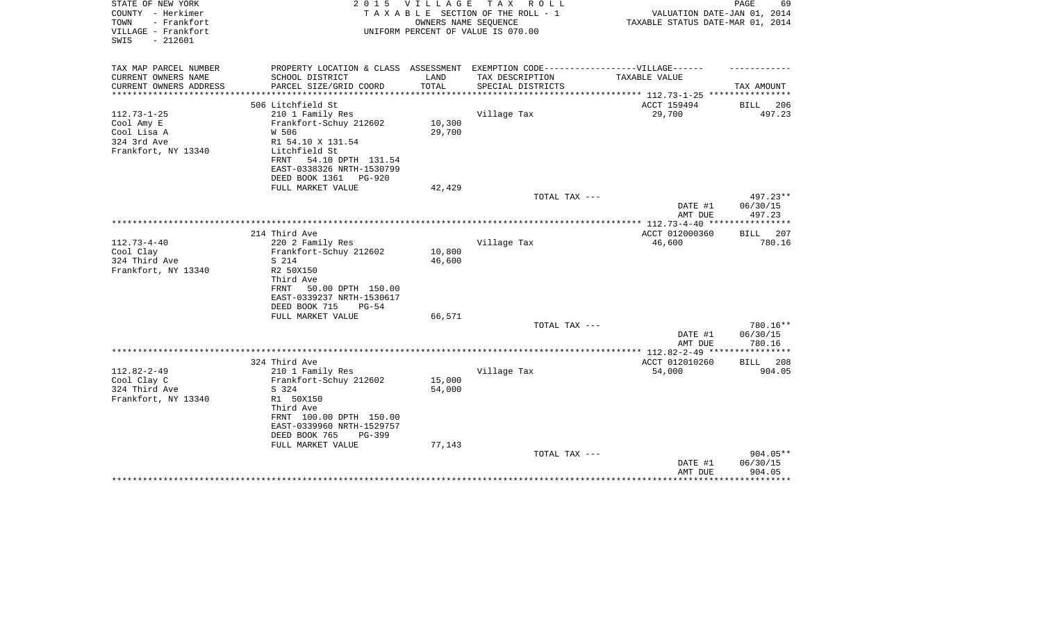STATE OF NEW YORK
COUNTY - Herkimer
TOWN - Frankfort
VILLAGE - Frankfort
SWIS - 212601

2 0 1 5 V I L L A G E T A X R O L L
T A X A B L E SECTION OF THE ROLL - 1
OWNERS NAME SEQUENCE
UNIFORM PERCENT OF VALUE IS 070.00

VALUATION DATE-JAN 01, 2014
TAXABLE STATUS DATE-MAR 01, 2014

| TAX MAP PARCEL NUMBER<br>CURRENT OWNERS NAME<br>CURRENT OWNERS ADDRESS | PROPERTY LOCATION & CLASS<br>SCHOOL DISTRICT<br>PARCEL SIZE/GRID COORD | ASSESSMENT<br>LAND<br>TOTAL | EXEMPTION CODE------------------VILLAGE------<br>TAX DESCRIPTION<br>SPECIAL DISTRICTS | TAXABLE VALUE | TAX AMOUNT |
|---|---|---|---|---|---|
| | 506 Litchfield St | | | ACCT 159494 | BILL 206 |
| 112.73-1-25 | 210 1 Family Res | | Village Tax | 29,700 | 497.23 |
| Cool Amy E | Frankfort-Schuy 212602 | 10,300 | | | |
| Cool Lisa A | W 506 | 29,700 | | | |
| 324 3rd Ave | R1 54.10 X 131.54 | | | | |
| Frankfort, NY 13340 | Litchfield St | | | | |
| | FRNT 54.10 DPTH 131.54 | | | | |
| | EAST-0338326 NRTH-1530799 | | | | |
| | DEED BOOK 1361 PG-920 | | | | |
| | FULL MARKET VALUE | 42,429 | | | |
| | | | TOTAL TAX --- | | 497.23** |
| | | | | DATE #1 | 06/30/15 |
| | | | | AMT DUE | 497.23 |
| | 214 Third Ave | | | ACCT 012000360 | BILL 207 |
| 112.73-4-40 | 220 2 Family Res | | Village Tax | 46,600 | 780.16 |
| Cool Clay | Frankfort-Schuy 212602 | 10,800 | | | |
| 324 Third Ave | S 214 | 46,600 | | | |
| Frankfort, NY 13340 | R2 50X150 | | | | |
| | Third Ave | | | | |
| | FRNT 50.00 DPTH 150.00 | | | | |
| | EAST-0339237 NRTH-1530617 | | | | |
| | DEED BOOK 715 PG-54 | | | | |
| | FULL MARKET VALUE | 66,571 | | | |
| | | | TOTAL TAX --- | | 780.16** |
| | | | | DATE #1 | 06/30/15 |
| | | | | AMT DUE | 780.16 |
| | 324 Third Ave | | | ACCT 012010260 | BILL 208 |
| 112.82-2-49 | 210 1 Family Res | | Village Tax | 54,000 | 904.05 |
| Cool Clay C | Frankfort-Schuy 212602 | 15,000 | | | |
| 324 Third Ave | S 324 | 54,000 | | | |
| Frankfort, NY 13340 | R1 50X150 | | | | |
| | Third Ave | | | | |
| | FRNT 100.00 DPTH 150.00 | | | | |
| | EAST-0339960 NRTH-1529757 | | | | |
| | DEED BOOK 765 PG-399 | | | | |
| | FULL MARKET VALUE | 77,143 | | | |
| | | | TOTAL TAX --- | | 904.05** |
| | | | | DATE #1 | 06/30/15 |
| | | | | AMT DUE | 904.05 |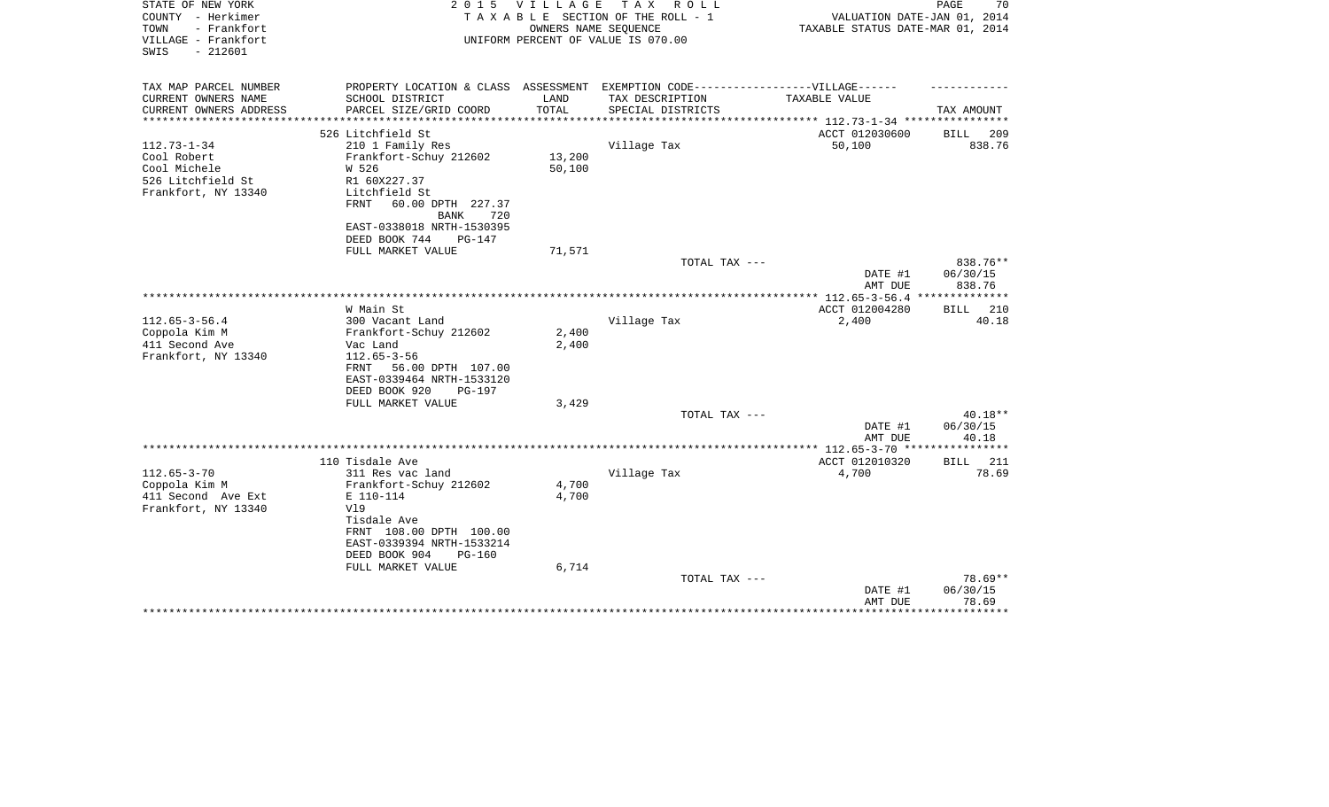STATE OF NEW YORK
COUNTY - Herkimer
TOWN - Frankfort
VILLAGE - Frankfort
SWIS - 212601

2 0 1 5 V I L L A G E T A X R O L L
T A X A B L E SECTION OF THE ROLL - 1
OWNERS NAME SEQUENCE
UNIFORM PERCENT OF VALUE IS 070.00

VALUATION DATE-JAN 01, 2014
TAXABLE STATUS DATE-MAR 01, 2014

| TAX MAP PARCEL NUMBER<br>CURRENT OWNERS NAME<br>CURRENT OWNERS ADDRESS | PROPERTY LOCATION & CLASS<br>SCHOOL DISTRICT<br>PARCEL SIZE/GRID COORD | ASSESSMENT<br>LAND<br>TOTAL | EXEMPTION CODE-------VILLAGE------<br>TAX DESCRIPTION<br>SPECIAL DISTRICTS | TAXABLE VALUE | TAX AMOUNT |
|---|---|---|---|---|---|
| ******** 112.73-1-34 ******** | | | | | |
| | 526 Litchfield St | | | ACCT 012030600 | BILL 209 |
| 112.73-1-34 | 210 1 Family Res | | Village Tax | 50,100 | 838.76 |
| Cool Robert | Frankfort-Schuy 212602 | 13,200 | | | |
| Cool Michele | W 526 | 50,100 | | | |
| 526 Litchfield St | R1 60X227.37 | | | | |
| Frankfort, NY 13340 | Litchfield St | | | | |
| | FRNT 60.00 DPTH 227.37 | | | | |
| | BANK 720 | | | | |
| | EAST-0338018 NRTH-1530395 | | | | |
| | DEED BOOK 744 PG-147 | | | | |
| | FULL MARKET VALUE | 71,571 | | | |
| | | | TOTAL TAX --- | | 838.76** |
| | | | | DATE #1 | 06/30/15 |
| | | | | AMT DUE | 838.76 |
| ******** 112.65-3-56.4 ******** | | | | | |
| | W Main St | | | ACCT 012004280 | BILL 210 |
| 112.65-3-56.4 | 300 Vacant Land | | Village Tax | 2,400 | 40.18 |
| Coppola Kim M | Frankfort-Schuy 212602 | 2,400 | | | |
| 411 Second Ave | Vac Land | 2,400 | | | |
| Frankfort, NY 13340 | 112.65-3-56 | | | | |
| | FRNT 56.00 DPTH 107.00 | | | | |
| | EAST-0339464 NRTH-1533120 | | | | |
| | DEED BOOK 920 PG-197 | | | | |
| | FULL MARKET VALUE | 3,429 | | | |
| | | | TOTAL TAX --- | | 40.18** |
| | | | | DATE #1 | 06/30/15 |
| | | | | AMT DUE | 40.18 |
| ******** 112.65-3-70 ******** | | | | | |
| | 110 Tisdale Ave | | | ACCT 012010320 | BILL 211 |
| 112.65-3-70 | 311 Res vac land | | Village Tax | 4,700 | 78.69 |
| Coppola Kim M | Frankfort-Schuy 212602 | 4,700 | | | |
| 411 Second Ave Ext | E 110-114 | 4,700 | | | |
| Frankfort, NY 13340 | Vl9 | | | | |
| | Tisdale Ave | | | | |
| | FRNT 108.00 DPTH 100.00 | | | | |
| | EAST-0339394 NRTH-1533214 | | | | |
| | DEED BOOK 904 PG-160 | | | | |
| | FULL MARKET VALUE | 6,714 | | | |
| | | | TOTAL TAX --- | | 78.69** |
| | | | | DATE #1 | 06/30/15 |
| | | | | AMT DUE | 78.69 |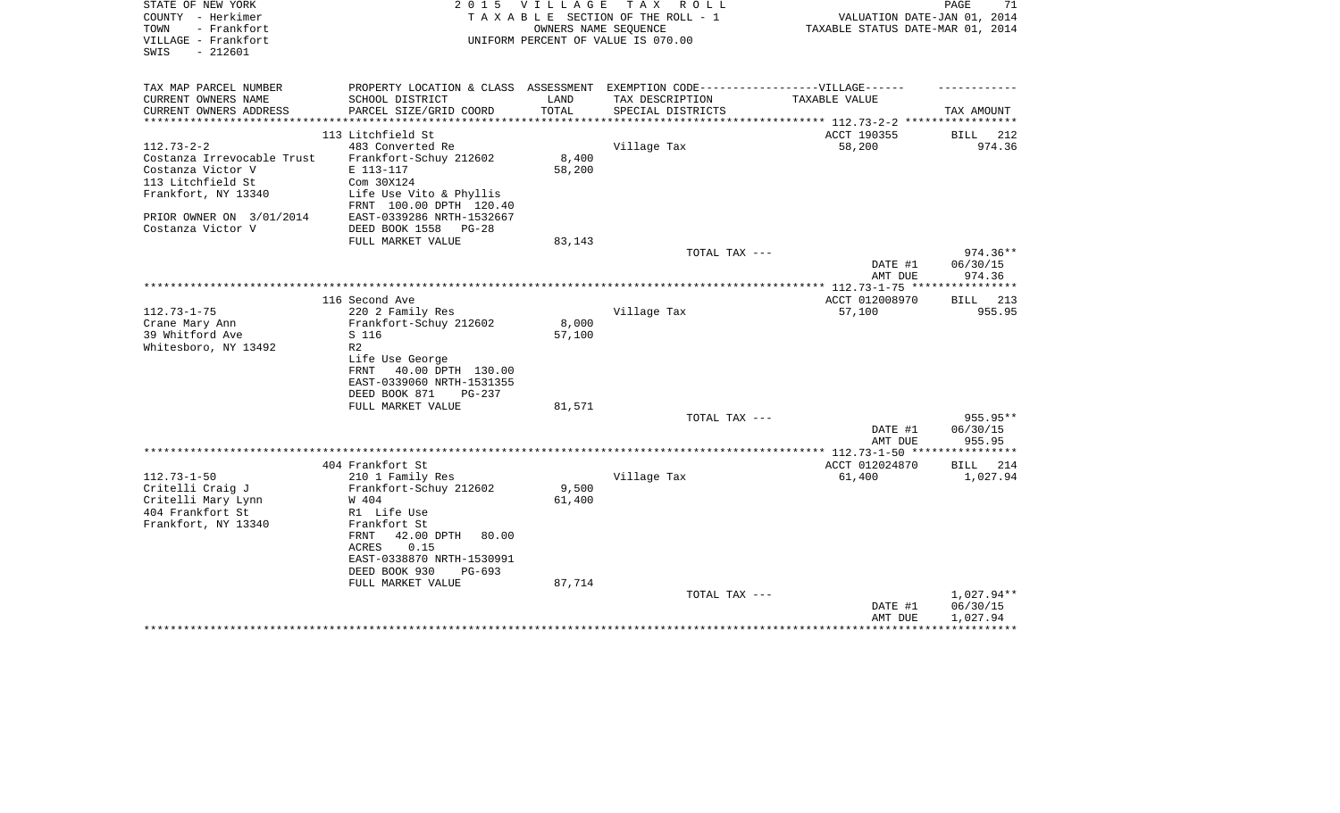STATE OF NEW YORK
COUNTY - Herkimer
TOWN - Frankfort
VILLAGE - Frankfort
SWIS - 212601

2015 VILLAGE TAX ROLL
TAXABLE SECTION OF THE ROLL - 1
OWNERS NAME SEQUENCE
UNIFORM PERCENT OF VALUE IS 070.00

VALUATION DATE-JAN 01, 2014
TAXABLE STATUS DATE-MAR 01, 2014

| TAX MAP PARCEL NUMBER / CURRENT OWNERS NAME / CURRENT OWNERS ADDRESS | PROPERTY LOCATION & CLASS / SCHOOL DISTRICT / PARCEL SIZE/GRID COORD | ASSESSMENT LAND / TOTAL | EXEMPTION CODE / TAX DESCRIPTION / SPECIAL DISTRICTS | TAXABLE VALUE | TAX AMOUNT |
|---|---|---|---|---|---|
| | 113 Litchfield St | | | ACCT 190355 | BILL 212 |
| 112.73-2-2 | 483 Converted Re | | Village Tax | 58,200 | 974.36 |
| Costanza Irrevocable Trust | Frankfort-Schuy 212602 | 8,400 | | | |
| Costanza Victor V | E 113-117 | 58,200 | | | |
| 113 Litchfield St | Com 30X124 | | | | |
| Frankfort, NY 13340 | Life Use Vito & Phyllis | | | | |
| | FRNT 100.00 DPTH 120.40 | | | | |
| PRIOR OWNER ON 3/01/2014 | EAST-0339286 NRTH-1532667 | | | | |
| Costanza Victor V | DEED BOOK 1558 PG-28 | | | | |
| | FULL MARKET VALUE | 83,143 | | | |
| | | | TOTAL TAX --- | | 974.36** |
| | | | | DATE #1 | 06/30/15 |
| | | | | AMT DUE | 974.36 |
| | 116 Second Ave | | | ACCT 012008970 | BILL 213 |
| 112.73-1-75 | 220 2 Family Res | | Village Tax | 57,100 | 955.95 |
| Crane Mary Ann | Frankfort-Schuy 212602 | 8,000 | | | |
| 39 Whitford Ave | S 116 | 57,100 | | | |
| Whitesboro, NY 13492 | R2 | | | | |
| | Life Use George | | | | |
| | FRNT 40.00 DPTH 130.00 | | | | |
| | EAST-0339060 NRTH-1531355 | | | | |
| | DEED BOOK 871 PG-237 | | | | |
| | FULL MARKET VALUE | 81,571 | | | |
| | | | TOTAL TAX --- | | 955.95** |
| | | | | DATE #1 | 06/30/15 |
| | | | | AMT DUE | 955.95 |
| | 404 Frankfort St | | | ACCT 012024870 | BILL 214 |
| 112.73-1-50 | 210 1 Family Res | | Village Tax | 61,400 | 1,027.94 |
| Critelli Craig J | Frankfort-Schuy 212602 | 9,500 | | | |
| Critelli Mary Lynn | W 404 | 61,400 | | | |
| 404 Frankfort St | R1 Life Use | | | | |
| Frankfort, NY 13340 | Frankfort St | | | | |
| | FRNT 42.00 DPTH 80.00 | | | | |
| | ACRES 0.15 | | | | |
| | EAST-0338870 NRTH-1530991 | | | | |
| | DEED BOOK 930 PG-693 | | | | |
| | FULL MARKET VALUE | 87,714 | | | |
| | | | TOTAL TAX --- | | 1,027.94** |
| | | | | DATE #1 | 06/30/15 |
| | | | | AMT DUE | 1,027.94 |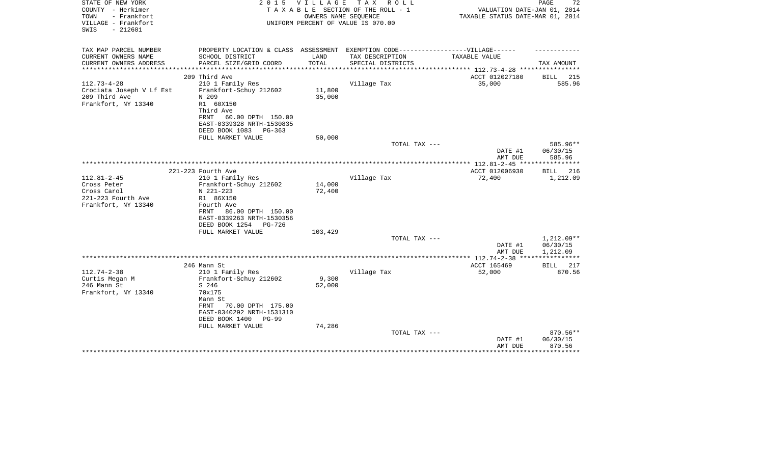STATE OF NEW YORK
COUNTY - Herkimer
TOWN - Frankfort
VILLAGE - Frankfort
SWIS - 212601

2 0 1 5 V I L L A G E T A X R O L L
T A X A B L E SECTION OF THE ROLL - 1
OWNERS NAME SEQUENCE
UNIFORM PERCENT OF VALUE IS 070.00

VALUATION DATE-JAN 01, 2014
TAXABLE STATUS DATE-MAR 01, 2014

| TAX MAP PARCEL NUMBER<br>CURRENT OWNERS NAME<br>CURRENT OWNERS ADDRESS | PROPERTY LOCATION & CLASS<br>SCHOOL DISTRICT<br>PARCEL SIZE/GRID COORD | ASSESSMENT<br>LAND<br>TOTAL | EXEMPTION CODE------VILLAGE------<br>TAX DESCRIPTION<br>SPECIAL DISTRICTS | TAXABLE VALUE | TAX AMOUNT |
|---|---|---|---|---|---|
| 112.73-4-28 | 209 Third Ave | | | ACCT 012027180 | BILL 215 |
| 112.73-4-28 | 210 1 Family Res | | Village Tax | 35,000 | 585.96 |
| Crociata Joseph V Lf Est | Frankfort-Schuy 212602 | 11,800 | | | |
| 209 Third Ave | N 209 | 35,000 | | | |
| Frankfort, NY 13340 | R1 60X150 | | | | |
| | Third Ave | | | | |
| | FRNT 60.00 DPTH 150.00 | | | | |
| | EAST-0339328 NRTH-1530835 | | | | |
| | DEED BOOK 1083 PG-363 | | | | |
| | FULL MARKET VALUE | 50,000 | | | |
| | | | TOTAL TAX --- | | 585.96** |
| | | | | DATE #1 | 06/30/15 |
| | | | | AMT DUE | 585.96 |
| 112.81-2-45 | 221-223 Fourth Ave | | | ACCT 012006930 | BILL 216 |
| 112.81-2-45 | 210 1 Family Res | | Village Tax | 72,400 | 1,212.09 |
| Cross Peter | Frankfort-Schuy 212602 | 14,000 | | | |
| Cross Carol | N 221-223 | 72,400 | | | |
| 221-223 Fourth Ave | R1 86X150 | | | | |
| Frankfort, NY 13340 | Fourth Ave | | | | |
| | FRNT 86.00 DPTH 150.00 | | | | |
| | EAST-0339263 NRTH-1530356 | | | | |
| | DEED BOOK 1254 PG-726 | | | | |
| | FULL MARKET VALUE | 103,429 | | | |
| | | | TOTAL TAX --- | | 1,212.09** |
| | | | | DATE #1 | 06/30/15 |
| | | | | AMT DUE | 1,212.09 |
| 112.74-2-38 | 246 Mann St | | | ACCT 165469 | BILL 217 |
| 112.74-2-38 | 210 1 Family Res | | Village Tax | 52,000 | 870.56 |
| Curtis Megan M | Frankfort-Schuy 212602 | 9,300 | | | |
| 246 Mann St | S 246 | 52,000 | | | |
| Frankfort, NY 13340 | 70x175 | | | | |
| | Mann St | | | | |
| | FRNT 70.00 DPTH 175.00 | | | | |
| | EAST-0340292 NRTH-1531310 | | | | |
| | DEED BOOK 1400 PG-99 | | | | |
| | FULL MARKET VALUE | 74,286 | | | |
| | | | TOTAL TAX --- | | 870.56** |
| | | | | DATE #1 | 06/30/15 |
| | | | | AMT DUE | 870.56 |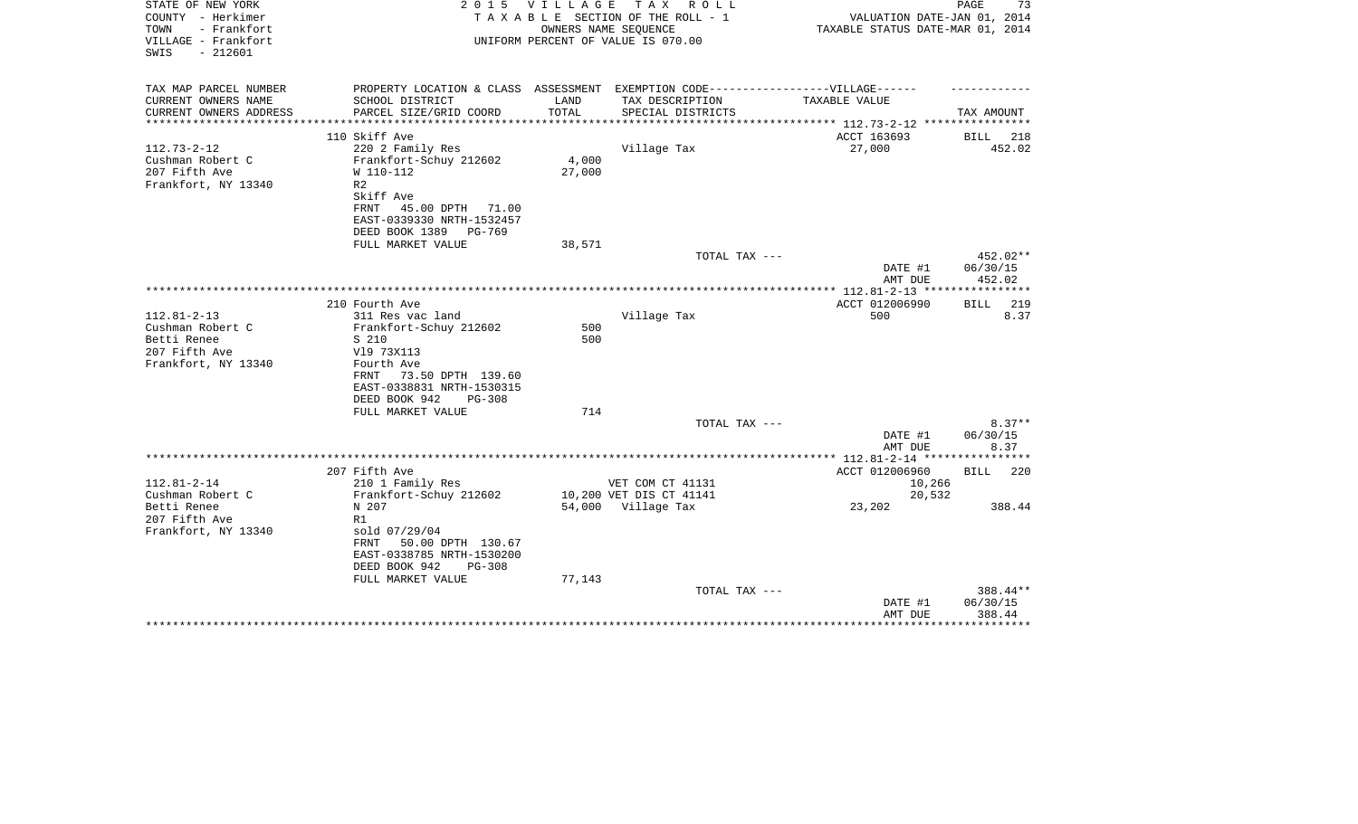STATE OF NEW YORK
COUNTY - Herkimer
TOWN - Frankfort
VILLAGE - Frankfort
SWIS - 212601

2 0 1 5 V I L L A G E T A X R O L L
T A X A B L E SECTION OF THE ROLL - 1
OWNERS NAME SEQUENCE
UNIFORM PERCENT OF VALUE IS 070.00

VALUATION DATE-JAN 01, 2014
TAXABLE STATUS DATE-MAR 01, 2014

| TAX MAP PARCEL NUMBER<br>CURRENT OWNERS NAME<br>CURRENT OWNERS ADDRESS | PROPERTY LOCATION & CLASS<br>SCHOOL DISTRICT<br>PARCEL SIZE/GRID COORD | ASSESSMENT<br>LAND<br>TOTAL | EXEMPTION CODE------VILLAGE------<br>TAX DESCRIPTION<br>SPECIAL DISTRICTS | TAXABLE VALUE | TAX AMOUNT |
|---|---|---|---|---|---|
| 112.73-2-12 | 110 Skiff Ave | | | ACCT 163693 | BILL 218 |
| 112.73-2-12 | 220 2 Family Res | | Village Tax | 27,000 | 452.02 |
| Cushman Robert C | Frankfort-Schuy 212602 | 4,000 | | | |
| 207 Fifth Ave | W 110-112 | 27,000 | | | |
| Frankfort, NY 13340 | R2 | | | | |
| | Skiff Ave | | | | |
| | FRNT 45.00 DPTH 71.00 | | | | |
| | EAST-0339330 NRTH-1532457 | | | | |
| | DEED BOOK 1389 PG-769 | | | | |
| | FULL MARKET VALUE | 38,571 | | | |
| | | | TOTAL TAX --- | | 452.02** |
| | | | | DATE #1 | 06/30/15 |
| | | | | AMT DUE | 452.02 |
| 112.81-2-13 | 210 Fourth Ave | | | ACCT 012006990 | BILL 219 |
| 112.81-2-13 | 311 Res vac land | | Village Tax | 500 | 8.37 |
| Cushman Robert C | Frankfort-Schuy 212602 | 500 | | | |
| Betti Renee | S 210 | 500 | | | |
| 207 Fifth Ave | Vl9 73X113 | | | | |
| Frankfort, NY 13340 | Fourth Ave | | | | |
| | FRNT 73.50 DPTH 139.60 | | | | |
| | EAST-0338831 NRTH-1530315 | | | | |
| | DEED BOOK 942 PG-308 | | | | |
| | FULL MARKET VALUE | 714 | | | |
| | | | TOTAL TAX --- | | 8.37** |
| | | | | DATE #1 | 06/30/15 |
| | | | | AMT DUE | 8.37 |
| 112.81-2-14 | 207 Fifth Ave | | | ACCT 012006960 | BILL 220 |
| 112.81-2-14 | 210 1 Family Res | | VET COM CT 41131 | 10,266 | |
| Cushman Robert C | Frankfort-Schuy 212602 | 10,200 | VET DIS CT 41141 | 20,532 | |
| Betti Renee | N 207 | 54,000 | Village Tax | 23,202 | 388.44 |
| 207 Fifth Ave | R1 | | | | |
| Frankfort, NY 13340 | sold 07/29/04 | | | | |
| | FRNT 50.00 DPTH 130.67 | | | | |
| | EAST-0338785 NRTH-1530200 | | | | |
| | DEED BOOK 942 PG-308 | | | | |
| | FULL MARKET VALUE | 77,143 | | | |
| | | | TOTAL TAX --- | | 388.44** |
| | | | | DATE #1 | 06/30/15 |
| | | | | AMT DUE | 388.44 |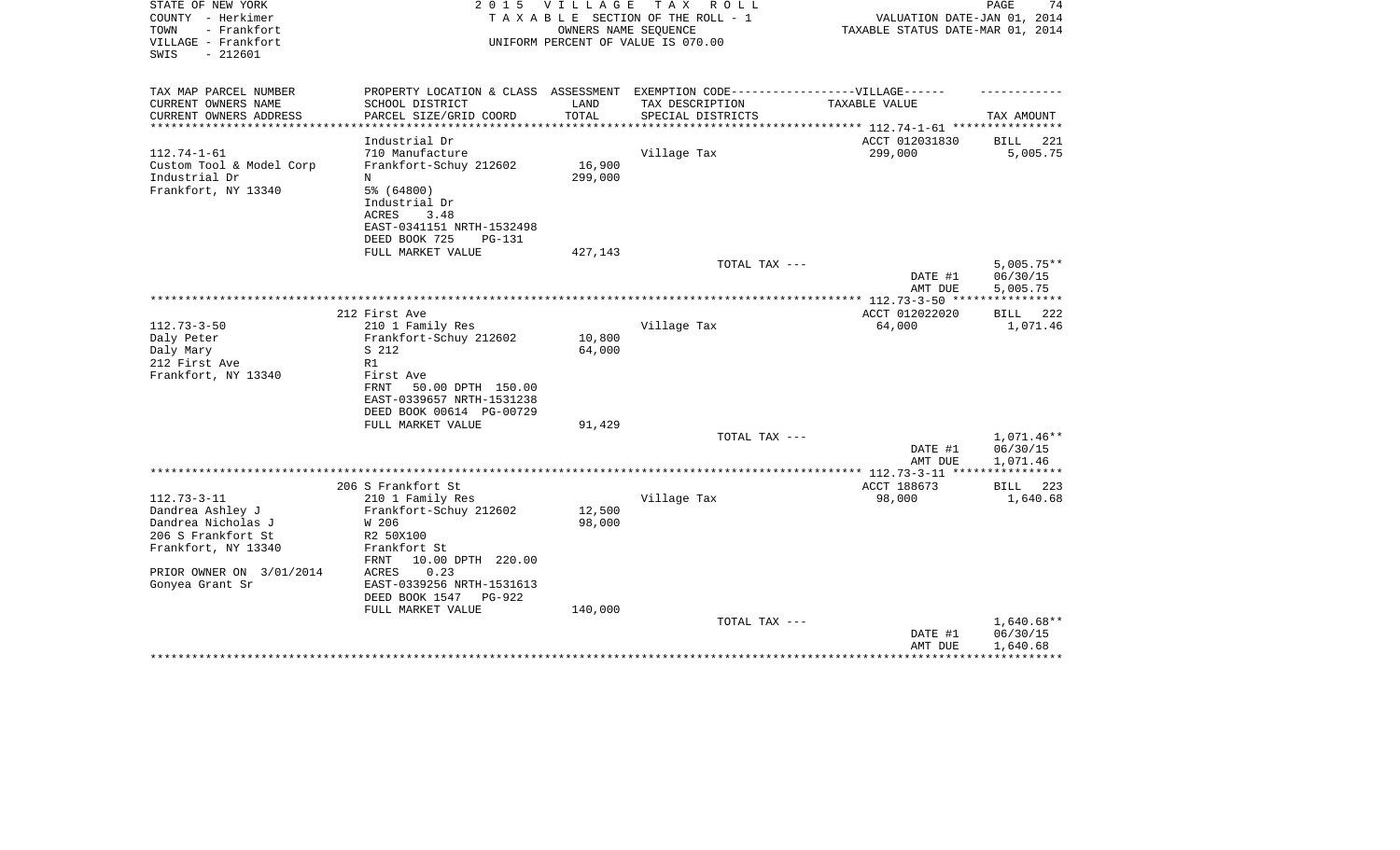STATE OF NEW YORK
COUNTY - Herkimer
TOWN - Frankfort
VILLAGE - Frankfort
SWIS - 212601

2015 VILLAGE TAX ROLL
TAXABLE SECTION OF THE ROLL - 1
OWNERS NAME SEQUENCE
UNIFORM PERCENT OF VALUE IS 070.00

VALUATION DATE-JAN 01, 2014
TAXABLE STATUS DATE-MAR 01, 2014

| TAX MAP PARCEL NUMBER<br>CURRENT OWNERS NAME<br>CURRENT OWNERS ADDRESS | PROPERTY LOCATION & CLASS<br>SCHOOL DISTRICT<br>PARCEL SIZE/GRID COORD | ASSESSMENT<br>LAND<br>TOTAL | EXEMPTION CODE------VILLAGE------<br>TAX DESCRIPTION<br>SPECIAL DISTRICTS | TAXABLE VALUE | TAX AMOUNT |
|---|---|---|---|---|---|
| | Industrial Dr | | | ACCT 012031830 | BILL 221 |
| 112.74-1-61 | 710 Manufacture | | Village Tax | 299,000 | 5,005.75 |
| Custom Tool & Model Corp | Frankfort-Schuy 212602 | 16,900 | | | |
| Industrial Dr | N | 299,000 | | | |
| Frankfort, NY 13340 | 5% (64800) | | | | |
| | Industrial Dr | | | | |
| | ACRES 3.48 | | | | |
| | EAST-0341151 NRTH-1532498 | | | | |
| | DEED BOOK 725 PG-131 | | | | |
| | FULL MARKET VALUE | 427,143 | | | |
| | | | TOTAL TAX --- | | 5,005.75** |
| | | | | DATE #1 | 06/30/15 |
| | | | | AMT DUE | 5,005.75 |
| | 212 First Ave | | | ACCT 012022020 | BILL 222 |
| 112.73-3-50 | 210 1 Family Res | | Village Tax | 64,000 | 1,071.46 |
| Daly Peter | Frankfort-Schuy 212602 | 10,800 | | | |
| Daly Mary | S 212 | 64,000 | | | |
| 212 First Ave | R1 | | | | |
| Frankfort, NY 13340 | First Ave | | | | |
| | FRNT 50.00 DPTH 150.00 | | | | |
| | EAST-0339657 NRTH-1531238 | | | | |
| | DEED BOOK 00614 PG-00729 | | | | |
| | FULL MARKET VALUE | 91,429 | | | |
| | | | TOTAL TAX --- | | 1,071.46** |
| | | | | DATE #1 | 06/30/15 |
| | | | | AMT DUE | 1,071.46 |
| | 206 S Frankfort St | | | ACCT 188673 | BILL 223 |
| 112.73-3-11 | 210 1 Family Res | | Village Tax | 98,000 | 1,640.68 |
| Dandrea Ashley J | Frankfort-Schuy 212602 | 12,500 | | | |
| Dandrea Nicholas J | W 206 | 98,000 | | | |
| 206 S Frankfort St | R2 50X100 | | | | |
| Frankfort, NY 13340 | Frankfort St | | | | |
| | FRNT 10.00 DPTH 220.00 | | | | |
| PRIOR OWNER ON 3/01/2014 | ACRES 0.23 | | | | |
| Gonyea Grant Sr | EAST-0339256 NRTH-1531613 | | | | |
| | DEED BOOK 1547 PG-922 | | | | |
| | FULL MARKET VALUE | 140,000 | | | |
| | | | TOTAL TAX --- | | 1,640.68** |
| | | | | DATE #1 | 06/30/15 |
| | | | | AMT DUE | 1,640.68 |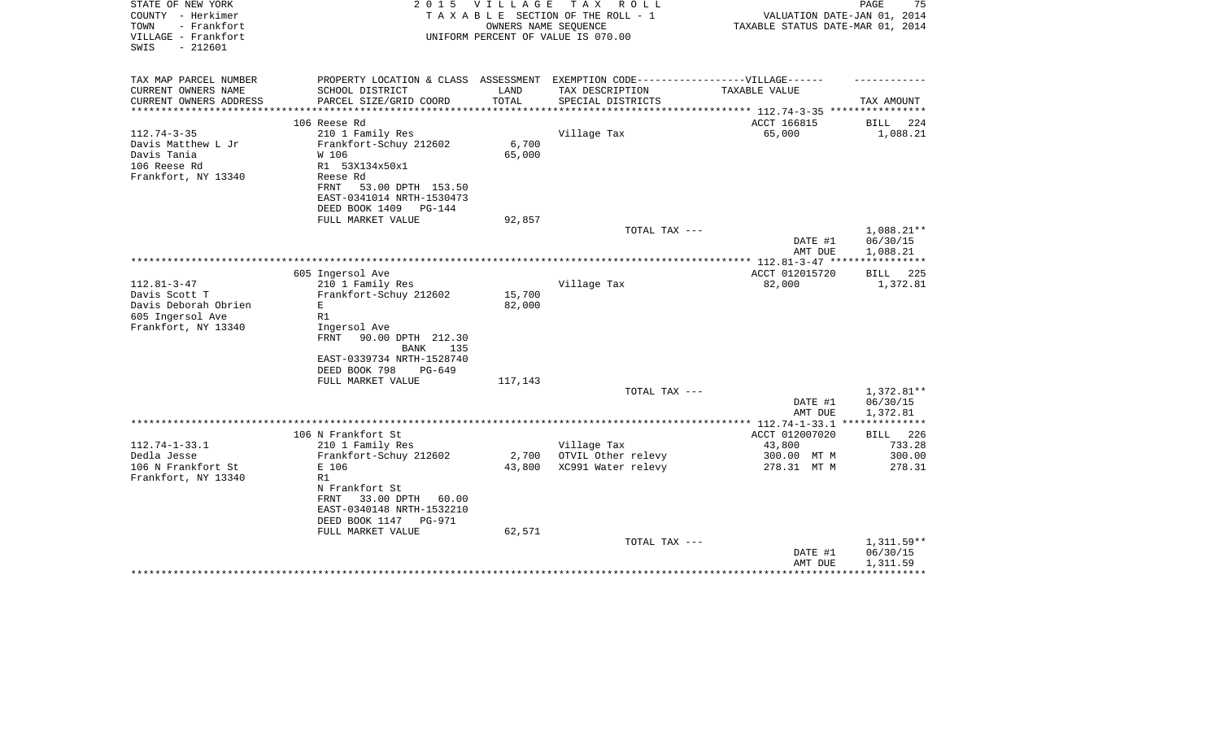STATE OF NEW YORK
COUNTY - Herkimer
TOWN - Frankfort
VILLAGE - Frankfort
SWIS - 212601

2015 VILLAGE TAX ROLL
TAXABLE SECTION OF THE ROLL - 1
OWNERS NAME SEQUENCE
UNIFORM PERCENT OF VALUE IS 070.00

VALUATION DATE-JAN 01, 2014
TAXABLE STATUS DATE-MAR 01, 2014

| TAX MAP PARCEL NUMBER / CURRENT OWNERS NAME / CURRENT OWNERS ADDRESS | PROPERTY LOCATION & CLASS / SCHOOL DISTRICT / PARCEL SIZE/GRID COORD | ASSESSMENT LAND / TOTAL | EXEMPTION CODE / TAX DESCRIPTION / SPECIAL DISTRICTS | TAXABLE VALUE | TAX AMOUNT |
|---|---|---|---|---|---|
| | 106 Reese Rd | | | ACCT 166815 | BILL 224 |
| 112.74-3-35 | 210 1 Family Res | | Village Tax | 65,000 | 1,088.21 |
| Davis Matthew L Jr | Frankfort-Schuy 212602 | 6,700 | | | |
| Davis Tania | W 106 | 65,000 | | | |
| 106 Reese Rd | R1 53X134x50x1 | | | | |
| Frankfort, NY 13340 | Reese Rd | | | | |
| | FRNT 53.00 DPTH 153.50 | | | | |
| | EAST-0341014 NRTH-1530473 | | | | |
| | DEED BOOK 1409 PG-144 | | | | |
| | FULL MARKET VALUE | 92,857 | | | |
| | | | TOTAL TAX --- | | 1,088.21** |
| | | | | DATE #1 | 06/30/15 |
| | | | | AMT DUE | 1,088.21 |
| | 605 Ingersol Ave | | | ACCT 012015720 | BILL 225 |
| 112.81-3-47 | 210 1 Family Res | | Village Tax | 82,000 | 1,372.81 |
| Davis Scott T | Frankfort-Schuy 212602 | 15,700 | | | |
| Davis Deborah Obrien | E | 82,000 | | | |
| 605 Ingersol Ave | R1 | | | | |
| Frankfort, NY 13340 | Ingersol Ave | | | | |
| | FRNT 90.00 DPTH 212.30 | | | | |
| | BANK 135 | | | | |
| | EAST-0339734 NRTH-1528740 | | | | |
| | DEED BOOK 798 PG-649 | | | | |
| | FULL MARKET VALUE | 117,143 | | | |
| | | | TOTAL TAX --- | | 1,372.81** |
| | | | | DATE #1 | 06/30/15 |
| | | | | AMT DUE | 1,372.81 |
| | 106 N Frankfort St | | | ACCT 012007020 | BILL 226 |
| 112.74-1-33.1 | 210 1 Family Res | | Village Tax | 43,800 | 733.28 |
| Dedla Jesse | Frankfort-Schuy 212602 | 2,700 | OTVIL Other relevy | 300.00 MT M | 300.00 |
| 106 N Frankfort St | E 106 | 43,800 | XC991 Water relevy | 278.31 MT M | 278.31 |
| Frankfort, NY 13340 | R1 | | | | |
| | N Frankfort St | | | | |
| | FRNT 33.00 DPTH 60.00 | | | | |
| | EAST-0340148 NRTH-1532210 | | | | |
| | DEED BOOK 1147 PG-971 | | | | |
| | FULL MARKET VALUE | 62,571 | | | |
| | | | TOTAL TAX --- | | 1,311.59** |
| | | | | DATE #1 | 06/30/15 |
| | | | | AMT DUE | 1,311.59 |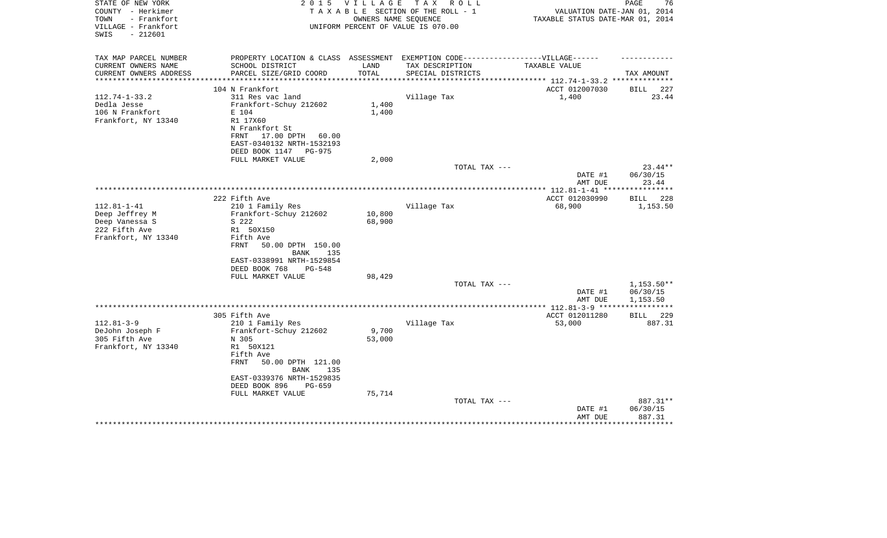STATE OF NEW YORK
COUNTY - Herkimer
TOWN - Frankfort
VILLAGE - Frankfort
SWIS - 212601

2015 VILLAGE TAX ROLL
TAXABLE SECTION OF THE ROLL - 1
OWNERS NAME SEQUENCE
UNIFORM PERCENT OF VALUE IS 070.00

VALUATION DATE-JAN 01, 2014
TAXABLE STATUS DATE-MAR 01, 2014

| TAX MAP PARCEL NUMBER / CURRENT OWNERS NAME / CURRENT OWNERS ADDRESS | PROPERTY LOCATION & CLASS / SCHOOL DISTRICT / PARCEL SIZE/GRID COORD | ASSESSMENT LAND / TOTAL | EXEMPTION CODE-----VILLAGE----- TAX DESCRIPTION / SPECIAL DISTRICTS | TAXABLE VALUE | TAX AMOUNT |
|---|---|---|---|---|---|
| 112.74-1-33.2 | 104 N Frankfort | | | ACCT 012007030 | BILL 227 |
| Dedla Jesse | 311 Res vac land | | Village Tax | 1,400 | 23.44 |
| 106 N Frankfort | Frankfort-Schuy 212602 | 1,400 | | | |
| Frankfort, NY 13340 | E 104 | 1,400 | | | |
| | R1 17X60 | | | | |
| | N Frankfort St | | | | |
| | FRNT 17.00 DPTH 60.00 | | | | |
| | EAST-0340132 NRTH-1532193 | | | | |
| | DEED BOOK 1147 PG-975 | | | | |
| | FULL MARKET VALUE | 2,000 | | | |
| | | | TOTAL TAX --- | | 23.44** |
| | | | | DATE #1 | 06/30/15 |
| | | | | AMT DUE | 23.44 |
| 112.81-1-41 | 222 Fifth Ave | | | ACCT 012030990 | BILL 228 |
| Deep Jeffrey M | 210 1 Family Res | | Village Tax | 68,900 | 1,153.50 |
| Deep Vanessa S | Frankfort-Schuy 212602 | 10,800 | | | |
| 222 Fifth Ave | S 222 | 68,900 | | | |
| Frankfort, NY 13340 | R1 50X150 | | | | |
| | Fifth Ave | | | | |
| | FRNT 50.00 DPTH 150.00 | | | | |
| | BANK 135 | | | | |
| | EAST-0338991 NRTH-1529854 | | | | |
| | DEED BOOK 768 PG-548 | | | | |
| | FULL MARKET VALUE | 98,429 | | | |
| | | | TOTAL TAX --- | | 1,153.50** |
| | | | | DATE #1 | 06/30/15 |
| | | | | AMT DUE | 1,153.50 |
| 112.81-3-9 | 305 Fifth Ave | | | ACCT 012011280 | BILL 229 |
| DeJohn Joseph F | 210 1 Family Res | | Village Tax | 53,000 | 887.31 |
| 305 Fifth Ave | Frankfort-Schuy 212602 | 9,700 | | | |
| Frankfort, NY 13340 | N 305 | 53,000 | | | |
| | R1 50X121 | | | | |
| | Fifth Ave | | | | |
| | FRNT 50.00 DPTH 121.00 | | | | |
| | BANK 135 | | | | |
| | EAST-0339376 NRTH-1529835 | | | | |
| | DEED BOOK 896 PG-659 | | | | |
| | FULL MARKET VALUE | 75,714 | | | |
| | | | TOTAL TAX --- | | 887.31** |
| | | | | DATE #1 | 06/30/15 |
| | | | | AMT DUE | 887.31 |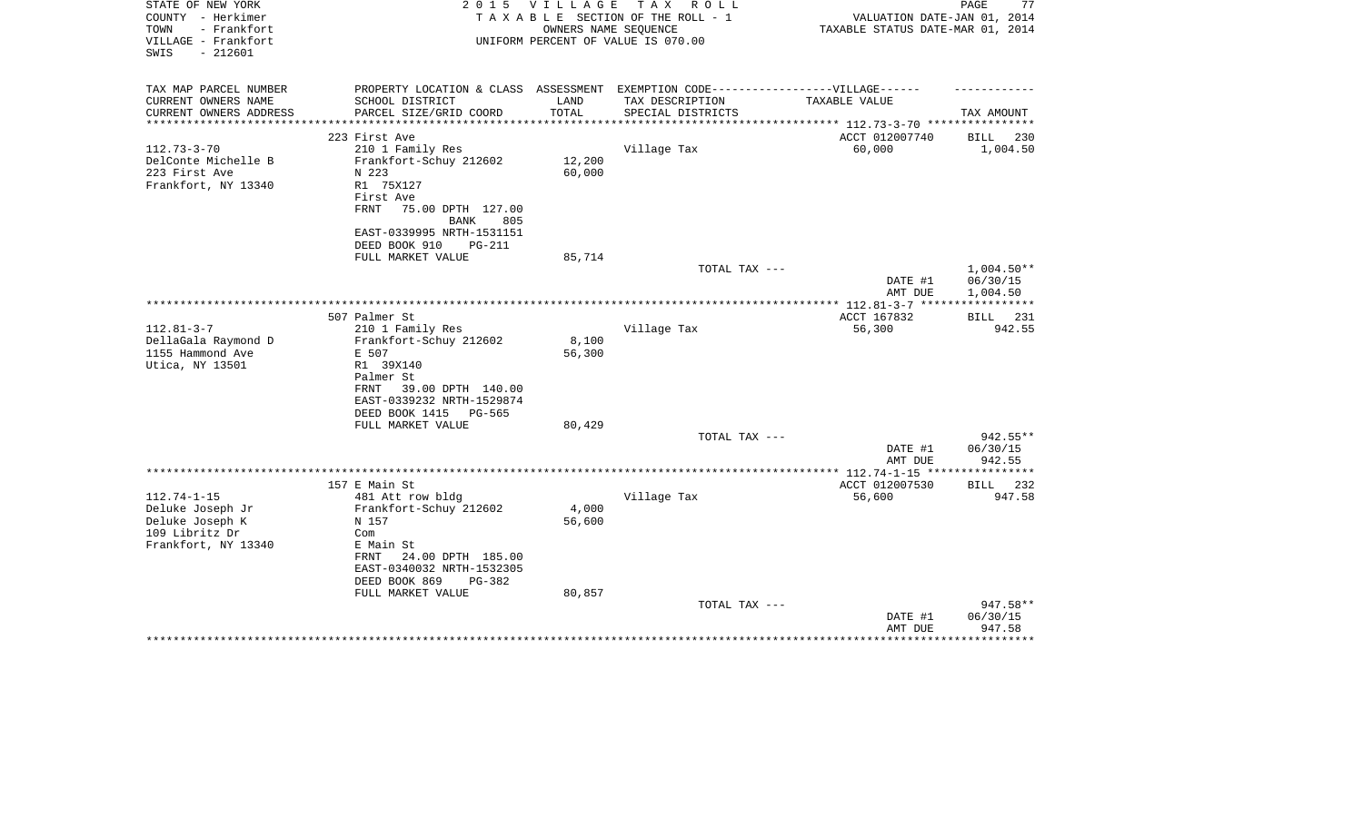STATE OF NEW YORK
COUNTY - Herkimer
TOWN - Frankfort
VILLAGE - Frankfort
SWIS - 212601

2 0 1 5 V I L L A G E T A X R O L L
T A X A B L E SECTION OF THE ROLL - 1
OWNERS NAME SEQUENCE
UNIFORM PERCENT OF VALUE IS 070.00

VALUATION DATE-JAN 01, 2014
TAXABLE STATUS DATE-MAR 01, 2014

| TAX MAP PARCEL NUMBER<br>CURRENT OWNERS NAME<br>CURRENT OWNERS ADDRESS | PROPERTY LOCATION & CLASS<br>SCHOOL DISTRICT<br>PARCEL SIZE/GRID COORD | ASSESSMENT<br>LAND<br>TOTAL | EXEMPTION CODE------------------VILLAGE------<br>TAX DESCRIPTION<br>SPECIAL DISTRICTS | TAXABLE VALUE | TAX AMOUNT |
|---|---|---|---|---|---|
| ***** 112.73-3-70 ***** | | | | | |
| | 223 First Ave | | | ACCT 012007740 | BILL 230 |
| 112.73-3-70 | 210 1 Family Res | | Village Tax | 60,000 | 1,004.50 |
| DelConte Michelle B | Frankfort-Schuy 212602 | 12,200 | | | |
| 223 First Ave | N 223 | 60,000 | | | |
| Frankfort, NY 13340 | R1 75X127 | | | | |
| | First Ave | | | | |
| | FRNT 75.00 DPTH 127.00 | | | | |
| | BANK 805 | | | | |
| | EAST-0339995 NRTH-1531151 | | | | |
| | DEED BOOK 910 PG-211 | | | | |
| | FULL MARKET VALUE | 85,714 | | | |
| | | | TOTAL TAX --- | | 1,004.50** |
| | | | | DATE #1 | 06/30/15 |
| | | | | AMT DUE | 1,004.50 |
| ***** 112.81-3-7 ***** | | | | | |
| | 507 Palmer St | | | ACCT 167832 | BILL 231 |
| 112.81-3-7 | 210 1 Family Res | | Village Tax | 56,300 | 942.55 |
| DellaGala Raymond D | Frankfort-Schuy 212602 | 8,100 | | | |
| 1155 Hammond Ave | E 507 | 56,300 | | | |
| Utica, NY 13501 | R1 39X140 | | | | |
| | Palmer St | | | | |
| | FRNT 39.00 DPTH 140.00 | | | | |
| | EAST-0339232 NRTH-1529874 | | | | |
| | DEED BOOK 1415 PG-565 | | | | |
| | FULL MARKET VALUE | 80,429 | | | |
| | | | TOTAL TAX --- | | 942.55** |
| | | | | DATE #1 | 06/30/15 |
| | | | | AMT DUE | 942.55 |
| ***** 112.74-1-15 ***** | | | | | |
| | 157 E Main St | | | ACCT 012007530 | BILL 232 |
| 112.74-1-15 | 481 Att row bldg | | Village Tax | 56,600 | 947.58 |
| Deluke Joseph Jr | Frankfort-Schuy 212602 | 4,000 | | | |
| Deluke Joseph K | N 157 | 56,600 | | | |
| 109 Libritz Dr | Com | | | | |
| Frankfort, NY 13340 | E Main St | | | | |
| | FRNT 24.00 DPTH 185.00 | | | | |
| | EAST-0340032 NRTH-1532305 | | | | |
| | DEED BOOK 869 PG-382 | | | | |
| | FULL MARKET VALUE | 80,857 | | | |
| | | | TOTAL TAX --- | | 947.58** |
| | | | | DATE #1 | 06/30/15 |
| | | | | AMT DUE | 947.58 |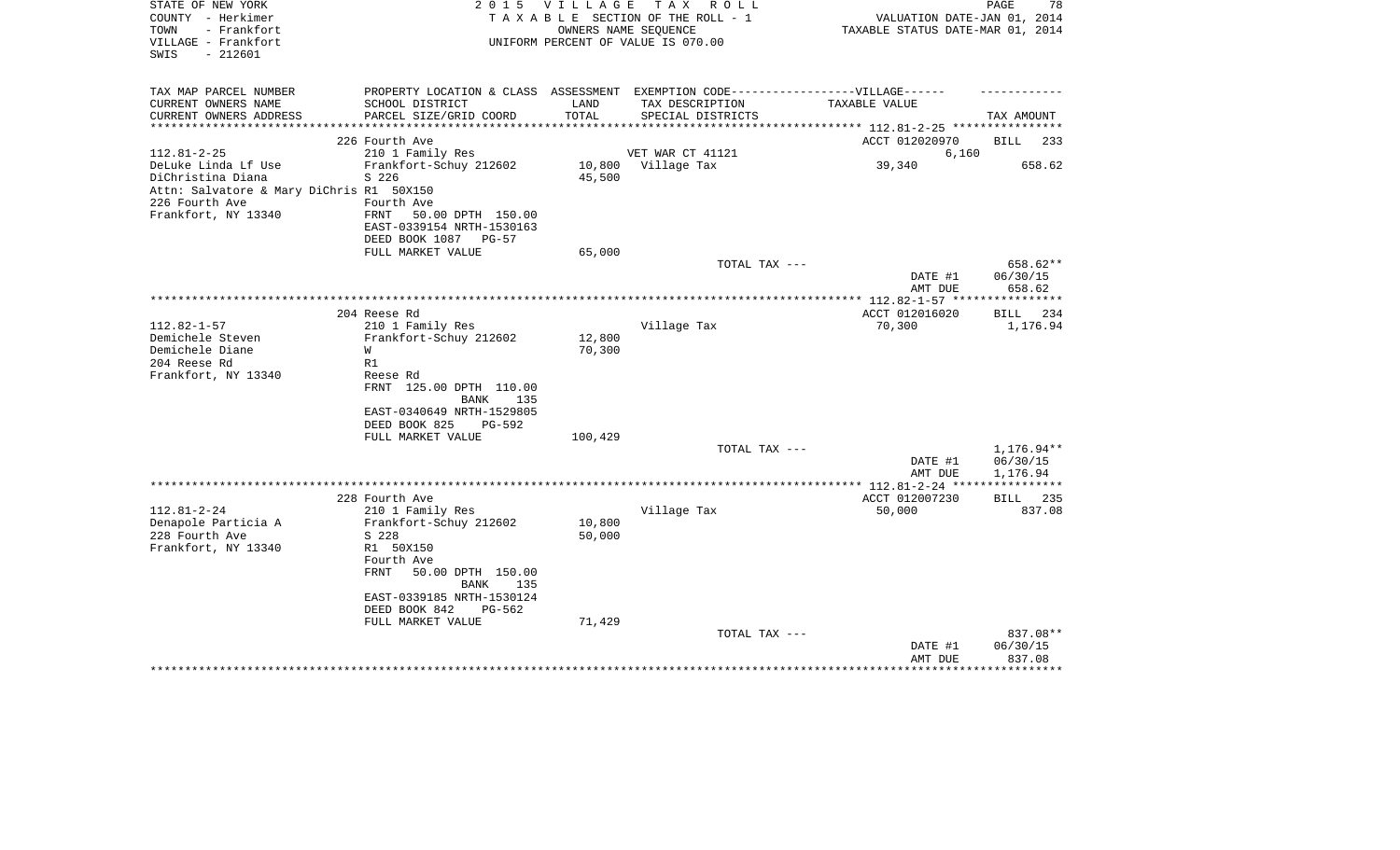STATE OF NEW YORK
COUNTY - Herkimer
TOWN - Frankfort
VILLAGE - Frankfort
SWIS - 212601

2015 VILLAGE TAX ROLL
TAXABLE SECTION OF THE ROLL - 1
OWNERS NAME SEQUENCE
UNIFORM PERCENT OF VALUE IS 070.00

VALUATION DATE-JAN 01, 2014
TAXABLE STATUS DATE-MAR 01, 2014

| TAX MAP PARCEL NUMBER / CURRENT OWNERS NAME / CURRENT OWNERS ADDRESS | PROPERTY LOCATION & CLASS / SCHOOL DISTRICT / PARCEL SIZE/GRID COORD | ASSESSMENT LAND / TOTAL | EXEMPTION CODE / TAX DESCRIPTION / SPECIAL DISTRICTS | TAXABLE VALUE | TAX AMOUNT |
|---|---|---|---|---|---|
| | 226 Fourth Ave | | | ACCT 012020970 | BILL 233 |
| 112.81-2-25 | 210 1 Family Res | | VET WAR CT 41121 | 6,160 | |
| DeLuke Linda Lf Use | Frankfort-Schuy 212602 | 10,800 | Village Tax | 39,340 | 658.62 |
| DiChristina Diana | S 226 | 45,500 | | | |
| Attn: Salvatore & Mary DiChris | R1 50X150 | | | | |
| 226 Fourth Ave | Fourth Ave | | | | |
| Frankfort, NY 13340 | FRNT 50.00 DPTH 150.00 | | | | |
| | EAST-0339154 NRTH-1530163 | | | | |
| | DEED BOOK 1087 PG-57 | | | | |
| | FULL MARKET VALUE | 65,000 | | | |
| | | | TOTAL TAX --- | | 658.62** |
| | | | | DATE #1 | 06/30/15 |
| | | | | AMT DUE | 658.62 |
| | 204 Reese Rd | | | ACCT 012016020 | BILL 234 |
| 112.82-1-57 | 210 1 Family Res | | Village Tax | 70,300 | 1,176.94 |
| Demichele Steven | Frankfort-Schuy 212602 | 12,800 | | | |
| Demichele Diane | W | 70,300 | | | |
| 204 Reese Rd | R1 | | | | |
| Frankfort, NY 13340 | Reese Rd | | | | |
| | FRNT 125.00 DPTH 110.00 | | | | |
| | BANK 135 | | | | |
| | EAST-0340649 NRTH-1529805 | | | | |
| | DEED BOOK 825 PG-592 | | | | |
| | FULL MARKET VALUE | 100,429 | | | |
| | | | TOTAL TAX --- | | 1,176.94** |
| | | | | DATE #1 | 06/30/15 |
| | | | | AMT DUE | 1,176.94 |
| | 228 Fourth Ave | | | ACCT 012007230 | BILL 235 |
| 112.81-2-24 | 210 1 Family Res | | Village Tax | 50,000 | 837.08 |
| Denapole Particia A | Frankfort-Schuy 212602 | 10,800 | | | |
| 228 Fourth Ave | S 228 | 50,000 | | | |
| Frankfort, NY 13340 | R1 50X150 | | | | |
| | Fourth Ave | | | | |
| | FRNT 50.00 DPTH 150.00 | | | | |
| | BANK 135 | | | | |
| | EAST-0339185 NRTH-1530124 | | | | |
| | DEED BOOK 842 PG-562 | | | | |
| | FULL MARKET VALUE | 71,429 | | | |
| | | | TOTAL TAX --- | | 837.08** |
| | | | | DATE #1 | 06/30/15 |
| | | | | AMT DUE | 837.08 |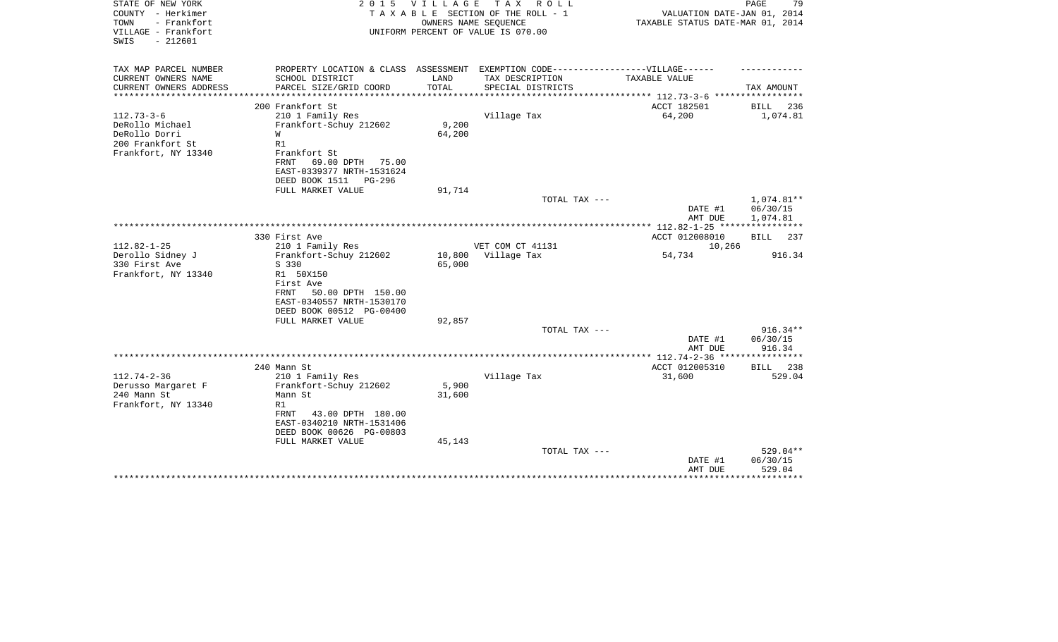STATE OF NEW YORK
COUNTY - Herkimer
TOWN - Frankfort
VILLAGE - Frankfort
SWIS - 212601

2 0 1 5 V I L L A G E T A X R O L L
T A X A B L E SECTION OF THE ROLL - 1
OWNERS NAME SEQUENCE
UNIFORM PERCENT OF VALUE IS 070.00

VALUATION DATE-JAN 01, 2014
TAXABLE STATUS DATE-MAR 01, 2014

| TAX MAP PARCEL NUMBER<br>CURRENT OWNERS NAME<br>CURRENT OWNERS ADDRESS | PROPERTY LOCATION & CLASS<br>SCHOOL DISTRICT<br>PARCEL SIZE/GRID COORD | ASSESSMENT<br>LAND<br>TOTAL | EXEMPTION CODE-----VILLAGE------<br>TAX DESCRIPTION<br>SPECIAL DISTRICTS | TAXABLE VALUE | TAX AMOUNT |
|---|---|---|---|---|---|
| | 200 Frankfort St | | | ACCT 182501 | BILL 236 |
| 112.73-3-6 | 210 1 Family Res | | Village Tax | 64,200 | 1,074.81 |
| DeRollo Michael | Frankfort-Schuy 212602 | 9,200 | | | |
| DeRollo Dorri | W | 64,200 | | | |
| 200 Frankfort St | R1 | | | | |
| Frankfort, NY 13340 | Frankfort St | | | | |
| | FRNT 69.00 DPTH 75.00 | | | | |
| | EAST-0339377 NRTH-1531624 | | | | |
| | DEED BOOK 1511 PG-296 | | | | |
| | FULL MARKET VALUE | 91,714 | | | |
| | | | TOTAL TAX --- | | 1,074.81** |
| | | | | DATE #1 | 06/30/15 |
| | | | | AMT DUE | 1,074.81 |
| | 330 First Ave | | | ACCT 012008010 | BILL 237 |
| 112.82-1-25 | 210 1 Family Res | | VET COM CT 41131 | 10,266 | |
| Derollo Sidney J | Frankfort-Schuy 212602 | 10,800 | Village Tax | 54,734 | 916.34 |
| 330 First Ave | S 330 | 65,000 | | | |
| Frankfort, NY 13340 | R1 50X150 | | | | |
| | First Ave | | | | |
| | FRNT 50.00 DPTH 150.00 | | | | |
| | EAST-0340557 NRTH-1530170 | | | | |
| | DEED BOOK 00512 PG-00400 | | | | |
| | FULL MARKET VALUE | 92,857 | | | |
| | | | TOTAL TAX --- | | 916.34** |
| | | | | DATE #1 | 06/30/15 |
| | | | | AMT DUE | 916.34 |
| | 240 Mann St | | | ACCT 012005310 | BILL 238 |
| 112.74-2-36 | 210 1 Family Res | | Village Tax | 31,600 | 529.04 |
| Derusso Margaret F | Frankfort-Schuy 212602 | 5,900 | | | |
| 240 Mann St | Mann St | 31,600 | | | |
| Frankfort, NY 13340 | R1 | | | | |
| | FRNT 43.00 DPTH 180.00 | | | | |
| | EAST-0340210 NRTH-1531406 | | | | |
| | DEED BOOK 00626 PG-00803 | | | | |
| | FULL MARKET VALUE | 45,143 | | | |
| | | | TOTAL TAX --- | | 529.04** |
| | | | | DATE #1 | 06/30/15 |
| | | | | AMT DUE | 529.04 |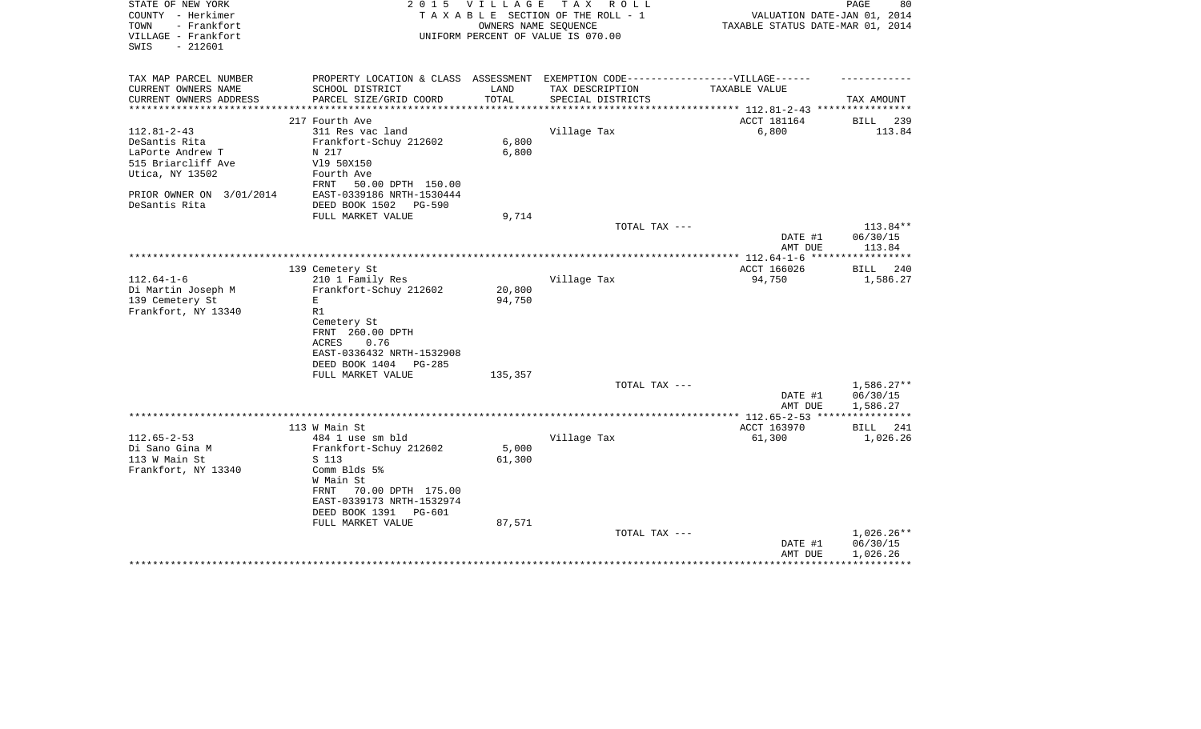STATE OF NEW YORK
COUNTY - Herkimer
TOWN - Frankfort
VILLAGE - Frankfort
SWIS - 212601

2015 VILLAGE TAX ROLL
TAXABLE SECTION OF THE ROLL - 1
OWNERS NAME SEQUENCE
UNIFORM PERCENT OF VALUE IS 070.00

VALUATION DATE-JAN 01, 2014
TAXABLE STATUS DATE-MAR 01, 2014

| TAX MAP PARCEL NUMBER / CURRENT OWNERS NAME / CURRENT OWNERS ADDRESS | PROPERTY LOCATION & CLASS / SCHOOL DISTRICT / PARCEL SIZE/GRID COORD | ASSESSMENT LAND / TOTAL | EXEMPTION CODE-----VILLAGE------ TAX DESCRIPTION / SPECIAL DISTRICTS | TAXABLE VALUE | TAX AMOUNT |
|---|---|---|---|---|---|
| | 217 Fourth Ave | | | ACCT 181164 | BILL 239 |
| 112.81-2-43 | 311 Res vac land | | Village Tax | 6,800 | 113.84 |
| DeSantis Rita | Frankfort-Schuy 212602 | 6,800 | | | |
| LaPorte Andrew T | N 217 | 6,800 | | | |
| 515 Briarcliff Ave | Vl9 50X150 | | | | |
| Utica, NY 13502 | Fourth Ave | | | | |
| | FRNT 50.00 DPTH 150.00 | | | | |
| PRIOR OWNER ON 3/01/2014 | EAST-0339186 NRTH-1530444 | | | | |
| DeSantis Rita | DEED BOOK 1502 PG-590 | | | | |
| | FULL MARKET VALUE | 9,714 | | | |
| | | | TOTAL TAX --- | | 113.84** |
| | | | | DATE #1 | 06/30/15 |
| | | | | AMT DUE | 113.84 |
| | 139 Cemetery St | | | ACCT 166026 | BILL 240 |
| 112.64-1-6 | 210 1 Family Res | | Village Tax | 94,750 | 1,586.27 |
| Di Martin Joseph M | Frankfort-Schuy 212602 | 20,800 | | | |
| 139 Cemetery St | E | 94,750 | | | |
| Frankfort, NY 13340 | R1 | | | | |
| | Cemetery St | | | | |
| | FRNT 260.00 DPTH | | | | |
| | ACRES 0.76 | | | | |
| | EAST-0336432 NRTH-1532908 | | | | |
| | DEED BOOK 1404 PG-285 | | | | |
| | FULL MARKET VALUE | 135,357 | | | |
| | | | TOTAL TAX --- | | 1,586.27** |
| | | | | DATE #1 | 06/30/15 |
| | | | | AMT DUE | 1,586.27 |
| | 113 W Main St | | | ACCT 163970 | BILL 241 |
| 112.65-2-53 | 484 1 use sm bld | | Village Tax | 61,300 | 1,026.26 |
| Di Sano Gina M | Frankfort-Schuy 212602 | 5,000 | | | |
| 113 W Main St | S 113 | 61,300 | | | |
| Frankfort, NY 13340 | Comm Blds 5% | | | | |
| | W Main St | | | | |
| | FRNT 70.00 DPTH 175.00 | | | | |
| | EAST-0339173 NRTH-1532974 | | | | |
| | DEED BOOK 1391 PG-601 | | | | |
| | FULL MARKET VALUE | 87,571 | | | |
| | | | TOTAL TAX --- | | 1,026.26** |
| | | | | DATE #1 | 06/30/15 |
| | | | | AMT DUE | 1,026.26 |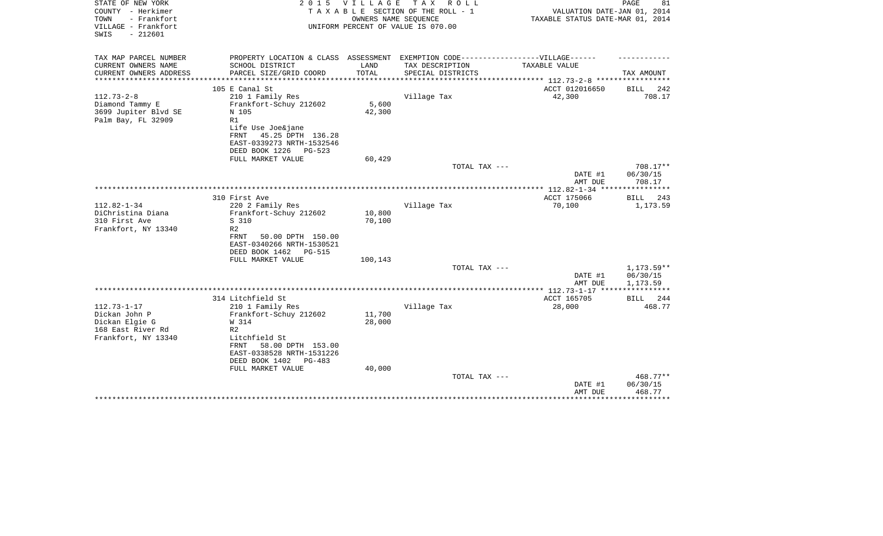STATE OF NEW YORK
COUNTY - Herkimer
TOWN - Frankfort
VILLAGE - Frankfort
SWIS - 212601

2 0 1 5 V I L L A G E T A X R O L L
T A X A B L E SECTION OF THE ROLL - 1
OWNERS NAME SEQUENCE
UNIFORM PERCENT OF VALUE IS 070.00

VALUATION DATE-JAN 01, 2014
TAXABLE STATUS DATE-MAR 01, 2014

| TAX MAP PARCEL NUMBER / CURRENT OWNERS NAME / CURRENT OWNERS ADDRESS | PROPERTY LOCATION & CLASS / SCHOOL DISTRICT / PARCEL SIZE/GRID COORD | ASSESSMENT LAND / TOTAL | EXEMPTION CODE-----VILLAGE------ TAX DESCRIPTION / SPECIAL DISTRICTS | TAXABLE VALUE | TAX AMOUNT |
|---|---|---|---|---|---|
| | 105 E Canal St | | | ACCT 012016650 | BILL 242 |
| 112.73-2-8 | 210 1 Family Res | | Village Tax | 42,300 | 708.17 |
| Diamond Tammy E | Frankfort-Schuy 212602 | 5,600 | | | |
| 3699 Jupiter Blvd SE | N 105 | 42,300 | | | |
| Palm Bay, FL 32909 | R1 | | | | |
| | Life Use Joe&jane | | | | |
| | FRNT 45.25 DPTH 136.28 | | | | |
| | EAST-0339273 NRTH-1532546 | | | | |
| | DEED BOOK 1226 PG-523 | | | | |
| | FULL MARKET VALUE | 60,429 | | | |
| | | | TOTAL TAX --- | | 708.17** |
| | | | | DATE #1 | 06/30/15 |
| | | | | AMT DUE | 708.17 |
| | 310 First Ave | | | ACCT 175066 | BILL 243 |
| 112.82-1-34 | 220 2 Family Res | | Village Tax | 70,100 | 1,173.59 |
| DiChristina Diana | Frankfort-Schuy 212602 | 10,800 | | | |
| 310 First Ave | S 310 | 70,100 | | | |
| Frankfort, NY 13340 | R2 | | | | |
| | FRNT 50.00 DPTH 150.00 | | | | |
| | EAST-0340266 NRTH-1530521 | | | | |
| | DEED BOOK 1462 PG-515 | | | | |
| | FULL MARKET VALUE | 100,143 | | | |
| | | | TOTAL TAX --- | | 1,173.59** |
| | | | | DATE #1 | 06/30/15 |
| | | | | AMT DUE | 1,173.59 |
| | 314 Litchfield St | | | ACCT 165705 | BILL 244 |
| 112.73-1-17 | 210 1 Family Res | | Village Tax | 28,000 | 468.77 |
| Dickan John P | Frankfort-Schuy 212602 | 11,700 | | | |
| Dickan Elgie G | W 314 | 28,000 | | | |
| 168 East River Rd | R2 | | | | |
| Frankfort, NY 13340 | Litchfield St | | | | |
| | FRNT 58.00 DPTH 153.00 | | | | |
| | EAST-0338528 NRTH-1531226 | | | | |
| | DEED BOOK 1402 PG-483 | | | | |
| | FULL MARKET VALUE | 40,000 | | | |
| | | | TOTAL TAX --- | | 468.77** |
| | | | | DATE #1 | 06/30/15 |
| | | | | AMT DUE | 468.77 |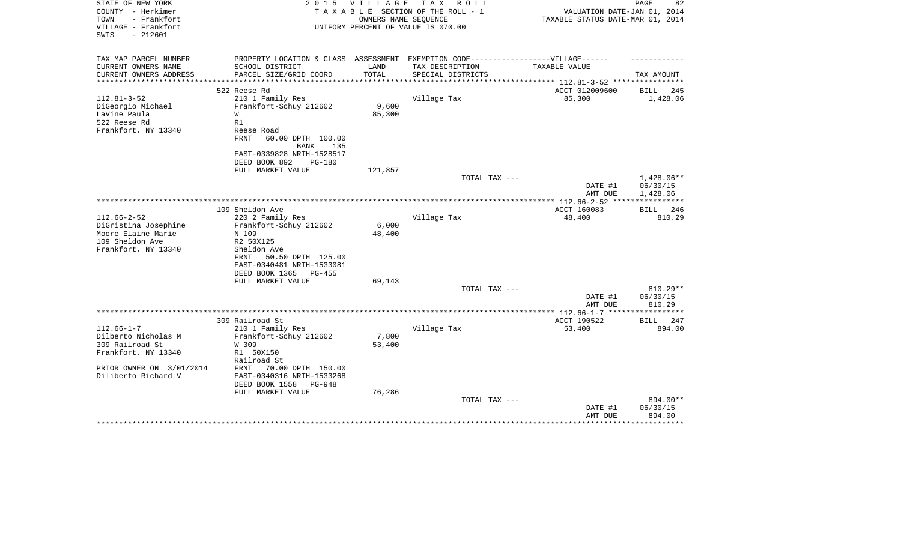STATE OF NEW YORK
COUNTY - Herkimer
TOWN - Frankfort
VILLAGE - Frankfort
SWIS - 212601

2 0 1 5 V I L L A G E T A X R O L L
T A X A B L E SECTION OF THE ROLL - 1
OWNERS NAME SEQUENCE
UNIFORM PERCENT OF VALUE IS 070.00

VALUATION DATE-JAN 01, 2014
TAXABLE STATUS DATE-MAR 01, 2014

| TAX MAP PARCEL NUMBER / CURRENT OWNERS NAME / CURRENT OWNERS ADDRESS | PROPERTY LOCATION & CLASS / SCHOOL DISTRICT / PARCEL SIZE/GRID COORD | ASSESSMENT LAND / TOTAL | EXEMPTION CODE / TAX DESCRIPTION / SPECIAL DISTRICTS | TAXABLE VALUE | TAX AMOUNT |
|---|---|---|---|---|---|
| 112.81-3-52 | 522 Reese Rd | | | ACCT 012009600 | BILL 245 |
| DiGeorgio Michael | 210 1 Family Res | | Village Tax | 85,300 | 1,428.06 |
| LaVine Paula | Frankfort-Schuy 212602 | 9,600 | | | |
| 522 Reese Rd | W | 85,300 | | | |
| Frankfort, NY 13340 | R1 | | | | |
| | Reese Road | | | | |
| | FRNT 60.00 DPTH 100.00 | | | | |
| | BANK 135 | | | | |
| | EAST-0339828 NRTH-1528517 | | | | |
| | DEED BOOK 892 PG-180 | | | | |
| | FULL MARKET VALUE | 121,857 | | | |
| | | | TOTAL TAX --- | | 1,428.06** |
| | | | | DATE #1 | 06/30/15 |
| | | | | AMT DUE | 1,428.06 |
| 112.66-2-52 | 109 Sheldon Ave | | | ACCT 160083 | BILL 246 |
| DiGristina Josephine | 220 2 Family Res | | Village Tax | 48,400 | 810.29 |
| Moore Elaine Marie | Frankfort-Schuy 212602 | 6,000 | | | |
| 109 Sheldon Ave | N 109 | 48,400 | | | |
| Frankfort, NY 13340 | R2 50X125 | | | | |
| | Sheldon Ave | | | | |
| | FRNT 50.50 DPTH 125.00 | | | | |
| | EAST-0340481 NRTH-1533081 | | | | |
| | DEED BOOK 1365 PG-455 | | | | |
| | FULL MARKET VALUE | 69,143 | | | |
| | | | TOTAL TAX --- | | 810.29** |
| | | | | DATE #1 | 06/30/15 |
| | | | | AMT DUE | 810.29 |
| 112.66-1-7 | 309 Railroad St | | | ACCT 190522 | BILL 247 |
| Dilberto Nicholas M | 210 1 Family Res | | Village Tax | 53,400 | 894.00 |
| 309 Railroad St | Frankfort-Schuy 212602 | 7,800 | | | |
| Frankfort, NY 13340 | W 309 | 53,400 | | | |
| | R1 50X150 | | | | |
| PRIOR OWNER ON 3/01/2014 | Railroad St | | | | |
| Diliberto Richard V | FRNT 70.00 DPTH 150.00 | | | | |
| | EAST-0340316 NRTH-1533268 | | | | |
| | DEED BOOK 1558 PG-948 | | | | |
| | FULL MARKET VALUE | 76,286 | | | |
| | | | TOTAL TAX --- | | 894.00** |
| | | | | DATE #1 | 06/30/15 |
| | | | | AMT DUE | 894.00 |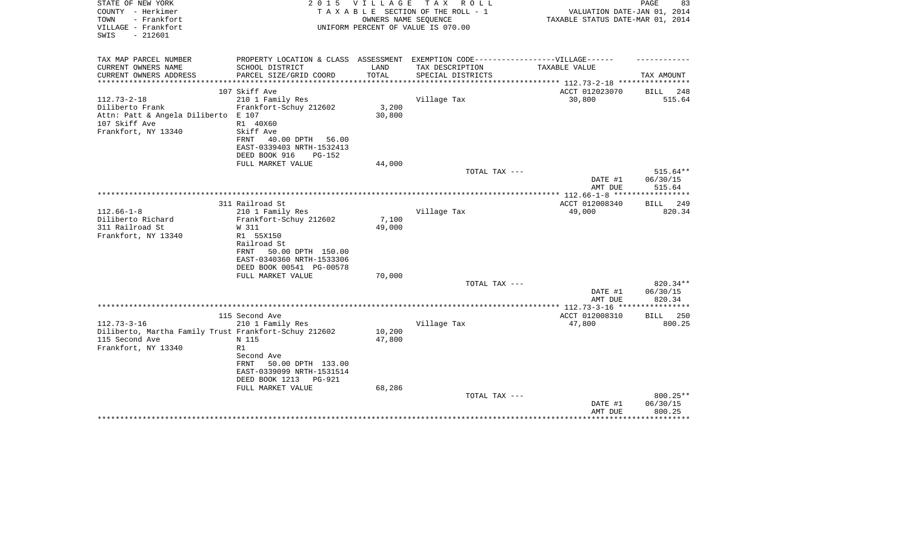STATE OF NEW YORK
COUNTY - Herkimer
TOWN - Frankfort
VILLAGE - Frankfort
SWIS - 212601

2 0 1 5 V I L L A G E T A X R O L L
T A X A B L E SECTION OF THE ROLL - 1
OWNERS NAME SEQUENCE
UNIFORM PERCENT OF VALUE IS 070.00

VALUATION DATE-JAN 01, 2014
TAXABLE STATUS DATE-MAR 01, 2014

| TAX MAP PARCEL NUMBER / CURRENT OWNERS NAME / CURRENT OWNERS ADDRESS | PROPERTY LOCATION & CLASS / SCHOOL DISTRICT / PARCEL SIZE/GRID COORD | ASSESSMENT LAND / TOTAL | EXEMPTION CODE / TAX DESCRIPTION / SPECIAL DISTRICTS | TAXABLE VALUE | TAX AMOUNT |
|---|---|---|---|---|---|
| 112.73-2-18 | 107 Skiff Ave | | | ACCT 012023070 | BILL 248 |
| Diliberto Frank | 210 1 Family Res | | Village Tax | 30,800 | 515.64 |
| Attn: Patt & Angela Diliberto | Frankfort-Schuy 212602 | 3,200 | | | |
| 107 Skiff Ave | E 107 | 30,800 | | | |
| Frankfort, NY 13340 | R1 40X60 | | | | |
| | Skiff Ave | | | | |
| | FRNT 40.00 DPTH 56.00 | | | | |
| | EAST-0339403 NRTH-1532413 | | | | |
| | DEED BOOK 916 PG-152 | | | | |
| | FULL MARKET VALUE | 44,000 | | | |
| | | | TOTAL TAX --- | | 515.64** |
| | | | | DATE #1 | 06/30/15 |
| | | | | AMT DUE | 515.64 |
| 112.66-1-8 | 311 Railroad St | | | ACCT 012008340 | BILL 249 |
| Diliberto Richard | 210 1 Family Res | | Village Tax | 49,000 | 820.34 |
| 311 Railroad St | Frankfort-Schuy 212602 | 7,100 | | | |
| Frankfort, NY 13340 | W 311 | 49,000 | | | |
| | R1 55X150 | | | | |
| | Railroad St | | | | |
| | FRNT 50.00 DPTH 150.00 | | | | |
| | EAST-0340360 NRTH-1533306 | | | | |
| | DEED BOOK 00541 PG-00578 | | | | |
| | FULL MARKET VALUE | 70,000 | | | |
| | | | TOTAL TAX --- | | 820.34** |
| | | | | DATE #1 | 06/30/15 |
| | | | | AMT DUE | 820.34 |
| 112.73-3-16 | 115 Second Ave | | | ACCT 012008310 | BILL 250 |
| Diliberto, Martha Family Trust | 210 1 Family Res | | Village Tax | 47,800 | 800.25 |
| 115 Second Ave | Frankfort-Schuy 212602 | 10,200 | | | |
| Frankfort, NY 13340 | N 115 | 47,800 | | | |
| | R1 | | | | |
| | Second Ave | | | | |
| | FRNT 50.00 DPTH 133.00 | | | | |
| | EAST-0339099 NRTH-1531514 | | | | |
| | DEED BOOK 1213 PG-921 | | | | |
| | FULL MARKET VALUE | 68,286 | | | |
| | | | TOTAL TAX --- | | 800.25** |
| | | | | DATE #1 | 06/30/15 |
| | | | | AMT DUE | 800.25 |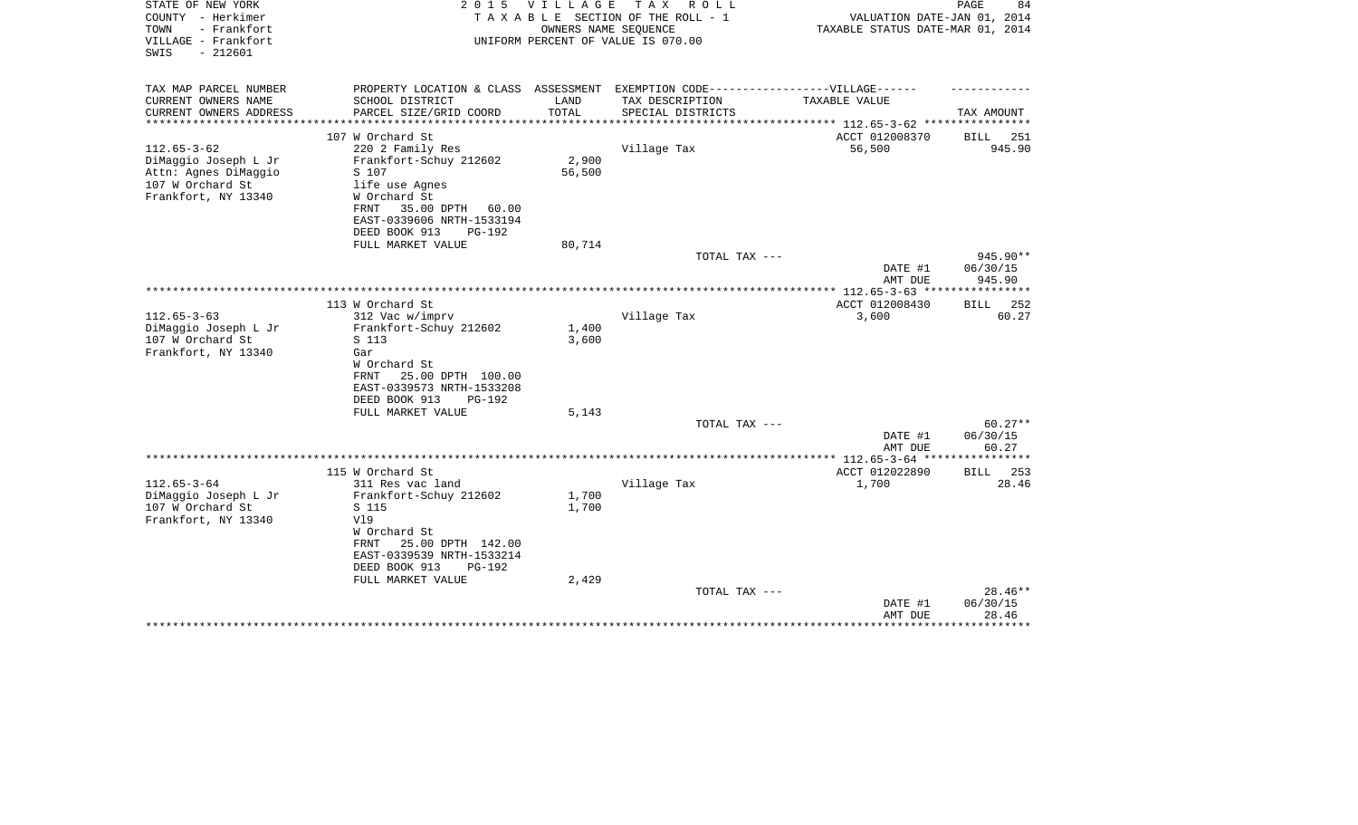STATE OF NEW YORK
COUNTY - Herkimer
TOWN - Frankfort
VILLAGE - Frankfort
SWIS - 212601

2 0 1 5 V I L L A G E T A X R O L L
T A X A B L E SECTION OF THE ROLL - 1
OWNERS NAME SEQUENCE
UNIFORM PERCENT OF VALUE IS 070.00

VALUATION DATE-JAN 01, 2014
TAXABLE STATUS DATE-MAR 01, 2014

| TAX MAP PARCEL NUMBER<br>CURRENT OWNERS NAME<br>CURRENT OWNERS ADDRESS | PROPERTY LOCATION & CLASS<br>SCHOOL DISTRICT<br>PARCEL SIZE/GRID COORD | ASSESSMENT<br>LAND<br>TOTAL | EXEMPTION CODE------VILLAGE------<br>TAX DESCRIPTION<br>SPECIAL DISTRICTS | TAXABLE VALUE | TAX AMOUNT |
|---|---|---|---|---|---|
| | 107 W Orchard St | | | ACCT 012008370 | BILL 251 |
| 112.65-3-62<br>DiMaggio Joseph L Jr<br>Attn: Agnes DiMaggio<br>107 W Orchard St<br>Frankfort, NY 13340 | 220 2 Family Res<br>Frankfort-Schuy 212602<br>S 107<br>life use Agnes<br>W Orchard St<br>FRNT 35.00 DPTH 60.00<br>EAST-0339606 NRTH-1533194<br>DEED BOOK 913 PG-192<br>FULL MARKET VALUE | <br>2,900<br>56,500<br><br><br><br><br><br>80,714 | Village Tax | 56,500 | 945.90 |
| | | | TOTAL TAX --- | | 945.90** |
| | | | | DATE #1 | 06/30/15 |
| | | | | AMT DUE | 945.90 |
| | 113 W Orchard St | | | ACCT 012008430 | BILL 252 |
| 112.65-3-63<br>DiMaggio Joseph L Jr<br>107 W Orchard St<br>Frankfort, NY 13340 | 312 Vac w/imprv<br>Frankfort-Schuy 212602<br>S 113<br>Gar<br>W Orchard St<br>FRNT 25.00 DPTH 100.00<br>EAST-0339573 NRTH-1533208<br>DEED BOOK 913 PG-192<br>FULL MARKET VALUE | <br>1,400<br>3,600<br><br><br><br><br><br>5,143 | Village Tax | 3,600 | 60.27 |
| | | | TOTAL TAX --- | | 60.27** |
| | | | | DATE #1 | 06/30/15 |
| | | | | AMT DUE | 60.27 |
| | 115 W Orchard St | | | ACCT 012022890 | BILL 253 |
| 112.65-3-64<br>DiMaggio Joseph L Jr<br>107 W Orchard St<br>Frankfort, NY 13340 | 311 Res vac land<br>Frankfort-Schuy 212602<br>S 115<br>Vl9<br>W Orchard St<br>FRNT 25.00 DPTH 142.00<br>EAST-0339539 NRTH-1533214<br>DEED BOOK 913 PG-192<br>FULL MARKET VALUE | <br>1,700<br>1,700<br><br><br><br><br><br>2,429 | Village Tax | 1,700 | 28.46 |
| | | | TOTAL TAX --- | | 28.46** |
| | | | | DATE #1 | 06/30/15 |
| | | | | AMT DUE | 28.46 |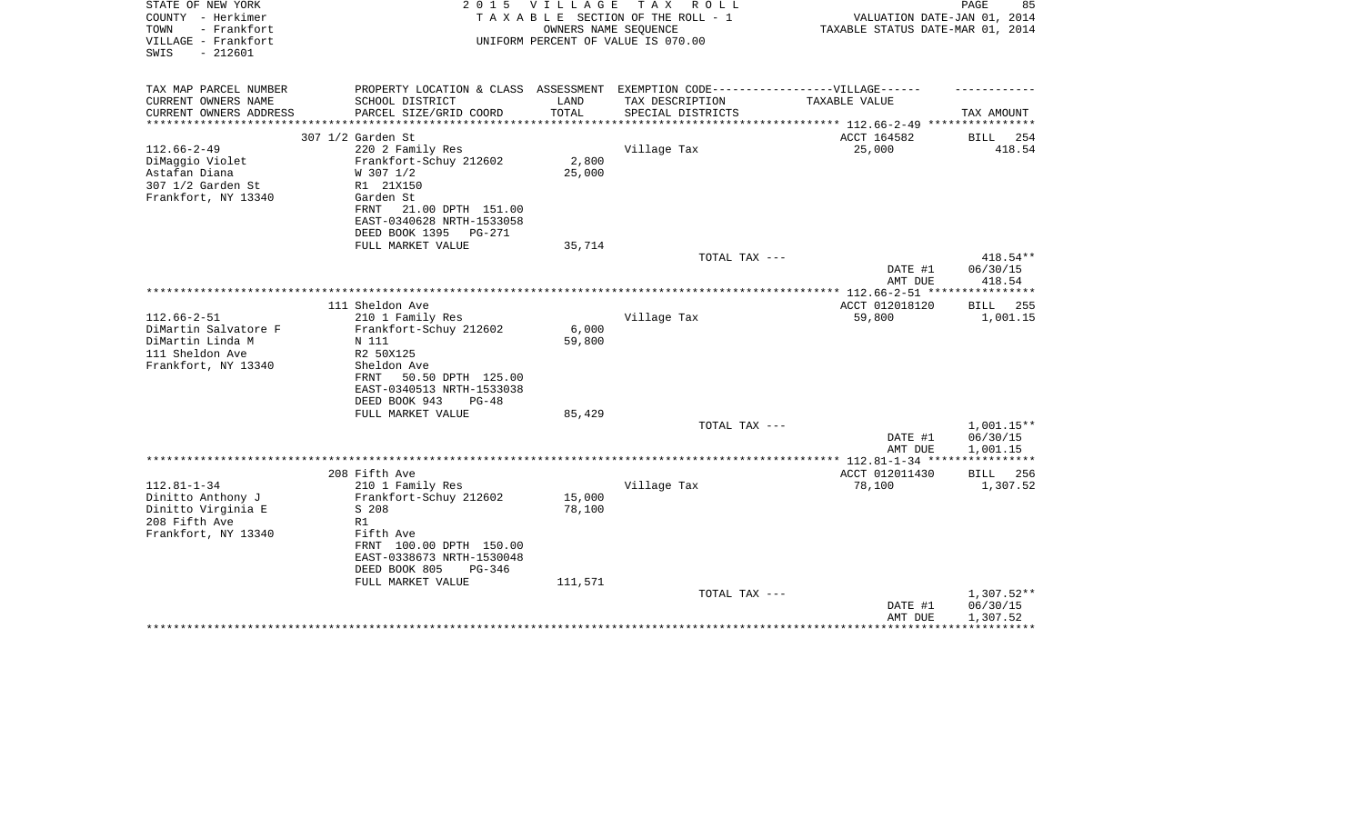STATE OF NEW YORK — 2015 VILLAGE TAX ROLL
COUNTY - Herkimer — TAXABLE SECTION OF THE ROLL - 1 — VALUATION DATE-JAN 01, 2014
TOWN - Frankfort — OWNERS NAME SEQUENCE — TAXABLE STATUS DATE-MAR 01, 2014
VILLAGE - Frankfort — UNIFORM PERCENT OF VALUE IS 070.00
SWIS - 212601

| TAX MAP PARCEL NUMBER<br>CURRENT OWNERS NAME<br>CURRENT OWNERS ADDRESS | PROPERTY LOCATION & CLASS<br>SCHOOL DISTRICT<br>PARCEL SIZE/GRID COORD | ASSESSMENT<br>LAND<br>TOTAL | EXEMPTION CODE------VILLAGE------<br>TAX DESCRIPTION<br>SPECIAL DISTRICTS | TAXABLE VALUE | TAX AMOUNT |
|---|---|---|---|---|---|
| | 307 1/2 Garden St | | | ACCT 164582 | BILL 254 |
| 112.66-2-49 | 220 2 Family Res | | Village Tax | 25,000 | 418.54 |
| DiMaggio Violet | Frankfort-Schuy 212602 | 2,800 | | | |
| Astafan Diana | W 307 1/2 | 25,000 | | | |
| 307 1/2 Garden St | R1 21X150 | | | | |
| Frankfort, NY 13340 | Garden St | | | | |
| | FRNT 21.00 DPTH 151.00 | | | | |
| | EAST-0340628 NRTH-1533058 | | | | |
| | DEED BOOK 1395 PG-271 | | | | |
| | FULL MARKET VALUE | 35,714 | | | |
| | | | TOTAL TAX --- | | 418.54** |
| | | | | DATE #1 | 06/30/15 |
| | | | | AMT DUE | 418.54 |
| | 111 Sheldon Ave | | | ACCT 012018120 | BILL 255 |
| 112.66-2-51 | 210 1 Family Res | | Village Tax | 59,800 | 1,001.15 |
| DiMartin Salvatore F | Frankfort-Schuy 212602 | 6,000 | | | |
| DiMartin Linda M | N 111 | 59,800 | | | |
| 111 Sheldon Ave | R2 50X125 | | | | |
| Frankfort, NY 13340 | Sheldon Ave | | | | |
| | FRNT 50.50 DPTH 125.00 | | | | |
| | EAST-0340513 NRTH-1533038 | | | | |
| | DEED BOOK 943 PG-48 | | | | |
| | FULL MARKET VALUE | 85,429 | | | |
| | | | TOTAL TAX --- | | 1,001.15** |
| | | | | DATE #1 | 06/30/15 |
| | | | | AMT DUE | 1,001.15 |
| | 208 Fifth Ave | | | ACCT 012011430 | BILL 256 |
| 112.81-1-34 | 210 1 Family Res | | Village Tax | 78,100 | 1,307.52 |
| Dinitto Anthony J | Frankfort-Schuy 212602 | 15,000 | | | |
| Dinitto Virginia E | S 208 | 78,100 | | | |
| 208 Fifth Ave | R1 | | | | |
| Frankfort, NY 13340 | Fifth Ave | | | | |
| | FRNT 100.00 DPTH 150.00 | | | | |
| | EAST-0338673 NRTH-1530048 | | | | |
| | DEED BOOK 805 PG-346 | | | | |
| | FULL MARKET VALUE | 111,571 | | | |
| | | | TOTAL TAX --- | | 1,307.52** |
| | | | | DATE #1 | 06/30/15 |
| | | | | AMT DUE | 1,307.52 |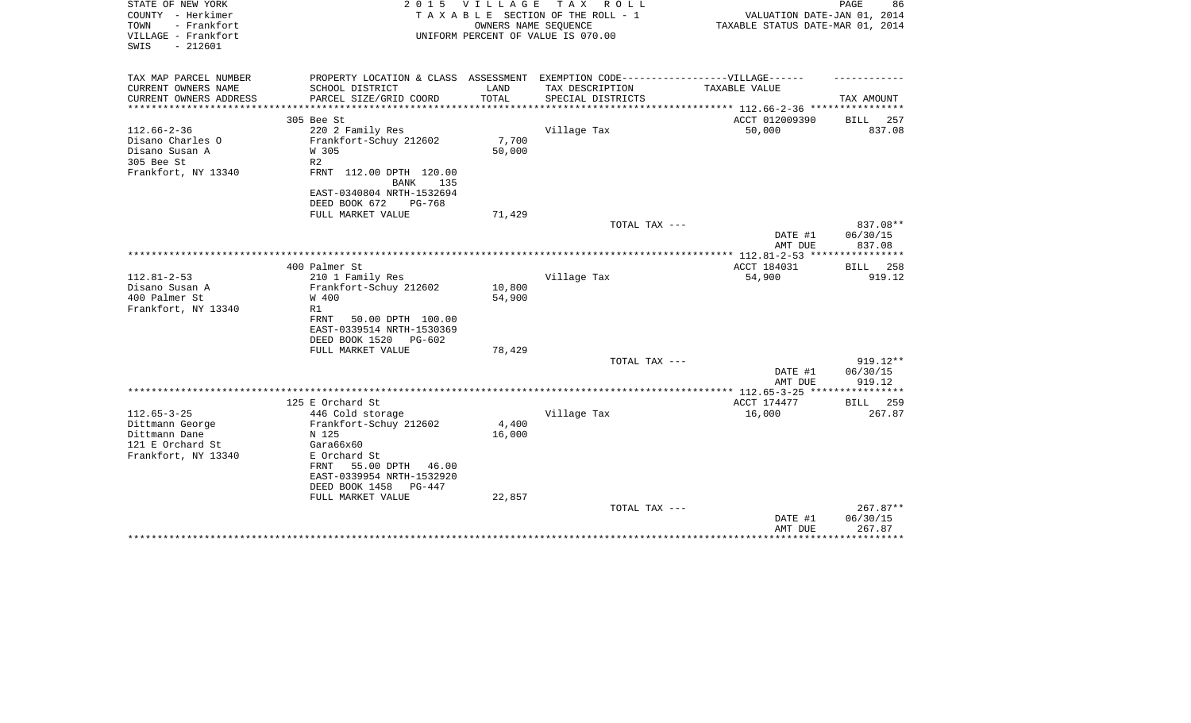STATE OF NEW YORK
COUNTY - Herkimer
TOWN - Frankfort
VILLAGE - Frankfort
SWIS - 212601

2 0 1 5 V I L L A G E T A X R O L L
T A X A B L E SECTION OF THE ROLL - 1
OWNERS NAME SEQUENCE
UNIFORM PERCENT OF VALUE IS 070.00

VALUATION DATE-JAN 01, 2014
TAXABLE STATUS DATE-MAR 01, 2014

| TAX MAP PARCEL NUMBER<br>CURRENT OWNERS NAME<br>CURRENT OWNERS ADDRESS | PROPERTY LOCATION & CLASS<br>SCHOOL DISTRICT<br>PARCEL SIZE/GRID COORD | ASSESSMENT<br>LAND<br>TOTAL | EXEMPTION CODE------VILLAGE------<br>TAX DESCRIPTION<br>SPECIAL DISTRICTS | TAXABLE VALUE | TAX AMOUNT |
|---|---|---|---|---|---|
| | 305 Bee St | | | ACCT 012009390 | BILL 257 |
| 112.66-2-36 | 220 2 Family Res | | Village Tax | 50,000 | 837.08 |
| Disano Charles O | Frankfort-Schuy 212602 | 7,700 | | | |
| Disano Susan A | W 305 | 50,000 | | | |
| 305 Bee St | R2 | | | | |
| Frankfort, NY 13340 | FRNT 112.00 DPTH 120.00 | | | | |
| | BANK 135 | | | | |
| | EAST-0340804 NRTH-1532694 | | | | |
| | DEED BOOK 672 PG-768 | | | | |
| | FULL MARKET VALUE | 71,429 | | | |
| | | | TOTAL TAX --- | | 837.08** |
| | | | | DATE #1 | 06/30/15 |
| | | | | AMT DUE | 837.08 |
| | 400 Palmer St | | | ACCT 184031 | BILL 258 |
| 112.81-2-53 | 210 1 Family Res | | Village Tax | 54,900 | 919.12 |
| Disano Susan A | Frankfort-Schuy 212602 | 10,800 | | | |
| 400 Palmer St | W 400 | 54,900 | | | |
| Frankfort, NY 13340 | R1 | | | | |
| | FRNT 50.00 DPTH 100.00 | | | | |
| | EAST-0339514 NRTH-1530369 | | | | |
| | DEED BOOK 1520 PG-602 | | | | |
| | FULL MARKET VALUE | 78,429 | | | |
| | | | TOTAL TAX --- | | 919.12** |
| | | | | DATE #1 | 06/30/15 |
| | | | | AMT DUE | 919.12 |
| | 125 E Orchard St | | | ACCT 174477 | BILL 259 |
| 112.65-3-25 | 446 Cold storage | | Village Tax | 16,000 | 267.87 |
| Dittmann George | Frankfort-Schuy 212602 | 4,400 | | | |
| Dittmann Dane | N 125 | 16,000 | | | |
| 121 E Orchard St | Gara66x60 | | | | |
| Frankfort, NY 13340 | E Orchard St | | | | |
| | FRNT 55.00 DPTH 46.00 | | | | |
| | EAST-0339954 NRTH-1532920 | | | | |
| | DEED BOOK 1458 PG-447 | | | | |
| | FULL MARKET VALUE | 22,857 | | | |
| | | | TOTAL TAX --- | | 267.87** |
| | | | | DATE #1 | 06/30/15 |
| | | | | AMT DUE | 267.87 |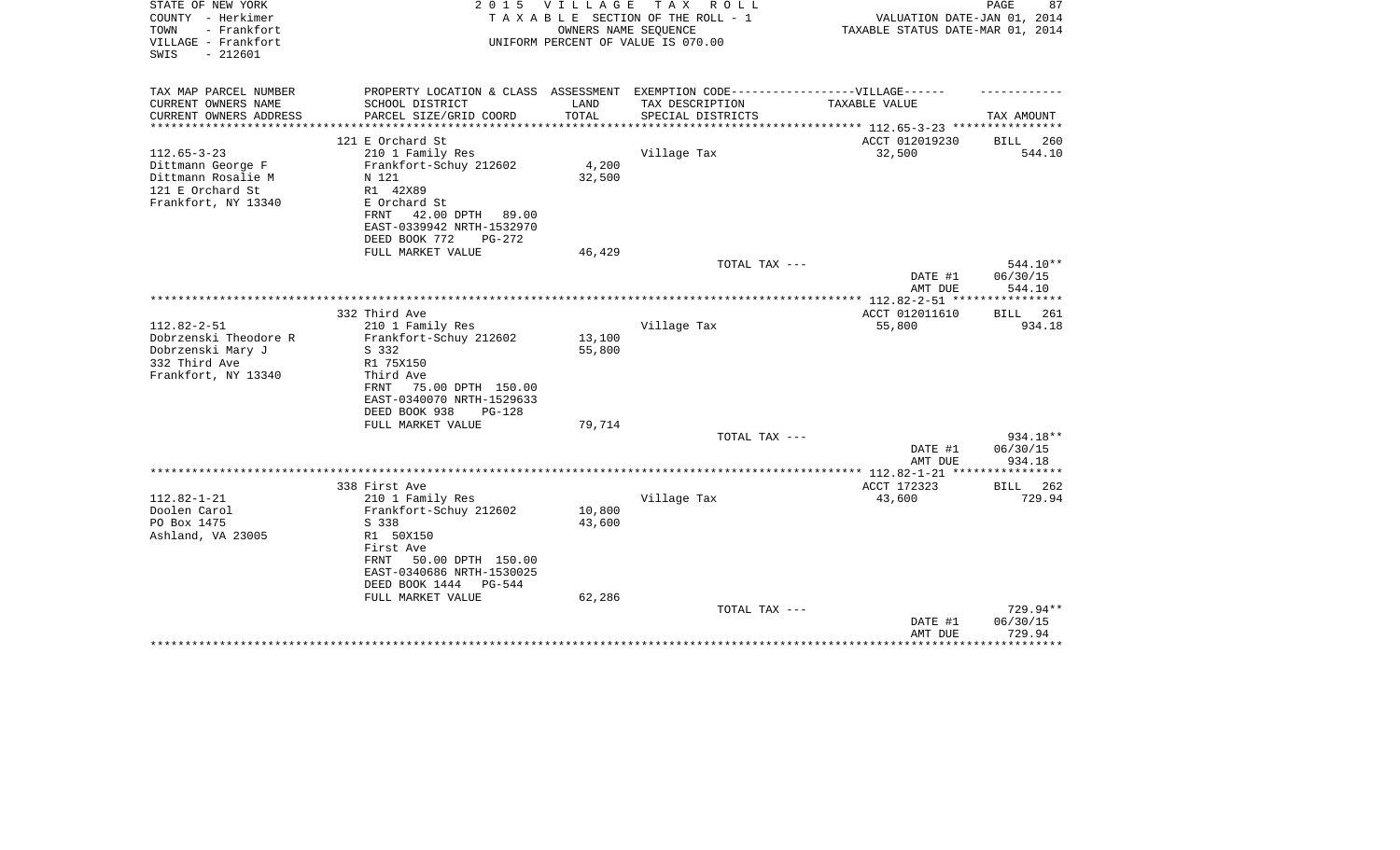STATE OF NEW YORK
COUNTY - Herkimer
TOWN - Frankfort
VILLAGE - Frankfort
SWIS - 212601

2 0 1 5 V I L L A G E T A X R O L L
T A X A B L E SECTION OF THE ROLL - 1
OWNERS NAME SEQUENCE
UNIFORM PERCENT OF VALUE IS 070.00

VALUATION DATE-JAN 01, 2014
TAXABLE STATUS DATE-MAR 01, 2014

| TAX MAP PARCEL NUMBER<br>CURRENT OWNERS NAME<br>CURRENT OWNERS ADDRESS | PROPERTY LOCATION & CLASS<br>SCHOOL DISTRICT<br>PARCEL SIZE/GRID COORD | ASSESSMENT<br>LAND<br>TOTAL | EXEMPTION CODE------------------VILLAGE------<br>TAX DESCRIPTION<br>SPECIAL DISTRICTS | TAXABLE VALUE | TAX AMOUNT |
|---|---|---|---|---|---|
| | 121 E Orchard St | | | ACCT 012019230 | BILL 260 |
| 112.65-3-23 | 210 1 Family Res | | Village Tax | 32,500 | 544.10 |
| Dittmann George F | Frankfort-Schuy 212602 | 4,200 | | | |
| Dittmann Rosalie M | N 121 | 32,500 | | | |
| 121 E Orchard St | R1 42X89 | | | | |
| Frankfort, NY 13340 | E Orchard St | | | | |
| | FRNT 42.00 DPTH 89.00 | | | | |
| | EAST-0339942 NRTH-1532970 | | | | |
| | DEED BOOK 772 PG-272 | | | | |
| | FULL MARKET VALUE | 46,429 | | | |
| | | | TOTAL TAX --- | | 544.10** |
| | | | | DATE #1 | 06/30/15 |
| | | | | AMT DUE | 544.10 |
| | 332 Third Ave | | | ACCT 012011610 | BILL 261 |
| 112.82-2-51 | 210 1 Family Res | | Village Tax | 55,800 | 934.18 |
| Dobrzenski Theodore R | Frankfort-Schuy 212602 | 13,100 | | | |
| Dobrzenski Mary J | S 332 | 55,800 | | | |
| 332 Third Ave | R1 75X150 | | | | |
| Frankfort, NY 13340 | Third Ave | | | | |
| | FRNT 75.00 DPTH 150.00 | | | | |
| | EAST-0340070 NRTH-1529633 | | | | |
| | DEED BOOK 938 PG-128 | | | | |
| | FULL MARKET VALUE | 79,714 | | | |
| | | | TOTAL TAX --- | | 934.18** |
| | | | | DATE #1 | 06/30/15 |
| | | | | AMT DUE | 934.18 |
| | 338 First Ave | | | ACCT 172323 | BILL 262 |
| 112.82-1-21 | 210 1 Family Res | | Village Tax | 43,600 | 729.94 |
| Doolen Carol | Frankfort-Schuy 212602 | 10,800 | | | |
| PO Box 1475 | S 338 | 43,600 | | | |
| Ashland, VA 23005 | R1 50X150 | | | | |
| | First Ave | | | | |
| | FRNT 50.00 DPTH 150.00 | | | | |
| | EAST-0340686 NRTH-1530025 | | | | |
| | DEED BOOK 1444 PG-544 | | | | |
| | FULL MARKET VALUE | 62,286 | | | |
| | | | TOTAL TAX --- | | 729.94** |
| | | | | DATE #1 | 06/30/15 |
| | | | | AMT DUE | 729.94 |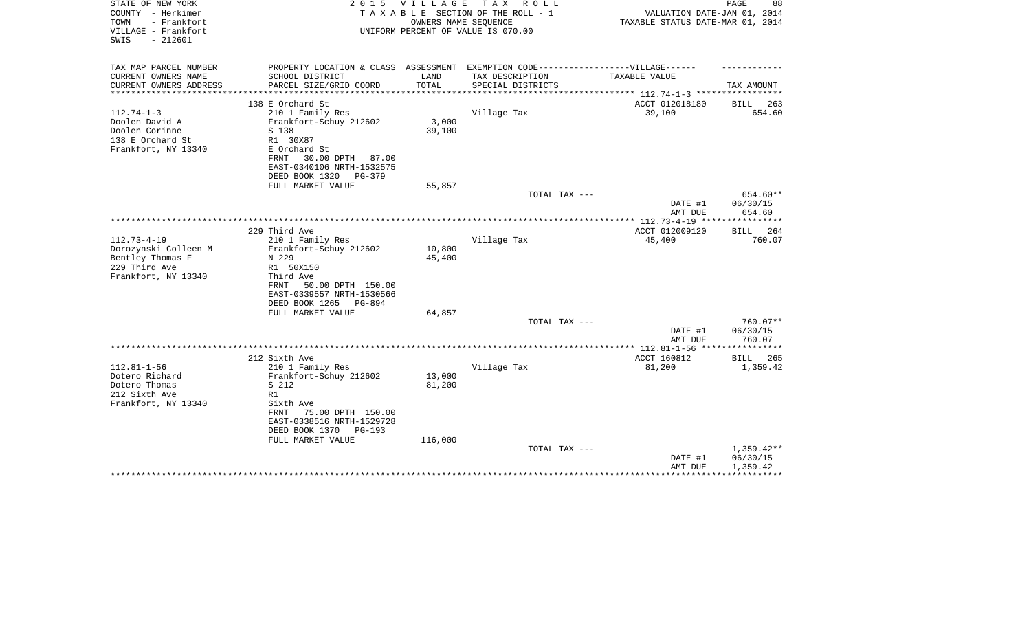STATE OF NEW YORK
COUNTY - Herkimer
TOWN - Frankfort
VILLAGE - Frankfort
SWIS - 212601

2 0 1 5 V I L L A G E T A X R O L L
T A X A B L E SECTION OF THE ROLL - 1
OWNERS NAME SEQUENCE
UNIFORM PERCENT OF VALUE IS 070.00

VALUATION DATE-JAN 01, 2014
TAXABLE STATUS DATE-MAR 01, 2014

| TAX MAP PARCEL NUMBER / CURRENT OWNERS NAME / CURRENT OWNERS ADDRESS | PROPERTY LOCATION & CLASS / SCHOOL DISTRICT / PARCEL SIZE/GRID COORD | ASSESSMENT LAND / TOTAL | EXEMPTION CODE / TAX DESCRIPTION / SPECIAL DISTRICTS | TAXABLE VALUE | TAX AMOUNT |
|---|---|---|---|---|---|
| 112.74-1-3 | 138 E Orchard St | | | ACCT 012018180 | BILL 263 |
| Doolen David A | 210 1 Family Res | | Village Tax | 39,100 | 654.60 |
| Doolen Corinne | Frankfort-Schuy 212602 | 3,000 | | | |
| 138 E Orchard St | S 138 | 39,100 | | | |
| Frankfort, NY 13340 | R1 30X87 | | | | |
| | E Orchard St | | | | |
| | FRNT 30.00 DPTH 87.00 | | | | |
| | EAST-0340106 NRTH-1532575 | | | | |
| | DEED BOOK 1320 PG-379 | | | | |
| | FULL MARKET VALUE | 55,857 | | | |
| | | | TOTAL TAX --- | | 654.60** |
| | | | | DATE #1 | 06/30/15 |
| | | | | AMT DUE | 654.60 |
| 112.73-4-19 | 229 Third Ave | | | ACCT 012009120 | BILL 264 |
| Dorozynski Colleen M | 210 1 Family Res | | Village Tax | 45,400 | 760.07 |
| Bentley Thomas F | Frankfort-Schuy 212602 | 10,800 | | | |
| 229 Third Ave | N 229 | 45,400 | | | |
| Frankfort, NY 13340 | R1 50X150 | | | | |
| | Third Ave | | | | |
| | FRNT 50.00 DPTH 150.00 | | | | |
| | EAST-0339557 NRTH-1530566 | | | | |
| | DEED BOOK 1265 PG-894 | | | | |
| | FULL MARKET VALUE | 64,857 | | | |
| | | | TOTAL TAX --- | | 760.07** |
| | | | | DATE #1 | 06/30/15 |
| | | | | AMT DUE | 760.07 |
| 112.81-1-56 | 212 Sixth Ave | | | ACCT 160812 | BILL 265 |
| Dotero Richard | 210 1 Family Res | | Village Tax | 81,200 | 1,359.42 |
| Dotero Thomas | Frankfort-Schuy 212602 | 13,000 | | | |
| 212 Sixth Ave | S 212 | 81,200 | | | |
| Frankfort, NY 13340 | R1 | | | | |
| | Sixth Ave | | | | |
| | FRNT 75.00 DPTH 150.00 | | | | |
| | EAST-0338516 NRTH-1529728 | | | | |
| | DEED BOOK 1370 PG-193 | | | | |
| | FULL MARKET VALUE | 116,000 | | | |
| | | | TOTAL TAX --- | | 1,359.42** |
| | | | | DATE #1 | 06/30/15 |
| | | | | AMT DUE | 1,359.42 |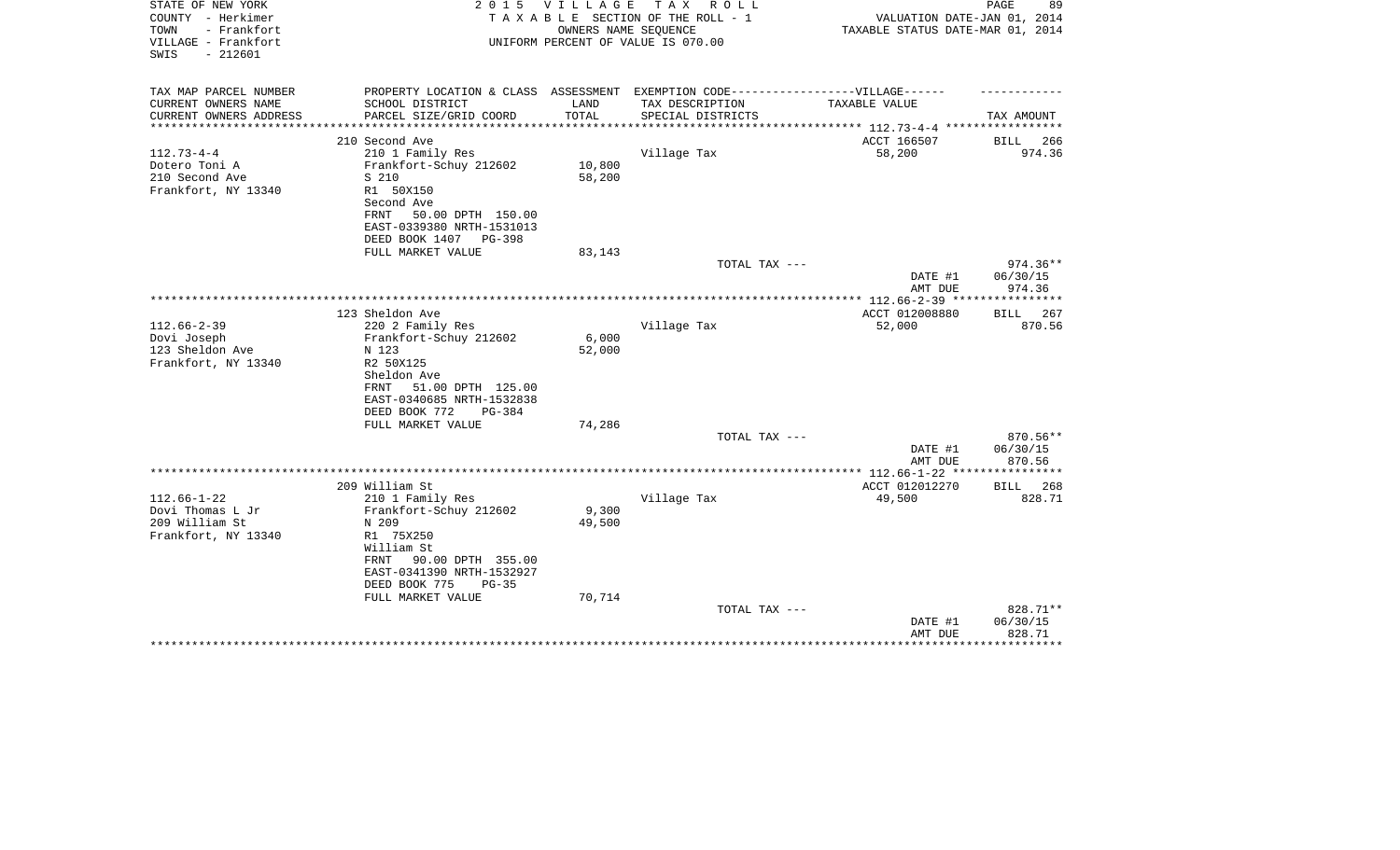STATE OF NEW YORK
COUNTY - Herkimer
TOWN - Frankfort
VILLAGE - Frankfort
SWIS - 212601

2 0 1 5 V I L L A G E T A X R O L L
T A X A B L E SECTION OF THE ROLL - 1
OWNERS NAME SEQUENCE
UNIFORM PERCENT OF VALUE IS 070.00

VALUATION DATE-JAN 01, 2014
TAXABLE STATUS DATE-MAR 01, 2014

| TAX MAP PARCEL NUMBER<br>CURRENT OWNERS NAME<br>CURRENT OWNERS ADDRESS | PROPERTY LOCATION & CLASS<br>SCHOOL DISTRICT<br>PARCEL SIZE/GRID COORD | ASSESSMENT<br>LAND<br>TOTAL | EXEMPTION CODE------------------VILLAGE------<br>TAX DESCRIPTION<br>SPECIAL DISTRICTS | TAXABLE VALUE | TAX AMOUNT |
|---|---|---|---|---|---|
| | 210 Second Ave | | | ACCT 166507 | BILL 266 |
| 112.73-4-4 | 210 1 Family Res | | Village Tax | 58,200 | 974.36 |
| Dotero Toni A | Frankfort-Schuy 212602 | 10,800 | | | |
| 210 Second Ave | S 210 | 58,200 | | | |
| Frankfort, NY 13340 | R1 50X150 | | | | |
| | Second Ave | | | | |
| | FRNT 50.00 DPTH 150.00 | | | | |
| | EAST-0339380 NRTH-1531013 | | | | |
| | DEED BOOK 1407 PG-398 | | | | |
| | FULL MARKET VALUE | 83,143 | | | |
| | | | TOTAL TAX --- | | 974.36** |
| | | | | DATE #1 | 06/30/15 |
| | | | | AMT DUE | 974.36 |
| | 123 Sheldon Ave | | | ACCT 012008880 | BILL 267 |
| 112.66-2-39 | 220 2 Family Res | | Village Tax | 52,000 | 870.56 |
| Dovi Joseph | Frankfort-Schuy 212602 | 6,000 | | | |
| 123 Sheldon Ave | N 123 | 52,000 | | | |
| Frankfort, NY 13340 | R2 50X125 | | | | |
| | Sheldon Ave | | | | |
| | FRNT 51.00 DPTH 125.00 | | | | |
| | EAST-0340685 NRTH-1532838 | | | | |
| | DEED BOOK 772 PG-384 | | | | |
| | FULL MARKET VALUE | 74,286 | | | |
| | | | TOTAL TAX --- | | 870.56** |
| | | | | DATE #1 | 06/30/15 |
| | | | | AMT DUE | 870.56 |
| | 209 William St | | | ACCT 012012270 | BILL 268 |
| 112.66-1-22 | 210 1 Family Res | | Village Tax | 49,500 | 828.71 |
| Dovi Thomas L Jr | Frankfort-Schuy 212602 | 9,300 | | | |
| 209 William St | N 209 | 49,500 | | | |
| Frankfort, NY 13340 | R1 75X250 | | | | |
| | William St | | | | |
| | FRNT 90.00 DPTH 355.00 | | | | |
| | EAST-0341390 NRTH-1532927 | | | | |
| | DEED BOOK 775 PG-35 | | | | |
| | FULL MARKET VALUE | 70,714 | | | |
| | | | TOTAL TAX --- | | 828.71** |
| | | | | DATE #1 | 06/30/15 |
| | | | | AMT DUE | 828.71 |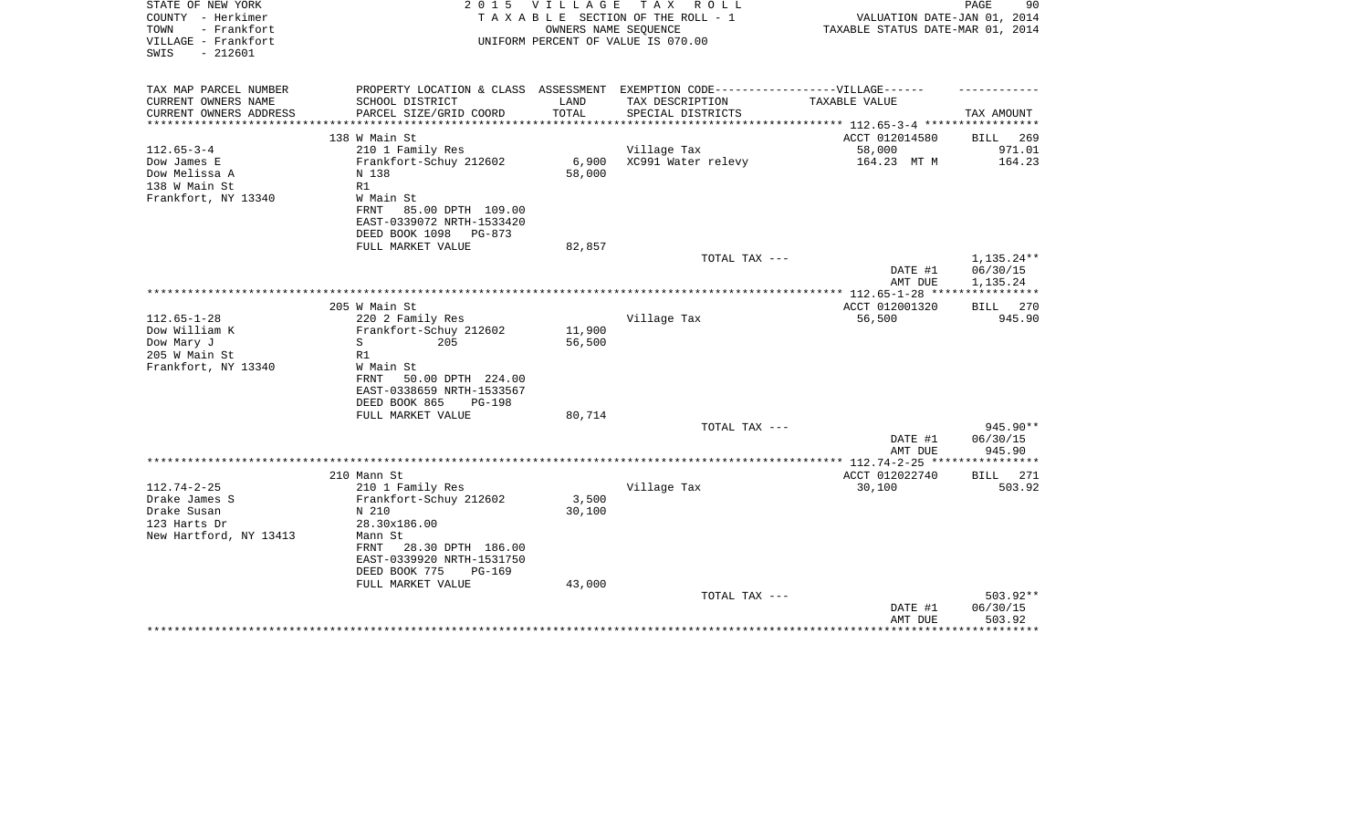STATE OF NEW YORK
COUNTY - Herkimer
TOWN - Frankfort
VILLAGE - Frankfort
SWIS - 212601

2 0 1 5 V I L L A G E T A X R O L L
T A X A B L E SECTION OF THE ROLL - 1
OWNERS NAME SEQUENCE
UNIFORM PERCENT OF VALUE IS 070.00

VALUATION DATE-JAN 01, 2014
TAXABLE STATUS DATE-MAR 01, 2014

| TAX MAP PARCEL NUMBER / CURRENT OWNERS NAME / CURRENT OWNERS ADDRESS | PROPERTY LOCATION & CLASS / SCHOOL DISTRICT / PARCEL SIZE/GRID COORD | ASSESSMENT LAND / TOTAL | EXEMPTION CODE-----VILLAGE------ TAX DESCRIPTION / SPECIAL DISTRICTS | TAXABLE VALUE | TAX AMOUNT |
|---|---|---|---|---|---|
| | 138 W Main St | | | ACCT 012014580 | BILL 269 |
| 112.65-3-4 | 210 1 Family Res | | Village Tax | 58,000 | 971.01 |
| Dow James E | Frankfort-Schuy 212602 | 6,900 | XC991 Water relevy | 164.23 MT M | 164.23 |
| Dow Melissa A | N 138 | 58,000 | | | |
| 138 W Main St | R1 | | | | |
| Frankfort, NY 13340 | W Main St | | | | |
| | FRNT 85.00 DPTH 109.00 | | | | |
| | EAST-0339072 NRTH-1533420 | | | | |
| | DEED BOOK 1098 PG-873 | | | | |
| | FULL MARKET VALUE | 82,857 | | | |
| | | | TOTAL TAX --- | | 1,135.24** |
| | | | | DATE #1 | 06/30/15 |
| | | | | AMT DUE | 1,135.24 |
| | 205 W Main St | | | ACCT 012001320 | BILL 270 |
| 112.65-1-28 | 220 2 Family Res | | Village Tax | 56,500 | 945.90 |
| Dow William K | Frankfort-Schuy 212602 | 11,900 | | | |
| Dow Mary J | S 205 | 56,500 | | | |
| 205 W Main St | R1 | | | | |
| Frankfort, NY 13340 | W Main St | | | | |
| | FRNT 50.00 DPTH 224.00 | | | | |
| | EAST-0338659 NRTH-1533567 | | | | |
| | DEED BOOK 865 PG-198 | | | | |
| | FULL MARKET VALUE | 80,714 | | | |
| | | | TOTAL TAX --- | | 945.90** |
| | | | | DATE #1 | 06/30/15 |
| | | | | AMT DUE | 945.90 |
| | 210 Mann St | | | ACCT 012022740 | BILL 271 |
| 112.74-2-25 | 210 1 Family Res | | Village Tax | 30,100 | 503.92 |
| Drake James S | Frankfort-Schuy 212602 | 3,500 | | | |
| Drake Susan | N 210 | 30,100 | | | |
| 123 Harts Dr | 28.30x186.00 | | | | |
| New Hartford, NY 13413 | Mann St | | | | |
| | FRNT 28.30 DPTH 186.00 | | | | |
| | EAST-0339920 NRTH-1531750 | | | | |
| | DEED BOOK 775 PG-169 | | | | |
| | FULL MARKET VALUE | 43,000 | | | |
| | | | TOTAL TAX --- | | 503.92** |
| | | | | DATE #1 | 06/30/15 |
| | | | | AMT DUE | 503.92 |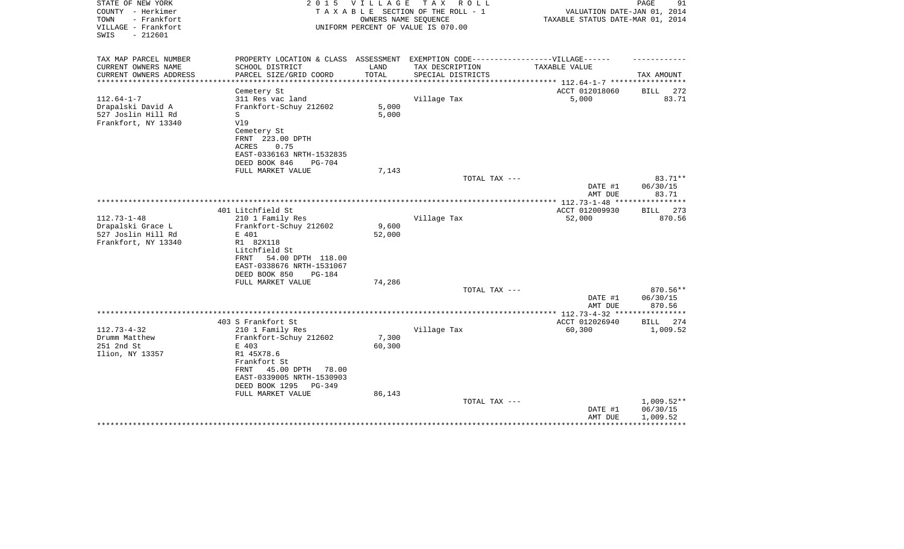STATE OF NEW YORK
COUNTY - Herkimer
TOWN - Frankfort
VILLAGE - Frankfort
SWIS - 212601

2 0 1 5 V I L L A G E T A X R O L L
T A X A B L E SECTION OF THE ROLL - 1
OWNERS NAME SEQUENCE
UNIFORM PERCENT OF VALUE IS 070.00

VALUATION DATE-JAN 01, 2014
TAXABLE STATUS DATE-MAR 01, 2014

| TAX MAP PARCEL NUMBER<br>CURRENT OWNERS NAME<br>CURRENT OWNERS ADDRESS | PROPERTY LOCATION & CLASS<br>SCHOOL DISTRICT<br>PARCEL SIZE/GRID COORD | ASSESSMENT<br>LAND<br>TOTAL | EXEMPTION CODE------VILLAGE------<br>TAX DESCRIPTION<br>SPECIAL DISTRICTS | TAXABLE VALUE | TAX AMOUNT |
|---|---|---|---|---|---|
| 112.64-1-7 | Cemetery St | | | ACCT 012018060 | BILL 272 |
| | 311 Res vac land | | Village Tax | 5,000 | 83.71 |
| Drapalski David A | Frankfort-Schuy 212602 | 5,000 | | | |
| 527 Joslin Hill Rd | S | 5,000 | | | |
| Frankfort, NY 13340 | Vl9 | | | | |
| | Cemetery St | | | | |
| | FRNT 223.00 DPTH | | | | |
| | ACRES 0.75 | | | | |
| | EAST-0336163 NRTH-1532835 | | | | |
| | DEED BOOK 846 PG-704 | | | | |
| | FULL MARKET VALUE | 7,143 | | | |
| | | | TOTAL TAX --- | | 83.71** |
| | | | | DATE #1 | 06/30/15 |
| | | | | AMT DUE | 83.71 |
| 112.73-1-48 | 401 Litchfield St | | | ACCT 012009930 | BILL 273 |
| | 210 1 Family Res | | Village Tax | 52,000 | 870.56 |
| Drapalski Grace L | Frankfort-Schuy 212602 | 9,600 | | | |
| 527 Joslin Hill Rd | E 401 | 52,000 | | | |
| Frankfort, NY 13340 | R1 82X118 | | | | |
| | Litchfield St | | | | |
| | FRNT 54.00 DPTH 118.00 | | | | |
| | EAST-0338676 NRTH-1531067 | | | | |
| | DEED BOOK 850 PG-184 | | | | |
| | FULL MARKET VALUE | 74,286 | | | |
| | | | TOTAL TAX --- | | 870.56** |
| | | | | DATE #1 | 06/30/15 |
| | | | | AMT DUE | 870.56 |
| 112.73-4-32 | 403 S Frankfort St | | | ACCT 012026940 | BILL 274 |
| | 210 1 Family Res | | Village Tax | 60,300 | 1,009.52 |
| Drumm Matthew | Frankfort-Schuy 212602 | 7,300 | | | |
| 251 2nd St | E 403 | 60,300 | | | |
| Ilion, NY 13357 | R1 45X78.6 | | | | |
| | Frankfort St | | | | |
| | FRNT 45.00 DPTH 78.00 | | | | |
| | EAST-0339005 NRTH-1530903 | | | | |
| | DEED BOOK 1295 PG-349 | | | | |
| | FULL MARKET VALUE | 86,143 | | | |
| | | | TOTAL TAX --- | | 1,009.52** |
| | | | | DATE #1 | 06/30/15 |
| | | | | AMT DUE | 1,009.52 |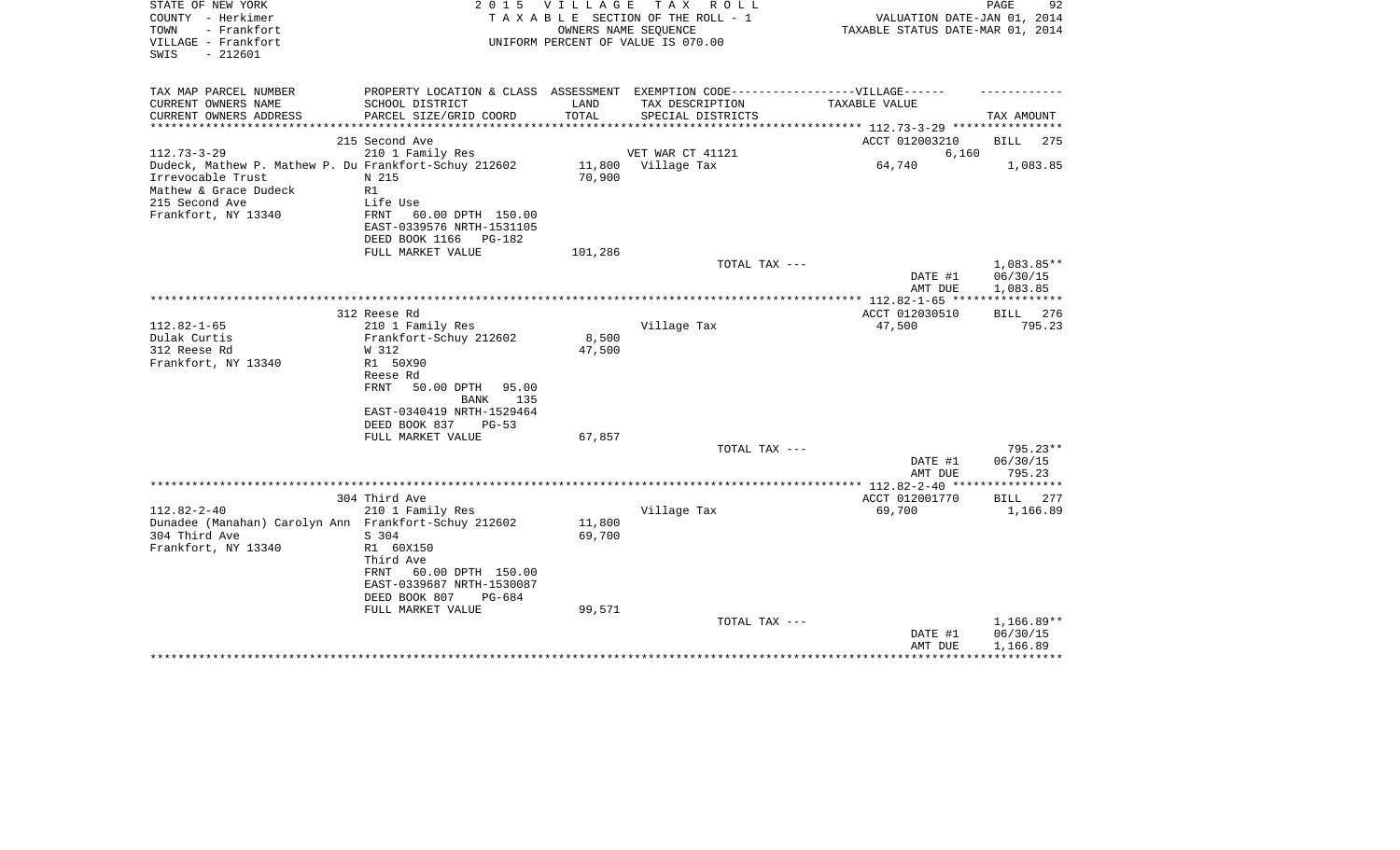STATE OF NEW YORK
COUNTY - Herkimer
TOWN - Frankfort
VILLAGE - Frankfort
SWIS - 212601

2 0 1 5 V I L L A G E T A X R O L L
T A X A B L E SECTION OF THE ROLL - 1
OWNERS NAME SEQUENCE
UNIFORM PERCENT OF VALUE IS 070.00

VALUATION DATE-JAN 01, 2014
TAXABLE STATUS DATE-MAR 01, 2014

| TAX MAP PARCEL NUMBER<br>CURRENT OWNERS NAME<br>CURRENT OWNERS ADDRESS | PROPERTY LOCATION & CLASS<br>SCHOOL DISTRICT<br>PARCEL SIZE/GRID COORD | ASSESSMENT<br>LAND<br>TOTAL | EXEMPTION CODE------VILLAGE------<br>TAX DESCRIPTION<br>SPECIAL DISTRICTS | TAXABLE VALUE | TAX AMOUNT |
|---|---|---|---|---|---|
| 112.73-3-29 | 215 Second Ave | | | ACCT 012003210 | BILL 275 |
| | 210 1 Family Res | | VET WAR CT 41121 | 6,160 | |
| Dudeck, Mathew P. Mathew P. Du | Frankfort-Schuy 212602 | 11,800 | Village Tax | 64,740 | 1,083.85 |
| Irrevocable Trust | N 215 | 70,900 | | | |
| Mathew & Grace Dudeck | R1 | | | | |
| 215 Second Ave | Life Use | | | | |
| Frankfort, NY 13340 | FRNT 60.00 DPTH 150.00 | | | | |
| | EAST-0339576 NRTH-1531105 | | | | |
| | DEED BOOK 1166 PG-182 | | | | |
| | FULL MARKET VALUE | 101,286 | | | |
| | | | TOTAL TAX --- | | 1,083.85** |
| | | | | DATE #1 | 06/30/15 |
| | | | | AMT DUE | 1,083.85 |
| 112.82-1-65 | 312 Reese Rd | | | ACCT 012030510 | BILL 276 |
| | 210 1 Family Res | | Village Tax | 47,500 | 795.23 |
| Dulak Curtis | Frankfort-Schuy 212602 | 8,500 | | | |
| 312 Reese Rd | W 312 | 47,500 | | | |
| Frankfort, NY 13340 | R1 50X90 | | | | |
| | Reese Rd | | | | |
| | FRNT 50.00 DPTH 95.00 | | | | |
| | BANK 135 | | | | |
| | EAST-0340419 NRTH-1529464 | | | | |
| | DEED BOOK 837 PG-53 | | | | |
| | FULL MARKET VALUE | 67,857 | | | |
| | | | TOTAL TAX --- | | 795.23** |
| | | | | DATE #1 | 06/30/15 |
| | | | | AMT DUE | 795.23 |
| 112.82-2-40 | 304 Third Ave | | | ACCT 012001770 | BILL 277 |
| | 210 1 Family Res | | Village Tax | 69,700 | 1,166.89 |
| Dunadee (Manahan) Carolyn Ann | Frankfort-Schuy 212602 | 11,800 | | | |
| 304 Third Ave | S 304 | 69,700 | | | |
| Frankfort, NY 13340 | R1 60X150 | | | | |
| | Third Ave | | | | |
| | FRNT 60.00 DPTH 150.00 | | | | |
| | EAST-0339687 NRTH-1530087 | | | | |
| | DEED BOOK 807 PG-684 | | | | |
| | FULL MARKET VALUE | 99,571 | | | |
| | | | TOTAL TAX --- | | 1,166.89** |
| | | | | DATE #1 | 06/30/15 |
| | | | | AMT DUE | 1,166.89 |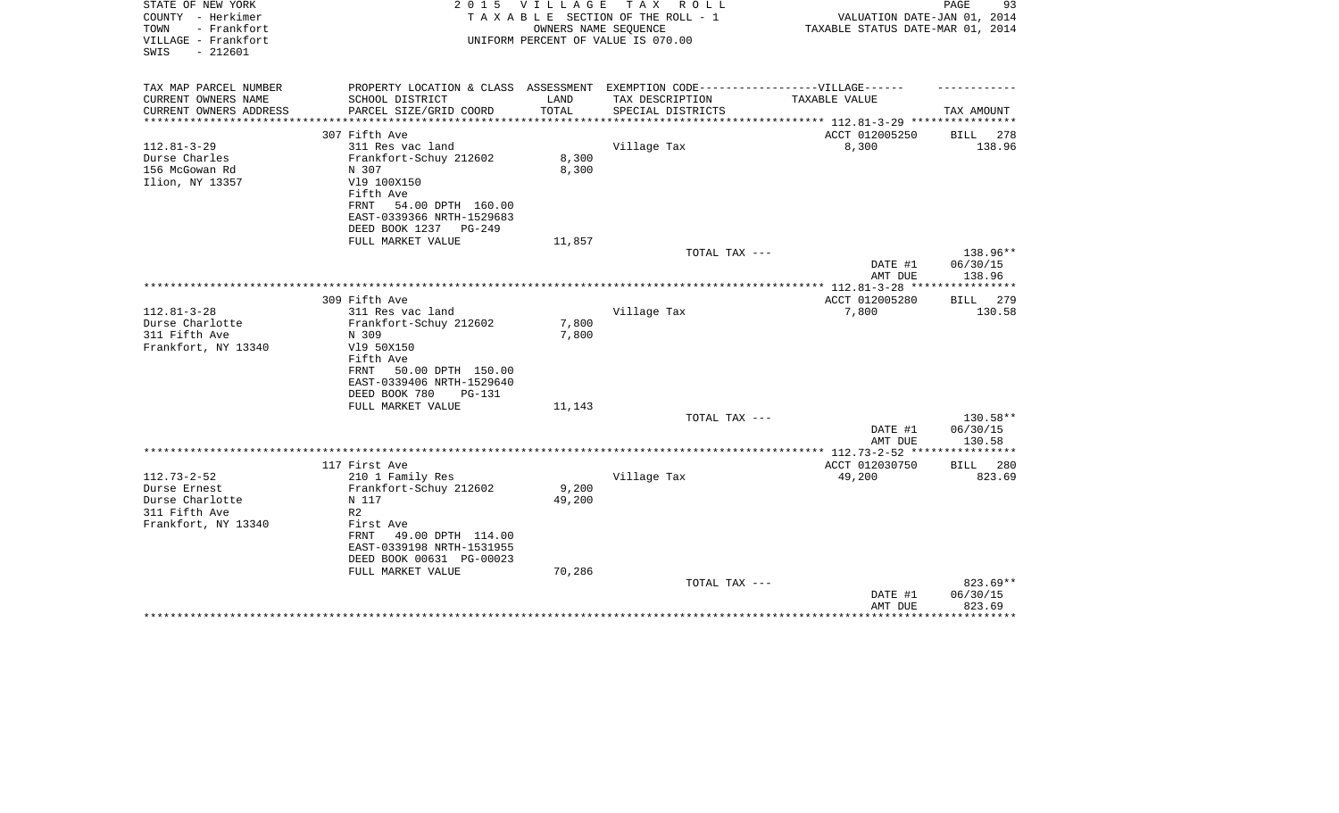STATE OF NEW YORK | COUNTY - Herkimer | TOWN - Frankfort | VILLAGE - Frankfort | SWIS - 212601

**2015 VILLAGE TAX ROLL**
TAXABLE SECTION OF THE ROLL - 1
OWNERS NAME SEQUENCE
UNIFORM PERCENT OF VALUE IS 070.00

VALUATION DATE-JAN 01, 2014
TAXABLE STATUS DATE-MAR 01, 2014

| TAX MAP PARCEL NUMBER / CURRENT OWNERS NAME / CURRENT OWNERS ADDRESS | PROPERTY LOCATION & CLASS / SCHOOL DISTRICT / PARCEL SIZE/GRID COORD | ASSESSMENT LAND / TOTAL | EXEMPTION CODE---VILLAGE--- / TAX DESCRIPTION / SPECIAL DISTRICTS | TAXABLE VALUE | TAX AMOUNT |
|---|---|---|---|---|---|
| | 307 Fifth Ave | | | ACCT 012005250 | BILL 278 |
| 112.81-3-29 | 311 Res vac land | | Village Tax | 8,300 | 138.96 |
| Durse Charles | Frankfort-Schuy 212602 | 8,300 | | | |
| 156 McGowan Rd | N 307 | 8,300 | | | |
| Ilion, NY 13357 | Vl9 100X150 | | | | |
| | Fifth Ave | | | | |
| | FRNT 54.00 DPTH 160.00 | | | | |
| | EAST-0339366 NRTH-1529683 | | | | |
| | DEED BOOK 1237 PG-249 | | | | |
| | FULL MARKET VALUE | 11,857 | | | |
| | | | TOTAL TAX --- | | 138.96** |
| | | | | DATE #1 | 06/30/15 |
| | | | | AMT DUE | 138.96 |
| | 309 Fifth Ave | | | ACCT 012005280 | BILL 279 |
| 112.81-3-28 | 311 Res vac land | | Village Tax | 7,800 | 130.58 |
| Durse Charlotte | Frankfort-Schuy 212602 | 7,800 | | | |
| 311 Fifth Ave | N 309 | 7,800 | | | |
| Frankfort, NY 13340 | Vl9 50X150 | | | | |
| | Fifth Ave | | | | |
| | FRNT 50.00 DPTH 150.00 | | | | |
| | EAST-0339406 NRTH-1529640 | | | | |
| | DEED BOOK 780 PG-131 | | | | |
| | FULL MARKET VALUE | 11,143 | | | |
| | | | TOTAL TAX --- | | 130.58** |
| | | | | DATE #1 | 06/30/15 |
| | | | | AMT DUE | 130.58 |
| | 117 First Ave | | | ACCT 012030750 | BILL 280 |
| 112.73-2-52 | 210 1 Family Res | | Village Tax | 49,200 | 823.69 |
| Durse Ernest | Frankfort-Schuy 212602 | 9,200 | | | |
| Durse Charlotte | N 117 | 49,200 | | | |
| 311 Fifth Ave | R2 | | | | |
| Frankfort, NY 13340 | First Ave | | | | |
| | FRNT 49.00 DPTH 114.00 | | | | |
| | EAST-0339198 NRTH-1531955 | | | | |
| | DEED BOOK 00631 PG-00023 | | | | |
| | FULL MARKET VALUE | 70,286 | | | |
| | | | TOTAL TAX --- | | 823.69** |
| | | | | DATE #1 | 06/30/15 |
| | | | | AMT DUE | 823.69 |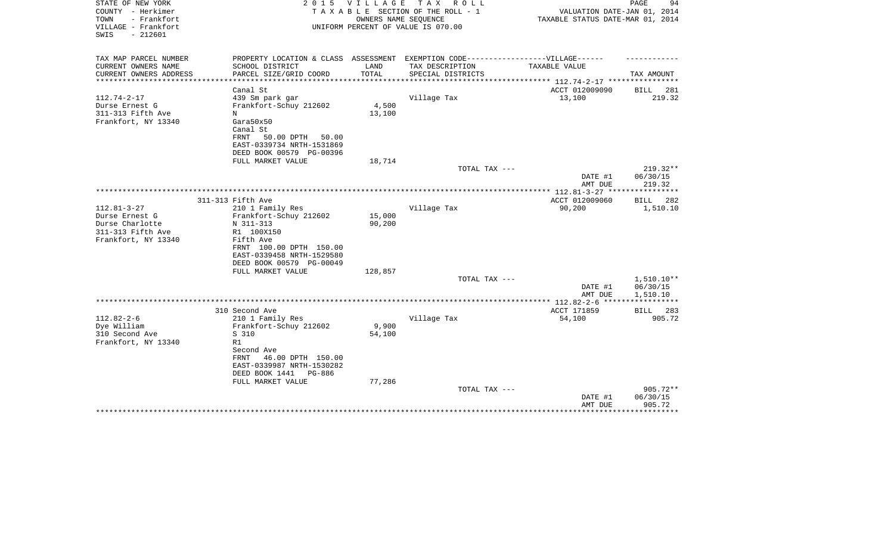STATE OF NEW YORK
COUNTY - Herkimer
TOWN - Frankfort
VILLAGE - Frankfort
SWIS - 212601

2 0 1 5 V I L L A G E T A X R O L L
T A X A B L E SECTION OF THE ROLL - 1
OWNERS NAME SEQUENCE
UNIFORM PERCENT OF VALUE IS 070.00

VALUATION DATE-JAN 01, 2014
TAXABLE STATUS DATE-MAR 01, 2014

| TAX MAP PARCEL NUMBER<br>CURRENT OWNERS NAME<br>CURRENT OWNERS ADDRESS | PROPERTY LOCATION & CLASS<br>SCHOOL DISTRICT<br>PARCEL SIZE/GRID COORD | ASSESSMENT<br>LAND<br>TOTAL | EXEMPTION CODE------------------VILLAGE------<br>TAX DESCRIPTION<br>SPECIAL DISTRICTS | TAXABLE VALUE | TAX AMOUNT |
|---|---|---|---|---|---|
| | Canal St | | | ACCT 012009090 | BILL 281 |
| 112.74-2-17 | 439 Sm park gar | | Village Tax | 13,100 | 219.32 |
| Durse Ernest G | Frankfort-Schuy 212602 | 4,500 | | | |
| 311-313 Fifth Ave | N | 13,100 | | | |
| Frankfort, NY 13340 | Gara50x50 | | | | |
| | Canal St | | | | |
| | FRNT 50.00 DPTH 50.00 | | | | |
| | EAST-0339734 NRTH-1531869 | | | | |
| | DEED BOOK 00579 PG-00396 | | | | |
| | FULL MARKET VALUE | 18,714 | | | |
| | | | TOTAL TAX --- | | 219.32** |
| | | | | DATE #1 | 06/30/15 |
| | | | | AMT DUE | 219.32 |
| | 311-313 Fifth Ave | | | ACCT 012009060 | BILL 282 |
| 112.81-3-27 | 210 1 Family Res | | Village Tax | 90,200 | 1,510.10 |
| Durse Ernest G | Frankfort-Schuy 212602 | 15,000 | | | |
| Durse Charlotte | N 311-313 | 90,200 | | | |
| 311-313 Fifth Ave | R1 100X150 | | | | |
| Frankfort, NY 13340 | Fifth Ave | | | | |
| | FRNT 100.00 DPTH 150.00 | | | | |
| | EAST-0339458 NRTH-1529580 | | | | |
| | DEED BOOK 00579 PG-00049 | | | | |
| | FULL MARKET VALUE | 128,857 | | | |
| | | | TOTAL TAX --- | | 1,510.10** |
| | | | | DATE #1 | 06/30/15 |
| | | | | AMT DUE | 1,510.10 |
| | 310 Second Ave | | | ACCT 171859 | BILL 283 |
| 112.82-2-6 | 210 1 Family Res | | Village Tax | 54,100 | 905.72 |
| Dye William | Frankfort-Schuy 212602 | 9,900 | | | |
| 310 Second Ave | S 310 | 54,100 | | | |
| Frankfort, NY 13340 | R1 | | | | |
| | Second Ave | | | | |
| | FRNT 46.00 DPTH 150.00 | | | | |
| | EAST-0339987 NRTH-1530282 | | | | |
| | DEED BOOK 1441 PG-886 | | | | |
| | FULL MARKET VALUE | 77,286 | | | |
| | | | TOTAL TAX --- | | 905.72** |
| | | | | DATE #1 | 06/30/15 |
| | | | | AMT DUE | 905.72 |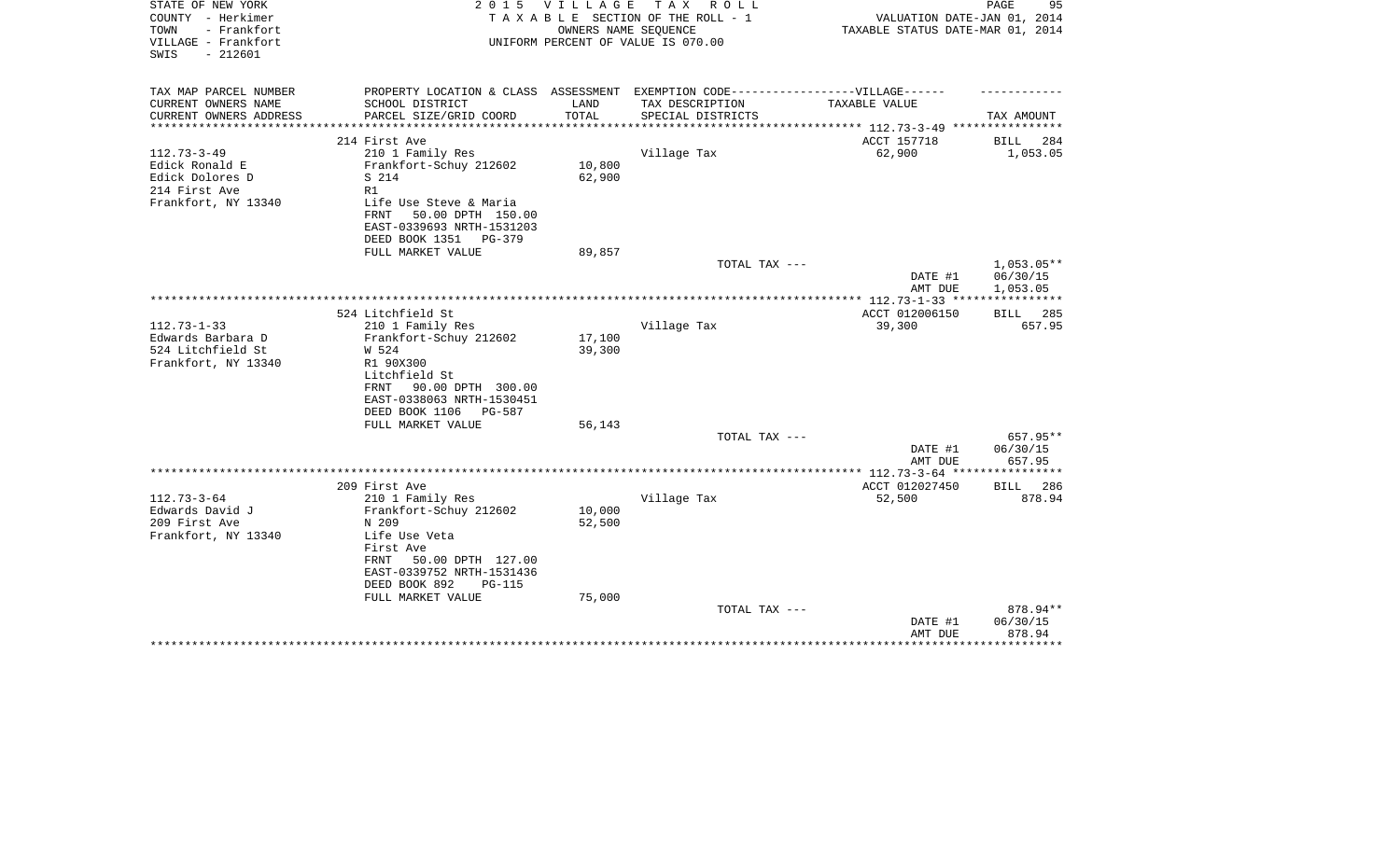STATE OF NEW YORK
COUNTY - Herkimer
TOWN - Frankfort
VILLAGE - Frankfort
SWIS - 212601

2 0 1 5 V I L L A G E T A X R O L L
T A X A B L E SECTION OF THE ROLL - 1
OWNERS NAME SEQUENCE
UNIFORM PERCENT OF VALUE IS 070.00

VALUATION DATE-JAN 01, 2014
TAXABLE STATUS DATE-MAR 01, 2014

| TAX MAP PARCEL NUMBER<br>CURRENT OWNERS NAME<br>CURRENT OWNERS ADDRESS | PROPERTY LOCATION & CLASS<br>SCHOOL DISTRICT<br>PARCEL SIZE/GRID COORD | ASSESSMENT<br>LAND<br>TOTAL | EXEMPTION CODE-----VILLAGE------<br>TAX DESCRIPTION<br>SPECIAL DISTRICTS | TAXABLE VALUE | TAX AMOUNT |
|---|---|---|---|---|---|
| | 214 First Ave | | | ACCT 157718 | BILL 284 |
| 112.73-3-49<br>Edick Ronald E<br>Edick Dolores D<br>214 First Ave<br>Frankfort, NY 13340 | 210 1 Family Res<br>Frankfort-Schuy 212602<br>S 214<br>R1<br>Life Use Steve & Maria<br>FRNT 50.00 DPTH 150.00<br>EAST-0339693 NRTH-1531203<br>DEED BOOK 1351 PG-379 | 10,800<br>62,900 | Village Tax | 62,900 | 1,053.05 |
| | FULL MARKET VALUE | 89,857 | | | |
| | | | TOTAL TAX --- | | 1,053.05** |
| | | | | DATE #1 | 06/30/15 |
| | | | | AMT DUE | 1,053.05 |
| | 524 Litchfield St | | | ACCT 012006150 | BILL 285 |
| 112.73-1-33<br>Edwards Barbara D<br>524 Litchfield St<br>Frankfort, NY 13340 | 210 1 Family Res<br>Frankfort-Schuy 212602<br>W 524<br>R1 90X300<br>Litchfield St<br>FRNT 90.00 DPTH 300.00<br>EAST-0338063 NRTH-1530451<br>DEED BOOK 1106 PG-587 | 17,100<br>39,300 | Village Tax | 39,300 | 657.95 |
| | FULL MARKET VALUE | 56,143 | | | |
| | | | TOTAL TAX --- | | 657.95** |
| | | | | DATE #1 | 06/30/15 |
| | | | | AMT DUE | 657.95 |
| | 209 First Ave | | | ACCT 012027450 | BILL 286 |
| 112.73-3-64<br>Edwards David J<br>209 First Ave<br>Frankfort, NY 13340 | 210 1 Family Res<br>Frankfort-Schuy 212602<br>N 209<br>Life Use Veta<br>First Ave<br>FRNT 50.00 DPTH 127.00<br>EAST-0339752 NRTH-1531436<br>DEED BOOK 892 PG-115 | 10,000<br>52,500 | Village Tax | 52,500 | 878.94 |
| | FULL MARKET VALUE | 75,000 | | | |
| | | | TOTAL TAX --- | | 878.94** |
| | | | | DATE #1 | 06/30/15 |
| | | | | AMT DUE | 878.94 |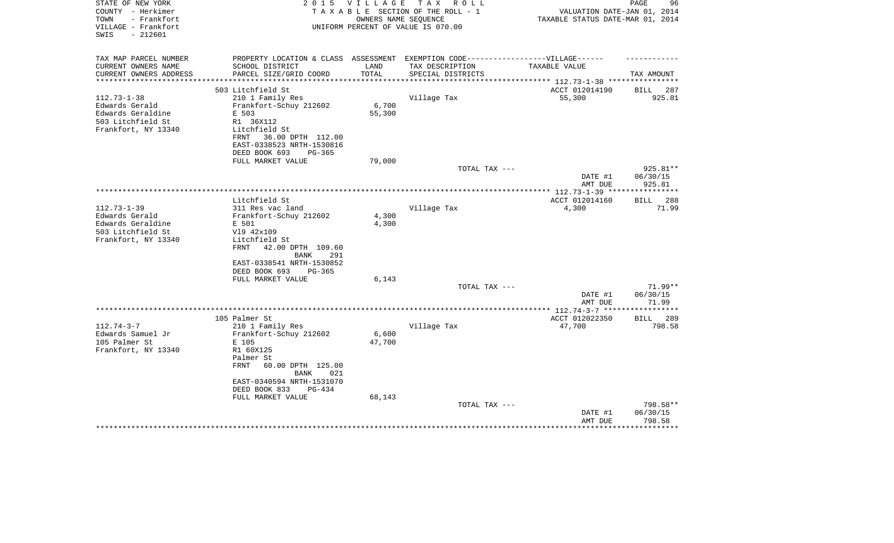STATE OF NEW YORK
COUNTY - Herkimer
TOWN - Frankfort
VILLAGE - Frankfort
SWIS - 212601

**2 0 1 5 V I L L A G E T A X R O L L**
T A X A B L E SECTION OF THE ROLL - 1
OWNERS NAME SEQUENCE
UNIFORM PERCENT OF VALUE IS 070.00

VALUATION DATE-JAN 01, 2014
TAXABLE STATUS DATE-MAR 01, 2014

| TAX MAP PARCEL NUMBER / CURRENT OWNERS NAME / CURRENT OWNERS ADDRESS | PROPERTY LOCATION & CLASS / SCHOOL DISTRICT / PARCEL SIZE/GRID COORD | ASSESSMENT LAND / TOTAL | EXEMPTION CODE-----VILLAGE------ TAX DESCRIPTION / SPECIAL DISTRICTS | TAXABLE VALUE | TAX AMOUNT |
|---|---|---|---|---|---|
| | 503 Litchfield St | | | ACCT 012014190 | BILL 287 |
| 112.73-1-38 | 210 1 Family Res | | Village Tax | 55,300 | 925.81 |
| Edwards Gerald | Frankfort-Schuy 212602 | 6,700 | | | |
| Edwards Geraldine | E 503 | 55,300 | | | |
| 503 Litchfield St | R1 36X112 | | | | |
| Frankfort, NY 13340 | Litchfield St | | | | |
| | FRNT 36.00 DPTH 112.00 | | | | |
| | EAST-0338523 NRTH-1530816 | | | | |
| | DEED BOOK 693 PG-365 | | | | |
| | FULL MARKET VALUE | 79,000 | | | |
| | | | TOTAL TAX --- | | 925.81** |
| | | | | DATE #1 | 06/30/15 |
| | | | | AMT DUE | 925.81 |
| | Litchfield St | | | ACCT 012014160 | BILL 288 |
| 112.73-1-39 | 311 Res vac land | | Village Tax | 4,300 | 71.99 |
| Edwards Gerald | Frankfort-Schuy 212602 | 4,300 | | | |
| Edwards Geraldine | E 501 | 4,300 | | | |
| 503 Litchfield St | Vl9 42x109 | | | | |
| Frankfort, NY 13340 | Litchfield St | | | | |
| | FRNT 42.00 DPTH 109.60 | | | | |
| | BANK 291 | | | | |
| | EAST-0338541 NRTH-1530852 | | | | |
| | DEED BOOK 693 PG-365 | | | | |
| | FULL MARKET VALUE | 6,143 | | | |
| | | | TOTAL TAX --- | | 71.99** |
| | | | | DATE #1 | 06/30/15 |
| | | | | AMT DUE | 71.99 |
| | 105 Palmer St | | | ACCT 012022350 | BILL 289 |
| 112.74-3-7 | 210 1 Family Res | | Village Tax | 47,700 | 798.58 |
| Edwards Samuel Jr | Frankfort-Schuy 212602 | 6,600 | | | |
| 105 Palmer St | E 105 | 47,700 | | | |
| Frankfort, NY 13340 | R1 60X125 | | | | |
| | Palmer St | | | | |
| | FRNT 60.00 DPTH 125.00 | | | | |
| | BANK 021 | | | | |
| | EAST-0340594 NRTH-1531070 | | | | |
| | DEED BOOK 833 PG-434 | | | | |
| | FULL MARKET VALUE | 68,143 | | | |
| | | | TOTAL TAX --- | | 798.58** |
| | | | | DATE #1 | 06/30/15 |
| | | | | AMT DUE | 798.58 |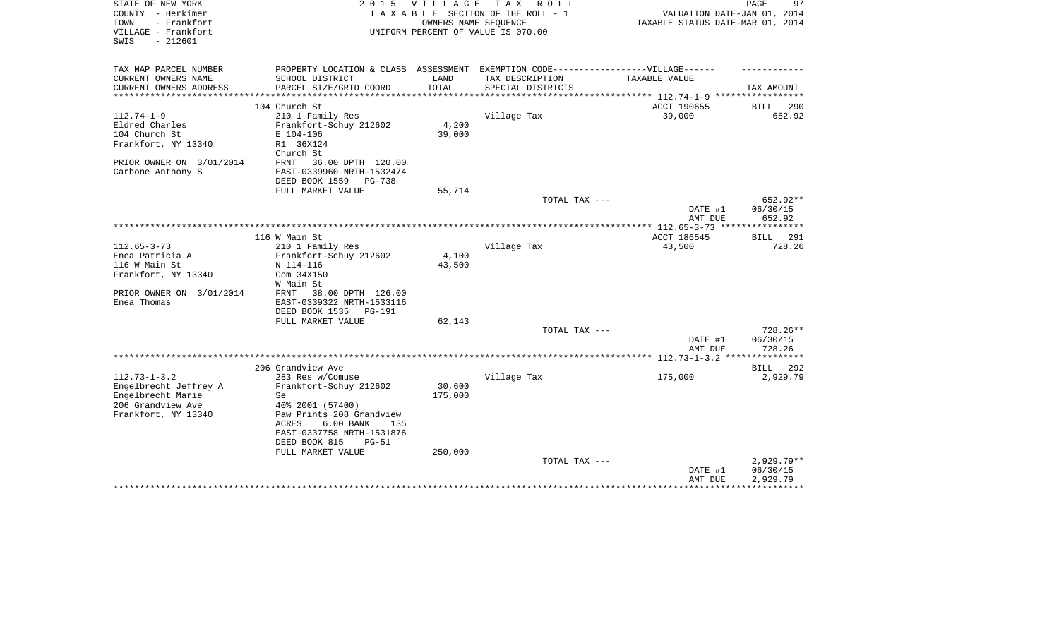STATE OF NEW YORK
COUNTY - Herkimer
TOWN - Frankfort
VILLAGE - Frankfort
SWIS - 212601

2 0 1 5 V I L L A G E T A X R O L L
T A X A B L E SECTION OF THE ROLL - 1
OWNERS NAME SEQUENCE
UNIFORM PERCENT OF VALUE IS 070.00

VALUATION DATE-JAN 01, 2014
TAXABLE STATUS DATE-MAR 01, 2014

| TAX MAP PARCEL NUMBER<br>CURRENT OWNERS NAME<br>CURRENT OWNERS ADDRESS | PROPERTY LOCATION & CLASS<br>SCHOOL DISTRICT<br>PARCEL SIZE/GRID COORD | ASSESSMENT<br>LAND<br>TOTAL | EXEMPTION CODE------VILLAGE------<br>TAX DESCRIPTION<br>SPECIAL DISTRICTS | TAXABLE VALUE | TAX AMOUNT |
|---|---|---|---|---|---|
| 112.74-1-9 | 104 Church St | | | ACCT 190655 | BILL 290 |
| Eldred Charles<br>104 Church St<br>Frankfort, NY 13340<br><br>PRIOR OWNER ON 3/01/2014<br>Carbone Anthony S | 210 1 Family Res<br>Frankfort-Schuy 212602<br>E 104-106<br>R1 36X124<br>Church St<br>FRNT 36.00 DPTH 120.00<br>EAST-0339960 NRTH-1532474<br>DEED BOOK 1559 PG-738<br>FULL MARKET VALUE | 4,200<br>39,000<br><br><br><br><br><br><br>55,714 | Village Tax | 39,000 | 652.92 |
| | | | TOTAL TAX --- | | 652.92** |
| | | | | DATE #1<br>AMT DUE | 06/30/15<br>652.92 |
| 112.65-3-73 | 116 W Main St | | | ACCT 186545 | BILL 291 |
| Enea Patricia A<br>116 W Main St<br>Frankfort, NY 13340<br><br>PRIOR OWNER ON 3/01/2014<br>Enea Thomas | 210 1 Family Res<br>Frankfort-Schuy 212602<br>N 114-116<br>Com 34X150<br>W Main St<br>FRNT 38.00 DPTH 126.00<br>EAST-0339322 NRTH-1533116<br>DEED BOOK 1535 PG-191<br>FULL MARKET VALUE | 4,100<br>43,500<br><br><br><br><br><br><br>62,143 | Village Tax | 43,500 | 728.26 |
| | | | TOTAL TAX --- | | 728.26** |
| | | | | DATE #1<br>AMT DUE | 06/30/15<br>728.26 |
| 112.73-1-3.2 | 206 Grandview Ave | | | | BILL 292 |
| Engelbrecht Jeffrey A<br>Engelbrecht Marie<br>206 Grandview Ave<br>Frankfort, NY 13340 | 283 Res w/Comuse<br>Frankfort-Schuy 212602<br>Se<br>40% 2001 (57400)<br>Paw Prints 208 Grandview<br>ACRES 6.00 BANK 135<br>EAST-0337758 NRTH-1531876<br>DEED BOOK 815 PG-51<br>FULL MARKET VALUE | 30,600<br>175,000<br><br><br><br><br><br><br>250,000 | Village Tax | 175,000 | 2,929.79 |
| | | | TOTAL TAX --- | | 2,929.79** |
| | | | | DATE #1<br>AMT DUE | 06/30/15<br>2,929.79 |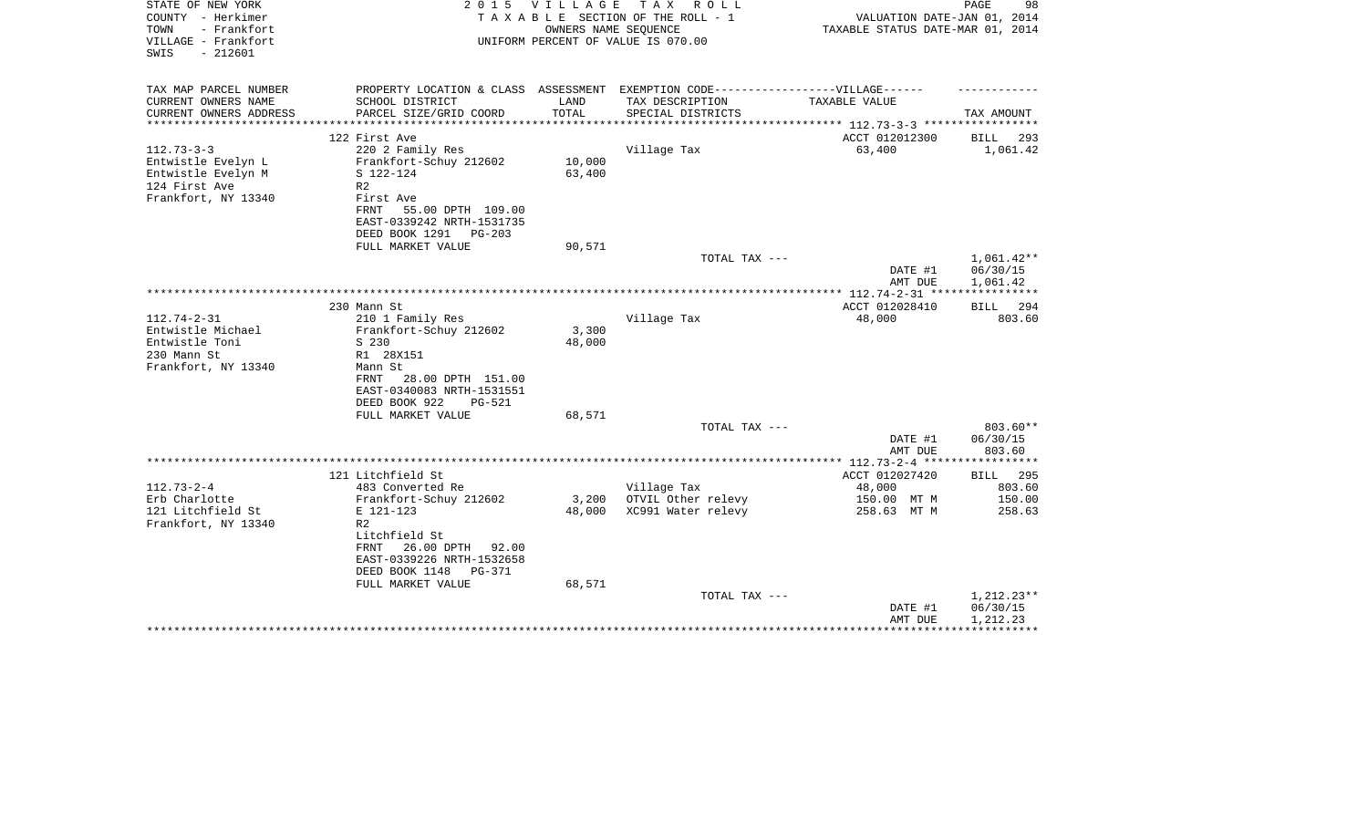STATE OF NEW YORK
COUNTY - Herkimer
TOWN - Frankfort
VILLAGE - Frankfort
SWIS - 212601

2015 VILLAGE TAX ROLL
TAXABLE SECTION OF THE ROLL - 1
OWNERS NAME SEQUENCE
UNIFORM PERCENT OF VALUE IS 070.00

VALUATION DATE-JAN 01, 2014
TAXABLE STATUS DATE-MAR 01, 2014

| TAX MAP PARCEL NUMBER<br>CURRENT OWNERS NAME<br>CURRENT OWNERS ADDRESS | PROPERTY LOCATION & CLASS<br>SCHOOL DISTRICT<br>PARCEL SIZE/GRID COORD | ASSESSMENT<br>LAND<br>TOTAL | EXEMPTION CODE------VILLAGE------<br>TAX DESCRIPTION<br>SPECIAL DISTRICTS | TAXABLE VALUE | TAX AMOUNT |
|---|---|---|---|---|---|
| | 122 First Ave | | | ACCT 012012300 | BILL 293 |
| 112.73-3-3 | 220 2 Family Res | | Village Tax | 63,400 | 1,061.42 |
| Entwistle Evelyn L | Frankfort-Schuy 212602 | 10,000 | | | |
| Entwistle Evelyn M | S 122-124 | 63,400 | | | |
| 124 First Ave | R2 | | | | |
| Frankfort, NY 13340 | First Ave | | | | |
| | FRNT 55.00 DPTH 109.00 | | | | |
| | EAST-0339242 NRTH-1531735 | | | | |
| | DEED BOOK 1291 PG-203 | | | | |
| | FULL MARKET VALUE | 90,571 | | | |
| | | | TOTAL TAX --- | | 1,061.42** |
| | | | | DATE #1 | 06/30/15 |
| | | | | AMT DUE | 1,061.42 |
| | 230 Mann St | | | ACCT 012028410 | BILL 294 |
| 112.74-2-31 | 210 1 Family Res | | Village Tax | 48,000 | 803.60 |
| Entwistle Michael | Frankfort-Schuy 212602 | 3,300 | | | |
| Entwistle Toni | S 230 | 48,000 | | | |
| 230 Mann St | R1 28X151 | | | | |
| Frankfort, NY 13340 | Mann St | | | | |
| | FRNT 28.00 DPTH 151.00 | | | | |
| | EAST-0340083 NRTH-1531551 | | | | |
| | DEED BOOK 922 PG-521 | | | | |
| | FULL MARKET VALUE | 68,571 | | | |
| | | | TOTAL TAX --- | | 803.60** |
| | | | | DATE #1 | 06/30/15 |
| | | | | AMT DUE | 803.60 |
| | 121 Litchfield St | | | ACCT 012027420 | BILL 295 |
| 112.73-2-4 | 483 Converted Re | | Village Tax | 48,000 | 803.60 |
| Erb Charlotte | Frankfort-Schuy 212602 | 3,200 | OTVIL Other relevy | 150.00 MT M | 150.00 |
| 121 Litchfield St | E 121-123 | 48,000 | XC991 Water relevy | 258.63 MT M | 258.63 |
| Frankfort, NY 13340 | R2 | | | | |
| | Litchfield St | | | | |
| | FRNT 26.00 DPTH 92.00 | | | | |
| | EAST-0339226 NRTH-1532658 | | | | |
| | DEED BOOK 1148 PG-371 | | | | |
| | FULL MARKET VALUE | 68,571 | | | |
| | | | TOTAL TAX --- | | 1,212.23** |
| | | | | DATE #1 | 06/30/15 |
| | | | | AMT DUE | 1,212.23 |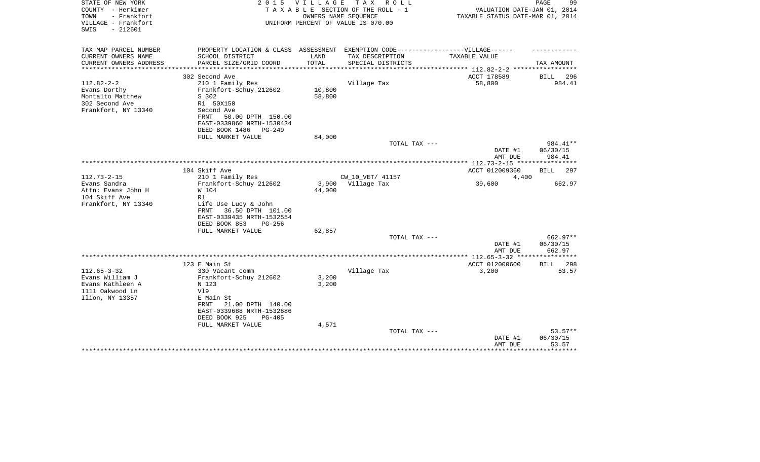STATE OF NEW YORK
COUNTY - Herkimer
TOWN - Frankfort
VILLAGE - Frankfort
SWIS - 212601

2 0 1 5 V I L L A G E T A X R O L L
T A X A B L E SECTION OF THE ROLL - 1
OWNERS NAME SEQUENCE
UNIFORM PERCENT OF VALUE IS 070.00

VALUATION DATE-JAN 01, 2014
TAXABLE STATUS DATE-MAR 01, 2014

| TAX MAP PARCEL NUMBER<br>CURRENT OWNERS NAME<br>CURRENT OWNERS ADDRESS | PROPERTY LOCATION & CLASS<br>SCHOOL DISTRICT<br>PARCEL SIZE/GRID COORD | ASSESSMENT<br>LAND<br>TOTAL | EXEMPTION CODE------VILLAGE------<br>TAX DESCRIPTION<br>SPECIAL DISTRICTS | TAXABLE VALUE | TAX AMOUNT |
|---|---|---|---|---|---|
| **112.82-2-2** | 302 Second Ave | | | ACCT 178589 | BILL 296 |
| 112.82-2-2 | 210 1 Family Res | | Village Tax | 58,800 | 984.41 |
| Evans Dorthy | Frankfort-Schuy 212602 | 10,800 | | | |
| Montalto Matthew | S 302 | 58,800 | | | |
| 302 Second Ave | R1 50X150 | | | | |
| Frankfort, NY 13340 | Second Ave | | | | |
| | FRNT 50.00 DPTH 150.00 | | | | |
| | EAST-0339860 NRTH-1530434 | | | | |
| | DEED BOOK 1486 PG-249 | | | | |
| | FULL MARKET VALUE | 84,000 | | | |
| | | | TOTAL TAX --- | | 984.41** |
| | | | | DATE #1 | 06/30/15 |
| | | | | AMT DUE | 984.41 |
| **112.73-2-15** | 104 Skiff Ave | | | ACCT 012009360 | BILL 297 |
| 112.73-2-15 | 210 1 Family Res | | CW_10_VET/ 41157 | 4,400 | |
| Evans Sandra | Frankfort-Schuy 212602 | 3,900 | Village Tax | 39,600 | 662.97 |
| Attn: Evans John H | W 104 | 44,000 | | | |
| 104 Skiff Ave | R1 | | | | |
| Frankfort, NY 13340 | Life Use Lucy & John | | | | |
| | FRNT 36.50 DPTH 101.00 | | | | |
| | EAST-0339435 NRTH-1532554 | | | | |
| | DEED BOOK 853 PG-256 | | | | |
| | FULL MARKET VALUE | 62,857 | | | |
| | | | TOTAL TAX --- | | 662.97** |
| | | | | DATE #1 | 06/30/15 |
| | | | | AMT DUE | 662.97 |
| **112.65-3-32** | 123 E Main St | | | ACCT 012000600 | BILL 298 |
| 112.65-3-32 | 330 Vacant comm | | Village Tax | 3,200 | 53.57 |
| Evans William J | Frankfort-Schuy 212602 | 3,200 | | | |
| Evans Kathleen A | N 123 | 3,200 | | | |
| 1111 Oakwood Ln | Vl9 | | | | |
| Ilion, NY 13357 | E Main St | | | | |
| | FRNT 21.00 DPTH 140.00 | | | | |
| | EAST-0339688 NRTH-1532686 | | | | |
| | DEED BOOK 925 PG-405 | | | | |
| | FULL MARKET VALUE | 4,571 | | | |
| | | | TOTAL TAX --- | | 53.57** |
| | | | | DATE #1 | 06/30/15 |
| | | | | AMT DUE | 53.57 |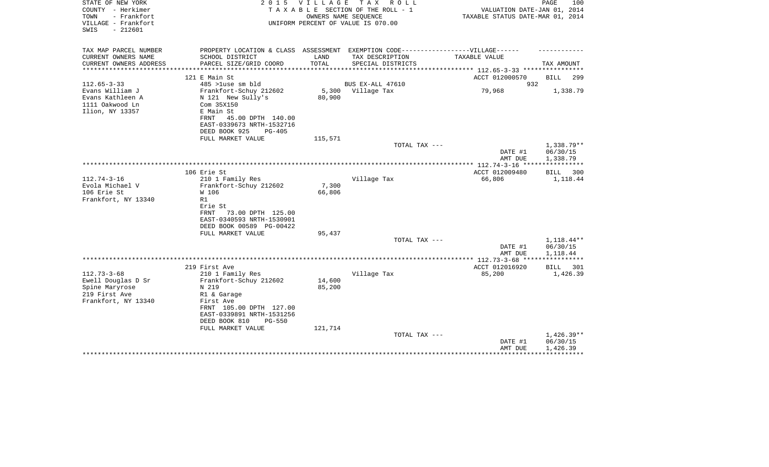STATE OF NEW YORK 2 0 1 5 V I L L A G E T A X R O L L PAGE 100
COUNTY - Herkimer T A X A B L E SECTION OF THE ROLL - 1 VALUATION DATE-JAN 01, 2014
TOWN - Frankfort OWNERS NAME SEQUENCE TAXABLE STATUS DATE-MAR 01, 2014
VILLAGE - Frankfort UNIFORM PERCENT OF VALUE IS 070.00
SWIS - 212601

| TAX MAP PARCEL NUMBER / CURRENT OWNERS NAME / CURRENT OWNERS ADDRESS | PROPERTY LOCATION & CLASS / SCHOOL DISTRICT / PARCEL SIZE/GRID COORD | ASSESSMENT LAND / TOTAL | EXEMPTION CODE / TAX DESCRIPTION / SPECIAL DISTRICTS | TAXABLE VALUE | TAX AMOUNT |
|---|---|---|---|---|---|
| 112.65-3-33 | 121 E Main St | | | ACCT 012000570 | BILL 299 |
| Evans William J | 485 >1use sm bld | | BUS EX-ALL 47610 | 932 | |
| Evans Kathleen A | Frankfort-Schuy 212602 | 5,300 | Village Tax | 79,968 | 1,338.79 |
| 1111 Oakwood Ln | N 121 New Sully's | 80,900 | | | |
| Ilion, NY 13357 | Com 35X150 | | | | |
| | E Main St | | | | |
| | FRNT 45.00 DPTH 140.00 | | | | |
| | EAST-0339673 NRTH-1532716 | | | | |
| | DEED BOOK 925 PG-405 | | | | |
| | FULL MARKET VALUE | 115,571 | | | |
| | | | TOTAL TAX --- | | 1,338.79** |
| | | | | DATE #1 | 06/30/15 |
| | | | | AMT DUE | 1,338.79 |
| 112.74-3-16 | 106 Erie St | | | ACCT 012009480 | BILL 300 |
| Evola Michael V | 210 1 Family Res | | Village Tax | 66,806 | 1,118.44 |
| 106 Erie St | Frankfort-Schuy 212602 | 7,300 | | | |
| Frankfort, NY 13340 | W 106 | 66,806 | | | |
| | R1 | | | | |
| | Erie St | | | | |
| | FRNT 73.00 DPTH 125.00 | | | | |
| | EAST-0340593 NRTH-1530901 | | | | |
| | DEED BOOK 00589 PG-00422 | | | | |
| | FULL MARKET VALUE | 95,437 | | | |
| | | | TOTAL TAX --- | | 1,118.44** |
| | | | | DATE #1 | 06/30/15 |
| | | | | AMT DUE | 1,118.44 |
| 112.73-3-68 | 219 First Ave | | | ACCT 012016920 | BILL 301 |
| Ewell Douglas D Sr | 210 1 Family Res | | Village Tax | 85,200 | 1,426.39 |
| Spine Maryrose | Frankfort-Schuy 212602 | 14,600 | | | |
| 219 First Ave | N 219 | 85,200 | | | |
| Frankfort, NY 13340 | R1 & Garage | | | | |
| | First Ave | | | | |
| | FRNT 105.00 DPTH 127.00 | | | | |
| | EAST-0339891 NRTH-1531256 | | | | |
| | DEED BOOK 810 PG-550 | | | | |
| | FULL MARKET VALUE | 121,714 | | | |
| | | | TOTAL TAX --- | | 1,426.39** |
| | | | | DATE #1 | 06/30/15 |
| | | | | AMT DUE | 1,426.39 |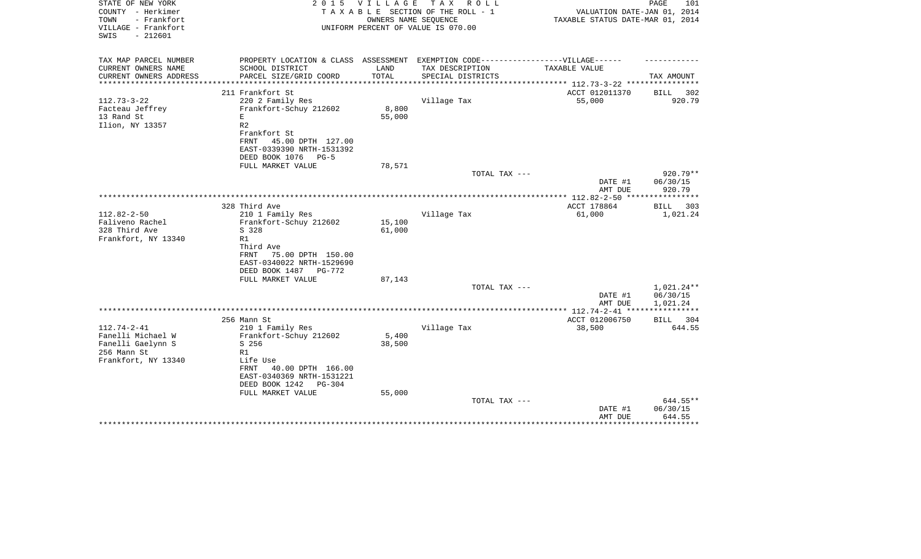STATE OF NEW YORK
COUNTY - Herkimer
TOWN - Frankfort
VILLAGE - Frankfort
SWIS - 212601

2 0 1 5 V I L L A G E T A X R O L L
T A X A B L E SECTION OF THE ROLL - 1
OWNERS NAME SEQUENCE
UNIFORM PERCENT OF VALUE IS 070.00

VALUATION DATE-JAN 01, 2014
TAXABLE STATUS DATE-MAR 01, 2014

| TAX MAP PARCEL NUMBER / CURRENT OWNERS NAME / CURRENT OWNERS ADDRESS | PROPERTY LOCATION & CLASS / SCHOOL DISTRICT / PARCEL SIZE/GRID COORD | ASSESSMENT LAND / TOTAL | EXEMPTION CODE / TAX DESCRIPTION / SPECIAL DISTRICTS | TAXABLE VALUE | TAX AMOUNT |
|---|---|---|---|---|---|
| 112.73-3-22 | 211 Frankfort St | | | ACCT 012011370 | BILL 302 |
| Facteau Jeffrey | 220 2 Family Res | | Village Tax | 55,000 | 920.79 |
| 13 Rand St | Frankfort-Schuy 212602 | 8,800 | | | |
| Ilion, NY 13357 | E | 55,000 | | | |
| | R2 | | | | |
| | Frankfort St | | | | |
| | FRNT 45.00 DPTH 127.00 | | | | |
| | EAST-0339390 NRTH-1531392 | | | | |
| | DEED BOOK 1076 PG-5 | | | | |
| | FULL MARKET VALUE | 78,571 | | | |
| | | | TOTAL TAX --- | | 920.79** |
| | | | | DATE #1 | 06/30/15 |
| | | | | AMT DUE | 920.79 |
| 112.82-2-50 | 328 Third Ave | | | ACCT 178864 | BILL 303 |
| Faliveno Rachel | 210 1 Family Res | | Village Tax | 61,000 | 1,021.24 |
| 328 Third Ave | Frankfort-Schuy 212602 | 15,100 | | | |
| Frankfort, NY 13340 | S 328 | 61,000 | | | |
| | R1 | | | | |
| | Third Ave | | | | |
| | FRNT 75.00 DPTH 150.00 | | | | |
| | EAST-0340022 NRTH-1529690 | | | | |
| | DEED BOOK 1487 PG-772 | | | | |
| | FULL MARKET VALUE | 87,143 | | | |
| | | | TOTAL TAX --- | | 1,021.24** |
| | | | | DATE #1 | 06/30/15 |
| | | | | AMT DUE | 1,021.24 |
| 112.74-2-41 | 256 Mann St | | | ACCT 012006750 | BILL 304 |
| Fanelli Michael W | 210 1 Family Res | | Village Tax | 38,500 | 644.55 |
| Fanelli Gaelynn S | Frankfort-Schuy 212602 | 5,400 | | | |
| 256 Mann St | S 256 | 38,500 | | | |
| Frankfort, NY 13340 | R1 | | | | |
| | Life Use | | | | |
| | FRNT 40.00 DPTH 166.00 | | | | |
| | EAST-0340369 NRTH-1531221 | | | | |
| | DEED BOOK 1242 PG-304 | | | | |
| | FULL MARKET VALUE | 55,000 | | | |
| | | | TOTAL TAX --- | | 644.55** |
| | | | | DATE #1 | 06/30/15 |
| | | | | AMT DUE | 644.55 |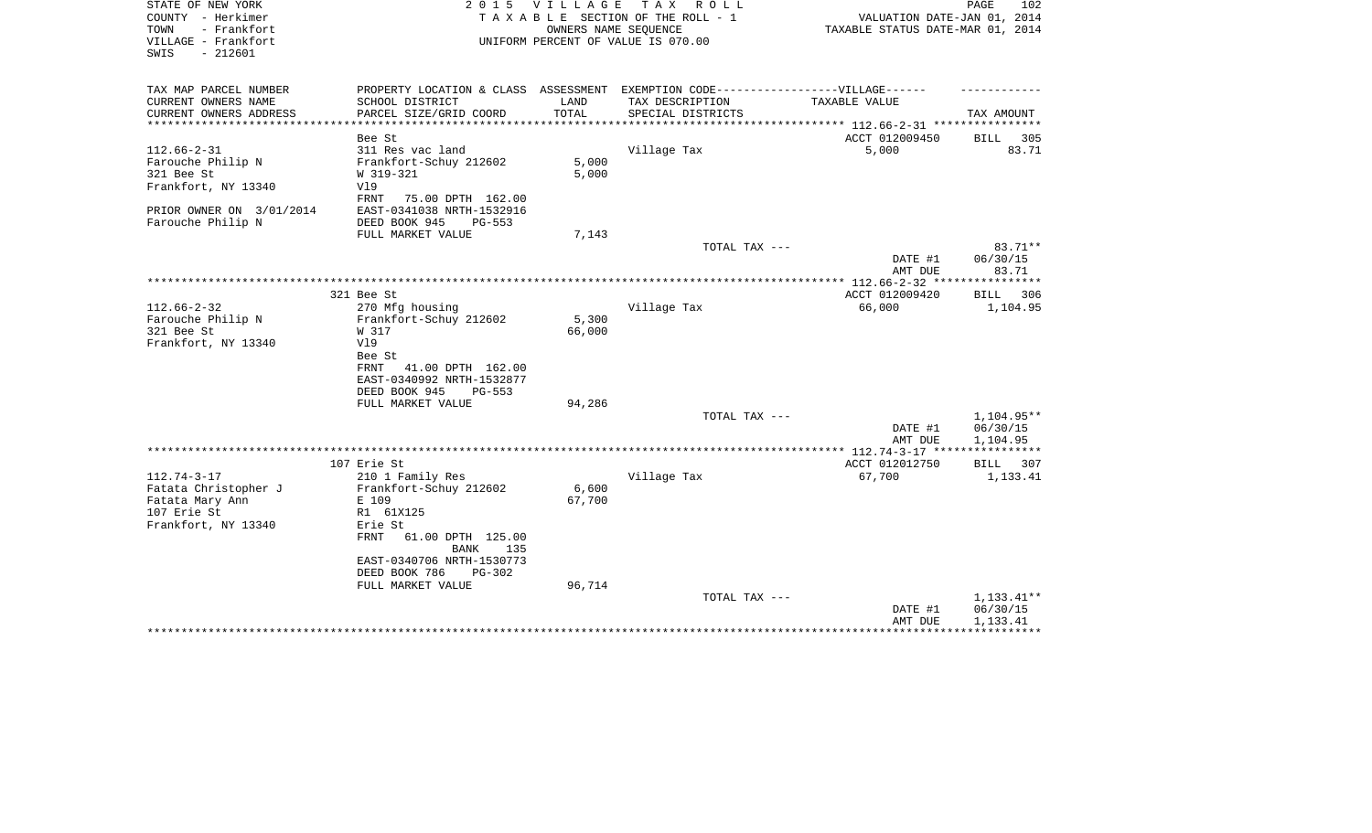STATE OF NEW YORK
COUNTY - Herkimer
TOWN - Frankfort
VILLAGE - Frankfort
SWIS - 212601

2 0 1 5 V I L L A G E T A X R O L L
T A X A B L E SECTION OF THE ROLL - 1
OWNERS NAME SEQUENCE
UNIFORM PERCENT OF VALUE IS 070.00

VALUATION DATE-JAN 01, 2014
TAXABLE STATUS DATE-MAR 01, 2014

| TAX MAP PARCEL NUMBER<br>CURRENT OWNERS NAME<br>CURRENT OWNERS ADDRESS | PROPERTY LOCATION & CLASS<br>SCHOOL DISTRICT<br>PARCEL SIZE/GRID COORD | ASSESSMENT<br>LAND<br>TOTAL | EXEMPTION CODE------------------VILLAGE------<br>TAX DESCRIPTION<br>SPECIAL DISTRICTS | TAXABLE VALUE | TAX AMOUNT |
|---|---|---|---|---|---|
| 112.66-2-31 | Bee St | | | ACCT 012009450 | BILL 305 |
| 112.66-2-31 | 311 Res vac land | | Village Tax | 5,000 | 83.71 |
| Farouche Philip N | Frankfort-Schuy 212602 | 5,000 | | | |
| 321 Bee St | W 319-321 | 5,000 | | | |
| Frankfort, NY 13340 | Vl9 | | | | |
| | FRNT 75.00 DPTH 162.00 | | | | |
| PRIOR OWNER ON 3/01/2014 | EAST-0341038 NRTH-1532916 | | | | |
| Farouche Philip N | DEED BOOK 945 PG-553 | | | | |
| | FULL MARKET VALUE | 7,143 | | | |
| | | | TOTAL TAX --- | | 83.71** |
| | | | | DATE #1 | 06/30/15 |
| | | | | AMT DUE | 83.71 |
| 112.66-2-32 | 321 Bee St | | | ACCT 012009420 | BILL 306 |
| 112.66-2-32 | 270 Mfg housing | | Village Tax | 66,000 | 1,104.95 |
| Farouche Philip N | Frankfort-Schuy 212602 | 5,300 | | | |
| 321 Bee St | W 317 | 66,000 | | | |
| Frankfort, NY 13340 | Vl9 | | | | |
| | Bee St | | | | |
| | FRNT 41.00 DPTH 162.00 | | | | |
| | EAST-0340992 NRTH-1532877 | | | | |
| | DEED BOOK 945 PG-553 | | | | |
| | FULL MARKET VALUE | 94,286 | | | |
| | | | TOTAL TAX --- | | 1,104.95** |
| | | | | DATE #1 | 06/30/15 |
| | | | | AMT DUE | 1,104.95 |
| 112.74-3-17 | 107 Erie St | | | ACCT 012012750 | BILL 307 |
| 112.74-3-17 | 210 1 Family Res | | Village Tax | 67,700 | 1,133.41 |
| Fatata Christopher J | Frankfort-Schuy 212602 | 6,600 | | | |
| Fatata Mary Ann | E 109 | 67,700 | | | |
| 107 Erie St | R1 61X125 | | | | |
| Frankfort, NY 13340 | Erie St | | | | |
| | FRNT 61.00 DPTH 125.00 | | | | |
| | BANK 135 | | | | |
| | EAST-0340706 NRTH-1530773 | | | | |
| | DEED BOOK 786 PG-302 | | | | |
| | FULL MARKET VALUE | 96,714 | | | |
| | | | TOTAL TAX --- | | 1,133.41** |
| | | | | DATE #1 | 06/30/15 |
| | | | | AMT DUE | 1,133.41 |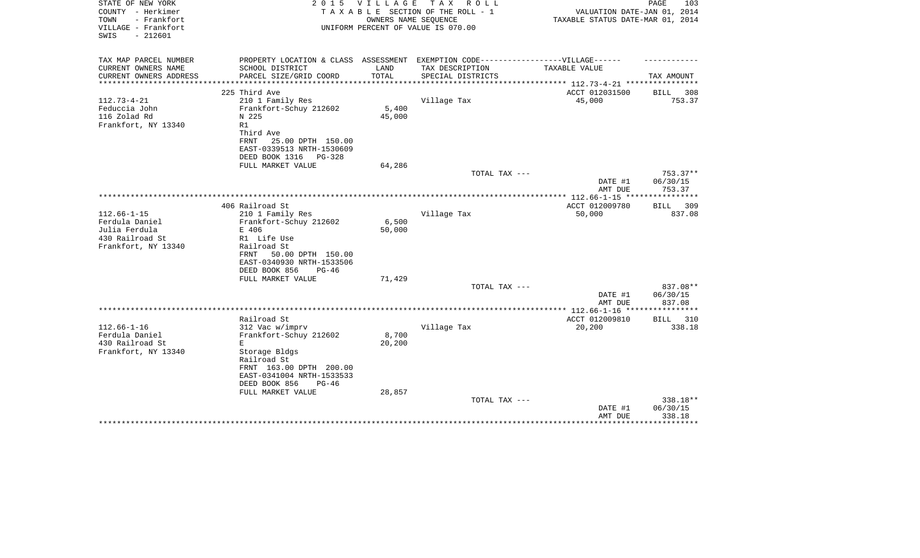STATE OF NEW YORK
COUNTY - Herkimer
TOWN - Frankfort
VILLAGE - Frankfort
SWIS - 212601

2 0 1 5 V I L L A G E T A X R O L L
T A X A B L E SECTION OF THE ROLL - 1
OWNERS NAME SEQUENCE
UNIFORM PERCENT OF VALUE IS 070.00

VALUATION DATE-JAN 01, 2014
TAXABLE STATUS DATE-MAR 01, 2014

| TAX MAP PARCEL NUMBER<br>CURRENT OWNERS NAME<br>CURRENT OWNERS ADDRESS | PROPERTY LOCATION & CLASS<br>SCHOOL DISTRICT<br>PARCEL SIZE/GRID COORD | ASSESSMENT<br>LAND<br>TOTAL | EXEMPTION CODE------------------VILLAGE------<br>TAX DESCRIPTION<br>SPECIAL DISTRICTS | TAXABLE VALUE | TAX AMOUNT |
|---|---|---|---|---|---|
| | 225 Third Ave | | | ACCT 012031500 | BILL 308 |
| 112.73-4-21 | 210 1 Family Res | | Village Tax | 45,000 | 753.37 |
| Feduccia John | Frankfort-Schuy 212602 | 5,400 | | | |
| 116 Zolad Rd | N 225 | 45,000 | | | |
| Frankfort, NY 13340 | R1 | | | | |
| | Third Ave | | | | |
| | FRNT 25.00 DPTH 150.00 | | | | |
| | EAST-0339513 NRTH-1530609 | | | | |
| | DEED BOOK 1316 PG-328 | | | | |
| | FULL MARKET VALUE | 64,286 | | | |
| | | | TOTAL TAX --- | | 753.37** |
| | | | | DATE #1 | 06/30/15 |
| | | | | AMT DUE | 753.37 |
| | 406 Railroad St | | | ACCT 012009780 | BILL 309 |
| 112.66-1-15 | 210 1 Family Res | | Village Tax | 50,000 | 837.08 |
| Ferdula Daniel | Frankfort-Schuy 212602 | 6,500 | | | |
| Julia Ferdula | E 406 | 50,000 | | | |
| 430 Railroad St | R1 Life Use | | | | |
| Frankfort, NY 13340 | Railroad St | | | | |
| | FRNT 50.00 DPTH 150.00 | | | | |
| | EAST-0340930 NRTH-1533506 | | | | |
| | DEED BOOK 856 PG-46 | | | | |
| | FULL MARKET VALUE | 71,429 | | | |
| | | | TOTAL TAX --- | | 837.08** |
| | | | | DATE #1 | 06/30/15 |
| | | | | AMT DUE | 837.08 |
| | Railroad St | | | ACCT 012009810 | BILL 310 |
| 112.66-1-16 | 312 Vac w/imprv | | Village Tax | 20,200 | 338.18 |
| Ferdula Daniel | Frankfort-Schuy 212602 | 8,700 | | | |
| 430 Railroad St | E | 20,200 | | | |
| Frankfort, NY 13340 | Storage Bldgs | | | | |
| | Railroad St | | | | |
| | FRNT 163.00 DPTH 200.00 | | | | |
| | EAST-0341004 NRTH-1533533 | | | | |
| | DEED BOOK 856 PG-46 | | | | |
| | FULL MARKET VALUE | 28,857 | | | |
| | | | TOTAL TAX --- | | 338.18** |
| | | | | DATE #1 | 06/30/15 |
| | | | | AMT DUE | 338.18 |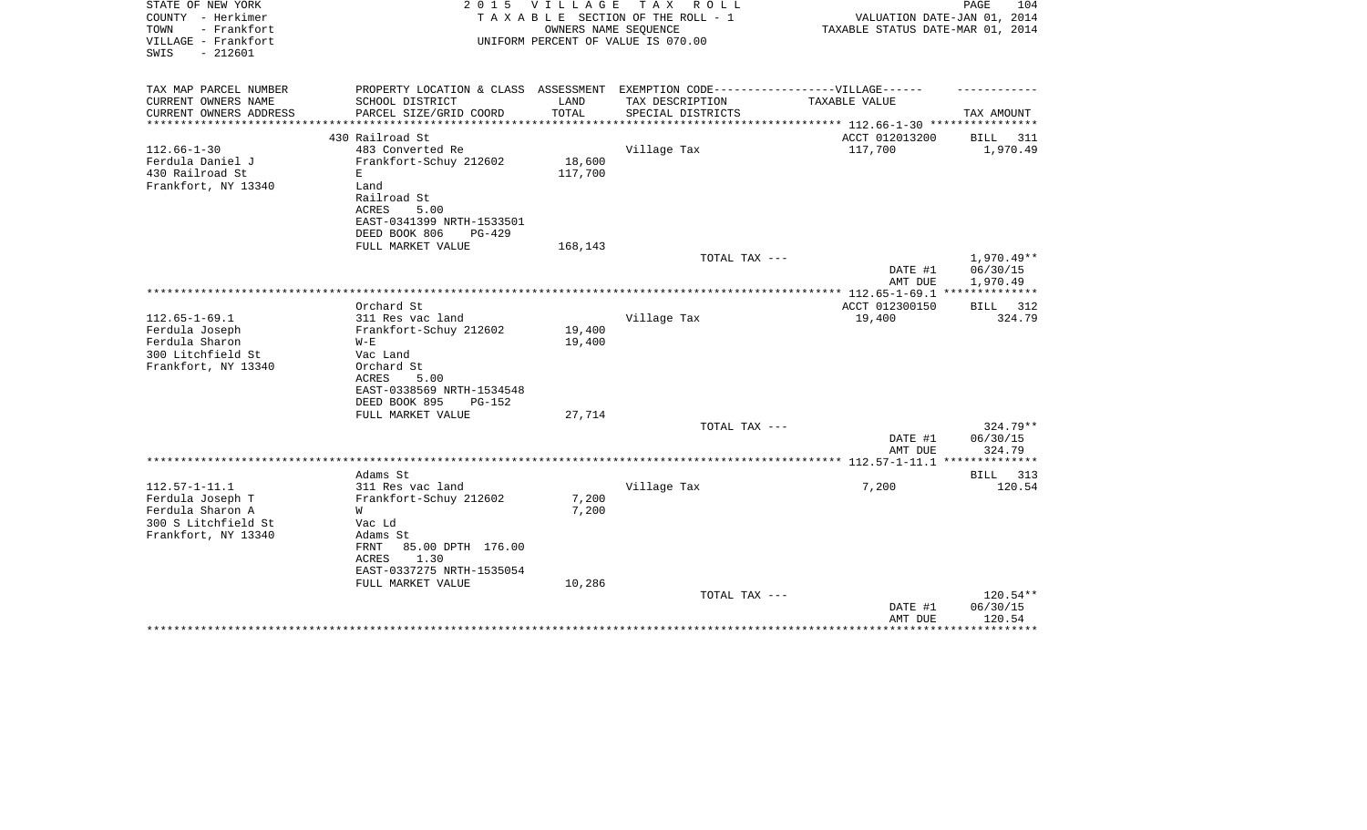STATE OF NEW YORK | COUNTY - Herkimer | TOWN - Frankfort | VILLAGE - Frankfort | SWIS - 212601

**2015 VILLAGE TAX ROLL**
TAXABLE SECTION OF THE ROLL - 1
OWNERS NAME SEQUENCE
UNIFORM PERCENT OF VALUE IS 070.00

VALUATION DATE-JAN 01, 2014
TAXABLE STATUS DATE-MAR 01, 2014

| TAX MAP PARCEL NUMBER / CURRENT OWNERS NAME / CURRENT OWNERS ADDRESS | PROPERTY LOCATION & CLASS / SCHOOL DISTRICT / PARCEL SIZE/GRID COORD | ASSESSMENT LAND / TOTAL | EXEMPTION CODE-VILLAGE / TAX DESCRIPTION / SPECIAL DISTRICTS | TAXABLE VALUE | TAX AMOUNT |
|---|---|---|---|---|---|
| 112.66-1-30 | 430 Railroad St | | | ACCT 012013200 | BILL 311 |
| Ferdula Daniel J | 483 Converted Re | 18,600 | Village Tax | 117,700 | 1,970.49 |
| 430 Railroad St | Frankfort-Schuy 212602 | 117,700 | | | |
| Frankfort, NY 13340 | E | | | | |
| | Land | | | | |
| | Railroad St | | | | |
| | ACRES 5.00 | | | | |
| | EAST-0341399 NRTH-1533501 | | | | |
| | DEED BOOK 806 PG-429 | | | | |
| | FULL MARKET VALUE | 168,143 | | | |
| | | | TOTAL TAX --- | | 1,970.49** |
| | | | | DATE #1 | 06/30/15 |
| | | | | AMT DUE | 1,970.49 |
| 112.65-1-69.1 | Orchard St | | | ACCT 012300150 | BILL 312 |
| Ferdula Joseph | 311 Res vac land | 19,400 | Village Tax | 19,400 | 324.79 |
| Ferdula Sharon | Frankfort-Schuy 212602 | 19,400 | | | |
| 300 Litchfield St | W-E | | | | |
| Frankfort, NY 13340 | Vac Land | | | | |
| | Orchard St | | | | |
| | ACRES 5.00 | | | | |
| | EAST-0338569 NRTH-1534548 | | | | |
| | DEED BOOK 895 PG-152 | | | | |
| | FULL MARKET VALUE | 27,714 | | | |
| | | | TOTAL TAX --- | | 324.79** |
| | | | | DATE #1 | 06/30/15 |
| | | | | AMT DUE | 324.79 |
| 112.57-1-11.1 | Adams St | | | | BILL 313 |
| Ferdula Joseph T | 311 Res vac land | 7,200 | Village Tax | 7,200 | 120.54 |
| Ferdula Sharon A | Frankfort-Schuy 212602 | 7,200 | | | |
| 300 S Litchfield St | W | | | | |
| Frankfort, NY 13340 | Vac Ld | | | | |
| | Adams St | | | | |
| | FRNT 85.00 DPTH 176.00 | | | | |
| | ACRES 1.30 | | | | |
| | EAST-0337275 NRTH-1535054 | | | | |
| | FULL MARKET VALUE | 10,286 | | | |
| | | | TOTAL TAX --- | | 120.54** |
| | | | | DATE #1 | 06/30/15 |
| | | | | AMT DUE | 120.54 |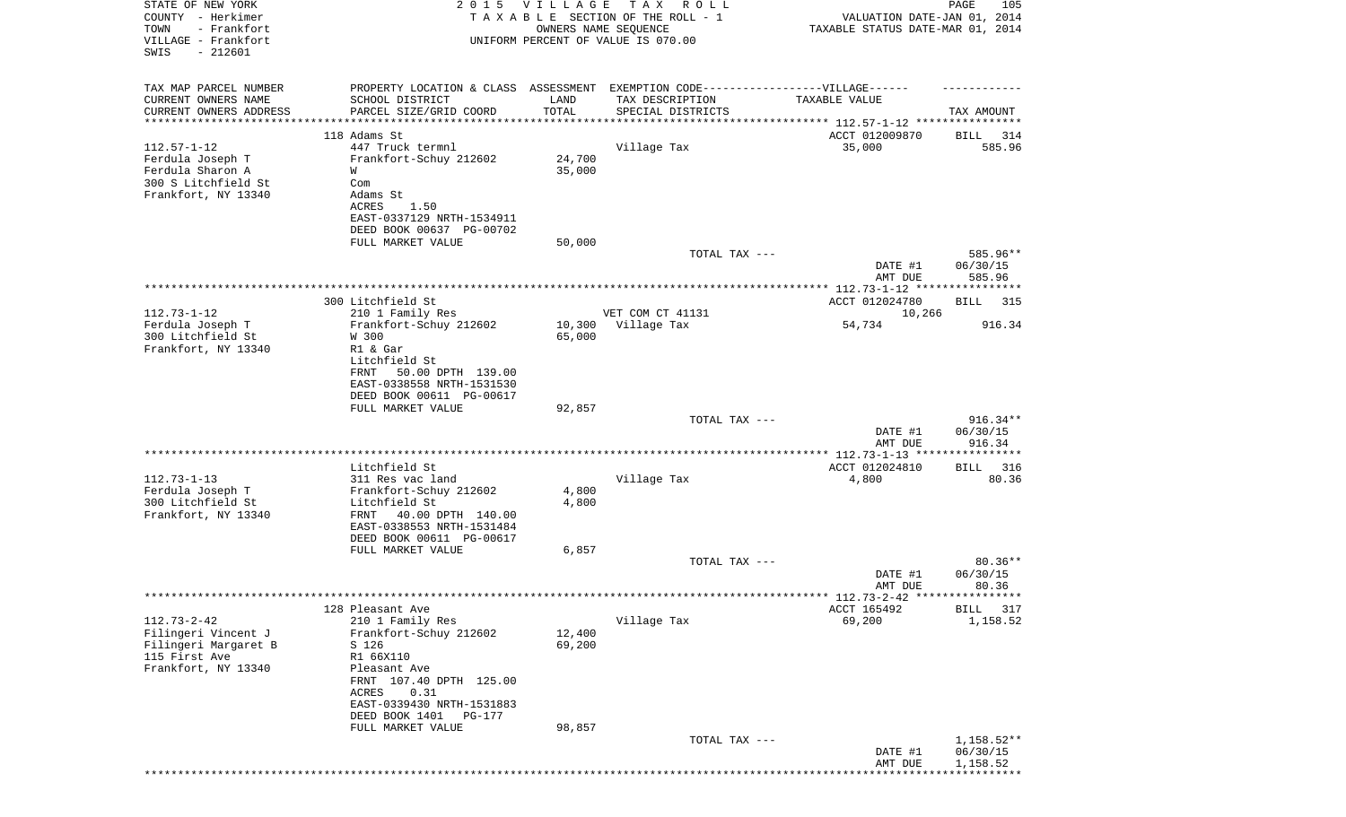STATE OF NEW YORK
COUNTY - Herkimer
TOWN - Frankfort
VILLAGE - Frankfort
SWIS - 212601

2 0 1 5 V I L L A G E T A X R O L L
T A X A B L E SECTION OF THE ROLL - 1
OWNERS NAME SEQUENCE
UNIFORM PERCENT OF VALUE IS 070.00

VALUATION DATE-JAN 01, 2014
TAXABLE STATUS DATE-MAR 01, 2014

| TAX MAP PARCEL NUMBER / CURRENT OWNERS NAME / CURRENT OWNERS ADDRESS | PROPERTY LOCATION & CLASS / SCHOOL DISTRICT / PARCEL SIZE/GRID COORD | ASSESSMENT LAND / TOTAL | EXEMPTION CODE / TAX DESCRIPTION / SPECIAL DISTRICTS | TAXABLE VALUE | TAX AMOUNT |
|---|---|---|---|---|---|
| 112.57-1-12 | 118 Adams St | | | ACCT 012009870 | BILL 314 |
| Ferdula Joseph T | 447 Truck termnl | | Village Tax | 35,000 | 585.96 |
| Ferdula Sharon A | Frankfort-Schuy 212602 | 24,700 | | | |
| 300 S Litchfield St | W | 35,000 | | | |
| Frankfort, NY 13340 | Com | | | | |
| | Adams St | | | | |
| | ACRES 1.50 | | | | |
| | EAST-0337129 NRTH-1534911 | | | | |
| | DEED BOOK 00637 PG-00702 | | | | |
| | FULL MARKET VALUE | 50,000 | | | |
| | | | TOTAL TAX --- | | 585.96** |
| | | | | DATE #1 | 06/30/15 |
| | | | | AMT DUE | 585.96 |
| 112.73-1-12 | 300 Litchfield St | | | ACCT 012024780 | BILL 315 |
| Ferdula Joseph T | 210 1 Family Res | | VET COM CT 41131 | 10,266 | |
| 300 Litchfield St | Frankfort-Schuy 212602 | 10,300 | Village Tax | 54,734 | 916.34 |
| Frankfort, NY 13340 | W 300 | 65,000 | | | |
| | R1 & Gar | | | | |
| | Litchfield St | | | | |
| | FRNT 50.00 DPTH 139.00 | | | | |
| | EAST-0338558 NRTH-1531530 | | | | |
| | DEED BOOK 00611 PG-00617 | | | | |
| | FULL MARKET VALUE | 92,857 | | | |
| | | | TOTAL TAX --- | | 916.34** |
| | | | | DATE #1 | 06/30/15 |
| | | | | AMT DUE | 916.34 |
| 112.73-1-13 | Litchfield St | | | ACCT 012024810 | BILL 316 |
| Ferdula Joseph T | 311 Res vac land | | Village Tax | 4,800 | 80.36 |
| 300 Litchfield St | Frankfort-Schuy 212602 | 4,800 | | | |
| Frankfort, NY 13340 | Litchfield St | 4,800 | | | |
| | FRNT 40.00 DPTH 140.00 | | | | |
| | EAST-0338553 NRTH-1531484 | | | | |
| | DEED BOOK 00611 PG-00617 | | | | |
| | FULL MARKET VALUE | 6,857 | | | |
| | | | TOTAL TAX --- | | 80.36** |
| | | | | DATE #1 | 06/30/15 |
| | | | | AMT DUE | 80.36 |
| 112.73-2-42 | 128 Pleasant Ave | | | ACCT 165492 | BILL 317 |
| Filingeri Vincent J | 210 1 Family Res | | Village Tax | 69,200 | 1,158.52 |
| Filingeri Margaret B | Frankfort-Schuy 212602 | 12,400 | | | |
| 115 First Ave | S 126 | 69,200 | | | |
| Frankfort, NY 13340 | R1 66X110 | | | | |
| | Pleasant Ave | | | | |
| | FRNT 107.40 DPTH 125.00 | | | | |
| | ACRES 0.31 | | | | |
| | EAST-0339430 NRTH-1531883 | | | | |
| | DEED BOOK 1401 PG-177 | | | | |
| | FULL MARKET VALUE | 98,857 | | | |
| | | | TOTAL TAX --- | | 1,158.52** |
| | | | | DATE #1 | 06/30/15 |
| | | | | AMT DUE | 1,158.52 |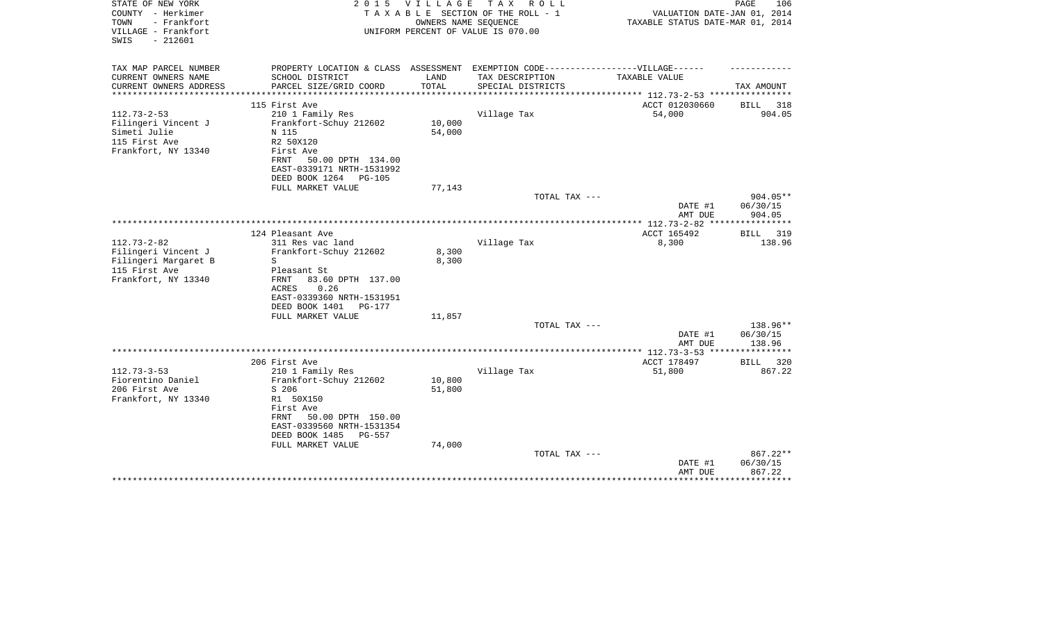STATE OF NEW YORK
COUNTY - Herkimer
TOWN - Frankfort
VILLAGE - Frankfort
SWIS - 212601

2015 VILLAGE TAX ROLL
TAXABLE SECTION OF THE ROLL - 1
OWNERS NAME SEQUENCE
UNIFORM PERCENT OF VALUE IS 070.00

VALUATION DATE-JAN 01, 2014
TAXABLE STATUS DATE-MAR 01, 2014

| TAX MAP PARCEL NUMBER / CURRENT OWNERS NAME / CURRENT OWNERS ADDRESS | PROPERTY LOCATION & CLASS / SCHOOL DISTRICT / PARCEL SIZE/GRID COORD | ASSESSMENT LAND / TOTAL | EXEMPTION CODE-----VILLAGE----- TAX DESCRIPTION / SPECIAL DISTRICTS | TAXABLE VALUE | TAX AMOUNT |
|---|---|---|---|---|---|
| 112.73-2-53 | 115 First Ave | | | ACCT 012030660 | BILL 318 |
| Filingeri Vincent J | 210 1 Family Res | | Village Tax | 54,000 | 904.05 |
| Simeti Julie | Frankfort-Schuy 212602 | 10,000 | | | |
| 115 First Ave | N 115 | 54,000 | | | |
| Frankfort, NY 13340 | R2 50X120 | | | | |
| | First Ave | | | | |
| | FRNT 50.00 DPTH 134.00 | | | | |
| | EAST-0339171 NRTH-1531992 | | | | |
| | DEED BOOK 1264 PG-105 | | | | |
| | FULL MARKET VALUE | 77,143 | | | |
| | | | TOTAL TAX --- | | 904.05** |
| | | | | DATE #1 | 06/30/15 |
| | | | | AMT DUE | 904.05 |
| 112.73-2-82 | 124 Pleasant Ave | | | ACCT 165492 | BILL 319 |
| Filingeri Vincent J | 311 Res vac land | | Village Tax | 8,300 | 138.96 |
| Filingeri Margaret B | Frankfort-Schuy 212602 | 8,300 | | | |
| 115 First Ave | S | 8,300 | | | |
| Frankfort, NY 13340 | Pleasant St | | | | |
| | FRNT 83.60 DPTH 137.00 | | | | |
| | ACRES 0.26 | | | | |
| | EAST-0339360 NRTH-1531951 | | | | |
| | DEED BOOK 1401 PG-177 | | | | |
| | FULL MARKET VALUE | 11,857 | | | |
| | | | TOTAL TAX --- | | 138.96** |
| | | | | DATE #1 | 06/30/15 |
| | | | | AMT DUE | 138.96 |
| 112.73-3-53 | 206 First Ave | | | ACCT 178497 | BILL 320 |
| Fiorentino Daniel | 210 1 Family Res | | Village Tax | 51,800 | 867.22 |
| 206 First Ave | Frankfort-Schuy 212602 | 10,800 | | | |
| Frankfort, NY 13340 | S 206 | 51,800 | | | |
| | R1 50X150 | | | | |
| | First Ave | | | | |
| | FRNT 50.00 DPTH 150.00 | | | | |
| | EAST-0339560 NRTH-1531354 | | | | |
| | DEED BOOK 1485 PG-557 | | | | |
| | FULL MARKET VALUE | 74,000 | | | |
| | | | TOTAL TAX --- | | 867.22** |
| | | | | DATE #1 | 06/30/15 |
| | | | | AMT DUE | 867.22 |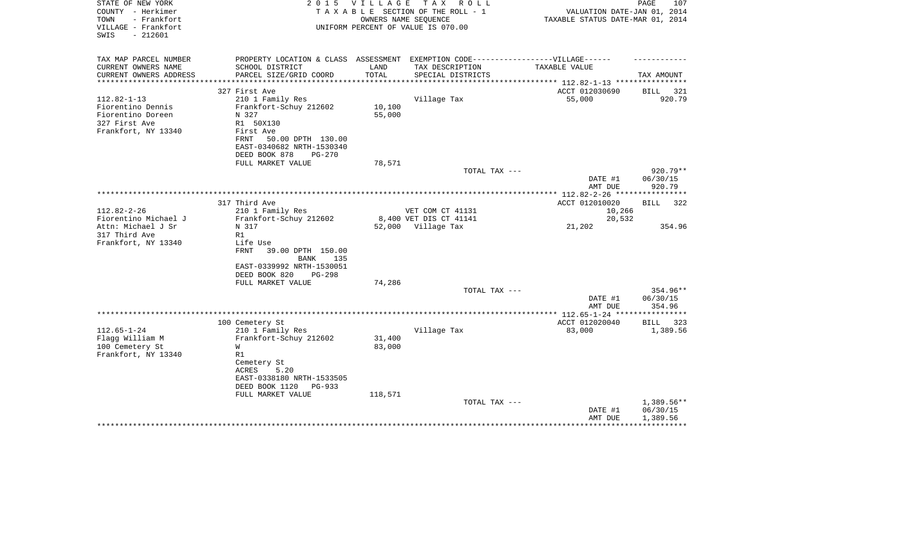STATE OF NEW YORK
COUNTY - Herkimer
TOWN - Frankfort
VILLAGE - Frankfort
SWIS - 212601

2 0 1 5 V I L L A G E T A X R O L L
T A X A B L E SECTION OF THE ROLL - 1
OWNERS NAME SEQUENCE
UNIFORM PERCENT OF VALUE IS 070.00

VALUATION DATE-JAN 01, 2014
TAXABLE STATUS DATE-MAR 01, 2014

| TAX MAP PARCEL NUMBER / CURRENT OWNERS NAME / CURRENT OWNERS ADDRESS | PROPERTY LOCATION & CLASS / SCHOOL DISTRICT / PARCEL SIZE/GRID COORD | ASSESSMENT LAND / TOTAL | EXEMPTION CODE / TAX DESCRIPTION / SPECIAL DISTRICTS | TAXABLE VALUE | TAX AMOUNT |
|---|---|---|---|---|---|
| 112.82-1-13 | 327 First Ave | | | ACCT 012030690 | BILL 321 |
| Fiorentino Dennis | 210 1 Family Res | | Village Tax | 55,000 | 920.79 |
| Fiorentino Doreen | Frankfort-Schuy 212602 | 10,100 | | | |
| 327 First Ave | N 327 | 55,000 | | | |
| Frankfort, NY 13340 | R1 50X130 | | | | |
| | First Ave | | | | |
| | FRNT 50.00 DPTH 130.00 | | | | |
| | EAST-0340682 NRTH-1530340 | | | | |
| | DEED BOOK 878 PG-270 | | | | |
| | FULL MARKET VALUE | 78,571 | | | |
| | | | TOTAL TAX --- | | 920.79** |
| | | | | DATE #1 | 06/30/15 |
| | | | | AMT DUE | 920.79 |
| 112.82-2-26 | 317 Third Ave | | | ACCT 012010020 | BILL 322 |
| Fiorentino Michael J | 210 1 Family Res | | VET COM CT 41131 | 10,266 | |
| Attn: Michael J Sr | Frankfort-Schuy 212602 | 8,400 | VET DIS CT 41141 | 20,532 | |
| 317 Third Ave | N 317 | 52,000 | Village Tax | 21,202 | 354.96 |
| Frankfort, NY 13340 | R1 | | | | |
| | Life Use | | | | |
| | FRNT 39.00 DPTH 150.00 | | | | |
| | BANK 135 | | | | |
| | EAST-0339992 NRTH-1530051 | | | | |
| | DEED BOOK 820 PG-298 | | | | |
| | FULL MARKET VALUE | 74,286 | | | |
| | | | TOTAL TAX --- | | 354.96** |
| | | | | DATE #1 | 06/30/15 |
| | | | | AMT DUE | 354.96 |
| 112.65-1-24 | 100 Cemetery St | | | ACCT 012020040 | BILL 323 |
| Flagg William M | 210 1 Family Res | | Village Tax | 83,000 | 1,389.56 |
| 100 Cemetery St | Frankfort-Schuy 212602 | 31,400 | | | |
| Frankfort, NY 13340 | W | 83,000 | | | |
| | R1 | | | | |
| | Cemetery St | | | | |
| | ACRES 5.20 | | | | |
| | EAST-0338180 NRTH-1533505 | | | | |
| | DEED BOOK 1120 PG-933 | | | | |
| | FULL MARKET VALUE | 118,571 | | | |
| | | | TOTAL TAX --- | | 1,389.56** |
| | | | | DATE #1 | 06/30/15 |
| | | | | AMT DUE | 1,389.56 |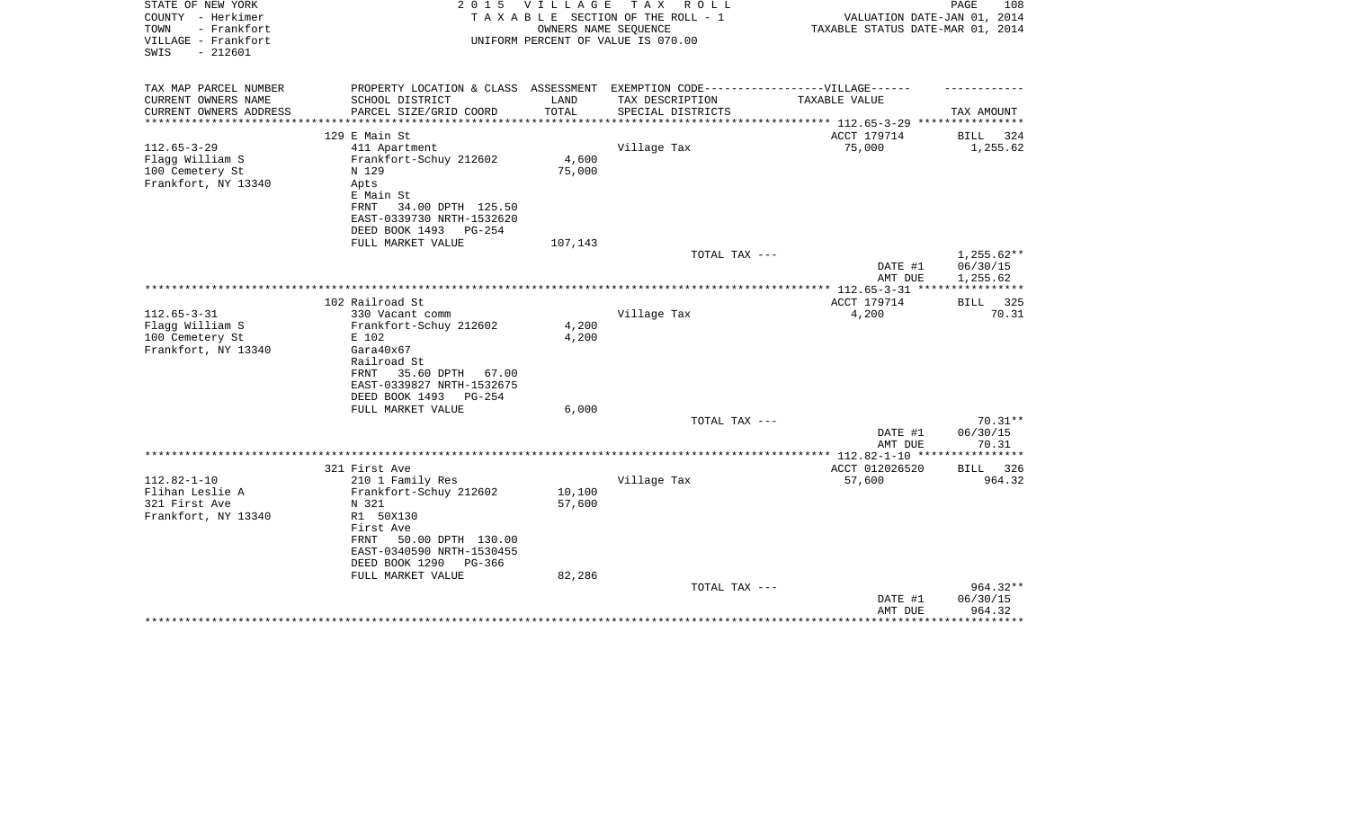STATE OF NEW YORK
COUNTY - Herkimer
TOWN - Frankfort
VILLAGE - Frankfort
SWIS - 212601

2015 VILLAGE TAX ROLL
TAXABLE SECTION OF THE ROLL - 1
OWNERS NAME SEQUENCE
UNIFORM PERCENT OF VALUE IS 070.00

VALUATION DATE-JAN 01, 2014
TAXABLE STATUS DATE-MAR 01, 2014

| TAX MAP PARCEL NUMBER / CURRENT OWNERS NAME / CURRENT OWNERS ADDRESS | PROPERTY LOCATION & CLASS / SCHOOL DISTRICT / PARCEL SIZE/GRID COORD | ASSESSMENT LAND / TOTAL | EXEMPTION CODE-----VILLAGE------ TAX DESCRIPTION / SPECIAL DISTRICTS | TAXABLE VALUE | TAX AMOUNT |
|---|---|---|---|---|---|
| **112.65-3-29** | 129 E Main St | | | ACCT 179714 | BILL 324 |
| Flagg William S | 411 Apartment | | Village Tax | 75,000 | 1,255.62 |
| 100 Cemetery St | Frankfort-Schuy 212602 | 4,600 | | | |
| Frankfort, NY 13340 | N 129 | 75,000 | | | |
| | Apts | | | | |
| | E Main St | | | | |
| | FRNT 34.00 DPTH 125.50 | | | | |
| | EAST-0339730 NRTH-1532620 | | | | |
| | DEED BOOK 1493 PG-254 | | | | |
| | FULL MARKET VALUE | 107,143 | | | |
| | | | TOTAL TAX --- | | 1,255.62** |
| | | | | DATE #1 | 06/30/15 |
| | | | | AMT DUE | 1,255.62 |
| **112.65-3-31** | 102 Railroad St | | | ACCT 179714 | BILL 325 |
| Flagg William S | 330 Vacant comm | | Village Tax | 4,200 | 70.31 |
| 100 Cemetery St | Frankfort-Schuy 212602 | 4,200 | | | |
| Frankfort, NY 13340 | E 102 | 4,200 | | | |
| | Gara40x67 | | | | |
| | Railroad St | | | | |
| | FRNT 35.60 DPTH 67.00 | | | | |
| | EAST-0339827 NRTH-1532675 | | | | |
| | DEED BOOK 1493 PG-254 | | | | |
| | FULL MARKET VALUE | 6,000 | | | |
| | | | TOTAL TAX --- | | 70.31** |
| | | | | DATE #1 | 06/30/15 |
| | | | | AMT DUE | 70.31 |
| **112.82-1-10** | 321 First Ave | | | ACCT 012026520 | BILL 326 |
| Flihan Leslie A | 210 1 Family Res | | Village Tax | 57,600 | 964.32 |
| 321 First Ave | Frankfort-Schuy 212602 | 10,100 | | | |
| Frankfort, NY 13340 | N 321 | 57,600 | | | |
| | R1 50X130 | | | | |
| | First Ave | | | | |
| | FRNT 50.00 DPTH 130.00 | | | | |
| | EAST-0340590 NRTH-1530455 | | | | |
| | DEED BOOK 1290 PG-366 | | | | |
| | FULL MARKET VALUE | 82,286 | | | |
| | | | TOTAL TAX --- | | 964.32** |
| | | | | DATE #1 | 06/30/15 |
| | | | | AMT DUE | 964.32 |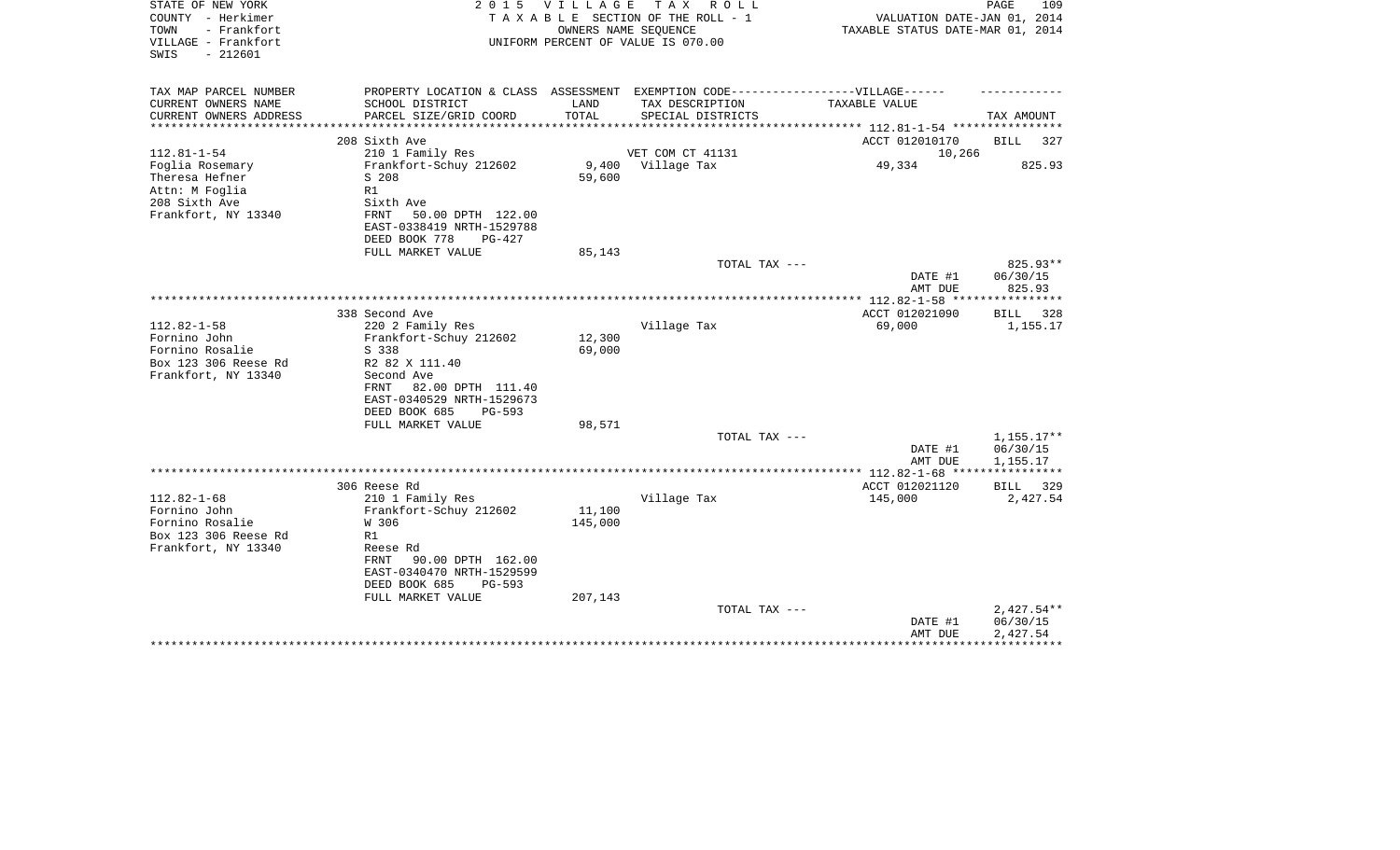STATE OF NEW YORK
COUNTY - Herkimer
TOWN - Frankfort
VILLAGE - Frankfort
SWIS - 212601

2015 VILLAGE TAX ROLL
TAXABLE SECTION OF THE ROLL - 1
OWNERS NAME SEQUENCE
UNIFORM PERCENT OF VALUE IS 070.00

VALUATION DATE-JAN 01, 2014
TAXABLE STATUS DATE-MAR 01, 2014

| TAX MAP PARCEL NUMBER<br>CURRENT OWNERS NAME<br>CURRENT OWNERS ADDRESS | PROPERTY LOCATION & CLASS<br>SCHOOL DISTRICT<br>PARCEL SIZE/GRID COORD | ASSESSMENT<br>LAND<br>TOTAL | EXEMPTION CODE------VILLAGE------<br>TAX DESCRIPTION<br>SPECIAL DISTRICTS | TAXABLE VALUE | TAX AMOUNT |
|---|---|---|---|---|---|
| **112.81-1-54** | 208 Sixth Ave | | | ACCT 012010170 | BILL 327 |
| 112.81-1-54 | 210 1 Family Res | | VET COM CT 41131 | 10,266 | |
| Foglia Rosemary | Frankfort-Schuy 212602 | 9,400 | Village Tax | 49,334 | 825.93 |
| Theresa Hefner | S 208 | 59,600 | | | |
| Attn: M Foglia | R1 | | | | |
| 208 Sixth Ave | Sixth Ave | | | | |
| Frankfort, NY 13340 | FRNT 50.00 DPTH 122.00 | | | | |
| | EAST-0338419 NRTH-1529788 | | | | |
| | DEED BOOK 778 PG-427 | | | | |
| | FULL MARKET VALUE | 85,143 | | | |
| | | | TOTAL TAX --- | | 825.93** |
| | | | | DATE #1 | 06/30/15 |
| | | | | AMT DUE | 825.93 |
| **112.82-1-58** | 338 Second Ave | | | ACCT 012021090 | BILL 328 |
| 112.82-1-58 | 220 2 Family Res | | Village Tax | 69,000 | 1,155.17 |
| Fornino John | Frankfort-Schuy 212602 | 12,300 | | | |
| Fornino Rosalie | S 338 | 69,000 | | | |
| Box 123 306 Reese Rd | R2 82 X 111.40 | | | | |
| Frankfort, NY 13340 | Second Ave | | | | |
| | FRNT 82.00 DPTH 111.40 | | | | |
| | EAST-0340529 NRTH-1529673 | | | | |
| | DEED BOOK 685 PG-593 | | | | |
| | FULL MARKET VALUE | 98,571 | | | |
| | | | TOTAL TAX --- | | 1,155.17** |
| | | | | DATE #1 | 06/30/15 |
| | | | | AMT DUE | 1,155.17 |
| **112.82-1-68** | 306 Reese Rd | | | ACCT 012021120 | BILL 329 |
| 112.82-1-68 | 210 1 Family Res | | Village Tax | 145,000 | 2,427.54 |
| Fornino John | Frankfort-Schuy 212602 | 11,100 | | | |
| Fornino Rosalie | W 306 | 145,000 | | | |
| Box 123 306 Reese Rd | R1 | | | | |
| Frankfort, NY 13340 | Reese Rd | | | | |
| | FRNT 90.00 DPTH 162.00 | | | | |
| | EAST-0340470 NRTH-1529599 | | | | |
| | DEED BOOK 685 PG-593 | | | | |
| | FULL MARKET VALUE | 207,143 | | | |
| | | | TOTAL TAX --- | | 2,427.54** |
| | | | | DATE #1 | 06/30/15 |
| | | | | AMT DUE | 2,427.54 |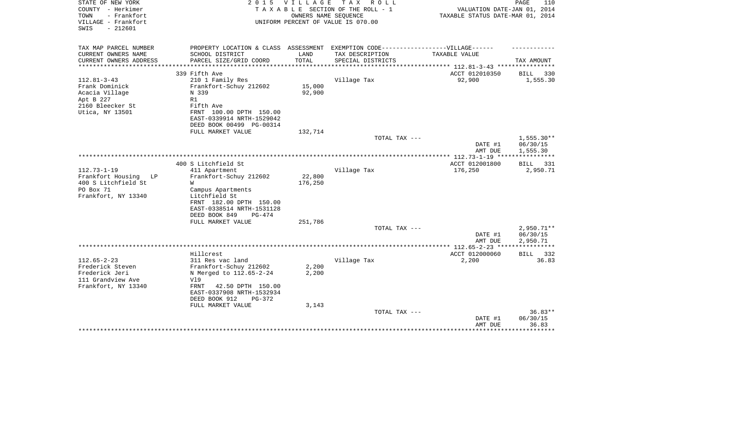STATE OF NEW YORK
COUNTY - Herkimer
TOWN - Frankfort
VILLAGE - Frankfort
SWIS - 212601

2 0 1 5 V I L L A G E T A X R O L L
T A X A B L E SECTION OF THE ROLL - 1
OWNERS NAME SEQUENCE
UNIFORM PERCENT OF VALUE IS 070.00

VALUATION DATE-JAN 01, 2014
TAXABLE STATUS DATE-MAR 01, 2014

| TAX MAP PARCEL NUMBER<br>CURRENT OWNERS NAME<br>CURRENT OWNERS ADDRESS | PROPERTY LOCATION & CLASS<br>SCHOOL DISTRICT<br>PARCEL SIZE/GRID COORD | ASSESSMENT<br>LAND<br>TOTAL | EXEMPTION CODE------VILLAGE------<br>TAX DESCRIPTION<br>SPECIAL DISTRICTS | TAXABLE VALUE | TAX AMOUNT |
|---|---|---|---|---|---|
| 112.81-3-43 | 339 Fifth Ave | | | ACCT 012010350 | BILL 330 |
| 112.81-3-43<br>Frank Dominick<br>Acacia Village<br>Apt B 227<br>2160 Bleecker St<br>Utica, NY 13501 | 210 1 Family Res<br>Frankfort-Schuy 212602<br>N 339<br>R1<br>Fifth Ave<br>FRNT 100.00 DPTH 150.00<br>EAST-0339914 NRTH-1529042<br>DEED BOOK 00499 PG-00314<br>FULL MARKET VALUE | <br>15,000<br>92,900<br><br><br><br><br><br>132,714 | Village Tax | 92,900 | 1,555.30 |
| | | | TOTAL TAX --- | | 1,555.30** |
| | | | | DATE #1 | 06/30/15 |
| | | | | AMT DUE | 1,555.30 |
| 112.73-1-19 | 400 S Litchfield St | | | ACCT 012001800 | BILL 331 |
| 112.73-1-19<br>Frankfort Housing LP<br>400 S Litchfield St<br>PO Box 71<br>Frankfort, NY 13340 | 411 Apartment<br>Frankfort-Schuy 212602<br>W<br>Campus Apartments<br>Litchfield St<br>FRNT 182.00 DPTH 150.00<br>EAST-0338514 NRTH-1531128<br>DEED BOOK 849 PG-474<br>FULL MARKET VALUE | <br>22,800<br>176,250<br><br><br><br><br><br>251,786 | Village Tax | 176,250 | 2,950.71 |
| | | | TOTAL TAX --- | | 2,950.71** |
| | | | | DATE #1 | 06/30/15 |
| | | | | AMT DUE | 2,950.71 |
| 112.65-2-23 | Hillcrest | | | ACCT 012000060 | BILL 332 |
| 112.65-2-23<br>Frederick Steven<br>Frederick Jeri<br>111 Grandview Ave<br>Frankfort, NY 13340 | 311 Res vac land<br>Frankfort-Schuy 212602<br>N Merged to 112.65-2-24<br>Vl9<br>FRNT 42.50 DPTH 150.00<br>EAST-0337908 NRTH-1532934<br>DEED BOOK 912 PG-372<br>FULL MARKET VALUE | <br>2,200<br>2,200<br><br><br><br><br>3,143 | Village Tax | 2,200 | 36.83 |
| | | | TOTAL TAX --- | | 36.83** |
| | | | | DATE #1 | 06/30/15 |
| | | | | AMT DUE | 36.83 |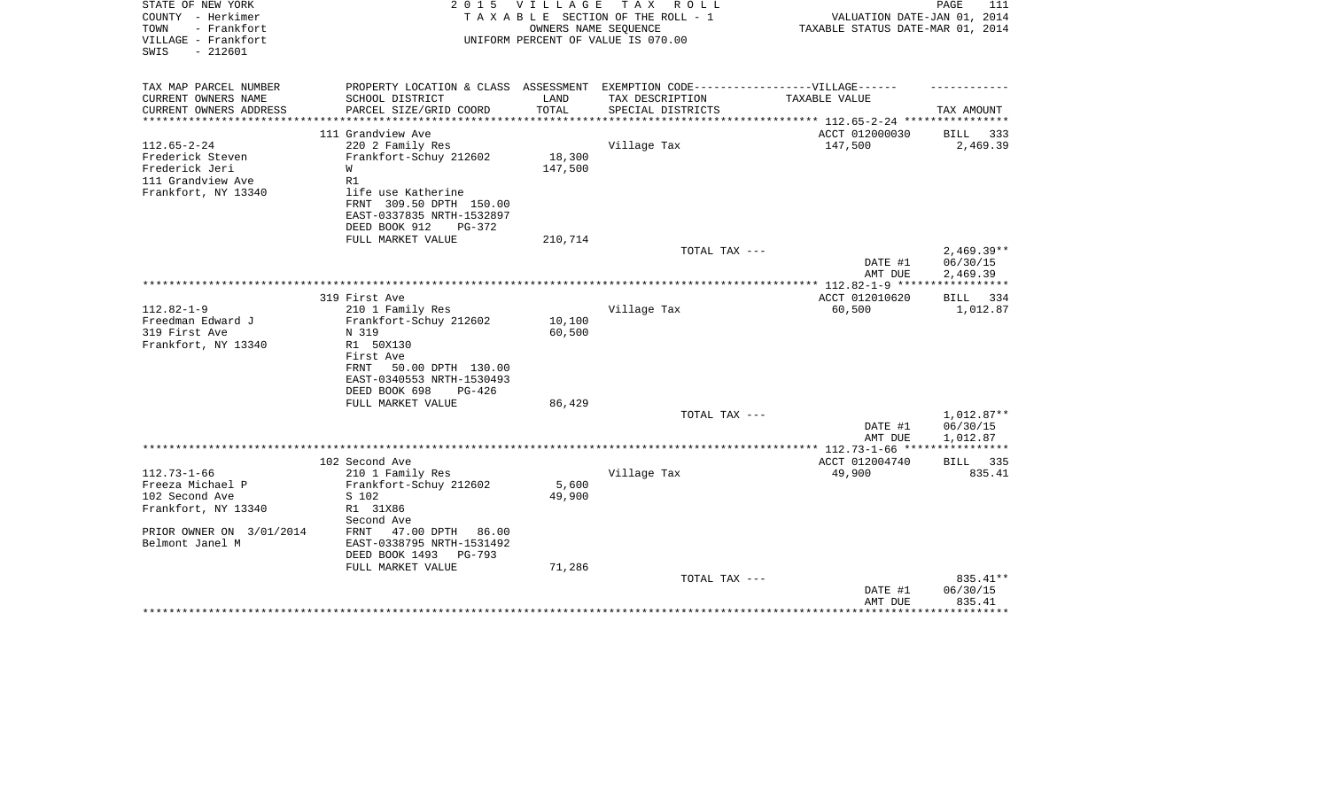STATE OF NEW YORK
COUNTY - Herkimer
TOWN - Frankfort
VILLAGE - Frankfort
SWIS - 212601

2 0 1 5 V I L L A G E T A X R O L L
T A X A B L E SECTION OF THE ROLL - 1
OWNERS NAME SEQUENCE
UNIFORM PERCENT OF VALUE IS 070.00

VALUATION DATE-JAN 01, 2014
TAXABLE STATUS DATE-MAR 01, 2014

| TAX MAP PARCEL NUMBER / CURRENT OWNERS NAME / CURRENT OWNERS ADDRESS | PROPERTY LOCATION & CLASS / SCHOOL DISTRICT / PARCEL SIZE/GRID COORD | ASSESSMENT LAND / TOTAL | EXEMPTION CODE-----VILLAGE------ TAX DESCRIPTION / SPECIAL DISTRICTS | TAXABLE VALUE | TAX AMOUNT |
|---|---|---|---|---|---|
| 112.65-2-24 | 111 Grandview Ave | | | ACCT 012000030 | BILL 333 |
| Frederick Steven | 220 2 Family Res | | Village Tax | 147,500 | 2,469.39 |
| Frederick Jeri | Frankfort-Schuy 212602 | 18,300 | | | |
| 111 Grandview Ave | W | 147,500 | | | |
| Frankfort, NY 13340 | R1 | | | | |
| | life use Katherine | | | | |
| | FRNT 309.50 DPTH 150.00 | | | | |
| | EAST-0337835 NRTH-1532897 | | | | |
| | DEED BOOK 912 PG-372 | | | | |
| | FULL MARKET VALUE | 210,714 | | | |
| | | | TOTAL TAX --- | | 2,469.39** |
| | | | | DATE #1 | 06/30/15 |
| | | | | AMT DUE | 2,469.39 |
| 112.82-1-9 | 319 First Ave | | | ACCT 012010620 | BILL 334 |
| Freedman Edward J | 210 1 Family Res | | Village Tax | 60,500 | 1,012.87 |
| 319 First Ave | Frankfort-Schuy 212602 | 10,100 | | | |
| Frankfort, NY 13340 | N 319 | 60,500 | | | |
| | R1 50X130 | | | | |
| | First Ave | | | | |
| | FRNT 50.00 DPTH 130.00 | | | | |
| | EAST-0340553 NRTH-1530493 | | | | |
| | DEED BOOK 698 PG-426 | | | | |
| | FULL MARKET VALUE | 86,429 | | | |
| | | | TOTAL TAX --- | | 1,012.87** |
| | | | | DATE #1 | 06/30/15 |
| | | | | AMT DUE | 1,012.87 |
| 112.73-1-66 | 102 Second Ave | | | ACCT 012004740 | BILL 335 |
| Freeza Michael P | 210 1 Family Res | | Village Tax | 49,900 | 835.41 |
| 102 Second Ave | Frankfort-Schuy 212602 | 5,600 | | | |
| Frankfort, NY 13340 | S 102 | 49,900 | | | |
| | R1 31X86 | | | | |
| PRIOR OWNER ON 3/01/2014 | Second Ave | | | | |
| Belmont Janel M | FRNT 47.00 DPTH 86.00 | | | | |
| | EAST-0338795 NRTH-1531492 | | | | |
| | DEED BOOK 1493 PG-793 | | | | |
| | FULL MARKET VALUE | 71,286 | | | |
| | | | TOTAL TAX --- | | 835.41** |
| | | | | DATE #1 | 06/30/15 |
| | | | | AMT DUE | 835.41 |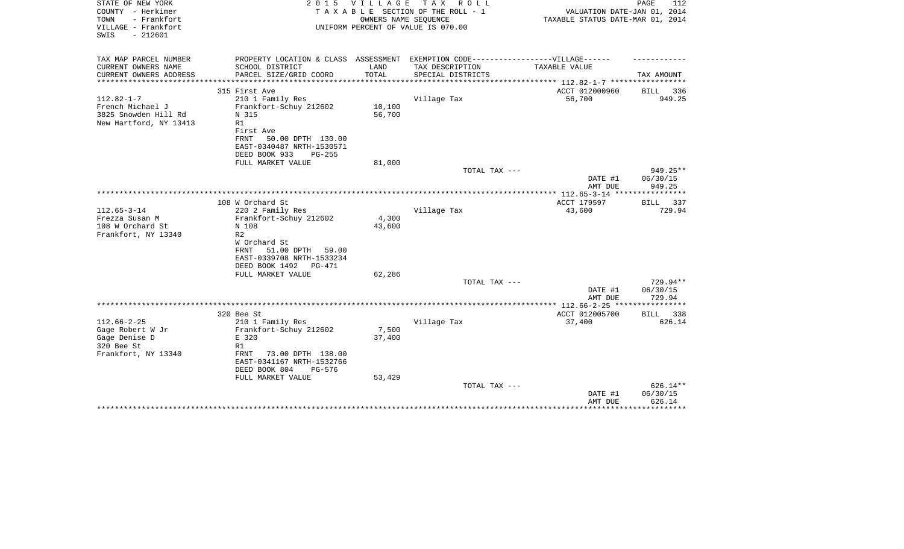STATE OF NEW YORK
COUNTY - Herkimer
TOWN - Frankfort
VILLAGE - Frankfort
SWIS - 212601

**2 0 1 5 V I L L A G E T A X R O L L**
T A X A B L E SECTION OF THE ROLL - 1
OWNERS NAME SEQUENCE
UNIFORM PERCENT OF VALUE IS 070.00

VALUATION DATE-JAN 01, 2014
TAXABLE STATUS DATE-MAR 01, 2014

| TAX MAP PARCEL NUMBER / CURRENT OWNERS NAME / CURRENT OWNERS ADDRESS | PROPERTY LOCATION & CLASS / SCHOOL DISTRICT / PARCEL SIZE/GRID COORD | ASSESSMENT LAND / TOTAL | EXEMPTION CODE / TAX DESCRIPTION / SPECIAL DISTRICTS | TAXABLE VALUE | TAX AMOUNT |
|---|---|---|---|---|---|
| 112.82-1-7 | 315 First Ave | | | ACCT 012000960 | BILL 336 |
| French Michael J | 210 1 Family Res | | Village Tax | 56,700 | 949.25 |
| 3825 Snowden Hill Rd | Frankfort-Schuy 212602 | 10,100 | | | |
| New Hartford, NY 13413 | N 315 | 56,700 | | | |
| | R1 | | | | |
| | First Ave | | | | |
| | FRNT 50.00 DPTH 130.00 | | | | |
| | EAST-0340487 NRTH-1530571 | | | | |
| | DEED BOOK 933 PG-255 | | | | |
| | FULL MARKET VALUE | 81,000 | | | |
| | | | TOTAL TAX --- | | 949.25** |
| | | | | DATE #1 | 06/30/15 |
| | | | | AMT DUE | 949.25 |
| 112.65-3-14 | 108 W Orchard St | | | ACCT 179597 | BILL 337 |
| Frezza Susan M | 220 2 Family Res | | Village Tax | 43,600 | 729.94 |
| 108 W Orchard St | Frankfort-Schuy 212602 | 4,300 | | | |
| Frankfort, NY 13340 | N 108 | 43,600 | | | |
| | R2 | | | | |
| | W Orchard St | | | | |
| | FRNT 51.00 DPTH 59.00 | | | | |
| | EAST-0339708 NRTH-1533234 | | | | |
| | DEED BOOK 1492 PG-471 | | | | |
| | FULL MARKET VALUE | 62,286 | | | |
| | | | TOTAL TAX --- | | 729.94** |
| | | | | DATE #1 | 06/30/15 |
| | | | | AMT DUE | 729.94 |
| 112.66-2-25 | 320 Bee St | | | ACCT 012005700 | BILL 338 |
| Gage Robert W Jr | 210 1 Family Res | | Village Tax | 37,400 | 626.14 |
| Gage Denise D | Frankfort-Schuy 212602 | 7,500 | | | |
| 320 Bee St | E 320 | 37,400 | | | |
| Frankfort, NY 13340 | R1 | | | | |
| | FRNT 73.00 DPTH 138.00 | | | | |
| | EAST-0341167 NRTH-1532766 | | | | |
| | DEED BOOK 804 PG-576 | | | | |
| | FULL MARKET VALUE | 53,429 | | | |
| | | | TOTAL TAX --- | | 626.14** |
| | | | | DATE #1 | 06/30/15 |
| | | | | AMT DUE | 626.14 |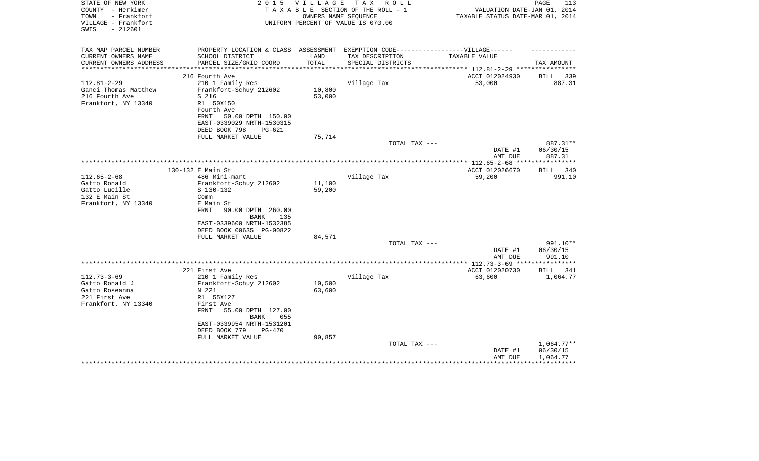STATE OF NEW YORK — 2015 VILLAGE TAX ROLL
COUNTY - Herkimer — TAXABLE SECTION OF THE ROLL - 1 — VALUATION DATE-JAN 01, 2014
TOWN - Frankfort — OWNERS NAME SEQUENCE — TAXABLE STATUS DATE-MAR 01, 2014
VILLAGE - Frankfort — UNIFORM PERCENT OF VALUE IS 070.00
SWIS - 212601

| TAX MAP PARCEL NUMBER<br>CURRENT OWNERS NAME<br>CURRENT OWNERS ADDRESS | PROPERTY LOCATION & CLASS<br>SCHOOL DISTRICT<br>PARCEL SIZE/GRID COORD | ASSESSMENT<br>LAND<br>TOTAL | EXEMPTION CODE------VILLAGE------<br>TAX DESCRIPTION<br>SPECIAL DISTRICTS | TAXABLE VALUE | TAX AMOUNT |
|---|---|---|---|---|---|
| | 216 Fourth Ave | | | ACCT 012024930 | BILL 339 |
| 112.81-2-29 | 210 1 Family Res | | Village Tax | 53,000 | 887.31 |
| Ganci Thomas Matthew | Frankfort-Schuy 212602 | 10,800 | | | |
| 216 Fourth Ave | S 216 | 53,000 | | | |
| Frankfort, NY 13340 | R1 50X150 | | | | |
| | Fourth Ave | | | | |
| | FRNT 50.00 DPTH 150.00 | | | | |
| | EAST-0339029 NRTH-1530315 | | | | |
| | DEED BOOK 798 PG-621 | | | | |
| | FULL MARKET VALUE | 75,714 | | | |
| | | | TOTAL TAX --- | | 887.31** |
| | | | | DATE #1 | 06/30/15 |
| | | | | AMT DUE | 887.31 |
| | 130-132 E Main St | | | ACCT 012026670 | BILL 340 |
| 112.65-2-68 | 486 Mini-mart | | Village Tax | 59,200 | 991.10 |
| Gatto Ronald | Frankfort-Schuy 212602 | 11,100 | | | |
| Gatto Lucille | S 130-132 | 59,200 | | | |
| 132 E Main St | Comm | | | | |
| Frankfort, NY 13340 | E Main St | | | | |
| | FRNT 90.00 DPTH 260.00 | | | | |
| | BANK 135 | | | | |
| | EAST-0339600 NRTH-1532385 | | | | |
| | DEED BOOK 00635 PG-00822 | | | | |
| | FULL MARKET VALUE | 84,571 | | | |
| | | | TOTAL TAX --- | | 991.10** |
| | | | | DATE #1 | 06/30/15 |
| | | | | AMT DUE | 991.10 |
| | 221 First Ave | | | ACCT 012020730 | BILL 341 |
| 112.73-3-69 | 210 1 Family Res | | Village Tax | 63,600 | 1,064.77 |
| Gatto Ronald J | Frankfort-Schuy 212602 | 10,500 | | | |
| Gatto Roseanna | N 221 | 63,600 | | | |
| 221 First Ave | R1 55X127 | | | | |
| Frankfort, NY 13340 | First Ave | | | | |
| | FRNT 55.00 DPTH 127.00 | | | | |
| | BANK 055 | | | | |
| | EAST-0339954 NRTH-1531201 | | | | |
| | DEED BOOK 779 PG-470 | | | | |
| | FULL MARKET VALUE | 90,857 | | | |
| | | | TOTAL TAX --- | | 1,064.77** |
| | | | | DATE #1 | 06/30/15 |
| | | | | AMT DUE | 1,064.77 |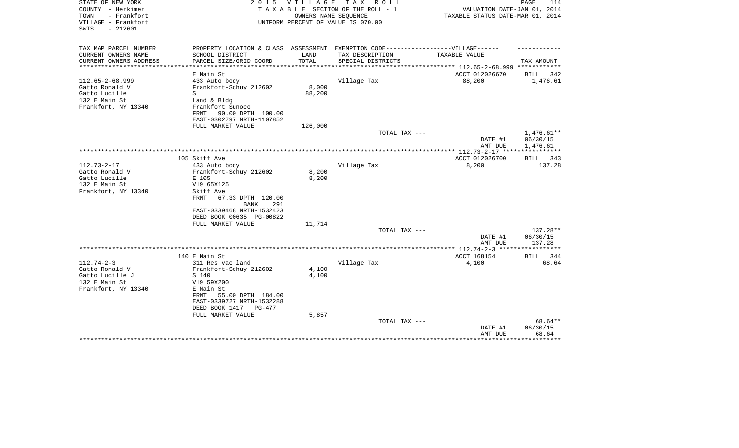STATE OF NEW YORK — COUNTY - Herkimer — TOWN - Frankfort — VILLAGE - Frankfort — SWIS - 212601

**2015 VILLAGE TAX ROLL**
TAXABLE SECTION OF THE ROLL - 1
OWNERS NAME SEQUENCE
UNIFORM PERCENT OF VALUE IS 070.00

VALUATION DATE-JAN 01, 2014
TAXABLE STATUS DATE-MAR 01, 2014

| TAX MAP PARCEL NUMBER / CURRENT OWNERS NAME / CURRENT OWNERS ADDRESS | PROPERTY LOCATION & CLASS / SCHOOL DISTRICT / PARCEL SIZE/GRID COORD | ASSESSMENT LAND / TOTAL | EXEMPTION CODE / TAX DESCRIPTION / SPECIAL DISTRICTS | VILLAGE TAXABLE VALUE | TAX AMOUNT |
|---|---|---|---|---|---|
| 112.65-2-68.999 | E Main St | | | ACCT 012026670 | BILL 342 |
| Gatto Ronald V | 433 Auto body | | Village Tax | 88,200 | 1,476.61 |
| Gatto Lucille | Frankfort-Schuy 212602 | 8,000 | | | |
| 132 E Main St | S | 88,200 | | | |
| Frankfort, NY 13340 | Land & Bldg | | | | |
| | Frankfort Sunoco | | | | |
| | FRNT 90.00 DPTH 100.00 | | | | |
| | EAST-0302797 NRTH-1107852 | | | | |
| | FULL MARKET VALUE | 126,000 | | | |
| | | | TOTAL TAX --- | | 1,476.61** |
| | | | | DATE #1 | 06/30/15 |
| | | | | AMT DUE | 1,476.61 |
| 112.73-2-17 | 105 Skiff Ave | | | ACCT 012026700 | BILL 343 |
| Gatto Ronald V | 433 Auto body | | Village Tax | 8,200 | 137.28 |
| Gatto Lucille | Frankfort-Schuy 212602 | 8,200 | | | |
| 132 E Main St | E 105 | 8,200 | | | |
| Frankfort, NY 13340 | Vl9 65X125 | | | | |
| | Skiff Ave | | | | |
| | FRNT 67.33 DPTH 120.00 | | | | |
| | BANK 291 | | | | |
| | EAST-0339468 NRTH-1532423 | | | | |
| | DEED BOOK 00635 PG-00822 | | | | |
| | FULL MARKET VALUE | 11,714 | | | |
| | | | TOTAL TAX --- | | 137.28** |
| | | | | DATE #1 | 06/30/15 |
| | | | | AMT DUE | 137.28 |
| 112.74-2-3 | 140 E Main St | | | ACCT 168154 | BILL 344 |
| Gatto Ronald V | 311 Res vac land | | Village Tax | 4,100 | 68.64 |
| Gatto Lucille J | Frankfort-Schuy 212602 | 4,100 | | | |
| 132 E Main St | S 140 | 4,100 | | | |
| Frankfort, NY 13340 | Vl9 59X200 | | | | |
| | E Main St | | | | |
| | FRNT 55.00 DPTH 184.00 | | | | |
| | EAST-0339727 NRTH-1532288 | | | | |
| | DEED BOOK 1417 PG-477 | | | | |
| | FULL MARKET VALUE | 5,857 | | | |
| | | | TOTAL TAX --- | | 68.64** |
| | | | | DATE #1 | 06/30/15 |
| | | | | AMT DUE | 68.64 |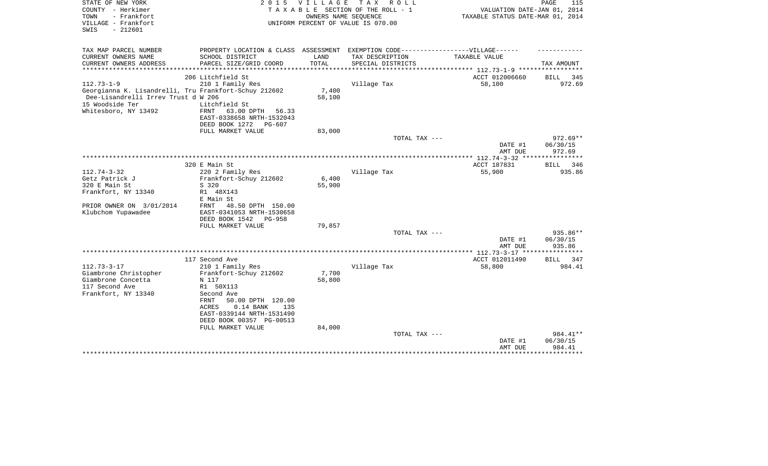STATE OF NEW YORK | COUNTY - Herkimer | TOWN - Frankfort | VILLAGE - Frankfort | SWIS - 212601

**2015 VILLAGE TAX ROLL**
TAXABLE SECTION OF THE ROLL - 1
OWNERS NAME SEQUENCE
UNIFORM PERCENT OF VALUE IS 070.00

VALUATION DATE-JAN 01, 2014
TAXABLE STATUS DATE-MAR 01, 2014

| TAX MAP PARCEL NUMBER / CURRENT OWNERS NAME / CURRENT OWNERS ADDRESS | PROPERTY LOCATION & CLASS / SCHOOL DISTRICT / PARCEL SIZE/GRID COORD | ASSESSMENT LAND | TOTAL | EXEMPTION CODE / TAX DESCRIPTION / SPECIAL DISTRICTS | TAXABLE VALUE | TAX AMOUNT |
|---|---|---|---|---|---|---|
| **112.73-1-9** | 206 Litchfield St | | | | ACCT 012006660 | BILL 345 |
| Georgianna K. Lisandrelli, Tru | 210 1 Family Res | | | Village Tax | 58,100 | 972.69 |
| Dee-Lisandrelli Irrev Trust d | Frankfort-Schuy 212602 | 7,400 | | | | |
| 15 Woodside Ter | W 206 | | 58,100 | | | |
| Whitesboro, NY 13492 | Litchfield St | | | | | |
| | FRNT 63.00 DPTH 56.33 | | | | | |
| | EAST-0338658 NRTH-1532043 | | | | | |
| | DEED BOOK 1272 PG-607 | | | | | |
| | FULL MARKET VALUE | | 83,000 | | | |
| | | | | TOTAL TAX --- | | 972.69** |
| | | | | | DATE #1 | 06/30/15 |
| | | | | | AMT DUE | 972.69 |
| **112.74-3-32** | 320 E Main St | | | | ACCT 187831 | BILL 346 |
| Getz Patrick J | 220 2 Family Res | | | Village Tax | 55,900 | 935.86 |
| 320 E Main St | Frankfort-Schuy 212602 | 6,400 | | | | |
| Frankfort, NY 13340 | S 320 | | 55,900 | | | |
| | R1 48X143 | | | | | |
| | E Main St | | | | | |
| PRIOR OWNER ON 3/01/2014 | FRNT 48.50 DPTH 150.00 | | | | | |
| Klubchom Yupawadee | EAST-0341053 NRTH-1530658 | | | | | |
| | DEED BOOK 1542 PG-958 | | | | | |
| | FULL MARKET VALUE | | 79,857 | | | |
| | | | | TOTAL TAX --- | | 935.86** |
| | | | | | DATE #1 | 06/30/15 |
| | | | | | AMT DUE | 935.86 |
| **112.73-3-17** | 117 Second Ave | | | | ACCT 012011490 | BILL 347 |
| Giambrone Christopher | 210 1 Family Res | | | Village Tax | 58,800 | 984.41 |
| Giambrone Concetta | Frankfort-Schuy 212602 | 7,700 | | | | |
| 117 Second Ave | N 117 | | 58,800 | | | |
| Frankfort, NY 13340 | R1 50X113 | | | | | |
| | Second Ave | | | | | |
| | FRNT 50.00 DPTH 120.00 | | | | | |
| | ACRES 0.14 BANK 135 | | | | | |
| | EAST-0339144 NRTH-1531490 | | | | | |
| | DEED BOOK 00357 PG-00513 | | | | | |
| | FULL MARKET VALUE | | 84,000 | | | |
| | | | | TOTAL TAX --- | | 984.41** |
| | | | | | DATE #1 | 06/30/15 |
| | | | | | AMT DUE | 984.41 |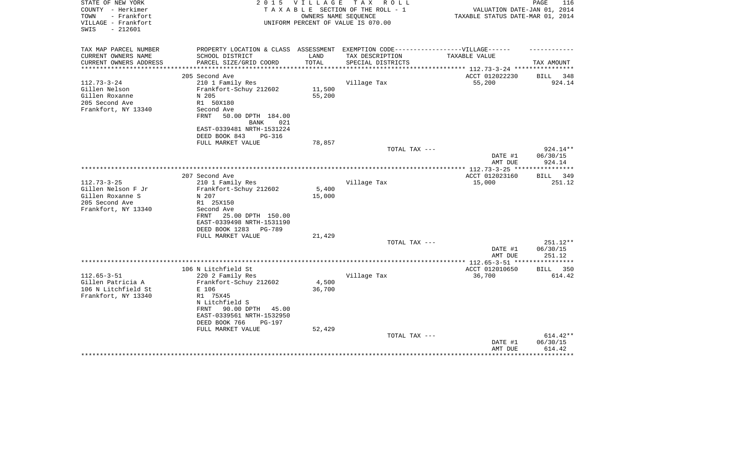STATE OF NEW YORK — 2015 VILLAGE TAX ROLL
COUNTY - Herkimer — TAXABLE SECTION OF THE ROLL - 1 — VALUATION DATE-JAN 01, 2014
TOWN - Frankfort — OWNERS NAME SEQUENCE — TAXABLE STATUS DATE-MAR 01, 2014
VILLAGE - Frankfort — UNIFORM PERCENT OF VALUE IS 070.00
SWIS - 212601

| TAX MAP PARCEL NUMBER / CURRENT OWNERS NAME / CURRENT OWNERS ADDRESS | PROPERTY LOCATION & CLASS / SCHOOL DISTRICT / PARCEL SIZE/GRID COORD | ASSESSMENT LAND / TOTAL | EXEMPTION CODE / TAX DESCRIPTION / SPECIAL DISTRICTS | TAXABLE VALUE | TAX AMOUNT |
|---|---|---|---|---|---|
| **112.73-3-24** | 205 Second Ave | | | ACCT 012022230 | BILL 348 |
| Gillen Nelson | 210 1 Family Res | | Village Tax | 55,200 | 924.14 |
| Gillen Roxanne | Frankfort-Schuy 212602 | 11,500 | | | |
| 205 Second Ave | N 205 | 55,200 | | | |
| Frankfort, NY 13340 | R1 50X180 | | | | |
| | Second Ave | | | | |
| | FRNT 50.00 DPTH 184.00 BANK 021 | | | | |
| | EAST-0339481 NRTH-1531224 | | | | |
| | DEED BOOK 843 PG-316 | | | | |
| | FULL MARKET VALUE | 78,857 | | | |
| | | | TOTAL TAX --- | | 924.14** |
| | | | | DATE #1 | 06/30/15 |
| | | | | AMT DUE | 924.14 |
| **112.73-3-25** | 207 Second Ave | | | ACCT 012023160 | BILL 349 |
| Gillen Nelson F Jr | 210 1 Family Res | | Village Tax | 15,000 | 251.12 |
| Gillen Roxanne S | Frankfort-Schuy 212602 | 5,400 | | | |
| 205 Second Ave | N 207 | 15,000 | | | |
| Frankfort, NY 13340 | R1 25X150 | | | | |
| | Second Ave | | | | |
| | FRNT 25.00 DPTH 150.00 | | | | |
| | EAST-0339498 NRTH-1531190 | | | | |
| | DEED BOOK 1283 PG-789 | | | | |
| | FULL MARKET VALUE | 21,429 | | | |
| | | | TOTAL TAX --- | | 251.12** |
| | | | | DATE #1 | 06/30/15 |
| | | | | AMT DUE | 251.12 |
| **112.65-3-51** | 106 N Litchfield St | | | ACCT 012010650 | BILL 350 |
| Gillen Patricia A | 220 2 Family Res | | Village Tax | 36,700 | 614.42 |
| 106 N Litchfield St | Frankfort-Schuy 212602 | 4,500 | | | |
| Frankfort, NY 13340 | E 106 | 36,700 | | | |
| | R1 75X45 | | | | |
| | N Litchfield S | | | | |
| | FRNT 90.00 DPTH 45.00 | | | | |
| | EAST-0339561 NRTH-1532950 | | | | |
| | DEED BOOK 766 PG-197 | | | | |
| | FULL MARKET VALUE | 52,429 | | | |
| | | | TOTAL TAX --- | | 614.42** |
| | | | | DATE #1 | 06/30/15 |
| | | | | AMT DUE | 614.42 |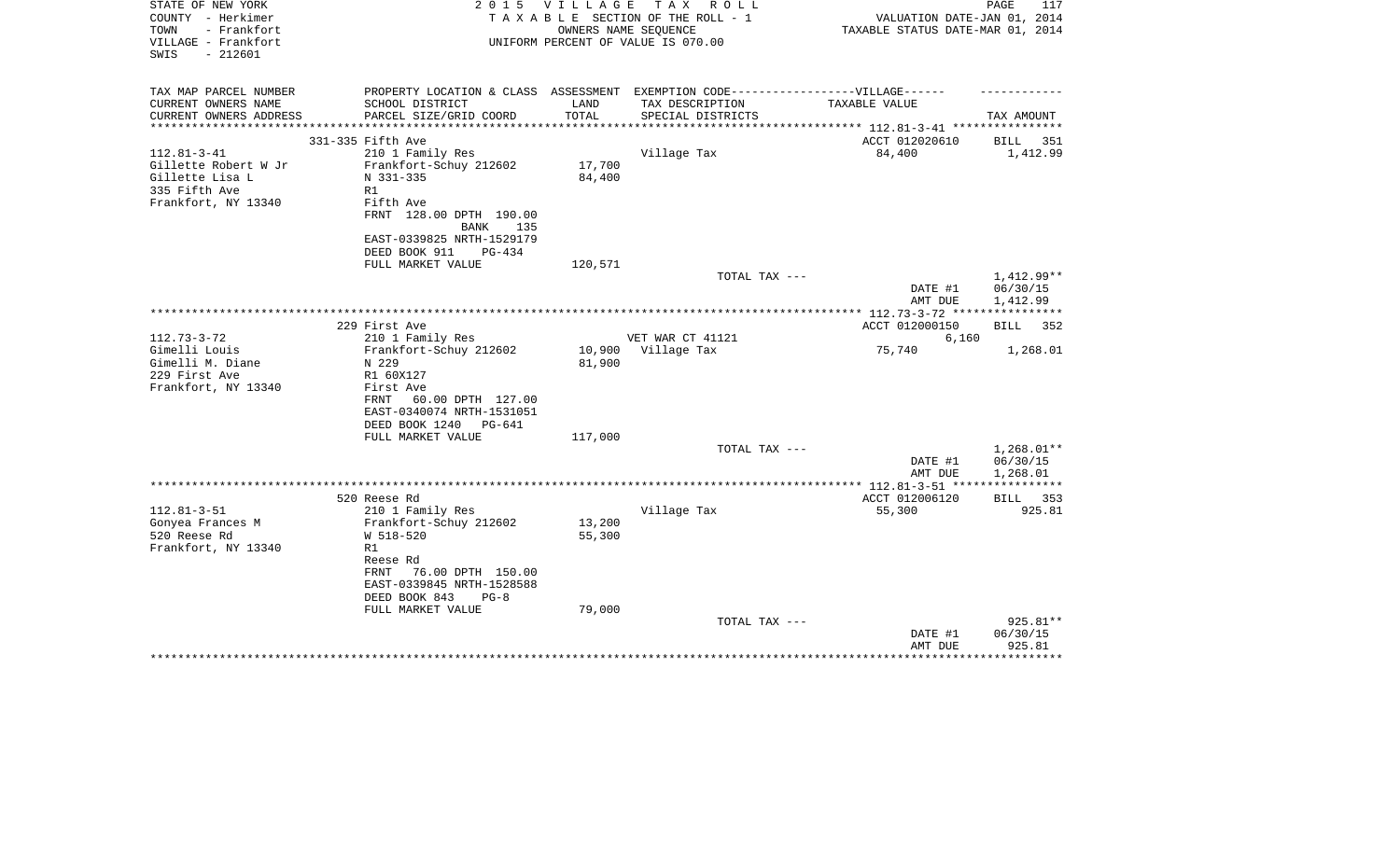STATE OF NEW YORK
COUNTY - Herkimer
TOWN - Frankfort
VILLAGE - Frankfort
SWIS - 212601

**2 0 1 5 V I L L A G E T A X R O L L**
T A X A B L E SECTION OF THE ROLL - 1
OWNERS NAME SEQUENCE
UNIFORM PERCENT OF VALUE IS 070.00

VALUATION DATE-JAN 01, 2014
TAXABLE STATUS DATE-MAR 01, 2014

| TAX MAP PARCEL NUMBER / CURRENT OWNERS NAME / CURRENT OWNERS ADDRESS | PROPERTY LOCATION & CLASS / SCHOOL DISTRICT / PARCEL SIZE/GRID COORD | ASSESSMENT LAND / TOTAL | EXEMPTION CODE / TAX DESCRIPTION / SPECIAL DISTRICTS | TAXABLE VALUE | TAX AMOUNT |
|---|---|---|---|---|---|
| | 331-335 Fifth Ave | | | ACCT 012020610 | BILL 351 |
| 112.81-3-41 | 210 1 Family Res | | Village Tax | 84,400 | 1,412.99 |
| Gillette Robert W Jr | Frankfort-Schuy 212602 | 17,700 | | | |
| Gillette Lisa L | N 331-335 | 84,400 | | | |
| 335 Fifth Ave | R1 | | | | |
| Frankfort, NY 13340 | Fifth Ave | | | | |
| | FRNT 128.00 DPTH 190.00 | | | | |
| | BANK 135 | | | | |
| | EAST-0339825 NRTH-1529179 | | | | |
| | DEED BOOK 911 PG-434 | | | | |
| | FULL MARKET VALUE | 120,571 | | | |
| | | | TOTAL TAX --- | | 1,412.99** |
| | | | | DATE #1 | 06/30/15 |
| | | | | AMT DUE | 1,412.99 |
| | 229 First Ave | | | ACCT 012000150 | BILL 352 |
| 112.73-3-72 | 210 1 Family Res | | VET WAR CT 41121 | 6,160 | |
| Gimelli Louis | Frankfort-Schuy 212602 | 10,900 | Village Tax | 75,740 | 1,268.01 |
| Gimelli M. Diane | N 229 | 81,900 | | | |
| 229 First Ave | R1 60X127 | | | | |
| Frankfort, NY 13340 | First Ave | | | | |
| | FRNT 60.00 DPTH 127.00 | | | | |
| | EAST-0340074 NRTH-1531051 | | | | |
| | DEED BOOK 1240 PG-641 | | | | |
| | FULL MARKET VALUE | 117,000 | | | |
| | | | TOTAL TAX --- | | 1,268.01** |
| | | | | DATE #1 | 06/30/15 |
| | | | | AMT DUE | 1,268.01 |
| | 520 Reese Rd | | | ACCT 012006120 | BILL 353 |
| 112.81-3-51 | 210 1 Family Res | | Village Tax | 55,300 | 925.81 |
| Gonyea Frances M | Frankfort-Schuy 212602 | 13,200 | | | |
| 520 Reese Rd | W 518-520 | 55,300 | | | |
| Frankfort, NY 13340 | R1 | | | | |
| | Reese Rd | | | | |
| | FRNT 76.00 DPTH 150.00 | | | | |
| | EAST-0339845 NRTH-1528588 | | | | |
| | DEED BOOK 843 PG-8 | | | | |
| | FULL MARKET VALUE | 79,000 | | | |
| | | | TOTAL TAX --- | | 925.81** |
| | | | | DATE #1 | 06/30/15 |
| | | | | AMT DUE | 925.81 |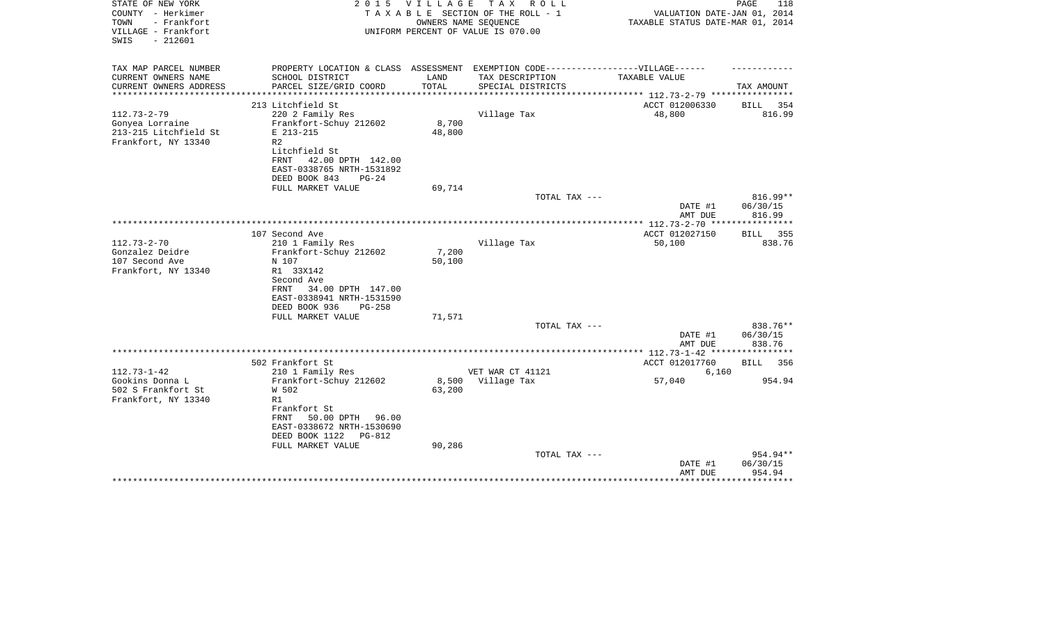STATE OF NEW YORK
COUNTY - Herkimer
TOWN - Frankfort
VILLAGE - Frankfort
SWIS - 212601

2 0 1 5 V I L L A G E T A X R O L L
T A X A B L E SECTION OF THE ROLL - 1
OWNERS NAME SEQUENCE
UNIFORM PERCENT OF VALUE IS 070.00

VALUATION DATE-JAN 01, 2014
TAXABLE STATUS DATE-MAR 01, 2014

| TAX MAP PARCEL NUMBER / CURRENT OWNERS NAME / CURRENT OWNERS ADDRESS | PROPERTY LOCATION & CLASS / SCHOOL DISTRICT / PARCEL SIZE/GRID COORD | ASSESSMENT LAND / TOTAL | EXEMPTION CODE-----VILLAGE------ / TAX DESCRIPTION / SPECIAL DISTRICTS | TAXABLE VALUE | TAX AMOUNT |
|---|---|---|---|---|---|
| 112.73-2-79 | 213 Litchfield St | | | ACCT 012006330 | BILL 354 |
| 112.73-2-79 | 220 2 Family Res | | Village Tax | 48,800 | 816.99 |
| Gonyea Lorraine | Frankfort-Schuy 212602 | 8,700 | | | |
| 213-215 Litchfield St | E 213-215 | 48,800 | | | |
| Frankfort, NY 13340 | R2 | | | | |
| | Litchfield St | | | | |
| | FRNT 42.00 DPTH 142.00 | | | | |
| | EAST-0338765 NRTH-1531892 | | | | |
| | DEED BOOK 843 PG-24 | | | | |
| | FULL MARKET VALUE | 69,714 | | | |
| | | | TOTAL TAX --- | | 816.99** |
| | | | | DATE #1 | 06/30/15 |
| | | | | AMT DUE | 816.99 |
| 112.73-2-70 | 107 Second Ave | | | ACCT 012027150 | BILL 355 |
| 112.73-2-70 | 210 1 Family Res | | Village Tax | 50,100 | 838.76 |
| Gonzalez Deidre | Frankfort-Schuy 212602 | 7,200 | | | |
| 107 Second Ave | N 107 | 50,100 | | | |
| Frankfort, NY 13340 | R1 33X142 | | | | |
| | Second Ave | | | | |
| | FRNT 34.00 DPTH 147.00 | | | | |
| | EAST-0338941 NRTH-1531590 | | | | |
| | DEED BOOK 936 PG-258 | | | | |
| | FULL MARKET VALUE | 71,571 | | | |
| | | | TOTAL TAX --- | | 838.76** |
| | | | | DATE #1 | 06/30/15 |
| | | | | AMT DUE | 838.76 |
| 112.73-1-42 | 502 Frankfort St | | | ACCT 012017760 | BILL 356 |
| 112.73-1-42 | 210 1 Family Res | | VET WAR CT 41121 | 6,160 | |
| Gookins Donna L | Frankfort-Schuy 212602 | 8,500 | Village Tax | 57,040 | 954.94 |
| 502 S Frankfort St | W 502 | 63,200 | | | |
| Frankfort, NY 13340 | R1 | | | | |
| | Frankfort St | | | | |
| | FRNT 50.00 DPTH 96.00 | | | | |
| | EAST-0338672 NRTH-1530690 | | | | |
| | DEED BOOK 1122 PG-812 | | | | |
| | FULL MARKET VALUE | 90,286 | | | |
| | | | TOTAL TAX --- | | 954.94** |
| | | | | DATE #1 | 06/30/15 |
| | | | | AMT DUE | 954.94 |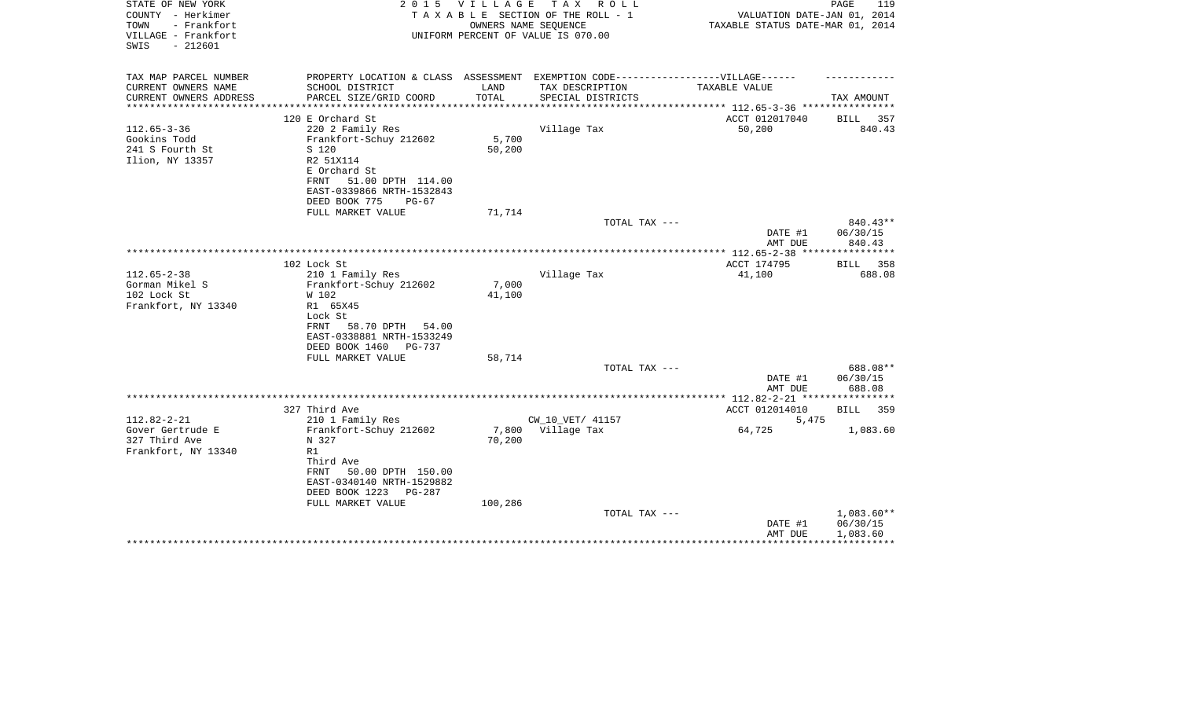STATE OF NEW YORK — 2015 VILLAGE TAX ROLL
COUNTY - Herkimer — TAXABLE SECTION OF THE ROLL - 1 — VALUATION DATE-JAN 01, 2014
TOWN - Frankfort — OWNERS NAME SEQUENCE — TAXABLE STATUS DATE-MAR 01, 2014
VILLAGE - Frankfort — UNIFORM PERCENT OF VALUE IS 070.00
SWIS - 212601

| TAX MAP PARCEL NUMBER / CURRENT OWNERS NAME / CURRENT OWNERS ADDRESS | PROPERTY LOCATION & CLASS / SCHOOL DISTRICT / PARCEL SIZE/GRID COORD | ASSESSMENT LAND / TOTAL | EXEMPTION CODE / TAX DESCRIPTION / SPECIAL DISTRICTS | VILLAGE TAXABLE VALUE | TAX AMOUNT |
|---|---|---|---|---|---|
| | 120 E Orchard St | | | ACCT 012017040 | BILL 357 |
| 112.65-3-36 | 220 2 Family Res | | Village Tax | 50,200 | 840.43 |
| Gookins Todd | Frankfort-Schuy 212602 | 5,700 | | | |
| 241 S Fourth St | S 120 | 50,200 | | | |
| Ilion, NY 13357 | R2 51X114 | | | | |
| | E Orchard St | | | | |
| | FRNT 51.00 DPTH 114.00 | | | | |
| | EAST-0339866 NRTH-1532843 | | | | |
| | DEED BOOK 775 PG-67 | | | | |
| | FULL MARKET VALUE | 71,714 | | | |
| | | | TOTAL TAX --- | | 840.43** |
| | | | | DATE #1 | 06/30/15 |
| | | | | AMT DUE | 840.43 |
| | 102 Lock St | | | ACCT 174795 | BILL 358 |
| 112.65-2-38 | 210 1 Family Res | | Village Tax | 41,100 | 688.08 |
| Gorman Mikel S | Frankfort-Schuy 212602 | 7,000 | | | |
| 102 Lock St | W 102 | 41,100 | | | |
| Frankfort, NY 13340 | R1 65X45 | | | | |
| | Lock St | | | | |
| | FRNT 58.70 DPTH 54.00 | | | | |
| | EAST-0338881 NRTH-1533249 | | | | |
| | DEED BOOK 1460 PG-737 | | | | |
| | FULL MARKET VALUE | 58,714 | | | |
| | | | TOTAL TAX --- | | 688.08** |
| | | | | DATE #1 | 06/30/15 |
| | | | | AMT DUE | 688.08 |
| | 327 Third Ave | | | ACCT 012014010 | BILL 359 |
| 112.82-2-21 | 210 1 Family Res | | CW_10_VET/ 41157 | 5,475 | |
| Gover Gertrude E | Frankfort-Schuy 212602 | 7,800 | Village Tax | 64,725 | 1,083.60 |
| 327 Third Ave | N 327 | 70,200 | | | |
| Frankfort, NY 13340 | R1 | | | | |
| | Third Ave | | | | |
| | FRNT 50.00 DPTH 150.00 | | | | |
| | EAST-0340140 NRTH-1529882 | | | | |
| | DEED BOOK 1223 PG-287 | | | | |
| | FULL MARKET VALUE | 100,286 | | | |
| | | | TOTAL TAX --- | | 1,083.60** |
| | | | | DATE #1 | 06/30/15 |
| | | | | AMT DUE | 1,083.60 |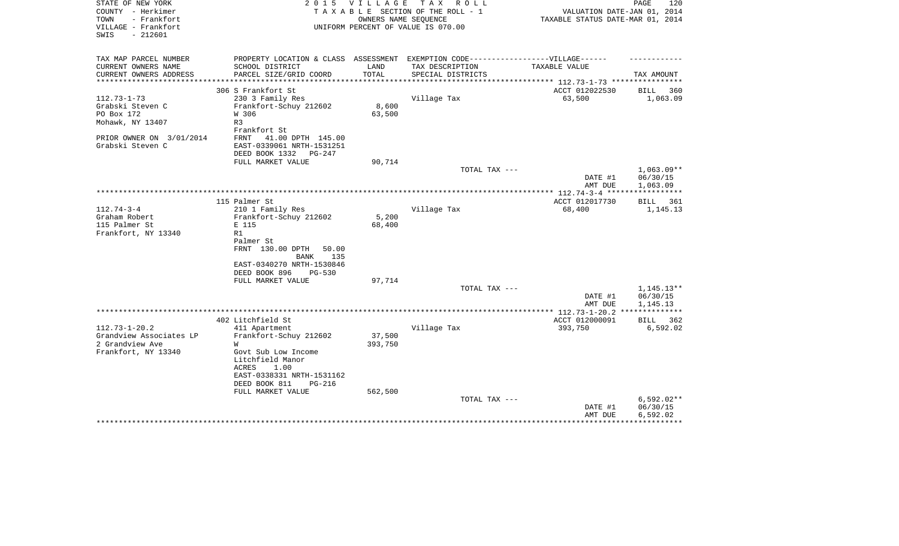STATE OF NEW YORK
COUNTY - Herkimer
TOWN - Frankfort
VILLAGE - Frankfort
SWIS - 212601

2 0 1 5 V I L L A G E T A X R O L L
T A X A B L E SECTION OF THE ROLL - 1
OWNERS NAME SEQUENCE
UNIFORM PERCENT OF VALUE IS 070.00

VALUATION DATE-JAN 01, 2014
TAXABLE STATUS DATE-MAR 01, 2014

| TAX MAP PARCEL NUMBER<br>CURRENT OWNERS NAME<br>CURRENT OWNERS ADDRESS | PROPERTY LOCATION & CLASS<br>SCHOOL DISTRICT<br>PARCEL SIZE/GRID COORD | ASSESSMENT<br>LAND<br>TOTAL | EXEMPTION CODE------------------VILLAGE------<br>TAX DESCRIPTION<br>SPECIAL DISTRICTS | TAXABLE VALUE | TAX AMOUNT |
|---|---|---|---|---|---|
| | 306 S Frankfort St | | | ACCT 012022530 | BILL 360 |
| 112.73-1-73 | 230 3 Family Res | | Village Tax | 63,500 | 1,063.09 |
| Grabski Steven C | Frankfort-Schuy 212602 | 8,600 | | | |
| PO Box 172 | W 306 | 63,500 | | | |
| Mohawk, NY 13407 | R3 | | | | |
| | Frankfort St | | | | |
| PRIOR OWNER ON 3/01/2014 | FRNT 41.00 DPTH 145.00 | | | | |
| Grabski Steven C | EAST-0339061 NRTH-1531251 | | | | |
| | DEED BOOK 1332 PG-247 | | | | |
| | FULL MARKET VALUE | 90,714 | | | |
| | | | TOTAL TAX --- | | 1,063.09** |
| | | | | DATE #1 | 06/30/15 |
| | | | | AMT DUE | 1,063.09 |
| | 115 Palmer St | | | ACCT 012017730 | BILL 361 |
| 112.74-3-4 | 210 1 Family Res | | Village Tax | 68,400 | 1,145.13 |
| Graham Robert | Frankfort-Schuy 212602 | 5,200 | | | |
| 115 Palmer St | E 115 | 68,400 | | | |
| Frankfort, NY 13340 | R1 | | | | |
| | Palmer St | | | | |
| | FRNT 130.00 DPTH 50.00 | | | | |
| | BANK 135 | | | | |
| | EAST-0340270 NRTH-1530846 | | | | |
| | DEED BOOK 896 PG-530 | | | | |
| | FULL MARKET VALUE | 97,714 | | | |
| | | | TOTAL TAX --- | | 1,145.13** |
| | | | | DATE #1 | 06/30/15 |
| | | | | AMT DUE | 1,145.13 |
| | 402 Litchfield St | | | ACCT 012000091 | BILL 362 |
| 112.73-1-20.2 | 411 Apartment | | Village Tax | 393,750 | 6,592.02 |
| Grandview Associates LP | Frankfort-Schuy 212602 | 37,500 | | | |
| 2 Grandview Ave | W | 393,750 | | | |
| Frankfort, NY 13340 | Govt Sub Low Income | | | | |
| | Litchfield Manor | | | | |
| | ACRES 1.00 | | | | |
| | EAST-0338331 NRTH-1531162 | | | | |
| | DEED BOOK 811 PG-216 | | | | |
| | FULL MARKET VALUE | 562,500 | | | |
| | | | TOTAL TAX --- | | 6,592.02** |
| | | | | DATE #1 | 06/30/15 |
| | | | | AMT DUE | 6,592.02 |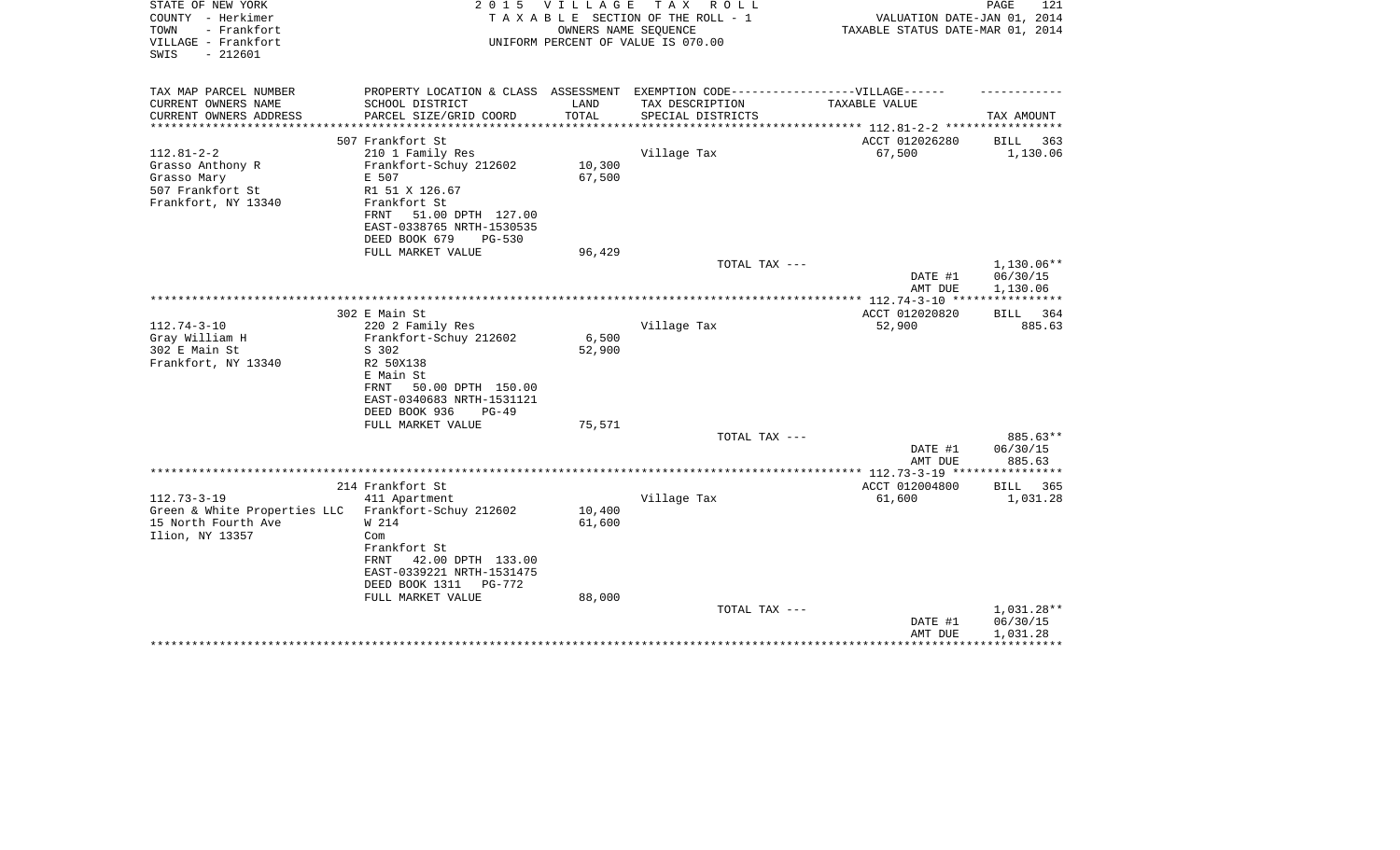STATE OF NEW YORK — 2015 VILLAGE TAX ROLL
COUNTY - Herkimer — TAXABLE SECTION OF THE ROLL - 1 — VALUATION DATE-JAN 01, 2014
TOWN - Frankfort — OWNERS NAME SEQUENCE — TAXABLE STATUS DATE-MAR 01, 2014
VILLAGE - Frankfort — UNIFORM PERCENT OF VALUE IS 070.00
SWIS - 212601

| TAX MAP PARCEL NUMBER<br>CURRENT OWNERS NAME<br>CURRENT OWNERS ADDRESS | PROPERTY LOCATION & CLASS<br>SCHOOL DISTRICT<br>PARCEL SIZE/GRID COORD | ASSESSMENT<br>LAND<br>TOTAL | EXEMPTION CODE------VILLAGE------<br>TAX DESCRIPTION<br>SPECIAL DISTRICTS | TAXABLE VALUE | TAX AMOUNT |
|---|---|---|---|---|---|
| 112.81-2-2 | 507 Frankfort St | | | ACCT 012026280 | BILL 363 |
| Grasso Anthony R | 210 1 Family Res | | Village Tax | 67,500 | 1,130.06 |
| Grasso Mary | Frankfort-Schuy 212602 | 10,300 | | | |
| 507 Frankfort St | E 507 | 67,500 | | | |
| Frankfort, NY 13340 | R1 51 X 126.67 | | | | |
| | Frankfort St | | | | |
| | FRNT 51.00 DPTH 127.00 | | | | |
| | EAST-0338765 NRTH-1530535 | | | | |
| | DEED BOOK 679 PG-530 | | | | |
| | FULL MARKET VALUE | 96,429 | | | |
| | | | TOTAL TAX --- | | 1,130.06** |
| | | | | DATE #1 | 06/30/15 |
| | | | | AMT DUE | 1,130.06 |
| 112.74-3-10 | 302 E Main St | | | ACCT 012020820 | BILL 364 |
| Gray William H | 220 2 Family Res | | Village Tax | 52,900 | 885.63 |
| 302 E Main St | Frankfort-Schuy 212602 | 6,500 | | | |
| Frankfort, NY 13340 | S 302 | 52,900 | | | |
| | R2 50X138 | | | | |
| | E Main St | | | | |
| | FRNT 50.00 DPTH 150.00 | | | | |
| | EAST-0340683 NRTH-1531121 | | | | |
| | DEED BOOK 936 PG-49 | | | | |
| | FULL MARKET VALUE | 75,571 | | | |
| | | | TOTAL TAX --- | | 885.63** |
| | | | | DATE #1 | 06/30/15 |
| | | | | AMT DUE | 885.63 |
| 112.73-3-19 | 214 Frankfort St | | | ACCT 012004800 | BILL 365 |
| Green & White Properties LLC | 411 Apartment | | Village Tax | 61,600 | 1,031.28 |
| 15 North Fourth Ave | Frankfort-Schuy 212602 | 10,400 | | | |
| Ilion, NY 13357 | W 214 | 61,600 | | | |
| | Com | | | | |
| | Frankfort St | | | | |
| | FRNT 42.00 DPTH 133.00 | | | | |
| | EAST-0339221 NRTH-1531475 | | | | |
| | DEED BOOK 1311 PG-772 | | | | |
| | FULL MARKET VALUE | 88,000 | | | |
| | | | TOTAL TAX --- | | 1,031.28** |
| | | | | DATE #1 | 06/30/15 |
| | | | | AMT DUE | 1,031.28 |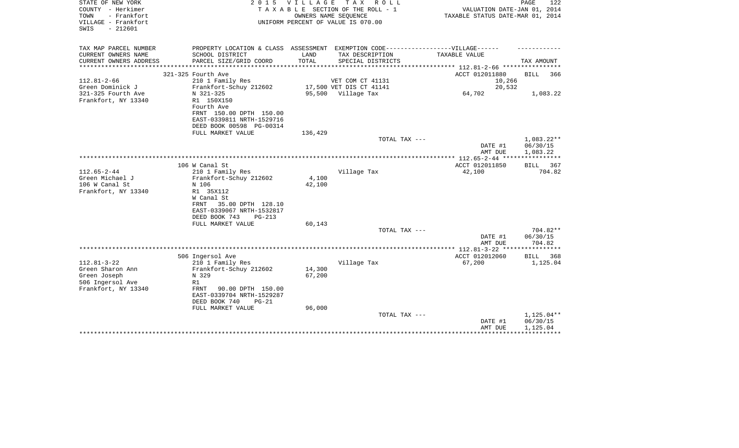STATE OF NEW YORK　　　　　　　　2 0 1 5　V I L L A G E　T A X　R O L L

COUNTY - Herkimer　　　　　　　T A X A B L E SECTION OF THE ROLL - 1　　　　　VALUATION DATE-JAN 01, 2014

TOWN - Frankfort　　　　　　　　OWNERS NAME SEQUENCE　　　　　　　TAXABLE STATUS DATE-MAR 01, 2014

VILLAGE - Frankfort　　　　　　UNIFORM PERCENT OF VALUE IS 070.00

SWIS - 212601

| TAX MAP PARCEL NUMBER / CURRENT OWNERS NAME / CURRENT OWNERS ADDRESS | PROPERTY LOCATION & CLASS / SCHOOL DISTRICT / PARCEL SIZE/GRID COORD | ASSESSMENT LAND / TOTAL | EXEMPTION CODE-----VILLAGE------ / TAX DESCRIPTION / SPECIAL DISTRICTS | TAXABLE VALUE | TAX AMOUNT |
|---|---|---|---|---|---|
| | 321-325 Fourth Ave | | | ACCT 012011880 | BILL 366 |
| 112.81-2-66 | 210 1 Family Res | | VET COM CT 41131 | 10,266 | |
| Green Dominick J | Frankfort-Schuy 212602 | 17,500 | VET DIS CT 41141 | 20,532 | |
| 321-325 Fourth Ave | N 321-325 | 95,500 | Village Tax | 64,702 | 1,083.22 |
| Frankfort, NY 13340 | R1 150X150 | | | | |
| | Fourth Ave | | | | |
| | FRNT 150.00 DPTH 150.00 | | | | |
| | EAST-0339811 NRTH-1529716 | | | | |
| | DEED BOOK 00598 PG-00314 | | | | |
| | FULL MARKET VALUE | 136,429 | | | |
| | | | TOTAL TAX --- | | 1,083.22** |
| | | | | DATE #1 | 06/30/15 |
| | | | | AMT DUE | 1,083.22 |
| | 106 W Canal St | | | ACCT 012011850 | BILL 367 |
| 112.65-2-44 | 210 1 Family Res | | Village Tax | 42,100 | 704.82 |
| Green Michael J | Frankfort-Schuy 212602 | 4,100 | | | |
| 106 W Canal St | N 106 | 42,100 | | | |
| Frankfort, NY 13340 | R1 35X112 | | | | |
| | W Canal St | | | | |
| | FRNT 35.00 DPTH 128.10 | | | | |
| | EAST-0339067 NRTH-1532817 | | | | |
| | DEED BOOK 743 PG-213 | | | | |
| | FULL MARKET VALUE | 60,143 | | | |
| | | | TOTAL TAX --- | | 704.82** |
| | | | | DATE #1 | 06/30/15 |
| | | | | AMT DUE | 704.82 |
| | 506 Ingersol Ave | | | ACCT 012012060 | BILL 368 |
| 112.81-3-22 | 210 1 Family Res | | Village Tax | 67,200 | 1,125.04 |
| Green Sharon Ann | Frankfort-Schuy 212602 | 14,300 | | | |
| Green Joseph | N 329 | 67,200 | | | |
| 506 Ingersol Ave | R1 | | | | |
| Frankfort, NY 13340 | FRNT 90.00 DPTH 150.00 | | | | |
| | EAST-0339704 NRTH-1529287 | | | | |
| | DEED BOOK 740 PG-21 | | | | |
| | FULL MARKET VALUE | 96,000 | | | |
| | | | TOTAL TAX --- | | 1,125.04** |
| | | | | DATE #1 | 06/30/15 |
| | | | | AMT DUE | 1,125.04 |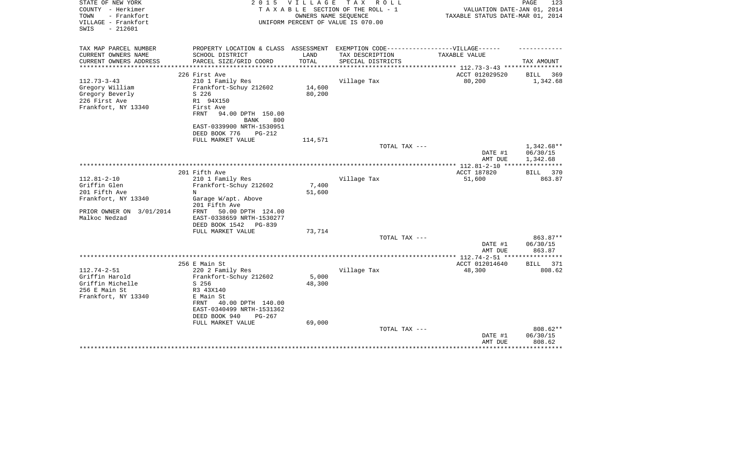STATE OF NEW YORK
COUNTY - Herkimer
TOWN - Frankfort
VILLAGE - Frankfort
SWIS - 212601

2 0 1 5 V I L L A G E T A X R O L L
T A X A B L E SECTION OF THE ROLL - 1
OWNERS NAME SEQUENCE
UNIFORM PERCENT OF VALUE IS 070.00

VALUATION DATE-JAN 01, 2014
TAXABLE STATUS DATE-MAR 01, 2014

| TAX MAP PARCEL NUMBER<br>CURRENT OWNERS NAME<br>CURRENT OWNERS ADDRESS | PROPERTY LOCATION & CLASS<br>SCHOOL DISTRICT<br>PARCEL SIZE/GRID COORD | ASSESSMENT<br>LAND<br>TOTAL | EXEMPTION CODE------VILLAGE------<br>TAX DESCRIPTION<br>SPECIAL DISTRICTS | TAXABLE VALUE | TAX AMOUNT |
|---|---|---|---|---|---|
| | 226 First Ave | | | ACCT 012029520 | BILL 369 |
| 112.73-3-43 | 210 1 Family Res | | Village Tax | 80,200 | 1,342.68 |
| Gregory William | Frankfort-Schuy 212602 | 14,600 | | | |
| Gregory Beverly | S 226 | 80,200 | | | |
| 226 First Ave | R1 94X150 | | | | |
| Frankfort, NY 13340 | First Ave | | | | |
| | FRNT 94.00 DPTH 150.00 | | | | |
| | BANK 800 | | | | |
| | EAST-0339900 NRTH-1530951 | | | | |
| | DEED BOOK 776 PG-212 | | | | |
| | FULL MARKET VALUE | 114,571 | | | |
| | | | TOTAL TAX --- | | 1,342.68** |
| | | | | DATE #1 | 06/30/15 |
| | | | | AMT DUE | 1,342.68 |
| | 201 Fifth Ave | | | ACCT 187820 | BILL 370 |
| 112.81-2-10 | 210 1 Family Res | | Village Tax | 51,600 | 863.87 |
| Griffin Glen | Frankfort-Schuy 212602 | 7,400 | | | |
| 201 Fifth Ave | N | 51,600 | | | |
| Frankfort, NY 13340 | Garage W/apt. Above | | | | |
| | 201 Fifth Ave | | | | |
| PRIOR OWNER ON 3/01/2014 | FRNT 50.00 DPTH 124.00 | | | | |
| Malkoc Nedzad | EAST-0338659 NRTH-1530277 | | | | |
| | DEED BOOK 1542 PG-839 | | | | |
| | FULL MARKET VALUE | 73,714 | | | |
| | | | TOTAL TAX --- | | 863.87** |
| | | | | DATE #1 | 06/30/15 |
| | | | | AMT DUE | 863.87 |
| | 256 E Main St | | | ACCT 012014640 | BILL 371 |
| 112.74-2-51 | 220 2 Family Res | | Village Tax | 48,300 | 808.62 |
| Griffin Harold | Frankfort-Schuy 212602 | 5,000 | | | |
| Griffin Michelle | S 256 | 48,300 | | | |
| 256 E Main St | R3 43X140 | | | | |
| Frankfort, NY 13340 | E Main St | | | | |
| | FRNT 40.00 DPTH 140.00 | | | | |
| | EAST-0340499 NRTH-1531362 | | | | |
| | DEED BOOK 940 PG-267 | | | | |
| | FULL MARKET VALUE | 69,000 | | | |
| | | | TOTAL TAX --- | | 808.62** |
| | | | | DATE #1 | 06/30/15 |
| | | | | AMT DUE | 808.62 |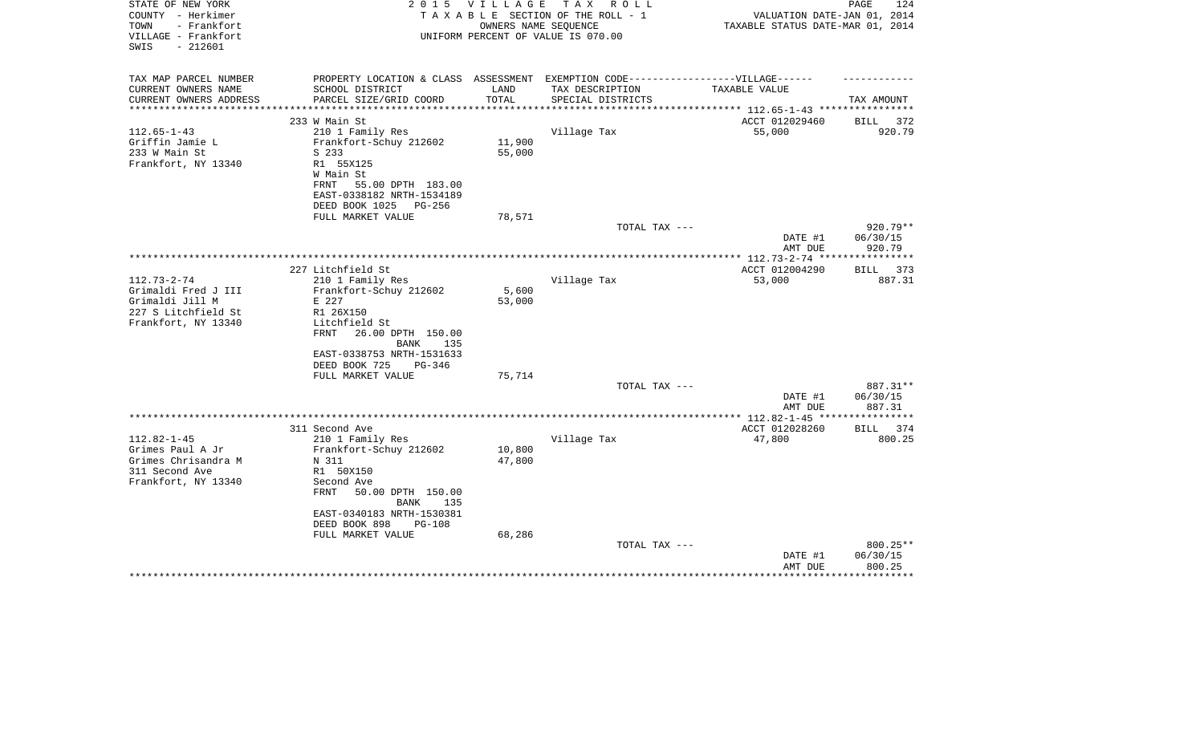STATE OF NEW YORK
COUNTY - Herkimer
TOWN - Frankfort
VILLAGE - Frankfort
SWIS - 212601

2015 VILLAGE TAX ROLL
TAXABLE SECTION OF THE ROLL - 1
OWNERS NAME SEQUENCE
UNIFORM PERCENT OF VALUE IS 070.00

VALUATION DATE-JAN 01, 2014
TAXABLE STATUS DATE-MAR 01, 2014

| TAX MAP PARCEL NUMBER<br>CURRENT OWNERS NAME<br>CURRENT OWNERS ADDRESS | PROPERTY LOCATION & CLASS<br>SCHOOL DISTRICT<br>PARCEL SIZE/GRID COORD | ASSESSMENT<br>LAND<br>TOTAL | EXEMPTION CODE------VILLAGE------<br>TAX DESCRIPTION<br>SPECIAL DISTRICTS | TAXABLE VALUE | TAX AMOUNT |
|---|---|---|---|---|---|
| | 233 W Main St | | | ACCT 012029460 | BILL 372 |
| 112.65-1-43 | 210 1 Family Res | | Village Tax | 55,000 | 920.79 |
| Griffin Jamie L | Frankfort-Schuy 212602 | 11,900 | | | |
| 233 W Main St | S 233 | 55,000 | | | |
| Frankfort, NY 13340 | R1 55X125 | | | | |
| | W Main St | | | | |
| | FRNT 55.00 DPTH 183.00 | | | | |
| | EAST-0338182 NRTH-1534189 | | | | |
| | DEED BOOK 1025 PG-256 | | | | |
| | FULL MARKET VALUE | 78,571 | | | |
| | | | TOTAL TAX --- | | 920.79** |
| | | | | DATE #1 | 06/30/15 |
| | | | | AMT DUE | 920.79 |
| | 227 Litchfield St | | | ACCT 012004290 | BILL 373 |
| 112.73-2-74 | 210 1 Family Res | | Village Tax | 53,000 | 887.31 |
| Grimaldi Fred J III | Frankfort-Schuy 212602 | 5,600 | | | |
| Grimaldi Jill M | E 227 | 53,000 | | | |
| 227 S Litchfield St | R1 26X150 | | | | |
| Frankfort, NY 13340 | Litchfield St | | | | |
| | FRNT 26.00 DPTH 150.00 | | | | |
| | BANK 135 | | | | |
| | EAST-0338753 NRTH-1531633 | | | | |
| | DEED BOOK 725 PG-346 | | | | |
| | FULL MARKET VALUE | 75,714 | | | |
| | | | TOTAL TAX --- | | 887.31** |
| | | | | DATE #1 | 06/30/15 |
| | | | | AMT DUE | 887.31 |
| | 311 Second Ave | | | ACCT 012028260 | BILL 374 |
| 112.82-1-45 | 210 1 Family Res | | Village Tax | 47,800 | 800.25 |
| Grimes Paul A Jr | Frankfort-Schuy 212602 | 10,800 | | | |
| Grimes Chrisandra M | N 311 | 47,800 | | | |
| 311 Second Ave | R1 50X150 | | | | |
| Frankfort, NY 13340 | Second Ave | | | | |
| | FRNT 50.00 DPTH 150.00 | | | | |
| | BANK 135 | | | | |
| | EAST-0340183 NRTH-1530381 | | | | |
| | DEED BOOK 898 PG-108 | | | | |
| | FULL MARKET VALUE | 68,286 | | | |
| | | | TOTAL TAX --- | | 800.25** |
| | | | | DATE #1 | 06/30/15 |
| | | | | AMT DUE | 800.25 |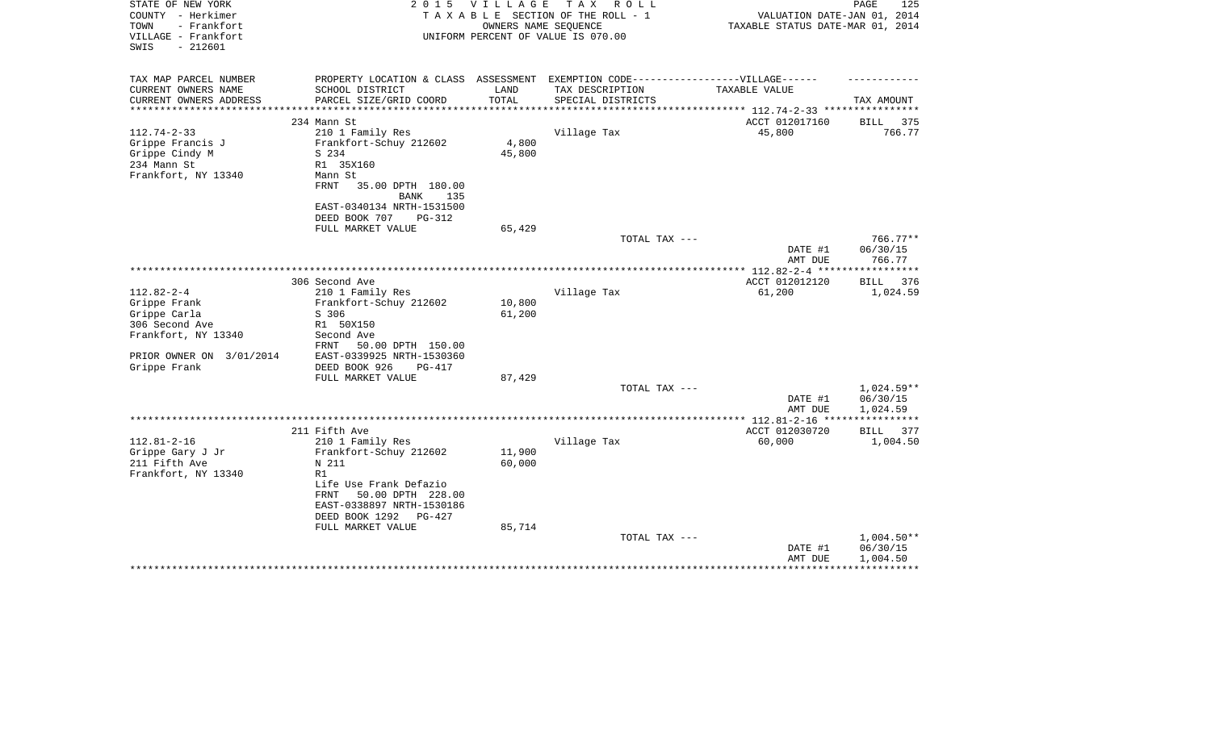STATE OF NEW YORK
COUNTY - Herkimer
TOWN - Frankfort
VILLAGE - Frankfort
SWIS - 212601

2 0 1 5 V I L L A G E T A X R O L L
T A X A B L E SECTION OF THE ROLL - 1
OWNERS NAME SEQUENCE
UNIFORM PERCENT OF VALUE IS 070.00

VALUATION DATE-JAN 01, 2014
TAXABLE STATUS DATE-MAR 01, 2014

| TAX MAP PARCEL NUMBER<br>CURRENT OWNERS NAME<br>CURRENT OWNERS ADDRESS | PROPERTY LOCATION & CLASS<br>SCHOOL DISTRICT<br>PARCEL SIZE/GRID COORD | ASSESSMENT<br>LAND<br>TOTAL | EXEMPTION CODE------------------VILLAGE------<br>TAX DESCRIPTION<br>SPECIAL DISTRICTS | TAXABLE VALUE | TAX AMOUNT |
|---|---|---|---|---|---|
| | 234 Mann St | | | ACCT 012017160 | BILL 375 |
| 112.74-2-33 | 210 1 Family Res | | Village Tax | 45,800 | 766.77 |
| Grippe Francis J | Frankfort-Schuy 212602 | 4,800 | | | |
| Grippe Cindy M | S 234 | 45,800 | | | |
| 234 Mann St | R1 35X160 | | | | |
| Frankfort, NY 13340 | Mann St | | | | |
| | FRNT 35.00 DPTH 180.00 | | | | |
| | BANK 135 | | | | |
| | EAST-0340134 NRTH-1531500 | | | | |
| | DEED BOOK 707 PG-312 | | | | |
| | FULL MARKET VALUE | 65,429 | | | |
| | | | TOTAL TAX --- | | 766.77** |
| | | | | DATE #1 | 06/30/15 |
| | | | | AMT DUE | 766.77 |
| | 306 Second Ave | | | ACCT 012012120 | BILL 376 |
| 112.82-2-4 | 210 1 Family Res | | Village Tax | 61,200 | 1,024.59 |
| Grippe Frank | Frankfort-Schuy 212602 | 10,800 | | | |
| Grippe Carla | S 306 | 61,200 | | | |
| 306 Second Ave | R1 50X150 | | | | |
| Frankfort, NY 13340 | Second Ave | | | | |
| | FRNT 50.00 DPTH 150.00 | | | | |
| PRIOR OWNER ON 3/01/2014 | EAST-0339925 NRTH-1530360 | | | | |
| Grippe Frank | DEED BOOK 926 PG-417 | | | | |
| | FULL MARKET VALUE | 87,429 | | | |
| | | | TOTAL TAX --- | | 1,024.59** |
| | | | | DATE #1 | 06/30/15 |
| | | | | AMT DUE | 1,024.59 |
| | 211 Fifth Ave | | | ACCT 012030720 | BILL 377 |
| 112.81-2-16 | 210 1 Family Res | | Village Tax | 60,000 | 1,004.50 |
| Grippe Gary J Jr | Frankfort-Schuy 212602 | 11,900 | | | |
| 211 Fifth Ave | N 211 | 60,000 | | | |
| Frankfort, NY 13340 | R1 | | | | |
| | Life Use Frank Defazio | | | | |
| | FRNT 50.00 DPTH 228.00 | | | | |
| | EAST-0338897 NRTH-1530186 | | | | |
| | DEED BOOK 1292 PG-427 | | | | |
| | FULL MARKET VALUE | 85,714 | | | |
| | | | TOTAL TAX --- | | 1,004.50** |
| | | | | DATE #1 | 06/30/15 |
| | | | | AMT DUE | 1,004.50 |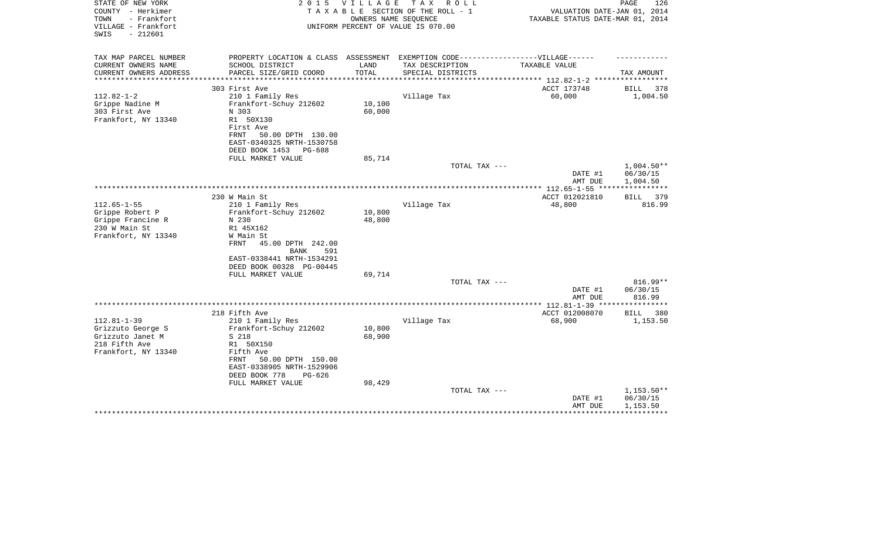STATE OF NEW YORK
COUNTY - Herkimer
TOWN - Frankfort
VILLAGE - Frankfort
SWIS - 212601

2 0 1 5 V I L L A G E T A X R O L L
T A X A B L E SECTION OF THE ROLL - 1
OWNERS NAME SEQUENCE
UNIFORM PERCENT OF VALUE IS 070.00

VALUATION DATE-JAN 01, 2014
TAXABLE STATUS DATE-MAR 01, 2014

| TAX MAP PARCEL NUMBER<br>CURRENT OWNERS NAME<br>CURRENT OWNERS ADDRESS | PROPERTY LOCATION & CLASS<br>SCHOOL DISTRICT<br>PARCEL SIZE/GRID COORD | ASSESSMENT<br>LAND<br>TOTAL | EXEMPTION CODE------VILLAGE------<br>TAX DESCRIPTION<br>SPECIAL DISTRICTS | TAXABLE VALUE | TAX AMOUNT |
|---|---|---|---|---|---|
| 112.82-1-2 | 303 First Ave | | | ACCT 173748 | BILL 378 |
| 112.82-1-2 | 210 1 Family Res | | Village Tax | 60,000 | 1,004.50 |
| Grippe Nadine M | Frankfort-Schuy 212602 | 10,100 | | | |
| 303 First Ave | N 303 | 60,000 | | | |
| Frankfort, NY 13340 | R1 50X130 | | | | |
| | First Ave | | | | |
| | FRNT 50.00 DPTH 130.00 | | | | |
| | EAST-0340325 NRTH-1530758 | | | | |
| | DEED BOOK 1453 PG-688 | | | | |
| | FULL MARKET VALUE | 85,714 | | | |
| | | | TOTAL TAX --- | | 1,004.50** |
| | | | | DATE #1 | 06/30/15 |
| | | | | AMT DUE | 1,004.50 |
| 112.65-1-55 | 230 W Main St | | | ACCT 012021810 | BILL 379 |
| 112.65-1-55 | 210 1 Family Res | | Village Tax | 48,800 | 816.99 |
| Grippe Robert P | Frankfort-Schuy 212602 | 10,800 | | | |
| Grippe Francine R | N 230 | 48,800 | | | |
| 230 W Main St | R1 45X162 | | | | |
| Frankfort, NY 13340 | W Main St | | | | |
| | FRNT 45.00 DPTH 242.00 | | | | |
| | BANK 591 | | | | |
| | EAST-0338441 NRTH-1534291 | | | | |
| | DEED BOOK 00328 PG-00445 | | | | |
| | FULL MARKET VALUE | 69,714 | | | |
| | | | TOTAL TAX --- | | 816.99** |
| | | | | DATE #1 | 06/30/15 |
| | | | | AMT DUE | 816.99 |
| 112.81-1-39 | 218 Fifth Ave | | | ACCT 012008070 | BILL 380 |
| 112.81-1-39 | 210 1 Family Res | | Village Tax | 68,900 | 1,153.50 |
| Grizzuto George S | Frankfort-Schuy 212602 | 10,800 | | | |
| Grizzuto Janet M | S 218 | 68,900 | | | |
| 218 Fifth Ave | R1 50X150 | | | | |
| Frankfort, NY 13340 | Fifth Ave | | | | |
| | FRNT 50.00 DPTH 150.00 | | | | |
| | EAST-0338905 NRTH-1529906 | | | | |
| | DEED BOOK 778 PG-626 | | | | |
| | FULL MARKET VALUE | 98,429 | | | |
| | | | TOTAL TAX --- | | 1,153.50** |
| | | | | DATE #1 | 06/30/15 |
| | | | | AMT DUE | 1,153.50 |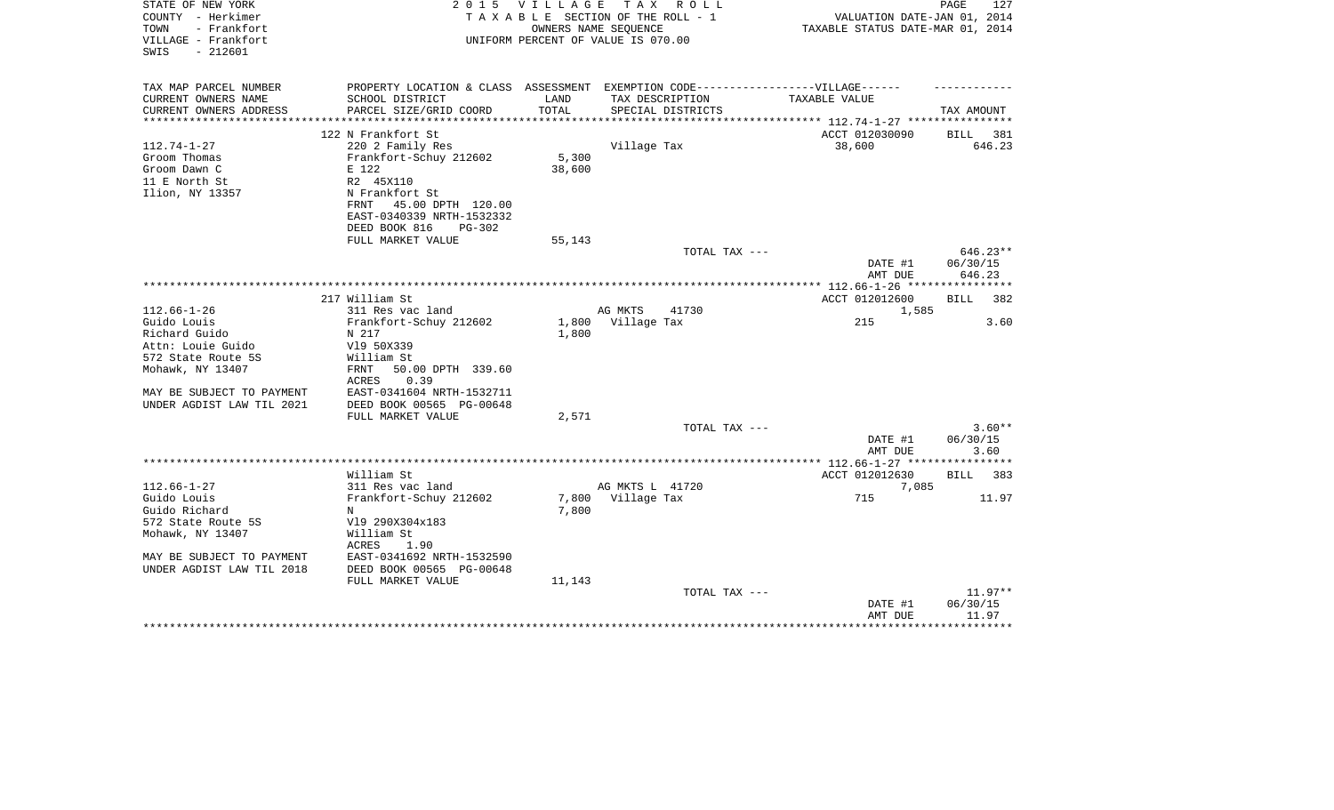STATE OF NEW YORK
COUNTY - Herkimer
TOWN - Frankfort
VILLAGE - Frankfort
SWIS - 212601

2 0 1 5 V I L L A G E T A X R O L L
T A X A B L E SECTION OF THE ROLL - 1
OWNERS NAME SEQUENCE
UNIFORM PERCENT OF VALUE IS 070.00

VALUATION DATE-JAN 01, 2014
TAXABLE STATUS DATE-MAR 01, 2014

| TAX MAP PARCEL NUMBER<br>CURRENT OWNERS NAME<br>CURRENT OWNERS ADDRESS | PROPERTY LOCATION & CLASS<br>SCHOOL DISTRICT<br>PARCEL SIZE/GRID COORD | ASSESSMENT<br>LAND<br>TOTAL | EXEMPTION CODE------VILLAGE------<br>TAX DESCRIPTION<br>SPECIAL DISTRICTS | TAXABLE VALUE | TAX AMOUNT |
|---|---|---|---|---|---|
| | 122 N Frankfort St | | | ACCT 012030090 | BILL 381 |
| 112.74-1-27 | 220 2 Family Res | | Village Tax | 38,600 | 646.23 |
| Groom Thomas | Frankfort-Schuy 212602 | 5,300 | | | |
| Groom Dawn C | E 122 | 38,600 | | | |
| 11 E North St | R2 45X110 | | | | |
| Ilion, NY 13357 | N Frankfort St | | | | |
| | FRNT 45.00 DPTH 120.00 | | | | |
| | EAST-0340339 NRTH-1532332 | | | | |
| | DEED BOOK 816 PG-302 | | | | |
| | FULL MARKET VALUE | 55,143 | | | |
| | | | TOTAL TAX --- | | 646.23** |
| | | | | DATE #1 | 06/30/15 |
| | | | | AMT DUE | 646.23 |
| | 217 William St | | | ACCT 012012600 | BILL 382 |
| 112.66-1-26 | 311 Res vac land | | AG MKTS 41730 | 1,585 | |
| Guido Louis | Frankfort-Schuy 212602 | 1,800 | Village Tax | 215 | 3.60 |
| Richard Guido | N 217 | 1,800 | | | |
| Attn: Louie Guido | Vl9 50X339 | | | | |
| 572 State Route 5S | William St | | | | |
| Mohawk, NY 13407 | FRNT 50.00 DPTH 339.60 | | | | |
| | ACRES 0.39 | | | | |
| MAY BE SUBJECT TO PAYMENT | EAST-0341604 NRTH-1532711 | | | | |
| UNDER AGDIST LAW TIL 2021 | DEED BOOK 00565 PG-00648 | | | | |
| | FULL MARKET VALUE | 2,571 | | | |
| | | | TOTAL TAX --- | | 3.60** |
| | | | | DATE #1 | 06/30/15 |
| | | | | AMT DUE | 3.60 |
| | William St | | | ACCT 012012630 | BILL 383 |
| 112.66-1-27 | 311 Res vac land | | AG MKTS L 41720 | 7,085 | |
| Guido Louis | Frankfort-Schuy 212602 | 7,800 | Village Tax | 715 | 11.97 |
| Guido Richard | N | 7,800 | | | |
| 572 State Route 5S | Vl9 290X304x183 | | | | |
| Mohawk, NY 13407 | William St | | | | |
| | ACRES 1.90 | | | | |
| MAY BE SUBJECT TO PAYMENT | EAST-0341692 NRTH-1532590 | | | | |
| UNDER AGDIST LAW TIL 2018 | DEED BOOK 00565 PG-00648 | | | | |
| | FULL MARKET VALUE | 11,143 | | | |
| | | | TOTAL TAX --- | | 11.97** |
| | | | | DATE #1 | 06/30/15 |
| | | | | AMT DUE | 11.97 |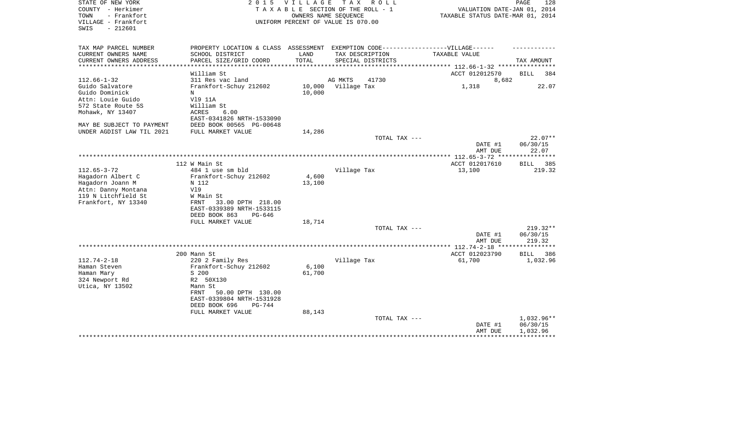STATE OF NEW YORK
COUNTY - Herkimer
TOWN - Frankfort
VILLAGE - Frankfort
SWIS - 212601

2015 VILLAGE TAX ROLL
TAXABLE SECTION OF THE ROLL - 1
OWNERS NAME SEQUENCE
UNIFORM PERCENT OF VALUE IS 070.00

VALUATION DATE-JAN 01, 2014
TAXABLE STATUS DATE-MAR 01, 2014

| TAX MAP PARCEL NUMBER / CURRENT OWNERS NAME / CURRENT OWNERS ADDRESS | PROPERTY LOCATION & CLASS / SCHOOL DISTRICT / PARCEL SIZE/GRID COORD | ASSESSMENT LAND / TOTAL | EXEMPTION CODE / TAX DESCRIPTION / SPECIAL DISTRICTS | TAXABLE VALUE | TAX AMOUNT |
|---|---|---|---|---|---|
| **112.66-1-32** | William St | | | ACCT 012012570 | BILL 384 |
| 112.66-1-32 | 311 Res vac land | | AG MKTS 41730 | 8,682 | |
| Guido Salvatore | Frankfort-Schuy 212602 | 10,000 | Village Tax | 1,318 | 22.07 |
| Guido Dominick | N | 10,000 | | | |
| Attn: Louie Guido | Vl9 11A | | | | |
| 572 State Route 5S | William St | | | | |
| Mohawk, NY 13407 | ACRES 6.00 | | | | |
| | EAST-0341826 NRTH-1533090 | | | | |
| MAY BE SUBJECT TO PAYMENT | DEED BOOK 00565 PG-00648 | | | | |
| UNDER AGDIST LAW TIL 2021 | FULL MARKET VALUE | 14,286 | | | |
| | | | TOTAL TAX --- | | 22.07** |
| | | | | DATE #1 | 06/30/15 |
| | | | | AMT DUE | 22.07 |
| **112.65-3-72** | 112 W Main St | | | ACCT 012017610 | BILL 385 |
| 112.65-3-72 | 484 1 use sm bld | | Village Tax | 13,100 | 219.32 |
| Hagadorn Albert C | Frankfort-Schuy 212602 | 4,600 | | | |
| Hagadorn Joann M | N 112 | 13,100 | | | |
| Attn: Danny Montana | Vl9 | | | | |
| 119 N Litchfield St | W Main St | | | | |
| Frankfort, NY 13340 | FRNT 33.00 DPTH 218.00 | | | | |
| | EAST-0339389 NRTH-1533115 | | | | |
| | DEED BOOK 863 PG-646 | | | | |
| | FULL MARKET VALUE | 18,714 | | | |
| | | | TOTAL TAX --- | | 219.32** |
| | | | | DATE #1 | 06/30/15 |
| | | | | AMT DUE | 219.32 |
| **112.74-2-18** | 200 Mann St | | | ACCT 012023790 | BILL 386 |
| 112.74-2-18 | 220 2 Family Res | | Village Tax | 61,700 | 1,032.96 |
| Haman Steven | Frankfort-Schuy 212602 | 6,100 | | | |
| Haman Mary | S 200 | 61,700 | | | |
| 324 Newport Rd | R2 50X130 | | | | |
| Utica, NY 13502 | Mann St | | | | |
| | FRNT 50.00 DPTH 130.00 | | | | |
| | EAST-0339804 NRTH-1531928 | | | | |
| | DEED BOOK 696 PG-744 | | | | |
| | FULL MARKET VALUE | 88,143 | | | |
| | | | TOTAL TAX --- | | 1,032.96** |
| | | | | DATE #1 | 06/30/15 |
| | | | | AMT DUE | 1,032.96 |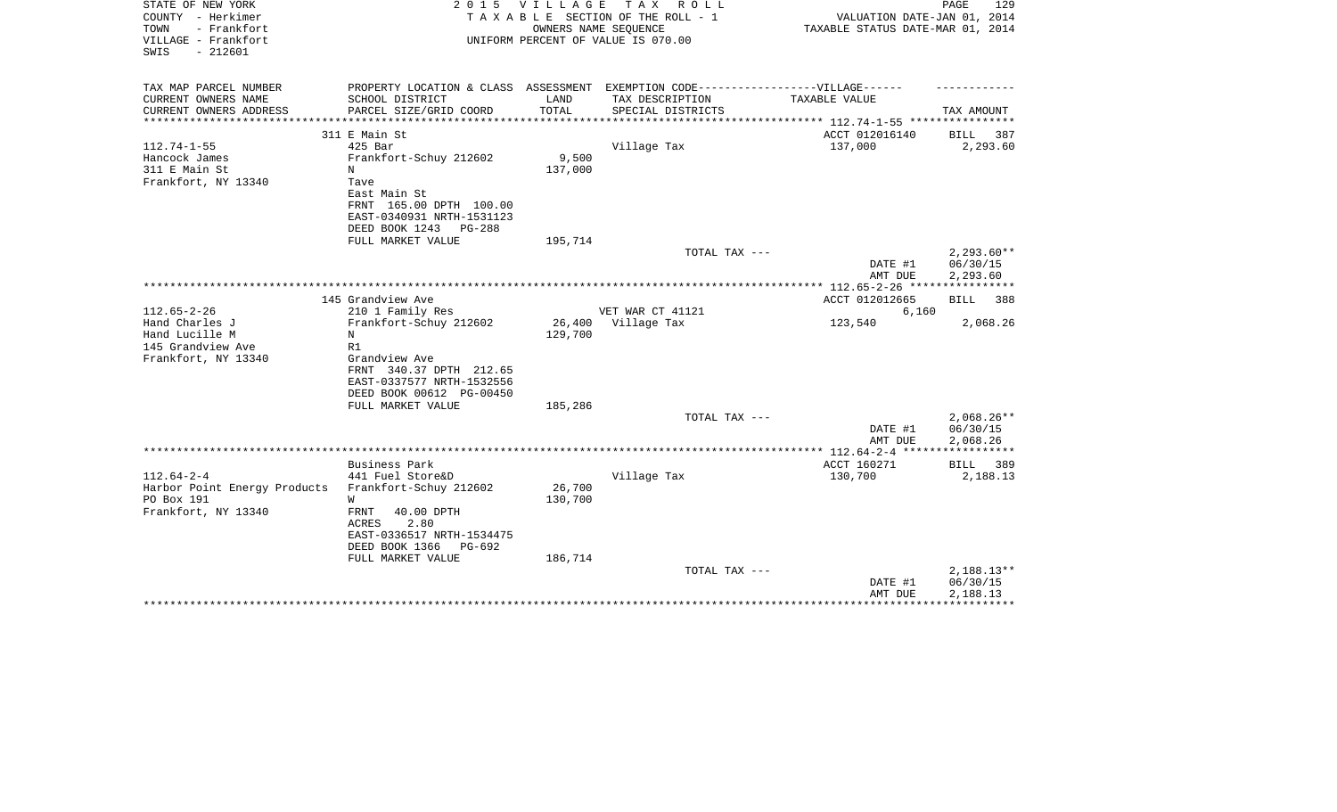STATE OF NEW YORK — 2015 VILLAGE TAX ROLL
COUNTY - Herkimer — TAXABLE SECTION OF THE ROLL - 1 — VALUATION DATE-JAN 01, 2014
TOWN - Frankfort — OWNERS NAME SEQUENCE — TAXABLE STATUS DATE-MAR 01, 2014
VILLAGE - Frankfort — UNIFORM PERCENT OF VALUE IS 070.00
SWIS - 212601

| TAX MAP PARCEL NUMBER<br>CURRENT OWNERS NAME<br>CURRENT OWNERS ADDRESS | PROPERTY LOCATION & CLASS<br>SCHOOL DISTRICT<br>PARCEL SIZE/GRID COORD | ASSESSMENT<br>LAND<br>TOTAL | EXEMPTION CODE------VILLAGE------<br>TAX DESCRIPTION<br>SPECIAL DISTRICTS | TAXABLE VALUE | TAX AMOUNT |
|---|---|---|---|---|---|
| **112.74-1-55** | 311 E Main St | | | ACCT 012016140 | BILL 387 |
| 112.74-1-55 | 425 Bar | | Village Tax | 137,000 | 2,293.60 |
| Hancock James | Frankfort-Schuy 212602 | 9,500 | | | |
| 311 E Main St | N | 137,000 | | | |
| Frankfort, NY 13340 | Tave | | | | |
| | East Main St | | | | |
| | FRNT 165.00 DPTH 100.00 | | | | |
| | EAST-0340931 NRTH-1531123 | | | | |
| | DEED BOOK 1243 PG-288 | | | | |
| | FULL MARKET VALUE | 195,714 | | | |
| | | | TOTAL TAX --- | | 2,293.60** |
| | | | | DATE #1 | 06/30/15 |
| | | | | AMT DUE | 2,293.60 |
| **112.65-2-26** | 145 Grandview Ave | | | ACCT 012012665 | BILL 388 |
| 112.65-2-26 | 210 1 Family Res | | VET WAR CT 41121 | 6,160 | |
| Hand Charles J | Frankfort-Schuy 212602 | 26,400 | Village Tax | 123,540 | 2,068.26 |
| Hand Lucille M | N | 129,700 | | | |
| 145 Grandview Ave | R1 | | | | |
| Frankfort, NY 13340 | Grandview Ave | | | | |
| | FRNT 340.37 DPTH 212.65 | | | | |
| | EAST-0337577 NRTH-1532556 | | | | |
| | DEED BOOK 00612 PG-00450 | | | | |
| | FULL MARKET VALUE | 185,286 | | | |
| | | | TOTAL TAX --- | | 2,068.26** |
| | | | | DATE #1 | 06/30/15 |
| | | | | AMT DUE | 2,068.26 |
| **112.64-2-4** | Business Park | | | ACCT 160271 | BILL 389 |
| 112.64-2-4 | 441 Fuel Store&D | | Village Tax | 130,700 | 2,188.13 |
| Harbor Point Energy Products | Frankfort-Schuy 212602 | 26,700 | | | |
| PO Box 191 | W | 130,700 | | | |
| Frankfort, NY 13340 | FRNT 40.00 DPTH | | | | |
| | ACRES 2.80 | | | | |
| | EAST-0336517 NRTH-1534475 | | | | |
| | DEED BOOK 1366 PG-692 | | | | |
| | FULL MARKET VALUE | 186,714 | | | |
| | | | TOTAL TAX --- | | 2,188.13** |
| | | | | DATE #1 | 06/30/15 |
| | | | | AMT DUE | 2,188.13 |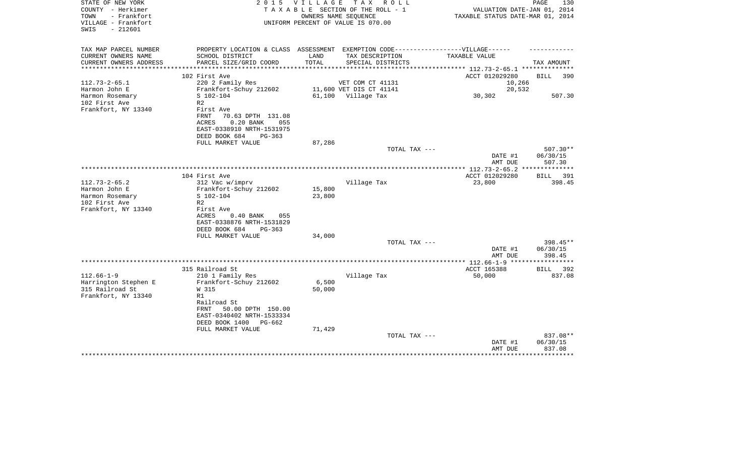STATE OF NEW YORK  
COUNTY - Herkimer  
TOWN - Frankfort  
VILLAGE - Frankfort  
SWIS - 212601

2 0 1 5 V I L L A G E T A X R O L L  
T A X A B L E SECTION OF THE ROLL - 1  
OWNERS NAME SEQUENCE  
UNIFORM PERCENT OF VALUE IS 070.00

VALUATION DATE-JAN 01, 2014  
TAXABLE STATUS DATE-MAR 01, 2014

| TAX MAP PARCEL NUMBER<br>CURRENT OWNERS NAME<br>CURRENT OWNERS ADDRESS | PROPERTY LOCATION & CLASS<br>SCHOOL DISTRICT<br>PARCEL SIZE/GRID COORD | ASSESSMENT<br>LAND<br>TOTAL | EXEMPTION CODE------VILLAGE------<br>TAX DESCRIPTION<br>SPECIAL DISTRICTS | TAXABLE VALUE | TAX AMOUNT |
|---|---|---|---|---|---|
| | 102 First Ave | | | ACCT 012029280 | BILL 390 |
| 112.73-2-65.1 | 220 2 Family Res | | VET COM CT 41131 | 10,266 | |
| Harmon John E | Frankfort-Schuy 212602 | 11,600 | VET DIS CT 41141 | 20,532 | |
| Harmon Rosemary | S 102-104 | 61,100 | Village Tax | 30,302 | 507.30 |
| 102 First Ave | R2 | | | | |
| Frankfort, NY 13340 | First Ave | | | | |
| | FRNT 70.63 DPTH 131.08 | | | | |
| | ACRES 0.20 BANK 055 | | | | |
| | EAST-0338910 NRTH-1531975 | | | | |
| | DEED BOOK 684 PG-363 | | | | |
| | FULL MARKET VALUE | 87,286 | | | |
| | | | TOTAL TAX --- | | 507.30** |
| | | | | DATE #1 | 06/30/15 |
| | | | | AMT DUE | 507.30 |
| | 104 First Ave | | | ACCT 012029280 | BILL 391 |
| 112.73-2-65.2 | 312 Vac w/imprv | | Village Tax | 23,800 | 398.45 |
| Harmon John E | Frankfort-Schuy 212602 | 15,800 | | | |
| Harmon Rosemary | S 102-104 | 23,800 | | | |
| 102 First Ave | R2 | | | | |
| Frankfort, NY 13340 | First Ave | | | | |
| | ACRES 0.40 BANK 055 | | | | |
| | EAST-0338876 NRTH-1531829 | | | | |
| | DEED BOOK 684 PG-363 | | | | |
| | FULL MARKET VALUE | 34,000 | | | |
| | | | TOTAL TAX --- | | 398.45** |
| | | | | DATE #1 | 06/30/15 |
| | | | | AMT DUE | 398.45 |
| | 315 Railroad St | | | ACCT 165388 | BILL 392 |
| 112.66-1-9 | 210 1 Family Res | | Village Tax | 50,000 | 837.08 |
| Harrington Stephen E | Frankfort-Schuy 212602 | 6,500 | | | |
| 315 Railroad St | W 315 | 50,000 | | | |
| Frankfort, NY 13340 | R1 | | | | |
| | Railroad St | | | | |
| | FRNT 50.00 DPTH 150.00 | | | | |
| | EAST-0340402 NRTH-1533334 | | | | |
| | DEED BOOK 1400 PG-662 | | | | |
| | FULL MARKET VALUE | 71,429 | | | |
| | | | TOTAL TAX --- | | 837.08** |
| | | | | DATE #1 | 06/30/15 |
| | | | | AMT DUE | 837.08 |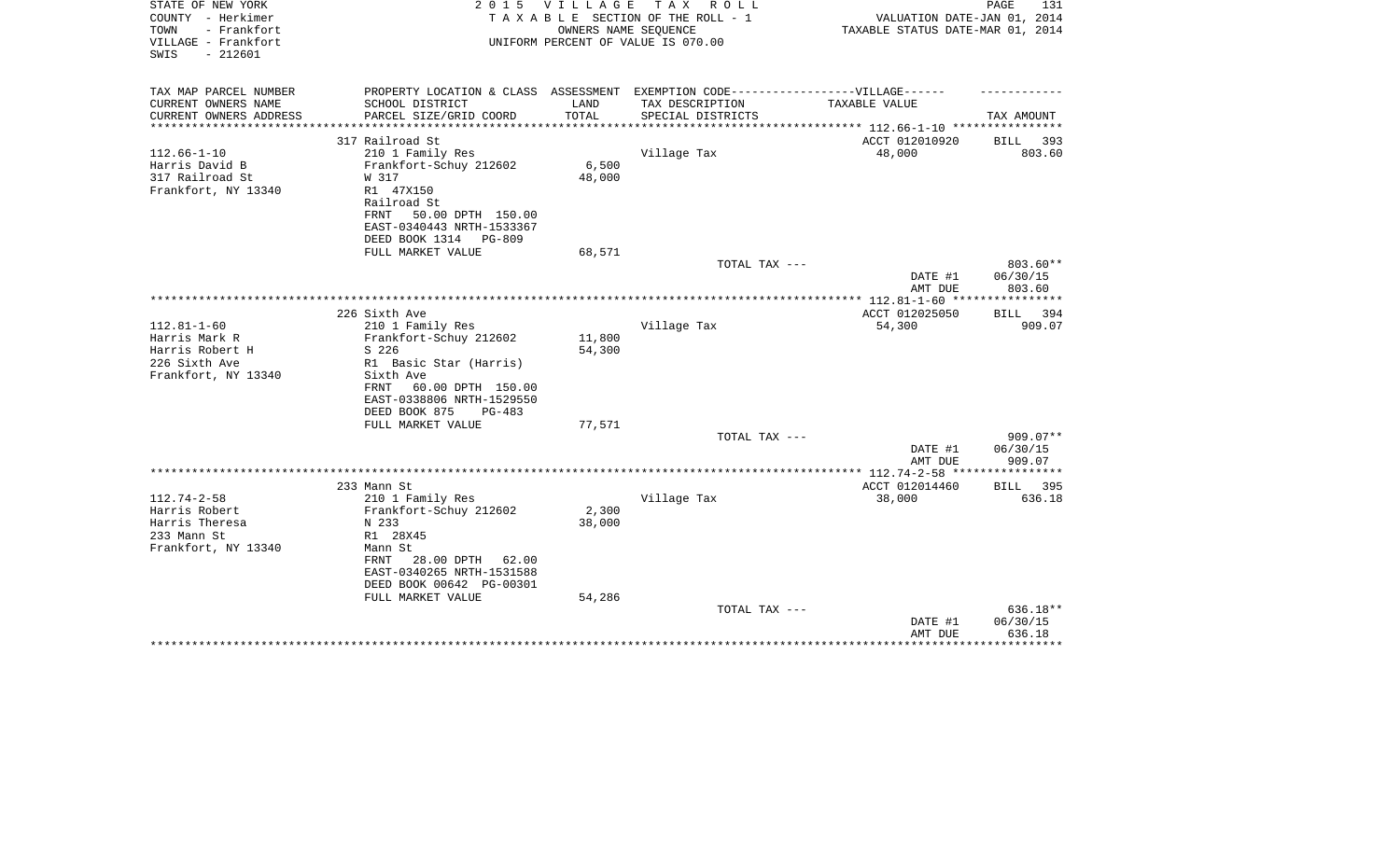STATE OF NEW YORK
COUNTY - Herkimer
TOWN - Frankfort
VILLAGE - Frankfort
SWIS - 212601

2 0 1 5 V I L L A G E T A X R O L L
T A X A B L E SECTION OF THE ROLL - 1
OWNERS NAME SEQUENCE
UNIFORM PERCENT OF VALUE IS 070.00

VALUATION DATE-JAN 01, 2014
TAXABLE STATUS DATE-MAR 01, 2014

| TAX MAP PARCEL NUMBER<br>CURRENT OWNERS NAME<br>CURRENT OWNERS ADDRESS | PROPERTY LOCATION & CLASS<br>SCHOOL DISTRICT<br>PARCEL SIZE/GRID COORD | ASSESSMENT<br>LAND<br>TOTAL | EXEMPTION CODE------------------VILLAGE------<br>TAX DESCRIPTION<br>SPECIAL DISTRICTS | TAXABLE VALUE | TAX AMOUNT |
|---|---|---|---|---|---|
| 112.66-1-10<br>Harris David B<br>317 Railroad St<br>Frankfort, NY 13340 | 317 Railroad St<br>210 1 Family Res<br>Frankfort-Schuy 212602<br>W 317<br>R1 47X150<br>Railroad St<br>FRNT 50.00 DPTH 150.00<br>EAST-0340443 NRTH-1533367<br>DEED BOOK 1314 PG-809<br>FULL MARKET VALUE | <br><br>6,500<br>48,000<br><br><br><br><br><br>68,571 | Village Tax<br><br><br><br><br><br><br><br><br><br>TOTAL TAX --- | ACCT 012010920<br>48,000<br><br><br><br><br><br><br><br><br><br>DATE #1<br>AMT DUE | BILL 393<br>803.60<br><br><br><br><br><br><br><br><br>803.60\*\*<br>06/30/15<br>803.60 |
| 112.81-1-60<br>Harris Mark R<br>Harris Robert H<br>226 Sixth Ave<br>Frankfort, NY 13340 | 226 Sixth Ave<br>210 1 Family Res<br>Frankfort-Schuy 212602<br>S 226<br>R1 Basic Star (Harris)<br>Sixth Ave<br>FRNT 60.00 DPTH 150.00<br>EAST-0338806 NRTH-1529550<br>DEED BOOK 875 PG-483<br>FULL MARKET VALUE | <br><br>11,800<br>54,300<br><br><br><br><br><br>77,571 | Village Tax<br><br><br><br><br><br><br><br><br><br>TOTAL TAX --- | ACCT 012025050<br>54,300<br><br><br><br><br><br><br><br><br><br>DATE #1<br>AMT DUE | BILL 394<br>909.07<br><br><br><br><br><br><br><br><br>909.07\*\*<br>06/30/15<br>909.07 |
| 112.74-2-58<br>Harris Robert<br>Harris Theresa<br>233 Mann St<br>Frankfort, NY 13340 | 233 Mann St<br>210 1 Family Res<br>Frankfort-Schuy 212602<br>N 233<br>R1 28X45<br>Mann St<br>FRNT 28.00 DPTH 62.00<br>EAST-0340265 NRTH-1531588<br>DEED BOOK 00642 PG-00301<br>FULL MARKET VALUE | <br><br>2,300<br>38,000<br><br><br><br><br><br>54,286 | Village Tax<br><br><br><br><br><br><br><br><br><br>TOTAL TAX --- | ACCT 012014460<br>38,000<br><br><br><br><br><br><br><br><br><br>DATE #1<br>AMT DUE | BILL 395<br>636.18<br><br><br><br><br><br><br><br><br>636.18\*\*<br>06/30/15<br>636.18 |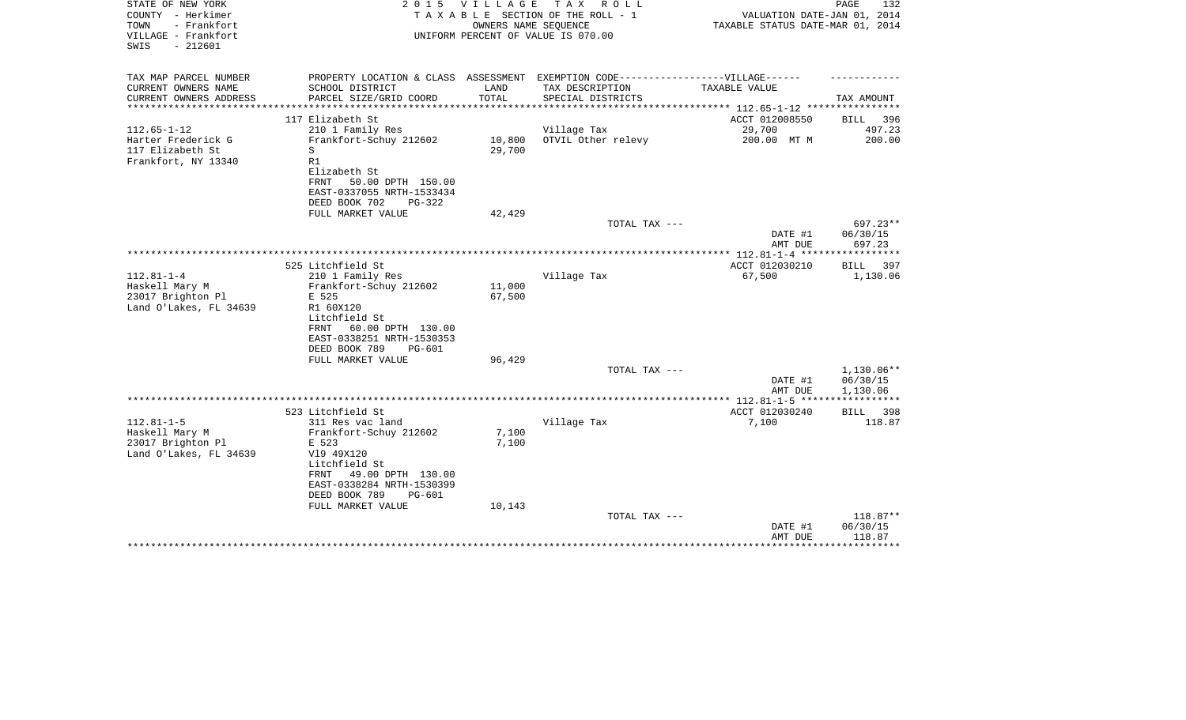STATE OF NEW YORK
COUNTY - Herkimer
TOWN - Frankfort
VILLAGE - Frankfort
SWIS - 212601

2 0 1 5 V I L L A G E T A X R O L L
T A X A B L E SECTION OF THE ROLL - 1
OWNERS NAME SEQUENCE
UNIFORM PERCENT OF VALUE IS 070.00

VALUATION DATE-JAN 01, 2014
TAXABLE STATUS DATE-MAR 01, 2014

| TAX MAP PARCEL NUMBER<br>CURRENT OWNERS NAME<br>CURRENT OWNERS ADDRESS | PROPERTY LOCATION & CLASS<br>SCHOOL DISTRICT<br>PARCEL SIZE/GRID COORD | ASSESSMENT<br>LAND<br>TOTAL | EXEMPTION CODE------------------VILLAGE------<br>TAX DESCRIPTION<br>SPECIAL DISTRICTS | TAXABLE VALUE | TAX AMOUNT |
|---|---|---|---|---|---|
| | 117 Elizabeth St | | | ACCT 012008550 | BILL 396 |
| 112.65-1-12 | 210 1 Family Res | | Village Tax | 29,700 | 497.23 |
| Harter Frederick G | Frankfort-Schuy 212602 | 10,800 | OTVIL Other relevy | 200.00 MT M | 200.00 |
| 117 Elizabeth St | S | 29,700 | | | |
| Frankfort, NY 13340 | R1 | | | | |
| | Elizabeth St | | | | |
| | FRNT 50.00 DPTH 150.00 | | | | |
| | EAST-0337055 NRTH-1533434 | | | | |
| | DEED BOOK 702 PG-322 | | | | |
| | FULL MARKET VALUE | 42,429 | | | |
| | | | TOTAL TAX --- | | 697.23** |
| | | | | DATE #1 | 06/30/15 |
| | | | | AMT DUE | 697.23 |
| | 525 Litchfield St | | | ACCT 012030210 | BILL 397 |
| 112.81-1-4 | 210 1 Family Res | | Village Tax | 67,500 | 1,130.06 |
| Haskell Mary M | Frankfort-Schuy 212602 | 11,000 | | | |
| 23017 Brighton Pl | E 525 | 67,500 | | | |
| Land O'Lakes, FL 34639 | R1 60X120 | | | | |
| | Litchfield St | | | | |
| | FRNT 60.00 DPTH 130.00 | | | | |
| | EAST-0338251 NRTH-1530353 | | | | |
| | DEED BOOK 789 PG-601 | | | | |
| | FULL MARKET VALUE | 96,429 | | | |
| | | | TOTAL TAX --- | | 1,130.06** |
| | | | | DATE #1 | 06/30/15 |
| | | | | AMT DUE | 1,130.06 |
| | 523 Litchfield St | | | ACCT 012030240 | BILL 398 |
| 112.81-1-5 | 311 Res vac land | | Village Tax | 7,100 | 118.87 |
| Haskell Mary M | Frankfort-Schuy 212602 | 7,100 | | | |
| 23017 Brighton Pl | E 523 | 7,100 | | | |
| Land O'Lakes, FL 34639 | Vl9 49X120 | | | | |
| | Litchfield St | | | | |
| | FRNT 49.00 DPTH 130.00 | | | | |
| | EAST-0338284 NRTH-1530399 | | | | |
| | DEED BOOK 789 PG-601 | | | | |
| | FULL MARKET VALUE | 10,143 | | | |
| | | | TOTAL TAX --- | | 118.87** |
| | | | | DATE #1 | 06/30/15 |
| | | | | AMT DUE | 118.87 |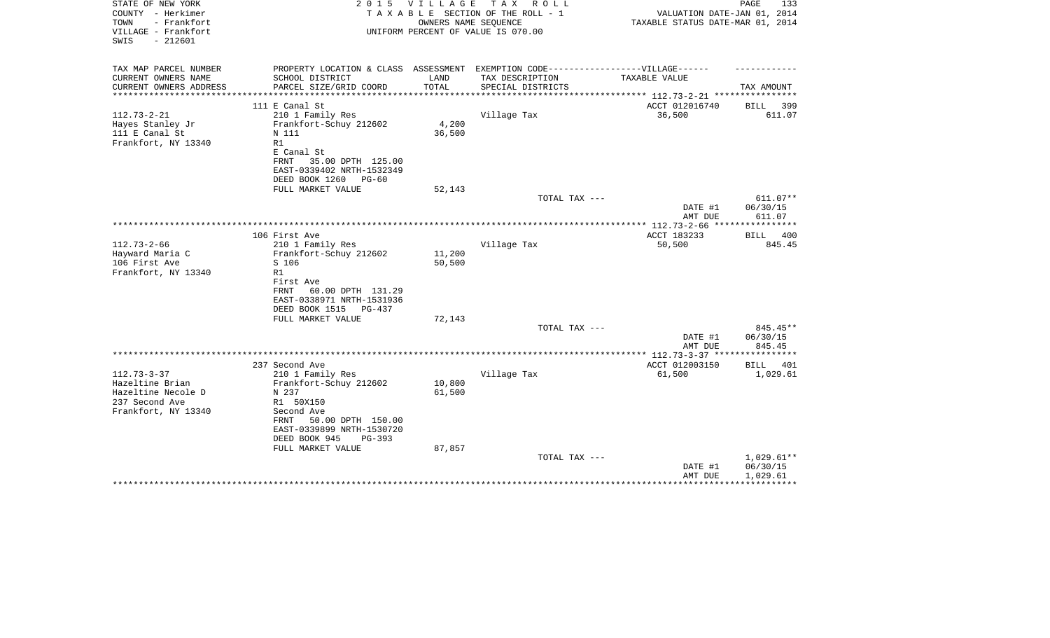STATE OF NEW YORK
COUNTY - Herkimer
TOWN - Frankfort
VILLAGE - Frankfort
SWIS - 212601

2 0 1 5 V I L L A G E T A X R O L L
T A X A B L E SECTION OF THE ROLL - 1
OWNERS NAME SEQUENCE
UNIFORM PERCENT OF VALUE IS 070.00

VALUATION DATE-JAN 01, 2014
TAXABLE STATUS DATE-MAR 01, 2014

| TAX MAP PARCEL NUMBER<br>CURRENT OWNERS NAME<br>CURRENT OWNERS ADDRESS | PROPERTY LOCATION & CLASS<br>SCHOOL DISTRICT<br>PARCEL SIZE/GRID COORD | ASSESSMENT<br>LAND<br>TOTAL | EXEMPTION CODE------------------VILLAGE------<br>TAX DESCRIPTION<br>SPECIAL DISTRICTS | TAXABLE VALUE | TAX AMOUNT |
|---|---|---|---|---|---|
| 112.73-2-21 | 111 E Canal St | | | ACCT 012016740 | BILL 399 |
| 112.73-2-21 | 210 1 Family Res | | Village Tax | 36,500 | 611.07 |
| Hayes Stanley Jr | Frankfort-Schuy 212602 | 4,200 | | | |
| 111 E Canal St | N 111 | 36,500 | | | |
| Frankfort, NY 13340 | R1 | | | | |
| | E Canal St | | | | |
| | FRNT 35.00 DPTH 125.00 | | | | |
| | EAST-0339402 NRTH-1532349 | | | | |
| | DEED BOOK 1260 PG-60 | | | | |
| | FULL MARKET VALUE | 52,143 | | | |
| | | | TOTAL TAX --- | | 611.07** |
| | | | | DATE #1 | 06/30/15 |
| | | | | AMT DUE | 611.07 |
| 112.73-2-66 | 106 First Ave | | | ACCT 183233 | BILL 400 |
| 112.73-2-66 | 210 1 Family Res | | Village Tax | 50,500 | 845.45 |
| Hayward Maria C | Frankfort-Schuy 212602 | 11,200 | | | |
| 106 First Ave | S 106 | 50,500 | | | |
| Frankfort, NY 13340 | R1 | | | | |
| | First Ave | | | | |
| | FRNT 60.00 DPTH 131.29 | | | | |
| | EAST-0338971 NRTH-1531936 | | | | |
| | DEED BOOK 1515 PG-437 | | | | |
| | FULL MARKET VALUE | 72,143 | | | |
| | | | TOTAL TAX --- | | 845.45** |
| | | | | DATE #1 | 06/30/15 |
| | | | | AMT DUE | 845.45 |
| 112.73-3-37 | 237 Second Ave | | | ACCT 012003150 | BILL 401 |
| 112.73-3-37 | 210 1 Family Res | | Village Tax | 61,500 | 1,029.61 |
| Hazeltine Brian | Frankfort-Schuy 212602 | 10,800 | | | |
| Hazeltine Necole D | N 237 | 61,500 | | | |
| 237 Second Ave | R1 50X150 | | | | |
| Frankfort, NY 13340 | Second Ave | | | | |
| | FRNT 50.00 DPTH 150.00 | | | | |
| | EAST-0339899 NRTH-1530720 | | | | |
| | DEED BOOK 945 PG-393 | | | | |
| | FULL MARKET VALUE | 87,857 | | | |
| | | | TOTAL TAX --- | | 1,029.61** |
| | | | | DATE #1 | 06/30/15 |
| | | | | AMT DUE | 1,029.61 |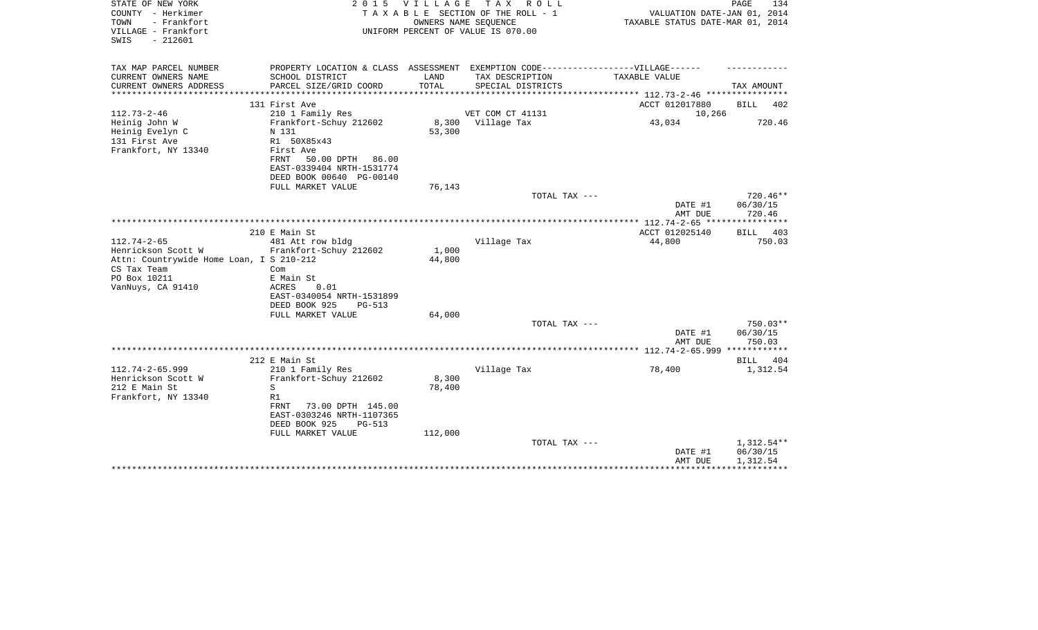STATE OF NEW YORK
COUNTY - Herkimer
TOWN - Frankfort
VILLAGE - Frankfort
SWIS - 212601

2 0 1 5 V I L L A G E T A X R O L L
T A X A B L E SECTION OF THE ROLL - 1
OWNERS NAME SEQUENCE
UNIFORM PERCENT OF VALUE IS 070.00

VALUATION DATE-JAN 01, 2014
TAXABLE STATUS DATE-MAR 01, 2014

| TAX MAP PARCEL NUMBER / CURRENT OWNERS NAME / CURRENT OWNERS ADDRESS | PROPERTY LOCATION & CLASS / SCHOOL DISTRICT / PARCEL SIZE/GRID COORD | ASSESSMENT LAND / TOTAL | EXEMPTION CODE / TAX DESCRIPTION / SPECIAL DISTRICTS | TAXABLE VALUE | TAX AMOUNT |
|---|---|---|---|---|---|
| 112.73-2-46 | 131 First Ave | | | ACCT 012017880 | BILL 402 |
| 112.73-2-46 | 210 1 Family Res | | VET COM CT 41131 | 10,266 | |
| Heinig John W | Frankfort-Schuy 212602 | 8,300 | Village Tax | 43,034 | 720.46 |
| Heinig Evelyn C | N 131 | 53,300 | | | |
| 131 First Ave | R1 50X85x43 | | | | |
| Frankfort, NY 13340 | First Ave | | | | |
| | FRNT 50.00 DPTH 86.00 | | | | |
| | EAST-0339404 NRTH-1531774 | | | | |
| | DEED BOOK 00640 PG-00140 | | | | |
| | FULL MARKET VALUE | 76,143 | | | |
| | | | TOTAL TAX --- | | 720.46** |
| | | | | DATE #1 | 06/30/15 |
| | | | | AMT DUE | 720.46 |
| 112.74-2-65 | 210 E Main St | | | ACCT 012025140 | BILL 403 |
| 112.74-2-65 | 481 Att row bldg | | Village Tax | 44,800 | 750.03 |
| Henrickson Scott W | Frankfort-Schuy 212602 | 1,000 | | | |
| Attn: Countrywide Home Loan, I | S 210-212 | 44,800 | | | |
| CS Tax Team | Com | | | | |
| PO Box 10211 | E Main St | | | | |
| VanNuys, CA 91410 | ACRES 0.01 | | | | |
| | EAST-0340054 NRTH-1531899 | | | | |
| | DEED BOOK 925 PG-513 | | | | |
| | FULL MARKET VALUE | 64,000 | | | |
| | | | TOTAL TAX --- | | 750.03** |
| | | | | DATE #1 | 06/30/15 |
| | | | | AMT DUE | 750.03 |
| 112.74-2-65.999 | 212 E Main St | | | | BILL 404 |
| 112.74-2-65.999 | 210 1 Family Res | | Village Tax | 78,400 | 1,312.54 |
| Henrickson Scott W | Frankfort-Schuy 212602 | 8,300 | | | |
| 212 E Main St | S | 78,400 | | | |
| Frankfort, NY 13340 | R1 | | | | |
| | FRNT 73.00 DPTH 145.00 | | | | |
| | EAST-0303246 NRTH-1107365 | | | | |
| | DEED BOOK 925 PG-513 | | | | |
| | FULL MARKET VALUE | 112,000 | | | |
| | | | TOTAL TAX --- | | 1,312.54** |
| | | | | DATE #1 | 06/30/15 |
| | | | | AMT DUE | 1,312.54 |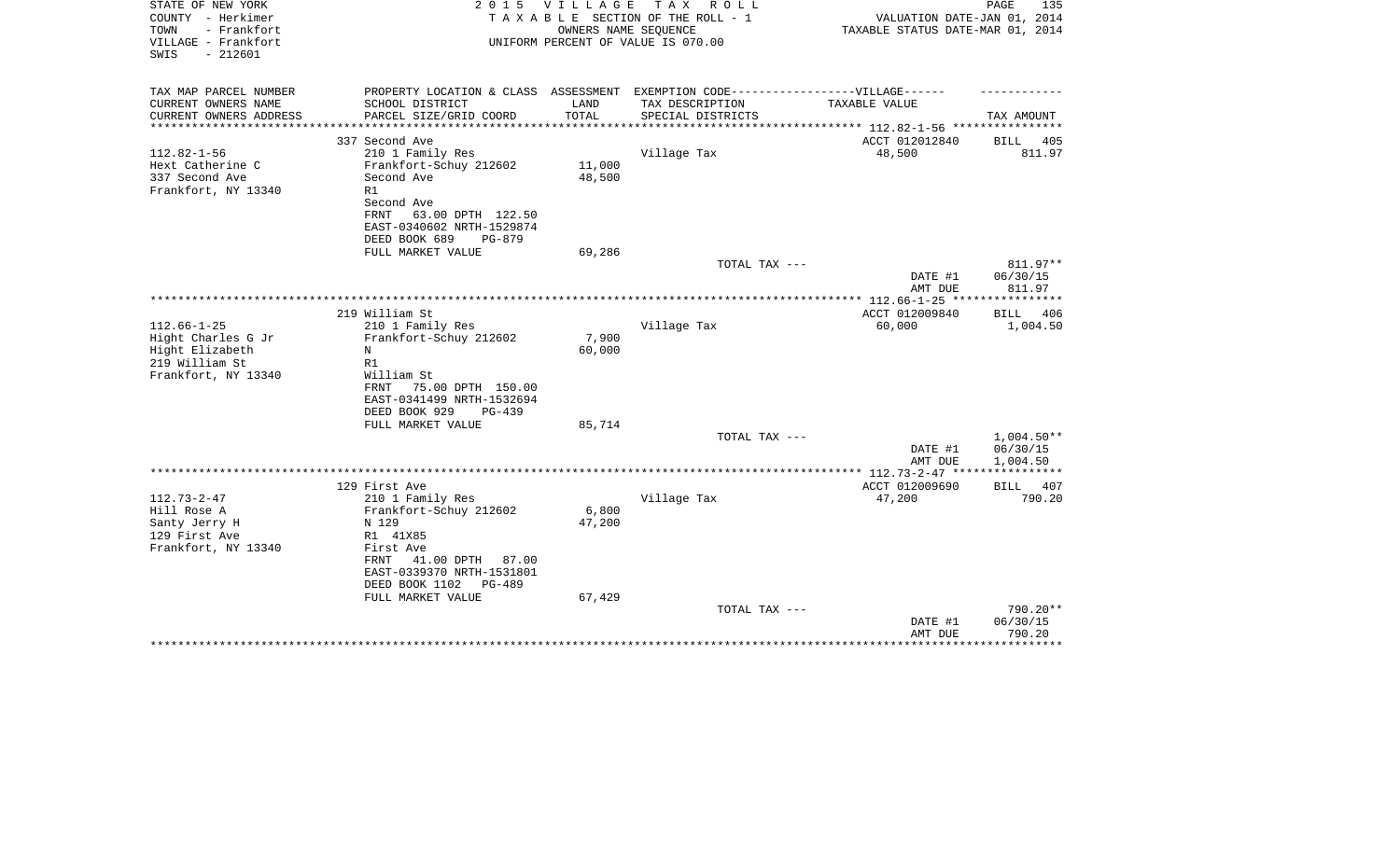STATE OF NEW YORK
COUNTY - Herkimer
TOWN - Frankfort
VILLAGE - Frankfort
SWIS - 212601

2 0 1 5 V I L L A G E T A X R O L L
T A X A B L E SECTION OF THE ROLL - 1
OWNERS NAME SEQUENCE
UNIFORM PERCENT OF VALUE IS 070.00

VALUATION DATE-JAN 01, 2014
TAXABLE STATUS DATE-MAR 01, 2014

| TAX MAP PARCEL NUMBER<br>CURRENT OWNERS NAME<br>CURRENT OWNERS ADDRESS | PROPERTY LOCATION & CLASS<br>SCHOOL DISTRICT<br>PARCEL SIZE/GRID COORD | ASSESSMENT<br>LAND<br>TOTAL | EXEMPTION CODE------VILLAGE------<br>TAX DESCRIPTION<br>SPECIAL DISTRICTS | TAXABLE VALUE | TAX AMOUNT |
|---|---|---|---|---|---|
| | 337 Second Ave | | | ACCT 012012840 | BILL 405 |
| 112.82-1-56 | 210 1 Family Res | | Village Tax | 48,500 | 811.97 |
| Hext Catherine C | Frankfort-Schuy 212602 | 11,000 | | | |
| 337 Second Ave | Second Ave | 48,500 | | | |
| Frankfort, NY 13340 | R1 | | | | |
| | Second Ave | | | | |
| | FRNT 63.00 DPTH 122.50 | | | | |
| | EAST-0340602 NRTH-1529874 | | | | |
| | DEED BOOK 689 PG-879 | | | | |
| | FULL MARKET VALUE | 69,286 | | | |
| | | | TOTAL TAX --- | | 811.97** |
| | | | | DATE #1 | 06/30/15 |
| | | | | AMT DUE | 811.97 |
| | 219 William St | | | ACCT 012009840 | BILL 406 |
| 112.66-1-25 | 210 1 Family Res | | Village Tax | 60,000 | 1,004.50 |
| Hight Charles G Jr | Frankfort-Schuy 212602 | 7,900 | | | |
| Hight Elizabeth | N | 60,000 | | | |
| 219 William St | R1 | | | | |
| Frankfort, NY 13340 | William St | | | | |
| | FRNT 75.00 DPTH 150.00 | | | | |
| | EAST-0341499 NRTH-1532694 | | | | |
| | DEED BOOK 929 PG-439 | | | | |
| | FULL MARKET VALUE | 85,714 | | | |
| | | | TOTAL TAX --- | | 1,004.50** |
| | | | | DATE #1 | 06/30/15 |
| | | | | AMT DUE | 1,004.50 |
| | 129 First Ave | | | ACCT 012009690 | BILL 407 |
| 112.73-2-47 | 210 1 Family Res | | Village Tax | 47,200 | 790.20 |
| Hill Rose A | Frankfort-Schuy 212602 | 6,800 | | | |
| Santy Jerry H | N 129 | 47,200 | | | |
| 129 First Ave | R1 41X85 | | | | |
| Frankfort, NY 13340 | First Ave | | | | |
| | FRNT 41.00 DPTH 87.00 | | | | |
| | EAST-0339370 NRTH-1531801 | | | | |
| | DEED BOOK 1102 PG-489 | | | | |
| | FULL MARKET VALUE | 67,429 | | | |
| | | | TOTAL TAX --- | | 790.20** |
| | | | | DATE #1 | 06/30/15 |
| | | | | AMT DUE | 790.20 |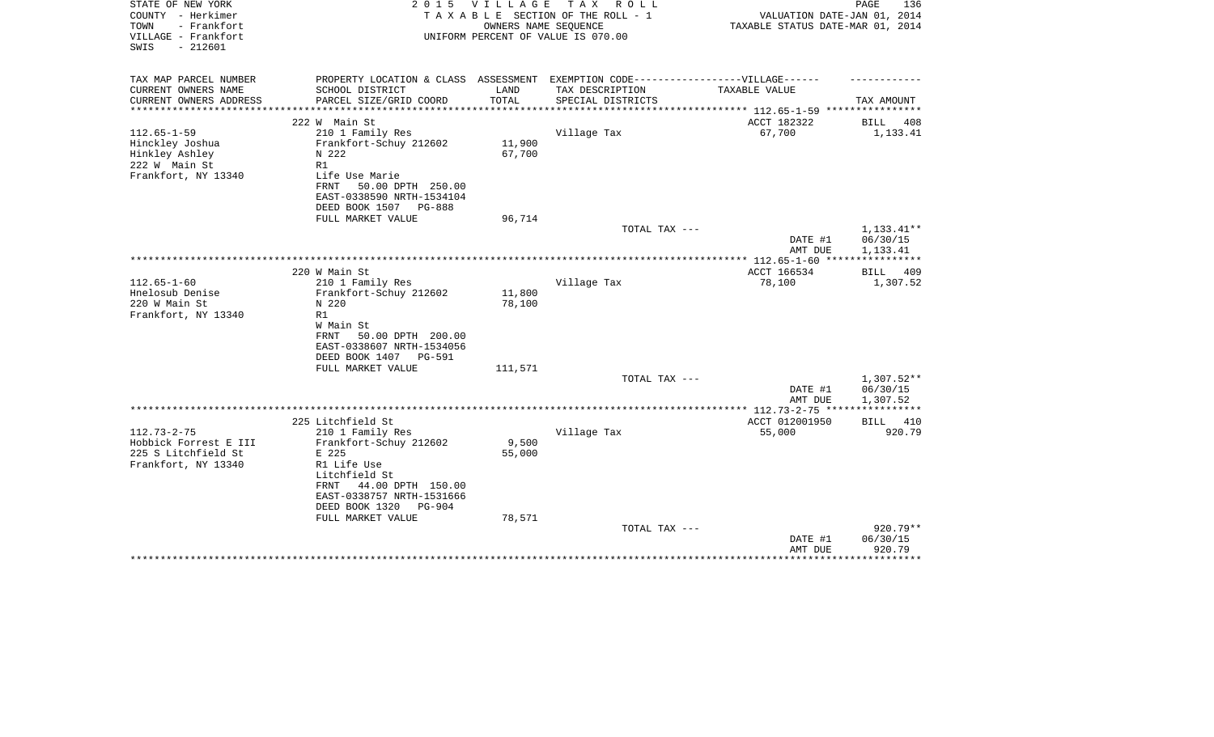STATE OF NEW YORK
COUNTY - Herkimer
TOWN - Frankfort
VILLAGE - Frankfort
SWIS - 212601

2 0 1 5 V I L L A G E T A X R O L L
T A X A B L E SECTION OF THE ROLL - 1
OWNERS NAME SEQUENCE
UNIFORM PERCENT OF VALUE IS 070.00

VALUATION DATE-JAN 01, 2014
TAXABLE STATUS DATE-MAR 01, 2014

| TAX MAP PARCEL NUMBER / CURRENT OWNERS NAME / CURRENT OWNERS ADDRESS | PROPERTY LOCATION & CLASS / SCHOOL DISTRICT / PARCEL SIZE/GRID COORD | ASSESSMENT LAND / TOTAL | EXEMPTION CODE / TAX DESCRIPTION / SPECIAL DISTRICTS | TAXABLE VALUE | TAX AMOUNT |
|---|---|---|---|---|---|
| 112.65-1-59 | 222 W Main St | | | ACCT 182322 | BILL 408 |
| Hinckley Joshua | 210 1 Family Res | | Village Tax | 67,700 | 1,133.41 |
| Hinkley Ashley | Frankfort-Schuy 212602 | 11,900 | | | |
| 222 W Main St | N 222 | 67,700 | | | |
| Frankfort, NY 13340 | R1 | | | | |
| | Life Use Marie | | | | |
| | FRNT 50.00 DPTH 250.00 | | | | |
| | EAST-0338590 NRTH-1534104 | | | | |
| | DEED BOOK 1507 PG-888 | | | | |
| | FULL MARKET VALUE | 96,714 | | | |
| | | | TOTAL TAX --- | | 1,133.41** |
| | | | | DATE #1 | 06/30/15 |
| | | | | AMT DUE | 1,133.41 |
| 112.65-1-60 | 220 W Main St | | | ACCT 166534 | BILL 409 |
| Hnelosub Denise | 210 1 Family Res | | Village Tax | 78,100 | 1,307.52 |
| 220 W Main St | Frankfort-Schuy 212602 | 11,800 | | | |
| Frankfort, NY 13340 | N 220 | 78,100 | | | |
| | R1 | | | | |
| | W Main St | | | | |
| | FRNT 50.00 DPTH 200.00 | | | | |
| | EAST-0338607 NRTH-1534056 | | | | |
| | DEED BOOK 1407 PG-591 | | | | |
| | FULL MARKET VALUE | 111,571 | | | |
| | | | TOTAL TAX --- | | 1,307.52** |
| | | | | DATE #1 | 06/30/15 |
| | | | | AMT DUE | 1,307.52 |
| 112.73-2-75 | 225 Litchfield St | | | ACCT 012001950 | BILL 410 |
| Hobbick Forrest E III | 210 1 Family Res | | Village Tax | 55,000 | 920.79 |
| 225 S Litchfield St | Frankfort-Schuy 212602 | 9,500 | | | |
| Frankfort, NY 13340 | E 225 | 55,000 | | | |
| | R1 Life Use | | | | |
| | Litchfield St | | | | |
| | FRNT 44.00 DPTH 150.00 | | | | |
| | EAST-0338757 NRTH-1531666 | | | | |
| | DEED BOOK 1320 PG-904 | | | | |
| | FULL MARKET VALUE | 78,571 | | | |
| | | | TOTAL TAX --- | | 920.79** |
| | | | | DATE #1 | 06/30/15 |
| | | | | AMT DUE | 920.79 |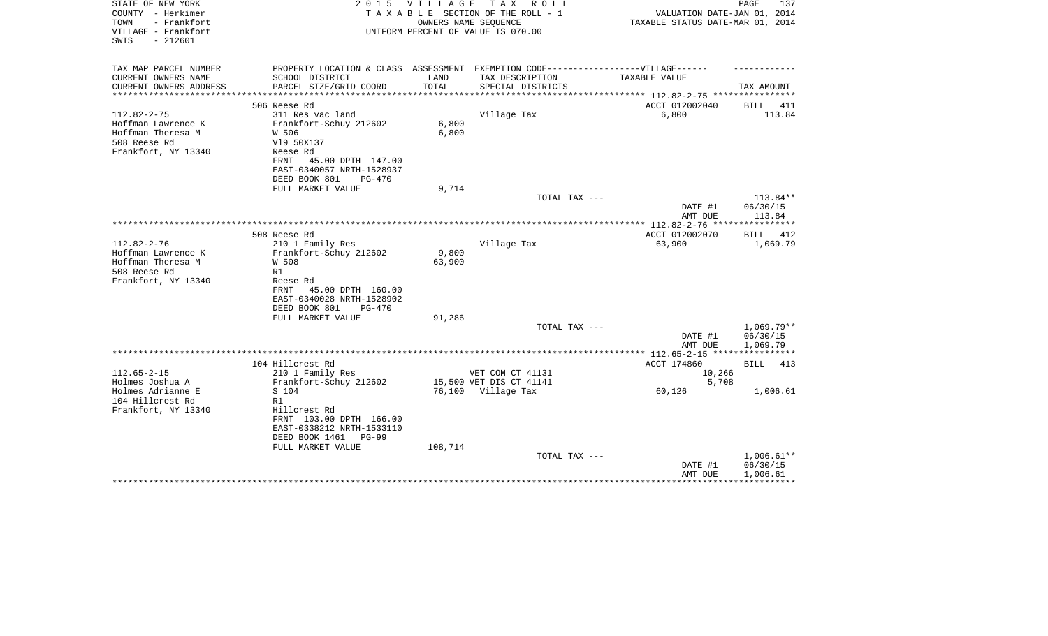STATE OF NEW YORK — 2015 VILLAGE TAX ROLL
COUNTY - Herkimer — TAXABLE SECTION OF THE ROLL - 1 — VALUATION DATE-JAN 01, 2014
TOWN - Frankfort — OWNERS NAME SEQUENCE — TAXABLE STATUS DATE-MAR 01, 2014
VILLAGE - Frankfort — UNIFORM PERCENT OF VALUE IS 070.00
SWIS - 212601

| TAX MAP PARCEL NUMBER<br>CURRENT OWNERS NAME<br>CURRENT OWNERS ADDRESS | PROPERTY LOCATION & CLASS<br>SCHOOL DISTRICT<br>PARCEL SIZE/GRID COORD | ASSESSMENT<br>LAND<br>TOTAL | EXEMPTION CODE---VILLAGE---<br>TAX DESCRIPTION<br>SPECIAL DISTRICTS | TAXABLE VALUE | TAX AMOUNT |
|---|---|---|---|---|---|
| 112.82-2-75 | 506 Reese Rd | | | ACCT 012002040 | BILL 411 |
| Hoffman Lawrence K | 311 Res vac land | | Village Tax | 6,800 | 113.84 |
| Hoffman Theresa M | Frankfort-Schuy 212602 | 6,800 | | | |
| 508 Reese Rd | W 506 | 6,800 | | | |
| Frankfort, NY 13340 | Vl9 50X137 | | | | |
| | Reese Rd | | | | |
| | FRNT 45.00 DPTH 147.00 | | | | |
| | EAST-0340057 NRTH-1528937 | | | | |
| | DEED BOOK 801 PG-470 | | | | |
| | FULL MARKET VALUE | 9,714 | | | |
| | | | TOTAL TAX --- | | 113.84** |
| | | | | DATE #1 | 06/30/15 |
| | | | | AMT DUE | 113.84 |
| 112.82-2-76 | 508 Reese Rd | | | ACCT 012002070 | BILL 412 |
| Hoffman Lawrence K | 210 1 Family Res | | Village Tax | 63,900 | 1,069.79 |
| Hoffman Theresa M | Frankfort-Schuy 212602 | 9,800 | | | |
| 508 Reese Rd | W 508 | 63,900 | | | |
| Frankfort, NY 13340 | R1 | | | | |
| | Reese Rd | | | | |
| | FRNT 45.00 DPTH 160.00 | | | | |
| | EAST-0340028 NRTH-1528902 | | | | |
| | DEED BOOK 801 PG-470 | | | | |
| | FULL MARKET VALUE | 91,286 | | | |
| | | | TOTAL TAX --- | | 1,069.79** |
| | | | | DATE #1 | 06/30/15 |
| | | | | AMT DUE | 1,069.79 |
| 112.65-2-15 | 104 Hillcrest Rd | | | ACCT 174860 | BILL 413 |
| Holmes Joshua A | 210 1 Family Res | | VET COM CT 41131 | 10,266 | |
| Holmes Adrianne E | Frankfort-Schuy 212602 | 15,500 | VET DIS CT 41141 | 5,708 | |
| 104 Hillcrest Rd | S 104 | 76,100 | Village Tax | 60,126 | 1,006.61 |
| Frankfort, NY 13340 | R1 | | | | |
| | Hillcrest Rd | | | | |
| | FRNT 103.00 DPTH 166.00 | | | | |
| | EAST-0338212 NRTH-1533110 | | | | |
| | DEED BOOK 1461 PG-99 | | | | |
| | FULL MARKET VALUE | 108,714 | | | |
| | | | TOTAL TAX --- | | 1,006.61** |
| | | | | DATE #1 | 06/30/15 |
| | | | | AMT DUE | 1,006.61 |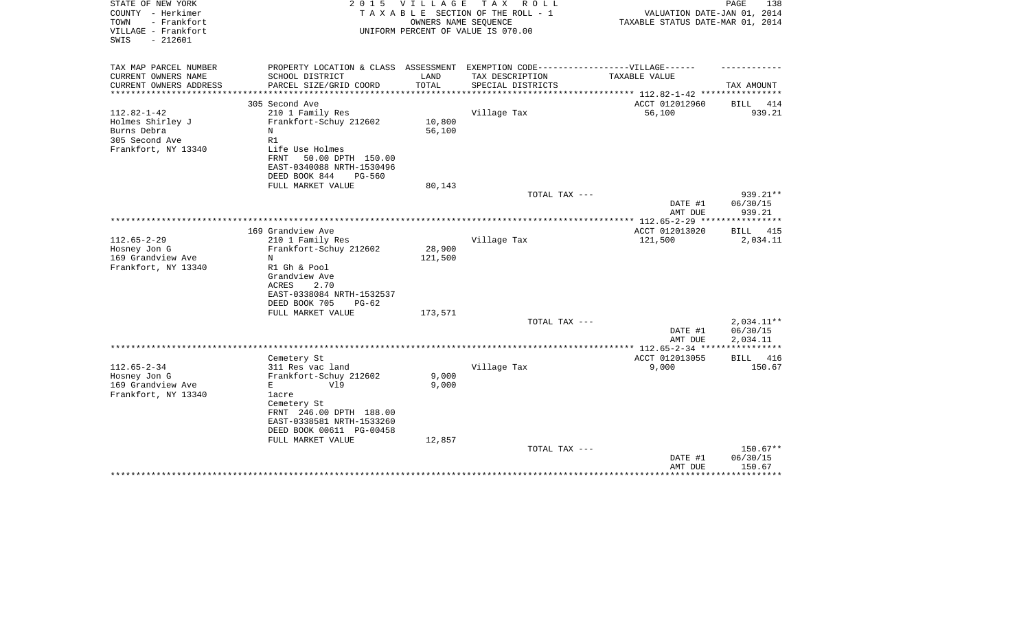STATE OF NEW YORK
COUNTY - Herkimer
TOWN - Frankfort
VILLAGE - Frankfort
SWIS - 212601

2 0 1 5 V I L L A G E T A X R O L L
T A X A B L E SECTION OF THE ROLL - 1
OWNERS NAME SEQUENCE
UNIFORM PERCENT OF VALUE IS 070.00

VALUATION DATE-JAN 01, 2014
TAXABLE STATUS DATE-MAR 01, 2014

| TAX MAP PARCEL NUMBER<br>CURRENT OWNERS NAME<br>CURRENT OWNERS ADDRESS | PROPERTY LOCATION & CLASS<br>SCHOOL DISTRICT<br>PARCEL SIZE/GRID COORD | ASSESSMENT<br>LAND<br>TOTAL | EXEMPTION CODE------------------VILLAGE------<br>TAX DESCRIPTION<br>SPECIAL DISTRICTS | TAXABLE VALUE | TAX AMOUNT |
|---|---|---|---|---|---|
| | 305 Second Ave | | | ACCT 012012960 | BILL 414 |
| 112.82-1-42 | 210 1 Family Res | | Village Tax | 56,100 | 939.21 |
| Holmes Shirley J | Frankfort-Schuy 212602 | 10,800 | | | |
| Burns Debra | N | 56,100 | | | |
| 305 Second Ave | R1 | | | | |
| Frankfort, NY 13340 | Life Use Holmes | | | | |
| | FRNT 50.00 DPTH 150.00 | | | | |
| | EAST-0340088 NRTH-1530496 | | | | |
| | DEED BOOK 844 PG-560 | | | | |
| | FULL MARKET VALUE | 80,143 | | | |
| | | | TOTAL TAX --- | | 939.21** |
| | | | | DATE #1 | 06/30/15 |
| | | | | AMT DUE | 939.21 |
| | 169 Grandview Ave | | | ACCT 012013020 | BILL 415 |
| 112.65-2-29 | 210 1 Family Res | | Village Tax | 121,500 | 2,034.11 |
| Hosney Jon G | Frankfort-Schuy 212602 | 28,900 | | | |
| 169 Grandview Ave | N | 121,500 | | | |
| Frankfort, NY 13340 | R1 Gh & Pool | | | | |
| | Grandview Ave | | | | |
| | ACRES 2.70 | | | | |
| | EAST-0338084 NRTH-1532537 | | | | |
| | DEED BOOK 705 PG-62 | | | | |
| | FULL MARKET VALUE | 173,571 | | | |
| | | | TOTAL TAX --- | | 2,034.11** |
| | | | | DATE #1 | 06/30/15 |
| | | | | AMT DUE | 2,034.11 |
| | Cemetery St | | | ACCT 012013055 | BILL 416 |
| 112.65-2-34 | 311 Res vac land | | Village Tax | 9,000 | 150.67 |
| Hosney Jon G | Frankfort-Schuy 212602 | 9,000 | | | |
| 169 Grandview Ave | E V19 | 9,000 | | | |
| Frankfort, NY 13340 | 1acre | | | | |
| | Cemetery St | | | | |
| | FRNT 246.00 DPTH 188.00 | | | | |
| | EAST-0338581 NRTH-1533260 | | | | |
| | DEED BOOK 00611 PG-00458 | | | | |
| | FULL MARKET VALUE | 12,857 | | | |
| | | | TOTAL TAX --- | | 150.67** |
| | | | | DATE #1 | 06/30/15 |
| | | | | AMT DUE | 150.67 |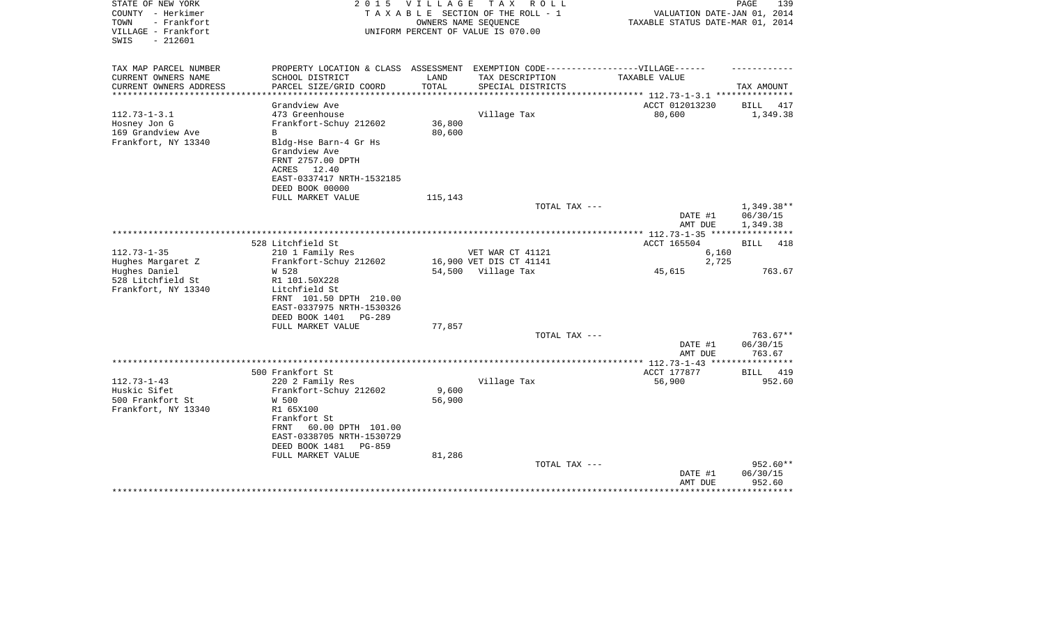STATE OF NEW YORK
COUNTY - Herkimer
TOWN - Frankfort
VILLAGE - Frankfort
SWIS - 212601

2 0 1 5 V I L L A G E T A X R O L L
T A X A B L E SECTION OF THE ROLL - 1
OWNERS NAME SEQUENCE
UNIFORM PERCENT OF VALUE IS 070.00

VALUATION DATE-JAN 01, 2014
TAXABLE STATUS DATE-MAR 01, 2014

| TAX MAP PARCEL NUMBER / CURRENT OWNERS NAME / CURRENT OWNERS ADDRESS | PROPERTY LOCATION & CLASS / SCHOOL DISTRICT / PARCEL SIZE/GRID COORD | ASSESSMENT LAND / TOTAL | EXEMPTION CODE / TAX DESCRIPTION / SPECIAL DISTRICTS | TAXABLE VALUE | TAX AMOUNT |
|---|---|---|---|---|---|
| 112.73-1-3.1 | Grandview Ave | | | ACCT 012013230 | BILL 417 |
| Hosney Jon G | 473 Greenhouse | | Village Tax | 80,600 | 1,349.38 |
| 169 Grandview Ave | Frankfort-Schuy 212602 | 36,800 | | | |
| Frankfort, NY 13340 | B | 80,600 | | | |
| | Bldg-Hse Barn-4 Gr Hs | | | | |
| | Grandview Ave | | | | |
| | FRNT 2757.00 DPTH | | | | |
| | ACRES 12.40 | | | | |
| | EAST-0337417 NRTH-1532185 | | | | |
| | DEED BOOK 00000 | | | | |
| | FULL MARKET VALUE | 115,143 | | | |
| | | | TOTAL TAX --- | | 1,349.38** |
| | | | | DATE #1 | 06/30/15 |
| | | | | AMT DUE | 1,349.38 |
| 112.73-1-35 | 528 Litchfield St | | | ACCT 165504 | BILL 418 |
| Hughes Margaret Z | 210 1 Family Res | | VET WAR CT 41121 | 6,160 | |
| Hughes Daniel | Frankfort-Schuy 212602 | 16,900 | VET DIS CT 41141 | 2,725 | |
| 528 Litchfield St | W 528 | 54,500 | Village Tax | 45,615 | 763.67 |
| Frankfort, NY 13340 | R1 101.50X228 | | | | |
| | Litchfield St | | | | |
| | FRNT 101.50 DPTH 210.00 | | | | |
| | EAST-0337975 NRTH-1530326 | | | | |
| | DEED BOOK 1401 PG-289 | | | | |
| | FULL MARKET VALUE | 77,857 | | | |
| | | | TOTAL TAX --- | | 763.67** |
| | | | | DATE #1 | 06/30/15 |
| | | | | AMT DUE | 763.67 |
| 112.73-1-43 | 500 Frankfort St | | | ACCT 177877 | BILL 419 |
| Huskic Sifet | 220 2 Family Res | | Village Tax | 56,900 | 952.60 |
| 500 Frankfort St | Frankfort-Schuy 212602 | 9,600 | | | |
| Frankfort, NY 13340 | W 500 | 56,900 | | | |
| | R1 65X100 | | | | |
| | Frankfort St | | | | |
| | FRNT 60.00 DPTH 101.00 | | | | |
| | EAST-0338705 NRTH-1530729 | | | | |
| | DEED BOOK 1481 PG-859 | | | | |
| | FULL MARKET VALUE | 81,286 | | | |
| | | | TOTAL TAX --- | | 952.60** |
| | | | | DATE #1 | 06/30/15 |
| | | | | AMT DUE | 952.60 |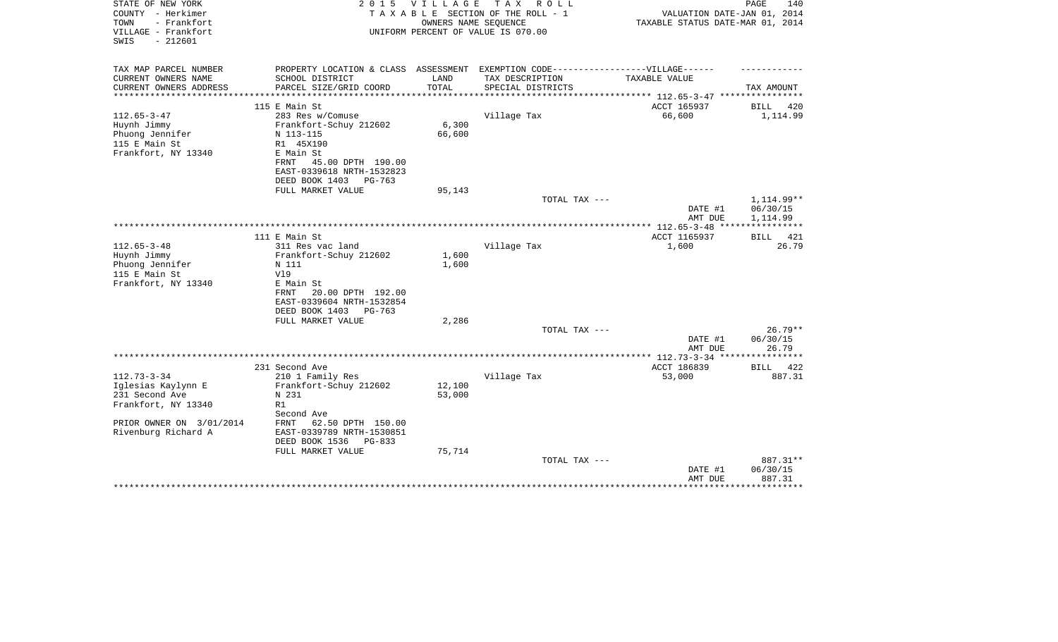STATE OF NEW YORK
COUNTY - Herkimer
TOWN - Frankfort
VILLAGE - Frankfort
SWIS - 212601

2 0 1 5 V I L L A G E T A X R O L L
T A X A B L E SECTION OF THE ROLL - 1
OWNERS NAME SEQUENCE
UNIFORM PERCENT OF VALUE IS 070.00

VALUATION DATE-JAN 01, 2014
TAXABLE STATUS DATE-MAR 01, 2014

| TAX MAP PARCEL NUMBER<br>CURRENT OWNERS NAME<br>CURRENT OWNERS ADDRESS | PROPERTY LOCATION & CLASS<br>SCHOOL DISTRICT<br>PARCEL SIZE/GRID COORD | ASSESSMENT<br>LAND<br>TOTAL | EXEMPTION CODE------VILLAGE------<br>TAX DESCRIPTION<br>SPECIAL DISTRICTS | TAXABLE VALUE | TAX AMOUNT |
|---|---|---|---|---|---|
| | 115 E Main St | | | ACCT 165937 | BILL 420 |
| 112.65-3-47 | 283 Res w/Comuse | | Village Tax | 66,600 | 1,114.99 |
| Huynh Jimmy | Frankfort-Schuy 212602 | 6,300 | | | |
| Phuong Jennifer | N 113-115 | 66,600 | | | |
| 115 E Main St | R1 45X190 | | | | |
| Frankfort, NY 13340 | E Main St | | | | |
| | FRNT 45.00 DPTH 190.00 | | | | |
| | EAST-0339618 NRTH-1532823 | | | | |
| | DEED BOOK 1403 PG-763 | | | | |
| | FULL MARKET VALUE | 95,143 | | | |
| | | | TOTAL TAX --- | | 1,114.99** |
| | | | | DATE #1 | 06/30/15 |
| | | | | AMT DUE | 1,114.99 |
| | 111 E Main St | | | ACCT 1165937 | BILL 421 |
| 112.65-3-48 | 311 Res vac land | | Village Tax | 1,600 | 26.79 |
| Huynh Jimmy | Frankfort-Schuy 212602 | 1,600 | | | |
| Phuong Jennifer | N 111 | 1,600 | | | |
| 115 E Main St | Vl9 | | | | |
| Frankfort, NY 13340 | E Main St | | | | |
| | FRNT 20.00 DPTH 192.00 | | | | |
| | EAST-0339604 NRTH-1532854 | | | | |
| | DEED BOOK 1403 PG-763 | | | | |
| | FULL MARKET VALUE | 2,286 | | | |
| | | | TOTAL TAX --- | | 26.79** |
| | | | | DATE #1 | 06/30/15 |
| | | | | AMT DUE | 26.79 |
| | 231 Second Ave | | | ACCT 186839 | BILL 422 |
| 112.73-3-34 | 210 1 Family Res | | Village Tax | 53,000 | 887.31 |
| Iglesias Kaylynn E | Frankfort-Schuy 212602 | 12,100 | | | |
| 231 Second Ave | N 231 | 53,000 | | | |
| Frankfort, NY 13340 | R1 | | | | |
| | Second Ave | | | | |
| PRIOR OWNER ON 3/01/2014 | FRNT 62.50 DPTH 150.00 | | | | |
| Rivenburg Richard A | EAST-0339789 NRTH-1530851 | | | | |
| | DEED BOOK 1536 PG-833 | | | | |
| | FULL MARKET VALUE | 75,714 | | | |
| | | | TOTAL TAX --- | | 887.31** |
| | | | | DATE #1 | 06/30/15 |
| | | | | AMT DUE | 887.31 |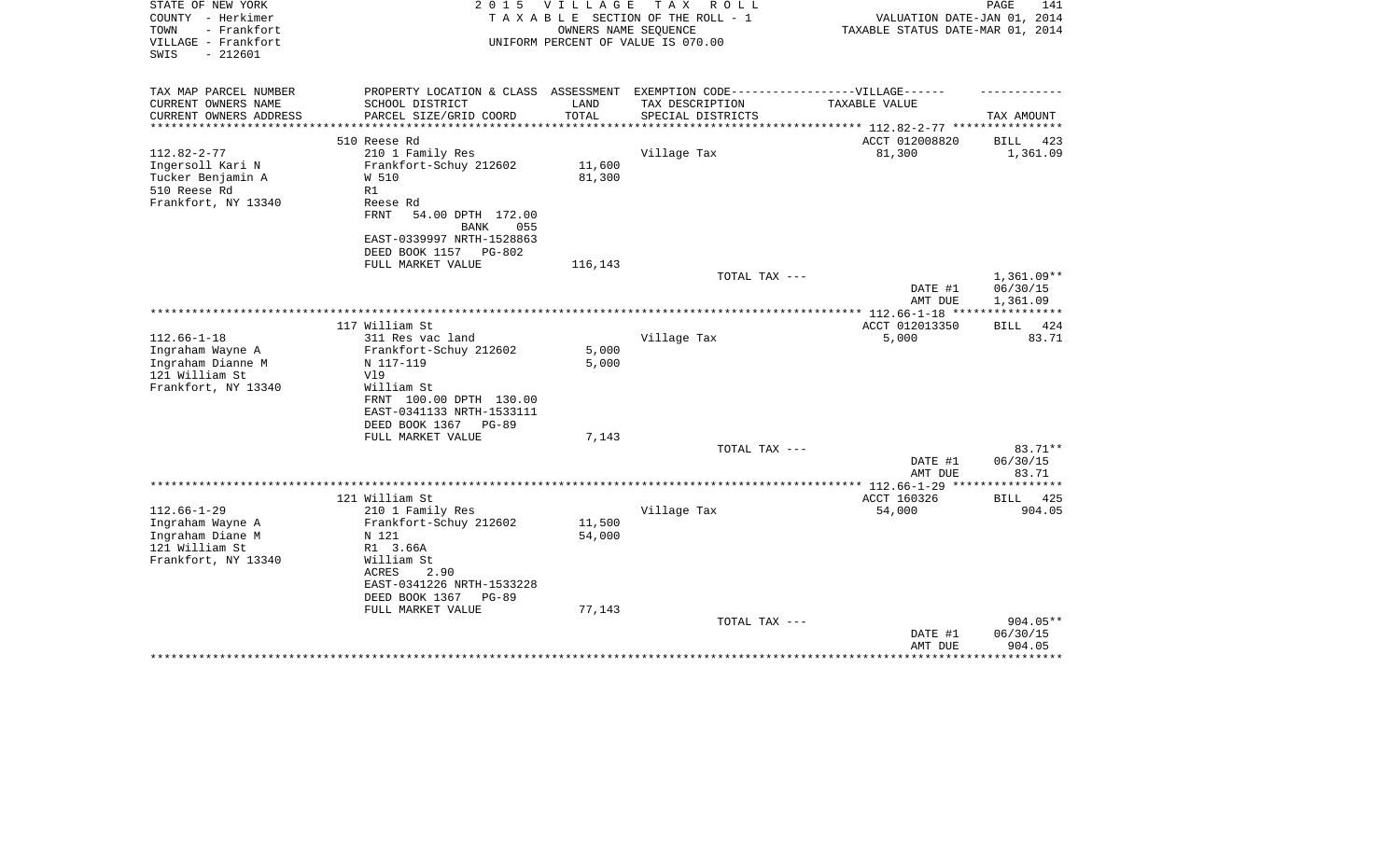STATE OF NEW YORK
COUNTY - Herkimer
TOWN - Frankfort
VILLAGE - Frankfort
SWIS - 212601

2 0 1 5 V I L L A G E T A X R O L L
T A X A B L E SECTION OF THE ROLL - 1
OWNERS NAME SEQUENCE
UNIFORM PERCENT OF VALUE IS 070.00

VALUATION DATE-JAN 01, 2014
TAXABLE STATUS DATE-MAR 01, 2014

| TAX MAP PARCEL NUMBER<br>CURRENT OWNERS NAME<br>CURRENT OWNERS ADDRESS | PROPERTY LOCATION & CLASS<br>SCHOOL DISTRICT<br>PARCEL SIZE/GRID COORD | ASSESSMENT<br>LAND<br>TOTAL | EXEMPTION CODE------VILLAGE------<br>TAX DESCRIPTION<br>SPECIAL DISTRICTS | TAXABLE VALUE | TAX AMOUNT |
|---|---|---|---|---|---|
| | 510 Reese Rd | | | ACCT 012008820 | BILL 423 |
| 112.82-2-77 | 210 1 Family Res | | Village Tax | 81,300 | 1,361.09 |
| Ingersoll Kari N | Frankfort-Schuy 212602 | 11,600 | | | |
| Tucker Benjamin A | W 510 | 81,300 | | | |
| 510 Reese Rd | R1 | | | | |
| Frankfort, NY 13340 | Reese Rd | | | | |
| | FRNT 54.00 DPTH 172.00 | | | | |
| | BANK 055 | | | | |
| | EAST-0339997 NRTH-1528863 | | | | |
| | DEED BOOK 1157 PG-802 | | | | |
| | FULL MARKET VALUE | 116,143 | | | |
| | | | TOTAL TAX --- | | 1,361.09** |
| | | | | DATE #1 | 06/30/15 |
| | | | | AMT DUE | 1,361.09 |
| | 117 William St | | | ACCT 012013350 | BILL 424 |
| 112.66-1-18 | 311 Res vac land | | Village Tax | 5,000 | 83.71 |
| Ingraham Wayne A | Frankfort-Schuy 212602 | 5,000 | | | |
| Ingraham Dianne M | N 117-119 | 5,000 | | | |
| 121 William St | Vl9 | | | | |
| Frankfort, NY 13340 | William St | | | | |
| | FRNT 100.00 DPTH 130.00 | | | | |
| | EAST-0341133 NRTH-1533111 | | | | |
| | DEED BOOK 1367 PG-89 | | | | |
| | FULL MARKET VALUE | 7,143 | | | |
| | | | TOTAL TAX --- | | 83.71** |
| | | | | DATE #1 | 06/30/15 |
| | | | | AMT DUE | 83.71 |
| | 121 William St | | | ACCT 160326 | BILL 425 |
| 112.66-1-29 | 210 1 Family Res | | Village Tax | 54,000 | 904.05 |
| Ingraham Wayne A | Frankfort-Schuy 212602 | 11,500 | | | |
| Ingraham Diane M | N 121 | 54,000 | | | |
| 121 William St | R1 3.66A | | | | |
| Frankfort, NY 13340 | William St | | | | |
| | ACRES 2.90 | | | | |
| | EAST-0341226 NRTH-1533228 | | | | |
| | DEED BOOK 1367 PG-89 | | | | |
| | FULL MARKET VALUE | 77,143 | | | |
| | | | TOTAL TAX --- | | 904.05** |
| | | | | DATE #1 | 06/30/15 |
| | | | | AMT DUE | 904.05 |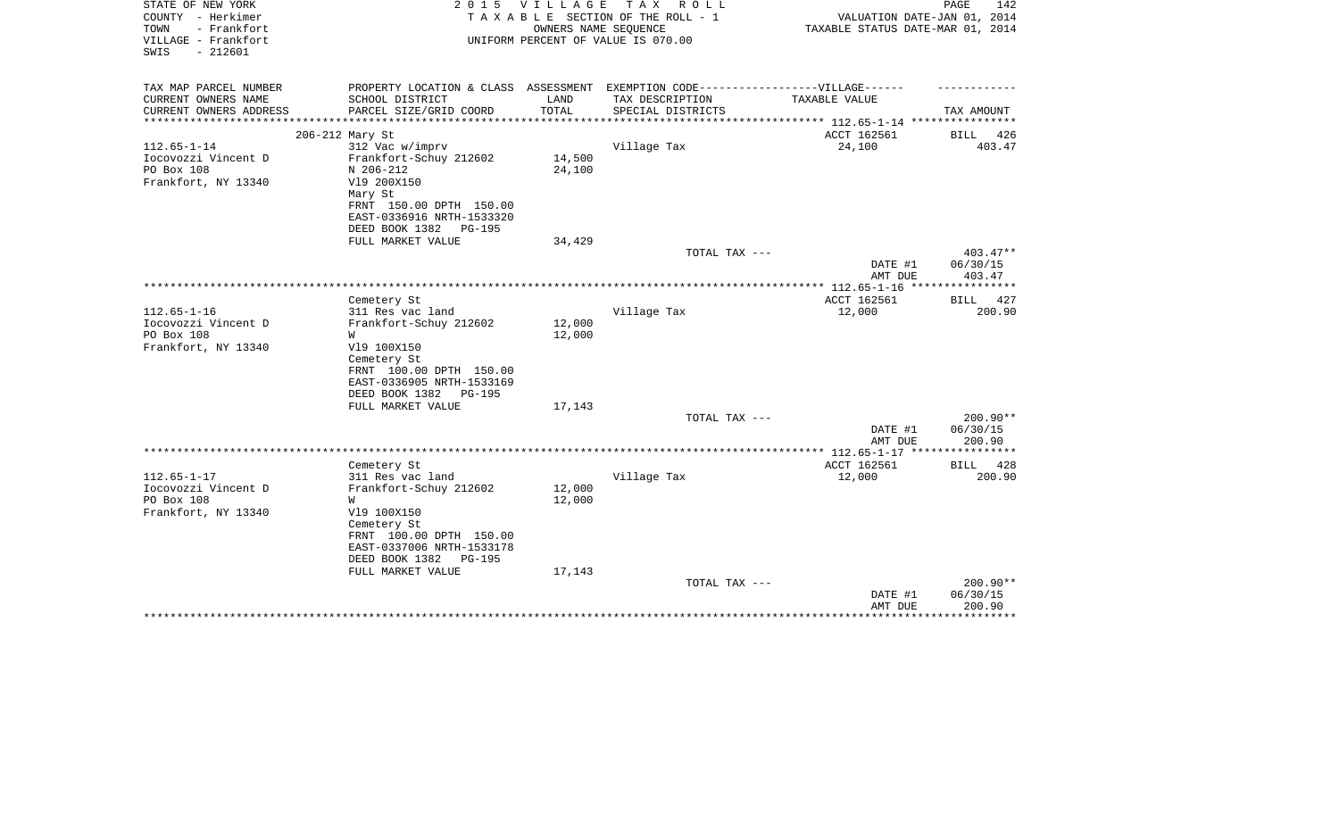STATE OF NEW YORK — 2015 VILLAGE TAX ROLL

COUNTY - Herkimer — TAXABLE SECTION OF THE ROLL - 1 — VALUATION DATE-JAN 01, 2014

TOWN - Frankfort — OWNERS NAME SEQUENCE — TAXABLE STATUS DATE-MAR 01, 2014

VILLAGE - Frankfort — UNIFORM PERCENT OF VALUE IS 070.00

SWIS - 212601

| TAX MAP PARCEL NUMBER / CURRENT OWNERS NAME / CURRENT OWNERS ADDRESS | PROPERTY LOCATION & CLASS / SCHOOL DISTRICT / PARCEL SIZE/GRID COORD | ASSESSMENT LAND / TOTAL | EXEMPTION CODE-----VILLAGE------ / TAX DESCRIPTION / SPECIAL DISTRICTS | TAXABLE VALUE | TAX AMOUNT |
|---|---|---|---|---|---|
| | 206-212 Mary St | | | ACCT 162561 | BILL 426 |
| 112.65-1-14 | 312 Vac w/imprv | | Village Tax | 24,100 | 403.47 |
| Iocovozzi Vincent D | Frankfort-Schuy 212602 | 14,500 | | | |
| PO Box 108 | N 206-212 | 24,100 | | | |
| Frankfort, NY 13340 | Vl9 200X150 | | | | |
| | Mary St | | | | |
| | FRNT 150.00 DPTH 150.00 | | | | |
| | EAST-0336916 NRTH-1533320 | | | | |
| | DEED BOOK 1382 PG-195 | | | | |
| | FULL MARKET VALUE | 34,429 | | | |
| | | | TOTAL TAX --- | | 403.47** |
| | | | | DATE #1 | 06/30/15 |
| | | | | AMT DUE | 403.47 |
| | Cemetery St | | | ACCT 162561 | BILL 427 |
| 112.65-1-16 | 311 Res vac land | | Village Tax | 12,000 | 200.90 |
| Iocovozzi Vincent D | Frankfort-Schuy 212602 | 12,000 | | | |
| PO Box 108 | W | 12,000 | | | |
| Frankfort, NY 13340 | Vl9 100X150 | | | | |
| | Cemetery St | | | | |
| | FRNT 100.00 DPTH 150.00 | | | | |
| | EAST-0336905 NRTH-1533169 | | | | |
| | DEED BOOK 1382 PG-195 | | | | |
| | FULL MARKET VALUE | 17,143 | | | |
| | | | TOTAL TAX --- | | 200.90** |
| | | | | DATE #1 | 06/30/15 |
| | | | | AMT DUE | 200.90 |
| | Cemetery St | | | ACCT 162561 | BILL 428 |
| 112.65-1-17 | 311 Res vac land | | Village Tax | 12,000 | 200.90 |
| Iocovozzi Vincent D | Frankfort-Schuy 212602 | 12,000 | | | |
| PO Box 108 | W | 12,000 | | | |
| Frankfort, NY 13340 | Vl9 100X150 | | | | |
| | Cemetery St | | | | |
| | FRNT 100.00 DPTH 150.00 | | | | |
| | EAST-0337006 NRTH-1533178 | | | | |
| | DEED BOOK 1382 PG-195 | | | | |
| | FULL MARKET VALUE | 17,143 | | | |
| | | | TOTAL TAX --- | | 200.90** |
| | | | | DATE #1 | 06/30/15 |
| | | | | AMT DUE | 200.90 |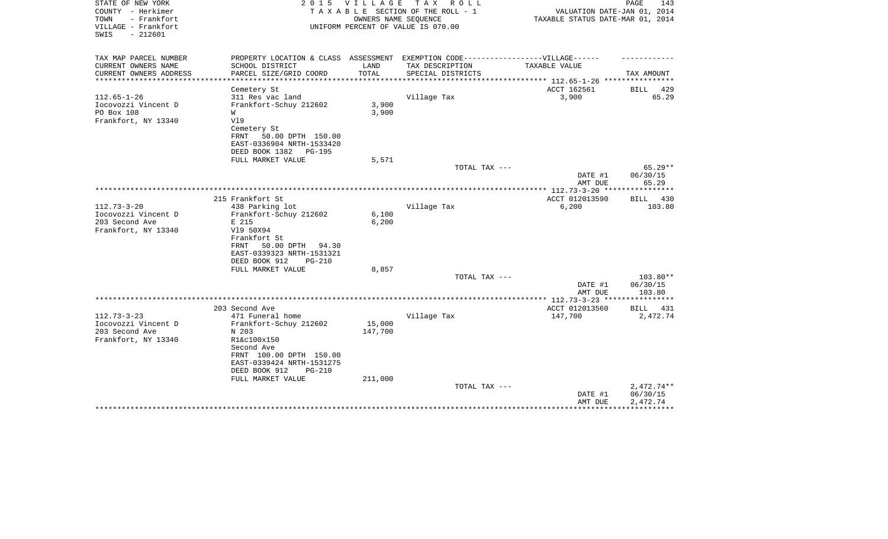STATE OF NEW YORK — 2015 VILLAGE TAX ROLL
COUNTY - Herkimer — TAXABLE SECTION OF THE ROLL - 1 — VALUATION DATE-JAN 01, 2014
TOWN - Frankfort — OWNERS NAME SEQUENCE — TAXABLE STATUS DATE-MAR 01, 2014
VILLAGE - Frankfort — UNIFORM PERCENT OF VALUE IS 070.00
SWIS - 212601

| TAX MAP PARCEL NUMBER<br>CURRENT OWNERS NAME<br>CURRENT OWNERS ADDRESS | PROPERTY LOCATION & CLASS<br>SCHOOL DISTRICT<br>PARCEL SIZE/GRID COORD | ASSESSMENT<br>LAND<br>TOTAL | EXEMPTION CODE-----VILLAGE------<br>TAX DESCRIPTION<br>SPECIAL DISTRICTS | TAXABLE VALUE | TAX AMOUNT |
|---|---|---|---|---|---|
| 112.65-1-26 | Cemetery St | | | ACCT 162561 | BILL 429 |
| 112.65-1-26 | 311 Res vac land | | Village Tax | 3,900 | 65.29 |
| Iocovozzi Vincent D | Frankfort-Schuy 212602 | 3,900 | | | |
| PO Box 108 | W | 3,900 | | | |
| Frankfort, NY 13340 | Vl9 | | | | |
| | Cemetery St | | | | |
| | FRNT 50.00 DPTH 150.00 | | | | |
| | EAST-0336904 NRTH-1533420 | | | | |
| | DEED BOOK 1382 PG-195 | | | | |
| | FULL MARKET VALUE | 5,571 | | | |
| | | | TOTAL TAX --- | | 65.29** |
| | | | | DATE #1 | 06/30/15 |
| | | | | AMT DUE | 65.29 |
| 112.73-3-20 | 215 Frankfort St | | | ACCT 012013590 | BILL 430 |
| 112.73-3-20 | 438 Parking lot | | Village Tax | 6,200 | 103.80 |
| Iocovozzi Vincent D | Frankfort-Schuy 212602 | 6,100 | | | |
| 203 Second Ave | E 215 | 6,200 | | | |
| Frankfort, NY 13340 | Vl9 50X94 | | | | |
| | Frankfort St | | | | |
| | FRNT 50.00 DPTH 94.30 | | | | |
| | EAST-0339323 NRTH-1531321 | | | | |
| | DEED BOOK 912 PG-210 | | | | |
| | FULL MARKET VALUE | 8,857 | | | |
| | | | TOTAL TAX --- | | 103.80** |
| | | | | DATE #1 | 06/30/15 |
| | | | | AMT DUE | 103.80 |
| 112.73-3-23 | 203 Second Ave | | | ACCT 012013560 | BILL 431 |
| 112.73-3-23 | 471 Funeral home | | Village Tax | 147,700 | 2,472.74 |
| Iocovozzi Vincent D | Frankfort-Schuy 212602 | 15,000 | | | |
| 203 Second Ave | N 203 | 147,700 | | | |
| Frankfort, NY 13340 | R1&c100x150 | | | | |
| | Second Ave | | | | |
| | FRNT 100.00 DPTH 150.00 | | | | |
| | EAST-0339424 NRTH-1531275 | | | | |
| | DEED BOOK 912 PG-210 | | | | |
| | FULL MARKET VALUE | 211,000 | | | |
| | | | TOTAL TAX --- | | 2,472.74** |
| | | | | DATE #1 | 06/30/15 |
| | | | | AMT DUE | 2,472.74 |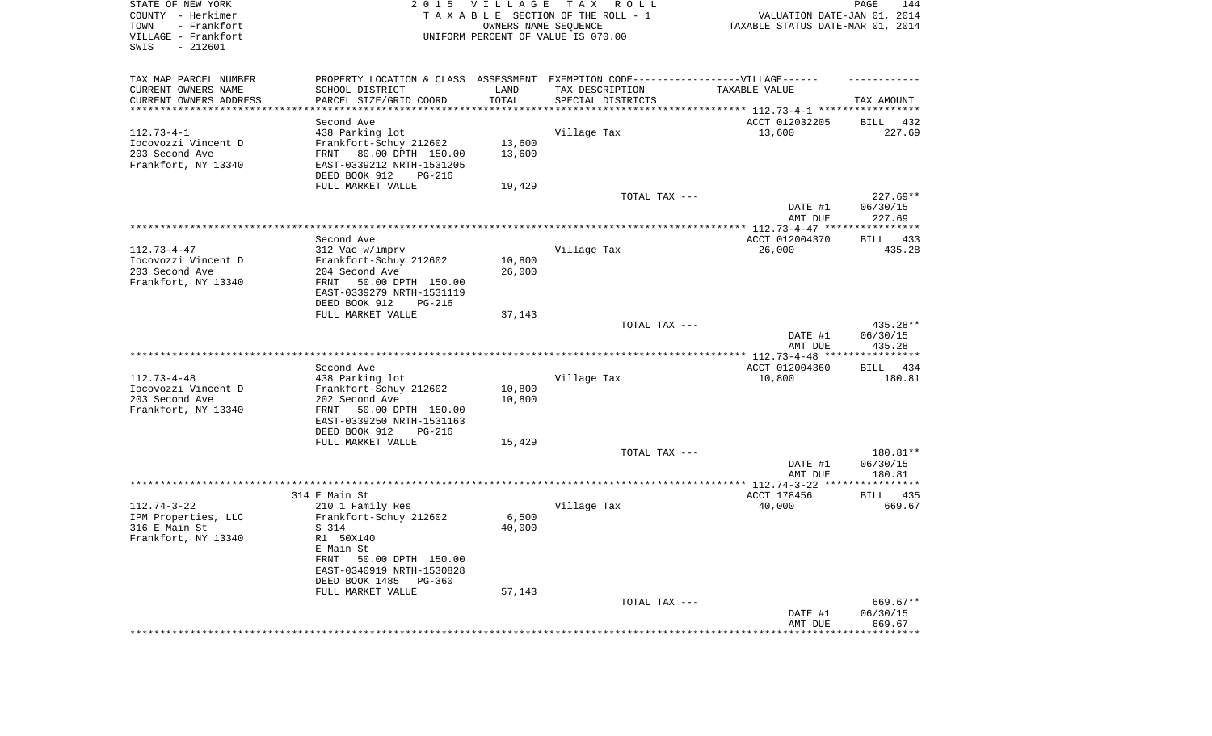STATE OF NEW YORK
COUNTY - Herkimer
TOWN - Frankfort
VILLAGE - Frankfort
SWIS - 212601

2 0 1 5 V I L L A G E T A X R O L L
T A X A B L E SECTION OF THE ROLL - 1
OWNERS NAME SEQUENCE
UNIFORM PERCENT OF VALUE IS 070.00

VALUATION DATE-JAN 01, 2014
TAXABLE STATUS DATE-MAR 01, 2014

| TAX MAP PARCEL NUMBER / CURRENT OWNERS NAME / CURRENT OWNERS ADDRESS | PROPERTY LOCATION & CLASS / SCHOOL DISTRICT / PARCEL SIZE/GRID COORD | ASSESSMENT LAND / TOTAL | EXEMPTION CODE / TAX DESCRIPTION / SPECIAL DISTRICTS | TAXABLE VALUE | TAX AMOUNT |
|---|---|---|---|---|---|
| | Second Ave | | | ACCT 012032205 | BILL 432 |
| 112.73-4-1 | 438 Parking lot | | Village Tax | 13,600 | 227.69 |
| Iocovozzi Vincent D | Frankfort-Schuy 212602 | 13,600 | | | |
| 203 Second Ave | FRNT 80.00 DPTH 150.00 | 13,600 | | | |
| Frankfort, NY 13340 | EAST-0339212 NRTH-1531205 | | | | |
| | DEED BOOK 912 PG-216 | | | | |
| | FULL MARKET VALUE | 19,429 | | | |
| | | | TOTAL TAX --- | | 227.69** |
| | | | | DATE #1 | 06/30/15 |
| | | | | AMT DUE | 227.69 |
| | Second Ave | | | ACCT 012004370 | BILL 433 |
| 112.73-4-47 | 312 Vac w/imprv | | Village Tax | 26,000 | 435.28 |
| Iocovozzi Vincent D | Frankfort-Schuy 212602 | 10,800 | | | |
| 203 Second Ave | 204 Second Ave | 26,000 | | | |
| Frankfort, NY 13340 | FRNT 50.00 DPTH 150.00 | | | | |
| | EAST-0339279 NRTH-1531119 | | | | |
| | DEED BOOK 912 PG-216 | | | | |
| | FULL MARKET VALUE | 37,143 | | | |
| | | | TOTAL TAX --- | | 435.28** |
| | | | | DATE #1 | 06/30/15 |
| | | | | AMT DUE | 435.28 |
| | Second Ave | | | ACCT 012004360 | BILL 434 |
| 112.73-4-48 | 438 Parking lot | | Village Tax | 10,800 | 180.81 |
| Iocovozzi Vincent D | Frankfort-Schuy 212602 | 10,800 | | | |
| 203 Second Ave | 202 Second Ave | 10,800 | | | |
| Frankfort, NY 13340 | FRNT 50.00 DPTH 150.00 | | | | |
| | EAST-0339250 NRTH-1531163 | | | | |
| | DEED BOOK 912 PG-216 | | | | |
| | FULL MARKET VALUE | 15,429 | | | |
| | | | TOTAL TAX --- | | 180.81** |
| | | | | DATE #1 | 06/30/15 |
| | | | | AMT DUE | 180.81 |
| | 314 E Main St | | | ACCT 178456 | BILL 435 |
| 112.74-3-22 | 210 1 Family Res | | Village Tax | 40,000 | 669.67 |
| IPM Properties, LLC | Frankfort-Schuy 212602 | 6,500 | | | |
| 316 E Main St | S 314 | 40,000 | | | |
| Frankfort, NY 13340 | R1 50X140 | | | | |
| | E Main St | | | | |
| | FRNT 50.00 DPTH 150.00 | | | | |
| | EAST-0340919 NRTH-1530828 | | | | |
| | DEED BOOK 1485 PG-360 | | | | |
| | FULL MARKET VALUE | 57,143 | | | |
| | | | TOTAL TAX --- | | 669.67** |
| | | | | DATE #1 | 06/30/15 |
| | | | | AMT DUE | 669.67 |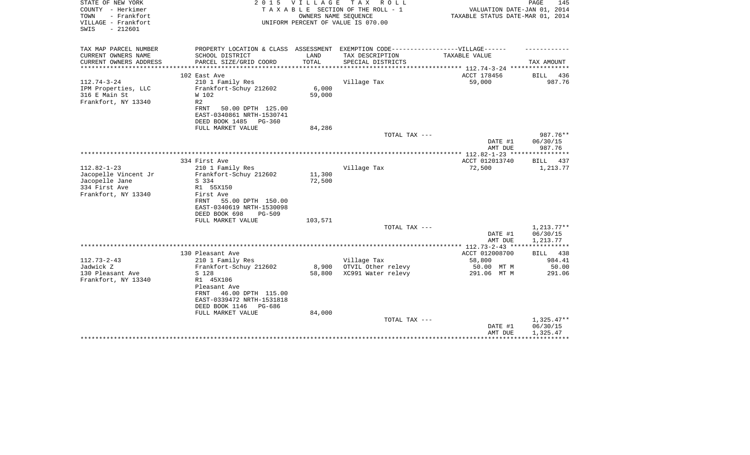STATE OF NEW YORK
COUNTY - Herkimer
TOWN - Frankfort
VILLAGE - Frankfort
SWIS - 212601

2 0 1 5 V I L L A G E T A X R O L L
T A X A B L E SECTION OF THE ROLL - 1
OWNERS NAME SEQUENCE
UNIFORM PERCENT OF VALUE IS 070.00

VALUATION DATE-JAN 01, 2014
TAXABLE STATUS DATE-MAR 01, 2014

| TAX MAP PARCEL NUMBER<br>CURRENT OWNERS NAME<br>CURRENT OWNERS ADDRESS | PROPERTY LOCATION & CLASS<br>SCHOOL DISTRICT<br>PARCEL SIZE/GRID COORD | ASSESSMENT<br>LAND<br>TOTAL | EXEMPTION CODE-----VILLAGE------<br>TAX DESCRIPTION<br>SPECIAL DISTRICTS | TAXABLE VALUE | TAX AMOUNT |
|---|---|---|---|---|---|
| | 102 East Ave | | | ACCT 178456 | BILL 436 |
| 112.74-3-24 | 210 1 Family Res | | Village Tax | 59,000 | 987.76 |
| IPM Properties, LLC | Frankfort-Schuy 212602 | 6,000 | | | |
| 316 E Main St | W 102 | 59,000 | | | |
| Frankfort, NY 13340 | R2 | | | | |
| | FRNT 50.00 DPTH 125.00 | | | | |
| | EAST-0340861 NRTH-1530741 | | | | |
| | DEED BOOK 1485 PG-360 | | | | |
| | FULL MARKET VALUE | 84,286 | | | |
| | | | TOTAL TAX --- | | 987.76** |
| | | | | DATE #1 | 06/30/15 |
| | | | | AMT DUE | 987.76 |
| | 334 First Ave | | | ACCT 012013740 | BILL 437 |
| 112.82-1-23 | 210 1 Family Res | | Village Tax | 72,500 | 1,213.77 |
| Jacopelle Vincent Jr | Frankfort-Schuy 212602 | 11,300 | | | |
| Jacopelle Jane | S 334 | 72,500 | | | |
| 334 First Ave | R1 55X150 | | | | |
| Frankfort, NY 13340 | First Ave | | | | |
| | FRNT 55.00 DPTH 150.00 | | | | |
| | EAST-0340619 NRTH-1530098 | | | | |
| | DEED BOOK 698 PG-509 | | | | |
| | FULL MARKET VALUE | 103,571 | | | |
| | | | TOTAL TAX --- | | 1,213.77** |
| | | | | DATE #1 | 06/30/15 |
| | | | | AMT DUE | 1,213.77 |
| | 130 Pleasant Ave | | | ACCT 012008700 | BILL 438 |
| 112.73-2-43 | 210 1 Family Res | | Village Tax | 58,800 | 984.41 |
| Jadwick Z | Frankfort-Schuy 212602 | 8,900 | OTVIL Other relevy | 50.00 MT M | 50.00 |
| 130 Pleasant Ave | S 128 | 58,800 | XC991 Water relevy | 291.06 MT M | 291.06 |
| Frankfort, NY 13340 | R1 45X106 | | | | |
| | Pleasant Ave | | | | |
| | FRNT 46.00 DPTH 115.00 | | | | |
| | EAST-0339472 NRTH-1531818 | | | | |
| | DEED BOOK 1146 PG-686 | | | | |
| | FULL MARKET VALUE | 84,000 | | | |
| | | | TOTAL TAX --- | | 1,325.47** |
| | | | | DATE #1 | 06/30/15 |
| | | | | AMT DUE | 1,325.47 |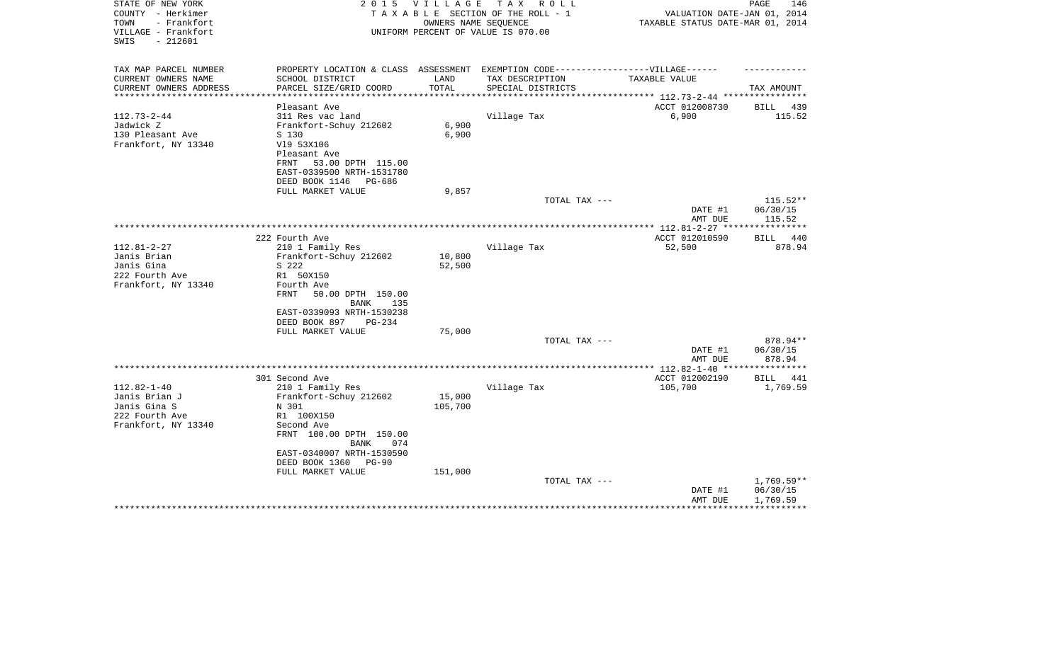STATE OF NEW YORK
COUNTY - Herkimer
TOWN - Frankfort
VILLAGE - Frankfort
SWIS - 212601

2 0 1 5 V I L L A G E T A X R O L L
T A X A B L E SECTION OF THE ROLL - 1
OWNERS NAME SEQUENCE
UNIFORM PERCENT OF VALUE IS 070.00

VALUATION DATE-JAN 01, 2014
TAXABLE STATUS DATE-MAR 01, 2014

| TAX MAP PARCEL NUMBER<br>CURRENT OWNERS NAME<br>CURRENT OWNERS ADDRESS | PROPERTY LOCATION & CLASS<br>SCHOOL DISTRICT<br>PARCEL SIZE/GRID COORD | ASSESSMENT<br>LAND<br>TOTAL | EXEMPTION CODE------VILLAGE------<br>TAX DESCRIPTION<br>SPECIAL DISTRICTS | TAXABLE VALUE | TAX AMOUNT |
|---|---|---|---|---|---|
| **112.73-2-44** | Pleasant Ave | | | ACCT 012008730 | BILL 439 |
| 112.73-2-44 | 311 Res vac land | | Village Tax | 6,900 | 115.52 |
| Jadwick Z | Frankfort-Schuy 212602 | 6,900 | | | |
| 130 Pleasant Ave | S 130 | 6,900 | | | |
| Frankfort, NY 13340 | Vl9 53X106 | | | | |
| | Pleasant Ave | | | | |
| | FRNT 53.00 DPTH 115.00 | | | | |
| | EAST-0339500 NRTH-1531780 | | | | |
| | DEED BOOK 1146 PG-686 | | | | |
| | FULL MARKET VALUE | 9,857 | | | |
| | | | TOTAL TAX --- | | 115.52** |
| | | | | DATE #1 | 06/30/15 |
| | | | | AMT DUE | 115.52 |
| **112.81-2-27** | 222 Fourth Ave | | | ACCT 012010590 | BILL 440 |
| 112.81-2-27 | 210 1 Family Res | | Village Tax | 52,500 | 878.94 |
| Janis Brian | Frankfort-Schuy 212602 | 10,800 | | | |
| Janis Gina | S 222 | 52,500 | | | |
| 222 Fourth Ave | R1 50X150 | | | | |
| Frankfort, NY 13340 | Fourth Ave | | | | |
| | FRNT 50.00 DPTH 150.00 | | | | |
| | BANK 135 | | | | |
| | EAST-0339093 NRTH-1530238 | | | | |
| | DEED BOOK 897 PG-234 | | | | |
| | FULL MARKET VALUE | 75,000 | | | |
| | | | TOTAL TAX --- | | 878.94** |
| | | | | DATE #1 | 06/30/15 |
| | | | | AMT DUE | 878.94 |
| **112.82-1-40** | 301 Second Ave | | | ACCT 012002190 | BILL 441 |
| 112.82-1-40 | 210 1 Family Res | | Village Tax | 105,700 | 1,769.59 |
| Janis Brian J | Frankfort-Schuy 212602 | 15,000 | | | |
| Janis Gina S | N 301 | 105,700 | | | |
| 222 Fourth Ave | R1 100X150 | | | | |
| Frankfort, NY 13340 | Second Ave | | | | |
| | FRNT 100.00 DPTH 150.00 | | | | |
| | BANK 074 | | | | |
| | EAST-0340007 NRTH-1530590 | | | | |
| | DEED BOOK 1360 PG-90 | | | | |
| | FULL MARKET VALUE | 151,000 | | | |
| | | | TOTAL TAX --- | | 1,769.59** |
| | | | | DATE #1 | 06/30/15 |
| | | | | AMT DUE | 1,769.59 |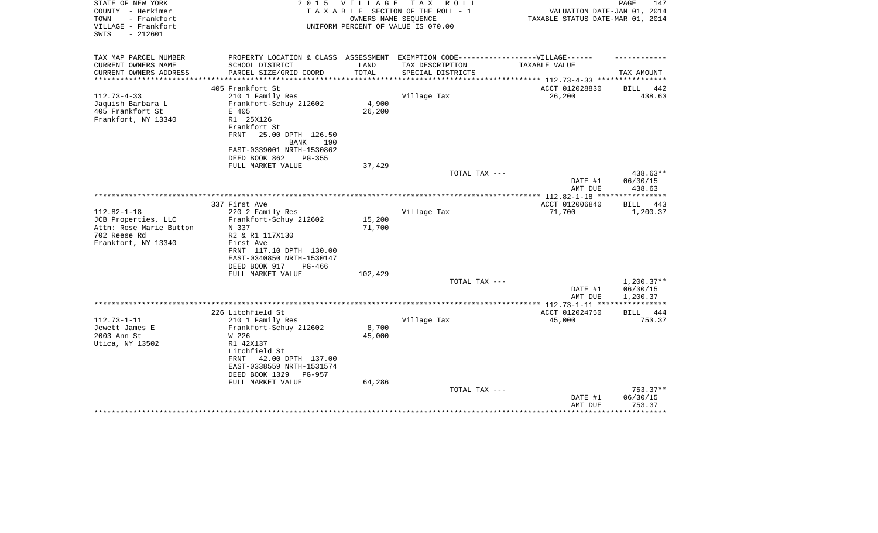STATE OF NEW YORK
COUNTY - Herkimer
TOWN - Frankfort
VILLAGE - Frankfort
SWIS - 212601

2015 VILLAGE TAX ROLL
TAXABLE SECTION OF THE ROLL - 1
OWNERS NAME SEQUENCE
UNIFORM PERCENT OF VALUE IS 070.00

VALUATION DATE-JAN 01, 2014
TAXABLE STATUS DATE-MAR 01, 2014

| TAX MAP PARCEL NUMBER / CURRENT OWNERS NAME / CURRENT OWNERS ADDRESS | PROPERTY LOCATION & CLASS / SCHOOL DISTRICT / PARCEL SIZE/GRID COORD | ASSESSMENT LAND / TOTAL | EXEMPTION CODE / TAX DESCRIPTION / SPECIAL DISTRICTS | TAXABLE VALUE | TAX AMOUNT |
|---|---|---|---|---|---|
| 112.73-4-33 | 405 Frankfort St | | | ACCT 012028830 | BILL 442 |
| Jaquish Barbara L | 210 1 Family Res | | Village Tax | 26,200 | 438.63 |
| 405 Frankfort St | Frankfort-Schuy 212602 | 4,900 | | | |
| Frankfort, NY 13340 | E 405 | 26,200 | | | |
| | R1 25X126 | | | | |
| | Frankfort St | | | | |
| | FRNT 25.00 DPTH 126.50 | | | | |
| | BANK 190 | | | | |
| | EAST-0339001 NRTH-1530862 | | | | |
| | DEED BOOK 862 PG-355 | | | | |
| | FULL MARKET VALUE | 37,429 | | | |
| | | | TOTAL TAX --- | | 438.63** |
| | | | | DATE #1 | 06/30/15 |
| | | | | AMT DUE | 438.63 |
| 112.82-1-18 | 337 First Ave | | | ACCT 012006840 | BILL 443 |
| JCB Properties, LLC | 220 2 Family Res | | Village Tax | 71,700 | 1,200.37 |
| Attn: Rose Marie Button | Frankfort-Schuy 212602 | 15,200 | | | |
| 702 Reese Rd | N 337 | 71,700 | | | |
| Frankfort, NY 13340 | R2 & R1 117X130 | | | | |
| | First Ave | | | | |
| | FRNT 117.10 DPTH 130.00 | | | | |
| | EAST-0340850 NRTH-1530147 | | | | |
| | DEED BOOK 917 PG-466 | | | | |
| | FULL MARKET VALUE | 102,429 | | | |
| | | | TOTAL TAX --- | | 1,200.37** |
| | | | | DATE #1 | 06/30/15 |
| | | | | AMT DUE | 1,200.37 |
| 112.73-1-11 | 226 Litchfield St | | | ACCT 012024750 | BILL 444 |
| Jewett James E | 210 1 Family Res | | Village Tax | 45,000 | 753.37 |
| 2003 Ann St | Frankfort-Schuy 212602 | 8,700 | | | |
| Utica, NY 13502 | W 226 | 45,000 | | | |
| | R1 42X137 | | | | |
| | Litchfield St | | | | |
| | FRNT 42.00 DPTH 137.00 | | | | |
| | EAST-0338559 NRTH-1531574 | | | | |
| | DEED BOOK 1329 PG-957 | | | | |
| | FULL MARKET VALUE | 64,286 | | | |
| | | | TOTAL TAX --- | | 753.37** |
| | | | | DATE #1 | 06/30/15 |
| | | | | AMT DUE | 753.37 |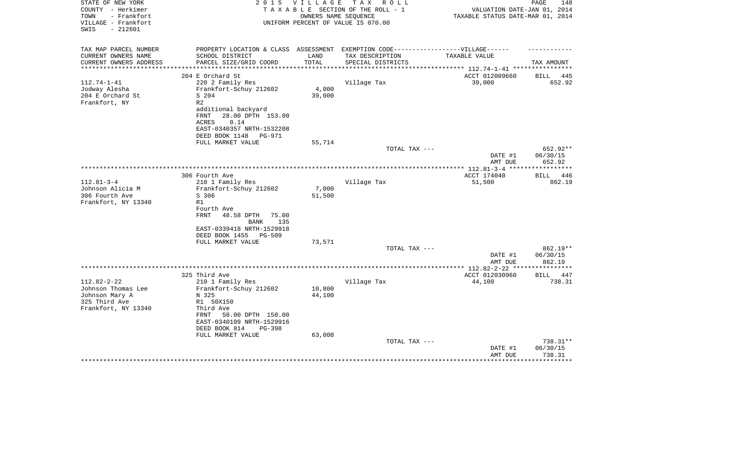STATE OF NEW YORK
COUNTY - Herkimer
TOWN - Frankfort
VILLAGE - Frankfort
SWIS - 212601

2015 VILLAGE TAX ROLL
TAXABLE SECTION OF THE ROLL - 1
OWNERS NAME SEQUENCE
UNIFORM PERCENT OF VALUE IS 070.00

VALUATION DATE-JAN 01, 2014
TAXABLE STATUS DATE-MAR 01, 2014

| TAX MAP PARCEL NUMBER / CURRENT OWNERS NAME / CURRENT OWNERS ADDRESS | PROPERTY LOCATION & CLASS / SCHOOL DISTRICT / PARCEL SIZE/GRID COORD | ASSESSMENT LAND / TOTAL | EXEMPTION CODE-VILLAGE / TAX DESCRIPTION / SPECIAL DISTRICTS | TAXABLE VALUE | TAX AMOUNT |
|---|---|---|---|---|---|
| 112.74-1-41 | 204 E Orchard St | | | ACCT 012009660 | BILL 445 |
| Jodway Alesha | 220 2 Family Res | | Village Tax | 39,000 | 652.92 |
| 204 E Orchard St | Frankfort-Schuy 212602 | 4,000 | | | |
| Frankfort, NY | S 204 | 39,000 | | | |
| | R2 | | | | |
| | additional backyard | | | | |
| | FRNT 28.00 DPTH 153.00 | | | | |
| | ACRES 0.14 | | | | |
| | EAST-0340357 NRTH-1532208 | | | | |
| | DEED BOOK 1148 PG-971 | | | | |
| | FULL MARKET VALUE | 55,714 | | | |
| | | | TOTAL TAX --- | | 652.92** |
| | | | | DATE #1 | 06/30/15 |
| | | | | AMT DUE | 652.92 |
| 112.81-3-4 | 306 Fourth Ave | | | ACCT 174040 | BILL 446 |
| Johnson Alicia M | 210 1 Family Res | | Village Tax | 51,500 | 862.19 |
| 306 Fourth Ave | Frankfort-Schuy 212602 | 7,000 | | | |
| Frankfort, NY 13340 | S 306 | 51,500 | | | |
| | R1 | | | | |
| | Fourth Ave | | | | |
| | FRNT 48.58 DPTH 75.00 | | | | |
| | BANK 135 | | | | |
| | EAST-0339418 NRTH-1529918 | | | | |
| | DEED BOOK 1455 PG-509 | | | | |
| | FULL MARKET VALUE | 73,571 | | | |
| | | | TOTAL TAX --- | | 862.19** |
| | | | | DATE #1 | 06/30/15 |
| | | | | AMT DUE | 862.19 |
| 112.82-2-22 | 325 Third Ave | | | ACCT 012030960 | BILL 447 |
| Johnson Thomas Lee | 210 1 Family Res | | Village Tax | 44,100 | 738.31 |
| Johnson Mary A | Frankfort-Schuy 212602 | 10,800 | | | |
| 325 Third Ave | N 325 | 44,100 | | | |
| Frankfort, NY 13340 | R1 50X150 | | | | |
| | Third Ave | | | | |
| | FRNT 50.00 DPTH 150.00 | | | | |
| | EAST-0340109 NRTH-1529916 | | | | |
| | DEED BOOK 814 PG-398 | | | | |
| | FULL MARKET VALUE | 63,000 | | | |
| | | | TOTAL TAX --- | | 738.31** |
| | | | | DATE #1 | 06/30/15 |
| | | | | AMT DUE | 738.31 |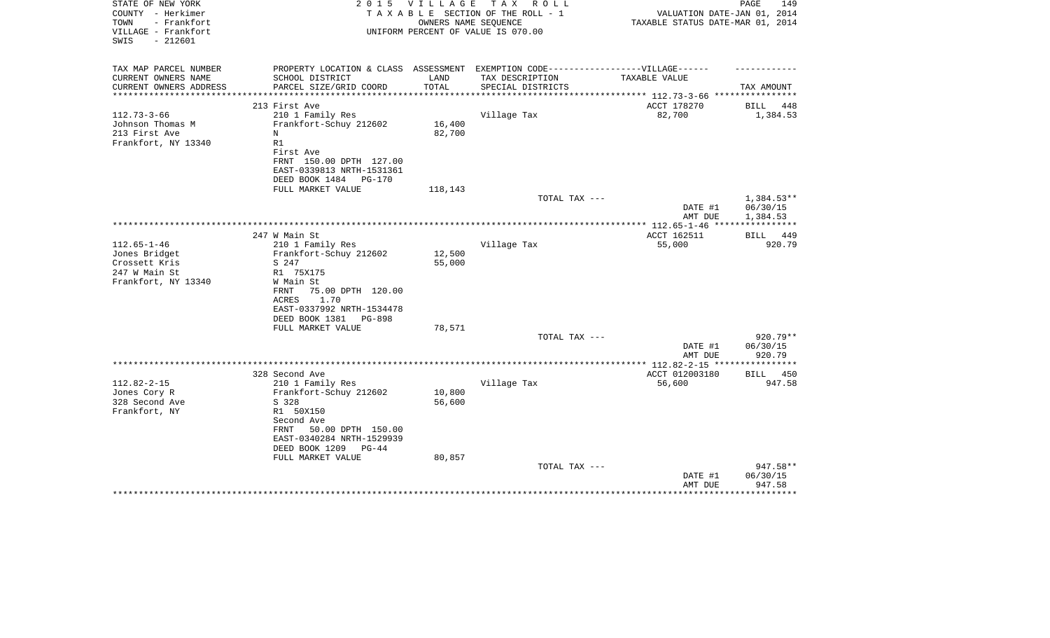STATE OF NEW YORK
COUNTY - Herkimer
TOWN - Frankfort
VILLAGE - Frankfort
SWIS - 212601

2 0 1 5 V I L L A G E T A X R O L L
T A X A B L E SECTION OF THE ROLL - 1
OWNERS NAME SEQUENCE
UNIFORM PERCENT OF VALUE IS 070.00

VALUATION DATE-JAN 01, 2014
TAXABLE STATUS DATE-MAR 01, 2014

| TAX MAP PARCEL NUMBER / CURRENT OWNERS NAME / CURRENT OWNERS ADDRESS | PROPERTY LOCATION & CLASS / SCHOOL DISTRICT / PARCEL SIZE/GRID COORD | ASSESSMENT LAND / TOTAL | EXEMPTION CODE-----VILLAGE------ TAX DESCRIPTION / SPECIAL DISTRICTS | TAXABLE VALUE | TAX AMOUNT |
|---|---|---|---|---|---|
| | 213 First Ave | | | ACCT 178270 | BILL 448 |
| 112.73-3-66 | 210 1 Family Res | | Village Tax | 82,700 | 1,384.53 |
| Johnson Thomas M | Frankfort-Schuy 212602 | 16,400 | | | |
| 213 First Ave | N | 82,700 | | | |
| Frankfort, NY 13340 | R1 | | | | |
| | First Ave | | | | |
| | FRNT 150.00 DPTH 127.00 | | | | |
| | EAST-0339813 NRTH-1531361 | | | | |
| | DEED BOOK 1484 PG-170 | | | | |
| | FULL MARKET VALUE | 118,143 | | | |
| | | | TOTAL TAX --- | | 1,384.53** |
| | | | | DATE #1 | 06/30/15 |
| | | | | AMT DUE | 1,384.53 |
| | 247 W Main St | | | ACCT 162511 | BILL 449 |
| 112.65-1-46 | 210 1 Family Res | | Village Tax | 55,000 | 920.79 |
| Jones Bridget | Frankfort-Schuy 212602 | 12,500 | | | |
| Crossett Kris | S 247 | 55,000 | | | |
| 247 W Main St | R1 75X175 | | | | |
| Frankfort, NY 13340 | W Main St | | | | |
| | FRNT 75.00 DPTH 120.00 | | | | |
| | ACRES 1.70 | | | | |
| | EAST-0337992 NRTH-1534478 | | | | |
| | DEED BOOK 1381 PG-898 | | | | |
| | FULL MARKET VALUE | 78,571 | | | |
| | | | TOTAL TAX --- | | 920.79** |
| | | | | DATE #1 | 06/30/15 |
| | | | | AMT DUE | 920.79 |
| | 328 Second Ave | | | ACCT 012003180 | BILL 450 |
| 112.82-2-15 | 210 1 Family Res | | Village Tax | 56,600 | 947.58 |
| Jones Cory R | Frankfort-Schuy 212602 | 10,800 | | | |
| 328 Second Ave | S 328 | 56,600 | | | |
| Frankfort, NY | R1 50X150 | | | | |
| | Second Ave | | | | |
| | FRNT 50.00 DPTH 150.00 | | | | |
| | EAST-0340284 NRTH-1529939 | | | | |
| | DEED BOOK 1209 PG-44 | | | | |
| | FULL MARKET VALUE | 80,857 | | | |
| | | | TOTAL TAX --- | | 947.58** |
| | | | | DATE #1 | 06/30/15 |
| | | | | AMT DUE | 947.58 |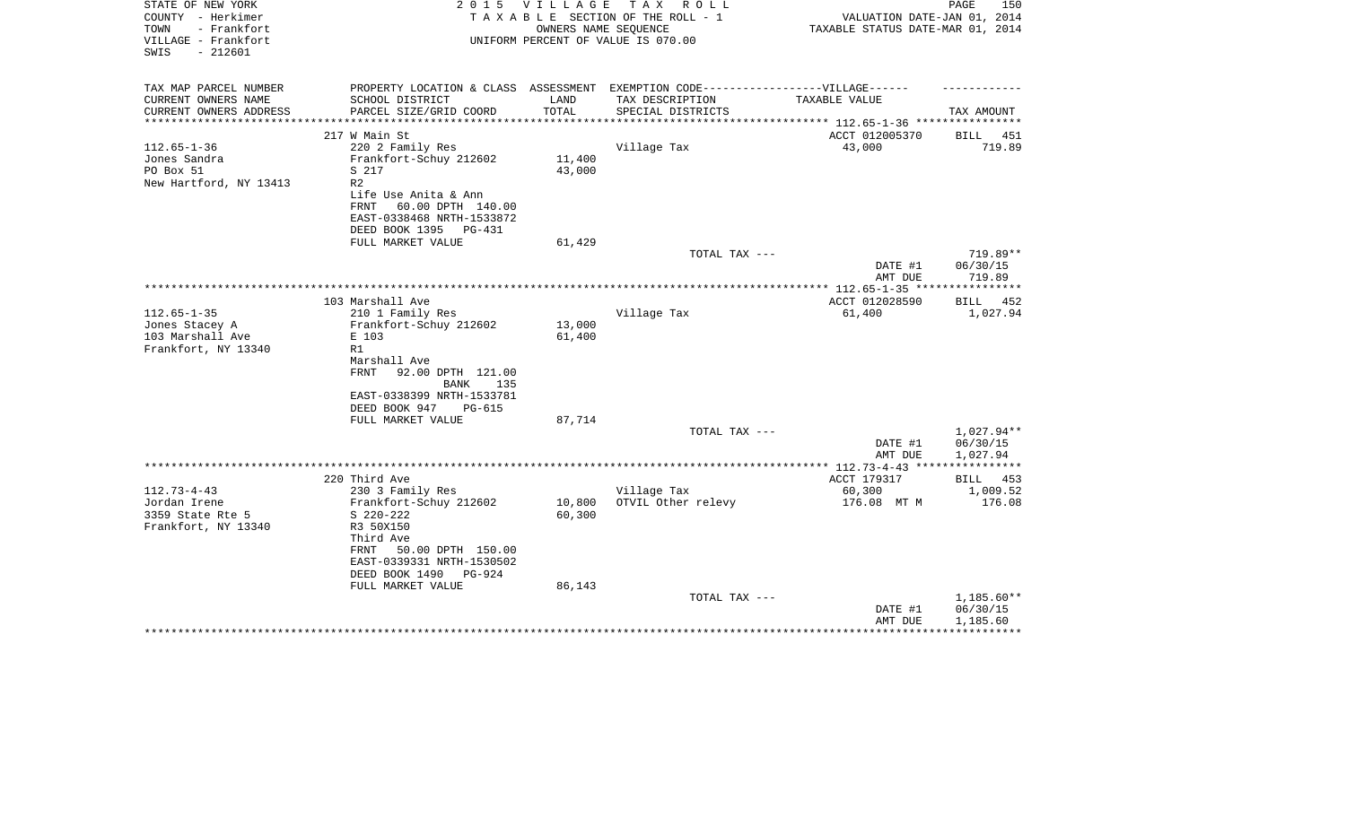STATE OF NEW YORK
COUNTY - Herkimer
TOWN - Frankfort
VILLAGE - Frankfort
SWIS - 212601

2 0 1 5 V I L L A G E T A X R O L L
T A X A B L E SECTION OF THE ROLL - 1
OWNERS NAME SEQUENCE
UNIFORM PERCENT OF VALUE IS 070.00

VALUATION DATE-JAN 01, 2014
TAXABLE STATUS DATE-MAR 01, 2014

| TAX MAP PARCEL NUMBER / CURRENT OWNERS NAME / CURRENT OWNERS ADDRESS | PROPERTY LOCATION & CLASS / SCHOOL DISTRICT / PARCEL SIZE/GRID COORD | ASSESSMENT LAND / TOTAL | EXEMPTION CODE / TAX DESCRIPTION / SPECIAL DISTRICTS | TAXABLE VALUE | TAX AMOUNT |
|---|---|---|---|---|---|
| | 217 W Main St | | | ACCT 012005370 | BILL 451 |
| 112.65-1-36 | 220 2 Family Res | | Village Tax | 43,000 | 719.89 |
| Jones Sandra | Frankfort-Schuy 212602 | 11,400 | | | |
| PO Box 51 | S 217 | 43,000 | | | |
| New Hartford, NY 13413 | R2 | | | | |
| | Life Use Anita & Ann | | | | |
| | FRNT 60.00 DPTH 140.00 | | | | |
| | EAST-0338468 NRTH-1533872 | | | | |
| | DEED BOOK 1395 PG-431 | | | | |
| | FULL MARKET VALUE | 61,429 | | | |
| | | | TOTAL TAX --- | | 719.89** |
| | | | | DATE #1 | 06/30/15 |
| | | | | AMT DUE | 719.89 |
| | 103 Marshall Ave | | | ACCT 012028590 | BILL 452 |
| 112.65-1-35 | 210 1 Family Res | | Village Tax | 61,400 | 1,027.94 |
| Jones Stacey A | Frankfort-Schuy 212602 | 13,000 | | | |
| 103 Marshall Ave | E 103 | 61,400 | | | |
| Frankfort, NY 13340 | R1 | | | | |
| | Marshall Ave | | | | |
| | FRNT 92.00 DPTH 121.00 | | | | |
| | BANK 135 | | | | |
| | EAST-0338399 NRTH-1533781 | | | | |
| | DEED BOOK 947 PG-615 | | | | |
| | FULL MARKET VALUE | 87,714 | | | |
| | | | TOTAL TAX --- | | 1,027.94** |
| | | | | DATE #1 | 06/30/15 |
| | | | | AMT DUE | 1,027.94 |
| | 220 Third Ave | | | ACCT 179317 | BILL 453 |
| 112.73-4-43 | 230 3 Family Res | | Village Tax | 60,300 | 1,009.52 |
| Jordan Irene | Frankfort-Schuy 212602 | 10,800 | OTVIL Other relevy | 176.08 MT M | 176.08 |
| 3359 State Rte 5 | S 220-222 | 60,300 | | | |
| Frankfort, NY 13340 | R3 50X150 | | | | |
| | Third Ave | | | | |
| | FRNT 50.00 DPTH 150.00 | | | | |
| | EAST-0339331 NRTH-1530502 | | | | |
| | DEED BOOK 1490 PG-924 | | | | |
| | FULL MARKET VALUE | 86,143 | | | |
| | | | TOTAL TAX --- | | 1,185.60** |
| | | | | DATE #1 | 06/30/15 |
| | | | | AMT DUE | 1,185.60 |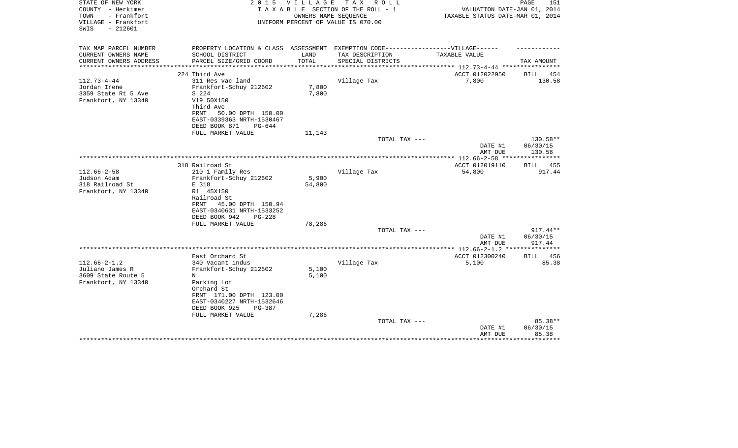STATE OF NEW YORK
COUNTY - Herkimer
TOWN - Frankfort
VILLAGE - Frankfort
SWIS - 212601

2 0 1 5 V I L L A G E T A X R O L L
T A X A B L E SECTION OF THE ROLL - 1
OWNERS NAME SEQUENCE
UNIFORM PERCENT OF VALUE IS 070.00

VALUATION DATE-JAN 01, 2014
TAXABLE STATUS DATE-MAR 01, 2014

| TAX MAP PARCEL NUMBER<br>CURRENT OWNERS NAME<br>CURRENT OWNERS ADDRESS | PROPERTY LOCATION & CLASS<br>SCHOOL DISTRICT<br>PARCEL SIZE/GRID COORD | ASSESSMENT<br>LAND<br>TOTAL | EXEMPTION CODE------------------VILLAGE------<br>TAX DESCRIPTION<br>SPECIAL DISTRICTS | TAXABLE VALUE | TAX AMOUNT |
|---|---|---|---|---|---|
| ****** 112.73-4-44 ****** | | | | | |
| | 224 Third Ave | | | ACCT 012022950 | BILL 454 |
| 112.73-4-44 | 311 Res vac land | | Village Tax | 7,800 | 130.58 |
| Jordan Irene | Frankfort-Schuy 212602 | 7,800 | | | |
| 3359 State Rt 5 Ave | S 224 | 7,800 | | | |
| Frankfort, NY 13340 | Vl9 50X150 | | | | |
| | Third Ave | | | | |
| | FRNT 50.00 DPTH 150.00 | | | | |
| | EAST-0339363 NRTH-1530467 | | | | |
| | DEED BOOK 871 PG-644 | | | | |
| | FULL MARKET VALUE | 11,143 | | | |
| | | | TOTAL TAX --- | | 130.58** |
| | | | | DATE #1 | 06/30/15 |
| | | | | AMT DUE | 130.58 |
| ****** 112.66-2-58 ****** | | | | | |
| | 318 Railroad St | | | ACCT 012019110 | BILL 455 |
| 112.66-2-58 | 210 1 Family Res | | Village Tax | 54,800 | 917.44 |
| Judson Adam | Frankfort-Schuy 212602 | 5,900 | | | |
| 318 Railroad St | E 318 | 54,800 | | | |
| Frankfort, NY 13340 | R1 45X150 | | | | |
| | Railroad St | | | | |
| | FRNT 45.00 DPTH 150.94 | | | | |
| | EAST-0340631 NRTH-1533252 | | | | |
| | DEED BOOK 942 PG-228 | | | | |
| | FULL MARKET VALUE | 78,286 | | | |
| | | | TOTAL TAX --- | | 917.44** |
| | | | | DATE #1 | 06/30/15 |
| | | | | AMT DUE | 917.44 |
| ****** 112.66-2-1.2 ****** | | | | | |
| | East Orchard St | | | ACCT 012300240 | BILL 456 |
| 112.66-2-1.2 | 340 Vacant indus | | Village Tax | 5,100 | 85.38 |
| Juliano James R | Frankfort-Schuy 212602 | 5,100 | | | |
| 3609 State Route 5 | N | 5,100 | | | |
| Frankfort, NY 13340 | Parking Lot | | | | |
| | Orchard St | | | | |
| | FRNT 171.00 DPTH 123.00 | | | | |
| | EAST-0340227 NRTH-1532646 | | | | |
| | DEED BOOK 925 PG-387 | | | | |
| | FULL MARKET VALUE | 7,286 | | | |
| | | | TOTAL TAX --- | | 85.38** |
| | | | | DATE #1 | 06/30/15 |
| | | | | AMT DUE | 85.38 |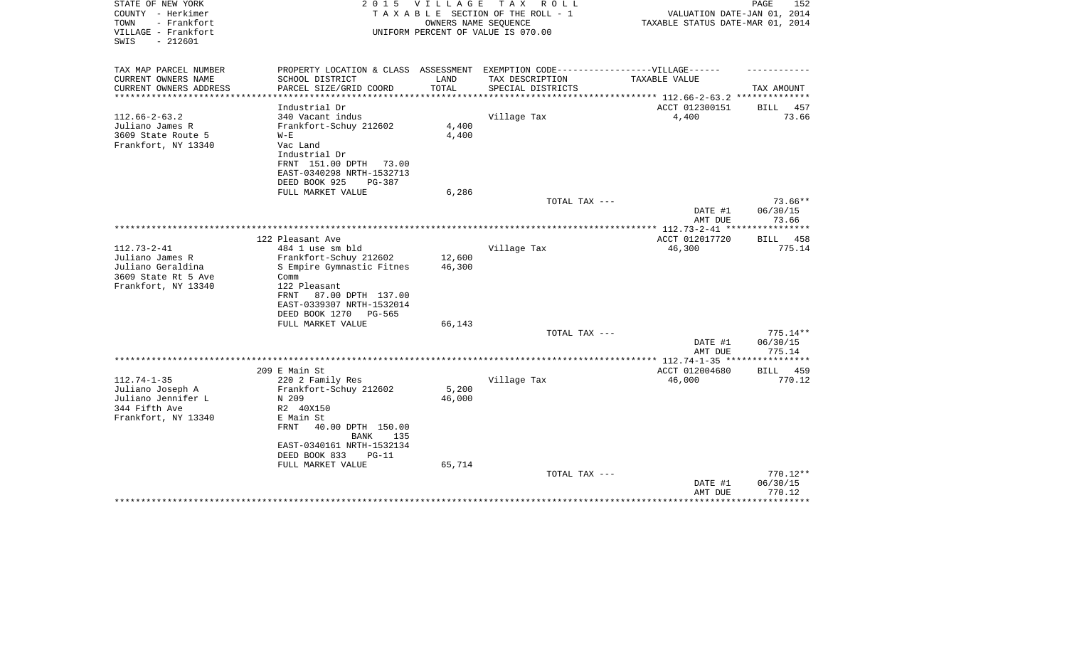STATE OF NEW YORK
COUNTY - Herkimer
TOWN - Frankfort
VILLAGE - Frankfort
SWIS - 212601

**2015 VILLAGE TAX ROLL**
TAXABLE SECTION OF THE ROLL - 1
OWNERS NAME SEQUENCE
UNIFORM PERCENT OF VALUE IS 070.00

VALUATION DATE-JAN 01, 2014
TAXABLE STATUS DATE-MAR 01, 2014

| TAX MAP PARCEL NUMBER / CURRENT OWNERS NAME / CURRENT OWNERS ADDRESS | PROPERTY LOCATION & CLASS / SCHOOL DISTRICT / PARCEL SIZE/GRID COORD | ASSESSMENT LAND / TOTAL | EXEMPTION CODE / TAX DESCRIPTION / SPECIAL DISTRICTS | TAXABLE VALUE | TAX AMOUNT |
|---|---|---|---|---|---|
| 112.66-2-63.2 | Industrial Dr | | | ACCT 012300151 | BILL 457 |
| Juliano James R | 340 Vacant indus | | Village Tax | 4,400 | 73.66 |
| 3609 State Route 5 | Frankfort-Schuy 212602 | 4,400 | | | |
| Frankfort, NY 13340 | W-E | 4,400 | | | |
| | Vac Land | | | | |
| | Industrial Dr | | | | |
| | FRNT 151.00 DPTH 73.00 | | | | |
| | EAST-0340298 NRTH-1532713 | | | | |
| | DEED BOOK 925 PG-387 | | | | |
| | FULL MARKET VALUE | 6,286 | | | |
| | | | TOTAL TAX --- | | 73.66** |
| | | | | DATE #1 | 06/30/15 |
| | | | | AMT DUE | 73.66 |
| 112.73-2-41 | 122 Pleasant Ave | | | ACCT 012017720 | BILL 458 |
| Juliano James R | 484 1 use sm bld | | Village Tax | 46,300 | 775.14 |
| Juliano Geraldina | Frankfort-Schuy 212602 | 12,600 | | | |
| 3609 State Rt 5 Ave | S Empire Gymnastic Fitnes | 46,300 | | | |
| Frankfort, NY 13340 | Comm | | | | |
| | 122 Pleasant | | | | |
| | FRNT 87.00 DPTH 137.00 | | | | |
| | EAST-0339307 NRTH-1532014 | | | | |
| | DEED BOOK 1270 PG-565 | | | | |
| | FULL MARKET VALUE | 66,143 | | | |
| | | | TOTAL TAX --- | | 775.14** |
| | | | | DATE #1 | 06/30/15 |
| | | | | AMT DUE | 775.14 |
| 112.74-1-35 | 209 E Main St | | | ACCT 012004680 | BILL 459 |
| Juliano Joseph A | 220 2 Family Res | | Village Tax | 46,000 | 770.12 |
| Juliano Jennifer L | Frankfort-Schuy 212602 | 5,200 | | | |
| 344 Fifth Ave | N 209 | 46,000 | | | |
| Frankfort, NY 13340 | R2 40X150 | | | | |
| | E Main St | | | | |
| | FRNT 40.00 DPTH 150.00 | | | | |
| | BANK 135 | | | | |
| | EAST-0340161 NRTH-1532134 | | | | |
| | DEED BOOK 833 PG-11 | | | | |
| | FULL MARKET VALUE | 65,714 | | | |
| | | | TOTAL TAX --- | | 770.12** |
| | | | | DATE #1 | 06/30/15 |
| | | | | AMT DUE | 770.12 |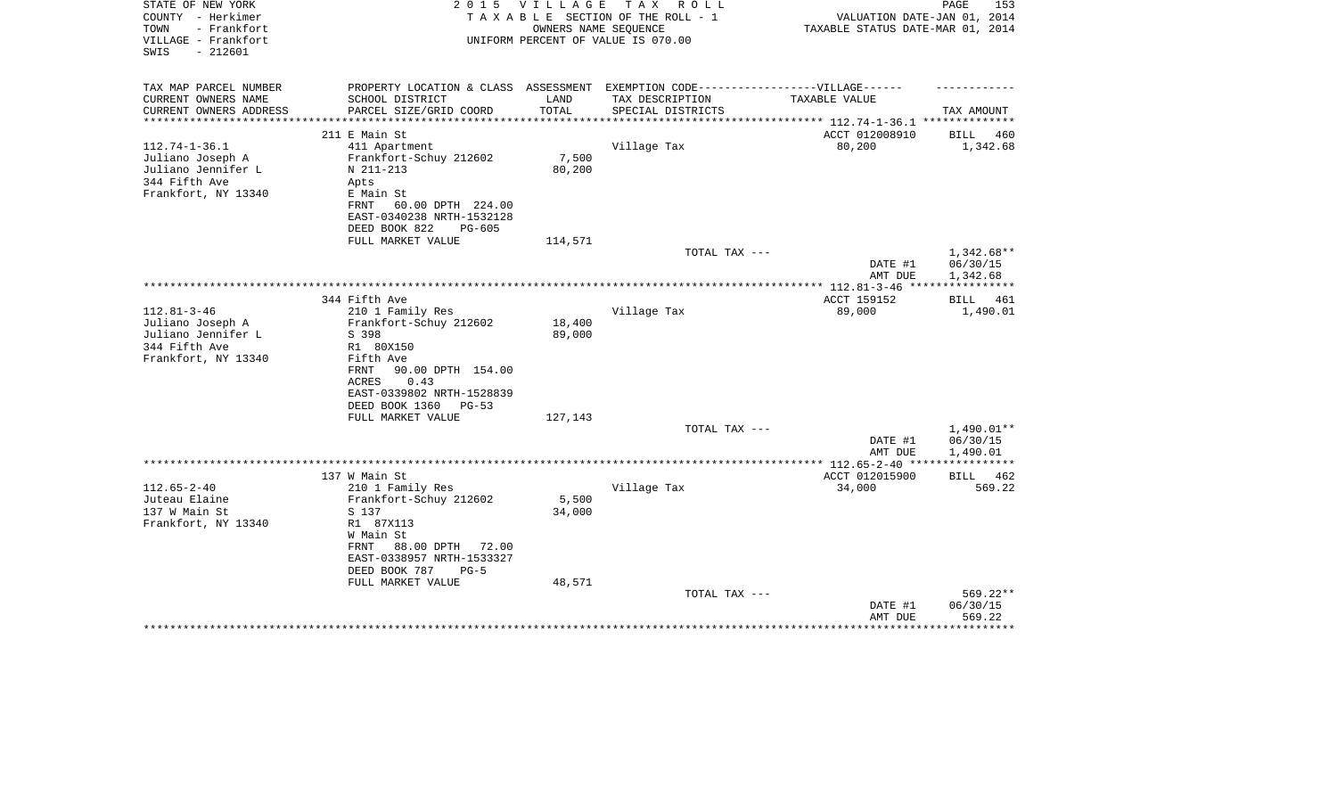STATE OF NEW YORK
COUNTY - Herkimer
TOWN - Frankfort
VILLAGE - Frankfort
SWIS - 212601

2 0 1 5 V I L L A G E T A X R O L L
T A X A B L E SECTION OF THE ROLL - 1
OWNERS NAME SEQUENCE
UNIFORM PERCENT OF VALUE IS 070.00

VALUATION DATE-JAN 01, 2014
TAXABLE STATUS DATE-MAR 01, 2014

| TAX MAP PARCEL NUMBER / CURRENT OWNERS NAME / CURRENT OWNERS ADDRESS | PROPERTY LOCATION & CLASS / SCHOOL DISTRICT / PARCEL SIZE/GRID COORD | ASSESSMENT LAND / TOTAL | EXEMPTION CODE / TAX DESCRIPTION / SPECIAL DISTRICTS | TAXABLE VALUE | TAX AMOUNT |
|---|---|---|---|---|---|
| 112.74-1-36.1 | 211 E Main St | | | ACCT 012008910 | BILL 460 |
| Juliano Joseph A | 411 Apartment | | Village Tax | 80,200 | 1,342.68 |
| Juliano Jennifer L | Frankfort-Schuy 212602 | 7,500 | | | |
| 344 Fifth Ave | N 211-213 | 80,200 | | | |
| Frankfort, NY 13340 | Apts | | | | |
| | E Main St | | | | |
| | FRNT 60.00 DPTH 224.00 | | | | |
| | EAST-0340238 NRTH-1532128 | | | | |
| | DEED BOOK 822 PG-605 | | | | |
| | FULL MARKET VALUE | 114,571 | | | |
| | | | TOTAL TAX --- | | 1,342.68** |
| | | | | DATE #1 | 06/30/15 |
| | | | | AMT DUE | 1,342.68 |
| 112.81-3-46 | 344 Fifth Ave | | | ACCT 159152 | BILL 461 |
| Juliano Joseph A | 210 1 Family Res | | Village Tax | 89,000 | 1,490.01 |
| Juliano Jennifer L | Frankfort-Schuy 212602 | 18,400 | | | |
| 344 Fifth Ave | S 398 | 89,000 | | | |
| Frankfort, NY 13340 | R1 80X150 | | | | |
| | Fifth Ave | | | | |
| | FRNT 90.00 DPTH 154.00 | | | | |
| | ACRES 0.43 | | | | |
| | EAST-0339802 NRTH-1528839 | | | | |
| | DEED BOOK 1360 PG-53 | | | | |
| | FULL MARKET VALUE | 127,143 | | | |
| | | | TOTAL TAX --- | | 1,490.01** |
| | | | | DATE #1 | 06/30/15 |
| | | | | AMT DUE | 1,490.01 |
| 112.65-2-40 | 137 W Main St | | | ACCT 012015900 | BILL 462 |
| Juteau Elaine | 210 1 Family Res | | Village Tax | 34,000 | 569.22 |
| 137 W Main St | Frankfort-Schuy 212602 | 5,500 | | | |
| Frankfort, NY 13340 | S 137 | 34,000 | | | |
| | R1 87X113 | | | | |
| | W Main St | | | | |
| | FRNT 88.00 DPTH 72.00 | | | | |
| | EAST-0338957 NRTH-1533327 | | | | |
| | DEED BOOK 787 PG-5 | | | | |
| | FULL MARKET VALUE | 48,571 | | | |
| | | | TOTAL TAX --- | | 569.22** |
| | | | | DATE #1 | 06/30/15 |
| | | | | AMT DUE | 569.22 |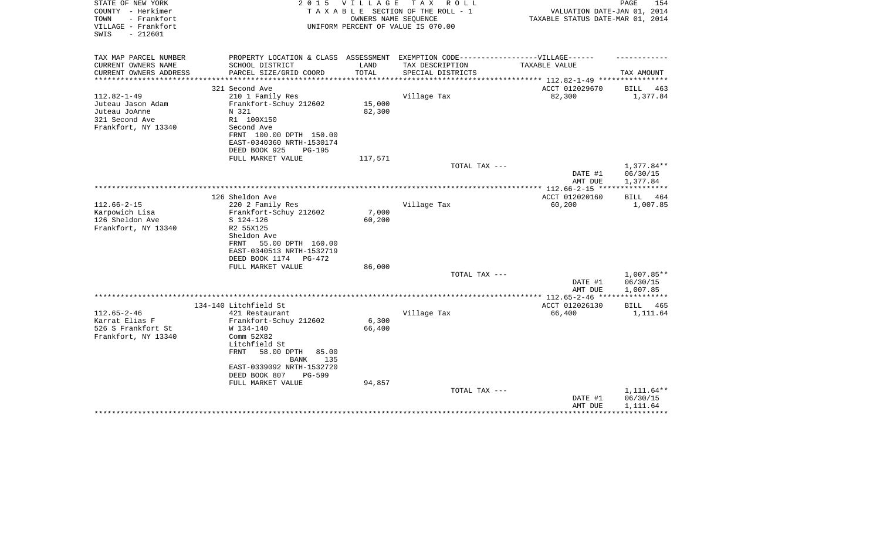STATE OF NEW YORK
COUNTY - Herkimer
TOWN - Frankfort
VILLAGE - Frankfort
SWIS - 212601

**2015 VILLAGE TAX ROLL**
TAXABLE SECTION OF THE ROLL - 1
OWNERS NAME SEQUENCE
UNIFORM PERCENT OF VALUE IS 070.00

VALUATION DATE-JAN 01, 2014
TAXABLE STATUS DATE-MAR 01, 2014

| TAX MAP PARCEL NUMBER / CURRENT OWNERS NAME / CURRENT OWNERS ADDRESS | PROPERTY LOCATION & CLASS / SCHOOL DISTRICT / PARCEL SIZE/GRID COORD | ASSESSMENT LAND / TOTAL | EXEMPTION CODE / TAX DESCRIPTION / SPECIAL DISTRICTS | TAXABLE VALUE | TAX AMOUNT |
|---|---|---|---|---|---|
| | 321 Second Ave | | | ACCT 012029670 | BILL 463 |
| 112.82-1-49 | 210 1 Family Res | | Village Tax | 82,300 | 1,377.84 |
| Juteau Jason Adam | Frankfort-Schuy 212602 | 15,000 | | | |
| Juteau JoAnne | N 321 | 82,300 | | | |
| 321 Second Ave | R1 100X150 | | | | |
| Frankfort, NY 13340 | Second Ave | | | | |
| | FRNT 100.00 DPTH 150.00 | | | | |
| | EAST-0340360 NRTH-1530174 | | | | |
| | DEED BOOK 925 PG-195 | | | | |
| | FULL MARKET VALUE | 117,571 | | | |
| | | | TOTAL TAX --- | | 1,377.84** |
| | | | | DATE #1 | 06/30/15 |
| | | | | AMT DUE | 1,377.84 |
| | 126 Sheldon Ave | | | ACCT 012020160 | BILL 464 |
| 112.66-2-15 | 220 2 Family Res | | Village Tax | 60,200 | 1,007.85 |
| Karpowich Lisa | Frankfort-Schuy 212602 | 7,000 | | | |
| 126 Sheldon Ave | S 124-126 | 60,200 | | | |
| Frankfort, NY 13340 | R2 55X125 | | | | |
| | Sheldon Ave | | | | |
| | FRNT 55.00 DPTH 160.00 | | | | |
| | EAST-0340513 NRTH-1532719 | | | | |
| | DEED BOOK 1174 PG-472 | | | | |
| | FULL MARKET VALUE | 86,000 | | | |
| | | | TOTAL TAX --- | | 1,007.85** |
| | | | | DATE #1 | 06/30/15 |
| | | | | AMT DUE | 1,007.85 |
| | 134-140 Litchfield St | | | ACCT 012026130 | BILL 465 |
| 112.65-2-46 | 421 Restaurant | | Village Tax | 66,400 | 1,111.64 |
| Karrat Elias F | Frankfort-Schuy 212602 | 6,300 | | | |
| 526 S Frankfort St | W 134-140 | 66,400 | | | |
| Frankfort, NY 13340 | Comm 52X82 | | | | |
| | Litchfield St | | | | |
| | FRNT 58.00 DPTH 85.00 | | | | |
| | BANK 135 | | | | |
| | EAST-0339092 NRTH-1532720 | | | | |
| | DEED BOOK 807 PG-599 | | | | |
| | FULL MARKET VALUE | 94,857 | | | |
| | | | TOTAL TAX --- | | 1,111.64** |
| | | | | DATE #1 | 06/30/15 |
| | | | | AMT DUE | 1,111.64 |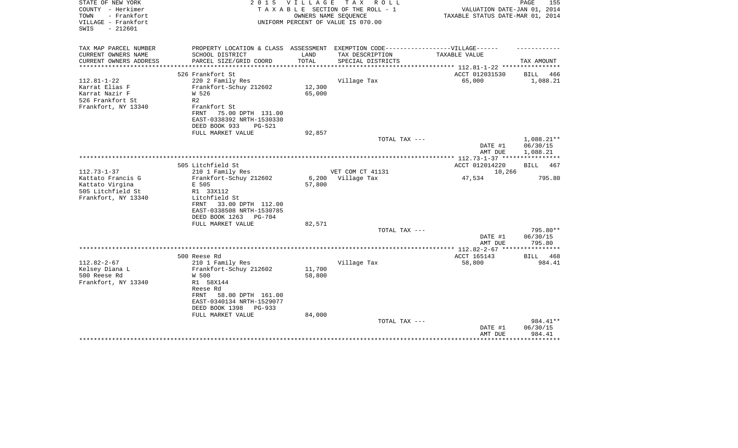STATE OF NEW YORK
COUNTY - Herkimer
TOWN - Frankfort
VILLAGE - Frankfort
SWIS - 212601

2 0 1 5 V I L L A G E T A X R O L L
T A X A B L E SECTION OF THE ROLL - 1
OWNERS NAME SEQUENCE
UNIFORM PERCENT OF VALUE IS 070.00

VALUATION DATE-JAN 01, 2014
TAXABLE STATUS DATE-MAR 01, 2014

| TAX MAP PARCEL NUMBER / CURRENT OWNERS NAME / CURRENT OWNERS ADDRESS | PROPERTY LOCATION & CLASS / SCHOOL DISTRICT / PARCEL SIZE/GRID COORD | ASSESSMENT LAND / TOTAL | EXEMPTION CODE / TAX DESCRIPTION / SPECIAL DISTRICTS | TAXABLE VALUE | TAX AMOUNT |
|---|---|---|---|---|---|
| 112.81-1-22 | 526 Frankfort St | | | ACCT 012031530 | BILL 466 |
| Karrat Elias F | 220 2 Family Res | | Village Tax | 65,000 | 1,088.21 |
| Karrat Nazir F | Frankfort-Schuy 212602 | 12,300 | | | |
| 526 Frankfort St | W 526 | 65,000 | | | |
| Frankfort, NY 13340 | R2 | | | | |
| | Frankfort St | | | | |
| | FRNT 75.00 DPTH 131.00 | | | | |
| | EAST-0338392 NRTH-1530330 | | | | |
| | DEED BOOK 933 PG-521 | | | | |
| | FULL MARKET VALUE | 92,857 | | | |
| | | | TOTAL TAX --- | | 1,088.21** |
| | | | | DATE #1 | 06/30/15 |
| | | | | AMT DUE | 1,088.21 |
| 112.73-1-37 | 505 Litchfield St | | | ACCT 012014220 | BILL 467 |
| Kattato Francis G | 210 1 Family Res | | VET COM CT 41131 | 10,266 | |
| Kattato Virgina | Frankfort-Schuy 212602 | 6,200 | Village Tax | 47,534 | 795.80 |
| 505 Litchfield St | E 505 | 57,800 | | | |
| Frankfort, NY 13340 | R1 33X112 | | | | |
| | Litchfield St | | | | |
| | FRNT 33.00 DPTH 112.00 | | | | |
| | EAST-0338508 NRTH-1530785 | | | | |
| | DEED BOOK 1263 PG-704 | | | | |
| | FULL MARKET VALUE | 82,571 | | | |
| | | | TOTAL TAX --- | | 795.80** |
| | | | | DATE #1 | 06/30/15 |
| | | | | AMT DUE | 795.80 |
| 112.82-2-67 | 500 Reese Rd | | | ACCT 165143 | BILL 468 |
| Kelsey Diana L | 210 1 Family Res | | Village Tax | 58,800 | 984.41 |
| 500 Reese Rd | Frankfort-Schuy 212602 | 11,700 | | | |
| Frankfort, NY 13340 | W 500 | 58,800 | | | |
| | R1 58X144 | | | | |
| | Reese Rd | | | | |
| | FRNT 58.00 DPTH 161.00 | | | | |
| | EAST-0340134 NRTH-1529077 | | | | |
| | DEED BOOK 1398 PG-933 | | | | |
| | FULL MARKET VALUE | 84,000 | | | |
| | | | TOTAL TAX --- | | 984.41** |
| | | | | DATE #1 | 06/30/15 |
| | | | | AMT DUE | 984.41 |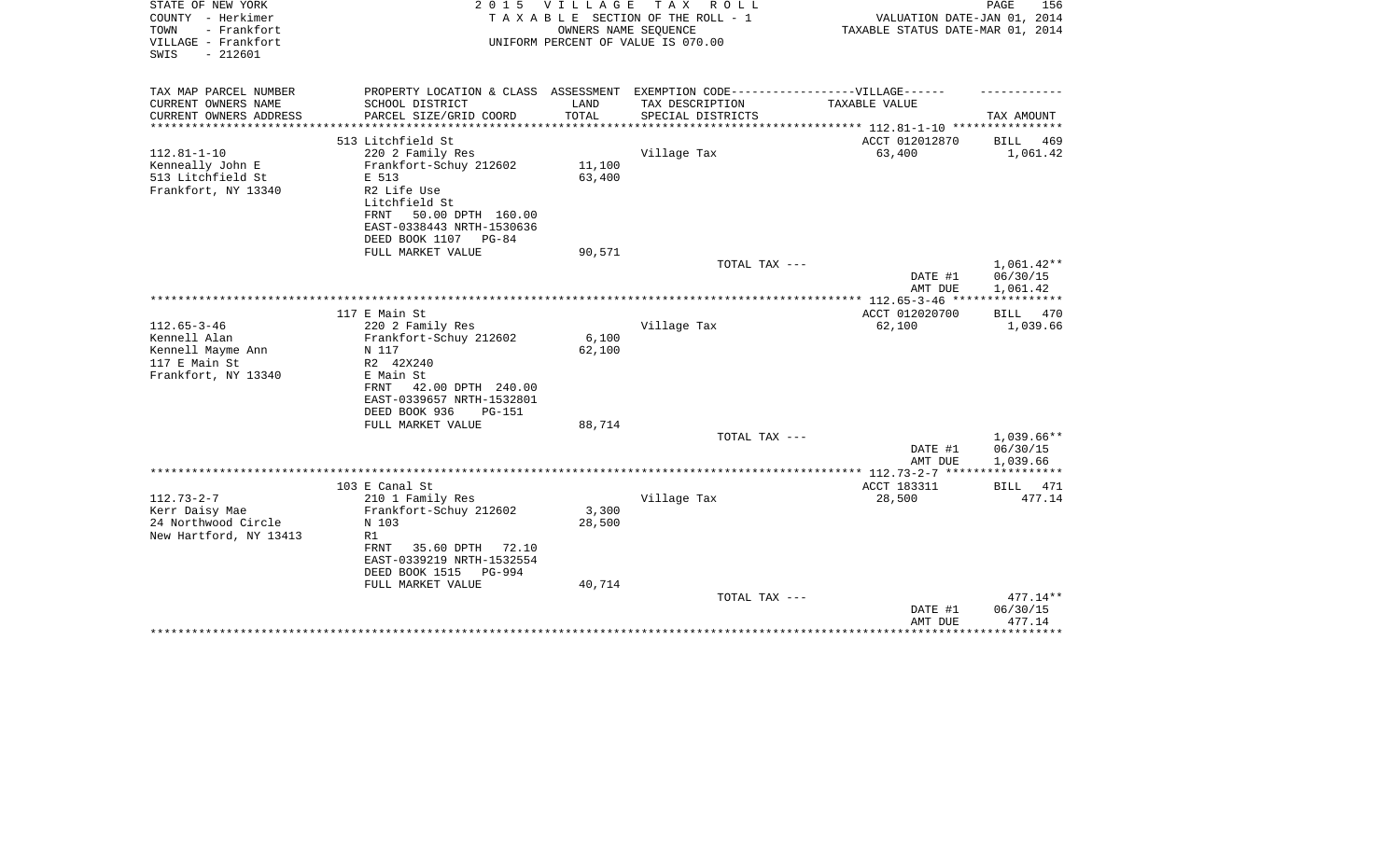STATE OF NEW YORK
COUNTY - Herkimer
TOWN - Frankfort
VILLAGE - Frankfort
SWIS - 212601

2 0 1 5 V I L L A G E T A X R O L L
T A X A B L E SECTION OF THE ROLL - 1
OWNERS NAME SEQUENCE
UNIFORM PERCENT OF VALUE IS 070.00

VALUATION DATE-JAN 01, 2014
TAXABLE STATUS DATE-MAR 01, 2014

| TAX MAP PARCEL NUMBER / CURRENT OWNERS NAME / CURRENT OWNERS ADDRESS | PROPERTY LOCATION & CLASS / SCHOOL DISTRICT / PARCEL SIZE/GRID COORD | ASSESSMENT LAND / TOTAL | EXEMPTION CODE / TAX DESCRIPTION / SPECIAL DISTRICTS | TAXABLE VALUE | TAX AMOUNT |
|---|---|---|---|---|---|
| | 513 Litchfield St | | | ACCT 012012870 | BILL 469 |
| 112.81-1-10 | 220 2 Family Res | | Village Tax | 63,400 | 1,061.42 |
| Kenneally John E | Frankfort-Schuy 212602 | 11,100 | | | |
| 513 Litchfield St | E 513 | 63,400 | | | |
| Frankfort, NY 13340 | R2 Life Use | | | | |
| | Litchfield St | | | | |
| | FRNT 50.00 DPTH 160.00 | | | | |
| | EAST-0338443 NRTH-1530636 | | | | |
| | DEED BOOK 1107 PG-84 | | | | |
| | FULL MARKET VALUE | 90,571 | | | |
| | | | TOTAL TAX --- | | 1,061.42** |
| | | | | DATE #1 | 06/30/15 |
| | | | | AMT DUE | 1,061.42 |
| | 117 E Main St | | | ACCT 012020700 | BILL 470 |
| 112.65-3-46 | 220 2 Family Res | | Village Tax | 62,100 | 1,039.66 |
| Kennell Alan | Frankfort-Schuy 212602 | 6,100 | | | |
| Kennell Mayme Ann | N 117 | 62,100 | | | |
| 117 E Main St | R2 42X240 | | | | |
| Frankfort, NY 13340 | E Main St | | | | |
| | FRNT 42.00 DPTH 240.00 | | | | |
| | EAST-0339657 NRTH-1532801 | | | | |
| | DEED BOOK 936 PG-151 | | | | |
| | FULL MARKET VALUE | 88,714 | | | |
| | | | TOTAL TAX --- | | 1,039.66** |
| | | | | DATE #1 | 06/30/15 |
| | | | | AMT DUE | 1,039.66 |
| | 103 E Canal St | | | ACCT 183311 | BILL 471 |
| 112.73-2-7 | 210 1 Family Res | | Village Tax | 28,500 | 477.14 |
| Kerr Daisy Mae | Frankfort-Schuy 212602 | 3,300 | | | |
| 24 Northwood Circle | N 103 | 28,500 | | | |
| New Hartford, NY 13413 | R1 | | | | |
| | FRNT 35.60 DPTH 72.10 | | | | |
| | EAST-0339219 NRTH-1532554 | | | | |
| | DEED BOOK 1515 PG-994 | | | | |
| | FULL MARKET VALUE | 40,714 | | | |
| | | | TOTAL TAX --- | | 477.14** |
| | | | | DATE #1 | 06/30/15 |
| | | | | AMT DUE | 477.14 |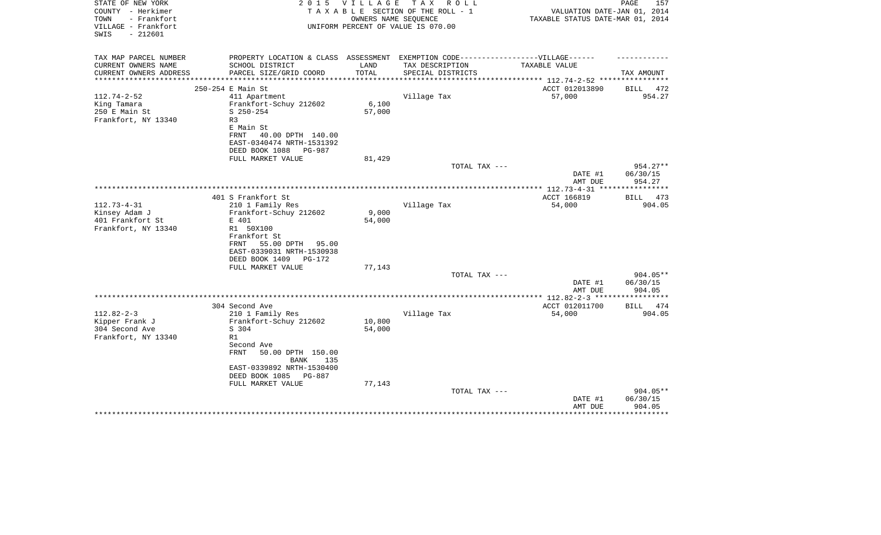STATE OF NEW YORK
COUNTY - Herkimer
TOWN - Frankfort
VILLAGE - Frankfort
SWIS - 212601

2 0 1 5 V I L L A G E T A X R O L L
T A X A B L E SECTION OF THE ROLL - 1
OWNERS NAME SEQUENCE
UNIFORM PERCENT OF VALUE IS 070.00

VALUATION DATE-JAN 01, 2014
TAXABLE STATUS DATE-MAR 01, 2014

| TAX MAP PARCEL NUMBER / CURRENT OWNERS NAME / CURRENT OWNERS ADDRESS | PROPERTY LOCATION & CLASS / SCHOOL DISTRICT / PARCEL SIZE/GRID COORD | ASSESSMENT LAND / TOTAL | EXEMPTION CODE-----VILLAGE------ TAX DESCRIPTION / SPECIAL DISTRICTS | TAXABLE VALUE | TAX AMOUNT |
|---|---|---|---|---|---|
| 112.74-2-52 | 250-254 E Main St | | | ACCT 012013890 | BILL 472 |
| King Tamara | 411 Apartment | | Village Tax | 57,000 | 954.27 |
| 250 E Main St | Frankfort-Schuy 212602 | 6,100 | | | |
| Frankfort, NY 13340 | S 250-254 | 57,000 | | | |
| | R3 | | | | |
| | E Main St | | | | |
| | FRNT 40.00 DPTH 140.00 | | | | |
| | EAST-0340474 NRTH-1531392 | | | | |
| | DEED BOOK 1088 PG-987 | | | | |
| | FULL MARKET VALUE | 81,429 | | | |
| | | | TOTAL TAX --- | | 954.27** |
| | | | | DATE #1 | 06/30/15 |
| | | | | AMT DUE | 954.27 |
| 112.73-4-31 | 401 S Frankfort St | | | ACCT 166819 | BILL 473 |
| Kinsey Adam J | 210 1 Family Res | | Village Tax | 54,000 | 904.05 |
| 401 Frankfort St | Frankfort-Schuy 212602 | 9,000 | | | |
| Frankfort, NY 13340 | E 401 | 54,000 | | | |
| | R1 50X100 | | | | |
| | Frankfort St | | | | |
| | FRNT 55.00 DPTH 95.00 | | | | |
| | EAST-0339031 NRTH-1530938 | | | | |
| | DEED BOOK 1409 PG-172 | | | | |
| | FULL MARKET VALUE | 77,143 | | | |
| | | | TOTAL TAX --- | | 904.05** |
| | | | | DATE #1 | 06/30/15 |
| | | | | AMT DUE | 904.05 |
| 112.82-2-3 | 304 Second Ave | | | ACCT 012011700 | BILL 474 |
| Kipper Frank J | 210 1 Family Res | | Village Tax | 54,000 | 904.05 |
| 304 Second Ave | Frankfort-Schuy 212602 | 10,800 | | | |
| Frankfort, NY 13340 | S 304 | 54,000 | | | |
| | R1 | | | | |
| | Second Ave | | | | |
| | FRNT 50.00 DPTH 150.00 | | | | |
| | BANK 135 | | | | |
| | EAST-0339892 NRTH-1530400 | | | | |
| | DEED BOOK 1085 PG-887 | | | | |
| | FULL MARKET VALUE | 77,143 | | | |
| | | | TOTAL TAX --- | | 904.05** |
| | | | | DATE #1 | 06/30/15 |
| | | | | AMT DUE | 904.05 |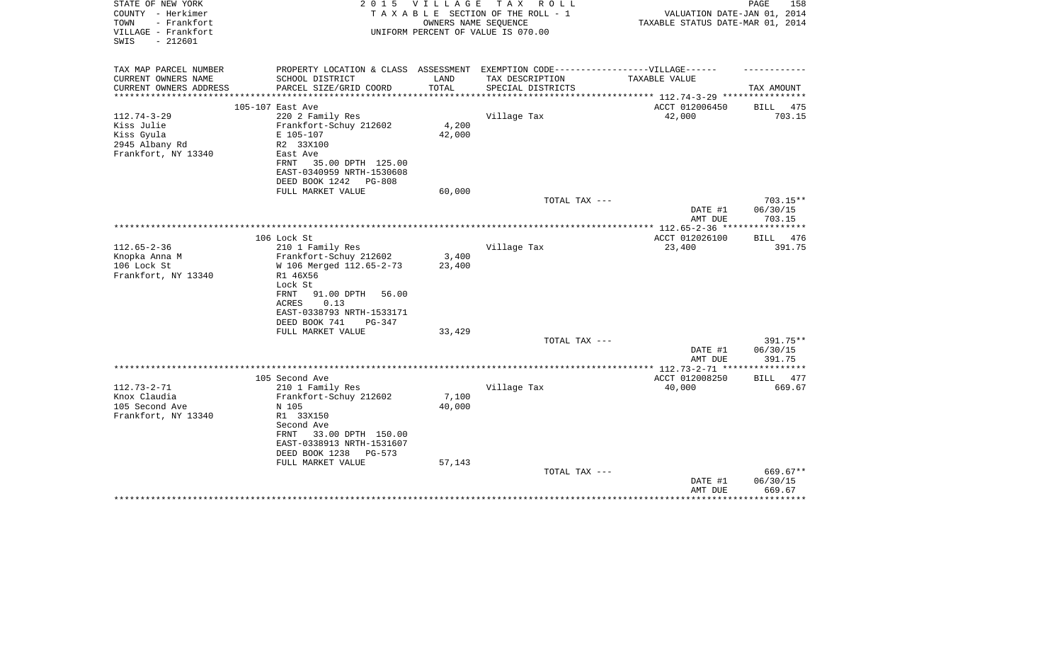STATE OF NEW YORK
COUNTY - Herkimer
TOWN - Frankfort
VILLAGE - Frankfort
SWIS - 212601

2015 VILLAGE TAX ROLL
TAXABLE SECTION OF THE ROLL - 1
OWNERS NAME SEQUENCE
UNIFORM PERCENT OF VALUE IS 070.00

VALUATION DATE-JAN 01, 2014
TAXABLE STATUS DATE-MAR 01, 2014

| TAX MAP PARCEL NUMBER / CURRENT OWNERS NAME / CURRENT OWNERS ADDRESS | PROPERTY LOCATION & CLASS / SCHOOL DISTRICT / PARCEL SIZE/GRID COORD | ASSESSMENT LAND / TOTAL | EXEMPTION CODE-----VILLAGE------ TAX DESCRIPTION / SPECIAL DISTRICTS | TAXABLE VALUE | TAX AMOUNT |
|---|---|---|---|---|---|
| | 105-107 East Ave | | | ACCT 012006450 | BILL 475 |
| 112.74-3-29 | 220 2 Family Res | | Village Tax | 42,000 | 703.15 |
| Kiss Julie | Frankfort-Schuy 212602 | 4,200 | | | |
| Kiss Gyula | E 105-107 | 42,000 | | | |
| 2945 Albany Rd | R2 33X100 | | | | |
| Frankfort, NY 13340 | East Ave | | | | |
| | FRNT 35.00 DPTH 125.00 | | | | |
| | EAST-0340959 NRTH-1530608 | | | | |
| | DEED BOOK 1242 PG-808 | | | | |
| | FULL MARKET VALUE | 60,000 | | | |
| | | | TOTAL TAX --- | | 703.15** |
| | | | | DATE #1 | 06/30/15 |
| | | | | AMT DUE | 703.15 |
| | 106 Lock St | | | ACCT 012026100 | BILL 476 |
| 112.65-2-36 | 210 1 Family Res | | Village Tax | 23,400 | 391.75 |
| Knopka Anna M | Frankfort-Schuy 212602 | 3,400 | | | |
| 106 Lock St | W 106 Merged 112.65-2-73 | 23,400 | | | |
| Frankfort, NY 13340 | R1 46X56 | | | | |
| | Lock St | | | | |
| | FRNT 91.00 DPTH 56.00 | | | | |
| | ACRES 0.13 | | | | |
| | EAST-0338793 NRTH-1533171 | | | | |
| | DEED BOOK 741 PG-347 | | | | |
| | FULL MARKET VALUE | 33,429 | | | |
| | | | TOTAL TAX --- | | 391.75** |
| | | | | DATE #1 | 06/30/15 |
| | | | | AMT DUE | 391.75 |
| | 105 Second Ave | | | ACCT 012008250 | BILL 477 |
| 112.73-2-71 | 210 1 Family Res | | Village Tax | 40,000 | 669.67 |
| Knox Claudia | Frankfort-Schuy 212602 | 7,100 | | | |
| 105 Second Ave | N 105 | 40,000 | | | |
| Frankfort, NY 13340 | R1 33X150 | | | | |
| | Second Ave | | | | |
| | FRNT 33.00 DPTH 150.00 | | | | |
| | EAST-0338913 NRTH-1531607 | | | | |
| | DEED BOOK 1238 PG-573 | | | | |
| | FULL MARKET VALUE | 57,143 | | | |
| | | | TOTAL TAX --- | | 669.67** |
| | | | | DATE #1 | 06/30/15 |
| | | | | AMT DUE | 669.67 |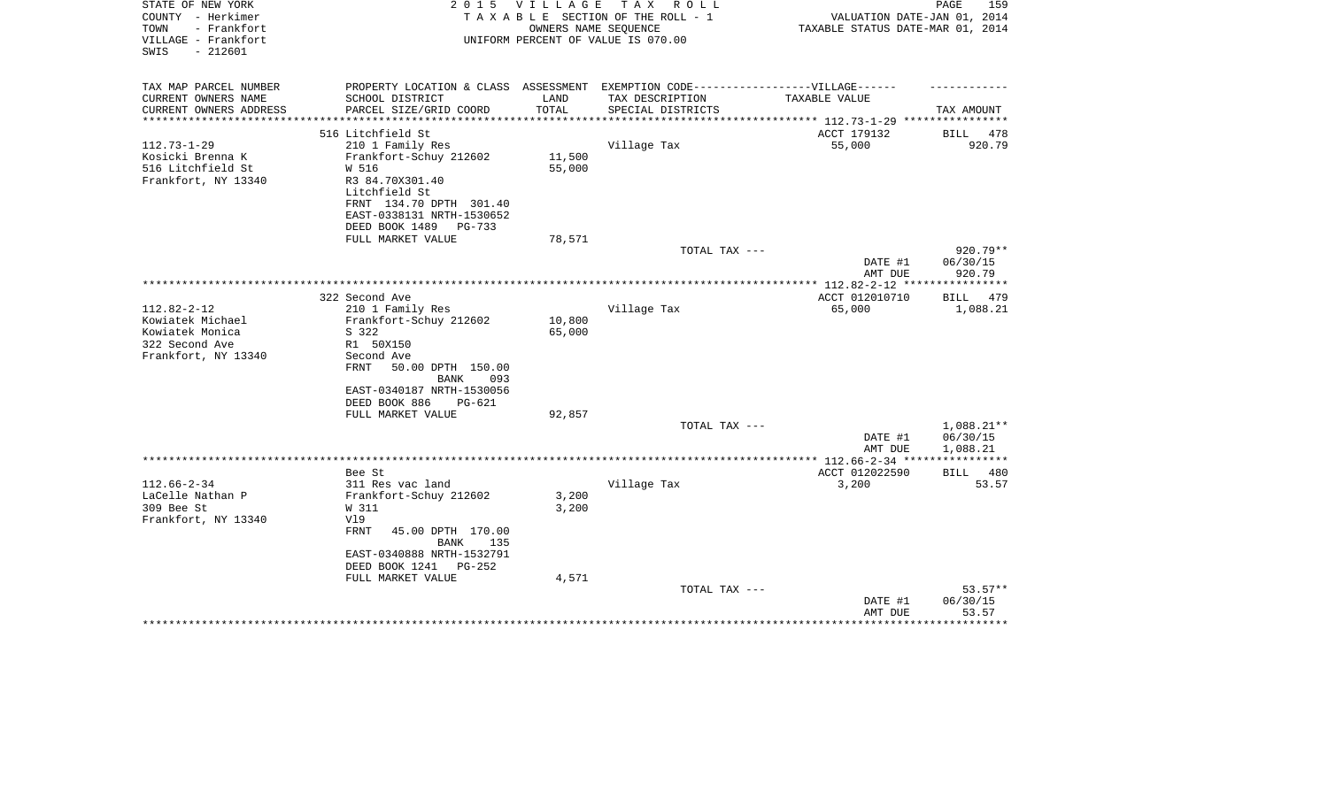STATE OF NEW YORK
COUNTY - Herkimer
TOWN - Frankfort
VILLAGE - Frankfort
SWIS - 212601

2015 VILLAGE TAX ROLL
TAXABLE SECTION OF THE ROLL - 1
OWNERS NAME SEQUENCE
UNIFORM PERCENT OF VALUE IS 070.00

VALUATION DATE-JAN 01, 2014
TAXABLE STATUS DATE-MAR 01, 2014

| TAX MAP PARCEL NUMBER<br>CURRENT OWNERS NAME<br>CURRENT OWNERS ADDRESS | PROPERTY LOCATION & CLASS<br>SCHOOL DISTRICT<br>PARCEL SIZE/GRID COORD | ASSESSMENT<br>LAND<br>TOTAL | EXEMPTION CODE------VILLAGE------<br>TAX DESCRIPTION<br>SPECIAL DISTRICTS | TAXABLE VALUE | TAX AMOUNT |
|---|---|---|---|---|---|
| 112.73-1-29 | 516 Litchfield St | | | ACCT 179132 | BILL 478 |
| 112.73-1-29 | 210 1 Family Res | | Village Tax | 55,000 | 920.79 |
| Kosicki Brenna K | Frankfort-Schuy 212602 | 11,500 | | | |
| 516 Litchfield St | W 516 | 55,000 | | | |
| Frankfort, NY 13340 | R3 84.70X301.40 | | | | |
| | Litchfield St | | | | |
| | FRNT 134.70 DPTH 301.40 | | | | |
| | EAST-0338131 NRTH-1530652 | | | | |
| | DEED BOOK 1489 PG-733 | | | | |
| | FULL MARKET VALUE | 78,571 | | | |
| | | | TOTAL TAX --- | | 920.79** |
| | | | | DATE #1 | 06/30/15 |
| | | | | AMT DUE | 920.79 |
| 112.82-2-12 | 322 Second Ave | | | ACCT 012010710 | BILL 479 |
| 112.82-2-12 | 210 1 Family Res | | Village Tax | 65,000 | 1,088.21 |
| Kowiatek Michael | Frankfort-Schuy 212602 | 10,800 | | | |
| Kowiatek Monica | S 322 | 65,000 | | | |
| 322 Second Ave | R1 50X150 | | | | |
| Frankfort, NY 13340 | Second Ave | | | | |
| | FRNT 50.00 DPTH 150.00 | | | | |
| | BANK 093 | | | | |
| | EAST-0340187 NRTH-1530056 | | | | |
| | DEED BOOK 886 PG-621 | | | | |
| | FULL MARKET VALUE | 92,857 | | | |
| | | | TOTAL TAX --- | | 1,088.21** |
| | | | | DATE #1 | 06/30/15 |
| | | | | AMT DUE | 1,088.21 |
| 112.66-2-34 | Bee St | | | ACCT 012022590 | BILL 480 |
| 112.66-2-34 | 311 Res vac land | | Village Tax | 3,200 | 53.57 |
| LaCelle Nathan P | Frankfort-Schuy 212602 | 3,200 | | | |
| 309 Bee St | W 311 | 3,200 | | | |
| Frankfort, NY 13340 | Vl9 | | | | |
| | FRNT 45.00 DPTH 170.00 | | | | |
| | BANK 135 | | | | |
| | EAST-0340888 NRTH-1532791 | | | | |
| | DEED BOOK 1241 PG-252 | | | | |
| | FULL MARKET VALUE | 4,571 | | | |
| | | | TOTAL TAX --- | | 53.57** |
| | | | | DATE #1 | 06/30/15 |
| | | | | AMT DUE | 53.57 |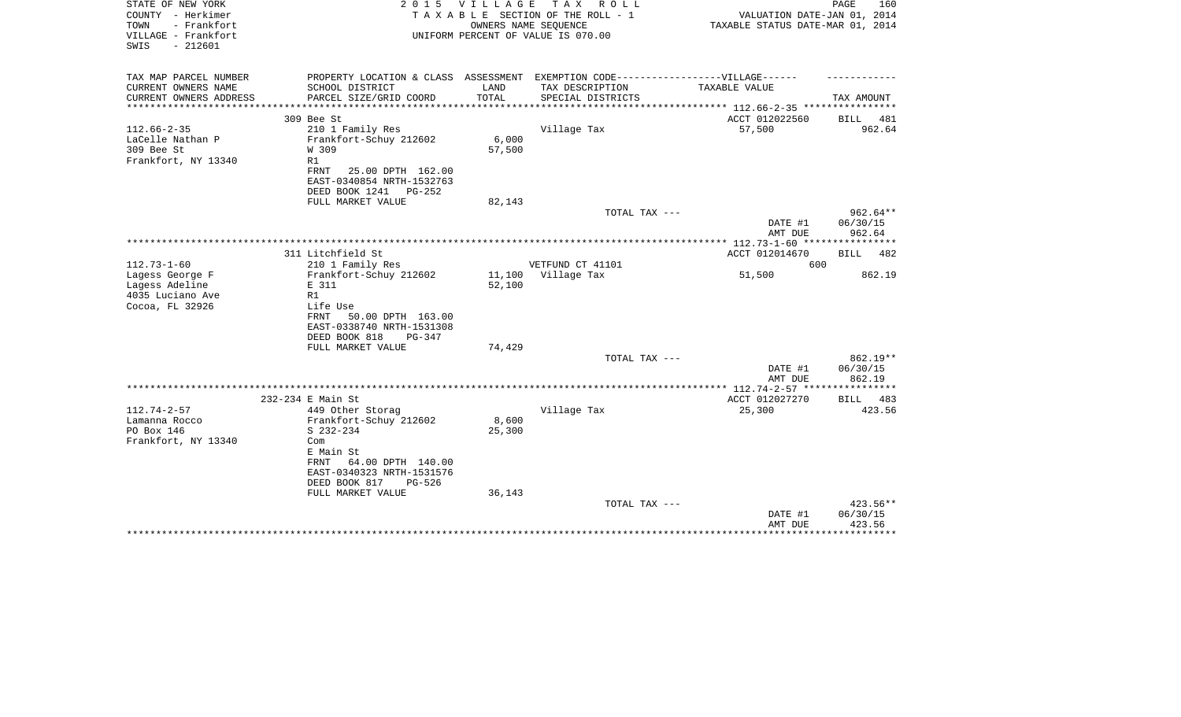STATE OF NEW YORK
COUNTY - Herkimer
TOWN - Frankfort
VILLAGE - Frankfort
SWIS - 212601

2 0 1 5 V I L L A G E T A X R O L L
T A X A B L E SECTION OF THE ROLL - 1
OWNERS NAME SEQUENCE
UNIFORM PERCENT OF VALUE IS 070.00

VALUATION DATE-JAN 01, 2014
TAXABLE STATUS DATE-MAR 01, 2014

| TAX MAP PARCEL NUMBER / CURRENT OWNERS NAME / CURRENT OWNERS ADDRESS | PROPERTY LOCATION & CLASS / SCHOOL DISTRICT / PARCEL SIZE/GRID COORD | ASSESSMENT LAND / TOTAL | EXEMPTION CODE / TAX DESCRIPTION / SPECIAL DISTRICTS | TAXABLE VALUE | TAX AMOUNT |
|---|---|---|---|---|---|
| 112.66-2-35 | 309 Bee St | | | ACCT 012022560 | BILL 481 |
| 112.66-2-35 | 210 1 Family Res | | Village Tax | 57,500 | 962.64 |
| LaCelle Nathan P | Frankfort-Schuy 212602 | 6,000 | | | |
| 309 Bee St | W 309 | 57,500 | | | |
| Frankfort, NY 13340 | R1 | | | | |
| | FRNT 25.00 DPTH 162.00 | | | | |
| | EAST-0340854 NRTH-1532763 | | | | |
| | DEED BOOK 1241 PG-252 | | | | |
| | FULL MARKET VALUE | 82,143 | | | |
| | | | TOTAL TAX --- | | 962.64** |
| | | | | DATE #1 | 06/30/15 |
| | | | | AMT DUE | 962.64 |
| 112.73-1-60 | 311 Litchfield St | | | ACCT 012014670 | BILL 482 |
| 112.73-1-60 | 210 1 Family Res | | VETFUND CT 41101 | 600 | |
| Lagess George F | Frankfort-Schuy 212602 | 11,100 | Village Tax | 51,500 | 862.19 |
| Lagess Adeline | E 311 | 52,100 | | | |
| 4035 Luciano Ave | R1 | | | | |
| Cocoa, FL 32926 | Life Use | | | | |
| | FRNT 50.00 DPTH 163.00 | | | | |
| | EAST-0338740 NRTH-1531308 | | | | |
| | DEED BOOK 818 PG-347 | | | | |
| | FULL MARKET VALUE | 74,429 | | | |
| | | | TOTAL TAX --- | | 862.19** |
| | | | | DATE #1 | 06/30/15 |
| | | | | AMT DUE | 862.19 |
| 112.74-2-57 | 232-234 E Main St | | | ACCT 012027270 | BILL 483 |
| 112.74-2-57 | 449 Other Storag | | Village Tax | 25,300 | 423.56 |
| Lamanna Rocco | Frankfort-Schuy 212602 | 8,600 | | | |
| PO Box 146 | S 232-234 | 25,300 | | | |
| Frankfort, NY 13340 | Com | | | | |
| | E Main St | | | | |
| | FRNT 64.00 DPTH 140.00 | | | | |
| | EAST-0340323 NRTH-1531576 | | | | |
| | DEED BOOK 817 PG-526 | | | | |
| | FULL MARKET VALUE | 36,143 | | | |
| | | | TOTAL TAX --- | | 423.56** |
| | | | | DATE #1 | 06/30/15 |
| | | | | AMT DUE | 423.56 |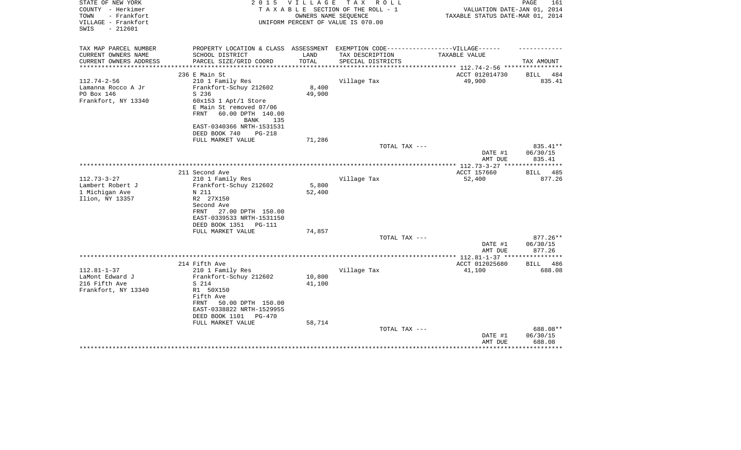STATE OF NEW YORK
COUNTY - Herkimer
TOWN - Frankfort
VILLAGE - Frankfort
SWIS - 212601

2 0 1 5 V I L L A G E T A X R O L L
T A X A B L E SECTION OF THE ROLL - 1
OWNERS NAME SEQUENCE
UNIFORM PERCENT OF VALUE IS 070.00

VALUATION DATE-JAN 01, 2014
TAXABLE STATUS DATE-MAR 01, 2014

| TAX MAP PARCEL NUMBER<br>CURRENT OWNERS NAME<br>CURRENT OWNERS ADDRESS | PROPERTY LOCATION & CLASS<br>SCHOOL DISTRICT<br>PARCEL SIZE/GRID COORD | ASSESSMENT<br>LAND<br>TOTAL | EXEMPTION CODE------------------VILLAGE------<br>TAX DESCRIPTION<br>SPECIAL DISTRICTS | TAXABLE VALUE | TAX AMOUNT |
|---|---|---|---|---|---|
| 112.74-2-56 | 236 E Main St | | | ACCT 012014730 | BILL 484 |
| 112.74-2-56<br>Lamanna Rocco A Jr<br>PO Box 146<br>Frankfort, NY 13340 | 210 1 Family Res<br>Frankfort-Schuy 212602<br>S 236<br>60x153 1 Apt/1 Store<br>E Main St removed 07/06<br>FRNT 60.00 DPTH 140.00<br>BANK 135<br>EAST-0340366 NRTH-1531531<br>DEED BOOK 740 PG-218<br>FULL MARKET VALUE | <br>8,400<br>49,900<br><br><br><br><br><br><br>71,286 | Village Tax | 49,900 | 835.41 |
| | | | TOTAL TAX --- | | 835.41** |
| | | | | DATE #1<br>AMT DUE | 06/30/15<br>835.41 |
| 112.73-3-27 | 211 Second Ave | | | ACCT 157660 | BILL 485 |
| 112.73-3-27<br>Lambert Robert J<br>1 Michigan Ave<br>Ilion, NY 13357 | 210 1 Family Res<br>Frankfort-Schuy 212602<br>N 211<br>R2 27X150<br>Second Ave<br>FRNT 27.00 DPTH 150.00<br>EAST-0339533 NRTH-1531150<br>DEED BOOK 1351 PG-111<br>FULL MARKET VALUE | <br>5,800<br>52,400<br><br><br><br><br><br>74,857 | Village Tax | 52,400 | 877.26 |
| | | | TOTAL TAX --- | | 877.26** |
| | | | | DATE #1<br>AMT DUE | 06/30/15<br>877.26 |
| 112.81-1-37 | 214 Fifth Ave | | | ACCT 012025680 | BILL 486 |
| 112.81-1-37<br>LaMont Edward J<br>216 Fifth Ave<br>Frankfort, NY 13340 | 210 1 Family Res<br>Frankfort-Schuy 212602<br>S 214<br>R1 50X150<br>Fifth Ave<br>FRNT 50.00 DPTH 150.00<br>EAST-0338822 NRTH-1529955<br>DEED BOOK 1101 PG-470<br>FULL MARKET VALUE | <br>10,800<br>41,100<br><br><br><br><br><br>58,714 | Village Tax | 41,100 | 688.08 |
| | | | TOTAL TAX --- | | 688.08** |
| | | | | DATE #1<br>AMT DUE | 06/30/15<br>688.08 |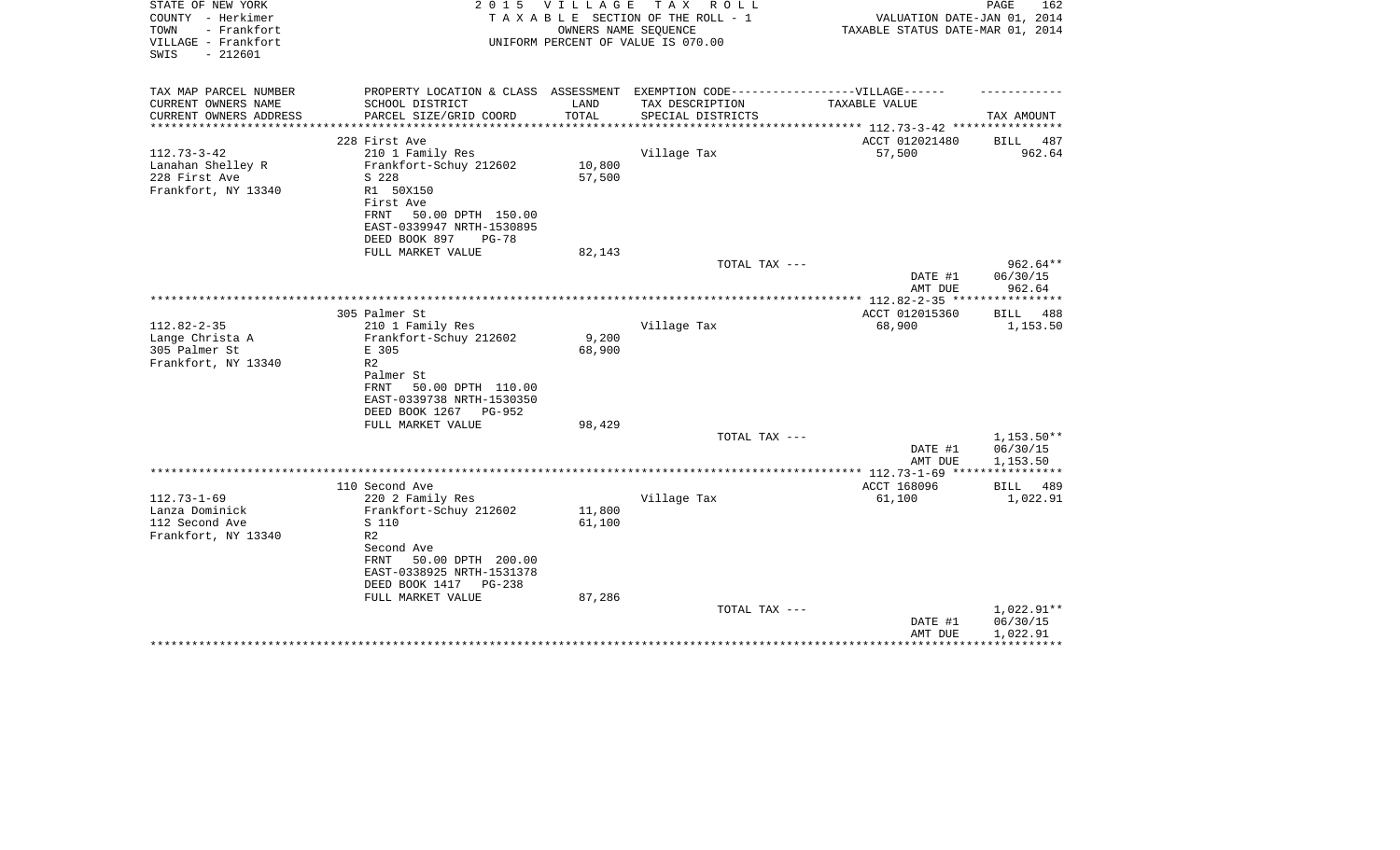STATE OF NEW YORK
COUNTY - Herkimer
TOWN - Frankfort
VILLAGE - Frankfort
SWIS - 212601

2 0 1 5 V I L L A G E T A X R O L L
T A X A B L E SECTION OF THE ROLL - 1
OWNERS NAME SEQUENCE
UNIFORM PERCENT OF VALUE IS 070.00

VALUATION DATE-JAN 01, 2014
TAXABLE STATUS DATE-MAR 01, 2014

| TAX MAP PARCEL NUMBER<br>CURRENT OWNERS NAME<br>CURRENT OWNERS ADDRESS | PROPERTY LOCATION & CLASS<br>SCHOOL DISTRICT<br>PARCEL SIZE/GRID COORD | ASSESSMENT<br>LAND<br>TOTAL | EXEMPTION CODE------------------VILLAGE------<br>TAX DESCRIPTION<br>SPECIAL DISTRICTS | TAXABLE VALUE | TAX AMOUNT |
|---|---|---|---|---|---|
| | 228 First Ave | | | ACCT 012021480 | BILL 487 |
| 112.73-3-42 | 210 1 Family Res | | Village Tax | 57,500 | 962.64 |
| Lanahan Shelley R | Frankfort-Schuy 212602 | 10,800 | | | |
| 228 First Ave | S 228 | 57,500 | | | |
| Frankfort, NY 13340 | R1 50X150 | | | | |
| | First Ave | | | | |
| | FRNT 50.00 DPTH 150.00 | | | | |
| | EAST-0339947 NRTH-1530895 | | | | |
| | DEED BOOK 897 PG-78 | | | | |
| | FULL MARKET VALUE | 82,143 | | | |
| | | | TOTAL TAX --- | | 962.64** |
| | | | | DATE #1 | 06/30/15 |
| | | | | AMT DUE | 962.64 |
| | 305 Palmer St | | | ACCT 012015360 | BILL 488 |
| 112.82-2-35 | 210 1 Family Res | | Village Tax | 68,900 | 1,153.50 |
| Lange Christa A | Frankfort-Schuy 212602 | 9,200 | | | |
| 305 Palmer St | E 305 | 68,900 | | | |
| Frankfort, NY 13340 | R2 | | | | |
| | Palmer St | | | | |
| | FRNT 50.00 DPTH 110.00 | | | | |
| | EAST-0339738 NRTH-1530350 | | | | |
| | DEED BOOK 1267 PG-952 | | | | |
| | FULL MARKET VALUE | 98,429 | | | |
| | | | TOTAL TAX --- | | 1,153.50** |
| | | | | DATE #1 | 06/30/15 |
| | | | | AMT DUE | 1,153.50 |
| | 110 Second Ave | | | ACCT 168096 | BILL 489 |
| 112.73-1-69 | 220 2 Family Res | | Village Tax | 61,100 | 1,022.91 |
| Lanza Dominick | Frankfort-Schuy 212602 | 11,800 | | | |
| 112 Second Ave | S 110 | 61,100 | | | |
| Frankfort, NY 13340 | R2 | | | | |
| | Second Ave | | | | |
| | FRNT 50.00 DPTH 200.00 | | | | |
| | EAST-0338925 NRTH-1531378 | | | | |
| | DEED BOOK 1417 PG-238 | | | | |
| | FULL MARKET VALUE | 87,286 | | | |
| | | | TOTAL TAX --- | | 1,022.91** |
| | | | | DATE #1 | 06/30/15 |
| | | | | AMT DUE | 1,022.91 |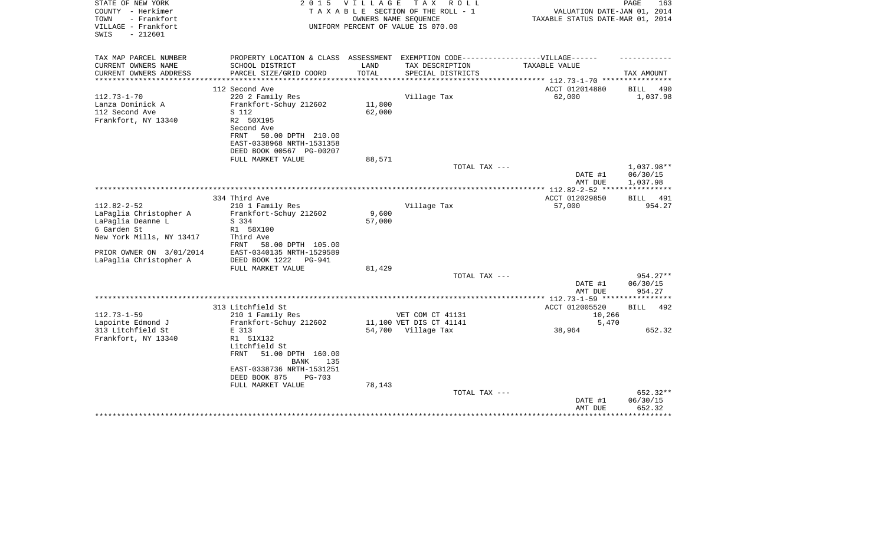STATE OF NEW YORK
COUNTY - Herkimer
TOWN - Frankfort
VILLAGE - Frankfort
SWIS - 212601

2 0 1 5 V I L L A G E T A X R O L L
T A X A B L E SECTION OF THE ROLL - 1
OWNERS NAME SEQUENCE
UNIFORM PERCENT OF VALUE IS 070.00

VALUATION DATE-JAN 01, 2014
TAXABLE STATUS DATE-MAR 01, 2014

| TAX MAP PARCEL NUMBER<br>CURRENT OWNERS NAME<br>CURRENT OWNERS ADDRESS | PROPERTY LOCATION & CLASS<br>SCHOOL DISTRICT<br>PARCEL SIZE/GRID COORD | ASSESSMENT<br>LAND<br>TOTAL | EXEMPTION CODE------VILLAGE------<br>TAX DESCRIPTION<br>SPECIAL DISTRICTS | TAXABLE VALUE | TAX AMOUNT |
|---|---|---|---|---|---|
| | 112 Second Ave | | | ACCT 012014880 | BILL 490 |
| 112.73-1-70 | 220 2 Family Res | | Village Tax | 62,000 | 1,037.98 |
| Lanza Dominick A | Frankfort-Schuy 212602 | 11,800 | | | |
| 112 Second Ave | S 112 | 62,000 | | | |
| Frankfort, NY 13340 | R2 50X195 | | | | |
| | Second Ave | | | | |
| | FRNT 50.00 DPTH 210.00 | | | | |
| | EAST-0338968 NRTH-1531358 | | | | |
| | DEED BOOK 00567 PG-00207 | | | | |
| | FULL MARKET VALUE | 88,571 | | | |
| | | | TOTAL TAX --- | | 1,037.98** |
| | | | | DATE #1 | 06/30/15 |
| | | | | AMT DUE | 1,037.98 |
| | 334 Third Ave | | | ACCT 012029850 | BILL 491 |
| 112.82-2-52 | 210 1 Family Res | | Village Tax | 57,000 | 954.27 |
| LaPaglia Christopher A | Frankfort-Schuy 212602 | 9,600 | | | |
| LaPaglia Deanne L | S 334 | 57,000 | | | |
| 6 Garden St | R1 58X100 | | | | |
| New York Mills, NY 13417 | Third Ave | | | | |
| | FRNT 58.00 DPTH 105.00 | | | | |
| PRIOR OWNER ON 3/01/2014 | EAST-0340135 NRTH-1529589 | | | | |
| LaPaglia Christopher A | DEED BOOK 1222 PG-941 | | | | |
| | FULL MARKET VALUE | 81,429 | | | |
| | | | TOTAL TAX --- | | 954.27** |
| | | | | DATE #1 | 06/30/15 |
| | | | | AMT DUE | 954.27 |
| | 313 Litchfield St | | | ACCT 012005520 | BILL 492 |
| 112.73-1-59 | 210 1 Family Res | | VET COM CT 41131 | 10,266 | |
| Lapointe Edmond J | Frankfort-Schuy 212602 | 11,100 | VET DIS CT 41141 | 5,470 | |
| 313 Litchfield St | E 313 | 54,700 | Village Tax | 38,964 | 652.32 |
| Frankfort, NY 13340 | R1 51X132 | | | | |
| | Litchfield St | | | | |
| | FRNT 51.00 DPTH 160.00 | | | | |
| | BANK 135 | | | | |
| | EAST-0338736 NRTH-1531251 | | | | |
| | DEED BOOK 875 PG-703 | | | | |
| | FULL MARKET VALUE | 78,143 | | | |
| | | | TOTAL TAX --- | | 652.32** |
| | | | | DATE #1 | 06/30/15 |
| | | | | AMT DUE | 652.32 |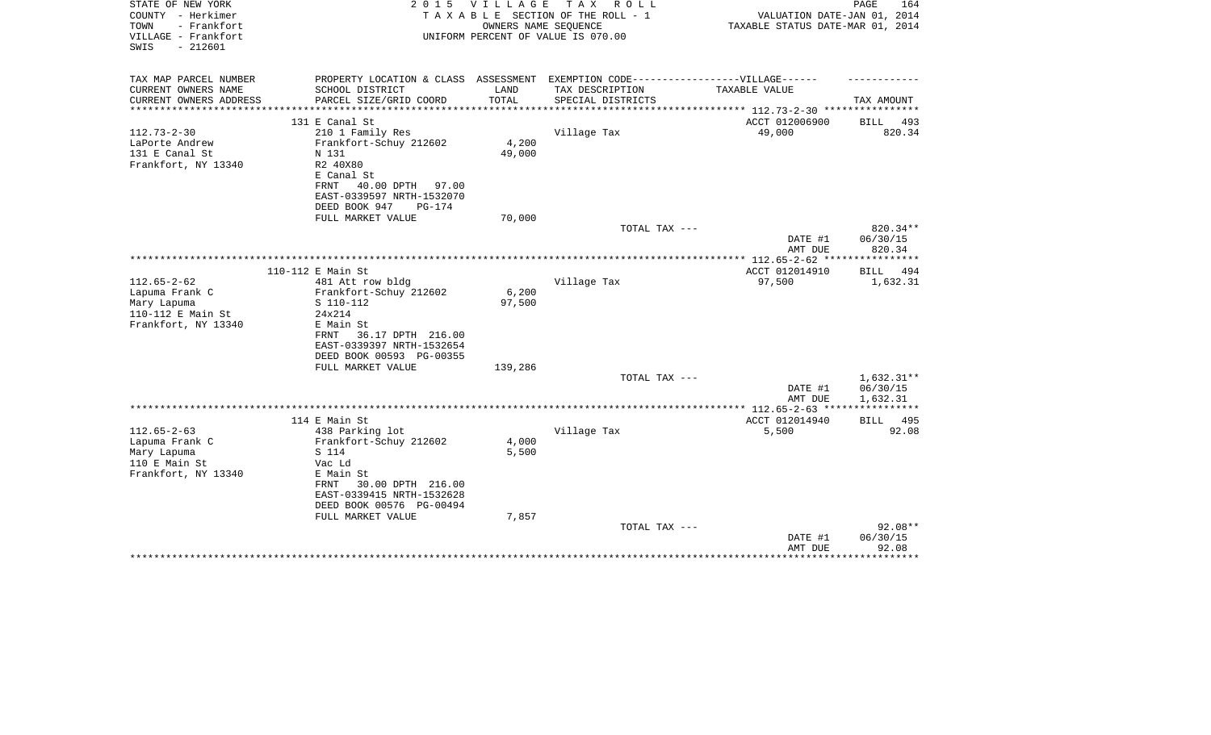STATE OF NEW YORK — 2015 VILLAGE TAX ROLL
COUNTY - Herkimer — TAXABLE SECTION OF THE ROLL - 1 — VALUATION DATE-JAN 01, 2014
TOWN - Frankfort — OWNERS NAME SEQUENCE — TAXABLE STATUS DATE-MAR 01, 2014
VILLAGE - Frankfort — UNIFORM PERCENT OF VALUE IS 070.00
SWIS - 212601

| TAX MAP PARCEL NUMBER / CURRENT OWNERS NAME / CURRENT OWNERS ADDRESS | PROPERTY LOCATION & CLASS / SCHOOL DISTRICT / PARCEL SIZE/GRID COORD | ASSESSMENT LAND / TOTAL | EXEMPTION CODE / TAX DESCRIPTION / SPECIAL DISTRICTS | VILLAGE TAXABLE VALUE | TAX AMOUNT |
|---|---|---|---|---|---|
| 112.73-2-30 | 131 E Canal St | | | ACCT 012006900 | BILL 493 |
| LaPorte Andrew | 210 1 Family Res | | Village Tax | 49,000 | 820.34 |
| 131 E Canal St | Frankfort-Schuy 212602 | 4,200 | | | |
| Frankfort, NY 13340 | N 131 | 49,000 | | | |
| | R2 40X80 | | | | |
| | E Canal St | | | | |
| | FRNT 40.00 DPTH 97.00 | | | | |
| | EAST-0339597 NRTH-1532070 | | | | |
| | DEED BOOK 947 PG-174 | | | | |
| | FULL MARKET VALUE | 70,000 | | | |
| | | | TOTAL TAX --- | | 820.34** |
| | | | | DATE #1 | 06/30/15 |
| | | | | AMT DUE | 820.34 |
| 112.65-2-62 | 110-112 E Main St | | | ACCT 012014910 | BILL 494 |
| Lapuma Frank C | 481 Att row bldg | | Village Tax | 97,500 | 1,632.31 |
| Mary Lapuma | Frankfort-Schuy 212602 | 6,200 | | | |
| 110-112 E Main St | S 110-112 | 97,500 | | | |
| Frankfort, NY 13340 | 24x214 | | | | |
| | E Main St | | | | |
| | FRNT 36.17 DPTH 216.00 | | | | |
| | EAST-0339397 NRTH-1532654 | | | | |
| | DEED BOOK 00593 PG-00355 | | | | |
| | FULL MARKET VALUE | 139,286 | | | |
| | | | TOTAL TAX --- | | 1,632.31** |
| | | | | DATE #1 | 06/30/15 |
| | | | | AMT DUE | 1,632.31 |
| 112.65-2-63 | 114 E Main St | | | ACCT 012014940 | BILL 495 |
| Lapuma Frank C | 438 Parking lot | | Village Tax | 5,500 | 92.08 |
| Mary Lapuma | Frankfort-Schuy 212602 | 4,000 | | | |
| 110 E Main St | S 114 | 5,500 | | | |
| Frankfort, NY 13340 | Vac Ld | | | | |
| | E Main St | | | | |
| | FRNT 30.00 DPTH 216.00 | | | | |
| | EAST-0339415 NRTH-1532628 | | | | |
| | DEED BOOK 00576 PG-00494 | | | | |
| | FULL MARKET VALUE | 7,857 | | | |
| | | | TOTAL TAX --- | | 92.08** |
| | | | | DATE #1 | 06/30/15 |
| | | | | AMT DUE | 92.08 |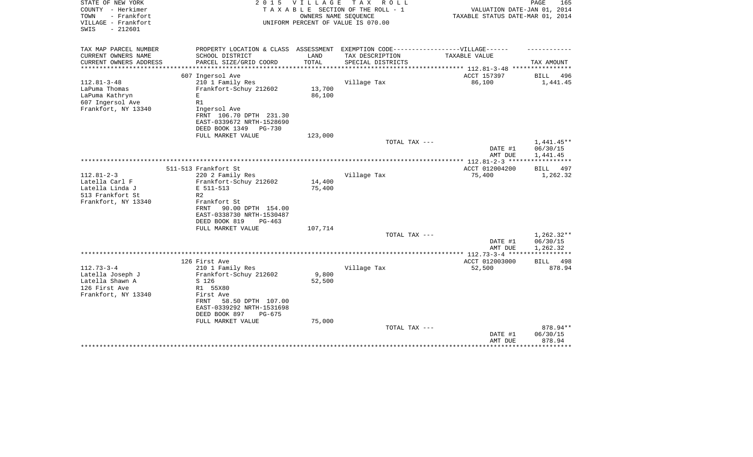STATE OF NEW YORK
COUNTY - Herkimer
TOWN - Frankfort
VILLAGE - Frankfort
SWIS - 212601

2 0 1 5 V I L L A G E T A X R O L L
T A X A B L E SECTION OF THE ROLL - 1
OWNERS NAME SEQUENCE
UNIFORM PERCENT OF VALUE IS 070.00

VALUATION DATE-JAN 01, 2014
TAXABLE STATUS DATE-MAR 01, 2014

| TAX MAP PARCEL NUMBER<br>CURRENT OWNERS NAME<br>CURRENT OWNERS ADDRESS | PROPERTY LOCATION & CLASS<br>SCHOOL DISTRICT<br>PARCEL SIZE/GRID COORD | ASSESSMENT<br>LAND<br>TOTAL | EXEMPTION CODE------VILLAGE------<br>TAX DESCRIPTION<br>SPECIAL DISTRICTS | TAXABLE VALUE | TAX AMOUNT |
|---|---|---|---|---|---|
| **112.81-3-48** | 607 Ingersol Ave | | | ACCT 157397 | BILL 496 |
| 112.81-3-48 | 210 1 Family Res | | Village Tax | 86,100 | 1,441.45 |
| LaPuma Thomas | Frankfort-Schuy 212602 | 13,700 | | | |
| LaPuma Kathryn | E | 86,100 | | | |
| 607 Ingersol Ave | R1 | | | | |
| Frankfort, NY 13340 | Ingersol Ave | | | | |
| | FRNT 106.70 DPTH 231.30 | | | | |
| | EAST-0339672 NRTH-1528690 | | | | |
| | DEED BOOK 1349 PG-730 | | | | |
| | FULL MARKET VALUE | 123,000 | | | |
| | | | TOTAL TAX --- | | 1,441.45** |
| | | | | DATE #1 | 06/30/15 |
| | | | | AMT DUE | 1,441.45 |
| **112.81-2-3** | 511-513 Frankfort St | | | ACCT 012004200 | BILL 497 |
| 112.81-2-3 | 220 2 Family Res | | Village Tax | 75,400 | 1,262.32 |
| Latella Carl F | Frankfort-Schuy 212602 | 14,400 | | | |
| Latella Linda J | E 511-513 | 75,400 | | | |
| 513 Frankfort St | R2 | | | | |
| Frankfort, NY 13340 | Frankfort St | | | | |
| | FRNT 90.00 DPTH 154.00 | | | | |
| | EAST-0338730 NRTH-1530487 | | | | |
| | DEED BOOK 819 PG-463 | | | | |
| | FULL MARKET VALUE | 107,714 | | | |
| | | | TOTAL TAX --- | | 1,262.32** |
| | | | | DATE #1 | 06/30/15 |
| | | | | AMT DUE | 1,262.32 |
| **112.73-3-4** | 126 First Ave | | | ACCT 012003000 | BILL 498 |
| 112.73-3-4 | 210 1 Family Res | | Village Tax | 52,500 | 878.94 |
| Latella Joseph J | Frankfort-Schuy 212602 | 9,800 | | | |
| Latella Shawn A | S 126 | 52,500 | | | |
| 126 First Ave | R1 55X80 | | | | |
| Frankfort, NY 13340 | First Ave | | | | |
| | FRNT 58.50 DPTH 107.00 | | | | |
| | EAST-0339292 NRTH-1531698 | | | | |
| | DEED BOOK 897 PG-675 | | | | |
| | FULL MARKET VALUE | 75,000 | | | |
| | | | TOTAL TAX --- | | 878.94** |
| | | | | DATE #1 | 06/30/15 |
| | | | | AMT DUE | 878.94 |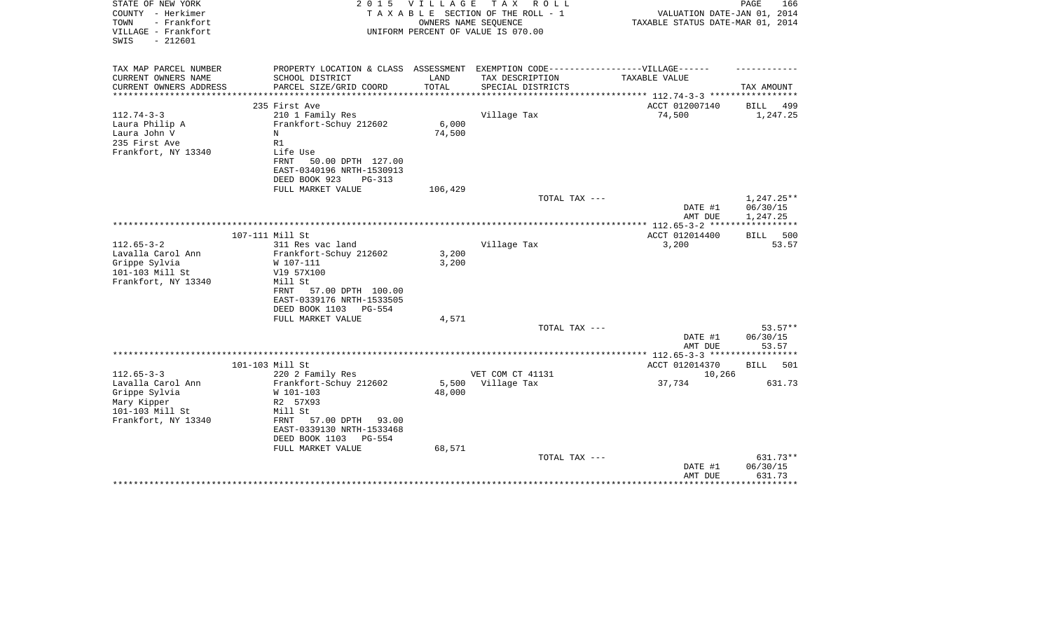STATE OF NEW YORK
COUNTY - Herkimer
TOWN - Frankfort
VILLAGE - Frankfort
SWIS - 212601

2015 VILLAGE TAX ROLL
TAXABLE SECTION OF THE ROLL - 1
OWNERS NAME SEQUENCE
UNIFORM PERCENT OF VALUE IS 070.00

VALUATION DATE-JAN 01, 2014
TAXABLE STATUS DATE-MAR 01, 2014

| TAX MAP PARCEL NUMBER<br>CURRENT OWNERS NAME<br>CURRENT OWNERS ADDRESS | PROPERTY LOCATION & CLASS<br>SCHOOL DISTRICT<br>PARCEL SIZE/GRID COORD | ASSESSMENT<br>LAND<br>TOTAL | EXEMPTION CODE------VILLAGE------<br>TAX DESCRIPTION<br>SPECIAL DISTRICTS | TAXABLE VALUE | TAX AMOUNT |
|---|---|---|---|---|---|
| 112.74-3-3 | 235 First Ave | | | ACCT 012007140 | BILL 499 |
| 112.74-3-3<br>Laura Philip A<br>Laura John V<br>235 First Ave<br>Frankfort, NY 13340 | 210 1 Family Res<br>Frankfort-Schuy 212602<br>N<br>R1<br>Life Use<br>FRNT 50.00 DPTH 127.00<br>EAST-0340196 NRTH-1530913<br>DEED BOOK 923 PG-313<br>FULL MARKET VALUE | 6,000<br>74,500<br><br><br><br><br><br><br>106,429 | Village Tax | 74,500 | 1,247.25 |
| | | | TOTAL TAX --- | | 1,247.25** |
| | | | | DATE #1<br>AMT DUE | 06/30/15<br>1,247.25 |
| 112.65-3-2 | 107-111 Mill St | | | ACCT 012014400 | BILL 500 |
| 112.65-3-2<br>Lavalla Carol Ann<br>Grippe Sylvia<br>101-103 Mill St<br>Frankfort, NY 13340 | 311 Res vac land<br>Frankfort-Schuy 212602<br>W 107-111<br>Vl9 57X100<br>Mill St<br>FRNT 57.00 DPTH 100.00<br>EAST-0339176 NRTH-1533505<br>DEED BOOK 1103 PG-554<br>FULL MARKET VALUE | 3,200<br>3,200<br><br><br><br><br><br><br>4,571 | Village Tax | 3,200 | 53.57 |
| | | | TOTAL TAX --- | | 53.57** |
| | | | | DATE #1<br>AMT DUE | 06/30/15<br>53.57 |
| 112.65-3-3 | 101-103 Mill St | | | ACCT 012014370 | BILL 501 |
| 112.65-3-3<br>Lavalla Carol Ann<br>Grippe Sylvia<br>Mary Kipper<br>101-103 Mill St<br>Frankfort, NY 13340 | 220 2 Family Res<br>Frankfort-Schuy 212602<br>W 101-103<br>R2 57X93<br>Mill St<br>FRNT 57.00 DPTH 93.00<br>EAST-0339130 NRTH-1533468<br>DEED BOOK 1103 PG-554<br>FULL MARKET VALUE | 5,500<br>48,000<br><br><br><br><br><br><br>68,571 | VET COM CT 41131<br>Village Tax | 10,266<br>37,734 | <br>631.73 |
| | | | TOTAL TAX --- | | 631.73** |
| | | | | DATE #1<br>AMT DUE | 06/30/15<br>631.73 |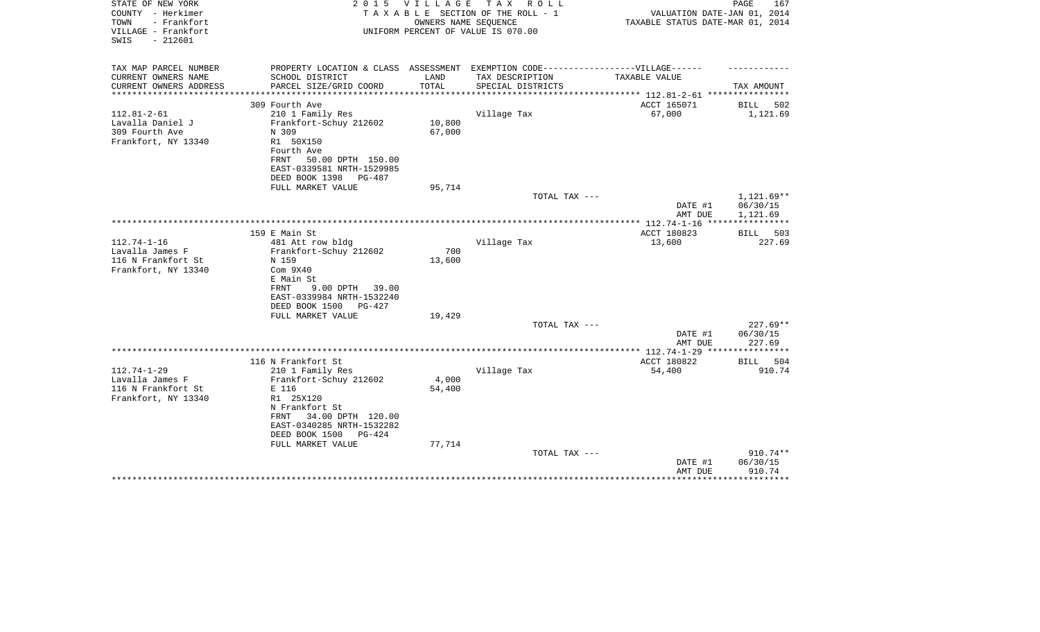STATE OF NEW YORK
COUNTY - Herkimer
TOWN - Frankfort
VILLAGE - Frankfort
SWIS - 212601

2 0 1 5 V I L L A G E T A X R O L L
T A X A B L E SECTION OF THE ROLL - 1
OWNERS NAME SEQUENCE
UNIFORM PERCENT OF VALUE IS 070.00

VALUATION DATE-JAN 01, 2014
TAXABLE STATUS DATE-MAR 01, 2014

| TAX MAP PARCEL NUMBER / CURRENT OWNERS NAME / CURRENT OWNERS ADDRESS | PROPERTY LOCATION & CLASS / SCHOOL DISTRICT / PARCEL SIZE/GRID COORD | ASSESSMENT LAND | TOTAL | EXEMPTION CODE / TAX DESCRIPTION / SPECIAL DISTRICTS | TAXABLE VALUE | TAX AMOUNT |
|---|---|---|---|---|---|---|
| 112.81-2-61 | 309 Fourth Ave | | | | ACCT 165071 | BILL 502 |
| Lavalla Daniel J | 210 1 Family Res | | | Village Tax | 67,000 | 1,121.69 |
| 309 Fourth Ave | Frankfort-Schuy 212602 | 10,800 | | | | |
| Frankfort, NY 13340 | N 309 | | 67,000 | | | |
| | R1 50X150 | | | | | |
| | Fourth Ave | | | | | |
| | FRNT 50.00 DPTH 150.00 | | | | | |
| | EAST-0339581 NRTH-1529985 | | | | | |
| | DEED BOOK 1398 PG-487 | | | | | |
| | FULL MARKET VALUE | 95,714 | | | | |
| | | | | TOTAL TAX --- | | 1,121.69** |
| | | | | | DATE #1 | 06/30/15 |
| | | | | | AMT DUE | 1,121.69 |
| 112.74-1-16 | 159 E Main St | | | | ACCT 180823 | BILL 503 |
| Lavalla James F | 481 Att row bldg | | | Village Tax | 13,600 | 227.69 |
| 116 N Frankfort St | Frankfort-Schuy 212602 | 700 | | | | |
| Frankfort, NY 13340 | N 159 | | 13,600 | | | |
| | Com 9X40 | | | | | |
| | E Main St | | | | | |
| | FRNT 9.00 DPTH 39.00 | | | | | |
| | EAST-0339984 NRTH-1532240 | | | | | |
| | DEED BOOK 1500 PG-427 | | | | | |
| | FULL MARKET VALUE | 19,429 | | | | |
| | | | | TOTAL TAX --- | | 227.69** |
| | | | | | DATE #1 | 06/30/15 |
| | | | | | AMT DUE | 227.69 |
| 112.74-1-29 | 116 N Frankfort St | | | | ACCT 180822 | BILL 504 |
| Lavalla James F | 210 1 Family Res | | | Village Tax | 54,400 | 910.74 |
| 116 N Frankfort St | Frankfort-Schuy 212602 | 4,000 | | | | |
| Frankfort, NY 13340 | E 116 | | 54,400 | | | |
| | R1 25X120 | | | | | |
| | N Frankfort St | | | | | |
| | FRNT 34.00 DPTH 120.00 | | | | | |
| | EAST-0340285 NRTH-1532282 | | | | | |
| | DEED BOOK 1500 PG-424 | | | | | |
| | FULL MARKET VALUE | 77,714 | | | | |
| | | | | TOTAL TAX --- | | 910.74** |
| | | | | | DATE #1 | 06/30/15 |
| | | | | | AMT DUE | 910.74 |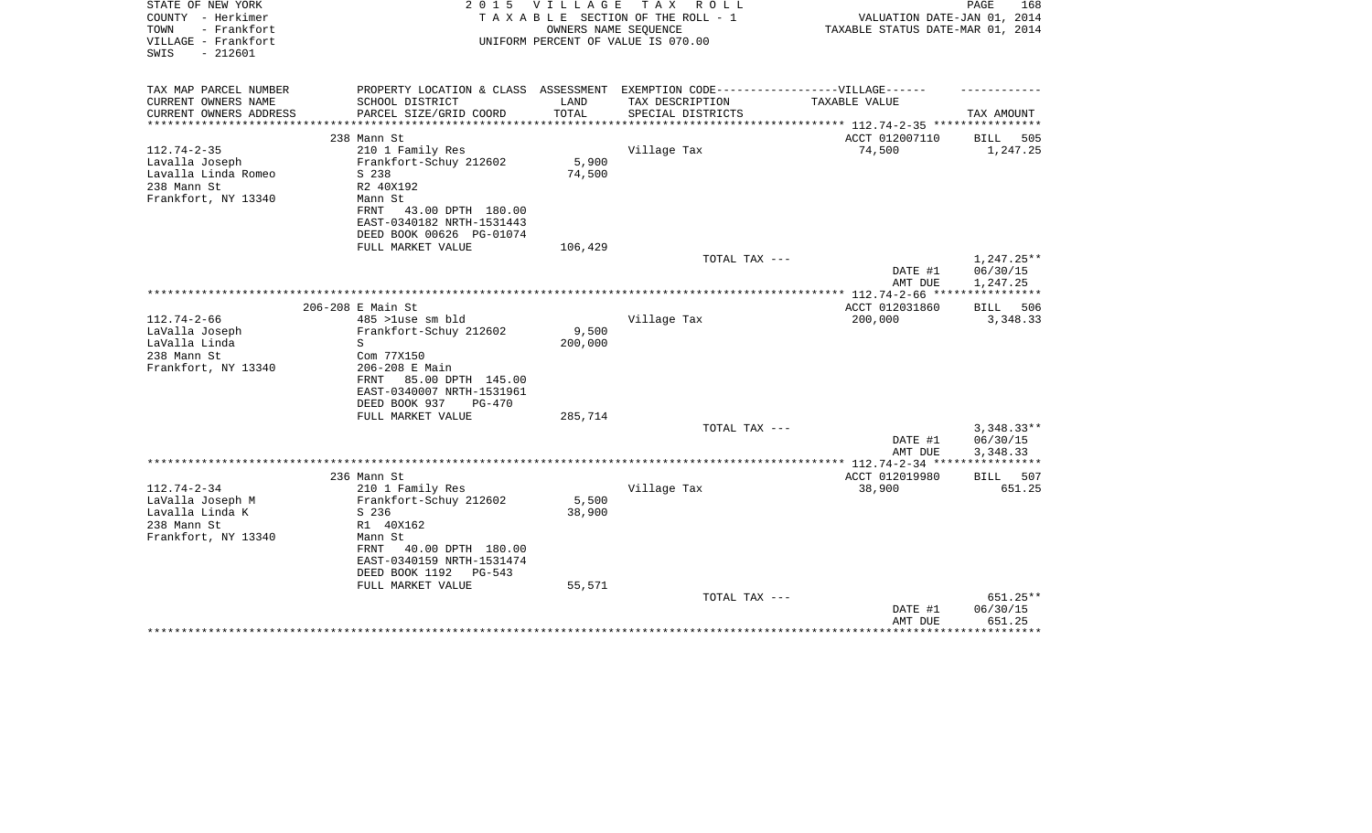STATE OF NEW YORK
COUNTY - Herkimer
TOWN - Frankfort
VILLAGE - Frankfort
SWIS - 212601

2 0 1 5 V I L L A G E T A X R O L L
T A X A B L E SECTION OF THE ROLL - 1
OWNERS NAME SEQUENCE
UNIFORM PERCENT OF VALUE IS 070.00

VALUATION DATE-JAN 01, 2014
TAXABLE STATUS DATE-MAR 01, 2014

| TAX MAP PARCEL NUMBER<br>CURRENT OWNERS NAME<br>CURRENT OWNERS ADDRESS | PROPERTY LOCATION & CLASS<br>SCHOOL DISTRICT<br>PARCEL SIZE/GRID COORD | ASSESSMENT<br>LAND<br>TOTAL | EXEMPTION CODE------VILLAGE------<br>TAX DESCRIPTION<br>SPECIAL DISTRICTS | TAXABLE VALUE | TAX AMOUNT |
|---|---|---|---|---|---|
| | 238 Mann St | | | ACCT 012007110 | BILL 505 |
| 112.74-2-35 | 210 1 Family Res | | Village Tax | 74,500 | 1,247.25 |
| Lavalla Joseph | Frankfort-Schuy 212602 | 5,900 | | | |
| Lavalla Linda Romeo | S 238 | 74,500 | | | |
| 238 Mann St | R2 40X192 | | | | |
| Frankfort, NY 13340 | Mann St | | | | |
| | FRNT 43.00 DPTH 180.00 | | | | |
| | EAST-0340182 NRTH-1531443 | | | | |
| | DEED BOOK 00626 PG-01074 | | | | |
| | FULL MARKET VALUE | 106,429 | | | |
| | | | TOTAL TAX --- | | 1,247.25** |
| | | | | DATE #1 | 06/30/15 |
| | | | | AMT DUE | 1,247.25 |
| | 206-208 E Main St | | | ACCT 012031860 | BILL 506 |
| 112.74-2-66 | 485 >1use sm bld | | Village Tax | 200,000 | 3,348.33 |
| LaValla Joseph | Frankfort-Schuy 212602 | 9,500 | | | |
| LaValla Linda | S | 200,000 | | | |
| 238 Mann St | Com 77X150 | | | | |
| Frankfort, NY 13340 | 206-208 E Main | | | | |
| | FRNT 85.00 DPTH 145.00 | | | | |
| | EAST-0340007 NRTH-1531961 | | | | |
| | DEED BOOK 937 PG-470 | | | | |
| | FULL MARKET VALUE | 285,714 | | | |
| | | | TOTAL TAX --- | | 3,348.33** |
| | | | | DATE #1 | 06/30/15 |
| | | | | AMT DUE | 3,348.33 |
| | 236 Mann St | | | ACCT 012019980 | BILL 507 |
| 112.74-2-34 | 210 1 Family Res | | Village Tax | 38,900 | 651.25 |
| LaValla Joseph M | Frankfort-Schuy 212602 | 5,500 | | | |
| Lavalla Linda K | S 236 | 38,900 | | | |
| 238 Mann St | R1 40X162 | | | | |
| Frankfort, NY 13340 | Mann St | | | | |
| | FRNT 40.00 DPTH 180.00 | | | | |
| | EAST-0340159 NRTH-1531474 | | | | |
| | DEED BOOK 1192 PG-543 | | | | |
| | FULL MARKET VALUE | 55,571 | | | |
| | | | TOTAL TAX --- | | 651.25** |
| | | | | DATE #1 | 06/30/15 |
| | | | | AMT DUE | 651.25 |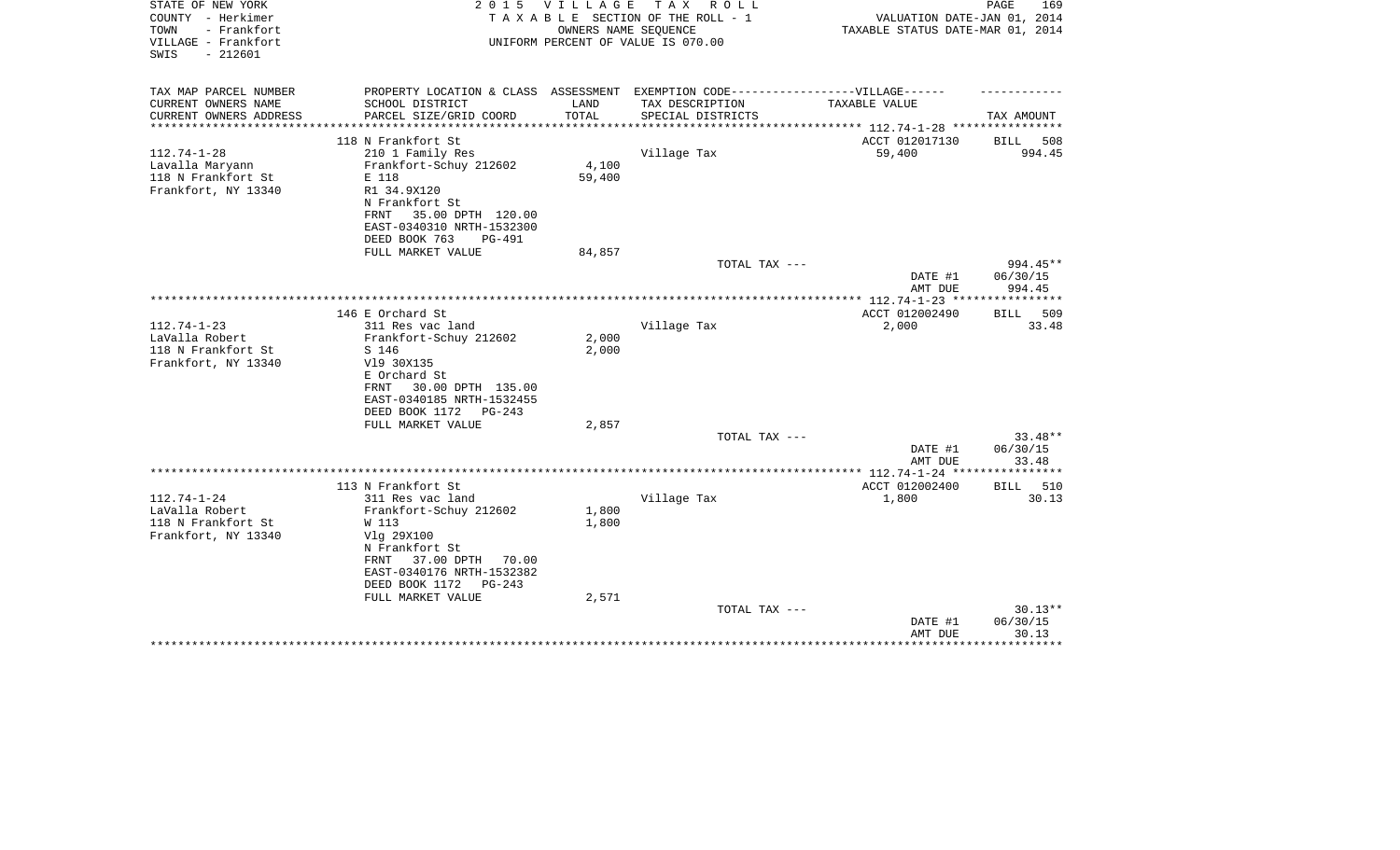STATE OF NEW YORK
COUNTY - Herkimer
TOWN - Frankfort
VILLAGE - Frankfort
SWIS - 212601

2015 VILLAGE TAX ROLL
TAXABLE SECTION OF THE ROLL - 1
OWNERS NAME SEQUENCE
UNIFORM PERCENT OF VALUE IS 070.00

VALUATION DATE-JAN 01, 2014
TAXABLE STATUS DATE-MAR 01, 2014

| TAX MAP PARCEL NUMBER<br>CURRENT OWNERS NAME<br>CURRENT OWNERS ADDRESS | PROPERTY LOCATION & CLASS<br>SCHOOL DISTRICT<br>PARCEL SIZE/GRID COORD | ASSESSMENT<br>LAND<br>TOTAL | EXEMPTION CODE-----VILLAGE------<br>TAX DESCRIPTION<br>SPECIAL DISTRICTS | TAXABLE VALUE | TAX AMOUNT |
|---|---|---|---|---|---|
| 112.74-1-28 | 118 N Frankfort St | | | ACCT 012017130 | BILL 508 |
| Lavalla Maryann<br>118 N Frankfort St<br>Frankfort, NY 13340 | 210 1 Family Res<br>Frankfort-Schuy 212602<br>E 118<br>R1 34.9X120<br>N Frankfort St<br>FRNT 35.00 DPTH 120.00<br>EAST-0340310 NRTH-1532300<br>DEED BOOK 763 PG-491<br>FULL MARKET VALUE | 4,100<br>59,400<br><br><br><br><br><br><br>84,857 | Village Tax | 59,400 | 994.45 |
| | | | TOTAL TAX --- | | 994.45** |
| | | | | DATE #1 | 06/30/15 |
| | | | | AMT DUE | 994.45 |
| 112.74-1-23 | 146 E Orchard St | | | ACCT 012002490 | BILL 509 |
| LaValla Robert<br>118 N Frankfort St<br>Frankfort, NY 13340 | 311 Res vac land<br>Frankfort-Schuy 212602<br>S 146<br>Vl9 30X135<br>E Orchard St<br>FRNT 30.00 DPTH 135.00<br>EAST-0340185 NRTH-1532455<br>DEED BOOK 1172 PG-243<br>FULL MARKET VALUE | 2,000<br>2,000<br><br><br><br><br><br><br>2,857 | Village Tax | 2,000 | 33.48 |
| | | | TOTAL TAX --- | | 33.48** |
| | | | | DATE #1 | 06/30/15 |
| | | | | AMT DUE | 33.48 |
| 112.74-1-24 | 113 N Frankfort St | | | ACCT 012002400 | BILL 510 |
| LaValla Robert<br>118 N Frankfort St<br>Frankfort, NY 13340 | 311 Res vac land<br>Frankfort-Schuy 212602<br>W 113<br>Vlg 29X100<br>N Frankfort St<br>FRNT 37.00 DPTH 70.00<br>EAST-0340176 NRTH-1532382<br>DEED BOOK 1172 PG-243<br>FULL MARKET VALUE | 1,800<br>1,800<br><br><br><br><br><br><br>2,571 | Village Tax | 1,800 | 30.13 |
| | | | TOTAL TAX --- | | 30.13** |
| | | | | DATE #1 | 06/30/15 |
| | | | | AMT DUE | 30.13 |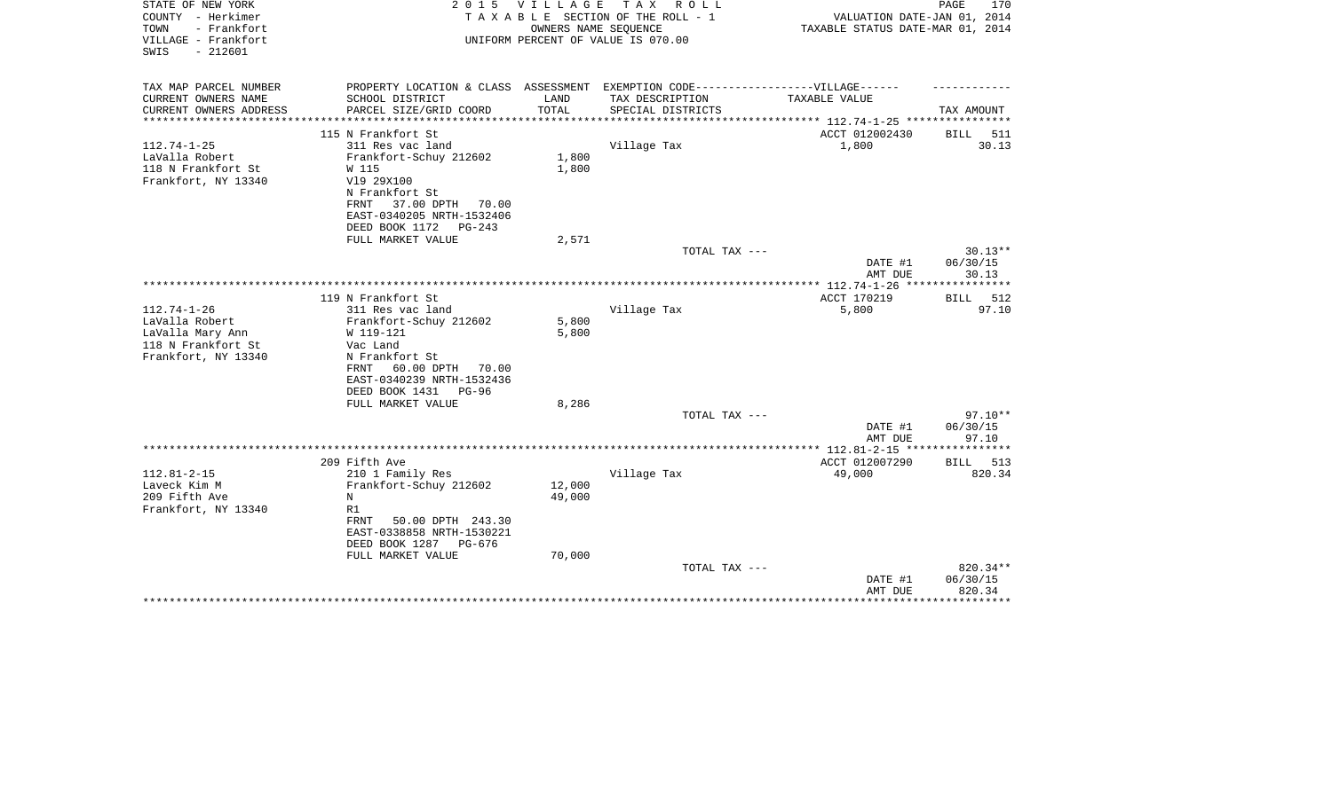STATE OF NEW YORK
COUNTY - Herkimer
TOWN - Frankfort
VILLAGE - Frankfort
SWIS - 212601

2 0 1 5 V I L L A G E T A X R O L L
T A X A B L E SECTION OF THE ROLL - 1
OWNERS NAME SEQUENCE
UNIFORM PERCENT OF VALUE IS 070.00

VALUATION DATE-JAN 01, 2014
TAXABLE STATUS DATE-MAR 01, 2014

| TAX MAP PARCEL NUMBER / CURRENT OWNERS NAME / CURRENT OWNERS ADDRESS | PROPERTY LOCATION & CLASS / SCHOOL DISTRICT / PARCEL SIZE/GRID COORD | ASSESSMENT LAND / TOTAL | EXEMPTION CODE---VILLAGE--- / TAX DESCRIPTION / SPECIAL DISTRICTS | TAXABLE VALUE | TAX AMOUNT |
|---|---|---|---|---|---|
| 112.74-1-25 | 115 N Frankfort St | | | ACCT 012002430 | BILL 511 |
| LaValla Robert | 311 Res vac land | | Village Tax | 1,800 | 30.13 |
| 118 N Frankfort St | Frankfort-Schuy 212602 | 1,800 | | | |
| Frankfort, NY 13340 | W 115 | 1,800 | | | |
| | Vl9 29X100 | | | | |
| | N Frankfort St | | | | |
| | FRNT 37.00 DPTH 70.00 | | | | |
| | EAST-0340205 NRTH-1532406 | | | | |
| | DEED BOOK 1172 PG-243 | | | | |
| | FULL MARKET VALUE | 2,571 | | | |
| | | | TOTAL TAX --- | | 30.13** |
| | | | | DATE #1 | 06/30/15 |
| | | | | AMT DUE | 30.13 |
| 112.74-1-26 | 119 N Frankfort St | | | ACCT 170219 | BILL 512 |
| LaValla Robert | 311 Res vac land | | Village Tax | 5,800 | 97.10 |
| LaValla Mary Ann | Frankfort-Schuy 212602 | 5,800 | | | |
| 118 N Frankfort St | W 119-121 | 5,800 | | | |
| Frankfort, NY 13340 | Vac Land | | | | |
| | N Frankfort St | | | | |
| | FRNT 60.00 DPTH 70.00 | | | | |
| | EAST-0340239 NRTH-1532436 | | | | |
| | DEED BOOK 1431 PG-96 | | | | |
| | FULL MARKET VALUE | 8,286 | | | |
| | | | TOTAL TAX --- | | 97.10** |
| | | | | DATE #1 | 06/30/15 |
| | | | | AMT DUE | 97.10 |
| 112.81-2-15 | 209 Fifth Ave | | | ACCT 012007290 | BILL 513 |
| Laveck Kim M | 210 1 Family Res | | Village Tax | 49,000 | 820.34 |
| 209 Fifth Ave | Frankfort-Schuy 212602 | 12,000 | | | |
| Frankfort, NY 13340 | N | 49,000 | | | |
| | R1 | | | | |
| | FRNT 50.00 DPTH 243.30 | | | | |
| | EAST-0338858 NRTH-1530221 | | | | |
| | DEED BOOK 1287 PG-676 | | | | |
| | FULL MARKET VALUE | 70,000 | | | |
| | | | TOTAL TAX --- | | 820.34** |
| | | | | DATE #1 | 06/30/15 |
| | | | | AMT DUE | 820.34 |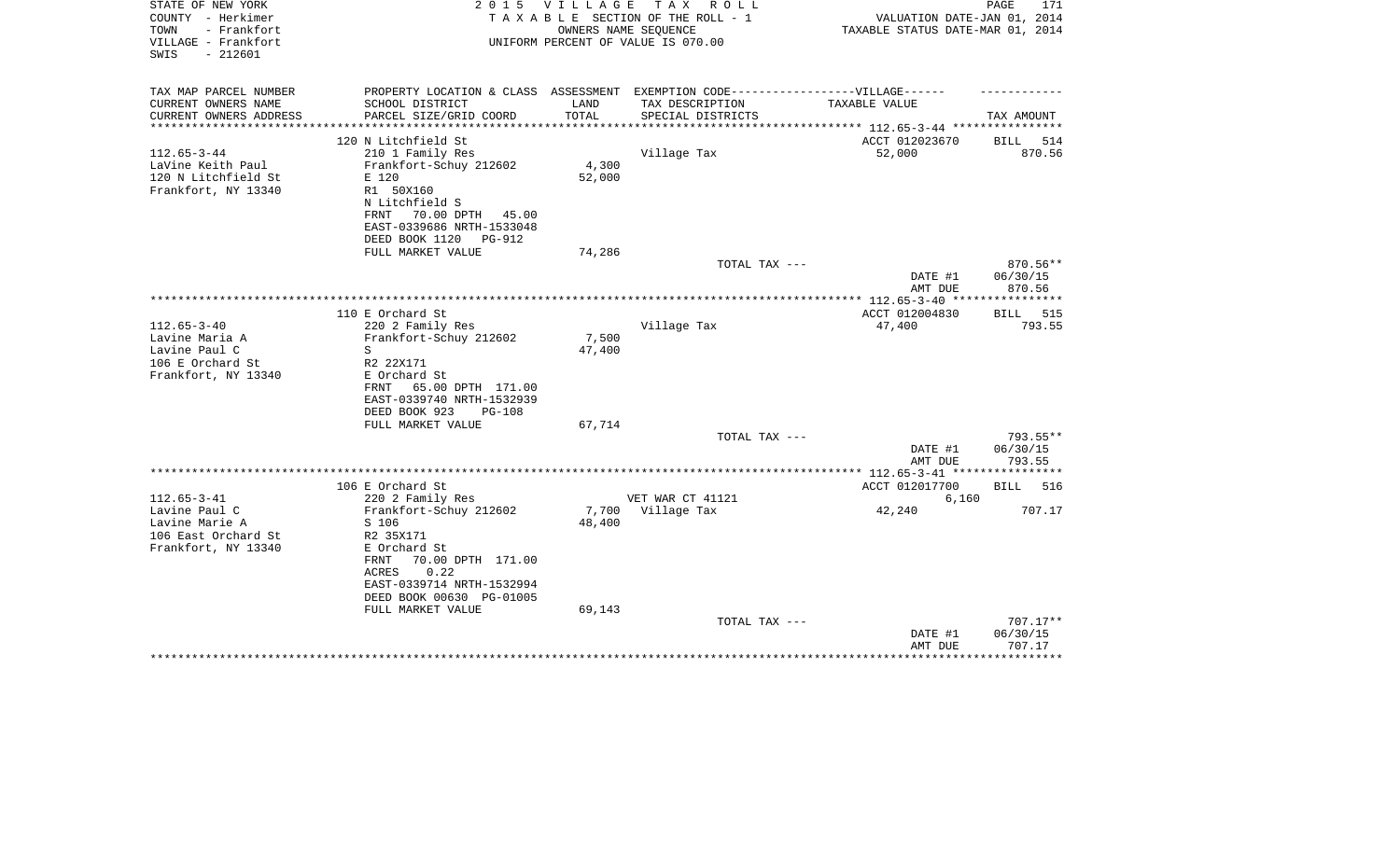STATE OF NEW YORK
COUNTY - Herkimer
TOWN - Frankfort
VILLAGE - Frankfort
SWIS - 212601

2 0 1 5 V I L L A G E T A X R O L L
T A X A B L E SECTION OF THE ROLL - 1
OWNERS NAME SEQUENCE
UNIFORM PERCENT OF VALUE IS 070.00

VALUATION DATE-JAN 01, 2014
TAXABLE STATUS DATE-MAR 01, 2014

| TAX MAP PARCEL NUMBER / CURRENT OWNERS NAME / CURRENT OWNERS ADDRESS | PROPERTY LOCATION & CLASS / SCHOOL DISTRICT / PARCEL SIZE/GRID COORD | ASSESSMENT LAND / TOTAL | EXEMPTION CODE / TAX DESCRIPTION / SPECIAL DISTRICTS | VILLAGE TAXABLE VALUE | TAX AMOUNT |
|---|---|---|---|---|---|
| **112.65-3-44** | 120 N Litchfield St | | | ACCT 012023670 | BILL 514 |
| LaVine Keith Paul | 210 1 Family Res | | Village Tax | 52,000 | 870.56 |
| 120 N Litchfield St | Frankfort-Schuy 212602 | 4,300 | | | |
| Frankfort, NY 13340 | E 120 | 52,000 | | | |
| | R1 50X160 | | | | |
| | N Litchfield S | | | | |
| | FRNT 70.00 DPTH 45.00 | | | | |
| | EAST-0339686 NRTH-1533048 | | | | |
| | DEED BOOK 1120 PG-912 | | | | |
| | FULL MARKET VALUE | 74,286 | | | |
| | | | TOTAL TAX --- | | 870.56** |
| | | | | DATE #1 | 06/30/15 |
| | | | | AMT DUE | 870.56 |
| **112.65-3-40** | 110 E Orchard St | | | ACCT 012004830 | BILL 515 |
| Lavine Maria A | 220 2 Family Res | | Village Tax | 47,400 | 793.55 |
| Lavine Paul C | Frankfort-Schuy 212602 | 7,500 | | | |
| 106 E Orchard St | S | 47,400 | | | |
| Frankfort, NY 13340 | R2 22X171 | | | | |
| | E Orchard St | | | | |
| | FRNT 65.00 DPTH 171.00 | | | | |
| | EAST-0339740 NRTH-1532939 | | | | |
| | DEED BOOK 923 PG-108 | | | | |
| | FULL MARKET VALUE | 67,714 | | | |
| | | | TOTAL TAX --- | | 793.55** |
| | | | | DATE #1 | 06/30/15 |
| | | | | AMT DUE | 793.55 |
| **112.65-3-41** | 106 E Orchard St | | | ACCT 012017700 | BILL 516 |
| Lavine Paul C | 220 2 Family Res | | VET WAR CT 41121 | 6,160 | |
| Lavine Marie A | Frankfort-Schuy 212602 | 7,700 | Village Tax | 42,240 | 707.17 |
| 106 East Orchard St | S 106 | 48,400 | | | |
| Frankfort, NY 13340 | R2 35X171 | | | | |
| | E Orchard St | | | | |
| | FRNT 70.00 DPTH 171.00 | | | | |
| | ACRES 0.22 | | | | |
| | EAST-0339714 NRTH-1532994 | | | | |
| | DEED BOOK 00630 PG-01005 | | | | |
| | FULL MARKET VALUE | 69,143 | | | |
| | | | TOTAL TAX --- | | 707.17** |
| | | | | DATE #1 | 06/30/15 |
| | | | | AMT DUE | 707.17 |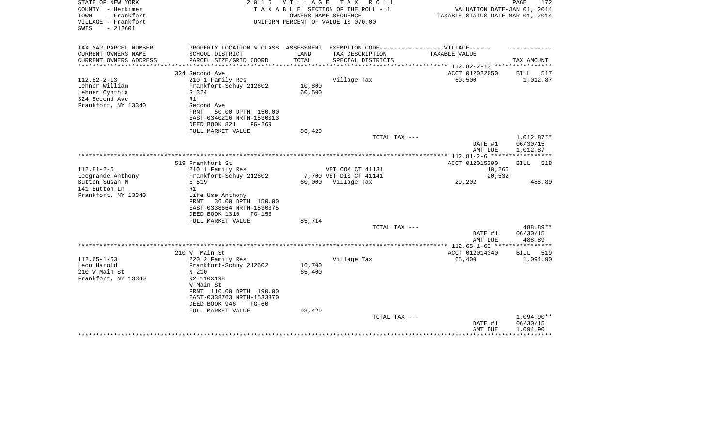STATE OF NEW YORK — 2015 VILLAGE TAX ROLL
COUNTY - Herkimer — TAXABLE SECTION OF THE ROLL - 1 — VALUATION DATE-JAN 01, 2014
TOWN - Frankfort — OWNERS NAME SEQUENCE — TAXABLE STATUS DATE-MAR 01, 2014
VILLAGE - Frankfort — UNIFORM PERCENT OF VALUE IS 070.00
SWIS - 212601

| TAX MAP PARCEL NUMBER / CURRENT OWNERS NAME / CURRENT OWNERS ADDRESS | PROPERTY LOCATION & CLASS / SCHOOL DISTRICT / PARCEL SIZE/GRID COORD | ASSESSMENT LAND | TOTAL | EXEMPTION CODE / TAX DESCRIPTION / SPECIAL DISTRICTS | TAXABLE VALUE | TAX AMOUNT |
|---|---|---|---|---|---|---|
| **112.82-2-13** | 324 Second Ave | | | | ACCT 012022050 | BILL 517 |
| Lehner William | 210 1 Family Res | | | Village Tax | 60,500 | 1,012.87 |
| Lehner Cynthia | Frankfort-Schuy 212602 | 10,800 | | | | |
| 324 Second Ave | S 324 | | 60,500 | | | |
| Frankfort, NY 13340 | R1 | | | | | |
| | Second Ave | | | | | |
| | FRNT 50.00 DPTH 150.00 | | | | | |
| | EAST-0340216 NRTH-1530013 | | | | | |
| | DEED BOOK 821 PG-269 | | | | | |
| | FULL MARKET VALUE | 86,429 | | | | |
| | | | | TOTAL TAX --- | | 1,012.87** |
| | | | | | DATE #1 | 06/30/15 |
| | | | | | AMT DUE | 1,012.87 |
| **112.81-2-6** | 519 Frankfort St | | | | ACCT 012015390 | BILL 518 |
| Leogrande Anthony | 210 1 Family Res | | | VET COM CT 41131 | 10,266 | |
| Button Susan M | Frankfort-Schuy 212602 | 7,700 | | VET DIS CT 41141 | 20,532 | |
| 141 Button Ln | E 519 | | 60,000 | Village Tax | 29,202 | 488.89 |
| Frankfort, NY 13340 | R1 | | | | | |
| | Life Use Anthony | | | | | |
| | FRNT 36.00 DPTH 150.00 | | | | | |
| | EAST-0338664 NRTH-1530375 | | | | | |
| | DEED BOOK 1316 PG-153 | | | | | |
| | FULL MARKET VALUE | 85,714 | | | | |
| | | | | TOTAL TAX --- | | 488.89** |
| | | | | | DATE #1 | 06/30/15 |
| | | | | | AMT DUE | 488.89 |
| **112.65-1-63** | 210 W Main St | | | | ACCT 012014340 | BILL 519 |
| Leon Harold | 220 2 Family Res | | | Village Tax | 65,400 | 1,094.90 |
| 210 W Main St | Frankfort-Schuy 212602 | 16,700 | | | | |
| Frankfort, NY 13340 | N 210 | | 65,400 | | | |
| | R2 110X198 | | | | | |
| | W Main St | | | | | |
| | FRNT 110.00 DPTH 190.00 | | | | | |
| | EAST-0338763 NRTH-1533870 | | | | | |
| | DEED BOOK 946 PG-60 | | | | | |
| | FULL MARKET VALUE | 93,429 | | | | |
| | | | | TOTAL TAX --- | | 1,094.90** |
| | | | | | DATE #1 | 06/30/15 |
| | | | | | AMT DUE | 1,094.90 |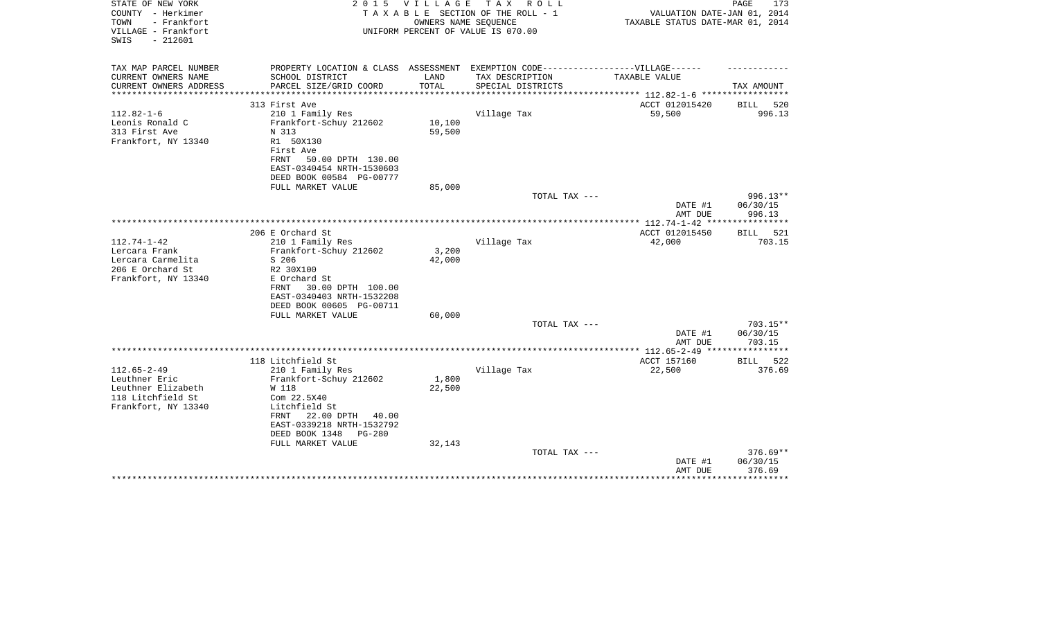STATE OF NEW YORK
COUNTY - Herkimer
TOWN - Frankfort
VILLAGE - Frankfort
SWIS - 212601

**2 0 1 5 V I L L A G E T A X R O L L**
T A X A B L E SECTION OF THE ROLL - 1
OWNERS NAME SEQUENCE
UNIFORM PERCENT OF VALUE IS 070.00

VALUATION DATE-JAN 01, 2014
TAXABLE STATUS DATE-MAR 01, 2014

| TAX MAP PARCEL NUMBER / CURRENT OWNERS NAME / CURRENT OWNERS ADDRESS | PROPERTY LOCATION & CLASS / SCHOOL DISTRICT / PARCEL SIZE/GRID COORD | ASSESSMENT LAND / TOTAL | EXEMPTION CODE / TAX DESCRIPTION / SPECIAL DISTRICTS | TAXABLE VALUE | TAX AMOUNT |
|---|---|---|---|---|---|
| | 313 First Ave | | | ACCT 012015420 | BILL 520 |
| 112.82-1-6 | 210 1 Family Res | | Village Tax | 59,500 | 996.13 |
| Leonis Ronald C | Frankfort-Schuy 212602 | 10,100 | | | |
| 313 First Ave | N 313 | 59,500 | | | |
| Frankfort, NY 13340 | R1 50X130 | | | | |
| | First Ave | | | | |
| | FRNT 50.00 DPTH 130.00 | | | | |
| | EAST-0340454 NRTH-1530603 | | | | |
| | DEED BOOK 00584 PG-00777 | | | | |
| | FULL MARKET VALUE | 85,000 | | | |
| | | | TOTAL TAX --- | | 996.13** |
| | | | | DATE #1 | 06/30/15 |
| | | | | AMT DUE | 996.13 |
| | 206 E Orchard St | | | ACCT 012015450 | BILL 521 |
| 112.74-1-42 | 210 1 Family Res | | Village Tax | 42,000 | 703.15 |
| Lercara Frank | Frankfort-Schuy 212602 | 3,200 | | | |
| Lercara Carmelita | S 206 | 42,000 | | | |
| 206 E Orchard St | R2 30X100 | | | | |
| Frankfort, NY 13340 | E Orchard St | | | | |
| | FRNT 30.00 DPTH 100.00 | | | | |
| | EAST-0340403 NRTH-1532208 | | | | |
| | DEED BOOK 00605 PG-00711 | | | | |
| | FULL MARKET VALUE | 60,000 | | | |
| | | | TOTAL TAX --- | | 703.15** |
| | | | | DATE #1 | 06/30/15 |
| | | | | AMT DUE | 703.15 |
| | 118 Litchfield St | | | ACCT 157160 | BILL 522 |
| 112.65-2-49 | 210 1 Family Res | | Village Tax | 22,500 | 376.69 |
| Leuthner Eric | Frankfort-Schuy 212602 | 1,800 | | | |
| Leuthner Elizabeth | W 118 | 22,500 | | | |
| 118 Litchfield St | Com 22.5X40 | | | | |
| Frankfort, NY 13340 | Litchfield St | | | | |
| | FRNT 22.00 DPTH 40.00 | | | | |
| | EAST-0339218 NRTH-1532792 | | | | |
| | DEED BOOK 1348 PG-280 | | | | |
| | FULL MARKET VALUE | 32,143 | | | |
| | | | TOTAL TAX --- | | 376.69** |
| | | | | DATE #1 | 06/30/15 |
| | | | | AMT DUE | 376.69 |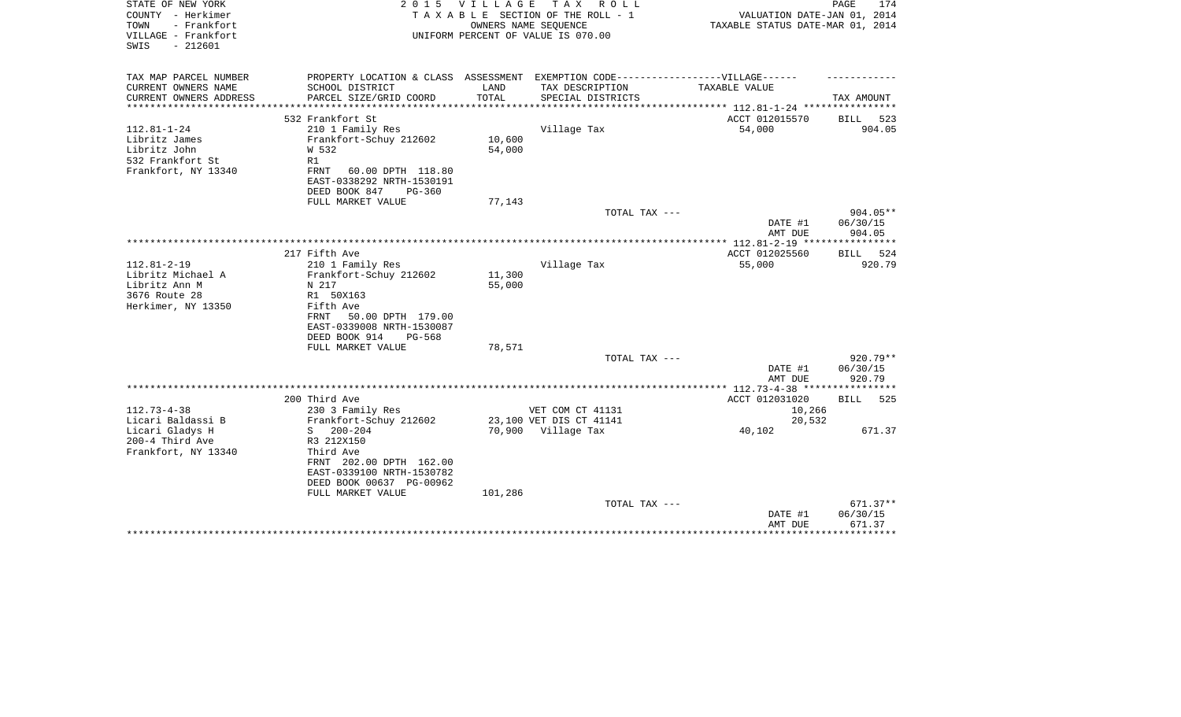STATE OF NEW YORK
COUNTY - Herkimer
TOWN - Frankfort
VILLAGE - Frankfort
SWIS - 212601

2 0 1 5 V I L L A G E T A X R O L L
T A X A B L E SECTION OF THE ROLL - 1
OWNERS NAME SEQUENCE
UNIFORM PERCENT OF VALUE IS 070.00

VALUATION DATE-JAN 01, 2014
TAXABLE STATUS DATE-MAR 01, 2014

| TAX MAP PARCEL NUMBER / CURRENT OWNERS NAME / CURRENT OWNERS ADDRESS | PROPERTY LOCATION & CLASS / SCHOOL DISTRICT / PARCEL SIZE/GRID COORD | ASSESSMENT LAND / TOTAL | EXEMPTION CODE / TAX DESCRIPTION / SPECIAL DISTRICTS | TAXABLE VALUE | TAX AMOUNT |
|---|---|---|---|---|---|
| 112.81-1-24 | 532 Frankfort St | | | ACCT 012015570 | BILL 523 |
| | 210 1 Family Res | | Village Tax | 54,000 | 904.05 |
| Libritz James | Frankfort-Schuy 212602 | 10,600 | | | |
| Libritz John | W 532 | 54,000 | | | |
| 532 Frankfort St | R1 | | | | |
| Frankfort, NY 13340 | FRNT 60.00 DPTH 118.80 | | | | |
| | EAST-0338292 NRTH-1530191 | | | | |
| | DEED BOOK 847 PG-360 | | | | |
| | FULL MARKET VALUE | 77,143 | | | |
| | | | TOTAL TAX --- | | 904.05** |
| | | | | DATE #1 | 06/30/15 |
| | | | | AMT DUE | 904.05 |
| 112.81-2-19 | 217 Fifth Ave | | | ACCT 012025560 | BILL 524 |
| | 210 1 Family Res | | Village Tax | 55,000 | 920.79 |
| Libritz Michael A | Frankfort-Schuy 212602 | 11,300 | | | |
| Libritz Ann M | N 217 | 55,000 | | | |
| 3676 Route 28 | R1 50X163 | | | | |
| Herkimer, NY 13350 | Fifth Ave | | | | |
| | FRNT 50.00 DPTH 179.00 | | | | |
| | EAST-0339008 NRTH-1530087 | | | | |
| | DEED BOOK 914 PG-568 | | | | |
| | FULL MARKET VALUE | 78,571 | | | |
| | | | TOTAL TAX --- | | 920.79** |
| | | | | DATE #1 | 06/30/15 |
| | | | | AMT DUE | 920.79 |
| 112.73-4-38 | 200 Third Ave | | | ACCT 012031020 | BILL 525 |
| | 230 3 Family Res | | VET COM CT 41131 | 10,266 | |
| Licari Baldassi B | Frankfort-Schuy 212602 | 23,100 | VET DIS CT 41141 | 20,532 | |
| Licari Gladys H | S 200-204 | 70,900 | Village Tax | 40,102 | 671.37 |
| 200-4 Third Ave | R3 212X150 | | | | |
| Frankfort, NY 13340 | Third Ave | | | | |
| | FRNT 202.00 DPTH 162.00 | | | | |
| | EAST-0339100 NRTH-1530782 | | | | |
| | DEED BOOK 00637 PG-00962 | | | | |
| | FULL MARKET VALUE | 101,286 | | | |
| | | | TOTAL TAX --- | | 671.37** |
| | | | | DATE #1 | 06/30/15 |
| | | | | AMT DUE | 671.37 |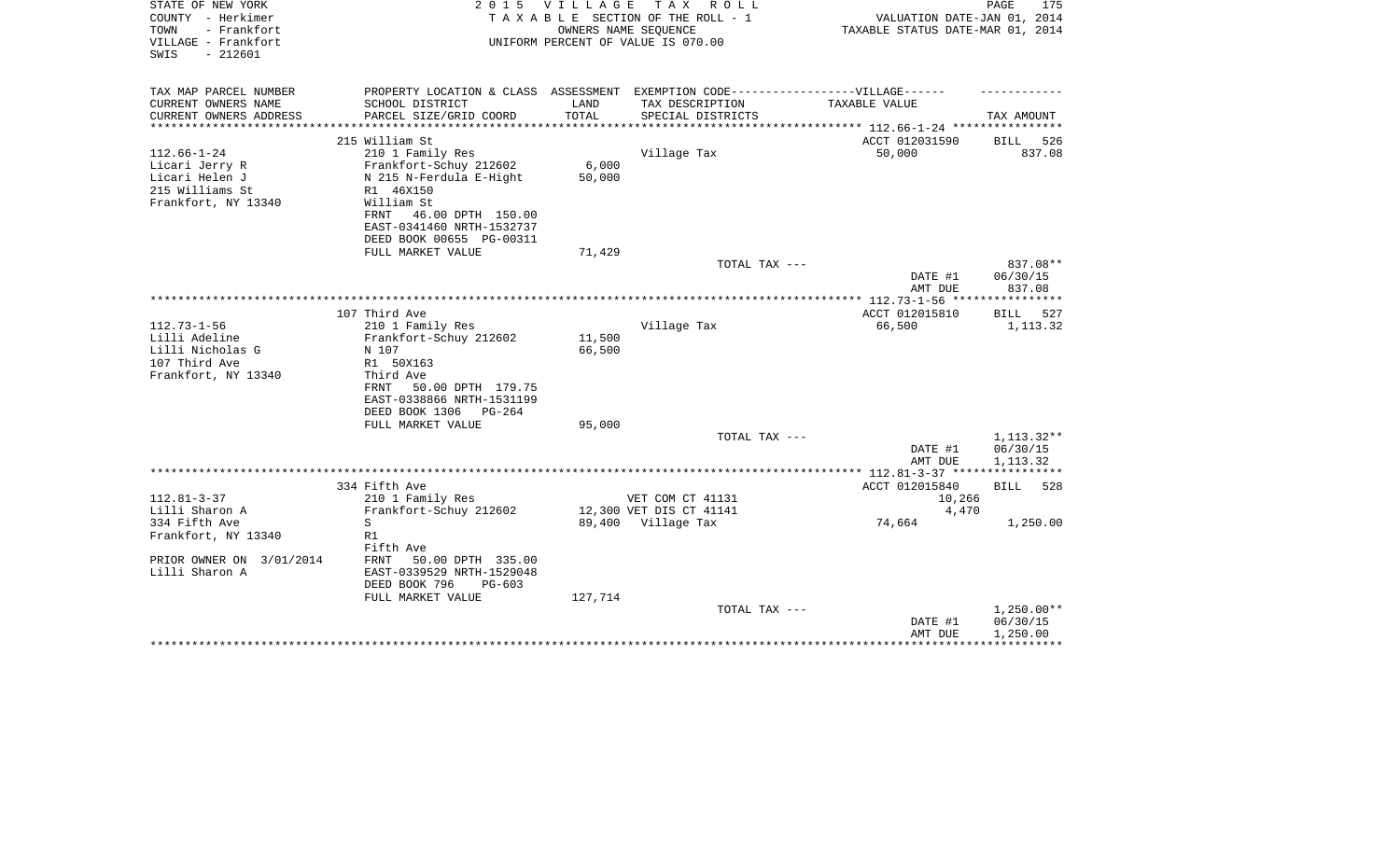STATE OF NEW YORK
COUNTY - Herkimer
TOWN - Frankfort
VILLAGE - Frankfort
SWIS - 212601

2 0 1 5 V I L L A G E T A X R O L L
T A X A B L E SECTION OF THE ROLL - 1
OWNERS NAME SEQUENCE
UNIFORM PERCENT OF VALUE IS 070.00

VALUATION DATE-JAN 01, 2014
TAXABLE STATUS DATE-MAR 01, 2014

| TAX MAP PARCEL NUMBER<br>CURRENT OWNERS NAME<br>CURRENT OWNERS ADDRESS | PROPERTY LOCATION & CLASS<br>SCHOOL DISTRICT<br>PARCEL SIZE/GRID COORD | ASSESSMENT<br>LAND<br>TOTAL | EXEMPTION CODE-----VILLAGE------<br>TAX DESCRIPTION<br>SPECIAL DISTRICTS | TAXABLE VALUE | TAX AMOUNT |
|---|---|---|---|---|---|
| 112.66-1-24 | 215 William St | | | ACCT 012031590 | BILL 526 |
| Licari Jerry R | 210 1 Family Res | | Village Tax | 50,000 | 837.08 |
| Licari Helen J | Frankfort-Schuy 212602 | 6,000 | | | |
| 215 Williams St | N 215 N-Ferdula E-Hight | 50,000 | | | |
| Frankfort, NY 13340 | R1 46X150 | | | | |
| | William St | | | | |
| | FRNT 46.00 DPTH 150.00 | | | | |
| | EAST-0341460 NRTH-1532737 | | | | |
| | DEED BOOK 00655 PG-00311 | | | | |
| | FULL MARKET VALUE | 71,429 | | | |
| | | | TOTAL TAX --- | | 837.08** |
| | | | | DATE #1 | 06/30/15 |
| | | | | AMT DUE | 837.08 |
| 112.73-1-56 | 107 Third Ave | | | ACCT 012015810 | BILL 527 |
| Lilli Adeline | 210 1 Family Res | | Village Tax | 66,500 | 1,113.32 |
| Lilli Nicholas G | Frankfort-Schuy 212602 | 11,500 | | | |
| 107 Third Ave | N 107 | 66,500 | | | |
| Frankfort, NY 13340 | R1 50X163 | | | | |
| | Third Ave | | | | |
| | FRNT 50.00 DPTH 179.75 | | | | |
| | EAST-0338866 NRTH-1531199 | | | | |
| | DEED BOOK 1306 PG-264 | | | | |
| | FULL MARKET VALUE | 95,000 | | | |
| | | | TOTAL TAX --- | | 1,113.32** |
| | | | | DATE #1 | 06/30/15 |
| | | | | AMT DUE | 1,113.32 |
| 112.81-3-37 | 334 Fifth Ave | | | ACCT 012015840 | BILL 528 |
| Lilli Sharon A | 210 1 Family Res | | VET COM CT 41131 | 10,266 | |
| 334 Fifth Ave | Frankfort-Schuy 212602 | 12,300 | VET DIS CT 41141 | 4,470 | |
| Frankfort, NY 13340 | S | 89,400 | Village Tax | 74,664 | 1,250.00 |
| | R1 | | | | |
| PRIOR OWNER ON 3/01/2014 | Fifth Ave | | | | |
| Lilli Sharon A | FRNT 50.00 DPTH 335.00 | | | | |
| | EAST-0339529 NRTH-1529048 | | | | |
| | DEED BOOK 796 PG-603 | | | | |
| | FULL MARKET VALUE | 127,714 | | | |
| | | | TOTAL TAX --- | | 1,250.00** |
| | | | | DATE #1 | 06/30/15 |
| | | | | AMT DUE | 1,250.00 |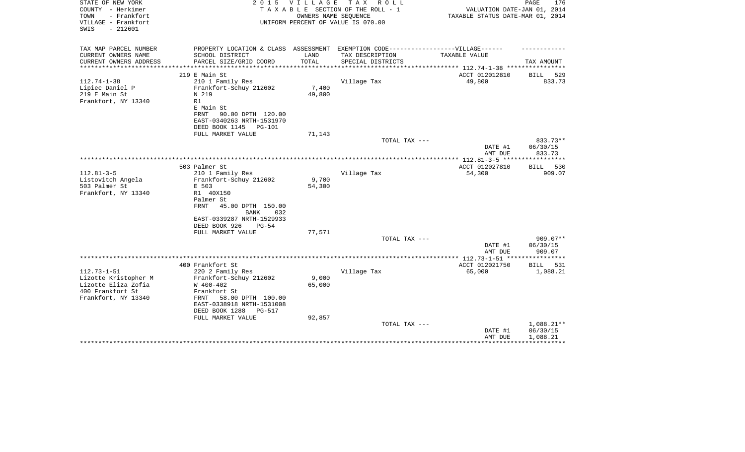STATE OF NEW YORK
COUNTY - Herkimer
TOWN - Frankfort
VILLAGE - Frankfort
SWIS - 212601

2 0 1 5 V I L L A G E T A X R O L L
T A X A B L E SECTION OF THE ROLL - 1
OWNERS NAME SEQUENCE
UNIFORM PERCENT OF VALUE IS 070.00

VALUATION DATE-JAN 01, 2014
TAXABLE STATUS DATE-MAR 01, 2014

| TAX MAP PARCEL NUMBER<br>CURRENT OWNERS NAME<br>CURRENT OWNERS ADDRESS | PROPERTY LOCATION & CLASS<br>SCHOOL DISTRICT<br>PARCEL SIZE/GRID COORD | ASSESSMENT<br>LAND<br>TOTAL | EXEMPTION CODE------VILLAGE------<br>TAX DESCRIPTION<br>SPECIAL DISTRICTS | TAXABLE VALUE | TAX AMOUNT |
|---|---|---|---|---|---|
| 112.74-1-38 | 219 E Main St | | | ACCT 012012810 | BILL 529 |
| 112.74-1-38<br>Lipiec Daniel P<br>219 E Main St<br>Frankfort, NY 13340 | 210 1 Family Res<br>Frankfort-Schuy 212602<br>N 219<br>R1<br>E Main St<br>FRNT 90.00 DPTH 120.00<br>EAST-0340263 NRTH-1531970<br>DEED BOOK 1145 PG-101<br>FULL MARKET VALUE | 7,400<br>49,800<br><br><br><br><br><br><br>71,143 | Village Tax | 49,800 | 833.73 |
| | | | TOTAL TAX --- | | 833.73** |
| | | | | DATE #1 | 06/30/15 |
| | | | | AMT DUE | 833.73 |
| 112.81-3-5 | 503 Palmer St | | | ACCT 012027810 | BILL 530 |
| 112.81-3-5<br>Listovitch Angela<br>503 Palmer St<br>Frankfort, NY 13340 | 210 1 Family Res<br>Frankfort-Schuy 212602<br>E 503<br>R1 40X150<br>Palmer St<br>FRNT 45.00 DPTH 150.00<br>BANK 032<br>EAST-0339287 NRTH-1529933<br>DEED BOOK 926 PG-54<br>FULL MARKET VALUE | 9,700<br>54,300<br><br><br><br><br><br><br><br>77,571 | Village Tax | 54,300 | 909.07 |
| | | | TOTAL TAX --- | | 909.07** |
| | | | | DATE #1 | 06/30/15 |
| | | | | AMT DUE | 909.07 |
| 112.73-1-51 | 400 Frankfort St | | | ACCT 012021750 | BILL 531 |
| 112.73-1-51<br>Lizotte Kristopher M<br>Lizotte Eliza Zofia<br>400 Frankfort St<br>Frankfort, NY 13340 | 220 2 Family Res<br>Frankfort-Schuy 212602<br>W 400-402<br>Frankfort St<br>FRNT 58.00 DPTH 100.00<br>EAST-0338918 NRTH-1531008<br>DEED BOOK 1288 PG-517<br>FULL MARKET VALUE | 9,000<br>65,000<br><br><br><br><br><br>92,857 | Village Tax | 65,000 | 1,088.21 |
| | | | TOTAL TAX --- | | 1,088.21** |
| | | | | DATE #1 | 06/30/15 |
| | | | | AMT DUE | 1,088.21 |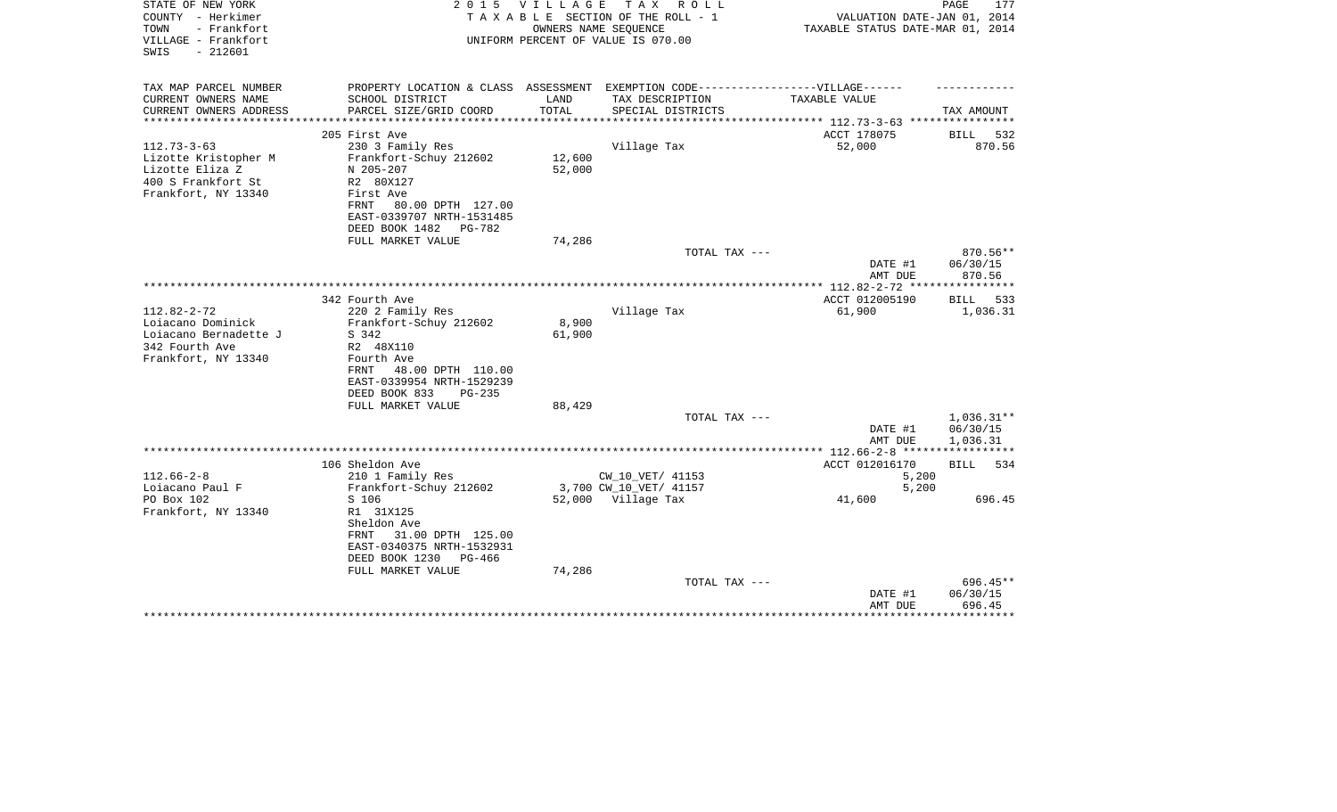STATE OF NEW YORK
COUNTY - Herkimer
TOWN - Frankfort
VILLAGE - Frankfort
SWIS - 212601

2015 VILLAGE TAX ROLL
TAXABLE SECTION OF THE ROLL - 1
OWNERS NAME SEQUENCE
UNIFORM PERCENT OF VALUE IS 070.00

VALUATION DATE-JAN 01, 2014
TAXABLE STATUS DATE-MAR 01, 2014

| TAX MAP PARCEL NUMBER / CURRENT OWNERS NAME / CURRENT OWNERS ADDRESS | PROPERTY LOCATION & CLASS / SCHOOL DISTRICT / PARCEL SIZE/GRID COORD | ASSESSMENT LAND / TOTAL | EXEMPTION CODE / TAX DESCRIPTION / SPECIAL DISTRICTS | TAXABLE VALUE | TAX AMOUNT |
|---|---|---|---|---|---|
| | 205 First Ave | | | ACCT 178075 | BILL 532 |
| 112.73-3-63 | 230 3 Family Res | | Village Tax | 52,000 | 870.56 |
| Lizotte Kristopher M | Frankfort-Schuy 212602 | 12,600 | | | |
| Lizotte Eliza Z | N 205-207 | 52,000 | | | |
| 400 S Frankfort St | R2 80X127 | | | | |
| Frankfort, NY 13340 | First Ave | | | | |
| | FRNT 80.00 DPTH 127.00 | | | | |
| | EAST-0339707 NRTH-1531485 | | | | |
| | DEED BOOK 1482 PG-782 | | | | |
| | FULL MARKET VALUE | 74,286 | | | |
| | | | TOTAL TAX --- | | 870.56** |
| | | | | DATE #1 | 06/30/15 |
| | | | | AMT DUE | 870.56 |
| | 342 Fourth Ave | | | ACCT 012005190 | BILL 533 |
| 112.82-2-72 | 220 2 Family Res | | Village Tax | 61,900 | 1,036.31 |
| Loiacano Dominick | Frankfort-Schuy 212602 | 8,900 | | | |
| Loiacano Bernadette J | S 342 | 61,900 | | | |
| 342 Fourth Ave | R2 48X110 | | | | |
| Frankfort, NY 13340 | Fourth Ave | | | | |
| | FRNT 48.00 DPTH 110.00 | | | | |
| | EAST-0339954 NRTH-1529239 | | | | |
| | DEED BOOK 833 PG-235 | | | | |
| | FULL MARKET VALUE | 88,429 | | | |
| | | | TOTAL TAX --- | | 1,036.31** |
| | | | | DATE #1 | 06/30/15 |
| | | | | AMT DUE | 1,036.31 |
| | 106 Sheldon Ave | | | ACCT 012016170 | BILL 534 |
| 112.66-2-8 | 210 1 Family Res | | CW_10_VET/ 41153 | 5,200 | |
| Loiacano Paul F | Frankfort-Schuy 212602 | 3,700 | CW_10_VET/ 41157 | 5,200 | |
| PO Box 102 | S 106 | 52,000 | Village Tax | 41,600 | 696.45 |
| Frankfort, NY 13340 | R1 31X125 | | | | |
| | Sheldon Ave | | | | |
| | FRNT 31.00 DPTH 125.00 | | | | |
| | EAST-0340375 NRTH-1532931 | | | | |
| | DEED BOOK 1230 PG-466 | | | | |
| | FULL MARKET VALUE | 74,286 | | | |
| | | | TOTAL TAX --- | | 696.45** |
| | | | | DATE #1 | 06/30/15 |
| | | | | AMT DUE | 696.45 |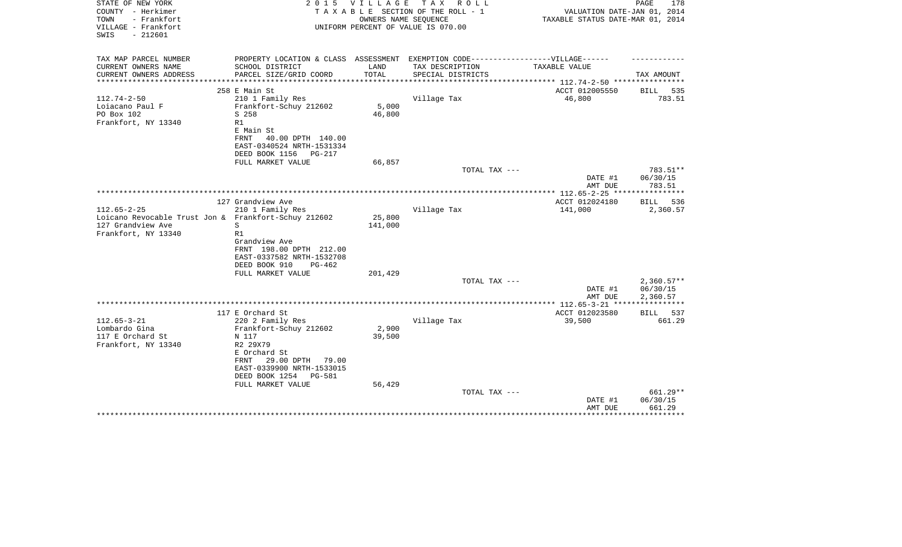STATE OF NEW YORK
COUNTY - Herkimer
TOWN - Frankfort
VILLAGE - Frankfort
SWIS - 212601

2 0 1 5 V I L L A G E T A X R O L L
T A X A B L E SECTION OF THE ROLL - 1
OWNERS NAME SEQUENCE
UNIFORM PERCENT OF VALUE IS 070.00

VALUATION DATE-JAN 01, 2014
TAXABLE STATUS DATE-MAR 01, 2014

| TAX MAP PARCEL NUMBER / CURRENT OWNERS NAME / CURRENT OWNERS ADDRESS | PROPERTY LOCATION & CLASS / SCHOOL DISTRICT / PARCEL SIZE/GRID COORD | ASSESSMENT LAND / TOTAL | EXEMPTION CODE / TAX DESCRIPTION / SPECIAL DISTRICTS | TAXABLE VALUE | TAX AMOUNT |
|---|---|---|---|---|---|
| 112.74-2-50 | 258 E Main St | | | ACCT 012005550 | BILL 535 |
| Loiacano Paul F | 210 1 Family Res | | Village Tax | 46,800 | 783.51 |
| PO Box 102 | Frankfort-Schuy 212602 | 5,000 | | | |
| Frankfort, NY 13340 | S 258 | 46,800 | | | |
| | R1 | | | | |
| | E Main St | | | | |
| | FRNT 40.00 DPTH 140.00 | | | | |
| | EAST-0340524 NRTH-1531334 | | | | |
| | DEED BOOK 1156 PG-217 | | | | |
| | FULL MARKET VALUE | 66,857 | | | |
| | | | TOTAL TAX --- | | 783.51** |
| | | | | DATE #1 | 06/30/15 |
| | | | | AMT DUE | 783.51 |
| 112.65-2-25 | 127 Grandview Ave | | | ACCT 012024180 | BILL 536 |
| Loicano Revocable Trust Jon & | 210 1 Family Res | | Village Tax | 141,000 | 2,360.57 |
| 127 Grandview Ave | Frankfort-Schuy 212602 | 25,800 | | | |
| Frankfort, NY 13340 | S | 141,000 | | | |
| | R1 | | | | |
| | Grandview Ave | | | | |
| | FRNT 198.00 DPTH 212.00 | | | | |
| | EAST-0337582 NRTH-1532708 | | | | |
| | DEED BOOK 910 PG-462 | | | | |
| | FULL MARKET VALUE | 201,429 | | | |
| | | | TOTAL TAX --- | | 2,360.57** |
| | | | | DATE #1 | 06/30/15 |
| | | | | AMT DUE | 2,360.57 |
| 112.65-3-21 | 117 E Orchard St | | | ACCT 012023580 | BILL 537 |
| Lombardo Gina | 220 2 Family Res | | Village Tax | 39,500 | 661.29 |
| 117 E Orchard St | Frankfort-Schuy 212602 | 2,900 | | | |
| Frankfort, NY 13340 | N 117 | 39,500 | | | |
| | R2 29X79 | | | | |
| | E Orchard St | | | | |
| | FRNT 29.00 DPTH 79.00 | | | | |
| | EAST-0339900 NRTH-1533015 | | | | |
| | DEED BOOK 1254 PG-581 | | | | |
| | FULL MARKET VALUE | 56,429 | | | |
| | | | TOTAL TAX --- | | 661.29** |
| | | | | DATE #1 | 06/30/15 |
| | | | | AMT DUE | 661.29 |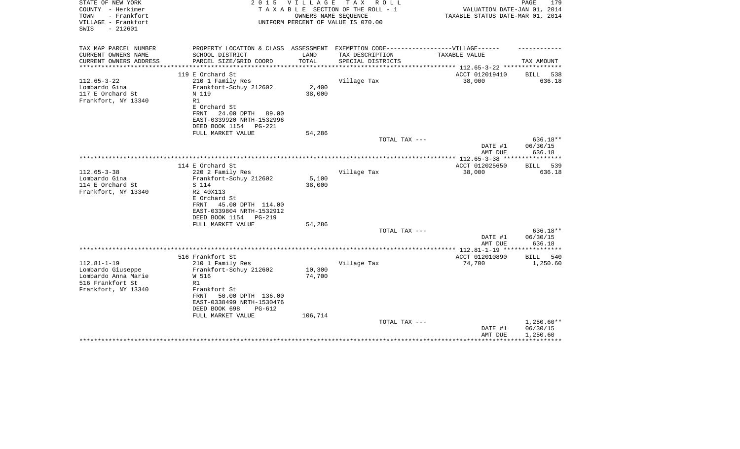STATE OF NEW YORK
COUNTY - Herkimer
TOWN - Frankfort
VILLAGE - Frankfort
SWIS - 212601

2015 VILLAGE TAX ROLL
TAXABLE SECTION OF THE ROLL - 1
OWNERS NAME SEQUENCE
UNIFORM PERCENT OF VALUE IS 070.00

VALUATION DATE-JAN 01, 2014
TAXABLE STATUS DATE-MAR 01, 2014

| TAX MAP PARCEL NUMBER / CURRENT OWNERS NAME / CURRENT OWNERS ADDRESS | PROPERTY LOCATION & CLASS / SCHOOL DISTRICT / PARCEL SIZE/GRID COORD | ASSESSMENT LAND / TOTAL | EXEMPTION CODE-----VILLAGE------ TAX DESCRIPTION / SPECIAL DISTRICTS | TAXABLE VALUE | TAX AMOUNT |
|---|---|---|---|---|---|
| | 119 E Orchard St | | | ACCT 012019410 | BILL 538 |
| 112.65-3-22 | 210 1 Family Res | | Village Tax | 38,000 | 636.18 |
| Lombardo Gina | Frankfort-Schuy 212602 | 2,400 | | | |
| 117 E Orchard St | N 119 | 38,000 | | | |
| Frankfort, NY 13340 | R1 | | | | |
| | E Orchard St | | | | |
| | FRNT 24.00 DPTH 89.00 | | | | |
| | EAST-0339920 NRTH-1532996 | | | | |
| | DEED BOOK 1154 PG-221 | | | | |
| | FULL MARKET VALUE | 54,286 | | | |
| | | | TOTAL TAX --- | | 636.18** |
| | | | | DATE #1 | 06/30/15 |
| | | | | AMT DUE | 636.18 |
| | 114 E Orchard St | | | ACCT 012025650 | BILL 539 |
| 112.65-3-38 | 220 2 Family Res | | Village Tax | 38,000 | 636.18 |
| Lombardo Gina | Frankfort-Schuy 212602 | 5,100 | | | |
| 114 E Orchard St | S 114 | 38,000 | | | |
| Frankfort, NY 13340 | R2 40X113 | | | | |
| | E Orchard St | | | | |
| | FRNT 45.00 DPTH 114.00 | | | | |
| | EAST-0339804 NRTH-1532912 | | | | |
| | DEED BOOK 1154 PG-219 | | | | |
| | FULL MARKET VALUE | 54,286 | | | |
| | | | TOTAL TAX --- | | 636.18** |
| | | | | DATE #1 | 06/30/15 |
| | | | | AMT DUE | 636.18 |
| | 516 Frankfort St | | | ACCT 012010890 | BILL 540 |
| 112.81-1-19 | 210 1 Family Res | | Village Tax | 74,700 | 1,250.60 |
| Lombardo Giuseppe | Frankfort-Schuy 212602 | 10,300 | | | |
| Lombardo Anna Marie | W 516 | 74,700 | | | |
| 516 Frankfort St | R1 | | | | |
| Frankfort, NY 13340 | Frankfort St | | | | |
| | FRNT 50.00 DPTH 136.00 | | | | |
| | EAST-0338499 NRTH-1530476 | | | | |
| | DEED BOOK 698 PG-612 | | | | |
| | FULL MARKET VALUE | 106,714 | | | |
| | | | TOTAL TAX --- | | 1,250.60** |
| | | | | DATE #1 | 06/30/15 |
| | | | | AMT DUE | 1,250.60 |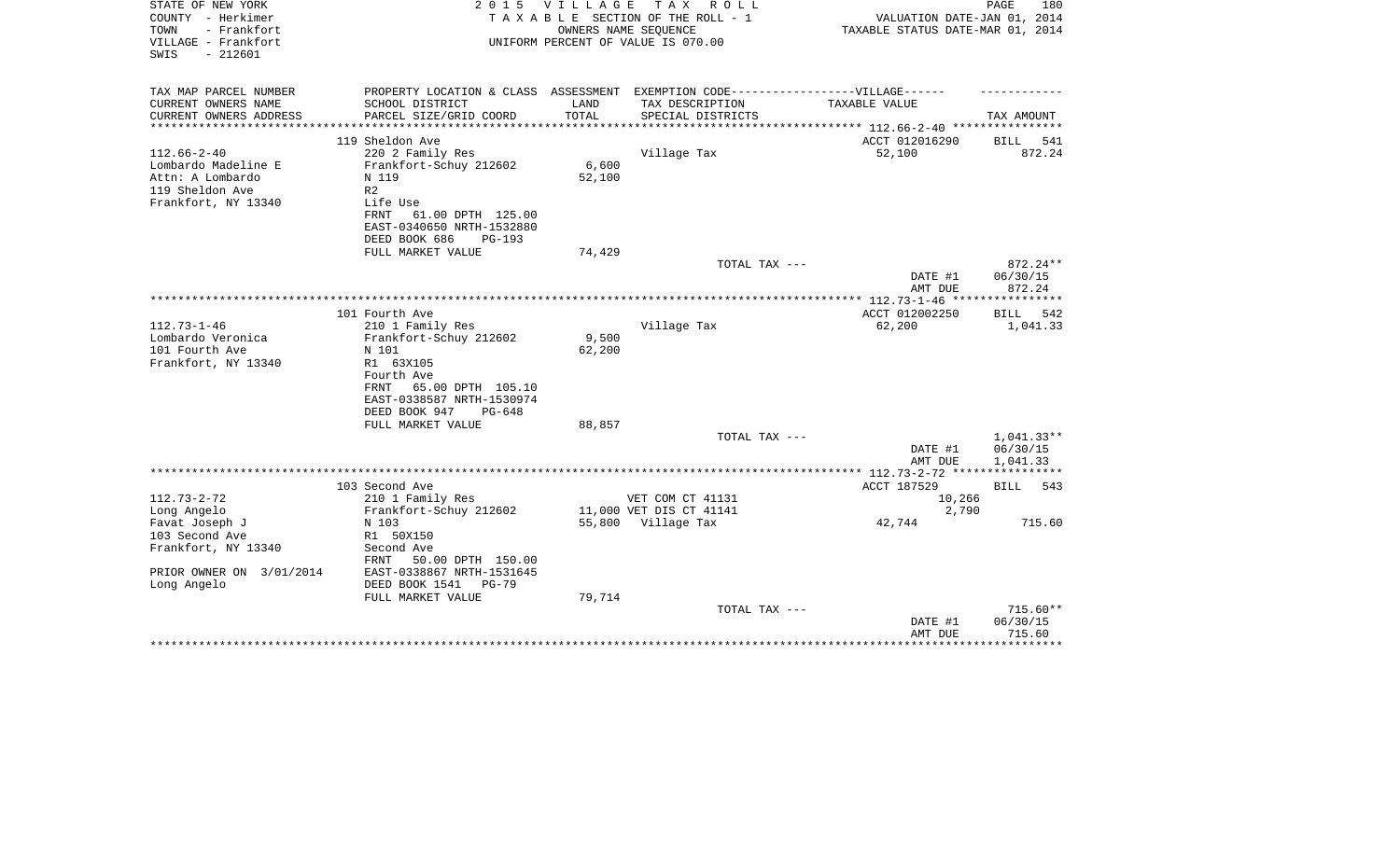STATE OF NEW YORK
COUNTY - Herkimer
TOWN - Frankfort
VILLAGE - Frankfort
SWIS - 212601

2015 VILLAGE TAX ROLL
TAXABLE SECTION OF THE ROLL - 1
OWNERS NAME SEQUENCE
UNIFORM PERCENT OF VALUE IS 070.00

VALUATION DATE-JAN 01, 2014
TAXABLE STATUS DATE-MAR 01, 2014

| TAX MAP PARCEL NUMBER / CURRENT OWNERS NAME / CURRENT OWNERS ADDRESS | PROPERTY LOCATION & CLASS / SCHOOL DISTRICT / PARCEL SIZE/GRID COORD | ASSESSMENT LAND / TOTAL | EXEMPTION CODE / TAX DESCRIPTION / SPECIAL DISTRICTS | TAXABLE VALUE | TAX AMOUNT |
|---|---|---|---|---|---|
| | 119 Sheldon Ave | | | ACCT 012016290 | BILL 541 |
| 112.66-2-40 | 220 2 Family Res | | Village Tax | 52,100 | 872.24 |
| Lombardo Madeline E | Frankfort-Schuy 212602 | 6,600 | | | |
| Attn: A Lombardo | N 119 | 52,100 | | | |
| 119 Sheldon Ave | R2 | | | | |
| Frankfort, NY 13340 | Life Use | | | | |
| | FRNT 61.00 DPTH 125.00 | | | | |
| | EAST-0340650 NRTH-1532880 | | | | |
| | DEED BOOK 686 PG-193 | | | | |
| | FULL MARKET VALUE | 74,429 | | | |
| | | | TOTAL TAX --- | | 872.24** |
| | | | | DATE #1 | 06/30/15 |
| | | | | AMT DUE | 872.24 |
| | 101 Fourth Ave | | | ACCT 012002250 | BILL 542 |
| 112.73-1-46 | 210 1 Family Res | | Village Tax | 62,200 | 1,041.33 |
| Lombardo Veronica | Frankfort-Schuy 212602 | 9,500 | | | |
| 101 Fourth Ave | N 101 | 62,200 | | | |
| Frankfort, NY 13340 | R1 63X105 | | | | |
| | Fourth Ave | | | | |
| | FRNT 65.00 DPTH 105.10 | | | | |
| | EAST-0338587 NRTH-1530974 | | | | |
| | DEED BOOK 947 PG-648 | | | | |
| | FULL MARKET VALUE | 88,857 | | | |
| | | | TOTAL TAX --- | | 1,041.33** |
| | | | | DATE #1 | 06/30/15 |
| | | | | AMT DUE | 1,041.33 |
| | 103 Second Ave | | | ACCT 187529 | BILL 543 |
| 112.73-2-72 | 210 1 Family Res | | VET COM CT 41131 | 10,266 | |
| Long Angelo | Frankfort-Schuy 212602 | 11,000 | VET DIS CT 41141 | 2,790 | |
| Favat Joseph J | N 103 | 55,800 | Village Tax | 42,744 | 715.60 |
| 103 Second Ave | R1 50X150 | | | | |
| Frankfort, NY 13340 | Second Ave | | | | |
| | FRNT 50.00 DPTH 150.00 | | | | |
| PRIOR OWNER ON 3/01/2014 | EAST-0338867 NRTH-1531645 | | | | |
| Long Angelo | DEED BOOK 1541 PG-79 | | | | |
| | FULL MARKET VALUE | 79,714 | | | |
| | | | TOTAL TAX --- | | 715.60** |
| | | | | DATE #1 | 06/30/15 |
| | | | | AMT DUE | 715.60 |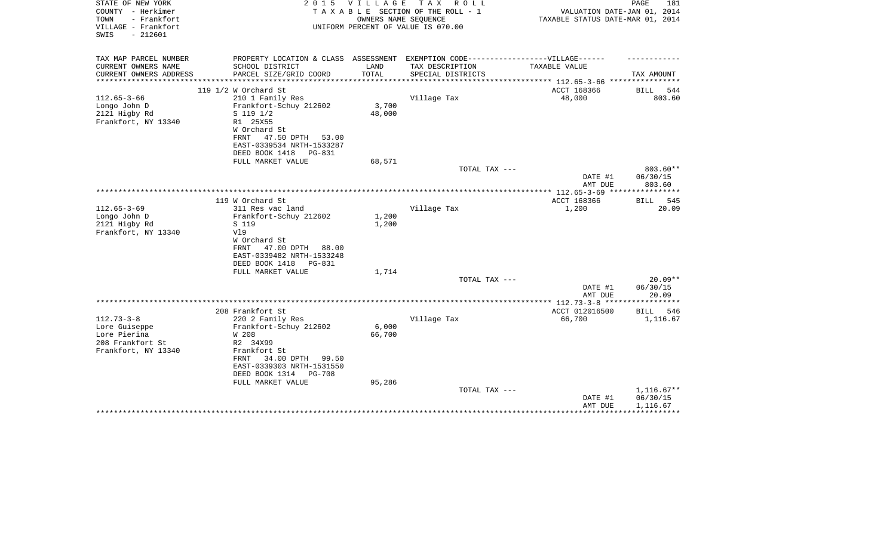STATE OF NEW YORK
COUNTY - Herkimer
TOWN - Frankfort
VILLAGE - Frankfort
SWIS - 212601

2015 VILLAGE TAX ROLL
TAXABLE SECTION OF THE ROLL - 1
OWNERS NAME SEQUENCE
UNIFORM PERCENT OF VALUE IS 070.00

VALUATION DATE-JAN 01, 2014
TAXABLE STATUS DATE-MAR 01, 2014

| TAX MAP PARCEL NUMBER / CURRENT OWNERS NAME / CURRENT OWNERS ADDRESS | PROPERTY LOCATION & CLASS / SCHOOL DISTRICT / PARCEL SIZE/GRID COORD | ASSESSMENT LAND / TOTAL | EXEMPTION CODE-----VILLAGE------ TAX DESCRIPTION / SPECIAL DISTRICTS | TAXABLE VALUE | TAX AMOUNT |
|---|---|---|---|---|---|
| 112.65-3-66 | 119 1/2 W Orchard St | | | ACCT 168366 | BILL 544 |
| Longo John D | 210 1 Family Res | | Village Tax | 48,000 | 803.60 |
| 2121 Higby Rd | Frankfort-Schuy 212602 | 3,700 | | | |
| Frankfort, NY 13340 | S 119 1/2 | 48,000 | | | |
| | R1 25X55 | | | | |
| | W Orchard St | | | | |
| | FRNT 47.50 DPTH 53.00 | | | | |
| | EAST-0339534 NRTH-1533287 | | | | |
| | DEED BOOK 1418 PG-831 | | | | |
| | FULL MARKET VALUE | 68,571 | | | |
| | | | TOTAL TAX --- | | 803.60** |
| | | | | DATE #1 | 06/30/15 |
| | | | | AMT DUE | 803.60 |
| 112.65-3-69 | 119 W Orchard St | | | ACCT 168366 | BILL 545 |
| Longo John D | 311 Res vac land | | Village Tax | 1,200 | 20.09 |
| 2121 Higby Rd | Frankfort-Schuy 212602 | 1,200 | | | |
| Frankfort, NY 13340 | S 119 | 1,200 | | | |
| | Vl9 | | | | |
| | W Orchard St | | | | |
| | FRNT 47.00 DPTH 88.00 | | | | |
| | EAST-0339482 NRTH-1533248 | | | | |
| | DEED BOOK 1418 PG-831 | | | | |
| | FULL MARKET VALUE | 1,714 | | | |
| | | | TOTAL TAX --- | | 20.09** |
| | | | | DATE #1 | 06/30/15 |
| | | | | AMT DUE | 20.09 |
| 112.73-3-8 | 208 Frankfort St | | | ACCT 012016500 | BILL 546 |
| Lore Guiseppe | 220 2 Family Res | | Village Tax | 66,700 | 1,116.67 |
| Lore Pierina | Frankfort-Schuy 212602 | 6,000 | | | |
| 208 Frankfort St | W 208 | 66,700 | | | |
| Frankfort, NY 13340 | R2 34X99 | | | | |
| | Frankfort St | | | | |
| | FRNT 34.00 DPTH 99.50 | | | | |
| | EAST-0339303 NRTH-1531550 | | | | |
| | DEED BOOK 1314 PG-708 | | | | |
| | FULL MARKET VALUE | 95,286 | | | |
| | | | TOTAL TAX --- | | 1,116.67** |
| | | | | DATE #1 | 06/30/15 |
| | | | | AMT DUE | 1,116.67 |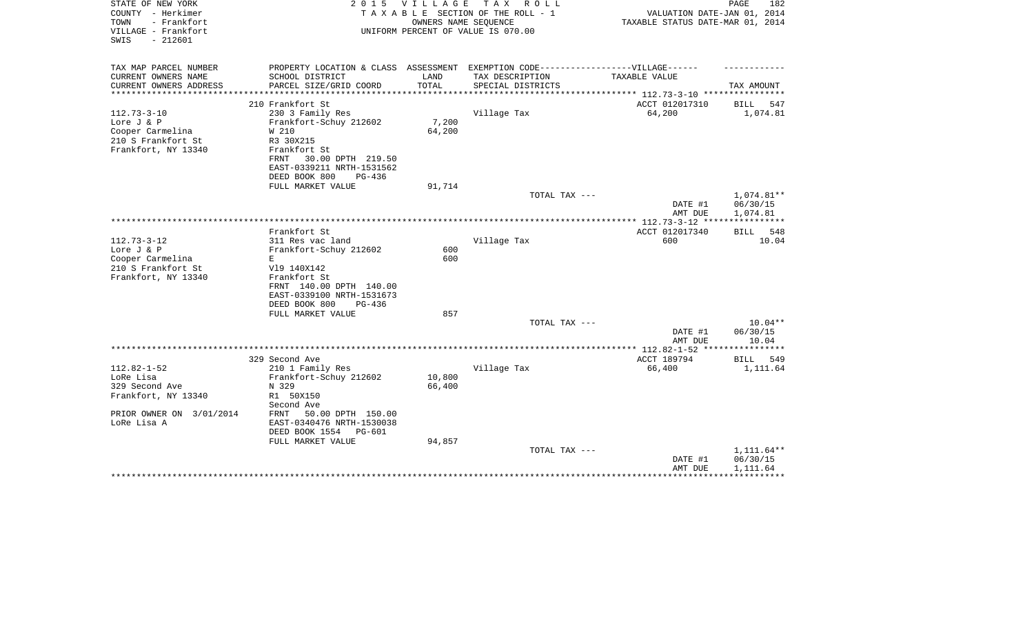STATE OF NEW YORK
COUNTY - Herkimer
TOWN - Frankfort
VILLAGE - Frankfort
SWIS - 212601

2 0 1 5 V I L L A G E T A X R O L L
T A X A B L E SECTION OF THE ROLL - 1
OWNERS NAME SEQUENCE
UNIFORM PERCENT OF VALUE IS 070.00

VALUATION DATE-JAN 01, 2014
TAXABLE STATUS DATE-MAR 01, 2014

| TAX MAP PARCEL NUMBER / CURRENT OWNERS NAME / CURRENT OWNERS ADDRESS | PROPERTY LOCATION & CLASS / SCHOOL DISTRICT / PARCEL SIZE/GRID COORD | ASSESSMENT LAND / TOTAL | EXEMPTION CODE / TAX DESCRIPTION / SPECIAL DISTRICTS | TAXABLE VALUE | TAX AMOUNT |
|---|---|---|---|---|---|
| | 210 Frankfort St | | | ACCT 012017310 | BILL 547 |
| 112.73-3-10 | 230 3 Family Res | | Village Tax | 64,200 | 1,074.81 |
| Lore J & P | Frankfort-Schuy 212602 | 7,200 | | | |
| Cooper Carmelina | W 210 | 64,200 | | | |
| 210 S Frankfort St | R3 30X215 | | | | |
| Frankfort, NY 13340 | Frankfort St | | | | |
| | FRNT 30.00 DPTH 219.50 | | | | |
| | EAST-0339211 NRTH-1531562 | | | | |
| | DEED BOOK 800 PG-436 | | | | |
| | FULL MARKET VALUE | 91,714 | | | |
| | | | TOTAL TAX --- | | 1,074.81** |
| | | | | DATE #1 | 06/30/15 |
| | | | | AMT DUE | 1,074.81 |
| | Frankfort St | | | ACCT 012017340 | BILL 548 |
| 112.73-3-12 | 311 Res vac land | | Village Tax | 600 | 10.04 |
| Lore J & P | Frankfort-Schuy 212602 | 600 | | | |
| Cooper Carmelina | E | 600 | | | |
| 210 S Frankfort St | Vl9 140X142 | | | | |
| Frankfort, NY 13340 | Frankfort St | | | | |
| | FRNT 140.00 DPTH 140.00 | | | | |
| | EAST-0339100 NRTH-1531673 | | | | |
| | DEED BOOK 800 PG-436 | | | | |
| | FULL MARKET VALUE | 857 | | | |
| | | | TOTAL TAX --- | | 10.04** |
| | | | | DATE #1 | 06/30/15 |
| | | | | AMT DUE | 10.04 |
| | 329 Second Ave | | | ACCT 189794 | BILL 549 |
| 112.82-1-52 | 210 1 Family Res | | Village Tax | 66,400 | 1,111.64 |
| LoRe Lisa | Frankfort-Schuy 212602 | 10,800 | | | |
| 329 Second Ave | N 329 | 66,400 | | | |
| Frankfort, NY 13340 | R1 50X150 | | | | |
| | Second Ave | | | | |
| PRIOR OWNER ON 3/01/2014 | FRNT 50.00 DPTH 150.00 | | | | |
| LoRe Lisa A | EAST-0340476 NRTH-1530038 | | | | |
| | DEED BOOK 1554 PG-601 | | | | |
| | FULL MARKET VALUE | 94,857 | | | |
| | | | TOTAL TAX --- | | 1,111.64** |
| | | | | DATE #1 | 06/30/15 |
| | | | | AMT DUE | 1,111.64 |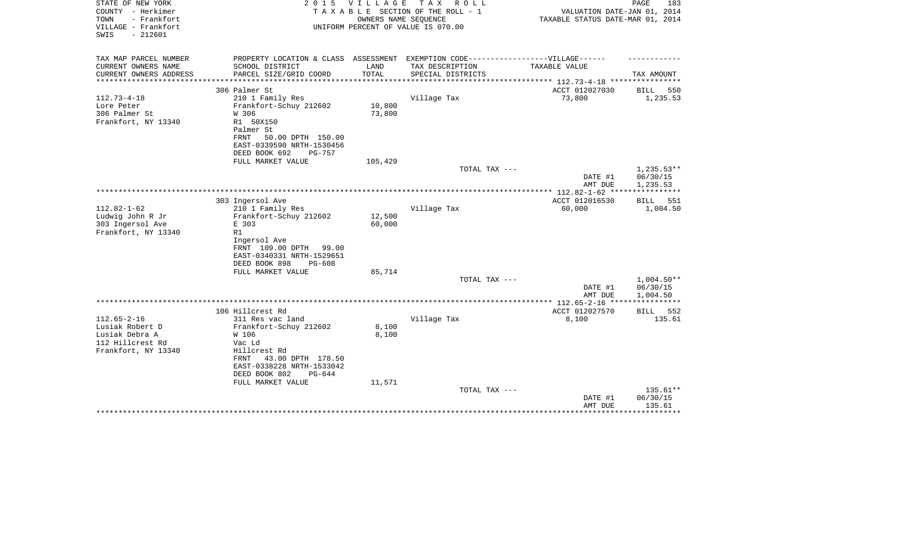STATE OF NEW YORK
COUNTY - Herkimer
TOWN - Frankfort
VILLAGE - Frankfort
SWIS - 212601

2 0 1 5 V I L L A G E T A X R O L L
T A X A B L E SECTION OF THE ROLL - 1
OWNERS NAME SEQUENCE
UNIFORM PERCENT OF VALUE IS 070.00

VALUATION DATE-JAN 01, 2014
TAXABLE STATUS DATE-MAR 01, 2014

| TAX MAP PARCEL NUMBER / CURRENT OWNERS NAME / CURRENT OWNERS ADDRESS | PROPERTY LOCATION & CLASS / SCHOOL DISTRICT / PARCEL SIZE/GRID COORD | ASSESSMENT LAND / TOTAL | EXEMPTION CODE / TAX DESCRIPTION / SPECIAL DISTRICTS | VILLAGE TAXABLE VALUE | TAX AMOUNT |
|---|---|---|---|---|---|
| 112.73-4-18 | 306 Palmer St | | | ACCT 012027030 | BILL 550 |
| Lore Peter | 210 1 Family Res | | Village Tax | 73,800 | 1,235.53 |
| 306 Palmer St | Frankfort-Schuy 212602 | 10,800 | | | |
| Frankfort, NY 13340 | W 306 | 73,800 | | | |
| | R1 50X150 | | | | |
| | Palmer St | | | | |
| | FRNT 50.00 DPTH 150.00 | | | | |
| | EAST-0339590 NRTH-1530456 | | | | |
| | DEED BOOK 692 PG-757 | | | | |
| | FULL MARKET VALUE | 105,429 | | | |
| | | | TOTAL TAX --- | | 1,235.53** |
| | | | | DATE #1 | 06/30/15 |
| | | | | AMT DUE | 1,235.53 |
| 112.82-1-62 | 303 Ingersol Ave | | | ACCT 012016530 | BILL 551 |
| Ludwig John R Jr | 210 1 Family Res | | Village Tax | 60,000 | 1,004.50 |
| 303 Ingersol Ave | Frankfort-Schuy 212602 | 12,500 | | | |
| Frankfort, NY 13340 | E 303 | 60,000 | | | |
| | R1 | | | | |
| | Ingersol Ave | | | | |
| | FRNT 109.00 DPTH 99.00 | | | | |
| | EAST-0340331 NRTH-1529651 | | | | |
| | DEED BOOK 898 PG-608 | | | | |
| | FULL MARKET VALUE | 85,714 | | | |
| | | | TOTAL TAX --- | | 1,004.50** |
| | | | | DATE #1 | 06/30/15 |
| | | | | AMT DUE | 1,004.50 |
| 112.65-2-16 | 106 Hillcrest Rd | | | ACCT 012027570 | BILL 552 |
| Lusiak Robert D | 311 Res vac land | | Village Tax | 8,100 | 135.61 |
| Lusiak Debra A | Frankfort-Schuy 212602 | 8,100 | | | |
| 112 Hillcrest Rd | W 106 | 8,100 | | | |
| Frankfort, NY 13340 | Vac Ld | | | | |
| | Hillcrest Rd | | | | |
| | FRNT 43.00 DPTH 178.50 | | | | |
| | EAST-0338228 NRTH-1533042 | | | | |
| | DEED BOOK 802 PG-644 | | | | |
| | FULL MARKET VALUE | 11,571 | | | |
| | | | TOTAL TAX --- | | 135.61** |
| | | | | DATE #1 | 06/30/15 |
| | | | | AMT DUE | 135.61 |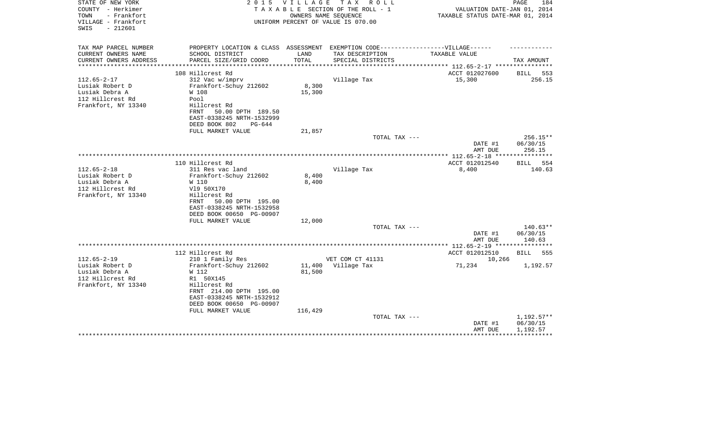STATE OF NEW YORK
COUNTY - Herkimer
TOWN - Frankfort
VILLAGE - Frankfort
SWIS - 212601

2015 VILLAGE TAX ROLL
TAXABLE SECTION OF THE ROLL - 1
OWNERS NAME SEQUENCE
UNIFORM PERCENT OF VALUE IS 070.00

VALUATION DATE-JAN 01, 2014
TAXABLE STATUS DATE-MAR 01, 2014

| TAX MAP PARCEL NUMBER<br>CURRENT OWNERS NAME<br>CURRENT OWNERS ADDRESS | PROPERTY LOCATION & CLASS<br>SCHOOL DISTRICT<br>PARCEL SIZE/GRID COORD | ASSESSMENT LAND | TOTAL | EXEMPTION CODE-----VILLAGE------<br>TAX DESCRIPTION<br>SPECIAL DISTRICTS | TAXABLE VALUE | TAX AMOUNT |
|---|---|---|---|---|---|---|
| 112.65-2-17 | 108 Hillcrest Rd | | | | ACCT 012027600 | BILL 553 |
| Lusiak Robert D | 312 Vac w/imprv | | | Village Tax | 15,300 | 256.15 |
| Lusiak Debra A | Frankfort-Schuy 212602 | 8,300 | | | | |
| 112 Hillcrest Rd | W 108 | | 15,300 | | | |
| Frankfort, NY 13340 | Pool | | | | | |
| | Hillcrest Rd | | | | | |
| | FRNT 50.00 DPTH 189.50 | | | | | |
| | EAST-0338245 NRTH-1532999 | | | | | |
| | DEED BOOK 802 PG-644 | | | | | |
| | FULL MARKET VALUE | | 21,857 | | | |
| | | | | TOTAL TAX --- | | 256.15** |
| | | | | | DATE #1 | 06/30/15 |
| | | | | | AMT DUE | 256.15 |
| 112.65-2-18 | 110 Hillcrest Rd | | | | ACCT 012012540 | BILL 554 |
| Lusiak Robert D | 311 Res vac land | | | Village Tax | 8,400 | 140.63 |
| Lusiak Debra A | Frankfort-Schuy 212602 | 8,400 | | | | |
| 112 Hillcrest Rd | W 110 | | 8,400 | | | |
| Frankfort, NY 13340 | Vl9 50X170 | | | | | |
| | Hillcrest Rd | | | | | |
| | FRNT 50.00 DPTH 195.00 | | | | | |
| | EAST-0338245 NRTH-1532958 | | | | | |
| | DEED BOOK 00650 PG-00907 | | | | | |
| | FULL MARKET VALUE | | 12,000 | | | |
| | | | | TOTAL TAX --- | | 140.63** |
| | | | | | DATE #1 | 06/30/15 |
| | | | | | AMT DUE | 140.63 |
| 112.65-2-19 | 112 Hillcrest Rd | | | | ACCT 012012510 | BILL 555 |
| Lusiak Robert D | 210 1 Family Res | | | VET COM CT 41131 | 10,266 | |
| Lusiak Debra A | Frankfort-Schuy 212602 | 11,400 | | Village Tax | 71,234 | 1,192.57 |
| 112 Hillcrest Rd | W 112 | | 81,500 | | | |
| Frankfort, NY 13340 | R1 50X145 | | | | | |
| | Hillcrest Rd | | | | | |
| | FRNT 214.00 DPTH 195.00 | | | | | |
| | EAST-0338245 NRTH-1532912 | | | | | |
| | DEED BOOK 00650 PG-00907 | | | | | |
| | FULL MARKET VALUE | | 116,429 | | | |
| | | | | TOTAL TAX --- | | 1,192.57** |
| | | | | | DATE #1 | 06/30/15 |
| | | | | | AMT DUE | 1,192.57 |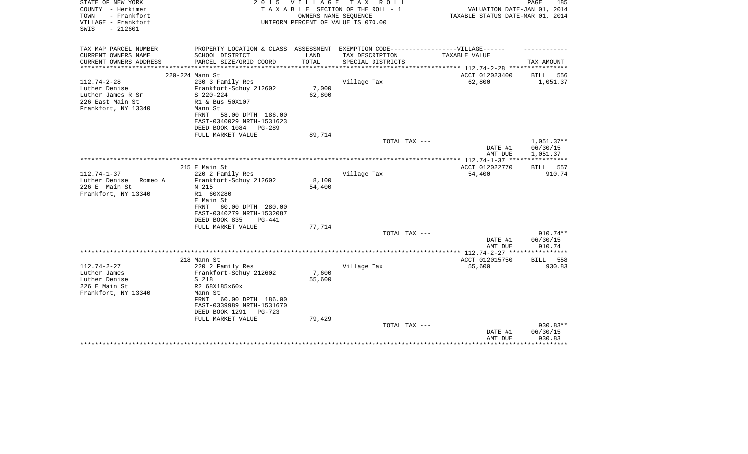STATE OF NEW YORK
COUNTY - Herkimer
TOWN - Frankfort
VILLAGE - Frankfort
SWIS - 212601

2 0 1 5 V I L L A G E T A X R O L L
T A X A B L E SECTION OF THE ROLL - 1
OWNERS NAME SEQUENCE
UNIFORM PERCENT OF VALUE IS 070.00

VALUATION DATE-JAN 01, 2014
TAXABLE STATUS DATE-MAR 01, 2014

| TAX MAP PARCEL NUMBER<br>CURRENT OWNERS NAME<br>CURRENT OWNERS ADDRESS | PROPERTY LOCATION & CLASS<br>SCHOOL DISTRICT<br>PARCEL SIZE/GRID COORD | ASSESSMENT<br>LAND<br>TOTAL | EXEMPTION CODE------VILLAGE------<br>TAX DESCRIPTION<br>SPECIAL DISTRICTS | TAXABLE VALUE | TAX AMOUNT |
|---|---|---|---|---|---|
| | 220-224 Mann St | | | ACCT 012023400 | BILL 556 |
| 112.74-2-28 | 230 3 Family Res | | Village Tax | 62,800 | 1,051.37 |
| Luther Denise | Frankfort-Schuy 212602 | 7,000 | | | |
| Luther James R Sr | S 220-224 | 62,800 | | | |
| 226 East Main St | R1 & Bus 50X107 | | | | |
| Frankfort, NY 13340 | Mann St | | | | |
| | FRNT 58.00 DPTH 186.00 | | | | |
| | EAST-0340029 NRTH-1531623 | | | | |
| | DEED BOOK 1084 PG-289 | | | | |
| | FULL MARKET VALUE | 89,714 | | | |
| | | | TOTAL TAX --- | | 1,051.37** |
| | | | | DATE #1 | 06/30/15 |
| | | | | AMT DUE | 1,051.37 |
| | 215 E Main St | | | ACCT 012022770 | BILL 557 |
| 112.74-1-37 | 220 2 Family Res | | Village Tax | 54,400 | 910.74 |
| Luther Denise Romeo A | Frankfort-Schuy 212602 | 8,100 | | | |
| 226 E Main St | N 215 | 54,400 | | | |
| Frankfort, NY 13340 | R1 60X280 | | | | |
| | E Main St | | | | |
| | FRNT 60.00 DPTH 280.00 | | | | |
| | EAST-0340279 NRTH-1532087 | | | | |
| | DEED BOOK 835 PG-441 | | | | |
| | FULL MARKET VALUE | 77,714 | | | |
| | | | TOTAL TAX --- | | 910.74** |
| | | | | DATE #1 | 06/30/15 |
| | | | | AMT DUE | 910.74 |
| | 218 Mann St | | | ACCT 012015750 | BILL 558 |
| 112.74-2-27 | 220 2 Family Res | | Village Tax | 55,600 | 930.83 |
| Luther James | Frankfort-Schuy 212602 | 7,600 | | | |
| Luther Denise | S 218 | 55,600 | | | |
| 226 E Main St | R2 68X185x60x | | | | |
| Frankfort, NY 13340 | Mann St | | | | |
| | FRNT 60.00 DPTH 186.00 | | | | |
| | EAST-0339989 NRTH-1531670 | | | | |
| | DEED BOOK 1291 PG-723 | | | | |
| | FULL MARKET VALUE | 79,429 | | | |
| | | | TOTAL TAX --- | | 930.83** |
| | | | | DATE #1 | 06/30/15 |
| | | | | AMT DUE | 930.83 |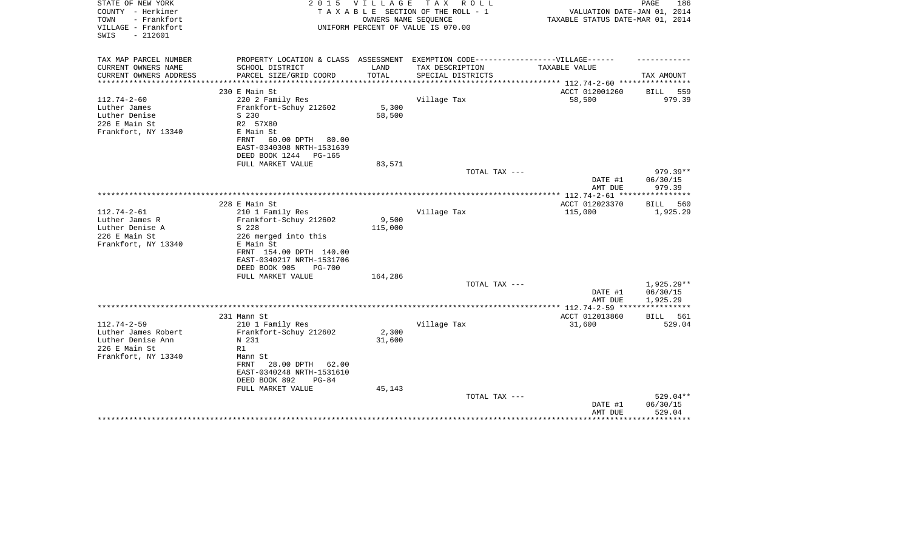STATE OF NEW YORK | COUNTY - Herkimer | TOWN - Frankfort | VILLAGE - Frankfort | SWIS - 212601

**2015 VILLAGE TAX ROLL**
TAXABLE SECTION OF THE ROLL - 1
OWNERS NAME SEQUENCE
UNIFORM PERCENT OF VALUE IS 070.00

VALUATION DATE-JAN 01, 2014
TAXABLE STATUS DATE-MAR 01, 2014

| TAX MAP PARCEL NUMBER / CURRENT OWNERS NAME / CURRENT OWNERS ADDRESS | PROPERTY LOCATION & CLASS / SCHOOL DISTRICT / PARCEL SIZE/GRID COORD | ASSESSMENT LAND | TOTAL | EXEMPTION CODE-----VILLAGE------ TAX DESCRIPTION / SPECIAL DISTRICTS | TAXABLE VALUE | TAX AMOUNT |
|---|---|---|---|---|---|---|
| 112.74-2-60 | 230 E Main St | | | | ACCT 012001260 | BILL 559 |
| Luther James | 220 2 Family Res | | | Village Tax | 58,500 | 979.39 |
| Luther Denise | Frankfort-Schuy 212602 | 5,300 | | | | |
| 226 E Main St | S 230 | | 58,500 | | | |
| Frankfort, NY 13340 | R2 57X80 | | | | | |
| | E Main St | | | | | |
| | FRNT 60.00 DPTH 80.00 | | | | | |
| | EAST-0340308 NRTH-1531639 | | | | | |
| | DEED BOOK 1244 PG-165 | | | | | |
| | FULL MARKET VALUE | | 83,571 | | | |
| | | | | TOTAL TAX --- | | 979.39** |
| | | | | | DATE #1 | 06/30/15 |
| | | | | | AMT DUE | 979.39 |
| 112.74-2-61 | 228 E Main St | | | | ACCT 012023370 | BILL 560 |
| Luther James R | 210 1 Family Res | | | Village Tax | 115,000 | 1,925.29 |
| Luther Denise A | Frankfort-Schuy 212602 | 9,500 | | | | |
| 226 E Main St | S 228 | | 115,000 | | | |
| Frankfort, NY 13340 | 226 merged into this | | | | | |
| | E Main St | | | | | |
| | FRNT 154.00 DPTH 140.00 | | | | | |
| | EAST-0340217 NRTH-1531706 | | | | | |
| | DEED BOOK 905 PG-700 | | | | | |
| | FULL MARKET VALUE | | 164,286 | | | |
| | | | | TOTAL TAX --- | | 1,925.29** |
| | | | | | DATE #1 | 06/30/15 |
| | | | | | AMT DUE | 1,925.29 |
| 112.74-2-59 | 231 Mann St | | | | ACCT 012013860 | BILL 561 |
| Luther James Robert | 210 1 Family Res | | | Village Tax | 31,600 | 529.04 |
| Luther Denise Ann | Frankfort-Schuy 212602 | 2,300 | | | | |
| 226 E Main St | N 231 | | 31,600 | | | |
| Frankfort, NY 13340 | R1 | | | | | |
| | Mann St | | | | | |
| | FRNT 28.00 DPTH 62.00 | | | | | |
| | EAST-0340248 NRTH-1531610 | | | | | |
| | DEED BOOK 892 PG-84 | | | | | |
| | FULL MARKET VALUE | | 45,143 | | | |
| | | | | TOTAL TAX --- | | 529.04** |
| | | | | | DATE #1 | 06/30/15 |
| | | | | | AMT DUE | 529.04 |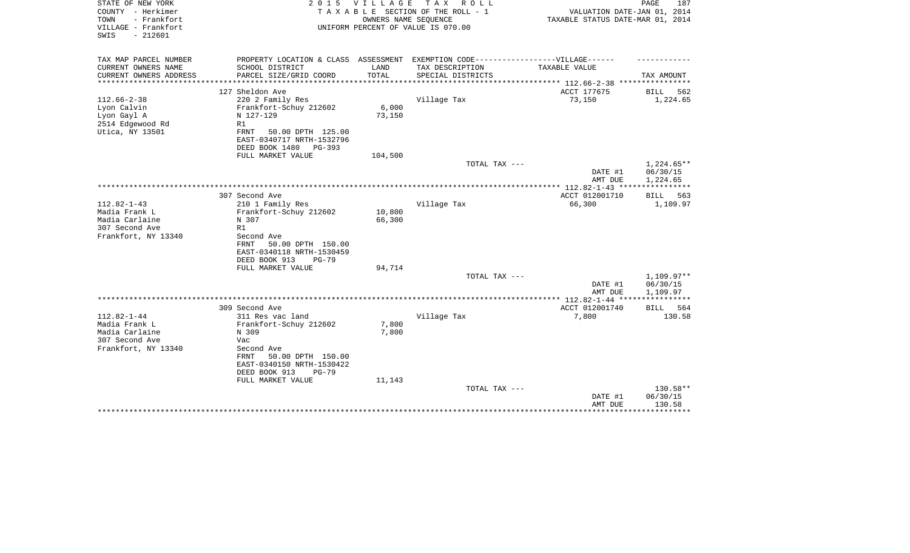STATE OF NEW YORK
COUNTY - Herkimer
TOWN - Frankfort
VILLAGE - Frankfort
SWIS - 212601

2 0 1 5 V I L L A G E T A X R O L L
T A X A B L E SECTION OF THE ROLL - 1
OWNERS NAME SEQUENCE
UNIFORM PERCENT OF VALUE IS 070.00

VALUATION DATE-JAN 01, 2014
TAXABLE STATUS DATE-MAR 01, 2014

| TAX MAP PARCEL NUMBER / CURRENT OWNERS NAME / CURRENT OWNERS ADDRESS | PROPERTY LOCATION & CLASS / SCHOOL DISTRICT / PARCEL SIZE/GRID COORD | ASSESSMENT LAND / TOTAL | EXEMPTION CODE-----VILLAGE------ TAX DESCRIPTION / SPECIAL DISTRICTS | TAXABLE VALUE | TAX AMOUNT |
|---|---|---|---|---|---|
| 112.66-2-38 | 127 Sheldon Ave | | | ACCT 177675 | BILL 562 |
| Lyon Calvin | 220 2 Family Res | | Village Tax | 73,150 | 1,224.65 |
| Lyon Gayl A | Frankfort-Schuy 212602 | 6,000 | | | |
| 2514 Edgewood Rd | N 127-129 | 73,150 | | | |
| Utica, NY 13501 | R1 | | | | |
| | FRNT 50.00 DPTH 125.00 | | | | |
| | EAST-0340717 NRTH-1532796 | | | | |
| | DEED BOOK 1480 PG-393 | | | | |
| | FULL MARKET VALUE | 104,500 | | | |
| | | | TOTAL TAX --- | | 1,224.65** |
| | | | | DATE #1 | 06/30/15 |
| | | | | AMT DUE | 1,224.65 |
| 112.82-1-43 | 307 Second Ave | | | ACCT 012001710 | BILL 563 |
| Madia Frank L | 210 1 Family Res | | Village Tax | 66,300 | 1,109.97 |
| Madia Carlaine | Frankfort-Schuy 212602 | 10,800 | | | |
| 307 Second Ave | N 307 | 66,300 | | | |
| Frankfort, NY 13340 | R1 | | | | |
| | Second Ave | | | | |
| | FRNT 50.00 DPTH 150.00 | | | | |
| | EAST-0340118 NRTH-1530459 | | | | |
| | DEED BOOK 913 PG-79 | | | | |
| | FULL MARKET VALUE | 94,714 | | | |
| | | | TOTAL TAX --- | | 1,109.97** |
| | | | | DATE #1 | 06/30/15 |
| | | | | AMT DUE | 1,109.97 |
| 112.82-1-44 | 309 Second Ave | | | ACCT 012001740 | BILL 564 |
| Madia Frank L | 311 Res vac land | | Village Tax | 7,800 | 130.58 |
| Madia Carlaine | Frankfort-Schuy 212602 | 7,800 | | | |
| 307 Second Ave | N 309 | 7,800 | | | |
| Frankfort, NY 13340 | Vac | | | | |
| | Second Ave | | | | |
| | FRNT 50.00 DPTH 150.00 | | | | |
| | EAST-0340150 NRTH-1530422 | | | | |
| | DEED BOOK 913 PG-79 | | | | |
| | FULL MARKET VALUE | 11,143 | | | |
| | | | TOTAL TAX --- | | 130.58** |
| | | | | DATE #1 | 06/30/15 |
| | | | | AMT DUE | 130.58 |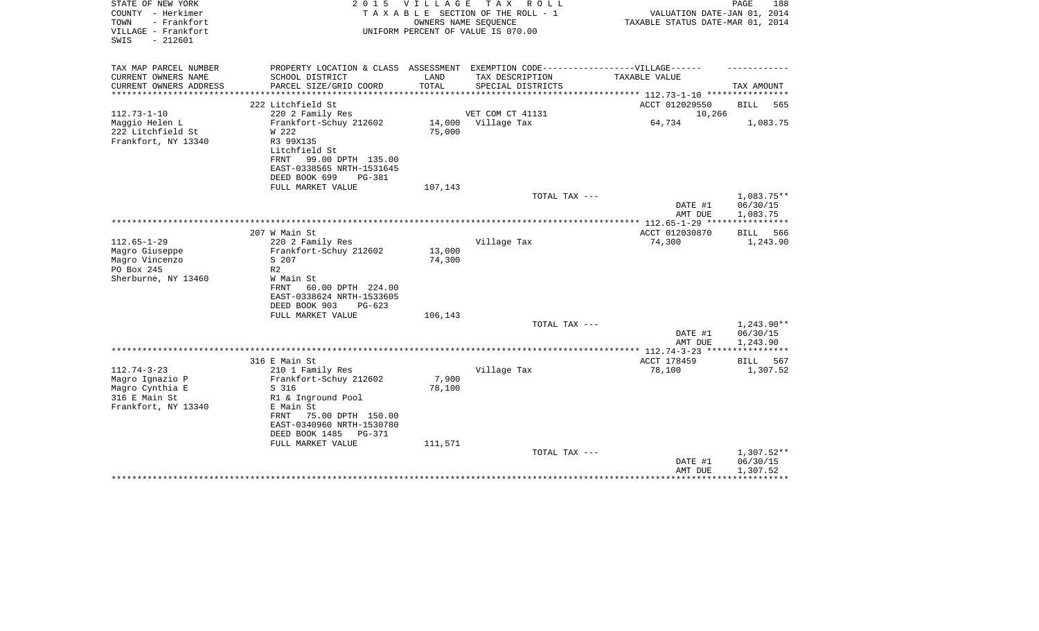STATE OF NEW YORK
COUNTY - Herkimer
TOWN - Frankfort
VILLAGE - Frankfort
SWIS - 212601

2 0 1 5 V I L L A G E T A X R O L L
T A X A B L E SECTION OF THE ROLL - 1
OWNERS NAME SEQUENCE
UNIFORM PERCENT OF VALUE IS 070.00

VALUATION DATE-JAN 01, 2014
TAXABLE STATUS DATE-MAR 01, 2014

| TAX MAP PARCEL NUMBER / CURRENT OWNERS NAME / CURRENT OWNERS ADDRESS | PROPERTY LOCATION & CLASS / SCHOOL DISTRICT / PARCEL SIZE/GRID COORD | ASSESSMENT LAND / TOTAL | EXEMPTION CODE / TAX DESCRIPTION / SPECIAL DISTRICTS | TAXABLE VALUE | TAX AMOUNT |
|---|---|---|---|---|---|
| 112.73-1-10 | 222 Litchfield St | | | ACCT 012029550 | BILL 565 |
| | 220 2 Family Res | | VET COM CT 41131 | 10,266 | |
| Maggio Helen L | Frankfort-Schuy 212602 | 14,000 | Village Tax | 64,734 | 1,083.75 |
| 222 Litchfield St | W 222 | 75,000 | | | |
| Frankfort, NY 13340 | R3 99X135 | | | | |
| | Litchfield St | | | | |
| | FRNT 99.00 DPTH 135.00 | | | | |
| | EAST-0338565 NRTH-1531645 | | | | |
| | DEED BOOK 699 PG-381 | | | | |
| | FULL MARKET VALUE | 107,143 | | | |
| | | | TOTAL TAX --- | | 1,083.75** |
| | | | | DATE #1 | 06/30/15 |
| | | | | AMT DUE | 1,083.75 |
| 112.65-1-29 | 207 W Main St | | | ACCT 012030870 | BILL 566 |
| | 220 2 Family Res | | Village Tax | 74,300 | 1,243.90 |
| Magro Giuseppe | Frankfort-Schuy 212602 | 13,000 | | | |
| Magro Vincenzo | S 207 | 74,300 | | | |
| PO Box 245 | R2 | | | | |
| Sherburne, NY 13460 | W Main St | | | | |
| | FRNT 60.00 DPTH 224.00 | | | | |
| | EAST-0338624 NRTH-1533605 | | | | |
| | DEED BOOK 903 PG-623 | | | | |
| | FULL MARKET VALUE | 106,143 | | | |
| | | | TOTAL TAX --- | | 1,243.90** |
| | | | | DATE #1 | 06/30/15 |
| | | | | AMT DUE | 1,243.90 |
| 112.74-3-23 | 316 E Main St | | | ACCT 178459 | BILL 567 |
| | 210 1 Family Res | | Village Tax | 78,100 | 1,307.52 |
| Magro Ignazio P | Frankfort-Schuy 212602 | 7,900 | | | |
| Magro Cynthia E | S 316 | 78,100 | | | |
| 316 E Main St | R1 & Inground Pool | | | | |
| Frankfort, NY 13340 | E Main St | | | | |
| | FRNT 75.00 DPTH 150.00 | | | | |
| | EAST-0340960 NRTH-1530780 | | | | |
| | DEED BOOK 1485 PG-371 | | | | |
| | FULL MARKET VALUE | 111,571 | | | |
| | | | TOTAL TAX --- | | 1,307.52** |
| | | | | DATE #1 | 06/30/15 |
| | | | | AMT DUE | 1,307.52 |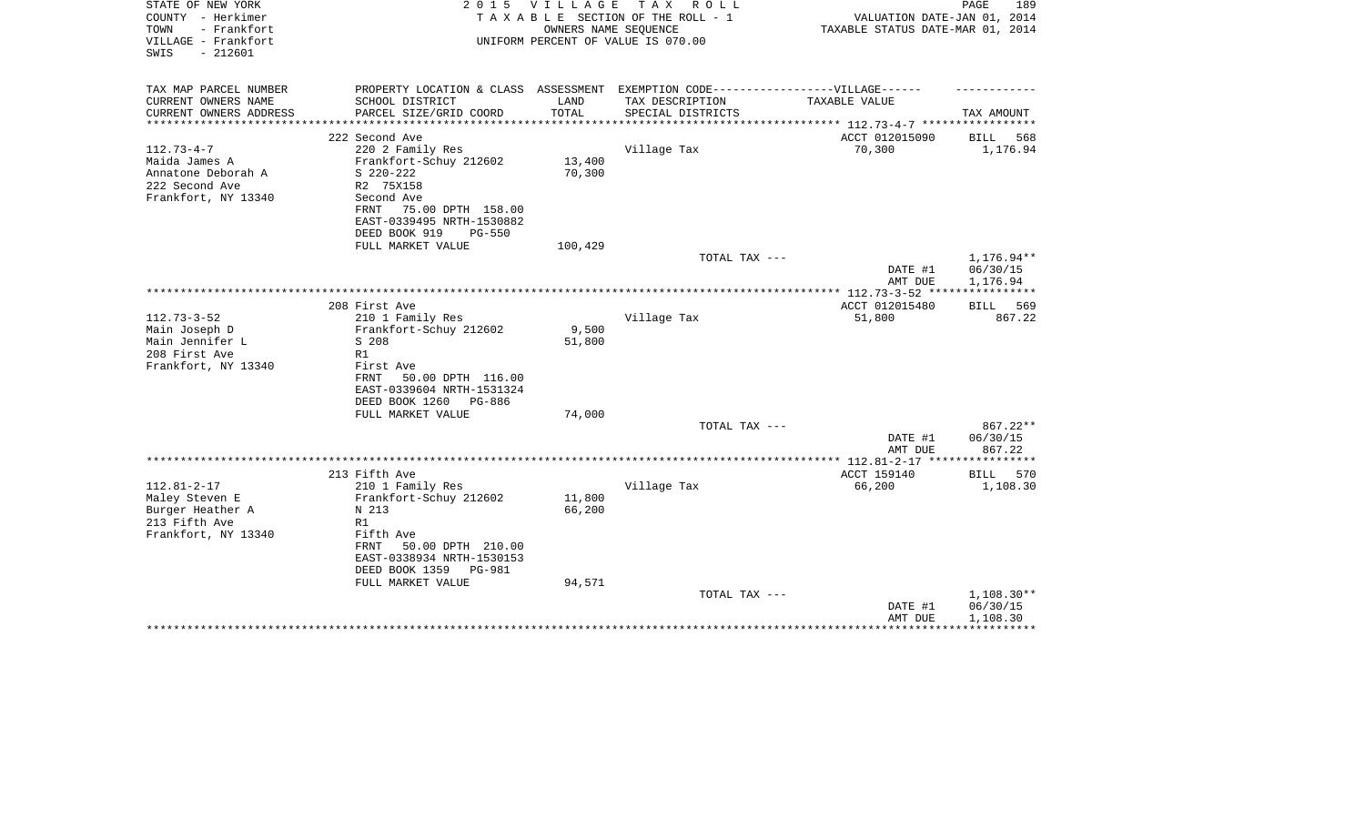STATE OF NEW YORK
COUNTY - Herkimer
TOWN - Frankfort
VILLAGE - Frankfort
SWIS - 212601

**2015 VILLAGE TAX ROLL**
TAXABLE SECTION OF THE ROLL - 1
OWNERS NAME SEQUENCE
UNIFORM PERCENT OF VALUE IS 070.00

VALUATION DATE-JAN 01, 2014
TAXABLE STATUS DATE-MAR 01, 2014

| TAX MAP PARCEL NUMBER / CURRENT OWNERS NAME / CURRENT OWNERS ADDRESS | PROPERTY LOCATION & CLASS / SCHOOL DISTRICT / PARCEL SIZE/GRID COORD | ASSESSMENT LAND / TOTAL | EXEMPTION CODE-----VILLAGE------ TAX DESCRIPTION / SPECIAL DISTRICTS | TAXABLE VALUE | TAX AMOUNT |
|---|---|---|---|---|---|
| 112.73-4-7 | 222 Second Ave | | | ACCT 012015090 | BILL 568 |
| Maida James A | 220 2 Family Res | | Village Tax | 70,300 | 1,176.94 |
| Annatone Deborah A | Frankfort-Schuy 212602 | 13,400 | | | |
| 222 Second Ave | S 220-222 | 70,300 | | | |
| Frankfort, NY 13340 | R2 75X158 | | | | |
| | Second Ave | | | | |
| | FRNT 75.00 DPTH 158.00 | | | | |
| | EAST-0339495 NRTH-1530882 | | | | |
| | DEED BOOK 919 PG-550 | | | | |
| | FULL MARKET VALUE | 100,429 | | | |
| | | | TOTAL TAX --- | | 1,176.94** |
| | | | | DATE #1 | 06/30/15 |
| | | | | AMT DUE | 1,176.94 |
| 112.73-3-52 | 208 First Ave | | | ACCT 012015480 | BILL 569 |
| Main Joseph D | 210 1 Family Res | | Village Tax | 51,800 | 867.22 |
| Main Jennifer L | Frankfort-Schuy 212602 | 9,500 | | | |
| 208 First Ave | S 208 | 51,800 | | | |
| Frankfort, NY 13340 | R1 | | | | |
| | First Ave | | | | |
| | FRNT 50.00 DPTH 116.00 | | | | |
| | EAST-0339604 NRTH-1531324 | | | | |
| | DEED BOOK 1260 PG-886 | | | | |
| | FULL MARKET VALUE | 74,000 | | | |
| | | | TOTAL TAX --- | | 867.22** |
| | | | | DATE #1 | 06/30/15 |
| | | | | AMT DUE | 867.22 |
| 112.81-2-17 | 213 Fifth Ave | | | ACCT 159140 | BILL 570 |
| Maley Steven E | 210 1 Family Res | | Village Tax | 66,200 | 1,108.30 |
| Burger Heather A | Frankfort-Schuy 212602 | 11,800 | | | |
| 213 Fifth Ave | N 213 | 66,200 | | | |
| Frankfort, NY 13340 | R1 | | | | |
| | Fifth Ave | | | | |
| | FRNT 50.00 DPTH 210.00 | | | | |
| | EAST-0338934 NRTH-1530153 | | | | |
| | DEED BOOK 1359 PG-981 | | | | |
| | FULL MARKET VALUE | 94,571 | | | |
| | | | TOTAL TAX --- | | 1,108.30** |
| | | | | DATE #1 | 06/30/15 |
| | | | | AMT DUE | 1,108.30 |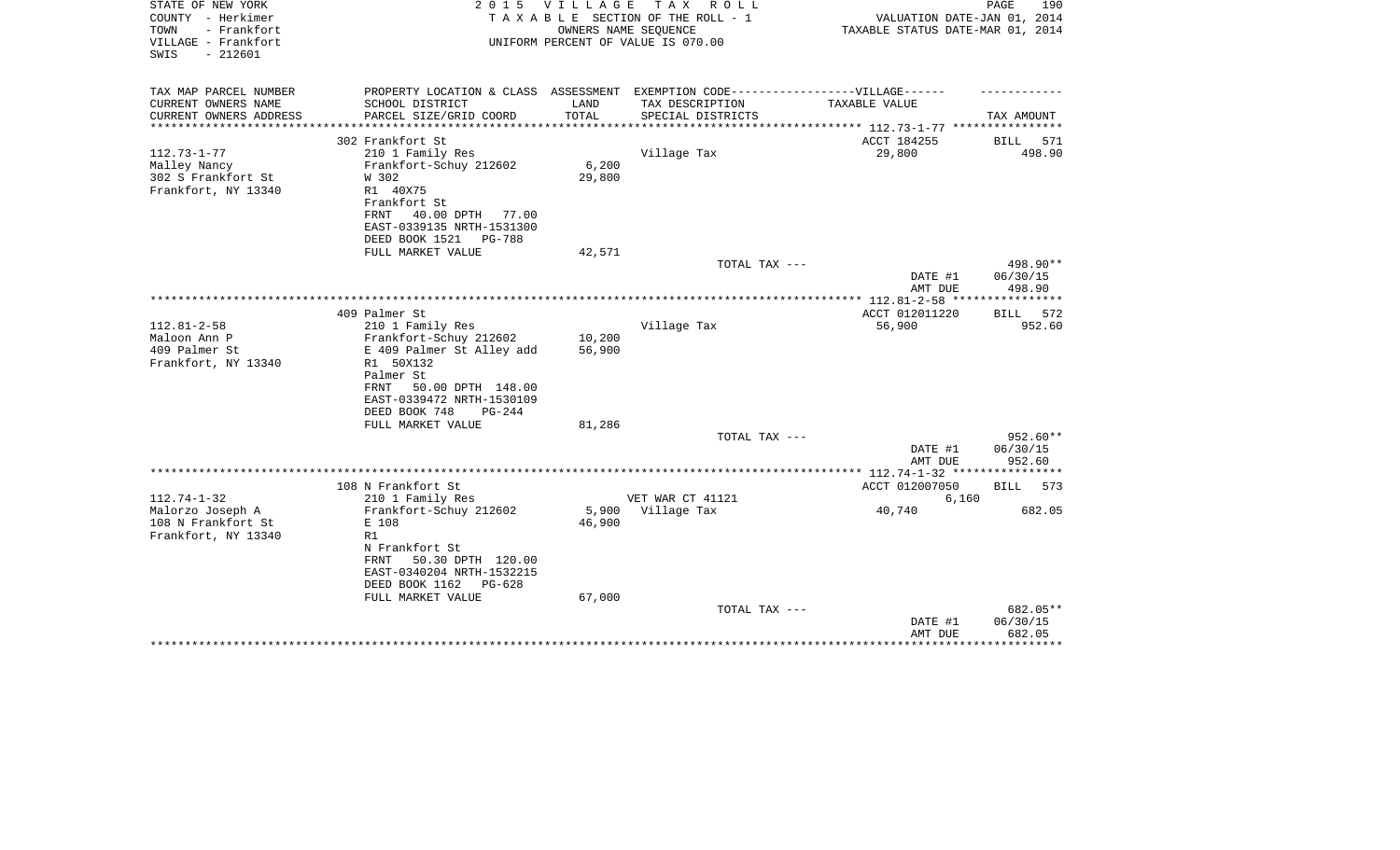STATE OF NEW YORK
COUNTY - Herkimer
TOWN - Frankfort
VILLAGE - Frankfort
SWIS - 212601

2 0 1 5 V I L L A G E T A X R O L L
T A X A B L E SECTION OF THE ROLL - 1
OWNERS NAME SEQUENCE
UNIFORM PERCENT OF VALUE IS 070.00

VALUATION DATE-JAN 01, 2014
TAXABLE STATUS DATE-MAR 01, 2014

| TAX MAP PARCEL NUMBER<br>CURRENT OWNERS NAME<br>CURRENT OWNERS ADDRESS | PROPERTY LOCATION & CLASS<br>SCHOOL DISTRICT<br>PARCEL SIZE/GRID COORD | ASSESSMENT<br>LAND<br>TOTAL | EXEMPTION CODE------VILLAGE------<br>TAX DESCRIPTION<br>SPECIAL DISTRICTS | TAXABLE VALUE | TAX AMOUNT |
|---|---|---|---|---|---|
| | 302 Frankfort St | | | ACCT 184255 | BILL 571 |
| 112.73-1-77 | 210 1 Family Res | | Village Tax | 29,800 | 498.90 |
| Malley Nancy | Frankfort-Schuy 212602 | 6,200 | | | |
| 302 S Frankfort St | W 302 | 29,800 | | | |
| Frankfort, NY 13340 | R1 40X75 | | | | |
| | Frankfort St | | | | |
| | FRNT 40.00 DPTH 77.00 | | | | |
| | EAST-0339135 NRTH-1531300 | | | | |
| | DEED BOOK 1521 PG-788 | | | | |
| | FULL MARKET VALUE | 42,571 | | | |
| | | | TOTAL TAX --- | | 498.90** |
| | | | | DATE #1 | 06/30/15 |
| | | | | AMT DUE | 498.90 |
| | 409 Palmer St | | | ACCT 012011220 | BILL 572 |
| 112.81-2-58 | 210 1 Family Res | | Village Tax | 56,900 | 952.60 |
| Maloon Ann P | Frankfort-Schuy 212602 | 10,200 | | | |
| 409 Palmer St | E 409 Palmer St Alley add | 56,900 | | | |
| Frankfort, NY 13340 | R1 50X132 | | | | |
| | Palmer St | | | | |
| | FRNT 50.00 DPTH 148.00 | | | | |
| | EAST-0339472 NRTH-1530109 | | | | |
| | DEED BOOK 748 PG-244 | | | | |
| | FULL MARKET VALUE | 81,286 | | | |
| | | | TOTAL TAX --- | | 952.60** |
| | | | | DATE #1 | 06/30/15 |
| | | | | AMT DUE | 952.60 |
| | 108 N Frankfort St | | | ACCT 012007050 | BILL 573 |
| 112.74-1-32 | 210 1 Family Res | | VET WAR CT 41121 | 6,160 | |
| Malorzo Joseph A | Frankfort-Schuy 212602 | 5,900 | Village Tax | 40,740 | 682.05 |
| 108 N Frankfort St | E 108 | 46,900 | | | |
| Frankfort, NY 13340 | R1 | | | | |
| | N Frankfort St | | | | |
| | FRNT 50.30 DPTH 120.00 | | | | |
| | EAST-0340204 NRTH-1532215 | | | | |
| | DEED BOOK 1162 PG-628 | | | | |
| | FULL MARKET VALUE | 67,000 | | | |
| | | | TOTAL TAX --- | | 682.05** |
| | | | | DATE #1 | 06/30/15 |
| | | | | AMT DUE | 682.05 |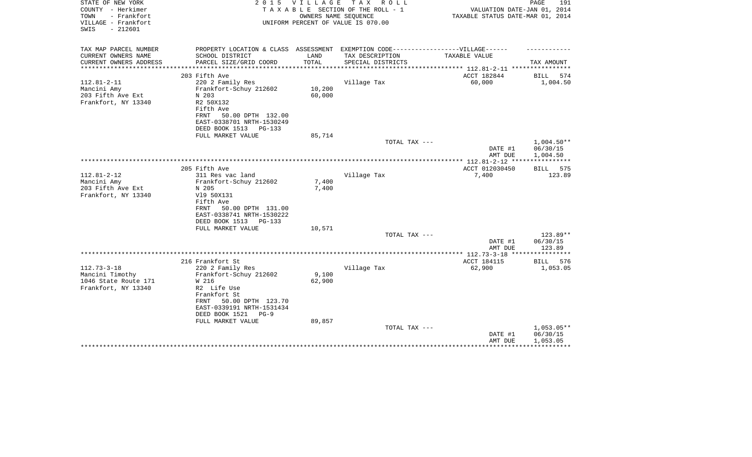STATE OF NEW YORK
COUNTY - Herkimer
TOWN - Frankfort
VILLAGE - Frankfort
SWIS - 212601

2 0 1 5 V I L L A G E T A X R O L L
T A X A B L E SECTION OF THE ROLL - 1
OWNERS NAME SEQUENCE
UNIFORM PERCENT OF VALUE IS 070.00

VALUATION DATE-JAN 01, 2014
TAXABLE STATUS DATE-MAR 01, 2014

| TAX MAP PARCEL NUMBER / CURRENT OWNERS NAME / CURRENT OWNERS ADDRESS | PROPERTY LOCATION & CLASS / SCHOOL DISTRICT / PARCEL SIZE/GRID COORD | ASSESSMENT LAND / TOTAL | EXEMPTION CODE / TAX DESCRIPTION / SPECIAL DISTRICTS | TAXABLE VALUE | TAX AMOUNT |
|---|---|---|---|---|---|
| 112.81-2-11 | 203 Fifth Ave | | | ACCT 182844 | BILL 574 |
| Mancini Amy | 220 2 Family Res | | Village Tax | 60,000 | 1,004.50 |
| 203 Fifth Ave Ext | Frankfort-Schuy 212602 | 10,200 | | | |
| Frankfort, NY 13340 | N 203 | 60,000 | | | |
| | R2 50X132 | | | | |
| | Fifth Ave | | | | |
| | FRNT 50.00 DPTH 132.00 | | | | |
| | EAST-0338701 NRTH-1530249 | | | | |
| | DEED BOOK 1513 PG-133 | | | | |
| | FULL MARKET VALUE | 85,714 | | | |
| | | | TOTAL TAX --- | | 1,004.50** |
| | | | | DATE #1 | 06/30/15 |
| | | | | AMT DUE | 1,004.50 |
| 112.81-2-12 | 205 Fifth Ave | | | ACCT 012030450 | BILL 575 |
| Mancini Amy | 311 Res vac land | | Village Tax | 7,400 | 123.89 |
| 203 Fifth Ave Ext | Frankfort-Schuy 212602 | 7,400 | | | |
| Frankfort, NY 13340 | N 205 | 7,400 | | | |
| | Vl9 50X131 | | | | |
| | Fifth Ave | | | | |
| | FRNT 50.00 DPTH 131.00 | | | | |
| | EAST-0338741 NRTH-1530222 | | | | |
| | DEED BOOK 1513 PG-133 | | | | |
| | FULL MARKET VALUE | 10,571 | | | |
| | | | TOTAL TAX --- | | 123.89** |
| | | | | DATE #1 | 06/30/15 |
| | | | | AMT DUE | 123.89 |
| 112.73-3-18 | 216 Frankfort St | | | ACCT 184115 | BILL 576 |
| Mancini Timothy | 220 2 Family Res | | Village Tax | 62,900 | 1,053.05 |
| 1046 State Route 171 | Frankfort-Schuy 212602 | 9,100 | | | |
| Frankfort, NY 13340 | W 216 | 62,900 | | | |
| | R2 Life Use | | | | |
| | Frankfort St | | | | |
| | FRNT 50.00 DPTH 123.70 | | | | |
| | EAST-0339191 NRTH-1531434 | | | | |
| | DEED BOOK 1521 PG-9 | | | | |
| | FULL MARKET VALUE | 89,857 | | | |
| | | | TOTAL TAX --- | | 1,053.05** |
| | | | | DATE #1 | 06/30/15 |
| | | | | AMT DUE | 1,053.05 |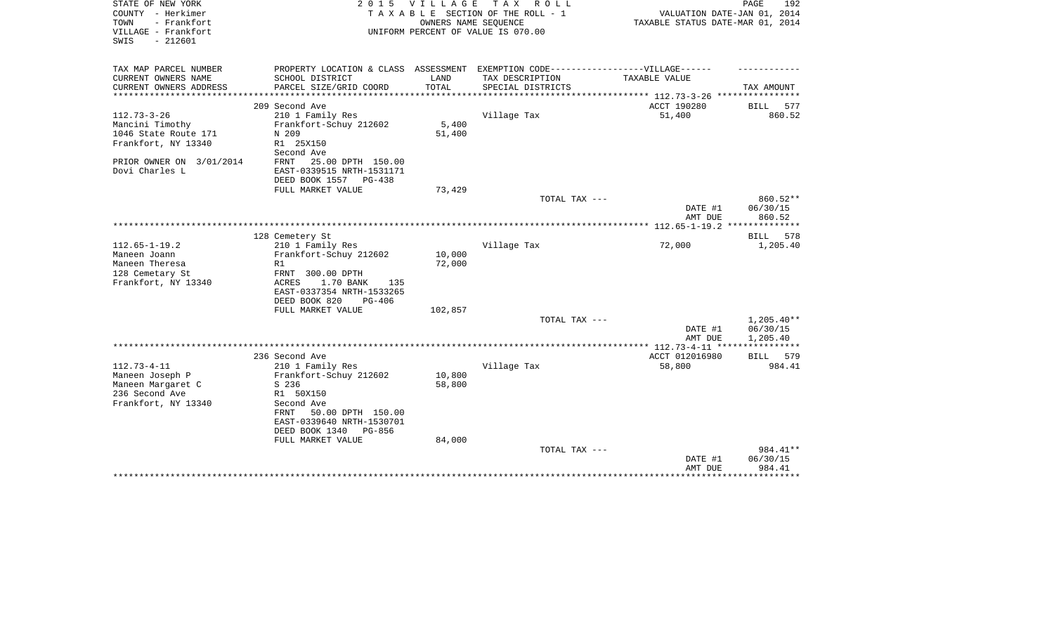STATE OF NEW YORK
COUNTY - Herkimer
TOWN - Frankfort
VILLAGE - Frankfort
SWIS - 212601

2 0 1 5 V I L L A G E T A X R O L L
T A X A B L E SECTION OF THE ROLL - 1
OWNERS NAME SEQUENCE
UNIFORM PERCENT OF VALUE IS 070.00

VALUATION DATE-JAN 01, 2014
TAXABLE STATUS DATE-MAR 01, 2014

| TAX MAP PARCEL NUMBER / CURRENT OWNERS NAME / CURRENT OWNERS ADDRESS | PROPERTY LOCATION & CLASS / SCHOOL DISTRICT / PARCEL SIZE/GRID COORD | ASSESSMENT LAND / TOTAL | EXEMPTION CODE-----VILLAGE------ TAX DESCRIPTION / SPECIAL DISTRICTS | TAXABLE VALUE | TAX AMOUNT |
|---|---|---|---|---|---|
| | 209 Second Ave | | | ACCT 190280 | BILL 577 |
| 112.73-3-26 | 210 1 Family Res | | Village Tax | 51,400 | 860.52 |
| Mancini Timothy | Frankfort-Schuy 212602 | 5,400 | | | |
| 1046 State Route 171 | N 209 | 51,400 | | | |
| Frankfort, NY 13340 | R1 25X150 | | | | |
| | Second Ave | | | | |
| PRIOR OWNER ON 3/01/2014 | FRNT 25.00 DPTH 150.00 | | | | |
| Dovi Charles L | EAST-0339515 NRTH-1531171 | | | | |
| | DEED BOOK 1557 PG-438 | | | | |
| | FULL MARKET VALUE | 73,429 | | | |
| | | | TOTAL TAX --- | | 860.52** |
| | | | | DATE #1 | 06/30/15 |
| | | | | AMT DUE | 860.52 |
| | 128 Cemetery St | | | | BILL 578 |
| 112.65-1-19.2 | 210 1 Family Res | | Village Tax | 72,000 | 1,205.40 |
| Maneen Joann | Frankfort-Schuy 212602 | 10,000 | | | |
| Maneen Theresa | R1 | 72,000 | | | |
| 128 Cemetary St | FRNT 300.00 DPTH | | | | |
| Frankfort, NY 13340 | ACRES 1.70 BANK 135 | | | | |
| | EAST-0337354 NRTH-1533265 | | | | |
| | DEED BOOK 820 PG-406 | | | | |
| | FULL MARKET VALUE | 102,857 | | | |
| | | | TOTAL TAX --- | | 1,205.40** |
| | | | | DATE #1 | 06/30/15 |
| | | | | AMT DUE | 1,205.40 |
| | 236 Second Ave | | | ACCT 012016980 | BILL 579 |
| 112.73-4-11 | 210 1 Family Res | | Village Tax | 58,800 | 984.41 |
| Maneen Joseph P | Frankfort-Schuy 212602 | 10,800 | | | |
| Maneen Margaret C | S 236 | 58,800 | | | |
| 236 Second Ave | R1 50X150 | | | | |
| Frankfort, NY 13340 | Second Ave | | | | |
| | FRNT 50.00 DPTH 150.00 | | | | |
| | EAST-0339640 NRTH-1530701 | | | | |
| | DEED BOOK 1340 PG-856 | | | | |
| | FULL MARKET VALUE | 84,000 | | | |
| | | | TOTAL TAX --- | | 984.41** |
| | | | | DATE #1 | 06/30/15 |
| | | | | AMT DUE | 984.41 |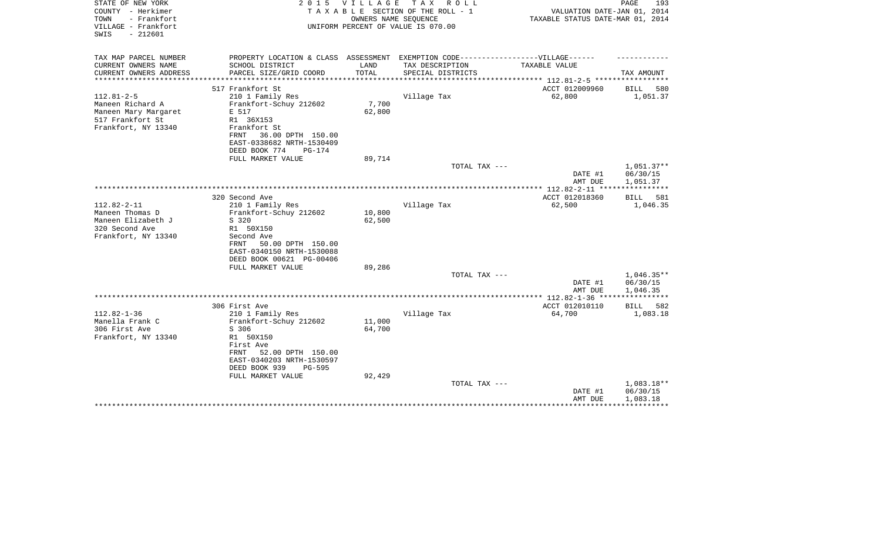STATE OF NEW YORK
COUNTY - Herkimer
TOWN - Frankfort
VILLAGE - Frankfort
SWIS - 212601

2015 VILLAGE TAX ROLL
TAXABLE SECTION OF THE ROLL - 1
OWNERS NAME SEQUENCE
UNIFORM PERCENT OF VALUE IS 070.00

VALUATION DATE-JAN 01, 2014
TAXABLE STATUS DATE-MAR 01, 2014

| TAX MAP PARCEL NUMBER / CURRENT OWNERS NAME / CURRENT OWNERS ADDRESS | PROPERTY LOCATION & CLASS / SCHOOL DISTRICT / PARCEL SIZE/GRID COORD | ASSESSMENT LAND / TOTAL | EXEMPTION CODE-----VILLAGE------ TAX DESCRIPTION / SPECIAL DISTRICTS | TAXABLE VALUE | TAX AMOUNT |
|---|---|---|---|---|---|
| ******** 112.81-2-5 ******** | | | | | |
| | 517 Frankfort St | | | ACCT 012009960 | BILL 580 |
| 112.81-2-5 | 210 1 Family Res | | Village Tax | 62,800 | 1,051.37 |
| Maneen Richard A | Frankfort-Schuy 212602 | 7,700 | | | |
| Maneen Mary Margaret | E 517 | 62,800 | | | |
| 517 Frankfort St | R1 36X153 | | | | |
| Frankfort, NY 13340 | Frankfort St | | | | |
| | FRNT 36.00 DPTH 150.00 | | | | |
| | EAST-0338682 NRTH-1530409 | | | | |
| | DEED BOOK 774 PG-174 | | | | |
| | FULL MARKET VALUE | 89,714 | | | |
| | | | TOTAL TAX --- | | 1,051.37** |
| | | | | DATE #1 | 06/30/15 |
| | | | | AMT DUE | 1,051.37 |
| ******** 112.82-2-11 ******** | | | | | |
| | 320 Second Ave | | | ACCT 012018360 | BILL 581 |
| 112.82-2-11 | 210 1 Family Res | | Village Tax | 62,500 | 1,046.35 |
| Maneen Thomas D | Frankfort-Schuy 212602 | 10,800 | | | |
| Maneen Elizabeth J | S 320 | 62,500 | | | |
| 320 Second Ave | R1 50X150 | | | | |
| Frankfort, NY 13340 | Second Ave | | | | |
| | FRNT 50.00 DPTH 150.00 | | | | |
| | EAST-0340150 NRTH-1530088 | | | | |
| | DEED BOOK 00621 PG-00406 | | | | |
| | FULL MARKET VALUE | 89,286 | | | |
| | | | TOTAL TAX --- | | 1,046.35** |
| | | | | DATE #1 | 06/30/15 |
| | | | | AMT DUE | 1,046.35 |
| ******** 112.82-1-36 ******** | | | | | |
| | 306 First Ave | | | ACCT 012010110 | BILL 582 |
| 112.82-1-36 | 210 1 Family Res | | Village Tax | 64,700 | 1,083.18 |
| Manella Frank C | Frankfort-Schuy 212602 | 11,000 | | | |
| 306 First Ave | S 306 | 64,700 | | | |
| Frankfort, NY 13340 | R1 50X150 | | | | |
| | First Ave | | | | |
| | FRNT 52.00 DPTH 150.00 | | | | |
| | EAST-0340203 NRTH-1530597 | | | | |
| | DEED BOOK 939 PG-595 | | | | |
| | FULL MARKET VALUE | 92,429 | | | |
| | | | TOTAL TAX --- | | 1,083.18** |
| | | | | DATE #1 | 06/30/15 |
| | | | | AMT DUE | 1,083.18 |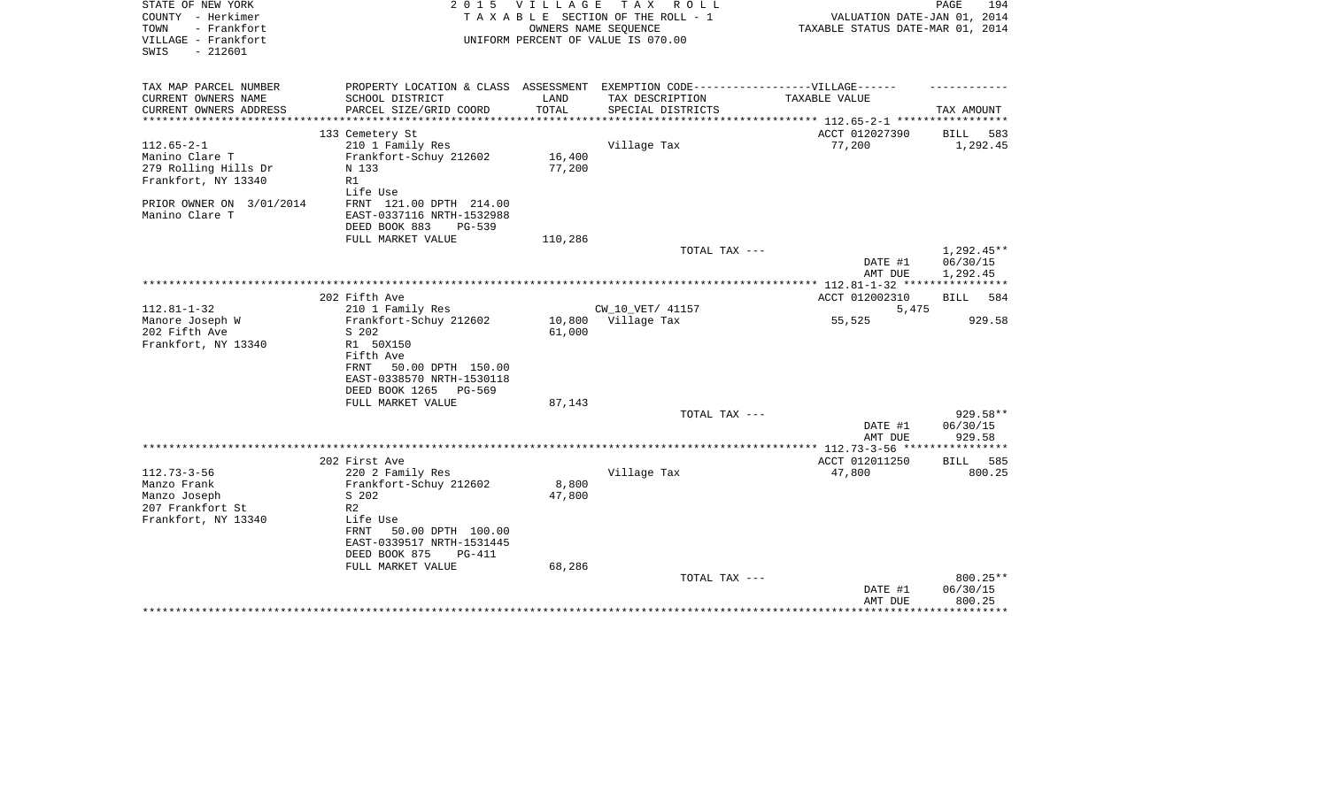STATE OF NEW YORK
COUNTY - Herkimer
TOWN - Frankfort
VILLAGE - Frankfort
SWIS - 212601

2015 VILLAGE TAX ROLL
TAXABLE SECTION OF THE ROLL - 1
OWNERS NAME SEQUENCE
UNIFORM PERCENT OF VALUE IS 070.00

VALUATION DATE-JAN 01, 2014
TAXABLE STATUS DATE-MAR 01, 2014

| TAX MAP PARCEL NUMBER / CURRENT OWNERS NAME / CURRENT OWNERS ADDRESS | PROPERTY LOCATION & CLASS / SCHOOL DISTRICT / PARCEL SIZE/GRID COORD | ASSESSMENT LAND / TOTAL | EXEMPTION CODE / TAX DESCRIPTION / SPECIAL DISTRICTS | TAXABLE VALUE | TAX AMOUNT |
|---|---|---|---|---|---|
| 112.65-2-1 | 133 Cemetery St | | | ACCT 012027390 | BILL 583 |
| Manino Clare T | 210 1 Family Res | | Village Tax | 77,200 | 1,292.45 |
| 279 Rolling Hills Dr | Frankfort-Schuy 212602 | 16,400 | | | |
| Frankfort, NY 13340 | N 133 | 77,200 | | | |
| | R1 | | | | |
| | Life Use | | | | |
| PRIOR OWNER ON 3/01/2014 | FRNT 121.00 DPTH 214.00 | | | | |
| Manino Clare T | EAST-0337116 NRTH-1532988 | | | | |
| | DEED BOOK 883 PG-539 | | | | |
| | FULL MARKET VALUE | 110,286 | | | |
| | | | TOTAL TAX --- | | 1,292.45** |
| | | | | DATE #1 | 06/30/15 |
| | | | | AMT DUE | 1,292.45 |
| 112.81-1-32 | 202 Fifth Ave | | | ACCT 012002310 | BILL 584 |
| Manore Joseph W | 210 1 Family Res | | CW_10_VET/ 41157 | 5,475 | |
| 202 Fifth Ave | Frankfort-Schuy 212602 | 10,800 | Village Tax | 55,525 | 929.58 |
| Frankfort, NY 13340 | S 202 | 61,000 | | | |
| | R1 50X150 | | | | |
| | Fifth Ave | | | | |
| | FRNT 50.00 DPTH 150.00 | | | | |
| | EAST-0338570 NRTH-1530118 | | | | |
| | DEED BOOK 1265 PG-569 | | | | |
| | FULL MARKET VALUE | 87,143 | | | |
| | | | TOTAL TAX --- | | 929.58** |
| | | | | DATE #1 | 06/30/15 |
| | | | | AMT DUE | 929.58 |
| 112.73-3-56 | 202 First Ave | | | ACCT 012011250 | BILL 585 |
| Manzo Frank | 220 2 Family Res | | Village Tax | 47,800 | 800.25 |
| Manzo Joseph | Frankfort-Schuy 212602 | 8,800 | | | |
| 207 Frankfort St | S 202 | 47,800 | | | |
| Frankfort, NY 13340 | R2 | | | | |
| | Life Use | | | | |
| | FRNT 50.00 DPTH 100.00 | | | | |
| | EAST-0339517 NRTH-1531445 | | | | |
| | DEED BOOK 875 PG-411 | | | | |
| | FULL MARKET VALUE | 68,286 | | | |
| | | | TOTAL TAX --- | | 800.25** |
| | | | | DATE #1 | 06/30/15 |
| | | | | AMT DUE | 800.25 |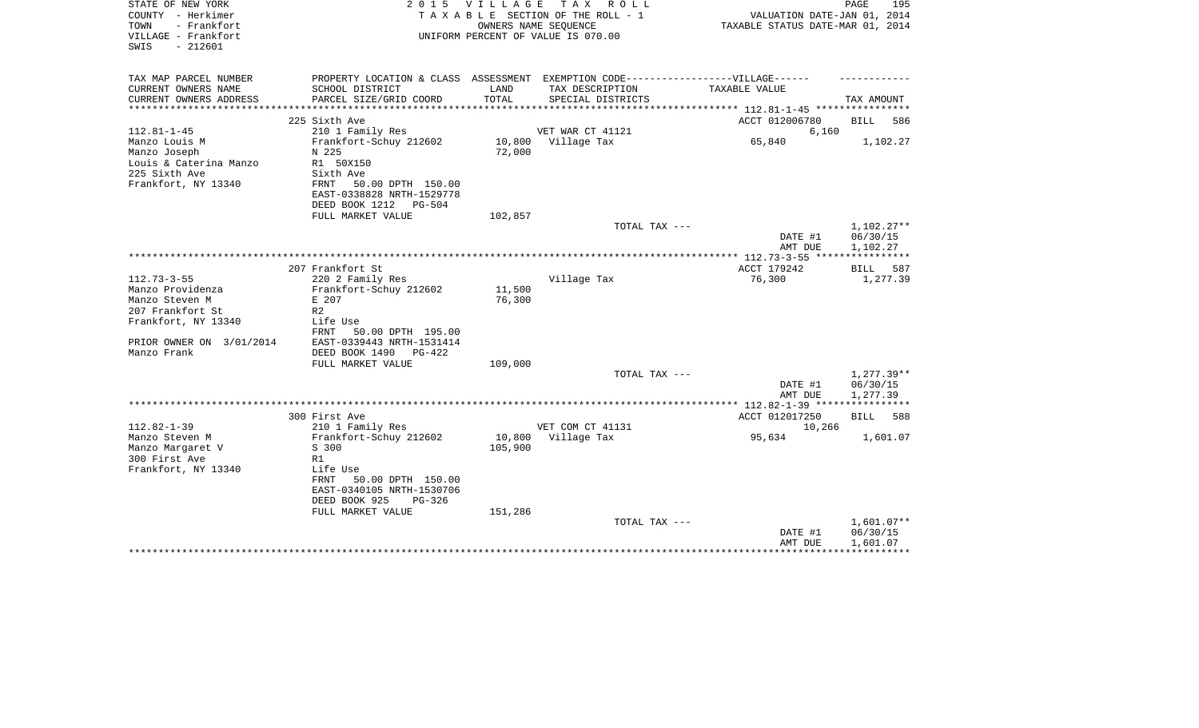STATE OF NEW YORK
COUNTY - Herkimer
TOWN - Frankfort
VILLAGE - Frankfort
SWIS - 212601

2015 VILLAGE TAX ROLL
TAXABLE SECTION OF THE ROLL - 1
OWNERS NAME SEQUENCE
UNIFORM PERCENT OF VALUE IS 070.00

VALUATION DATE-JAN 01, 2014
TAXABLE STATUS DATE-MAR 01, 2014

| TAX MAP PARCEL NUMBER / CURRENT OWNERS NAME / CURRENT OWNERS ADDRESS | PROPERTY LOCATION & CLASS / SCHOOL DISTRICT / PARCEL SIZE/GRID COORD | ASSESSMENT LAND / TOTAL | EXEMPTION CODE / TAX DESCRIPTION / SPECIAL DISTRICTS | TAXABLE VALUE | TAX AMOUNT |
|---|---|---|---|---|---|
| | 225 Sixth Ave | | | ACCT 012006780 | BILL 586 |
| 112.81-1-45 | 210 1 Family Res | | VET WAR CT 41121 | 6,160 | |
| Manzo Louis M | Frankfort-Schuy 212602 | 10,800 | Village Tax | 65,840 | 1,102.27 |
| Manzo Joseph | N 225 | 72,000 | | | |
| Louis & Caterina Manzo | R1 50X150 | | | | |
| 225 Sixth Ave | Sixth Ave | | | | |
| Frankfort, NY 13340 | FRNT 50.00 DPTH 150.00 | | | | |
| | EAST-0338828 NRTH-1529778 | | | | |
| | DEED BOOK 1212 PG-504 | | | | |
| | FULL MARKET VALUE | 102,857 | | | |
| | | | TOTAL TAX --- | | 1,102.27** |
| | | | | DATE #1 | 06/30/15 |
| | | | | AMT DUE | 1,102.27 |
| | 207 Frankfort St | | | ACCT 179242 | BILL 587 |
| 112.73-3-55 | 220 2 Family Res | | Village Tax | 76,300 | 1,277.39 |
| Manzo Providenza | Frankfort-Schuy 212602 | 11,500 | | | |
| Manzo Steven M | E 207 | 76,300 | | | |
| 207 Frankfort St | R2 | | | | |
| Frankfort, NY 13340 | Life Use | | | | |
| | FRNT 50.00 DPTH 195.00 | | | | |
| PRIOR OWNER ON 3/01/2014 | EAST-0339443 NRTH-1531414 | | | | |
| Manzo Frank | DEED BOOK 1490 PG-422 | | | | |
| | FULL MARKET VALUE | 109,000 | | | |
| | | | TOTAL TAX --- | | 1,277.39** |
| | | | | DATE #1 | 06/30/15 |
| | | | | AMT DUE | 1,277.39 |
| | 300 First Ave | | | ACCT 012017250 | BILL 588 |
| 112.82-1-39 | 210 1 Family Res | | VET COM CT 41131 | 10,266 | |
| Manzo Steven M | Frankfort-Schuy 212602 | 10,800 | Village Tax | 95,634 | 1,601.07 |
| Manzo Margaret V | S 300 | 105,900 | | | |
| 300 First Ave | R1 | | | | |
| Frankfort, NY 13340 | Life Use | | | | |
| | FRNT 50.00 DPTH 150.00 | | | | |
| | EAST-0340105 NRTH-1530706 | | | | |
| | DEED BOOK 925 PG-326 | | | | |
| | FULL MARKET VALUE | 151,286 | | | |
| | | | TOTAL TAX --- | | 1,601.07** |
| | | | | DATE #1 | 06/30/15 |
| | | | | AMT DUE | 1,601.07 |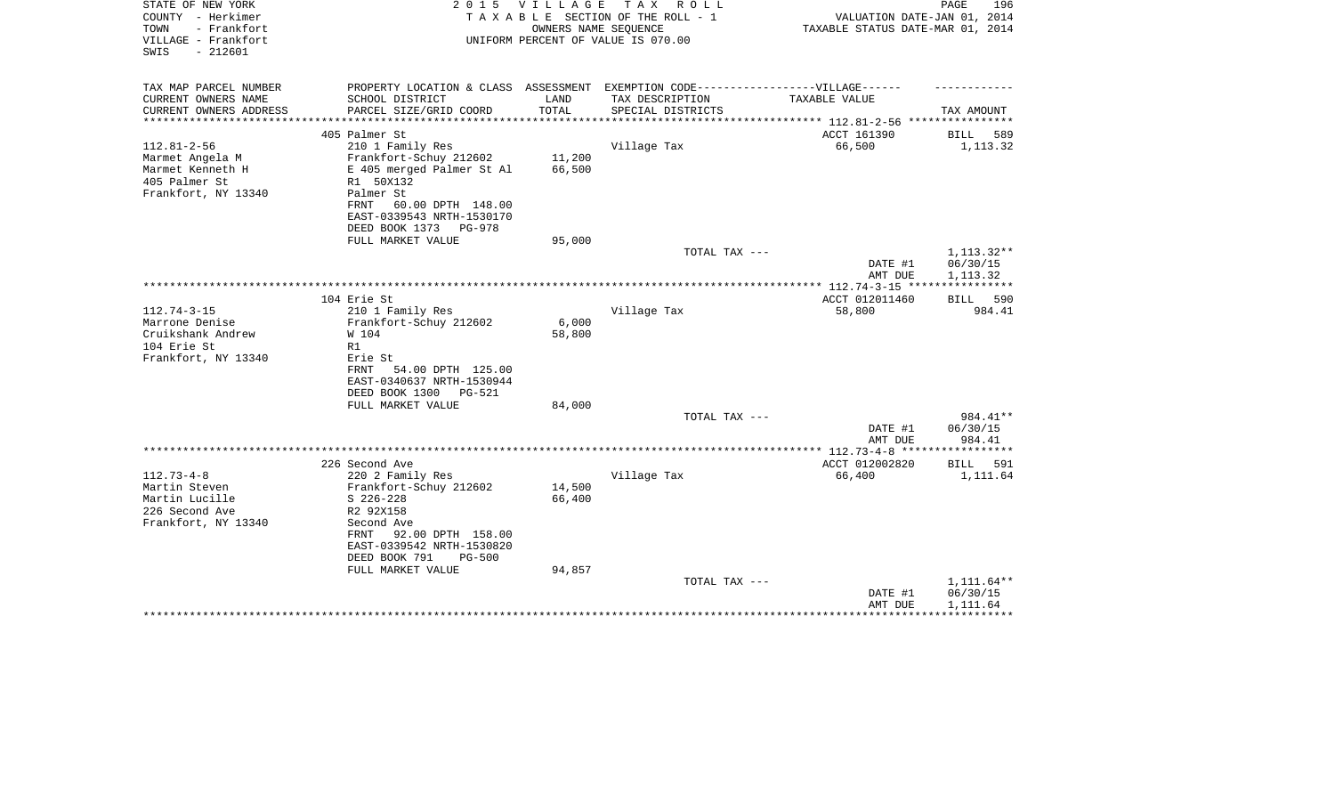STATE OF NEW YORK
COUNTY - Herkimer
TOWN - Frankfort
VILLAGE - Frankfort
SWIS - 212601

**2015 VILLAGE TAX ROLL**
TAXABLE SECTION OF THE ROLL - 1
OWNERS NAME SEQUENCE
UNIFORM PERCENT OF VALUE IS 070.00

VALUATION DATE-JAN 01, 2014
TAXABLE STATUS DATE-MAR 01, 2014

| TAX MAP PARCEL NUMBER / CURRENT OWNERS NAME / CURRENT OWNERS ADDRESS | PROPERTY LOCATION & CLASS / SCHOOL DISTRICT / PARCEL SIZE/GRID COORD | ASSESSMENT LAND / TOTAL | EXEMPTION CODE-VILLAGE / TAX DESCRIPTION / SPECIAL DISTRICTS | TAXABLE VALUE | TAX AMOUNT |
|---|---|---|---|---|---|
| | 405 Palmer St | | | ACCT 161390 | BILL 589 |
| 112.81-2-56 | 210 1 Family Res | | Village Tax | 66,500 | 1,113.32 |
| Marmet Angela M | Frankfort-Schuy 212602 | 11,200 | | | |
| Marmet Kenneth H | E 405 merged Palmer St Al | 66,500 | | | |
| 405 Palmer St | R1 50X132 | | | | |
| Frankfort, NY 13340 | Palmer St | | | | |
| | FRNT 60.00 DPTH 148.00 | | | | |
| | EAST-0339543 NRTH-1530170 | | | | |
| | DEED BOOK 1373 PG-978 | | | | |
| | FULL MARKET VALUE | 95,000 | | | |
| | | | TOTAL TAX --- | | 1,113.32** |
| | | | | DATE #1 | 06/30/15 |
| | | | | AMT DUE | 1,113.32 |
| | 104 Erie St | | | ACCT 012011460 | BILL 590 |
| 112.74-3-15 | 210 1 Family Res | | Village Tax | 58,800 | 984.41 |
| Marrone Denise | Frankfort-Schuy 212602 | 6,000 | | | |
| Cruikshank Andrew | W 104 | 58,800 | | | |
| 104 Erie St | R1 | | | | |
| Frankfort, NY 13340 | Erie St | | | | |
| | FRNT 54.00 DPTH 125.00 | | | | |
| | EAST-0340637 NRTH-1530944 | | | | |
| | DEED BOOK 1300 PG-521 | | | | |
| | FULL MARKET VALUE | 84,000 | | | |
| | | | TOTAL TAX --- | | 984.41** |
| | | | | DATE #1 | 06/30/15 |
| | | | | AMT DUE | 984.41 |
| | 226 Second Ave | | | ACCT 012002820 | BILL 591 |
| 112.73-4-8 | 220 2 Family Res | | Village Tax | 66,400 | 1,111.64 |
| Martin Steven | Frankfort-Schuy 212602 | 14,500 | | | |
| Martin Lucille | S 226-228 | 66,400 | | | |
| 226 Second Ave | R2 92X158 | | | | |
| Frankfort, NY 13340 | Second Ave | | | | |
| | FRNT 92.00 DPTH 158.00 | | | | |
| | EAST-0339542 NRTH-1530820 | | | | |
| | DEED BOOK 791 PG-500 | | | | |
| | FULL MARKET VALUE | 94,857 | | | |
| | | | TOTAL TAX --- | | 1,111.64** |
| | | | | DATE #1 | 06/30/15 |
| | | | | AMT DUE | 1,111.64 |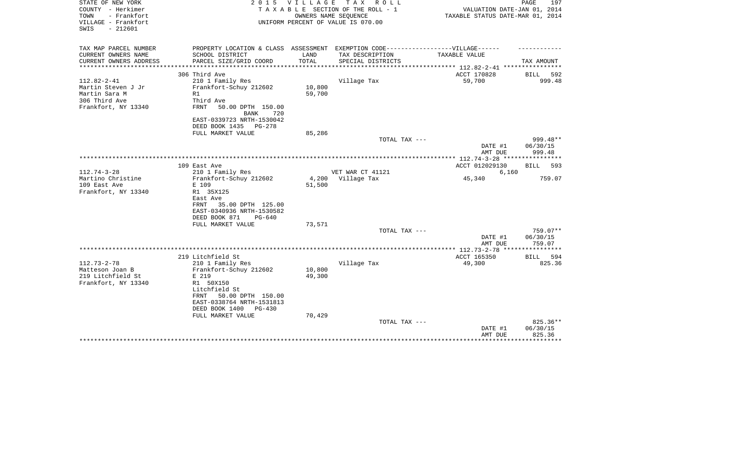STATE OF NEW YORK
COUNTY - Herkimer
TOWN - Frankfort
VILLAGE - Frankfort
SWIS - 212601

2 0 1 5 V I L L A G E T A X R O L L
T A X A B L E SECTION OF THE ROLL - 1
OWNERS NAME SEQUENCE
UNIFORM PERCENT OF VALUE IS 070.00

VALUATION DATE-JAN 01, 2014
TAXABLE STATUS DATE-MAR 01, 2014

| TAX MAP PARCEL NUMBER<br>CURRENT OWNERS NAME<br>CURRENT OWNERS ADDRESS | PROPERTY LOCATION & CLASS<br>SCHOOL DISTRICT<br>PARCEL SIZE/GRID COORD | ASSESSMENT<br>LAND<br>TOTAL | EXEMPTION CODE------VILLAGE------<br>TAX DESCRIPTION<br>SPECIAL DISTRICTS | TAXABLE VALUE | TAX AMOUNT |
|---|---|---|---|---|---|
| 112.82-2-41 | 306 Third Ave | | | ACCT 170828 | BILL 592 |
| 112.82-2-41 | 210 1 Family Res | | Village Tax | 59,700 | 999.48 |
| Martin Steven J Jr | Frankfort-Schuy 212602 | 10,800 | | | |
| Martin Sara M | R1 | 59,700 | | | |
| 306 Third Ave | Third Ave | | | | |
| Frankfort, NY 13340 | FRNT 50.00 DPTH 150.00 | | | | |
| | BANK 720 | | | | |
| | EAST-0339723 NRTH-1530042 | | | | |
| | DEED BOOK 1435 PG-278 | | | | |
| | FULL MARKET VALUE | 85,286 | | | |
| | | | TOTAL TAX --- | | 999.48** |
| | | | | DATE #1 | 06/30/15 |
| | | | | AMT DUE | 999.48 |
| 112.74-3-28 | 109 East Ave | | | ACCT 012029130 | BILL 593 |
| 112.74-3-28 | 210 1 Family Res | | VET WAR CT 41121 | 6,160 | |
| Martino Christine | Frankfort-Schuy 212602 | 4,200 | Village Tax | 45,340 | 759.07 |
| 109 East Ave | E 109 | 51,500 | | | |
| Frankfort, NY 13340 | R1 35X125 | | | | |
| | East Ave | | | | |
| | FRNT 35.00 DPTH 125.00 | | | | |
| | EAST-0340936 NRTH-1530582 | | | | |
| | DEED BOOK 871 PG-640 | | | | |
| | FULL MARKET VALUE | 73,571 | | | |
| | | | TOTAL TAX --- | | 759.07** |
| | | | | DATE #1 | 06/30/15 |
| | | | | AMT DUE | 759.07 |
| 112.73-2-78 | 219 Litchfield St | | | ACCT 165350 | BILL 594 |
| 112.73-2-78 | 210 1 Family Res | | Village Tax | 49,300 | 825.36 |
| Matteson Joan B | Frankfort-Schuy 212602 | 10,800 | | | |
| 219 Litchfield St | E 219 | 49,300 | | | |
| Frankfort, NY 13340 | R1 50X150 | | | | |
| | Litchfield St | | | | |
| | FRNT 50.00 DPTH 150.00 | | | | |
| | EAST-0338764 NRTH-1531813 | | | | |
| | DEED BOOK 1400 PG-430 | | | | |
| | FULL MARKET VALUE | 70,429 | | | |
| | | | TOTAL TAX --- | | 825.36** |
| | | | | DATE #1 | 06/30/15 |
| | | | | AMT DUE | 825.36 |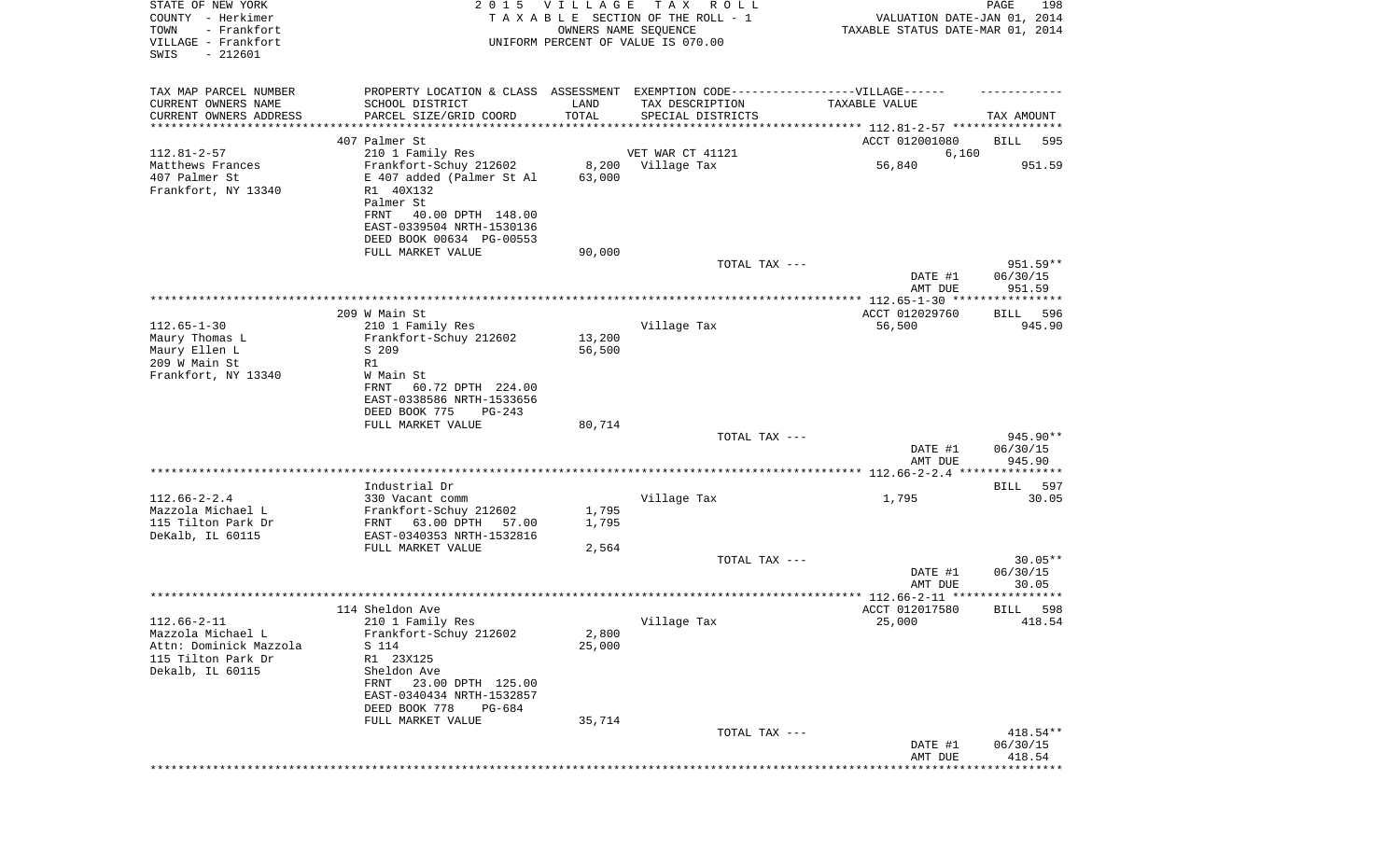STATE OF NEW YORK
COUNTY - Herkimer
TOWN - Frankfort
VILLAGE - Frankfort
SWIS - 212601

2015 VILLAGE TAX ROLL
TAXABLE SECTION OF THE ROLL - 1
OWNERS NAME SEQUENCE
UNIFORM PERCENT OF VALUE IS 070.00

VALUATION DATE-JAN 01, 2014
TAXABLE STATUS DATE-MAR 01, 2014

| TAX MAP PARCEL NUMBER / CURRENT OWNERS NAME / CURRENT OWNERS ADDRESS | PROPERTY LOCATION & CLASS / SCHOOL DISTRICT / PARCEL SIZE/GRID COORD | ASSESSMENT LAND / TOTAL | EXEMPTION CODE-----VILLAGE------ TAX DESCRIPTION / SPECIAL DISTRICTS | TAXABLE VALUE | TAX AMOUNT |
|---|---|---|---|---|---|
| **112.81-2-57** | 407 Palmer St | | | ACCT 012001080 | BILL 595 |
| Matthews Frances | 210 1 Family Res | | VET WAR CT 41121 | 6,160 | |
| 407 Palmer St | Frankfort-Schuy 212602 | 8,200 | Village Tax | 56,840 | 951.59 |
| Frankfort, NY 13340 | E 407 added (Palmer St Al | 63,000 | | | |
| | R1 40X132 | | | | |
| | Palmer St | | | | |
| | FRNT 40.00 DPTH 148.00 | | | | |
| | EAST-0339504 NRTH-1530136 | | | | |
| | DEED BOOK 00634 PG-00553 | | | | |
| | FULL MARKET VALUE | 90,000 | | | |
| | | | TOTAL TAX --- | | 951.59** |
| | | | | DATE #1 | 06/30/15 |
| | | | | AMT DUE | 951.59 |
| **112.65-1-30** | 209 W Main St | | | ACCT 012029760 | BILL 596 |
| Maury Thomas L | 210 1 Family Res | | Village Tax | 56,500 | 945.90 |
| Maury Ellen L | Frankfort-Schuy 212602 | 13,200 | | | |
| 209 W Main St | S 209 | 56,500 | | | |
| Frankfort, NY 13340 | R1 | | | | |
| | W Main St | | | | |
| | FRNT 60.72 DPTH 224.00 | | | | |
| | EAST-0338586 NRTH-1533656 | | | | |
| | DEED BOOK 775 PG-243 | | | | |
| | FULL MARKET VALUE | 80,714 | | | |
| | | | TOTAL TAX --- | | 945.90** |
| | | | | DATE #1 | 06/30/15 |
| | | | | AMT DUE | 945.90 |
| **112.66-2-2.4** | Industrial Dr | | | | BILL 597 |
| Mazzola Michael L | 330 Vacant comm | | Village Tax | 1,795 | 30.05 |
| 115 Tilton Park Dr | Frankfort-Schuy 212602 | 1,795 | | | |
| DeKalb, IL 60115 | FRNT 63.00 DPTH 57.00 | 1,795 | | | |
| | EAST-0340353 NRTH-1532816 | | | | |
| | FULL MARKET VALUE | 2,564 | | | |
| | | | TOTAL TAX --- | | 30.05** |
| | | | | DATE #1 | 06/30/15 |
| | | | | AMT DUE | 30.05 |
| **112.66-2-11** | 114 Sheldon Ave | | | ACCT 012017580 | BILL 598 |
| Mazzola Michael L | 210 1 Family Res | | Village Tax | 25,000 | 418.54 |
| Attn: Dominick Mazzola | Frankfort-Schuy 212602 | 2,800 | | | |
| 115 Tilton Park Dr | S 114 | 25,000 | | | |
| Dekalb, IL 60115 | R1 23X125 | | | | |
| | Sheldon Ave | | | | |
| | FRNT 23.00 DPTH 125.00 | | | | |
| | EAST-0340434 NRTH-1532857 | | | | |
| | DEED BOOK 778 PG-684 | | | | |
| | FULL MARKET VALUE | 35,714 | | | |
| | | | TOTAL TAX --- | | 418.54** |
| | | | | DATE #1 | 06/30/15 |
| | | | | AMT DUE | 418.54 |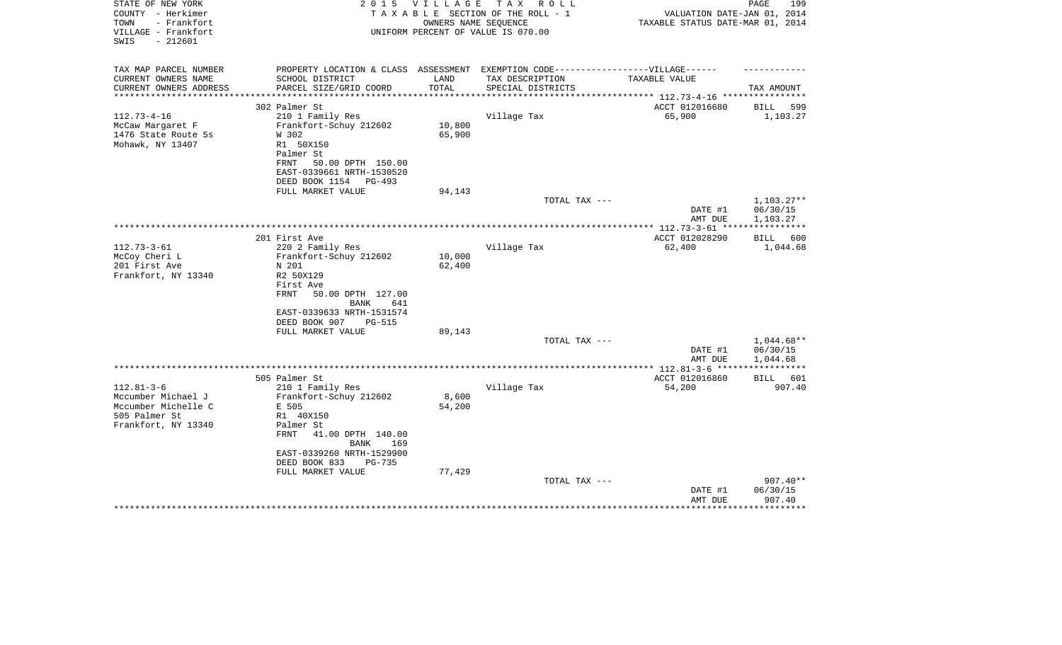STATE OF NEW YORK
COUNTY - Herkimer
TOWN - Frankfort
VILLAGE - Frankfort
SWIS - 212601

2015 VILLAGE TAX ROLL
TAXABLE SECTION OF THE ROLL - 1
OWNERS NAME SEQUENCE
UNIFORM PERCENT OF VALUE IS 070.00

VALUATION DATE-JAN 01, 2014
TAXABLE STATUS DATE-MAR 01, 2014

| TAX MAP PARCEL NUMBER<br>CURRENT OWNERS NAME<br>CURRENT OWNERS ADDRESS | PROPERTY LOCATION & CLASS<br>SCHOOL DISTRICT<br>PARCEL SIZE/GRID COORD | ASSESSMENT<br>LAND<br>TOTAL | EXEMPTION CODE-----VILLAGE------<br>TAX DESCRIPTION<br>SPECIAL DISTRICTS | TAXABLE VALUE | TAX AMOUNT |
|---|---|---|---|---|---|
| 112.73-4-16 | 302 Palmer St | | | ACCT 012016680 | BILL 599 |
| McCaw Margaret F | 210 1 Family Res | | Village Tax | 65,900 | 1,103.27 |
| 1476 State Route 5s | Frankfort-Schuy 212602 | 10,800 | | | |
| Mohawk, NY 13407 | W 302 | 65,900 | | | |
| | R1 50X150 | | | | |
| | Palmer St | | | | |
| | FRNT 50.00 DPTH 150.00 | | | | |
| | EAST-0339661 NRTH-1530520 | | | | |
| | DEED BOOK 1154 PG-493 | | | | |
| | FULL MARKET VALUE | 94,143 | | | |
| | | | TOTAL TAX --- | | 1,103.27** |
| | | | | DATE #1 | 06/30/15 |
| | | | | AMT DUE | 1,103.27 |
| 112.73-3-61 | 201 First Ave | | | ACCT 012028290 | BILL 600 |
| McCoy Cheri L | 220 2 Family Res | | Village Tax | 62,400 | 1,044.68 |
| 201 First Ave | Frankfort-Schuy 212602 | 10,000 | | | |
| Frankfort, NY 13340 | N 201 | 62,400 | | | |
| | R2 50X129 | | | | |
| | First Ave | | | | |
| | FRNT 50.00 DPTH 127.00 | | | | |
| | BANK 641 | | | | |
| | EAST-0339633 NRTH-1531574 | | | | |
| | DEED BOOK 907 PG-515 | | | | |
| | FULL MARKET VALUE | 89,143 | | | |
| | | | TOTAL TAX --- | | 1,044.68** |
| | | | | DATE #1 | 06/30/15 |
| | | | | AMT DUE | 1,044.68 |
| 112.81-3-6 | 505 Palmer St | | | ACCT 012016860 | BILL 601 |
| Mccumber Michael J | 210 1 Family Res | | Village Tax | 54,200 | 907.40 |
| Mccumber Michelle C | Frankfort-Schuy 212602 | 8,600 | | | |
| 505 Palmer St | E 505 | 54,200 | | | |
| Frankfort, NY 13340 | R1 40X150 | | | | |
| | Palmer St | | | | |
| | FRNT 41.00 DPTH 140.00 | | | | |
| | BANK 169 | | | | |
| | EAST-0339260 NRTH-1529900 | | | | |
| | DEED BOOK 833 PG-735 | | | | |
| | FULL MARKET VALUE | 77,429 | | | |
| | | | TOTAL TAX --- | | 907.40** |
| | | | | DATE #1 | 06/30/15 |
| | | | | AMT DUE | 907.40 |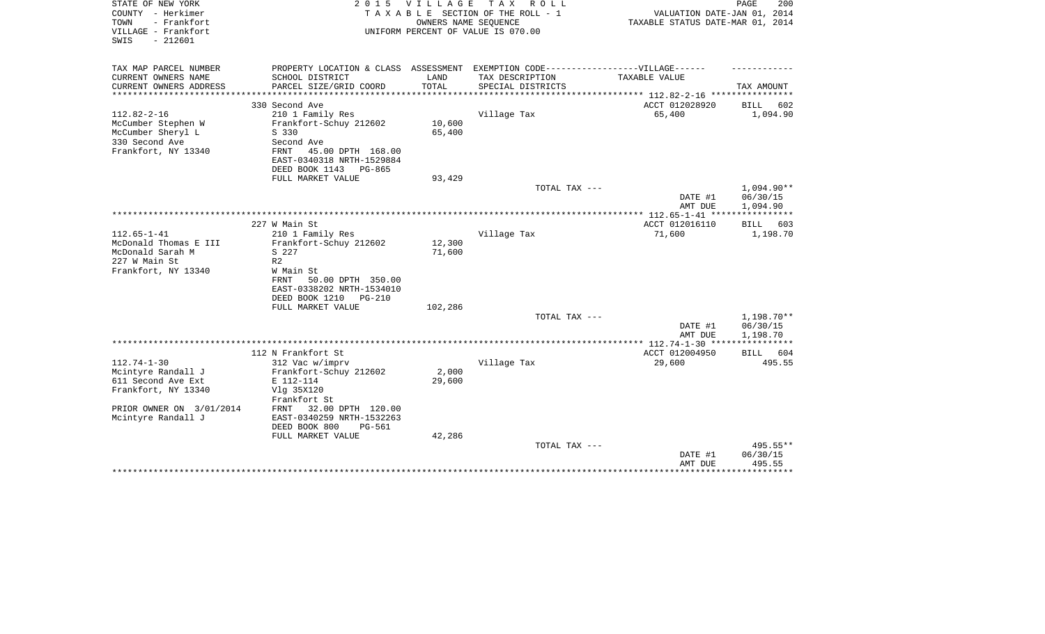STATE OF NEW YORK
COUNTY - Herkimer
TOWN - Frankfort
VILLAGE - Frankfort
SWIS - 212601

2 0 1 5 V I L L A G E T A X R O L L
T A X A B L E SECTION OF THE ROLL - 1
OWNERS NAME SEQUENCE
UNIFORM PERCENT OF VALUE IS 070.00

VALUATION DATE-JAN 01, 2014
TAXABLE STATUS DATE-MAR 01, 2014

| TAX MAP PARCEL NUMBER / CURRENT OWNERS NAME / CURRENT OWNERS ADDRESS | PROPERTY LOCATION & CLASS / SCHOOL DISTRICT / PARCEL SIZE/GRID COORD | ASSESSMENT LAND / TOTAL | EXEMPTION CODE-----VILLAGE------ / TAX DESCRIPTION / SPECIAL DISTRICTS | TAXABLE VALUE | TAX AMOUNT |
|---|---|---|---|---|---|
| **112.82-2-16** | 330 Second Ave | | | ACCT 012028920 | BILL 602 |
| 112.82-2-16 | 210 1 Family Res | | Village Tax | 65,400 | 1,094.90 |
| McCumber Stephen W | Frankfort-Schuy 212602 | 10,600 | | | |
| McCumber Sheryl L | S 330 | 65,400 | | | |
| 330 Second Ave | Second Ave | | | | |
| Frankfort, NY 13340 | FRNT 45.00 DPTH 168.00 | | | | |
| | EAST-0340318 NRTH-1529884 | | | | |
| | DEED BOOK 1143 PG-865 | | | | |
| | FULL MARKET VALUE | 93,429 | | | |
| | | | TOTAL TAX --- | | 1,094.90** |
| | | | | DATE #1 | 06/30/15 |
| | | | | AMT DUE | 1,094.90 |
| **112.65-1-41** | 227 W Main St | | | ACCT 012016110 | BILL 603 |
| 112.65-1-41 | 210 1 Family Res | | Village Tax | 71,600 | 1,198.70 |
| McDonald Thomas E III | Frankfort-Schuy 212602 | 12,300 | | | |
| McDonald Sarah M | S 227 | 71,600 | | | |
| 227 W Main St | R2 | | | | |
| Frankfort, NY 13340 | W Main St | | | | |
| | FRNT 50.00 DPTH 350.00 | | | | |
| | EAST-0338202 NRTH-1534010 | | | | |
| | DEED BOOK 1210 PG-210 | | | | |
| | FULL MARKET VALUE | 102,286 | | | |
| | | | TOTAL TAX --- | | 1,198.70** |
| | | | | DATE #1 | 06/30/15 |
| | | | | AMT DUE | 1,198.70 |
| **112.74-1-30** | 112 N Frankfort St | | | ACCT 012004950 | BILL 604 |
| 112.74-1-30 | 312 Vac w/imprv | | Village Tax | 29,600 | 495.55 |
| Mcintyre Randall J | Frankfort-Schuy 212602 | 2,000 | | | |
| 611 Second Ave Ext | E 112-114 | 29,600 | | | |
| Frankfort, NY 13340 | Vlg 35X120 | | | | |
| | Frankfort St | | | | |
| PRIOR OWNER ON 3/01/2014 | FRNT 32.00 DPTH 120.00 | | | | |
| Mcintyre Randall J | EAST-0340259 NRTH-1532263 | | | | |
| | DEED BOOK 800 PG-561 | | | | |
| | FULL MARKET VALUE | 42,286 | | | |
| | | | TOTAL TAX --- | | 495.55** |
| | | | | DATE #1 | 06/30/15 |
| | | | | AMT DUE | 495.55 |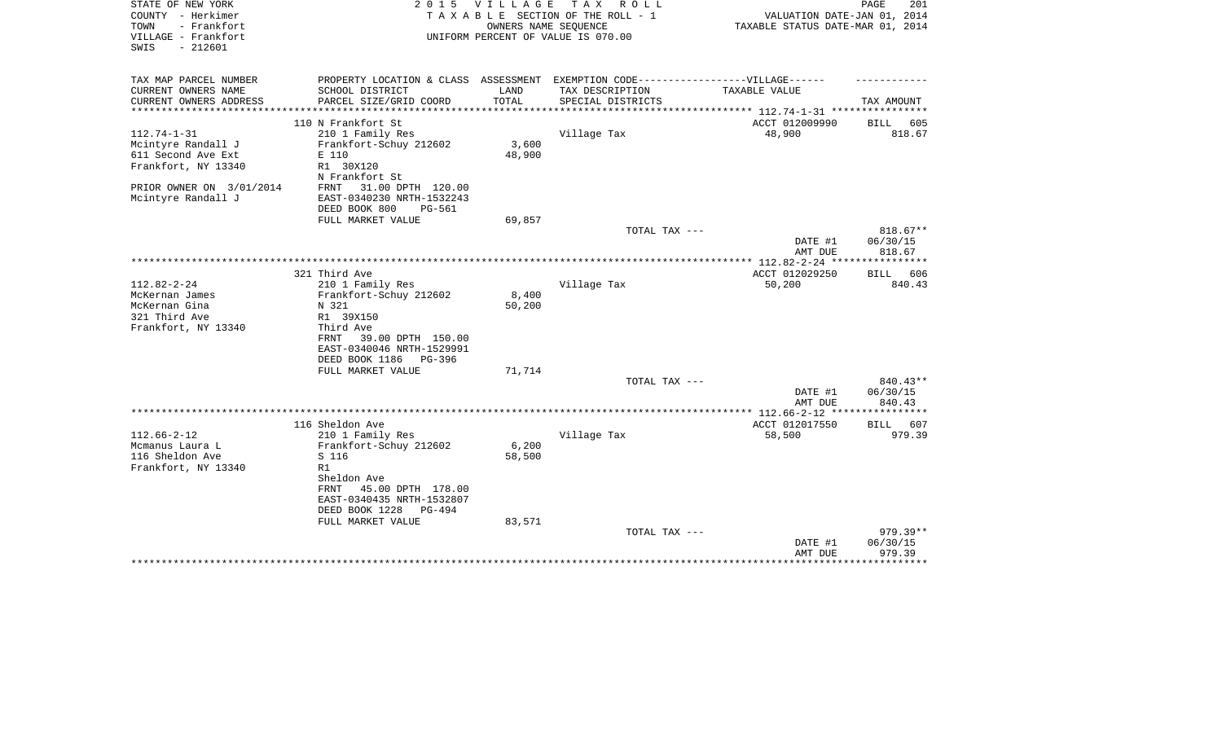STATE OF NEW YORK
COUNTY - Herkimer
TOWN - Frankfort
VILLAGE - Frankfort
SWIS - 212601

2015 VILLAGE TAX ROLL
TAXABLE SECTION OF THE ROLL - 1
OWNERS NAME SEQUENCE
UNIFORM PERCENT OF VALUE IS 070.00

VALUATION DATE-JAN 01, 2014
TAXABLE STATUS DATE-MAR 01, 2014

| TAX MAP PARCEL NUMBER<br>CURRENT OWNERS NAME<br>CURRENT OWNERS ADDRESS | PROPERTY LOCATION & CLASS<br>SCHOOL DISTRICT<br>PARCEL SIZE/GRID COORD | ASSESSMENT<br>LAND<br>TOTAL | EXEMPTION CODE------VILLAGE------<br>TAX DESCRIPTION<br>SPECIAL DISTRICTS | TAXABLE VALUE | TAX AMOUNT |
|---|---|---|---|---|---|
| 112.74-1-31 | 110 N Frankfort St | | | ACCT 012009990 | BILL 605 |
| Mcintyre Randall J | 210 1 Family Res | | Village Tax | 48,900 | 818.67 |
| 611 Second Ave Ext | Frankfort-Schuy 212602 | 3,600 | | | |
| Frankfort, NY 13340 | E 110 | 48,900 | | | |
| | R1 30X120 | | | | |
| PRIOR OWNER ON 3/01/2014 | N Frankfort St | | | | |
| Mcintyre Randall J | FRNT 31.00 DPTH 120.00 | | | | |
| | EAST-0340230 NRTH-1532243 | | | | |
| | DEED BOOK 800 PG-561 | | | | |
| | FULL MARKET VALUE | 69,857 | | | |
| | | | TOTAL TAX --- | | 818.67** |
| | | | | DATE #1 | 06/30/15 |
| | | | | AMT DUE | 818.67 |
| 112.82-2-24 | 321 Third Ave | | | ACCT 012029250 | BILL 606 |
| McKernan James | 210 1 Family Res | | Village Tax | 50,200 | 840.43 |
| McKernan Gina | Frankfort-Schuy 212602 | 8,400 | | | |
| 321 Third Ave | N 321 | 50,200 | | | |
| Frankfort, NY 13340 | R1 39X150 | | | | |
| | Third Ave | | | | |
| | FRNT 39.00 DPTH 150.00 | | | | |
| | EAST-0340046 NRTH-1529991 | | | | |
| | DEED BOOK 1186 PG-396 | | | | |
| | FULL MARKET VALUE | 71,714 | | | |
| | | | TOTAL TAX --- | | 840.43** |
| | | | | DATE #1 | 06/30/15 |
| | | | | AMT DUE | 840.43 |
| 112.66-2-12 | 116 Sheldon Ave | | | ACCT 012017550 | BILL 607 |
| Mcmanus Laura L | 210 1 Family Res | | Village Tax | 58,500 | 979.39 |
| 116 Sheldon Ave | Frankfort-Schuy 212602 | 6,200 | | | |
| Frankfort, NY 13340 | S 116 | 58,500 | | | |
| | R1 | | | | |
| | Sheldon Ave | | | | |
| | FRNT 45.00 DPTH 178.00 | | | | |
| | EAST-0340435 NRTH-1532807 | | | | |
| | DEED BOOK 1228 PG-494 | | | | |
| | FULL MARKET VALUE | 83,571 | | | |
| | | | TOTAL TAX --- | | 979.39** |
| | | | | DATE #1 | 06/30/15 |
| | | | | AMT DUE | 979.39 |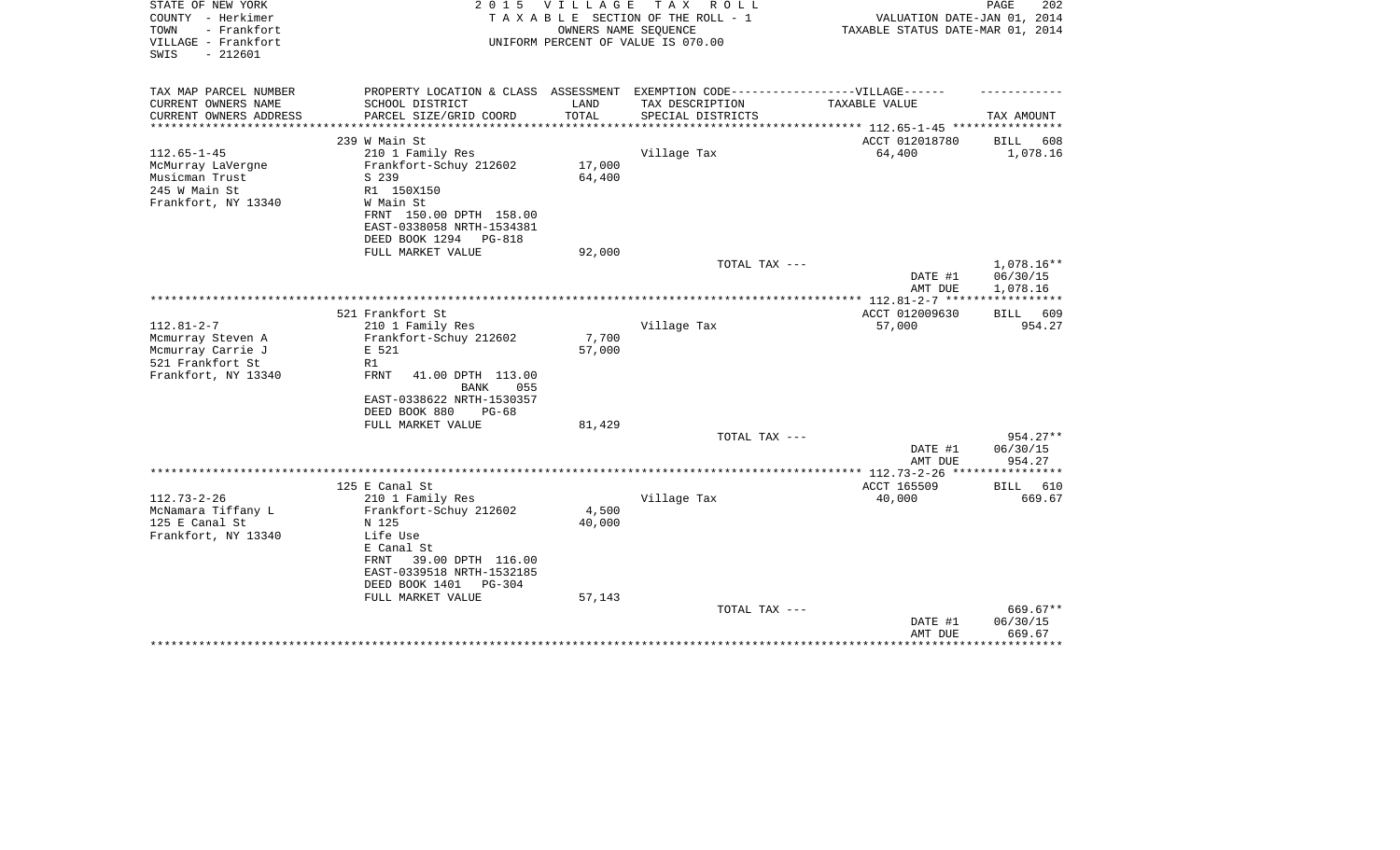STATE OF NEW YORK
COUNTY - Herkimer
TOWN - Frankfort
VILLAGE - Frankfort
SWIS - 212601

2 0 1 5 V I L L A G E T A X R O L L
T A X A B L E SECTION OF THE ROLL - 1
OWNERS NAME SEQUENCE
UNIFORM PERCENT OF VALUE IS 070.00

VALUATION DATE-JAN 01, 2014
TAXABLE STATUS DATE-MAR 01, 2014

| TAX MAP PARCEL NUMBER<br>CURRENT OWNERS NAME<br>CURRENT OWNERS ADDRESS | PROPERTY LOCATION & CLASS<br>SCHOOL DISTRICT<br>PARCEL SIZE/GRID COORD | ASSESSMENT<br>LAND<br>TOTAL | EXEMPTION CODE------VILLAGE------<br>TAX DESCRIPTION<br>SPECIAL DISTRICTS | TAXABLE VALUE | TAX AMOUNT |
|---|---|---|---|---|---|
| 112.65-1-45 | 239 W Main St | | | ACCT 012018780 | BILL 608 |
| McMurray LaVergne | 210 1 Family Res | | Village Tax | 64,400 | 1,078.16 |
| Musicman Trust | Frankfort-Schuy 212602 | 17,000 | | | |
| 245 W Main St | S 239 | 64,400 | | | |
| Frankfort, NY 13340 | R1 150X150 | | | | |
| | W Main St | | | | |
| | FRNT 150.00 DPTH 158.00 | | | | |
| | EAST-0338058 NRTH-1534381 | | | | |
| | DEED BOOK 1294 PG-818 | | | | |
| | FULL MARKET VALUE | 92,000 | | | |
| | | | TOTAL TAX --- | | 1,078.16** |
| | | | | DATE #1 | 06/30/15 |
| | | | | AMT DUE | 1,078.16 |
| 112.81-2-7 | 521 Frankfort St | | | ACCT 012009630 | BILL 609 |
| Mcmurray Steven A | 210 1 Family Res | | Village Tax | 57,000 | 954.27 |
| Mcmurray Carrie J | Frankfort-Schuy 212602 | 7,700 | | | |
| 521 Frankfort St | E 521 | 57,000 | | | |
| Frankfort, NY 13340 | R1 | | | | |
| | FRNT 41.00 DPTH 113.00 | | | | |
| | BANK 055 | | | | |
| | EAST-0338622 NRTH-1530357 | | | | |
| | DEED BOOK 880 PG-68 | | | | |
| | FULL MARKET VALUE | 81,429 | | | |
| | | | TOTAL TAX --- | | 954.27** |
| | | | | DATE #1 | 06/30/15 |
| | | | | AMT DUE | 954.27 |
| 112.73-2-26 | 125 E Canal St | | | ACCT 165509 | BILL 610 |
| McNamara Tiffany L | 210 1 Family Res | | Village Tax | 40,000 | 669.67 |
| 125 E Canal St | Frankfort-Schuy 212602 | 4,500 | | | |
| Frankfort, NY 13340 | N 125 | 40,000 | | | |
| | Life Use | | | | |
| | E Canal St | | | | |
| | FRNT 39.00 DPTH 116.00 | | | | |
| | EAST-0339518 NRTH-1532185 | | | | |
| | DEED BOOK 1401 PG-304 | | | | |
| | FULL MARKET VALUE | 57,143 | | | |
| | | | TOTAL TAX --- | | 669.67** |
| | | | | DATE #1 | 06/30/15 |
| | | | | AMT DUE | 669.67 |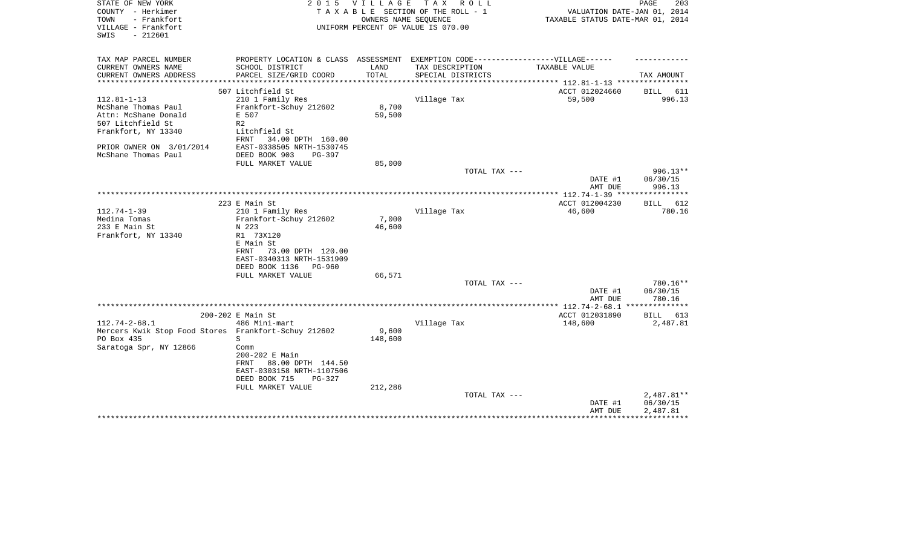STATE OF NEW YORK
COUNTY - Herkimer
TOWN - Frankfort
VILLAGE - Frankfort
SWIS - 212601

2 0 1 5 V I L L A G E T A X R O L L
T A X A B L E SECTION OF THE ROLL - 1
OWNERS NAME SEQUENCE
UNIFORM PERCENT OF VALUE IS 070.00

VALUATION DATE-JAN 01, 2014
TAXABLE STATUS DATE-MAR 01, 2014

| TAX MAP PARCEL NUMBER / CURRENT OWNERS NAME / CURRENT OWNERS ADDRESS | PROPERTY LOCATION & CLASS / SCHOOL DISTRICT / PARCEL SIZE/GRID COORD | ASSESSMENT LAND / TOTAL | EXEMPTION CODE-----VILLAGE------ TAX DESCRIPTION / SPECIAL DISTRICTS | TAXABLE VALUE | TAX AMOUNT |
|---|---|---|---|---|---|
| | 507 Litchfield St | | | ACCT 012024660 | BILL 611 |
| 112.81-1-13 | 210 1 Family Res | | Village Tax | 59,500 | 996.13 |
| McShane Thomas Paul | Frankfort-Schuy 212602 | 8,700 | | | |
| Attn: McShane Donald | E 507 | 59,500 | | | |
| 507 Litchfield St | R2 | | | | |
| Frankfort, NY 13340 | Litchfield St | | | | |
| | FRNT 34.00 DPTH 160.00 | | | | |
| PRIOR OWNER ON 3/01/2014 | EAST-0338505 NRTH-1530745 | | | | |
| McShane Thomas Paul | DEED BOOK 903 PG-397 | | | | |
| | FULL MARKET VALUE | 85,000 | | | |
| | | | TOTAL TAX --- | | 996.13** |
| | | | | DATE #1 | 06/30/15 |
| | | | | AMT DUE | 996.13 |
| | 223 E Main St | | | ACCT 012004230 | BILL 612 |
| 112.74-1-39 | 210 1 Family Res | | Village Tax | 46,600 | 780.16 |
| Medina Tomas | Frankfort-Schuy 212602 | 7,000 | | | |
| 233 E Main St | N 223 | 46,600 | | | |
| Frankfort, NY 13340 | R1 73X120 | | | | |
| | E Main St | | | | |
| | FRNT 73.00 DPTH 120.00 | | | | |
| | EAST-0340313 NRTH-1531909 | | | | |
| | DEED BOOK 1136 PG-960 | | | | |
| | FULL MARKET VALUE | 66,571 | | | |
| | | | TOTAL TAX --- | | 780.16** |
| | | | | DATE #1 | 06/30/15 |
| | | | | AMT DUE | 780.16 |
| | 200-202 E Main St | | | ACCT 012031890 | BILL 613 |
| 112.74-2-68.1 | 486 Mini-mart | | Village Tax | 148,600 | 2,487.81 |
| Mercers Kwik Stop Food Stores | Frankfort-Schuy 212602 | 9,600 | | | |
| PO Box 435 | S | 148,600 | | | |
| Saratoga Spr, NY 12866 | Comm | | | | |
| | 200-202 E Main | | | | |
| | FRNT 88.00 DPTH 144.50 | | | | |
| | EAST-0303158 NRTH-1107506 | | | | |
| | DEED BOOK 715 PG-327 | | | | |
| | FULL MARKET VALUE | 212,286 | | | |
| | | | TOTAL TAX --- | | 2,487.81** |
| | | | | DATE #1 | 06/30/15 |
| | | | | AMT DUE | 2,487.81 |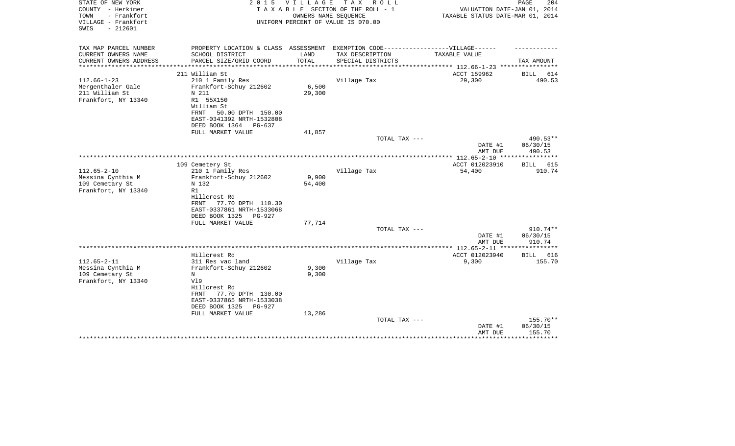STATE OF NEW YORK
COUNTY - Herkimer
TOWN - Frankfort
VILLAGE - Frankfort
SWIS - 212601

2 0 1 5 V I L L A G E T A X R O L L
T A X A B L E SECTION OF THE ROLL - 1
OWNERS NAME SEQUENCE
UNIFORM PERCENT OF VALUE IS 070.00

VALUATION DATE-JAN 01, 2014
TAXABLE STATUS DATE-MAR 01, 2014

| TAX MAP PARCEL NUMBER<br>CURRENT OWNERS NAME<br>CURRENT OWNERS ADDRESS | PROPERTY LOCATION & CLASS<br>SCHOOL DISTRICT<br>PARCEL SIZE/GRID COORD | ASSESSMENT<br>LAND<br>TOTAL | EXEMPTION CODE------VILLAGE------<br>TAX DESCRIPTION<br>SPECIAL DISTRICTS | TAXABLE VALUE | TAX AMOUNT |
|---|---|---|---|---|---|
| | 211 William St | | | ACCT 159962 | BILL 614 |
| 112.66-1-23 | 210 1 Family Res | | Village Tax | 29,300 | 490.53 |
| Mergenthaler Gale | Frankfort-Schuy 212602 | 6,500 | | | |
| 211 William St | N 211 | 29,300 | | | |
| Frankfort, NY 13340 | R1 55X150 | | | | |
| | William St | | | | |
| | FRNT 50.00 DPTH 150.00 | | | | |
| | EAST-0341392 NRTH-1532808 | | | | |
| | DEED BOOK 1364 PG-637 | | | | |
| | FULL MARKET VALUE | 41,857 | | | |
| | | | TOTAL TAX --- | | 490.53** |
| | | | | DATE #1 | 06/30/15 |
| | | | | AMT DUE | 490.53 |
| | 109 Cemetery St | | | ACCT 012023910 | BILL 615 |
| 112.65-2-10 | 210 1 Family Res | | Village Tax | 54,400 | 910.74 |
| Messina Cynthia M | Frankfort-Schuy 212602 | 9,900 | | | |
| 109 Cemetary St | N 132 | 54,400 | | | |
| Frankfort, NY 13340 | R1 | | | | |
| | Hillcrest Rd | | | | |
| | FRNT 77.70 DPTH 110.30 | | | | |
| | EAST-0337861 NRTH-1533068 | | | | |
| | DEED BOOK 1325 PG-927 | | | | |
| | FULL MARKET VALUE | 77,714 | | | |
| | | | TOTAL TAX --- | | 910.74** |
| | | | | DATE #1 | 06/30/15 |
| | | | | AMT DUE | 910.74 |
| | Hillcrest Rd | | | ACCT 012023940 | BILL 616 |
| 112.65-2-11 | 311 Res vac land | | Village Tax | 9,300 | 155.70 |
| Messina Cynthia M | Frankfort-Schuy 212602 | 9,300 | | | |
| 109 Cemetary St | N | 9,300 | | | |
| Frankfort, NY 13340 | Vl9 | | | | |
| | Hillcrest Rd | | | | |
| | FRNT 77.70 DPTH 130.00 | | | | |
| | EAST-0337865 NRTH-1533038 | | | | |
| | DEED BOOK 1325 PG-927 | | | | |
| | FULL MARKET VALUE | 13,286 | | | |
| | | | TOTAL TAX --- | | 155.70** |
| | | | | DATE #1 | 06/30/15 |
| | | | | AMT DUE | 155.70 |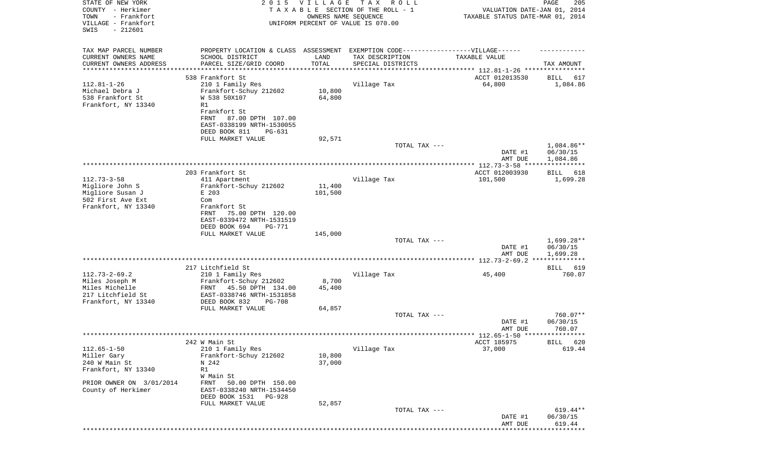STATE OF NEW YORK
COUNTY - Herkimer
TOWN - Frankfort
VILLAGE - Frankfort
SWIS - 212601

2 0 1 5 V I L L A G E T A X R O L L
T A X A B L E SECTION OF THE ROLL - 1
OWNERS NAME SEQUENCE
UNIFORM PERCENT OF VALUE IS 070.00

VALUATION DATE-JAN 01, 2014
TAXABLE STATUS DATE-MAR 01, 2014

| TAX MAP PARCEL NUMBER / CURRENT OWNERS NAME / CURRENT OWNERS ADDRESS | PROPERTY LOCATION & CLASS / SCHOOL DISTRICT / PARCEL SIZE/GRID COORD | ASSESSMENT LAND / TOTAL | EXEMPTION CODE / TAX DESCRIPTION / SPECIAL DISTRICTS | TAXABLE VALUE | TAX AMOUNT |
|---|---|---|---|---|---|
| 112.81-1-26 | 538 Frankfort St | | | ACCT 012013530 | BILL 617 |
| Michael Debra J | 210 1 Family Res | | Village Tax | 64,800 | 1,084.86 |
| 538 Frankfort St | Frankfort-Schuy 212602 | 10,800 | | | |
| Frankfort, NY 13340 | W 538 50X107 | 64,800 | | | |
| | R1 | | | | |
| | Frankfort St | | | | |
| | FRNT 87.00 DPTH 107.00 | | | | |
| | EAST-0338199 NRTH-1530055 | | | | |
| | DEED BOOK 811 PG-631 | | | | |
| | FULL MARKET VALUE | 92,571 | | | |
| | | | TOTAL TAX --- | | 1,084.86** |
| | | | | DATE #1 | 06/30/15 |
| | | | | AMT DUE | 1,084.86 |
| 112.73-3-58 | 203 Frankfort St | | | ACCT 012003930 | BILL 618 |
| Migliore John S | 411 Apartment | | Village Tax | 101,500 | 1,699.28 |
| Migliore Susan J | Frankfort-Schuy 212602 | 11,400 | | | |
| 502 First Ave Ext | E 203 | 101,500 | | | |
| Frankfort, NY 13340 | Com | | | | |
| | Frankfort St | | | | |
| | FRNT 75.00 DPTH 120.00 | | | | |
| | EAST-0339472 NRTH-1531519 | | | | |
| | DEED BOOK 694 PG-771 | | | | |
| | FULL MARKET VALUE | 145,000 | | | |
| | | | TOTAL TAX --- | | 1,699.28** |
| | | | | DATE #1 | 06/30/15 |
| | | | | AMT DUE | 1,699.28 |
| 112.73-2-69.2 | 217 Litchfield St | | | | BILL 619 |
| Miles Joseph M | 210 1 Family Res | | Village Tax | 45,400 | 760.07 |
| Miles Michelle | Frankfort-Schuy 212602 | 8,700 | | | |
| 217 Litchfield St | FRNT 45.50 DPTH 134.00 | 45,400 | | | |
| Frankfort, NY 13340 | EAST-0338746 NRTH-1531858 | | | | |
| | DEED BOOK 832 PG-708 | | | | |
| | FULL MARKET VALUE | 64,857 | | | |
| | | | TOTAL TAX --- | | 760.07** |
| | | | | DATE #1 | 06/30/15 |
| | | | | AMT DUE | 760.07 |
| 112.65-1-50 | 242 W Main St | | | ACCT 185975 | BILL 620 |
| Miller Gary | 210 1 Family Res | | Village Tax | 37,000 | 619.44 |
| 240 W Main St | Frankfort-Schuy 212602 | 10,800 | | | |
| Frankfort, NY 13340 | N 242 | 37,000 | | | |
| | R1 | | | | |
| | W Main St | | | | |
| PRIOR OWNER ON 3/01/2014 | FRNT 50.00 DPTH 150.00 | | | | |
| County of Herkimer | EAST-0338240 NRTH-1534450 | | | | |
| | DEED BOOK 1531 PG-928 | | | | |
| | FULL MARKET VALUE | 52,857 | | | |
| | | | TOTAL TAX --- | | 619.44** |
| | | | | DATE #1 | 06/30/15 |
| | | | | AMT DUE | 619.44 |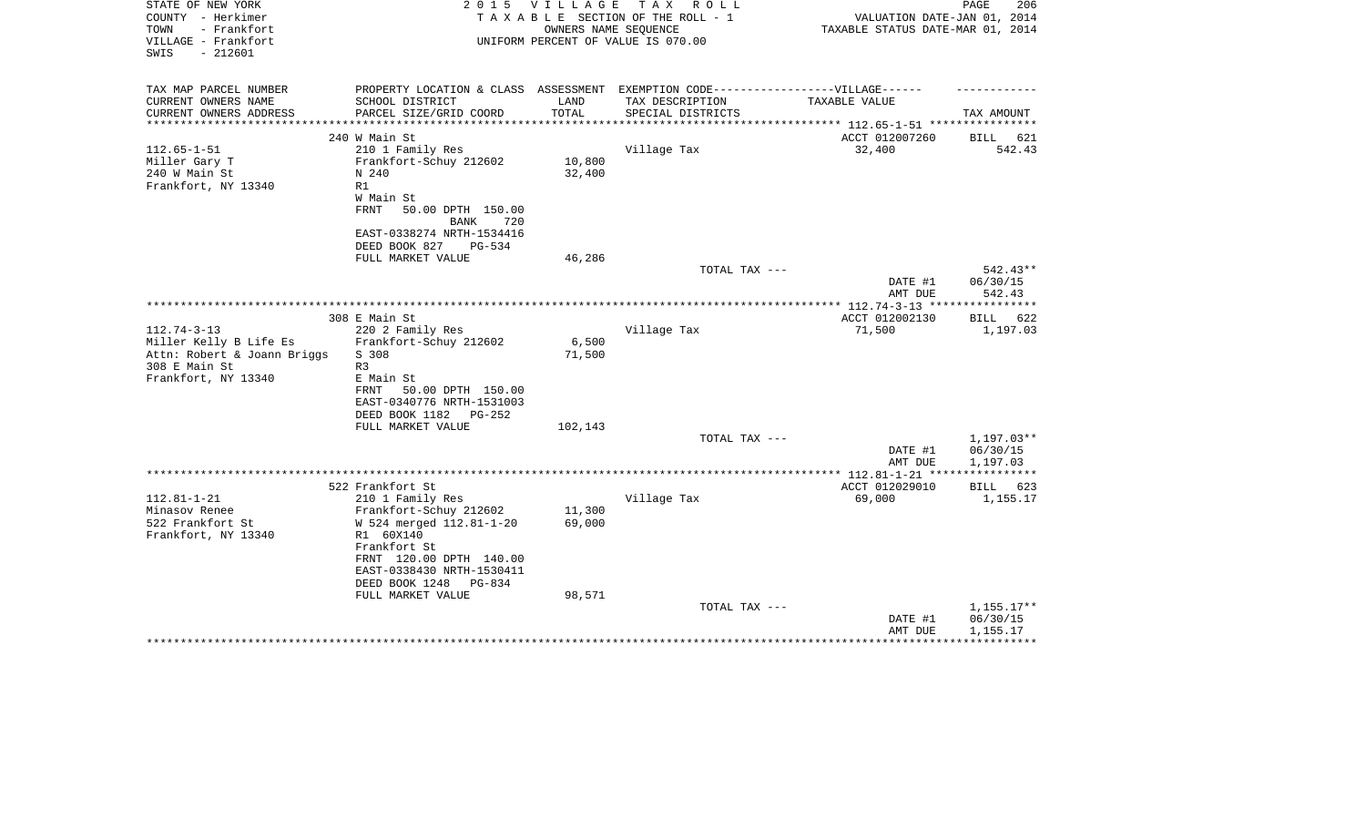STATE OF NEW YORK
COUNTY - Herkimer
TOWN - Frankfort
VILLAGE - Frankfort
SWIS - 212601

2 0 1 5 V I L L A G E T A X R O L L
T A X A B L E SECTION OF THE ROLL - 1
OWNERS NAME SEQUENCE
UNIFORM PERCENT OF VALUE IS 070.00

VALUATION DATE-JAN 01, 2014
TAXABLE STATUS DATE-MAR 01, 2014

| TAX MAP PARCEL NUMBER / CURRENT OWNERS NAME / CURRENT OWNERS ADDRESS | PROPERTY LOCATION & CLASS / SCHOOL DISTRICT / PARCEL SIZE/GRID COORD | ASSESSMENT LAND / TOTAL | EXEMPTION CODE / TAX DESCRIPTION / SPECIAL DISTRICTS | TAXABLE VALUE | TAX AMOUNT |
|---|---|---|---|---|---|
| | 240 W Main St | | | ACCT 012007260 | BILL 621 |
| 112.65-1-51 | 210 1 Family Res | | Village Tax | 32,400 | 542.43 |
| Miller Gary T | Frankfort-Schuy 212602 | 10,800 | | | |
| 240 W Main St | N 240 | 32,400 | | | |
| Frankfort, NY 13340 | R1 | | | | |
| | W Main St | | | | |
| | FRNT 50.00 DPTH 150.00 | | | | |
| | BANK 720 | | | | |
| | EAST-0338274 NRTH-1534416 | | | | |
| | DEED BOOK 827 PG-534 | | | | |
| | FULL MARKET VALUE | 46,286 | | | |
| | | | TOTAL TAX --- | | 542.43** |
| | | | | DATE #1 | 06/30/15 |
| | | | | AMT DUE | 542.43 |
| | 308 E Main St | | | ACCT 012002130 | BILL 622 |
| 112.74-3-13 | 220 2 Family Res | | Village Tax | 71,500 | 1,197.03 |
| Miller Kelly B Life Es | Frankfort-Schuy 212602 | 6,500 | | | |
| Attn: Robert & Joann Briggs | S 308 | 71,500 | | | |
| 308 E Main St | R3 | | | | |
| Frankfort, NY 13340 | E Main St | | | | |
| | FRNT 50.00 DPTH 150.00 | | | | |
| | EAST-0340776 NRTH-1531003 | | | | |
| | DEED BOOK 1182 PG-252 | | | | |
| | FULL MARKET VALUE | 102,143 | | | |
| | | | TOTAL TAX --- | | 1,197.03** |
| | | | | DATE #1 | 06/30/15 |
| | | | | AMT DUE | 1,197.03 |
| | 522 Frankfort St | | | ACCT 012029010 | BILL 623 |
| 112.81-1-21 | 210 1 Family Res | | Village Tax | 69,000 | 1,155.17 |
| Minasov Renee | Frankfort-Schuy 212602 | 11,300 | | | |
| 522 Frankfort St | W 524 merged 112.81-1-20 | 69,000 | | | |
| Frankfort, NY 13340 | R1 60X140 | | | | |
| | Frankfort St | | | | |
| | FRNT 120.00 DPTH 140.00 | | | | |
| | EAST-0338430 NRTH-1530411 | | | | |
| | DEED BOOK 1248 PG-834 | | | | |
| | FULL MARKET VALUE | 98,571 | | | |
| | | | TOTAL TAX --- | | 1,155.17** |
| | | | | DATE #1 | 06/30/15 |
| | | | | AMT DUE | 1,155.17 |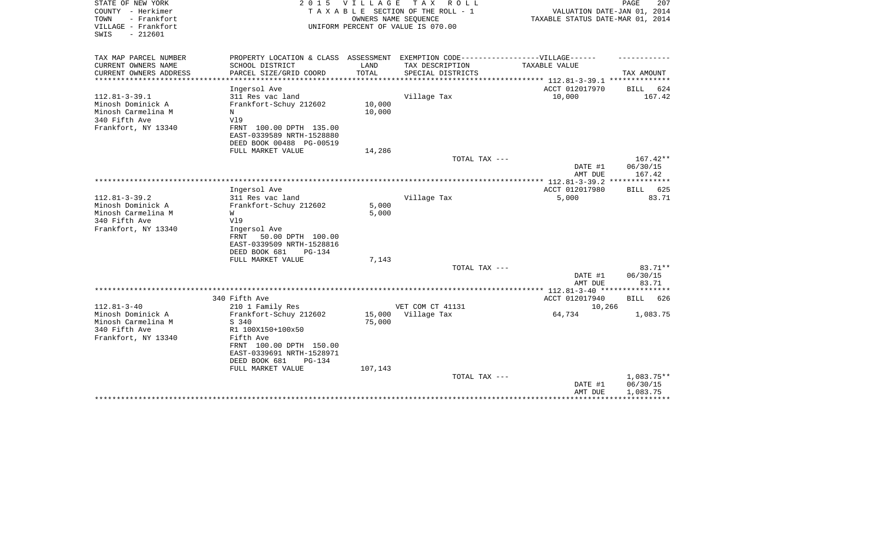STATE OF NEW YORK  
COUNTY - Herkimer  
TOWN - Frankfort  
VILLAGE - Frankfort  
SWIS - 212601

2 0 1 5 V I L L A G E T A X R O L L  
T A X A B L E SECTION OF THE ROLL - 1  
OWNERS NAME SEQUENCE  
UNIFORM PERCENT OF VALUE IS 070.00

VALUATION DATE-JAN 01, 2014  
TAXABLE STATUS DATE-MAR 01, 2014

| TAX MAP PARCEL NUMBER<br>CURRENT OWNERS NAME<br>CURRENT OWNERS ADDRESS | PROPERTY LOCATION & CLASS<br>SCHOOL DISTRICT<br>PARCEL SIZE/GRID COORD | ASSESSMENT<br>LAND<br>TOTAL | EXEMPTION CODE------VILLAGE------<br>TAX DESCRIPTION<br>SPECIAL DISTRICTS | TAXABLE VALUE | TAX AMOUNT |
|---|---|---|---|---|---|
| 112.81-3-39.1 | Ingersol Ave | | | ACCT 012017970 | BILL 624 |
| 112.81-3-39.1<br>Minosh Dominick A<br>Minosh Carmelina M<br>340 Fifth Ave<br>Frankfort, NY 13340 | 311 Res vac land<br>Frankfort-Schuy 212602<br>N<br>Vl9<br>FRNT 100.00 DPTH 135.00<br>EAST-0339589 NRTH-1528880<br>DEED BOOK 00488 PG-00519<br>FULL MARKET VALUE | 10,000<br>10,000<br><br><br><br><br><br>14,286 | Village Tax | 10,000 | 167.42 |
| | | | TOTAL TAX --- | | 167.42** |
| | | | | DATE #1<br>AMT DUE | 06/30/15<br>167.42 |
| 112.81-3-39.2 | Ingersol Ave | | | ACCT 012017980 | BILL 625 |
| 112.81-3-39.2<br>Minosh Dominick A<br>Minosh Carmelina M<br>340 Fifth Ave<br>Frankfort, NY 13340 | 311 Res vac land<br>Frankfort-Schuy 212602<br>W<br>Vl9<br>Ingersol Ave<br>FRNT 50.00 DPTH 100.00<br>EAST-0339509 NRTH-1528816<br>DEED BOOK 681 PG-134<br>FULL MARKET VALUE | 5,000<br>5,000<br><br><br><br><br><br><br>7,143 | Village Tax | 5,000 | 83.71 |
| | | | TOTAL TAX --- | | 83.71** |
| | | | | DATE #1<br>AMT DUE | 06/30/15<br>83.71 |
| 112.81-3-40 | 340 Fifth Ave | | | ACCT 012017940 | BILL 626 |
| 112.81-3-40<br>Minosh Dominick A<br>Minosh Carmelina M<br>340 Fifth Ave<br>Frankfort, NY 13340 | 210 1 Family Res<br>Frankfort-Schuy 212602<br>S 340<br>R1 100X150+100x50<br>Fifth Ave<br>FRNT 100.00 DPTH 150.00<br>EAST-0339691 NRTH-1528971<br>DEED BOOK 681 PG-134<br>FULL MARKET VALUE | <br>15,000<br>75,000<br><br><br><br><br><br>107,143 | VET COM CT 41131<br>Village Tax | 10,266<br>64,734 | <br>1,083.75 |
| | | | TOTAL TAX --- | | 1,083.75** |
| | | | | DATE #1<br>AMT DUE | 06/30/15<br>1,083.75 |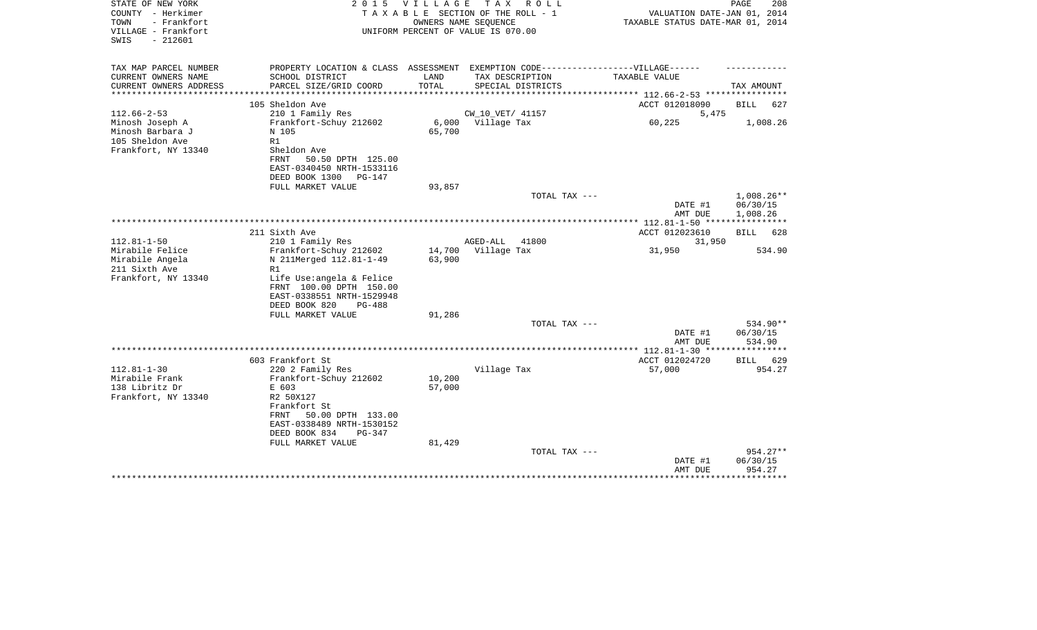STATE OF NEW YORK
COUNTY - Herkimer
TOWN - Frankfort
VILLAGE - Frankfort
SWIS - 212601

2 0 1 5 V I L L A G E T A X R O L L
T A X A B L E SECTION OF THE ROLL - 1
OWNERS NAME SEQUENCE
UNIFORM PERCENT OF VALUE IS 070.00

VALUATION DATE-JAN 01, 2014
TAXABLE STATUS DATE-MAR 01, 2014

| TAX MAP PARCEL NUMBER / CURRENT OWNERS NAME / CURRENT OWNERS ADDRESS | PROPERTY LOCATION & CLASS / SCHOOL DISTRICT / PARCEL SIZE/GRID COORD | ASSESSMENT LAND / TOTAL | EXEMPTION CODE / TAX DESCRIPTION / SPECIAL DISTRICTS | VILLAGE TAXABLE VALUE | TAX AMOUNT |
|---|---|---|---|---|---|
| 112.66-2-53 | 105 Sheldon Ave | | | ACCT 012018090 | BILL 627 |
| Minosh Joseph A | 210 1 Family Res | | CW_10_VET/ 41157 | 5,475 | |
| Minosh Barbara J | Frankfort-Schuy 212602 | 6,000 | Village Tax | 60,225 | 1,008.26 |
| 105 Sheldon Ave | N 105 | 65,700 | | | |
| Frankfort, NY 13340 | R1 | | | | |
| | Sheldon Ave | | | | |
| | FRNT 50.50 DPTH 125.00 | | | | |
| | EAST-0340450 NRTH-1533116 | | | | |
| | DEED BOOK 1300 PG-147 | | | | |
| | FULL MARKET VALUE | 93,857 | | | |
| | | | TOTAL TAX --- | | 1,008.26** |
| | | | | DATE #1 | 06/30/15 |
| | | | | AMT DUE | 1,008.26 |
| 112.81-1-50 | 211 Sixth Ave | | | ACCT 012023610 | BILL 628 |
| Mirabile Felice | 210 1 Family Res | | AGED-ALL 41800 | 31,950 | |
| Mirabile Angela | Frankfort-Schuy 212602 | 14,700 | Village Tax | 31,950 | 534.90 |
| 211 Sixth Ave | N 211Merged 112.81-1-49 | 63,900 | | | |
| Frankfort, NY 13340 | R1 | | | | |
| | Life Use:angela & Felice | | | | |
| | FRNT 100.00 DPTH 150.00 | | | | |
| | EAST-0338551 NRTH-1529948 | | | | |
| | DEED BOOK 820 PG-488 | | | | |
| | FULL MARKET VALUE | 91,286 | | | |
| | | | TOTAL TAX --- | | 534.90** |
| | | | | DATE #1 | 06/30/15 |
| | | | | AMT DUE | 534.90 |
| 112.81-1-30 | 603 Frankfort St | | | ACCT 012024720 | BILL 629 |
| Mirabile Frank | 220 2 Family Res | | Village Tax | 57,000 | 954.27 |
| 138 Libritz Dr | Frankfort-Schuy 212602 | 10,200 | | | |
| Frankfort, NY 13340 | E 603 | 57,000 | | | |
| | R2 50X127 | | | | |
| | Frankfort St | | | | |
| | FRNT 50.00 DPTH 133.00 | | | | |
| | EAST-0338489 NRTH-1530152 | | | | |
| | DEED BOOK 834 PG-347 | | | | |
| | FULL MARKET VALUE | 81,429 | | | |
| | | | TOTAL TAX --- | | 954.27** |
| | | | | DATE #1 | 06/30/15 |
| | | | | AMT DUE | 954.27 |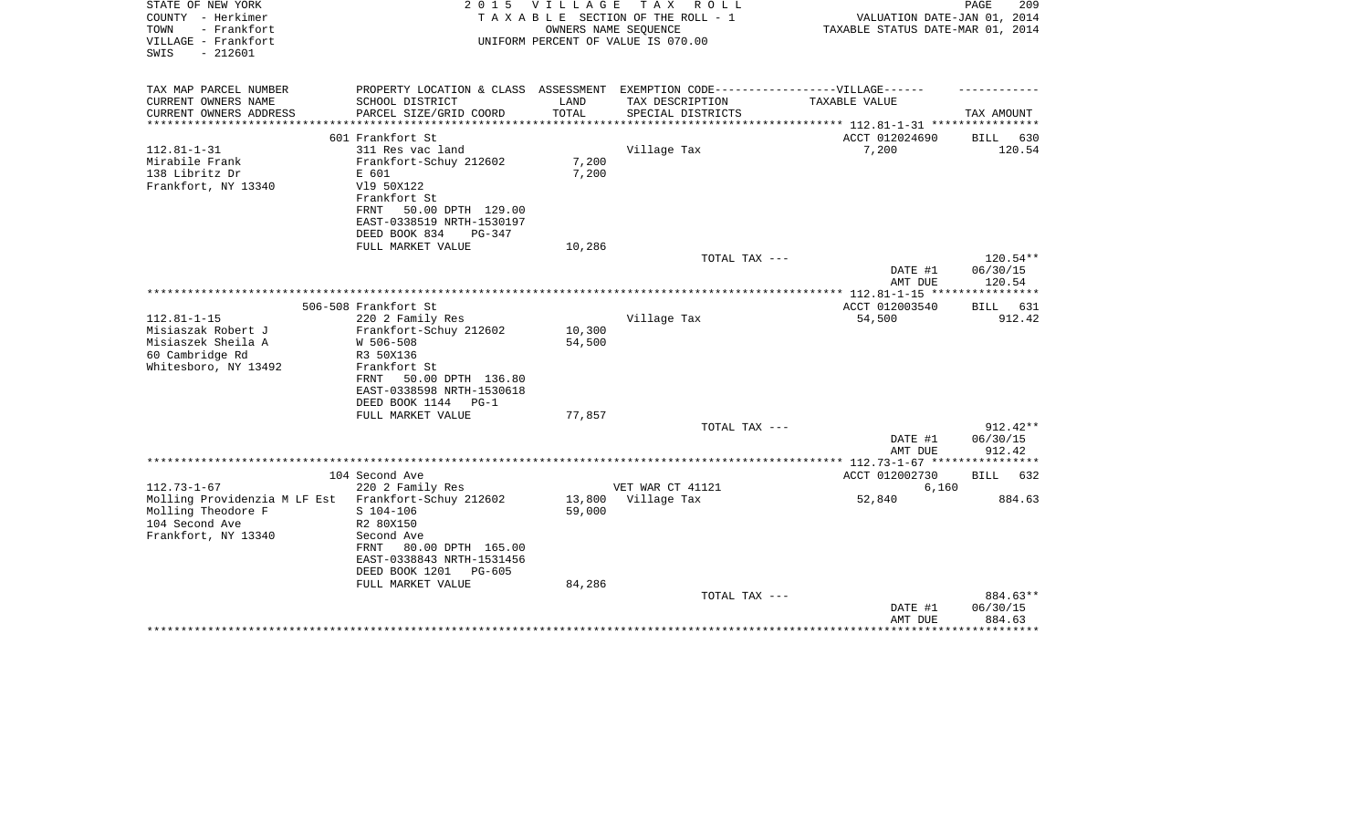STATE OF NEW YORK
COUNTY - Herkimer
TOWN - Frankfort
VILLAGE - Frankfort
SWIS - 212601

2 0 1 5 V I L L A G E T A X R O L L
T A X A B L E SECTION OF THE ROLL - 1
OWNERS NAME SEQUENCE
UNIFORM PERCENT OF VALUE IS 070.00

VALUATION DATE-JAN 01, 2014
TAXABLE STATUS DATE-MAR 01, 2014

| TAX MAP PARCEL NUMBER / CURRENT OWNERS NAME / CURRENT OWNERS ADDRESS | PROPERTY LOCATION & CLASS / SCHOOL DISTRICT / PARCEL SIZE/GRID COORD | ASSESSMENT LAND / TOTAL | EXEMPTION CODE / TAX DESCRIPTION / SPECIAL DISTRICTS | TAXABLE VALUE | TAX AMOUNT |
|---|---|---|---|---|---|
| | 601 Frankfort St | | | ACCT 012024690 | BILL 630 |
| 112.81-1-31 | 311 Res vac land | | Village Tax | 7,200 | 120.54 |
| Mirabile Frank | Frankfort-Schuy 212602 | 7,200 | | | |
| 138 Libritz Dr | E 601 | 7,200 | | | |
| Frankfort, NY 13340 | Vl9 50X122 | | | | |
| | Frankfort St | | | | |
| | FRNT 50.00 DPTH 129.00 | | | | |
| | EAST-0338519 NRTH-1530197 | | | | |
| | DEED BOOK 834 PG-347 | | | | |
| | FULL MARKET VALUE | 10,286 | | | |
| | | | TOTAL TAX --- | | 120.54** |
| | | | | DATE #1 | 06/30/15 |
| | | | | AMT DUE | 120.54 |
| | 506-508 Frankfort St | | | ACCT 012003540 | BILL 631 |
| 112.81-1-15 | 220 2 Family Res | | Village Tax | 54,500 | 912.42 |
| Misiaszak Robert J | Frankfort-Schuy 212602 | 10,300 | | | |
| Misiaszek Sheila A | W 506-508 | 54,500 | | | |
| 60 Cambridge Rd | R3 50X136 | | | | |
| Whitesboro, NY 13492 | Frankfort St | | | | |
| | FRNT 50.00 DPTH 136.80 | | | | |
| | EAST-0338598 NRTH-1530618 | | | | |
| | DEED BOOK 1144 PG-1 | | | | |
| | FULL MARKET VALUE | 77,857 | | | |
| | | | TOTAL TAX --- | | 912.42** |
| | | | | DATE #1 | 06/30/15 |
| | | | | AMT DUE | 912.42 |
| | 104 Second Ave | | | ACCT 012002730 | BILL 632 |
| 112.73-1-67 | 220 2 Family Res | | VET WAR CT 41121 | 6,160 | |
| Molling Providenzia M LF Est | Frankfort-Schuy 212602 | 13,800 | Village Tax | 52,840 | 884.63 |
| Molling Theodore F | S 104-106 | 59,000 | | | |
| 104 Second Ave | R2 80X150 | | | | |
| Frankfort, NY 13340 | Second Ave | | | | |
| | FRNT 80.00 DPTH 165.00 | | | | |
| | EAST-0338843 NRTH-1531456 | | | | |
| | DEED BOOK 1201 PG-605 | | | | |
| | FULL MARKET VALUE | 84,286 | | | |
| | | | TOTAL TAX --- | | 884.63** |
| | | | | DATE #1 | 06/30/15 |
| | | | | AMT DUE | 884.63 |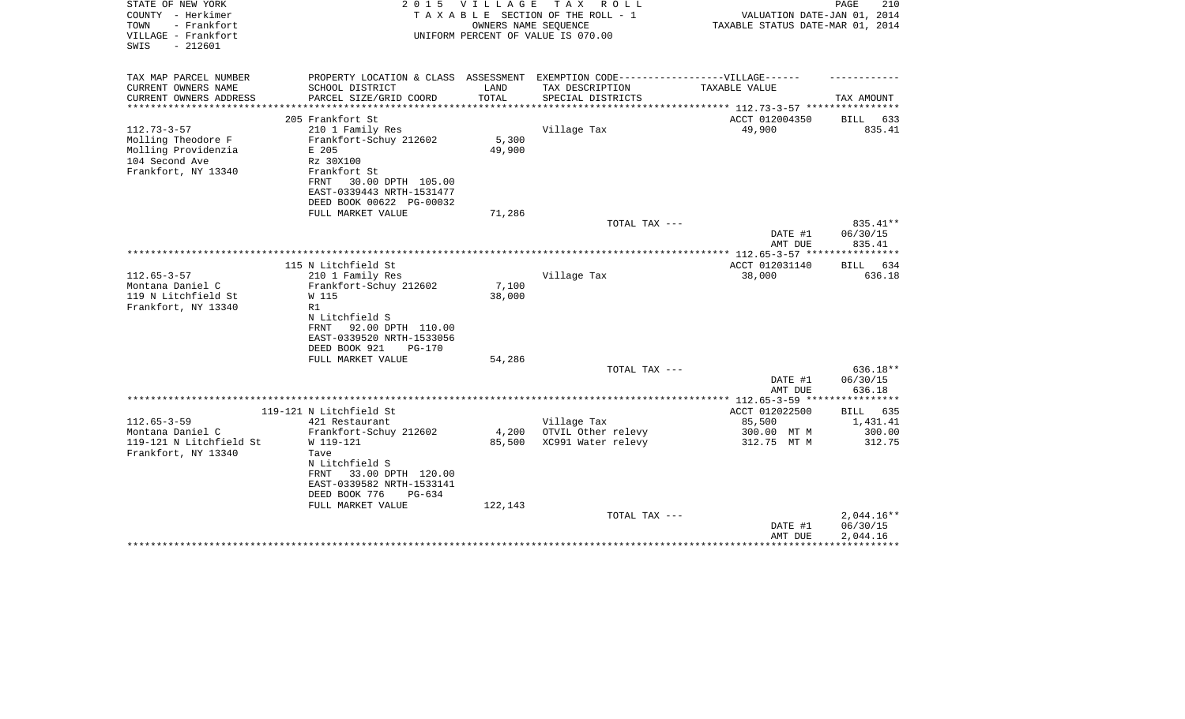STATE OF NEW YORK
COUNTY - Herkimer
TOWN - Frankfort
VILLAGE - Frankfort
SWIS - 212601

2 0 1 5 V I L L A G E T A X R O L L
T A X A B L E SECTION OF THE ROLL - 1
OWNERS NAME SEQUENCE
UNIFORM PERCENT OF VALUE IS 070.00

VALUATION DATE-JAN 01, 2014
TAXABLE STATUS DATE-MAR 01, 2014

| TAX MAP PARCEL NUMBER / CURRENT OWNERS NAME / CURRENT OWNERS ADDRESS | PROPERTY LOCATION & CLASS / SCHOOL DISTRICT / PARCEL SIZE/GRID COORD | ASSESSMENT LAND / TOTAL | EXEMPTION CODE / TAX DESCRIPTION / SPECIAL DISTRICTS | TAXABLE VALUE | TAX AMOUNT |
|---|---|---|---|---|---|
| | 205 Frankfort St | | | ACCT 012004350 | BILL 633 |
| 112.73-3-57 | 210 1 Family Res | | Village Tax | 49,900 | 835.41 |
| Molling Theodore F | Frankfort-Schuy 212602 | 5,300 | | | |
| Molling Providenzia | E 205 | 49,900 | | | |
| 104 Second Ave | Rz 30X100 | | | | |
| Frankfort, NY 13340 | Frankfort St | | | | |
| | FRNT 30.00 DPTH 105.00 | | | | |
| | EAST-0339443 NRTH-1531477 | | | | |
| | DEED BOOK 00622 PG-00032 | | | | |
| | FULL MARKET VALUE | 71,286 | | | |
| | | | TOTAL TAX --- | | 835.41** |
| | | | | DATE #1 | 06/30/15 |
| | | | | AMT DUE | 835.41 |
| | 115 N Litchfield St | | | ACCT 012031140 | BILL 634 |
| 112.65-3-57 | 210 1 Family Res | | Village Tax | 38,000 | 636.18 |
| Montana Daniel C | Frankfort-Schuy 212602 | 7,100 | | | |
| 119 N Litchfield St | W 115 | 38,000 | | | |
| Frankfort, NY 13340 | R1 | | | | |
| | N Litchfield S | | | | |
| | FRNT 92.00 DPTH 110.00 | | | | |
| | EAST-0339520 NRTH-1533056 | | | | |
| | DEED BOOK 921 PG-170 | | | | |
| | FULL MARKET VALUE | 54,286 | | | |
| | | | TOTAL TAX --- | | 636.18** |
| | | | | DATE #1 | 06/30/15 |
| | | | | AMT DUE | 636.18 |
| | 119-121 N Litchfield St | | | ACCT 012022500 | BILL 635 |
| 112.65-3-59 | 421 Restaurant | | Village Tax | 85,500 | 1,431.41 |
| Montana Daniel C | Frankfort-Schuy 212602 | 4,200 | OTVIL Other relevy | 300.00 MT M | 300.00 |
| 119-121 N Litchfield St | W 119-121 | 85,500 | XC991 Water relevy | 312.75 MT M | 312.75 |
| Frankfort, NY 13340 | Tave | | | | |
| | N Litchfield S | | | | |
| | FRNT 33.00 DPTH 120.00 | | | | |
| | EAST-0339582 NRTH-1533141 | | | | |
| | DEED BOOK 776 PG-634 | | | | |
| | FULL MARKET VALUE | 122,143 | | | |
| | | | TOTAL TAX --- | | 2,044.16** |
| | | | | DATE #1 | 06/30/15 |
| | | | | AMT DUE | 2,044.16 |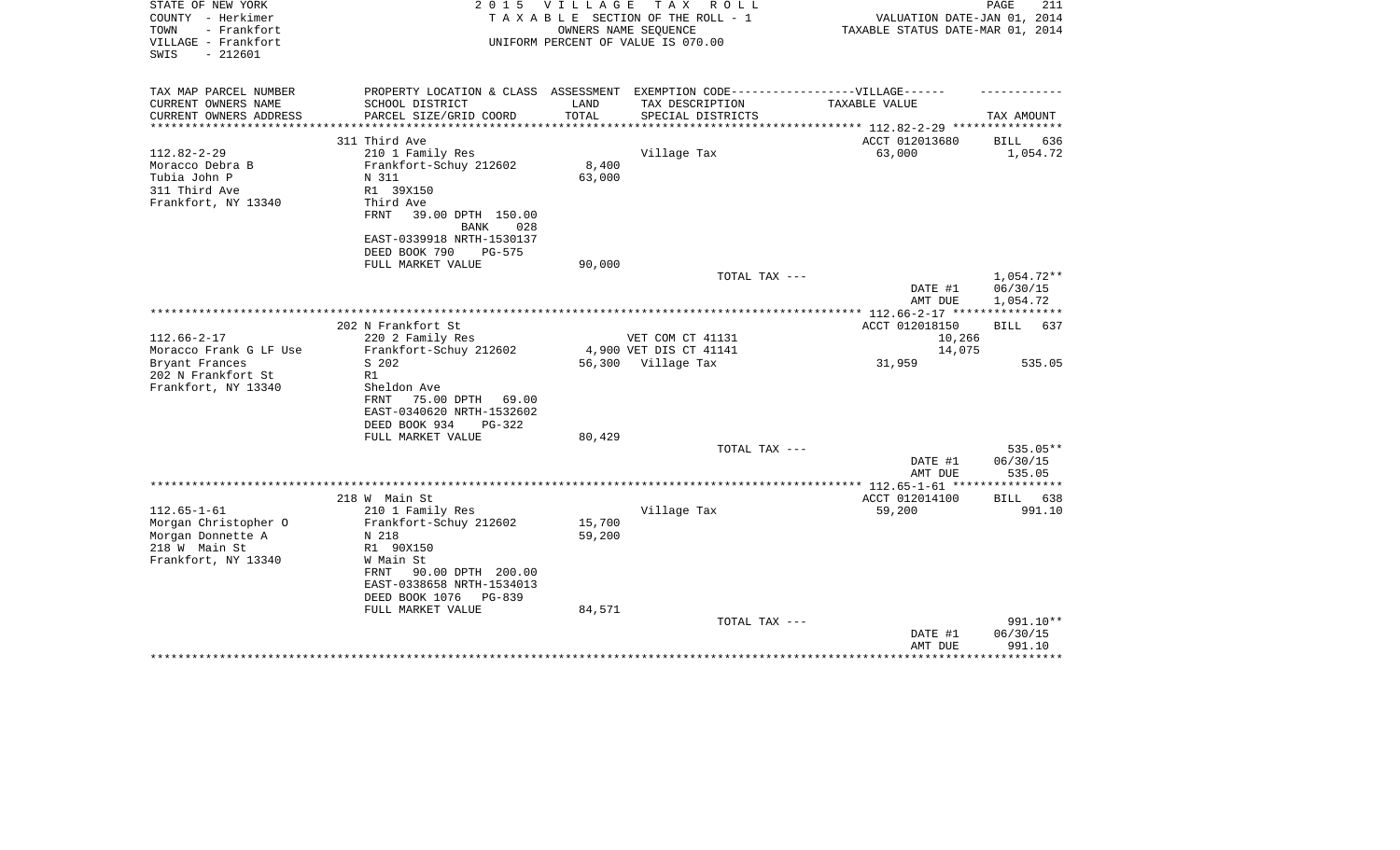STATE OF NEW YORK
COUNTY - Herkimer
TOWN - Frankfort
VILLAGE - Frankfort
SWIS - 212601

2 0 1 5 V I L L A G E T A X R O L L
T A X A B L E SECTION OF THE ROLL - 1
OWNERS NAME SEQUENCE
UNIFORM PERCENT OF VALUE IS 070.00

VALUATION DATE-JAN 01, 2014
TAXABLE STATUS DATE-MAR 01, 2014

| TAX MAP PARCEL NUMBER / CURRENT OWNERS NAME / CURRENT OWNERS ADDRESS | PROPERTY LOCATION & CLASS / SCHOOL DISTRICT / PARCEL SIZE/GRID COORD | ASSESSMENT LAND / TOTAL | EXEMPTION CODE / TAX DESCRIPTION / SPECIAL DISTRICTS | TAXABLE VALUE | TAX AMOUNT |
|---|---|---|---|---|---|
| | 311 Third Ave | | | ACCT 012013680 | BILL 636 |
| 112.82-2-29 | 210 1 Family Res | | Village Tax | 63,000 | 1,054.72 |
| Moracco Debra B | Frankfort-Schuy 212602 | 8,400 | | | |
| Tubia John P | N 311 | 63,000 | | | |
| 311 Third Ave | R1 39X150 | | | | |
| Frankfort, NY 13340 | Third Ave | | | | |
| | FRNT 39.00 DPTH 150.00 | | | | |
| | BANK 028 | | | | |
| | EAST-0339918 NRTH-1530137 | | | | |
| | DEED BOOK 790 PG-575 | | | | |
| | FULL MARKET VALUE | 90,000 | | | |
| | | | TOTAL TAX --- | | 1,054.72** |
| | | | | DATE #1 | 06/30/15 |
| | | | | AMT DUE | 1,054.72 |
| | 202 N Frankfort St | | | ACCT 012018150 | BILL 637 |
| 112.66-2-17 | 220 2 Family Res | | VET COM CT 41131 | 10,266 | |
| Moracco Frank G LF Use | Frankfort-Schuy 212602 | 4,900 | VET DIS CT 41141 | 14,075 | |
| Bryant Frances | S 202 | 56,300 | Village Tax | 31,959 | 535.05 |
| 202 N Frankfort St | R1 | | | | |
| Frankfort, NY 13340 | Sheldon Ave | | | | |
| | FRNT 75.00 DPTH 69.00 | | | | |
| | EAST-0340620 NRTH-1532602 | | | | |
| | DEED BOOK 934 PG-322 | | | | |
| | FULL MARKET VALUE | 80,429 | | | |
| | | | TOTAL TAX --- | | 535.05** |
| | | | | DATE #1 | 06/30/15 |
| | | | | AMT DUE | 535.05 |
| | 218 W Main St | | | ACCT 012014100 | BILL 638 |
| 112.65-1-61 | 210 1 Family Res | | Village Tax | 59,200 | 991.10 |
| Morgan Christopher O | Frankfort-Schuy 212602 | 15,700 | | | |
| Morgan Donnette A | N 218 | 59,200 | | | |
| 218 W Main St | R1 90X150 | | | | |
| Frankfort, NY 13340 | W Main St | | | | |
| | FRNT 90.00 DPTH 200.00 | | | | |
| | EAST-0338658 NRTH-1534013 | | | | |
| | DEED BOOK 1076 PG-839 | | | | |
| | FULL MARKET VALUE | 84,571 | | | |
| | | | TOTAL TAX --- | | 991.10** |
| | | | | DATE #1 | 06/30/15 |
| | | | | AMT DUE | 991.10 |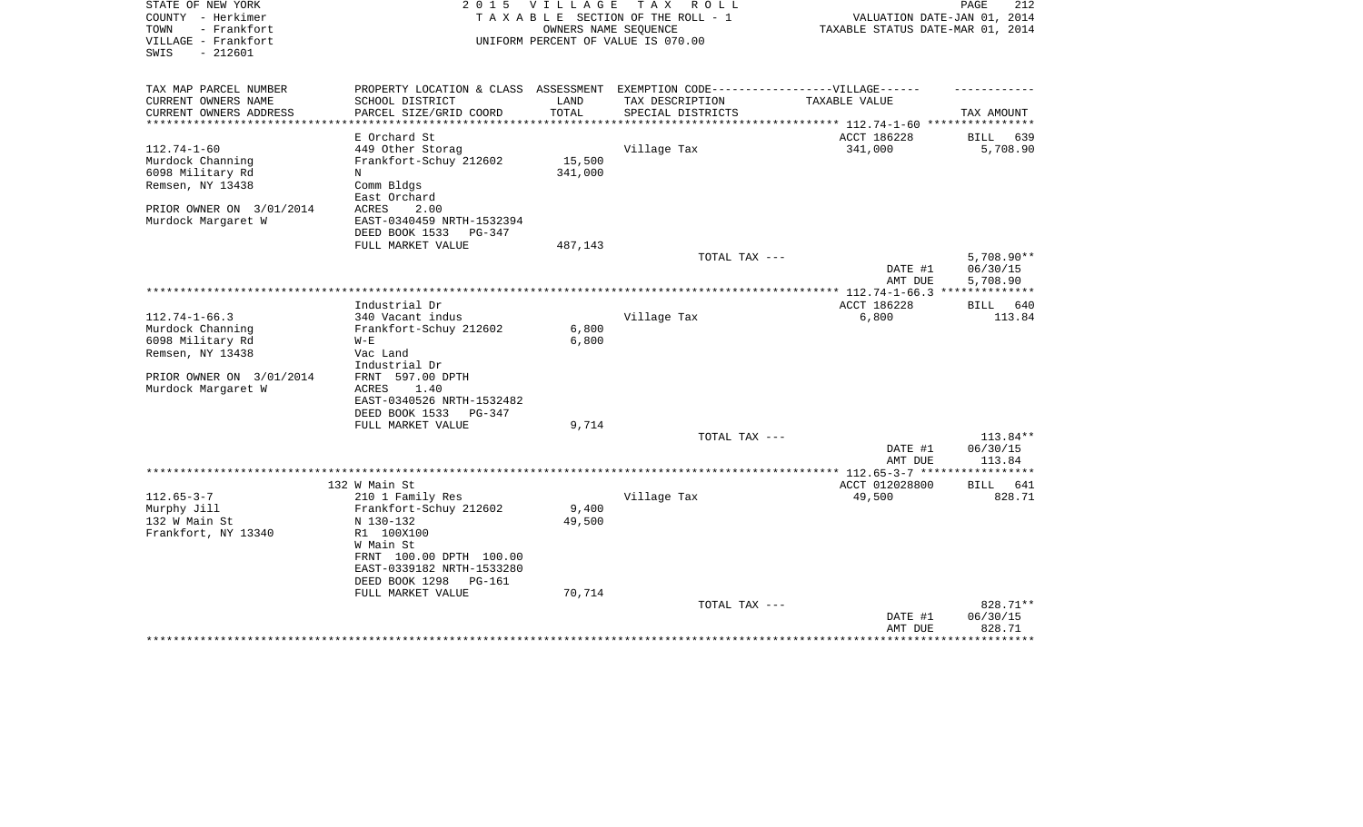STATE OF NEW YORK                2 0 1 5   V I L L A G E   T A X   R O L L
COUNTY - Herkimer                T A X A B L E SECTION OF THE ROLL - 1                VALUATION DATE-JAN 01, 2014
TOWN - Frankfort                 OWNERS NAME SEQUENCE                                 TAXABLE STATUS DATE-MAR 01, 2014
VILLAGE - Frankfort              UNIFORM PERCENT OF VALUE IS 070.00
SWIS - 212601

| TAX MAP PARCEL NUMBER<br>CURRENT OWNERS NAME<br>CURRENT OWNERS ADDRESS | PROPERTY LOCATION & CLASS<br>SCHOOL DISTRICT<br>PARCEL SIZE/GRID COORD | ASSESSMENT<br>LAND<br>TOTAL | EXEMPTION CODE------------------VILLAGE------<br>TAX DESCRIPTION<br>SPECIAL DISTRICTS | TAXABLE VALUE | TAX AMOUNT |
|---|---|---|---|---|---|
| **112.74-1-60** | E Orchard St | | | ACCT 186228 | BILL 639 |
| 112.74-1-60 | 449 Other Storag | | Village Tax | 341,000 | 5,708.90 |
| Murdock Channing | Frankfort-Schuy 212602 | 15,500 | | | |
| 6098 Military Rd | N | 341,000 | | | |
| Remsen, NY 13438 | Comm Bldgs | | | | |
| | East Orchard | | | | |
| PRIOR OWNER ON 3/01/2014 | ACRES 2.00 | | | | |
| Murdock Margaret W | EAST-0340459 NRTH-1532394 | | | | |
| | DEED BOOK 1533 PG-347 | | | | |
| | FULL MARKET VALUE | 487,143 | | | |
| | | | TOTAL TAX --- | | 5,708.90** |
| | | | | DATE #1 | 06/30/15 |
| | | | | AMT DUE | 5,708.90 |
| **112.74-1-66.3** | Industrial Dr | | | ACCT 186228 | BILL 640 |
| 112.74-1-66.3 | 340 Vacant indus | | Village Tax | 6,800 | 113.84 |
| Murdock Channing | Frankfort-Schuy 212602 | 6,800 | | | |
| 6098 Military Rd | W-E | 6,800 | | | |
| Remsen, NY 13438 | Vac Land | | | | |
| | Industrial Dr | | | | |
| PRIOR OWNER ON 3/01/2014 | FRNT 597.00 DPTH | | | | |
| Murdock Margaret W | ACRES 1.40 | | | | |
| | EAST-0340526 NRTH-1532482 | | | | |
| | DEED BOOK 1533 PG-347 | | | | |
| | FULL MARKET VALUE | 9,714 | | | |
| | | | TOTAL TAX --- | | 113.84** |
| | | | | DATE #1 | 06/30/15 |
| | | | | AMT DUE | 113.84 |
| **112.65-3-7** | 132 W Main St | | | ACCT 012028800 | BILL 641 |
| 112.65-3-7 | 210 1 Family Res | | Village Tax | 49,500 | 828.71 |
| Murphy Jill | Frankfort-Schuy 212602 | 9,400 | | | |
| 132 W Main St | N 130-132 | 49,500 | | | |
| Frankfort, NY 13340 | R1 100X100 | | | | |
| | W Main St | | | | |
| | FRNT 100.00 DPTH 100.00 | | | | |
| | EAST-0339182 NRTH-1533280 | | | | |
| | DEED BOOK 1298 PG-161 | | | | |
| | FULL MARKET VALUE | 70,714 | | | |
| | | | TOTAL TAX --- | | 828.71** |
| | | | | DATE #1 | 06/30/15 |
| | | | | AMT DUE | 828.71 |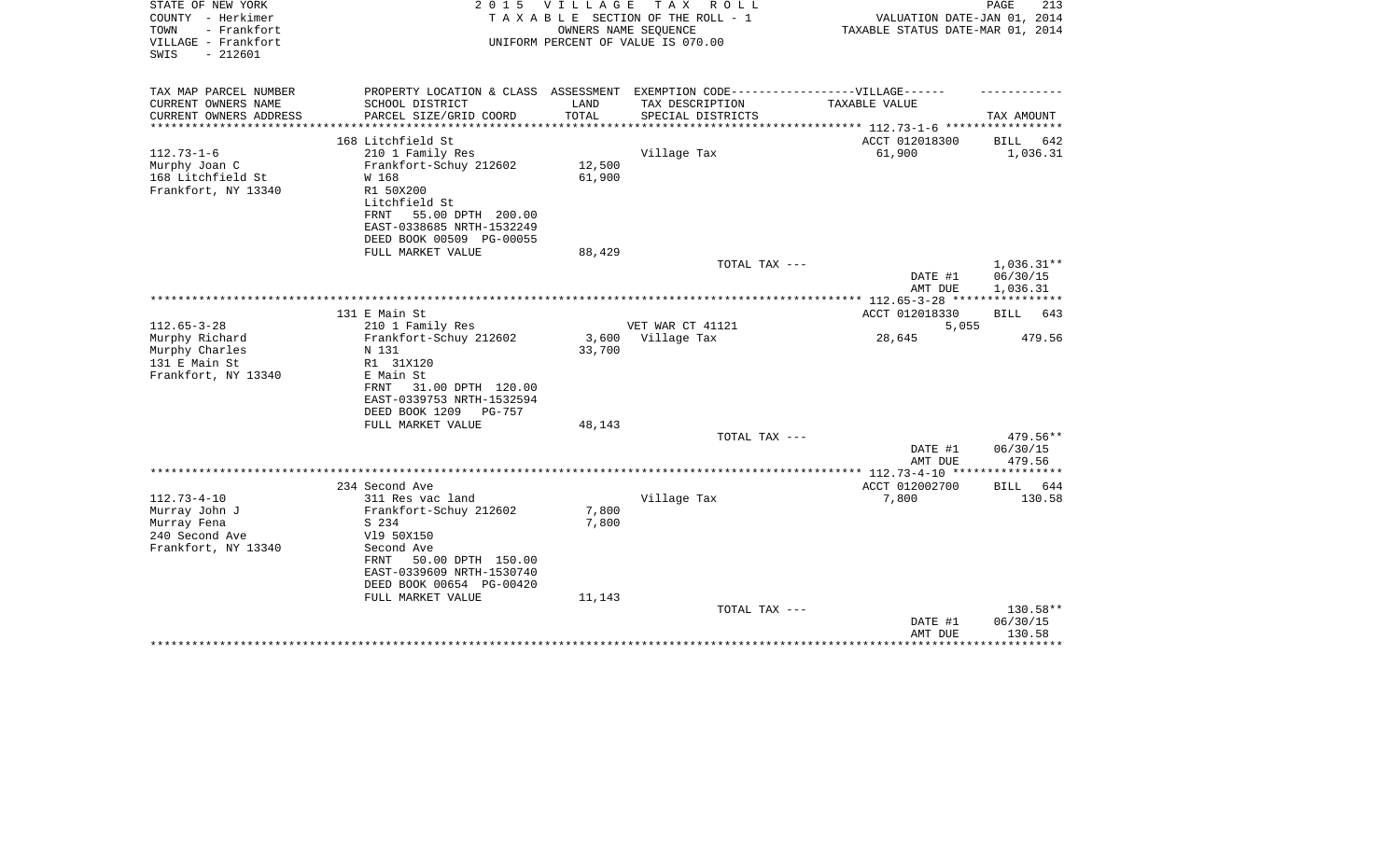STATE OF NEW YORK
COUNTY - Herkimer
TOWN - Frankfort
VILLAGE - Frankfort
SWIS - 212601

**2015 VILLAGE TAX ROLL**
TAXABLE SECTION OF THE ROLL - 1
OWNERS NAME SEQUENCE
UNIFORM PERCENT OF VALUE IS 070.00

VALUATION DATE-JAN 01, 2014
TAXABLE STATUS DATE-MAR 01, 2014

| TAX MAP PARCEL NUMBER / CURRENT OWNERS NAME / CURRENT OWNERS ADDRESS | PROPERTY LOCATION & CLASS / SCHOOL DISTRICT / PARCEL SIZE/GRID COORD | ASSESSMENT LAND / TOTAL | EXEMPTION CODE / TAX DESCRIPTION / SPECIAL DISTRICTS | VILLAGE TAXABLE VALUE | TAX AMOUNT |
|---|---|---|---|---|---|
| **112.73-1-6** | 168 Litchfield St | | | ACCT 012018300 | BILL 642 |
| Murphy Joan C | 210 1 Family Res | | Village Tax | 61,900 | 1,036.31 |
| 168 Litchfield St | Frankfort-Schuy 212602 | 12,500 | | | |
| Frankfort, NY 13340 | W 168 | 61,900 | | | |
| | R1 50X200 | | | | |
| | Litchfield St | | | | |
| | FRNT 55.00 DPTH 200.00 | | | | |
| | EAST-0338685 NRTH-1532249 | | | | |
| | DEED BOOK 00509 PG-00055 | | | | |
| | FULL MARKET VALUE | 88,429 | | | |
| | | | TOTAL TAX --- | | 1,036.31** |
| | | | | DATE #1 | 06/30/15 |
| | | | | AMT DUE | 1,036.31 |
| **112.65-3-28** | 131 E Main St | | | ACCT 012018330 | BILL 643 |
| Murphy Richard | 210 1 Family Res | | VET WAR CT 41121 | 5,055 | |
| Murphy Charles | Frankfort-Schuy 212602 | 3,600 | Village Tax | 28,645 | 479.56 |
| 131 E Main St | N 131 | 33,700 | | | |
| Frankfort, NY 13340 | R1 31X120 | | | | |
| | E Main St | | | | |
| | FRNT 31.00 DPTH 120.00 | | | | |
| | EAST-0339753 NRTH-1532594 | | | | |
| | DEED BOOK 1209 PG-757 | | | | |
| | FULL MARKET VALUE | 48,143 | | | |
| | | | TOTAL TAX --- | | 479.56** |
| | | | | DATE #1 | 06/30/15 |
| | | | | AMT DUE | 479.56 |
| **112.73-4-10** | 234 Second Ave | | | ACCT 012002700 | BILL 644 |
| Murray John J | 311 Res vac land | | Village Tax | 7,800 | 130.58 |
| Murray Fena | Frankfort-Schuy 212602 | 7,800 | | | |
| 240 Second Ave | S 234 | 7,800 | | | |
| Frankfort, NY 13340 | Vl9 50X150 | | | | |
| | Second Ave | | | | |
| | FRNT 50.00 DPTH 150.00 | | | | |
| | EAST-0339609 NRTH-1530740 | | | | |
| | DEED BOOK 00654 PG-00420 | | | | |
| | FULL MARKET VALUE | 11,143 | | | |
| | | | TOTAL TAX --- | | 130.58** |
| | | | | DATE #1 | 06/30/15 |
| | | | | AMT DUE | 130.58 |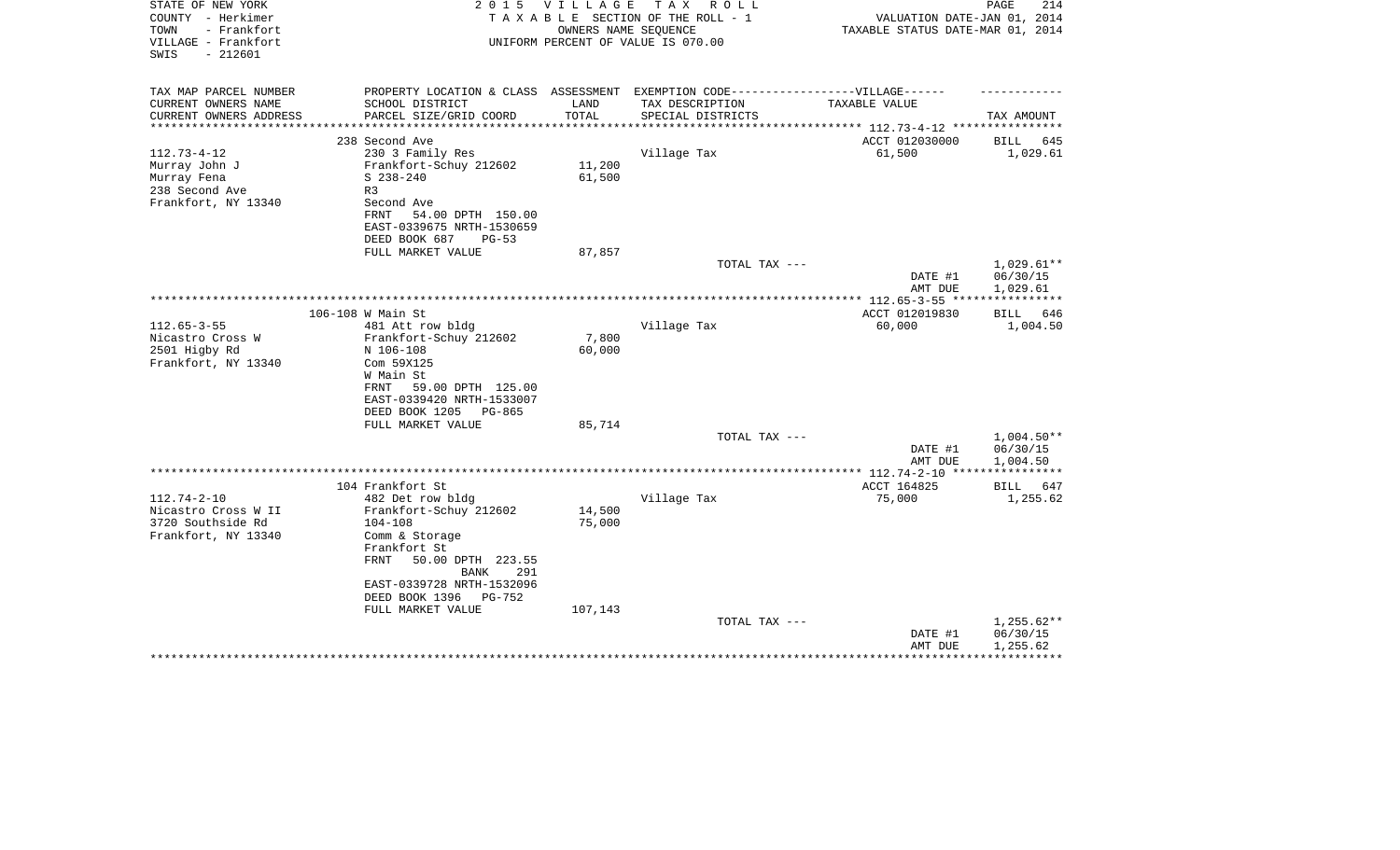STATE OF NEW YORK
COUNTY - Herkimer
TOWN - Frankfort
VILLAGE - Frankfort
SWIS - 212601

2 0 1 5 V I L L A G E T A X R O L L
T A X A B L E SECTION OF THE ROLL - 1
OWNERS NAME SEQUENCE
UNIFORM PERCENT OF VALUE IS 070.00

VALUATION DATE-JAN 01, 2014
TAXABLE STATUS DATE-MAR 01, 2014

| TAX MAP PARCEL NUMBER / CURRENT OWNERS NAME / CURRENT OWNERS ADDRESS | PROPERTY LOCATION & CLASS / SCHOOL DISTRICT / PARCEL SIZE/GRID COORD | ASSESSMENT LAND / TOTAL | EXEMPTION CODE-VILLAGE / TAX DESCRIPTION / SPECIAL DISTRICTS | TAXABLE VALUE | TAX AMOUNT |
|---|---|---|---|---|---|
| 112.73-4-12 | 238 Second Ave | | | ACCT 012030000 | BILL 645 |
| Murray John J | 230 3 Family Res | | Village Tax | 61,500 | 1,029.61 |
| Murray Fena | Frankfort-Schuy 212602 | 11,200 | | | |
| 238 Second Ave | S 238-240 | 61,500 | | | |
| Frankfort, NY 13340 | R3 | | | | |
| | Second Ave | | | | |
| | FRNT 54.00 DPTH 150.00 | | | | |
| | EAST-0339675 NRTH-1530659 | | | | |
| | DEED BOOK 687 PG-53 | | | | |
| | FULL MARKET VALUE | 87,857 | | | |
| | | | TOTAL TAX --- | | 1,029.61** |
| | | | | DATE #1 | 06/30/15 |
| | | | | AMT DUE | 1,029.61 |
| 112.65-3-55 | 106-108 W Main St | | | ACCT 012019830 | BILL 646 |
| Nicastro Cross W | 481 Att row bldg | | Village Tax | 60,000 | 1,004.50 |
| 2501 Higby Rd | Frankfort-Schuy 212602 | 7,800 | | | |
| Frankfort, NY 13340 | N 106-108 | 60,000 | | | |
| | Com 59X125 | | | | |
| | W Main St | | | | |
| | FRNT 59.00 DPTH 125.00 | | | | |
| | EAST-0339420 NRTH-1533007 | | | | |
| | DEED BOOK 1205 PG-865 | | | | |
| | FULL MARKET VALUE | 85,714 | | | |
| | | | TOTAL TAX --- | | 1,004.50** |
| | | | | DATE #1 | 06/30/15 |
| | | | | AMT DUE | 1,004.50 |
| 112.74-2-10 | 104 Frankfort St | | | ACCT 164825 | BILL 647 |
| Nicastro Cross W II | 482 Det row bldg | | Village Tax | 75,000 | 1,255.62 |
| 3720 Southside Rd | Frankfort-Schuy 212602 | 14,500 | | | |
| Frankfort, NY 13340 | 104-108 | 75,000 | | | |
| | Comm & Storage | | | | |
| | Frankfort St | | | | |
| | FRNT 50.00 DPTH 223.55 | | | | |
| | BANK 291 | | | | |
| | EAST-0339728 NRTH-1532096 | | | | |
| | DEED BOOK 1396 PG-752 | | | | |
| | FULL MARKET VALUE | 107,143 | | | |
| | | | TOTAL TAX --- | | 1,255.62** |
| | | | | DATE #1 | 06/30/15 |
| | | | | AMT DUE | 1,255.62 |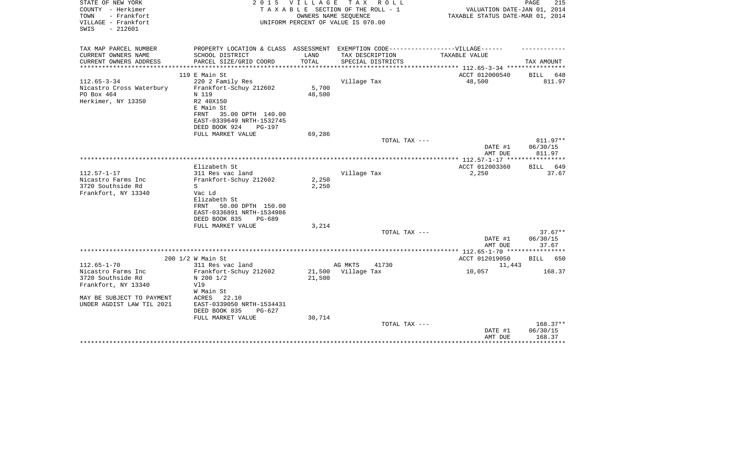STATE OF NEW YORK
COUNTY - Herkimer
TOWN - Frankfort
VILLAGE - Frankfort
SWIS - 212601

2 0 1 5 V I L L A G E T A X R O L L
T A X A B L E SECTION OF THE ROLL - 1
OWNERS NAME SEQUENCE
UNIFORM PERCENT OF VALUE IS 070.00

VALUATION DATE-JAN 01, 2014
TAXABLE STATUS DATE-MAR 01, 2014

| TAX MAP PARCEL NUMBER / CURRENT OWNERS NAME / CURRENT OWNERS ADDRESS | PROPERTY LOCATION & CLASS / SCHOOL DISTRICT / PARCEL SIZE/GRID COORD | ASSESSMENT LAND / TOTAL | EXEMPTION CODE / TAX DESCRIPTION / SPECIAL DISTRICTS | TAXABLE VALUE | TAX AMOUNT |
|---|---|---|---|---|---|
| | 119 E Main St | | | ACCT 012000540 | BILL 648 |
| 112.65-3-34 | 220 2 Family Res | | Village Tax | 48,500 | 811.97 |
| Nicastro Cross Waterbury | Frankfort-Schuy 212602 | 5,700 | | | |
| PO Box 464 | N 119 | 48,500 | | | |
| Herkimer, NY 13350 | R2 40X150 | | | | |
| | E Main St | | | | |
| | FRNT 35.00 DPTH 140.00 | | | | |
| | EAST-0339649 NRTH-1532745 | | | | |
| | DEED BOOK 924 PG-197 | | | | |
| | FULL MARKET VALUE | 69,286 | | | |
| | | | TOTAL TAX --- | | 811.97** |
| | | | | DATE #1 | 06/30/15 |
| | | | | AMT DUE | 811.97 |
| | Elizabeth St | | | ACCT 012003360 | BILL 649 |
| 112.57-1-17 | 311 Res vac land | | Village Tax | 2,250 | 37.67 |
| Nicastro Farms Inc | Frankfort-Schuy 212602 | 2,250 | | | |
| 3720 Southside Rd | S | 2,250 | | | |
| Frankfort, NY 13340 | Vac Ld | | | | |
| | Elizabeth St | | | | |
| | FRNT 50.00 DPTH 150.00 | | | | |
| | EAST-0336891 NRTH-1534986 | | | | |
| | DEED BOOK 835 PG-689 | | | | |
| | FULL MARKET VALUE | 3,214 | | | |
| | | | TOTAL TAX --- | | 37.67** |
| | | | | DATE #1 | 06/30/15 |
| | | | | AMT DUE | 37.67 |
| | 200 1/2 W Main St | | | ACCT 012019050 | BILL 650 |
| 112.65-1-70 | 311 Res vac land | | AG MKTS 41730 | 11,443 | |
| Nicastro Farms Inc | Frankfort-Schuy 212602 | 21,500 | Village Tax | 10,057 | 168.37 |
| 3720 Southside Rd | N 200 1/2 | 21,500 | | | |
| Frankfort, NY 13340 | Vl9 | | | | |
| | W Main St | | | | |
| MAY BE SUBJECT TO PAYMENT | ACRES 22.10 | | | | |
| UNDER AGDIST LAW TIL 2021 | EAST-0339050 NRTH-1534431 | | | | |
| | DEED BOOK 835 PG-627 | | | | |
| | FULL MARKET VALUE | 30,714 | | | |
| | | | TOTAL TAX --- | | 168.37** |
| | | | | DATE #1 | 06/30/15 |
| | | | | AMT DUE | 168.37 |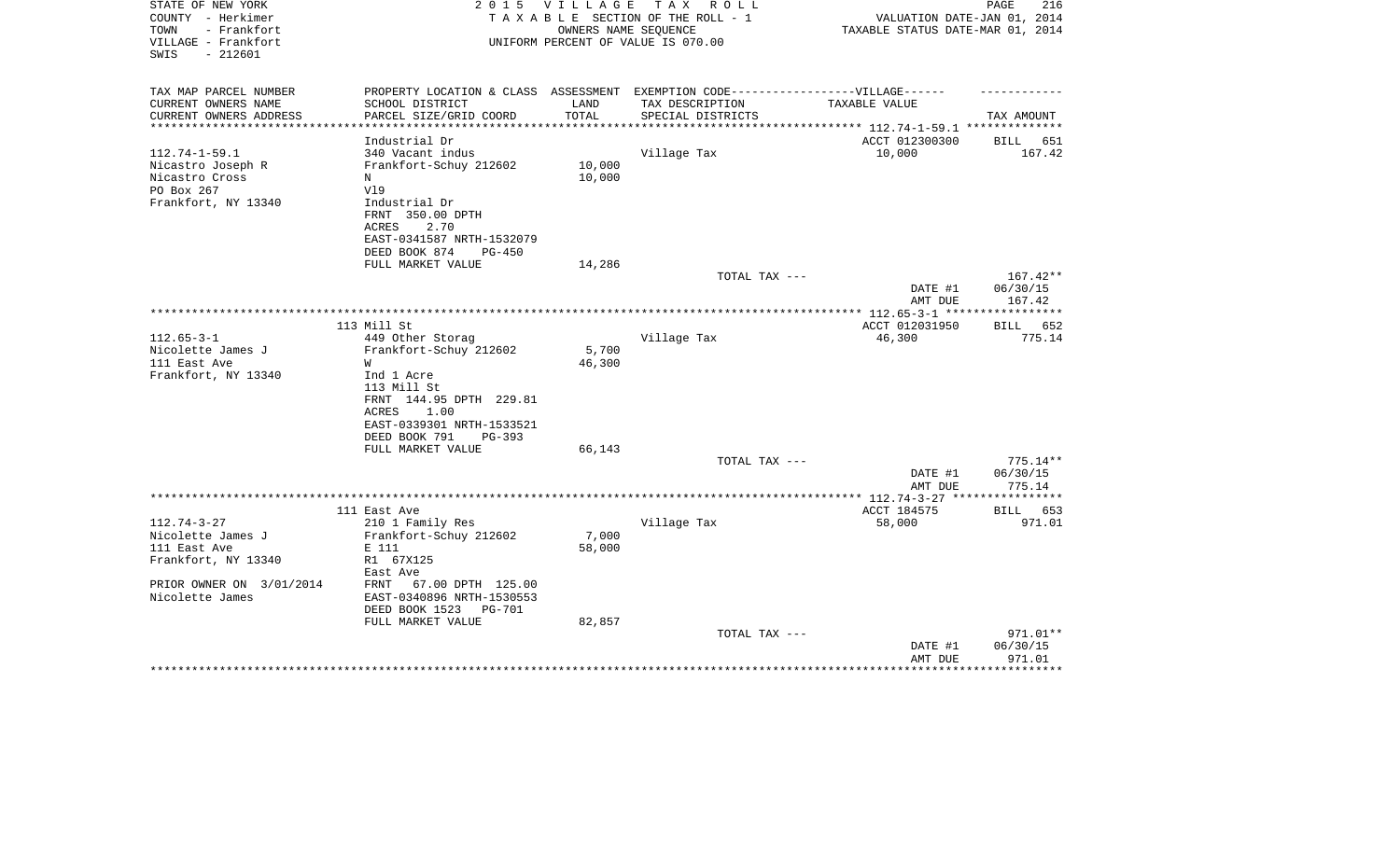STATE OF NEW YORK
COUNTY - Herkimer
TOWN - Frankfort
VILLAGE - Frankfort
SWIS - 212601

2015 VILLAGE TAX ROLL
TAXABLE SECTION OF THE ROLL - 1
OWNERS NAME SEQUENCE
UNIFORM PERCENT OF VALUE IS 070.00

VALUATION DATE-JAN 01, 2014
TAXABLE STATUS DATE-MAR 01, 2014

| TAX MAP PARCEL NUMBER / CURRENT OWNERS NAME / CURRENT OWNERS ADDRESS | PROPERTY LOCATION & CLASS / SCHOOL DISTRICT / PARCEL SIZE/GRID COORD | ASSESSMENT LAND / TOTAL | EXEMPTION CODE / TAX DESCRIPTION / SPECIAL DISTRICTS | TAXABLE VALUE | TAX AMOUNT |
|---|---|---|---|---|---|
| 112.74-1-59.1 | Industrial Dr | | | ACCT 012300300 | BILL 651 |
| 112.74-1-59.1 | 340 Vacant indus | | Village Tax | 10,000 | 167.42 |
| Nicastro Joseph R | Frankfort-Schuy 212602 | 10,000 | | | |
| Nicastro Cross | N | 10,000 | | | |
| PO Box 267 | Vl9 | | | | |
| Frankfort, NY 13340 | Industrial Dr | | | | |
| | FRNT 350.00 DPTH | | | | |
| | ACRES 2.70 | | | | |
| | EAST-0341587 NRTH-1532079 | | | | |
| | DEED BOOK 874 PG-450 | | | | |
| | FULL MARKET VALUE | 14,286 | | | |
| | | | TOTAL TAX --- | | 167.42** |
| | | | | DATE #1 | 06/30/15 |
| | | | | AMT DUE | 167.42 |
| 112.65-3-1 | 113 Mill St | | | ACCT 012031950 | BILL 652 |
| 112.65-3-1 | 449 Other Storag | | Village Tax | 46,300 | 775.14 |
| Nicolette James J | Frankfort-Schuy 212602 | 5,700 | | | |
| 111 East Ave | W | 46,300 | | | |
| Frankfort, NY 13340 | Ind 1 Acre | | | | |
| | 113 Mill St | | | | |
| | FRNT 144.95 DPTH 229.81 | | | | |
| | ACRES 1.00 | | | | |
| | EAST-0339301 NRTH-1533521 | | | | |
| | DEED BOOK 791 PG-393 | | | | |
| | FULL MARKET VALUE | 66,143 | | | |
| | | | TOTAL TAX --- | | 775.14** |
| | | | | DATE #1 | 06/30/15 |
| | | | | AMT DUE | 775.14 |
| 112.74-3-27 | 111 East Ave | | | ACCT 184575 | BILL 653 |
| 112.74-3-27 | 210 1 Family Res | | Village Tax | 58,000 | 971.01 |
| Nicolette James J | Frankfort-Schuy 212602 | 7,000 | | | |
| 111 East Ave | E 111 | 58,000 | | | |
| Frankfort, NY 13340 | R1 67X125 | | | | |
| | East Ave | | | | |
| PRIOR OWNER ON 3/01/2014 | FRNT 67.00 DPTH 125.00 | | | | |
| Nicolette James | EAST-0340896 NRTH-1530553 | | | | |
| | DEED BOOK 1523 PG-701 | | | | |
| | FULL MARKET VALUE | 82,857 | | | |
| | | | TOTAL TAX --- | | 971.01** |
| | | | | DATE #1 | 06/30/15 |
| | | | | AMT DUE | 971.01 |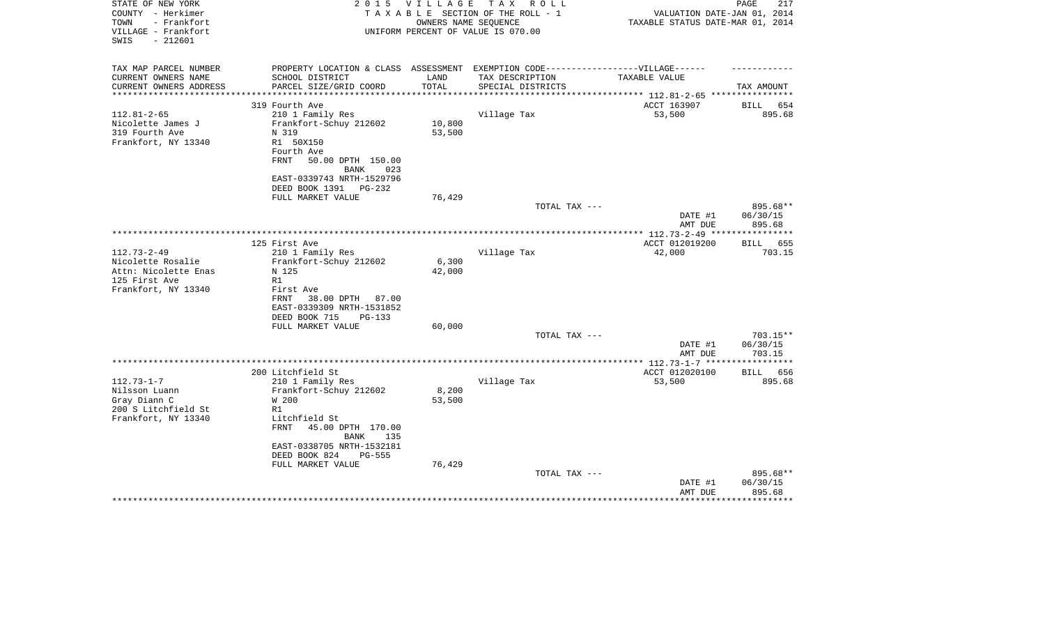STATE OF NEW YORK
COUNTY - Herkimer
TOWN - Frankfort
VILLAGE - Frankfort
SWIS - 212601

2 0 1 5 V I L L A G E T A X R O L L
T A X A B L E SECTION OF THE ROLL - 1
OWNERS NAME SEQUENCE
UNIFORM PERCENT OF VALUE IS 070.00

VALUATION DATE-JAN 01, 2014
TAXABLE STATUS DATE-MAR 01, 2014

| TAX MAP PARCEL NUMBER<br>CURRENT OWNERS NAME<br>CURRENT OWNERS ADDRESS | PROPERTY LOCATION & CLASS<br>SCHOOL DISTRICT<br>PARCEL SIZE/GRID COORD | ASSESSMENT<br>LAND<br>TOTAL | EXEMPTION CODE------VILLAGE------<br>TAX DESCRIPTION<br>SPECIAL DISTRICTS | TAXABLE VALUE | TAX AMOUNT |
|---|---|---|---|---|---|
| **112.81-2-65** | 319 Fourth Ave | | | ACCT 163907 | BILL 654 |
| 112.81-2-65 | 210 1 Family Res | | Village Tax | 53,500 | 895.68 |
| Nicolette James J | Frankfort-Schuy 212602 | 10,800 | | | |
| 319 Fourth Ave | N 319 | 53,500 | | | |
| Frankfort, NY 13340 | R1 50X150 | | | | |
| | Fourth Ave | | | | |
| | FRNT 50.00 DPTH 150.00 | | | | |
| | BANK 023 | | | | |
| | EAST-0339743 NRTH-1529796 | | | | |
| | DEED BOOK 1391 PG-232 | | | | |
| | FULL MARKET VALUE | 76,429 | | | |
| | | | TOTAL TAX --- | | 895.68** |
| | | | | DATE #1 | 06/30/15 |
| | | | | AMT DUE | 895.68 |
| **112.73-2-49** | 125 First Ave | | | ACCT 012019200 | BILL 655 |
| 112.73-2-49 | 210 1 Family Res | | Village Tax | 42,000 | 703.15 |
| Nicolette Rosalie | Frankfort-Schuy 212602 | 6,300 | | | |
| Attn: Nicolette Enas | N 125 | 42,000 | | | |
| 125 First Ave | R1 | | | | |
| Frankfort, NY 13340 | First Ave | | | | |
| | FRNT 38.00 DPTH 87.00 | | | | |
| | EAST-0339309 NRTH-1531852 | | | | |
| | DEED BOOK 715 PG-133 | | | | |
| | FULL MARKET VALUE | 60,000 | | | |
| | | | TOTAL TAX --- | | 703.15** |
| | | | | DATE #1 | 06/30/15 |
| | | | | AMT DUE | 703.15 |
| **112.73-1-7** | 200 Litchfield St | | | ACCT 012020100 | BILL 656 |
| 112.73-1-7 | 210 1 Family Res | | Village Tax | 53,500 | 895.68 |
| Nilsson Luann | Frankfort-Schuy 212602 | 8,200 | | | |
| Gray Diann C | W 200 | 53,500 | | | |
| 200 S Litchfield St | R1 | | | | |
| Frankfort, NY 13340 | Litchfield St | | | | |
| | FRNT 45.00 DPTH 170.00 | | | | |
| | BANK 135 | | | | |
| | EAST-0338705 NRTH-1532181 | | | | |
| | DEED BOOK 824 PG-555 | | | | |
| | FULL MARKET VALUE | 76,429 | | | |
| | | | TOTAL TAX --- | | 895.68** |
| | | | | DATE #1 | 06/30/15 |
| | | | | AMT DUE | 895.68 |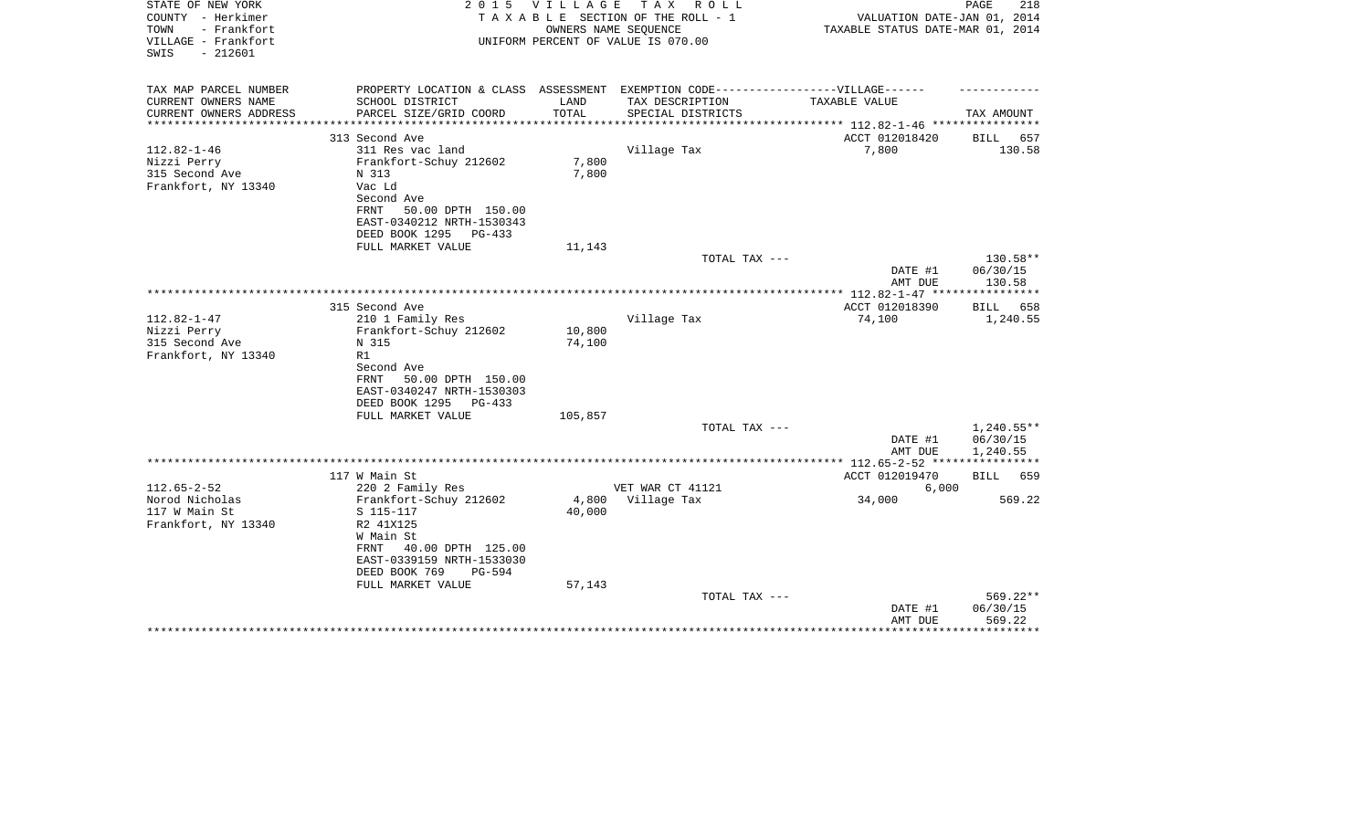STATE OF NEW YORK
COUNTY - Herkimer
TOWN - Frankfort
VILLAGE - Frankfort
SWIS - 212601

2 0 1 5 V I L L A G E T A X R O L L
T A X A B L E SECTION OF THE ROLL - 1
OWNERS NAME SEQUENCE
UNIFORM PERCENT OF VALUE IS 070.00

VALUATION DATE-JAN 01, 2014
TAXABLE STATUS DATE-MAR 01, 2014

| TAX MAP PARCEL NUMBER | PROPERTY LOCATION & CLASS | ASSESSMENT | EXEMPTION CODE------------------VILLAGE------ | | |
|---|---|---|---|---|---|
| CURRENT OWNERS NAME | SCHOOL DISTRICT | LAND | TAX DESCRIPTION | TAXABLE VALUE | |
| CURRENT OWNERS ADDRESS | PARCEL SIZE/GRID COORD | TOTAL | SPECIAL DISTRICTS | | TAX AMOUNT |
| | 313 Second Ave | | | ACCT 012018420 | BILL 657 |
| 112.82-1-46 | 311 Res vac land | | Village Tax | 7,800 | 130.58 |
| Nizzi Perry | Frankfort-Schuy 212602 | 7,800 | | | |
| 315 Second Ave | N 313 | 7,800 | | | |
| Frankfort, NY 13340 | Vac Ld | | | | |
| | Second Ave | | | | |
| | FRNT 50.00 DPTH 150.00 | | | | |
| | EAST-0340212 NRTH-1530343 | | | | |
| | DEED BOOK 1295 PG-433 | | | | |
| | FULL MARKET VALUE | 11,143 | | | |
| | | | TOTAL TAX --- | | 130.58** |
| | | | | DATE #1 | 06/30/15 |
| | | | | AMT DUE | 130.58 |
| | 315 Second Ave | | | ACCT 012018390 | BILL 658 |
| 112.82-1-47 | 210 1 Family Res | | Village Tax | 74,100 | 1,240.55 |
| Nizzi Perry | Frankfort-Schuy 212602 | 10,800 | | | |
| 315 Second Ave | N 315 | 74,100 | | | |
| Frankfort, NY 13340 | R1 | | | | |
| | Second Ave | | | | |
| | FRNT 50.00 DPTH 150.00 | | | | |
| | EAST-0340247 NRTH-1530303 | | | | |
| | DEED BOOK 1295 PG-433 | | | | |
| | FULL MARKET VALUE | 105,857 | | | |
| | | | TOTAL TAX --- | | 1,240.55** |
| | | | | DATE #1 | 06/30/15 |
| | | | | AMT DUE | 1,240.55 |
| | 117 W Main St | | | ACCT 012019470 | BILL 659 |
| 112.65-2-52 | 220 2 Family Res | | VET WAR CT 41121 | 6,000 | |
| Norod Nicholas | Frankfort-Schuy 212602 | 4,800 | Village Tax | 34,000 | 569.22 |
| 117 W Main St | S 115-117 | 40,000 | | | |
| Frankfort, NY 13340 | R2 41X125 | | | | |
| | W Main St | | | | |
| | FRNT 40.00 DPTH 125.00 | | | | |
| | EAST-0339159 NRTH-1533030 | | | | |
| | DEED BOOK 769 PG-594 | | | | |
| | FULL MARKET VALUE | 57,143 | | | |
| | | | TOTAL TAX --- | | 569.22** |
| | | | | DATE #1 | 06/30/15 |
| | | | | AMT DUE | 569.22 |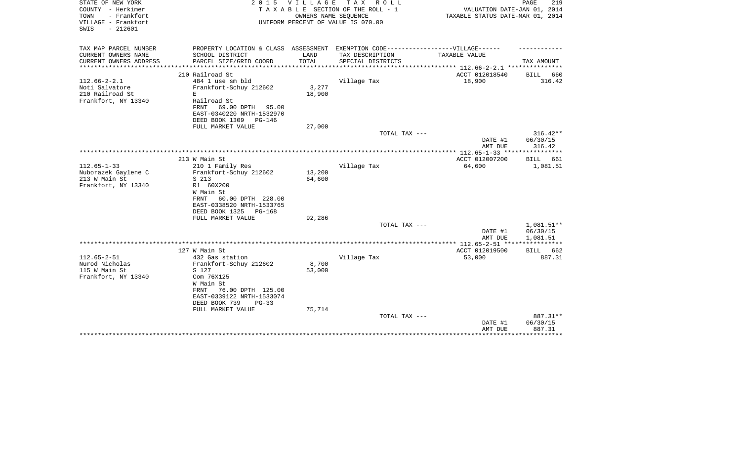STATE OF NEW YORK — 2015 VILLAGE TAX ROLL
COUNTY - Herkimer — TAXABLE SECTION OF THE ROLL - 1 — VALUATION DATE-JAN 01, 2014
TOWN - Frankfort — OWNERS NAME SEQUENCE — TAXABLE STATUS DATE-MAR 01, 2014
VILLAGE - Frankfort — UNIFORM PERCENT OF VALUE IS 070.00
SWIS - 212601

| TAX MAP PARCEL NUMBER / CURRENT OWNERS NAME / CURRENT OWNERS ADDRESS | PROPERTY LOCATION & CLASS / SCHOOL DISTRICT / PARCEL SIZE/GRID COORD | ASSESSMENT LAND / TOTAL | EXEMPTION CODE / TAX DESCRIPTION / SPECIAL DISTRICTS | TAXABLE VALUE | TAX AMOUNT |
|---|---|---|---|---|---|
| **112.66-2-2.1** | 210 Railroad St | | | ACCT 012018540 | BILL 660 |
| 112.66-2-2.1 | 484 1 use sm bld | | Village Tax | 18,900 | 316.42 |
| Noti Salvatore | Frankfort-Schuy 212602 | 3,277 | | | |
| 210 Railroad St | E | 18,900 | | | |
| Frankfort, NY 13340 | Railroad St | | | | |
| | FRNT 69.00 DPTH 95.00 | | | | |
| | EAST-0340220 NRTH-1532970 | | | | |
| | DEED BOOK 1309 PG-146 | | | | |
| | FULL MARKET VALUE | 27,000 | | | |
| | | | TOTAL TAX --- | | 316.42** |
| | | | | DATE #1 | 06/30/15 |
| | | | | AMT DUE | 316.42 |
| **112.65-1-33** | 213 W Main St | | | ACCT 012007200 | BILL 661 |
| 112.65-1-33 | 210 1 Family Res | | Village Tax | 64,600 | 1,081.51 |
| Nuborazek Gaylene C | Frankfort-Schuy 212602 | 13,200 | | | |
| 213 W Main St | S 213 | 64,600 | | | |
| Frankfort, NY 13340 | R1 60X200 | | | | |
| | W Main St | | | | |
| | FRNT 60.00 DPTH 228.00 | | | | |
| | EAST-0338520 NRTH-1533765 | | | | |
| | DEED BOOK 1325 PG-168 | | | | |
| | FULL MARKET VALUE | 92,286 | | | |
| | | | TOTAL TAX --- | | 1,081.51** |
| | | | | DATE #1 | 06/30/15 |
| | | | | AMT DUE | 1,081.51 |
| **112.65-2-51** | 127 W Main St | | | ACCT 012019500 | BILL 662 |
| 112.65-2-51 | 432 Gas station | | Village Tax | 53,000 | 887.31 |
| Nurod Nicholas | Frankfort-Schuy 212602 | 8,700 | | | |
| 115 W Main St | S 127 | 53,000 | | | |
| Frankfort, NY 13340 | Com 76X125 | | | | |
| | W Main St | | | | |
| | FRNT 76.00 DPTH 125.00 | | | | |
| | EAST-0339122 NRTH-1533074 | | | | |
| | DEED BOOK 739 PG-33 | | | | |
| | FULL MARKET VALUE | 75,714 | | | |
| | | | TOTAL TAX --- | | 887.31** |
| | | | | DATE #1 | 06/30/15 |
| | | | | AMT DUE | 887.31 |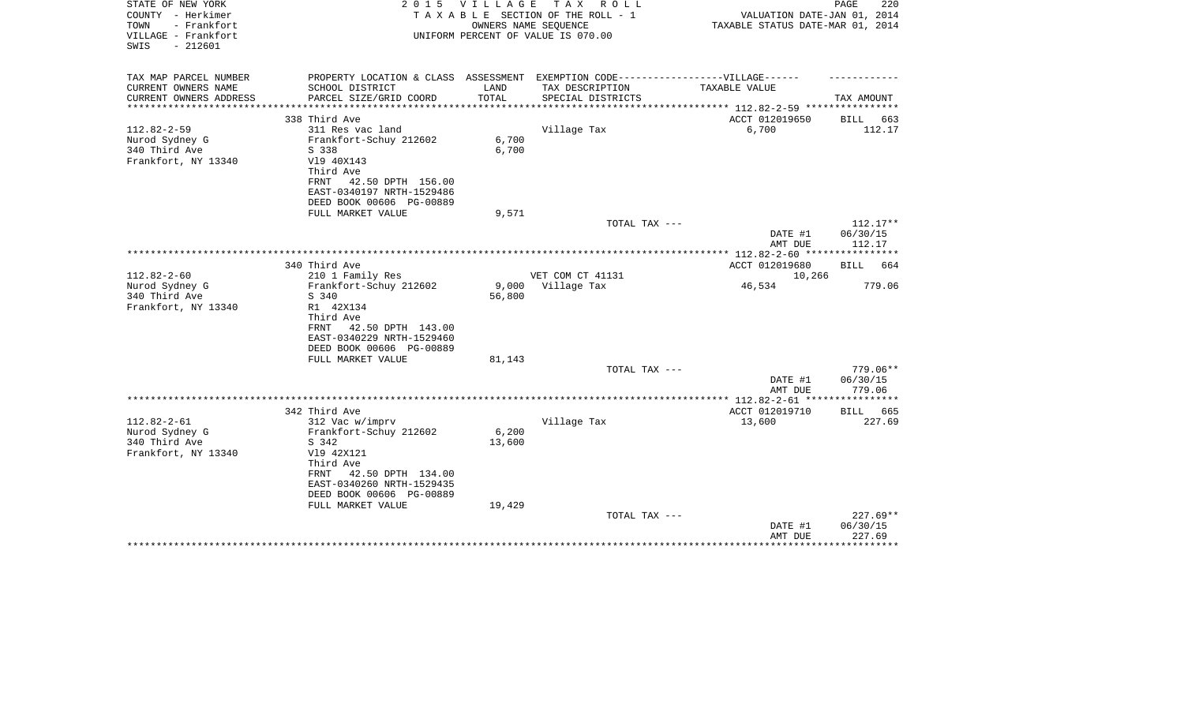STATE OF NEW YORK
COUNTY - Herkimer
TOWN - Frankfort
VILLAGE - Frankfort
SWIS - 212601

2 0 1 5 V I L L A G E T A X R O L L
T A X A B L E SECTION OF THE ROLL - 1
OWNERS NAME SEQUENCE
UNIFORM PERCENT OF VALUE IS 070.00

VALUATION DATE-JAN 01, 2014
TAXABLE STATUS DATE-MAR 01, 2014

| TAX MAP PARCEL NUMBER<br>CURRENT OWNERS NAME<br>CURRENT OWNERS ADDRESS | PROPERTY LOCATION & CLASS<br>SCHOOL DISTRICT<br>PARCEL SIZE/GRID COORD | ASSESSMENT<br>LAND<br>TOTAL | EXEMPTION CODE------------------VILLAGE------<br>TAX DESCRIPTION<br>SPECIAL DISTRICTS | TAXABLE VALUE | TAX AMOUNT |
|---|---|---|---|---|---|
| | 338 Third Ave | | | ACCT 012019650 | BILL 663 |
| 112.82-2-59 | 311 Res vac land | | Village Tax | 6,700 | 112.17 |
| Nurod Sydney G | Frankfort-Schuy 212602 | 6,700 | | | |
| 340 Third Ave | S 338 | 6,700 | | | |
| Frankfort, NY 13340 | Vl9 40X143 | | | | |
| | Third Ave | | | | |
| | FRNT 42.50 DPTH 156.00 | | | | |
| | EAST-0340197 NRTH-1529486 | | | | |
| | DEED BOOK 00606 PG-00889 | | | | |
| | FULL MARKET VALUE | 9,571 | | | |
| | | | TOTAL TAX --- | | 112.17** |
| | | | | DATE #1 | 06/30/15 |
| | | | | AMT DUE | 112.17 |
| | 340 Third Ave | | | ACCT 012019680 | BILL 664 |
| 112.82-2-60 | 210 1 Family Res | | VET COM CT 41131 | 10,266 | |
| Nurod Sydney G | Frankfort-Schuy 212602 | 9,000 | Village Tax | 46,534 | 779.06 |
| 340 Third Ave | S 340 | 56,800 | | | |
| Frankfort, NY 13340 | R1 42X134 | | | | |
| | Third Ave | | | | |
| | FRNT 42.50 DPTH 143.00 | | | | |
| | EAST-0340229 NRTH-1529460 | | | | |
| | DEED BOOK 00606 PG-00889 | | | | |
| | FULL MARKET VALUE | 81,143 | | | |
| | | | TOTAL TAX --- | | 779.06** |
| | | | | DATE #1 | 06/30/15 |
| | | | | AMT DUE | 779.06 |
| | 342 Third Ave | | | ACCT 012019710 | BILL 665 |
| 112.82-2-61 | 312 Vac w/imprv | | Village Tax | 13,600 | 227.69 |
| Nurod Sydney G | Frankfort-Schuy 212602 | 6,200 | | | |
| 340 Third Ave | S 342 | 13,600 | | | |
| Frankfort, NY 13340 | Vl9 42X121 | | | | |
| | Third Ave | | | | |
| | FRNT 42.50 DPTH 134.00 | | | | |
| | EAST-0340260 NRTH-1529435 | | | | |
| | DEED BOOK 00606 PG-00889 | | | | |
| | FULL MARKET VALUE | 19,429 | | | |
| | | | TOTAL TAX --- | | 227.69** |
| | | | | DATE #1 | 06/30/15 |
| | | | | AMT DUE | 227.69 |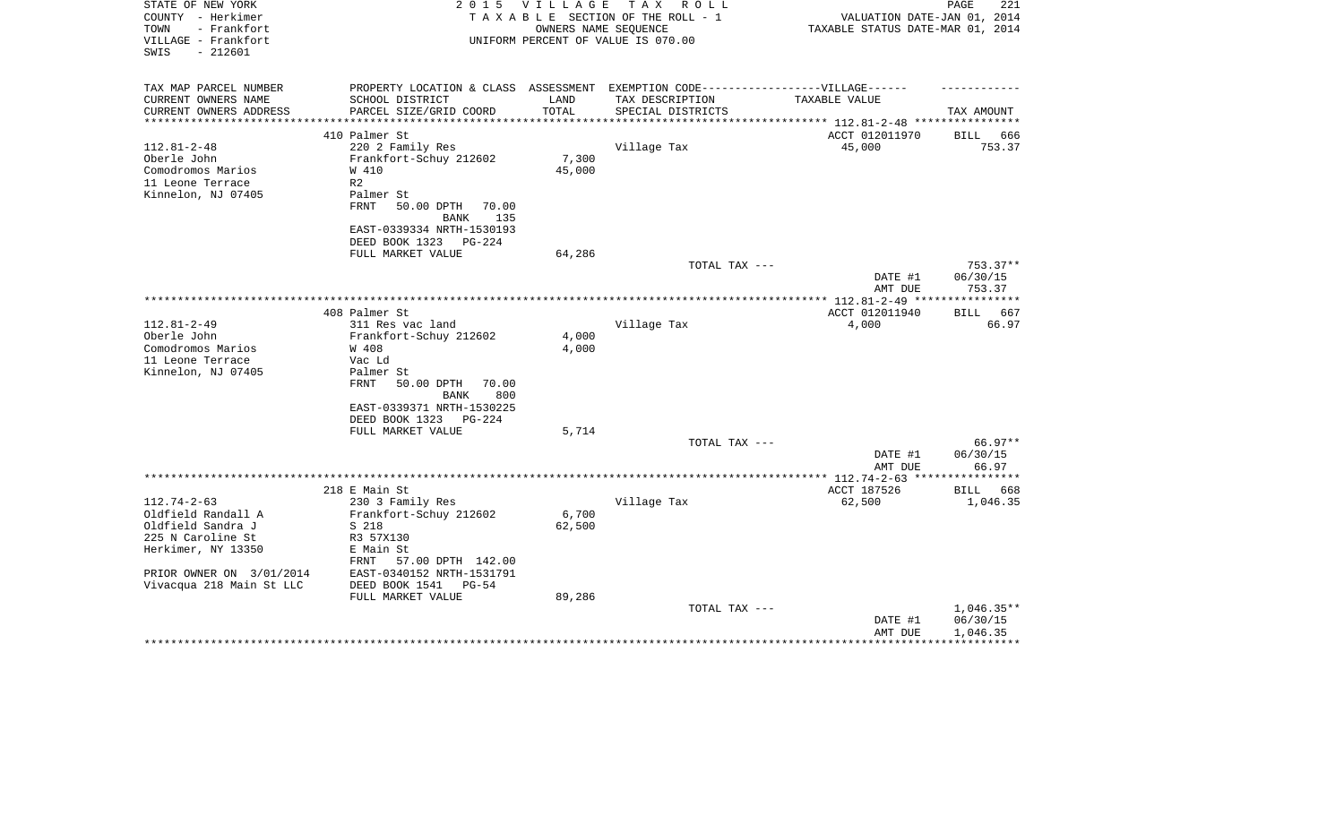STATE OF NEW YORK  
COUNTY - Herkimer  
TOWN - Frankfort  
VILLAGE - Frankfort  
SWIS - 212601

2 0 1 5 V I L L A G E T A X R O L L  
T A X A B L E SECTION OF THE ROLL - 1  
OWNERS NAME SEQUENCE  
UNIFORM PERCENT OF VALUE IS 070.00

VALUATION DATE-JAN 01, 2014  
TAXABLE STATUS DATE-MAR 01, 2014

| TAX MAP PARCEL NUMBER<br>CURRENT OWNERS NAME<br>CURRENT OWNERS ADDRESS | PROPERTY LOCATION & CLASS<br>SCHOOL DISTRICT<br>PARCEL SIZE/GRID COORD | ASSESSMENT<br>LAND<br>TOTAL | EXEMPTION CODE------VILLAGE------<br>TAX DESCRIPTION<br>SPECIAL DISTRICTS | TAXABLE VALUE | TAX AMOUNT |
|---|---|---|---|---|---|
| 112.81-2-48 | 410 Palmer St | | | ACCT 012011970 | BILL 666 |
| Oberle John | 220 2 Family Res | | Village Tax | 45,000 | 753.37 |
| Comodromos Marios | Frankfort-Schuy 212602 | 7,300 | | | |
| 11 Leone Terrace | W 410 | 45,000 | | | |
| Kinnelon, NJ 07405 | R2 | | | | |
| | Palmer St | | | | |
| | FRNT 50.00 DPTH 70.00 | | | | |
| | BANK 135 | | | | |
| | EAST-0339334 NRTH-1530193 | | | | |
| | DEED BOOK 1323 PG-224 | | | | |
| | FULL MARKET VALUE | 64,286 | | | |
| | | | TOTAL TAX --- | | 753.37** |
| | | | | DATE #1 | 06/30/15 |
| | | | | AMT DUE | 753.37 |
| 112.81-2-49 | 408 Palmer St | | | ACCT 012011940 | BILL 667 |
| Oberle John | 311 Res vac land | | Village Tax | 4,000 | 66.97 |
| Comodromos Marios | Frankfort-Schuy 212602 | 4,000 | | | |
| 11 Leone Terrace | W 408 | 4,000 | | | |
| Kinnelon, NJ 07405 | Vac Ld | | | | |
| | Palmer St | | | | |
| | FRNT 50.00 DPTH 70.00 | | | | |
| | BANK 800 | | | | |
| | EAST-0339371 NRTH-1530225 | | | | |
| | DEED BOOK 1323 PG-224 | | | | |
| | FULL MARKET VALUE | 5,714 | | | |
| | | | TOTAL TAX --- | | 66.97** |
| | | | | DATE #1 | 06/30/15 |
| | | | | AMT DUE | 66.97 |
| 112.74-2-63 | 218 E Main St | | | ACCT 187526 | BILL 668 |
| Oldfield Randall A | 230 3 Family Res | | Village Tax | 62,500 | 1,046.35 |
| Oldfield Sandra J | Frankfort-Schuy 212602 | 6,700 | | | |
| 225 N Caroline St | S 218 | 62,500 | | | |
| Herkimer, NY 13350 | R3 57X130 | | | | |
| | E Main St | | | | |
| | FRNT 57.00 DPTH 142.00 | | | | |
| PRIOR OWNER ON 3/01/2014 | EAST-0340152 NRTH-1531791 | | | | |
| Vivacqua 218 Main St LLC | DEED BOOK 1541 PG-54 | | | | |
| | FULL MARKET VALUE | 89,286 | | | |
| | | | TOTAL TAX --- | | 1,046.35** |
| | | | | DATE #1 | 06/30/15 |
| | | | | AMT DUE | 1,046.35 |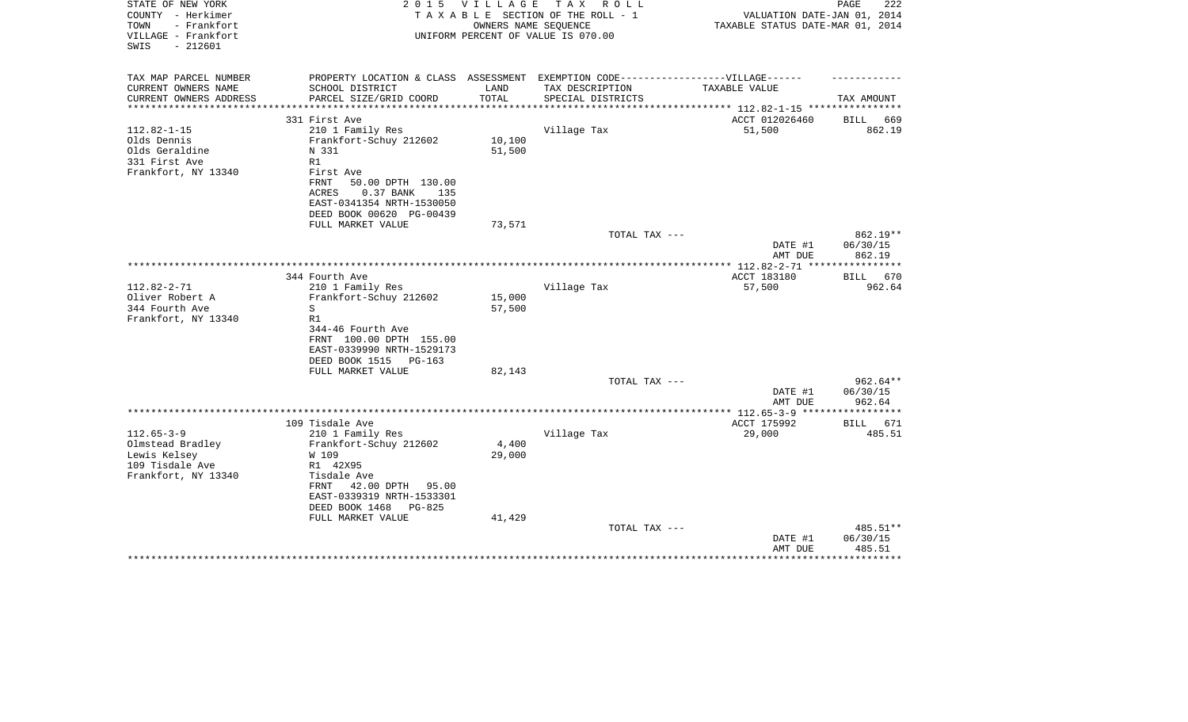STATE OF NEW YORK
COUNTY - Herkimer
TOWN - Frankfort
VILLAGE - Frankfort
SWIS - 212601

2 0 1 5 V I L L A G E T A X R O L L
T A X A B L E SECTION OF THE ROLL - 1
OWNERS NAME SEQUENCE
UNIFORM PERCENT OF VALUE IS 070.00

VALUATION DATE-JAN 01, 2014
TAXABLE STATUS DATE-MAR 01, 2014

| TAX MAP PARCEL NUMBER<br>CURRENT OWNERS NAME<br>CURRENT OWNERS ADDRESS | PROPERTY LOCATION & CLASS<br>SCHOOL DISTRICT<br>PARCEL SIZE/GRID COORD | ASSESSMENT<br>LAND<br>TOTAL | EXEMPTION CODE------VILLAGE------<br>TAX DESCRIPTION<br>SPECIAL DISTRICTS | TAXABLE VALUE | TAX AMOUNT |
|---|---|---|---|---|---|
| | 331 First Ave | | | ACCT 012026460 | BILL 669 |
| 112.82-1-15 | 210 1 Family Res | | Village Tax | 51,500 | 862.19 |
| Olds Dennis | Frankfort-Schuy 212602 | 10,100 | | | |
| Olds Geraldine | N 331 | 51,500 | | | |
| 331 First Ave | R1 | | | | |
| Frankfort, NY 13340 | First Ave | | | | |
| | FRNT 50.00 DPTH 130.00 | | | | |
| | ACRES 0.37 BANK 135 | | | | |
| | EAST-0341354 NRTH-1530050 | | | | |
| | DEED BOOK 00620 PG-00439 | | | | |
| | FULL MARKET VALUE | 73,571 | | | |
| | | | TOTAL TAX --- | | 862.19** |
| | | | | DATE #1 | 06/30/15 |
| | | | | AMT DUE | 862.19 |
| | 344 Fourth Ave | | | ACCT 183180 | BILL 670 |
| 112.82-2-71 | 210 1 Family Res | | Village Tax | 57,500 | 962.64 |
| Oliver Robert A | Frankfort-Schuy 212602 | 15,000 | | | |
| 344 Fourth Ave | S | 57,500 | | | |
| Frankfort, NY 13340 | R1 | | | | |
| | 344-46 Fourth Ave | | | | |
| | FRNT 100.00 DPTH 155.00 | | | | |
| | EAST-0339990 NRTH-1529173 | | | | |
| | DEED BOOK 1515 PG-163 | | | | |
| | FULL MARKET VALUE | 82,143 | | | |
| | | | TOTAL TAX --- | | 962.64** |
| | | | | DATE #1 | 06/30/15 |
| | | | | AMT DUE | 962.64 |
| | 109 Tisdale Ave | | | ACCT 175992 | BILL 671 |
| 112.65-3-9 | 210 1 Family Res | | Village Tax | 29,000 | 485.51 |
| Olmstead Bradley | Frankfort-Schuy 212602 | 4,400 | | | |
| Lewis Kelsey | W 109 | 29,000 | | | |
| 109 Tisdale Ave | R1 42X95 | | | | |
| Frankfort, NY 13340 | Tisdale Ave | | | | |
| | FRNT 42.00 DPTH 95.00 | | | | |
| | EAST-0339319 NRTH-1533301 | | | | |
| | DEED BOOK 1468 PG-825 | | | | |
| | FULL MARKET VALUE | 41,429 | | | |
| | | | TOTAL TAX --- | | 485.51** |
| | | | | DATE #1 | 06/30/15 |
| | | | | AMT DUE | 485.51 |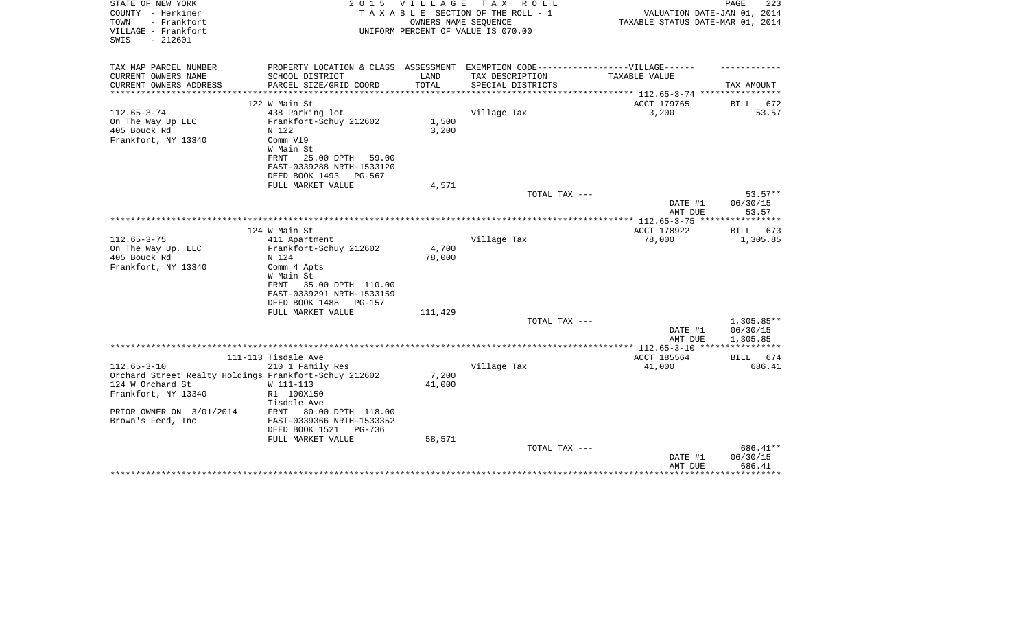STATE OF NEW YORK | COUNTY - Herkimer | TOWN - Frankfort | VILLAGE - Frankfort | SWIS - 212601

**2015 VILLAGE TAX ROLL**
TAXABLE SECTION OF THE ROLL - 1
OWNERS NAME SEQUENCE
UNIFORM PERCENT OF VALUE IS 070.00

VALUATION DATE-JAN 01, 2014
TAXABLE STATUS DATE-MAR 01, 2014

| TAX MAP PARCEL NUMBER / CURRENT OWNERS NAME / CURRENT OWNERS ADDRESS | PROPERTY LOCATION & CLASS / SCHOOL DISTRICT / PARCEL SIZE/GRID COORD | ASSESSMENT LAND / TOTAL | EXEMPTION CODE / TAX DESCRIPTION / SPECIAL DISTRICTS | TAXABLE VALUE | TAX AMOUNT |
|---|---|---|---|---|---|
| | 122 W Main St | | | ACCT 179765 | BILL 672 |
| 112.65-3-74 | 438 Parking lot | | Village Tax | 3,200 | 53.57 |
| On The Way Up LLC | Frankfort-Schuy 212602 | 1,500 | | | |
| 405 Bouck Rd | N 122 | 3,200 | | | |
| Frankfort, NY 13340 | Comm V19 | | | | |
| | W Main St | | | | |
| | FRNT 25.00 DPTH 59.00 | | | | |
| | EAST-0339288 NRTH-1533120 | | | | |
| | DEED BOOK 1493 PG-567 | | | | |
| | FULL MARKET VALUE | 4,571 | | | |
| | | | TOTAL TAX --- | | 53.57** |
| | | | | DATE #1 | 06/30/15 |
| | | | | AMT DUE | 53.57 |
| | 124 W Main St | | | ACCT 178922 | BILL 673 |
| 112.65-3-75 | 411 Apartment | | Village Tax | 78,000 | 1,305.85 |
| On The Way Up, LLC | Frankfort-Schuy 212602 | 4,700 | | | |
| 405 Bouck Rd | N 124 | 78,000 | | | |
| Frankfort, NY 13340 | Comm 4 Apts | | | | |
| | W Main St | | | | |
| | FRNT 35.00 DPTH 110.00 | | | | |
| | EAST-0339291 NRTH-1533159 | | | | |
| | DEED BOOK 1488 PG-157 | | | | |
| | FULL MARKET VALUE | 111,429 | | | |
| | | | TOTAL TAX --- | | 1,305.85** |
| | | | | DATE #1 | 06/30/15 |
| | | | | AMT DUE | 1,305.85 |
| | 111-113 Tisdale Ave | | | ACCT 185564 | BILL 674 |
| 112.65-3-10 | 210 1 Family Res | | Village Tax | 41,000 | 686.41 |
| Orchard Street Realty Holdings | Frankfort-Schuy 212602 | 7,200 | | | |
| 124 W Orchard St | W 111-113 | 41,000 | | | |
| Frankfort, NY 13340 | R1 100X150 | | | | |
| | Tisdale Ave | | | | |
| PRIOR OWNER ON 3/01/2014 | FRNT 80.00 DPTH 118.00 | | | | |
| Brown's Feed, Inc | EAST-0339366 NRTH-1533352 | | | | |
| | DEED BOOK 1521 PG-736 | | | | |
| | FULL MARKET VALUE | 58,571 | | | |
| | | | TOTAL TAX --- | | 686.41** |
| | | | | DATE #1 | 06/30/15 |
| | | | | AMT DUE | 686.41 |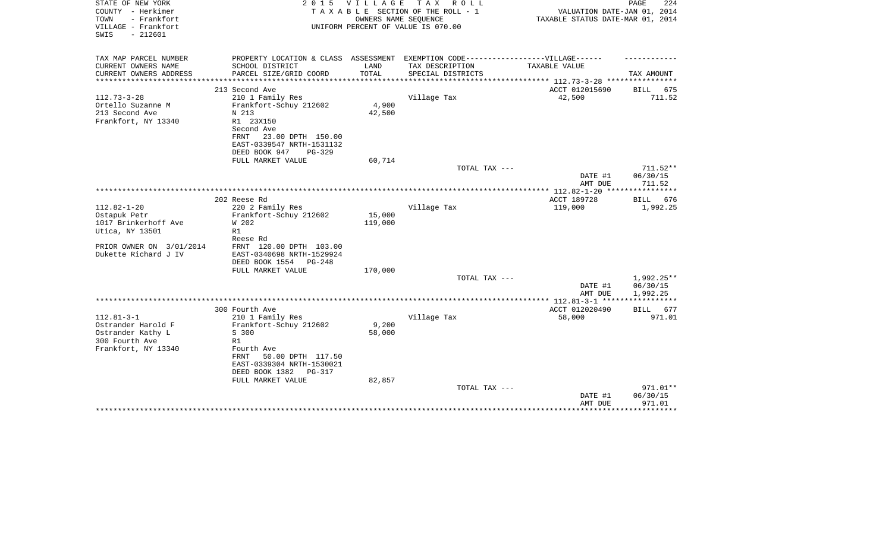STATE OF NEW YORK
COUNTY - Herkimer
TOWN - Frankfort
VILLAGE - Frankfort
SWIS - 212601

2 0 1 5 V I L L A G E T A X R O L L
T A X A B L E SECTION OF THE ROLL - 1
OWNERS NAME SEQUENCE
UNIFORM PERCENT OF VALUE IS 070.00

VALUATION DATE-JAN 01, 2014
TAXABLE STATUS DATE-MAR 01, 2014

| TAX MAP PARCEL NUMBER / CURRENT OWNERS NAME / CURRENT OWNERS ADDRESS | PROPERTY LOCATION & CLASS / SCHOOL DISTRICT / PARCEL SIZE/GRID COORD | ASSESSMENT LAND / TOTAL | EXEMPTION CODE / TAX DESCRIPTION / SPECIAL DISTRICTS | TAXABLE VALUE | TAX AMOUNT |
|---|---|---|---|---|---|
| 112.73-3-28 | 213 Second Ave | | | ACCT 012015690 | BILL 675 |
| Ortello Suzanne M | 210 1 Family Res | | Village Tax | 42,500 | 711.52 |
| 213 Second Ave | Frankfort-Schuy 212602 | 4,900 | | | |
| Frankfort, NY 13340 | N 213 | 42,500 | | | |
| | R1 23X150 | | | | |
| | Second Ave | | | | |
| | FRNT 23.00 DPTH 150.00 | | | | |
| | EAST-0339547 NRTH-1531132 | | | | |
| | DEED BOOK 947 PG-329 | | | | |
| | FULL MARKET VALUE | 60,714 | | | |
| | | | TOTAL TAX --- | | 711.52** |
| | | | | DATE #1 | 06/30/15 |
| | | | | AMT DUE | 711.52 |
| 112.82-1-20 | 202 Reese Rd | | | ACCT 189728 | BILL 676 |
| Ostapuk Petr | 220 2 Family Res | | Village Tax | 119,000 | 1,992.25 |
| 1017 Brinkerhoff Ave | Frankfort-Schuy 212602 | 15,000 | | | |
| Utica, NY 13501 | W 202 | 119,000 | | | |
| | R1 | | | | |
| PRIOR OWNER ON 3/01/2014 | Reese Rd | | | | |
| Dukette Richard J IV | FRNT 120.00 DPTH 103.00 | | | | |
| | EAST-0340698 NRTH-1529924 | | | | |
| | DEED BOOK 1554 PG-248 | | | | |
| | FULL MARKET VALUE | 170,000 | | | |
| | | | TOTAL TAX --- | | 1,992.25** |
| | | | | DATE #1 | 06/30/15 |
| | | | | AMT DUE | 1,992.25 |
| 112.81-3-1 | 300 Fourth Ave | | | ACCT 012020490 | BILL 677 |
| Ostrander Harold F | 210 1 Family Res | | Village Tax | 58,000 | 971.01 |
| Ostrander Kathy L | Frankfort-Schuy 212602 | 9,200 | | | |
| 300 Fourth Ave | S 300 | 58,000 | | | |
| Frankfort, NY 13340 | R1 | | | | |
| | Fourth Ave | | | | |
| | FRNT 50.00 DPTH 117.50 | | | | |
| | EAST-0339304 NRTH-1530021 | | | | |
| | DEED BOOK 1382 PG-317 | | | | |
| | FULL MARKET VALUE | 82,857 | | | |
| | | | TOTAL TAX --- | | 971.01** |
| | | | | DATE #1 | 06/30/15 |
| | | | | AMT DUE | 971.01 |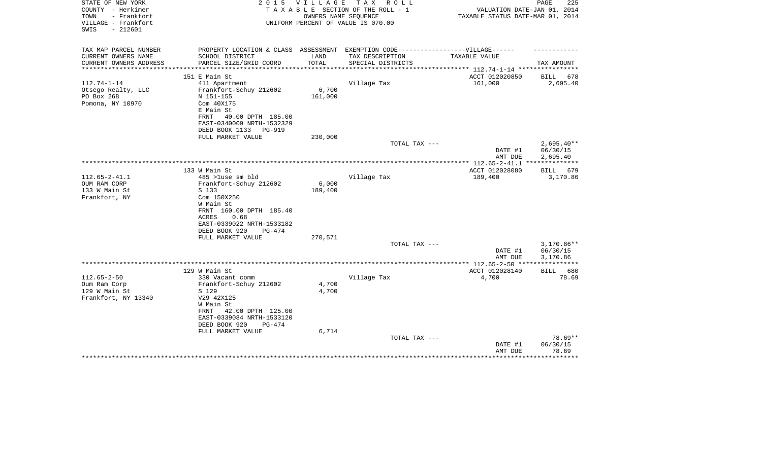STATE OF NEW YORK
COUNTY - Herkimer
TOWN - Frankfort
VILLAGE - Frankfort
SWIS - 212601

2015 VILLAGE TAX ROLL
TAXABLE SECTION OF THE ROLL - 1
OWNERS NAME SEQUENCE
UNIFORM PERCENT OF VALUE IS 070.00

VALUATION DATE-JAN 01, 2014
TAXABLE STATUS DATE-MAR 01, 2014

| TAX MAP PARCEL NUMBER / CURRENT OWNERS NAME / CURRENT OWNERS ADDRESS | PROPERTY LOCATION & CLASS / SCHOOL DISTRICT / PARCEL SIZE/GRID COORD | ASSESSMENT LAND / TOTAL | EXEMPTION CODE-VILLAGE / TAX DESCRIPTION / SPECIAL DISTRICTS | TAXABLE VALUE | TAX AMOUNT |
|---|---|---|---|---|---|
| 112.74-1-14 | 151 E Main St | | | ACCT 012020850 | BILL 678 |
| Otsego Realty, LLC | 411 Apartment | | Village Tax | 161,000 | 2,695.40 |
| PO Box 268 | Frankfort-Schuy 212602 | 6,700 | | | |
| Pomona, NY 10970 | N 151-155 | 161,000 | | | |
| | Com 40X175 | | | | |
| | E Main St | | | | |
| | FRNT 40.00 DPTH 185.00 | | | | |
| | EAST-0340009 NRTH-1532329 | | | | |
| | DEED BOOK 1133 PG-919 | | | | |
| | FULL MARKET VALUE | 230,000 | | | |
| | | | TOTAL TAX --- | | 2,695.40** |
| | | | | DATE #1 | 06/30/15 |
| | | | | AMT DUE | 2,695.40 |
| 112.65-2-41.1 | 133 W Main St | | | ACCT 012028080 | BILL 679 |
| OUM RAM CORP | 485 >1use sm bld | | Village Tax | 189,400 | 3,170.86 |
| 133 W Main St | Frankfort-Schuy 212602 | 6,000 | | | |
| Frankfort, NY | S 133 | 189,400 | | | |
| | Com 150X250 | | | | |
| | W Main St | | | | |
| | FRNT 160.00 DPTH 185.40 | | | | |
| | ACRES 0.68 | | | | |
| | EAST-0339022 NRTH-1533182 | | | | |
| | DEED BOOK 920 PG-474 | | | | |
| | FULL MARKET VALUE | 270,571 | | | |
| | | | TOTAL TAX --- | | 3,170.86** |
| | | | | DATE #1 | 06/30/15 |
| | | | | AMT DUE | 3,170.86 |
| 112.65-2-50 | 129 W Main St | | | ACCT 012028140 | BILL 680 |
| Oum Ram Corp | 330 Vacant comm | | Village Tax | 4,700 | 78.69 |
| 129 W Main St | Frankfort-Schuy 212602 | 4,700 | | | |
| Frankfort, NY 13340 | S 129 | 4,700 | | | |
| | V29 42X125 | | | | |
| | W Main St | | | | |
| | FRNT 42.00 DPTH 125.00 | | | | |
| | EAST-0339084 NRTH-1533120 | | | | |
| | DEED BOOK 920 PG-474 | | | | |
| | FULL MARKET VALUE | 6,714 | | | |
| | | | TOTAL TAX --- | | 78.69** |
| | | | | DATE #1 | 06/30/15 |
| | | | | AMT DUE | 78.69 |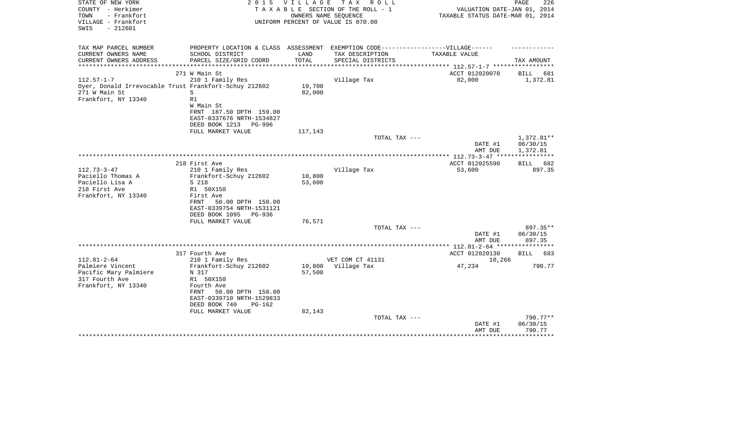STATE OF NEW YORK　　　　2 0 1 5　V I L L A G E　T A X　R O L L　　　　PAGE 226
COUNTY - Herkimer　　　　T A X A B L E SECTION OF THE ROLL - 1　　　　VALUATION DATE-JAN 01, 2014
TOWN - Frankfort　　　　OWNERS NAME SEQUENCE　　　　TAXABLE STATUS DATE-MAR 01, 2014
VILLAGE - Frankfort　　　　UNIFORM PERCENT OF VALUE IS 070.00
SWIS - 212601

| TAX MAP PARCEL NUMBER<br>CURRENT OWNERS NAME<br>CURRENT OWNERS ADDRESS | PROPERTY LOCATION & CLASS<br>SCHOOL DISTRICT<br>PARCEL SIZE/GRID COORD | ASSESSMENT<br>LAND<br>TOTAL | EXEMPTION CODE------------------VILLAGE------<br>TAX DESCRIPTION<br>SPECIAL DISTRICTS | TAXABLE VALUE | TAX AMOUNT |
|---|---|---|---|---|---|
| ******** 112.57-1-7 ******** | | | | | |
| | 271 W Main St | | | ACCT 012020070 | BILL 681 |
| 112.57-1-7 | 210 1 Family Res | | Village Tax | 82,000 | 1,372.81 |
| Oyer, Donald Irrevocable Trust | Frankfort-Schuy 212602 | 19,700 | | | |
| 271 W Main St | S | 82,000 | | | |
| Frankfort, NY 13340 | R1 | | | | |
| | W Main St | | | | |
| | FRNT 187.50 DPTH 159.00 | | | | |
| | EAST-0337676 NRTH-1534827 | | | | |
| | DEED BOOK 1213 PG-996 | | | | |
| | FULL MARKET VALUE | 117,143 | | | |
| | | | TOTAL TAX --- | | 1,372.81** |
| | | | | DATE #1 | 06/30/15 |
| | | | | AMT DUE | 1,372.81 |
| ******** 112.73-3-47 ******** | | | | | |
| | 218 First Ave | | | ACCT 012025590 | BILL 682 |
| 112.73-3-47 | 210 1 Family Res | | Village Tax | 53,600 | 897.35 |
| Paciello Thomas A | Frankfort-Schuy 212602 | 10,800 | | | |
| Paciello Lisa A | S 218 | 53,600 | | | |
| 218 First Ave | R1 50X150 | | | | |
| Frankfort, NY 13340 | First Ave | | | | |
| | FRNT 50.00 DPTH 150.00 | | | | |
| | EAST-0339754 NRTH-1531121 | | | | |
| | DEED BOOK 1095 PG-936 | | | | |
| | FULL MARKET VALUE | 76,571 | | | |
| | | | TOTAL TAX --- | | 897.35** |
| | | | | DATE #1 | 06/30/15 |
| | | | | AMT DUE | 897.35 |
| ******** 112.81-2-64 ******** | | | | | |
| | 317 Fourth Ave | | | ACCT 012020130 | BILL 683 |
| 112.81-2-64 | 210 1 Family Res | | VET COM CT 41131 | 10,266 | |
| Palmiere Vincent | Frankfort-Schuy 212602 | 10,800 | Village Tax | 47,234 | 790.77 |
| Pacific Mary Palmiere | N 317 | 57,500 | | | |
| 317 Fourth Ave | R1 50X150 | | | | |
| Frankfort, NY 13340 | Fourth Ave | | | | |
| | FRNT 50.00 DPTH 150.00 | | | | |
| | EAST-0339710 NRTH-1529833 | | | | |
| | DEED BOOK 740 PG-162 | | | | |
| | FULL MARKET VALUE | 82,143 | | | |
| | | | TOTAL TAX --- | | 790.77** |
| | | | | DATE #1 | 06/30/15 |
| | | | | AMT DUE | 790.77 |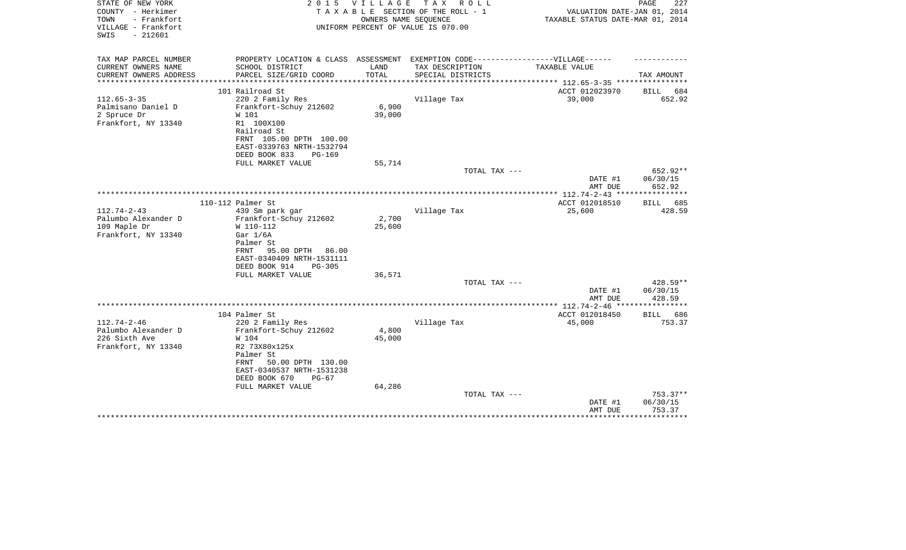STATE OF NEW YORK
COUNTY - Herkimer
TOWN - Frankfort
VILLAGE - Frankfort
SWIS - 212601

2 0 1 5 V I L L A G E T A X R O L L
T A X A B L E SECTION OF THE ROLL - 1
OWNERS NAME SEQUENCE
UNIFORM PERCENT OF VALUE IS 070.00

VALUATION DATE-JAN 01, 2014
TAXABLE STATUS DATE-MAR 01, 2014

| TAX MAP PARCEL NUMBER / CURRENT OWNERS NAME / CURRENT OWNERS ADDRESS | PROPERTY LOCATION & CLASS / SCHOOL DISTRICT / PARCEL SIZE/GRID COORD | ASSESSMENT LAND / TOTAL | EXEMPTION CODE-----VILLAGE------ TAX DESCRIPTION / SPECIAL DISTRICTS | TAXABLE VALUE | TAX AMOUNT |
|---|---|---|---|---|---|
| | 101 Railroad St | | | ACCT 012023970 | BILL 684 |
| 112.65-3-35 | 220 2 Family Res | | Village Tax | 39,000 | 652.92 |
| Palmisano Daniel D | Frankfort-Schuy 212602 | 6,900 | | | |
| 2 Spruce Dr | W 101 | 39,000 | | | |
| Frankfort, NY 13340 | R1 100X100 | | | | |
| | Railroad St | | | | |
| | FRNT 105.00 DPTH 100.00 | | | | |
| | EAST-0339763 NRTH-1532794 | | | | |
| | DEED BOOK 833 PG-169 | | | | |
| | FULL MARKET VALUE | 55,714 | | | |
| | | | TOTAL TAX --- | | 652.92** |
| | | | | DATE #1 | 06/30/15 |
| | | | | AMT DUE | 652.92 |
| | 110-112 Palmer St | | | ACCT 012018510 | BILL 685 |
| 112.74-2-43 | 439 Sm park gar | | Village Tax | 25,600 | 428.59 |
| Palumbo Alexander D | Frankfort-Schuy 212602 | 2,700 | | | |
| 109 Maple Dr | W 110-112 | 25,600 | | | |
| Frankfort, NY 13340 | Gar 1/6A | | | | |
| | Palmer St | | | | |
| | FRNT 95.00 DPTH 86.00 | | | | |
| | EAST-0340409 NRTH-1531111 | | | | |
| | DEED BOOK 914 PG-305 | | | | |
| | FULL MARKET VALUE | 36,571 | | | |
| | | | TOTAL TAX --- | | 428.59** |
| | | | | DATE #1 | 06/30/15 |
| | | | | AMT DUE | 428.59 |
| | 104 Palmer St | | | ACCT 012018450 | BILL 686 |
| 112.74-2-46 | 220 2 Family Res | | Village Tax | 45,000 | 753.37 |
| Palumbo Alexander D | Frankfort-Schuy 212602 | 4,800 | | | |
| 226 Sixth Ave | W 104 | 45,000 | | | |
| Frankfort, NY 13340 | R2 73X80x125x | | | | |
| | Palmer St | | | | |
| | FRNT 50.00 DPTH 130.00 | | | | |
| | EAST-0340537 NRTH-1531238 | | | | |
| | DEED BOOK 670 PG-67 | | | | |
| | FULL MARKET VALUE | 64,286 | | | |
| | | | TOTAL TAX --- | | 753.37** |
| | | | | DATE #1 | 06/30/15 |
| | | | | AMT DUE | 753.37 |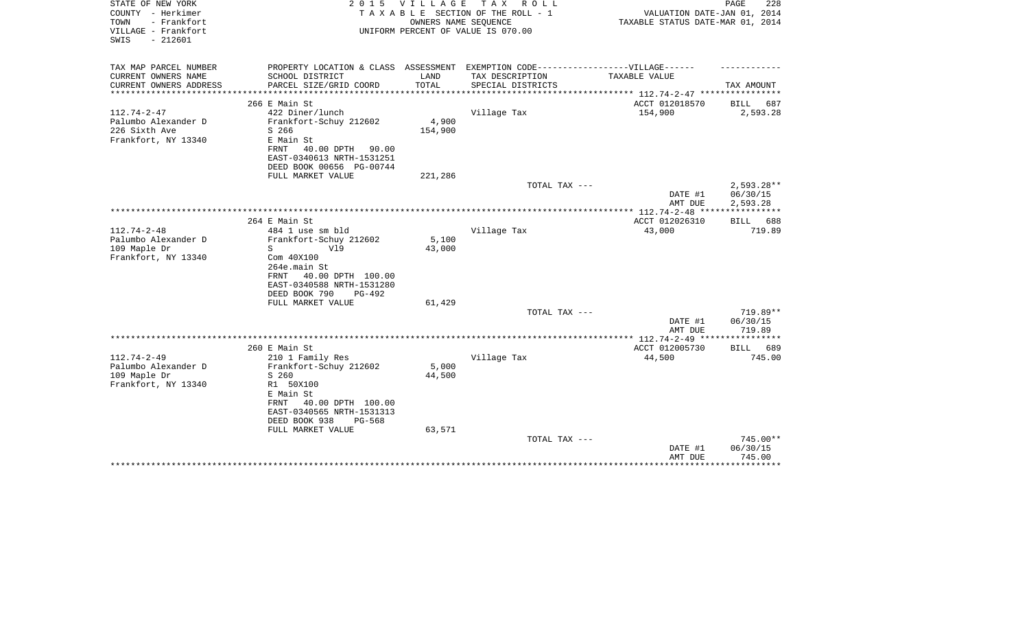STATE OF NEW YORK
COUNTY - Herkimer
TOWN - Frankfort
VILLAGE - Frankfort
SWIS - 212601

2 0 1 5 V I L L A G E T A X R O L L
T A X A B L E SECTION OF THE ROLL - 1
OWNERS NAME SEQUENCE
UNIFORM PERCENT OF VALUE IS 070.00

VALUATION DATE-JAN 01, 2014
TAXABLE STATUS DATE-MAR 01, 2014

| TAX MAP PARCEL NUMBER<br>CURRENT OWNERS NAME<br>CURRENT OWNERS ADDRESS | PROPERTY LOCATION & CLASS<br>SCHOOL DISTRICT<br>PARCEL SIZE/GRID COORD | ASSESSMENT<br>LAND<br>TOTAL | EXEMPTION CODE------VILLAGE------<br>TAX DESCRIPTION<br>SPECIAL DISTRICTS | TAXABLE VALUE | TAX AMOUNT |
|---|---|---|---|---|---|
| | 266 E Main St | | | ACCT 012018570 | BILL 687 |
| 112.74-2-47 | 422 Diner/lunch | | Village Tax | 154,900 | 2,593.28 |
| Palumbo Alexander D | Frankfort-Schuy 212602 | 4,900 | | | |
| 226 Sixth Ave | S 266 | 154,900 | | | |
| Frankfort, NY 13340 | E Main St | | | | |
| | FRNT 40.00 DPTH 90.00 | | | | |
| | EAST-0340613 NRTH-1531251 | | | | |
| | DEED BOOK 00656 PG-00744 | | | | |
| | FULL MARKET VALUE | 221,286 | | | |
| | | | TOTAL TAX --- | | 2,593.28** |
| | | | | DATE #1 | 06/30/15 |
| | | | | AMT DUE | 2,593.28 |
| | 264 E Main St | | | ACCT 012026310 | BILL 688 |
| 112.74-2-48 | 484 1 use sm bld | | Village Tax | 43,000 | 719.89 |
| Palumbo Alexander D | Frankfort-Schuy 212602 | 5,100 | | | |
| 109 Maple Dr | S V19 | 43,000 | | | |
| Frankfort, NY 13340 | Com 40X100 | | | | |
| | 264e.main St | | | | |
| | FRNT 40.00 DPTH 100.00 | | | | |
| | EAST-0340588 NRTH-1531280 | | | | |
| | DEED BOOK 790 PG-492 | | | | |
| | FULL MARKET VALUE | 61,429 | | | |
| | | | TOTAL TAX --- | | 719.89** |
| | | | | DATE #1 | 06/30/15 |
| | | | | AMT DUE | 719.89 |
| | 260 E Main St | | | ACCT 012005730 | BILL 689 |
| 112.74-2-49 | 210 1 Family Res | | Village Tax | 44,500 | 745.00 |
| Palumbo Alexander D | Frankfort-Schuy 212602 | 5,000 | | | |
| 109 Maple Dr | S 260 | 44,500 | | | |
| Frankfort, NY 13340 | R1 50X100 | | | | |
| | E Main St | | | | |
| | FRNT 40.00 DPTH 100.00 | | | | |
| | EAST-0340565 NRTH-1531313 | | | | |
| | DEED BOOK 938 PG-568 | | | | |
| | FULL MARKET VALUE | 63,571 | | | |
| | | | TOTAL TAX --- | | 745.00** |
| | | | | DATE #1 | 06/30/15 |
| | | | | AMT DUE | 745.00 |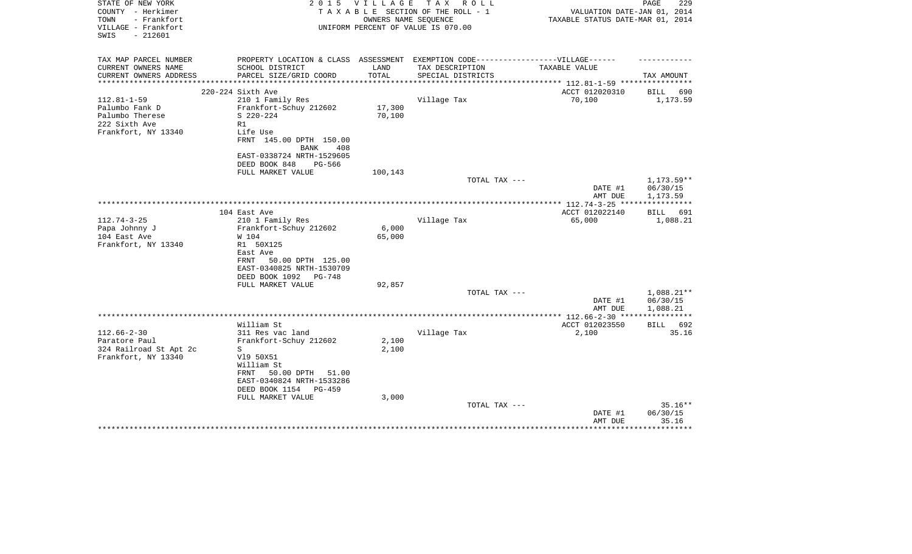STATE OF NEW YORK
COUNTY - Herkimer
TOWN - Frankfort
VILLAGE - Frankfort
SWIS - 212601

2 0 1 5 V I L L A G E T A X R O L L
T A X A B L E SECTION OF THE ROLL - 1
OWNERS NAME SEQUENCE
UNIFORM PERCENT OF VALUE IS 070.00

VALUATION DATE-JAN 01, 2014
TAXABLE STATUS DATE-MAR 01, 2014

| TAX MAP PARCEL NUMBER<br>CURRENT OWNERS NAME<br>CURRENT OWNERS ADDRESS | PROPERTY LOCATION & CLASS<br>SCHOOL DISTRICT<br>PARCEL SIZE/GRID COORD | ASSESSMENT<br>LAND<br>TOTAL | EXEMPTION CODE------------------VILLAGE------<br>TAX DESCRIPTION<br>SPECIAL DISTRICTS | TAXABLE VALUE | TAX AMOUNT |
|---|---|---|---|---|---|
| | 220-224 Sixth Ave | | | ACCT 012020310 | BILL 690 |
| 112.81-1-59 | 210 1 Family Res | | Village Tax | 70,100 | 1,173.59 |
| Palumbo Fank D | Frankfort-Schuy 212602 | 17,300 | | | |
| Palumbo Therese | S 220-224 | 70,100 | | | |
| 222 Sixth Ave | R1 | | | | |
| Frankfort, NY 13340 | Life Use | | | | |
| | FRNT 145.00 DPTH 150.00 | | | | |
| | BANK 408 | | | | |
| | EAST-0338724 NRTH-1529605 | | | | |
| | DEED BOOK 848 PG-566 | | | | |
| | FULL MARKET VALUE | 100,143 | | | |
| | | | TOTAL TAX --- | | 1,173.59** |
| | | | | DATE #1 | 06/30/15 |
| | | | | AMT DUE | 1,173.59 |
| | 104 East Ave | | | ACCT 012022140 | BILL 691 |
| 112.74-3-25 | 210 1 Family Res | | Village Tax | 65,000 | 1,088.21 |
| Papa Johnny J | Frankfort-Schuy 212602 | 6,000 | | | |
| 104 East Ave | W 104 | 65,000 | | | |
| Frankfort, NY 13340 | R1 50X125 | | | | |
| | East Ave | | | | |
| | FRNT 50.00 DPTH 125.00 | | | | |
| | EAST-0340825 NRTH-1530709 | | | | |
| | DEED BOOK 1092 PG-748 | | | | |
| | FULL MARKET VALUE | 92,857 | | | |
| | | | TOTAL TAX --- | | 1,088.21** |
| | | | | DATE #1 | 06/30/15 |
| | | | | AMT DUE | 1,088.21 |
| | William St | | | ACCT 012023550 | BILL 692 |
| 112.66-2-30 | 311 Res vac land | | Village Tax | 2,100 | 35.16 |
| Paratore Paul | Frankfort-Schuy 212602 | 2,100 | | | |
| 324 Railroad St Apt 2c | S | 2,100 | | | |
| Frankfort, NY 13340 | Vl9 50X51 | | | | |
| | William St | | | | |
| | FRNT 50.00 DPTH 51.00 | | | | |
| | EAST-0340824 NRTH-1533286 | | | | |
| | DEED BOOK 1154 PG-459 | | | | |
| | FULL MARKET VALUE | 3,000 | | | |
| | | | TOTAL TAX --- | | 35.16** |
| | | | | DATE #1 | 06/30/15 |
| | | | | AMT DUE | 35.16 |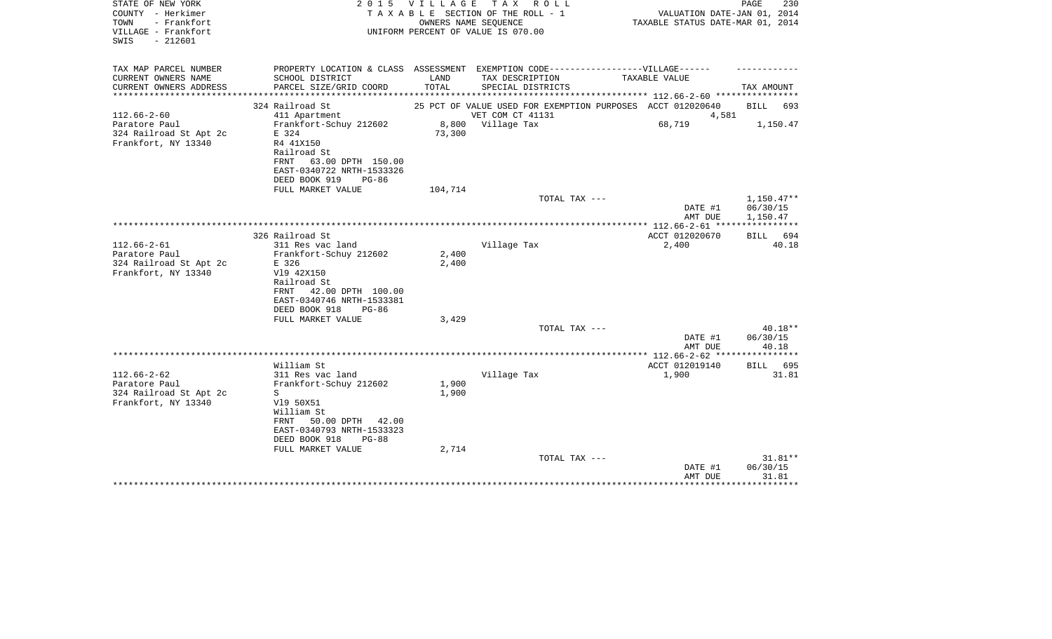STATE OF NEW YORK | 2 0 1 5 V I L L A G E T A X R O L L
COUNTY - Herkimer | T A X A B L E SECTION OF THE ROLL - 1 | VALUATION DATE-JAN 01, 2014
TOWN - Frankfort | OWNERS NAME SEQUENCE | TAXABLE STATUS DATE-MAR 01, 2014
VILLAGE - Frankfort | UNIFORM PERCENT OF VALUE IS 070.00
SWIS - 212601

| TAX MAP PARCEL NUMBER<br>CURRENT OWNERS NAME<br>CURRENT OWNERS ADDRESS | PROPERTY LOCATION & CLASS<br>SCHOOL DISTRICT<br>PARCEL SIZE/GRID COORD | ASSESSMENT<br>LAND<br>TOTAL | EXEMPTION CODE------------------VILLAGE------<br>TAX DESCRIPTION<br>SPECIAL DISTRICTS | TAXABLE VALUE | TAX AMOUNT |
|---|---|---|---|---|---|
| **112.66-2-60** | 324 Railroad St | | 25 PCT OF VALUE USED FOR EXEMPTION PURPOSES | ACCT 012020640 | BILL 693 |
| 112.66-2-60 | 411 Apartment | | VET COM CT 41131 | 4,581 | |
| Paratore Paul | Frankfort-Schuy 212602 | 8,800 | Village Tax | 68,719 | 1,150.47 |
| 324 Railroad St Apt 2c | E 324 | 73,300 | | | |
| Frankfort, NY 13340 | R4 41X150 | | | | |
| | Railroad St | | | | |
| | FRNT 63.00 DPTH 150.00 | | | | |
| | EAST-0340722 NRTH-1533326 | | | | |
| | DEED BOOK 919 PG-86 | | | | |
| | FULL MARKET VALUE | 104,714 | | | |
| | | | TOTAL TAX --- | | 1,150.47** |
| | | | | DATE #1 | 06/30/15 |
| | | | | AMT DUE | 1,150.47 |
| **112.66-2-61** | 326 Railroad St | | | ACCT 012020670 | BILL 694 |
| 112.66-2-61 | 311 Res vac land | | Village Tax | 2,400 | 40.18 |
| Paratore Paul | Frankfort-Schuy 212602 | 2,400 | | | |
| 324 Railroad St Apt 2c | E 326 | 2,400 | | | |
| Frankfort, NY 13340 | Vl9 42X150 | | | | |
| | Railroad St | | | | |
| | FRNT 42.00 DPTH 100.00 | | | | |
| | EAST-0340746 NRTH-1533381 | | | | |
| | DEED BOOK 918 PG-86 | | | | |
| | FULL MARKET VALUE | 3,429 | | | |
| | | | TOTAL TAX --- | | 40.18** |
| | | | | DATE #1 | 06/30/15 |
| | | | | AMT DUE | 40.18 |
| **112.66-2-62** | William St | | | ACCT 012019140 | BILL 695 |
| 112.66-2-62 | 311 Res vac land | | Village Tax | 1,900 | 31.81 |
| Paratore Paul | Frankfort-Schuy 212602 | 1,900 | | | |
| 324 Railroad St Apt 2c | S | 1,900 | | | |
| Frankfort, NY 13340 | Vl9 50X51 | | | | |
| | William St | | | | |
| | FRNT 50.00 DPTH 42.00 | | | | |
| | EAST-0340793 NRTH-1533323 | | | | |
| | DEED BOOK 918 PG-88 | | | | |
| | FULL MARKET VALUE | 2,714 | | | |
| | | | TOTAL TAX --- | | 31.81** |
| | | | | DATE #1 | 06/30/15 |
| | | | | AMT DUE | 31.81 |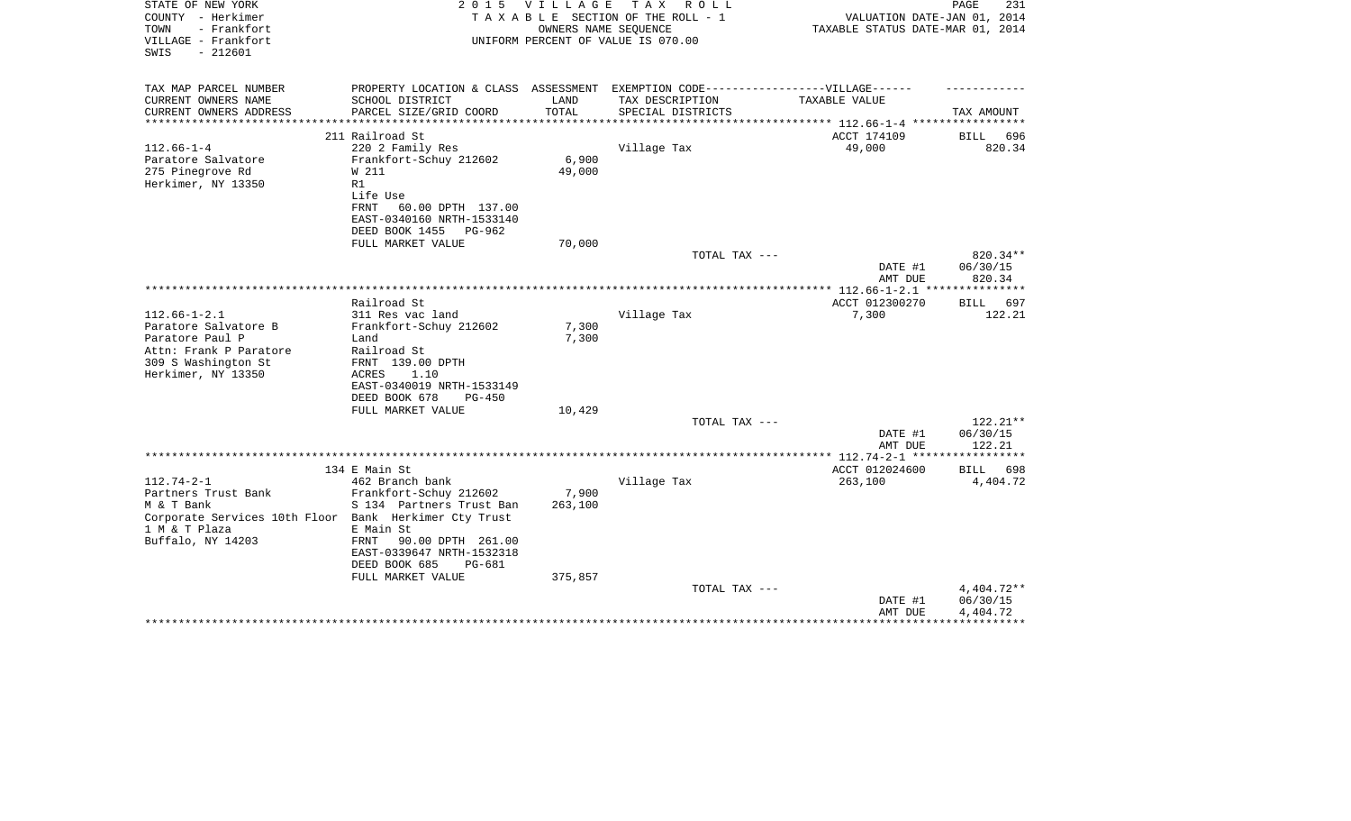STATE OF NEW YORK
COUNTY - Herkimer
TOWN - Frankfort
VILLAGE - Frankfort
SWIS - 212601

2 0 1 5 V I L L A G E T A X R O L L
T A X A B L E SECTION OF THE ROLL - 1
OWNERS NAME SEQUENCE
UNIFORM PERCENT OF VALUE IS 070.00

VALUATION DATE-JAN 01, 2014
TAXABLE STATUS DATE-MAR 01, 2014

| TAX MAP PARCEL NUMBER / CURRENT OWNERS NAME / CURRENT OWNERS ADDRESS | PROPERTY LOCATION & CLASS / SCHOOL DISTRICT / PARCEL SIZE/GRID COORD | ASSESSMENT LAND / TOTAL | EXEMPTION CODE / TAX DESCRIPTION / SPECIAL DISTRICTS | TAXABLE VALUE | TAX AMOUNT |
|---|---|---|---|---|---|
| 112.66-1-4 | 211 Railroad St | | | ACCT 174109 | BILL 696 |
| Paratore Salvatore | 220 2 Family Res | | Village Tax | 49,000 | 820.34 |
| 275 Pinegrove Rd | Frankfort-Schuy 212602 | 6,900 | | | |
| Herkimer, NY 13350 | W 211 | 49,000 | | | |
| | R1 | | | | |
| | Life Use | | | | |
| | FRNT 60.00 DPTH 137.00 | | | | |
| | EAST-0340160 NRTH-1533140 | | | | |
| | DEED BOOK 1455 PG-962 | | | | |
| | FULL MARKET VALUE | 70,000 | | | |
| | | | TOTAL TAX --- | | 820.34** |
| | | | | DATE #1 | 06/30/15 |
| | | | | AMT DUE | 820.34 |
| 112.66-1-2.1 | Railroad St | | | ACCT 012300270 | BILL 697 |
| Paratore Salvatore B | 311 Res vac land | | Village Tax | 7,300 | 122.21 |
| Paratore Paul P | Frankfort-Schuy 212602 | 7,300 | | | |
| Attn: Frank P Paratore | Land | 7,300 | | | |
| 309 S Washington St | Railroad St | | | | |
| Herkimer, NY 13350 | FRNT 139.00 DPTH | | | | |
| | ACRES 1.10 | | | | |
| | EAST-0340019 NRTH-1533149 | | | | |
| | DEED BOOK 678 PG-450 | | | | |
| | FULL MARKET VALUE | 10,429 | | | |
| | | | TOTAL TAX --- | | 122.21** |
| | | | | DATE #1 | 06/30/15 |
| | | | | AMT DUE | 122.21 |
| 112.74-2-1 | 134 E Main St | | | ACCT 012024600 | BILL 698 |
| Partners Trust Bank | 462 Branch bank | | Village Tax | 263,100 | 4,404.72 |
| M & T Bank | Frankfort-Schuy 212602 | 7,900 | | | |
| Corporate Services 10th Floor | S 134 Partners Trust Ban | 263,100 | | | |
| 1 M & T Plaza | Bank Herkimer Cty Trust | | | | |
| Buffalo, NY 14203 | E Main St | | | | |
| | FRNT 90.00 DPTH 261.00 | | | | |
| | EAST-0339647 NRTH-1532318 | | | | |
| | DEED BOOK 685 PG-681 | | | | |
| | FULL MARKET VALUE | 375,857 | | | |
| | | | TOTAL TAX --- | | 4,404.72** |
| | | | | DATE #1 | 06/30/15 |
| | | | | AMT DUE | 4,404.72 |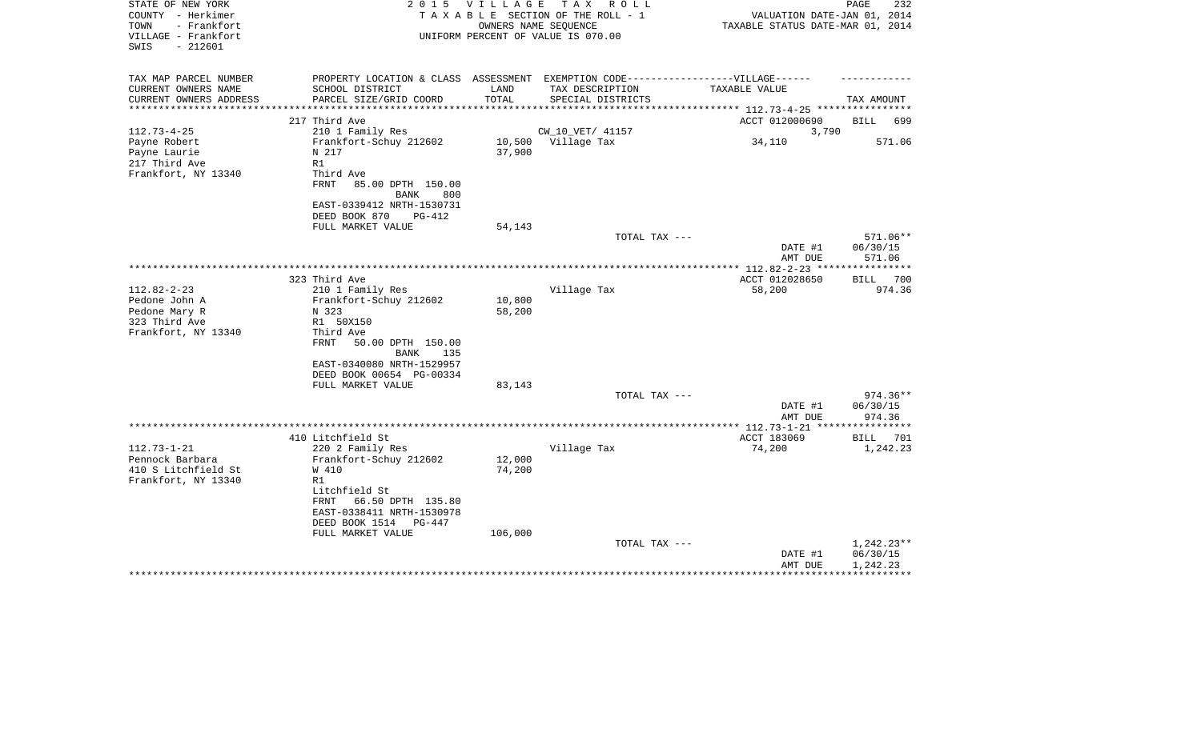STATE OF NEW YORK
COUNTY - Herkimer
TOWN - Frankfort
VILLAGE - Frankfort
SWIS - 212601

2 0 1 5 V I L L A G E T A X R O L L
T A X A B L E SECTION OF THE ROLL - 1
OWNERS NAME SEQUENCE
UNIFORM PERCENT OF VALUE IS 070.00

VALUATION DATE-JAN 01, 2014
TAXABLE STATUS DATE-MAR 01, 2014

| TAX MAP PARCEL NUMBER / CURRENT OWNERS NAME / CURRENT OWNERS ADDRESS | PROPERTY LOCATION & CLASS / SCHOOL DISTRICT / PARCEL SIZE/GRID COORD | ASSESSMENT LAND / TOTAL | EXEMPTION CODE / TAX DESCRIPTION / SPECIAL DISTRICTS | TAXABLE VALUE | TAX AMOUNT |
|---|---|---|---|---|---|
| 112.73-4-25 | 217 Third Ave | | | ACCT 012000690 | BILL 699 |
| Payne Robert | 210 1 Family Res | | CW_10_VET/ 41157 | 3,790 | |
| Payne Laurie | Frankfort-Schuy 212602 | 10,500 | Village Tax | 34,110 | 571.06 |
| 217 Third Ave | N 217 | 37,900 | | | |
| Frankfort, NY 13340 | R1 | | | | |
| | Third Ave | | | | |
| | FRNT 85.00 DPTH 150.00 | | | | |
| | BANK 800 | | | | |
| | EAST-0339412 NRTH-1530731 | | | | |
| | DEED BOOK 870 PG-412 | | | | |
| | FULL MARKET VALUE | 54,143 | | | |
| | | | TOTAL TAX --- | | 571.06** |
| | | | | DATE #1 | 06/30/15 |
| | | | | AMT DUE | 571.06 |
| 112.82-2-23 | 323 Third Ave | | | ACCT 012028650 | BILL 700 |
| Pedone John A | 210 1 Family Res | | Village Tax | 58,200 | 974.36 |
| Pedone Mary R | Frankfort-Schuy 212602 | 10,800 | | | |
| 323 Third Ave | N 323 | 58,200 | | | |
| Frankfort, NY 13340 | R1 50X150 | | | | |
| | Third Ave | | | | |
| | FRNT 50.00 DPTH 150.00 | | | | |
| | BANK 135 | | | | |
| | EAST-0340080 NRTH-1529957 | | | | |
| | DEED BOOK 00654 PG-00334 | | | | |
| | FULL MARKET VALUE | 83,143 | | | |
| | | | TOTAL TAX --- | | 974.36** |
| | | | | DATE #1 | 06/30/15 |
| | | | | AMT DUE | 974.36 |
| 112.73-1-21 | 410 Litchfield St | | | ACCT 183069 | BILL 701 |
| Pennock Barbara | 220 2 Family Res | | Village Tax | 74,200 | 1,242.23 |
| 410 S Litchfield St | Frankfort-Schuy 212602 | 12,000 | | | |
| Frankfort, NY 13340 | W 410 | 74,200 | | | |
| | R1 | | | | |
| | Litchfield St | | | | |
| | FRNT 66.50 DPTH 135.80 | | | | |
| | EAST-0338411 NRTH-1530978 | | | | |
| | DEED BOOK 1514 PG-447 | | | | |
| | FULL MARKET VALUE | 106,000 | | | |
| | | | TOTAL TAX --- | | 1,242.23** |
| | | | | DATE #1 | 06/30/15 |
| | | | | AMT DUE | 1,242.23 |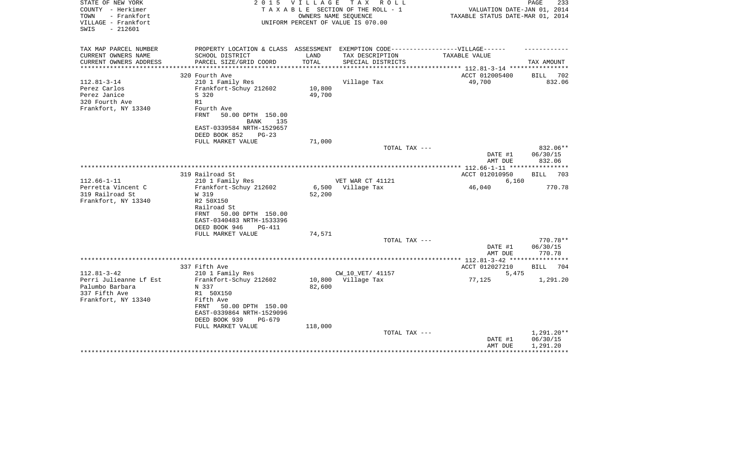STATE OF NEW YORK
COUNTY - Herkimer
TOWN - Frankfort
VILLAGE - Frankfort
SWIS - 212601

2 0 1 5 V I L L A G E T A X R O L L
T A X A B L E SECTION OF THE ROLL - 1
OWNERS NAME SEQUENCE
UNIFORM PERCENT OF VALUE IS 070.00

VALUATION DATE-JAN 01, 2014
TAXABLE STATUS DATE-MAR 01, 2014

| TAX MAP PARCEL NUMBER / CURRENT OWNERS NAME / CURRENT OWNERS ADDRESS | PROPERTY LOCATION & CLASS / SCHOOL DISTRICT / PARCEL SIZE/GRID COORD | ASSESSMENT LAND / TOTAL | EXEMPTION CODE / TAX DESCRIPTION / SPECIAL DISTRICTS | TAXABLE VALUE | TAX AMOUNT |
|---|---|---|---|---|---|
| 112.81-3-14 | 320 Fourth Ave | | | ACCT 012005400 | BILL 702 |
| Perez Carlos | 210 1 Family Res | | Village Tax | 49,700 | 832.06 |
| Perez Janice | Frankfort-Schuy 212602 | 10,800 | | | |
| 320 Fourth Ave | S 320 | 49,700 | | | |
| Frankfort, NY 13340 | R1 | | | | |
| | Fourth Ave | | | | |
| | FRNT 50.00 DPTH 150.00 | | | | |
| | BANK 135 | | | | |
| | EAST-0339584 NRTH-1529657 | | | | |
| | DEED BOOK 852 PG-23 | | | | |
| | FULL MARKET VALUE | 71,000 | | | |
| | | | TOTAL TAX --- | | 832.06** |
| | | | | DATE #1 | 06/30/15 |
| | | | | AMT DUE | 832.06 |
| 112.66-1-11 | 319 Railroad St | | | ACCT 012010950 | BILL 703 |
| Perretta Vincent C | 210 1 Family Res | | VET WAR CT 41121 | 6,160 | |
| 319 Railroad St | Frankfort-Schuy 212602 | 6,500 | Village Tax | 46,040 | 770.78 |
| Frankfort, NY 13340 | W 319 | 52,200 | | | |
| | R2 50X150 | | | | |
| | Railroad St | | | | |
| | FRNT 50.00 DPTH 150.00 | | | | |
| | EAST-0340483 NRTH-1533396 | | | | |
| | DEED BOOK 946 PG-411 | | | | |
| | FULL MARKET VALUE | 74,571 | | | |
| | | | TOTAL TAX --- | | 770.78** |
| | | | | DATE #1 | 06/30/15 |
| | | | | AMT DUE | 770.78 |
| 112.81-3-42 | 337 Fifth Ave | | | ACCT 012027210 | BILL 704 |
| Perri Julieanne Lf Est | 210 1 Family Res | | CW_10_VET/ 41157 | 5,475 | |
| Palumbo Barbara | Frankfort-Schuy 212602 | 10,800 | Village Tax | 77,125 | 1,291.20 |
| 337 Fifth Ave | N 337 | 82,600 | | | |
| Frankfort, NY 13340 | R1 50X150 | | | | |
| | Fifth Ave | | | | |
| | FRNT 50.00 DPTH 150.00 | | | | |
| | EAST-0339864 NRTH-1529096 | | | | |
| | DEED BOOK 939 PG-679 | | | | |
| | FULL MARKET VALUE | 118,000 | | | |
| | | | TOTAL TAX --- | | 1,291.20** |
| | | | | DATE #1 | 06/30/15 |
| | | | | AMT DUE | 1,291.20 |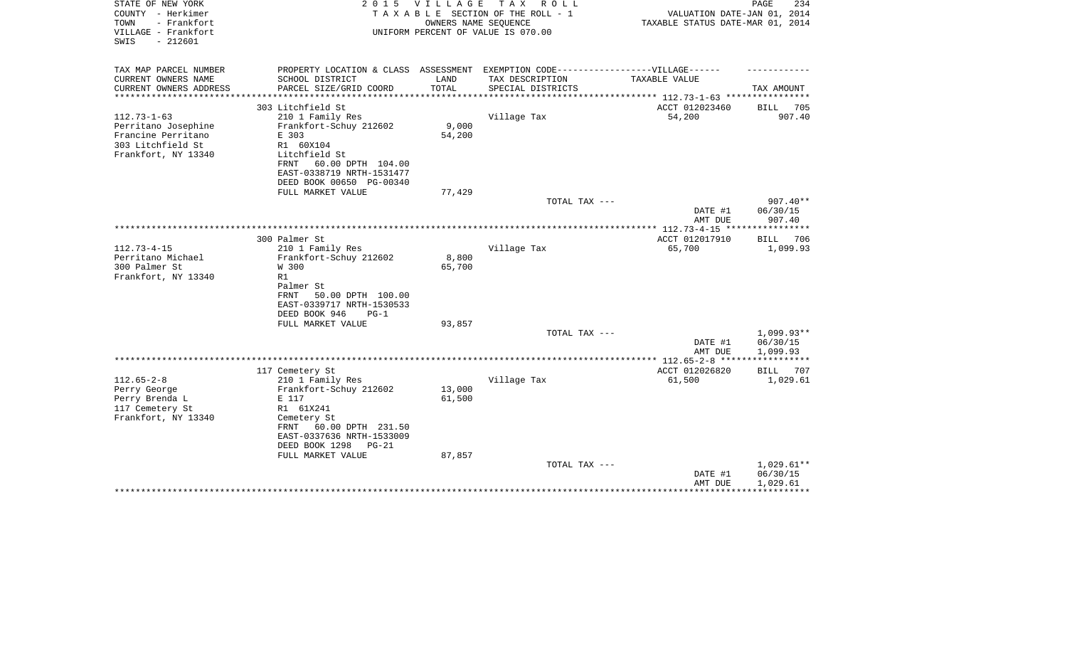STATE OF NEW YORK
COUNTY - Herkimer
TOWN - Frankfort
VILLAGE - Frankfort
SWIS - 212601

**2015 VILLAGE TAX ROLL**
TAXABLE SECTION OF THE ROLL - 1
OWNERS NAME SEQUENCE
UNIFORM PERCENT OF VALUE IS 070.00

VALUATION DATE-JAN 01, 2014
TAXABLE STATUS DATE-MAR 01, 2014

| TAX MAP PARCEL NUMBER / CURRENT OWNERS NAME / CURRENT OWNERS ADDRESS | PROPERTY LOCATION & CLASS / SCHOOL DISTRICT / PARCEL SIZE/GRID COORD | ASSESSMENT LAND / TOTAL | EXEMPTION CODE-VILLAGE / TAX DESCRIPTION / SPECIAL DISTRICTS | TAXABLE VALUE | TAX AMOUNT |
|---|---|---|---|---|---|
| 112.73-1-63 | 303 Litchfield St | | | ACCT 012023460 | BILL 705 |
| Perritano Josephine | 210 1 Family Res | | Village Tax | 54,200 | 907.40 |
| Francine Perritano | Frankfort-Schuy 212602 | 9,000 | | | |
| 303 Litchfield St | E 303 | 54,200 | | | |
| Frankfort, NY 13340 | R1 60X104 | | | | |
| | Litchfield St | | | | |
| | FRNT 60.00 DPTH 104.00 | | | | |
| | EAST-0338719 NRTH-1531477 | | | | |
| | DEED BOOK 00650 PG-00340 | | | | |
| | FULL MARKET VALUE | 77,429 | | | |
| | | | TOTAL TAX --- | | 907.40** |
| | | | | DATE #1 | 06/30/15 |
| | | | | AMT DUE | 907.40 |
| 112.73-4-15 | 300 Palmer St | | | ACCT 012017910 | BILL 706 |
| Perritano Michael | 210 1 Family Res | | Village Tax | 65,700 | 1,099.93 |
| 300 Palmer St | Frankfort-Schuy 212602 | 8,800 | | | |
| Frankfort, NY 13340 | W 300 | 65,700 | | | |
| | R1 | | | | |
| | Palmer St | | | | |
| | FRNT 50.00 DPTH 100.00 | | | | |
| | EAST-0339717 NRTH-1530533 | | | | |
| | DEED BOOK 946 PG-1 | | | | |
| | FULL MARKET VALUE | 93,857 | | | |
| | | | TOTAL TAX --- | | 1,099.93** |
| | | | | DATE #1 | 06/30/15 |
| | | | | AMT DUE | 1,099.93 |
| 112.65-2-8 | 117 Cemetery St | | | ACCT 012026820 | BILL 707 |
| Perry George | 210 1 Family Res | | Village Tax | 61,500 | 1,029.61 |
| Perry Brenda L | Frankfort-Schuy 212602 | 13,000 | | | |
| 117 Cemetery St | E 117 | 61,500 | | | |
| Frankfort, NY 13340 | R1 61X241 | | | | |
| | Cemetery St | | | | |
| | FRNT 60.00 DPTH 231.50 | | | | |
| | EAST-0337636 NRTH-1533009 | | | | |
| | DEED BOOK 1298 PG-21 | | | | |
| | FULL MARKET VALUE | 87,857 | | | |
| | | | TOTAL TAX --- | | 1,029.61** |
| | | | | DATE #1 | 06/30/15 |
| | | | | AMT DUE | 1,029.61 |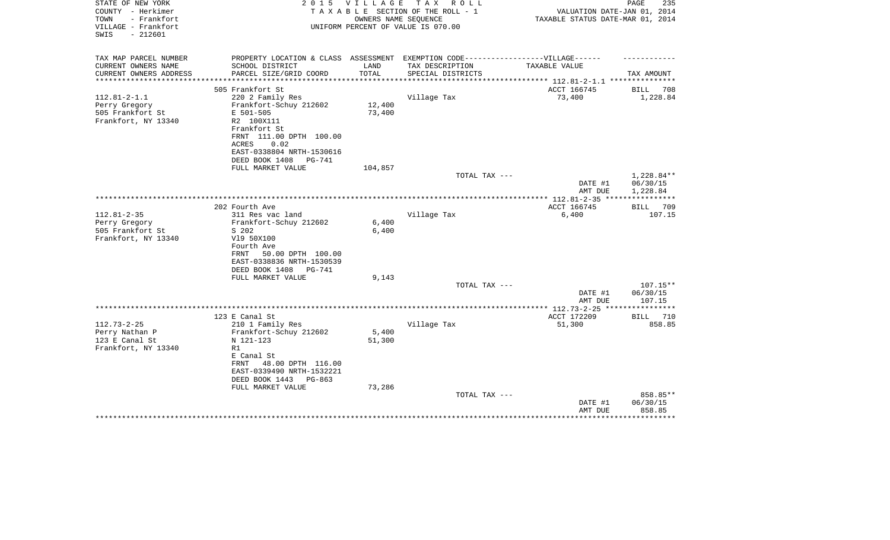STATE OF NEW YORK
COUNTY - Herkimer
TOWN - Frankfort
VILLAGE - Frankfort
SWIS - 212601

2 0 1 5 V I L L A G E T A X R O L L
T A X A B L E SECTION OF THE ROLL - 1
OWNERS NAME SEQUENCE
UNIFORM PERCENT OF VALUE IS 070.00

VALUATION DATE-JAN 01, 2014
TAXABLE STATUS DATE-MAR 01, 2014

| TAX MAP PARCEL NUMBER<br>CURRENT OWNERS NAME<br>CURRENT OWNERS ADDRESS | PROPERTY LOCATION & CLASS<br>SCHOOL DISTRICT<br>PARCEL SIZE/GRID COORD | ASSESSMENT<br>LAND<br>TOTAL | EXEMPTION CODE------VILLAGE------<br>TAX DESCRIPTION<br>SPECIAL DISTRICTS | TAXABLE VALUE | TAX AMOUNT |
|---|---|---|---|---|---|
| 112.81-2-1.1 | 505 Frankfort St | | | ACCT 166745 | BILL 708 |
| Perry Gregory | 220 2 Family Res | | Village Tax | 73,400 | 1,228.84 |
| 505 Frankfort St | Frankfort-Schuy 212602 | 12,400 | | | |
| Frankfort, NY 13340 | E 501-505 | 73,400 | | | |
| | R2 100X111 | | | | |
| | Frankfort St | | | | |
| | FRNT 111.00 DPTH 100.00 | | | | |
| | ACRES 0.02 | | | | |
| | EAST-0338804 NRTH-1530616 | | | | |
| | DEED BOOK 1408 PG-741 | | | | |
| | FULL MARKET VALUE | 104,857 | | | |
| | | | TOTAL TAX --- | | 1,228.84** |
| | | | | DATE #1 | 06/30/15 |
| | | | | AMT DUE | 1,228.84 |
| 112.81-2-35 | 202 Fourth Ave | | | ACCT 166745 | BILL 709 |
| Perry Gregory | 311 Res vac land | | Village Tax | 6,400 | 107.15 |
| 505 Frankfort St | Frankfort-Schuy 212602 | 6,400 | | | |
| Frankfort, NY 13340 | S 202 | 6,400 | | | |
| | Vl9 50X100 | | | | |
| | Fourth Ave | | | | |
| | FRNT 50.00 DPTH 100.00 | | | | |
| | EAST-0338836 NRTH-1530539 | | | | |
| | DEED BOOK 1408 PG-741 | | | | |
| | FULL MARKET VALUE | 9,143 | | | |
| | | | TOTAL TAX --- | | 107.15** |
| | | | | DATE #1 | 06/30/15 |
| | | | | AMT DUE | 107.15 |
| 112.73-2-25 | 123 E Canal St | | | ACCT 172209 | BILL 710 |
| Perry Nathan P | 210 1 Family Res | | Village Tax | 51,300 | 858.85 |
| 123 E Canal St | Frankfort-Schuy 212602 | 5,400 | | | |
| Frankfort, NY 13340 | N 121-123 | 51,300 | | | |
| | R1 | | | | |
| | E Canal St | | | | |
| | FRNT 48.00 DPTH 116.00 | | | | |
| | EAST-0339490 NRTH-1532221 | | | | |
| | DEED BOOK 1443 PG-863 | | | | |
| | FULL MARKET VALUE | 73,286 | | | |
| | | | TOTAL TAX --- | | 858.85** |
| | | | | DATE #1 | 06/30/15 |
| | | | | AMT DUE | 858.85 |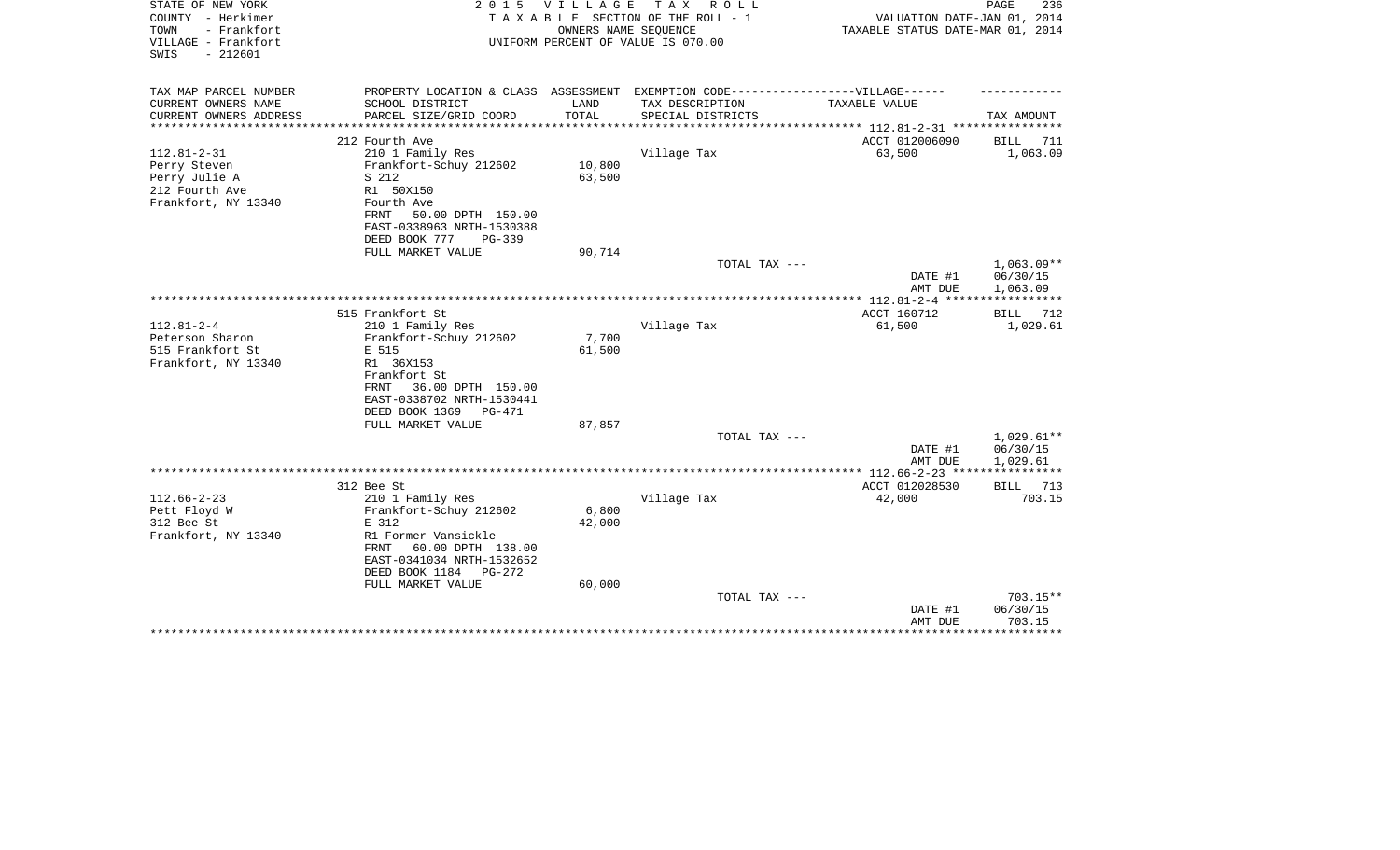STATE OF NEW YORK
COUNTY - Herkimer
TOWN - Frankfort
VILLAGE - Frankfort
SWIS - 212601

**2 0 1 5 V I L L A G E T A X R O L L**
T A X A B L E SECTION OF THE ROLL - 1
OWNERS NAME SEQUENCE
UNIFORM PERCENT OF VALUE IS 070.00

VALUATION DATE-JAN 01, 2014
TAXABLE STATUS DATE-MAR 01, 2014

| TAX MAP PARCEL NUMBER / CURRENT OWNERS NAME / CURRENT OWNERS ADDRESS | PROPERTY LOCATION & CLASS / SCHOOL DISTRICT / PARCEL SIZE/GRID COORD | ASSESSMENT LAND / TOTAL | EXEMPTION CODE / TAX DESCRIPTION / SPECIAL DISTRICTS | VILLAGE TAXABLE VALUE | TAX AMOUNT |
|---|---|---|---|---|---|
| | 212 Fourth Ave | | | ACCT 012006090 | BILL 711 |
| 112.81-2-31 | 210 1 Family Res | | Village Tax | 63,500 | 1,063.09 |
| Perry Steven | Frankfort-Schuy 212602 | 10,800 | | | |
| Perry Julie A | S 212 | 63,500 | | | |
| 212 Fourth Ave | R1 50X150 | | | | |
| Frankfort, NY 13340 | Fourth Ave | | | | |
| | FRNT 50.00 DPTH 150.00 | | | | |
| | EAST-0338963 NRTH-1530388 | | | | |
| | DEED BOOK 777 PG-339 | | | | |
| | FULL MARKET VALUE | 90,714 | | | |
| | | | TOTAL TAX --- | | 1,063.09** |
| | | | | DATE #1 | 06/30/15 |
| | | | | AMT DUE | 1,063.09 |
| | 515 Frankfort St | | | ACCT 160712 | BILL 712 |
| 112.81-2-4 | 210 1 Family Res | | Village Tax | 61,500 | 1,029.61 |
| Peterson Sharon | Frankfort-Schuy 212602 | 7,700 | | | |
| 515 Frankfort St | E 515 | 61,500 | | | |
| Frankfort, NY 13340 | R1 36X153 | | | | |
| | Frankfort St | | | | |
| | FRNT 36.00 DPTH 150.00 | | | | |
| | EAST-0338702 NRTH-1530441 | | | | |
| | DEED BOOK 1369 PG-471 | | | | |
| | FULL MARKET VALUE | 87,857 | | | |
| | | | TOTAL TAX --- | | 1,029.61** |
| | | | | DATE #1 | 06/30/15 |
| | | | | AMT DUE | 1,029.61 |
| | 312 Bee St | | | ACCT 012028530 | BILL 713 |
| 112.66-2-23 | 210 1 Family Res | | Village Tax | 42,000 | 703.15 |
| Pett Floyd W | Frankfort-Schuy 212602 | 6,800 | | | |
| 312 Bee St | E 312 | 42,000 | | | |
| Frankfort, NY 13340 | R1 Former Vansickle | | | | |
| | FRNT 60.00 DPTH 138.00 | | | | |
| | EAST-0341034 NRTH-1532652 | | | | |
| | DEED BOOK 1184 PG-272 | | | | |
| | FULL MARKET VALUE | 60,000 | | | |
| | | | TOTAL TAX --- | | 703.15** |
| | | | | DATE #1 | 06/30/15 |
| | | | | AMT DUE | 703.15 |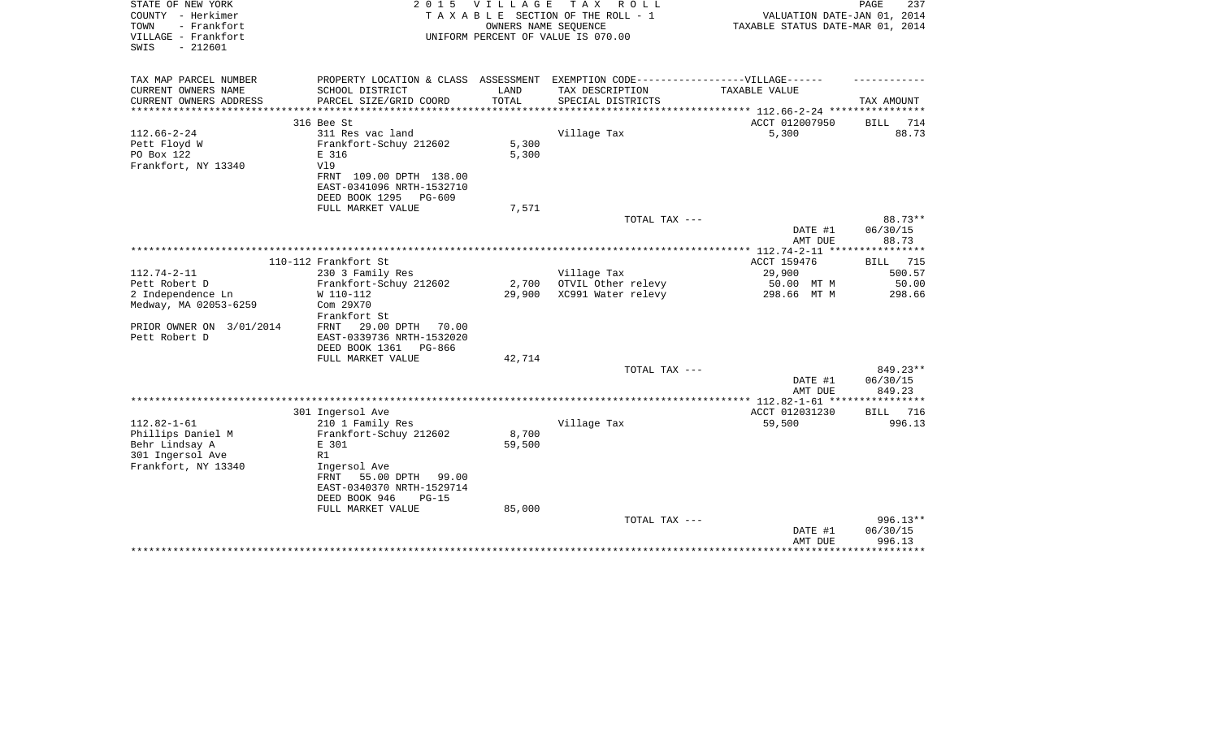STATE OF NEW YORK
COUNTY - Herkimer
TOWN - Frankfort
VILLAGE - Frankfort
SWIS - 212601

2 0 1 5 V I L L A G E T A X R O L L
T A X A B L E SECTION OF THE ROLL - 1
OWNERS NAME SEQUENCE
UNIFORM PERCENT OF VALUE IS 070.00

VALUATION DATE-JAN 01, 2014
TAXABLE STATUS DATE-MAR 01, 2014

| TAX MAP PARCEL NUMBER / CURRENT OWNERS NAME / CURRENT OWNERS ADDRESS | PROPERTY LOCATION & CLASS / SCHOOL DISTRICT / PARCEL SIZE/GRID COORD | ASSESSMENT LAND / TOTAL | EXEMPTION CODE / TAX DESCRIPTION / SPECIAL DISTRICTS | TAXABLE VALUE | TAX AMOUNT |
|---|---|---|---|---|---|
| | 316 Bee St | | | ACCT 012007950 | BILL 714 |
| 112.66-2-24 | 311 Res vac land | | Village Tax | 5,300 | 88.73 |
| Pett Floyd W | Frankfort-Schuy 212602 | 5,300 | | | |
| PO Box 122 | E 316 | 5,300 | | | |
| Frankfort, NY 13340 | Vl9 | | | | |
| | FRNT 109.00 DPTH 138.00 | | | | |
| | EAST-0341096 NRTH-1532710 | | | | |
| | DEED BOOK 1295 PG-609 | | | | |
| | FULL MARKET VALUE | 7,571 | | | |
| | | | TOTAL TAX --- | | 88.73** |
| | | | | DATE #1 | 06/30/15 |
| | | | | AMT DUE | 88.73 |
| | 110-112 Frankfort St | | | ACCT 159476 | BILL 715 |
| 112.74-2-11 | 230 3 Family Res | | Village Tax | 29,900 | 500.57 |
| Pett Robert D | Frankfort-Schuy 212602 | 2,700 | OTVIL Other relevy | 50.00 MT M | 50.00 |
| 2 Independence Ln | W 110-112 | 29,900 | XC991 Water relevy | 298.66 MT M | 298.66 |
| Medway, MA 02053-6259 | Com 29X70 | | | | |
| | Frankfort St | | | | |
| PRIOR OWNER ON 3/01/2014 | FRNT 29.00 DPTH 70.00 | | | | |
| Pett Robert D | EAST-0339736 NRTH-1532020 | | | | |
| | DEED BOOK 1361 PG-866 | | | | |
| | FULL MARKET VALUE | 42,714 | | | |
| | | | TOTAL TAX --- | | 849.23** |
| | | | | DATE #1 | 06/30/15 |
| | | | | AMT DUE | 849.23 |
| | 301 Ingersol Ave | | | ACCT 012031230 | BILL 716 |
| 112.82-1-61 | 210 1 Family Res | | Village Tax | 59,500 | 996.13 |
| Phillips Daniel M | Frankfort-Schuy 212602 | 8,700 | | | |
| Behr Lindsay A | E 301 | 59,500 | | | |
| 301 Ingersol Ave | R1 | | | | |
| Frankfort, NY 13340 | Ingersol Ave | | | | |
| | FRNT 55.00 DPTH 99.00 | | | | |
| | EAST-0340370 NRTH-1529714 | | | | |
| | DEED BOOK 946 PG-15 | | | | |
| | FULL MARKET VALUE | 85,000 | | | |
| | | | TOTAL TAX --- | | 996.13** |
| | | | | DATE #1 | 06/30/15 |
| | | | | AMT DUE | 996.13 |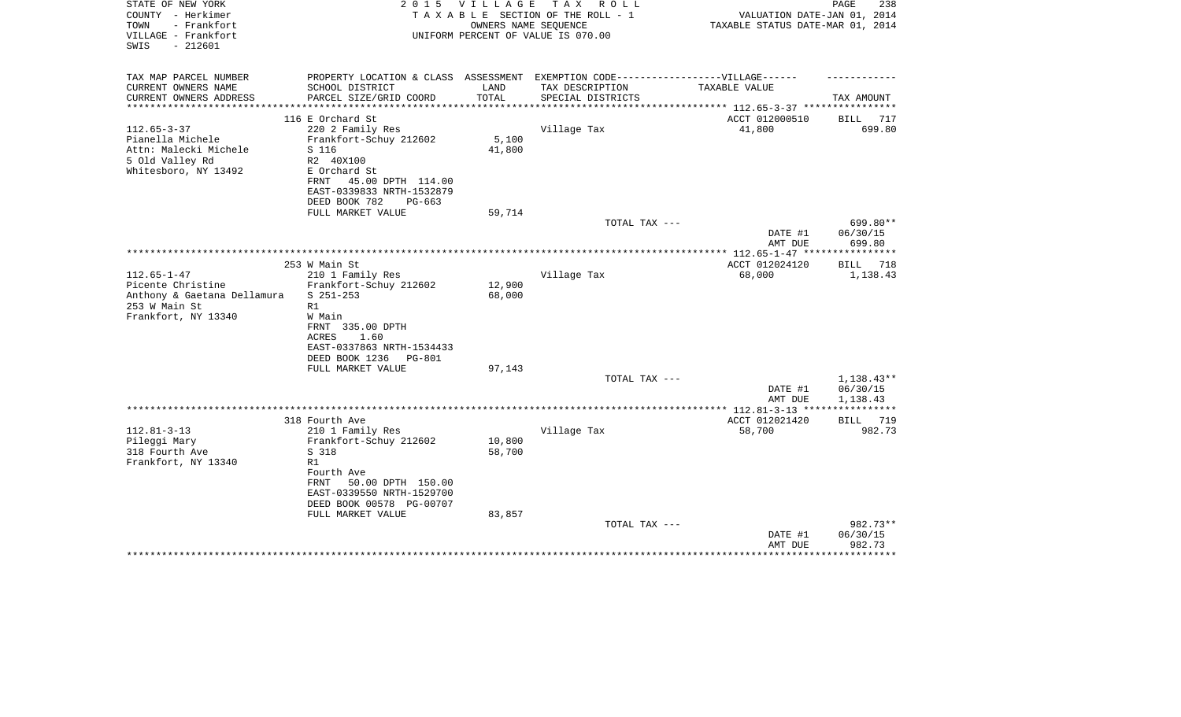STATE OF NEW YORK
COUNTY - Herkimer
TOWN - Frankfort
VILLAGE - Frankfort
SWIS - 212601

2015 VILLAGE TAX ROLL
TAXABLE SECTION OF THE ROLL - 1
OWNERS NAME SEQUENCE
UNIFORM PERCENT OF VALUE IS 070.00

VALUATION DATE-JAN 01, 2014
TAXABLE STATUS DATE-MAR 01, 2014

| TAX MAP PARCEL NUMBER / CURRENT OWNERS NAME / CURRENT OWNERS ADDRESS | PROPERTY LOCATION & CLASS / SCHOOL DISTRICT / PARCEL SIZE/GRID COORD | ASSESSMENT LAND / TOTAL | EXEMPTION CODE / TAX DESCRIPTION / SPECIAL DISTRICTS | VILLAGE TAXABLE VALUE | TAX AMOUNT |
|---|---|---|---|---|---|
| | 116 E Orchard St | | | ACCT 012000510 | BILL 717 |
| 112.65-3-37 | 220 2 Family Res | | Village Tax | 41,800 | 699.80 |
| Pianella Michele | Frankfort-Schuy 212602 | 5,100 | | | |
| Attn: Malecki Michele | S 116 | 41,800 | | | |
| 5 Old Valley Rd | R2 40X100 | | | | |
| Whitesboro, NY 13492 | E Orchard St | | | | |
| | FRNT 45.00 DPTH 114.00 | | | | |
| | EAST-0339833 NRTH-1532879 | | | | |
| | DEED BOOK 782 PG-663 | | | | |
| | FULL MARKET VALUE | 59,714 | | | |
| | | | TOTAL TAX --- | | 699.80** |
| | | | | DATE #1 | 06/30/15 |
| | | | | AMT DUE | 699.80 |
| | 253 W Main St | | | ACCT 012024120 | BILL 718 |
| 112.65-1-47 | 210 1 Family Res | | Village Tax | 68,000 | 1,138.43 |
| Picente Christine | Frankfort-Schuy 212602 | 12,900 | | | |
| Anthony & Gaetana Dellamura | S 251-253 | 68,000 | | | |
| 253 W Main St | R1 | | | | |
| Frankfort, NY 13340 | W Main | | | | |
| | FRNT 335.00 DPTH | | | | |
| | ACRES 1.60 | | | | |
| | EAST-0337863 NRTH-1534433 | | | | |
| | DEED BOOK 1236 PG-801 | | | | |
| | FULL MARKET VALUE | 97,143 | | | |
| | | | TOTAL TAX --- | | 1,138.43** |
| | | | | DATE #1 | 06/30/15 |
| | | | | AMT DUE | 1,138.43 |
| | 318 Fourth Ave | | | ACCT 012021420 | BILL 719 |
| 112.81-3-13 | 210 1 Family Res | | Village Tax | 58,700 | 982.73 |
| Pileggi Mary | Frankfort-Schuy 212602 | 10,800 | | | |
| 318 Fourth Ave | S 318 | 58,700 | | | |
| Frankfort, NY 13340 | R1 | | | | |
| | Fourth Ave | | | | |
| | FRNT 50.00 DPTH 150.00 | | | | |
| | EAST-0339550 NRTH-1529700 | | | | |
| | DEED BOOK 00578 PG-00707 | | | | |
| | FULL MARKET VALUE | 83,857 | | | |
| | | | TOTAL TAX --- | | 982.73** |
| | | | | DATE #1 | 06/30/15 |
| | | | | AMT DUE | 982.73 |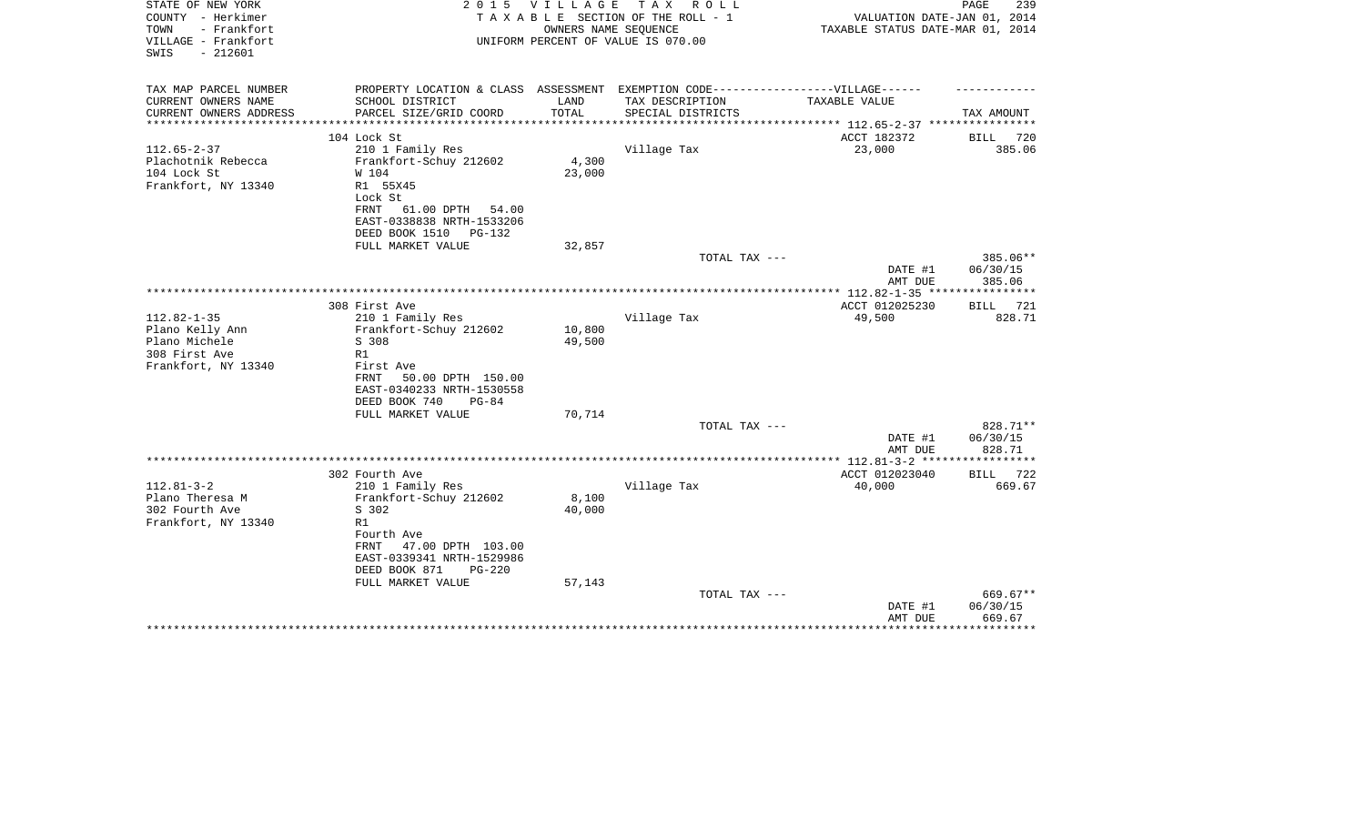STATE OF NEW YORK
COUNTY - Herkimer
TOWN - Frankfort
VILLAGE - Frankfort
SWIS - 212601

2 0 1 5 V I L L A G E T A X R O L L
T A X A B L E SECTION OF THE ROLL - 1
OWNERS NAME SEQUENCE
UNIFORM PERCENT OF VALUE IS 070.00

VALUATION DATE-JAN 01, 2014
TAXABLE STATUS DATE-MAR 01, 2014

| TAX MAP PARCEL NUMBER / CURRENT OWNERS NAME / CURRENT OWNERS ADDRESS | PROPERTY LOCATION & CLASS / SCHOOL DISTRICT / PARCEL SIZE/GRID COORD | ASSESSMENT LAND / TOTAL | EXEMPTION CODE------VILLAGE------ TAX DESCRIPTION / SPECIAL DISTRICTS | TAXABLE VALUE | TAX AMOUNT |
|---|---|---|---|---|---|
| | 104 Lock St | | | ACCT 182372 | BILL 720 |
| 112.65-2-37 | 210 1 Family Res | | Village Tax | 23,000 | 385.06 |
| Plachotnik Rebecca | Frankfort-Schuy 212602 | 4,300 | | | |
| 104 Lock St | W 104 | 23,000 | | | |
| Frankfort, NY 13340 | R1 55X45 | | | | |
| | Lock St | | | | |
| | FRNT 61.00 DPTH 54.00 | | | | |
| | EAST-0338838 NRTH-1533206 | | | | |
| | DEED BOOK 1510 PG-132 | | | | |
| | FULL MARKET VALUE | 32,857 | | | |
| | | | TOTAL TAX --- | | 385.06** |
| | | | | DATE #1 | 06/30/15 |
| | | | | AMT DUE | 385.06 |
| | 308 First Ave | | | ACCT 012025230 | BILL 721 |
| 112.82-1-35 | 210 1 Family Res | | Village Tax | 49,500 | 828.71 |
| Plano Kelly Ann | Frankfort-Schuy 212602 | 10,800 | | | |
| Plano Michele | S 308 | 49,500 | | | |
| 308 First Ave | R1 | | | | |
| Frankfort, NY 13340 | First Ave | | | | |
| | FRNT 50.00 DPTH 150.00 | | | | |
| | EAST-0340233 NRTH-1530558 | | | | |
| | DEED BOOK 740 PG-84 | | | | |
| | FULL MARKET VALUE | 70,714 | | | |
| | | | TOTAL TAX --- | | 828.71** |
| | | | | DATE #1 | 06/30/15 |
| | | | | AMT DUE | 828.71 |
| | 302 Fourth Ave | | | ACCT 012023040 | BILL 722 |
| 112.81-3-2 | 210 1 Family Res | | Village Tax | 40,000 | 669.67 |
| Plano Theresa M | Frankfort-Schuy 212602 | 8,100 | | | |
| 302 Fourth Ave | S 302 | 40,000 | | | |
| Frankfort, NY 13340 | R1 | | | | |
| | Fourth Ave | | | | |
| | FRNT 47.00 DPTH 103.00 | | | | |
| | EAST-0339341 NRTH-1529986 | | | | |
| | DEED BOOK 871 PG-220 | | | | |
| | FULL MARKET VALUE | 57,143 | | | |
| | | | TOTAL TAX --- | | 669.67** |
| | | | | DATE #1 | 06/30/15 |
| | | | | AMT DUE | 669.67 |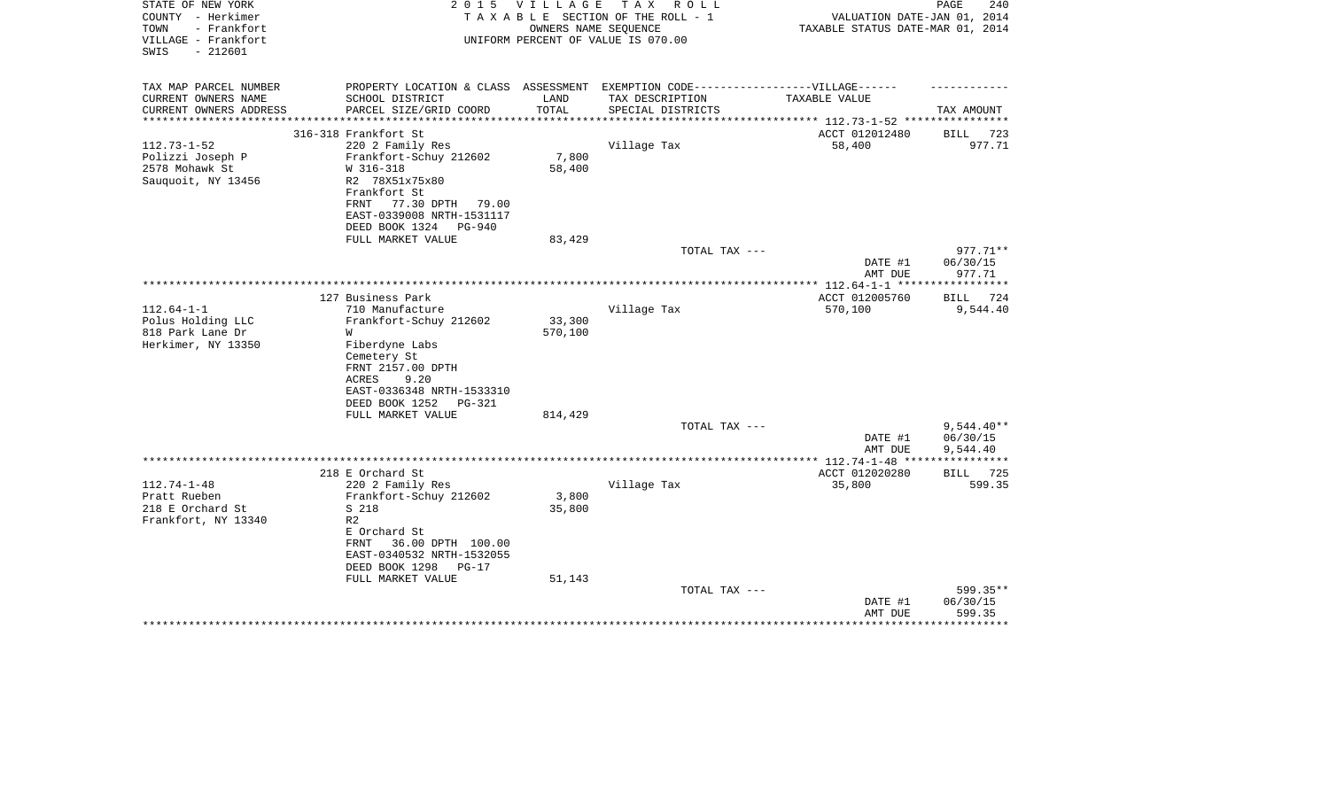STATE OF NEW YORK
COUNTY - Herkimer
TOWN - Frankfort
VILLAGE - Frankfort
SWIS - 212601

2 0 1 5 V I L L A G E T A X R O L L
T A X A B L E SECTION OF THE ROLL - 1
OWNERS NAME SEQUENCE
UNIFORM PERCENT OF VALUE IS 070.00

VALUATION DATE-JAN 01, 2014
TAXABLE STATUS DATE-MAR 01, 2014

| TAX MAP PARCEL NUMBER<br>CURRENT OWNERS NAME<br>CURRENT OWNERS ADDRESS | PROPERTY LOCATION & CLASS<br>SCHOOL DISTRICT<br>PARCEL SIZE/GRID COORD | ASSESSMENT<br>LAND<br>TOTAL | EXEMPTION CODE-----VILLAGE------<br>TAX DESCRIPTION<br>SPECIAL DISTRICTS | TAXABLE VALUE | TAX AMOUNT |
|---|---|---|---|---|---|
| | 316-318 Frankfort St | | | ACCT 012012480 | BILL 723 |
| 112.73-1-52<br>Polizzi Joseph P<br>2578 Mohawk St<br>Sauquoit, NY 13456 | 220 2 Family Res<br>Frankfort-Schuy 212602<br>W 316-318<br>R2 78X51x75x80<br>Frankfort St<br>FRNT 77.30 DPTH 79.00<br>EAST-0339008 NRTH-1531117<br>DEED BOOK 1324 PG-940<br>FULL MARKET VALUE | <br>7,800<br>58,400<br><br><br><br><br><br>83,429 | Village Tax | 58,400 | 977.71 |
| | | | TOTAL TAX --- | | 977.71** |
| | | | | DATE #1 | 06/30/15 |
| | | | | AMT DUE | 977.71 |
| | 127 Business Park | | | ACCT 012005760 | BILL 724 |
| 112.64-1-1<br>Polus Holding LLC<br>818 Park Lane Dr<br>Herkimer, NY 13350 | 710 Manufacture<br>Frankfort-Schuy 212602<br>W<br>Fiberdyne Labs<br>Cemetery St<br>FRNT 2157.00 DPTH<br>ACRES 9.20<br>EAST-0336348 NRTH-1533310<br>DEED BOOK 1252 PG-321<br>FULL MARKET VALUE | <br>33,300<br>570,100<br><br><br><br><br><br><br>814,429 | Village Tax | 570,100 | 9,544.40 |
| | | | TOTAL TAX --- | | 9,544.40** |
| | | | | DATE #1 | 06/30/15 |
| | | | | AMT DUE | 9,544.40 |
| | 218 E Orchard St | | | ACCT 012020280 | BILL 725 |
| 112.74-1-48<br>Pratt Rueben<br>218 E Orchard St<br>Frankfort, NY 13340 | 220 2 Family Res<br>Frankfort-Schuy 212602<br>S 218<br>R2<br>E Orchard St<br>FRNT 36.00 DPTH 100.00<br>EAST-0340532 NRTH-1532055<br>DEED BOOK 1298 PG-17<br>FULL MARKET VALUE | <br>3,800<br>35,800<br><br><br><br><br><br>51,143 | Village Tax | 35,800 | 599.35 |
| | | | TOTAL TAX --- | | 599.35** |
| | | | | DATE #1 | 06/30/15 |
| | | | | AMT DUE | 599.35 |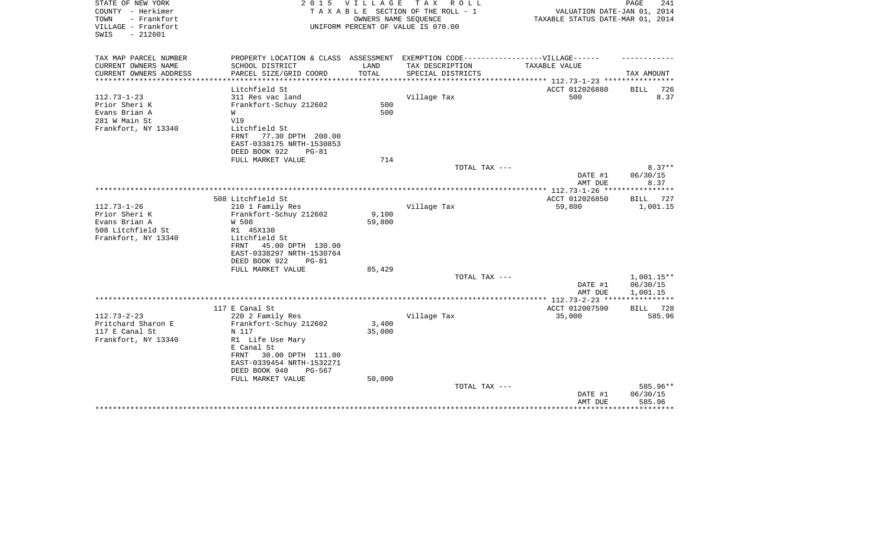STATE OF NEW YORK
COUNTY - Herkimer
TOWN - Frankfort
VILLAGE - Frankfort
SWIS - 212601

2 0 1 5 V I L L A G E T A X R O L L
T A X A B L E SECTION OF THE ROLL - 1
OWNERS NAME SEQUENCE
UNIFORM PERCENT OF VALUE IS 070.00

VALUATION DATE-JAN 01, 2014
TAXABLE STATUS DATE-MAR 01, 2014

| TAX MAP PARCEL NUMBER<br>CURRENT OWNERS NAME<br>CURRENT OWNERS ADDRESS | PROPERTY LOCATION & CLASS<br>SCHOOL DISTRICT<br>PARCEL SIZE/GRID COORD | ASSESSMENT<br>LAND<br>TOTAL | EXEMPTION CODE------VILLAGE------<br>TAX DESCRIPTION<br>SPECIAL DISTRICTS | TAXABLE VALUE | TAX AMOUNT |
|---|---|---|---|---|---|
| 112.73-1-23 | Litchfield St | | | ACCT 012026880 | BILL 726 |
| 112.73-1-23 | 311 Res vac land | | Village Tax | 500 | 8.37 |
| Prior Sheri K | Frankfort-Schuy 212602 | 500 | | | |
| Evans Brian A | W | 500 | | | |
| 281 W Main St | Vl9 | | | | |
| Frankfort, NY 13340 | Litchfield St | | | | |
| | FRNT 77.30 DPTH 200.00 | | | | |
| | EAST-0338175 NRTH-1530853 | | | | |
| | DEED BOOK 922 PG-81 | | | | |
| | FULL MARKET VALUE | 714 | | | |
| | | | TOTAL TAX --- | | 8.37** |
| | | | | DATE #1 | 06/30/15 |
| | | | | AMT DUE | 8.37 |
| 112.73-1-26 | 508 Litchfield St | | | ACCT 012026850 | BILL 727 |
| 112.73-1-26 | 210 1 Family Res | | Village Tax | 59,800 | 1,001.15 |
| Prior Sheri K | Frankfort-Schuy 212602 | 9,100 | | | |
| Evans Brian A | W 508 | 59,800 | | | |
| 508 Litchfield St | R1 45X130 | | | | |
| Frankfort, NY 13340 | Litchfield St | | | | |
| | FRNT 45.00 DPTH 130.00 | | | | |
| | EAST-0338297 NRTH-1530764 | | | | |
| | DEED BOOK 922 PG-81 | | | | |
| | FULL MARKET VALUE | 85,429 | | | |
| | | | TOTAL TAX --- | | 1,001.15** |
| | | | | DATE #1 | 06/30/15 |
| | | | | AMT DUE | 1,001.15 |
| 112.73-2-23 | 117 E Canal St | | | ACCT 012007590 | BILL 728 |
| 112.73-2-23 | 220 2 Family Res | | Village Tax | 35,000 | 585.96 |
| Pritchard Sharon E | Frankfort-Schuy 212602 | 3,400 | | | |
| 117 E Canal St | N 117 | 35,000 | | | |
| Frankfort, NY 13340 | R1 Life Use Mary | | | | |
| | E Canal St | | | | |
| | FRNT 30.00 DPTH 111.00 | | | | |
| | EAST-0339454 NRTH-1532271 | | | | |
| | DEED BOOK 940 PG-567 | | | | |
| | FULL MARKET VALUE | 50,000 | | | |
| | | | TOTAL TAX --- | | 585.96** |
| | | | | DATE #1 | 06/30/15 |
| | | | | AMT DUE | 585.96 |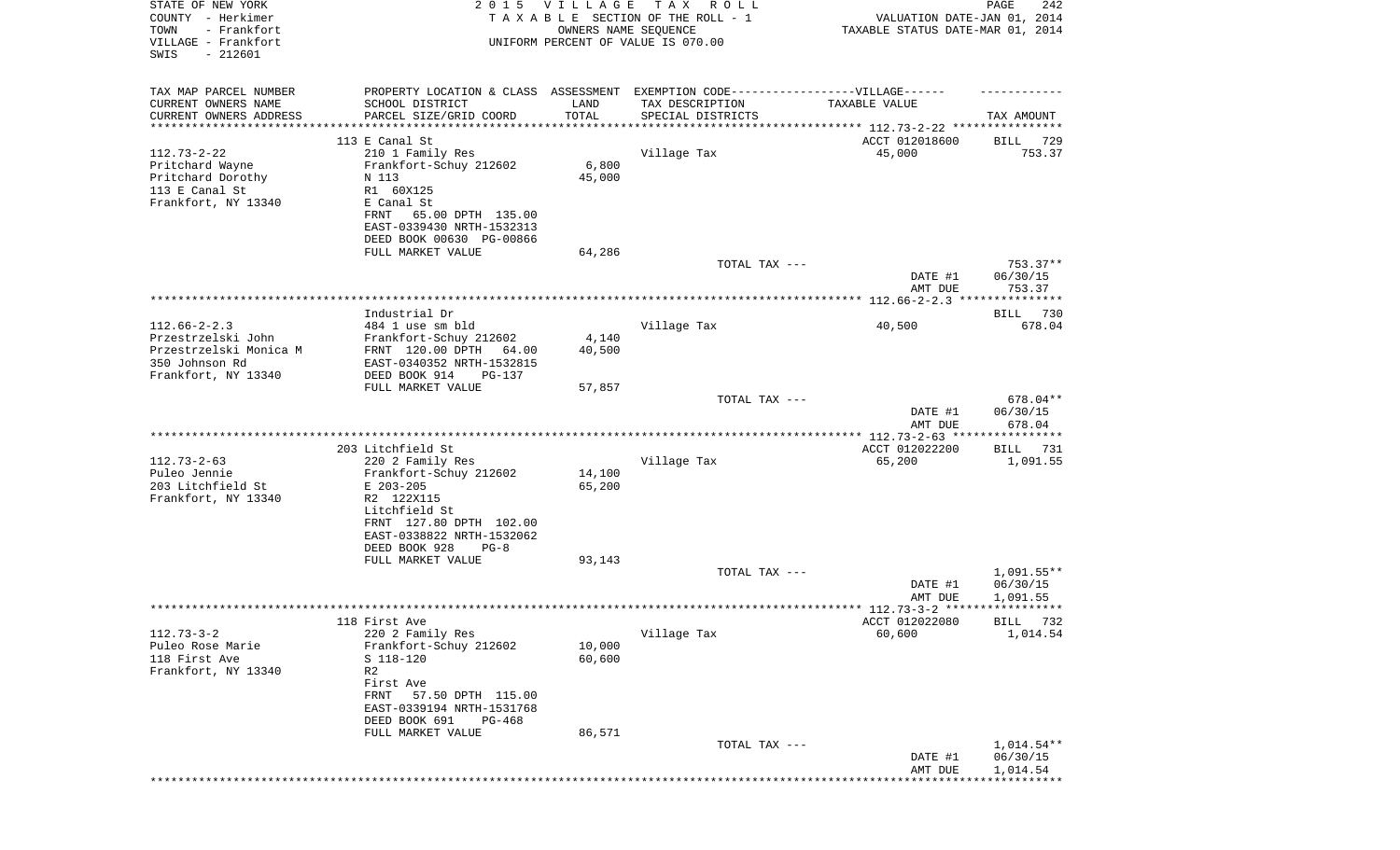STATE OF NEW YORK
COUNTY - Herkimer
TOWN - Frankfort
VILLAGE - Frankfort
SWIS - 212601

2015 VILLAGE TAX ROLL
TAXABLE SECTION OF THE ROLL - 1
OWNERS NAME SEQUENCE
UNIFORM PERCENT OF VALUE IS 070.00

VALUATION DATE-JAN 01, 2014
TAXABLE STATUS DATE-MAR 01, 2014

| TAX MAP PARCEL NUMBER<br>CURRENT OWNERS NAME<br>CURRENT OWNERS ADDRESS | PROPERTY LOCATION & CLASS<br>SCHOOL DISTRICT<br>PARCEL SIZE/GRID COORD | ASSESSMENT<br>LAND<br>TOTAL | EXEMPTION CODE------VILLAGE------<br>TAX DESCRIPTION<br>SPECIAL DISTRICTS | TAXABLE VALUE | TAX AMOUNT |
|---|---|---|---|---|---|
| 112.73-2-22 | 113 E Canal St | | | ACCT 012018600 | BILL 729 |
| Pritchard Wayne | 210 1 Family Res | | Village Tax | 45,000 | 753.37 |
| Pritchard Dorothy | Frankfort-Schuy 212602 | 6,800 | | | |
| 113 E Canal St | N 113 | 45,000 | | | |
| Frankfort, NY 13340 | R1 60X125 | | | | |
| | E Canal St | | | | |
| | FRNT 65.00 DPTH 135.00 | | | | |
| | EAST-0339430 NRTH-1532313 | | | | |
| | DEED BOOK 00630 PG-00866 | | | | |
| | FULL MARKET VALUE | 64,286 | | | |
| | | | TOTAL TAX --- | | 753.37** |
| | | | | DATE #1 | 06/30/15 |
| | | | | AMT DUE | 753.37 |
| 112.66-2-2.3 | Industrial Dr | | | | BILL 730 |
| Przestrzelski John | 484 1 use sm bld | | Village Tax | 40,500 | 678.04 |
| Przestrzelski Monica M | Frankfort-Schuy 212602 | 4,140 | | | |
| 350 Johnson Rd | FRNT 120.00 DPTH 64.00 | 40,500 | | | |
| Frankfort, NY 13340 | EAST-0340352 NRTH-1532815 | | | | |
| | DEED BOOK 914 PG-137 | | | | |
| | FULL MARKET VALUE | 57,857 | | | |
| | | | TOTAL TAX --- | | 678.04** |
| | | | | DATE #1 | 06/30/15 |
| | | | | AMT DUE | 678.04 |
| 112.73-2-63 | 203 Litchfield St | | | ACCT 012022200 | BILL 731 |
| Puleo Jennie | 220 2 Family Res | | Village Tax | 65,200 | 1,091.55 |
| 203 Litchfield St | Frankfort-Schuy 212602 | 14,100 | | | |
| Frankfort, NY 13340 | E 203-205 | 65,200 | | | |
| | R2 122X115 | | | | |
| | Litchfield St | | | | |
| | FRNT 127.80 DPTH 102.00 | | | | |
| | EAST-0338822 NRTH-1532062 | | | | |
| | DEED BOOK 928 PG-8 | | | | |
| | FULL MARKET VALUE | 93,143 | | | |
| | | | TOTAL TAX --- | | 1,091.55** |
| | | | | DATE #1 | 06/30/15 |
| | | | | AMT DUE | 1,091.55 |
| 112.73-3-2 | 118 First Ave | | | ACCT 012022080 | BILL 732 |
| Puleo Rose Marie | 220 2 Family Res | | Village Tax | 60,600 | 1,014.54 |
| 118 First Ave | Frankfort-Schuy 212602 | 10,000 | | | |
| Frankfort, NY 13340 | S 118-120 | 60,600 | | | |
| | R2 | | | | |
| | First Ave | | | | |
| | FRNT 57.50 DPTH 115.00 | | | | |
| | EAST-0339194 NRTH-1531768 | | | | |
| | DEED BOOK 691 PG-468 | | | | |
| | FULL MARKET VALUE | 86,571 | | | |
| | | | TOTAL TAX --- | | 1,014.54** |
| | | | | DATE #1 | 06/30/15 |
| | | | | AMT DUE | 1,014.54 |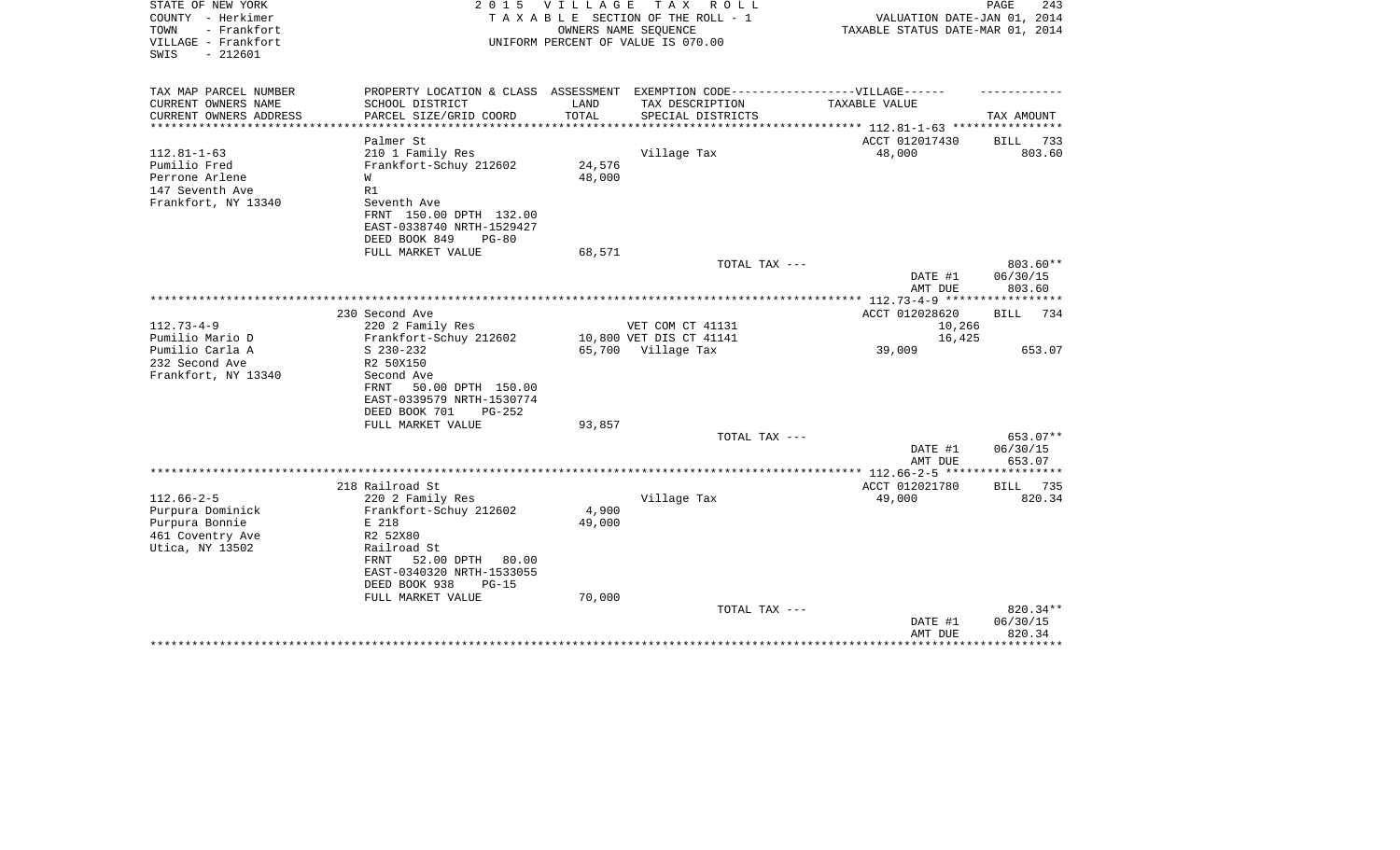STATE OF NEW YORK — 2015 VILLAGE TAX ROLL
COUNTY - Herkimer — TAXABLE SECTION OF THE ROLL - 1 — VALUATION DATE-JAN 01, 2014
TOWN - Frankfort — OWNERS NAME SEQUENCE — TAXABLE STATUS DATE-MAR 01, 2014
VILLAGE - Frankfort — UNIFORM PERCENT OF VALUE IS 070.00
SWIS - 212601

| TAX MAP PARCEL NUMBER / CURRENT OWNERS NAME / CURRENT OWNERS ADDRESS | PROPERTY LOCATION & CLASS / SCHOOL DISTRICT / PARCEL SIZE/GRID COORD | ASSESSMENT LAND / TOTAL | EXEMPTION CODE / TAX DESCRIPTION / SPECIAL DISTRICTS | VILLAGE TAXABLE VALUE | TAX AMOUNT |
|---|---|---|---|---|---|
| | Palmer St | | | ACCT 012017430 | BILL 733 |
| 112.81-1-63 | 210 1 Family Res | | Village Tax | 48,000 | 803.60 |
| Pumilio Fred | Frankfort-Schuy 212602 | 24,576 | | | |
| Perrone Arlene | W | 48,000 | | | |
| 147 Seventh Ave | R1 | | | | |
| Frankfort, NY 13340 | Seventh Ave | | | | |
| | FRNT 150.00 DPTH 132.00 | | | | |
| | EAST-0338740 NRTH-1529427 | | | | |
| | DEED BOOK 849 PG-80 | | | | |
| | FULL MARKET VALUE | 68,571 | | | |
| | | | TOTAL TAX --- | | 803.60** |
| | | | | DATE #1 | 06/30/15 |
| | | | | AMT DUE | 803.60 |
| | 230 Second Ave | | | ACCT 012028620 | BILL 734 |
| 112.73-4-9 | 220 2 Family Res | | VET COM CT 41131 | 10,266 | |
| Pumilio Mario D | Frankfort-Schuy 212602 | 10,800 | VET DIS CT 41141 | 16,425 | |
| Pumilio Carla A | S 230-232 | 65,700 | Village Tax | 39,009 | 653.07 |
| 232 Second Ave | R2 50X150 | | | | |
| Frankfort, NY 13340 | Second Ave | | | | |
| | FRNT 50.00 DPTH 150.00 | | | | |
| | EAST-0339579 NRTH-1530774 | | | | |
| | DEED BOOK 701 PG-252 | | | | |
| | FULL MARKET VALUE | 93,857 | | | |
| | | | TOTAL TAX --- | | 653.07** |
| | | | | DATE #1 | 06/30/15 |
| | | | | AMT DUE | 653.07 |
| | 218 Railroad St | | | ACCT 012021780 | BILL 735 |
| 112.66-2-5 | 220 2 Family Res | | Village Tax | 49,000 | 820.34 |
| Purpura Dominick | Frankfort-Schuy 212602 | 4,900 | | | |
| Purpura Bonnie | E 218 | 49,000 | | | |
| 461 Coventry Ave | R2 52X80 | | | | |
| Utica, NY 13502 | Railroad St | | | | |
| | FRNT 52.00 DPTH 80.00 | | | | |
| | EAST-0340320 NRTH-1533055 | | | | |
| | DEED BOOK 938 PG-15 | | | | |
| | FULL MARKET VALUE | 70,000 | | | |
| | | | TOTAL TAX --- | | 820.34** |
| | | | | DATE #1 | 06/30/15 |
| | | | | AMT DUE | 820.34 |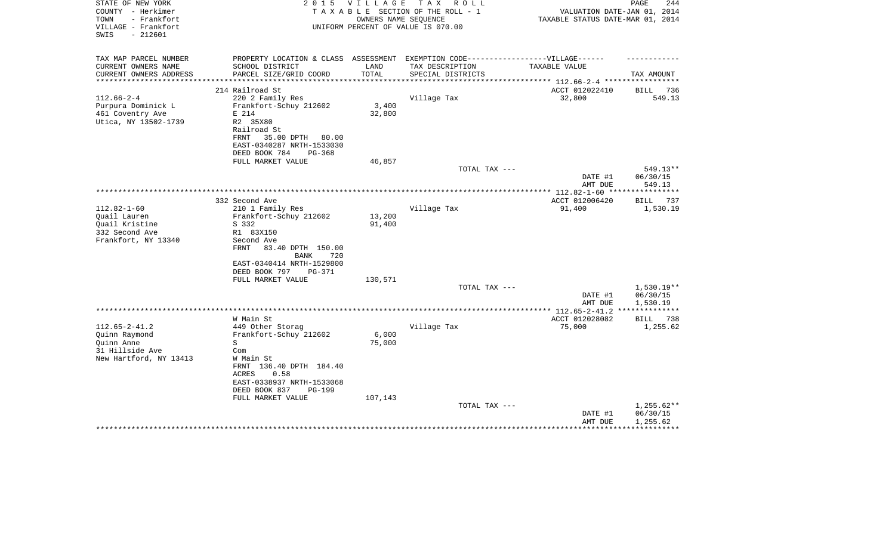STATE OF NEW YORK
COUNTY - Herkimer
TOWN - Frankfort
VILLAGE - Frankfort
SWIS - 212601

2015 VILLAGE TAX ROLL
TAXABLE SECTION OF THE ROLL - 1
OWNERS NAME SEQUENCE
UNIFORM PERCENT OF VALUE IS 070.00

VALUATION DATE-JAN 01, 2014
TAXABLE STATUS DATE-MAR 01, 2014

| TAX MAP PARCEL NUMBER / CURRENT OWNERS NAME / CURRENT OWNERS ADDRESS | PROPERTY LOCATION & CLASS / SCHOOL DISTRICT / PARCEL SIZE/GRID COORD | ASSESSMENT LAND / TOTAL | EXEMPTION CODE / TAX DESCRIPTION / SPECIAL DISTRICTS | TAXABLE VALUE | TAX AMOUNT |
|---|---|---|---|---|---|
| 112.66-2-4 | 214 Railroad St | | | ACCT 012022410 | BILL 736 |
| Purpura Dominick L | 220 2 Family Res | | Village Tax | 32,800 | 549.13 |
| 461 Coventry Ave | Frankfort-Schuy 212602 | 3,400 | | | |
| Utica, NY 13502-1739 | E 214 | 32,800 | | | |
| | R2 35X80 | | | | |
| | Railroad St | | | | |
| | FRNT 35.00 DPTH 80.00 | | | | |
| | EAST-0340287 NRTH-1533030 | | | | |
| | DEED BOOK 784 PG-368 | | | | |
| | FULL MARKET VALUE | 46,857 | | | |
| | | | TOTAL TAX --- | | 549.13** |
| | | | | DATE #1 | 06/30/15 |
| | | | | AMT DUE | 549.13 |
| 112.82-1-60 | 332 Second Ave | | | ACCT 012006420 | BILL 737 |
| Quail Lauren | 210 1 Family Res | | Village Tax | 91,400 | 1,530.19 |
| Quail Kristine | Frankfort-Schuy 212602 | 13,200 | | | |
| 332 Second Ave | S 332 | 91,400 | | | |
| Frankfort, NY 13340 | R1 83X150 | | | | |
| | Second Ave | | | | |
| | FRNT 83.40 DPTH 150.00 | | | | |
| | BANK 720 | | | | |
| | EAST-0340414 NRTH-1529800 | | | | |
| | DEED BOOK 797 PG-371 | | | | |
| | FULL MARKET VALUE | 130,571 | | | |
| | | | TOTAL TAX --- | | 1,530.19** |
| | | | | DATE #1 | 06/30/15 |
| | | | | AMT DUE | 1,530.19 |
| 112.65-2-41.2 | W Main St | | | ACCT 012028082 | BILL 738 |
| Quinn Raymond | 449 Other Storag | | Village Tax | 75,000 | 1,255.62 |
| Quinn Anne | Frankfort-Schuy 212602 | 6,000 | | | |
| 31 Hillside Ave | S | 75,000 | | | |
| New Hartford, NY 13413 | Com | | | | |
| | W Main St | | | | |
| | FRNT 136.40 DPTH 184.40 | | | | |
| | ACRES 0.58 | | | | |
| | EAST-0338937 NRTH-1533068 | | | | |
| | DEED BOOK 837 PG-199 | | | | |
| | FULL MARKET VALUE | 107,143 | | | |
| | | | TOTAL TAX --- | | 1,255.62** |
| | | | | DATE #1 | 06/30/15 |
| | | | | AMT DUE | 1,255.62 |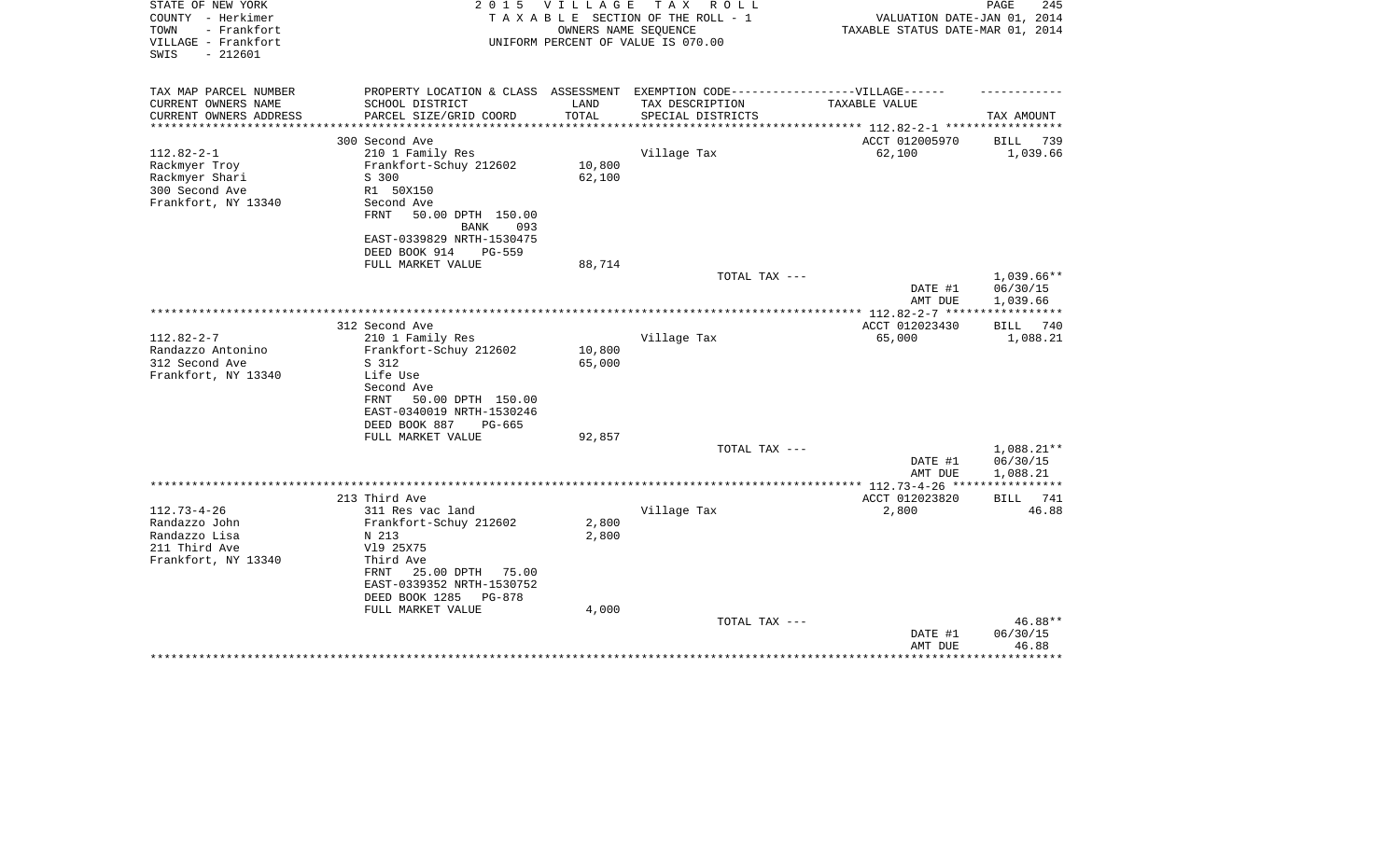STATE OF NEW YORK
COUNTY - Herkimer
TOWN - Frankfort
VILLAGE - Frankfort
SWIS - 212601

2 0 1 5 V I L L A G E T A X R O L L
T A X A B L E SECTION OF THE ROLL - 1
OWNERS NAME SEQUENCE
UNIFORM PERCENT OF VALUE IS 070.00

VALUATION DATE-JAN 01, 2014
TAXABLE STATUS DATE-MAR 01, 2014

| TAX MAP PARCEL NUMBER / CURRENT OWNERS NAME / CURRENT OWNERS ADDRESS | PROPERTY LOCATION & CLASS / SCHOOL DISTRICT / PARCEL SIZE/GRID COORD | ASSESSMENT LAND / TOTAL | EXEMPTION CODE-----VILLAGE------ TAX DESCRIPTION / SPECIAL DISTRICTS | TAXABLE VALUE | TAX AMOUNT |
|---|---|---|---|---|---|
| 112.82-2-1 | 300 Second Ave | | | ACCT 012005970 | BILL 739 |
| Rackmyer Troy | 210 1 Family Res | | Village Tax | 62,100 | 1,039.66 |
| Rackmyer Shari | Frankfort-Schuy 212602 | 10,800 | | | |
| 300 Second Ave | S 300 | 62,100 | | | |
| Frankfort, NY 13340 | R1 50X150 | | | | |
| | Second Ave | | | | |
| | FRNT 50.00 DPTH 150.00 | | | | |
| | BANK 093 | | | | |
| | EAST-0339829 NRTH-1530475 | | | | |
| | DEED BOOK 914 PG-559 | | | | |
| | FULL MARKET VALUE | 88,714 | | | |
| | | | TOTAL TAX --- | | 1,039.66** |
| | | | | DATE #1 | 06/30/15 |
| | | | | AMT DUE | 1,039.66 |
| 112.82-2-7 | 312 Second Ave | | | ACCT 012023430 | BILL 740 |
| Randazzo Antonino | 210 1 Family Res | | Village Tax | 65,000 | 1,088.21 |
| 312 Second Ave | Frankfort-Schuy 212602 | 10,800 | | | |
| Frankfort, NY 13340 | S 312 | 65,000 | | | |
| | Life Use | | | | |
| | Second Ave | | | | |
| | FRNT 50.00 DPTH 150.00 | | | | |
| | EAST-0340019 NRTH-1530246 | | | | |
| | DEED BOOK 887 PG-665 | | | | |
| | FULL MARKET VALUE | 92,857 | | | |
| | | | TOTAL TAX --- | | 1,088.21** |
| | | | | DATE #1 | 06/30/15 |
| | | | | AMT DUE | 1,088.21 |
| 112.73-4-26 | 213 Third Ave | | | ACCT 012023820 | BILL 741 |
| Randazzo John | 311 Res vac land | | Village Tax | 2,800 | 46.88 |
| Randazzo Lisa | Frankfort-Schuy 212602 | 2,800 | | | |
| 211 Third Ave | N 213 | 2,800 | | | |
| Frankfort, NY 13340 | Vl9 25X75 | | | | |
| | Third Ave | | | | |
| | FRNT 25.00 DPTH 75.00 | | | | |
| | EAST-0339352 NRTH-1530752 | | | | |
| | DEED BOOK 1285 PG-878 | | | | |
| | FULL MARKET VALUE | 4,000 | | | |
| | | | TOTAL TAX --- | | 46.88** |
| | | | | DATE #1 | 06/30/15 |
| | | | | AMT DUE | 46.88 |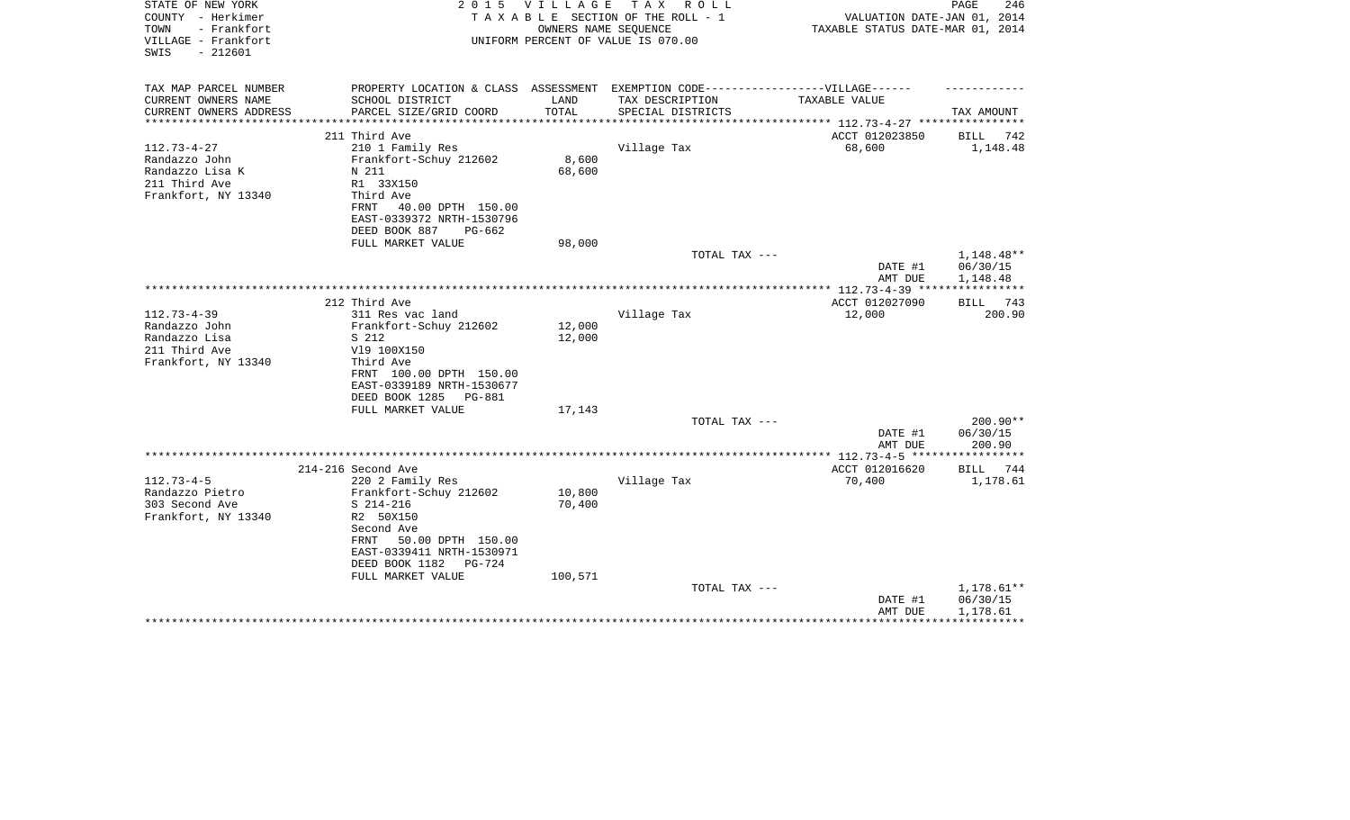STATE OF NEW YORK
COUNTY - Herkimer
TOWN - Frankfort
VILLAGE - Frankfort
SWIS - 212601

2015 VILLAGE TAX ROLL
TAXABLE SECTION OF THE ROLL - 1
OWNERS NAME SEQUENCE
UNIFORM PERCENT OF VALUE IS 070.00

VALUATION DATE-JAN 01, 2014
TAXABLE STATUS DATE-MAR 01, 2014

| TAX MAP PARCEL NUMBER / CURRENT OWNERS NAME / CURRENT OWNERS ADDRESS | PROPERTY LOCATION & CLASS / SCHOOL DISTRICT / PARCEL SIZE/GRID COORD | ASSESSMENT LAND / TOTAL | EXEMPTION CODE-----VILLAGE------ TAX DESCRIPTION / SPECIAL DISTRICTS | TAXABLE VALUE | TAX AMOUNT |
|---|---|---|---|---|---|
| 112.73-4-27 | 211 Third Ave | | | ACCT 012023850 | BILL 742 |
| Randazzo John | 210 1 Family Res | | Village Tax | 68,600 | 1,148.48 |
| Randazzo Lisa K | Frankfort-Schuy 212602 | 8,600 | | | |
| 211 Third Ave | N 211 | 68,600 | | | |
| Frankfort, NY 13340 | R1 33X150 | | | | |
| | Third Ave | | | | |
| | FRNT 40.00 DPTH 150.00 | | | | |
| | EAST-0339372 NRTH-1530796 | | | | |
| | DEED BOOK 887 PG-662 | | | | |
| | FULL MARKET VALUE | 98,000 | | | |
| | | | TOTAL TAX --- | | 1,148.48** |
| | | | | DATE #1 | 06/30/15 |
| | | | | AMT DUE | 1,148.48 |
| 112.73-4-39 | 212 Third Ave | | | ACCT 012027090 | BILL 743 |
| Randazzo John | 311 Res vac land | | Village Tax | 12,000 | 200.90 |
| Randazzo Lisa | Frankfort-Schuy 212602 | 12,000 | | | |
| 211 Third Ave | S 212 | 12,000 | | | |
| Frankfort, NY 13340 | Vl9 100X150 | | | | |
| | Third Ave | | | | |
| | FRNT 100.00 DPTH 150.00 | | | | |
| | EAST-0339189 NRTH-1530677 | | | | |
| | DEED BOOK 1285 PG-881 | | | | |
| | FULL MARKET VALUE | 17,143 | | | |
| | | | TOTAL TAX --- | | 200.90** |
| | | | | DATE #1 | 06/30/15 |
| | | | | AMT DUE | 200.90 |
| 112.73-4-5 | 214-216 Second Ave | | | ACCT 012016620 | BILL 744 |
| Randazzo Pietro | 220 2 Family Res | | Village Tax | 70,400 | 1,178.61 |
| 303 Second Ave | Frankfort-Schuy 212602 | 10,800 | | | |
| Frankfort, NY 13340 | S 214-216 | 70,400 | | | |
| | R2 50X150 | | | | |
| | Second Ave | | | | |
| | FRNT 50.00 DPTH 150.00 | | | | |
| | EAST-0339411 NRTH-1530971 | | | | |
| | DEED BOOK 1182 PG-724 | | | | |
| | FULL MARKET VALUE | 100,571 | | | |
| | | | TOTAL TAX --- | | 1,178.61** |
| | | | | DATE #1 | 06/30/15 |
| | | | | AMT DUE | 1,178.61 |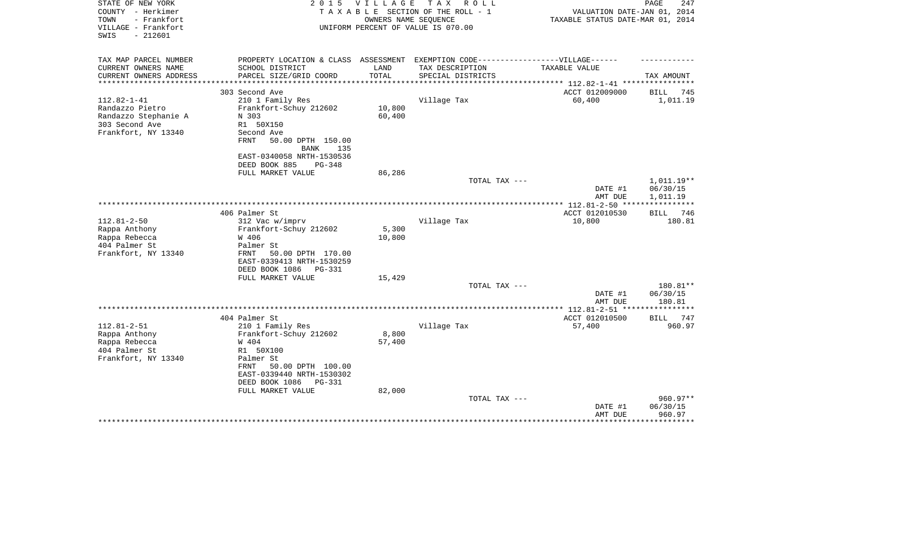STATE OF NEW YORK
COUNTY - Herkimer
TOWN - Frankfort
VILLAGE - Frankfort
SWIS - 212601

2 0 1 5 V I L L A G E T A X R O L L
T A X A B L E SECTION OF THE ROLL - 1
OWNERS NAME SEQUENCE
UNIFORM PERCENT OF VALUE IS 070.00

VALUATION DATE-JAN 01, 2014
TAXABLE STATUS DATE-MAR 01, 2014

| TAX MAP PARCEL NUMBER / CURRENT OWNERS NAME / CURRENT OWNERS ADDRESS | PROPERTY LOCATION & CLASS / SCHOOL DISTRICT / PARCEL SIZE/GRID COORD | ASSESSMENT LAND / TOTAL | EXEMPTION CODE-----VILLAGE------ TAX DESCRIPTION / SPECIAL DISTRICTS | TAXABLE VALUE | TAX AMOUNT |
|---|---|---|---|---|---|
| 112.82-1-41 | 303 Second Ave | | | ACCT 012009000 | BILL 745 |
| Randazzo Pietro | 210 1 Family Res | | Village Tax | 60,400 | 1,011.19 |
| Randazzo Stephanie A | Frankfort-Schuy 212602 | 10,800 | | | |
| 303 Second Ave | N 303 | 60,400 | | | |
| Frankfort, NY 13340 | R1 50X150 | | | | |
| | Second Ave | | | | |
| | FRNT 50.00 DPTH 150.00 | | | | |
| | BANK 135 | | | | |
| | EAST-0340058 NRTH-1530536 | | | | |
| | DEED BOOK 885 PG-348 | | | | |
| | FULL MARKET VALUE | 86,286 | | | |
| | | | TOTAL TAX --- | | 1,011.19** |
| | | | | DATE #1 | 06/30/15 |
| | | | | AMT DUE | 1,011.19 |
| 112.81-2-50 | 406 Palmer St | | | ACCT 012010530 | BILL 746 |
| Rappa Anthony | 312 Vac w/imprv | | Village Tax | 10,800 | 180.81 |
| Rappa Rebecca | Frankfort-Schuy 212602 | 5,300 | | | |
| 404 Palmer St | W 406 | 10,800 | | | |
| Frankfort, NY 13340 | Palmer St | | | | |
| | FRNT 50.00 DPTH 170.00 | | | | |
| | EAST-0339413 NRTH-1530259 | | | | |
| | DEED BOOK 1086 PG-331 | | | | |
| | FULL MARKET VALUE | 15,429 | | | |
| | | | TOTAL TAX --- | | 180.81** |
| | | | | DATE #1 | 06/30/15 |
| | | | | AMT DUE | 180.81 |
| 112.81-2-51 | 404 Palmer St | | | ACCT 012010500 | BILL 747 |
| Rappa Anthony | 210 1 Family Res | | Village Tax | 57,400 | 960.97 |
| Rappa Rebecca | Frankfort-Schuy 212602 | 8,800 | | | |
| 404 Palmer St | W 404 | 57,400 | | | |
| Frankfort, NY 13340 | R1 50X100 | | | | |
| | Palmer St | | | | |
| | FRNT 50.00 DPTH 100.00 | | | | |
| | EAST-0339440 NRTH-1530302 | | | | |
| | DEED BOOK 1086 PG-331 | | | | |
| | FULL MARKET VALUE | 82,000 | | | |
| | | | TOTAL TAX --- | | 960.97** |
| | | | | DATE #1 | 06/30/15 |
| | | | | AMT DUE | 960.97 |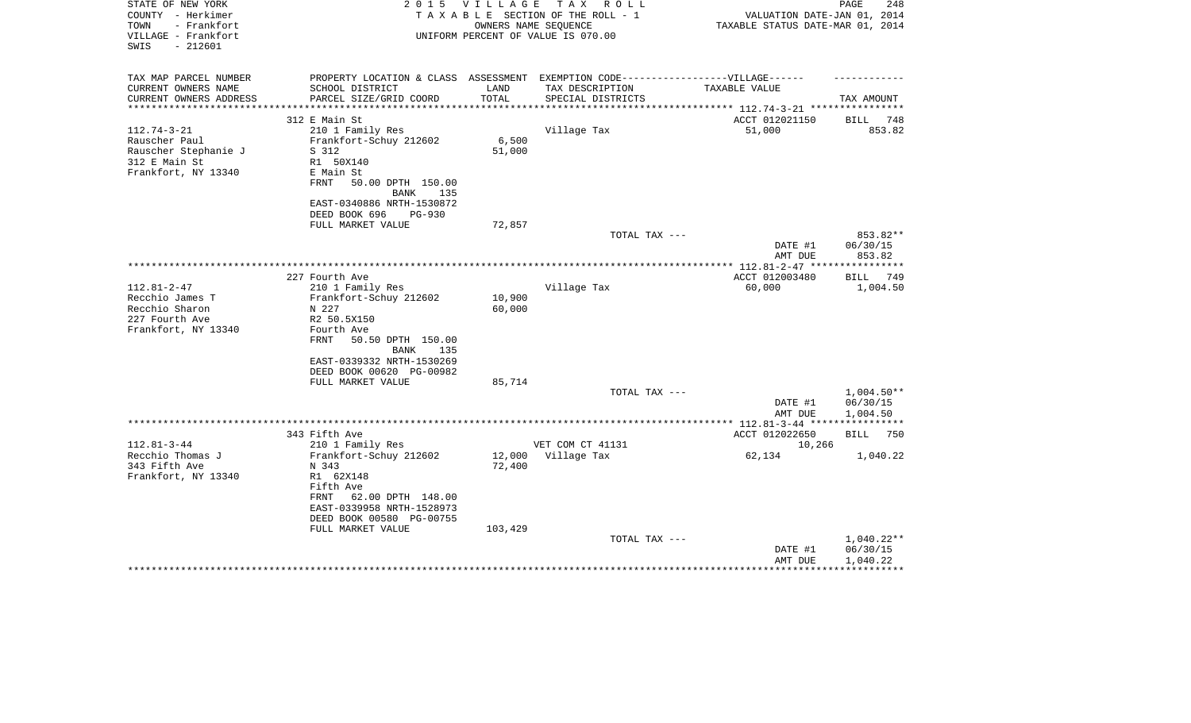STATE OF NEW YORK
COUNTY - Herkimer
TOWN - Frankfort
VILLAGE - Frankfort
SWIS - 212601

2015 VILLAGE TAX ROLL
TAXABLE SECTION OF THE ROLL - 1
OWNERS NAME SEQUENCE
UNIFORM PERCENT OF VALUE IS 070.00

VALUATION DATE-JAN 01, 2014
TAXABLE STATUS DATE-MAR 01, 2014

| TAX MAP PARCEL NUMBER / CURRENT OWNERS NAME / CURRENT OWNERS ADDRESS | PROPERTY LOCATION & CLASS / SCHOOL DISTRICT / PARCEL SIZE/GRID COORD | ASSESSMENT LAND / TOTAL | EXEMPTION CODE / TAX DESCRIPTION / SPECIAL DISTRICTS | TAXABLE VALUE | TAX AMOUNT |
|---|---|---|---|---|---|
| | 312 E Main St | | | ACCT 012021150 | BILL 748 |
| 112.74-3-21 | 210 1 Family Res | | Village Tax | 51,000 | 853.82 |
| Rauscher Paul | Frankfort-Schuy 212602 | 6,500 | | | |
| Rauscher Stephanie J | S 312 | 51,000 | | | |
| 312 E Main St | R1 50X140 | | | | |
| Frankfort, NY 13340 | E Main St | | | | |
| | FRNT 50.00 DPTH 150.00 | | | | |
| | BANK 135 | | | | |
| | EAST-0340886 NRTH-1530872 | | | | |
| | DEED BOOK 696 PG-930 | | | | |
| | FULL MARKET VALUE | 72,857 | | | |
| | | | TOTAL TAX --- | | 853.82** |
| | | | | DATE #1 | 06/30/15 |
| | | | | AMT DUE | 853.82 |
| | 227 Fourth Ave | | | ACCT 012003480 | BILL 749 |
| 112.81-2-47 | 210 1 Family Res | | Village Tax | 60,000 | 1,004.50 |
| Recchio James T | Frankfort-Schuy 212602 | 10,900 | | | |
| Recchio Sharon | N 227 | 60,000 | | | |
| 227 Fourth Ave | R2 50.5X150 | | | | |
| Frankfort, NY 13340 | Fourth Ave | | | | |
| | FRNT 50.50 DPTH 150.00 | | | | |
| | BANK 135 | | | | |
| | EAST-0339332 NRTH-1530269 | | | | |
| | DEED BOOK 00620 PG-00982 | | | | |
| | FULL MARKET VALUE | 85,714 | | | |
| | | | TOTAL TAX --- | | 1,004.50** |
| | | | | DATE #1 | 06/30/15 |
| | | | | AMT DUE | 1,004.50 |
| | 343 Fifth Ave | | | ACCT 012022650 | BILL 750 |
| 112.81-3-44 | 210 1 Family Res | | VET COM CT 41131 | 10,266 | |
| Recchio Thomas J | Frankfort-Schuy 212602 | 12,000 | Village Tax | 62,134 | 1,040.22 |
| 343 Fifth Ave | N 343 | 72,400 | | | |
| Frankfort, NY 13340 | R1 62X148 | | | | |
| | Fifth Ave | | | | |
| | FRNT 62.00 DPTH 148.00 | | | | |
| | EAST-0339958 NRTH-1528973 | | | | |
| | DEED BOOK 00580 PG-00755 | | | | |
| | FULL MARKET VALUE | 103,429 | | | |
| | | | TOTAL TAX --- | | 1,040.22** |
| | | | | DATE #1 | 06/30/15 |
| | | | | AMT DUE | 1,040.22 |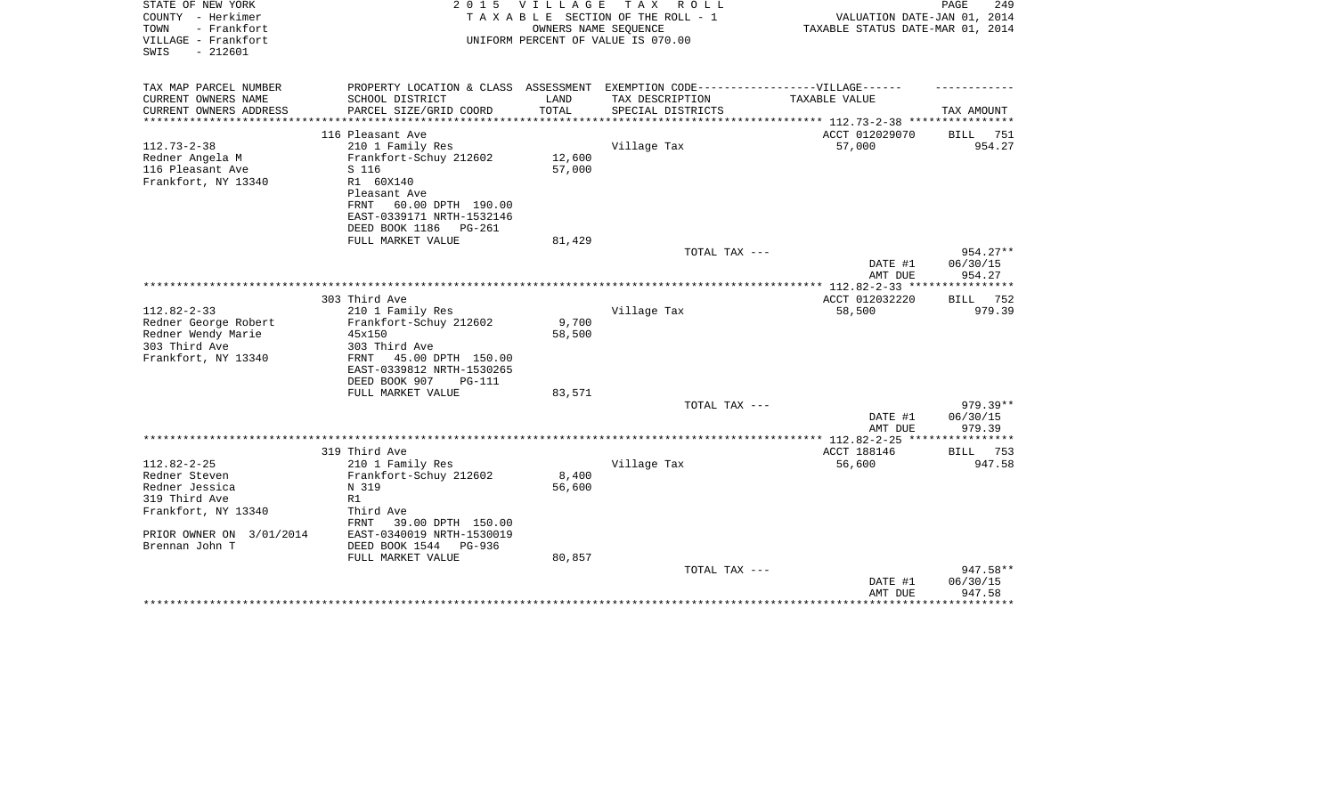STATE OF NEW YORK
COUNTY - Herkimer
TOWN - Frankfort
VILLAGE - Frankfort
SWIS - 212601

# 2015 VILLAGE TAX ROLL

TAXABLE SECTION OF THE ROLL - 1
OWNERS NAME SEQUENCE
UNIFORM PERCENT OF VALUE IS 070.00

VALUATION DATE-JAN 01, 2014
TAXABLE STATUS DATE-MAR 01, 2014

| TAX MAP PARCEL NUMBER / CURRENT OWNERS NAME / CURRENT OWNERS ADDRESS | PROPERTY LOCATION & CLASS / SCHOOL DISTRICT / PARCEL SIZE/GRID COORD | ASSESSMENT LAND / TOTAL | EXEMPTION CODE / TAX DESCRIPTION / SPECIAL DISTRICTS | VILLAGE TAXABLE VALUE | TAX AMOUNT |
|---|---|---|---|---|---|
| | 116 Pleasant Ave | | | ACCT 012029070 | BILL 751 |
| 112.73-2-38 | 210 1 Family Res | | Village Tax | 57,000 | 954.27 |
| Redner Angela M | Frankfort-Schuy 212602 | 12,600 | | | |
| 116 Pleasant Ave | S 116 | 57,000 | | | |
| Frankfort, NY 13340 | R1 60X140 | | | | |
| | Pleasant Ave | | | | |
| | FRNT 60.00 DPTH 190.00 | | | | |
| | EAST-0339171 NRTH-1532146 | | | | |
| | DEED BOOK 1186 PG-261 | | | | |
| | FULL MARKET VALUE | 81,429 | | | |
| | | | TOTAL TAX --- | | 954.27** |
| | | | | DATE #1 | 06/30/15 |
| | | | | AMT DUE | 954.27 |
| | 303 Third Ave | | | ACCT 012032220 | BILL 752 |
| 112.82-2-33 | 210 1 Family Res | | Village Tax | 58,500 | 979.39 |
| Redner George Robert | Frankfort-Schuy 212602 | 9,700 | | | |
| Redner Wendy Marie | 45x150 | 58,500 | | | |
| 303 Third Ave | 303 Third Ave | | | | |
| Frankfort, NY 13340 | FRNT 45.00 DPTH 150.00 | | | | |
| | EAST-0339812 NRTH-1530265 | | | | |
| | DEED BOOK 907 PG-111 | | | | |
| | FULL MARKET VALUE | 83,571 | | | |
| | | | TOTAL TAX --- | | 979.39** |
| | | | | DATE #1 | 06/30/15 |
| | | | | AMT DUE | 979.39 |
| | 319 Third Ave | | | ACCT 188146 | BILL 753 |
| 112.82-2-25 | 210 1 Family Res | | Village Tax | 56,600 | 947.58 |
| Redner Steven | Frankfort-Schuy 212602 | 8,400 | | | |
| Redner Jessica | N 319 | 56,600 | | | |
| 319 Third Ave | R1 | | | | |
| Frankfort, NY 13340 | Third Ave | | | | |
| | FRNT 39.00 DPTH 150.00 | | | | |
| PRIOR OWNER ON 3/01/2014 | EAST-0340019 NRTH-1530019 | | | | |
| Brennan John T | DEED BOOK 1544 PG-936 | | | | |
| | FULL MARKET VALUE | 80,857 | | | |
| | | | TOTAL TAX --- | | 947.58** |
| | | | | DATE #1 | 06/30/15 |
| | | | | AMT DUE | 947.58 |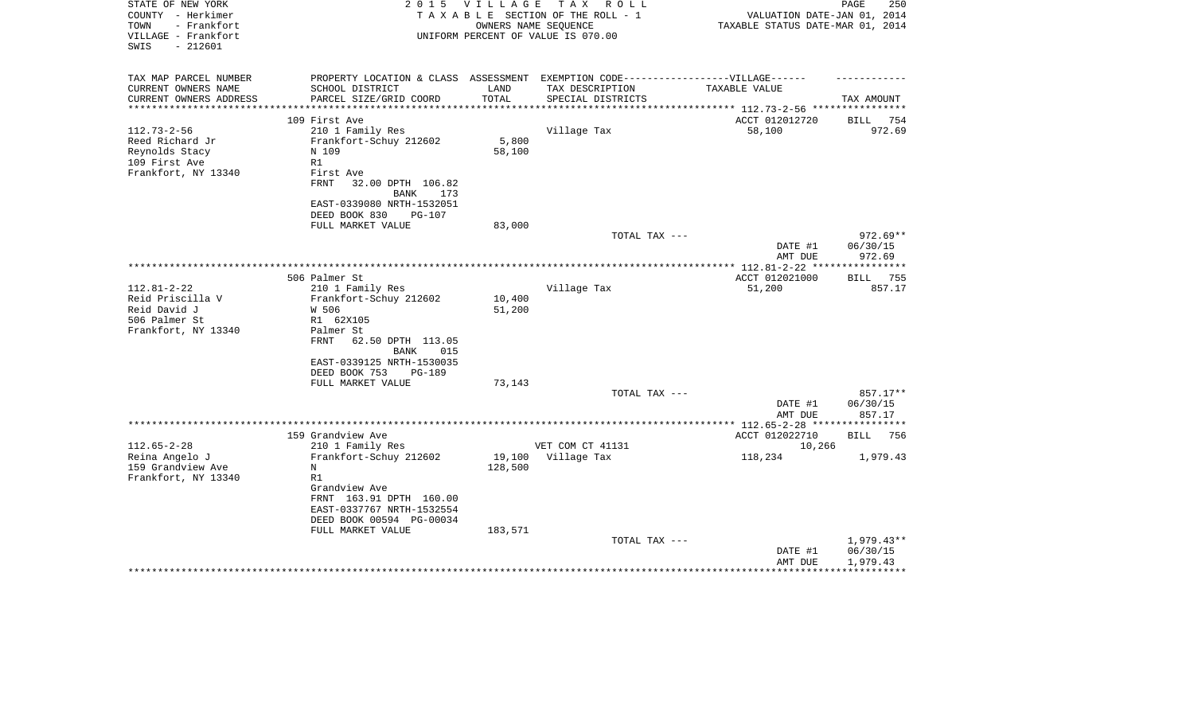STATE OF NEW YORK
COUNTY - Herkimer
TOWN - Frankfort
VILLAGE - Frankfort
SWIS - 212601

2015 VILLAGE TAX ROLL
TAXABLE SECTION OF THE ROLL - 1
OWNERS NAME SEQUENCE
UNIFORM PERCENT OF VALUE IS 070.00

VALUATION DATE-JAN 01, 2014
TAXABLE STATUS DATE-MAR 01, 2014

| TAX MAP PARCEL NUMBER / CURRENT OWNERS NAME / CURRENT OWNERS ADDRESS | PROPERTY LOCATION & CLASS / SCHOOL DISTRICT / PARCEL SIZE/GRID COORD | ASSESSMENT LAND / TOTAL | EXEMPTION CODE / TAX DESCRIPTION / SPECIAL DISTRICTS | TAXABLE VALUE | TAX AMOUNT |
|---|---|---|---|---|---|
| 112.73-2-56 | 109 First Ave | | | ACCT 012012720 | BILL 754 |
| Reed Richard Jr | 210 1 Family Res | | Village Tax | 58,100 | 972.69 |
| Reynolds Stacy | Frankfort-Schuy 212602 | 5,800 | | | |
| 109 First Ave | N 109 | 58,100 | | | |
| Frankfort, NY 13340 | R1 | | | | |
| | First Ave | | | | |
| | FRNT 32.00 DPTH 106.82 | | | | |
| | BANK 173 | | | | |
| | EAST-0339080 NRTH-1532051 | | | | |
| | DEED BOOK 830 PG-107 | | | | |
| | FULL MARKET VALUE | 83,000 | | | |
| | | | TOTAL TAX --- | | 972.69** |
| | | | | DATE #1 | 06/30/15 |
| | | | | AMT DUE | 972.69 |
| 112.81-2-22 | 506 Palmer St | | | ACCT 012021000 | BILL 755 |
| Reid Priscilla V | 210 1 Family Res | | Village Tax | 51,200 | 857.17 |
| Reid David J | Frankfort-Schuy 212602 | 10,400 | | | |
| 506 Palmer St | W 506 | 51,200 | | | |
| Frankfort, NY 13340 | R1 62X105 | | | | |
| | Palmer St | | | | |
| | FRNT 62.50 DPTH 113.05 | | | | |
| | BANK 015 | | | | |
| | EAST-0339125 NRTH-1530035 | | | | |
| | DEED BOOK 753 PG-189 | | | | |
| | FULL MARKET VALUE | 73,143 | | | |
| | | | TOTAL TAX --- | | 857.17** |
| | | | | DATE #1 | 06/30/15 |
| | | | | AMT DUE | 857.17 |
| 112.65-2-28 | 159 Grandview Ave | | | ACCT 012022710 | BILL 756 |
| Reina Angelo J | 210 1 Family Res | | VET COM CT 41131 | 10,266 | |
| 159 Grandview Ave | Frankfort-Schuy 212602 | 19,100 | Village Tax | 118,234 | 1,979.43 |
| Frankfort, NY 13340 | N | 128,500 | | | |
| | R1 | | | | |
| | Grandview Ave | | | | |
| | FRNT 163.91 DPTH 160.00 | | | | |
| | EAST-0337767 NRTH-1532554 | | | | |
| | DEED BOOK 00594 PG-00034 | | | | |
| | FULL MARKET VALUE | 183,571 | | | |
| | | | TOTAL TAX --- | | 1,979.43** |
| | | | | DATE #1 | 06/30/15 |
| | | | | AMT DUE | 1,979.43 |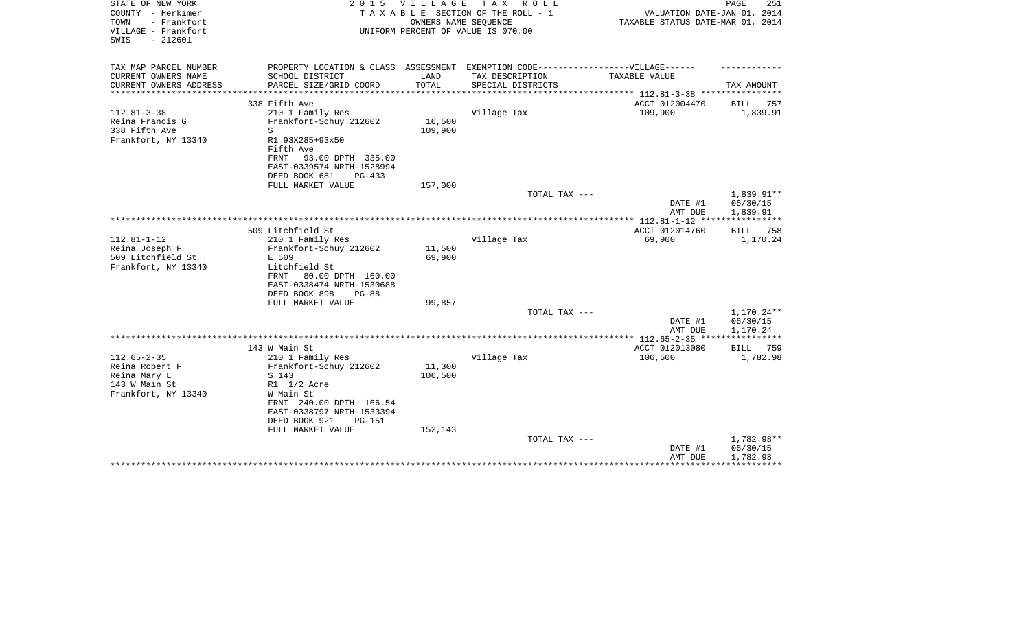STATE OF NEW YORK
COUNTY - Herkimer
TOWN - Frankfort
VILLAGE - Frankfort
SWIS - 212601

2 0 1 5 V I L L A G E T A X R O L L
T A X A B L E SECTION OF THE ROLL - 1
OWNERS NAME SEQUENCE
UNIFORM PERCENT OF VALUE IS 070.00

VALUATION DATE-JAN 01, 2014
TAXABLE STATUS DATE-MAR 01, 2014

| TAX MAP PARCEL NUMBER<br>CURRENT OWNERS NAME<br>CURRENT OWNERS ADDRESS | PROPERTY LOCATION & CLASS<br>SCHOOL DISTRICT<br>PARCEL SIZE/GRID COORD | ASSESSMENT<br>LAND<br>TOTAL | EXEMPTION CODE------------------VILLAGE------<br>TAX DESCRIPTION<br>SPECIAL DISTRICTS | TAXABLE VALUE | TAX AMOUNT |
|---|---|---|---|---|---|
| | 338 Fifth Ave | | | ACCT 012004470 | BILL 757 |
| 112.81-3-38 | 210 1 Family Res | | Village Tax | 109,900 | 1,839.91 |
| Reina Francis G | Frankfort-Schuy 212602 | 16,500 | | | |
| 338 Fifth Ave | S | 109,900 | | | |
| Frankfort, NY 13340 | R1 93X285+93x50 | | | | |
| | Fifth Ave | | | | |
| | FRNT 93.00 DPTH 335.00 | | | | |
| | EAST-0339574 NRTH-1528994 | | | | |
| | DEED BOOK 681 PG-433 | | | | |
| | FULL MARKET VALUE | 157,000 | | | |
| | | | TOTAL TAX --- | | 1,839.91** |
| | | | | DATE #1 | 06/30/15 |
| | | | | AMT DUE | 1,839.91 |
| | 509 Litchfield St | | | ACCT 012014760 | BILL 758 |
| 112.81-1-12 | 210 1 Family Res | | Village Tax | 69,900 | 1,170.24 |
| Reina Joseph F | Frankfort-Schuy 212602 | 11,500 | | | |
| 509 Litchfield St | E 509 | 69,900 | | | |
| Frankfort, NY 13340 | Litchfield St | | | | |
| | FRNT 80.00 DPTH 160.00 | | | | |
| | EAST-0338474 NRTH-1530688 | | | | |
| | DEED BOOK 898 PG-88 | | | | |
| | FULL MARKET VALUE | 99,857 | | | |
| | | | TOTAL TAX --- | | 1,170.24** |
| | | | | DATE #1 | 06/30/15 |
| | | | | AMT DUE | 1,170.24 |
| | 143 W Main St | | | ACCT 012013080 | BILL 759 |
| 112.65-2-35 | 210 1 Family Res | | Village Tax | 106,500 | 1,782.98 |
| Reina Robert F | Frankfort-Schuy 212602 | 11,300 | | | |
| Reina Mary L | S 143 | 106,500 | | | |
| 143 W Main St | R1 1/2 Acre | | | | |
| Frankfort, NY 13340 | W Main St | | | | |
| | FRNT 240.00 DPTH 166.54 | | | | |
| | EAST-0338797 NRTH-1533394 | | | | |
| | DEED BOOK 921 PG-151 | | | | |
| | FULL MARKET VALUE | 152,143 | | | |
| | | | TOTAL TAX --- | | 1,782.98** |
| | | | | DATE #1 | 06/30/15 |
| | | | | AMT DUE | 1,782.98 |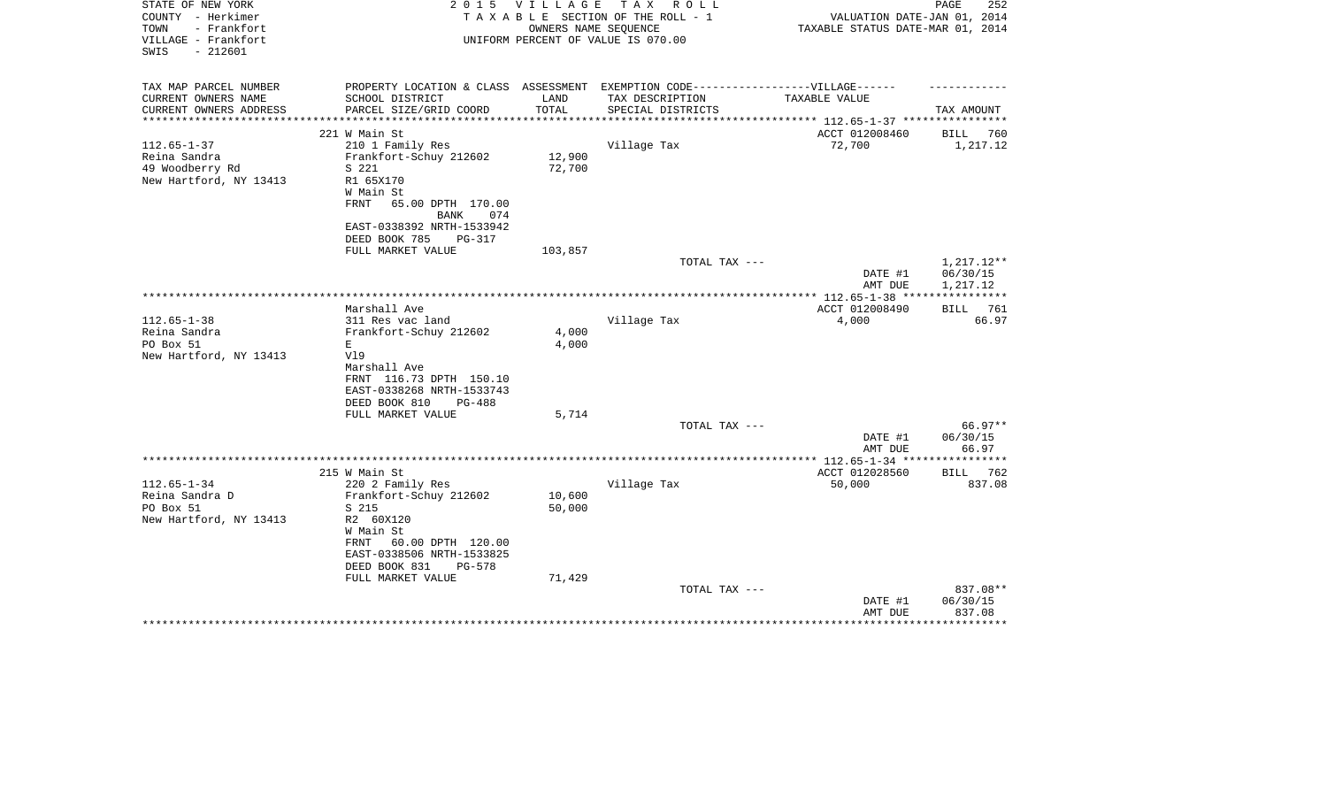STATE OF NEW YORK | 2 0 1 5 V I L L A G E T A X R O L L
COUNTY - Herkimer | T A X A B L E SECTION OF THE ROLL - 1 | VALUATION DATE-JAN 01, 2014
TOWN - Frankfort | OWNERS NAME SEQUENCE | TAXABLE STATUS DATE-MAR 01, 2014
VILLAGE - Frankfort | UNIFORM PERCENT OF VALUE IS 070.00
SWIS - 212601

| TAX MAP PARCEL NUMBER / CURRENT OWNERS NAME / CURRENT OWNERS ADDRESS | PROPERTY LOCATION & CLASS / SCHOOL DISTRICT / PARCEL SIZE/GRID COORD | ASSESSMENT LAND / TOTAL | EXEMPTION CODE / TAX DESCRIPTION / SPECIAL DISTRICTS | VILLAGE TAXABLE VALUE | TAX AMOUNT |
|---|---|---|---|---|---|
| 112.65-1-37 | 221 W Main St | | | ACCT 012008460 | BILL 760 |
| Reina Sandra | 210 1 Family Res | | Village Tax | 72,700 | 1,217.12 |
| 49 Woodberry Rd | Frankfort-Schuy 212602 | 12,900 | | | |
| New Hartford, NY 13413 | S 221 | 72,700 | | | |
| | R1 65X170 | | | | |
| | W Main St | | | | |
| | FRNT 65.00 DPTH 170.00 | | | | |
| | BANK 074 | | | | |
| | EAST-0338392 NRTH-1533942 | | | | |
| | DEED BOOK 785 PG-317 | | | | |
| | FULL MARKET VALUE | 103,857 | | | |
| | | | TOTAL TAX --- | | 1,217.12** |
| | | | | DATE #1 | 06/30/15 |
| | | | | AMT DUE | 1,217.12 |
| 112.65-1-38 | Marshall Ave | | | ACCT 012008490 | BILL 761 |
| Reina Sandra | 311 Res vac land | | Village Tax | 4,000 | 66.97 |
| PO Box 51 | Frankfort-Schuy 212602 | 4,000 | | | |
| New Hartford, NY 13413 | E | 4,000 | | | |
| | Vl9 | | | | |
| | Marshall Ave | | | | |
| | FRNT 116.73 DPTH 150.10 | | | | |
| | EAST-0338268 NRTH-1533743 | | | | |
| | DEED BOOK 810 PG-488 | | | | |
| | FULL MARKET VALUE | 5,714 | | | |
| | | | TOTAL TAX --- | | 66.97** |
| | | | | DATE #1 | 06/30/15 |
| | | | | AMT DUE | 66.97 |
| 112.65-1-34 | 215 W Main St | | | ACCT 012028560 | BILL 762 |
| Reina Sandra D | 220 2 Family Res | | Village Tax | 50,000 | 837.08 |
| PO Box 51 | Frankfort-Schuy 212602 | 10,600 | | | |
| New Hartford, NY 13413 | S 215 | 50,000 | | | |
| | R2 60X120 | | | | |
| | W Main St | | | | |
| | FRNT 60.00 DPTH 120.00 | | | | |
| | EAST-0338506 NRTH-1533825 | | | | |
| | DEED BOOK 831 PG-578 | | | | |
| | FULL MARKET VALUE | 71,429 | | | |
| | | | TOTAL TAX --- | | 837.08** |
| | | | | DATE #1 | 06/30/15 |
| | | | | AMT DUE | 837.08 |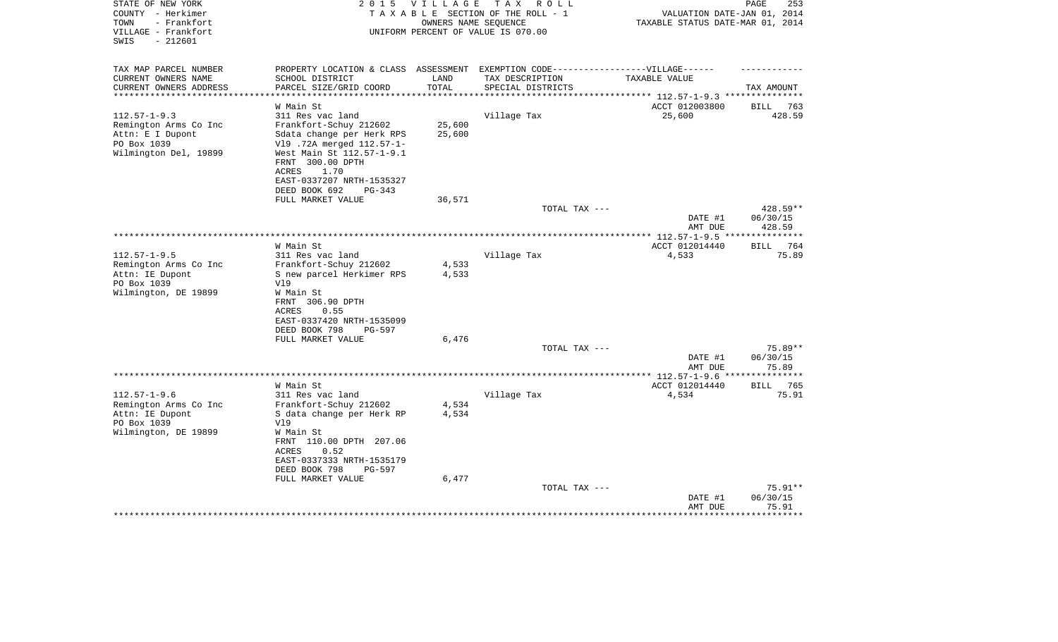STATE OF NEW YORK
COUNTY - Herkimer
TOWN - Frankfort
VILLAGE - Frankfort
SWIS - 212601

2 0 1 5 V I L L A G E T A X R O L L
T A X A B L E SECTION OF THE ROLL - 1
OWNERS NAME SEQUENCE
UNIFORM PERCENT OF VALUE IS 070.00

VALUATION DATE-JAN 01, 2014
TAXABLE STATUS DATE-MAR 01, 2014

| TAX MAP PARCEL NUMBER<br>CURRENT OWNERS NAME<br>CURRENT OWNERS ADDRESS | PROPERTY LOCATION & CLASS<br>SCHOOL DISTRICT<br>PARCEL SIZE/GRID COORD | ASSESSMENT<br>LAND<br>TOTAL | EXEMPTION CODE------VILLAGE------<br>TAX DESCRIPTION<br>SPECIAL DISTRICTS | TAXABLE VALUE | TAX AMOUNT |
|---|---|---|---|---|---|
| **112.57-1-9.3** | W Main St | | | ACCT 012003800 | BILL 763 |
| 112.57-1-9.3 | 311 Res vac land | | Village Tax | 25,600 | 428.59 |
| Remington Arms Co Inc | Frankfort-Schuy 212602 | 25,600 | | | |
| Attn: E I Dupont | Sdata change per Herk RPS | 25,600 | | | |
| PO Box 1039 | Vl9 .72A merged 112.57-1- | | | | |
| Wilmington Del, 19899 | West Main St 112.57-1-9.1 | | | | |
| | FRNT 300.00 DPTH | | | | |
| | ACRES 1.70 | | | | |
| | EAST-0337207 NRTH-1535327 | | | | |
| | DEED BOOK 692 PG-343 | | | | |
| | FULL MARKET VALUE | 36,571 | | | |
| | | | TOTAL TAX --- | | 428.59** |
| | | | | DATE #1 | 06/30/15 |
| | | | | AMT DUE | 428.59 |
| **112.57-1-9.5** | W Main St | | | ACCT 012014440 | BILL 764 |
| 112.57-1-9.5 | 311 Res vac land | | Village Tax | 4,533 | 75.89 |
| Remington Arms Co Inc | Frankfort-Schuy 212602 | 4,533 | | | |
| Attn: IE Dupont | S new parcel Herkimer RPS | 4,533 | | | |
| PO Box 1039 | Vl9 | | | | |
| Wilmington, DE 19899 | W Main St | | | | |
| | FRNT 306.90 DPTH | | | | |
| | ACRES 0.55 | | | | |
| | EAST-0337420 NRTH-1535099 | | | | |
| | DEED BOOK 798 PG-597 | | | | |
| | FULL MARKET VALUE | 6,476 | | | |
| | | | TOTAL TAX --- | | 75.89** |
| | | | | DATE #1 | 06/30/15 |
| | | | | AMT DUE | 75.89 |
| **112.57-1-9.6** | W Main St | | | ACCT 012014440 | BILL 765 |
| 112.57-1-9.6 | 311 Res vac land | | Village Tax | 4,534 | 75.91 |
| Remington Arms Co Inc | Frankfort-Schuy 212602 | 4,534 | | | |
| Attn: IE Dupont | S data change per Herk RP | 4,534 | | | |
| PO Box 1039 | Vl9 | | | | |
| Wilmington, DE 19899 | W Main St | | | | |
| | FRNT 110.00 DPTH 207.06 | | | | |
| | ACRES 0.52 | | | | |
| | EAST-0337333 NRTH-1535179 | | | | |
| | DEED BOOK 798 PG-597 | | | | |
| | FULL MARKET VALUE | 6,477 | | | |
| | | | TOTAL TAX --- | | 75.91** |
| | | | | DATE #1 | 06/30/15 |
| | | | | AMT DUE | 75.91 |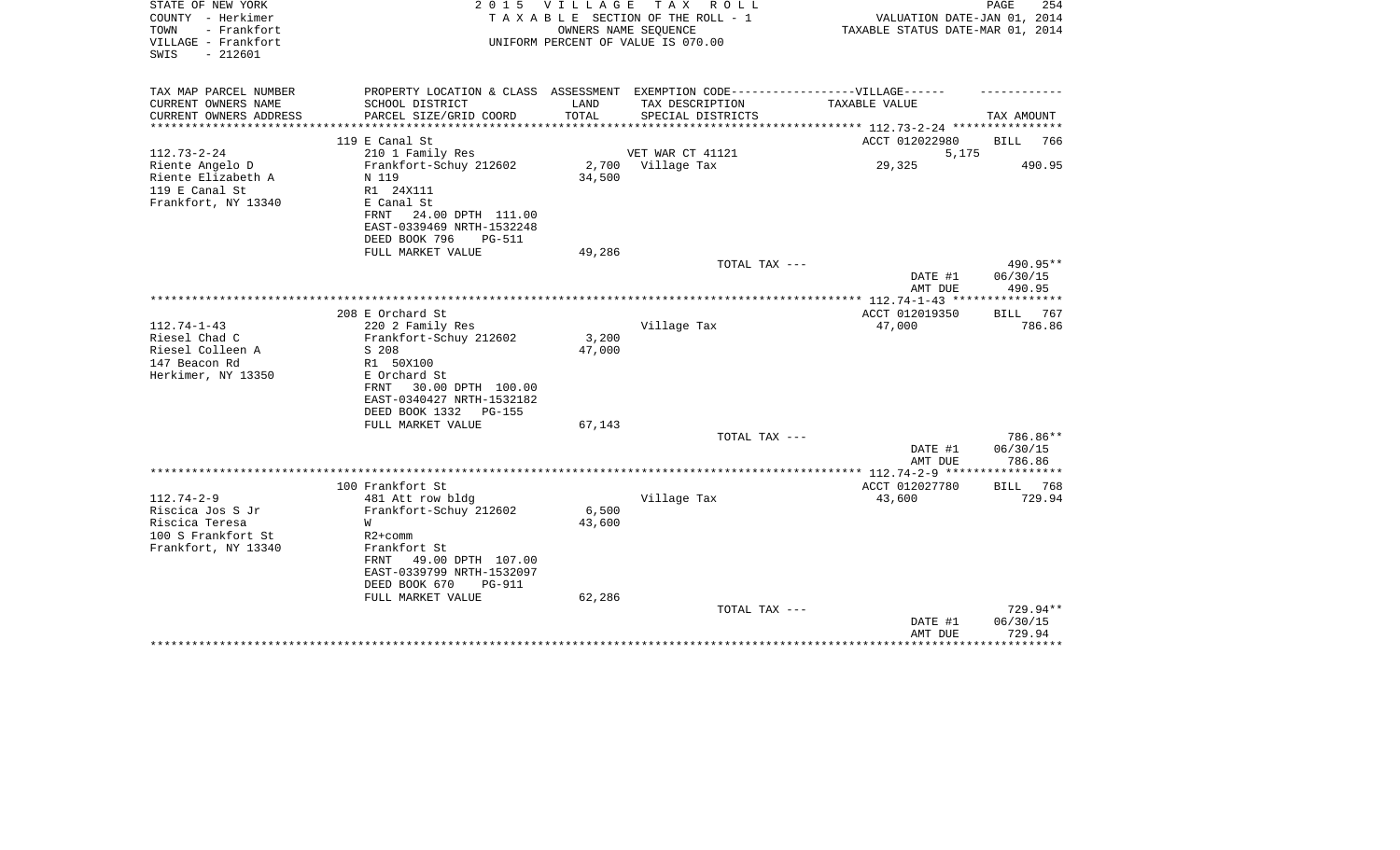STATE OF NEW YORK
COUNTY - Herkimer
TOWN - Frankfort
VILLAGE - Frankfort
SWIS - 212601

2 0 1 5 V I L L A G E T A X R O L L
T A X A B L E SECTION OF THE ROLL - 1
OWNERS NAME SEQUENCE
UNIFORM PERCENT OF VALUE IS 070.00

VALUATION DATE-JAN 01, 2014
TAXABLE STATUS DATE-MAR 01, 2014

| TAX MAP PARCEL NUMBER<br>CURRENT OWNERS NAME<br>CURRENT OWNERS ADDRESS | PROPERTY LOCATION & CLASS<br>SCHOOL DISTRICT<br>PARCEL SIZE/GRID COORD | ASSESSMENT<br>LAND<br>TOTAL | EXEMPTION CODE------VILLAGE------<br>TAX DESCRIPTION<br>SPECIAL DISTRICTS | TAXABLE VALUE | TAX AMOUNT |
|---|---|---|---|---|---|
| | 119 E Canal St | | | ACCT 012022980 | BILL 766 |
| 112.73-2-24 | 210 1 Family Res | | VET WAR CT 41121 | 5,175 | |
| Riente Angelo D | Frankfort-Schuy 212602 | 2,700 | Village Tax | 29,325 | 490.95 |
| Riente Elizabeth A | N 119 | 34,500 | | | |
| 119 E Canal St | R1 24X111 | | | | |
| Frankfort, NY 13340 | E Canal St | | | | |
| | FRNT 24.00 DPTH 111.00 | | | | |
| | EAST-0339469 NRTH-1532248 | | | | |
| | DEED BOOK 796 PG-511 | | | | |
| | FULL MARKET VALUE | 49,286 | | | |
| | | | TOTAL TAX --- | | 490.95** |
| | | | | DATE #1 | 06/30/15 |
| | | | | AMT DUE | 490.95 |
| | 208 E Orchard St | | | ACCT 012019350 | BILL 767 |
| 112.74-1-43 | 220 2 Family Res | | Village Tax | 47,000 | 786.86 |
| Riesel Chad C | Frankfort-Schuy 212602 | 3,200 | | | |
| Riesel Colleen A | S 208 | 47,000 | | | |
| 147 Beacon Rd | R1 50X100 | | | | |
| Herkimer, NY 13350 | E Orchard St | | | | |
| | FRNT 30.00 DPTH 100.00 | | | | |
| | EAST-0340427 NRTH-1532182 | | | | |
| | DEED BOOK 1332 PG-155 | | | | |
| | FULL MARKET VALUE | 67,143 | | | |
| | | | TOTAL TAX --- | | 786.86** |
| | | | | DATE #1 | 06/30/15 |
| | | | | AMT DUE | 786.86 |
| | 100 Frankfort St | | | ACCT 012027780 | BILL 768 |
| 112.74-2-9 | 481 Att row bldg | | Village Tax | 43,600 | 729.94 |
| Riscica Jos S Jr | Frankfort-Schuy 212602 | 6,500 | | | |
| Riscica Teresa | W | 43,600 | | | |
| 100 S Frankfort St | R2+comm | | | | |
| Frankfort, NY 13340 | Frankfort St | | | | |
| | FRNT 49.00 DPTH 107.00 | | | | |
| | EAST-0339799 NRTH-1532097 | | | | |
| | DEED BOOK 670 PG-911 | | | | |
| | FULL MARKET VALUE | 62,286 | | | |
| | | | TOTAL TAX --- | | 729.94** |
| | | | | DATE #1 | 06/30/15 |
| | | | | AMT DUE | 729.94 |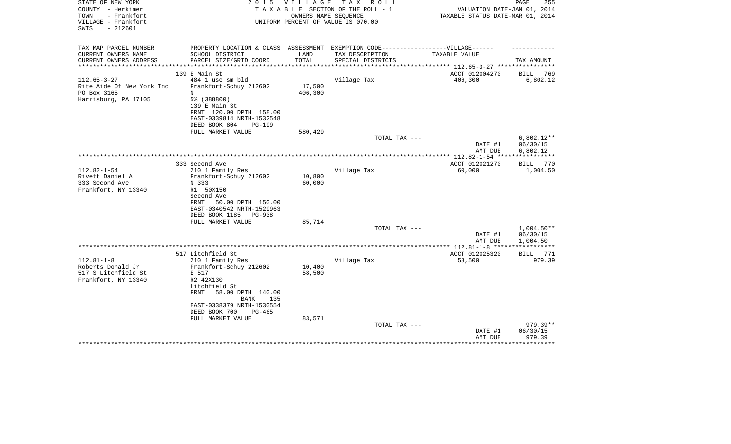STATE OF NEW YORK
COUNTY - Herkimer
TOWN - Frankfort
VILLAGE - Frankfort
SWIS - 212601

2 0 1 5 V I L L A G E T A X R O L L
T A X A B L E SECTION OF THE ROLL - 1
OWNERS NAME SEQUENCE
UNIFORM PERCENT OF VALUE IS 070.00

VALUATION DATE-JAN 01, 2014
TAXABLE STATUS DATE-MAR 01, 2014

| TAX MAP PARCEL NUMBER<br>CURRENT OWNERS NAME<br>CURRENT OWNERS ADDRESS | PROPERTY LOCATION & CLASS<br>SCHOOL DISTRICT<br>PARCEL SIZE/GRID COORD | ASSESSMENT<br>LAND<br>TOTAL | EXEMPTION CODE-----VILLAGE------<br>TAX DESCRIPTION<br>SPECIAL DISTRICTS | TAXABLE VALUE | TAX AMOUNT |
|---|---|---|---|---|---|
| | 139 E Main St | | | ACCT 012004270 | BILL 769 |
| 112.65-3-27 | 484 1 use sm bld | | Village Tax | 406,300 | 6,802.12 |
| Rite Aide Of New York Inc | Frankfort-Schuy 212602 | 17,500 | | | |
| PO Box 3165 | N | 406,300 | | | |
| Harrisburg, PA 17105 | 5% (388800) | | | | |
| | 139 E Main St | | | | |
| | FRNT 120.00 DPTH 158.00 | | | | |
| | EAST-0339814 NRTH-1532548 | | | | |
| | DEED BOOK 804 PG-199 | | | | |
| | FULL MARKET VALUE | 580,429 | | | |
| | | | TOTAL TAX --- | | 6,802.12** |
| | | | | DATE #1 | 06/30/15 |
| | | | | AMT DUE | 6,802.12 |
| | 333 Second Ave | | | ACCT 012021270 | BILL 770 |
| 112.82-1-54 | 210 1 Family Res | | Village Tax | 60,000 | 1,004.50 |
| Rivett Daniel A | Frankfort-Schuy 212602 | 10,800 | | | |
| 333 Second Ave | N 333 | 60,000 | | | |
| Frankfort, NY 13340 | R1 50X150 | | | | |
| | Second Ave | | | | |
| | FRNT 50.00 DPTH 150.00 | | | | |
| | EAST-0340542 NRTH-1529963 | | | | |
| | DEED BOOK 1185 PG-938 | | | | |
| | FULL MARKET VALUE | 85,714 | | | |
| | | | TOTAL TAX --- | | 1,004.50** |
| | | | | DATE #1 | 06/30/15 |
| | | | | AMT DUE | 1,004.50 |
| | 517 Litchfield St | | | ACCT 012025320 | BILL 771 |
| 112.81-1-8 | 210 1 Family Res | | Village Tax | 58,500 | 979.39 |
| Roberts Donald Jr | Frankfort-Schuy 212602 | 10,400 | | | |
| 517 S Litchfield St | E 517 | 58,500 | | | |
| Frankfort, NY 13340 | R2 42X130 | | | | |
| | Litchfield St | | | | |
| | FRNT 58.00 DPTH 140.00 | | | | |
| | BANK 135 | | | | |
| | EAST-0338379 NRTH-1530554 | | | | |
| | DEED BOOK 700 PG-465 | | | | |
| | FULL MARKET VALUE | 83,571 | | | |
| | | | TOTAL TAX --- | | 979.39** |
| | | | | DATE #1 | 06/30/15 |
| | | | | AMT DUE | 979.39 |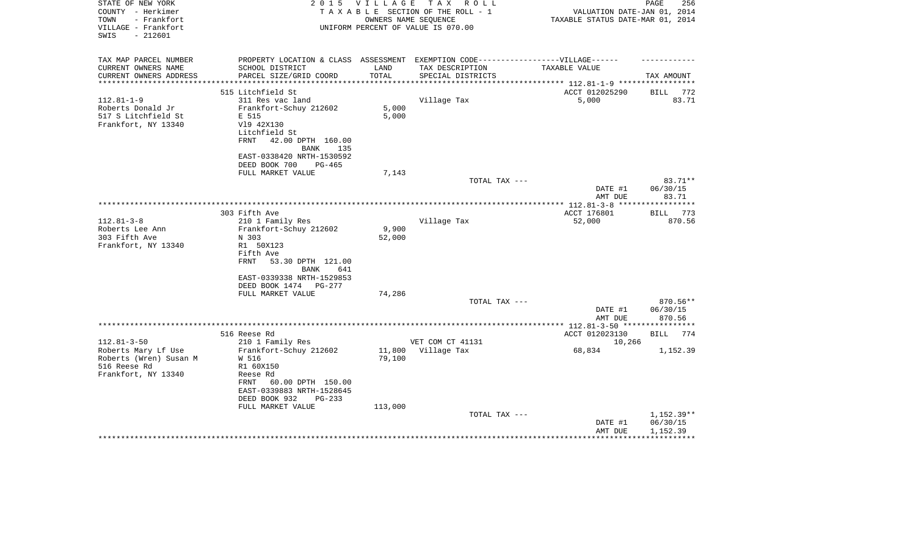STATE OF NEW YORK
COUNTY - Herkimer
TOWN - Frankfort
VILLAGE - Frankfort
SWIS - 212601

2015 VILLAGE TAX ROLL
TAXABLE SECTION OF THE ROLL - 1
OWNERS NAME SEQUENCE
UNIFORM PERCENT OF VALUE IS 070.00

VALUATION DATE-JAN 01, 2014
TAXABLE STATUS DATE-MAR 01, 2014

| TAX MAP PARCEL NUMBER<br>CURRENT OWNERS NAME<br>CURRENT OWNERS ADDRESS | PROPERTY LOCATION & CLASS<br>SCHOOL DISTRICT<br>PARCEL SIZE/GRID COORD | ASSESSMENT<br>LAND<br>TOTAL | EXEMPTION CODE-----VILLAGE------<br>TAX DESCRIPTION<br>SPECIAL DISTRICTS | TAXABLE VALUE | TAX AMOUNT |
|---|---|---|---|---|---|
| 112.81-1-9 | 515 Litchfield St | | | ACCT 012025290 | BILL 772 |
| Roberts Donald Jr<br>517 S Litchfield St<br>Frankfort, NY 13340 | 311 Res vac land<br>Frankfort-Schuy 212602<br>E 515<br>Vl9 42X130<br>Litchfield St<br>FRNT 42.00 DPTH 160.00<br>BANK 135<br>EAST-0338420 NRTH-1530592<br>DEED BOOK 700 PG-465<br>FULL MARKET VALUE | 5,000<br>5,000<br><br><br><br><br><br><br><br>7,143 | Village Tax | 5,000 | 83.71 |
| | | | TOTAL TAX --- | | 83.71** |
| | | | | DATE #1<br>AMT DUE | 06/30/15<br>83.71 |
| 112.81-3-8 | 303 Fifth Ave | | | ACCT 176801 | BILL 773 |
| Roberts Lee Ann<br>303 Fifth Ave<br>Frankfort, NY 13340 | 210 1 Family Res<br>Frankfort-Schuy 212602<br>N 303<br>R1 50X123<br>Fifth Ave<br>FRNT 53.30 DPTH 121.00<br>BANK 641<br>EAST-0339338 NRTH-1529853<br>DEED BOOK 1474 PG-277<br>FULL MARKET VALUE | 9,900<br>52,000<br><br><br><br><br><br><br><br>74,286 | Village Tax | 52,000 | 870.56 |
| | | | TOTAL TAX --- | | 870.56** |
| | | | | DATE #1<br>AMT DUE | 06/30/15<br>870.56 |
| 112.81-3-50 | 516 Reese Rd | | | ACCT 012023130 | BILL 774 |
| Roberts Mary Lf Use<br>Roberts (Wren) Susan M<br>516 Reese Rd<br>Frankfort, NY 13340 | 210 1 Family Res<br>Frankfort-Schuy 212602<br>W 516<br>R1 60X150<br>Reese Rd<br>FRNT 60.00 DPTH 150.00<br>EAST-0339883 NRTH-1528645<br>DEED BOOK 932 PG-233<br>FULL MARKET VALUE | 11,800<br>79,100<br><br><br><br><br><br><br>113,000 | VET COM CT 41131<br>Village Tax | 10,266<br>68,834 | <br>1,152.39 |
| | | | TOTAL TAX --- | | 1,152.39** |
| | | | | DATE #1<br>AMT DUE | 06/30/15<br>1,152.39 |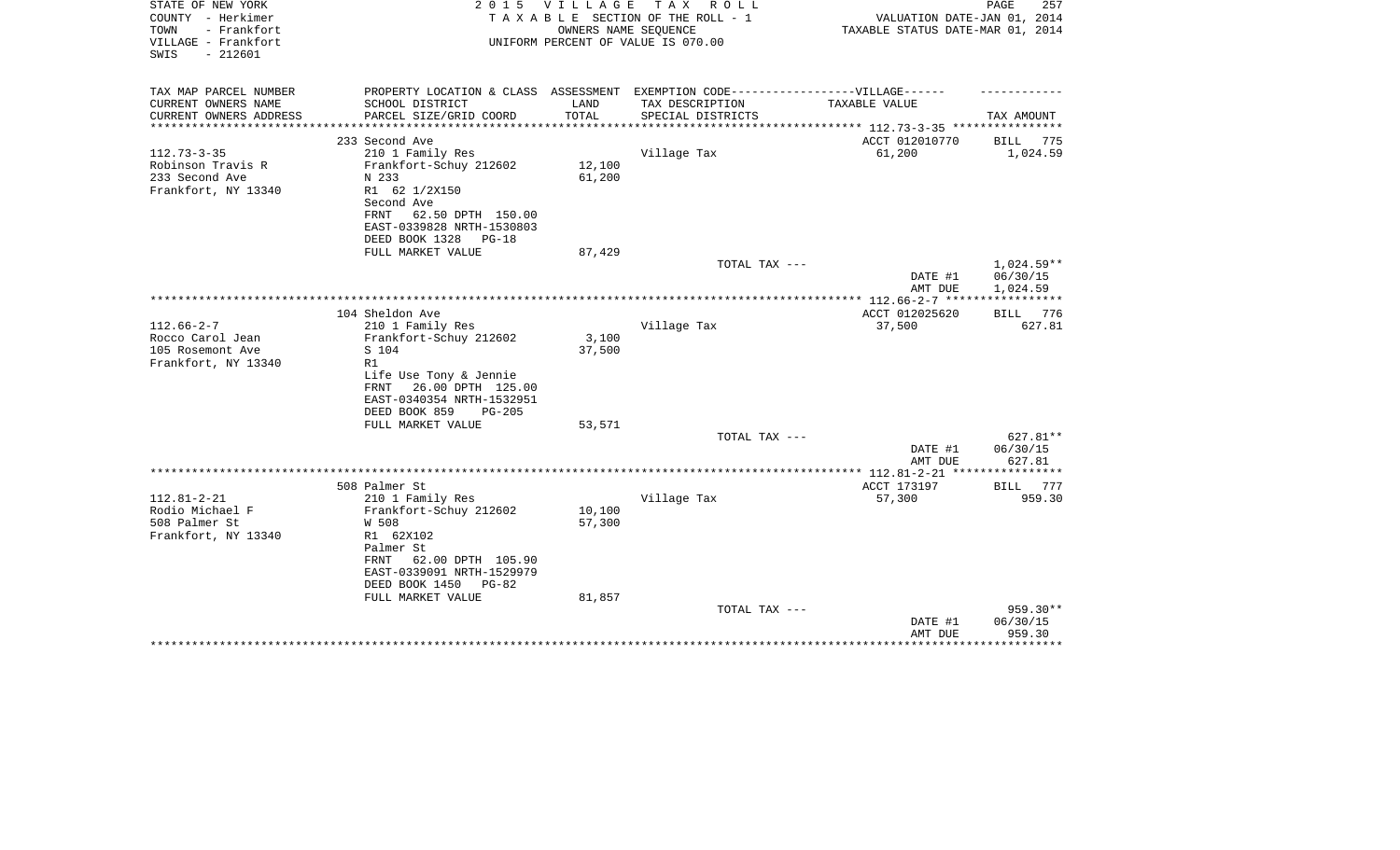STATE OF NEW YORK
COUNTY - Herkimer
TOWN - Frankfort
VILLAGE - Frankfort
SWIS - 212601

2015 VILLAGE TAX ROLL
TAXABLE SECTION OF THE ROLL - 1
OWNERS NAME SEQUENCE
UNIFORM PERCENT OF VALUE IS 070.00

VALUATION DATE-JAN 01, 2014
TAXABLE STATUS DATE-MAR 01, 2014

| TAX MAP PARCEL NUMBER<br>CURRENT OWNERS NAME<br>CURRENT OWNERS ADDRESS | PROPERTY LOCATION & CLASS<br>SCHOOL DISTRICT<br>PARCEL SIZE/GRID COORD | ASSESSMENT<br>LAND<br>TOTAL | EXEMPTION CODE-----VILLAGE------<br>TAX DESCRIPTION<br>SPECIAL DISTRICTS | TAXABLE VALUE | TAX AMOUNT |
|---|---|---|---|---|---|
| | 233 Second Ave | | | ACCT 012010770 | BILL 775 |
| 112.73-3-35 | 210 1 Family Res | | Village Tax | 61,200 | 1,024.59 |
| Robinson Travis R | Frankfort-Schuy 212602 | 12,100 | | | |
| 233 Second Ave | N 233 | 61,200 | | | |
| Frankfort, NY 13340 | R1 62 1/2X150 | | | | |
| | Second Ave | | | | |
| | FRNT 62.50 DPTH 150.00 | | | | |
| | EAST-0339828 NRTH-1530803 | | | | |
| | DEED BOOK 1328 PG-18 | | | | |
| | FULL MARKET VALUE | 87,429 | | | |
| | | | TOTAL TAX --- | | 1,024.59** |
| | | | | DATE #1 | 06/30/15 |
| | | | | AMT DUE | 1,024.59 |
| | 104 Sheldon Ave | | | ACCT 012025620 | BILL 776 |
| 112.66-2-7 | 210 1 Family Res | | Village Tax | 37,500 | 627.81 |
| Rocco Carol Jean | Frankfort-Schuy 212602 | 3,100 | | | |
| 105 Rosemont Ave | S 104 | 37,500 | | | |
| Frankfort, NY 13340 | R1 | | | | |
| | Life Use Tony & Jennie | | | | |
| | FRNT 26.00 DPTH 125.00 | | | | |
| | EAST-0340354 NRTH-1532951 | | | | |
| | DEED BOOK 859 PG-205 | | | | |
| | FULL MARKET VALUE | 53,571 | | | |
| | | | TOTAL TAX --- | | 627.81** |
| | | | | DATE #1 | 06/30/15 |
| | | | | AMT DUE | 627.81 |
| | 508 Palmer St | | | ACCT 173197 | BILL 777 |
| 112.81-2-21 | 210 1 Family Res | | Village Tax | 57,300 | 959.30 |
| Rodio Michael F | Frankfort-Schuy 212602 | 10,100 | | | |
| 508 Palmer St | W 508 | 57,300 | | | |
| Frankfort, NY 13340 | R1 62X102 | | | | |
| | Palmer St | | | | |
| | FRNT 62.00 DPTH 105.90 | | | | |
| | EAST-0339091 NRTH-1529979 | | | | |
| | DEED BOOK 1450 PG-82 | | | | |
| | FULL MARKET VALUE | 81,857 | | | |
| | | | TOTAL TAX --- | | 959.30** |
| | | | | DATE #1 | 06/30/15 |
| | | | | AMT DUE | 959.30 |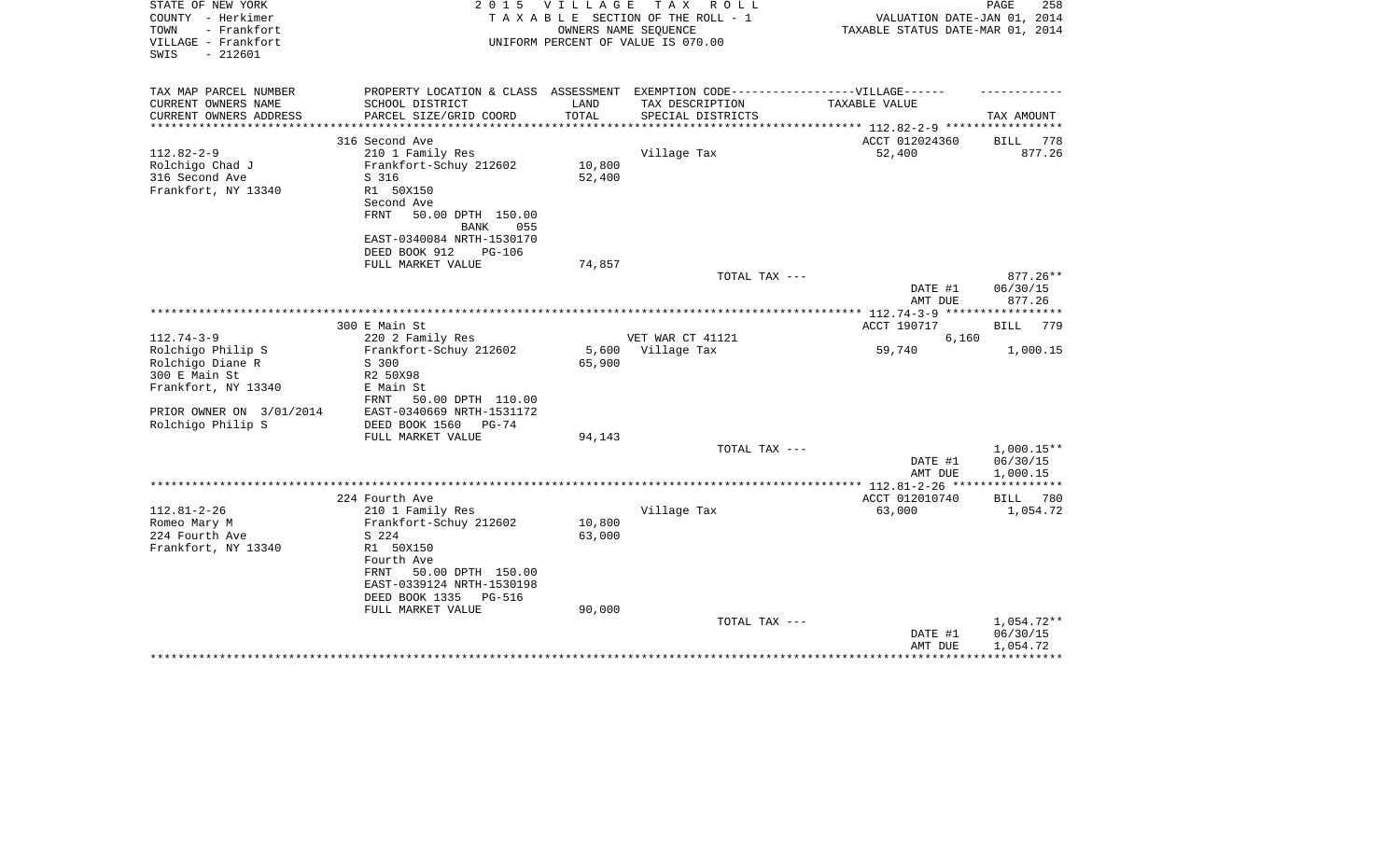STATE OF NEW YORK
COUNTY - Herkimer
TOWN - Frankfort
VILLAGE - Frankfort
SWIS - 212601

2 0 1 5 V I L L A G E T A X R O L L
T A X A B L E SECTION OF THE ROLL - 1
OWNERS NAME SEQUENCE
UNIFORM PERCENT OF VALUE IS 070.00

VALUATION DATE-JAN 01, 2014
TAXABLE STATUS DATE-MAR 01, 2014

| TAX MAP PARCEL NUMBER<br>CURRENT OWNERS NAME<br>CURRENT OWNERS ADDRESS | PROPERTY LOCATION & CLASS<br>SCHOOL DISTRICT<br>PARCEL SIZE/GRID COORD | ASSESSMENT<br>LAND<br>TOTAL | EXEMPTION CODE------------------VILLAGE------<br>TAX DESCRIPTION<br>SPECIAL DISTRICTS | TAXABLE VALUE | TAX AMOUNT |
|---|---|---|---|---|---|
| | 316 Second Ave | | | ACCT 012024360 | BILL 778 |
| 112.82-2-9 | 210 1 Family Res | | Village Tax | 52,400 | 877.26 |
| Rolchigo Chad J | Frankfort-Schuy 212602 | 10,800 | | | |
| 316 Second Ave | S 316 | 52,400 | | | |
| Frankfort, NY 13340 | R1 50X150 | | | | |
| | Second Ave | | | | |
| | FRNT 50.00 DPTH 150.00 | | | | |
| | BANK 055 | | | | |
| | EAST-0340084 NRTH-1530170 | | | | |
| | DEED BOOK 912 PG-106 | | | | |
| | FULL MARKET VALUE | 74,857 | | | |
| | | | TOTAL TAX --- | | 877.26** |
| | | | | DATE #1 | 06/30/15 |
| | | | | AMT DUE | 877.26 |
| | 300 E Main St | | | ACCT 190717 | BILL 779 |
| 112.74-3-9 | 220 2 Family Res | | VET WAR CT 41121 | 6,160 | |
| Rolchigo Philip S | Frankfort-Schuy 212602 | 5,600 | Village Tax | 59,740 | 1,000.15 |
| Rolchigo Diane R | S 300 | 65,900 | | | |
| 300 E Main St | R2 50X98 | | | | |
| Frankfort, NY 13340 | E Main St | | | | |
| | FRNT 50.00 DPTH 110.00 | | | | |
| PRIOR OWNER ON 3/01/2014 | EAST-0340669 NRTH-1531172 | | | | |
| Rolchigo Philip S | DEED BOOK 1560 PG-74 | | | | |
| | FULL MARKET VALUE | 94,143 | | | |
| | | | TOTAL TAX --- | | 1,000.15** |
| | | | | DATE #1 | 06/30/15 |
| | | | | AMT DUE | 1,000.15 |
| | 224 Fourth Ave | | | ACCT 012010740 | BILL 780 |
| 112.81-2-26 | 210 1 Family Res | | Village Tax | 63,000 | 1,054.72 |
| Romeo Mary M | Frankfort-Schuy 212602 | 10,800 | | | |
| 224 Fourth Ave | S 224 | 63,000 | | | |
| Frankfort, NY 13340 | R1 50X150 | | | | |
| | Fourth Ave | | | | |
| | FRNT 50.00 DPTH 150.00 | | | | |
| | EAST-0339124 NRTH-1530198 | | | | |
| | DEED BOOK 1335 PG-516 | | | | |
| | FULL MARKET VALUE | 90,000 | | | |
| | | | TOTAL TAX --- | | 1,054.72** |
| | | | | DATE #1 | 06/30/15 |
| | | | | AMT DUE | 1,054.72 |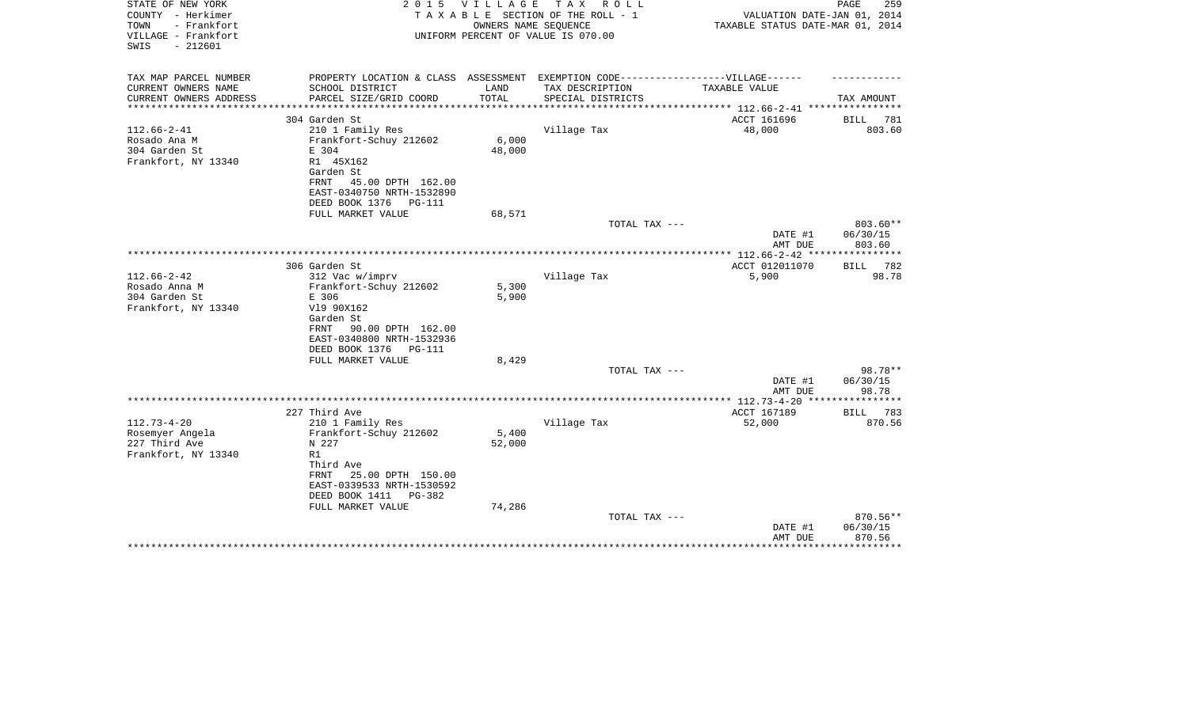STATE OF NEW YORK
COUNTY - Herkimer
TOWN - Frankfort
VILLAGE - Frankfort
SWIS - 212601

2 0 1 5 V I L L A G E T A X R O L L
T A X A B L E SECTION OF THE ROLL - 1
OWNERS NAME SEQUENCE
UNIFORM PERCENT OF VALUE IS 070.00

VALUATION DATE-JAN 01, 2014
TAXABLE STATUS DATE-MAR 01, 2014

| TAX MAP PARCEL NUMBER<br>CURRENT OWNERS NAME<br>CURRENT OWNERS ADDRESS | PROPERTY LOCATION & CLASS<br>SCHOOL DISTRICT<br>PARCEL SIZE/GRID COORD | ASSESSMENT<br>LAND<br>TOTAL | EXEMPTION CODE------VILLAGE------<br>TAX DESCRIPTION<br>SPECIAL DISTRICTS | TAXABLE VALUE | TAX AMOUNT |
|---|---|---|---|---|---|
| | 304 Garden St | | | ACCT 161696 | BILL 781 |
| 112.66-2-41 | 210 1 Family Res | | Village Tax | 48,000 | 803.60 |
| Rosado Ana M | Frankfort-Schuy 212602 | 6,000 | | | |
| 304 Garden St | E 304 | 48,000 | | | |
| Frankfort, NY 13340 | R1 45X162 | | | | |
| | Garden St | | | | |
| | FRNT 45.00 DPTH 162.00 | | | | |
| | EAST-0340750 NRTH-1532890 | | | | |
| | DEED BOOK 1376 PG-111 | | | | |
| | FULL MARKET VALUE | 68,571 | | | |
| | | | TOTAL TAX --- | | 803.60** |
| | | | | DATE #1 | 06/30/15 |
| | | | | AMT DUE | 803.60 |
| | 306 Garden St | | | ACCT 012011070 | BILL 782 |
| 112.66-2-42 | 312 Vac w/imprv | | Village Tax | 5,900 | 98.78 |
| Rosado Anna M | Frankfort-Schuy 212602 | 5,300 | | | |
| 304 Garden St | E 306 | 5,900 | | | |
| Frankfort, NY 13340 | Vl9 90X162 | | | | |
| | Garden St | | | | |
| | FRNT 90.00 DPTH 162.00 | | | | |
| | EAST-0340800 NRTH-1532936 | | | | |
| | DEED BOOK 1376 PG-111 | | | | |
| | FULL MARKET VALUE | 8,429 | | | |
| | | | TOTAL TAX --- | | 98.78** |
| | | | | DATE #1 | 06/30/15 |
| | | | | AMT DUE | 98.78 |
| | 227 Third Ave | | | ACCT 167189 | BILL 783 |
| 112.73-4-20 | 210 1 Family Res | | Village Tax | 52,000 | 870.56 |
| Rosemyer Angela | Frankfort-Schuy 212602 | 5,400 | | | |
| 227 Third Ave | N 227 | 52,000 | | | |
| Frankfort, NY 13340 | R1 | | | | |
| | Third Ave | | | | |
| | FRNT 25.00 DPTH 150.00 | | | | |
| | EAST-0339533 NRTH-1530592 | | | | |
| | DEED BOOK 1411 PG-382 | | | | |
| | FULL MARKET VALUE | 74,286 | | | |
| | | | TOTAL TAX --- | | 870.56** |
| | | | | DATE #1 | 06/30/15 |
| | | | | AMT DUE | 870.56 |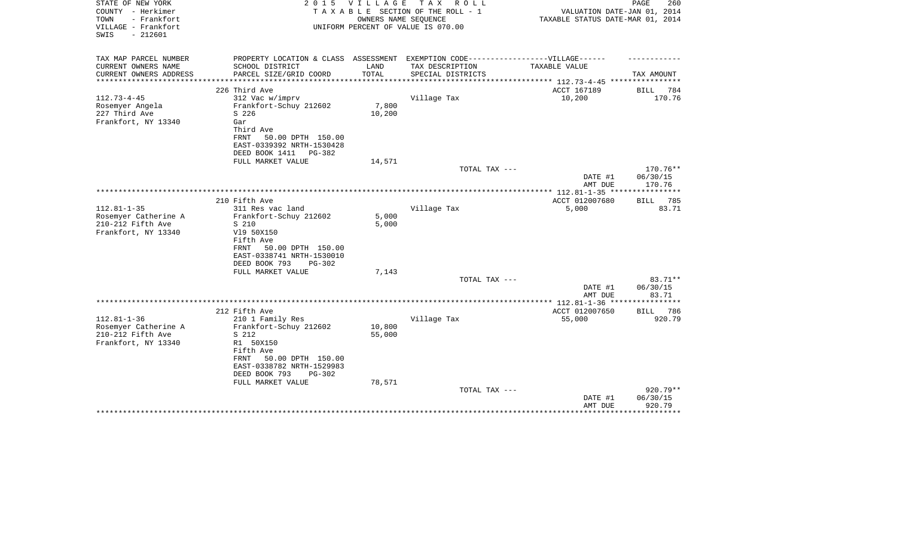STATE OF NEW YORK
COUNTY - Herkimer
TOWN - Frankfort
VILLAGE - Frankfort
SWIS - 212601

2015 VILLAGE TAX ROLL
TAXABLE SECTION OF THE ROLL - 1
OWNERS NAME SEQUENCE
UNIFORM PERCENT OF VALUE IS 070.00

VALUATION DATE-JAN 01, 2014
TAXABLE STATUS DATE-MAR 01, 2014

| TAX MAP PARCEL NUMBER<br>CURRENT OWNERS NAME<br>CURRENT OWNERS ADDRESS | PROPERTY LOCATION & CLASS<br>SCHOOL DISTRICT<br>PARCEL SIZE/GRID COORD | ASSESSMENT<br>LAND<br>TOTAL | EXEMPTION CODE-----VILLAGE------<br>TAX DESCRIPTION<br>SPECIAL DISTRICTS | TAXABLE VALUE | TAX AMOUNT |
|---|---|---|---|---|---|
| 112.73-4-45<br>Rosemyer Angela<br>227 Third Ave<br>Frankfort, NY 13340 | 226 Third Ave<br>312 Vac w/imprv<br>Frankfort-Schuy 212602<br>S 226<br>Gar<br>Third Ave<br>FRNT 50.00 DPTH 150.00<br>EAST-0339392 NRTH-1530428<br>DEED BOOK 1411 PG-382<br>FULL MARKET VALUE | <br><br>7,800<br>10,200<br><br><br><br><br><br>14,571 | Village Tax<br><br><br><br><br><br><br><br><br><br>TOTAL TAX --- | ACCT 167189<br>10,200<br><br><br><br><br><br><br><br><br><br>DATE #1<br>AMT DUE | BILL 784<br>170.76<br><br><br><br><br><br><br><br><br>170.76**<br>06/30/15<br>170.76 |
| 112.81-1-35<br>Rosemyer Catherine A<br>210-212 Fifth Ave<br>Frankfort, NY 13340 | 210 Fifth Ave<br>311 Res vac land<br>Frankfort-Schuy 212602<br>S 210<br>Vl9 50X150<br>Fifth Ave<br>FRNT 50.00 DPTH 150.00<br>EAST-0338741 NRTH-1530010<br>DEED BOOK 793 PG-302<br>FULL MARKET VALUE | <br><br>5,000<br>5,000<br><br><br><br><br><br>7,143 | Village Tax<br><br><br><br><br><br><br><br><br><br>TOTAL TAX --- | ACCT 012007680<br>5,000<br><br><br><br><br><br><br><br><br><br>DATE #1<br>AMT DUE | BILL 785<br>83.71<br><br><br><br><br><br><br><br><br>83.71**<br>06/30/15<br>83.71 |
| 112.81-1-36<br>Rosemyer Catherine A<br>210-212 Fifth Ave<br>Frankfort, NY 13340 | 212 Fifth Ave<br>210 1 Family Res<br>Frankfort-Schuy 212602<br>S 212<br>R1 50X150<br>Fifth Ave<br>FRNT 50.00 DPTH 150.00<br>EAST-0338782 NRTH-1529983<br>DEED BOOK 793 PG-302<br>FULL MARKET VALUE | <br><br>10,800<br>55,000<br><br><br><br><br><br>78,571 | Village Tax<br><br><br><br><br><br><br><br><br><br>TOTAL TAX --- | ACCT 012007650<br>55,000<br><br><br><br><br><br><br><br><br><br>DATE #1<br>AMT DUE | BILL 786<br>920.79<br><br><br><br><br><br><br><br><br>920.79**<br>06/30/15<br>920.79 |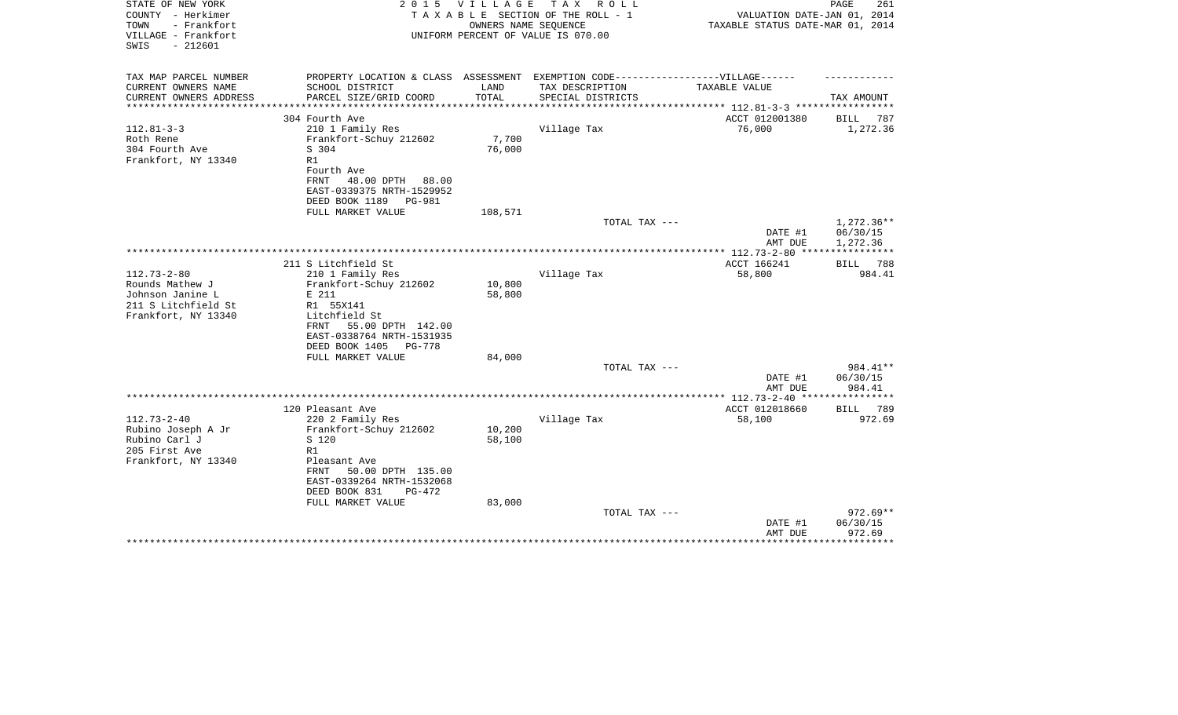STATE OF NEW YORK | COUNTY - Herkimer | TOWN - Frankfort | VILLAGE - Frankfort | SWIS - 212601

**2015 VILLAGE TAX ROLL**
TAXABLE SECTION OF THE ROLL - 1
OWNERS NAME SEQUENCE
UNIFORM PERCENT OF VALUE IS 070.00

VALUATION DATE-JAN 01, 2014
TAXABLE STATUS DATE-MAR 01, 2014

| TAX MAP PARCEL NUMBER / CURRENT OWNERS NAME / CURRENT OWNERS ADDRESS | PROPERTY LOCATION & CLASS / SCHOOL DISTRICT / PARCEL SIZE/GRID COORD | ASSESSMENT LAND / TOTAL | EXEMPTION CODE / TAX DESCRIPTION / SPECIAL DISTRICTS | TAXABLE VALUE | TAX AMOUNT |
|---|---|---|---|---|---|
| 112.81-3-3 | 304 Fourth Ave | | | ACCT 012001380 | BILL 787 |
| Roth Rene | 210 1 Family Res | | Village Tax | 76,000 | 1,272.36 |
| 304 Fourth Ave | Frankfort-Schuy 212602 | 7,700 | | | |
| Frankfort, NY 13340 | S 304 | 76,000 | | | |
| | R1 | | | | |
| | Fourth Ave | | | | |
| | FRNT 48.00 DPTH 88.00 | | | | |
| | EAST-0339375 NRTH-1529952 | | | | |
| | DEED BOOK 1189 PG-981 | | | | |
| | FULL MARKET VALUE | 108,571 | | | |
| | | | TOTAL TAX --- | | 1,272.36** |
| | | | | DATE #1 | 06/30/15 |
| | | | | AMT DUE | 1,272.36 |
| 112.73-2-80 | 211 S Litchfield St | | | ACCT 166241 | BILL 788 |
| Rounds Mathew J | 210 1 Family Res | | Village Tax | 58,800 | 984.41 |
| Johnson Janine L | Frankfort-Schuy 212602 | 10,800 | | | |
| 211 S Litchfield St | E 211 | 58,800 | | | |
| Frankfort, NY 13340 | R1 55X141 | | | | |
| | Litchfield St | | | | |
| | FRNT 55.00 DPTH 142.00 | | | | |
| | EAST-0338764 NRTH-1531935 | | | | |
| | DEED BOOK 1405 PG-778 | | | | |
| | FULL MARKET VALUE | 84,000 | | | |
| | | | TOTAL TAX --- | | 984.41** |
| | | | | DATE #1 | 06/30/15 |
| | | | | AMT DUE | 984.41 |
| 112.73-2-40 | 120 Pleasant Ave | | | ACCT 012018660 | BILL 789 |
| Rubino Joseph A Jr | 220 2 Family Res | | Village Tax | 58,100 | 972.69 |
| Rubino Carl J | Frankfort-Schuy 212602 | 10,200 | | | |
| 205 First Ave | S 120 | 58,100 | | | |
| Frankfort, NY 13340 | R1 | | | | |
| | Pleasant Ave | | | | |
| | FRNT 50.00 DPTH 135.00 | | | | |
| | EAST-0339264 NRTH-1532068 | | | | |
| | DEED BOOK 831 PG-472 | | | | |
| | FULL MARKET VALUE | 83,000 | | | |
| | | | TOTAL TAX --- | | 972.69** |
| | | | | DATE #1 | 06/30/15 |
| | | | | AMT DUE | 972.69 |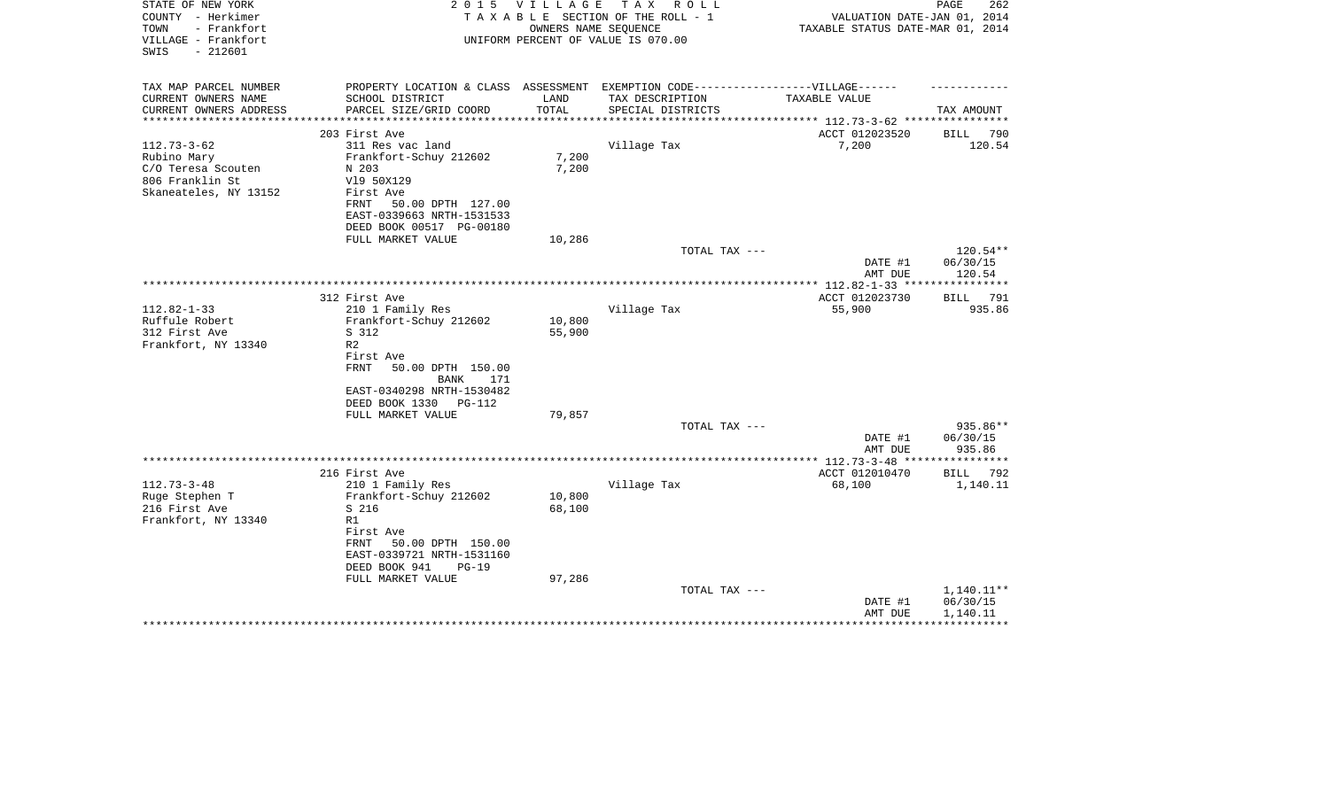STATE OF NEW YORK
COUNTY - Herkimer
TOWN - Frankfort
VILLAGE - Frankfort
SWIS - 212601

2 0 1 5 V I L L A G E T A X R O L L
T A X A B L E SECTION OF THE ROLL - 1
OWNERS NAME SEQUENCE
UNIFORM PERCENT OF VALUE IS 070.00

VALUATION DATE-JAN 01, 2014
TAXABLE STATUS DATE-MAR 01, 2014

| TAX MAP PARCEL NUMBER<br>CURRENT OWNERS NAME<br>CURRENT OWNERS ADDRESS | PROPERTY LOCATION & CLASS<br>SCHOOL DISTRICT<br>PARCEL SIZE/GRID COORD | ASSESSMENT<br>LAND<br>TOTAL | EXEMPTION CODE------VILLAGE------<br>TAX DESCRIPTION<br>SPECIAL DISTRICTS | TAXABLE VALUE | TAX AMOUNT |
|---|---|---|---|---|---|
| | 203 First Ave | | | ACCT 012023520 | BILL 790 |
| 112.73-3-62 | 311 Res vac land | | Village Tax | 7,200 | 120.54 |
| Rubino Mary | Frankfort-Schuy 212602 | 7,200 | | | |
| C/O Teresa Scouten | N 203 | 7,200 | | | |
| 806 Franklin St | Vl9 50X129 | | | | |
| Skaneateles, NY 13152 | First Ave | | | | |
| | FRNT 50.00 DPTH 127.00 | | | | |
| | EAST-0339663 NRTH-1531533 | | | | |
| | DEED BOOK 00517 PG-00180 | | | | |
| | FULL MARKET VALUE | 10,286 | | | |
| | | | TOTAL TAX --- | | 120.54** |
| | | | | DATE #1 | 06/30/15 |
| | | | | AMT DUE | 120.54 |
| | 312 First Ave | | | ACCT 012023730 | BILL 791 |
| 112.82-1-33 | 210 1 Family Res | | Village Tax | 55,900 | 935.86 |
| Ruffule Robert | Frankfort-Schuy 212602 | 10,800 | | | |
| 312 First Ave | S 312 | 55,900 | | | |
| Frankfort, NY 13340 | R2 | | | | |
| | First Ave | | | | |
| | FRNT 50.00 DPTH 150.00 | | | | |
| | BANK 171 | | | | |
| | EAST-0340298 NRTH-1530482 | | | | |
| | DEED BOOK 1330 PG-112 | | | | |
| | FULL MARKET VALUE | 79,857 | | | |
| | | | TOTAL TAX --- | | 935.86** |
| | | | | DATE #1 | 06/30/15 |
| | | | | AMT DUE | 935.86 |
| | 216 First Ave | | | ACCT 012010470 | BILL 792 |
| 112.73-3-48 | 210 1 Family Res | | Village Tax | 68,100 | 1,140.11 |
| Ruge Stephen T | Frankfort-Schuy 212602 | 10,800 | | | |
| 216 First Ave | S 216 | 68,100 | | | |
| Frankfort, NY 13340 | R1 | | | | |
| | First Ave | | | | |
| | FRNT 50.00 DPTH 150.00 | | | | |
| | EAST-0339721 NRTH-1531160 | | | | |
| | DEED BOOK 941 PG-19 | | | | |
| | FULL MARKET VALUE | 97,286 | | | |
| | | | TOTAL TAX --- | | 1,140.11** |
| | | | | DATE #1 | 06/30/15 |
| | | | | AMT DUE | 1,140.11 |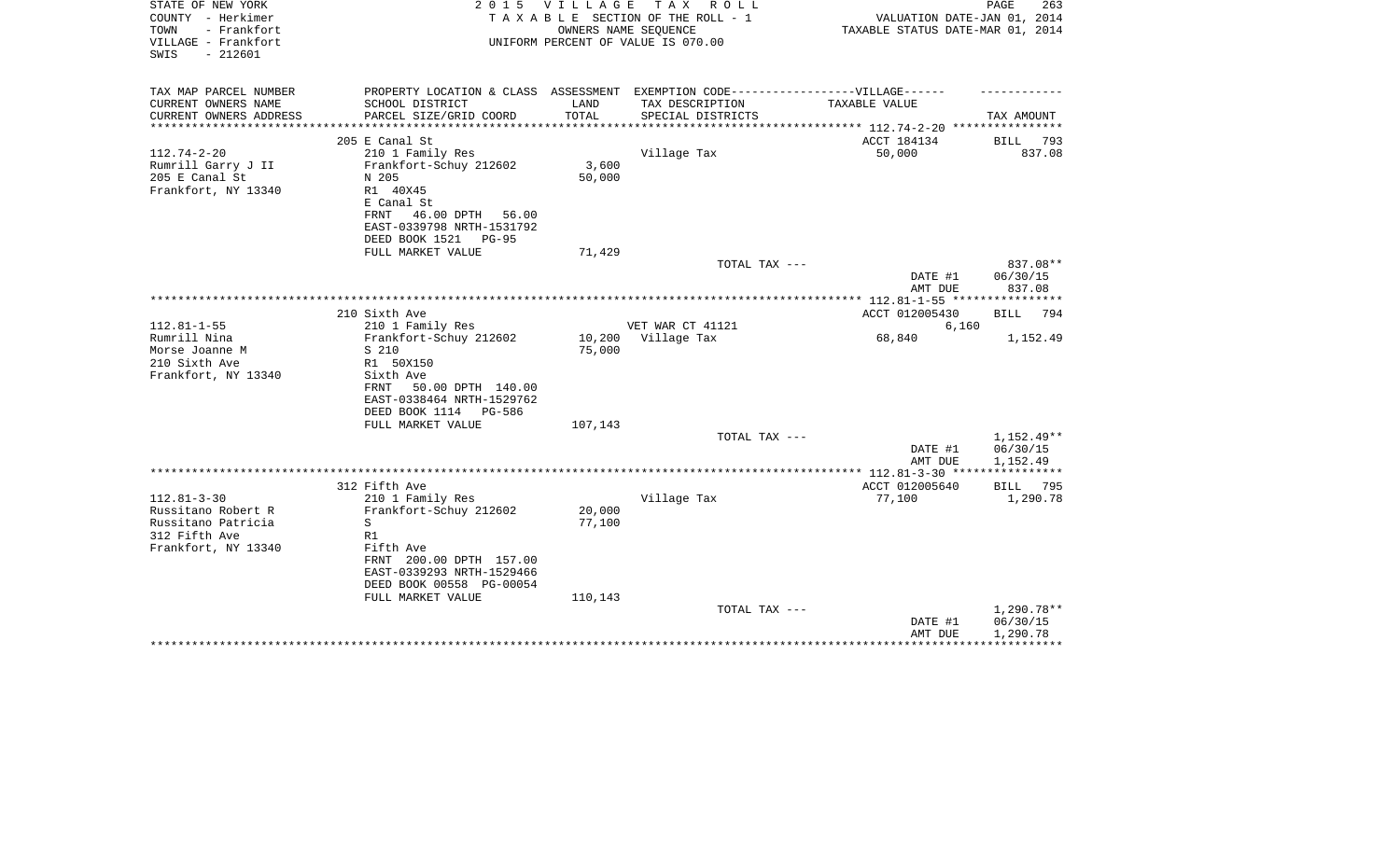STATE OF NEW YORK
COUNTY - Herkimer
TOWN - Frankfort
VILLAGE - Frankfort
SWIS - 212601

2 0 1 5 V I L L A G E T A X R O L L
T A X A B L E SECTION OF THE ROLL - 1
OWNERS NAME SEQUENCE
UNIFORM PERCENT OF VALUE IS 070.00

VALUATION DATE-JAN 01, 2014
TAXABLE STATUS DATE-MAR 01, 2014

| TAX MAP PARCEL NUMBER / CURRENT OWNERS NAME / CURRENT OWNERS ADDRESS | PROPERTY LOCATION & CLASS / SCHOOL DISTRICT / PARCEL SIZE/GRID COORD | ASSESSMENT LAND / TOTAL | EXEMPTION CODE / TAX DESCRIPTION / SPECIAL DISTRICTS | TAXABLE VALUE | TAX AMOUNT |
|---|---|---|---|---|---|
| 112.74-2-20 | 205 E Canal St | | | ACCT 184134 | BILL 793 |
| Rumrill Garry J II | 210 1 Family Res | | Village Tax | 50,000 | 837.08 |
| 205 E Canal St | Frankfort-Schuy 212602 | 3,600 | | | |
| Frankfort, NY 13340 | N 205 | 50,000 | | | |
| | R1 40X45 | | | | |
| | E Canal St | | | | |
| | FRNT 46.00 DPTH 56.00 | | | | |
| | EAST-0339798 NRTH-1531792 | | | | |
| | DEED BOOK 1521 PG-95 | | | | |
| | FULL MARKET VALUE | 71,429 | | | |
| | | | TOTAL TAX --- | | 837.08** |
| | | | | DATE #1 | 06/30/15 |
| | | | | AMT DUE | 837.08 |
| 112.81-1-55 | 210 Sixth Ave | | | ACCT 012005430 | BILL 794 |
| Rumrill Nina | 210 1 Family Res | | VET WAR CT 41121 | 6,160 | |
| Morse Joanne M | Frankfort-Schuy 212602 | 10,200 | Village Tax | 68,840 | 1,152.49 |
| 210 Sixth Ave | S 210 | 75,000 | | | |
| Frankfort, NY 13340 | R1 50X150 | | | | |
| | Sixth Ave | | | | |
| | FRNT 50.00 DPTH 140.00 | | | | |
| | EAST-0338464 NRTH-1529762 | | | | |
| | DEED BOOK 1114 PG-586 | | | | |
| | FULL MARKET VALUE | 107,143 | | | |
| | | | TOTAL TAX --- | | 1,152.49** |
| | | | | DATE #1 | 06/30/15 |
| | | | | AMT DUE | 1,152.49 |
| 112.81-3-30 | 312 Fifth Ave | | | ACCT 012005640 | BILL 795 |
| Russitano Robert R | 210 1 Family Res | | Village Tax | 77,100 | 1,290.78 |
| Russitano Patricia | Frankfort-Schuy 212602 | 20,000 | | | |
| 312 Fifth Ave | S | 77,100 | | | |
| Frankfort, NY 13340 | R1 | | | | |
| | Fifth Ave | | | | |
| | FRNT 200.00 DPTH 157.00 | | | | |
| | EAST-0339293 NRTH-1529466 | | | | |
| | DEED BOOK 00558 PG-00054 | | | | |
| | FULL MARKET VALUE | 110,143 | | | |
| | | | TOTAL TAX --- | | 1,290.78** |
| | | | | DATE #1 | 06/30/15 |
| | | | | AMT DUE | 1,290.78 |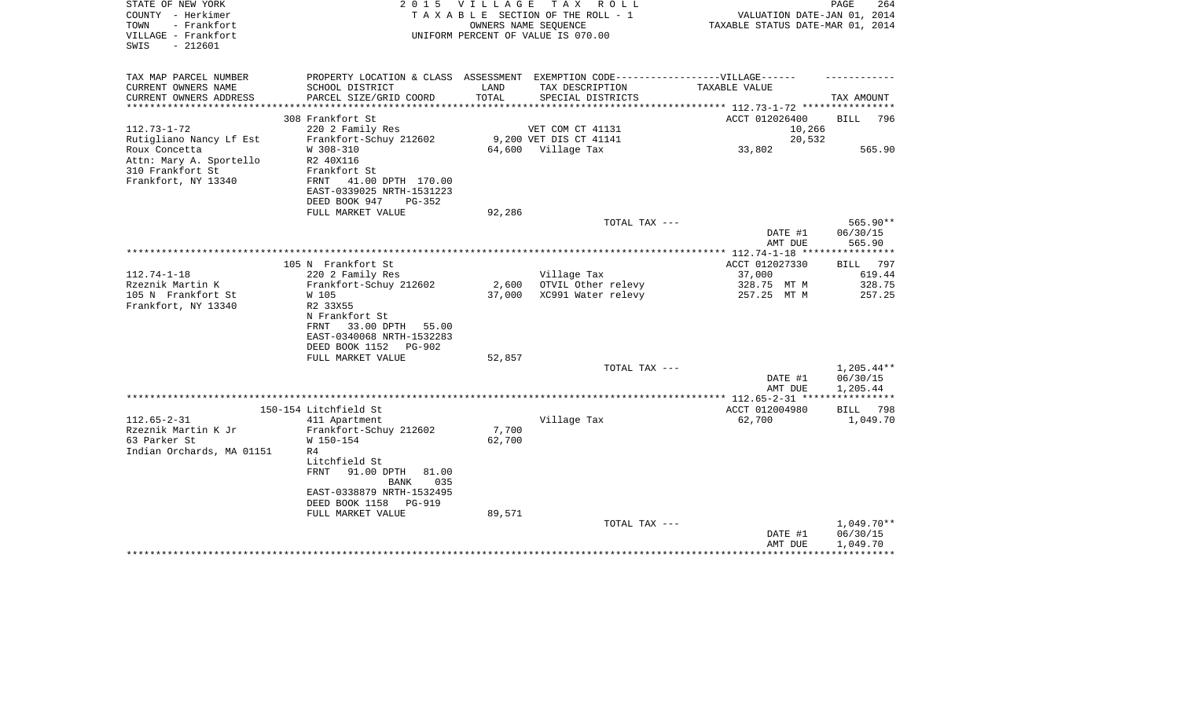STATE OF NEW YORK — 2015 VILLAGE TAX ROLL
COUNTY - Herkimer — TAXABLE SECTION OF THE ROLL - 1 — VALUATION DATE-JAN 01, 2014
TOWN - Frankfort — OWNERS NAME SEQUENCE — TAXABLE STATUS DATE-MAR 01, 2014
VILLAGE - Frankfort — UNIFORM PERCENT OF VALUE IS 070.00
SWIS - 212601

| TAX MAP PARCEL NUMBER<br>CURRENT OWNERS NAME<br>CURRENT OWNERS ADDRESS | PROPERTY LOCATION & CLASS<br>SCHOOL DISTRICT<br>PARCEL SIZE/GRID COORD | ASSESSMENT<br>LAND<br>TOTAL | EXEMPTION CODE------VILLAGE------<br>TAX DESCRIPTION<br>SPECIAL DISTRICTS | TAXABLE VALUE | TAX AMOUNT |
|---|---|---|---|---|---|
| **112.73-1-72** | 308 Frankfort St | | | ACCT 012026400 | BILL 796 |
| 112.73-1-72 | 220 2 Family Res | | VET COM CT 41131 | 10,266 | |
| Rutigliano Nancy Lf Est | Frankfort-Schuy 212602 | 9,200 | VET DIS CT 41141 | 20,532 | |
| Roux Concetta | W 308-310 | 64,600 | Village Tax | 33,802 | 565.90 |
| Attn: Mary A. Sportello | R2 40X116 | | | | |
| 310 Frankfort St | Frankfort St | | | | |
| Frankfort, NY 13340 | FRNT 41.00 DPTH 170.00 | | | | |
| | EAST-0339025 NRTH-1531223 | | | | |
| | DEED BOOK 947 PG-352 | | | | |
| | FULL MARKET VALUE | 92,286 | | | |
| | | | TOTAL TAX --- | | 565.90** |
| | | | | DATE #1 | 06/30/15 |
| | | | | AMT DUE | 565.90 |
| **112.74-1-18** | 105 N Frankfort St | | | ACCT 012027330 | BILL 797 |
| 112.74-1-18 | 220 2 Family Res | | Village Tax | 37,000 | 619.44 |
| Rzeznik Martin K | Frankfort-Schuy 212602 | 2,600 | OTVIL Other relevy | 328.75 MT M | 328.75 |
| 105 N Frankfort St | W 105 | 37,000 | XC991 Water relevy | 257.25 MT M | 257.25 |
| Frankfort, NY 13340 | R2 33X55 | | | | |
| | N Frankfort St | | | | |
| | FRNT 33.00 DPTH 55.00 | | | | |
| | EAST-0340068 NRTH-1532283 | | | | |
| | DEED BOOK 1152 PG-902 | | | | |
| | FULL MARKET VALUE | 52,857 | | | |
| | | | TOTAL TAX --- | | 1,205.44** |
| | | | | DATE #1 | 06/30/15 |
| | | | | AMT DUE | 1,205.44 |
| **112.65-2-31** | 150-154 Litchfield St | | | ACCT 012004980 | BILL 798 |
| 112.65-2-31 | 411 Apartment | | Village Tax | 62,700 | 1,049.70 |
| Rzeznik Martin K Jr | Frankfort-Schuy 212602 | 7,700 | | | |
| 63 Parker St | W 150-154 | 62,700 | | | |
| Indian Orchards, MA 01151 | R4 | | | | |
| | Litchfield St | | | | |
| | FRNT 91.00 DPTH 81.00 | | | | |
| | BANK 035 | | | | |
| | EAST-0338879 NRTH-1532495 | | | | |
| | DEED BOOK 1158 PG-919 | | | | |
| | FULL MARKET VALUE | 89,571 | | | |
| | | | TOTAL TAX --- | | 1,049.70** |
| | | | | DATE #1 | 06/30/15 |
| | | | | AMT DUE | 1,049.70 |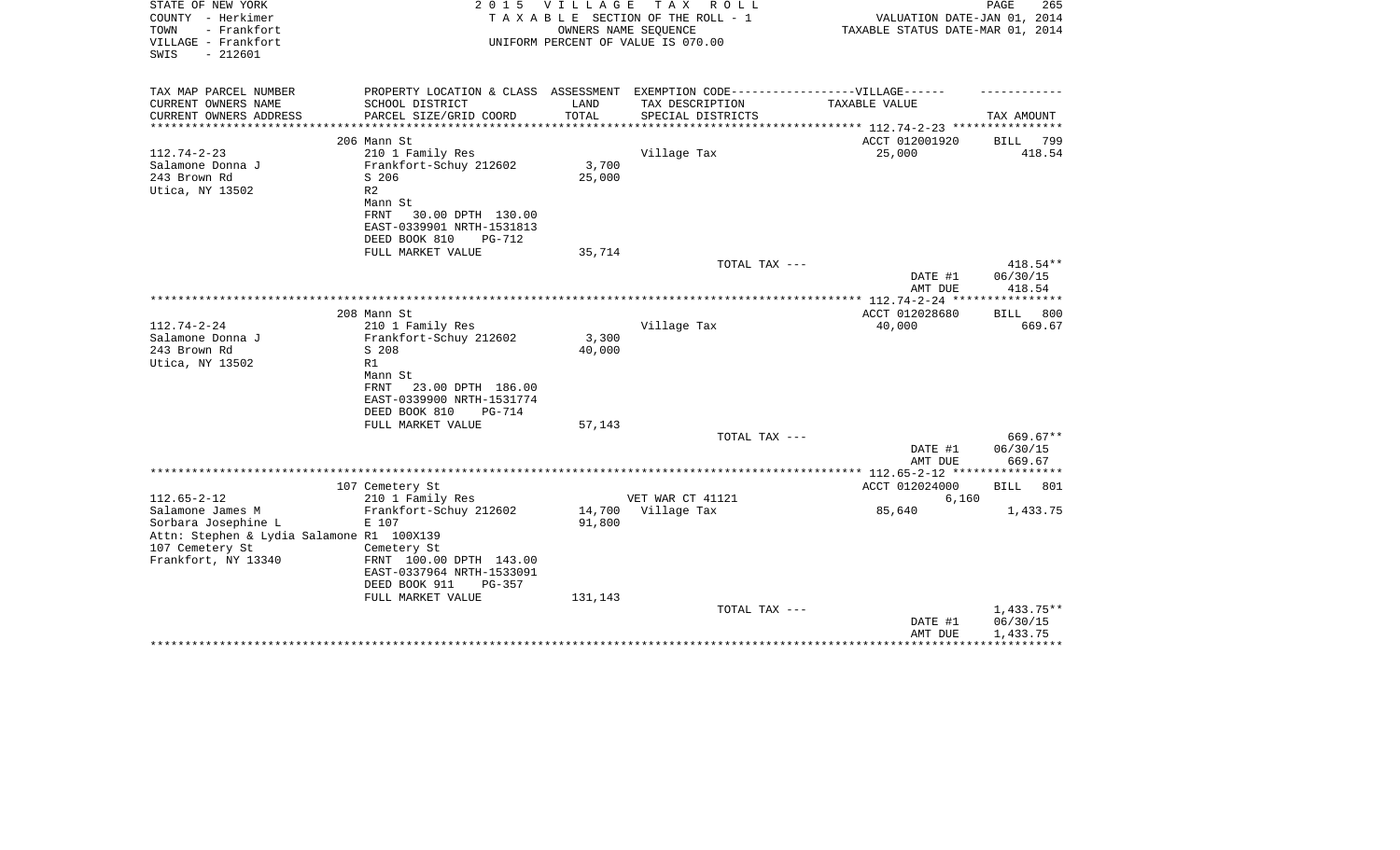STATE OF NEW YORK
COUNTY - Herkimer
TOWN - Frankfort
VILLAGE - Frankfort
SWIS - 212601

2 0 1 5 V I L L A G E T A X R O L L
T A X A B L E SECTION OF THE ROLL - 1
OWNERS NAME SEQUENCE
UNIFORM PERCENT OF VALUE IS 070.00

VALUATION DATE-JAN 01, 2014
TAXABLE STATUS DATE-MAR 01, 2014

| TAX MAP PARCEL NUMBER / CURRENT OWNERS NAME / CURRENT OWNERS ADDRESS | PROPERTY LOCATION & CLASS / SCHOOL DISTRICT / PARCEL SIZE/GRID COORD | ASSESSMENT LAND / TOTAL | EXEMPTION CODE-----VILLAGE------ TAX DESCRIPTION / SPECIAL DISTRICTS | TAXABLE VALUE | TAX AMOUNT |
|---|---|---|---|---|---|
| 112.74-2-23 | 206 Mann St | | | ACCT 012001920 | BILL 799 |
| Salamone Donna J | 210 1 Family Res | | Village Tax | 25,000 | 418.54 |
| 243 Brown Rd | Frankfort-Schuy 212602 | 3,700 | | | |
| Utica, NY 13502 | S 206 | 25,000 | | | |
| | R2 | | | | |
| | Mann St | | | | |
| | FRNT 30.00 DPTH 130.00 | | | | |
| | EAST-0339901 NRTH-1531813 | | | | |
| | DEED BOOK 810 PG-712 | | | | |
| | FULL MARKET VALUE | 35,714 | | | |
| | | | TOTAL TAX --- | | 418.54** |
| | | | | DATE #1 | 06/30/15 |
| | | | | AMT DUE | 418.54 |
| 112.74-2-24 | 208 Mann St | | | ACCT 012028680 | BILL 800 |
| Salamone Donna J | 210 1 Family Res | | Village Tax | 40,000 | 669.67 |
| 243 Brown Rd | Frankfort-Schuy 212602 | 3,300 | | | |
| Utica, NY 13502 | S 208 | 40,000 | | | |
| | R1 | | | | |
| | Mann St | | | | |
| | FRNT 23.00 DPTH 186.00 | | | | |
| | EAST-0339900 NRTH-1531774 | | | | |
| | DEED BOOK 810 PG-714 | | | | |
| | FULL MARKET VALUE | 57,143 | | | |
| | | | TOTAL TAX --- | | 669.67** |
| | | | | DATE #1 | 06/30/15 |
| | | | | AMT DUE | 669.67 |
| 112.65-2-12 | 107 Cemetery St | | | ACCT 012024000 | BILL 801 |
| Salamone James M | 210 1 Family Res | | VET WAR CT 41121 | 6,160 | |
| Sorbara Josephine L | Frankfort-Schuy 212602 | 14,700 | Village Tax | 85,640 | 1,433.75 |
| Attn: Stephen & Lydia Salamone | E 107 | 91,800 | | | |
| 107 Cemetery St | R1 100X139 | | | | |
| Frankfort, NY 13340 | Cemetery St | | | | |
| | FRNT 100.00 DPTH 143.00 | | | | |
| | EAST-0337964 NRTH-1533091 | | | | |
| | DEED BOOK 911 PG-357 | | | | |
| | FULL MARKET VALUE | 131,143 | | | |
| | | | TOTAL TAX --- | | 1,433.75** |
| | | | | DATE #1 | 06/30/15 |
| | | | | AMT DUE | 1,433.75 |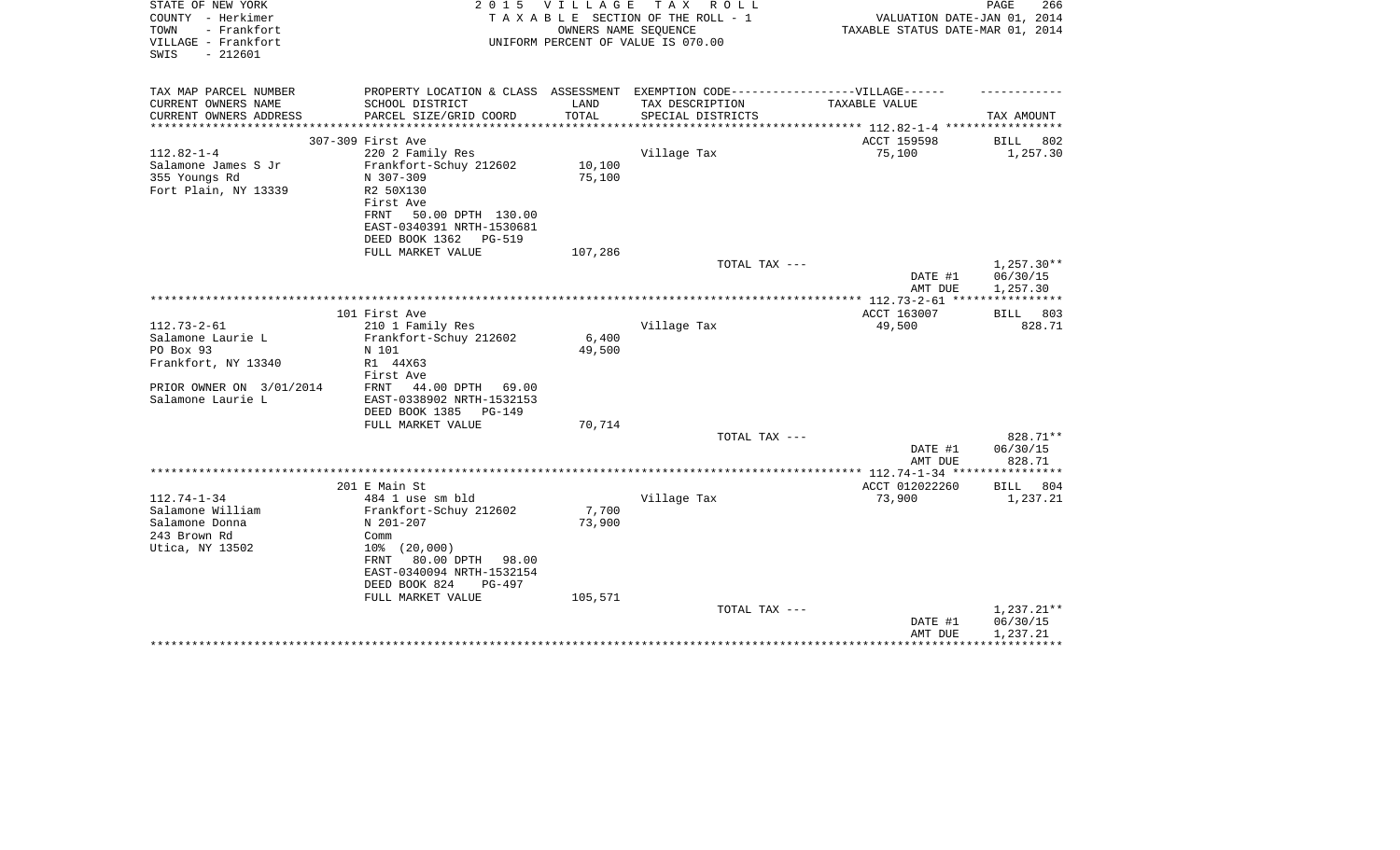STATE OF NEW YORK
COUNTY - Herkimer
TOWN - Frankfort
VILLAGE - Frankfort
SWIS - 212601

2 0 1 5 V I L L A G E T A X R O L L
T A X A B L E SECTION OF THE ROLL - 1
OWNERS NAME SEQUENCE
UNIFORM PERCENT OF VALUE IS 070.00

VALUATION DATE-JAN 01, 2014
TAXABLE STATUS DATE-MAR 01, 2014

| TAX MAP PARCEL NUMBER / CURRENT OWNERS NAME / CURRENT OWNERS ADDRESS | PROPERTY LOCATION & CLASS / SCHOOL DISTRICT / PARCEL SIZE/GRID COORD | ASSESSMENT LAND / TOTAL | EXEMPTION CODE---VILLAGE--- TAX DESCRIPTION / SPECIAL DISTRICTS | TAXABLE VALUE | TAX AMOUNT |
|---|---|---|---|---|---|
| **112.82-1-4** | 307-309 First Ave | | | ACCT 159598 | BILL 802 |
| 112.82-1-4 | 220 2 Family Res | | Village Tax | 75,100 | 1,257.30 |
| Salamone James S Jr | Frankfort-Schuy 212602 | 10,100 | | | |
| 355 Youngs Rd | N 307-309 | 75,100 | | | |
| Fort Plain, NY 13339 | R2 50X130 | | | | |
| | First Ave | | | | |
| | FRNT 50.00 DPTH 130.00 | | | | |
| | EAST-0340391 NRTH-1530681 | | | | |
| | DEED BOOK 1362 PG-519 | | | | |
| | FULL MARKET VALUE | 107,286 | | | |
| | | | TOTAL TAX --- | | 1,257.30** |
| | | | | DATE #1 | 06/30/15 |
| | | | | AMT DUE | 1,257.30 |
| **112.73-2-61** | 101 First Ave | | | ACCT 163007 | BILL 803 |
| 112.73-2-61 | 210 1 Family Res | | Village Tax | 49,500 | 828.71 |
| Salamone Laurie L | Frankfort-Schuy 212602 | 6,400 | | | |
| PO Box 93 | N 101 | 49,500 | | | |
| Frankfort, NY 13340 | R1 44X63 | | | | |
| | First Ave | | | | |
| PRIOR OWNER ON 3/01/2014 | FRNT 44.00 DPTH 69.00 | | | | |
| Salamone Laurie L | EAST-0338902 NRTH-1532153 | | | | |
| | DEED BOOK 1385 PG-149 | | | | |
| | FULL MARKET VALUE | 70,714 | | | |
| | | | TOTAL TAX --- | | 828.71** |
| | | | | DATE #1 | 06/30/15 |
| | | | | AMT DUE | 828.71 |
| **112.74-1-34** | 201 E Main St | | | ACCT 012022260 | BILL 804 |
| 112.74-1-34 | 484 1 use sm bld | | Village Tax | 73,900 | 1,237.21 |
| Salamone William | Frankfort-Schuy 212602 | 7,700 | | | |
| Salamone Donna | N 201-207 | 73,900 | | | |
| 243 Brown Rd | Comm | | | | |
| Utica, NY 13502 | 10% (20,000) | | | | |
| | FRNT 80.00 DPTH 98.00 | | | | |
| | EAST-0340094 NRTH-1532154 | | | | |
| | DEED BOOK 824 PG-497 | | | | |
| | FULL MARKET VALUE | 105,571 | | | |
| | | | TOTAL TAX --- | | 1,237.21** |
| | | | | DATE #1 | 06/30/15 |
| | | | | AMT DUE | 1,237.21 |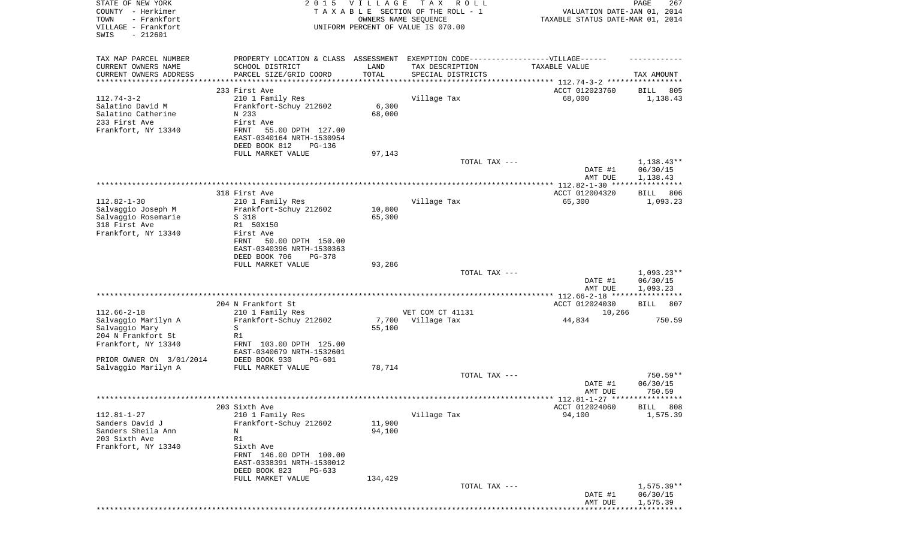```
STATE OF NEW YORK                    2 0 1 5   V I L L A G E   T A X   R O L L                          PAGE    267
COUNTY  - Herkimer                   T A X A B L E  SECTION OF THE ROLL - 1                  VALUATION DATE-JAN 01, 2014
TOWN    - Frankfort                            OWNERS NAME SEQUENCE                          TAXABLE STATUS DATE-MAR 01, 2014
VILLAGE - Frankfort                  UNIFORM PERCENT OF VALUE IS 070.00
SWIS    - 212601

TAX MAP PARCEL NUMBER          PROPERTY LOCATION & CLASS  ASSESSMENT  EXEMPTION CODE------------------VILLAGE------     ------------
CURRENT OWNERS NAME            SCHOOL DISTRICT             LAND       TAX DESCRIPTION             TAXABLE VALUE
CURRENT OWNERS ADDRESS         PARCEL SIZE/GRID COORD      TOTAL      SPECIAL DISTRICTS                                   TAX AMOUNT
*********************************************************************************************** 112.74-3-2 *****************
                               233 First Ave                                                   ACCT 012023760      BILL   805
112.74-3-2                     210 1 Family Res                       Village Tax                 68,000              1,138.43
Salatino David M               Frankfort-Schuy 212602       6,300
Salatino Catherine             N 233                       68,000
233 First Ave                  First Ave
Frankfort, NY 13340            FRNT   55.00 DPTH 127.00
                               EAST-0340164 NRTH-1530954
                               DEED BOOK 812     PG-136
                               FULL MARKET VALUE           97,143
                                                                      TOTAL TAX ---                                 1,138.43**
                                                                                                 DATE #1          06/30/15
                                                                                                 AMT DUE          1,138.43
*********************************************************************************************** 112.82-1-30 ****************
                               318 First Ave                                                   ACCT 012004320      BILL   806
112.82-1-30                    210 1 Family Res                       Village Tax                 65,300              1,093.23
Salvaggio Joseph M             Frankfort-Schuy 212602      10,800
Salvaggio Rosemarie            S 318                       65,300
318 First Ave                  R1  50X150
Frankfort, NY 13340            First Ave
                               FRNT   50.00 DPTH 150.00
                               EAST-0340396 NRTH-1530363
                               DEED BOOK 706     PG-378
                               FULL MARKET VALUE           93,286
                                                                      TOTAL TAX ---                                 1,093.23**
                                                                                                 DATE #1          06/30/15
                                                                                                 AMT DUE          1,093.23
*********************************************************************************************** 112.66-2-18 ****************
                               204 N Frankfort St                                              ACCT 012024030      BILL   807
112.66-2-18                    210 1 Family Res                       VET COM CT 41131                10,266
Salvaggio Marilyn A            Frankfort-Schuy 212602       7,700     Village Tax                 44,834                750.59
Salvaggio Mary                 S                           55,100
204 N Frankfort St             R1
Frankfort, NY 13340            FRNT  103.00 DPTH 125.00
                               EAST-0340679 NRTH-1532601
PRIOR OWNER ON  3/01/2014      DEED BOOK 930     PG-601
Salvaggio Marilyn A            FULL MARKET VALUE           78,714
                                                                      TOTAL TAX ---                                   750.59**
                                                                                                 DATE #1          06/30/15
                                                                                                 AMT DUE            750.59
*********************************************************************************************** 112.81-1-27 ****************
                               203 Sixth Ave                                                   ACCT 012024060      BILL   808
112.81-1-27                    210 1 Family Res                       Village Tax                 94,100              1,575.39
Sanders David J                Frankfort-Schuy 212602      11,900
Sanders Sheila Ann             N                           94,100
203 Sixth Ave                  R1
Frankfort, NY 13340            Sixth Ave
                               FRNT  146.00 DPTH 100.00
                               EAST-0338391 NRTH-1530012
                               DEED BOOK 823     PG-633
                               FULL MARKET VALUE          134,429
                                                                      TOTAL TAX ---                                 1,575.39**
                                                                                                 DATE #1          06/30/15
                                                                                                 AMT DUE          1,575.39
******************************************************************************************************************************
```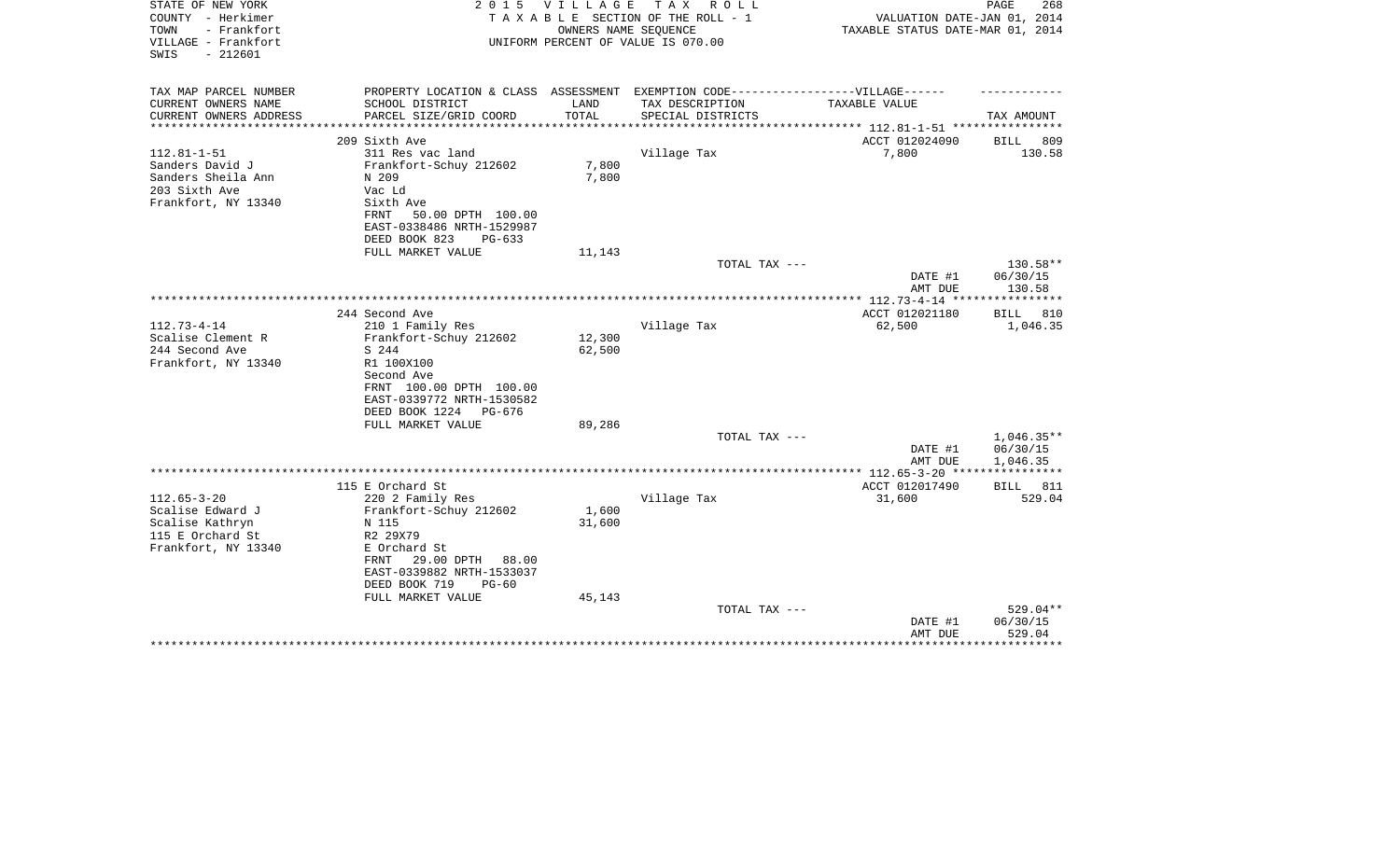STATE OF NEW YORK
COUNTY - Herkimer
TOWN - Frankfort
VILLAGE - Frankfort
SWIS - 212601

2015 VILLAGE TAX ROLL
TAXABLE SECTION OF THE ROLL - 1
OWNERS NAME SEQUENCE
UNIFORM PERCENT OF VALUE IS 070.00

VALUATION DATE-JAN 01, 2014
TAXABLE STATUS DATE-MAR 01, 2014

| TAX MAP PARCEL NUMBER / CURRENT OWNERS NAME / CURRENT OWNERS ADDRESS | PROPERTY LOCATION & CLASS / SCHOOL DISTRICT / PARCEL SIZE/GRID COORD | ASSESSMENT LAND / TOTAL | EXEMPTION CODE-----VILLAGE------ TAX DESCRIPTION / SPECIAL DISTRICTS | TAXABLE VALUE | TAX AMOUNT |
|---|---|---|---|---|---|
| 112.81-1-51 | 209 Sixth Ave | | | ACCT 012024090 | BILL 809 |
| Sanders David J | 311 Res vac land | | Village Tax | 7,800 | 130.58 |
| Sanders Sheila Ann | Frankfort-Schuy 212602 | 7,800 | | | |
| 203 Sixth Ave | N 209 | 7,800 | | | |
| Frankfort, NY 13340 | Vac Ld | | | | |
| | Sixth Ave | | | | |
| | FRNT 50.00 DPTH 100.00 | | | | |
| | EAST-0338486 NRTH-1529987 | | | | |
| | DEED BOOK 823 PG-633 | | | | |
| | FULL MARKET VALUE | 11,143 | | | |
| | | | TOTAL TAX --- | | 130.58** |
| | | | | DATE #1 | 06/30/15 |
| | | | | AMT DUE | 130.58 |
| 112.73-4-14 | 244 Second Ave | | | ACCT 012021180 | BILL 810 |
| Scalise Clement R | 210 1 Family Res | | Village Tax | 62,500 | 1,046.35 |
| 244 Second Ave | Frankfort-Schuy 212602 | 12,300 | | | |
| Frankfort, NY 13340 | S 244 | 62,500 | | | |
| | R1 100X100 | | | | |
| | Second Ave | | | | |
| | FRNT 100.00 DPTH 100.00 | | | | |
| | EAST-0339772 NRTH-1530582 | | | | |
| | DEED BOOK 1224 PG-676 | | | | |
| | FULL MARKET VALUE | 89,286 | | | |
| | | | TOTAL TAX --- | | 1,046.35** |
| | | | | DATE #1 | 06/30/15 |
| | | | | AMT DUE | 1,046.35 |
| 112.65-3-20 | 115 E Orchard St | | | ACCT 012017490 | BILL 811 |
| Scalise Edward J | 220 2 Family Res | | Village Tax | 31,600 | 529.04 |
| Scalise Kathryn | Frankfort-Schuy 212602 | 1,600 | | | |
| 115 E Orchard St | N 115 | 31,600 | | | |
| Frankfort, NY 13340 | R2 29X79 | | | | |
| | E Orchard St | | | | |
| | FRNT 29.00 DPTH 88.00 | | | | |
| | EAST-0339882 NRTH-1533037 | | | | |
| | DEED BOOK 719 PG-60 | | | | |
| | FULL MARKET VALUE | 45,143 | | | |
| | | | TOTAL TAX --- | | 529.04** |
| | | | | DATE #1 | 06/30/15 |
| | | | | AMT DUE | 529.04 |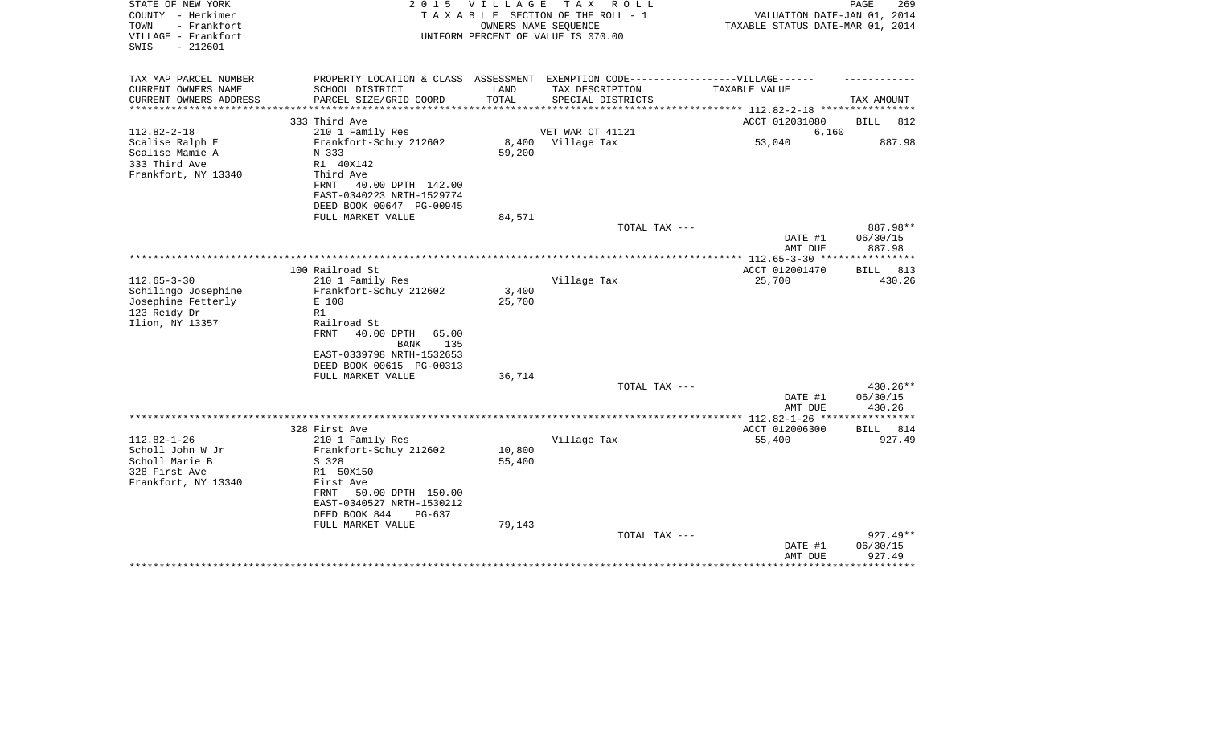STATE OF NEW YORK
COUNTY - Herkimer
TOWN - Frankfort
VILLAGE - Frankfort
SWIS - 212601

**2015 VILLAGE TAX ROLL**
TAXABLE SECTION OF THE ROLL - 1
OWNERS NAME SEQUENCE
UNIFORM PERCENT OF VALUE IS 070.00

VALUATION DATE-JAN 01, 2014
TAXABLE STATUS DATE-MAR 01, 2014

| TAX MAP PARCEL NUMBER / CURRENT OWNERS NAME / CURRENT OWNERS ADDRESS | PROPERTY LOCATION & CLASS / SCHOOL DISTRICT / PARCEL SIZE/GRID COORD | ASSESSMENT LAND / TOTAL | EXEMPTION CODE / TAX DESCRIPTION / SPECIAL DISTRICTS | TAXABLE VALUE | TAX AMOUNT |
|---|---|---|---|---|---|
| | 333 Third Ave | | | ACCT 012031080 | BILL 812 |
| 112.82-2-18 | 210 1 Family Res | | VET WAR CT 41121 | 6,160 | |
| Scalise Ralph E | Frankfort-Schuy 212602 | 8,400 | Village Tax | 53,040 | 887.98 |
| Scalise Mamie A | N 333 | 59,200 | | | |
| 333 Third Ave | R1 40X142 | | | | |
| Frankfort, NY 13340 | Third Ave | | | | |
| | FRNT 40.00 DPTH 142.00 | | | | |
| | EAST-0340223 NRTH-1529774 | | | | |
| | DEED BOOK 00647 PG-00945 | | | | |
| | FULL MARKET VALUE | 84,571 | | | |
| | | | TOTAL TAX --- | | 887.98** |
| | | | | DATE #1 | 06/30/15 |
| | | | | AMT DUE | 887.98 |
| | 100 Railroad St | | | ACCT 012001470 | BILL 813 |
| 112.65-3-30 | 210 1 Family Res | | Village Tax | 25,700 | 430.26 |
| Schilingo Josephine | Frankfort-Schuy 212602 | 3,400 | | | |
| Josephine Fetterly | E 100 | 25,700 | | | |
| 123 Reidy Dr | R1 | | | | |
| Ilion, NY 13357 | Railroad St | | | | |
| | FRNT 40.00 DPTH 65.00 | | | | |
| | BANK 135 | | | | |
| | EAST-0339798 NRTH-1532653 | | | | |
| | DEED BOOK 00615 PG-00313 | | | | |
| | FULL MARKET VALUE | 36,714 | | | |
| | | | TOTAL TAX --- | | 430.26** |
| | | | | DATE #1 | 06/30/15 |
| | | | | AMT DUE | 430.26 |
| | 328 First Ave | | | ACCT 012006300 | BILL 814 |
| 112.82-1-26 | 210 1 Family Res | | Village Tax | 55,400 | 927.49 |
| Scholl John W Jr | Frankfort-Schuy 212602 | 10,800 | | | |
| Scholl Marie B | S 328 | 55,400 | | | |
| 328 First Ave | R1 50X150 | | | | |
| Frankfort, NY 13340 | First Ave | | | | |
| | FRNT 50.00 DPTH 150.00 | | | | |
| | EAST-0340527 NRTH-1530212 | | | | |
| | DEED BOOK 844 PG-637 | | | | |
| | FULL MARKET VALUE | 79,143 | | | |
| | | | TOTAL TAX --- | | 927.49** |
| | | | | DATE #1 | 06/30/15 |
| | | | | AMT DUE | 927.49 |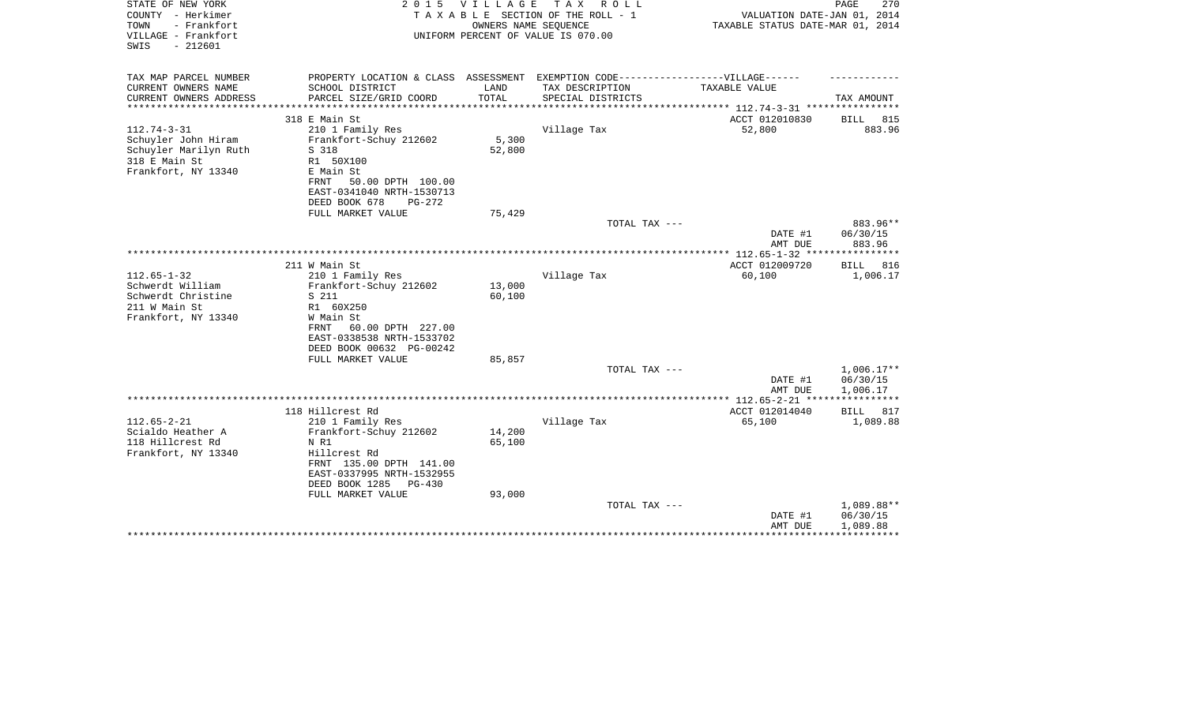STATE OF NEW YORK — 2015 VILLAGE TAX ROLL
COUNTY - Herkimer — TAXABLE SECTION OF THE ROLL - 1 — VALUATION DATE-JAN 01, 2014
TOWN - Frankfort — OWNERS NAME SEQUENCE — TAXABLE STATUS DATE-MAR 01, 2014
VILLAGE - Frankfort — UNIFORM PERCENT OF VALUE IS 070.00
SWIS - 212601

| TAX MAP PARCEL NUMBER / CURRENT OWNERS NAME / CURRENT OWNERS ADDRESS | PROPERTY LOCATION & CLASS / SCHOOL DISTRICT / PARCEL SIZE/GRID COORD | ASSESSMENT LAND / TOTAL | EXEMPTION CODE-VILLAGE / TAX DESCRIPTION / SPECIAL DISTRICTS | TAXABLE VALUE | TAX AMOUNT |
|---|---|---|---|---|---|
| 112.74-3-31 | 318 E Main St | | | ACCT 012010830 | BILL 815 |
| Schuyler John Hiram | 210 1 Family Res | | Village Tax | 52,800 | 883.96 |
| Schuyler Marilyn Ruth | Frankfort-Schuy 212602 | 5,300 | | | |
| 318 E Main St | S 318 | 52,800 | | | |
| Frankfort, NY 13340 | R1 50X100 | | | | |
| | E Main St | | | | |
| | FRNT 50.00 DPTH 100.00 | | | | |
| | EAST-0341040 NRTH-1530713 | | | | |
| | DEED BOOK 678 PG-272 | | | | |
| | FULL MARKET VALUE | 75,429 | | | |
| | | | TOTAL TAX --- | | 883.96** |
| | | | | DATE #1 | 06/30/15 |
| | | | | AMT DUE | 883.96 |
| 112.65-1-32 | 211 W Main St | | | ACCT 012009720 | BILL 816 |
| Schwerdt William | 210 1 Family Res | | Village Tax | 60,100 | 1,006.17 |
| Schwerdt Christine | Frankfort-Schuy 212602 | 13,000 | | | |
| 211 W Main St | S 211 | 60,100 | | | |
| Frankfort, NY 13340 | R1 60X250 | | | | |
| | W Main St | | | | |
| | FRNT 60.00 DPTH 227.00 | | | | |
| | EAST-0338538 NRTH-1533702 | | | | |
| | DEED BOOK 00632 PG-00242 | | | | |
| | FULL MARKET VALUE | 85,857 | | | |
| | | | TOTAL TAX --- | | 1,006.17** |
| | | | | DATE #1 | 06/30/15 |
| | | | | AMT DUE | 1,006.17 |
| 112.65-2-21 | 118 Hillcrest Rd | | | ACCT 012014040 | BILL 817 |
| Scialdo Heather A | 210 1 Family Res | | Village Tax | 65,100 | 1,089.88 |
| 118 Hillcrest Rd | Frankfort-Schuy 212602 | 14,200 | | | |
| Frankfort, NY 13340 | N R1 | 65,100 | | | |
| | Hillcrest Rd | | | | |
| | FRNT 135.00 DPTH 141.00 | | | | |
| | EAST-0337995 NRTH-1532955 | | | | |
| | DEED BOOK 1285 PG-430 | | | | |
| | FULL MARKET VALUE | 93,000 | | | |
| | | | TOTAL TAX --- | | 1,089.88** |
| | | | | DATE #1 | 06/30/15 |
| | | | | AMT DUE | 1,089.88 |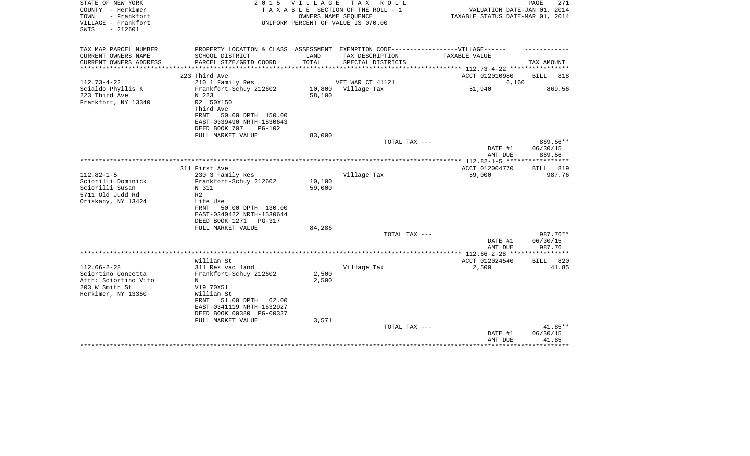STATE OF NEW YORK
COUNTY - Herkimer
TOWN - Frankfort
VILLAGE - Frankfort
SWIS - 212601

**2015 VILLAGE TAX ROLL**
TAXABLE SECTION OF THE ROLL - 1
OWNERS NAME SEQUENCE
UNIFORM PERCENT OF VALUE IS 070.00

VALUATION DATE-JAN 01, 2014
TAXABLE STATUS DATE-MAR 01, 2014

| TAX MAP PARCEL NUMBER<br>CURRENT OWNERS NAME<br>CURRENT OWNERS ADDRESS | PROPERTY LOCATION & CLASS<br>SCHOOL DISTRICT<br>PARCEL SIZE/GRID COORD | ASSESSMENT<br>LAND<br>TOTAL | EXEMPTION CODE------VILLAGE------<br>TAX DESCRIPTION<br>SPECIAL DISTRICTS | TAXABLE VALUE | TAX AMOUNT |
|---|---|---|---|---|---|
| 112.73-4-22 | 223 Third Ave | | | ACCT 012010980 | BILL 818 |
| 112.73-4-22 | 210 1 Family Res | | VET WAR CT 41121 | 6,160 | |
| Scialdo Phyllis K | Frankfort-Schuy 212602 | 10,800 | Village Tax | 51,940 | 869.56 |
| 223 Third Ave | N 223 | 58,100 | | | |
| Frankfort, NY 13340 | R2 50X150 | | | | |
| | Third Ave | | | | |
| | FRNT 50.00 DPTH 150.00 | | | | |
| | EAST-0339490 NRTH-1530643 | | | | |
| | DEED BOOK 707 PG-102 | | | | |
| | FULL MARKET VALUE | 83,000 | | | |
| | | | TOTAL TAX --- | | 869.56** |
| | | | | DATE #1 | 06/30/15 |
| | | | | AMT DUE | 869.56 |
| 112.82-1-5 | 311 First Ave | | | ACCT 012004770 | BILL 819 |
| 112.82-1-5 | 230 3 Family Res | | Village Tax | 59,000 | 987.76 |
| Sciorilli Dominick | Frankfort-Schuy 212602 | 10,100 | | | |
| Sciorilli Susan | N 311 | 59,000 | | | |
| 5711 Old Judd Rd | R2 | | | | |
| Oriskany, NY 13424 | Life Use | | | | |
| | FRNT 50.00 DPTH 130.00 | | | | |
| | EAST-0340422 NRTH-1530644 | | | | |
| | DEED BOOK 1271 PG-317 | | | | |
| | FULL MARKET VALUE | 84,286 | | | |
| | | | TOTAL TAX --- | | 987.76** |
| | | | | DATE #1 | 06/30/15 |
| | | | | AMT DUE | 987.76 |
| 112.66-2-28 | William St | | | ACCT 012024540 | BILL 820 |
| 112.66-2-28 | 311 Res vac land | | Village Tax | 2,500 | 41.85 |
| Sciortino Concetta | Frankfort-Schuy 212602 | 2,500 | | | |
| Attn: Sciortino Vito | N | 2,500 | | | |
| 203 W Smith St | Vl9 70X51 | | | | |
| Herkimer, NY 13350 | William St | | | | |
| | FRNT 51.00 DPTH 62.00 | | | | |
| | EAST-0341119 NRTH-1532927 | | | | |
| | DEED BOOK 00380 PG-00337 | | | | |
| | FULL MARKET VALUE | 3,571 | | | |
| | | | TOTAL TAX --- | | 41.85** |
| | | | | DATE #1 | 06/30/15 |
| | | | | AMT DUE | 41.85 |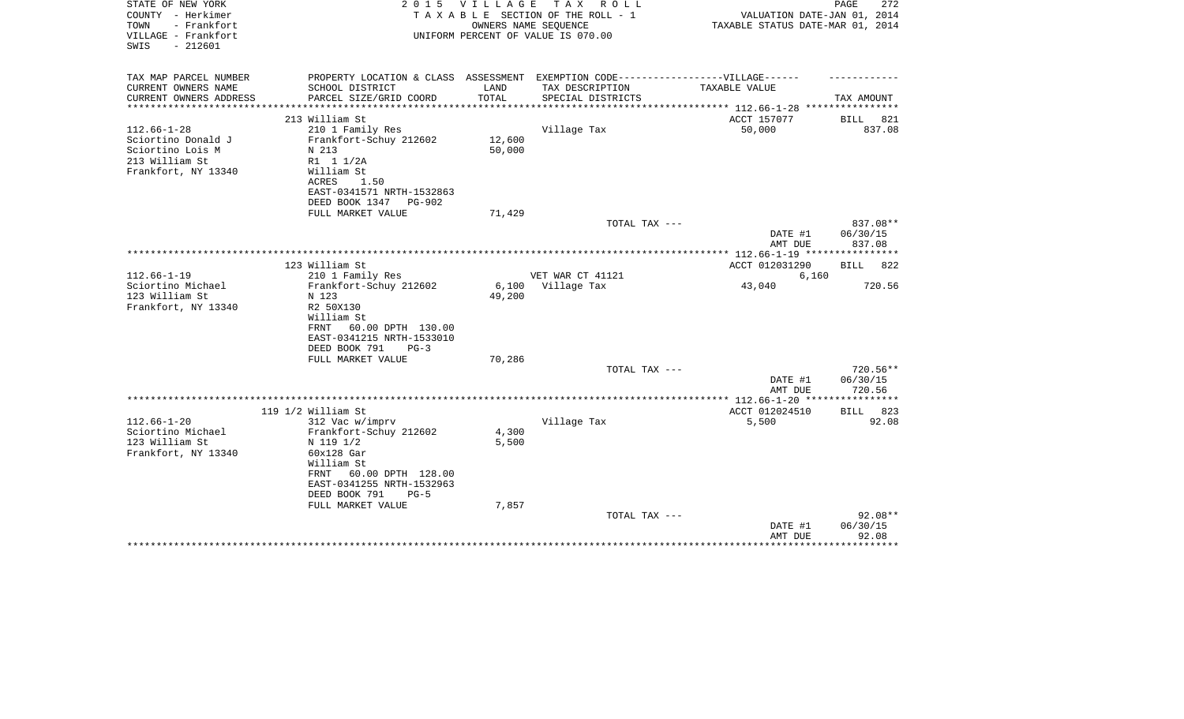STATE OF NEW YORK
COUNTY - Herkimer
TOWN - Frankfort
VILLAGE - Frankfort
SWIS - 212601

# 2015 VILLAGE TAX ROLL

TAXABLE SECTION OF THE ROLL - 1
OWNERS NAME SEQUENCE
UNIFORM PERCENT OF VALUE IS 070.00

VALUATION DATE-JAN 01, 2014
TAXABLE STATUS DATE-MAR 01, 2014

| TAX MAP PARCEL NUMBER<br>CURRENT OWNERS NAME<br>CURRENT OWNERS ADDRESS | PROPERTY LOCATION & CLASS<br>SCHOOL DISTRICT<br>PARCEL SIZE/GRID COORD | ASSESSMENT<br>LAND<br>TOTAL | EXEMPTION CODE------VILLAGE------<br>TAX DESCRIPTION<br>SPECIAL DISTRICTS | TAXABLE VALUE | TAX AMOUNT |
|---|---|---|---|---|---|
| | 213 William St | | | ACCT 157077 | BILL 821 |
| 112.66-1-28 | 210 1 Family Res | | Village Tax | 50,000 | 837.08 |
| Sciortino Donald J | Frankfort-Schuy 212602 | 12,600 | | | |
| Sciortino Lois M | N 213 | 50,000 | | | |
| 213 William St | R1 1 1/2A | | | | |
| Frankfort, NY 13340 | William St | | | | |
| | ACRES 1.50 | | | | |
| | EAST-0341571 NRTH-1532863 | | | | |
| | DEED BOOK 1347 PG-902 | | | | |
| | FULL MARKET VALUE | 71,429 | | | |
| | | | TOTAL TAX --- | | 837.08** |
| | | | | DATE #1 | 06/30/15 |
| | | | | AMT DUE | 837.08 |
| | 123 William St | | | ACCT 012031290 | BILL 822 |
| 112.66-1-19 | 210 1 Family Res | | VET WAR CT 41121 | 6,160 | |
| Sciortino Michael | Frankfort-Schuy 212602 | 6,100 | Village Tax | 43,040 | 720.56 |
| 123 William St | N 123 | 49,200 | | | |
| Frankfort, NY 13340 | R2 50X130 | | | | |
| | William St | | | | |
| | FRNT 60.00 DPTH 130.00 | | | | |
| | EAST-0341215 NRTH-1533010 | | | | |
| | DEED BOOK 791 PG-3 | | | | |
| | FULL MARKET VALUE | 70,286 | | | |
| | | | TOTAL TAX --- | | 720.56** |
| | | | | DATE #1 | 06/30/15 |
| | | | | AMT DUE | 720.56 |
| | 119 1/2 William St | | | ACCT 012024510 | BILL 823 |
| 112.66-1-20 | 312 Vac w/imprv | | Village Tax | 5,500 | 92.08 |
| Sciortino Michael | Frankfort-Schuy 212602 | 4,300 | | | |
| 123 William St | N 119 1/2 | 5,500 | | | |
| Frankfort, NY 13340 | 60x128 Gar | | | | |
| | William St | | | | |
| | FRNT 60.00 DPTH 128.00 | | | | |
| | EAST-0341255 NRTH-1532963 | | | | |
| | DEED BOOK 791 PG-5 | | | | |
| | FULL MARKET VALUE | 7,857 | | | |
| | | | TOTAL TAX --- | | 92.08** |
| | | | | DATE #1 | 06/30/15 |
| | | | | AMT DUE | 92.08 |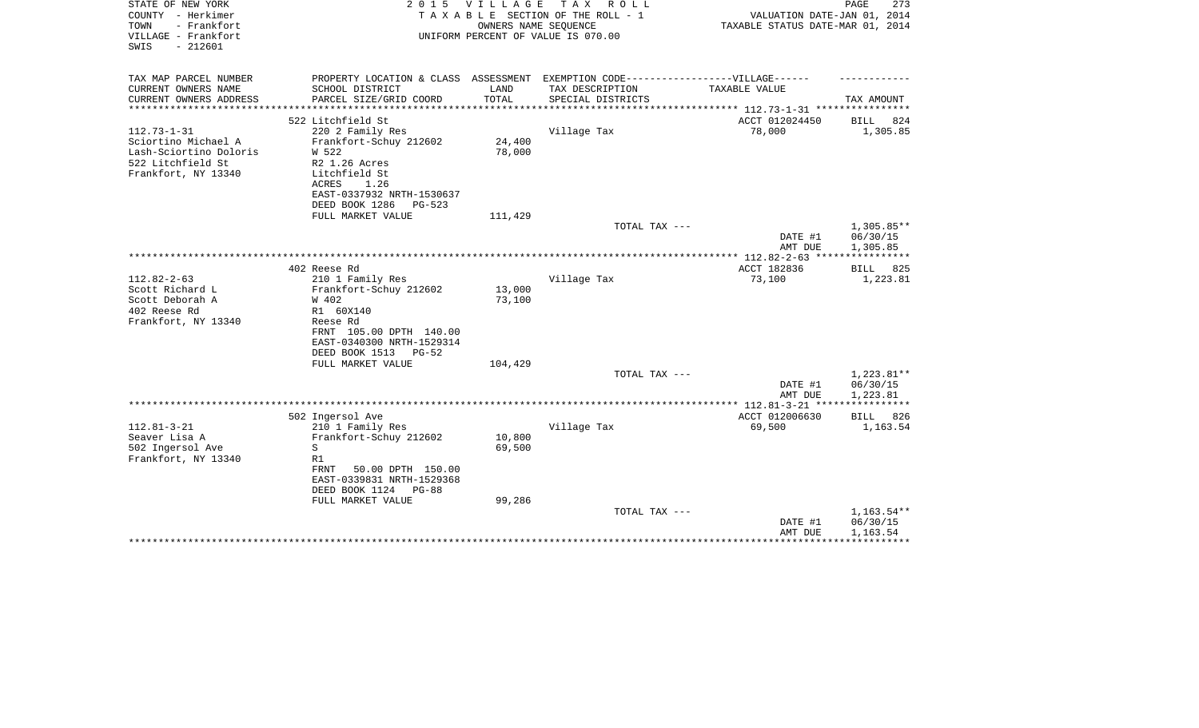STATE OF NEW YORK — 2015 VILLAGE TAX ROLL
COUNTY - Herkimer — TAXABLE SECTION OF THE ROLL - 1 — VALUATION DATE-JAN 01, 2014
TOWN - Frankfort — OWNERS NAME SEQUENCE — TAXABLE STATUS DATE-MAR 01, 2014
VILLAGE - Frankfort — UNIFORM PERCENT OF VALUE IS 070.00
SWIS - 212601

| TAX MAP PARCEL NUMBER / CURRENT OWNERS NAME / CURRENT OWNERS ADDRESS | PROPERTY LOCATION & CLASS / SCHOOL DISTRICT / PARCEL SIZE/GRID COORD | ASSESSMENT LAND / TOTAL | EXEMPTION CODE / TAX DESCRIPTION / SPECIAL DISTRICTS | TAXABLE VALUE | TAX AMOUNT |
|---|---|---|---|---|---|
| | 522 Litchfield St | | | ACCT 012024450 | BILL 824 |
| 112.73-1-31 | 220 2 Family Res | | Village Tax | 78,000 | 1,305.85 |
| Sciortino Michael A | Frankfort-Schuy 212602 | 24,400 | | | |
| Lash-Sciortino Doloris | W 522 | 78,000 | | | |
| 522 Litchfield St | R2 1.26 Acres | | | | |
| Frankfort, NY 13340 | Litchfield St | | | | |
| | ACRES 1.26 | | | | |
| | EAST-0337932 NRTH-1530637 | | | | |
| | DEED BOOK 1286 PG-523 | | | | |
| | FULL MARKET VALUE | 111,429 | | | |
| | | | TOTAL TAX --- | | 1,305.85** |
| | | | | DATE #1 | 06/30/15 |
| | | | | AMT DUE | 1,305.85 |
| | 402 Reese Rd | | | ACCT 182836 | BILL 825 |
| 112.82-2-63 | 210 1 Family Res | | Village Tax | 73,100 | 1,223.81 |
| Scott Richard L | Frankfort-Schuy 212602 | 13,000 | | | |
| Scott Deborah A | W 402 | 73,100 | | | |
| 402 Reese Rd | R1 60X140 | | | | |
| Frankfort, NY 13340 | Reese Rd | | | | |
| | FRNT 105.00 DPTH 140.00 | | | | |
| | EAST-0340300 NRTH-1529314 | | | | |
| | DEED BOOK 1513 PG-52 | | | | |
| | FULL MARKET VALUE | 104,429 | | | |
| | | | TOTAL TAX --- | | 1,223.81** |
| | | | | DATE #1 | 06/30/15 |
| | | | | AMT DUE | 1,223.81 |
| | 502 Ingersol Ave | | | ACCT 012006630 | BILL 826 |
| 112.81-3-21 | 210 1 Family Res | | Village Tax | 69,500 | 1,163.54 |
| Seaver Lisa A | Frankfort-Schuy 212602 | 10,800 | | | |
| 502 Ingersol Ave | S | 69,500 | | | |
| Frankfort, NY 13340 | R1 | | | | |
| | FRNT 50.00 DPTH 150.00 | | | | |
| | EAST-0339831 NRTH-1529368 | | | | |
| | DEED BOOK 1124 PG-88 | | | | |
| | FULL MARKET VALUE | 99,286 | | | |
| | | | TOTAL TAX --- | | 1,163.54** |
| | | | | DATE #1 | 06/30/15 |
| | | | | AMT DUE | 1,163.54 |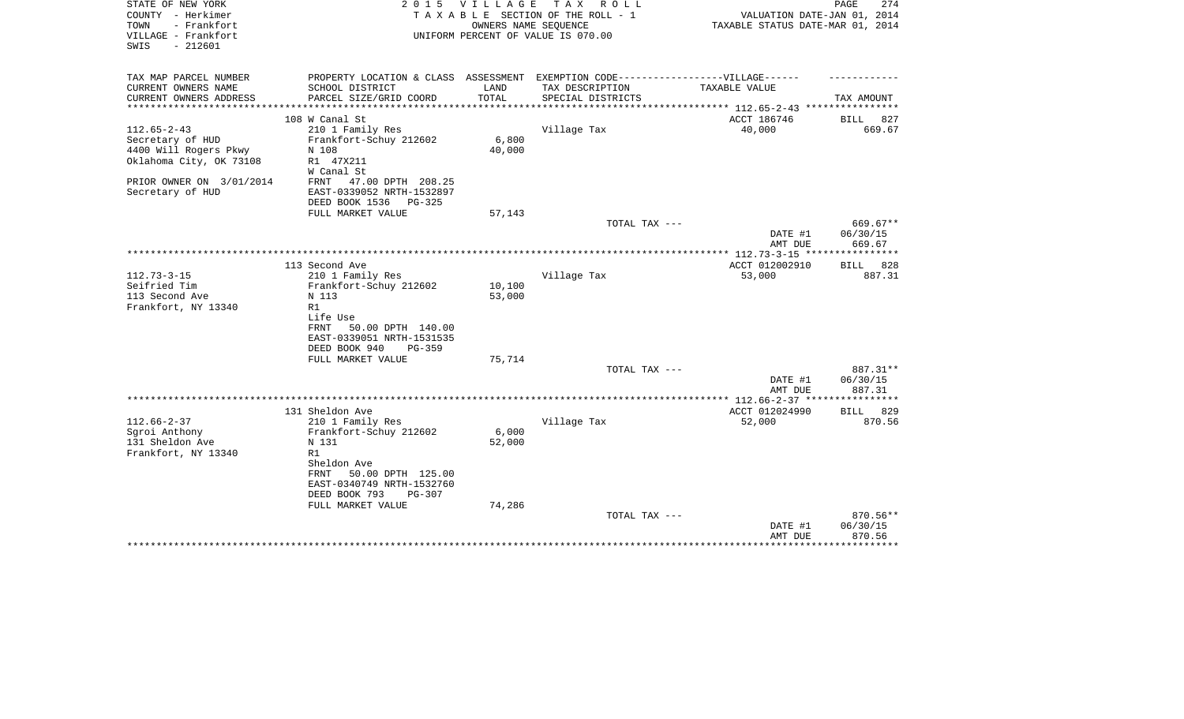STATE OF NEW YORK
COUNTY - Herkimer
TOWN - Frankfort
VILLAGE - Frankfort
SWIS - 212601

2 0 1 5 V I L L A G E T A X R O L L
T A X A B L E SECTION OF THE ROLL - 1
OWNERS NAME SEQUENCE
UNIFORM PERCENT OF VALUE IS 070.00

VALUATION DATE-JAN 01, 2014
TAXABLE STATUS DATE-MAR 01, 2014

| TAX MAP PARCEL NUMBER<br>CURRENT OWNERS NAME<br>CURRENT OWNERS ADDRESS | PROPERTY LOCATION & CLASS<br>SCHOOL DISTRICT<br>PARCEL SIZE/GRID COORD | ASSESSMENT<br>LAND<br>TOTAL | EXEMPTION CODE------------------VILLAGE------<br>TAX DESCRIPTION<br>SPECIAL DISTRICTS | TAXABLE VALUE | TAX AMOUNT |
|---|---|---|---|---|---|
| | 108 W Canal St | | | ACCT 186746 | BILL 827 |
| 112.65-2-43 | 210 1 Family Res | | Village Tax | 40,000 | 669.67 |
| Secretary of HUD | Frankfort-Schuy 212602 | 6,800 | | | |
| 4400 Will Rogers Pkwy | N 108 | 40,000 | | | |
| Oklahoma City, OK 73108 | R1 47X211 | | | | |
| | W Canal St | | | | |
| PRIOR OWNER ON 3/01/2014 | FRNT 47.00 DPTH 208.25 | | | | |
| Secretary of HUD | EAST-0339052 NRTH-1532897 | | | | |
| | DEED BOOK 1536 PG-325 | | | | |
| | FULL MARKET VALUE | 57,143 | | | |
| | | | TOTAL TAX --- | | 669.67** |
| | | | | DATE #1 | 06/30/15 |
| | | | | AMT DUE | 669.67 |
| | 113 Second Ave | | | ACCT 012002910 | BILL 828 |
| 112.73-3-15 | 210 1 Family Res | | Village Tax | 53,000 | 887.31 |
| Seifried Tim | Frankfort-Schuy 212602 | 10,100 | | | |
| 113 Second Ave | N 113 | 53,000 | | | |
| Frankfort, NY 13340 | R1 | | | | |
| | Life Use | | | | |
| | FRNT 50.00 DPTH 140.00 | | | | |
| | EAST-0339051 NRTH-1531535 | | | | |
| | DEED BOOK 940 PG-359 | | | | |
| | FULL MARKET VALUE | 75,714 | | | |
| | | | TOTAL TAX --- | | 887.31** |
| | | | | DATE #1 | 06/30/15 |
| | | | | AMT DUE | 887.31 |
| | 131 Sheldon Ave | | | ACCT 012024990 | BILL 829 |
| 112.66-2-37 | 210 1 Family Res | | Village Tax | 52,000 | 870.56 |
| Sgroi Anthony | Frankfort-Schuy 212602 | 6,000 | | | |
| 131 Sheldon Ave | N 131 | 52,000 | | | |
| Frankfort, NY 13340 | R1 | | | | |
| | Sheldon Ave | | | | |
| | FRNT 50.00 DPTH 125.00 | | | | |
| | EAST-0340749 NRTH-1532760 | | | | |
| | DEED BOOK 793 PG-307 | | | | |
| | FULL MARKET VALUE | 74,286 | | | |
| | | | TOTAL TAX --- | | 870.56** |
| | | | | DATE #1 | 06/30/15 |
| | | | | AMT DUE | 870.56 |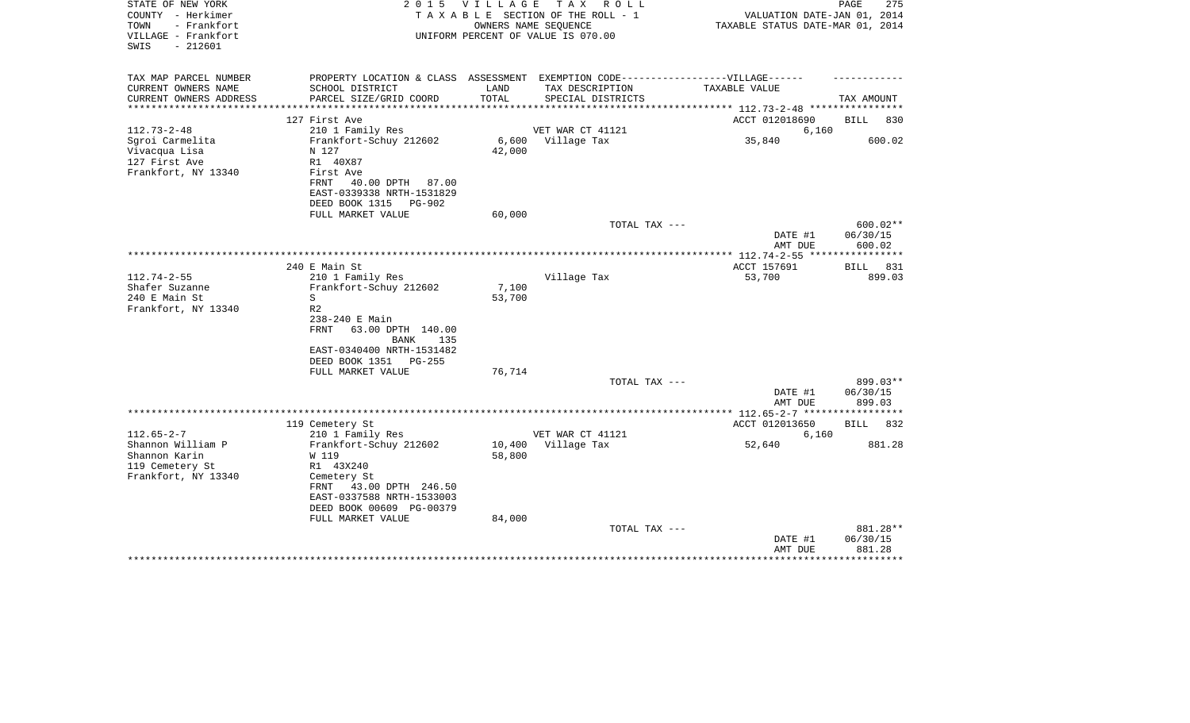STATE OF NEW YORK
COUNTY - Herkimer
TOWN - Frankfort
VILLAGE - Frankfort
SWIS - 212601

2 0 1 5 V I L L A G E T A X R O L L
T A X A B L E SECTION OF THE ROLL - 1
OWNERS NAME SEQUENCE
UNIFORM PERCENT OF VALUE IS 070.00

VALUATION DATE-JAN 01, 2014
TAXABLE STATUS DATE-MAR 01, 2014

| TAX MAP PARCEL NUMBER / CURRENT OWNERS NAME / CURRENT OWNERS ADDRESS | PROPERTY LOCATION & CLASS / SCHOOL DISTRICT / PARCEL SIZE/GRID COORD | ASSESSMENT LAND / TOTAL | EXEMPTION CODE / TAX DESCRIPTION / SPECIAL DISTRICTS | TAXABLE VALUE | TAX AMOUNT |
|---|---|---|---|---|---|
| 112.73-2-48 | 127 First Ave | | | ACCT 012018690 | BILL 830 |
| | 210 1 Family Res | | VET WAR CT 41121 | 6,160 | |
| Sgroi Carmelita | Frankfort-Schuy 212602 | 6,600 | Village Tax | 35,840 | 600.02 |
| Vivacqua Lisa | N 127 | 42,000 | | | |
| 127 First Ave | R1 40X87 | | | | |
| Frankfort, NY 13340 | First Ave | | | | |
| | FRNT 40.00 DPTH 87.00 | | | | |
| | EAST-0339338 NRTH-1531829 | | | | |
| | DEED BOOK 1315 PG-902 | | | | |
| | FULL MARKET VALUE | 60,000 | | | |
| | | | TOTAL TAX --- | | 600.02** |
| | | | | DATE #1 | 06/30/15 |
| | | | | AMT DUE | 600.02 |
| 112.74-2-55 | 240 E Main St | | | ACCT 157691 | BILL 831 |
| | 210 1 Family Res | | Village Tax | 53,700 | 899.03 |
| Shafer Suzanne | Frankfort-Schuy 212602 | 7,100 | | | |
| 240 E Main St | S | 53,700 | | | |
| Frankfort, NY 13340 | R2 | | | | |
| | 238-240 E Main | | | | |
| | FRNT 63.00 DPTH 140.00 | | | | |
| | BANK 135 | | | | |
| | EAST-0340400 NRTH-1531482 | | | | |
| | DEED BOOK 1351 PG-255 | | | | |
| | FULL MARKET VALUE | 76,714 | | | |
| | | | TOTAL TAX --- | | 899.03** |
| | | | | DATE #1 | 06/30/15 |
| | | | | AMT DUE | 899.03 |
| 112.65-2-7 | 119 Cemetery St | | | ACCT 012013650 | BILL 832 |
| | 210 1 Family Res | | VET WAR CT 41121 | 6,160 | |
| Shannon William P | Frankfort-Schuy 212602 | 10,400 | Village Tax | 52,640 | 881.28 |
| Shannon Karin | W 119 | 58,800 | | | |
| 119 Cemetery St | R1 43X240 | | | | |
| Frankfort, NY 13340 | Cemetery St | | | | |
| | FRNT 43.00 DPTH 246.50 | | | | |
| | EAST-0337588 NRTH-1533003 | | | | |
| | DEED BOOK 00609 PG-00379 | | | | |
| | FULL MARKET VALUE | 84,000 | | | |
| | | | TOTAL TAX --- | | 881.28** |
| | | | | DATE #1 | 06/30/15 |
| | | | | AMT DUE | 881.28 |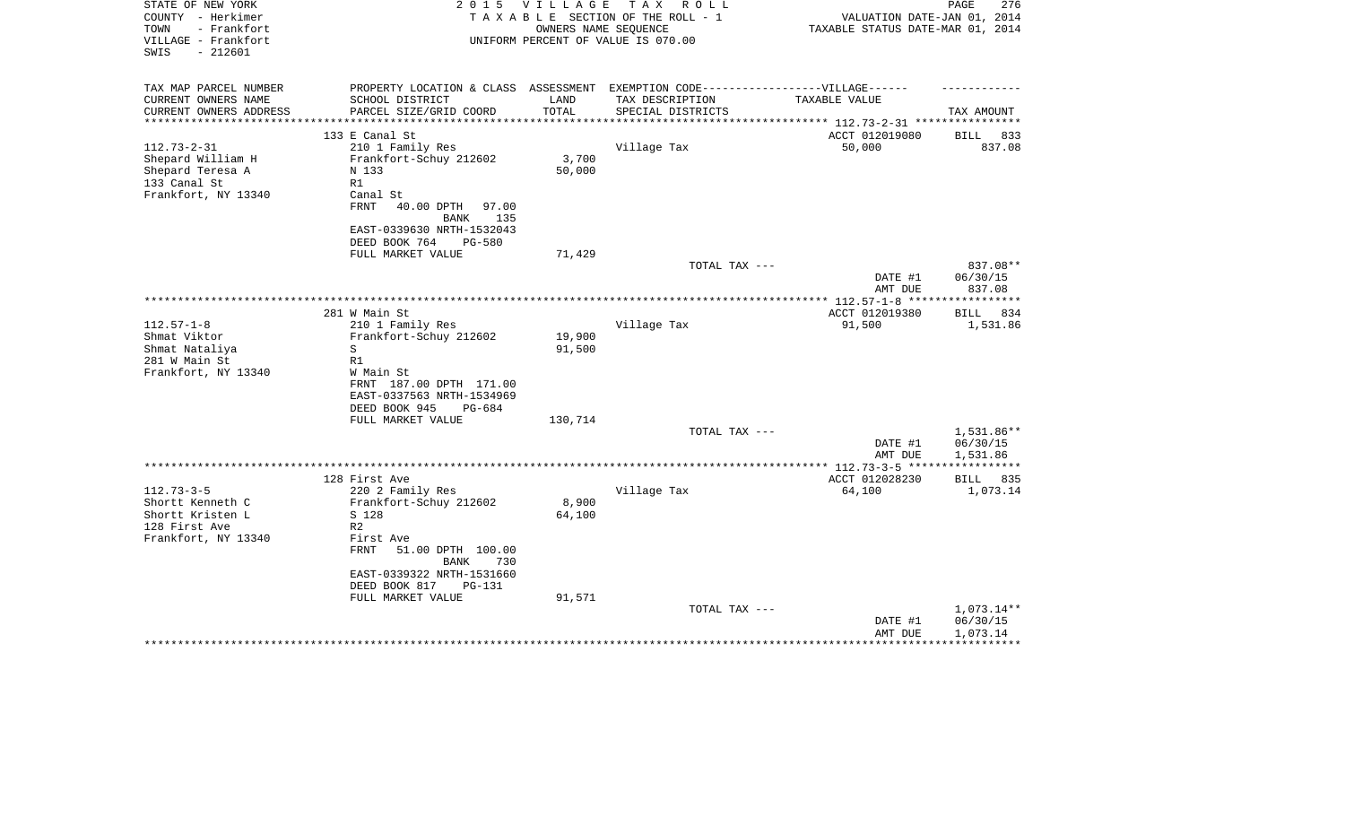STATE OF NEW YORK
COUNTY - Herkimer
TOWN - Frankfort
VILLAGE - Frankfort
SWIS - 212601

2015 VILLAGE TAX ROLL
TAXABLE SECTION OF THE ROLL - 1
OWNERS NAME SEQUENCE
UNIFORM PERCENT OF VALUE IS 070.00

VALUATION DATE-JAN 01, 2014
TAXABLE STATUS DATE-MAR 01, 2014

| TAX MAP PARCEL NUMBER<br>CURRENT OWNERS NAME<br>CURRENT OWNERS ADDRESS | PROPERTY LOCATION & CLASS<br>SCHOOL DISTRICT<br>PARCEL SIZE/GRID COORD | ASSESSMENT<br>LAND<br>TOTAL | EXEMPTION CODE------VILLAGE------<br>TAX DESCRIPTION<br>SPECIAL DISTRICTS | TAXABLE VALUE | TAX AMOUNT |
|---|---|---|---|---|---|
| 112.73-2-31 | 133 E Canal St | | | ACCT 012019080 | BILL 833 |
| Shepard William H | 210 1 Family Res | | Village Tax | 50,000 | 837.08 |
| Shepard Teresa A | Frankfort-Schuy 212602 | 3,700 | | | |
| 133 Canal St | N 133 | 50,000 | | | |
| Frankfort, NY 13340 | R1 | | | | |
| | Canal St | | | | |
| | FRNT 40.00 DPTH 97.00 | | | | |
| | BANK 135 | | | | |
| | EAST-0339630 NRTH-1532043 | | | | |
| | DEED BOOK 764 PG-580 | | | | |
| | FULL MARKET VALUE | 71,429 | | | |
| | | | TOTAL TAX --- | | 837.08** |
| | | | | DATE #1 | 06/30/15 |
| | | | | AMT DUE | 837.08 |
| 112.57-1-8 | 281 W Main St | | | ACCT 012019380 | BILL 834 |
| Shmat Viktor | 210 1 Family Res | | Village Tax | 91,500 | 1,531.86 |
| Shmat Nataliya | Frankfort-Schuy 212602 | 19,900 | | | |
| 281 W Main St | S | 91,500 | | | |
| Frankfort, NY 13340 | R1 | | | | |
| | W Main St | | | | |
| | FRNT 187.00 DPTH 171.00 | | | | |
| | EAST-0337563 NRTH-1534969 | | | | |
| | DEED BOOK 945 PG-684 | | | | |
| | FULL MARKET VALUE | 130,714 | | | |
| | | | TOTAL TAX --- | | 1,531.86** |
| | | | | DATE #1 | 06/30/15 |
| | | | | AMT DUE | 1,531.86 |
| 112.73-3-5 | 128 First Ave | | | ACCT 012028230 | BILL 835 |
| Shortt Kenneth C | 220 2 Family Res | | Village Tax | 64,100 | 1,073.14 |
| Shortt Kristen L | Frankfort-Schuy 212602 | 8,900 | | | |
| 128 First Ave | S 128 | 64,100 | | | |
| Frankfort, NY 13340 | R2 | | | | |
| | First Ave | | | | |
| | FRNT 51.00 DPTH 100.00 | | | | |
| | BANK 730 | | | | |
| | EAST-0339322 NRTH-1531660 | | | | |
| | DEED BOOK 817 PG-131 | | | | |
| | FULL MARKET VALUE | 91,571 | | | |
| | | | TOTAL TAX --- | | 1,073.14** |
| | | | | DATE #1 | 06/30/15 |
| | | | | AMT DUE | 1,073.14 |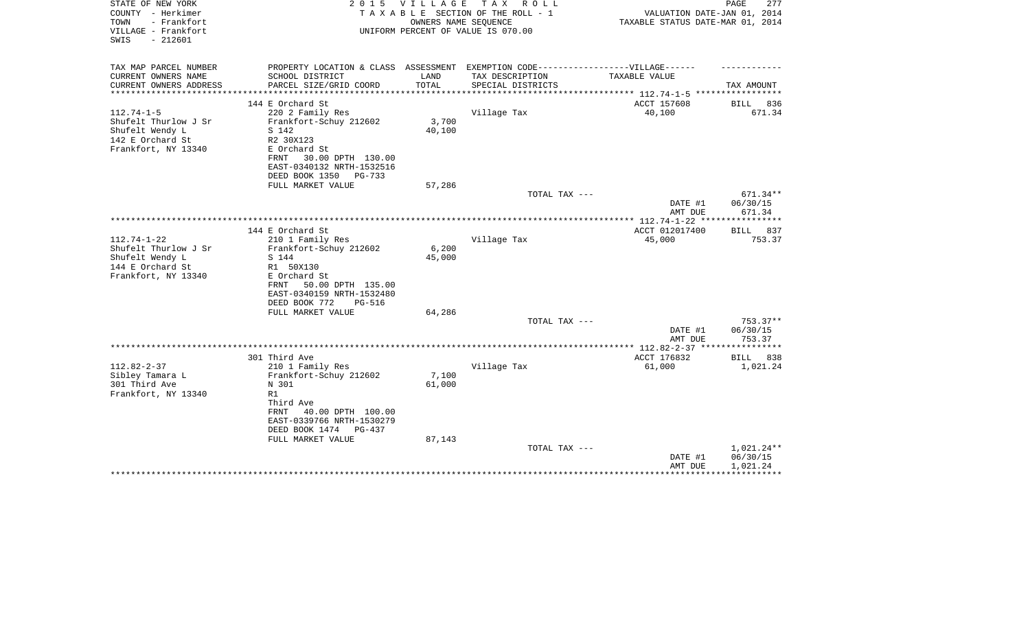STATE OF NEW YORK
COUNTY - Herkimer
TOWN - Frankfort
VILLAGE - Frankfort
SWIS - 212601

2 0 1 5 V I L L A G E T A X R O L L
T A X A B L E SECTION OF THE ROLL - 1
OWNERS NAME SEQUENCE
UNIFORM PERCENT OF VALUE IS 070.00

VALUATION DATE-JAN 01, 2014
TAXABLE STATUS DATE-MAR 01, 2014

| TAX MAP PARCEL NUMBER / CURRENT OWNERS NAME / CURRENT OWNERS ADDRESS | PROPERTY LOCATION & CLASS / SCHOOL DISTRICT / PARCEL SIZE/GRID COORD | ASSESSMENT LAND / TOTAL | EXEMPTION CODE-----VILLAGE------ TAX DESCRIPTION / SPECIAL DISTRICTS | TAXABLE VALUE | TAX AMOUNT |
|---|---|---|---|---|---|
| 112.74-1-5 | 144 E Orchard St | | | ACCT 157608 | BILL 836 |
| Shufelt Thurlow J Sr | 220 2 Family Res | | Village Tax | 40,100 | 671.34 |
| Shufelt Wendy L | Frankfort-Schuy 212602 | 3,700 | | | |
| 142 E Orchard St | S 142 | 40,100 | | | |
| Frankfort, NY 13340 | R2 30X123 | | | | |
| | E Orchard St | | | | |
| | FRNT 30.00 DPTH 130.00 | | | | |
| | EAST-0340132 NRTH-1532516 | | | | |
| | DEED BOOK 1350 PG-733 | | | | |
| | FULL MARKET VALUE | 57,286 | | | |
| | | | TOTAL TAX --- | | 671.34** |
| | | | | DATE #1 | 06/30/15 |
| | | | | AMT DUE | 671.34 |
| 112.74-1-22 | 144 E Orchard St | | | ACCT 012017400 | BILL 837 |
| Shufelt Thurlow J Sr | 210 1 Family Res | | Village Tax | 45,000 | 753.37 |
| Shufelt Wendy L | Frankfort-Schuy 212602 | 6,200 | | | |
| 144 E Orchard St | S 144 | 45,000 | | | |
| Frankfort, NY 13340 | R1 50X130 | | | | |
| | E Orchard St | | | | |
| | FRNT 50.00 DPTH 135.00 | | | | |
| | EAST-0340159 NRTH-1532480 | | | | |
| | DEED BOOK 772 PG-516 | | | | |
| | FULL MARKET VALUE | 64,286 | | | |
| | | | TOTAL TAX --- | | 753.37** |
| | | | | DATE #1 | 06/30/15 |
| | | | | AMT DUE | 753.37 |
| 112.82-2-37 | 301 Third Ave | | | ACCT 176832 | BILL 838 |
| Sibley Tamara L | 210 1 Family Res | | Village Tax | 61,000 | 1,021.24 |
| 301 Third Ave | Frankfort-Schuy 212602 | 7,100 | | | |
| Frankfort, NY 13340 | N 301 | 61,000 | | | |
| | R1 | | | | |
| | Third Ave | | | | |
| | FRNT 40.00 DPTH 100.00 | | | | |
| | EAST-0339766 NRTH-1530279 | | | | |
| | DEED BOOK 1474 PG-437 | | | | |
| | FULL MARKET VALUE | 87,143 | | | |
| | | | TOTAL TAX --- | | 1,021.24** |
| | | | | DATE #1 | 06/30/15 |
| | | | | AMT DUE | 1,021.24 |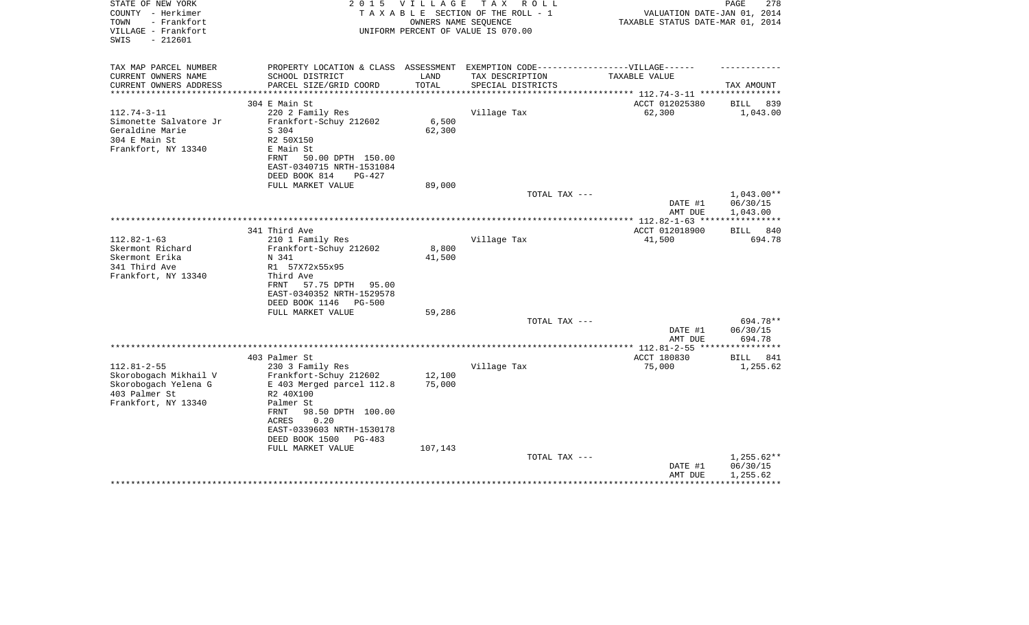STATE OF NEW YORK
COUNTY - Herkimer
TOWN - Frankfort
VILLAGE - Frankfort
SWIS - 212601

2 0 1 5 V I L L A G E T A X R O L L
T A X A B L E SECTION OF THE ROLL - 1
OWNERS NAME SEQUENCE
UNIFORM PERCENT OF VALUE IS 070.00

VALUATION DATE-JAN 01, 2014
TAXABLE STATUS DATE-MAR 01, 2014

| TAX MAP PARCEL NUMBER<br>CURRENT OWNERS NAME<br>CURRENT OWNERS ADDRESS | PROPERTY LOCATION & CLASS<br>SCHOOL DISTRICT<br>PARCEL SIZE/GRID COORD | ASSESSMENT<br>LAND<br>TOTAL | EXEMPTION CODE------------------VILLAGE------<br>TAX DESCRIPTION<br>SPECIAL DISTRICTS | TAXABLE VALUE | TAX AMOUNT |
|---|---|---|---|---|---|
| | 304 E Main St | | | ACCT 012025380 | BILL 839 |
| 112.74-3-11 | 220 2 Family Res | | Village Tax | 62,300 | 1,043.00 |
| Simonette Salvatore Jr | Frankfort-Schuy 212602 | 6,500 | | | |
| Geraldine Marie | S 304 | 62,300 | | | |
| 304 E Main St | R2 50X150 | | | | |
| Frankfort, NY 13340 | E Main St | | | | |
| | FRNT 50.00 DPTH 150.00 | | | | |
| | EAST-0340715 NRTH-1531084 | | | | |
| | DEED BOOK 814 PG-427 | | | | |
| | FULL MARKET VALUE | 89,000 | | | |
| | | | TOTAL TAX --- | | 1,043.00** |
| | | | | DATE #1 | 06/30/15 |
| | | | | AMT DUE | 1,043.00 |
| | 341 Third Ave | | | ACCT 012018900 | BILL 840 |
| 112.82-1-63 | 210 1 Family Res | | Village Tax | 41,500 | 694.78 |
| Skermont Richard | Frankfort-Schuy 212602 | 8,800 | | | |
| Skermont Erika | N 341 | 41,500 | | | |
| 341 Third Ave | R1 57X72x55x95 | | | | |
| Frankfort, NY 13340 | Third Ave | | | | |
| | FRNT 57.75 DPTH 95.00 | | | | |
| | EAST-0340352 NRTH-1529578 | | | | |
| | DEED BOOK 1146 PG-500 | | | | |
| | FULL MARKET VALUE | 59,286 | | | |
| | | | TOTAL TAX --- | | 694.78** |
| | | | | DATE #1 | 06/30/15 |
| | | | | AMT DUE | 694.78 |
| | 403 Palmer St | | | ACCT 180830 | BILL 841 |
| 112.81-2-55 | 230 3 Family Res | | Village Tax | 75,000 | 1,255.62 |
| Skorobogach Mikhail V | Frankfort-Schuy 212602 | 12,100 | | | |
| Skorobogach Yelena G | E 403 Merged parcel 112.8 | 75,000 | | | |
| 403 Palmer St | R2 40X100 | | | | |
| Frankfort, NY 13340 | Palmer St | | | | |
| | FRNT 98.50 DPTH 100.00 | | | | |
| | ACRES 0.20 | | | | |
| | EAST-0339603 NRTH-1530178 | | | | |
| | DEED BOOK 1500 PG-483 | | | | |
| | FULL MARKET VALUE | 107,143 | | | |
| | | | TOTAL TAX --- | | 1,255.62** |
| | | | | DATE #1 | 06/30/15 |
| | | | | AMT DUE | 1,255.62 |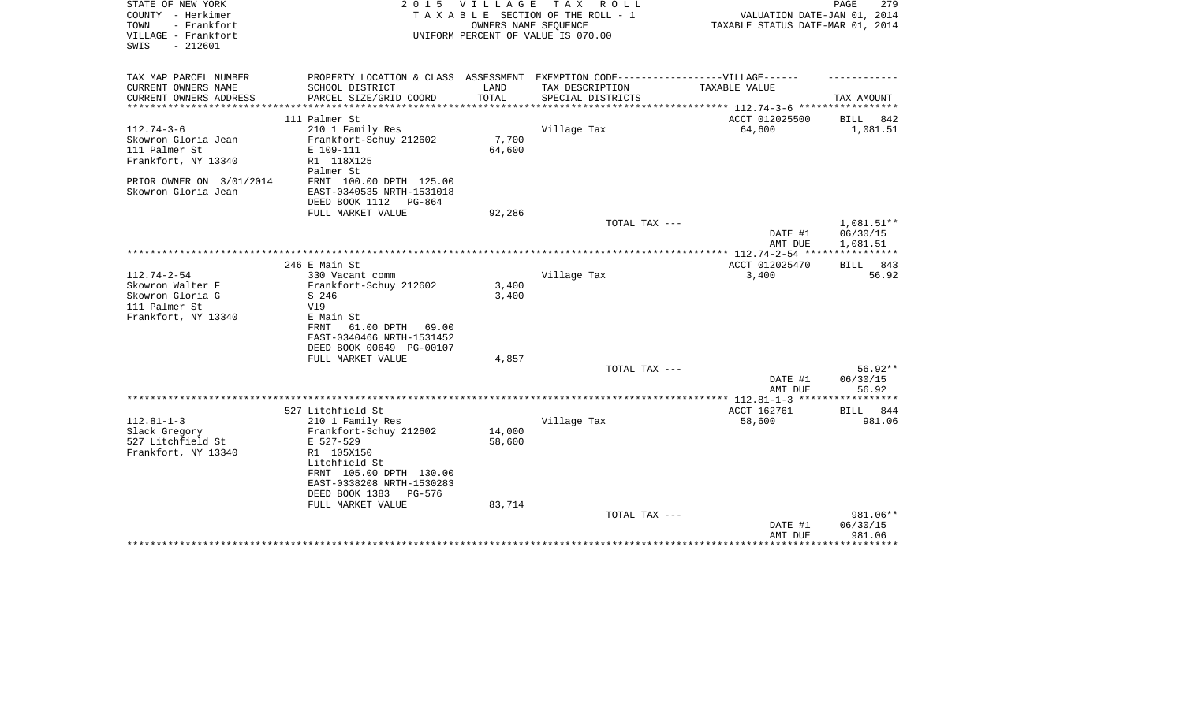STATE OF NEW YORK
COUNTY - Herkimer
TOWN - Frankfort
VILLAGE - Frankfort
SWIS - 212601

2 0 1 5 V I L L A G E T A X R O L L
T A X A B L E SECTION OF THE ROLL - 1
OWNERS NAME SEQUENCE
UNIFORM PERCENT OF VALUE IS 070.00

VALUATION DATE-JAN 01, 2014
TAXABLE STATUS DATE-MAR 01, 2014

| TAX MAP PARCEL NUMBER / CURRENT OWNERS NAME / CURRENT OWNERS ADDRESS | PROPERTY LOCATION & CLASS / SCHOOL DISTRICT / PARCEL SIZE/GRID COORD | ASSESSMENT LAND / TOTAL | EXEMPTION CODE-----VILLAGE------ TAX DESCRIPTION / SPECIAL DISTRICTS | TAXABLE VALUE | TAX AMOUNT |
|---|---|---|---|---|---|
| | 111 Palmer St | | | ACCT 012025500 | BILL 842 |
| 112.74-3-6 | 210 1 Family Res | | Village Tax | 64,600 | 1,081.51 |
| Skowron Gloria Jean | Frankfort-Schuy 212602 | 7,700 | | | |
| 111 Palmer St | E 109-111 | 64,600 | | | |
| Frankfort, NY 13340 | R1 118X125 | | | | |
| | Palmer St | | | | |
| PRIOR OWNER ON 3/01/2014 | FRNT 100.00 DPTH 125.00 | | | | |
| Skowron Gloria Jean | EAST-0340535 NRTH-1531018 | | | | |
| | DEED BOOK 1112 PG-864 | | | | |
| | FULL MARKET VALUE | 92,286 | | | |
| | | | TOTAL TAX --- | | 1,081.51** |
| | | | | DATE #1 | 06/30/15 |
| | | | | AMT DUE | 1,081.51 |
| | 246 E Main St | | | ACCT 012025470 | BILL 843 |
| 112.74-2-54 | 330 Vacant comm | | Village Tax | 3,400 | 56.92 |
| Skowron Walter F | Frankfort-Schuy 212602 | 3,400 | | | |
| Skowron Gloria G | S 246 | 3,400 | | | |
| 111 Palmer St | Vl9 | | | | |
| Frankfort, NY 13340 | E Main St | | | | |
| | FRNT 61.00 DPTH 69.00 | | | | |
| | EAST-0340466 NRTH-1531452 | | | | |
| | DEED BOOK 00649 PG-00107 | | | | |
| | FULL MARKET VALUE | 4,857 | | | |
| | | | TOTAL TAX --- | | 56.92** |
| | | | | DATE #1 | 06/30/15 |
| | | | | AMT DUE | 56.92 |
| | 527 Litchfield St | | | ACCT 162761 | BILL 844 |
| 112.81-1-3 | 210 1 Family Res | | Village Tax | 58,600 | 981.06 |
| Slack Gregory | Frankfort-Schuy 212602 | 14,000 | | | |
| 527 Litchfield St | E 527-529 | 58,600 | | | |
| Frankfort, NY 13340 | R1 105X150 | | | | |
| | Litchfield St | | | | |
| | FRNT 105.00 DPTH 130.00 | | | | |
| | EAST-0338208 NRTH-1530283 | | | | |
| | DEED BOOK 1383 PG-576 | | | | |
| | FULL MARKET VALUE | 83,714 | | | |
| | | | TOTAL TAX --- | | 981.06** |
| | | | | DATE #1 | 06/30/15 |
| | | | | AMT DUE | 981.06 |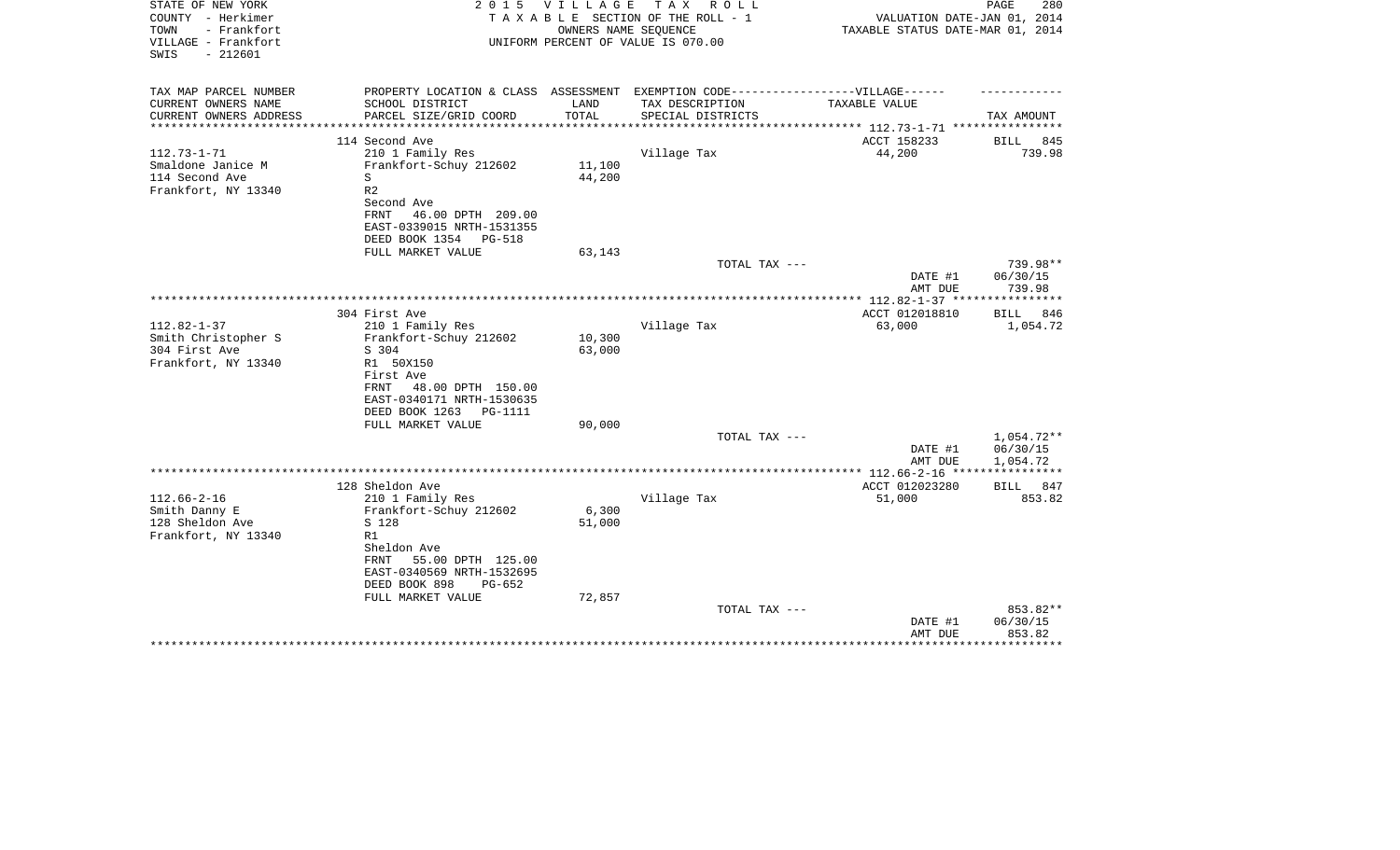STATE OF NEW YORK
COUNTY - Herkimer
TOWN - Frankfort
VILLAGE - Frankfort
SWIS - 212601

2 0 1 5 V I L L A G E T A X R O L L
T A X A B L E SECTION OF THE ROLL - 1
OWNERS NAME SEQUENCE
UNIFORM PERCENT OF VALUE IS 070.00

VALUATION DATE-JAN 01, 2014
TAXABLE STATUS DATE-MAR 01, 2014

| TAX MAP PARCEL NUMBER / CURRENT OWNERS NAME / CURRENT OWNERS ADDRESS | PROPERTY LOCATION & CLASS / SCHOOL DISTRICT / PARCEL SIZE/GRID COORD | ASSESSMENT LAND / TOTAL | EXEMPTION CODE-VILLAGE / TAX DESCRIPTION / SPECIAL DISTRICTS | TAXABLE VALUE | TAX AMOUNT |
|---|---|---|---|---|---|
| 112.73-1-71 | 114 Second Ave | | | ACCT 158233 | BILL 845 |
| Smaldone Janice M | 210 1 Family Res | | Village Tax | 44,200 | 739.98 |
| 114 Second Ave | Frankfort-Schuy 212602 | 11,100 | | | |
| Frankfort, NY 13340 | S | 44,200 | | | |
| | R2 | | | | |
| | Second Ave | | | | |
| | FRNT 46.00 DPTH 209.00 | | | | |
| | EAST-0339015 NRTH-1531355 | | | | |
| | DEED BOOK 1354 PG-518 | | | | |
| | FULL MARKET VALUE | 63,143 | | | |
| | | | TOTAL TAX --- | | 739.98** |
| | | | | DATE #1 | 06/30/15 |
| | | | | AMT DUE | 739.98 |
| 112.82-1-37 | 304 First Ave | | | ACCT 012018810 | BILL 846 |
| Smith Christopher S | 210 1 Family Res | | Village Tax | 63,000 | 1,054.72 |
| 304 First Ave | Frankfort-Schuy 212602 | 10,300 | | | |
| Frankfort, NY 13340 | S 304 | 63,000 | | | |
| | R1 50X150 | | | | |
| | First Ave | | | | |
| | FRNT 48.00 DPTH 150.00 | | | | |
| | EAST-0340171 NRTH-1530635 | | | | |
| | DEED BOOK 1263 PG-1111 | | | | |
| | FULL MARKET VALUE | 90,000 | | | |
| | | | TOTAL TAX --- | | 1,054.72** |
| | | | | DATE #1 | 06/30/15 |
| | | | | AMT DUE | 1,054.72 |
| 112.66-2-16 | 128 Sheldon Ave | | | ACCT 012023280 | BILL 847 |
| Smith Danny E | 210 1 Family Res | | Village Tax | 51,000 | 853.82 |
| 128 Sheldon Ave | Frankfort-Schuy 212602 | 6,300 | | | |
| Frankfort, NY 13340 | S 128 | 51,000 | | | |
| | R1 | | | | |
| | Sheldon Ave | | | | |
| | FRNT 55.00 DPTH 125.00 | | | | |
| | EAST-0340569 NRTH-1532695 | | | | |
| | DEED BOOK 898 PG-652 | | | | |
| | FULL MARKET VALUE | 72,857 | | | |
| | | | TOTAL TAX --- | | 853.82** |
| | | | | DATE #1 | 06/30/15 |
| | | | | AMT DUE | 853.82 |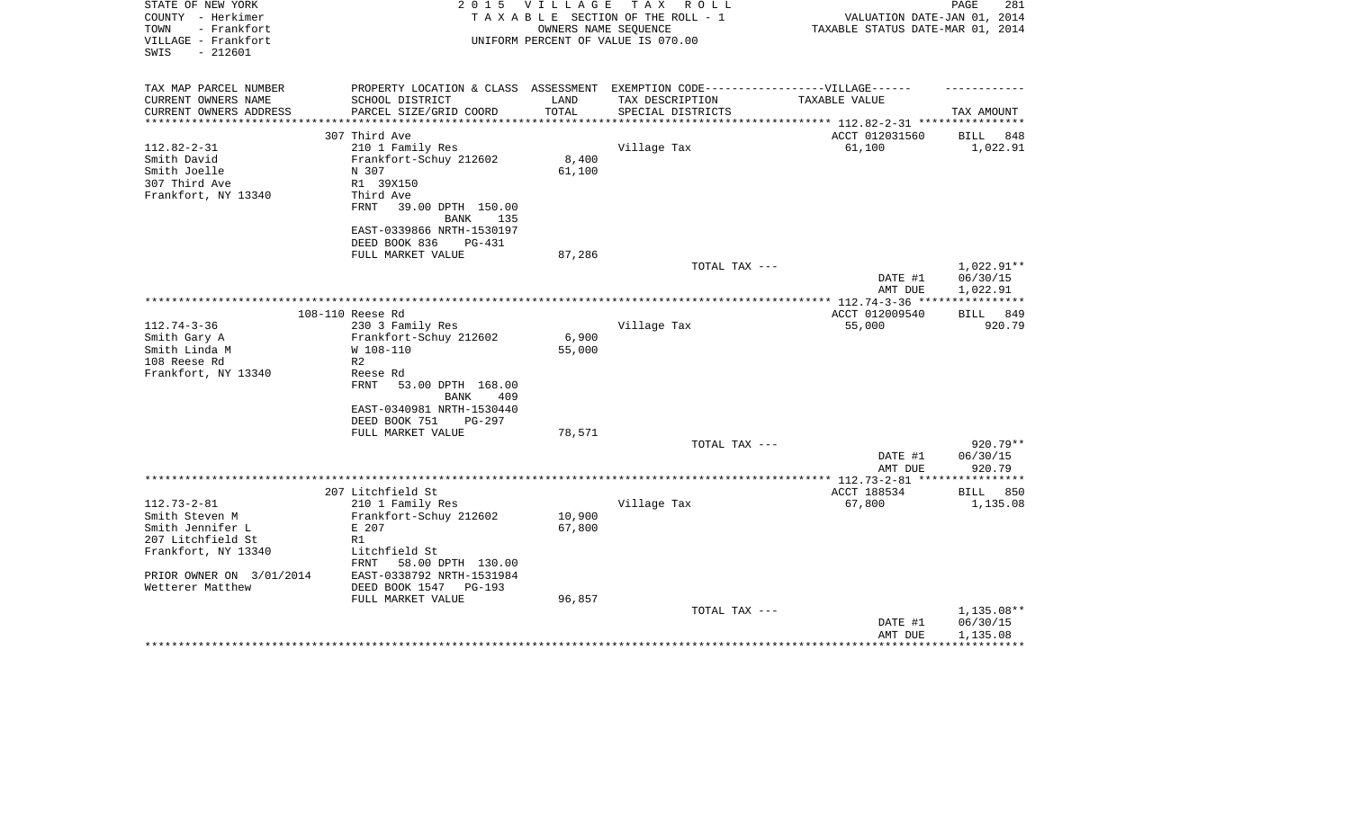STATE OF NEW YORK
COUNTY - Herkimer
TOWN - Frankfort
VILLAGE - Frankfort
SWIS - 212601

2 0 1 5 V I L L A G E T A X R O L L
T A X A B L E SECTION OF THE ROLL - 1
OWNERS NAME SEQUENCE
UNIFORM PERCENT OF VALUE IS 070.00

VALUATION DATE-JAN 01, 2014
TAXABLE STATUS DATE-MAR 01, 2014

| TAX MAP PARCEL NUMBER / CURRENT OWNERS NAME / CURRENT OWNERS ADDRESS | PROPERTY LOCATION & CLASS / SCHOOL DISTRICT / PARCEL SIZE/GRID COORD | ASSESSMENT LAND | TOTAL | EXEMPTION CODE / TAX DESCRIPTION / SPECIAL DISTRICTS | TAXABLE VALUE | TAX AMOUNT |
|---|---|---|---|---|---|---|
| 112.82-2-31 | 307 Third Ave | | | | ACCT 012031560 | BILL 848 |
| Smith David | 210 1 Family Res | | | Village Tax | 61,100 | 1,022.91 |
| Smith Joelle | Frankfort-Schuy 212602 | 8,400 | | | | |
| 307 Third Ave | N 307 | | 61,100 | | | |
| Frankfort, NY 13340 | R1 39X150 | | | | | |
| | Third Ave | | | | | |
| | FRNT 39.00 DPTH 150.00 | | | | | |
| | BANK 135 | | | | | |
| | EAST-0339866 NRTH-1530197 | | | | | |
| | DEED BOOK 836 PG-431 | | | | | |
| | FULL MARKET VALUE | 87,286 | | | | |
| | | | | TOTAL TAX --- | | 1,022.91** |
| | | | | | DATE #1 | 06/30/15 |
| | | | | | AMT DUE | 1,022.91 |
| 112.74-3-36 | 108-110 Reese Rd | | | | ACCT 012009540 | BILL 849 |
| Smith Gary A | 230 3 Family Res | | | Village Tax | 55,000 | 920.79 |
| Smith Linda M | Frankfort-Schuy 212602 | 6,900 | | | | |
| 108 Reese Rd | W 108-110 | | 55,000 | | | |
| Frankfort, NY 13340 | R2 | | | | | |
| | Reese Rd | | | | | |
| | FRNT 53.00 DPTH 168.00 | | | | | |
| | BANK 409 | | | | | |
| | EAST-0340981 NRTH-1530440 | | | | | |
| | DEED BOOK 751 PG-297 | | | | | |
| | FULL MARKET VALUE | 78,571 | | | | |
| | | | | TOTAL TAX --- | | 920.79** |
| | | | | | DATE #1 | 06/30/15 |
| | | | | | AMT DUE | 920.79 |
| 112.73-2-81 | 207 Litchfield St | | | | ACCT 188534 | BILL 850 |
| Smith Steven M | 210 1 Family Res | | | Village Tax | 67,800 | 1,135.08 |
| Smith Jennifer L | Frankfort-Schuy 212602 | 10,900 | | | | |
| 207 Litchfield St | E 207 | | 67,800 | | | |
| Frankfort, NY 13340 | R1 | | | | | |
| | Litchfield St | | | | | |
| | FRNT 58.00 DPTH 130.00 | | | | | |
| PRIOR OWNER ON 3/01/2014 | EAST-0338792 NRTH-1531984 | | | | | |
| Wetterer Matthew | DEED BOOK 1547 PG-193 | | | | | |
| | FULL MARKET VALUE | 96,857 | | | | |
| | | | | TOTAL TAX --- | | 1,135.08** |
| | | | | | DATE #1 | 06/30/15 |
| | | | | | AMT DUE | 1,135.08 |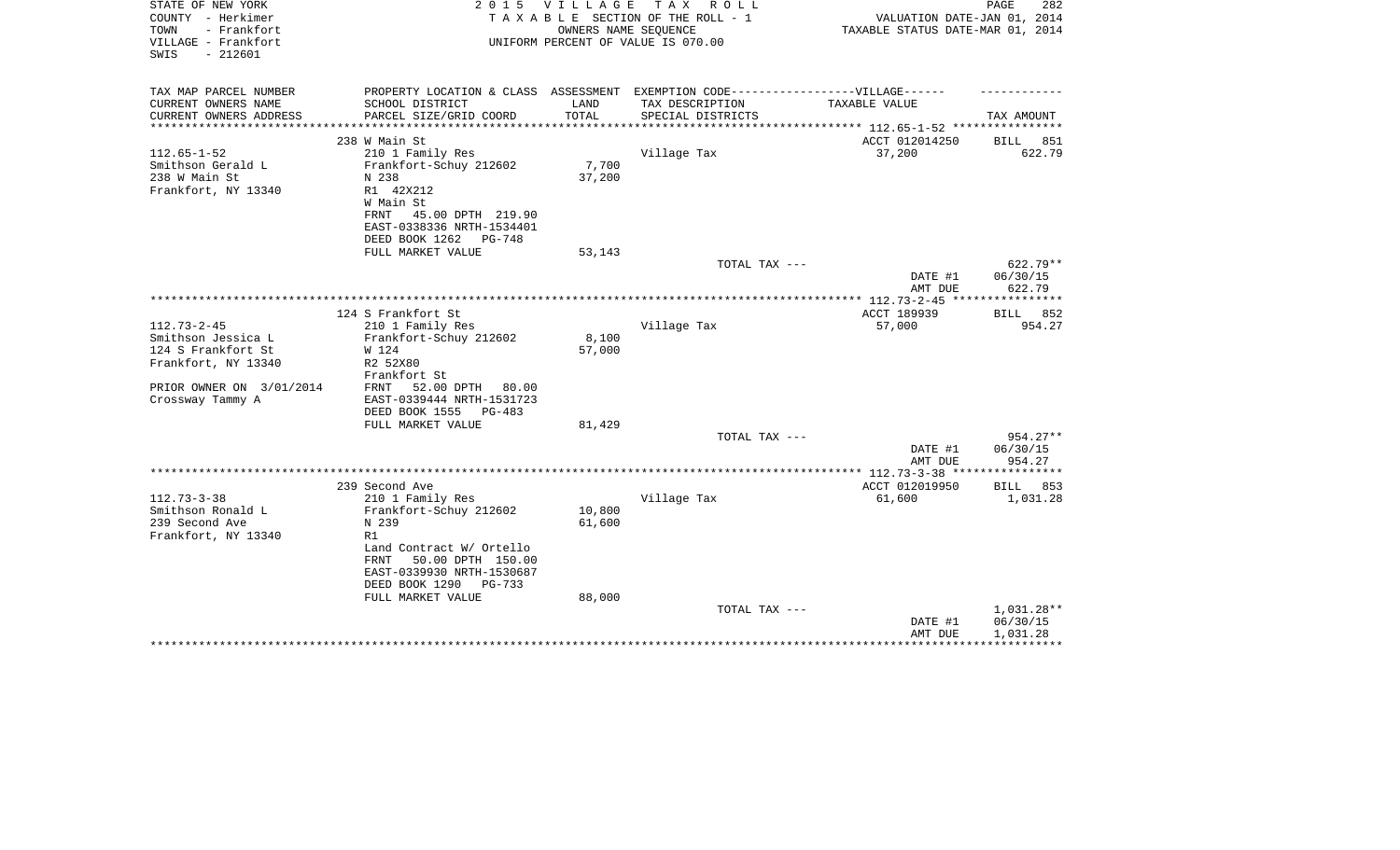STATE OF NEW YORK
COUNTY - Herkimer
TOWN - Frankfort
VILLAGE - Frankfort
SWIS - 212601

2 0 1 5 V I L L A G E T A X R O L L
T A X A B L E SECTION OF THE ROLL - 1
OWNERS NAME SEQUENCE
UNIFORM PERCENT OF VALUE IS 070.00

VALUATION DATE-JAN 01, 2014
TAXABLE STATUS DATE-MAR 01, 2014

| TAX MAP PARCEL NUMBER / CURRENT OWNERS NAME / CURRENT OWNERS ADDRESS | PROPERTY LOCATION & CLASS / SCHOOL DISTRICT / PARCEL SIZE/GRID COORD | ASSESSMENT LAND / TOTAL | EXEMPTION CODE-VILLAGE / TAX DESCRIPTION / SPECIAL DISTRICTS | TAXABLE VALUE | TAX AMOUNT |
|---|---|---|---|---|---|
| 112.65-1-52 | 238 W Main St | | | ACCT 012014250 | BILL 851 |
| Smithson Gerald L | 210 1 Family Res | | Village Tax | 37,200 | 622.79 |
| 238 W Main St | Frankfort-Schuy 212602 | 7,700 | | | |
| Frankfort, NY 13340 | N 238 | 37,200 | | | |
| | R1 42X212 | | | | |
| | W Main St | | | | |
| | FRNT 45.00 DPTH 219.90 | | | | |
| | EAST-0338336 NRTH-1534401 | | | | |
| | DEED BOOK 1262 PG-748 | | | | |
| | FULL MARKET VALUE | 53,143 | | | |
| | | | TOTAL TAX --- | | 622.79** |
| | | | | DATE #1 | 06/30/15 |
| | | | | AMT DUE | 622.79 |
| 112.73-2-45 | 124 S Frankfort St | | | ACCT 189939 | BILL 852 |
| Smithson Jessica L | 210 1 Family Res | | Village Tax | 57,000 | 954.27 |
| 124 S Frankfort St | Frankfort-Schuy 212602 | 8,100 | | | |
| Frankfort, NY 13340 | W 124 | 57,000 | | | |
| | R2 52X80 | | | | |
| | Frankfort St | | | | |
| PRIOR OWNER ON 3/01/2014 | FRNT 52.00 DPTH 80.00 | | | | |
| Crossway Tammy A | EAST-0339444 NRTH-1531723 | | | | |
| | DEED BOOK 1555 PG-483 | | | | |
| | FULL MARKET VALUE | 81,429 | | | |
| | | | TOTAL TAX --- | | 954.27** |
| | | | | DATE #1 | 06/30/15 |
| | | | | AMT DUE | 954.27 |
| 112.73-3-38 | 239 Second Ave | | | ACCT 012019950 | BILL 853 |
| Smithson Ronald L | 210 1 Family Res | | Village Tax | 61,600 | 1,031.28 |
| 239 Second Ave | Frankfort-Schuy 212602 | 10,800 | | | |
| Frankfort, NY 13340 | N 239 | 61,600 | | | |
| | R1 | | | | |
| | Land Contract W/ Ortello | | | | |
| | FRNT 50.00 DPTH 150.00 | | | | |
| | EAST-0339930 NRTH-1530687 | | | | |
| | DEED BOOK 1290 PG-733 | | | | |
| | FULL MARKET VALUE | 88,000 | | | |
| | | | TOTAL TAX --- | | 1,031.28** |
| | | | | DATE #1 | 06/30/15 |
| | | | | AMT DUE | 1,031.28 |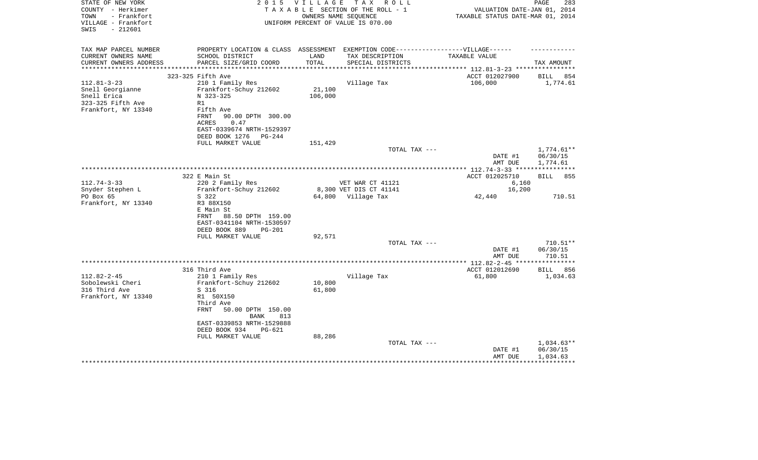STATE OF NEW YORK
COUNTY - Herkimer
TOWN - Frankfort
VILLAGE - Frankfort
SWIS - 212601

2015 VILLAGE TAX ROLL
TAXABLE SECTION OF THE ROLL - 1
OWNERS NAME SEQUENCE
UNIFORM PERCENT OF VALUE IS 070.00

VALUATION DATE-JAN 01, 2014
TAXABLE STATUS DATE-MAR 01, 2014

| TAX MAP PARCEL NUMBER / CURRENT OWNERS NAME / CURRENT OWNERS ADDRESS | PROPERTY LOCATION & CLASS / SCHOOL DISTRICT / PARCEL SIZE/GRID COORD | ASSESSMENT LAND / TOTAL | EXEMPTION CODE------VILLAGE------ / TAX DESCRIPTION / SPECIAL DISTRICTS | TAXABLE VALUE | TAX AMOUNT |
|---|---|---|---|---|---|
| **112.81-3-23** | 323-325 Fifth Ave | | | ACCT 012027900 | BILL 854 |
| 112.81-3-23 | 210 1 Family Res | | Village Tax | 106,000 | 1,774.61 |
| Snell Georgianne | Frankfort-Schuy 212602 | 21,100 | | | |
| Snell Erica | N 323-325 | 106,000 | | | |
| 323-325 Fifth Ave | R1 | | | | |
| Frankfort, NY 13340 | Fifth Ave | | | | |
| | FRNT 90.00 DPTH 300.00 | | | | |
| | ACRES 0.47 | | | | |
| | EAST-0339674 NRTH-1529397 | | | | |
| | DEED BOOK 1276 PG-244 | | | | |
| | FULL MARKET VALUE | 151,429 | | | |
| | | | TOTAL TAX --- | | 1,774.61** |
| | | | | DATE #1 | 06/30/15 |
| | | | | AMT DUE | 1,774.61 |
| **112.74-3-33** | 322 E Main St | | | ACCT 012025710 | BILL 855 |
| 112.74-3-33 | 220 2 Family Res | | VET WAR CT 41121 | 6,160 | |
| Snyder Stephen L | Frankfort-Schuy 212602 | 8,300 | VET DIS CT 41141 | 16,200 | |
| PO Box 65 | S 322 | 64,800 | Village Tax | 42,440 | 710.51 |
| Frankfort, NY 13340 | R3 88X150 | | | | |
| | E Main St | | | | |
| | FRNT 88.50 DPTH 159.00 | | | | |
| | EAST-0341104 NRTH-1530597 | | | | |
| | DEED BOOK 889 PG-201 | | | | |
| | FULL MARKET VALUE | 92,571 | | | |
| | | | TOTAL TAX --- | | 710.51** |
| | | | | DATE #1 | 06/30/15 |
| | | | | AMT DUE | 710.51 |
| **112.82-2-45** | 316 Third Ave | | | ACCT 012012690 | BILL 856 |
| 112.82-2-45 | 210 1 Family Res | | Village Tax | 61,800 | 1,034.63 |
| Sobolewski Cheri | Frankfort-Schuy 212602 | 10,800 | | | |
| 316 Third Ave | S 316 | 61,800 | | | |
| Frankfort, NY 13340 | R1 50X150 | | | | |
| | Third Ave | | | | |
| | FRNT 50.00 DPTH 150.00 | | | | |
| | BANK 813 | | | | |
| | EAST-0339853 NRTH-1529888 | | | | |
| | DEED BOOK 934 PG-621 | | | | |
| | FULL MARKET VALUE | 88,286 | | | |
| | | | TOTAL TAX --- | | 1,034.63** |
| | | | | DATE #1 | 06/30/15 |
| | | | | AMT DUE | 1,034.63 |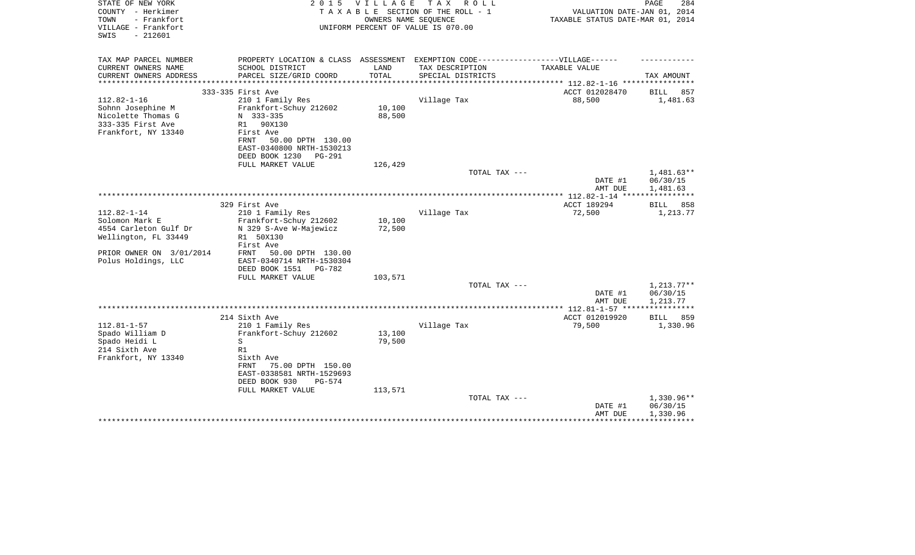STATE OF NEW YORK — 2015 VILLAGE TAX ROLL
COUNTY - Herkimer — TAXABLE SECTION OF THE ROLL - 1 — VALUATION DATE-JAN 01, 2014
TOWN - Frankfort — OWNERS NAME SEQUENCE — TAXABLE STATUS DATE-MAR 01, 2014
VILLAGE - Frankfort — UNIFORM PERCENT OF VALUE IS 070.00
SWIS - 212601

| TAX MAP PARCEL NUMBER / CURRENT OWNERS NAME / CURRENT OWNERS ADDRESS | PROPERTY LOCATION & CLASS / SCHOOL DISTRICT / PARCEL SIZE/GRID COORD | ASSESSMENT LAND / TOTAL | EXEMPTION CODE-----VILLAGE------ TAX DESCRIPTION / SPECIAL DISTRICTS | TAXABLE VALUE | TAX AMOUNT |
|---|---|---|---|---|---|
| | 333-335 First Ave | | | ACCT 012028470 | BILL 857 |
| 112.82-1-16 | 210 1 Family Res | | Village Tax | 88,500 | 1,481.63 |
| Sohnn Josephine M | Frankfort-Schuy 212602 | 10,100 | | | |
| Nicolette Thomas G | N 333-335 | 88,500 | | | |
| 333-335 First Ave | R1 90X130 | | | | |
| Frankfort, NY 13340 | First Ave | | | | |
| | FRNT 50.00 DPTH 130.00 | | | | |
| | EAST-0340800 NRTH-1530213 | | | | |
| | DEED BOOK 1230 PG-291 | | | | |
| | FULL MARKET VALUE | 126,429 | | | |
| | | | TOTAL TAX --- | | 1,481.63** |
| | | | | DATE #1 | 06/30/15 |
| | | | | AMT DUE | 1,481.63 |
| | 329 First Ave | | | ACCT 189294 | BILL 858 |
| 112.82-1-14 | 210 1 Family Res | | Village Tax | 72,500 | 1,213.77 |
| Solomon Mark E | Frankfort-Schuy 212602 | 10,100 | | | |
| 4554 Carleton Gulf Dr | N 329 S-Ave W-Majewicz | 72,500 | | | |
| Wellington, FL 33449 | R1 50X130 | | | | |
| | First Ave | | | | |
| PRIOR OWNER ON 3/01/2014 | FRNT 50.00 DPTH 130.00 | | | | |
| Polus Holdings, LLC | EAST-0340714 NRTH-1530304 | | | | |
| | DEED BOOK 1551 PG-782 | | | | |
| | FULL MARKET VALUE | 103,571 | | | |
| | | | TOTAL TAX --- | | 1,213.77** |
| | | | | DATE #1 | 06/30/15 |
| | | | | AMT DUE | 1,213.77 |
| | 214 Sixth Ave | | | ACCT 012019920 | BILL 859 |
| 112.81-1-57 | 210 1 Family Res | | Village Tax | 79,500 | 1,330.96 |
| Spado William D | Frankfort-Schuy 212602 | 13,100 | | | |
| Spado Heidi L | S | 79,500 | | | |
| 214 Sixth Ave | R1 | | | | |
| Frankfort, NY 13340 | Sixth Ave | | | | |
| | FRNT 75.00 DPTH 150.00 | | | | |
| | EAST-0338581 NRTH-1529693 | | | | |
| | DEED BOOK 930 PG-574 | | | | |
| | FULL MARKET VALUE | 113,571 | | | |
| | | | TOTAL TAX --- | | 1,330.96** |
| | | | | DATE #1 | 06/30/15 |
| | | | | AMT DUE | 1,330.96 |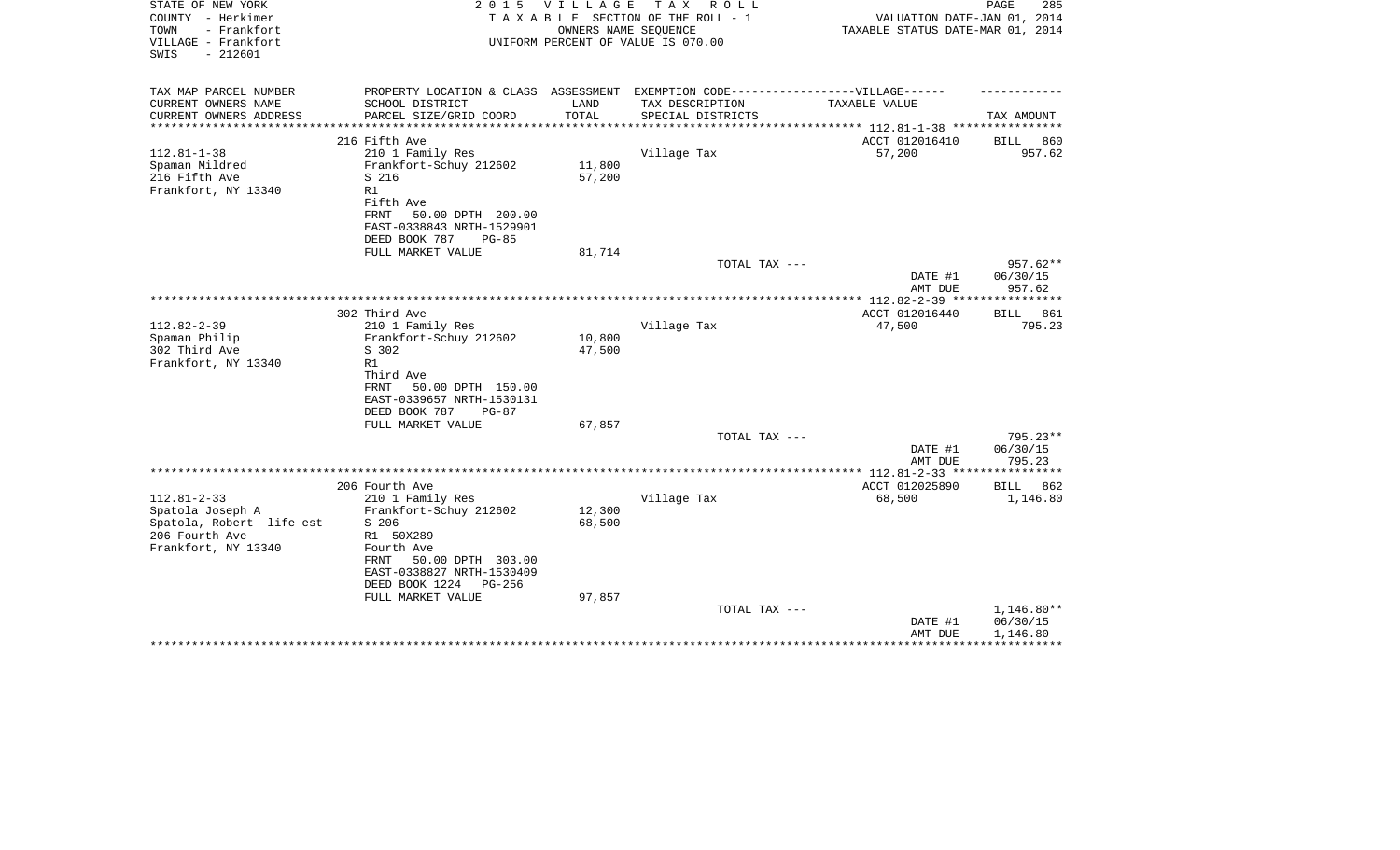STATE OF NEW YORK
COUNTY - Herkimer
TOWN - Frankfort
VILLAGE - Frankfort
SWIS - 212601

2015 VILLAGE TAX ROLL
TAXABLE SECTION OF THE ROLL - 1
OWNERS NAME SEQUENCE
UNIFORM PERCENT OF VALUE IS 070.00

VALUATION DATE-JAN 01, 2014
TAXABLE STATUS DATE-MAR 01, 2014

| TAX MAP PARCEL NUMBER / CURRENT OWNERS NAME / CURRENT OWNERS ADDRESS | PROPERTY LOCATION & CLASS / SCHOOL DISTRICT / PARCEL SIZE/GRID COORD | ASSESSMENT LAND / TOTAL | EXEMPTION CODE-VILLAGE / TAX DESCRIPTION / SPECIAL DISTRICTS | TAXABLE VALUE | TAX AMOUNT |
|---|---|---|---|---|---|
| 112.81-1-38 | 216 Fifth Ave | | | ACCT 012016410 | BILL 860 |
| Spaman Mildred | 210 1 Family Res | | Village Tax | 57,200 | 957.62 |
| 216 Fifth Ave | Frankfort-Schuy 212602 | 11,800 | | | |
| Frankfort, NY 13340 | S 216 | 57,200 | | | |
| | R1 | | | | |
| | Fifth Ave | | | | |
| | FRNT 50.00 DPTH 200.00 | | | | |
| | EAST-0338843 NRTH-1529901 | | | | |
| | DEED BOOK 787 PG-85 | | | | |
| | FULL MARKET VALUE | 81,714 | | | |
| | | | TOTAL TAX --- | | 957.62** |
| | | | | DATE #1 | 06/30/15 |
| | | | | AMT DUE | 957.62 |
| 112.82-2-39 | 302 Third Ave | | | ACCT 012016440 | BILL 861 |
| Spaman Philip | 210 1 Family Res | | Village Tax | 47,500 | 795.23 |
| 302 Third Ave | Frankfort-Schuy 212602 | 10,800 | | | |
| Frankfort, NY 13340 | S 302 | 47,500 | | | |
| | R1 | | | | |
| | Third Ave | | | | |
| | FRNT 50.00 DPTH 150.00 | | | | |
| | EAST-0339657 NRTH-1530131 | | | | |
| | DEED BOOK 787 PG-87 | | | | |
| | FULL MARKET VALUE | 67,857 | | | |
| | | | TOTAL TAX --- | | 795.23** |
| | | | | DATE #1 | 06/30/15 |
| | | | | AMT DUE | 795.23 |
| 112.81-2-33 | 206 Fourth Ave | | | ACCT 012025890 | BILL 862 |
| Spatola Joseph A | 210 1 Family Res | | Village Tax | 68,500 | 1,146.80 |
| Spatola, Robert life est | Frankfort-Schuy 212602 | 12,300 | | | |
| 206 Fourth Ave | S 206 | 68,500 | | | |
| Frankfort, NY 13340 | R1 50X289 | | | | |
| | Fourth Ave | | | | |
| | FRNT 50.00 DPTH 303.00 | | | | |
| | EAST-0338827 NRTH-1530409 | | | | |
| | DEED BOOK 1224 PG-256 | | | | |
| | FULL MARKET VALUE | 97,857 | | | |
| | | | TOTAL TAX --- | | 1,146.80** |
| | | | | DATE #1 | 06/30/15 |
| | | | | AMT DUE | 1,146.80 |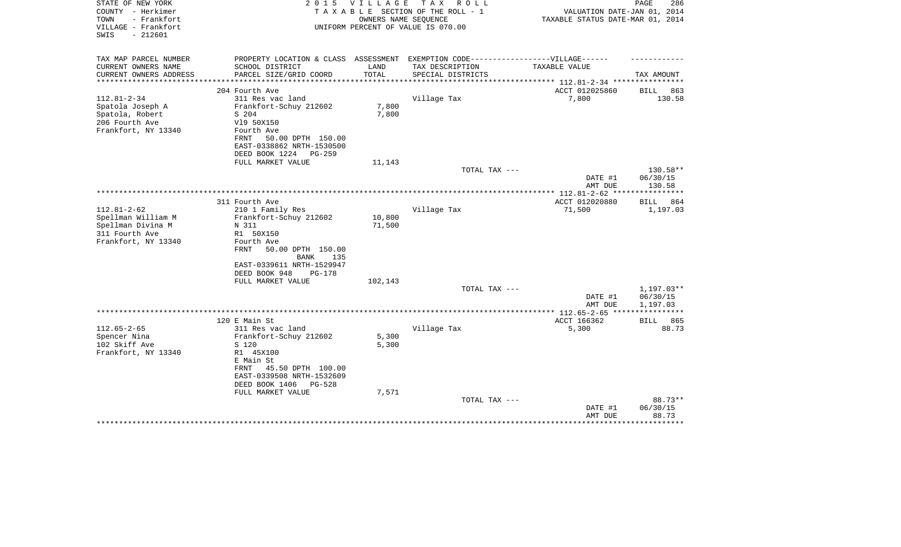STATE OF NEW YORK
COUNTY - Herkimer
TOWN - Frankfort
VILLAGE - Frankfort
SWIS - 212601

2 0 1 5 V I L L A G E T A X R O L L
T A X A B L E SECTION OF THE ROLL - 1
OWNERS NAME SEQUENCE
UNIFORM PERCENT OF VALUE IS 070.00

VALUATION DATE-JAN 01, 2014
TAXABLE STATUS DATE-MAR 01, 2014

| TAX MAP PARCEL NUMBER<br>CURRENT OWNERS NAME<br>CURRENT OWNERS ADDRESS | PROPERTY LOCATION & CLASS<br>SCHOOL DISTRICT<br>PARCEL SIZE/GRID COORD | ASSESSMENT<br>LAND<br>TOTAL | EXEMPTION CODE-----VILLAGE------<br>TAX DESCRIPTION<br>SPECIAL DISTRICTS | TAXABLE VALUE | TAX AMOUNT |
|---|---|---|---|---|---|
| | 204 Fourth Ave | | | ACCT 012025860 | BILL 863 |
| 112.81-2-34 | 311 Res vac land | | Village Tax | 7,800 | 130.58 |
| Spatola Joseph A | Frankfort-Schuy 212602 | 7,800 | | | |
| Spatola, Robert | S 204 | 7,800 | | | |
| 206 Fourth Ave | Vl9 50X150 | | | | |
| Frankfort, NY 13340 | Fourth Ave | | | | |
| | FRNT 50.00 DPTH 150.00 | | | | |
| | EAST-0338862 NRTH-1530500 | | | | |
| | DEED BOOK 1224 PG-259 | | | | |
| | FULL MARKET VALUE | 11,143 | | | |
| | | | TOTAL TAX --- | | 130.58** |
| | | | | DATE #1 | 06/30/15 |
| | | | | AMT DUE | 130.58 |
| | 311 Fourth Ave | | | ACCT 012020880 | BILL 864 |
| 112.81-2-62 | 210 1 Family Res | | Village Tax | 71,500 | 1,197.03 |
| Spellman William M | Frankfort-Schuy 212602 | 10,800 | | | |
| Spellman Divina M | N 311 | 71,500 | | | |
| 311 Fourth Ave | R1 50X150 | | | | |
| Frankfort, NY 13340 | Fourth Ave | | | | |
| | FRNT 50.00 DPTH 150.00 | | | | |
| | BANK 135 | | | | |
| | EAST-0339611 NRTH-1529947 | | | | |
| | DEED BOOK 948 PG-178 | | | | |
| | FULL MARKET VALUE | 102,143 | | | |
| | | | TOTAL TAX --- | | 1,197.03** |
| | | | | DATE #1 | 06/30/15 |
| | | | | AMT DUE | 1,197.03 |
| | 120 E Main St | | | ACCT 166362 | BILL 865 |
| 112.65-2-65 | 311 Res vac land | | Village Tax | 5,300 | 88.73 |
| Spencer Nina | Frankfort-Schuy 212602 | 5,300 | | | |
| 102 Skiff Ave | S 120 | 5,300 | | | |
| Frankfort, NY 13340 | R1 45X100 | | | | |
| | E Main St | | | | |
| | FRNT 45.50 DPTH 100.00 | | | | |
| | EAST-0339508 NRTH-1532609 | | | | |
| | DEED BOOK 1406 PG-528 | | | | |
| | FULL MARKET VALUE | 7,571 | | | |
| | | | TOTAL TAX --- | | 88.73** |
| | | | | DATE #1 | 06/30/15 |
| | | | | AMT DUE | 88.73 |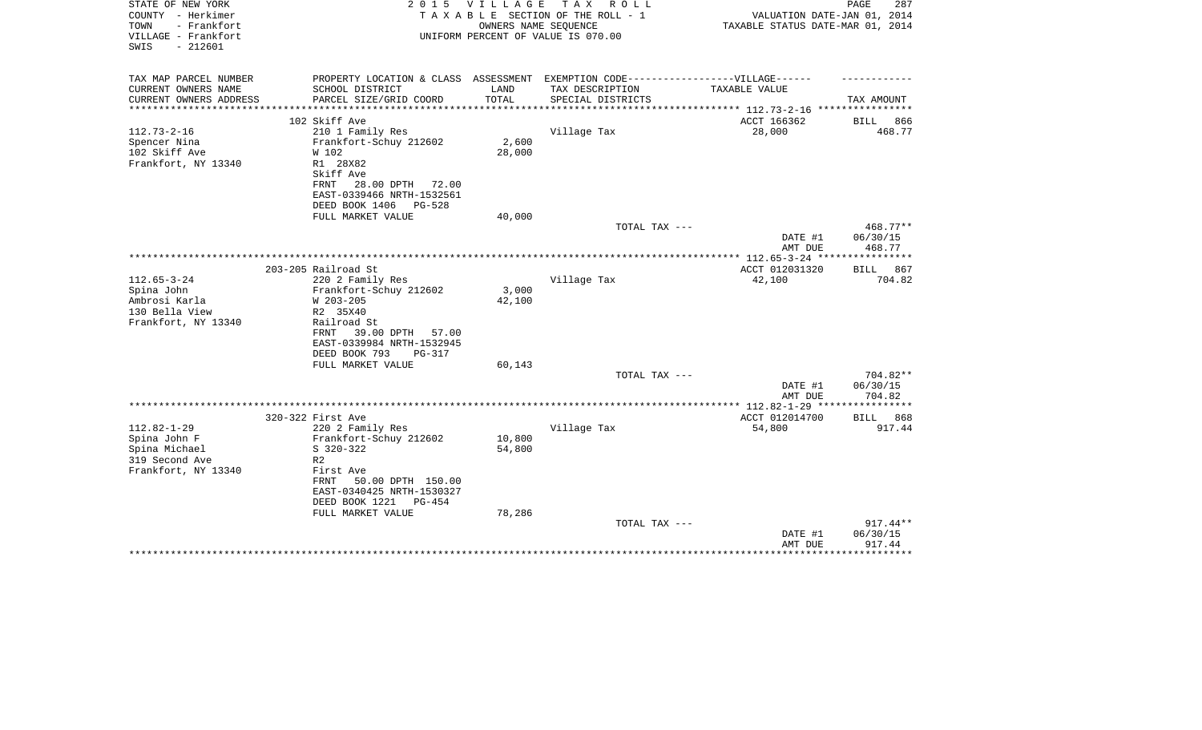STATE OF NEW YORK
COUNTY - Herkimer
TOWN - Frankfort
VILLAGE - Frankfort
SWIS - 212601

2 0 1 5 V I L L A G E T A X R O L L
T A X A B L E SECTION OF THE ROLL - 1
OWNERS NAME SEQUENCE
UNIFORM PERCENT OF VALUE IS 070.00

VALUATION DATE-JAN 01, 2014
TAXABLE STATUS DATE-MAR 01, 2014

| TAX MAP PARCEL NUMBER / CURRENT OWNERS NAME / CURRENT OWNERS ADDRESS | PROPERTY LOCATION & CLASS / SCHOOL DISTRICT / PARCEL SIZE/GRID COORD | ASSESSMENT LAND / TOTAL | EXEMPTION CODE-----VILLAGE------ TAX DESCRIPTION / SPECIAL DISTRICTS | TAXABLE VALUE | TAX AMOUNT |
|---|---|---|---|---|---|
| 112.73-2-16 | 102 Skiff Ave | | | ACCT 166362 | BILL 866 |
| Spencer Nina | 210 1 Family Res | | Village Tax | 28,000 | 468.77 |
| 102 Skiff Ave | Frankfort-Schuy 212602 | 2,600 | | | |
| Frankfort, NY 13340 | W 102 | 28,000 | | | |
| | R1 28X82 | | | | |
| | Skiff Ave | | | | |
| | FRNT 28.00 DPTH 72.00 | | | | |
| | EAST-0339466 NRTH-1532561 | | | | |
| | DEED BOOK 1406 PG-528 | | | | |
| | FULL MARKET VALUE | 40,000 | | | |
| | | | TOTAL TAX --- | | 468.77** |
| | | | | DATE #1 | 06/30/15 |
| | | | | AMT DUE | 468.77 |
| 112.65-3-24 | 203-205 Railroad St | | | ACCT 012031320 | BILL 867 |
| Spina John | 220 2 Family Res | | Village Tax | 42,100 | 704.82 |
| Ambrosi Karla | Frankfort-Schuy 212602 | 3,000 | | | |
| 130 Bella View | W 203-205 | 42,100 | | | |
| Frankfort, NY 13340 | R2 35X40 | | | | |
| | Railroad St | | | | |
| | FRNT 39.00 DPTH 57.00 | | | | |
| | EAST-0339984 NRTH-1532945 | | | | |
| | DEED BOOK 793 PG-317 | | | | |
| | FULL MARKET VALUE | 60,143 | | | |
| | | | TOTAL TAX --- | | 704.82** |
| | | | | DATE #1 | 06/30/15 |
| | | | | AMT DUE | 704.82 |
| 112.82-1-29 | 320-322 First Ave | | | ACCT 012014700 | BILL 868 |
| Spina John F | 220 2 Family Res | | Village Tax | 54,800 | 917.44 |
| Spina Michael | Frankfort-Schuy 212602 | 10,800 | | | |
| 319 Second Ave | S 320-322 | 54,800 | | | |
| Frankfort, NY 13340 | R2 | | | | |
| | First Ave | | | | |
| | FRNT 50.00 DPTH 150.00 | | | | |
| | EAST-0340425 NRTH-1530327 | | | | |
| | DEED BOOK 1221 PG-454 | | | | |
| | FULL MARKET VALUE | 78,286 | | | |
| | | | TOTAL TAX --- | | 917.44** |
| | | | | DATE #1 | 06/30/15 |
| | | | | AMT DUE | 917.44 |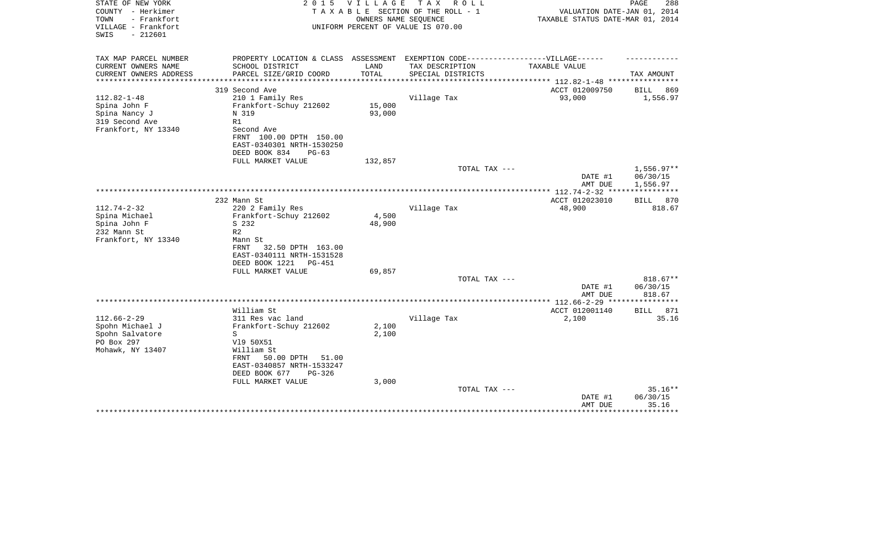STATE OF NEW YORK
COUNTY - Herkimer
TOWN - Frankfort
VILLAGE - Frankfort
SWIS - 212601

2 0 1 5 V I L L A G E T A X R O L L
T A X A B L E SECTION OF THE ROLL - 1
OWNERS NAME SEQUENCE
UNIFORM PERCENT OF VALUE IS 070.00

VALUATION DATE-JAN 01, 2014
TAXABLE STATUS DATE-MAR 01, 2014

| TAX MAP PARCEL NUMBER / CURRENT OWNERS NAME / CURRENT OWNERS ADDRESS | PROPERTY LOCATION & CLASS / SCHOOL DISTRICT / PARCEL SIZE/GRID COORD | ASSESSMENT LAND / TOTAL | EXEMPTION CODE------VILLAGE------ TAX DESCRIPTION / SPECIAL DISTRICTS | TAXABLE VALUE | TAX AMOUNT |
|---|---|---|---|---|---|
| 112.82-1-48 | 319 Second Ave | | | ACCT 012009750 | BILL 869 |
| Spina John F | 210 1 Family Res | | Village Tax | 93,000 | 1,556.97 |
| Spina Nancy J | Frankfort-Schuy 212602 | 15,000 | | | |
| 319 Second Ave | N 319 | 93,000 | | | |
| Frankfort, NY 13340 | R1 | | | | |
| | Second Ave | | | | |
| | FRNT 100.00 DPTH 150.00 | | | | |
| | EAST-0340301 NRTH-1530250 | | | | |
| | DEED BOOK 834 PG-63 | | | | |
| | FULL MARKET VALUE | 132,857 | | | |
| | | | TOTAL TAX --- | | 1,556.97** |
| | | | | DATE #1 | 06/30/15 |
| | | | | AMT DUE | 1,556.97 |
| 112.74-2-32 | 232 Mann St | | | ACCT 012023010 | BILL 870 |
| Spina Michael | 220 2 Family Res | | Village Tax | 48,900 | 818.67 |
| Spina John F | Frankfort-Schuy 212602 | 4,500 | | | |
| 232 Mann St | S 232 | 48,900 | | | |
| Frankfort, NY 13340 | R2 | | | | |
| | Mann St | | | | |
| | FRNT 32.50 DPTH 163.00 | | | | |
| | EAST-0340111 NRTH-1531528 | | | | |
| | DEED BOOK 1221 PG-451 | | | | |
| | FULL MARKET VALUE | 69,857 | | | |
| | | | TOTAL TAX --- | | 818.67** |
| | | | | DATE #1 | 06/30/15 |
| | | | | AMT DUE | 818.67 |
| 112.66-2-29 | William St | | | ACCT 012001140 | BILL 871 |
| Spohn Michael J | 311 Res vac land | | Village Tax | 2,100 | 35.16 |
| Spohn Salvatore | Frankfort-Schuy 212602 | 2,100 | | | |
| PO Box 297 | S | 2,100 | | | |
| Mohawk, NY 13407 | Vl9 50X51 | | | | |
| | William St | | | | |
| | FRNT 50.00 DPTH 51.00 | | | | |
| | EAST-0340857 NRTH-1533247 | | | | |
| | DEED BOOK 677 PG-326 | | | | |
| | FULL MARKET VALUE | 3,000 | | | |
| | | | TOTAL TAX --- | | 35.16** |
| | | | | DATE #1 | 06/30/15 |
| | | | | AMT DUE | 35.16 |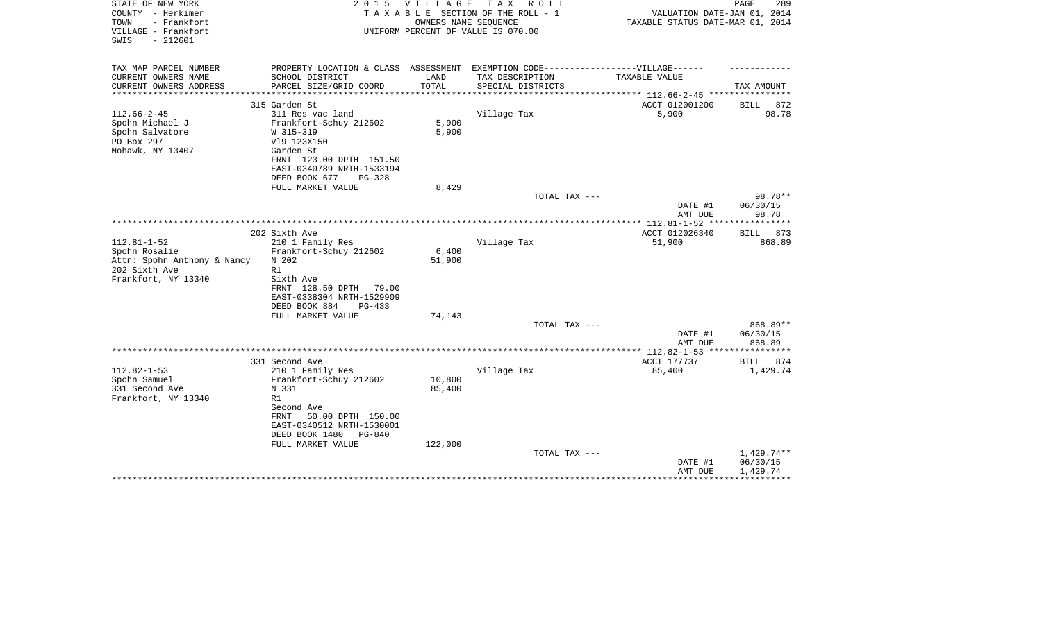STATE OF NEW YORK
COUNTY - Herkimer
TOWN - Frankfort
VILLAGE - Frankfort
SWIS - 212601

2 0 1 5 V I L L A G E T A X R O L L
T A X A B L E SECTION OF THE ROLL - 1
OWNERS NAME SEQUENCE
UNIFORM PERCENT OF VALUE IS 070.00

VALUATION DATE-JAN 01, 2014
TAXABLE STATUS DATE-MAR 01, 2014

| TAX MAP PARCEL NUMBER<br>CURRENT OWNERS NAME<br>CURRENT OWNERS ADDRESS | PROPERTY LOCATION & CLASS<br>SCHOOL DISTRICT<br>PARCEL SIZE/GRID COORD | ASSESSMENT<br>LAND<br>TOTAL | EXEMPTION CODE------------------VILLAGE------<br>TAX DESCRIPTION<br>SPECIAL DISTRICTS | TAXABLE VALUE | TAX AMOUNT |
|---|---|---|---|---|---|
| | 315 Garden St | | | ACCT 012001200 | BILL 872 |
| 112.66-2-45 | 311 Res vac land | | Village Tax | 5,900 | 98.78 |
| Spohn Michael J | Frankfort-Schuy 212602 | 5,900 | | | |
| Spohn Salvatore | W 315-319 | 5,900 | | | |
| PO Box 297 | Vl9 123X150 | | | | |
| Mohawk, NY 13407 | Garden St | | | | |
| | FRNT 123.00 DPTH 151.50 | | | | |
| | EAST-0340789 NRTH-1533194 | | | | |
| | DEED BOOK 677 PG-328 | | | | |
| | FULL MARKET VALUE | 8,429 | | | |
| | | | TOTAL TAX --- | | 98.78** |
| | | | | DATE #1 | 06/30/15 |
| | | | | AMT DUE | 98.78 |
| | 202 Sixth Ave | | | ACCT 012026340 | BILL 873 |
| 112.81-1-52 | 210 1 Family Res | | Village Tax | 51,900 | 868.89 |
| Spohn Rosalie | Frankfort-Schuy 212602 | 6,400 | | | |
| Attn: Spohn Anthony & Nancy | N 202 | 51,900 | | | |
| 202 Sixth Ave | R1 | | | | |
| Frankfort, NY 13340 | Sixth Ave | | | | |
| | FRNT 128.50 DPTH 79.00 | | | | |
| | EAST-0338304 NRTH-1529909 | | | | |
| | DEED BOOK 884 PG-433 | | | | |
| | FULL MARKET VALUE | 74,143 | | | |
| | | | TOTAL TAX --- | | 868.89** |
| | | | | DATE #1 | 06/30/15 |
| | | | | AMT DUE | 868.89 |
| | 331 Second Ave | | | ACCT 177737 | BILL 874 |
| 112.82-1-53 | 210 1 Family Res | | Village Tax | 85,400 | 1,429.74 |
| Spohn Samuel | Frankfort-Schuy 212602 | 10,800 | | | |
| 331 Second Ave | N 331 | 85,400 | | | |
| Frankfort, NY 13340 | R1 | | | | |
| | Second Ave | | | | |
| | FRNT 50.00 DPTH 150.00 | | | | |
| | EAST-0340512 NRTH-1530001 | | | | |
| | DEED BOOK 1480 PG-840 | | | | |
| | FULL MARKET VALUE | 122,000 | | | |
| | | | TOTAL TAX --- | | 1,429.74** |
| | | | | DATE #1 | 06/30/15 |
| | | | | AMT DUE | 1,429.74 |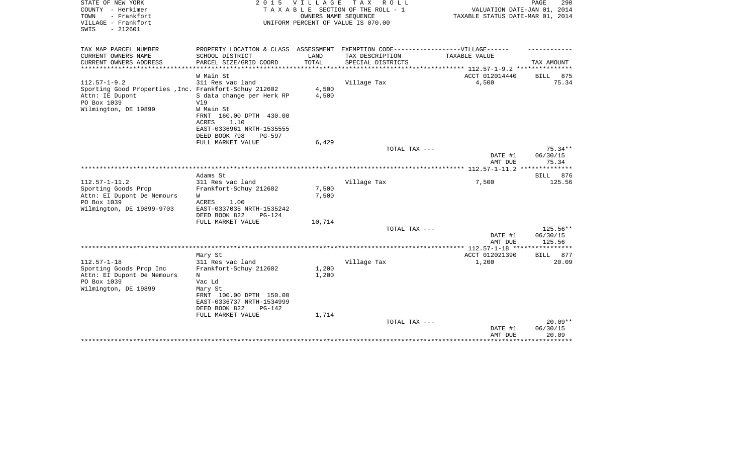STATE OF NEW YORK
COUNTY - Herkimer
TOWN - Frankfort
VILLAGE - Frankfort
SWIS - 212601

2015 VILLAGE TAX ROLL
TAXABLE SECTION OF THE ROLL - 1
OWNERS NAME SEQUENCE
UNIFORM PERCENT OF VALUE IS 070.00

VALUATION DATE-JAN 01, 2014
TAXABLE STATUS DATE-MAR 01, 2014

| TAX MAP PARCEL NUMBER / CURRENT OWNERS NAME / CURRENT OWNERS ADDRESS | PROPERTY LOCATION & CLASS / SCHOOL DISTRICT / PARCEL SIZE/GRID COORD | ASSESSMENT LAND / TOTAL | EXEMPTION CODE-VILLAGE / TAX DESCRIPTION / SPECIAL DISTRICTS | TAXABLE VALUE | TAX AMOUNT |
|---|---|---|---|---|---|
| | W Main St | | | ACCT 012014440 | BILL 875 |
| 112.57-1-9.2 | 311 Res vac land | | Village Tax | 4,500 | 75.34 |
| Sporting Good Properties ,Inc. | Frankfort-Schuy 212602 | 4,500 | | | |
| Attn: IE Dupont | S data change per Herk RP | 4,500 | | | |
| PO Box 1039 | V19 | | | | |
| Wilmington, DE 19899 | W Main St | | | | |
| | FRNT 160.00 DPTH 430.00 | | | | |
| | ACRES 1.10 | | | | |
| | EAST-0336961 NRTH-1535555 | | | | |
| | DEED BOOK 798 PG-597 | | | | |
| | FULL MARKET VALUE | 6,429 | | | |
| | | | TOTAL TAX --- | | 75.34** |
| | | | | DATE #1 | 06/30/15 |
| | | | | AMT DUE | 75.34 |
| | Adams St | | | | BILL 876 |
| 112.57-1-11.2 | 311 Res vac land | | Village Tax | 7,500 | 125.56 |
| Sporting Goods Prop | Frankfort-Schuy 212602 | 7,500 | | | |
| Attn: EI Dupont De Nemours | W | 7,500 | | | |
| PO Box 1039 | ACRES 1.00 | | | | |
| Wilmington, DE 19899-9703 | EAST-0337035 NRTH-1535242 | | | | |
| | DEED BOOK 822 PG-124 | | | | |
| | FULL MARKET VALUE | 10,714 | | | |
| | | | TOTAL TAX --- | | 125.56** |
| | | | | DATE #1 | 06/30/15 |
| | | | | AMT DUE | 125.56 |
| | Mary St | | | ACCT 012021390 | BILL 877 |
| 112.57-1-18 | 311 Res vac land | | Village Tax | 1,200 | 20.09 |
| Sporting Goods Prop Inc | Frankfort-Schuy 212602 | 1,200 | | | |
| Attn: EI Dupont De Nemours | N | 1,200 | | | |
| PO Box 1039 | Vac Ld | | | | |
| Wilmington, DE 19899 | Mary St | | | | |
| | FRNT 100.00 DPTH 150.00 | | | | |
| | EAST-0336737 NRTH-1534999 | | | | |
| | DEED BOOK 822 PG-142 | | | | |
| | FULL MARKET VALUE | 1,714 | | | |
| | | | TOTAL TAX --- | | 20.09** |
| | | | | DATE #1 | 06/30/15 |
| | | | | AMT DUE | 20.09 |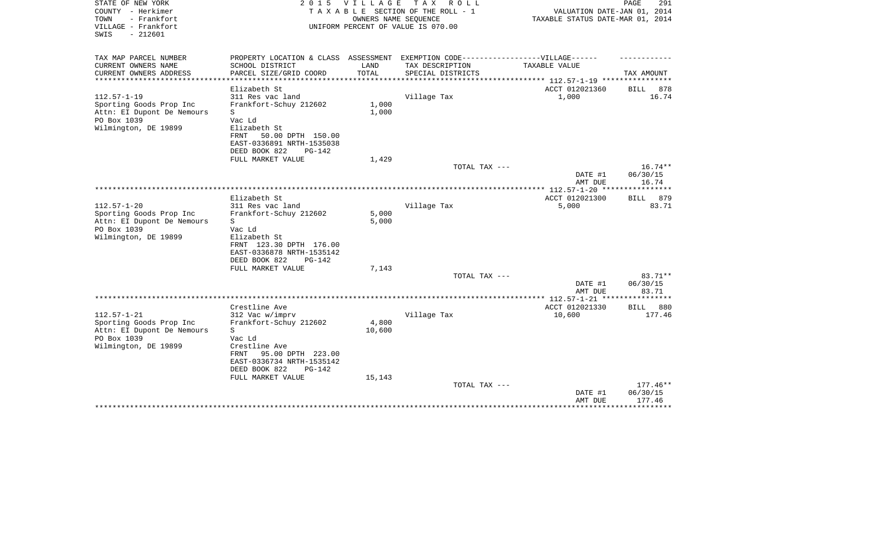STATE OF NEW YORK
COUNTY - Herkimer
TOWN - Frankfort
VILLAGE - Frankfort
SWIS - 212601

2 0 1 5 V I L L A G E T A X R O L L
T A X A B L E SECTION OF THE ROLL - 1
OWNERS NAME SEQUENCE
UNIFORM PERCENT OF VALUE IS 070.00

VALUATION DATE-JAN 01, 2014
TAXABLE STATUS DATE-MAR 01, 2014

| TAX MAP PARCEL NUMBER<br>CURRENT OWNERS NAME<br>CURRENT OWNERS ADDRESS | PROPERTY LOCATION & CLASS<br>SCHOOL DISTRICT<br>PARCEL SIZE/GRID COORD | ASSESSMENT<br>LAND<br>TOTAL | EXEMPTION CODE------VILLAGE------<br>TAX DESCRIPTION<br>SPECIAL DISTRICTS | TAXABLE VALUE | TAX AMOUNT |
|---|---|---|---|---|---|
| 112.57-1-19 | Elizabeth St |  |  | ACCT 012021360 | BILL 878 |
| 112.57-1-19 | 311 Res vac land |  | Village Tax | 1,000 | 16.74 |
| Sporting Goods Prop Inc | Frankfort-Schuy 212602 | 1,000 |  |  |  |
| Attn: EI Dupont De Nemours | S | 1,000 |  |  |  |
| PO Box 1039 | Vac Ld |  |  |  |  |
| Wilmington, DE 19899 | Elizabeth St |  |  |  |  |
|  | FRNT 50.00 DPTH 150.00 |  |  |  |  |
|  | EAST-0336891 NRTH-1535038 |  |  |  |  |
|  | DEED BOOK 822 PG-142 |  |  |  |  |
|  | FULL MARKET VALUE | 1,429 |  |  |  |
|  |  |  | TOTAL TAX --- |  | 16.74** |
|  |  |  |  | DATE #1 | 06/30/15 |
|  |  |  |  | AMT DUE | 16.74 |
| 112.57-1-20 | Elizabeth St |  |  | ACCT 012021300 | BILL 879 |
| 112.57-1-20 | 311 Res vac land |  | Village Tax | 5,000 | 83.71 |
| Sporting Goods Prop Inc | Frankfort-Schuy 212602 | 5,000 |  |  |  |
| Attn: EI Dupont De Nemours | S | 5,000 |  |  |  |
| PO Box 1039 | Vac Ld |  |  |  |  |
| Wilmington, DE 19899 | Elizabeth St |  |  |  |  |
|  | FRNT 123.30 DPTH 176.00 |  |  |  |  |
|  | EAST-0336878 NRTH-1535142 |  |  |  |  |
|  | DEED BOOK 822 PG-142 |  |  |  |  |
|  | FULL MARKET VALUE | 7,143 |  |  |  |
|  |  |  | TOTAL TAX --- |  | 83.71** |
|  |  |  |  | DATE #1 | 06/30/15 |
|  |  |  |  | AMT DUE | 83.71 |
| 112.57-1-21 | Crestline Ave |  |  | ACCT 012021330 | BILL 880 |
| 112.57-1-21 | 312 Vac w/imprv |  | Village Tax | 10,600 | 177.46 |
| Sporting Goods Prop Inc | Frankfort-Schuy 212602 | 4,800 |  |  |  |
| Attn: EI Dupont De Nemours | S | 10,600 |  |  |  |
| PO Box 1039 | Vac Ld |  |  |  |  |
| Wilmington, DE 19899 | Crestline Ave |  |  |  |  |
|  | FRNT 95.00 DPTH 223.00 |  |  |  |  |
|  | EAST-0336734 NRTH-1535142 |  |  |  |  |
|  | DEED BOOK 822 PG-142 |  |  |  |  |
|  | FULL MARKET VALUE | 15,143 |  |  |  |
|  |  |  | TOTAL TAX --- |  | 177.46** |
|  |  |  |  | DATE #1 | 06/30/15 |
|  |  |  |  | AMT DUE | 177.46 |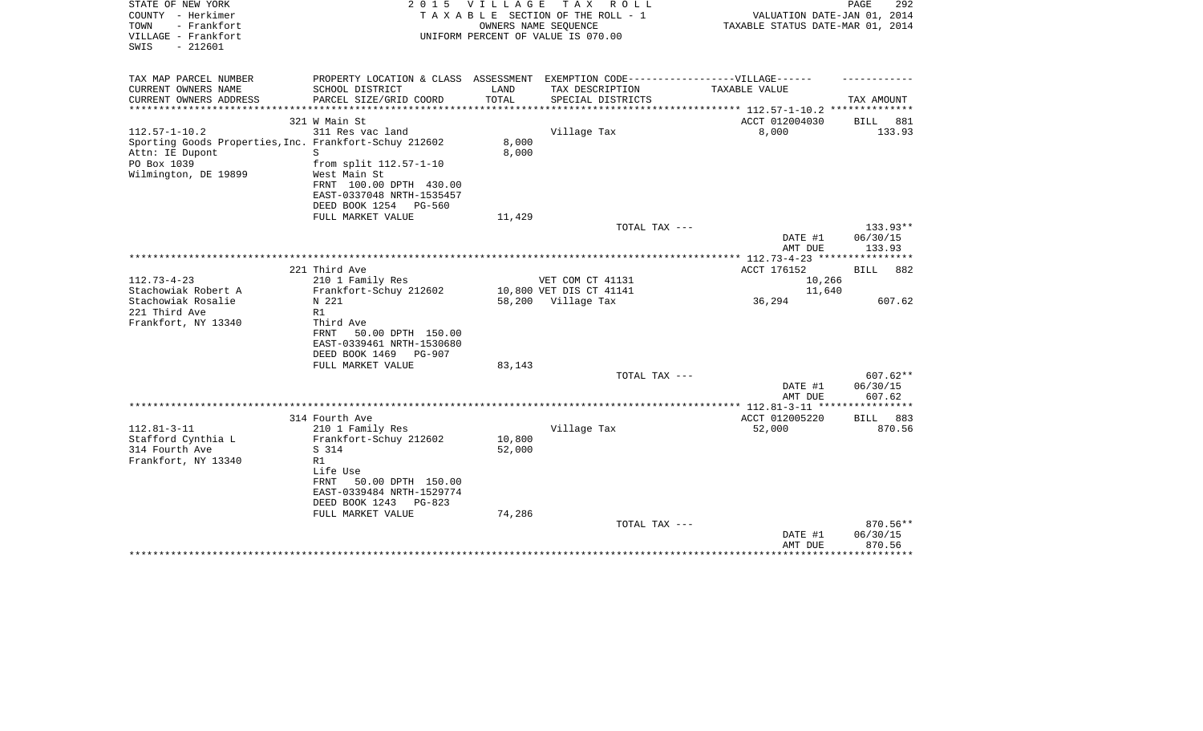STATE OF NEW YORK
COUNTY - Herkimer
TOWN - Frankfort
VILLAGE - Frankfort
SWIS - 212601

2 0 1 5 V I L L A G E T A X R O L L
T A X A B L E SECTION OF THE ROLL - 1
OWNERS NAME SEQUENCE
UNIFORM PERCENT OF VALUE IS 070.00

VALUATION DATE-JAN 01, 2014
TAXABLE STATUS DATE-MAR 01, 2014

| TAX MAP PARCEL NUMBER / CURRENT OWNERS NAME / CURRENT OWNERS ADDRESS | PROPERTY LOCATION & CLASS / SCHOOL DISTRICT / PARCEL SIZE/GRID COORD | ASSESSMENT LAND / TOTAL | EXEMPTION CODE-----VILLAGE------ / TAX DESCRIPTION / SPECIAL DISTRICTS | TAXABLE VALUE | TAX AMOUNT |
|---|---|---|---|---|---|
| 112.57-1-10.2 | 321 W Main St | | | ACCT 012004030 | BILL 881 |
| | 311 Res vac land | | Village Tax | 8,000 | 133.93 |
| Sporting Goods Properties,Inc. | Frankfort-Schuy 212602 | 8,000 | | | |
| Attn: IE Dupont | S | 8,000 | | | |
| PO Box 1039 | from split 112.57-1-10 | | | | |
| Wilmington, DE 19899 | West Main St | | | | |
| | FRNT 100.00 DPTH 430.00 | | | | |
| | EAST-0337048 NRTH-1535457 | | | | |
| | DEED BOOK 1254 PG-560 | | | | |
| | FULL MARKET VALUE | 11,429 | | | |
| | | | TOTAL TAX --- | | 133.93** |
| | | | | DATE #1 | 06/30/15 |
| | | | | AMT DUE | 133.93 |
| 112.73-4-23 | 221 Third Ave | | | ACCT 176152 | BILL 882 |
| | 210 1 Family Res | | VET COM CT 41131 | 10,266 | |
| Stachowiak Robert A | Frankfort-Schuy 212602 | 10,800 | VET DIS CT 41141 | 11,640 | |
| Stachowiak Rosalie | N 221 | 58,200 | Village Tax | 36,294 | 607.62 |
| 221 Third Ave | R1 | | | | |
| Frankfort, NY 13340 | Third Ave | | | | |
| | FRNT 50.00 DPTH 150.00 | | | | |
| | EAST-0339461 NRTH-1530680 | | | | |
| | DEED BOOK 1469 PG-907 | | | | |
| | FULL MARKET VALUE | 83,143 | | | |
| | | | TOTAL TAX --- | | 607.62** |
| | | | | DATE #1 | 06/30/15 |
| | | | | AMT DUE | 607.62 |
| 112.81-3-11 | 314 Fourth Ave | | | ACCT 012005220 | BILL 883 |
| | 210 1 Family Res | | Village Tax | 52,000 | 870.56 |
| Stafford Cynthia L | Frankfort-Schuy 212602 | 10,800 | | | |
| 314 Fourth Ave | S 314 | 52,000 | | | |
| Frankfort, NY 13340 | R1 | | | | |
| | Life Use | | | | |
| | FRNT 50.00 DPTH 150.00 | | | | |
| | EAST-0339484 NRTH-1529774 | | | | |
| | DEED BOOK 1243 PG-823 | | | | |
| | FULL MARKET VALUE | 74,286 | | | |
| | | | TOTAL TAX --- | | 870.56** |
| | | | | DATE #1 | 06/30/15 |
| | | | | AMT DUE | 870.56 |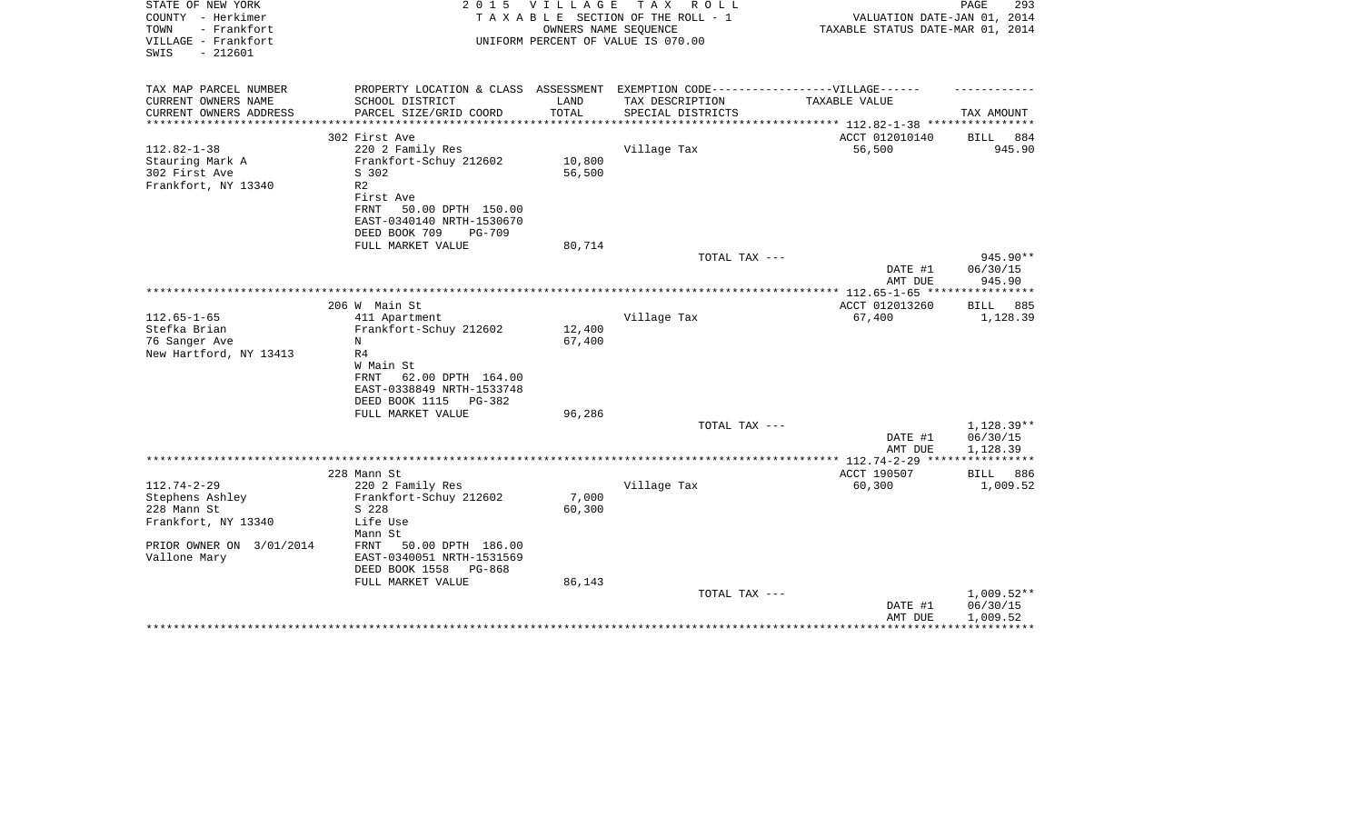STATE OF NEW YORK | COUNTY - Herkimer | TOWN - Frankfort | VILLAGE - Frankfort | SWIS - 212601

2 0 1 5 V I L L A G E T A X R O L L
T A X A B L E SECTION OF THE ROLL - 1
OWNERS NAME SEQUENCE
UNIFORM PERCENT OF VALUE IS 070.00

VALUATION DATE-JAN 01, 2014
TAXABLE STATUS DATE-MAR 01, 2014

| TAX MAP PARCEL NUMBER / CURRENT OWNERS NAME / CURRENT OWNERS ADDRESS | PROPERTY LOCATION & CLASS / SCHOOL DISTRICT / PARCEL SIZE/GRID COORD | ASSESSMENT LAND / TOTAL | EXEMPTION CODE / TAX DESCRIPTION / SPECIAL DISTRICTS | TAXABLE VALUE | TAX AMOUNT |
|---|---|---|---|---|---|
| 112.82-1-38 | 302 First Ave | | | ACCT 012010140 | BILL 884 |
| Stauring Mark A | 220 2 Family Res | | Village Tax | 56,500 | 945.90 |
| 302 First Ave | Frankfort-Schuy 212602 | 10,800 | | | |
| Frankfort, NY 13340 | S 302 | 56,500 | | | |
| | R2 | | | | |
| | First Ave | | | | |
| | FRNT 50.00 DPTH 150.00 | | | | |
| | EAST-0340140 NRTH-1530670 | | | | |
| | DEED BOOK 709 PG-709 | | | | |
| | FULL MARKET VALUE | 80,714 | | | |
| | | | TOTAL TAX --- | | 945.90** |
| | | | | DATE #1 | 06/30/15 |
| | | | | AMT DUE | 945.90 |
| 112.65-1-65 | 206 W Main St | | | ACCT 012013260 | BILL 885 |
| Stefka Brian | 411 Apartment | | Village Tax | 67,400 | 1,128.39 |
| 76 Sanger Ave | Frankfort-Schuy 212602 | 12,400 | | | |
| New Hartford, NY 13413 | N | 67,400 | | | |
| | R4 | | | | |
| | W Main St | | | | |
| | FRNT 62.00 DPTH 164.00 | | | | |
| | EAST-0338849 NRTH-1533748 | | | | |
| | DEED BOOK 1115 PG-382 | | | | |
| | FULL MARKET VALUE | 96,286 | | | |
| | | | TOTAL TAX --- | | 1,128.39** |
| | | | | DATE #1 | 06/30/15 |
| | | | | AMT DUE | 1,128.39 |
| 112.74-2-29 | 228 Mann St | | | ACCT 190507 | BILL 886 |
| Stephens Ashley | 220 2 Family Res | | Village Tax | 60,300 | 1,009.52 |
| 228 Mann St | Frankfort-Schuy 212602 | 7,000 | | | |
| Frankfort, NY 13340 | S 228 | 60,300 | | | |
| | Life Use | | | | |
| | Mann St | | | | |
| PRIOR OWNER ON 3/01/2014 | FRNT 50.00 DPTH 186.00 | | | | |
| Vallone Mary | EAST-0340051 NRTH-1531569 | | | | |
| | DEED BOOK 1558 PG-868 | | | | |
| | FULL MARKET VALUE | 86,143 | | | |
| | | | TOTAL TAX --- | | 1,009.52** |
| | | | | DATE #1 | 06/30/15 |
| | | | | AMT DUE | 1,009.52 |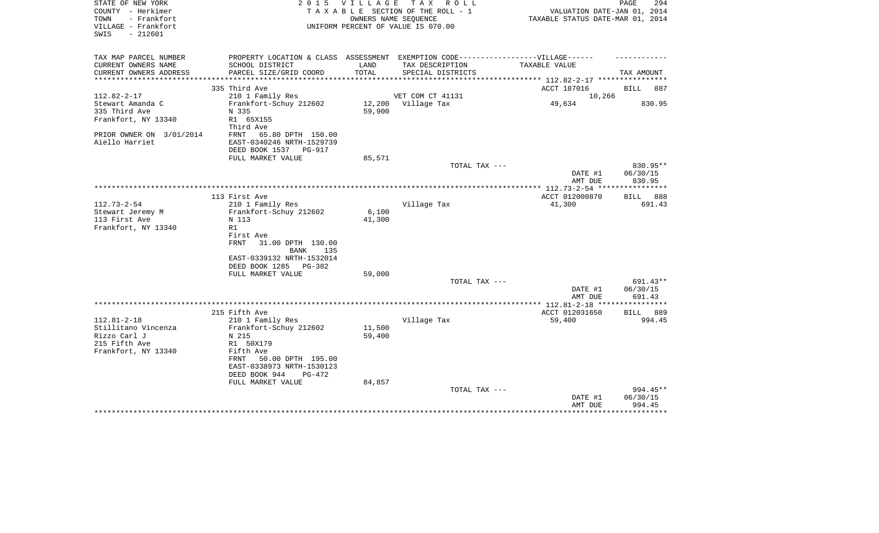STATE OF NEW YORK
COUNTY - Herkimer
TOWN - Frankfort
VILLAGE - Frankfort
SWIS - 212601

2015 VILLAGE TAX ROLL
TAXABLE SECTION OF THE ROLL - 1
OWNERS NAME SEQUENCE
UNIFORM PERCENT OF VALUE IS 070.00

VALUATION DATE-JAN 01, 2014
TAXABLE STATUS DATE-MAR 01, 2014

| TAX MAP PARCEL NUMBER<br>CURRENT OWNERS NAME<br>CURRENT OWNERS ADDRESS | PROPERTY LOCATION & CLASS<br>SCHOOL DISTRICT<br>PARCEL SIZE/GRID COORD | ASSESSMENT<br>LAND<br>TOTAL | EXEMPTION CODE-----VILLAGE------<br>TAX DESCRIPTION<br>SPECIAL DISTRICTS | TAXABLE VALUE | TAX AMOUNT |
|---|---|---|---|---|---|
| 112.82-2-17 | 335 Third Ave | | | ACCT 187016 | BILL 887 |
| Stewart Amanda C | 210 1 Family Res | | VET COM CT 41131 | 10,266 | |
| 335 Third Ave | Frankfort-Schuy 212602 | 12,200 | Village Tax | 49,634 | 830.95 |
| Frankfort, NY 13340 | N 335 | 59,900 | | | |
| | R1 65X155 | | | | |
| PRIOR OWNER ON 3/01/2014 | Third Ave | | | | |
| Aiello Harriet | FRNT 65.80 DPTH 150.00 | | | | |
| | EAST-0340246 NRTH-1529739 | | | | |
| | DEED BOOK 1537 PG-917 | | | | |
| | FULL MARKET VALUE | 85,571 | | | |
| | | | TOTAL TAX --- | | 830.95** |
| | | | | DATE #1 | 06/30/15 |
| | | | | AMT DUE | 830.95 |
| 112.73-2-54 | 113 First Ave | | | ACCT 012000870 | BILL 888 |
| Stewart Jeremy M | 210 1 Family Res | | Village Tax | 41,300 | 691.43 |
| 113 First Ave | Frankfort-Schuy 212602 | 6,100 | | | |
| Frankfort, NY 13340 | N 113 | 41,300 | | | |
| | R1 | | | | |
| | First Ave | | | | |
| | FRNT 31.00 DPTH 130.00 | | | | |
| | BANK 135 | | | | |
| | EAST-0339132 NRTH-1532014 | | | | |
| | DEED BOOK 1285 PG-382 | | | | |
| | FULL MARKET VALUE | 59,000 | | | |
| | | | TOTAL TAX --- | | 691.43** |
| | | | | DATE #1 | 06/30/15 |
| | | | | AMT DUE | 691.43 |
| 112.81-2-18 | 215 Fifth Ave | | | ACCT 012031650 | BILL 889 |
| Stillitano Vincenza | 210 1 Family Res | | Village Tax | 59,400 | 994.45 |
| Rizzo Carl J | Frankfort-Schuy 212602 | 11,500 | | | |
| 215 Fifth Ave | N 215 | 59,400 | | | |
| Frankfort, NY 13340 | R1 50X179 | | | | |
| | Fifth Ave | | | | |
| | FRNT 50.00 DPTH 195.00 | | | | |
| | EAST-0338973 NRTH-1530123 | | | | |
| | DEED BOOK 944 PG-472 | | | | |
| | FULL MARKET VALUE | 84,857 | | | |
| | | | TOTAL TAX --- | | 994.45** |
| | | | | DATE #1 | 06/30/15 |
| | | | | AMT DUE | 994.45 |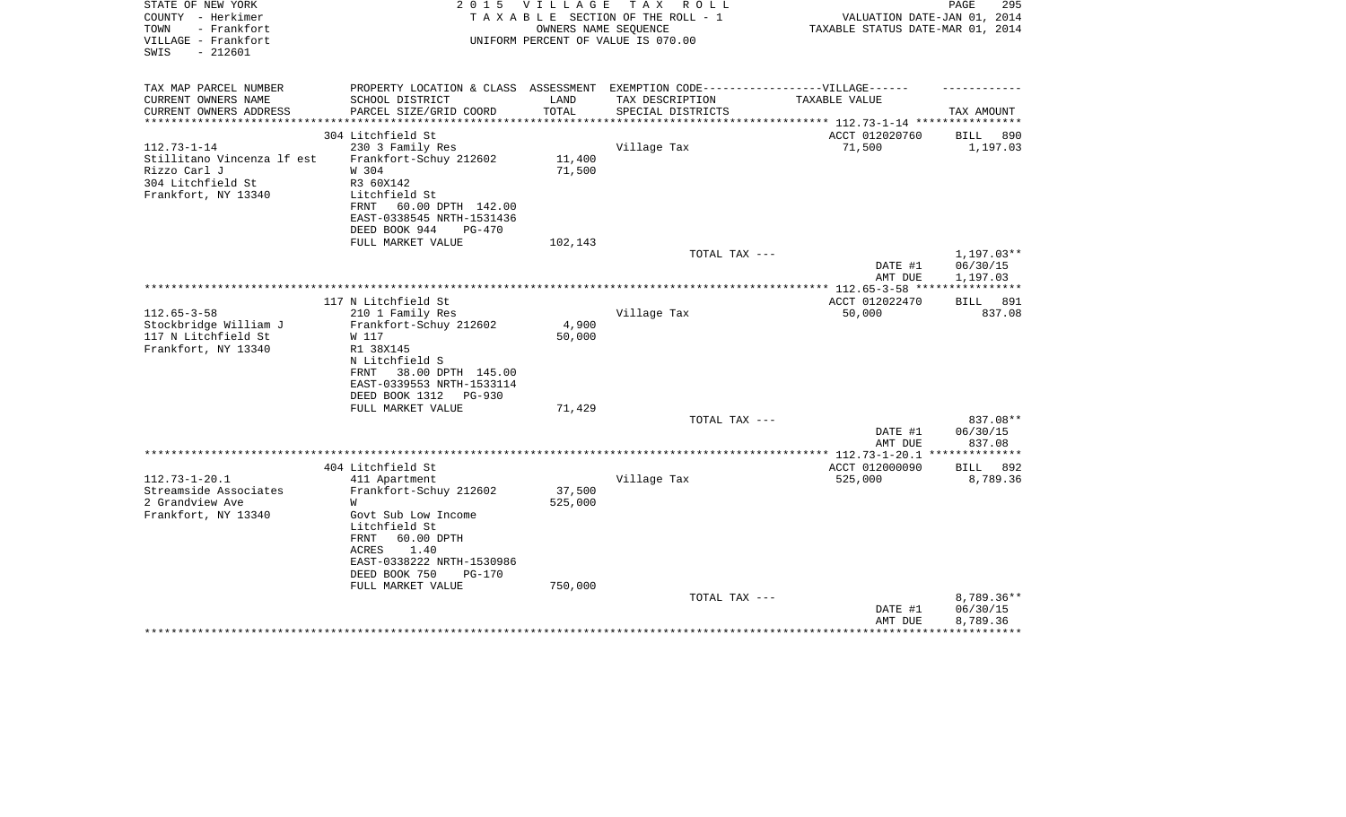STATE OF NEW YORK
COUNTY - Herkimer
TOWN - Frankfort
VILLAGE - Frankfort
SWIS - 212601

**2015 VILLAGE TAX ROLL**
TAXABLE SECTION OF THE ROLL - 1
OWNERS NAME SEQUENCE
UNIFORM PERCENT OF VALUE IS 070.00

VALUATION DATE-JAN 01, 2014
TAXABLE STATUS DATE-MAR 01, 2014

| TAX MAP PARCEL NUMBER<br>CURRENT OWNERS NAME<br>CURRENT OWNERS ADDRESS | PROPERTY LOCATION & CLASS<br>SCHOOL DISTRICT<br>PARCEL SIZE/GRID COORD | ASSESSMENT<br>LAND<br>TOTAL | EXEMPTION CODE-----VILLAGE------<br>TAX DESCRIPTION<br>SPECIAL DISTRICTS | TAXABLE VALUE | TAX AMOUNT |
|---|---|---|---|---|---|
| | 304 Litchfield St | | | ACCT 012020760 | BILL 890 |
| 112.73-1-14 | 230 3 Family Res | | Village Tax | 71,500 | 1,197.03 |
| Stillitano Vincenza lf est | Frankfort-Schuy 212602 | 11,400 | | | |
| Rizzo Carl J | W 304 | 71,500 | | | |
| 304 Litchfield St | R3 60X142 | | | | |
| Frankfort, NY 13340 | Litchfield St | | | | |
| | FRNT 60.00 DPTH 142.00 | | | | |
| | EAST-0338545 NRTH-1531436 | | | | |
| | DEED BOOK 944 PG-470 | | | | |
| | FULL MARKET VALUE | 102,143 | | | |
| | | | TOTAL TAX --- | | 1,197.03** |
| | | | | DATE #1 | 06/30/15 |
| | | | | AMT DUE | 1,197.03 |
| | 117 N Litchfield St | | | ACCT 012022470 | BILL 891 |
| 112.65-3-58 | 210 1 Family Res | | Village Tax | 50,000 | 837.08 |
| Stockbridge William J | Frankfort-Schuy 212602 | 4,900 | | | |
| 117 N Litchfield St | W 117 | 50,000 | | | |
| Frankfort, NY 13340 | R1 38X145 | | | | |
| | N Litchfield S | | | | |
| | FRNT 38.00 DPTH 145.00 | | | | |
| | EAST-0339553 NRTH-1533114 | | | | |
| | DEED BOOK 1312 PG-930 | | | | |
| | FULL MARKET VALUE | 71,429 | | | |
| | | | TOTAL TAX --- | | 837.08** |
| | | | | DATE #1 | 06/30/15 |
| | | | | AMT DUE | 837.08 |
| | 404 Litchfield St | | | ACCT 012000090 | BILL 892 |
| 112.73-1-20.1 | 411 Apartment | | Village Tax | 525,000 | 8,789.36 |
| Streamside Associates | Frankfort-Schuy 212602 | 37,500 | | | |
| 2 Grandview Ave | W | 525,000 | | | |
| Frankfort, NY 13340 | Govt Sub Low Income | | | | |
| | Litchfield St | | | | |
| | FRNT 60.00 DPTH | | | | |
| | ACRES 1.40 | | | | |
| | EAST-0338222 NRTH-1530986 | | | | |
| | DEED BOOK 750 PG-170 | | | | |
| | FULL MARKET VALUE | 750,000 | | | |
| | | | TOTAL TAX --- | | 8,789.36** |
| | | | | DATE #1 | 06/30/15 |
| | | | | AMT DUE | 8,789.36 |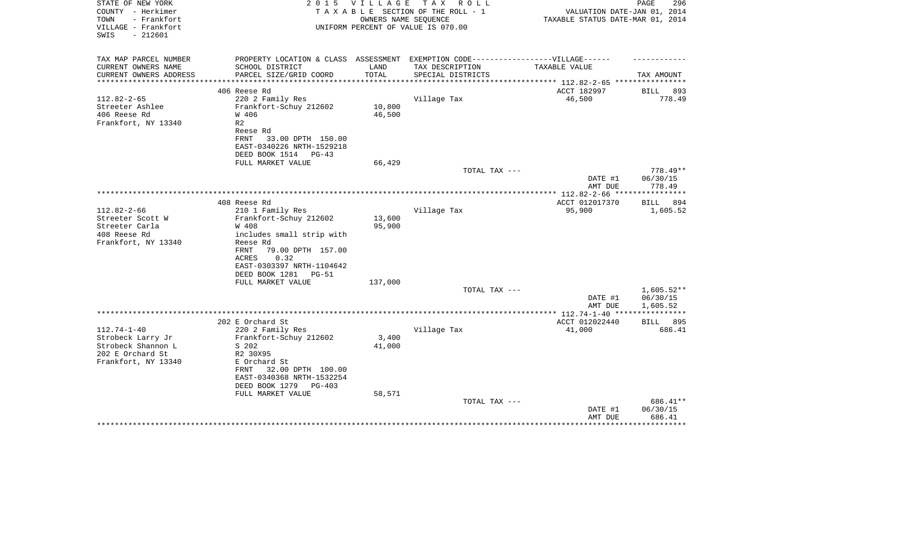STATE OF NEW YORK
COUNTY - Herkimer
TOWN - Frankfort
VILLAGE - Frankfort
SWIS - 212601

2015 VILLAGE TAX ROLL
TAXABLE SECTION OF THE ROLL - 1
OWNERS NAME SEQUENCE
UNIFORM PERCENT OF VALUE IS 070.00

VALUATION DATE-JAN 01, 2014
TAXABLE STATUS DATE-MAR 01, 2014

| TAX MAP PARCEL NUMBER / CURRENT OWNERS NAME / CURRENT OWNERS ADDRESS | PROPERTY LOCATION & CLASS / SCHOOL DISTRICT / PARCEL SIZE/GRID COORD | ASSESSMENT LAND / TOTAL | EXEMPTION CODE-----VILLAGE------ TAX DESCRIPTION / SPECIAL DISTRICTS | TAXABLE VALUE | TAX AMOUNT |
|---|---|---|---|---|---|
| | 406 Reese Rd | | | ACCT 182997 | BILL 893 |
| 112.82-2-65 | 220 2 Family Res | | Village Tax | 46,500 | 778.49 |
| Streeter Ashlee | Frankfort-Schuy 212602 | 10,800 | | | |
| 406 Reese Rd | W 406 | 46,500 | | | |
| Frankfort, NY 13340 | R2 | | | | |
| | Reese Rd | | | | |
| | FRNT 33.00 DPTH 150.00 | | | | |
| | EAST-0340226 NRTH-1529218 | | | | |
| | DEED BOOK 1514 PG-43 | | | | |
| | FULL MARKET VALUE | 66,429 | | | |
| | | | TOTAL TAX --- | | 778.49** |
| | | | | DATE #1 | 06/30/15 |
| | | | | AMT DUE | 778.49 |
| | 408 Reese Rd | | | ACCT 012017370 | BILL 894 |
| 112.82-2-66 | 210 1 Family Res | | Village Tax | 95,900 | 1,605.52 |
| Streeter Scott W | Frankfort-Schuy 212602 | 13,600 | | | |
| Streeter Carla | W 408 | 95,900 | | | |
| 408 Reese Rd | includes small strip with | | | | |
| Frankfort, NY 13340 | Reese Rd | | | | |
| | FRNT 79.00 DPTH 157.00 | | | | |
| | ACRES 0.32 | | | | |
| | EAST-0303397 NRTH-1104642 | | | | |
| | DEED BOOK 1281 PG-51 | | | | |
| | FULL MARKET VALUE | 137,000 | | | |
| | | | TOTAL TAX --- | | 1,605.52** |
| | | | | DATE #1 | 06/30/15 |
| | | | | AMT DUE | 1,605.52 |
| | 202 E Orchard St | | | ACCT 012022440 | BILL 895 |
| 112.74-1-40 | 220 2 Family Res | | Village Tax | 41,000 | 686.41 |
| Strobeck Larry Jr | Frankfort-Schuy 212602 | 3,400 | | | |
| Strobeck Shannon L | S 202 | 41,000 | | | |
| 202 E Orchard St | R2 30X95 | | | | |
| Frankfort, NY 13340 | E Orchard St | | | | |
| | FRNT 32.00 DPTH 100.00 | | | | |
| | EAST-0340368 NRTH-1532254 | | | | |
| | DEED BOOK 1279 PG-403 | | | | |
| | FULL MARKET VALUE | 58,571 | | | |
| | | | TOTAL TAX --- | | 686.41** |
| | | | | DATE #1 | 06/30/15 |
| | | | | AMT DUE | 686.41 |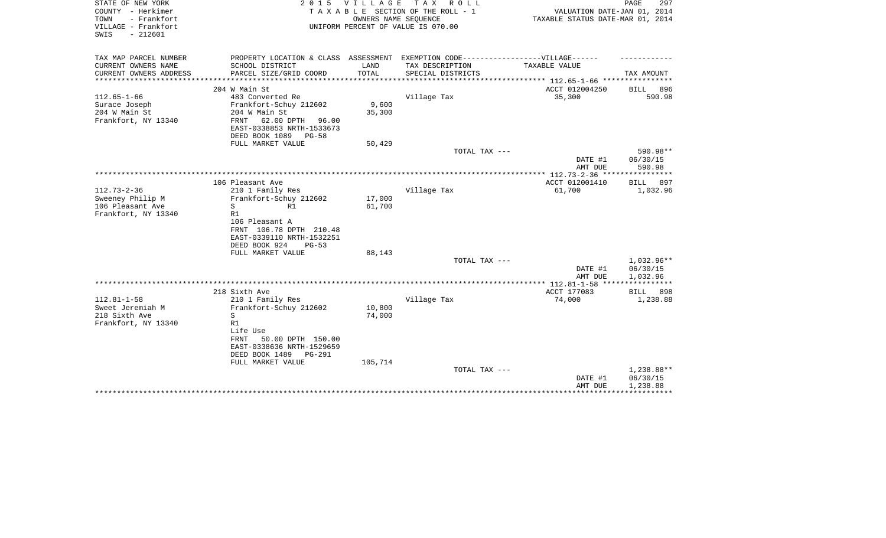STATE OF NEW YORK
COUNTY - Herkimer
TOWN - Frankfort
VILLAGE - Frankfort
SWIS - 212601

2015 VILLAGE TAX ROLL
TAXABLE SECTION OF THE ROLL - 1
OWNERS NAME SEQUENCE
UNIFORM PERCENT OF VALUE IS 070.00

VALUATION DATE-JAN 01, 2014
TAXABLE STATUS DATE-MAR 01, 2014

| TAX MAP PARCEL NUMBER<br>CURRENT OWNERS NAME<br>CURRENT OWNERS ADDRESS | PROPERTY LOCATION & CLASS<br>SCHOOL DISTRICT<br>PARCEL SIZE/GRID COORD | ASSESSMENT<br>LAND<br>TOTAL | EXEMPTION CODE------------------VILLAGE------<br>TAX DESCRIPTION<br>SPECIAL DISTRICTS | TAXABLE VALUE | TAX AMOUNT |
|---|---|---|---|---|---|
| | 204 W Main St | | | ACCT 012004250 | BILL 896 |
| 112.65-1-66 | 483 Converted Re | | Village Tax | 35,300 | 590.98 |
| Surace Joseph | Frankfort-Schuy 212602 | 9,600 | | | |
| 204 W Main St | 204 W Main St | 35,300 | | | |
| Frankfort, NY 13340 | FRNT 62.00 DPTH 96.00 | | | | |
| | EAST-0338853 NRTH-1533673 | | | | |
| | DEED BOOK 1089 PG-58 | | | | |
| | FULL MARKET VALUE | 50,429 | | | |
| | | | TOTAL TAX --- | | 590.98** |
| | | | | DATE #1 | 06/30/15 |
| | | | | AMT DUE | 590.98 |
| | 106 Pleasant Ave | | | ACCT 012001410 | BILL 897 |
| 112.73-2-36 | 210 1 Family Res | | Village Tax | 61,700 | 1,032.96 |
| Sweeney Philip M | Frankfort-Schuy 212602 | 17,000 | | | |
| 106 Pleasant Ave | S R1 | 61,700 | | | |
| Frankfort, NY 13340 | R1 | | | | |
| | 106 Pleasant A | | | | |
| | FRNT 106.78 DPTH 210.48 | | | | |
| | EAST-0339110 NRTH-1532251 | | | | |
| | DEED BOOK 924 PG-53 | | | | |
| | FULL MARKET VALUE | 88,143 | | | |
| | | | TOTAL TAX --- | | 1,032.96** |
| | | | | DATE #1 | 06/30/15 |
| | | | | AMT DUE | 1,032.96 |
| | 218 Sixth Ave | | | ACCT 177083 | BILL 898 |
| 112.81-1-58 | 210 1 Family Res | | Village Tax | 74,000 | 1,238.88 |
| Sweet Jeremiah M | Frankfort-Schuy 212602 | 10,800 | | | |
| 218 Sixth Ave | S | 74,000 | | | |
| Frankfort, NY 13340 | R1 | | | | |
| | Life Use | | | | |
| | FRNT 50.00 DPTH 150.00 | | | | |
| | EAST-0338636 NRTH-1529659 | | | | |
| | DEED BOOK 1489 PG-291 | | | | |
| | FULL MARKET VALUE | 105,714 | | | |
| | | | TOTAL TAX --- | | 1,238.88** |
| | | | | DATE #1 | 06/30/15 |
| | | | | AMT DUE | 1,238.88 |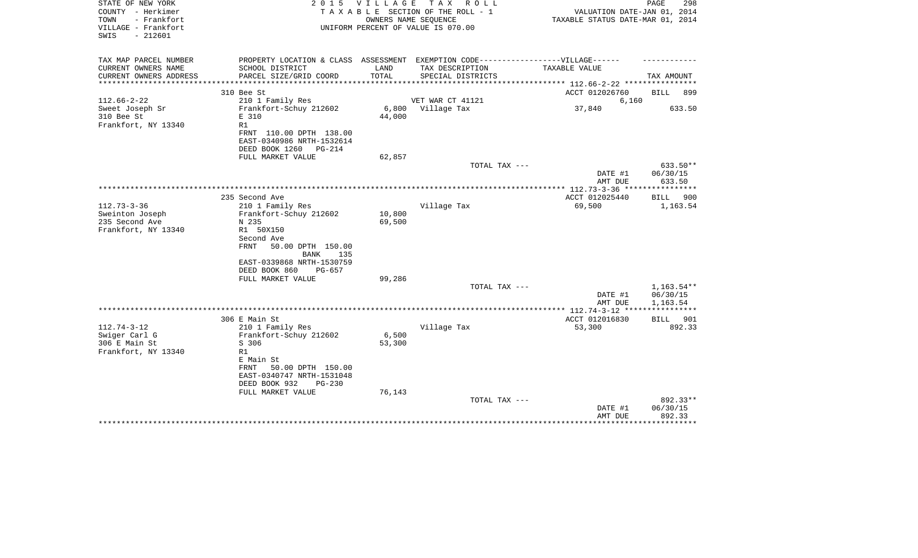STATE OF NEW YORK
COUNTY - Herkimer
TOWN - Frankfort
VILLAGE - Frankfort
SWIS - 212601

2015 VILLAGE TAX ROLL
TAXABLE SECTION OF THE ROLL - 1
OWNERS NAME SEQUENCE
UNIFORM PERCENT OF VALUE IS 070.00

VALUATION DATE-JAN 01, 2014
TAXABLE STATUS DATE-MAR 01, 2014

| TAX MAP PARCEL NUMBER / CURRENT OWNERS NAME / CURRENT OWNERS ADDRESS | PROPERTY LOCATION & CLASS / SCHOOL DISTRICT / PARCEL SIZE/GRID COORD | ASSESSMENT LAND / TOTAL | EXEMPTION CODE / TAX DESCRIPTION / SPECIAL DISTRICTS | TAXABLE VALUE | TAX AMOUNT |
|---|---|---|---|---|---|
| 112.66-2-22 | 310 Bee St | | | ACCT 012026760 | BILL 899 |
| Sweet Joseph Sr | 210 1 Family Res | | VET WAR CT 41121 | 6,160 | |
| 310 Bee St | Frankfort-Schuy 212602 | 6,800 | Village Tax | 37,840 | 633.50 |
| Frankfort, NY 13340 | E 310 | 44,000 | | | |
| | R1 | | | | |
| | FRNT 110.00 DPTH 138.00 | | | | |
| | EAST-0340986 NRTH-1532614 | | | | |
| | DEED BOOK 1260 PG-214 | | | | |
| | FULL MARKET VALUE | 62,857 | | | |
| | | | TOTAL TAX --- | | 633.50** |
| | | | | DATE #1 | 06/30/15 |
| | | | | AMT DUE | 633.50 |
| 112.73-3-36 | 235 Second Ave | | | ACCT 012025440 | BILL 900 |
| Sweinton Joseph | 210 1 Family Res | | Village Tax | 69,500 | 1,163.54 |
| 235 Second Ave | Frankfort-Schuy 212602 | 10,800 | | | |
| Frankfort, NY 13340 | N 235 | 69,500 | | | |
| | R1 50X150 | | | | |
| | Second Ave | | | | |
| | FRNT 50.00 DPTH 150.00 | | | | |
| | BANK 135 | | | | |
| | EAST-0339868 NRTH-1530759 | | | | |
| | DEED BOOK 860 PG-657 | | | | |
| | FULL MARKET VALUE | 99,286 | | | |
| | | | TOTAL TAX --- | | 1,163.54** |
| | | | | DATE #1 | 06/30/15 |
| | | | | AMT DUE | 1,163.54 |
| 112.74-3-12 | 306 E Main St | | | ACCT 012016830 | BILL 901 |
| Swiger Carl G | 210 1 Family Res | | Village Tax | 53,300 | 892.33 |
| 306 E Main St | Frankfort-Schuy 212602 | 6,500 | | | |
| Frankfort, NY 13340 | S 306 | 53,300 | | | |
| | R1 | | | | |
| | E Main St | | | | |
| | FRNT 50.00 DPTH 150.00 | | | | |
| | EAST-0340747 NRTH-1531048 | | | | |
| | DEED BOOK 932 PG-230 | | | | |
| | FULL MARKET VALUE | 76,143 | | | |
| | | | TOTAL TAX --- | | 892.33** |
| | | | | DATE #1 | 06/30/15 |
| | | | | AMT DUE | 892.33 |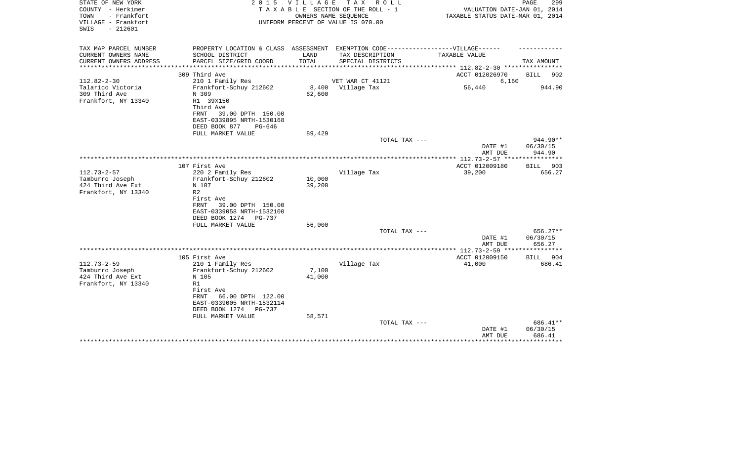STATE OF NEW YORK
COUNTY - Herkimer
TOWN - Frankfort
VILLAGE - Frankfort
SWIS - 212601

2015 VILLAGE TAX ROLL
TAXABLE SECTION OF THE ROLL - 1
OWNERS NAME SEQUENCE
UNIFORM PERCENT OF VALUE IS 070.00

VALUATION DATE-JAN 01, 2014
TAXABLE STATUS DATE-MAR 01, 2014

| TAX MAP PARCEL NUMBER / CURRENT OWNERS NAME / CURRENT OWNERS ADDRESS | PROPERTY LOCATION & CLASS / SCHOOL DISTRICT / PARCEL SIZE/GRID COORD | ASSESSMENT LAND / TOTAL | EXEMPTION CODE / TAX DESCRIPTION / SPECIAL DISTRICTS | TAXABLE VALUE | TAX AMOUNT |
|---|---|---|---|---|---|
| | 309 Third Ave | | | ACCT 012026970 | BILL 902 |
| 112.82-2-30 | 210 1 Family Res | | VET WAR CT 41121 | 6,160 | |
| Talarico Victoria | Frankfort-Schuy 212602 | 8,400 | Village Tax | 56,440 | 944.90 |
| 309 Third Ave | N 309 | 62,600 | | | |
| Frankfort, NY 13340 | R1 39X150 | | | | |
| | Third Ave | | | | |
| | FRNT 39.00 DPTH 150.00 | | | | |
| | EAST-0339895 NRTH-1530168 | | | | |
| | DEED BOOK 877 PG-646 | | | | |
| | FULL MARKET VALUE | 89,429 | | | |
| | | | TOTAL TAX --- | | 944.90** |
| | | | | DATE #1 | 06/30/15 |
| | | | | AMT DUE | 944.90 |
| | 107 First Ave | | | ACCT 012009180 | BILL 903 |
| 112.73-2-57 | 220 2 Family Res | | Village Tax | 39,200 | 656.27 |
| Tamburro Joseph | Frankfort-Schuy 212602 | 10,000 | | | |
| 424 Third Ave Ext | N 107 | 39,200 | | | |
| Frankfort, NY 13340 | R2 | | | | |
| | First Ave | | | | |
| | FRNT 39.00 DPTH 150.00 | | | | |
| | EAST-0339058 NRTH-1532100 | | | | |
| | DEED BOOK 1274 PG-737 | | | | |
| | FULL MARKET VALUE | 56,000 | | | |
| | | | TOTAL TAX --- | | 656.27** |
| | | | | DATE #1 | 06/30/15 |
| | | | | AMT DUE | 656.27 |
| | 105 First Ave | | | ACCT 012009150 | BILL 904 |
| 112.73-2-59 | 210 1 Family Res | | Village Tax | 41,000 | 686.41 |
| Tamburro Joseph | Frankfort-Schuy 212602 | 7,100 | | | |
| 424 Third Ave Ext | N 105 | 41,000 | | | |
| Frankfort, NY 13340 | R1 | | | | |
| | First Ave | | | | |
| | FRNT 66.00 DPTH 122.00 | | | | |
| | EAST-0339005 NRTH-1532114 | | | | |
| | DEED BOOK 1274 PG-737 | | | | |
| | FULL MARKET VALUE | 58,571 | | | |
| | | | TOTAL TAX --- | | 686.41** |
| | | | | DATE #1 | 06/30/15 |
| | | | | AMT DUE | 686.41 |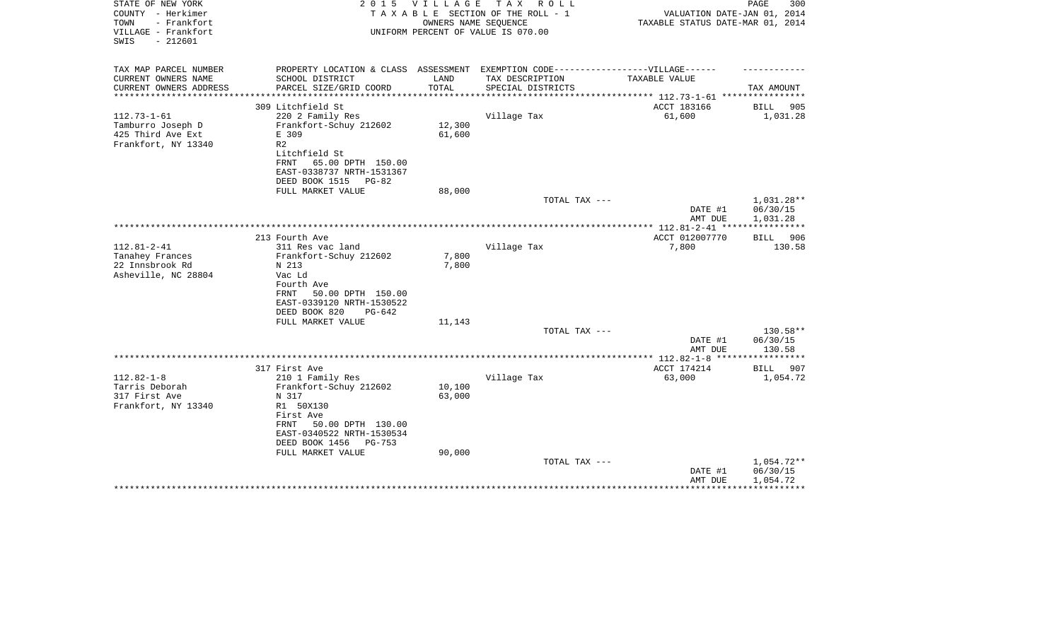STATE OF NEW YORK
COUNTY - Herkimer
TOWN - Frankfort
VILLAGE - Frankfort
SWIS - 212601

**2 0 1 5 V I L L A G E T A X R O L L**
T A X A B L E SECTION OF THE ROLL - 1
OWNERS NAME SEQUENCE
UNIFORM PERCENT OF VALUE IS 070.00

VALUATION DATE-JAN 01, 2014
TAXABLE STATUS DATE-MAR 01, 2014

| TAX MAP PARCEL NUMBER / CURRENT OWNERS NAME / CURRENT OWNERS ADDRESS | PROPERTY LOCATION & CLASS / SCHOOL DISTRICT / PARCEL SIZE/GRID COORD | ASSESSMENT LAND / TOTAL | EXEMPTION CODE / TAX DESCRIPTION / SPECIAL DISTRICTS | TAXABLE VALUE | TAX AMOUNT |
|---|---|---|---|---|---|
| | 309 Litchfield St | | | ACCT 183166 | BILL 905 |
| 112.73-1-61 | 220 2 Family Res | | Village Tax | 61,600 | 1,031.28 |
| Tamburro Joseph D | Frankfort-Schuy 212602 | 12,300 | | | |
| 425 Third Ave Ext | E 309 | 61,600 | | | |
| Frankfort, NY 13340 | R2 | | | | |
| | Litchfield St | | | | |
| | FRNT 65.00 DPTH 150.00 | | | | |
| | EAST-0338737 NRTH-1531367 | | | | |
| | DEED BOOK 1515 PG-82 | | | | |
| | FULL MARKET VALUE | 88,000 | | | |
| | | | TOTAL TAX --- | | 1,031.28** |
| | | | | DATE #1 | 06/30/15 |
| | | | | AMT DUE | 1,031.28 |
| | 213 Fourth Ave | | | ACCT 012007770 | BILL 906 |
| 112.81-2-41 | 311 Res vac land | | Village Tax | 7,800 | 130.58 |
| Tanahey Frances | Frankfort-Schuy 212602 | 7,800 | | | |
| 22 Innsbrook Rd | N 213 | 7,800 | | | |
| Asheville, NC 28804 | Vac Ld | | | | |
| | Fourth Ave | | | | |
| | FRNT 50.00 DPTH 150.00 | | | | |
| | EAST-0339120 NRTH-1530522 | | | | |
| | DEED BOOK 820 PG-642 | | | | |
| | FULL MARKET VALUE | 11,143 | | | |
| | | | TOTAL TAX --- | | 130.58** |
| | | | | DATE #1 | 06/30/15 |
| | | | | AMT DUE | 130.58 |
| | 317 First Ave | | | ACCT 174214 | BILL 907 |
| 112.82-1-8 | 210 1 Family Res | | Village Tax | 63,000 | 1,054.72 |
| Tarris Deborah | Frankfort-Schuy 212602 | 10,100 | | | |
| 317 First Ave | N 317 | 63,000 | | | |
| Frankfort, NY 13340 | R1 50X130 | | | | |
| | First Ave | | | | |
| | FRNT 50.00 DPTH 130.00 | | | | |
| | EAST-0340522 NRTH-1530534 | | | | |
| | DEED BOOK 1456 PG-753 | | | | |
| | FULL MARKET VALUE | 90,000 | | | |
| | | | TOTAL TAX --- | | 1,054.72** |
| | | | | DATE #1 | 06/30/15 |
| | | | | AMT DUE | 1,054.72 |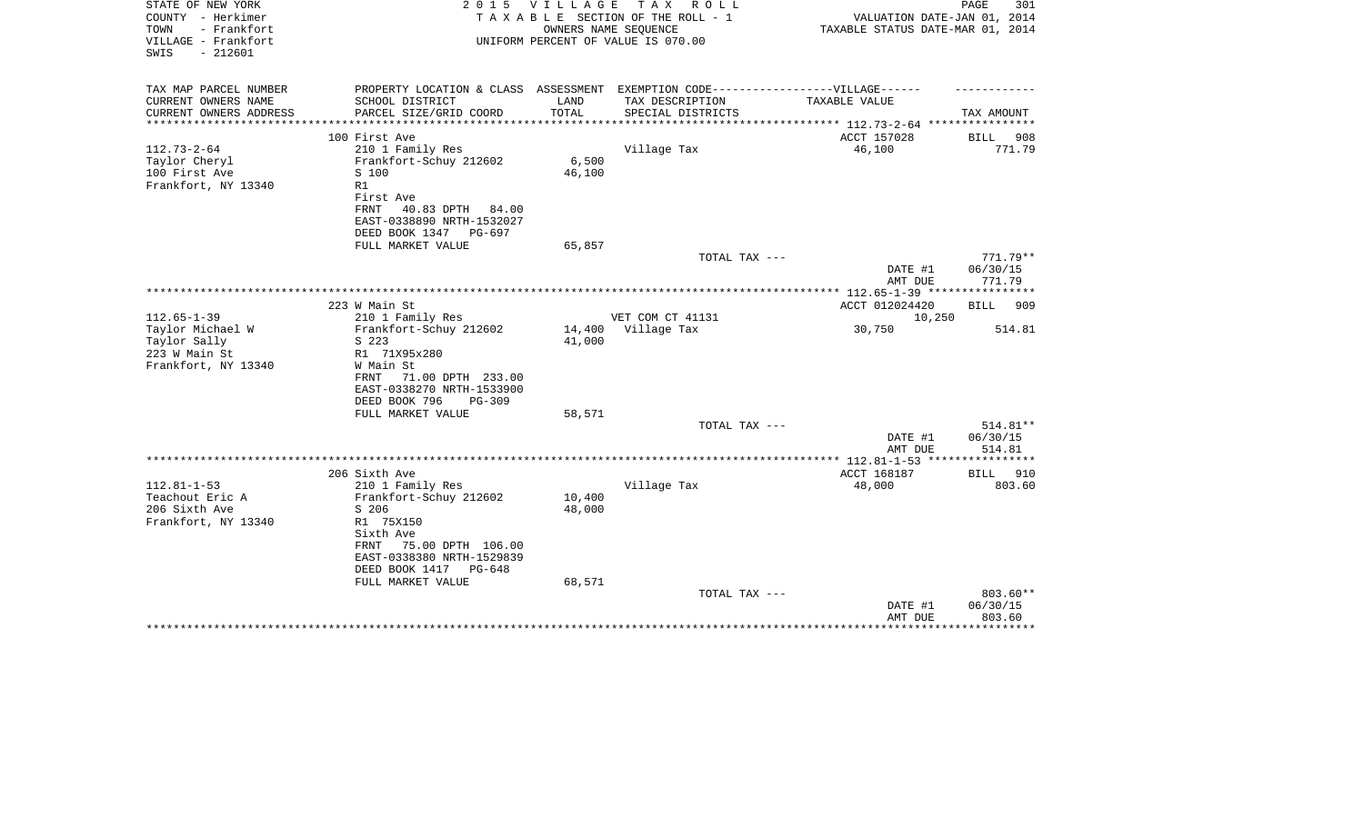STATE OF NEW YORK
COUNTY - Herkimer
TOWN - Frankfort
VILLAGE - Frankfort
SWIS - 212601

2 0 1 5 V I L L A G E T A X R O L L
T A X A B L E SECTION OF THE ROLL - 1
OWNERS NAME SEQUENCE
UNIFORM PERCENT OF VALUE IS 070.00

VALUATION DATE-JAN 01, 2014
TAXABLE STATUS DATE-MAR 01, 2014

| TAX MAP PARCEL NUMBER<br>CURRENT OWNERS NAME<br>CURRENT OWNERS ADDRESS | PROPERTY LOCATION & CLASS<br>SCHOOL DISTRICT<br>PARCEL SIZE/GRID COORD | ASSESSMENT<br>LAND<br>TOTAL | EXEMPTION CODE-----VILLAGE------<br>TAX DESCRIPTION<br>SPECIAL DISTRICTS | TAXABLE VALUE | TAX AMOUNT |
|---|---|---|---|---|---|
| | 100 First Ave | | | ACCT 157028 | BILL 908 |
| 112.73-2-64 | 210 1 Family Res | | Village Tax | 46,100 | 771.79 |
| Taylor Cheryl | Frankfort-Schuy 212602 | 6,500 | | | |
| 100 First Ave | S 100 | 46,100 | | | |
| Frankfort, NY 13340 | R1 | | | | |
| | First Ave | | | | |
| | FRNT 40.83 DPTH 84.00 | | | | |
| | EAST-0338890 NRTH-1532027 | | | | |
| | DEED BOOK 1347 PG-697 | | | | |
| | FULL MARKET VALUE | 65,857 | | | |
| | | | TOTAL TAX --- | | 771.79** |
| | | | | DATE #1 | 06/30/15 |
| | | | | AMT DUE | 771.79 |
| | 223 W Main St | | | ACCT 012024420 | BILL 909 |
| 112.65-1-39 | 210 1 Family Res | | VET COM CT 41131 | 10,250 | |
| Taylor Michael W | Frankfort-Schuy 212602 | 14,400 | Village Tax | 30,750 | 514.81 |
| Taylor Sally | S 223 | 41,000 | | | |
| 223 W Main St | R1 71X95x280 | | | | |
| Frankfort, NY 13340 | W Main St | | | | |
| | FRNT 71.00 DPTH 233.00 | | | | |
| | EAST-0338270 NRTH-1533900 | | | | |
| | DEED BOOK 796 PG-309 | | | | |
| | FULL MARKET VALUE | 58,571 | | | |
| | | | TOTAL TAX --- | | 514.81** |
| | | | | DATE #1 | 06/30/15 |
| | | | | AMT DUE | 514.81 |
| | 206 Sixth Ave | | | ACCT 168187 | BILL 910 |
| 112.81-1-53 | 210 1 Family Res | | Village Tax | 48,000 | 803.60 |
| Teachout Eric A | Frankfort-Schuy 212602 | 10,400 | | | |
| 206 Sixth Ave | S 206 | 48,000 | | | |
| Frankfort, NY 13340 | R1 75X150 | | | | |
| | Sixth Ave | | | | |
| | FRNT 75.00 DPTH 106.00 | | | | |
| | EAST-0338380 NRTH-1529839 | | | | |
| | DEED BOOK 1417 PG-648 | | | | |
| | FULL MARKET VALUE | 68,571 | | | |
| | | | TOTAL TAX --- | | 803.60** |
| | | | | DATE #1 | 06/30/15 |
| | | | | AMT DUE | 803.60 |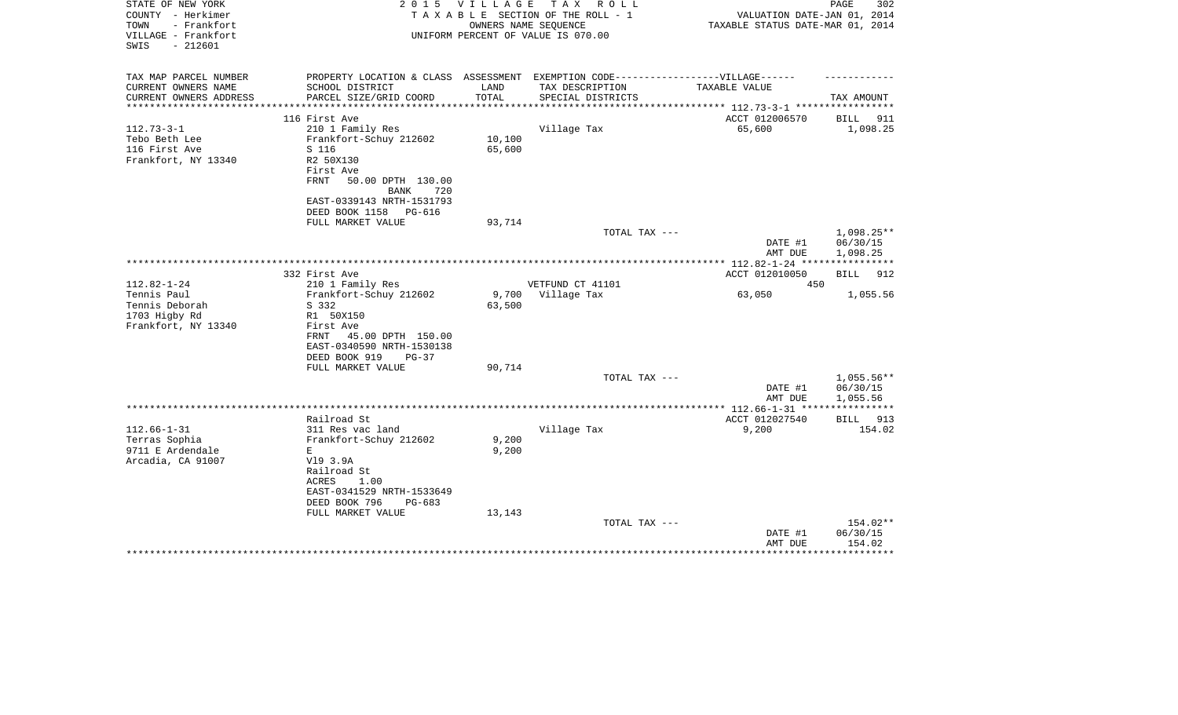STATE OF NEW YORK
COUNTY - Herkimer
TOWN - Frankfort
VILLAGE - Frankfort
SWIS - 212601

2 0 1 5 V I L L A G E T A X R O L L
T A X A B L E SECTION OF THE ROLL - 1
OWNERS NAME SEQUENCE
UNIFORM PERCENT OF VALUE IS 070.00

VALUATION DATE-JAN 01, 2014
TAXABLE STATUS DATE-MAR 01, 2014

| TAX MAP PARCEL NUMBER / CURRENT OWNERS NAME / CURRENT OWNERS ADDRESS | PROPERTY LOCATION & CLASS / SCHOOL DISTRICT / PARCEL SIZE/GRID COORD | ASSESSMENT LAND / TOTAL | EXEMPTION CODE / TAX DESCRIPTION / SPECIAL DISTRICTS | TAXABLE VALUE | TAX AMOUNT |
|---|---|---|---|---|---|
| | 116 First Ave | | | ACCT 012006570 | BILL 911 |
| 112.73-3-1 | 210 1 Family Res | | Village Tax | 65,600 | 1,098.25 |
| Tebo Beth Lee | Frankfort-Schuy 212602 | 10,100 | | | |
| 116 First Ave | S 116 | 65,600 | | | |
| Frankfort, NY 13340 | R2 50X130 | | | | |
| | First Ave | | | | |
| | FRNT 50.00 DPTH 130.00 | | | | |
| | BANK 720 | | | | |
| | EAST-0339143 NRTH-1531793 | | | | |
| | DEED BOOK 1158 PG-616 | | | | |
| | FULL MARKET VALUE | 93,714 | | | |
| | | | TOTAL TAX --- | | 1,098.25** |
| | | | | DATE #1 | 06/30/15 |
| | | | | AMT DUE | 1,098.25 |
| | 332 First Ave | | | ACCT 012010050 | BILL 912 |
| 112.82-1-24 | 210 1 Family Res | | VETFUND CT 41101 | 450 | |
| Tennis Paul | Frankfort-Schuy 212602 | 9,700 | Village Tax | 63,050 | 1,055.56 |
| Tennis Deborah | S 332 | 63,500 | | | |
| 1703 Higby Rd | R1 50X150 | | | | |
| Frankfort, NY 13340 | First Ave | | | | |
| | FRNT 45.00 DPTH 150.00 | | | | |
| | EAST-0340590 NRTH-1530138 | | | | |
| | DEED BOOK 919 PG-37 | | | | |
| | FULL MARKET VALUE | 90,714 | | | |
| | | | TOTAL TAX --- | | 1,055.56** |
| | | | | DATE #1 | 06/30/15 |
| | | | | AMT DUE | 1,055.56 |
| | Railroad St | | | ACCT 012027540 | BILL 913 |
| 112.66-1-31 | 311 Res vac land | | Village Tax | 9,200 | 154.02 |
| Terras Sophia | Frankfort-Schuy 212602 | 9,200 | | | |
| 9711 E Ardendale | E | 9,200 | | | |
| Arcadia, CA 91007 | Vl9 3.9A | | | | |
| | Railroad St | | | | |
| | ACRES 1.00 | | | | |
| | EAST-0341529 NRTH-1533649 | | | | |
| | DEED BOOK 796 PG-683 | | | | |
| | FULL MARKET VALUE | 13,143 | | | |
| | | | TOTAL TAX --- | | 154.02** |
| | | | | DATE #1 | 06/30/15 |
| | | | | AMT DUE | 154.02 |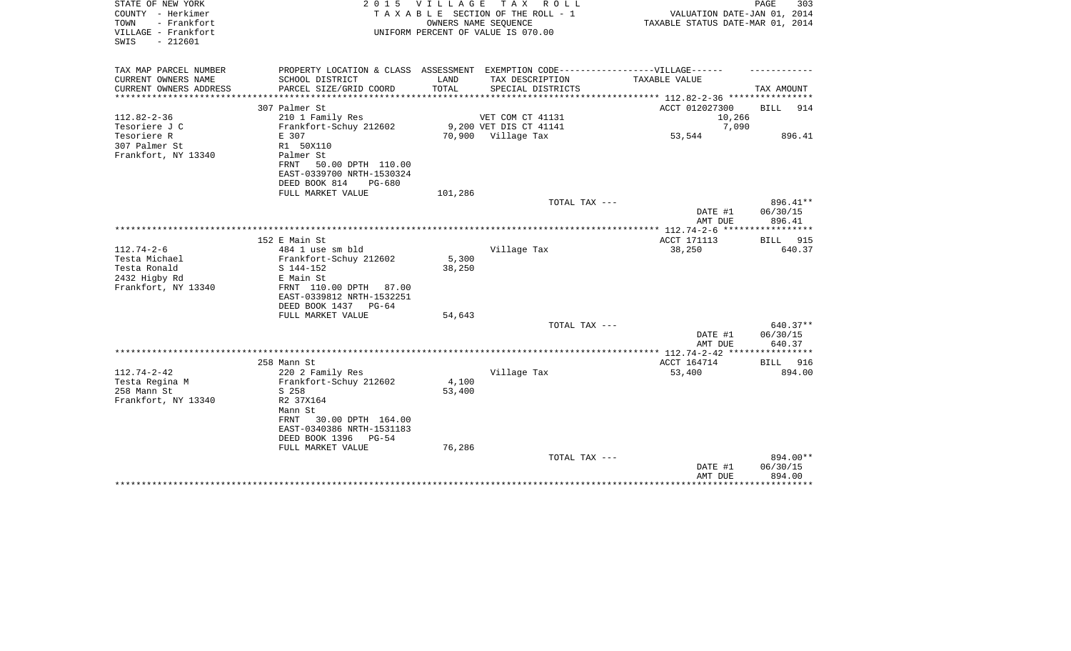STATE OF NEW YORK
COUNTY - Herkimer
TOWN - Frankfort
VILLAGE - Frankfort
SWIS - 212601

**2015 VILLAGE TAX ROLL**
TAXABLE SECTION OF THE ROLL - 1
OWNERS NAME SEQUENCE
UNIFORM PERCENT OF VALUE IS 070.00

VALUATION DATE-JAN 01, 2014
TAXABLE STATUS DATE-MAR 01, 2014

| TAX MAP PARCEL NUMBER / CURRENT OWNERS NAME / CURRENT OWNERS ADDRESS | PROPERTY LOCATION & CLASS / SCHOOL DISTRICT / PARCEL SIZE/GRID COORD | ASSESSMENT LAND / TOTAL | EXEMPTION CODE / TAX DESCRIPTION / SPECIAL DISTRICTS | TAXABLE VALUE | TAX AMOUNT |
|---|---|---|---|---|---|
| | 307 Palmer St | | | ACCT 012027300 | BILL 914 |
| 112.82-2-36 | 210 1 Family Res | | VET COM CT 41131 | 10,266 | |
| Tesoriere J C | Frankfort-Schuy 212602 | 9,200 | VET DIS CT 41141 | 7,090 | |
| Tesoriere R | E 307 | 70,900 | Village Tax | 53,544 | 896.41 |
| 307 Palmer St | R1 50X110 | | | | |
| Frankfort, NY 13340 | Palmer St | | | | |
| | FRNT 50.00 DPTH 110.00 | | | | |
| | EAST-0339700 NRTH-1530324 | | | | |
| | DEED BOOK 814 PG-680 | | | | |
| | FULL MARKET VALUE | 101,286 | | | |
| | | | TOTAL TAX --- | | 896.41** |
| | | | | DATE #1 | 06/30/15 |
| | | | | AMT DUE | 896.41 |
| | 152 E Main St | | | ACCT 171113 | BILL 915 |
| 112.74-2-6 | 484 1 use sm bld | | Village Tax | 38,250 | 640.37 |
| Testa Michael | Frankfort-Schuy 212602 | 5,300 | | | |
| Testa Ronald | S 144-152 | 38,250 | | | |
| 2432 Higby Rd | E Main St | | | | |
| Frankfort, NY 13340 | FRNT 110.00 DPTH 87.00 | | | | |
| | EAST-0339812 NRTH-1532251 | | | | |
| | DEED BOOK 1437 PG-64 | | | | |
| | FULL MARKET VALUE | 54,643 | | | |
| | | | TOTAL TAX --- | | 640.37** |
| | | | | DATE #1 | 06/30/15 |
| | | | | AMT DUE | 640.37 |
| | 258 Mann St | | | ACCT 164714 | BILL 916 |
| 112.74-2-42 | 220 2 Family Res | | Village Tax | 53,400 | 894.00 |
| Testa Regina M | Frankfort-Schuy 212602 | 4,100 | | | |
| 258 Mann St | S 258 | 53,400 | | | |
| Frankfort, NY 13340 | R2 37X164 | | | | |
| | Mann St | | | | |
| | FRNT 30.00 DPTH 164.00 | | | | |
| | EAST-0340386 NRTH-1531183 | | | | |
| | DEED BOOK 1396 PG-54 | | | | |
| | FULL MARKET VALUE | 76,286 | | | |
| | | | TOTAL TAX --- | | 894.00** |
| | | | | DATE #1 | 06/30/15 |
| | | | | AMT DUE | 894.00 |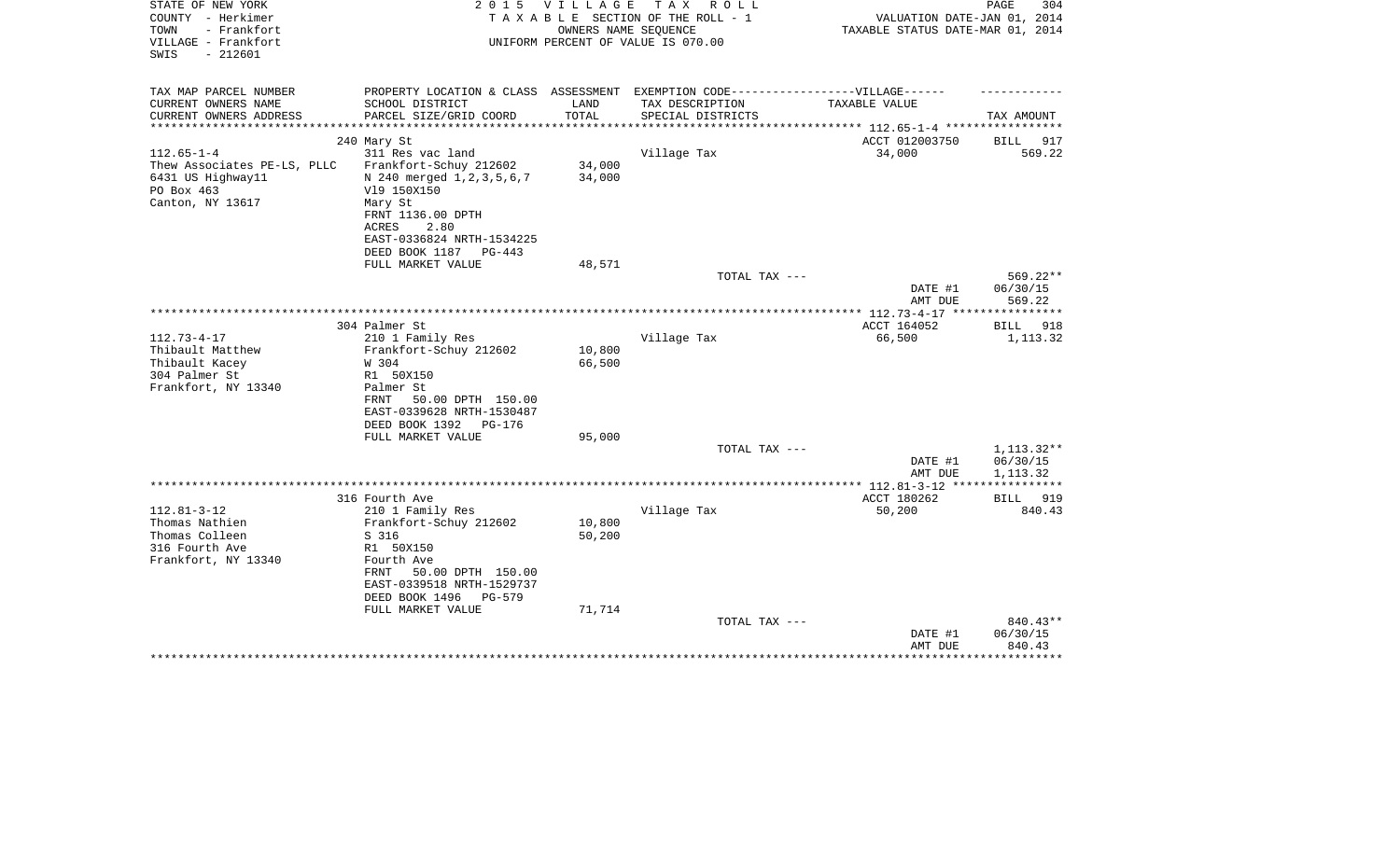STATE OF NEW YORK
COUNTY - Herkimer
TOWN - Frankfort
VILLAGE - Frankfort
SWIS - 212601

2 0 1 5 V I L L A G E T A X R O L L
T A X A B L E SECTION OF THE ROLL - 1
OWNERS NAME SEQUENCE
UNIFORM PERCENT OF VALUE IS 070.00

VALUATION DATE-JAN 01, 2014
TAXABLE STATUS DATE-MAR 01, 2014

| TAX MAP PARCEL NUMBER / CURRENT OWNERS NAME / CURRENT OWNERS ADDRESS | PROPERTY LOCATION & CLASS / SCHOOL DISTRICT / PARCEL SIZE/GRID COORD | ASSESSMENT LAND / TOTAL | EXEMPTION CODE-----VILLAGE------ TAX DESCRIPTION / SPECIAL DISTRICTS | TAXABLE VALUE | TAX AMOUNT |
|---|---|---|---|---|---|
| | 240 Mary St | | | ACCT 012003750 | BILL 917 |
| 112.65-1-4 | 311 Res vac land | | Village Tax | 34,000 | 569.22 |
| Thew Associates PE-LS, PLLC | Frankfort-Schuy 212602 | 34,000 | | | |
| 6431 US Highway11 | N 240 merged 1,2,3,5,6,7 | 34,000 | | | |
| PO Box 463 | Vl9 150X150 | | | | |
| Canton, NY 13617 | Mary St | | | | |
| | FRNT 1136.00 DPTH | | | | |
| | ACRES 2.80 | | | | |
| | EAST-0336824 NRTH-1534225 | | | | |
| | DEED BOOK 1187 PG-443 | | | | |
| | FULL MARKET VALUE | 48,571 | | | |
| | | | TOTAL TAX --- | | 569.22** |
| | | | | DATE #1 | 06/30/15 |
| | | | | AMT DUE | 569.22 |
| | 304 Palmer St | | | ACCT 164052 | BILL 918 |
| 112.73-4-17 | 210 1 Family Res | | Village Tax | 66,500 | 1,113.32 |
| Thibault Matthew | Frankfort-Schuy 212602 | 10,800 | | | |
| Thibault Kacey | W 304 | 66,500 | | | |
| 304 Palmer St | R1 50X150 | | | | |
| Frankfort, NY 13340 | Palmer St | | | | |
| | FRNT 50.00 DPTH 150.00 | | | | |
| | EAST-0339628 NRTH-1530487 | | | | |
| | DEED BOOK 1392 PG-176 | | | | |
| | FULL MARKET VALUE | 95,000 | | | |
| | | | TOTAL TAX --- | | 1,113.32** |
| | | | | DATE #1 | 06/30/15 |
| | | | | AMT DUE | 1,113.32 |
| | 316 Fourth Ave | | | ACCT 180262 | BILL 919 |
| 112.81-3-12 | 210 1 Family Res | | Village Tax | 50,200 | 840.43 |
| Thomas Nathien | Frankfort-Schuy 212602 | 10,800 | | | |
| Thomas Colleen | S 316 | 50,200 | | | |
| 316 Fourth Ave | R1 50X150 | | | | |
| Frankfort, NY 13340 | Fourth Ave | | | | |
| | FRNT 50.00 DPTH 150.00 | | | | |
| | EAST-0339518 NRTH-1529737 | | | | |
| | DEED BOOK 1496 PG-579 | | | | |
| | FULL MARKET VALUE | 71,714 | | | |
| | | | TOTAL TAX --- | | 840.43** |
| | | | | DATE #1 | 06/30/15 |
| | | | | AMT DUE | 840.43 |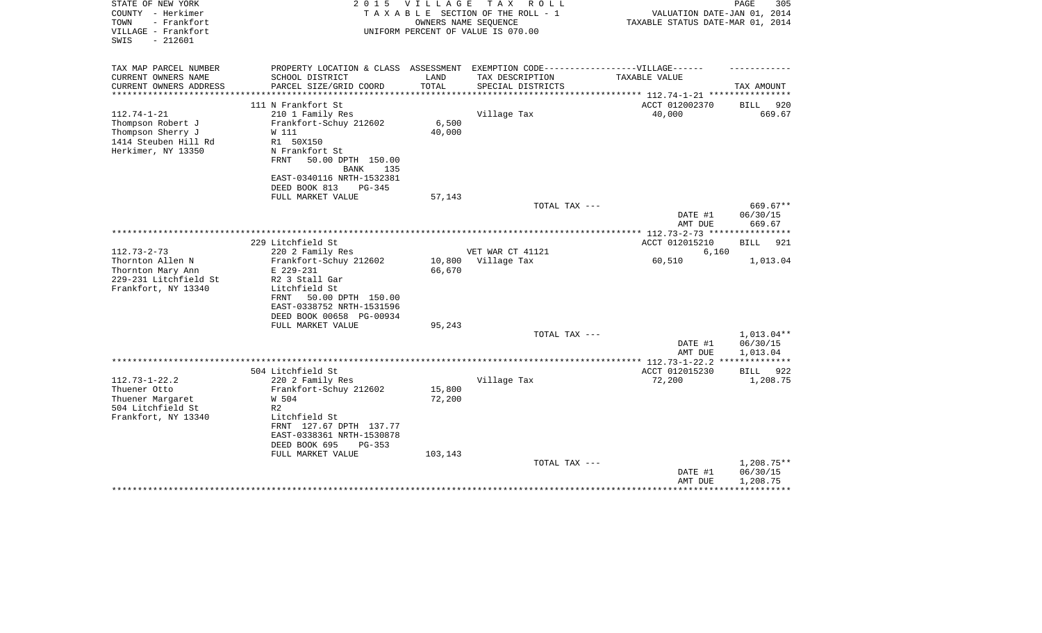STATE OF NEW YORK
COUNTY - Herkimer
TOWN - Frankfort
VILLAGE - Frankfort
SWIS - 212601

2 0 1 5 V I L L A G E T A X R O L L
T A X A B L E SECTION OF THE ROLL - 1
OWNERS NAME SEQUENCE
UNIFORM PERCENT OF VALUE IS 070.00

VALUATION DATE-JAN 01, 2014
TAXABLE STATUS DATE-MAR 01, 2014

| TAX MAP PARCEL NUMBER / CURRENT OWNERS NAME / CURRENT OWNERS ADDRESS | PROPERTY LOCATION & CLASS / SCHOOL DISTRICT / PARCEL SIZE/GRID COORD | ASSESSMENT LAND / TOTAL | EXEMPTION CODE / TAX DESCRIPTION / SPECIAL DISTRICTS | TAXABLE VALUE (VILLAGE) | TAX AMOUNT |
|---|---|---|---|---|---|
| 112.74-1-21 | 111 N Frankfort St | | | ACCT 012002370 | BILL 920 |
| Thompson Robert J | 210 1 Family Res | | Village Tax | 40,000 | 669.67 |
| Thompson Sherry J | Frankfort-Schuy 212602 | 6,500 | | | |
| 1414 Steuben Hill Rd | W 111 | 40,000 | | | |
| Herkimer, NY 13350 | R1 50X150 | | | | |
| | N Frankfort St | | | | |
| | FRNT 50.00 DPTH 150.00 | | | | |
| | BANK 135 | | | | |
| | EAST-0340116 NRTH-1532381 | | | | |
| | DEED BOOK 813 PG-345 | | | | |
| | FULL MARKET VALUE | 57,143 | | | |
| | | | TOTAL TAX --- | | 669.67** |
| | | | | DATE #1 | 06/30/15 |
| | | | | AMT DUE | 669.67 |
| 112.73-2-73 | 229 Litchfield St | | | ACCT 012015210 | BILL 921 |
| Thornton Allen N | 220 2 Family Res | | VET WAR CT 41121 | 6,160 | |
| Thornton Mary Ann | Frankfort-Schuy 212602 | 10,800 | Village Tax | 60,510 | 1,013.04 |
| 229-231 Litchfield St | E 229-231 | 66,670 | | | |
| Frankfort, NY 13340 | R2 3 Stall Gar | | | | |
| | Litchfield St | | | | |
| | FRNT 50.00 DPTH 150.00 | | | | |
| | EAST-0338752 NRTH-1531596 | | | | |
| | DEED BOOK 00658 PG-00934 | | | | |
| | FULL MARKET VALUE | 95,243 | | | |
| | | | TOTAL TAX --- | | 1,013.04** |
| | | | | DATE #1 | 06/30/15 |
| | | | | AMT DUE | 1,013.04 |
| 112.73-1-22.2 | 504 Litchfield St | | | ACCT 012015230 | BILL 922 |
| Thuener Otto | 220 2 Family Res | | Village Tax | 72,200 | 1,208.75 |
| Thuener Margaret | Frankfort-Schuy 212602 | 15,800 | | | |
| 504 Litchfield St | W 504 | 72,200 | | | |
| Frankfort, NY 13340 | R2 | | | | |
| | Litchfield St | | | | |
| | FRNT 127.67 DPTH 137.77 | | | | |
| | EAST-0338361 NRTH-1530878 | | | | |
| | DEED BOOK 695 PG-353 | | | | |
| | FULL MARKET VALUE | 103,143 | | | |
| | | | TOTAL TAX --- | | 1,208.75** |
| | | | | DATE #1 | 06/30/15 |
| | | | | AMT DUE | 1,208.75 |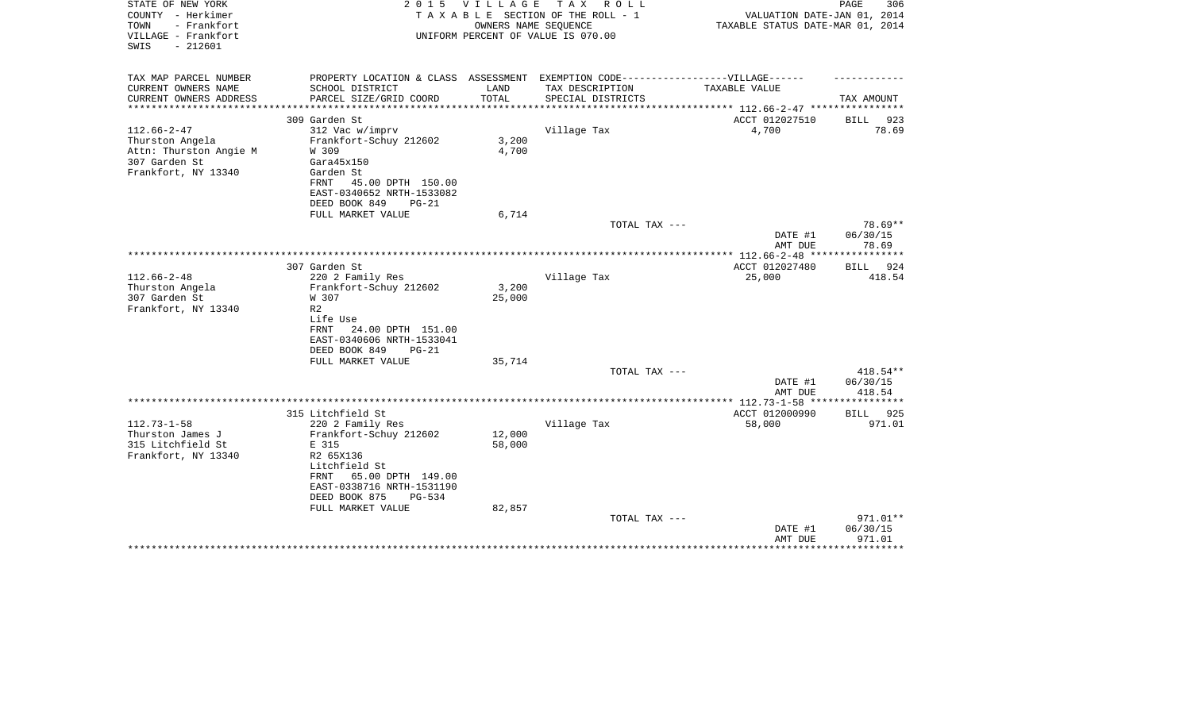STATE OF NEW YORK
COUNTY - Herkimer
TOWN - Frankfort
VILLAGE - Frankfort
SWIS - 212601

2 0 1 5 V I L L A G E T A X R O L L
T A X A B L E SECTION OF THE ROLL - 1
OWNERS NAME SEQUENCE
UNIFORM PERCENT OF VALUE IS 070.00

VALUATION DATE-JAN 01, 2014
TAXABLE STATUS DATE-MAR 01, 2014

| TAX MAP PARCEL NUMBER<br>CURRENT OWNERS NAME<br>CURRENT OWNERS ADDRESS | PROPERTY LOCATION & CLASS<br>SCHOOL DISTRICT<br>PARCEL SIZE/GRID COORD | ASSESSMENT<br>LAND<br>TOTAL | EXEMPTION CODE------------------VILLAGE------<br>TAX DESCRIPTION<br>SPECIAL DISTRICTS | TAXABLE VALUE | TAX AMOUNT |
|---|---|---|---|---|---|
| | 309 Garden St | | | ACCT 012027510 | BILL 923 |
| 112.66-2-47 | 312 Vac w/imprv | | Village Tax | 4,700 | 78.69 |
| Thurston Angela | Frankfort-Schuy 212602 | 3,200 | | | |
| Attn: Thurston Angie M | W 309 | 4,700 | | | |
| 307 Garden St | Gara45x150 | | | | |
| Frankfort, NY 13340 | Garden St | | | | |
| | FRNT 45.00 DPTH 150.00 | | | | |
| | EAST-0340652 NRTH-1533082 | | | | |
| | DEED BOOK 849 PG-21 | | | | |
| | FULL MARKET VALUE | 6,714 | | | |
| | | | TOTAL TAX --- | | 78.69** |
| | | | | DATE #1 | 06/30/15 |
| | | | | AMT DUE | 78.69 |
| | 307 Garden St | | | ACCT 012027480 | BILL 924 |
| 112.66-2-48 | 220 2 Family Res | | Village Tax | 25,000 | 418.54 |
| Thurston Angela | Frankfort-Schuy 212602 | 3,200 | | | |
| 307 Garden St | W 307 | 25,000 | | | |
| Frankfort, NY 13340 | R2 | | | | |
| | Life Use | | | | |
| | FRNT 24.00 DPTH 151.00 | | | | |
| | EAST-0340606 NRTH-1533041 | | | | |
| | DEED BOOK 849 PG-21 | | | | |
| | FULL MARKET VALUE | 35,714 | | | |
| | | | TOTAL TAX --- | | 418.54** |
| | | | | DATE #1 | 06/30/15 |
| | | | | AMT DUE | 418.54 |
| | 315 Litchfield St | | | ACCT 012000990 | BILL 925 |
| 112.73-1-58 | 220 2 Family Res | | Village Tax | 58,000 | 971.01 |
| Thurston James J | Frankfort-Schuy 212602 | 12,000 | | | |
| 315 Litchfield St | E 315 | 58,000 | | | |
| Frankfort, NY 13340 | R2 65X136 | | | | |
| | Litchfield St | | | | |
| | FRNT 65.00 DPTH 149.00 | | | | |
| | EAST-0338716 NRTH-1531190 | | | | |
| | DEED BOOK 875 PG-534 | | | | |
| | FULL MARKET VALUE | 82,857 | | | |
| | | | TOTAL TAX --- | | 971.01** |
| | | | | DATE #1 | 06/30/15 |
| | | | | AMT DUE | 971.01 |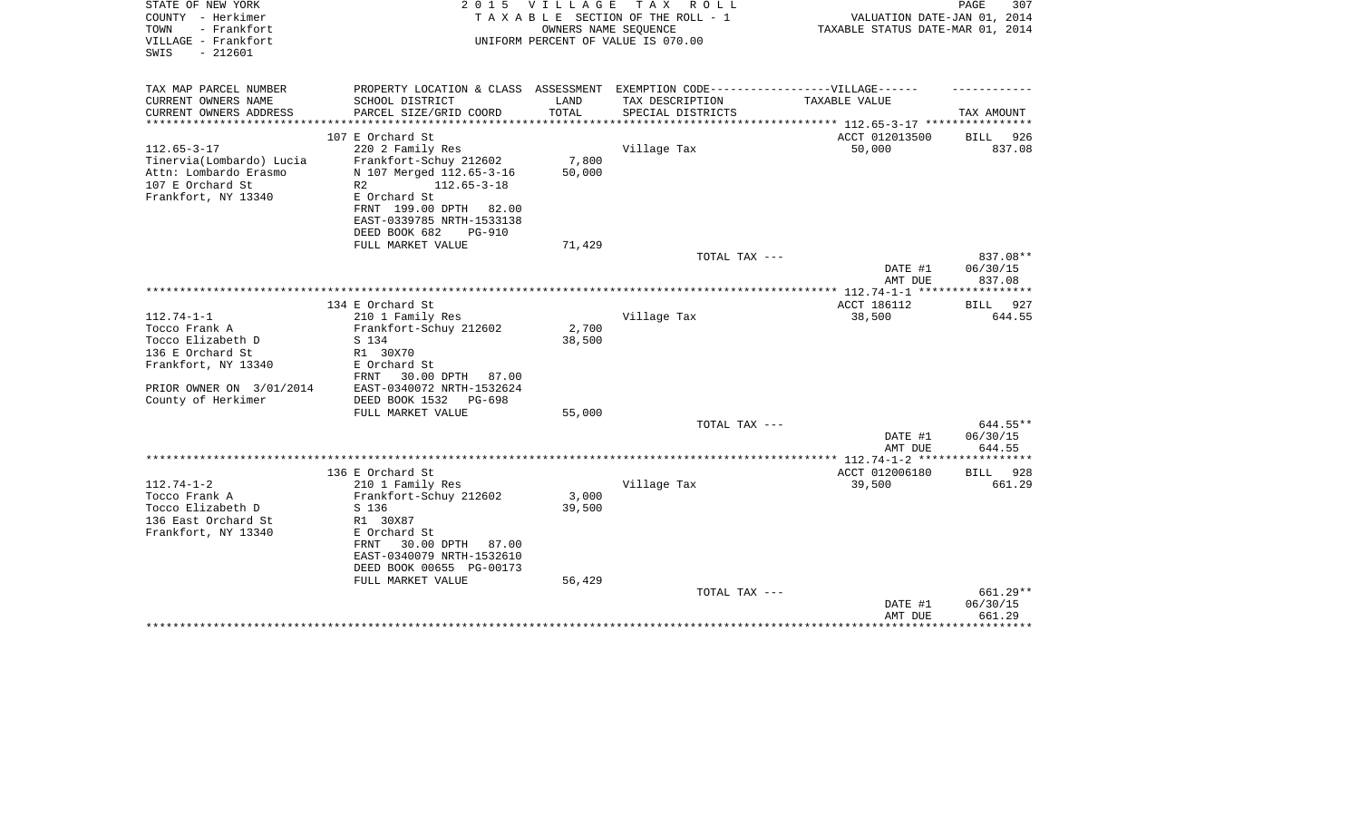STATE OF NEW YORK
COUNTY - Herkimer
TOWN - Frankfort
VILLAGE - Frankfort
SWIS - 212601

2 0 1 5 V I L L A G E T A X R O L L
T A X A B L E SECTION OF THE ROLL - 1
OWNERS NAME SEQUENCE
UNIFORM PERCENT OF VALUE IS 070.00

VALUATION DATE-JAN 01, 2014
TAXABLE STATUS DATE-MAR 01, 2014

| TAX MAP PARCEL NUMBER<br>CURRENT OWNERS NAME<br>CURRENT OWNERS ADDRESS | PROPERTY LOCATION & CLASS<br>SCHOOL DISTRICT<br>PARCEL SIZE/GRID COORD | ASSESSMENT<br>LAND<br>TOTAL | EXEMPTION CODE------------------VILLAGE------<br>TAX DESCRIPTION<br>SPECIAL DISTRICTS | TAXABLE VALUE | TAX AMOUNT |
|---|---|---|---|---|---|
| | 107 E Orchard St | | | ACCT 012013500 | BILL 926 |
| 112.65-3-17 | 220 2 Family Res | | Village Tax | 50,000 | 837.08 |
| Tinervia(Lombardo) Lucia | Frankfort-Schuy 212602 | 7,800 | | | |
| Attn: Lombardo Erasmo | N 107 Merged 112.65-3-16 | 50,000 | | | |
| 107 E Orchard St | R2 112.65-3-18 | | | | |
| Frankfort, NY 13340 | E Orchard St | | | | |
| | FRNT 199.00 DPTH 82.00 | | | | |
| | EAST-0339785 NRTH-1533138 | | | | |
| | DEED BOOK 682 PG-910 | | | | |
| | FULL MARKET VALUE | 71,429 | | | |
| | | | TOTAL TAX --- | | 837.08** |
| | | | | DATE #1 | 06/30/15 |
| | | | | AMT DUE | 837.08 |
| | 134 E Orchard St | | | ACCT 186112 | BILL 927 |
| 112.74-1-1 | 210 1 Family Res | | Village Tax | 38,500 | 644.55 |
| Tocco Frank A | Frankfort-Schuy 212602 | 2,700 | | | |
| Tocco Elizabeth D | S 134 | 38,500 | | | |
| 136 E Orchard St | R1 30X70 | | | | |
| Frankfort, NY 13340 | E Orchard St | | | | |
| | FRNT 30.00 DPTH 87.00 | | | | |
| PRIOR OWNER ON 3/01/2014 | EAST-0340072 NRTH-1532624 | | | | |
| County of Herkimer | DEED BOOK 1532 PG-698 | | | | |
| | FULL MARKET VALUE | 55,000 | | | |
| | | | TOTAL TAX --- | | 644.55** |
| | | | | DATE #1 | 06/30/15 |
| | | | | AMT DUE | 644.55 |
| | 136 E Orchard St | | | ACCT 012006180 | BILL 928 |
| 112.74-1-2 | 210 1 Family Res | | Village Tax | 39,500 | 661.29 |
| Tocco Frank A | Frankfort-Schuy 212602 | 3,000 | | | |
| Tocco Elizabeth D | S 136 | 39,500 | | | |
| 136 East Orchard St | R1 30X87 | | | | |
| Frankfort, NY 13340 | E Orchard St | | | | |
| | FRNT 30.00 DPTH 87.00 | | | | |
| | EAST-0340079 NRTH-1532610 | | | | |
| | DEED BOOK 00655 PG-00173 | | | | |
| | FULL MARKET VALUE | 56,429 | | | |
| | | | TOTAL TAX --- | | 661.29** |
| | | | | DATE #1 | 06/30/15 |
| | | | | AMT DUE | 661.29 |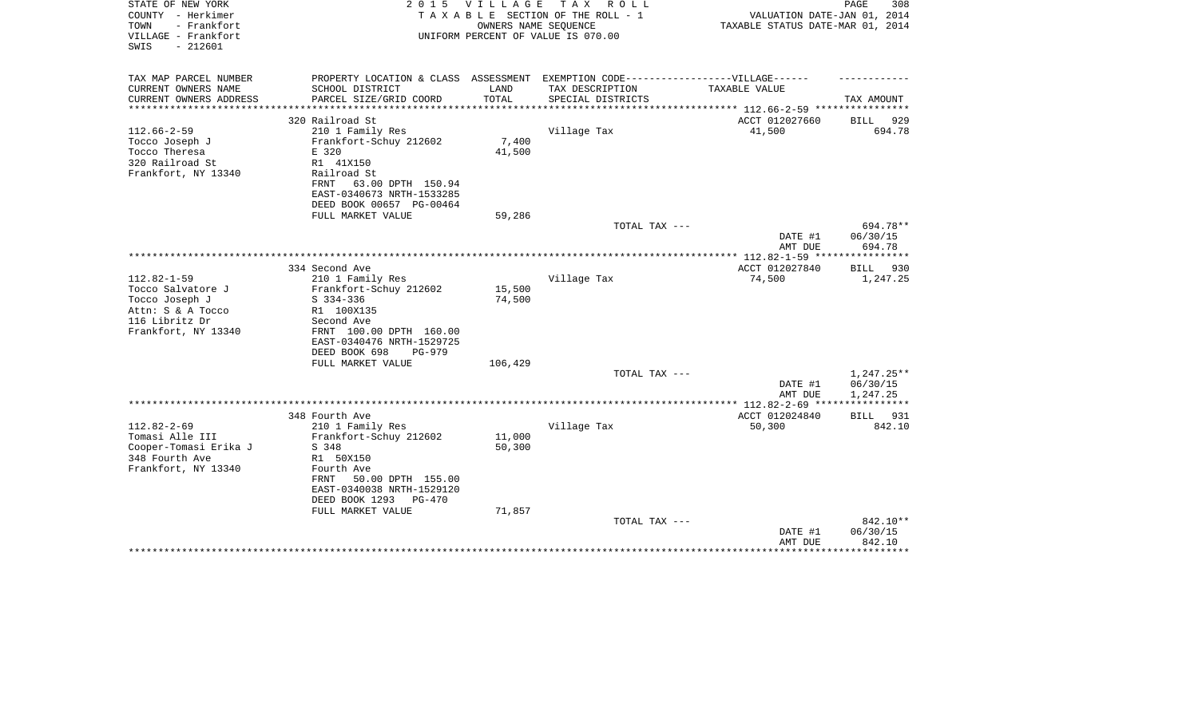STATE OF NEW YORK
COUNTY - Herkimer
TOWN - Frankfort
VILLAGE - Frankfort
SWIS - 212601

2 0 1 5 V I L L A G E T A X R O L L
T A X A B L E SECTION OF THE ROLL - 1
OWNERS NAME SEQUENCE
UNIFORM PERCENT OF VALUE IS 070.00

VALUATION DATE-JAN 01, 2014
TAXABLE STATUS DATE-MAR 01, 2014

| TAX MAP PARCEL NUMBER<br>CURRENT OWNERS NAME<br>CURRENT OWNERS ADDRESS | PROPERTY LOCATION & CLASS<br>SCHOOL DISTRICT<br>PARCEL SIZE/GRID COORD | ASSESSMENT<br>LAND<br>TOTAL | EXEMPTION CODE------------------VILLAGE------<br>TAX DESCRIPTION<br>SPECIAL DISTRICTS | TAXABLE VALUE | TAX AMOUNT |
|---|---|---|---|---|---|
| | 320 Railroad St | | | ACCT 012027660 | BILL 929 |
| 112.66-2-59 | 210 1 Family Res | | Village Tax | 41,500 | 694.78 |
| Tocco Joseph J | Frankfort-Schuy 212602 | 7,400 | | | |
| Tocco Theresa | E 320 | 41,500 | | | |
| 320 Railroad St | R1 41X150 | | | | |
| Frankfort, NY 13340 | Railroad St | | | | |
| | FRNT 63.00 DPTH 150.94 | | | | |
| | EAST-0340673 NRTH-1533285 | | | | |
| | DEED BOOK 00657 PG-00464 | | | | |
| | FULL MARKET VALUE | 59,286 | | | |
| | | | TOTAL TAX --- | | 694.78** |
| | | | | DATE #1 | 06/30/15 |
| | | | | AMT DUE | 694.78 |
| | 334 Second Ave | | | ACCT 012027840 | BILL 930 |
| 112.82-1-59 | 210 1 Family Res | | Village Tax | 74,500 | 1,247.25 |
| Tocco Salvatore J | Frankfort-Schuy 212602 | 15,500 | | | |
| Tocco Joseph J | S 334-336 | 74,500 | | | |
| Attn: S & A Tocco | R1 100X135 | | | | |
| 116 Libritz Dr | Second Ave | | | | |
| Frankfort, NY 13340 | FRNT 100.00 DPTH 160.00 | | | | |
| | EAST-0340476 NRTH-1529725 | | | | |
| | DEED BOOK 698 PG-979 | | | | |
| | FULL MARKET VALUE | 106,429 | | | |
| | | | TOTAL TAX --- | | 1,247.25** |
| | | | | DATE #1 | 06/30/15 |
| | | | | AMT DUE | 1,247.25 |
| | 348 Fourth Ave | | | ACCT 012024840 | BILL 931 |
| 112.82-2-69 | 210 1 Family Res | | Village Tax | 50,300 | 842.10 |
| Tomasi Alle III | Frankfort-Schuy 212602 | 11,000 | | | |
| Cooper-Tomasi Erika J | S 348 | 50,300 | | | |
| 348 Fourth Ave | R1 50X150 | | | | |
| Frankfort, NY 13340 | Fourth Ave | | | | |
| | FRNT 50.00 DPTH 155.00 | | | | |
| | EAST-0340038 NRTH-1529120 | | | | |
| | DEED BOOK 1293 PG-470 | | | | |
| | FULL MARKET VALUE | 71,857 | | | |
| | | | TOTAL TAX --- | | 842.10** |
| | | | | DATE #1 | 06/30/15 |
| | | | | AMT DUE | 842.10 |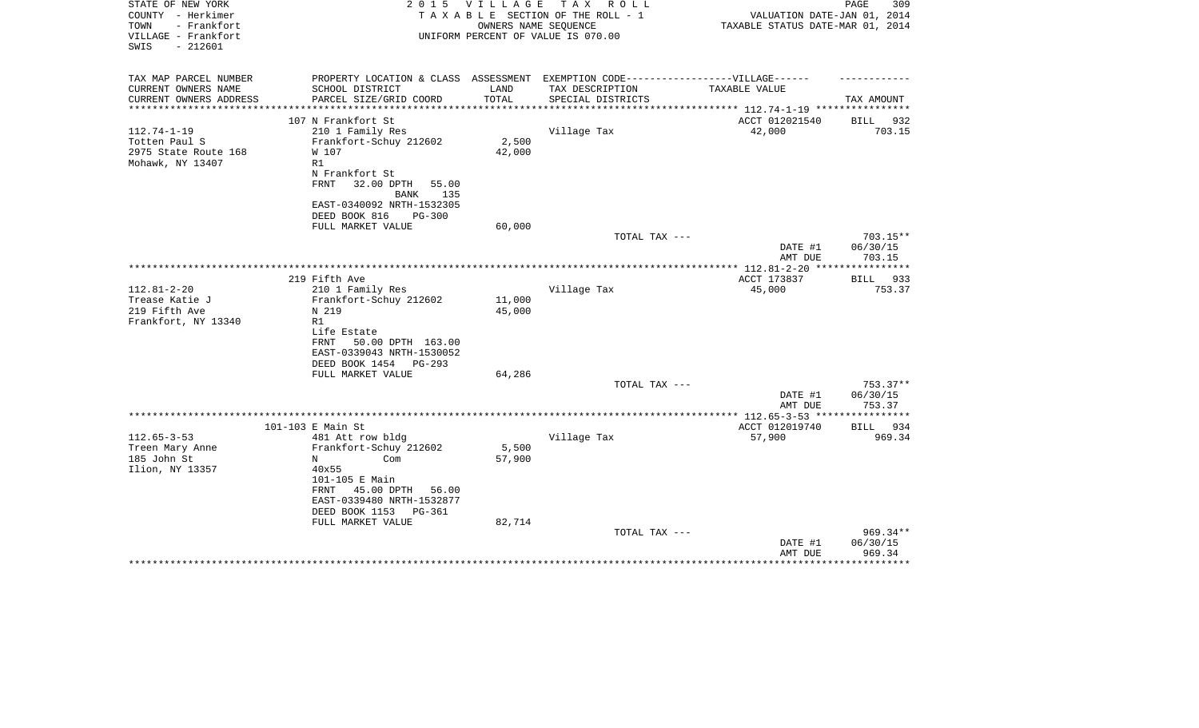STATE OF NEW YORK — COUNTY - Herkimer — TOWN - Frankfort — VILLAGE - Frankfort — SWIS - 212601

**2015 VILLAGE TAX ROLL**
TAXABLE SECTION OF THE ROLL - 1
OWNERS NAME SEQUENCE
UNIFORM PERCENT OF VALUE IS 070.00

VALUATION DATE-JAN 01, 2014
TAXABLE STATUS DATE-MAR 01, 2014

| TAX MAP PARCEL NUMBER / CURRENT OWNERS NAME / CURRENT OWNERS ADDRESS | PROPERTY LOCATION & CLASS / SCHOOL DISTRICT / PARCEL SIZE/GRID COORD | ASSESSMENT LAND / TOTAL | EXEMPTION CODE / TAX DESCRIPTION / SPECIAL DISTRICTS | VILLAGE TAXABLE VALUE | TAX AMOUNT |
|---|---|---|---|---|---|
| **112.74-1-19** | 107 N Frankfort St | | | ACCT 012021540 | BILL 932 |
| 112.74-1-19 | 210 1 Family Res | | Village Tax | 42,000 | 703.15 |
| Totten Paul S | Frankfort-Schuy 212602 | 2,500 | | | |
| 2975 State Route 168 | W 107 | 42,000 | | | |
| Mohawk, NY 13407 | R1 | | | | |
| | N Frankfort St | | | | |
| | FRNT 32.00 DPTH 55.00 | | | | |
| | BANK 135 | | | | |
| | EAST-0340092 NRTH-1532305 | | | | |
| | DEED BOOK 816 PG-300 | | | | |
| | FULL MARKET VALUE | 60,000 | | | |
| | | | TOTAL TAX --- | | 703.15** |
| | | | | DATE #1 | 06/30/15 |
| | | | | AMT DUE | 703.15 |
| **112.81-2-20** | 219 Fifth Ave | | | ACCT 173837 | BILL 933 |
| 112.81-2-20 | 210 1 Family Res | | Village Tax | 45,000 | 753.37 |
| Trease Katie J | Frankfort-Schuy 212602 | 11,000 | | | |
| 219 Fifth Ave | N 219 | 45,000 | | | |
| Frankfort, NY 13340 | R1 | | | | |
| | Life Estate | | | | |
| | FRNT 50.00 DPTH 163.00 | | | | |
| | EAST-0339043 NRTH-1530052 | | | | |
| | DEED BOOK 1454 PG-293 | | | | |
| | FULL MARKET VALUE | 64,286 | | | |
| | | | TOTAL TAX --- | | 753.37** |
| | | | | DATE #1 | 06/30/15 |
| | | | | AMT DUE | 753.37 |
| **112.65-3-53** | 101-103 E Main St | | | ACCT 012019740 | BILL 934 |
| 112.65-3-53 | 481 Att row bldg | | Village Tax | 57,900 | 969.34 |
| Treen Mary Anne | Frankfort-Schuy 212602 | 5,500 | | | |
| 185 John St | N Com | 57,900 | | | |
| Ilion, NY 13357 | 40x55 | | | | |
| | 101-105 E Main | | | | |
| | FRNT 45.00 DPTH 56.00 | | | | |
| | EAST-0339480 NRTH-1532877 | | | | |
| | DEED BOOK 1153 PG-361 | | | | |
| | FULL MARKET VALUE | 82,714 | | | |
| | | | TOTAL TAX --- | | 969.34** |
| | | | | DATE #1 | 06/30/15 |
| | | | | AMT DUE | 969.34 |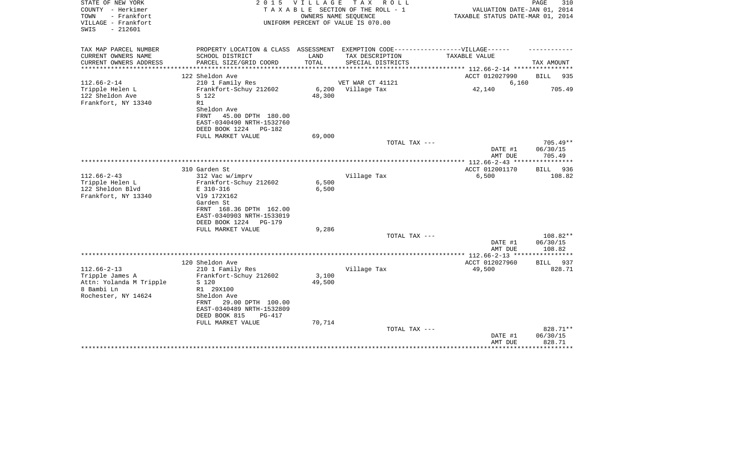STATE OF NEW YORK
COUNTY - Herkimer
TOWN - Frankfort
VILLAGE - Frankfort
SWIS - 212601

2 0 1 5 V I L L A G E T A X R O L L
T A X A B L E SECTION OF THE ROLL - 1
OWNERS NAME SEQUENCE
UNIFORM PERCENT OF VALUE IS 070.00

VALUATION DATE-JAN 01, 2014
TAXABLE STATUS DATE-MAR 01, 2014

| TAX MAP PARCEL NUMBER<br>CURRENT OWNERS NAME<br>CURRENT OWNERS ADDRESS | PROPERTY LOCATION & CLASS<br>SCHOOL DISTRICT<br>PARCEL SIZE/GRID COORD | ASSESSMENT<br>LAND<br>TOTAL | EXEMPTION CODE------------------VILLAGE------<br>TAX DESCRIPTION<br>SPECIAL DISTRICTS | TAXABLE VALUE | TAX AMOUNT |
|---|---|---|---|---|---|
| 112.66-2-14 | 122 Sheldon Ave | | | ACCT 012027990 | BILL 935 |
| | 210 1 Family Res | | VET WAR CT 41121 | 6,160 | |
| Tripple Helen L | Frankfort-Schuy 212602 | 6,200 | Village Tax | 42,140 | 705.49 |
| 122 Sheldon Ave | S 122 | 48,300 | | | |
| Frankfort, NY 13340 | R1 | | | | |
| | Sheldon Ave | | | | |
| | FRNT 45.00 DPTH 180.00 | | | | |
| | EAST-0340490 NRTH-1532760 | | | | |
| | DEED BOOK 1224 PG-182 | | | | |
| | FULL MARKET VALUE | 69,000 | | | |
| | | | TOTAL TAX --- | | 705.49** |
| | | | | DATE #1 | 06/30/15 |
| | | | | AMT DUE | 705.49 |
| 112.66-2-43 | 310 Garden St | | | ACCT 012001170 | BILL 936 |
| | 312 Vac w/imprv | | Village Tax | 6,500 | 108.82 |
| Tripple Helen L | Frankfort-Schuy 212602 | 6,500 | | | |
| 122 Sheldon Blvd | E 310-316 | 6,500 | | | |
| Frankfort, NY 13340 | Vl9 172X162 | | | | |
| | Garden St | | | | |
| | FRNT 168.36 DPTH 162.00 | | | | |
| | EAST-0340903 NRTH-1533019 | | | | |
| | DEED BOOK 1224 PG-179 | | | | |
| | FULL MARKET VALUE | 9,286 | | | |
| | | | TOTAL TAX --- | | 108.82** |
| | | | | DATE #1 | 06/30/15 |
| | | | | AMT DUE | 108.82 |
| 112.66-2-13 | 120 Sheldon Ave | | | ACCT 012027960 | BILL 937 |
| | 210 1 Family Res | | Village Tax | 49,500 | 828.71 |
| Tripple James A | Frankfort-Schuy 212602 | 3,100 | | | |
| Attn: Yolanda M Tripple | S 120 | 49,500 | | | |
| 8 Bambi Ln | R1 29X100 | | | | |
| Rochester, NY 14624 | Sheldon Ave | | | | |
| | FRNT 29.00 DPTH 100.00 | | | | |
| | EAST-0340489 NRTH-1532809 | | | | |
| | DEED BOOK 815 PG-417 | | | | |
| | FULL MARKET VALUE | 70,714 | | | |
| | | | TOTAL TAX --- | | 828.71** |
| | | | | DATE #1 | 06/30/15 |
| | | | | AMT DUE | 828.71 |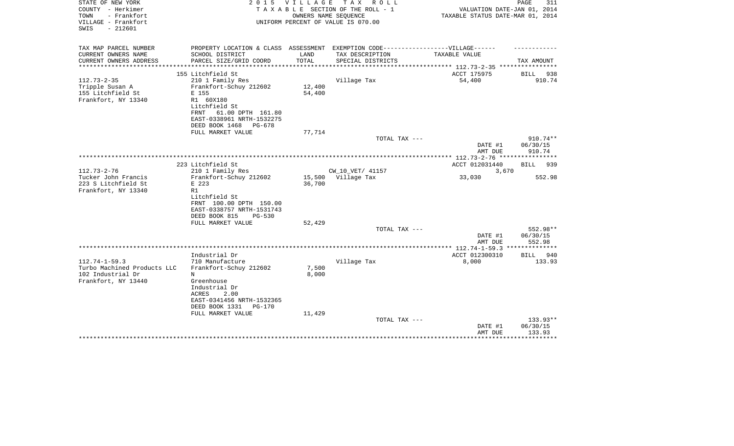STATE OF NEW YORK
COUNTY - Herkimer
TOWN - Frankfort
VILLAGE - Frankfort
SWIS - 212601

2 0 1 5 V I L L A G E T A X R O L L
T A X A B L E SECTION OF THE ROLL - 1
OWNERS NAME SEQUENCE
UNIFORM PERCENT OF VALUE IS 070.00

VALUATION DATE-JAN 01, 2014
TAXABLE STATUS DATE-MAR 01, 2014

| TAX MAP PARCEL NUMBER<br>CURRENT OWNERS NAME<br>CURRENT OWNERS ADDRESS | PROPERTY LOCATION & CLASS<br>SCHOOL DISTRICT<br>PARCEL SIZE/GRID COORD | ASSESSMENT<br>LAND<br>TOTAL | EXEMPTION CODE------------------VILLAGE------<br>TAX DESCRIPTION<br>SPECIAL DISTRICTS | TAXABLE VALUE | TAX AMOUNT |
|---|---|---|---|---|---|
| 112.73-2-35 | 155 Litchfield St | | | ACCT 175975 | BILL 938 |
| 112.73-2-35 | 210 1 Family Res | | Village Tax | 54,400 | 910.74 |
| Tripple Susan A | Frankfort-Schuy 212602 | 12,400 | | | |
| 155 Litchfield St | E 155 | 54,400 | | | |
| Frankfort, NY 13340 | R1 60X180 | | | | |
| | Litchfield St | | | | |
| | FRNT 61.00 DPTH 161.80 | | | | |
| | EAST-0338961 NRTH-1532275 | | | | |
| | DEED BOOK 1468 PG-678 | | | | |
| | FULL MARKET VALUE | 77,714 | | | |
| | | | TOTAL TAX --- | | 910.74** |
| | | | | DATE #1 | 06/30/15 |
| | | | | AMT DUE | 910.74 |
| 112.73-2-76 | 223 Litchfield St | | | ACCT 012031440 | BILL 939 |
| 112.73-2-76 | 210 1 Family Res | | CW_10_VET/ 41157 | 3,670 | |
| Tucker John Francis | Frankfort-Schuy 212602 | 15,500 | Village Tax | 33,030 | 552.98 |
| 223 S Litchfield St | E 223 | 36,700 | | | |
| Frankfort, NY 13340 | R1 | | | | |
| | Litchfield St | | | | |
| | FRNT 100.00 DPTH 150.00 | | | | |
| | EAST-0338757 NRTH-1531743 | | | | |
| | DEED BOOK 815 PG-530 | | | | |
| | FULL MARKET VALUE | 52,429 | | | |
| | | | TOTAL TAX --- | | 552.98** |
| | | | | DATE #1 | 06/30/15 |
| | | | | AMT DUE | 552.98 |
| 112.74-1-59.3 | Industrial Dr | | | ACCT 012300310 | BILL 940 |
| 112.74-1-59.3 | 710 Manufacture | | Village Tax | 8,000 | 133.93 |
| Turbo Machined Products LLC | Frankfort-Schuy 212602 | 7,500 | | | |
| 102 Industrial Dr | N | 8,000 | | | |
| Frankfort, NY 13440 | Greenhouse | | | | |
| | Industrial Dr | | | | |
| | ACRES 2.00 | | | | |
| | EAST-0341456 NRTH-1532365 | | | | |
| | DEED BOOK 1331 PG-170 | | | | |
| | FULL MARKET VALUE | 11,429 | | | |
| | | | TOTAL TAX --- | | 133.93** |
| | | | | DATE #1 | 06/30/15 |
| | | | | AMT DUE | 133.93 |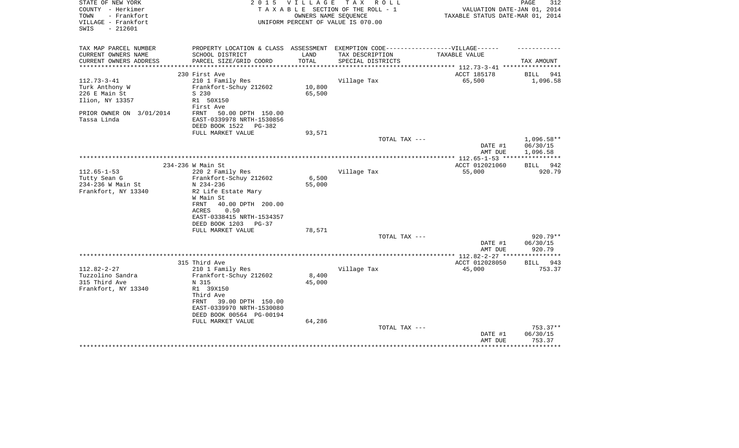STATE OF NEW YORK — 2015 VILLAGE TAX ROLL
COUNTY - Herkimer — TAXABLE SECTION OF THE ROLL - 1 — VALUATION DATE-JAN 01, 2014
TOWN - Frankfort — OWNERS NAME SEQUENCE — TAXABLE STATUS DATE-MAR 01, 2014
VILLAGE - Frankfort — UNIFORM PERCENT OF VALUE IS 070.00
SWIS - 212601

| TAX MAP PARCEL NUMBER<br>CURRENT OWNERS NAME<br>CURRENT OWNERS ADDRESS | PROPERTY LOCATION & CLASS<br>SCHOOL DISTRICT<br>PARCEL SIZE/GRID COORD | ASSESSMENT<br>LAND<br>TOTAL | EXEMPTION CODE-----VILLAGE------<br>TAX DESCRIPTION<br>SPECIAL DISTRICTS | TAXABLE VALUE | TAX AMOUNT |
|---|---|---|---|---|---|
| | 230 First Ave | | | ACCT 185178 | BILL 941 |
| 112.73-3-41 | 210 1 Family Res | | Village Tax | 65,500 | 1,096.58 |
| Turk Anthony W | Frankfort-Schuy 212602 | 10,800 | | | |
| 226 E Main St | S 230 | 65,500 | | | |
| Ilion, NY 13357 | R1 50X150 | | | | |
| | First Ave | | | | |
| PRIOR OWNER ON 3/01/2014 | FRNT 50.00 DPTH 150.00 | | | | |
| Tassa Linda | EAST-0339978 NRTH-1530856 | | | | |
| | DEED BOOK 1522 PG-382 | | | | |
| | FULL MARKET VALUE | 93,571 | | | |
| | | | TOTAL TAX --- | | 1,096.58** |
| | | | | DATE #1 | 06/30/15 |
| | | | | AMT DUE | 1,096.58 |
| | 234-236 W Main St | | | ACCT 012021060 | BILL 942 |
| 112.65-1-53 | 220 2 Family Res | | Village Tax | 55,000 | 920.79 |
| Tutty Sean G | Frankfort-Schuy 212602 | 6,500 | | | |
| 234-236 W Main St | N 234-236 | 55,000 | | | |
| Frankfort, NY 13340 | R2 Life Estate Mary | | | | |
| | W Main St | | | | |
| | FRNT 40.00 DPTH 200.00 | | | | |
| | ACRES 0.50 | | | | |
| | EAST-0338415 NRTH-1534357 | | | | |
| | DEED BOOK 1203 PG-37 | | | | |
| | FULL MARKET VALUE | 78,571 | | | |
| | | | TOTAL TAX --- | | 920.79** |
| | | | | DATE #1 | 06/30/15 |
| | | | | AMT DUE | 920.79 |
| | 315 Third Ave | | | ACCT 012028050 | BILL 943 |
| 112.82-2-27 | 210 1 Family Res | | Village Tax | 45,000 | 753.37 |
| Tuzzolino Sandra | Frankfort-Schuy 212602 | 8,400 | | | |
| 315 Third Ave | N 315 | 45,000 | | | |
| Frankfort, NY 13340 | R1 39X150 | | | | |
| | Third Ave | | | | |
| | FRNT 39.00 DPTH 150.00 | | | | |
| | EAST-0339970 NRTH-1530080 | | | | |
| | DEED BOOK 00564 PG-00194 | | | | |
| | FULL MARKET VALUE | 64,286 | | | |
| | | | TOTAL TAX --- | | 753.37** |
| | | | | DATE #1 | 06/30/15 |
| | | | | AMT DUE | 753.37 |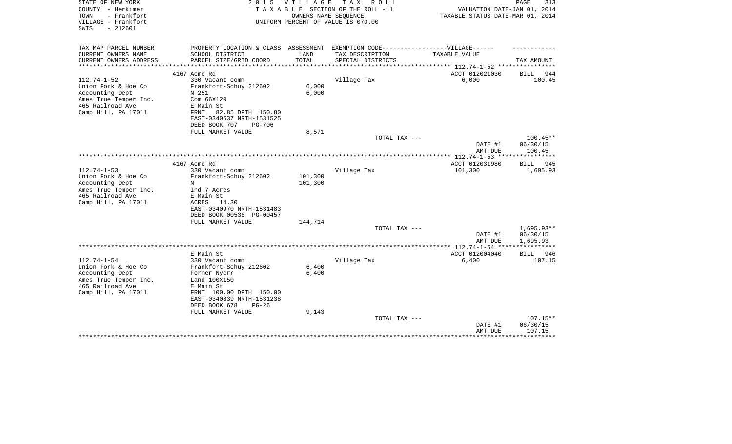STATE OF NEW YORK
COUNTY - Herkimer
TOWN - Frankfort
VILLAGE - Frankfort
SWIS - 212601

2015 VILLAGE TAX ROLL
TAXABLE SECTION OF THE ROLL - 1
OWNERS NAME SEQUENCE
UNIFORM PERCENT OF VALUE IS 070.00

VALUATION DATE-JAN 01, 2014
TAXABLE STATUS DATE-MAR 01, 2014

| TAX MAP PARCEL NUMBER / CURRENT OWNERS NAME / CURRENT OWNERS ADDRESS | PROPERTY LOCATION & CLASS / SCHOOL DISTRICT / PARCEL SIZE/GRID COORD | ASSESSMENT LAND / TOTAL | EXEMPTION CODE-----VILLAGE------ TAX DESCRIPTION / SPECIAL DISTRICTS | TAXABLE VALUE | TAX AMOUNT |
|---|---|---|---|---|---|
| | 4167 Acme Rd | | | ACCT 012021030 | BILL 944 |
| 112.74-1-52 | 330 Vacant comm | | Village Tax | 6,000 | 100.45 |
| Union Fork & Hoe Co | Frankfort-Schuy 212602 | 6,000 | | | |
| Accounting Dept | N 251 | 6,000 | | | |
| Ames True Temper Inc. | Com 66X120 | | | | |
| 465 Railroad Ave | E Main St | | | | |
| Camp Hill, PA 17011 | FRNT 82.85 DPTH 150.80 | | | | |
| | EAST-0340637 NRTH-1531525 | | | | |
| | DEED BOOK 707 PG-706 | | | | |
| | FULL MARKET VALUE | 8,571 | | | |
| | | | TOTAL TAX --- | | 100.45** |
| | | | | DATE #1 | 06/30/15 |
| | | | | AMT DUE | 100.45 |
| | 4167 Acme Rd | | | ACCT 012031980 | BILL 945 |
| 112.74-1-53 | 330 Vacant comm | | Village Tax | 101,300 | 1,695.93 |
| Union Fork & Hoe Co | Frankfort-Schuy 212602 | 101,300 | | | |
| Accounting Dept | N | 101,300 | | | |
| Ames True Temper Inc. | Ind 7 Acres | | | | |
| 465 Railroad Ave | E Main St | | | | |
| Camp Hill, PA 17011 | ACRES 14.30 | | | | |
| | EAST-0340970 NRTH-1531483 | | | | |
| | DEED BOOK 00536 PG-00457 | | | | |
| | FULL MARKET VALUE | 144,714 | | | |
| | | | TOTAL TAX --- | | 1,695.93** |
| | | | | DATE #1 | 06/30/15 |
| | | | | AMT DUE | 1,695.93 |
| | E Main St | | | ACCT 012004040 | BILL 946 |
| 112.74-1-54 | 330 Vacant comm | | Village Tax | 6,400 | 107.15 |
| Union Fork & Hoe Co | Frankfort-Schuy 212602 | 6,400 | | | |
| Accounting Dept | Former Nycrr | 6,400 | | | |
| Ames True Temper Inc. | Land 100X150 | | | | |
| 465 Railroad Ave | E Main St | | | | |
| Camp Hill, PA 17011 | FRNT 100.00 DPTH 150.00 | | | | |
| | EAST-0340839 NRTH-1531238 | | | | |
| | DEED BOOK 678 PG-26 | | | | |
| | FULL MARKET VALUE | 9,143 | | | |
| | | | TOTAL TAX --- | | 107.15** |
| | | | | DATE #1 | 06/30/15 |
| | | | | AMT DUE | 107.15 |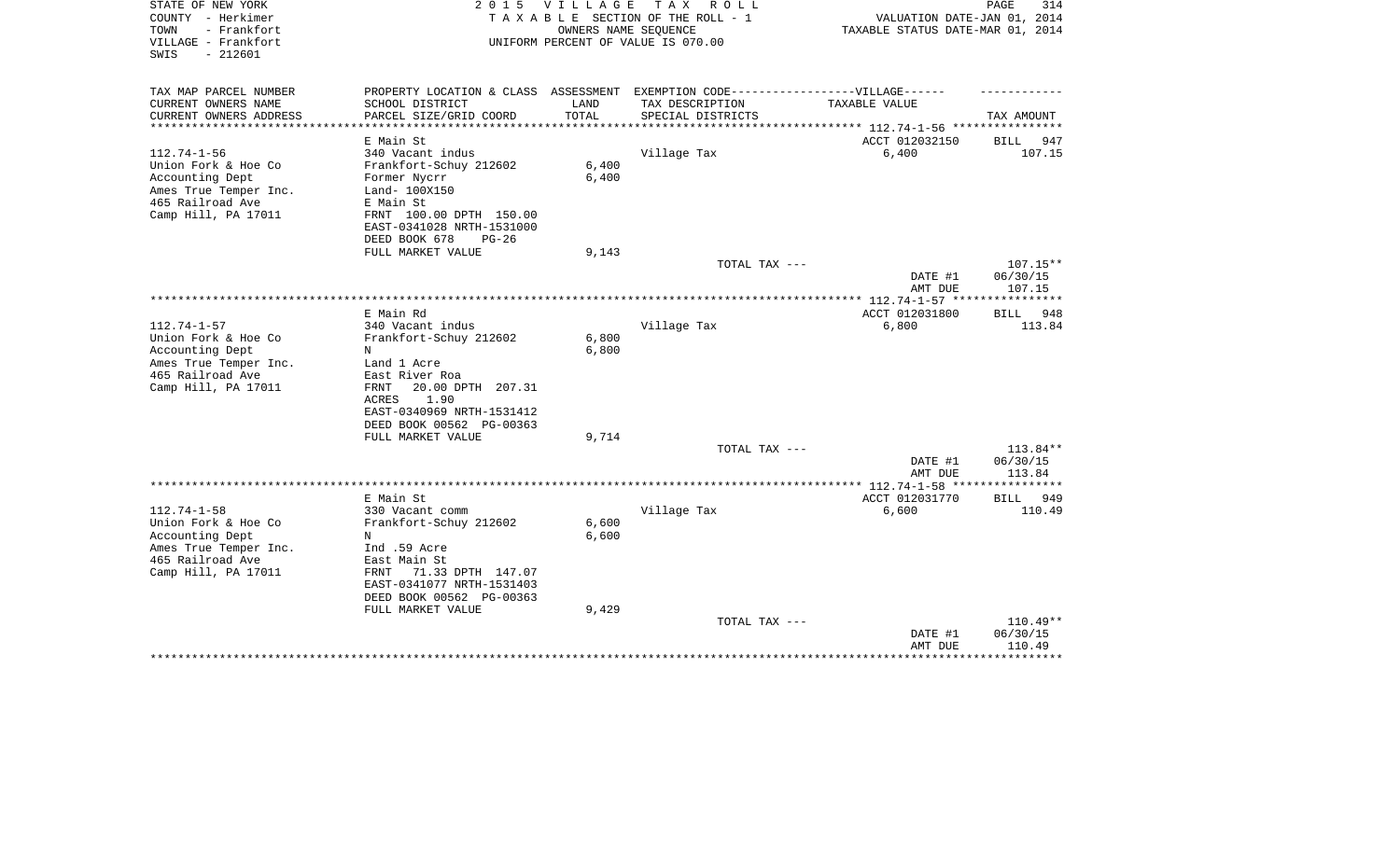STATE OF NEW YORK
COUNTY - Herkimer
TOWN - Frankfort
VILLAGE - Frankfort
SWIS - 212601

2 0 1 5 V I L L A G E T A X R O L L
T A X A B L E SECTION OF THE ROLL - 1
OWNERS NAME SEQUENCE
UNIFORM PERCENT OF VALUE IS 070.00

VALUATION DATE-JAN 01, 2014
TAXABLE STATUS DATE-MAR 01, 2014

| TAX MAP PARCEL NUMBER / CURRENT OWNERS NAME / CURRENT OWNERS ADDRESS | PROPERTY LOCATION & CLASS / SCHOOL DISTRICT / PARCEL SIZE/GRID COORD | ASSESSMENT LAND / TOTAL | EXEMPTION CODE-----VILLAGE------ TAX DESCRIPTION / SPECIAL DISTRICTS | TAXABLE VALUE | TAX AMOUNT |
|---|---|---|---|---|---|
| | E Main St | | | ACCT 012032150 | BILL 947 |
| 112.74-1-56 | 340 Vacant indus | | Village Tax | 6,400 | 107.15 |
| Union Fork & Hoe Co | Frankfort-Schuy 212602 | 6,400 | | | |
| Accounting Dept | Former Nycrr | 6,400 | | | |
| Ames True Temper Inc. | Land- 100X150 | | | | |
| 465 Railroad Ave | E Main St | | | | |
| Camp Hill, PA 17011 | FRNT 100.00 DPTH 150.00 | | | | |
| | EAST-0341028 NRTH-1531000 | | | | |
| | DEED BOOK 678 PG-26 | | | | |
| | FULL MARKET VALUE | 9,143 | | | |
| | | | TOTAL TAX --- | | 107.15** |
| | | | | DATE #1 | 06/30/15 |
| | | | | AMT DUE | 107.15 |
| | E Main Rd | | | ACCT 012031800 | BILL 948 |
| 112.74-1-57 | 340 Vacant indus | | Village Tax | 6,800 | 113.84 |
| Union Fork & Hoe Co | Frankfort-Schuy 212602 | 6,800 | | | |
| Accounting Dept | N | 6,800 | | | |
| Ames True Temper Inc. | Land 1 Acre | | | | |
| 465 Railroad Ave | East River Roa | | | | |
| Camp Hill, PA 17011 | FRNT 20.00 DPTH 207.31 | | | | |
| | ACRES 1.90 | | | | |
| | EAST-0340969 NRTH-1531412 | | | | |
| | DEED BOOK 00562 PG-00363 | | | | |
| | FULL MARKET VALUE | 9,714 | | | |
| | | | TOTAL TAX --- | | 113.84** |
| | | | | DATE #1 | 06/30/15 |
| | | | | AMT DUE | 113.84 |
| | E Main St | | | ACCT 012031770 | BILL 949 |
| 112.74-1-58 | 330 Vacant comm | | Village Tax | 6,600 | 110.49 |
| Union Fork & Hoe Co | Frankfort-Schuy 212602 | 6,600 | | | |
| Accounting Dept | N | 6,600 | | | |
| Ames True Temper Inc. | Ind .59 Acre | | | | |
| 465 Railroad Ave | East Main St | | | | |
| Camp Hill, PA 17011 | FRNT 71.33 DPTH 147.07 | | | | |
| | EAST-0341077 NRTH-1531403 | | | | |
| | DEED BOOK 00562 PG-00363 | | | | |
| | FULL MARKET VALUE | 9,429 | | | |
| | | | TOTAL TAX --- | | 110.49** |
| | | | | DATE #1 | 06/30/15 |
| | | | | AMT DUE | 110.49 |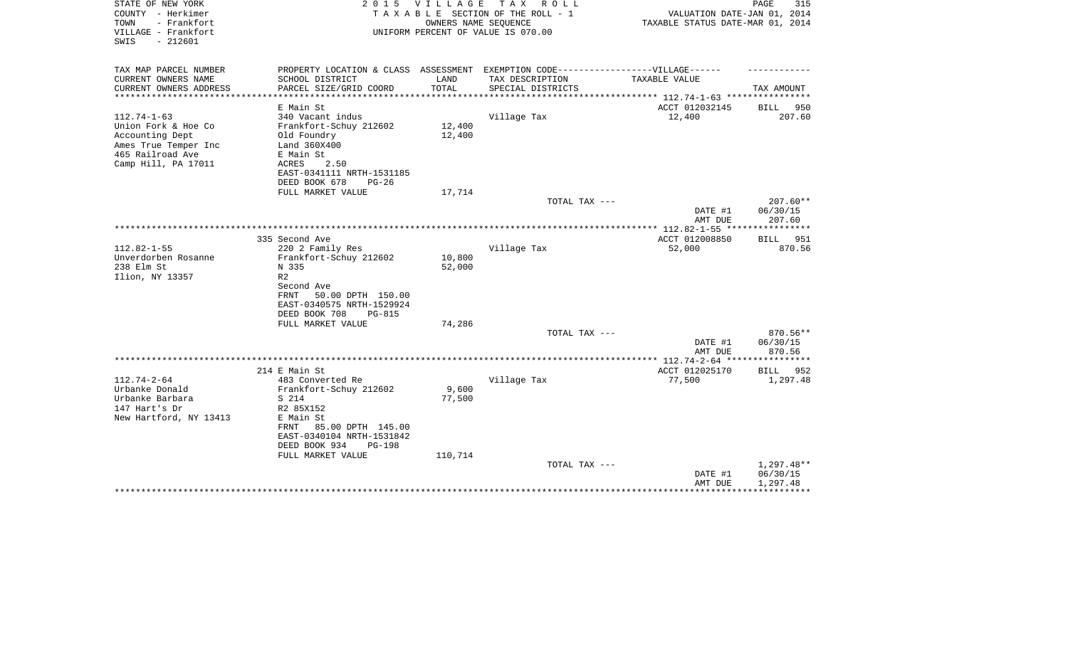STATE OF NEW YORK
COUNTY - Herkimer
TOWN - Frankfort
VILLAGE - Frankfort
SWIS - 212601

**2 0 1 5 V I L L A G E T A X R O L L**
T A X A B L E SECTION OF THE ROLL - 1
OWNERS NAME SEQUENCE
UNIFORM PERCENT OF VALUE IS 070.00

VALUATION DATE-JAN 01, 2014
TAXABLE STATUS DATE-MAR 01, 2014

| TAX MAP PARCEL NUMBER / CURRENT OWNERS NAME / CURRENT OWNERS ADDRESS | PROPERTY LOCATION & CLASS / SCHOOL DISTRICT / PARCEL SIZE/GRID COORD | ASSESSMENT LAND / TOTAL | EXEMPTION CODE / TAX DESCRIPTION / SPECIAL DISTRICTS | VILLAGE TAXABLE VALUE | TAX AMOUNT |
|---|---|---|---|---|---|
| 112.74-1-63 | E Main St | | | ACCT 012032145 | BILL 950 |
| Union Fork & Hoe Co | 340 Vacant indus | | Village Tax | 12,400 | 207.60 |
| Accounting Dept | Frankfort-Schuy 212602 | 12,400 | | | |
| Ames True Temper Inc | Old Foundry | 12,400 | | | |
| 465 Railroad Ave | Land 360X400 | | | | |
| Camp Hill, PA 17011 | E Main St | | | | |
| | ACRES 2.50 | | | | |
| | EAST-0341111 NRTH-1531185 | | | | |
| | DEED BOOK 678 PG-26 | | | | |
| | FULL MARKET VALUE | 17,714 | | | |
| | | | TOTAL TAX --- | | 207.60** |
| | | | | DATE #1 | 06/30/15 |
| | | | | AMT DUE | 207.60 |
| 112.82-1-55 | 335 Second Ave | | | ACCT 012008850 | BILL 951 |
| Unverdorben Rosanne | 220 2 Family Res | | Village Tax | 52,000 | 870.56 |
| 238 Elm St | Frankfort-Schuy 212602 | 10,800 | | | |
| Ilion, NY 13357 | N 335 | 52,000 | | | |
| | R2 | | | | |
| | Second Ave | | | | |
| | FRNT 50.00 DPTH 150.00 | | | | |
| | EAST-0340575 NRTH-1529924 | | | | |
| | DEED BOOK 708 PG-815 | | | | |
| | FULL MARKET VALUE | 74,286 | | | |
| | | | TOTAL TAX --- | | 870.56** |
| | | | | DATE #1 | 06/30/15 |
| | | | | AMT DUE | 870.56 |
| 112.74-2-64 | 214 E Main St | | | ACCT 012025170 | BILL 952 |
| Urbanke Donald | 483 Converted Re | | Village Tax | 77,500 | 1,297.48 |
| Urbanke Barbara | Frankfort-Schuy 212602 | 9,600 | | | |
| 147 Hart's Dr | S 214 | 77,500 | | | |
| New Hartford, NY 13413 | R2 85X152 | | | | |
| | E Main St | | | | |
| | FRNT 85.00 DPTH 145.00 | | | | |
| | EAST-0340104 NRTH-1531842 | | | | |
| | DEED BOOK 934 PG-198 | | | | |
| | FULL MARKET VALUE | 110,714 | | | |
| | | | TOTAL TAX --- | | 1,297.48** |
| | | | | DATE #1 | 06/30/15 |
| | | | | AMT DUE | 1,297.48 |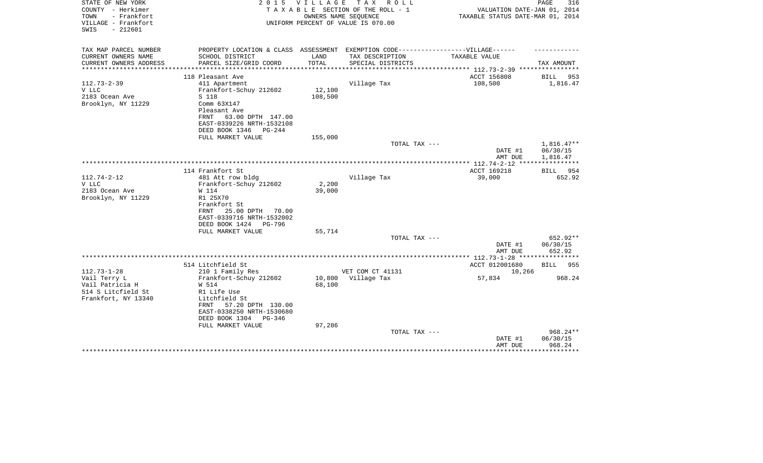STATE OF NEW YORK | 2 0 1 5 V I L L A G E T A X R O L L | PAGE 316
COUNTY - Herkimer | T A X A B L E SECTION OF THE ROLL - 1 | VALUATION DATE-JAN 01, 2014
TOWN - Frankfort | OWNERS NAME SEQUENCE | TAXABLE STATUS DATE-MAR 01, 2014
VILLAGE - Frankfort | UNIFORM PERCENT OF VALUE IS 070.00
SWIS - 212601

| TAX MAP PARCEL NUMBER / CURRENT OWNERS NAME / CURRENT OWNERS ADDRESS | PROPERTY LOCATION & CLASS / SCHOOL DISTRICT / PARCEL SIZE/GRID COORD | ASSESSMENT LAND / TOTAL | EXEMPTION CODE / TAX DESCRIPTION / SPECIAL DISTRICTS | TAXABLE VALUE | TAX AMOUNT |
|---|---|---|---|---|---|
| **112.73-2-39** | 118 Pleasant Ave | | | ACCT 156808 | BILL 953 |
| V LLC | 411 Apartment | | Village Tax | 108,500 | 1,816.47 |
| 2183 Ocean Ave | Frankfort-Schuy 212602 | 12,100 | | | |
| Brooklyn, NY 11229 | S 118 | 108,500 | | | |
| | Comm 63X147 | | | | |
| | Pleasant Ave | | | | |
| | FRNT 63.00 DPTH 147.00 | | | | |
| | EAST-0339226 NRTH-1532108 | | | | |
| | DEED BOOK 1346 PG-244 | | | | |
| | FULL MARKET VALUE | 155,000 | | | |
| | | | TOTAL TAX --- | | 1,816.47** |
| | | | | DATE #1 | 06/30/15 |
| | | | | AMT DUE | 1,816.47 |
| **112.74-2-12** | 114 Frankfort St | | | ACCT 169218 | BILL 954 |
| V LLC | 481 Att row bldg | | Village Tax | 39,000 | 652.92 |
| 2183 Ocean Ave | Frankfort-Schuy 212602 | 2,200 | | | |
| Brooklyn, NY 11229 | W 114 | 39,000 | | | |
| | R1 25X70 | | | | |
| | Frankfort St | | | | |
| | FRNT 25.00 DPTH 70.00 | | | | |
| | EAST-0339716 NRTH-1532002 | | | | |
| | DEED BOOK 1424 PG-796 | | | | |
| | FULL MARKET VALUE | 55,714 | | | |
| | | | TOTAL TAX --- | | 652.92** |
| | | | | DATE #1 | 06/30/15 |
| | | | | AMT DUE | 652.92 |
| **112.73-1-28** | 514 Litchfield St | | | ACCT 012001680 | BILL 955 |
| Vail Terry L | 210 1 Family Res | | VET COM CT 41131 | 10,266 | |
| Vail Patricia H | Frankfort-Schuy 212602 | 10,800 | Village Tax | 57,834 | 968.24 |
| 514 S Litcfield St | W 514 | 68,100 | | | |
| Frankfort, NY 13340 | R1 Life Use | | | | |
| | Litchfield St | | | | |
| | FRNT 57.20 DPTH 130.00 | | | | |
| | EAST-0338250 NRTH-1530680 | | | | |
| | DEED BOOK 1304 PG-346 | | | | |
| | FULL MARKET VALUE | 97,286 | | | |
| | | | TOTAL TAX --- | | 968.24** |
| | | | | DATE #1 | 06/30/15 |
| | | | | AMT DUE | 968.24 |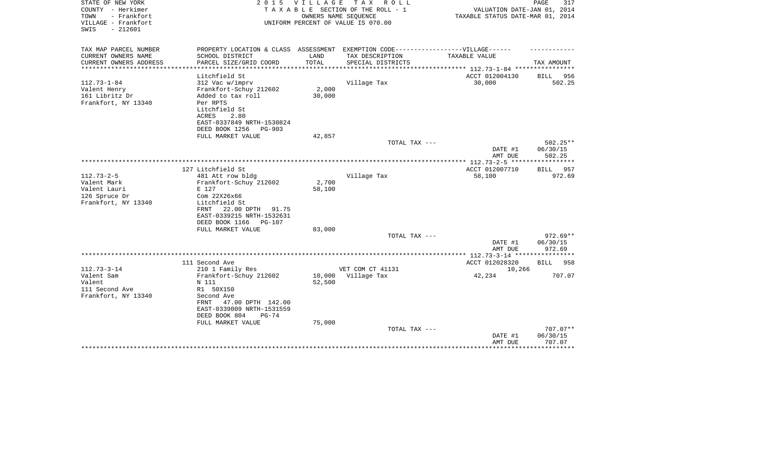STATE OF NEW YORK
COUNTY - Herkimer
TOWN - Frankfort
VILLAGE - Frankfort
SWIS - 212601

2 0 1 5 V I L L A G E T A X R O L L
T A X A B L E SECTION OF THE ROLL - 1
OWNERS NAME SEQUENCE
UNIFORM PERCENT OF VALUE IS 070.00

VALUATION DATE-JAN 01, 2014
TAXABLE STATUS DATE-MAR 01, 2014

| TAX MAP PARCEL NUMBER<br>CURRENT OWNERS NAME<br>CURRENT OWNERS ADDRESS | PROPERTY LOCATION & CLASS<br>SCHOOL DISTRICT<br>PARCEL SIZE/GRID COORD | ASSESSMENT<br>LAND<br>TOTAL | EXEMPTION CODE------VILLAGE------<br>TAX DESCRIPTION<br>SPECIAL DISTRICTS | TAXABLE VALUE | TAX AMOUNT |
|---|---|---|---|---|---|
| | Litchfield St | | | ACCT 012004130 | BILL 956 |
| 112.73-1-84 | 312 Vac w/imprv | | Village Tax | 30,000 | 502.25 |
| Valent Henry | Frankfort-Schuy 212602 | 2,000 | | | |
| 161 Libritz Dr | Added to tax roll | 30,000 | | | |
| Frankfort, NY 13340 | Per RPTS | | | | |
| | Litchfield St | | | | |
| | ACRES 2.80 | | | | |
| | EAST-0337849 NRTH-1530824 | | | | |
| | DEED BOOK 1256 PG-903 | | | | |
| | FULL MARKET VALUE | 42,857 | | | |
| | | | TOTAL TAX --- | | 502.25** |
| | | | | DATE #1 | 06/30/15 |
| | | | | AMT DUE | 502.25 |
| | 127 Litchfield St | | | ACCT 012007710 | BILL 957 |
| 112.73-2-5 | 481 Att row bldg | | Village Tax | 58,100 | 972.69 |
| Valent Mark | Frankfort-Schuy 212602 | 2,700 | | | |
| Valent Lauri | E 127 | 58,100 | | | |
| 126 Spruce Dr | Com 22X26x66 | | | | |
| Frankfort, NY 13340 | Litchfield St | | | | |
| | FRNT 22.00 DPTH 91.75 | | | | |
| | EAST-0339215 NRTH-1532631 | | | | |
| | DEED BOOK 1166 PG-107 | | | | |
| | FULL MARKET VALUE | 83,000 | | | |
| | | | TOTAL TAX --- | | 972.69** |
| | | | | DATE #1 | 06/30/15 |
| | | | | AMT DUE | 972.69 |
| | 111 Second Ave | | | ACCT 012028320 | BILL 958 |
| 112.73-3-14 | 210 1 Family Res | | VET COM CT 41131 | 10,266 | |
| Valent Sam | Frankfort-Schuy 212602 | 10,000 | Village Tax | 42,234 | 707.07 |
| Valent | N 111 | 52,500 | | | |
| 111 Second Ave | R1 50X150 | | | | |
| Frankfort, NY 13340 | Second Ave | | | | |
| | FRNT 47.00 DPTH 142.00 | | | | |
| | EAST-0339009 NRTH-1531559 | | | | |
| | DEED BOOK 804 PG-74 | | | | |
| | FULL MARKET VALUE | 75,000 | | | |
| | | | TOTAL TAX --- | | 707.07** |
| | | | | DATE #1 | 06/30/15 |
| | | | | AMT DUE | 707.07 |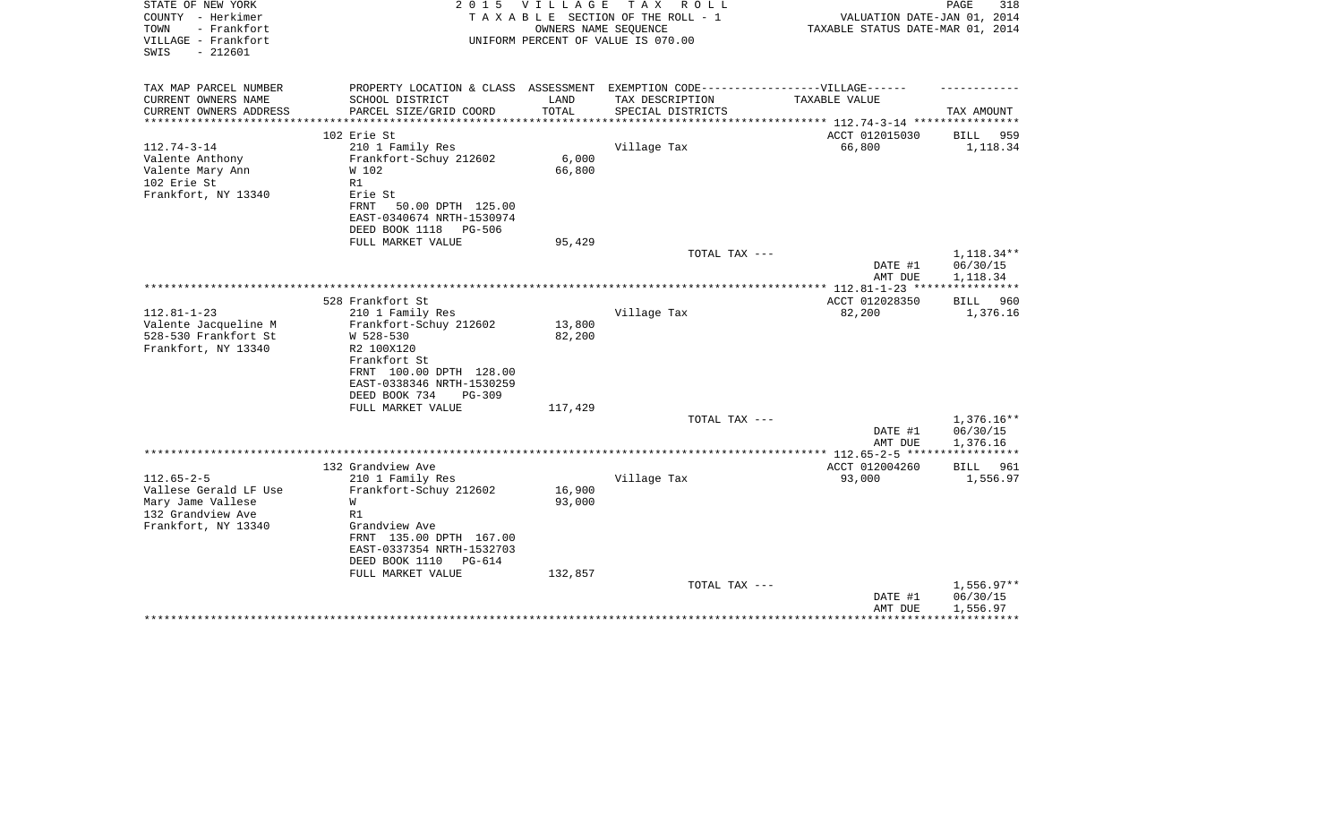STATE OF NEW YORK
COUNTY - Herkimer
TOWN - Frankfort
VILLAGE - Frankfort
SWIS - 212601

# 2015 VILLAGE TAX ROLL

TAXABLE SECTION OF THE ROLL - 1
OWNERS NAME SEQUENCE
UNIFORM PERCENT OF VALUE IS 070.00

VALUATION DATE-JAN 01, 2014
TAXABLE STATUS DATE-MAR 01, 2014

| TAX MAP PARCEL NUMBER<br>CURRENT OWNERS NAME<br>CURRENT OWNERS ADDRESS | PROPERTY LOCATION & CLASS<br>SCHOOL DISTRICT<br>PARCEL SIZE/GRID COORD | ASSESSMENT<br>LAND<br>TOTAL | EXEMPTION CODE------VILLAGE------<br>TAX DESCRIPTION<br>SPECIAL DISTRICTS | TAXABLE VALUE | TAX AMOUNT |
|---|---|---|---|---|---|
| 112.74-3-14 | 102 Erie St | | | ACCT 012015030 | BILL 959 |
| Valente Anthony | 210 1 Family Res | | Village Tax | 66,800 | 1,118.34 |
| Valente Mary Ann | Frankfort-Schuy 212602 | 6,000 | | | |
| 102 Erie St | W 102 | 66,800 | | | |
| Frankfort, NY 13340 | R1 | | | | |
| | Erie St | | | | |
| | FRNT 50.00 DPTH 125.00 | | | | |
| | EAST-0340674 NRTH-1530974 | | | | |
| | DEED BOOK 1118 PG-506 | | | | |
| | FULL MARKET VALUE | 95,429 | | | |
| | | | TOTAL TAX --- | | 1,118.34** |
| | | | | DATE #1 | 06/30/15 |
| | | | | AMT DUE | 1,118.34 |
| 112.81-1-23 | 528 Frankfort St | | | ACCT 012028350 | BILL 960 |
| Valente Jacqueline M | 210 1 Family Res | | Village Tax | 82,200 | 1,376.16 |
| 528-530 Frankfort St | Frankfort-Schuy 212602 | 13,800 | | | |
| Frankfort, NY 13340 | W 528-530 | 82,200 | | | |
| | R2 100X120 | | | | |
| | Frankfort St | | | | |
| | FRNT 100.00 DPTH 128.00 | | | | |
| | EAST-0338346 NRTH-1530259 | | | | |
| | DEED BOOK 734 PG-309 | | | | |
| | FULL MARKET VALUE | 117,429 | | | |
| | | | TOTAL TAX --- | | 1,376.16** |
| | | | | DATE #1 | 06/30/15 |
| | | | | AMT DUE | 1,376.16 |
| 112.65-2-5 | 132 Grandview Ave | | | ACCT 012004260 | BILL 961 |
| Vallese Gerald LF Use | 210 1 Family Res | | Village Tax | 93,000 | 1,556.97 |
| Mary Jame Vallese | Frankfort-Schuy 212602 | 16,900 | | | |
| 132 Grandview Ave | W | 93,000 | | | |
| Frankfort, NY 13340 | R1 | | | | |
| | Grandview Ave | | | | |
| | FRNT 135.00 DPTH 167.00 | | | | |
| | EAST-0337354 NRTH-1532703 | | | | |
| | DEED BOOK 1110 PG-614 | | | | |
| | FULL MARKET VALUE | 132,857 | | | |
| | | | TOTAL TAX --- | | 1,556.97** |
| | | | | DATE #1 | 06/30/15 |
| | | | | AMT DUE | 1,556.97 |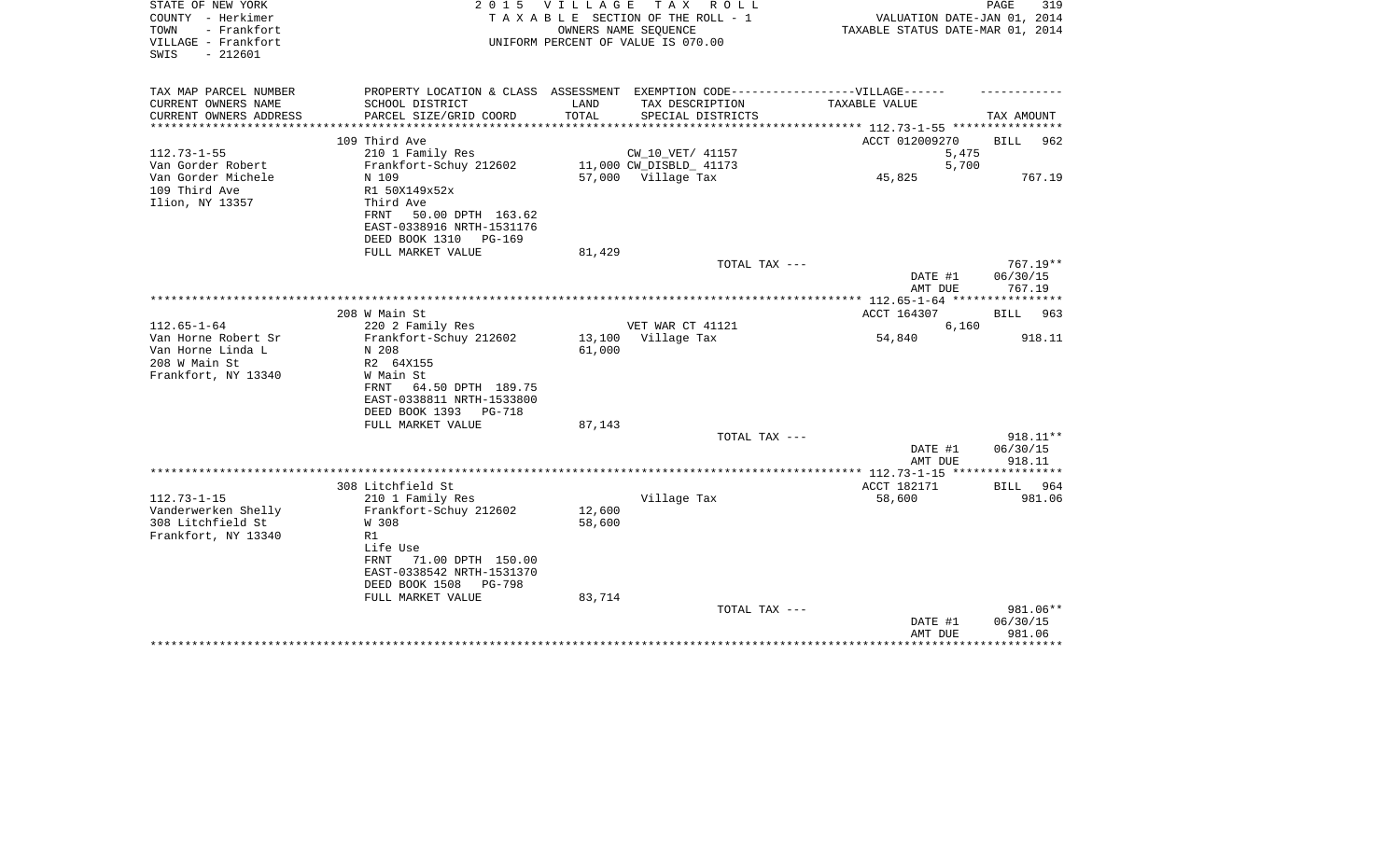STATE OF NEW YORK
COUNTY - Herkimer
TOWN - Frankfort
VILLAGE - Frankfort
SWIS - 212601

2 0 1 5 V I L L A G E T A X R O L L
T A X A B L E SECTION OF THE ROLL - 1
OWNERS NAME SEQUENCE
UNIFORM PERCENT OF VALUE IS 070.00

VALUATION DATE-JAN 01, 2014
TAXABLE STATUS DATE-MAR 01, 2014

| TAX MAP PARCEL NUMBER / CURRENT OWNERS NAME / CURRENT OWNERS ADDRESS | PROPERTY LOCATION & CLASS / SCHOOL DISTRICT / PARCEL SIZE/GRID COORD | ASSESSMENT LAND / TOTAL | EXEMPTION CODE / TAX DESCRIPTION / SPECIAL DISTRICTS | TAXABLE VALUE | TAX AMOUNT |
|---|---|---|---|---|---|
| 112.73-1-55 | 109 Third Ave | | | ACCT 012009270 | BILL 962 |
| Van Gorder Robert | 210 1 Family Res | | CW_10_VET/ 41157 | 5,475 | |
| Van Gorder Michele | Frankfort-Schuy 212602 | 11,000 | CW_DISBLD_ 41173 | 5,700 | |
| 109 Third Ave | N 109 | 57,000 | Village Tax | 45,825 | 767.19 |
| Ilion, NY 13357 | R1 50X149x52x | | | | |
| | Third Ave | | | | |
| | FRNT 50.00 DPTH 163.62 | | | | |
| | EAST-0338916 NRTH-1531176 | | | | |
| | DEED BOOK 1310 PG-169 | | | | |
| | FULL MARKET VALUE | 81,429 | | | |
| | | | TOTAL TAX --- | | 767.19** |
| | | | | DATE #1 | 06/30/15 |
| | | | | AMT DUE | 767.19 |
| 112.65-1-64 | 208 W Main St | | | ACCT 164307 | BILL 963 |
| Van Horne Robert Sr | 220 2 Family Res | | VET WAR CT 41121 | 6,160 | |
| Van Horne Linda L | Frankfort-Schuy 212602 | 13,100 | Village Tax | 54,840 | 918.11 |
| 208 W Main St | N 208 | 61,000 | | | |
| Frankfort, NY 13340 | R2 64X155 | | | | |
| | W Main St | | | | |
| | FRNT 64.50 DPTH 189.75 | | | | |
| | EAST-0338811 NRTH-1533800 | | | | |
| | DEED BOOK 1393 PG-718 | | | | |
| | FULL MARKET VALUE | 87,143 | | | |
| | | | TOTAL TAX --- | | 918.11** |
| | | | | DATE #1 | 06/30/15 |
| | | | | AMT DUE | 918.11 |
| 112.73-1-15 | 308 Litchfield St | | | ACCT 182171 | BILL 964 |
| Vanderwerken Shelly | 210 1 Family Res | | Village Tax | 58,600 | 981.06 |
| 308 Litchfield St | Frankfort-Schuy 212602 | 12,600 | | | |
| Frankfort, NY 13340 | W 308 | 58,600 | | | |
| | R1 | | | | |
| | Life Use | | | | |
| | FRNT 71.00 DPTH 150.00 | | | | |
| | EAST-0338542 NRTH-1531370 | | | | |
| | DEED BOOK 1508 PG-798 | | | | |
| | FULL MARKET VALUE | 83,714 | | | |
| | | | TOTAL TAX --- | | 981.06** |
| | | | | DATE #1 | 06/30/15 |
| | | | | AMT DUE | 981.06 |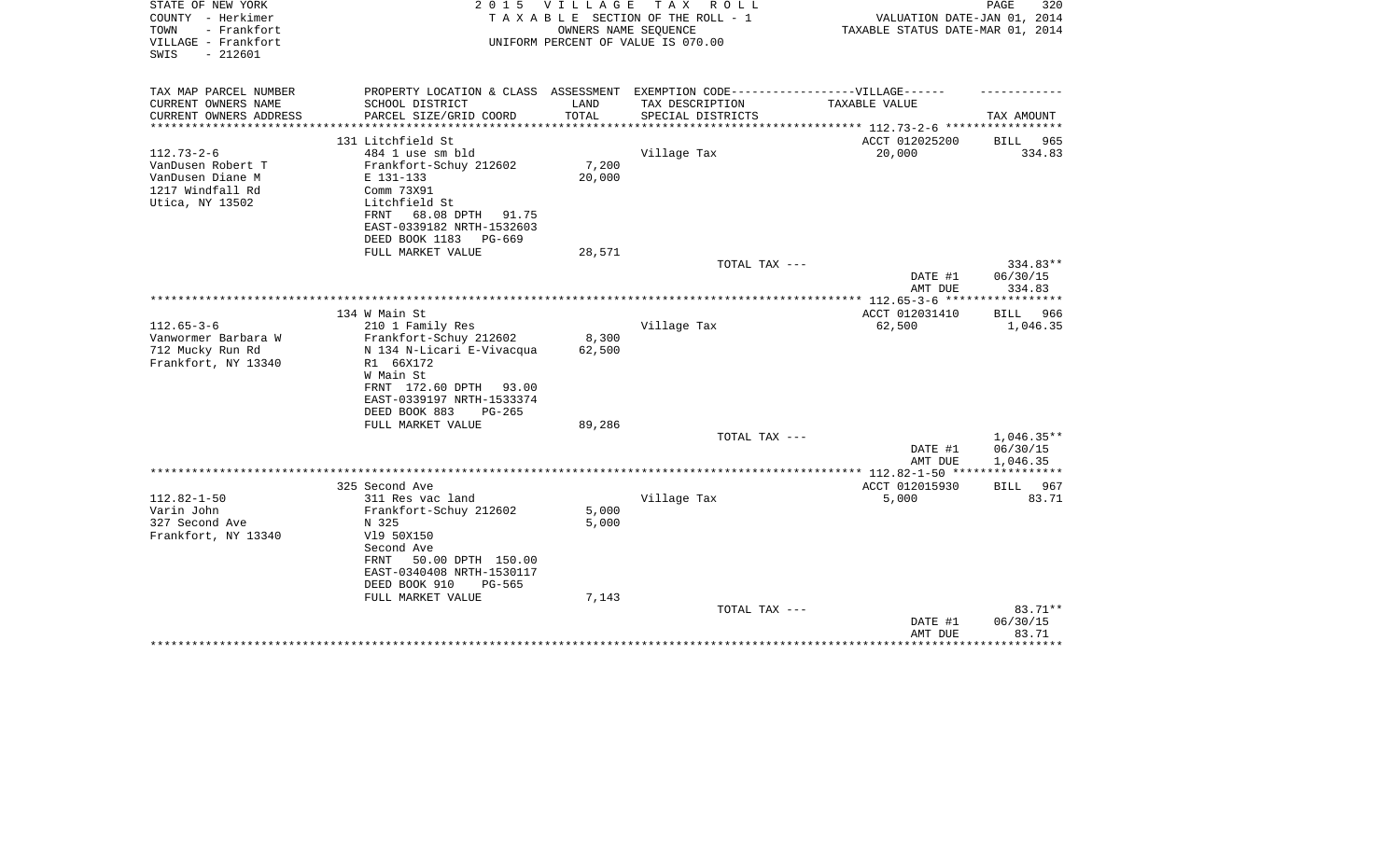STATE OF NEW YORK
COUNTY - Herkimer
TOWN - Frankfort
VILLAGE - Frankfort
SWIS - 212601

2 0 1 5 V I L L A G E T A X R O L L
T A X A B L E SECTION OF THE ROLL - 1
OWNERS NAME SEQUENCE
UNIFORM PERCENT OF VALUE IS 070.00

VALUATION DATE-JAN 01, 2014
TAXABLE STATUS DATE-MAR 01, 2014

| TAX MAP PARCEL NUMBER / CURRENT OWNERS NAME / CURRENT OWNERS ADDRESS | PROPERTY LOCATION & CLASS / SCHOOL DISTRICT / PARCEL SIZE/GRID COORD | ASSESSMENT LAND / TOTAL | EXEMPTION CODE-----VILLAGE------ TAX DESCRIPTION / SPECIAL DISTRICTS | TAXABLE VALUE | TAX AMOUNT |
|---|---|---|---|---|---|
| | 131 Litchfield St | | | ACCT 012025200 | BILL 965 |
| 112.73-2-6 | 484 1 use sm bld | | Village Tax | 20,000 | 334.83 |
| VanDusen Robert T | Frankfort-Schuy 212602 | 7,200 | | | |
| VanDusen Diane M | E 131-133 | 20,000 | | | |
| 1217 Windfall Rd | Comm 73X91 | | | | |
| Utica, NY 13502 | Litchfield St | | | | |
| | FRNT 68.08 DPTH 91.75 | | | | |
| | EAST-0339182 NRTH-1532603 | | | | |
| | DEED BOOK 1183 PG-669 | | | | |
| | FULL MARKET VALUE | 28,571 | | | |
| | | | TOTAL TAX --- | | 334.83** |
| | | | | DATE #1 | 06/30/15 |
| | | | | AMT DUE | 334.83 |
| | 134 W Main St | | | ACCT 012031410 | BILL 966 |
| 112.65-3-6 | 210 1 Family Res | | Village Tax | 62,500 | 1,046.35 |
| Vanwormer Barbara W | Frankfort-Schuy 212602 | 8,300 | | | |
| 712 Mucky Run Rd | N 134 N-Licari E-Vivacqua | 62,500 | | | |
| Frankfort, NY 13340 | R1 66X172 | | | | |
| | W Main St | | | | |
| | FRNT 172.60 DPTH 93.00 | | | | |
| | EAST-0339197 NRTH-1533374 | | | | |
| | DEED BOOK 883 PG-265 | | | | |
| | FULL MARKET VALUE | 89,286 | | | |
| | | | TOTAL TAX --- | | 1,046.35** |
| | | | | DATE #1 | 06/30/15 |
| | | | | AMT DUE | 1,046.35 |
| | 325 Second Ave | | | ACCT 012015930 | BILL 967 |
| 112.82-1-50 | 311 Res vac land | | Village Tax | 5,000 | 83.71 |
| Varin John | Frankfort-Schuy 212602 | 5,000 | | | |
| 327 Second Ave | N 325 | 5,000 | | | |
| Frankfort, NY 13340 | Vl9 50X150 | | | | |
| | Second Ave | | | | |
| | FRNT 50.00 DPTH 150.00 | | | | |
| | EAST-0340408 NRTH-1530117 | | | | |
| | DEED BOOK 910 PG-565 | | | | |
| | FULL MARKET VALUE | 7,143 | | | |
| | | | TOTAL TAX --- | | 83.71** |
| | | | | DATE #1 | 06/30/15 |
| | | | | AMT DUE | 83.71 |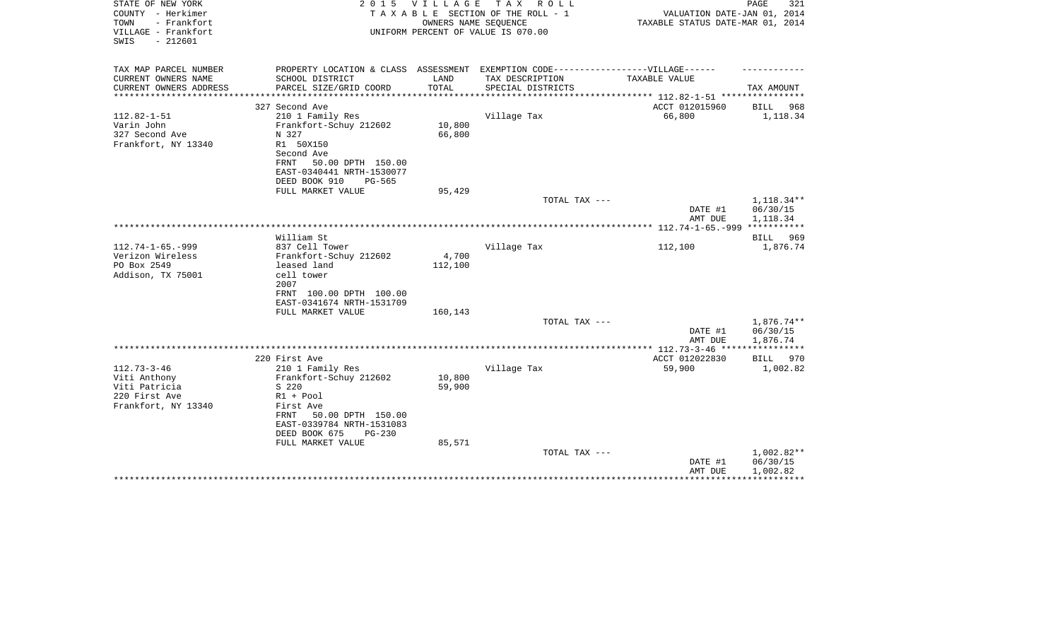STATE OF NEW YORK
COUNTY - Herkimer
TOWN - Frankfort
VILLAGE - Frankfort
SWIS - 212601

2015 VILLAGE TAX ROLL
TAXABLE SECTION OF THE ROLL - 1
OWNERS NAME SEQUENCE
UNIFORM PERCENT OF VALUE IS 070.00

VALUATION DATE-JAN 01, 2014
TAXABLE STATUS DATE-MAR 01, 2014

| TAX MAP PARCEL NUMBER / CURRENT OWNERS NAME / CURRENT OWNERS ADDRESS | PROPERTY LOCATION & CLASS / SCHOOL DISTRICT / PARCEL SIZE/GRID COORD | ASSESSMENT LAND / TOTAL | EXEMPTION CODE / TAX DESCRIPTION / SPECIAL DISTRICTS | TAXABLE VALUE | TAX AMOUNT |
|---|---|---|---|---|---|
| | 327 Second Ave | | | ACCT 012015960 | BILL 968 |
| 112.82-1-51 | 210 1 Family Res | | Village Tax | 66,800 | 1,118.34 |
| Varin John | Frankfort-Schuy 212602 | 10,800 | | | |
| 327 Second Ave | N 327 | 66,800 | | | |
| Frankfort, NY 13340 | R1 50X150 | | | | |
| | Second Ave | | | | |
| | FRNT 50.00 DPTH 150.00 | | | | |
| | EAST-0340441 NRTH-1530077 | | | | |
| | DEED BOOK 910 PG-565 | | | | |
| | FULL MARKET VALUE | 95,429 | | | |
| | | | TOTAL TAX --- | | 1,118.34** |
| | | | | DATE #1 | 06/30/15 |
| | | | | AMT DUE | 1,118.34 |
| | William St | | | | BILL 969 |
| 112.74-1-65.-999 | 837 Cell Tower | | Village Tax | 112,100 | 1,876.74 |
| Verizon Wireless | Frankfort-Schuy 212602 | 4,700 | | | |
| PO Box 2549 | leased land | 112,100 | | | |
| Addison, TX 75001 | cell tower | | | | |
| | 2007 | | | | |
| | FRNT 100.00 DPTH 100.00 | | | | |
| | EAST-0341674 NRTH-1531709 | | | | |
| | FULL MARKET VALUE | 160,143 | | | |
| | | | TOTAL TAX --- | | 1,876.74** |
| | | | | DATE #1 | 06/30/15 |
| | | | | AMT DUE | 1,876.74 |
| | 220 First Ave | | | ACCT 012022830 | BILL 970 |
| 112.73-3-46 | 210 1 Family Res | | Village Tax | 59,900 | 1,002.82 |
| Viti Anthony | Frankfort-Schuy 212602 | 10,800 | | | |
| Viti Patricia | S 220 | 59,900 | | | |
| 220 First Ave | R1 + Pool | | | | |
| Frankfort, NY 13340 | First Ave | | | | |
| | FRNT 50.00 DPTH 150.00 | | | | |
| | EAST-0339784 NRTH-1531083 | | | | |
| | DEED BOOK 675 PG-230 | | | | |
| | FULL MARKET VALUE | 85,571 | | | |
| | | | TOTAL TAX --- | | 1,002.82** |
| | | | | DATE #1 | 06/30/15 |
| | | | | AMT DUE | 1,002.82 |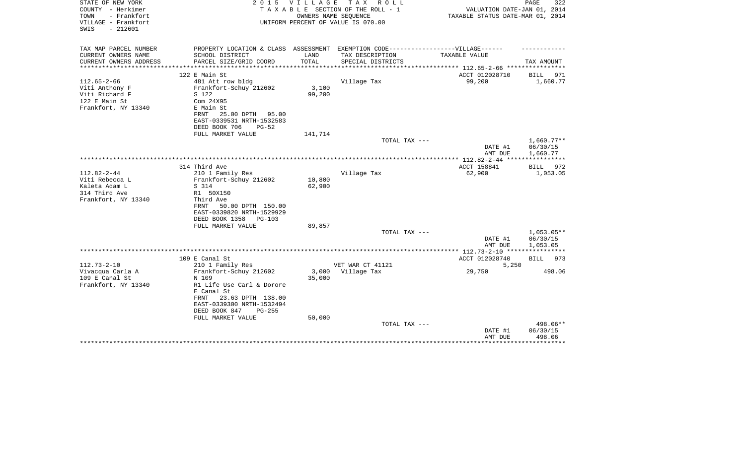STATE OF NEW YORK
COUNTY - Herkimer
TOWN - Frankfort
VILLAGE - Frankfort
SWIS - 212601

2 0 1 5 V I L L A G E T A X R O L L
T A X A B L E SECTION OF THE ROLL - 1
OWNERS NAME SEQUENCE
UNIFORM PERCENT OF VALUE IS 070.00

VALUATION DATE-JAN 01, 2014
TAXABLE STATUS DATE-MAR 01, 2014

| TAX MAP PARCEL NUMBER / CURRENT OWNERS NAME / CURRENT OWNERS ADDRESS | PROPERTY LOCATION & CLASS / SCHOOL DISTRICT / PARCEL SIZE/GRID COORD | ASSESSMENT LAND / TOTAL | EXEMPTION CODE / TAX DESCRIPTION / SPECIAL DISTRICTS | TAXABLE VALUE | TAX AMOUNT |
|---|---|---|---|---|---|
| 112.65-2-66 | 122 E Main St | | | ACCT 012028710 | BILL 971 |
| | 481 Att row bldg | | Village Tax | 99,200 | 1,660.77 |
| Viti Anthony F | Frankfort-Schuy 212602 | 3,100 | | | |
| Viti Richard F | S 122 | 99,200 | | | |
| 122 E Main St | Com 24X95 | | | | |
| Frankfort, NY 13340 | E Main St | | | | |
| | FRNT 25.00 DPTH 95.00 | | | | |
| | EAST-0339531 NRTH-1532583 | | | | |
| | DEED BOOK 706 PG-52 | | | | |
| | FULL MARKET VALUE | 141,714 | | | |
| | | | TOTAL TAX --- | | 1,660.77** |
| | | | | DATE #1 | 06/30/15 |
| | | | | AMT DUE | 1,660.77 |
| 112.82-2-44 | 314 Third Ave | | | ACCT 158841 | BILL 972 |
| | 210 1 Family Res | | Village Tax | 62,900 | 1,053.05 |
| Viti Rebecca L | Frankfort-Schuy 212602 | 10,800 | | | |
| Kaleta Adam L | S 314 | 62,900 | | | |
| 314 Third Ave | R1 50X150 | | | | |
| Frankfort, NY 13340 | Third Ave | | | | |
| | FRNT 50.00 DPTH 150.00 | | | | |
| | EAST-0339820 NRTH-1529929 | | | | |
| | DEED BOOK 1358 PG-103 | | | | |
| | FULL MARKET VALUE | 89,857 | | | |
| | | | TOTAL TAX --- | | 1,053.05** |
| | | | | DATE #1 | 06/30/15 |
| | | | | AMT DUE | 1,053.05 |
| 112.73-2-10 | 109 E Canal St | | | ACCT 012028740 | BILL 973 |
| | 210 1 Family Res | | VET WAR CT 41121 | 5,250 | |
| Vivacqua Carla A | Frankfort-Schuy 212602 | 3,000 | Village Tax | 29,750 | 498.06 |
| 109 E Canal St | N 109 | 35,000 | | | |
| Frankfort, NY 13340 | R1 Life Use Carl & Dorore | | | | |
| | E Canal St | | | | |
| | FRNT 23.63 DPTH 138.00 | | | | |
| | EAST-0339300 NRTH-1532494 | | | | |
| | DEED BOOK 847 PG-255 | | | | |
| | FULL MARKET VALUE | 50,000 | | | |
| | | | TOTAL TAX --- | | 498.06** |
| | | | | DATE #1 | 06/30/15 |
| | | | | AMT DUE | 498.06 |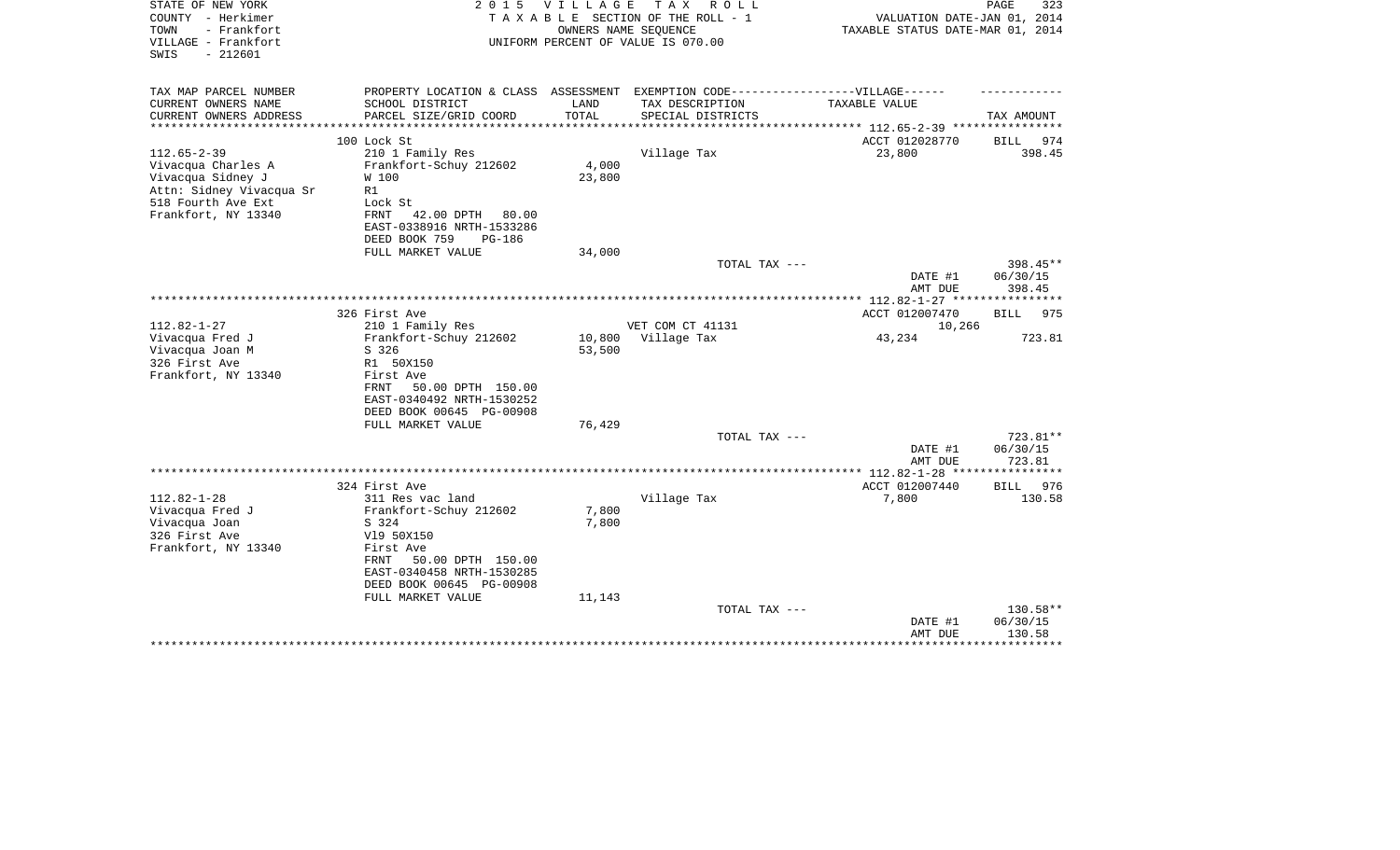STATE OF NEW YORK
COUNTY - Herkimer
TOWN - Frankfort
VILLAGE - Frankfort
SWIS - 212601

2 0 1 5 V I L L A G E T A X R O L L
T A X A B L E SECTION OF THE ROLL - 1
OWNERS NAME SEQUENCE
UNIFORM PERCENT OF VALUE IS 070.00

VALUATION DATE-JAN 01, 2014
TAXABLE STATUS DATE-MAR 01, 2014

| TAX MAP PARCEL NUMBER<br>CURRENT OWNERS NAME<br>CURRENT OWNERS ADDRESS | PROPERTY LOCATION & CLASS<br>SCHOOL DISTRICT<br>PARCEL SIZE/GRID COORD | ASSESSMENT<br>LAND<br>TOTAL | EXEMPTION CODE------------------VILLAGE------<br>TAX DESCRIPTION<br>SPECIAL DISTRICTS | TAXABLE VALUE | TAX AMOUNT |
|---|---|---|---|---|---|
| | 100 Lock St | | | ACCT 012028770 | BILL 974 |
| 112.65-2-39 | 210 1 Family Res | | Village Tax | 23,800 | 398.45 |
| Vivacqua Charles A | Frankfort-Schuy 212602 | 4,000 | | | |
| Vivacqua Sidney J | W 100 | 23,800 | | | |
| Attn: Sidney Vivacqua Sr | R1 | | | | |
| 518 Fourth Ave Ext | Lock St | | | | |
| Frankfort, NY 13340 | FRNT 42.00 DPTH 80.00 | | | | |
| | EAST-0338916 NRTH-1533286 | | | | |
| | DEED BOOK 759 PG-186 | | | | |
| | FULL MARKET VALUE | 34,000 | | | |
| | | | TOTAL TAX --- | | 398.45** |
| | | | | DATE #1 | 06/30/15 |
| | | | | AMT DUE | 398.45 |
| | 326 First Ave | | | ACCT 012007470 | BILL 975 |
| 112.82-1-27 | 210 1 Family Res | | VET COM CT 41131 | 10,266 | |
| Vivacqua Fred J | Frankfort-Schuy 212602 | 10,800 | Village Tax | 43,234 | 723.81 |
| Vivacqua Joan M | S 326 | 53,500 | | | |
| 326 First Ave | R1 50X150 | | | | |
| Frankfort, NY 13340 | First Ave | | | | |
| | FRNT 50.00 DPTH 150.00 | | | | |
| | EAST-0340492 NRTH-1530252 | | | | |
| | DEED BOOK 00645 PG-00908 | | | | |
| | FULL MARKET VALUE | 76,429 | | | |
| | | | TOTAL TAX --- | | 723.81** |
| | | | | DATE #1 | 06/30/15 |
| | | | | AMT DUE | 723.81 |
| | 324 First Ave | | | ACCT 012007440 | BILL 976 |
| 112.82-1-28 | 311 Res vac land | | Village Tax | 7,800 | 130.58 |
| Vivacqua Fred J | Frankfort-Schuy 212602 | 7,800 | | | |
| Vivacqua Joan | S 324 | 7,800 | | | |
| 326 First Ave | Vl9 50X150 | | | | |
| Frankfort, NY 13340 | First Ave | | | | |
| | FRNT 50.00 DPTH 150.00 | | | | |
| | EAST-0340458 NRTH-1530285 | | | | |
| | DEED BOOK 00645 PG-00908 | | | | |
| | FULL MARKET VALUE | 11,143 | | | |
| | | | TOTAL TAX --- | | 130.58** |
| | | | | DATE #1 | 06/30/15 |
| | | | | AMT DUE | 130.58 |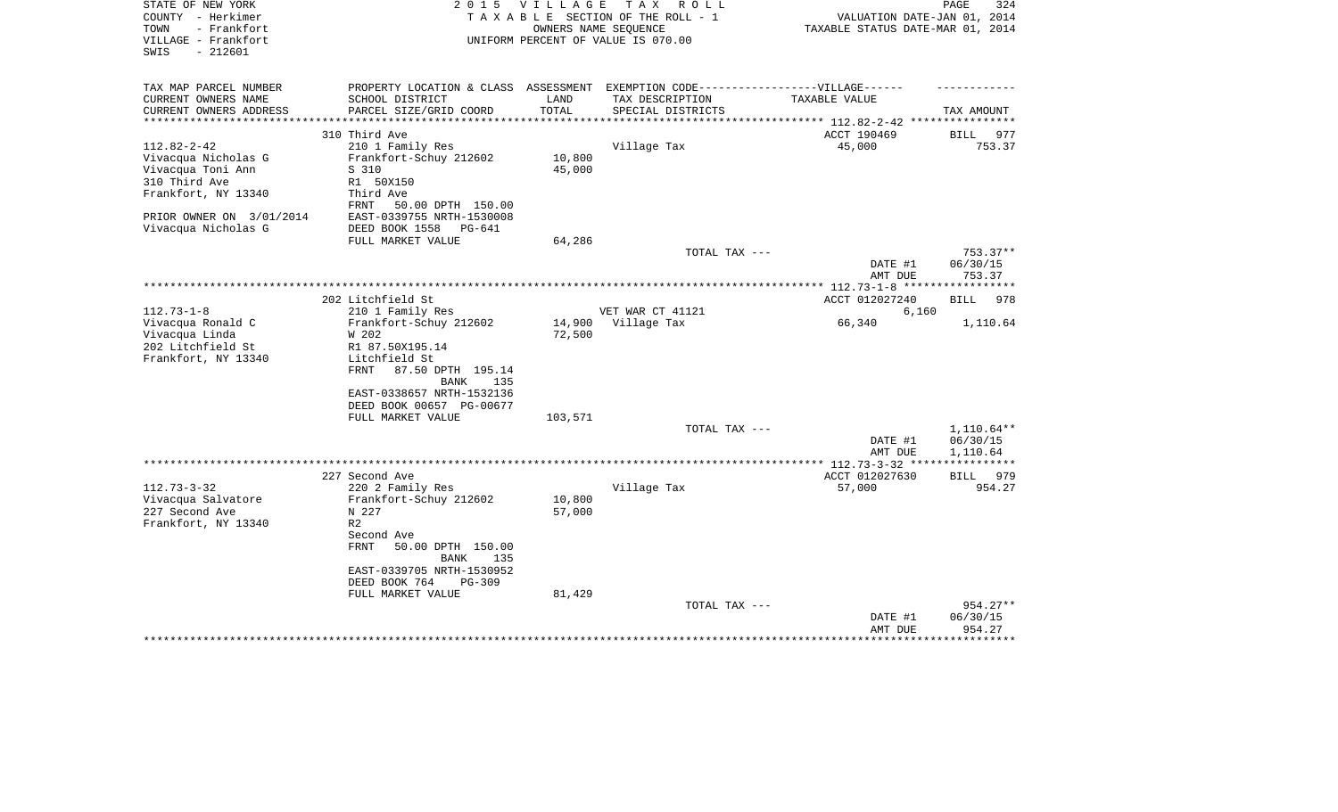STATE OF NEW YORK — COUNTY - Herkimer — TOWN - Frankfort — VILLAGE - Frankfort — SWIS - 212601

**2015 VILLAGE TAX ROLL**
TAXABLE SECTION OF THE ROLL - 1
OWNERS NAME SEQUENCE
UNIFORM PERCENT OF VALUE IS 070.00

VALUATION DATE-JAN 01, 2014
TAXABLE STATUS DATE-MAR 01, 2014

| TAX MAP PARCEL NUMBER / CURRENT OWNERS NAME / CURRENT OWNERS ADDRESS | PROPERTY LOCATION & CLASS / SCHOOL DISTRICT / PARCEL SIZE/GRID COORD | ASSESSMENT LAND / TOTAL | EXEMPTION CODE / TAX DESCRIPTION / SPECIAL DISTRICTS | TAXABLE VALUE | TAX AMOUNT |
|---|---|---|---|---|---|
| | 310 Third Ave | | | ACCT 190469 | BILL 977 |
| 112.82-2-42 | 210 1 Family Res | | Village Tax | 45,000 | 753.37 |
| Vivacqua Nicholas G | Frankfort-Schuy 212602 | 10,800 | | | |
| Vivacqua Toni Ann | S 310 | 45,000 | | | |
| 310 Third Ave | R1 50X150 | | | | |
| Frankfort, NY 13340 | Third Ave | | | | |
| | FRNT 50.00 DPTH 150.00 | | | | |
| PRIOR OWNER ON 3/01/2014 | EAST-0339755 NRTH-1530008 | | | | |
| Vivacqua Nicholas G | DEED BOOK 1558 PG-641 | | | | |
| | FULL MARKET VALUE | 64,286 | | | |
| | | | TOTAL TAX --- | | 753.37** |
| | | | | DATE #1 | 06/30/15 |
| | | | | AMT DUE | 753.37 |
| | 202 Litchfield St | | | ACCT 012027240 | BILL 978 |
| 112.73-1-8 | 210 1 Family Res | | VET WAR CT 41121 | 6,160 | |
| Vivacqua Ronald C | Frankfort-Schuy 212602 | 14,900 | Village Tax | 66,340 | 1,110.64 |
| Vivacqua Linda | W 202 | 72,500 | | | |
| 202 Litchfield St | R1 87.50X195.14 | | | | |
| Frankfort, NY 13340 | Litchfield St | | | | |
| | FRNT 87.50 DPTH 195.14 | | | | |
| | BANK 135 | | | | |
| | EAST-0338657 NRTH-1532136 | | | | |
| | DEED BOOK 00657 PG-00677 | | | | |
| | FULL MARKET VALUE | 103,571 | | | |
| | | | TOTAL TAX --- | | 1,110.64** |
| | | | | DATE #1 | 06/30/15 |
| | | | | AMT DUE | 1,110.64 |
| | 227 Second Ave | | | ACCT 012027630 | BILL 979 |
| 112.73-3-32 | 220 2 Family Res | | Village Tax | 57,000 | 954.27 |
| Vivacqua Salvatore | Frankfort-Schuy 212602 | 10,800 | | | |
| 227 Second Ave | N 227 | 57,000 | | | |
| Frankfort, NY 13340 | R2 | | | | |
| | Second Ave | | | | |
| | FRNT 50.00 DPTH 150.00 | | | | |
| | BANK 135 | | | | |
| | EAST-0339705 NRTH-1530952 | | | | |
| | DEED BOOK 764 PG-309 | | | | |
| | FULL MARKET VALUE | 81,429 | | | |
| | | | TOTAL TAX --- | | 954.27** |
| | | | | DATE #1 | 06/30/15 |
| | | | | AMT DUE | 954.27 |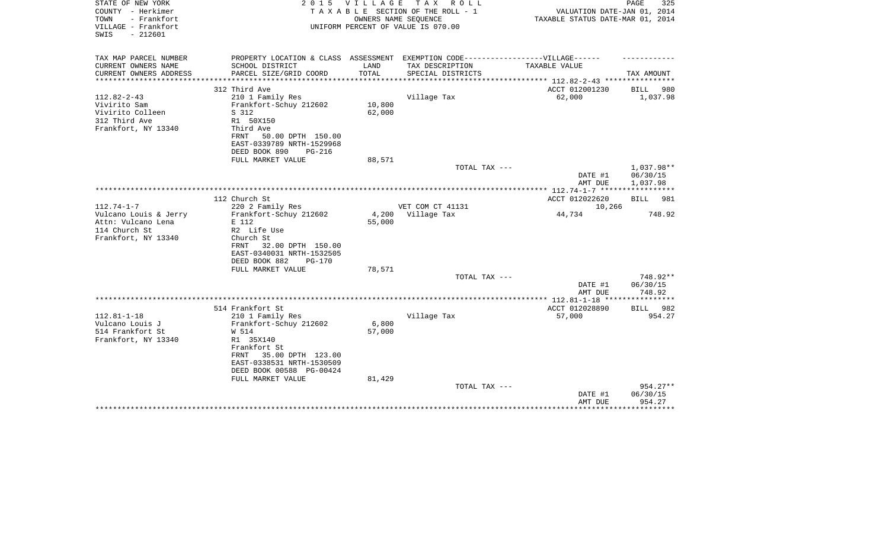STATE OF NEW YORK
COUNTY - Herkimer
TOWN - Frankfort
VILLAGE - Frankfort
SWIS - 212601

2 0 1 5 V I L L A G E T A X R O L L
T A X A B L E SECTION OF THE ROLL - 1
OWNERS NAME SEQUENCE
UNIFORM PERCENT OF VALUE IS 070.00

VALUATION DATE-JAN 01, 2014
TAXABLE STATUS DATE-MAR 01, 2014

| TAX MAP PARCEL NUMBER<br>CURRENT OWNERS NAME<br>CURRENT OWNERS ADDRESS | PROPERTY LOCATION & CLASS<br>SCHOOL DISTRICT<br>PARCEL SIZE/GRID COORD | ASSESSMENT<br>LAND<br>TOTAL | EXEMPTION CODE------VILLAGE------<br>TAX DESCRIPTION<br>SPECIAL DISTRICTS | TAXABLE VALUE | TAX AMOUNT |
|---|---|---|---|---|---|
| 112.82-2-43 | 312 Third Ave | | | ACCT 012001230 | BILL 980 |
| 112.82-2-43 | 210 1 Family Res | | Village Tax | 62,000 | 1,037.98 |
| Vivirito Sam | Frankfort-Schuy 212602 | 10,800 | | | |
| Vivirito Colleen | S 312 | 62,000 | | | |
| 312 Third Ave | R1 50X150 | | | | |
| Frankfort, NY 13340 | Third Ave | | | | |
| | FRNT 50.00 DPTH 150.00 | | | | |
| | EAST-0339789 NRTH-1529968 | | | | |
| | DEED BOOK 890 PG-216 | | | | |
| | FULL MARKET VALUE | 88,571 | | | |
| | | | TOTAL TAX --- | | 1,037.98** |
| | | | | DATE #1 | 06/30/15 |
| | | | | AMT DUE | 1,037.98 |
| 112.74-1-7 | 112 Church St | | | ACCT 012022620 | BILL 981 |
| 112.74-1-7 | 220 2 Family Res | | VET COM CT 41131 | 10,266 | |
| Vulcano Louis & Jerry | Frankfort-Schuy 212602 | 4,200 | Village Tax | 44,734 | 748.92 |
| Attn: Vulcano Lena | E 112 | 55,000 | | | |
| 114 Church St | R2 Life Use | | | | |
| Frankfort, NY 13340 | Church St | | | | |
| | FRNT 32.00 DPTH 150.00 | | | | |
| | EAST-0340031 NRTH-1532505 | | | | |
| | DEED BOOK 882 PG-170 | | | | |
| | FULL MARKET VALUE | 78,571 | | | |
| | | | TOTAL TAX --- | | 748.92** |
| | | | | DATE #1 | 06/30/15 |
| | | | | AMT DUE | 748.92 |
| 112.81-1-18 | 514 Frankfort St | | | ACCT 012028890 | BILL 982 |
| 112.81-1-18 | 210 1 Family Res | | Village Tax | 57,000 | 954.27 |
| Vulcano Louis J | Frankfort-Schuy 212602 | 6,800 | | | |
| 514 Frankfort St | W 514 | 57,000 | | | |
| Frankfort, NY 13340 | R1 35X140 | | | | |
| | Frankfort St | | | | |
| | FRNT 35.00 DPTH 123.00 | | | | |
| | EAST-0338531 NRTH-1530509 | | | | |
| | DEED BOOK 00588 PG-00424 | | | | |
| | FULL MARKET VALUE | 81,429 | | | |
| | | | TOTAL TAX --- | | 954.27** |
| | | | | DATE #1 | 06/30/15 |
| | | | | AMT DUE | 954.27 |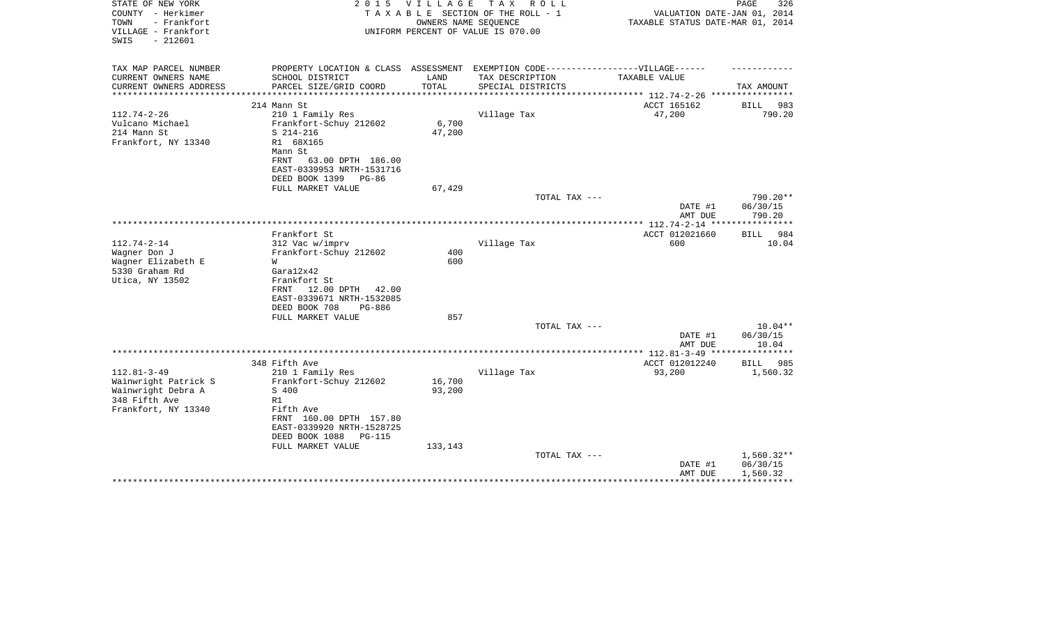STATE OF NEW YORK — 2015 VILLAGE TAX ROLL
COUNTY - Herkimer — TAXABLE SECTION OF THE ROLL - 1 — VALUATION DATE-JAN 01, 2014
TOWN - Frankfort — OWNERS NAME SEQUENCE — TAXABLE STATUS DATE-MAR 01, 2014
VILLAGE - Frankfort — UNIFORM PERCENT OF VALUE IS 070.00
SWIS - 212601

| TAX MAP PARCEL NUMBER / CURRENT OWNERS NAME / CURRENT OWNERS ADDRESS | PROPERTY LOCATION & CLASS / SCHOOL DISTRICT / PARCEL SIZE/GRID COORD | ASSESSMENT LAND / TOTAL | EXEMPTION CODE------VILLAGE------ / TAX DESCRIPTION / SPECIAL DISTRICTS | TAXABLE VALUE | TAX AMOUNT |
|---|---|---|---|---|---|
| 112.74-2-26 | 214 Mann St | | | ACCT 165162 | BILL 983 |
| Vulcano Michael | 210 1 Family Res | | Village Tax | 47,200 | 790.20 |
| 214 Mann St | Frankfort-Schuy 212602 | 6,700 | | | |
| Frankfort, NY 13340 | S 214-216 | 47,200 | | | |
| | R1 68X165 | | | | |
| | Mann St | | | | |
| | FRNT 63.00 DPTH 186.00 | | | | |
| | EAST-0339953 NRTH-1531716 | | | | |
| | DEED BOOK 1399 PG-86 | | | | |
| | FULL MARKET VALUE | 67,429 | | | |
| | | | TOTAL TAX --- | | 790.20** |
| | | | | DATE #1 | 06/30/15 |
| | | | | AMT DUE | 790.20 |
| 112.74-2-14 | Frankfort St | | | ACCT 012021660 | BILL 984 |
| Wagner Don J | 312 Vac w/imprv | | Village Tax | 600 | 10.04 |
| Wagner Elizabeth E | Frankfort-Schuy 212602 | 400 | | | |
| 5330 Graham Rd | W | 600 | | | |
| Utica, NY 13502 | Gara12x42 | | | | |
| | Frankfort St | | | | |
| | FRNT 12.00 DPTH 42.00 | | | | |
| | EAST-0339671 NRTH-1532085 | | | | |
| | DEED BOOK 708 PG-886 | | | | |
| | FULL MARKET VALUE | 857 | | | |
| | | | TOTAL TAX --- | | 10.04** |
| | | | | DATE #1 | 06/30/15 |
| | | | | AMT DUE | 10.04 |
| 112.81-3-49 | 348 Fifth Ave | | | ACCT 012012240 | BILL 985 |
| Wainwright Patrick S | 210 1 Family Res | | Village Tax | 93,200 | 1,560.32 |
| Wainwright Debra A | Frankfort-Schuy 212602 | 16,700 | | | |
| 348 Fifth Ave | S 400 | 93,200 | | | |
| Frankfort, NY 13340 | R1 | | | | |
| | Fifth Ave | | | | |
| | FRNT 160.00 DPTH 157.80 | | | | |
| | EAST-0339920 NRTH-1528725 | | | | |
| | DEED BOOK 1088 PG-115 | | | | |
| | FULL MARKET VALUE | 133,143 | | | |
| | | | TOTAL TAX --- | | 1,560.32** |
| | | | | DATE #1 | 06/30/15 |
| | | | | AMT DUE | 1,560.32 |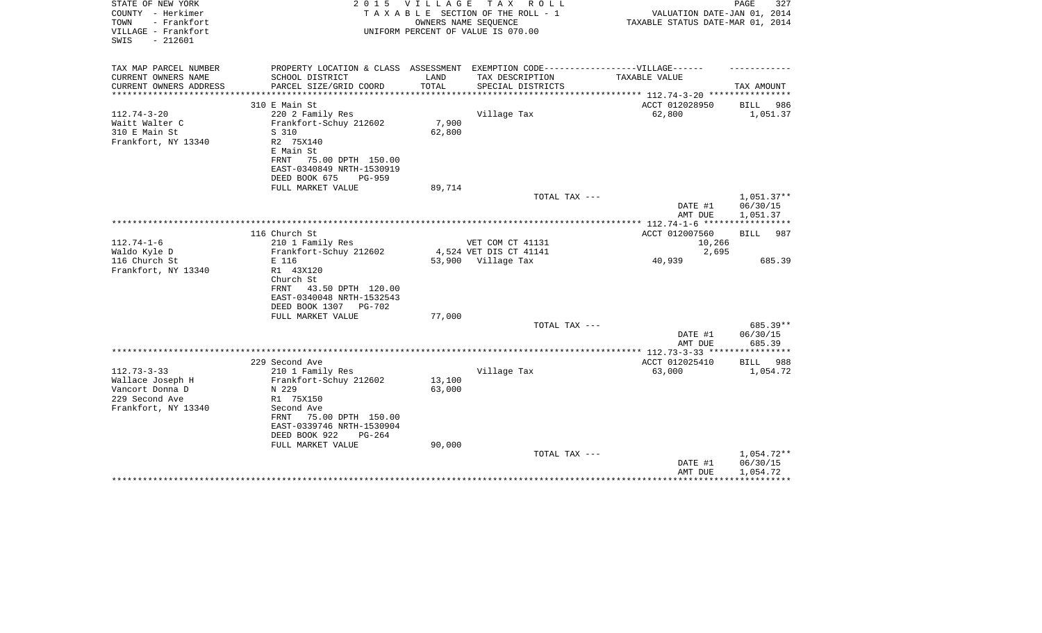STATE OF NEW YORK
COUNTY - Herkimer
TOWN - Frankfort
VILLAGE - Frankfort
SWIS - 212601

2 0 1 5 V I L L A G E T A X R O L L
T A X A B L E SECTION OF THE ROLL - 1
OWNERS NAME SEQUENCE
UNIFORM PERCENT OF VALUE IS 070.00

VALUATION DATE-JAN 01, 2014
TAXABLE STATUS DATE-MAR 01, 2014

| TAX MAP PARCEL NUMBER<br>CURRENT OWNERS NAME<br>CURRENT OWNERS ADDRESS | PROPERTY LOCATION & CLASS<br>SCHOOL DISTRICT<br>PARCEL SIZE/GRID COORD | ASSESSMENT<br>LAND<br>TOTAL | EXEMPTION CODE-----VILLAGE------<br>TAX DESCRIPTION<br>SPECIAL DISTRICTS | TAXABLE VALUE | TAX AMOUNT |
|---|---|---|---|---|---|
| 112.74-3-20 | 310 E Main St | | | ACCT 012028950 | BILL 986 |
| 112.74-3-20 | 220 2 Family Res | | Village Tax | 62,800 | 1,051.37 |
| Waitt Walter C | Frankfort-Schuy 212602 | 7,900 | | | |
| 310 E Main St | S 310 | 62,800 | | | |
| Frankfort, NY 13340 | R2 75X140 | | | | |
| | E Main St | | | | |
| | FRNT 75.00 DPTH 150.00 | | | | |
| | EAST-0340849 NRTH-1530919 | | | | |
| | DEED BOOK 675 PG-959 | | | | |
| | FULL MARKET VALUE | 89,714 | | | |
| | | | TOTAL TAX --- | | 1,051.37** |
| | | | | DATE #1 | 06/30/15 |
| | | | | AMT DUE | 1,051.37 |
| 112.74-1-6 | 116 Church St | | | ACCT 012007560 | BILL 987 |
| 112.74-1-6 | 210 1 Family Res | | VET COM CT 41131 | 10,266 | |
| Waldo Kyle D | Frankfort-Schuy 212602 | 4,524 | VET DIS CT 41141 | 2,695 | |
| 116 Church St | E 116 | 53,900 | Village Tax | 40,939 | 685.39 |
| Frankfort, NY 13340 | R1 43X120 | | | | |
| | Church St | | | | |
| | FRNT 43.50 DPTH 120.00 | | | | |
| | EAST-0340048 NRTH-1532543 | | | | |
| | DEED BOOK 1307 PG-702 | | | | |
| | FULL MARKET VALUE | 77,000 | | | |
| | | | TOTAL TAX --- | | 685.39** |
| | | | | DATE #1 | 06/30/15 |
| | | | | AMT DUE | 685.39 |
| 112.73-3-33 | 229 Second Ave | | | ACCT 012025410 | BILL 988 |
| 112.73-3-33 | 210 1 Family Res | | Village Tax | 63,000 | 1,054.72 |
| Wallace Joseph H | Frankfort-Schuy 212602 | 13,100 | | | |
| Vancort Donna D | N 229 | 63,000 | | | |
| 229 Second Ave | R1 75X150 | | | | |
| Frankfort, NY 13340 | Second Ave | | | | |
| | FRNT 75.00 DPTH 150.00 | | | | |
| | EAST-0339746 NRTH-1530904 | | | | |
| | DEED BOOK 922 PG-264 | | | | |
| | FULL MARKET VALUE | 90,000 | | | |
| | | | TOTAL TAX --- | | 1,054.72** |
| | | | | DATE #1 | 06/30/15 |
| | | | | AMT DUE | 1,054.72 |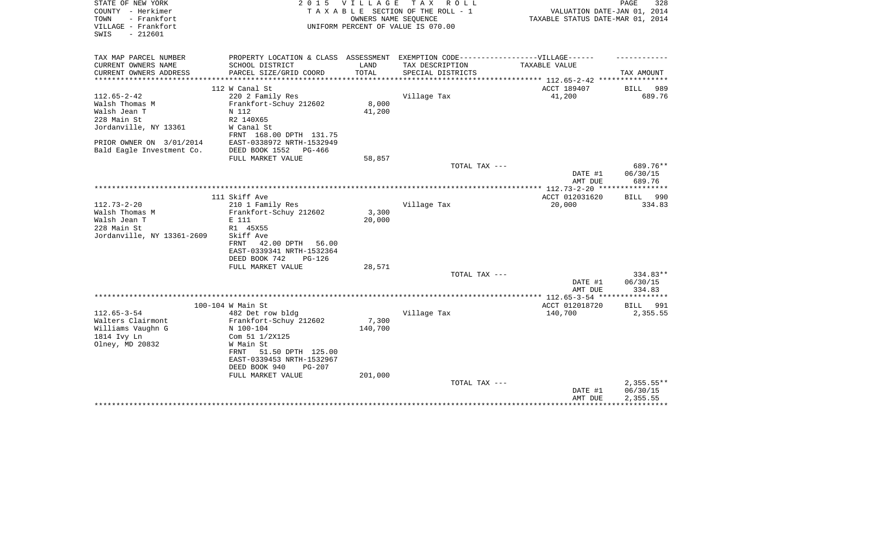STATE OF NEW YORK
COUNTY - Herkimer
TOWN - Frankfort
VILLAGE - Frankfort
SWIS - 212601

2 0 1 5 V I L L A G E T A X R O L L
T A X A B L E SECTION OF THE ROLL - 1
OWNERS NAME SEQUENCE
UNIFORM PERCENT OF VALUE IS 070.00

VALUATION DATE-JAN 01, 2014
TAXABLE STATUS DATE-MAR 01, 2014

| TAX MAP PARCEL NUMBER / CURRENT OWNERS NAME / CURRENT OWNERS ADDRESS | PROPERTY LOCATION & CLASS / SCHOOL DISTRICT / PARCEL SIZE/GRID COORD | ASSESSMENT LAND / TOTAL | EXEMPTION CODE-----VILLAGE------ TAX DESCRIPTION / SPECIAL DISTRICTS | TAXABLE VALUE | TAX AMOUNT |
|---|---|---|---|---|---|
| **112.65-2-42** | 112 W Canal St | | | ACCT 189407 | BILL 989 |
| Walsh Thomas M | 220 2 Family Res | | Village Tax | 41,200 | 689.76 |
| Walsh Jean T | Frankfort-Schuy 212602 | 8,000 | | | |
| 228 Main St | N 112 | 41,200 | | | |
| Jordanville, NY 13361 | R2 140X65 | | | | |
| | W Canal St | | | | |
| | FRNT 168.00 DPTH 131.75 | | | | |
| PRIOR OWNER ON 3/01/2014 | EAST-0338972 NRTH-1532949 | | | | |
| Bald Eagle Investment Co. | DEED BOOK 1552 PG-466 | | | | |
| | FULL MARKET VALUE | 58,857 | | | |
| | | | TOTAL TAX --- | | 689.76** |
| | | | | DATE #1 | 06/30/15 |
| | | | | AMT DUE | 689.76 |
| **112.73-2-20** | 111 Skiff Ave | | | ACCT 012031620 | BILL 990 |
| Walsh Thomas M | 210 1 Family Res | | Village Tax | 20,000 | 334.83 |
| Walsh Jean T | Frankfort-Schuy 212602 | 3,300 | | | |
| 228 Main St | E 111 | 20,000 | | | |
| Jordanville, NY 13361-2609 | R1 45X55 | | | | |
| | Skiff Ave | | | | |
| | FRNT 42.00 DPTH 56.00 | | | | |
| | EAST-0339341 NRTH-1532364 | | | | |
| | DEED BOOK 742 PG-126 | | | | |
| | FULL MARKET VALUE | 28,571 | | | |
| | | | TOTAL TAX --- | | 334.83** |
| | | | | DATE #1 | 06/30/15 |
| | | | | AMT DUE | 334.83 |
| **112.65-3-54** | 100-104 W Main St | | | ACCT 012018720 | BILL 991 |
| Walters Clairmont | 482 Det row bldg | | Village Tax | 140,700 | 2,355.55 |
| Williams Vaughn G | Frankfort-Schuy 212602 | 7,300 | | | |
| 1814 Ivy Ln | N 100-104 | 140,700 | | | |
| Olney, MD 20832 | Com 51 1/2X125 | | | | |
| | W Main St | | | | |
| | FRNT 51.50 DPTH 125.00 | | | | |
| | EAST-0339453 NRTH-1532967 | | | | |
| | DEED BOOK 940 PG-207 | | | | |
| | FULL MARKET VALUE | 201,000 | | | |
| | | | TOTAL TAX --- | | 2,355.55** |
| | | | | DATE #1 | 06/30/15 |
| | | | | AMT DUE | 2,355.55 |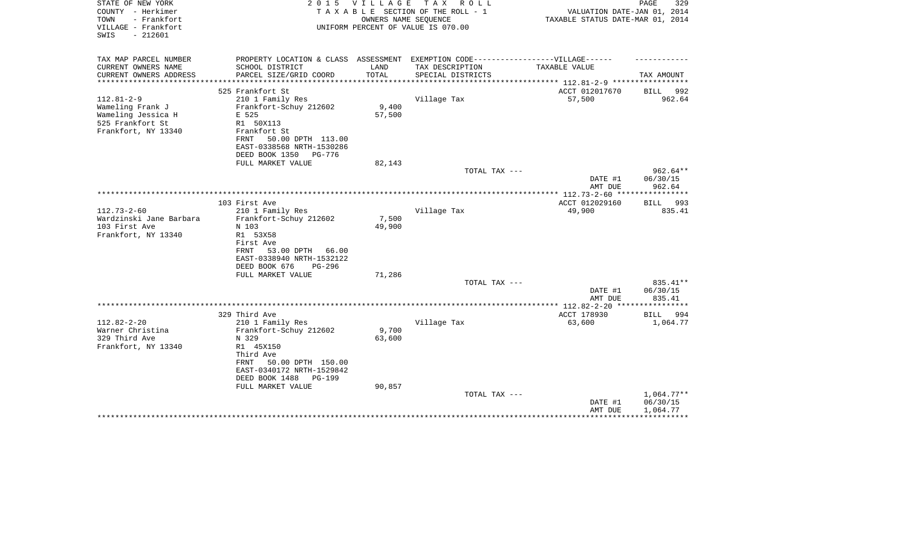STATE OF NEW YORK
COUNTY - Herkimer
TOWN - Frankfort
VILLAGE - Frankfort
SWIS - 212601

2 0 1 5 V I L L A G E T A X R O L L
T A X A B L E SECTION OF THE ROLL - 1
OWNERS NAME SEQUENCE
UNIFORM PERCENT OF VALUE IS 070.00

VALUATION DATE-JAN 01, 2014
TAXABLE STATUS DATE-MAR 01, 2014

| TAX MAP PARCEL NUMBER<br>CURRENT OWNERS NAME<br>CURRENT OWNERS ADDRESS | PROPERTY LOCATION & CLASS<br>SCHOOL DISTRICT<br>PARCEL SIZE/GRID COORD | ASSESSMENT<br>LAND<br>TOTAL | EXEMPTION CODE-----VILLAGE------<br>TAX DESCRIPTION<br>SPECIAL DISTRICTS | TAXABLE VALUE | TAX AMOUNT |
|---|---|---|---|---|---|
| 112.81-2-9 | 525 Frankfort St |  |  | ACCT 012017670 | BILL 992 |
| Wameling Frank J | 210 1 Family Res |  | Village Tax | 57,500 | 962.64 |
| Wameling Jessica H | Frankfort-Schuy 212602 | 9,400 |  |  |  |
| 525 Frankfort St | E 525 | 57,500 |  |  |  |
| Frankfort, NY 13340 | R1 50X113 |  |  |  |  |
|  | Frankfort St |  |  |  |  |
|  | FRNT 50.00 DPTH 113.00 |  |  |  |  |
|  | EAST-0338568 NRTH-1530286 |  |  |  |  |
|  | DEED BOOK 1350 PG-776 |  |  |  |  |
|  | FULL MARKET VALUE | 82,143 |  |  |  |
|  |  |  | TOTAL TAX --- |  | 962.64** |
|  |  |  |  | DATE #1 | 06/30/15 |
|  |  |  |  | AMT DUE | 962.64 |
| 112.73-2-60 | 103 First Ave |  |  | ACCT 012029160 | BILL 993 |
| Wardzinski Jane Barbara | 210 1 Family Res |  | Village Tax | 49,900 | 835.41 |
| 103 First Ave | Frankfort-Schuy 212602 | 7,500 |  |  |  |
| Frankfort, NY 13340 | N 103 | 49,900 |  |  |  |
|  | R1 53X58 |  |  |  |  |
|  | First Ave |  |  |  |  |
|  | FRNT 53.00 DPTH 66.00 |  |  |  |  |
|  | EAST-0338940 NRTH-1532122 |  |  |  |  |
|  | DEED BOOK 676 PG-296 |  |  |  |  |
|  | FULL MARKET VALUE | 71,286 |  |  |  |
|  |  |  | TOTAL TAX --- |  | 835.41** |
|  |  |  |  | DATE #1 | 06/30/15 |
|  |  |  |  | AMT DUE | 835.41 |
| 112.82-2-20 | 329 Third Ave |  |  | ACCT 178930 | BILL 994 |
| Warner Christina | 210 1 Family Res |  | Village Tax | 63,600 | 1,064.77 |
| 329 Third Ave | Frankfort-Schuy 212602 | 9,700 |  |  |  |
| Frankfort, NY 13340 | N 329 | 63,600 |  |  |  |
|  | R1 45X150 |  |  |  |  |
|  | Third Ave |  |  |  |  |
|  | FRNT 50.00 DPTH 150.00 |  |  |  |  |
|  | EAST-0340172 NRTH-1529842 |  |  |  |  |
|  | DEED BOOK 1488 PG-199 |  |  |  |  |
|  | FULL MARKET VALUE | 90,857 |  |  |  |
|  |  |  | TOTAL TAX --- |  | 1,064.77** |
|  |  |  |  | DATE #1 | 06/30/15 |
|  |  |  |  | AMT DUE | 1,064.77 |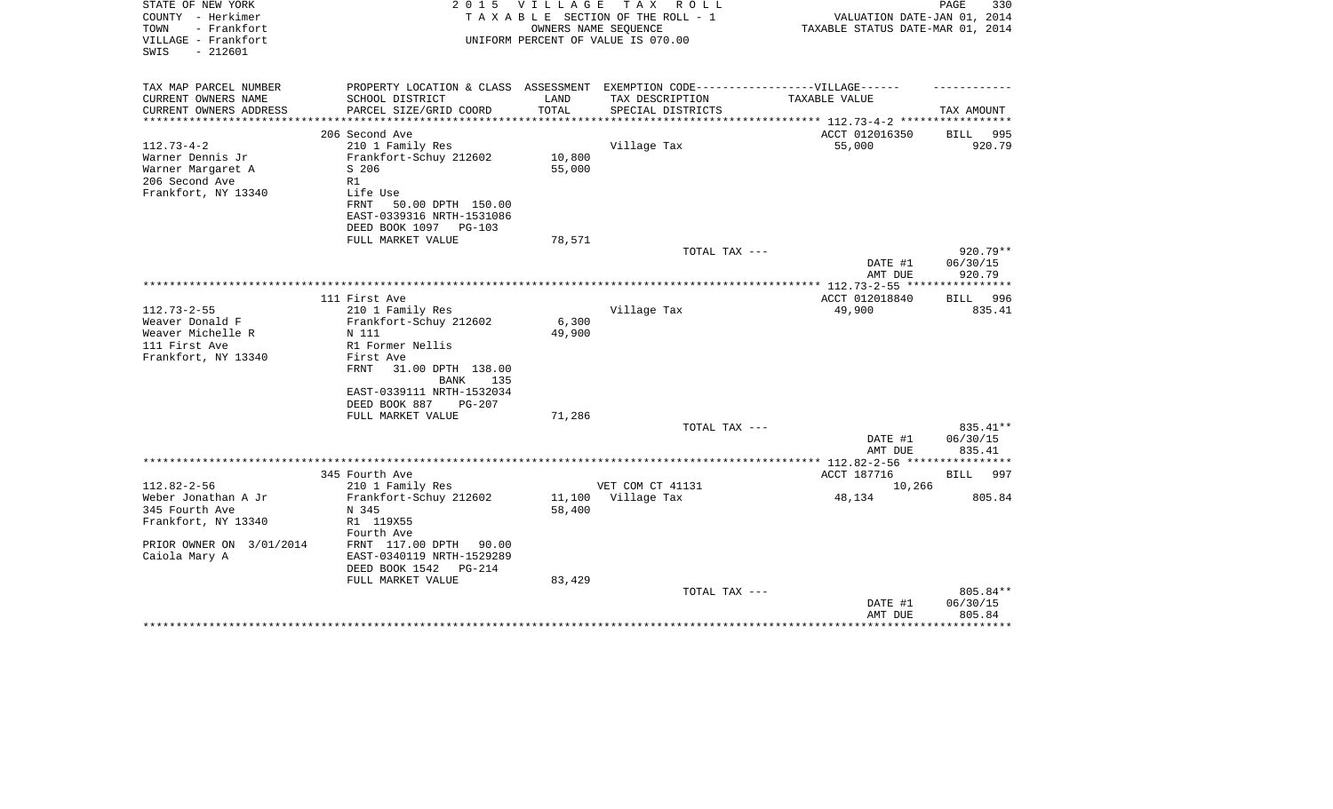STATE OF NEW YORK
COUNTY - Herkimer
TOWN - Frankfort
VILLAGE - Frankfort
SWIS - 212601

2 0 1 5 V I L L A G E T A X R O L L
T A X A B L E SECTION OF THE ROLL - 1
OWNERS NAME SEQUENCE
UNIFORM PERCENT OF VALUE IS 070.00

VALUATION DATE-JAN 01, 2014
TAXABLE STATUS DATE-MAR 01, 2014

| TAX MAP PARCEL NUMBER / CURRENT OWNERS NAME / CURRENT OWNERS ADDRESS | PROPERTY LOCATION & CLASS / SCHOOL DISTRICT / PARCEL SIZE/GRID COORD | ASSESSMENT LAND / TOTAL | EXEMPTION CODE / TAX DESCRIPTION / SPECIAL DISTRICTS | TAXABLE VALUE | TAX AMOUNT |
|---|---|---|---|---|---|
| 112.73-4-2 | 206 Second Ave | | | ACCT 012016350 | BILL 995 |
| Warner Dennis Jr | 210 1 Family Res | | Village Tax | 55,000 | 920.79 |
| Warner Margaret A | Frankfort-Schuy 212602 | 10,800 | | | |
| 206 Second Ave | S 206 | 55,000 | | | |
| Frankfort, NY 13340 | R1 | | | | |
| | Life Use | | | | |
| | FRNT 50.00 DPTH 150.00 | | | | |
| | EAST-0339316 NRTH-1531086 | | | | |
| | DEED BOOK 1097 PG-103 | | | | |
| | FULL MARKET VALUE | 78,571 | | | |
| | | | TOTAL TAX --- | | 920.79** |
| | | | | DATE #1 | 06/30/15 |
| | | | | AMT DUE | 920.79 |
| 112.73-2-55 | 111 First Ave | | | ACCT 012018840 | BILL 996 |
| Weaver Donald F | 210 1 Family Res | | Village Tax | 49,900 | 835.41 |
| Weaver Michelle R | Frankfort-Schuy 212602 | 6,300 | | | |
| 111 First Ave | N 111 | 49,900 | | | |
| Frankfort, NY 13340 | R1 Former Nellis | | | | |
| | First Ave | | | | |
| | FRNT 31.00 DPTH 138.00 | | | | |
| | BANK 135 | | | | |
| | EAST-0339111 NRTH-1532034 | | | | |
| | DEED BOOK 887 PG-207 | | | | |
| | FULL MARKET VALUE | 71,286 | | | |
| | | | TOTAL TAX --- | | 835.41** |
| | | | | DATE #1 | 06/30/15 |
| | | | | AMT DUE | 835.41 |
| 112.82-2-56 | 345 Fourth Ave | | | ACCT 187716 | BILL 997 |
| Weber Jonathan A Jr | 210 1 Family Res | | VET COM CT 41131 | 10,266 | |
| 345 Fourth Ave | Frankfort-Schuy 212602 | 11,100 | Village Tax | 48,134 | 805.84 |
| Frankfort, NY 13340 | N 345 | 58,400 | | | |
| | R1 119X55 | | | | |
| | Fourth Ave | | | | |
| PRIOR OWNER ON 3/01/2014 | FRNT 117.00 DPTH 90.00 | | | | |
| Caiola Mary A | EAST-0340119 NRTH-1529289 | | | | |
| | DEED BOOK 1542 PG-214 | | | | |
| | FULL MARKET VALUE | 83,429 | | | |
| | | | TOTAL TAX --- | | 805.84** |
| | | | | DATE #1 | 06/30/15 |
| | | | | AMT DUE | 805.84 |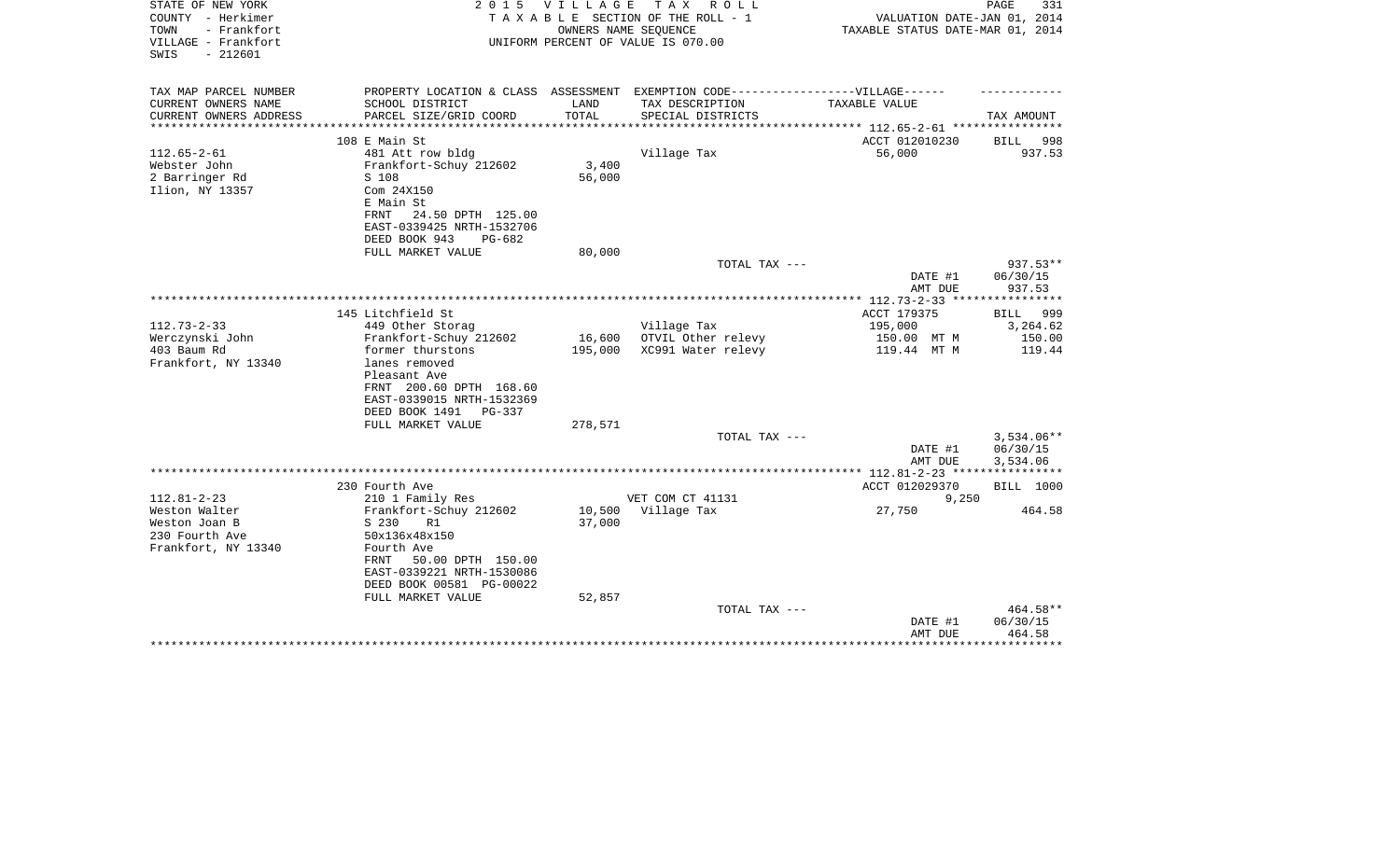STATE OF NEW YORK
COUNTY - Herkimer
TOWN - Frankfort
VILLAGE - Frankfort
SWIS - 212601

2 0 1 5 V I L L A G E T A X R O L L
T A X A B L E SECTION OF THE ROLL - 1
OWNERS NAME SEQUENCE
UNIFORM PERCENT OF VALUE IS 070.00

VALUATION DATE-JAN 01, 2014
TAXABLE STATUS DATE-MAR 01, 2014

| TAX MAP PARCEL NUMBER / CURRENT OWNERS NAME / CURRENT OWNERS ADDRESS | PROPERTY LOCATION & CLASS / SCHOOL DISTRICT / PARCEL SIZE/GRID COORD | ASSESSMENT LAND / TOTAL | EXEMPTION CODE / TAX DESCRIPTION / SPECIAL DISTRICTS | TAXABLE VALUE | TAX AMOUNT |
|---|---|---|---|---|---|
| | 108 E Main St | | | ACCT 012010230 | BILL 998 |
| 112.65-2-61 | 481 Att row bldg | | Village Tax | 56,000 | 937.53 |
| Webster John | Frankfort-Schuy 212602 | 3,400 | | | |
| 2 Barringer Rd | S 108 | 56,000 | | | |
| Ilion, NY 13357 | Com 24X150 | | | | |
| | E Main St | | | | |
| | FRNT 24.50 DPTH 125.00 | | | | |
| | EAST-0339425 NRTH-1532706 | | | | |
| | DEED BOOK 943 PG-682 | | | | |
| | FULL MARKET VALUE | 80,000 | | | |
| | | | TOTAL TAX --- | | 937.53** |
| | | | | DATE #1 | 06/30/15 |
| | | | | AMT DUE | 937.53 |
| | 145 Litchfield St | | | ACCT 179375 | BILL 999 |
| 112.73-2-33 | 449 Other Storag | | Village Tax | 195,000 | 3,264.62 |
| Werczynski John | Frankfort-Schuy 212602 | 16,600 | OTVIL Other relevy | 150.00 MT M | 150.00 |
| 403 Baum Rd | former thurstons | 195,000 | XC991 Water relevy | 119.44 MT M | 119.44 |
| Frankfort, NY 13340 | lanes removed | | | | |
| | Pleasant Ave | | | | |
| | FRNT 200.60 DPTH 168.60 | | | | |
| | EAST-0339015 NRTH-1532369 | | | | |
| | DEED BOOK 1491 PG-337 | | | | |
| | FULL MARKET VALUE | 278,571 | | | |
| | | | TOTAL TAX --- | | 3,534.06** |
| | | | | DATE #1 | 06/30/15 |
| | | | | AMT DUE | 3,534.06 |
| | 230 Fourth Ave | | | ACCT 012029370 | BILL 1000 |
| 112.81-2-23 | 210 1 Family Res | | VET COM CT 41131 | 9,250 | |
| Weston Walter | Frankfort-Schuy 212602 | 10,500 | Village Tax | 27,750 | 464.58 |
| Weston Joan B | S 230 R1 | 37,000 | | | |
| 230 Fourth Ave | 50x136x48x150 | | | | |
| Frankfort, NY 13340 | Fourth Ave | | | | |
| | FRNT 50.00 DPTH 150.00 | | | | |
| | EAST-0339221 NRTH-1530086 | | | | |
| | DEED BOOK 00581 PG-00022 | | | | |
| | FULL MARKET VALUE | 52,857 | | | |
| | | | TOTAL TAX --- | | 464.58** |
| | | | | DATE #1 | 06/30/15 |
| | | | | AMT DUE | 464.58 |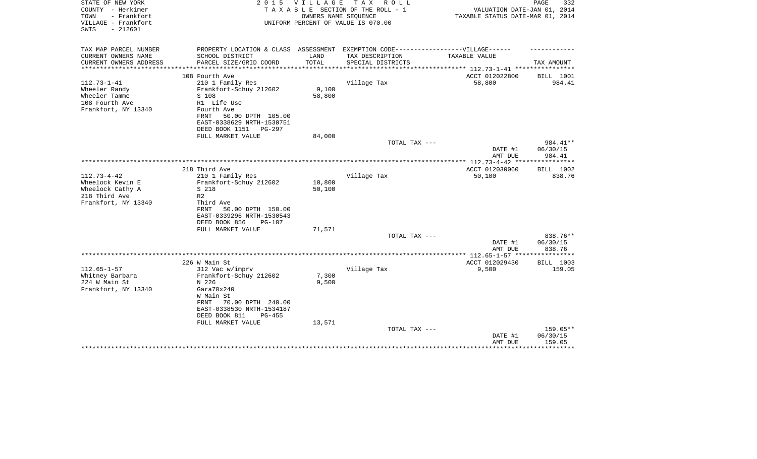STATE OF NEW YORK
COUNTY - Herkimer
TOWN - Frankfort
VILLAGE - Frankfort
SWIS - 212601

2015 VILLAGE TAX ROLL
TAXABLE SECTION OF THE ROLL - 1
OWNERS NAME SEQUENCE
UNIFORM PERCENT OF VALUE IS 070.00

VALUATION DATE-JAN 01, 2014
TAXABLE STATUS DATE-MAR 01, 2014

| TAX MAP PARCEL NUMBER / CURRENT OWNERS NAME / CURRENT OWNERS ADDRESS | PROPERTY LOCATION & CLASS / SCHOOL DISTRICT / PARCEL SIZE/GRID COORD | ASSESSMENT LAND / TOTAL | EXEMPTION CODE-----VILLAGE------ TAX DESCRIPTION / SPECIAL DISTRICTS | TAXABLE VALUE | TAX AMOUNT |
|---|---|---|---|---|---|
| | 108 Fourth Ave | | | ACCT 012022800 | BILL 1001 |
| 112.73-1-41 | 210 1 Family Res | | Village Tax | 58,800 | 984.41 |
| Wheeler Randy | Frankfort-Schuy 212602 | 9,100 | | | |
| Wheeler Tamme | S 108 | 58,800 | | | |
| 108 Fourth Ave | R1 Life Use | | | | |
| Frankfort, NY 13340 | Fourth Ave | | | | |
| | FRNT 50.00 DPTH 105.00 | | | | |
| | EAST-0338629 NRTH-1530751 | | | | |
| | DEED BOOK 1151 PG-297 | | | | |
| | FULL MARKET VALUE | 84,000 | | | |
| | | | TOTAL TAX --- | | 984.41** |
| | | | | DATE #1 | 06/30/15 |
| | | | | AMT DUE | 984.41 |
| | 218 Third Ave | | | ACCT 012030060 | BILL 1002 |
| 112.73-4-42 | 210 1 Family Res | | Village Tax | 50,100 | 838.76 |
| Wheelock Kevin E | Frankfort-Schuy 212602 | 10,800 | | | |
| Wheelock Cathy A | S 218 | 50,100 | | | |
| 218 Third Ave | R2 | | | | |
| Frankfort, NY 13340 | Third Ave | | | | |
| | FRNT 50.00 DPTH 150.00 | | | | |
| | EAST-0339296 NRTH-1530543 | | | | |
| | DEED BOOK 856 PG-107 | | | | |
| | FULL MARKET VALUE | 71,571 | | | |
| | | | TOTAL TAX --- | | 838.76** |
| | | | | DATE #1 | 06/30/15 |
| | | | | AMT DUE | 838.76 |
| | 226 W Main St | | | ACCT 012029430 | BILL 1003 |
| 112.65-1-57 | 312 Vac w/imprv | | Village Tax | 9,500 | 159.05 |
| Whitney Barbara | Frankfort-Schuy 212602 | 7,300 | | | |
| 224 W Main St | N 226 | 9,500 | | | |
| Frankfort, NY 13340 | Gara70x240 | | | | |
| | W Main St | | | | |
| | FRNT 70.00 DPTH 240.00 | | | | |
| | EAST-0338530 NRTH-1534187 | | | | |
| | DEED BOOK 811 PG-455 | | | | |
| | FULL MARKET VALUE | 13,571 | | | |
| | | | TOTAL TAX --- | | 159.05** |
| | | | | DATE #1 | 06/30/15 |
| | | | | AMT DUE | 159.05 |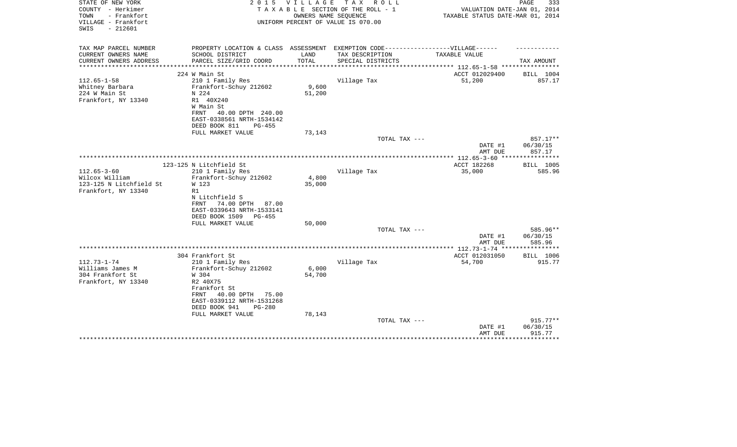STATE OF NEW YORK  
COUNTY - Herkimer  
TOWN - Frankfort  
VILLAGE - Frankfort  
SWIS - 212601

2 0 1 5 V I L L A G E T A X R O L L  
T A X A B L E SECTION OF THE ROLL - 1  
OWNERS NAME SEQUENCE  
UNIFORM PERCENT OF VALUE IS 070.00

VALUATION DATE-JAN 01, 2014  
TAXABLE STATUS DATE-MAR 01, 2014

| TAX MAP PARCEL NUMBER<br>CURRENT OWNERS NAME<br>CURRENT OWNERS ADDRESS | PROPERTY LOCATION & CLASS<br>SCHOOL DISTRICT<br>PARCEL SIZE/GRID COORD | ASSESSMENT<br>LAND<br>TOTAL | EXEMPTION CODE------------------VILLAGE------<br>TAX DESCRIPTION<br>SPECIAL DISTRICTS | TAXABLE VALUE | TAX AMOUNT |
|---|---|---|---|---|---|
| | 224 W Main St | | | ACCT 012029400 | BILL 1004 |
| 112.65-1-58 | 210 1 Family Res | | Village Tax | 51,200 | 857.17 |
| Whitney Barbara | Frankfort-Schuy 212602 | 9,600 | | | |
| 224 W Main St | N 224 | 51,200 | | | |
| Frankfort, NY 13340 | R1 40X240 | | | | |
| | W Main St | | | | |
| | FRNT 40.00 DPTH 240.00 | | | | |
| | EAST-0338561 NRTH-1534142 | | | | |
| | DEED BOOK 811 PG-455 | | | | |
| | FULL MARKET VALUE | 73,143 | | | |
| | | | TOTAL TAX --- | | 857.17** |
| | | | | DATE #1 | 06/30/15 |
| | | | | AMT DUE | 857.17 |
| | 123-125 N Litchfield St | | | ACCT 182268 | BILL 1005 |
| 112.65-3-60 | 210 1 Family Res | | Village Tax | 35,000 | 585.96 |
| Wilcox William | Frankfort-Schuy 212602 | 4,800 | | | |
| 123-125 N Litchfield St | W 123 | 35,000 | | | |
| Frankfort, NY 13340 | R1 | | | | |
| | N Litchfield S | | | | |
| | FRNT 74.00 DPTH 87.00 | | | | |
| | EAST-0339643 NRTH-1533141 | | | | |
| | DEED BOOK 1509 PG-455 | | | | |
| | FULL MARKET VALUE | 50,000 | | | |
| | | | TOTAL TAX --- | | 585.96** |
| | | | | DATE #1 | 06/30/15 |
| | | | | AMT DUE | 585.96 |
| | 304 Frankfort St | | | ACCT 012031050 | BILL 1006 |
| 112.73-1-74 | 210 1 Family Res | | Village Tax | 54,700 | 915.77 |
| Williams James M | Frankfort-Schuy 212602 | 6,000 | | | |
| 304 Frankfort St | W 304 | 54,700 | | | |
| Frankfort, NY 13340 | R2 40X75 | | | | |
| | Frankfort St | | | | |
| | FRNT 40.00 DPTH 75.00 | | | | |
| | EAST-0339112 NRTH-1531268 | | | | |
| | DEED BOOK 941 PG-280 | | | | |
| | FULL MARKET VALUE | 78,143 | | | |
| | | | TOTAL TAX --- | | 915.77** |
| | | | | DATE #1 | 06/30/15 |
| | | | | AMT DUE | 915.77 |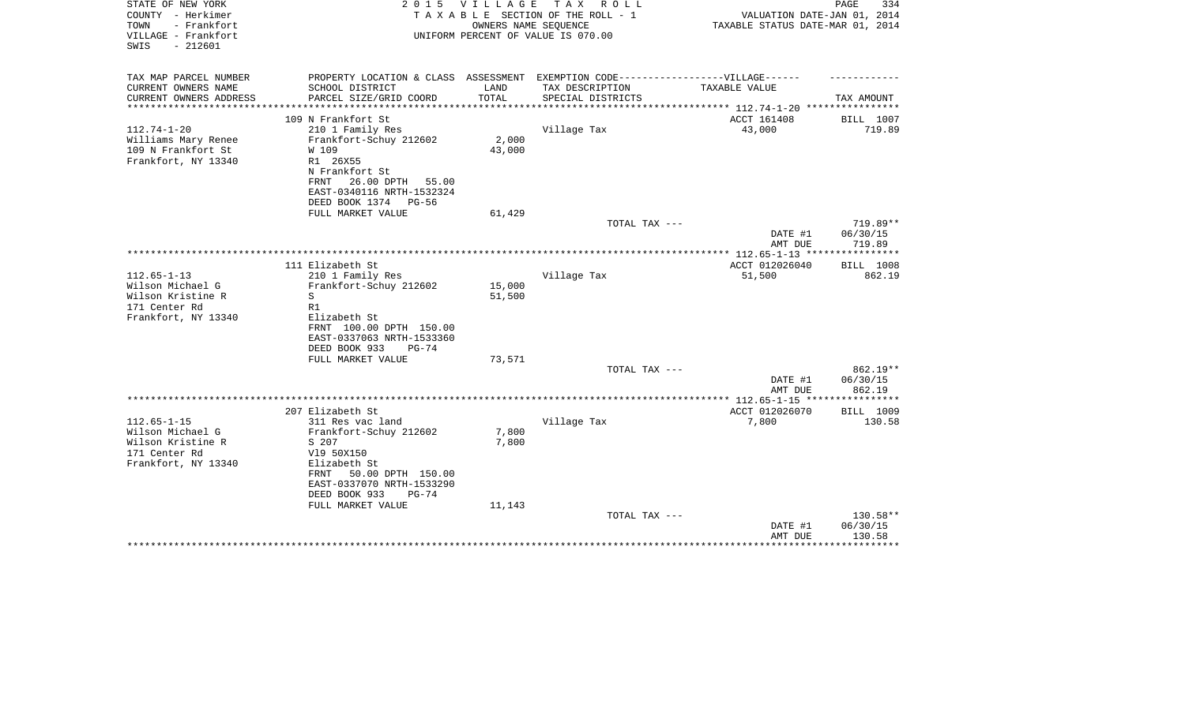STATE OF NEW YORK
COUNTY - Herkimer
TOWN - Frankfort
VILLAGE - Frankfort
SWIS - 212601

**2015 VILLAGE TAX ROLL**
TAXABLE SECTION OF THE ROLL - 1
OWNERS NAME SEQUENCE
UNIFORM PERCENT OF VALUE IS 070.00

VALUATION DATE-JAN 01, 2014
TAXABLE STATUS DATE-MAR 01, 2014

| TAX MAP PARCEL NUMBER / CURRENT OWNERS NAME / CURRENT OWNERS ADDRESS | PROPERTY LOCATION & CLASS / SCHOOL DISTRICT / PARCEL SIZE/GRID COORD | ASSESSMENT LAND / TOTAL | EXEMPTION CODE / TAX DESCRIPTION / SPECIAL DISTRICTS | TAXABLE VALUE | TAX AMOUNT |
|---|---|---|---|---|---|
| **112.74-1-20** | 109 N Frankfort St | | | ACCT 161408 | BILL 1007 |
| Williams Mary Renee | 210 1 Family Res | | Village Tax | 43,000 | 719.89 |
| 109 N Frankfort St | Frankfort-Schuy 212602 | 2,000 | | | |
| Frankfort, NY 13340 | W 109 | 43,000 | | | |
| | R1 26X55 | | | | |
| | N Frankfort St | | | | |
| | FRNT 26.00 DPTH 55.00 | | | | |
| | EAST-0340116 NRTH-1532324 | | | | |
| | DEED BOOK 1374 PG-56 | | | | |
| | FULL MARKET VALUE | 61,429 | | | |
| | | | TOTAL TAX --- | | 719.89** |
| | | | | DATE #1 | 06/30/15 |
| | | | | AMT DUE | 719.89 |
| **112.65-1-13** | 111 Elizabeth St | | | ACCT 012026040 | BILL 1008 |
| Wilson Michael G | 210 1 Family Res | | Village Tax | 51,500 | 862.19 |
| Wilson Kristine R | Frankfort-Schuy 212602 | 15,000 | | | |
| 171 Center Rd | S | 51,500 | | | |
| Frankfort, NY 13340 | R1 | | | | |
| | Elizabeth St | | | | |
| | FRNT 100.00 DPTH 150.00 | | | | |
| | EAST-0337063 NRTH-1533360 | | | | |
| | DEED BOOK 933 PG-74 | | | | |
| | FULL MARKET VALUE | 73,571 | | | |
| | | | TOTAL TAX --- | | 862.19** |
| | | | | DATE #1 | 06/30/15 |
| | | | | AMT DUE | 862.19 |
| **112.65-1-15** | 207 Elizabeth St | | | ACCT 012026070 | BILL 1009 |
| Wilson Michael G | 311 Res vac land | | Village Tax | 7,800 | 130.58 |
| Wilson Kristine R | Frankfort-Schuy 212602 | 7,800 | | | |
| 171 Center Rd | S 207 | 7,800 | | | |
| Frankfort, NY 13340 | Vl9 50X150 | | | | |
| | Elizabeth St | | | | |
| | FRNT 50.00 DPTH 150.00 | | | | |
| | EAST-0337070 NRTH-1533290 | | | | |
| | DEED BOOK 933 PG-74 | | | | |
| | FULL MARKET VALUE | 11,143 | | | |
| | | | TOTAL TAX --- | | 130.58** |
| | | | | DATE #1 | 06/30/15 |
| | | | | AMT DUE | 130.58 |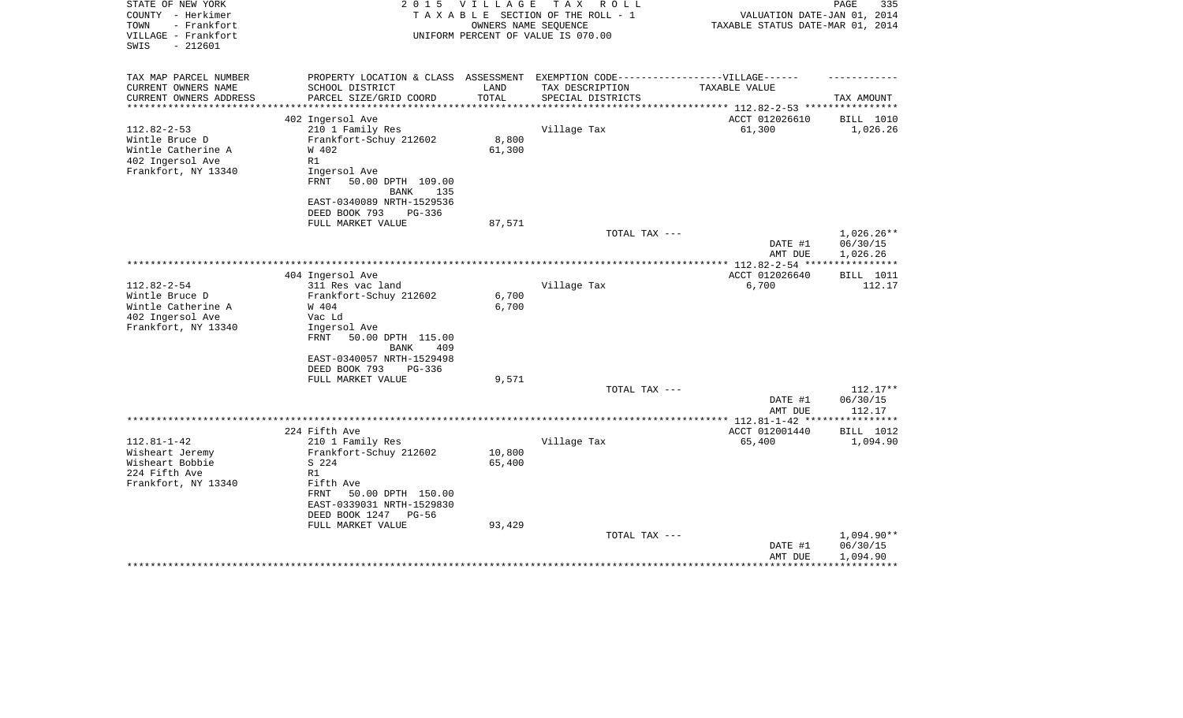STATE OF NEW YORK · COUNTY - Herkimer · TOWN - Frankfort · VILLAGE - Frankfort · SWIS - 212601

2 0 1 5 V I L L A G E T A X R O L L
T A X A B L E SECTION OF THE ROLL - 1
OWNERS NAME SEQUENCE
UNIFORM PERCENT OF VALUE IS 070.00

VALUATION DATE-JAN 01, 2014
TAXABLE STATUS DATE-MAR 01, 2014

| TAX MAP PARCEL NUMBER / CURRENT OWNERS NAME / CURRENT OWNERS ADDRESS | PROPERTY LOCATION & CLASS / SCHOOL DISTRICT / PARCEL SIZE/GRID COORD | ASSESSMENT LAND / TOTAL | EXEMPTION CODE-----VILLAGE------ TAX DESCRIPTION / SPECIAL DISTRICTS | TAXABLE VALUE | TAX AMOUNT |
|---|---|---|---|---|---|
| 112.82-2-53 | 402 Ingersol Ave | | | ACCT 012026610 | BILL 1010 |
| Wintle Bruce D | 210 1 Family Res | | Village Tax | 61,300 | 1,026.26 |
| Wintle Catherine A | Frankfort-Schuy 212602 | 8,800 | | | |
| 402 Ingersol Ave | W 402 | 61,300 | | | |
| Frankfort, NY 13340 | R1 | | | | |
| | Ingersol Ave | | | | |
| | FRNT 50.00 DPTH 109.00 | | | | |
| | BANK 135 | | | | |
| | EAST-0340089 NRTH-1529536 | | | | |
| | DEED BOOK 793 PG-336 | | | | |
| | FULL MARKET VALUE | 87,571 | | | |
| | | | TOTAL TAX --- | | 1,026.26** |
| | | | | DATE #1 | 06/30/15 |
| | | | | AMT DUE | 1,026.26 |
| 112.82-2-54 | 404 Ingersol Ave | | | ACCT 012026640 | BILL 1011 |
| Wintle Bruce D | 311 Res vac land | | Village Tax | 6,700 | 112.17 |
| Wintle Catherine A | Frankfort-Schuy 212602 | 6,700 | | | |
| 402 Ingersol Ave | W 404 | 6,700 | | | |
| Frankfort, NY 13340 | Vac Ld | | | | |
| | Ingersol Ave | | | | |
| | FRNT 50.00 DPTH 115.00 | | | | |
| | BANK 409 | | | | |
| | EAST-0340057 NRTH-1529498 | | | | |
| | DEED BOOK 793 PG-336 | | | | |
| | FULL MARKET VALUE | 9,571 | | | |
| | | | TOTAL TAX --- | | 112.17** |
| | | | | DATE #1 | 06/30/15 |
| | | | | AMT DUE | 112.17 |
| 112.81-1-42 | 224 Fifth Ave | | | ACCT 012001440 | BILL 1012 |
| Wisheart Jeremy | 210 1 Family Res | | Village Tax | 65,400 | 1,094.90 |
| Wisheart Bobbie | Frankfort-Schuy 212602 | 10,800 | | | |
| 224 Fifth Ave | S 224 | 65,400 | | | |
| Frankfort, NY 13340 | R1 | | | | |
| | Fifth Ave | | | | |
| | FRNT 50.00 DPTH 150.00 | | | | |
| | EAST-0339031 NRTH-1529830 | | | | |
| | DEED BOOK 1247 PG-56 | | | | |
| | FULL MARKET VALUE | 93,429 | | | |
| | | | TOTAL TAX --- | | 1,094.90** |
| | | | | DATE #1 | 06/30/15 |
| | | | | AMT DUE | 1,094.90 |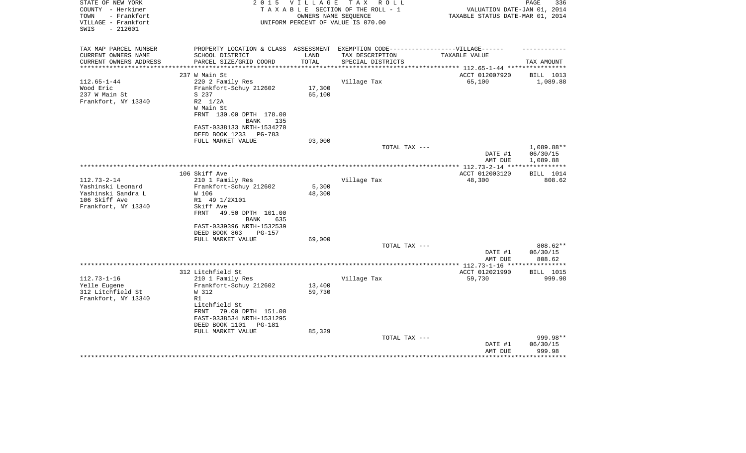STATE OF NEW YORK
COUNTY - Herkimer
TOWN - Frankfort
VILLAGE - Frankfort
SWIS - 212601

2 0 1 5 V I L L A G E T A X R O L L
T A X A B L E SECTION OF THE ROLL - 1
OWNERS NAME SEQUENCE
UNIFORM PERCENT OF VALUE IS 070.00

VALUATION DATE-JAN 01, 2014
TAXABLE STATUS DATE-MAR 01, 2014

| TAX MAP PARCEL NUMBER / CURRENT OWNERS NAME / CURRENT OWNERS ADDRESS | PROPERTY LOCATION & CLASS / SCHOOL DISTRICT / PARCEL SIZE/GRID COORD | ASSESSMENT LAND / TOTAL | EXEMPTION CODE-----VILLAGE------ TAX DESCRIPTION / SPECIAL DISTRICTS | TAXABLE VALUE | TAX AMOUNT |
|---|---|---|---|---|---|
| 112.65-1-44 | 237 W Main St | | | ACCT 012007920 | BILL 1013 |
| Wood Eric | 220 2 Family Res | | Village Tax | 65,100 | 1,089.88 |
| 237 W Main St | Frankfort-Schuy 212602 | 17,300 | | | |
| Frankfort, NY 13340 | S 237 | 65,100 | | | |
| | R2 1/2A | | | | |
| | W Main St | | | | |
| | FRNT 130.00 DPTH 178.00 | | | | |
| | BANK 135 | | | | |
| | EAST-0338133 NRTH-1534270 | | | | |
| | DEED BOOK 1233 PG-783 | | | | |
| | FULL MARKET VALUE | 93,000 | | | |
| | | | TOTAL TAX --- | | 1,089.88** |
| | | | | DATE #1 | 06/30/15 |
| | | | | AMT DUE | 1,089.88 |
| 112.73-2-14 | 106 Skiff Ave | | | ACCT 012003120 | BILL 1014 |
| Yashinski Leonard | 210 1 Family Res | | Village Tax | 48,300 | 808.62 |
| Yashinski Sandra L | Frankfort-Schuy 212602 | 5,300 | | | |
| 106 Skiff Ave | W 106 | 48,300 | | | |
| Frankfort, NY 13340 | R1 49 1/2X101 | | | | |
| | Skiff Ave | | | | |
| | FRNT 49.50 DPTH 101.00 | | | | |
| | BANK 635 | | | | |
| | EAST-0339396 NRTH-1532539 | | | | |
| | DEED BOOK 863 PG-157 | | | | |
| | FULL MARKET VALUE | 69,000 | | | |
| | | | TOTAL TAX --- | | 808.62** |
| | | | | DATE #1 | 06/30/15 |
| | | | | AMT DUE | 808.62 |
| 112.73-1-16 | 312 Litchfield St | | | ACCT 012021990 | BILL 1015 |
| Yelle Eugene | 210 1 Family Res | | Village Tax | 59,730 | 999.98 |
| 312 Litchfield St | Frankfort-Schuy 212602 | 13,400 | | | |
| Frankfort, NY 13340 | W 312 | 59,730 | | | |
| | R1 | | | | |
| | Litchfield St | | | | |
| | FRNT 79.00 DPTH 151.00 | | | | |
| | EAST-0338534 NRTH-1531295 | | | | |
| | DEED BOOK 1101 PG-181 | | | | |
| | FULL MARKET VALUE | 85,329 | | | |
| | | | TOTAL TAX --- | | 999.98** |
| | | | | DATE #1 | 06/30/15 |
| | | | | AMT DUE | 999.98 |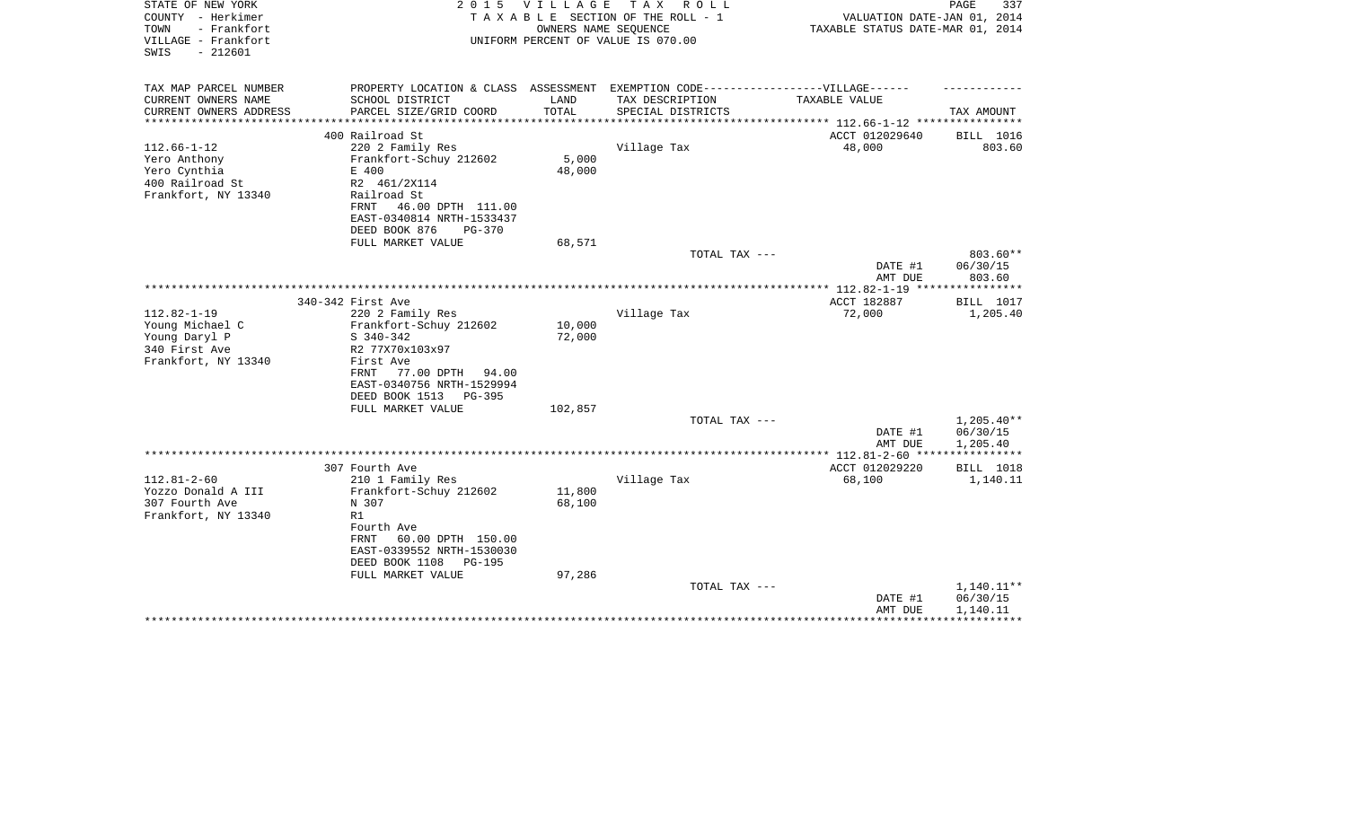STATE OF NEW YORK
COUNTY - Herkimer
TOWN - Frankfort
VILLAGE - Frankfort
SWIS - 212601

2 0 1 5 V I L L A G E T A X R O L L
T A X A B L E SECTION OF THE ROLL - 1
OWNERS NAME SEQUENCE
UNIFORM PERCENT OF VALUE IS 070.00

VALUATION DATE-JAN 01, 2014
TAXABLE STATUS DATE-MAR 01, 2014

| TAX MAP PARCEL NUMBER<br>CURRENT OWNERS NAME<br>CURRENT OWNERS ADDRESS | PROPERTY LOCATION & CLASS<br>SCHOOL DISTRICT<br>PARCEL SIZE/GRID COORD | ASSESSMENT<br>LAND<br>TOTAL | EXEMPTION CODE------VILLAGE------<br>TAX DESCRIPTION<br>SPECIAL DISTRICTS | TAXABLE VALUE | TAX AMOUNT |
|---|---|---|---|---|---|
| 112.66-1-12 | 400 Railroad St | | | ACCT 012029640 | BILL 1016 |
| 112.66-1-12<br>Yero Anthony<br>Yero Cynthia<br>400 Railroad St<br>Frankfort, NY 13340 | 220 2 Family Res<br>Frankfort-Schuy 212602<br>E 400<br>R2 461/2X114<br>Railroad St<br>FRNT 46.00 DPTH 111.00<br>EAST-0340814 NRTH-1533437<br>DEED BOOK 876 PG-370<br>FULL MARKET VALUE | <br>5,000<br>48,000<br><br><br><br><br><br>68,571 | Village Tax | 48,000 | 803.60 |
| | | | TOTAL TAX --- | | 803.60** |
| | | | | DATE #1<br>AMT DUE | 06/30/15<br>803.60 |
| 112.82-1-19 | 340-342 First Ave | | | ACCT 182887 | BILL 1017 |
| 112.82-1-19<br>Young Michael C<br>Young Daryl P<br>340 First Ave<br>Frankfort, NY 13340 | 220 2 Family Res<br>Frankfort-Schuy 212602<br>S 340-342<br>R2 77X70x103x97<br>First Ave<br>FRNT 77.00 DPTH 94.00<br>EAST-0340756 NRTH-1529994<br>DEED BOOK 1513 PG-395<br>FULL MARKET VALUE | <br>10,000<br>72,000<br><br><br><br><br><br>102,857 | Village Tax | 72,000 | 1,205.40 |
| | | | TOTAL TAX --- | | 1,205.40** |
| | | | | DATE #1<br>AMT DUE | 06/30/15<br>1,205.40 |
| 112.81-2-60 | 307 Fourth Ave | | | ACCT 012029220 | BILL 1018 |
| 112.81-2-60<br>Yozzo Donald A III<br>307 Fourth Ave<br>Frankfort, NY 13340 | 210 1 Family Res<br>Frankfort-Schuy 212602<br>N 307<br>R1<br>Fourth Ave<br>FRNT 60.00 DPTH 150.00<br>EAST-0339552 NRTH-1530030<br>DEED BOOK 1108 PG-195<br>FULL MARKET VALUE | <br>11,800<br>68,100<br><br><br><br><br><br>97,286 | Village Tax | 68,100 | 1,140.11 |
| | | | TOTAL TAX --- | | 1,140.11** |
| | | | | DATE #1<br>AMT DUE | 06/30/15<br>1,140.11 |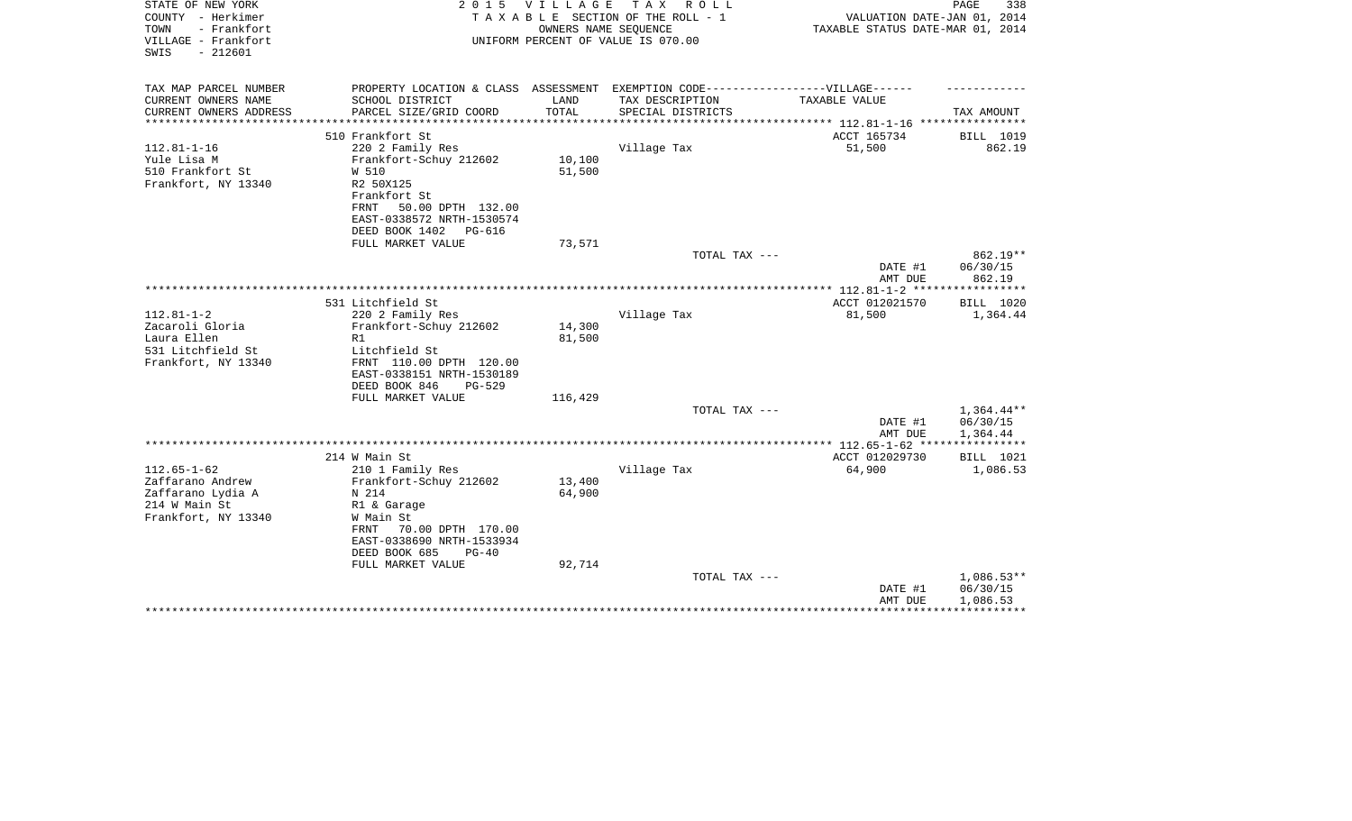STATE OF NEW YORK
COUNTY - Herkimer
TOWN - Frankfort
VILLAGE - Frankfort
SWIS - 212601

2 0 1 5 V I L L A G E T A X R O L L
T A X A B L E SECTION OF THE ROLL - 1
OWNERS NAME SEQUENCE
UNIFORM PERCENT OF VALUE IS 070.00

VALUATION DATE-JAN 01, 2014
TAXABLE STATUS DATE-MAR 01, 2014

| TAX MAP PARCEL NUMBER / CURRENT OWNERS NAME / CURRENT OWNERS ADDRESS | PROPERTY LOCATION & CLASS / SCHOOL DISTRICT / PARCEL SIZE/GRID COORD | ASSESSMENT LAND | TOTAL | EXEMPTION CODE / TAX DESCRIPTION / SPECIAL DISTRICTS | TAXABLE VALUE | TAX AMOUNT |
|---|---|---|---|---|---|---|
| 112.81-1-16 | 510 Frankfort St | | | | ACCT 165734 | BILL 1019 |
| Yule Lisa M | 220 2 Family Res | | | Village Tax | 51,500 | 862.19 |
| 510 Frankfort St | Frankfort-Schuy 212602 | 10,100 | | | | |
| Frankfort, NY 13340 | W 510 | | 51,500 | | | |
| | R2 50X125 | | | | | |
| | Frankfort St | | | | | |
| | FRNT 50.00 DPTH 132.00 | | | | | |
| | EAST-0338572 NRTH-1530574 | | | | | |
| | DEED BOOK 1402 PG-616 | | | | | |
| | FULL MARKET VALUE | | 73,571 | | | |
| | | | | TOTAL TAX --- | | 862.19** |
| | | | | | DATE #1 | 06/30/15 |
| | | | | | AMT DUE | 862.19 |
| 112.81-1-2 | 531 Litchfield St | | | | ACCT 012021570 | BILL 1020 |
| Zacaroli Gloria | 220 2 Family Res | | | Village Tax | 81,500 | 1,364.44 |
| Laura Ellen | Frankfort-Schuy 212602 | 14,300 | | | | |
| 531 Litchfield St | R1 | | 81,500 | | | |
| Frankfort, NY 13340 | Litchfield St | | | | | |
| | FRNT 110.00 DPTH 120.00 | | | | | |
| | EAST-0338151 NRTH-1530189 | | | | | |
| | DEED BOOK 846 PG-529 | | | | | |
| | FULL MARKET VALUE | | 116,429 | | | |
| | | | | TOTAL TAX --- | | 1,364.44** |
| | | | | | DATE #1 | 06/30/15 |
| | | | | | AMT DUE | 1,364.44 |
| 112.65-1-62 | 214 W Main St | | | | ACCT 012029730 | BILL 1021 |
| Zaffarano Andrew | 210 1 Family Res | | | Village Tax | 64,900 | 1,086.53 |
| Zaffarano Lydia A | Frankfort-Schuy 212602 | 13,400 | | | | |
| 214 W Main St | N 214 | | 64,900 | | | |
| Frankfort, NY 13340 | R1 & Garage | | | | | |
| | W Main St | | | | | |
| | FRNT 70.00 DPTH 170.00 | | | | | |
| | EAST-0338690 NRTH-1533934 | | | | | |
| | DEED BOOK 685 PG-40 | | | | | |
| | FULL MARKET VALUE | | 92,714 | | | |
| | | | | TOTAL TAX --- | | 1,086.53** |
| | | | | | DATE #1 | 06/30/15 |
| | | | | | AMT DUE | 1,086.53 |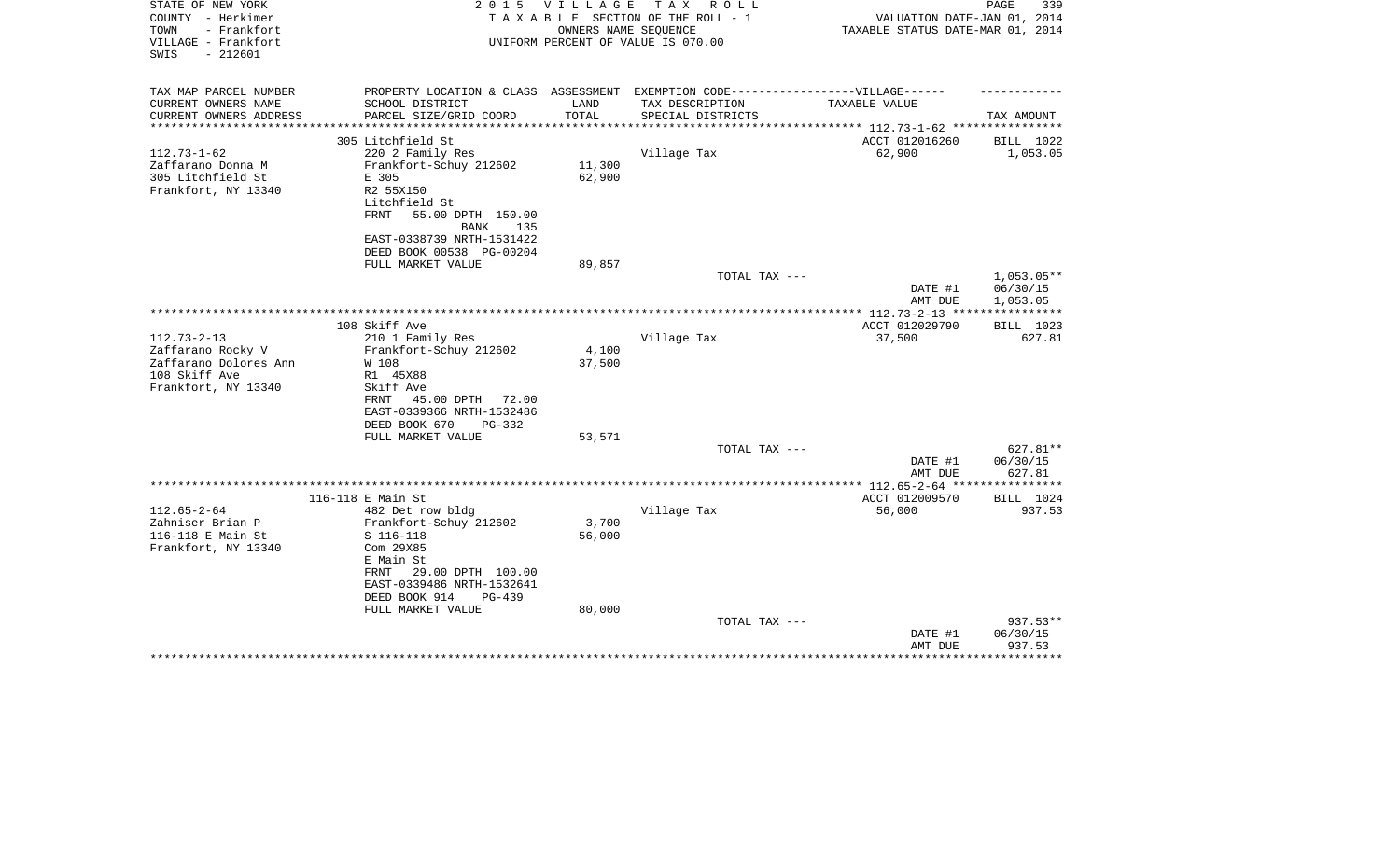STATE OF NEW YORK
COUNTY - Herkimer
TOWN - Frankfort
VILLAGE - Frankfort
SWIS - 212601

2015 VILLAGE TAX ROLL
TAXABLE SECTION OF THE ROLL - 1
OWNERS NAME SEQUENCE
UNIFORM PERCENT OF VALUE IS 070.00

VALUATION DATE-JAN 01, 2014
TAXABLE STATUS DATE-MAR 01, 2014

| TAX MAP PARCEL NUMBER<br>CURRENT OWNERS NAME<br>CURRENT OWNERS ADDRESS | PROPERTY LOCATION & CLASS<br>SCHOOL DISTRICT<br>PARCEL SIZE/GRID COORD | ASSESSMENT<br>LAND<br>TOTAL | EXEMPTION CODE------VILLAGE------<br>TAX DESCRIPTION<br>SPECIAL DISTRICTS | TAXABLE VALUE | TAX AMOUNT |
|---|---|---|---|---|---|
| 112.73-1-62 | 305 Litchfield St | | | ACCT 012016260 | BILL 1022 |
| Zaffarano Donna M | 220 2 Family Res | | Village Tax | 62,900 | 1,053.05 |
| 305 Litchfield St | Frankfort-Schuy 212602 | 11,300 | | | |
| Frankfort, NY 13340 | E 305 | 62,900 | | | |
| | R2 55X150 | | | | |
| | Litchfield St | | | | |
| | FRNT 55.00 DPTH 150.00 | | | | |
| | BANK 135 | | | | |
| | EAST-0338739 NRTH-1531422 | | | | |
| | DEED BOOK 00538 PG-00204 | | | | |
| | FULL MARKET VALUE | 89,857 | | | |
| | | | TOTAL TAX --- | | 1,053.05** |
| | | | | DATE #1 | 06/30/15 |
| | | | | AMT DUE | 1,053.05 |
| 112.73-2-13 | 108 Skiff Ave | | | ACCT 012029790 | BILL 1023 |
| Zaffarano Rocky V | 210 1 Family Res | | Village Tax | 37,500 | 627.81 |
| Zaffarano Dolores Ann | Frankfort-Schuy 212602 | 4,100 | | | |
| 108 Skiff Ave | W 108 | 37,500 | | | |
| Frankfort, NY 13340 | R1 45X88 | | | | |
| | Skiff Ave | | | | |
| | FRNT 45.00 DPTH 72.00 | | | | |
| | EAST-0339366 NRTH-1532486 | | | | |
| | DEED BOOK 670 PG-332 | | | | |
| | FULL MARKET VALUE | 53,571 | | | |
| | | | TOTAL TAX --- | | 627.81** |
| | | | | DATE #1 | 06/30/15 |
| | | | | AMT DUE | 627.81 |
| 112.65-2-64 | 116-118 E Main St | | | ACCT 012009570 | BILL 1024 |
| Zahniser Brian P | 482 Det row bldg | | Village Tax | 56,000 | 937.53 |
| 116-118 E Main St | Frankfort-Schuy 212602 | 3,700 | | | |
| Frankfort, NY 13340 | S 116-118 | 56,000 | | | |
| | Com 29X85 | | | | |
| | E Main St | | | | |
| | FRNT 29.00 DPTH 100.00 | | | | |
| | EAST-0339486 NRTH-1532641 | | | | |
| | DEED BOOK 914 PG-439 | | | | |
| | FULL MARKET VALUE | 80,000 | | | |
| | | | TOTAL TAX --- | | 937.53** |
| | | | | DATE #1 | 06/30/15 |
| | | | | AMT DUE | 937.53 |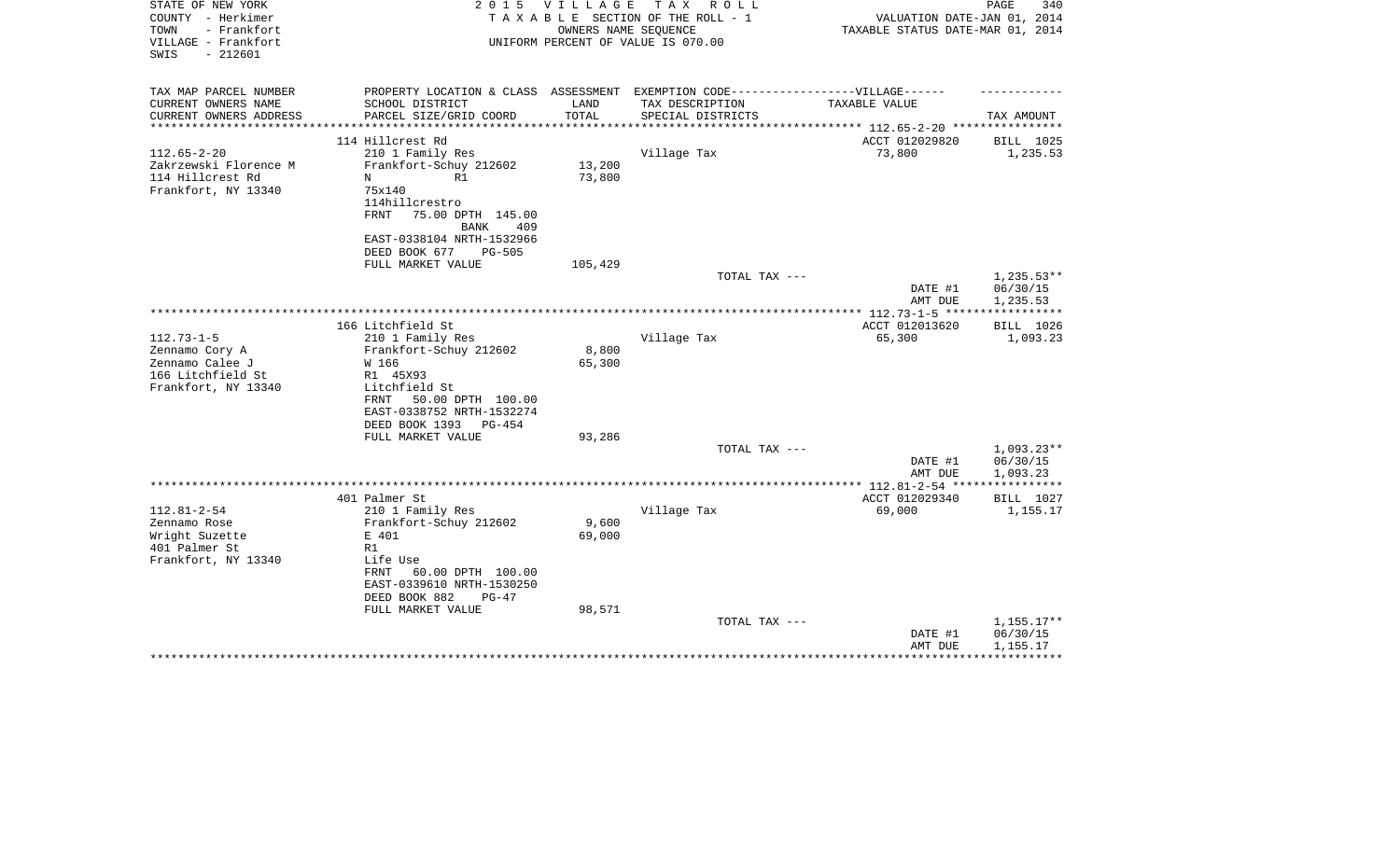STATE OF NEW YORK
COUNTY - Herkimer
TOWN - Frankfort
VILLAGE - Frankfort
SWIS - 212601

2 0 1 5 V I L L A G E T A X R O L L
T A X A B L E SECTION OF THE ROLL - 1
OWNERS NAME SEQUENCE
UNIFORM PERCENT OF VALUE IS 070.00

VALUATION DATE-JAN 01, 2014
TAXABLE STATUS DATE-MAR 01, 2014

| TAX MAP PARCEL NUMBER<br>CURRENT OWNERS NAME<br>CURRENT OWNERS ADDRESS | PROPERTY LOCATION & CLASS<br>SCHOOL DISTRICT<br>PARCEL SIZE/GRID COORD | ASSESSMENT<br>LAND<br>TOTAL | EXEMPTION CODE------------------VILLAGE------<br>TAX DESCRIPTION<br>SPECIAL DISTRICTS | TAXABLE VALUE | TAX AMOUNT |
|---|---|---|---|---|---|
| | 114 Hillcrest Rd | | | ACCT 012029820 | BILL 1025 |
| 112.65-2-20 | 210 1 Family Res | | Village Tax | 73,800 | 1,235.53 |
| Zakrzewski Florence M | Frankfort-Schuy 212602 | 13,200 | | | |
| 114 Hillcrest Rd | N R1 | 73,800 | | | |
| Frankfort, NY 13340 | 75x140 | | | | |
| | 114hillcrestro | | | | |
| | FRNT 75.00 DPTH 145.00 | | | | |
| | BANK 409 | | | | |
| | EAST-0338104 NRTH-1532966 | | | | |
| | DEED BOOK 677 PG-505 | | | | |
| | FULL MARKET VALUE | 105,429 | | | |
| | | | TOTAL TAX --- | | 1,235.53** |
| | | | | DATE #1 | 06/30/15 |
| | | | | AMT DUE | 1,235.53 |
| | 166 Litchfield St | | | ACCT 012013620 | BILL 1026 |
| 112.73-1-5 | 210 1 Family Res | | Village Tax | 65,300 | 1,093.23 |
| Zennamo Cory A | Frankfort-Schuy 212602 | 8,800 | | | |
| Zennamo Calee J | W 166 | 65,300 | | | |
| 166 Litchfield St | R1 45X93 | | | | |
| Frankfort, NY 13340 | Litchfield St | | | | |
| | FRNT 50.00 DPTH 100.00 | | | | |
| | EAST-0338752 NRTH-1532274 | | | | |
| | DEED BOOK 1393 PG-454 | | | | |
| | FULL MARKET VALUE | 93,286 | | | |
| | | | TOTAL TAX --- | | 1,093.23** |
| | | | | DATE #1 | 06/30/15 |
| | | | | AMT DUE | 1,093.23 |
| | 401 Palmer St | | | ACCT 012029340 | BILL 1027 |
| 112.81-2-54 | 210 1 Family Res | | Village Tax | 69,000 | 1,155.17 |
| Zennamo Rose | Frankfort-Schuy 212602 | 9,600 | | | |
| Wright Suzette | E 401 | 69,000 | | | |
| 401 Palmer St | R1 | | | | |
| Frankfort, NY 13340 | Life Use | | | | |
| | FRNT 60.00 DPTH 100.00 | | | | |
| | EAST-0339610 NRTH-1530250 | | | | |
| | DEED BOOK 882 PG-47 | | | | |
| | FULL MARKET VALUE | 98,571 | | | |
| | | | TOTAL TAX --- | | 1,155.17** |
| | | | | DATE #1 | 06/30/15 |
| | | | | AMT DUE | 1,155.17 |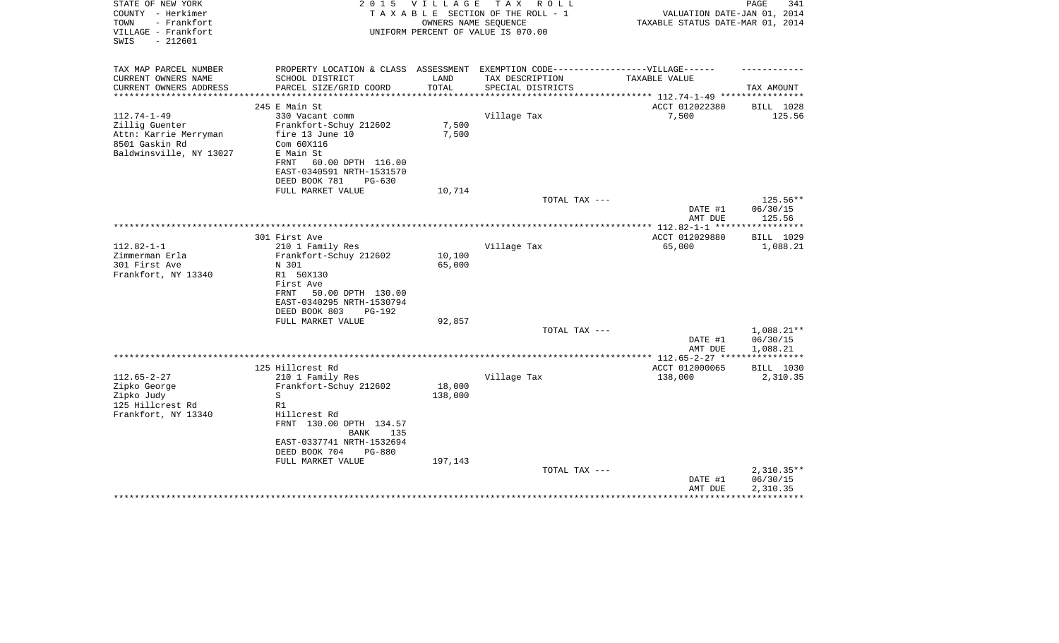STATE OF NEW YORK
COUNTY - Herkimer
TOWN - Frankfort
VILLAGE - Frankfort
SWIS - 212601

2015 VILLAGE TAX ROLL
TAXABLE SECTION OF THE ROLL - 1
OWNERS NAME SEQUENCE
UNIFORM PERCENT OF VALUE IS 070.00

VALUATION DATE-JAN 01, 2014
TAXABLE STATUS DATE-MAR 01, 2014

| TAX MAP PARCEL NUMBER<br>CURRENT OWNERS NAME<br>CURRENT OWNERS ADDRESS | PROPERTY LOCATION & CLASS<br>SCHOOL DISTRICT<br>PARCEL SIZE/GRID COORD | ASSESSMENT<br>LAND<br>TOTAL | EXEMPTION CODE-----VILLAGE------<br>TAX DESCRIPTION<br>SPECIAL DISTRICTS | TAXABLE VALUE | TAX AMOUNT |
|---|---|---|---|---|---|
| | 245 E Main St | | | ACCT 012022380 | BILL 1028 |
| 112.74-1-49 | 330 Vacant comm | | Village Tax | 7,500 | 125.56 |
| Zillig Guenter | Frankfort-Schuy 212602 | 7,500 | | | |
| Attn: Karrie Merryman | fire 13 June 10 | 7,500 | | | |
| 8501 Gaskin Rd | Com 60X116 | | | | |
| Baldwinsville, NY 13027 | E Main St | | | | |
| | FRNT 60.00 DPTH 116.00 | | | | |
| | EAST-0340591 NRTH-1531570 | | | | |
| | DEED BOOK 781 PG-630 | | | | |
| | FULL MARKET VALUE | 10,714 | | | |
| | | | TOTAL TAX --- | | 125.56** |
| | | | | DATE #1 | 06/30/15 |
| | | | | AMT DUE | 125.56 |
| | 301 First Ave | | | ACCT 012029880 | BILL 1029 |
| 112.82-1-1 | 210 1 Family Res | | Village Tax | 65,000 | 1,088.21 |
| Zimmerman Erla | Frankfort-Schuy 212602 | 10,100 | | | |
| 301 First Ave | N 301 | 65,000 | | | |
| Frankfort, NY 13340 | R1 50X130 | | | | |
| | First Ave | | | | |
| | FRNT 50.00 DPTH 130.00 | | | | |
| | EAST-0340295 NRTH-1530794 | | | | |
| | DEED BOOK 803 PG-192 | | | | |
| | FULL MARKET VALUE | 92,857 | | | |
| | | | TOTAL TAX --- | | 1,088.21** |
| | | | | DATE #1 | 06/30/15 |
| | | | | AMT DUE | 1,088.21 |
| | 125 Hillcrest Rd | | | ACCT 012000065 | BILL 1030 |
| 112.65-2-27 | 210 1 Family Res | | Village Tax | 138,000 | 2,310.35 |
| Zipko George | Frankfort-Schuy 212602 | 18,000 | | | |
| Zipko Judy | S | 138,000 | | | |
| 125 Hillcrest Rd | R1 | | | | |
| Frankfort, NY 13340 | Hillcrest Rd | | | | |
| | FRNT 130.00 DPTH 134.57 | | | | |
| | BANK 135 | | | | |
| | EAST-0337741 NRTH-1532694 | | | | |
| | DEED BOOK 704 PG-880 | | | | |
| | FULL MARKET VALUE | 197,143 | | | |
| | | | TOTAL TAX --- | | 2,310.35** |
| | | | | DATE #1 | 06/30/15 |
| | | | | AMT DUE | 2,310.35 |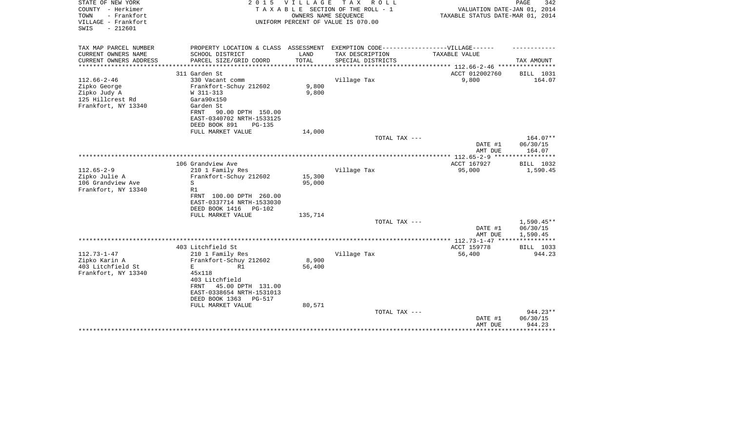STATE OF NEW YORK
COUNTY - Herkimer
TOWN - Frankfort
VILLAGE - Frankfort
SWIS - 212601

**2 0 1 5 V I L L A G E T A X R O L L**
T A X A B L E SECTION OF THE ROLL - 1
OWNERS NAME SEQUENCE
UNIFORM PERCENT OF VALUE IS 070.00

VALUATION DATE-JAN 01, 2014
TAXABLE STATUS DATE-MAR 01, 2014

| TAX MAP PARCEL NUMBER<br>CURRENT OWNERS NAME<br>CURRENT OWNERS ADDRESS | PROPERTY LOCATION & CLASS<br>SCHOOL DISTRICT<br>PARCEL SIZE/GRID COORD | ASSESSMENT<br>LAND<br>TOTAL | EXEMPTION CODE------VILLAGE------<br>TAX DESCRIPTION<br>SPECIAL DISTRICTS | TAXABLE VALUE | TAX AMOUNT |
|---|---|---|---|---|---|
| | 311 Garden St | | | ACCT 012002760 | BILL 1031 |
| 112.66-2-46 | 330 Vacant comm | | Village Tax | 9,800 | 164.07 |
| Zipko George | Frankfort-Schuy 212602 | 9,800 | | | |
| Zipko Judy A | W 311-313 | 9,800 | | | |
| 125 Hillcrest Rd | Gara90x150 | | | | |
| Frankfort, NY 13340 | Garden St | | | | |
| | FRNT 90.00 DPTH 150.00 | | | | |
| | EAST-0340702 NRTH-1533125 | | | | |
| | DEED BOOK 891 PG-135 | | | | |
| | FULL MARKET VALUE | 14,000 | | | |
| | | | TOTAL TAX --- | | 164.07** |
| | | | | DATE #1 | 06/30/15 |
| | | | | AMT DUE | 164.07 |
| | 106 Grandview Ave | | | ACCT 167927 | BILL 1032 |
| 112.65-2-9 | 210 1 Family Res | | Village Tax | 95,000 | 1,590.45 |
| Zipko Julie A | Frankfort-Schuy 212602 | 15,300 | | | |
| 106 Grandview Ave | S | 95,000 | | | |
| Frankfort, NY 13340 | R1 | | | | |
| | FRNT 100.00 DPTH 260.00 | | | | |
| | EAST-0337714 NRTH-1533030 | | | | |
| | DEED BOOK 1416 PG-102 | | | | |
| | FULL MARKET VALUE | 135,714 | | | |
| | | | TOTAL TAX --- | | 1,590.45** |
| | | | | DATE #1 | 06/30/15 |
| | | | | AMT DUE | 1,590.45 |
| | 403 Litchfield St | | | ACCT 159778 | BILL 1033 |
| 112.73-1-47 | 210 1 Family Res | | Village Tax | 56,400 | 944.23 |
| Zipko Karin A | Frankfort-Schuy 212602 | 8,900 | | | |
| 403 Litchfield St | E R1 | 56,400 | | | |
| Frankfort, NY 13340 | 45x118 | | | | |
| | 403 Litchfield | | | | |
| | FRNT 45.00 DPTH 131.00 | | | | |
| | EAST-0338654 NRTH-1531013 | | | | |
| | DEED BOOK 1363 PG-517 | | | | |
| | FULL MARKET VALUE | 80,571 | | | |
| | | | TOTAL TAX --- | | 944.23** |
| | | | | DATE #1 | 06/30/15 |
| | | | | AMT DUE | 944.23 |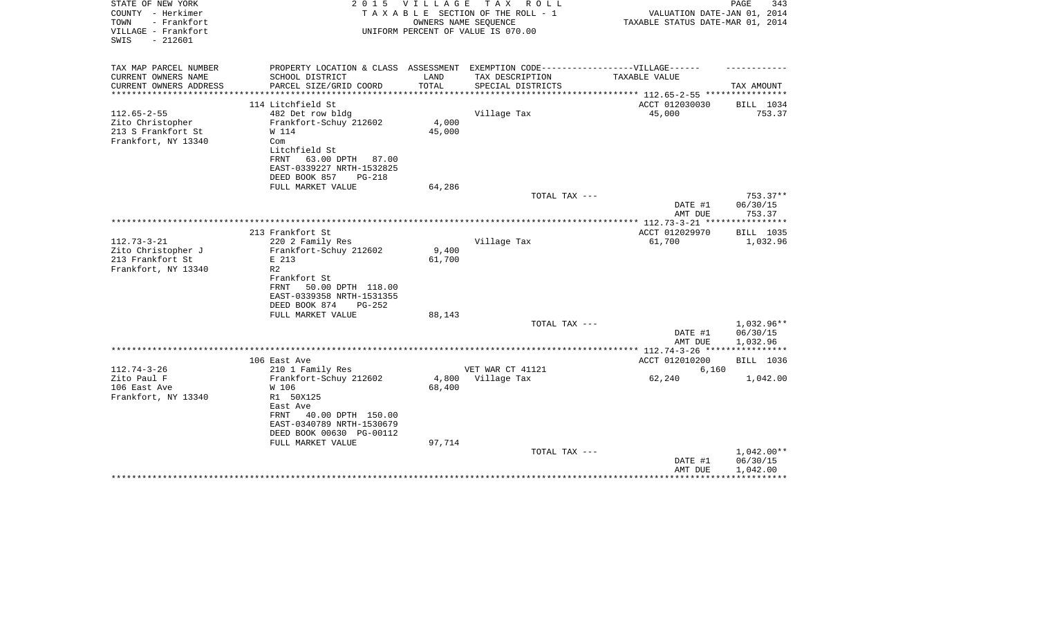STATE OF NEW YORK
COUNTY - Herkimer
TOWN - Frankfort
VILLAGE - Frankfort
SWIS - 212601

2 0 1 5 V I L L A G E T A X R O L L
T A X A B L E SECTION OF THE ROLL - 1
OWNERS NAME SEQUENCE
UNIFORM PERCENT OF VALUE IS 070.00

VALUATION DATE-JAN 01, 2014
TAXABLE STATUS DATE-MAR 01, 2014

| TAX MAP PARCEL NUMBER / CURRENT OWNERS NAME / CURRENT OWNERS ADDRESS | PROPERTY LOCATION & CLASS / SCHOOL DISTRICT / PARCEL SIZE/GRID COORD | ASSESSMENT LAND | TOTAL | EXEMPTION CODE / TAX DESCRIPTION / SPECIAL DISTRICTS | TAXABLE VALUE | TAX AMOUNT |
|---|---|---|---|---|---|---|
| 112.65-2-55 | 114 Litchfield St | | | | ACCT 012030030 | BILL 1034 |
| Zito Christopher | 482 Det row bldg | | | Village Tax | 45,000 | 753.37 |
| 213 S Frankfort St | Frankfort-Schuy 212602 | 4,000 | | | | |
| Frankfort, NY 13340 | W 114 | | 45,000 | | | |
| | Com | | | | | |
| | Litchfield St | | | | | |
| | FRNT 63.00 DPTH 87.00 | | | | | |
| | EAST-0339227 NRTH-1532825 | | | | | |
| | DEED BOOK 857 PG-218 | | | | | |
| | FULL MARKET VALUE | 64,286 | | | | |
| | | | | TOTAL TAX --- | | 753.37** |
| | | | | | DATE #1 | 06/30/15 |
| | | | | | AMT DUE | 753.37 |
| 112.73-3-21 | 213 Frankfort St | | | | ACCT 012029970 | BILL 1035 |
| Zito Christopher J | 220 2 Family Res | | | Village Tax | 61,700 | 1,032.96 |
| 213 Frankfort St | Frankfort-Schuy 212602 | 9,400 | | | | |
| Frankfort, NY 13340 | E 213 | | 61,700 | | | |
| | R2 | | | | | |
| | Frankfort St | | | | | |
| | FRNT 50.00 DPTH 118.00 | | | | | |
| | EAST-0339358 NRTH-1531355 | | | | | |
| | DEED BOOK 874 PG-252 | | | | | |
| | FULL MARKET VALUE | 88,143 | | | | |
| | | | | TOTAL TAX --- | | 1,032.96** |
| | | | | | DATE #1 | 06/30/15 |
| | | | | | AMT DUE | 1,032.96 |
| 112.74-3-26 | 106 East Ave | | | | ACCT 012010200 | BILL 1036 |
| Zito Paul F | 210 1 Family Res | | | VET WAR CT 41121 | 6,160 | |
| 106 East Ave | Frankfort-Schuy 212602 | 4,800 | | Village Tax | 62,240 | 1,042.00 |
| Frankfort, NY 13340 | W 106 | | 68,400 | | | |
| | R1 50X125 | | | | | |
| | East Ave | | | | | |
| | FRNT 40.00 DPTH 150.00 | | | | | |
| | EAST-0340789 NRTH-1530679 | | | | | |
| | DEED BOOK 00630 PG-00112 | | | | | |
| | FULL MARKET VALUE | 97,714 | | | | |
| | | | | TOTAL TAX --- | | 1,042.00** |
| | | | | | DATE #1 | 06/30/15 |
| | | | | | AMT DUE | 1,042.00 |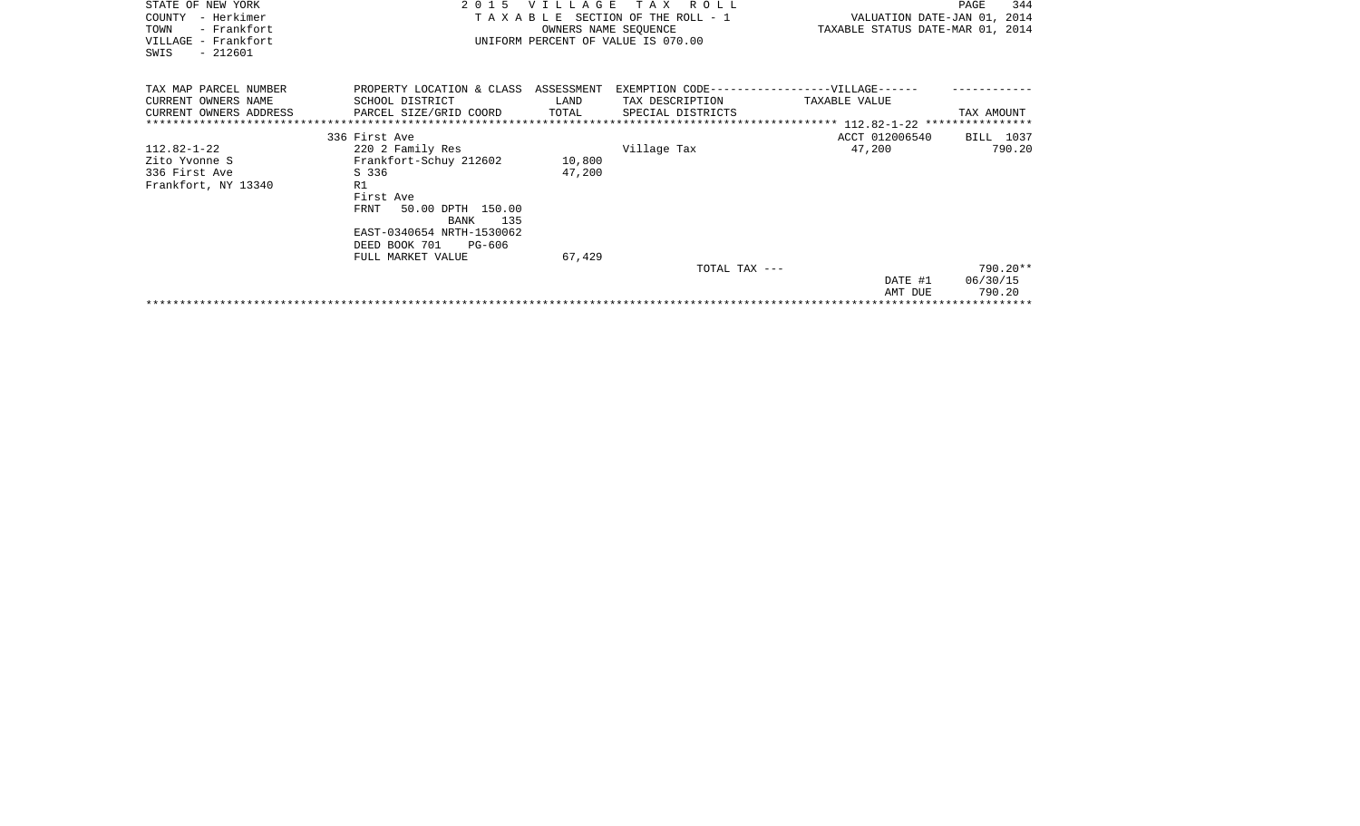STATE OF NEW YORK
COUNTY - Herkimer
TOWN - Frankfort
VILLAGE - Frankfort
SWIS - 212601

2 0 1 5 V I L L A G E T A X R O L L
T A X A B L E SECTION OF THE ROLL - 1
OWNERS NAME SEQUENCE
UNIFORM PERCENT OF VALUE IS 070.00

VALUATION DATE-JAN 01, 2014
TAXABLE STATUS DATE-MAR 01, 2014

| TAX MAP PARCEL NUMBER<br>CURRENT OWNERS NAME<br>CURRENT OWNERS ADDRESS | PROPERTY LOCATION & CLASS<br>SCHOOL DISTRICT<br>PARCEL SIZE/GRID COORD | ASSESSMENT<br>LAND<br>TOTAL | EXEMPTION CODE------------------VILLAGE------<br>TAX DESCRIPTION<br>SPECIAL DISTRICTS | TAXABLE VALUE | TAX AMOUNT |
|---|---|---|---|---|---|
| | 336 First Ave | | | ACCT 012006540 | BILL 1037 |
| 112.82-1-22 | 220 2 Family Res | | Village Tax | 47,200 | 790.20 |
| Zito Yvonne S | Frankfort-Schuy 212602 | 10,800 | | | |
| 336 First Ave | S 336 | 47,200 | | | |
| Frankfort, NY 13340 | R1 | | | | |
| | First Ave | | | | |
| | FRNT 50.00 DPTH 150.00 | | | | |
| | BANK 135 | | | | |
| | EAST-0340654 NRTH-1530062 | | | | |
| | DEED BOOK 701 PG-606 | | | | |
| | FULL MARKET VALUE | 67,429 | | | |
| | | | TOTAL TAX --- | | 790.20** |
| | | | | DATE #1 | 06/30/15 |
| | | | | AMT DUE | 790.20 |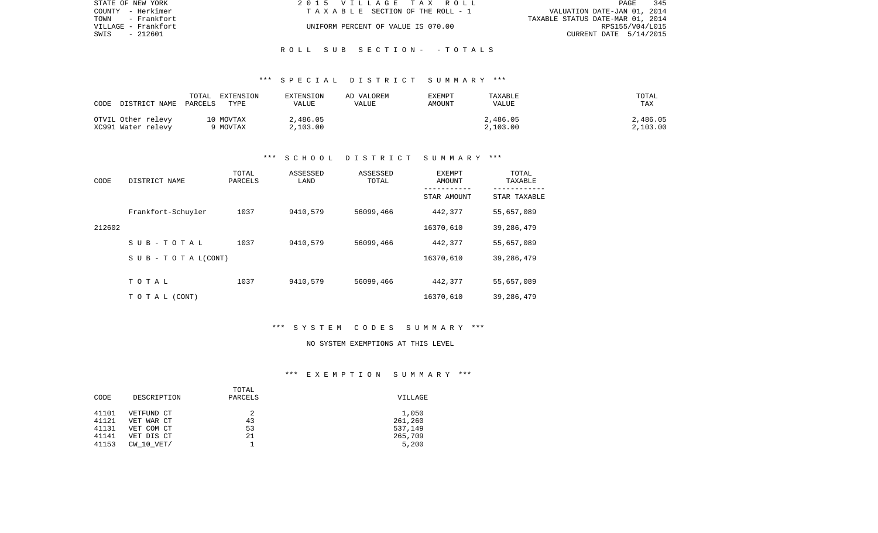STATE OF NEW YORK
COUNTY - Herkimer
TOWN - Frankfort
VILLAGE - Frankfort
SWIS - 212601

2015 VILLAGE TAX ROLL
TAXABLE SECTION OF THE ROLL - 1
UNIFORM PERCENT OF VALUE IS 070.00

VALUATION DATE-JAN 01, 2014
TAXABLE STATUS DATE-MAR 01, 2014
RPS155/V04/L015
CURRENT DATE 5/14/2015

## ROLL SUB SECTION- - TOTALS

### *** SPECIAL DISTRICT SUMMARY ***

| CODE | DISTRICT NAME | TOTAL PARCELS | EXTENSION TYPE | EXTENSION VALUE | AD VALOREM VALUE | EXEMPT AMOUNT | TAXABLE VALUE | TOTAL TAX |
|---|---|---|---|---|---|---|---|---|
| OTVIL | Other relevy | 10 | MOVTAX | 2,486.05 | | | 2,486.05 | 2,486.05 |
| XC991 | Water relevy | 9 | MOVTAX | 2,103.00 | | | 2,103.00 | 2,103.00 |

### *** SCHOOL DISTRICT SUMMARY ***

| CODE | DISTRICT NAME | TOTAL PARCELS | ASSESSED LAND | ASSESSED TOTAL | EXEMPT AMOUNT / STAR AMOUNT | TOTAL TAXABLE / STAR TAXABLE |
|---|---|---|---|---|---|---|
| | Frankfort-Schuyler | 1037 | 9410,579 | 56099,466 | 442,377 | 55,657,089 |
| 212602 | | | | | 16370,610 | 39,286,479 |
| | SUB-TOTAL | 1037 | 9410,579 | 56099,466 | 442,377 | 55,657,089 |
| | SUB-TOTAL(CONT) | | | | 16370,610 | 39,286,479 |
| | TOTAL | 1037 | 9410,579 | 56099,466 | 442,377 | 55,657,089 |
| | TOTAL (CONT) | | | | 16370,610 | 39,286,479 |

### *** SYSTEM CODES SUMMARY ***

NO SYSTEM EXEMPTIONS AT THIS LEVEL

### *** EXEMPTION SUMMARY ***

| CODE | DESCRIPTION | TOTAL PARCELS | VILLAGE |
|---|---|---|---|
| 41101 | VETFUND CT | 2 | 1,050 |
| 41121 | VET WAR CT | 43 | 261,260 |
| 41131 | VET COM CT | 53 | 537,149 |
| 41141 | VET DIS CT | 21 | 265,709 |
| 41153 | CW_10_VET/ | 1 | 5,200 |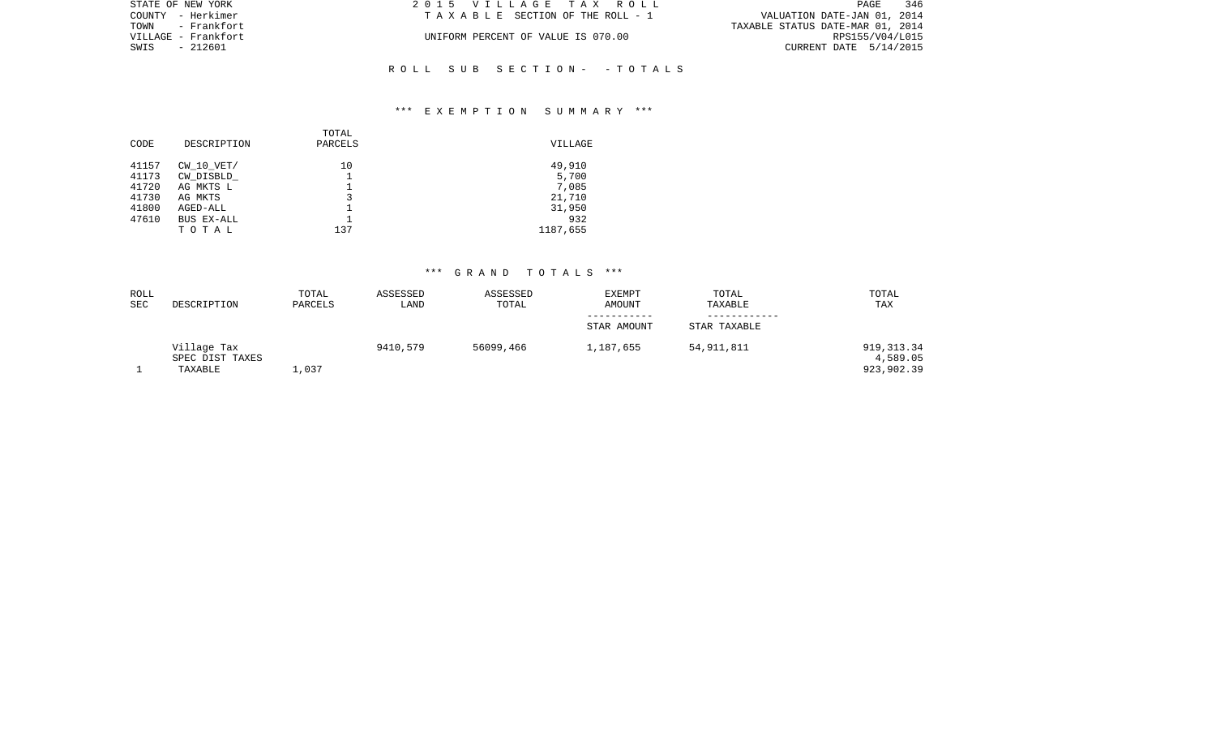STATE OF NEW YORK
COUNTY - Herkimer
TOWN - Frankfort
VILLAGE - Frankfort
SWIS - 212601

2 0 1 5 V I L L A G E T A X R O L L
T A X A B L E SECTION OF THE ROLL - 1

UNIFORM PERCENT OF VALUE IS 070.00

VALUATION DATE-JAN 01, 2014
TAXABLE STATUS DATE-MAR 01, 2014
RPS155/V04/L015
CURRENT DATE 5/14/2015

R O L L S U B S E C T I O N - - T O T A L S

*** E X E M P T I O N S U M M A R Y ***

| CODE | DESCRIPTION | TOTAL PARCELS | VILLAGE |
|---|---|---|---|
| 41157 | CW_10_VET/ | 10 | 49,910 |
| 41173 | CW_DISBLD_ | 1 | 5,700 |
| 41720 | AG MKTS L | 1 | 7,085 |
| 41730 | AG MKTS | 3 | 21,710 |
| 41800 | AGED-ALL | 1 | 31,950 |
| 47610 | BUS EX-ALL | 1 | 932 |
| | T O T A L | 137 | 1187,655 |

*** G R A N D T O T A L S ***

| ROLL SEC | DESCRIPTION | TOTAL PARCELS | ASSESSED LAND | ASSESSED TOTAL | EXEMPT AMOUNT<br>-----------<br>STAR AMOUNT | TOTAL TAXABLE<br>------------<br>STAR TAXABLE | TOTAL TAX |
|---|---|---|---|---|---|---|---|
| | Village Tax | | 9410,579 | 56099,466 | 1,187,655 | 54,911,811 | 919,313.34 |
| | SPEC DIST TAXES | | | | | | 4,589.05 |
| 1 | TAXABLE | 1,037 | | | | | 923,902.39 |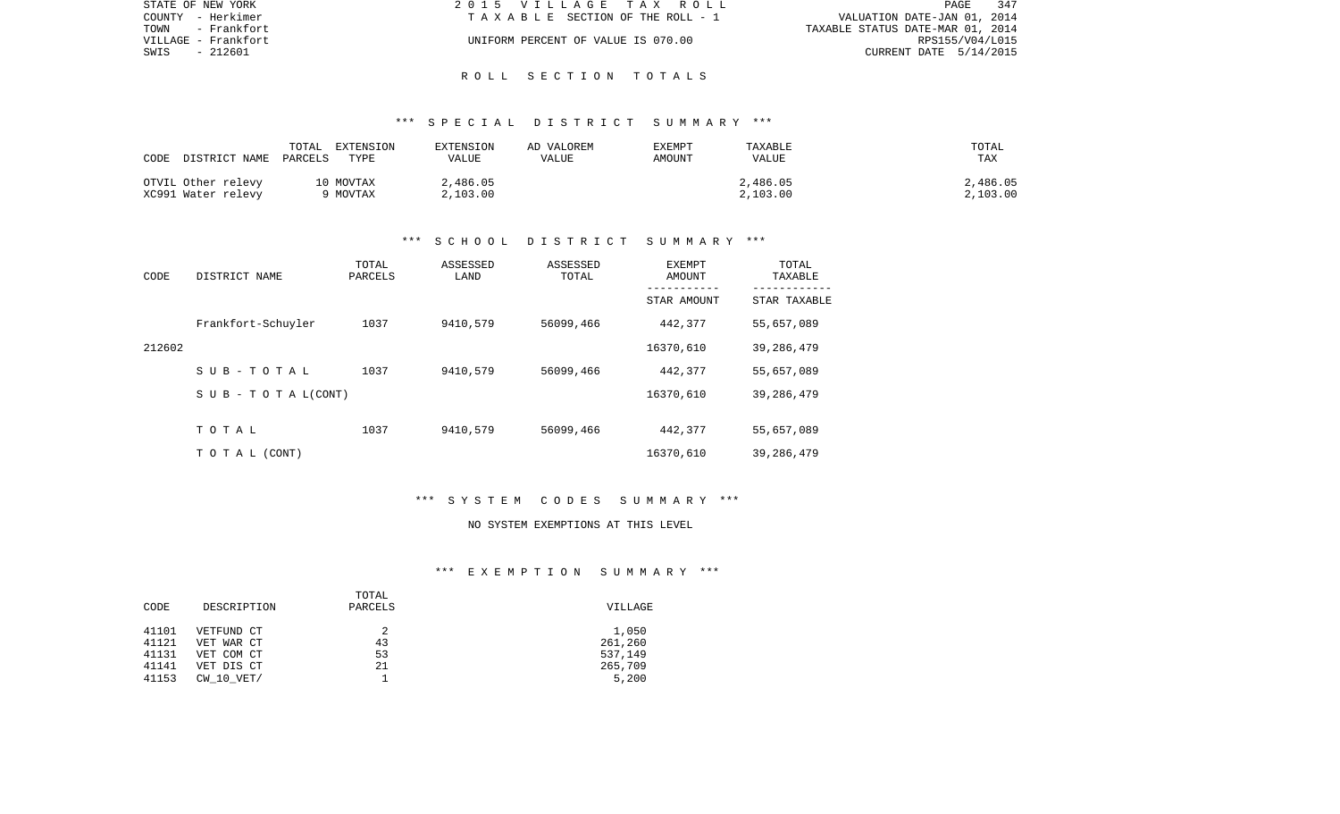STATE OF NEW YORK
COUNTY - Herkimer
TOWN - Frankfort
VILLAGE - Frankfort
SWIS - 212601

2 0 1 5 V I L L A G E T A X R O L L
T A X A B L E SECTION OF THE ROLL - 1

UNIFORM PERCENT OF VALUE IS 070.00

VALUATION DATE-JAN 01, 2014
TAXABLE STATUS DATE-MAR 01, 2014
RPS155/V04/L015
CURRENT DATE 5/14/2015

# R O L L S E C T I O N T O T A L S

## *** S P E C I A L D I S T R I C T S U M M A R Y ***

| CODE | DISTRICT NAME | TOTAL PARCELS | EXTENSION TYPE | EXTENSION VALUE | AD VALOREM VALUE | EXEMPT AMOUNT | TAXABLE VALUE | TOTAL TAX |
|---|---|---|---|---|---|---|---|---|
| OTVIL | Other relevy | 10 | MOVTAX | 2,486.05 | | | 2,486.05 | 2,486.05 |
| XC991 | Water relevy | 9 | MOVTAX | 2,103.00 | | | 2,103.00 | 2,103.00 |

## *** S C H O O L D I S T R I C T S U M M A R Y ***

| CODE | DISTRICT NAME | TOTAL PARCELS | ASSESSED LAND | ASSESSED TOTAL | EXEMPT AMOUNT / STAR AMOUNT | TOTAL TAXABLE / STAR TAXABLE |
|---|---|---|---|---|---|---|
| | Frankfort-Schuyler | 1037 | 9410,579 | 56099,466 | 442,377 | 55,657,089 |
| 212602 | | | | | 16370,610 | 39,286,479 |
| | S U B - T O T A L | 1037 | 9410,579 | 56099,466 | 442,377 | 55,657,089 |
| | S U B - T O T A L(CONT) | | | | 16370,610 | 39,286,479 |
| | T O T A L | 1037 | 9410,579 | 56099,466 | 442,377 | 55,657,089 |
| | T O T A L (CONT) | | | | 16370,610 | 39,286,479 |

## *** S Y S T E M C O D E S S U M M A R Y ***

NO SYSTEM EXEMPTIONS AT THIS LEVEL

## *** E X E M P T I O N S U M M A R Y ***

| CODE | DESCRIPTION | TOTAL PARCELS | VILLAGE |
|---|---|---|---|
| 41101 | VETFUND CT | 2 | 1,050 |
| 41121 | VET WAR CT | 43 | 261,260 |
| 41131 | VET COM CT | 53 | 537,149 |
| 41141 | VET DIS CT | 21 | 265,709 |
| 41153 | CW_10_VET/ | 1 | 5,200 |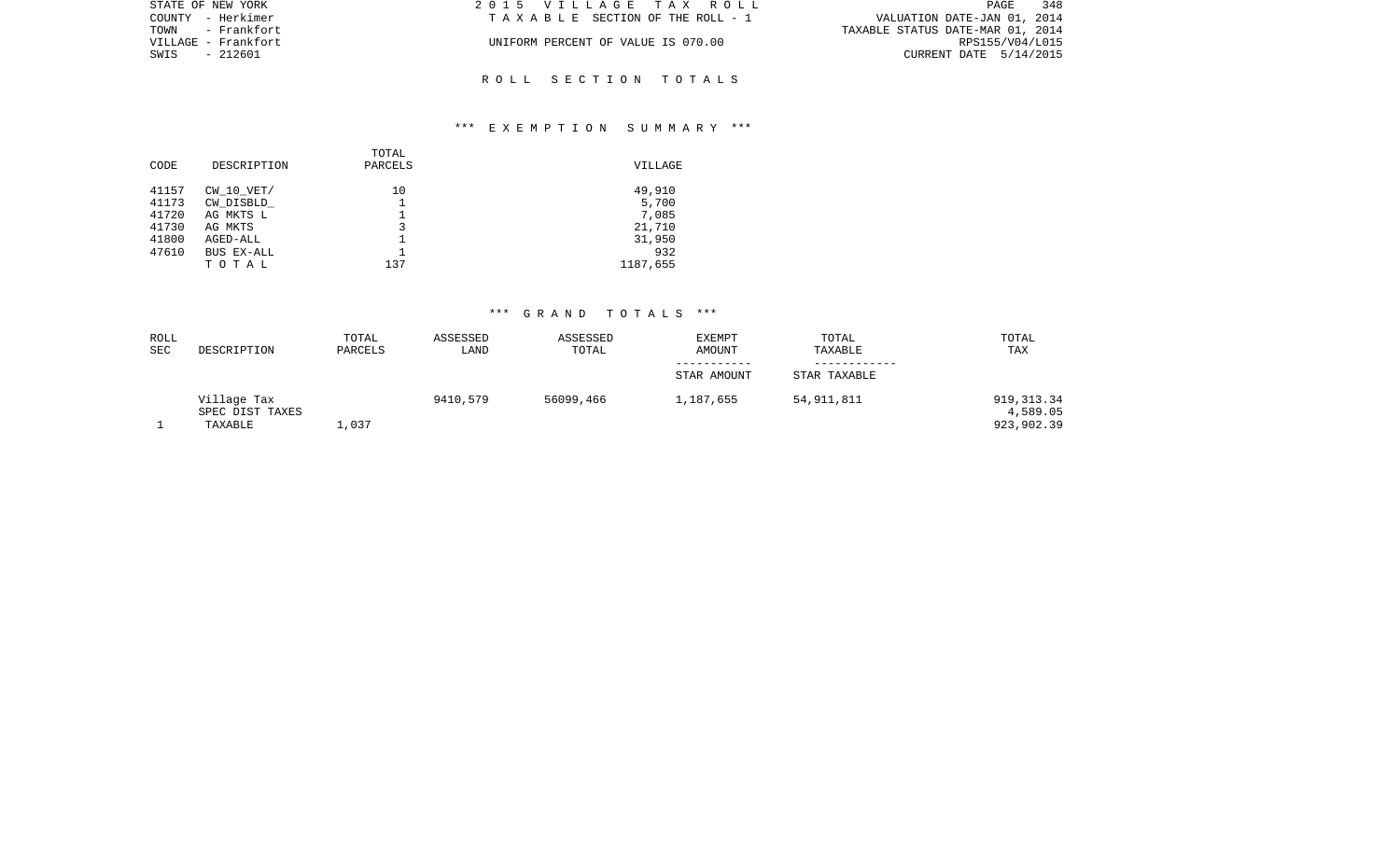STATE OF NEW YORK
COUNTY - Herkimer
TOWN - Frankfort
VILLAGE - Frankfort
SWIS - 212601

2 0 1 5 V I L L A G E T A X R O L L
T A X A B L E SECTION OF THE ROLL - 1

UNIFORM PERCENT OF VALUE IS 070.00

VALUATION DATE-JAN 01, 2014
TAXABLE STATUS DATE-MAR 01, 2014
RPS155/V04/L015
CURRENT DATE 5/14/2015

## R O L L S E C T I O N T O T A L S

### *** E X E M P T I O N S U M M A R Y ***

| CODE | DESCRIPTION | TOTAL PARCELS | VILLAGE |
|---|---|---|---|
| 41157 | CW_10_VET/ | 10 | 49,910 |
| 41173 | CW_DISBLD_ | 1 | 5,700 |
| 41720 | AG MKTS L | 1 | 7,085 |
| 41730 | AG MKTS | 3 | 21,710 |
| 41800 | AGED-ALL | 1 | 31,950 |
| 47610 | BUS EX-ALL | 1 | 932 |
| | T O T A L | 137 | 1187,655 |

### *** G R A N D T O T A L S ***

| ROLL SEC | DESCRIPTION | TOTAL PARCELS | ASSESSED LAND | ASSESSED TOTAL | EXEMPT AMOUNT<br>-----------<br>STAR AMOUNT | TOTAL TAXABLE<br>------------<br>STAR TAXABLE | TOTAL TAX |
|---|---|---|---|---|---|---|---|
| | Village Tax | | 9410,579 | 56099,466 | 1,187,655 | 54,911,811 | 919,313.34 |
| | SPEC DIST TAXES | | | | | | 4,589.05 |
| 1 | TAXABLE | 1,037 | | | | | 923,902.39 |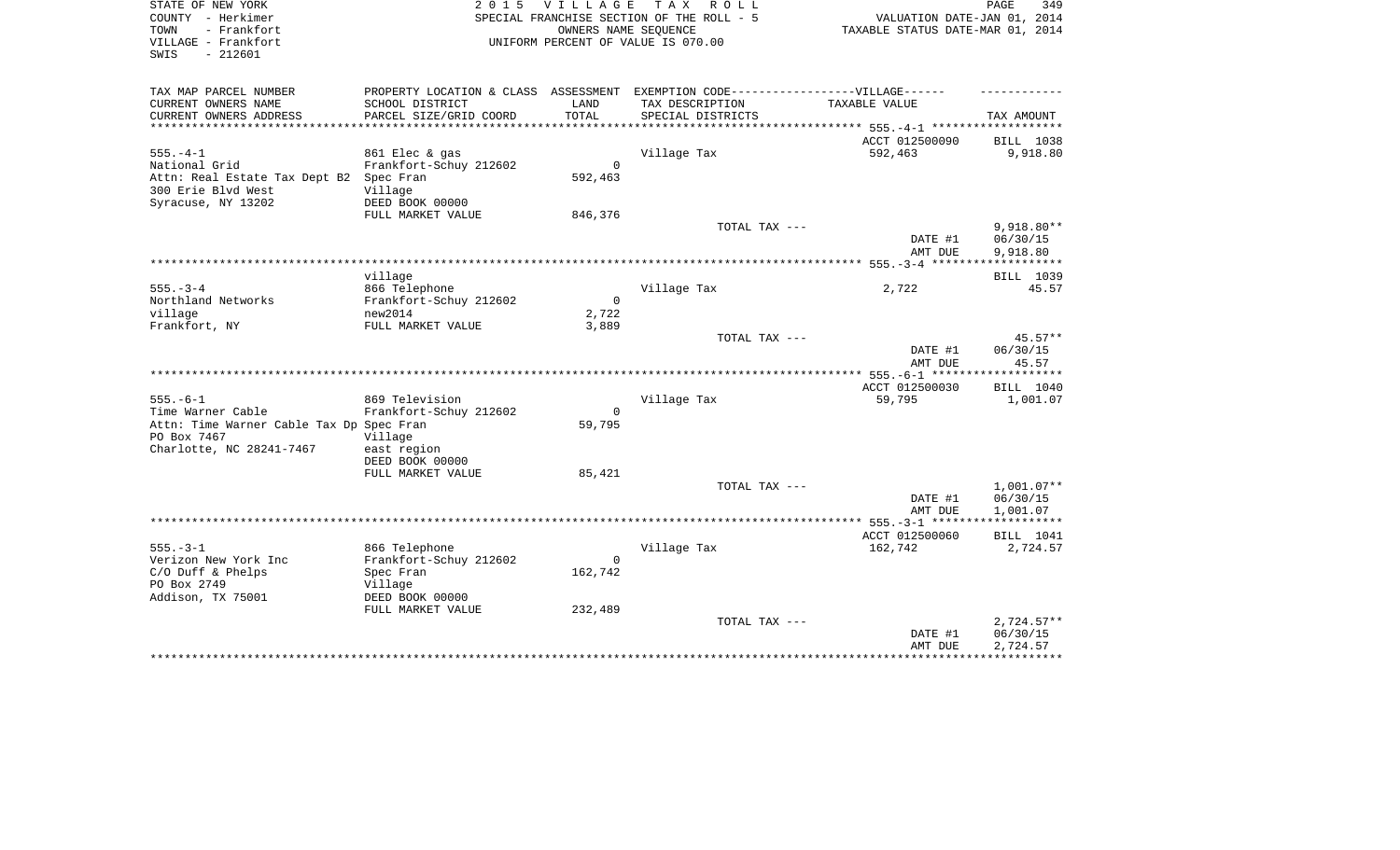STATE OF NEW YORK
COUNTY - Herkimer
TOWN - Frankfort
VILLAGE - Frankfort
SWIS - 212601

2 0 1 5 V I L L A G E T A X R O L L
SPECIAL FRANCHISE SECTION OF THE ROLL - 5
OWNERS NAME SEQUENCE
UNIFORM PERCENT OF VALUE IS 070.00

VALUATION DATE-JAN 01, 2014
TAXABLE STATUS DATE-MAR 01, 2014

| TAX MAP PARCEL NUMBER / CURRENT OWNERS NAME / CURRENT OWNERS ADDRESS | PROPERTY LOCATION & CLASS / SCHOOL DISTRICT / PARCEL SIZE/GRID COORD | ASSESSMENT LAND / TOTAL | EXEMPTION CODE-----VILLAGE------ TAX DESCRIPTION / SPECIAL DISTRICTS | TAXABLE VALUE | TAX AMOUNT |
|---|---|---|---|---|---|
| | | | | ACCT 012500090 | BILL 1038 |
| 555.-4-1 | 861 Elec & gas | | Village Tax | 592,463 | 9,918.80 |
| National Grid | Frankfort-Schuy 212602 | 0 | | | |
| Attn: Real Estate Tax Dept B2 | Spec Fran | 592,463 | | | |
| 300 Erie Blvd West | Village | | | | |
| Syracuse, NY 13202 | DEED BOOK 00000 | | | | |
| | FULL MARKET VALUE | 846,376 | | | |
| | | | TOTAL TAX --- | | 9,918.80** |
| | | | | DATE #1 | 06/30/15 |
| | | | | AMT DUE | 9,918.80 |
| | village | | | | BILL 1039 |
| 555.-3-4 | 866 Telephone | | Village Tax | 2,722 | 45.57 |
| Northland Networks | Frankfort-Schuy 212602 | 0 | | | |
| village | new2014 | 2,722 | | | |
| Frankfort, NY | FULL MARKET VALUE | 3,889 | | | |
| | | | TOTAL TAX --- | | 45.57** |
| | | | | DATE #1 | 06/30/15 |
| | | | | AMT DUE | 45.57 |
| | | | | ACCT 012500030 | BILL 1040 |
| 555.-6-1 | 869 Television | | Village Tax | 59,795 | 1,001.07 |
| Time Warner Cable | Frankfort-Schuy 212602 | 0 | | | |
| Attn: Time Warner Cable Tax Dp | Spec Fran | 59,795 | | | |
| PO Box 7467 | Village | | | | |
| Charlotte, NC 28241-7467 | east region | | | | |
| | DEED BOOK 00000 | | | | |
| | FULL MARKET VALUE | 85,421 | | | |
| | | | TOTAL TAX --- | | 1,001.07** |
| | | | | DATE #1 | 06/30/15 |
| | | | | AMT DUE | 1,001.07 |
| | | | | ACCT 012500060 | BILL 1041 |
| 555.-3-1 | 866 Telephone | | Village Tax | 162,742 | 2,724.57 |
| Verizon New York Inc | Frankfort-Schuy 212602 | 0 | | | |
| C/O Duff & Phelps | Spec Fran | 162,742 | | | |
| PO Box 2749 | Village | | | | |
| Addison, TX 75001 | DEED BOOK 00000 | | | | |
| | FULL MARKET VALUE | 232,489 | | | |
| | | | TOTAL TAX --- | | 2,724.57** |
| | | | | DATE #1 | 06/30/15 |
| | | | | AMT DUE | 2,724.57 |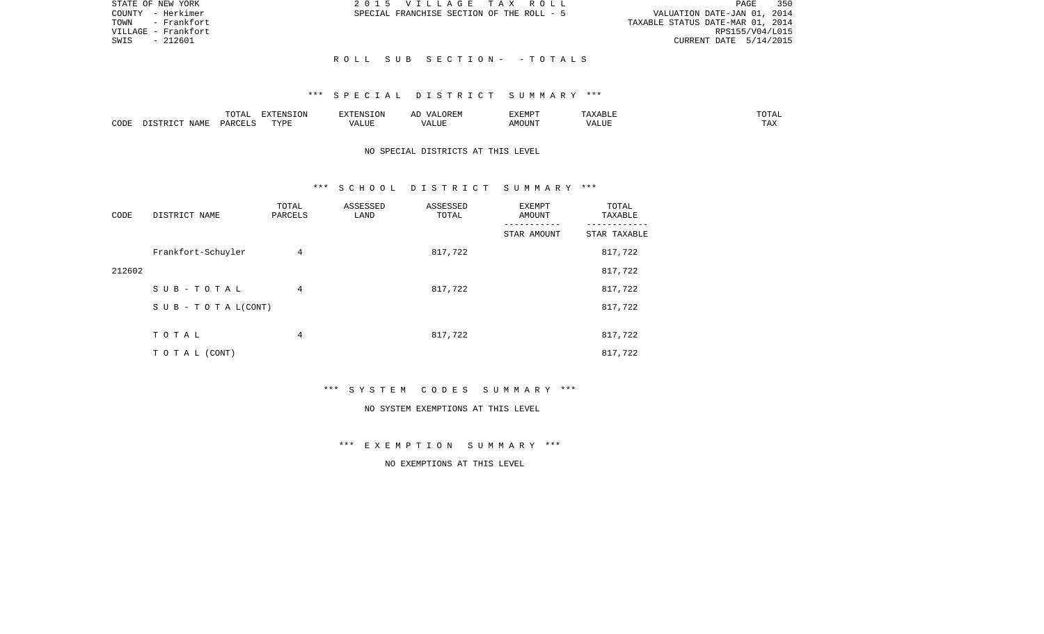STATE OF NEW YORK
COUNTY - Herkimer
TOWN - Frankfort
VILLAGE - Frankfort
SWIS - 212601

2 0 1 5 V I L L A G E T A X R O L L
SPECIAL FRANCHISE SECTION OF THE ROLL - 5

VALUATION DATE-JAN 01, 2014
TAXABLE STATUS DATE-MAR 01, 2014
RPS155/V04/L015
CURRENT DATE 5/14/2015

R O L L S U B S E C T I O N - - T O T A L S

*** S P E C I A L D I S T R I C T S U M M A R Y ***

| CODE | DISTRICT NAME | TOTAL PARCELS | EXTENSION TYPE | EXTENSION VALUE | AD VALOREM VALUE | EXEMPT AMOUNT | TAXABLE VALUE | TOTAL TAX |
|---|---|---|---|---|---|---|---|---|

NO SPECIAL DISTRICTS AT THIS LEVEL

*** S C H O O L D I S T R I C T S U M M A R Y ***

| CODE | DISTRICT NAME | TOTAL PARCELS | ASSESSED LAND | ASSESSED TOTAL | EXEMPT AMOUNT / STAR AMOUNT | TOTAL TAXABLE / STAR TAXABLE |
|---|---|---|---|---|---|---|
| | Frankfort-Schuyler | 4 | | 817,722 | | 817,722 |
| 212602 | | | | | | 817,722 |
| | S U B - T O T A L | 4 | | 817,722 | | 817,722 |
| | S U B - T O T A L(CONT) | | | | | 817,722 |
| | T O T A L | 4 | | 817,722 | | 817,722 |
| | T O T A L (CONT) | | | | | 817,722 |

*** S Y S T E M C O D E S S U M M A R Y ***

NO SYSTEM EXEMPTIONS AT THIS LEVEL

*** E X E M P T I O N S U M M A R Y ***

NO EXEMPTIONS AT THIS LEVEL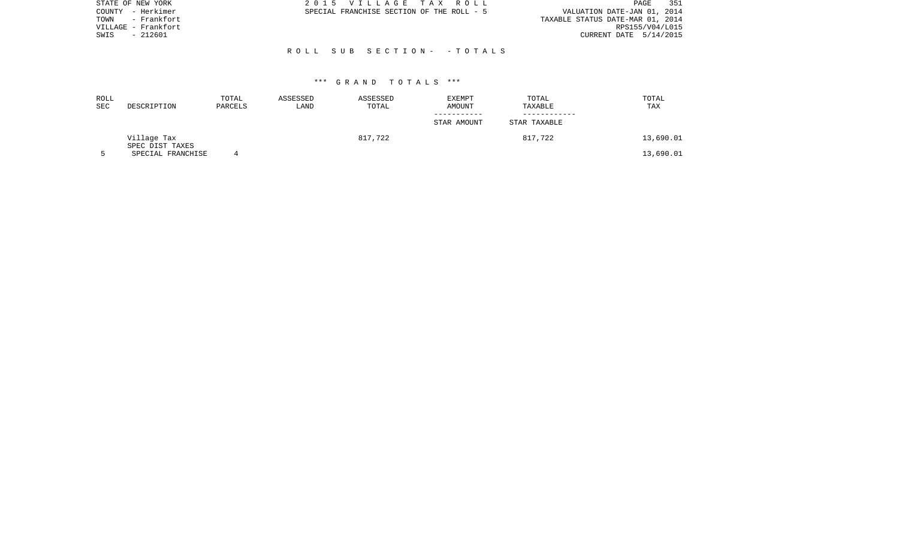STATE OF NEW YORK
COUNTY - Herkimer
TOWN - Frankfort
VILLAGE - Frankfort
SWIS - 212601

2015 VILLAGE TAX ROLL
SPECIAL FRANCHISE SECTION OF THE ROLL - 5

VALUATION DATE-JAN 01, 2014
TAXABLE STATUS DATE-MAR 01, 2014
RPS155/V04/L015
CURRENT DATE 5/14/2015

ROLL SUB SECTION- - TOTALS

*** GRAND TOTALS ***

| ROLL SEC | DESCRIPTION | TOTAL PARCELS | ASSESSED LAND | ASSESSED TOTAL | EXEMPT AMOUNT / STAR AMOUNT | TOTAL TAXABLE / STAR TAXABLE | TOTAL TAX |
|---|---|---|---|---|---|---|---|
| | Village Tax | | | 817,722 | | 817,722 | 13,690.01 |
| | SPEC DIST TAXES | | | | | | |
| 5 | SPECIAL FRANCHISE | 4 | | | | | 13,690.01 |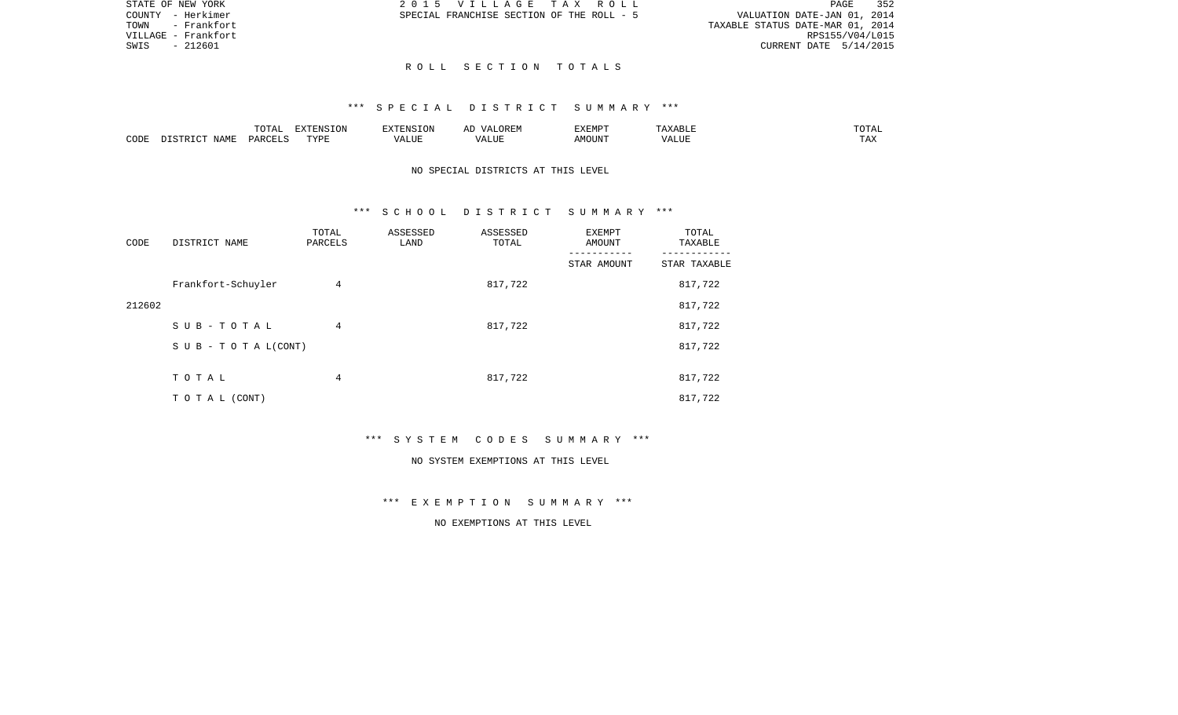STATE OF NEW YORK
COUNTY - Herkimer
TOWN - Frankfort
VILLAGE - Frankfort
SWIS - 212601

2 0 1 5   V I L L A G E   T A X   R O L L
SPECIAL FRANCHISE SECTION OF THE ROLL - 5

VALUATION DATE-JAN 01, 2014
TAXABLE STATUS DATE-MAR 01, 2014
RPS155/V04/L015
CURRENT DATE 5/14/2015

## R O L L   S E C T I O N   T O T A L S

### *** S P E C I A L   D I S T R I C T   S U M M A R Y ***

| CODE | DISTRICT NAME | TOTAL PARCELS | EXTENSION TYPE | EXTENSION VALUE | AD VALOREM VALUE | EXEMPT AMOUNT | TAXABLE VALUE | TOTAL TAX |
|---|---|---|---|---|---|---|---|---|

NO SPECIAL DISTRICTS AT THIS LEVEL

### *** S C H O O L   D I S T R I C T   S U M M A R Y ***

| CODE | DISTRICT NAME | TOTAL PARCELS | ASSESSED LAND | ASSESSED TOTAL | EXEMPT AMOUNT / STAR AMOUNT | TOTAL TAXABLE / STAR TAXABLE |
|---|---|---|---|---|---|---|
| | Frankfort-Schuyler | 4 | | 817,722 | | 817,722 |
| 212602 | | | | | | 817,722 |
| | S U B - T O T A L | 4 | | 817,722 | | 817,722 |
| | S U B - T O T A L(CONT) | | | | | 817,722 |
| | T O T A L | 4 | | 817,722 | | 817,722 |
| | T O T A L (CONT) | | | | | 817,722 |

### *** S Y S T E M   C O D E S   S U M M A R Y ***

NO SYSTEM EXEMPTIONS AT THIS LEVEL

### *** E X E M P T I O N   S U M M A R Y ***

NO EXEMPTIONS AT THIS LEVEL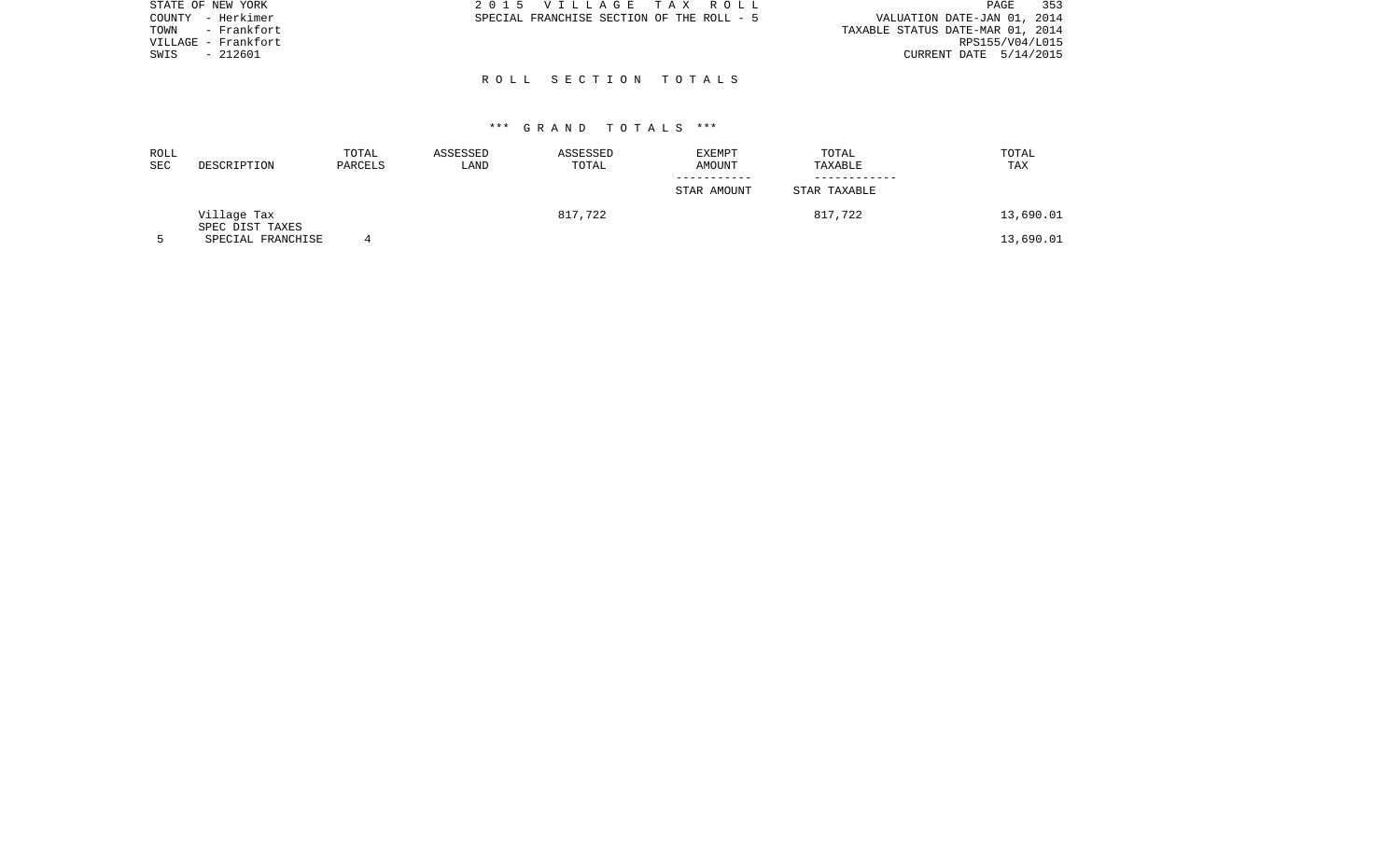STATE OF NEW YORK
COUNTY - Herkimer
TOWN - Frankfort
VILLAGE - Frankfort
SWIS - 212601

2 0 1 5 V I L L A G E T A X R O L L
SPECIAL FRANCHISE SECTION OF THE ROLL - 5

VALUATION DATE-JAN 01, 2014
TAXABLE STATUS DATE-MAR 01, 2014
RPS155/V04/L015
CURRENT DATE 5/14/2015

## R O L L S E C T I O N T O T A L S

### *** G R A N D T O T A L S ***

| ROLL SEC | DESCRIPTION | TOTAL PARCELS | ASSESSED LAND | ASSESSED TOTAL | EXEMPT AMOUNT<br>-----------<br>STAR AMOUNT | TOTAL TAXABLE<br>------------<br>STAR TAXABLE | TOTAL TAX |
|---|---|---|---|---|---|---|---|
| | Village Tax | | | 817,722 | | 817,722 | 13,690.01 |
| | SPEC DIST TAXES | | | | | | |
| 5 | SPECIAL FRANCHISE | 4 | | | | | 13,690.01 |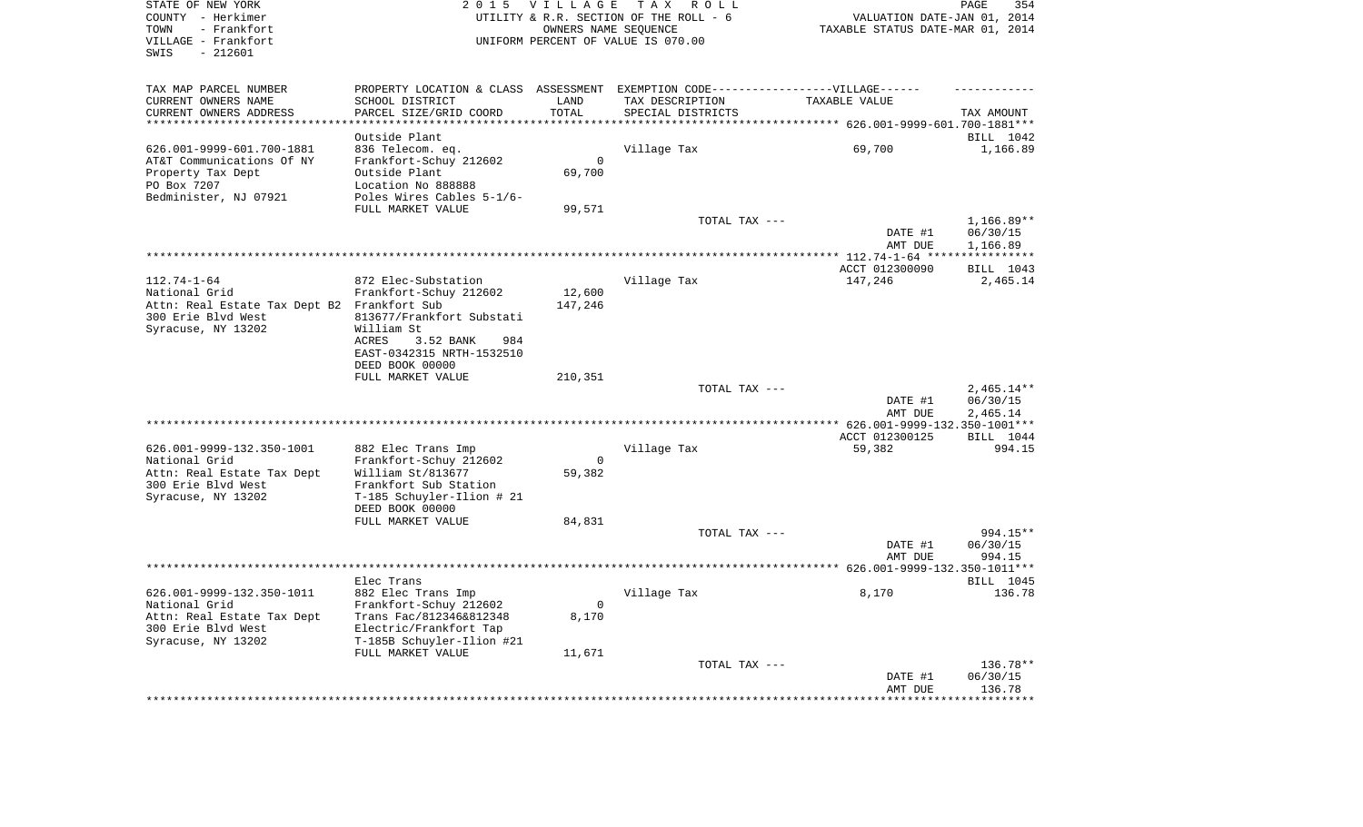STATE OF NEW YORK — 2015 VILLAGE TAX ROLL
COUNTY - Herkimer — UTILITY & R.R. SECTION OF THE ROLL - 6 — VALUATION DATE-JAN 01, 2014
TOWN - Frankfort — OWNERS NAME SEQUENCE — TAXABLE STATUS DATE-MAR 01, 2014
VILLAGE - Frankfort — UNIFORM PERCENT OF VALUE IS 070.00
SWIS - 212601

| TAX MAP PARCEL NUMBER / CURRENT OWNERS NAME / CURRENT OWNERS ADDRESS | PROPERTY LOCATION & CLASS / SCHOOL DISTRICT / PARCEL SIZE/GRID COORD | ASSESSMENT LAND / TOTAL | EXEMPTION CODE / TAX DESCRIPTION / SPECIAL DISTRICTS | VILLAGE TAXABLE VALUE | TAX AMOUNT |
|---|---|---|---|---|---|
| **626.001-9999-601.700-1881** | Outside Plant | | | | BILL 1042 |
| 626.001-9999-601.700-1881 | 836 Telecom. eq. | | Village Tax | 69,700 | 1,166.89 |
| AT&T Communications Of NY | Frankfort-Schuy 212602 | 0 | | | |
| Property Tax Dept | Outside Plant | 69,700 | | | |
| PO Box 7207 | Location No 888888 | | | | |
| Bedminister, NJ 07921 | Poles Wires Cables 5-1/6- | | | | |
| | FULL MARKET VALUE | 99,571 | | | |
| | | | TOTAL TAX --- | | 1,166.89** |
| | | | | DATE #1 | 06/30/15 |
| | | | | AMT DUE | 1,166.89 |
| **112.74-1-64** | | | | ACCT 012300090 | BILL 1043 |
| 112.74-1-64 | 872 Elec-Substation | | Village Tax | 147,246 | 2,465.14 |
| National Grid | Frankfort-Schuy 212602 | 12,600 | | | |
| Attn: Real Estate Tax Dept B2 | Frankfort Sub | 147,246 | | | |
| 300 Erie Blvd West | 813677/Frankfort Substati | | | | |
| Syracuse, NY 13202 | William St | | | | |
| | ACRES 3.52 BANK 984 | | | | |
| | EAST-0342315 NRTH-1532510 | | | | |
| | DEED BOOK 00000 | | | | |
| | FULL MARKET VALUE | 210,351 | | | |
| | | | TOTAL TAX --- | | 2,465.14** |
| | | | | DATE #1 | 06/30/15 |
| | | | | AMT DUE | 2,465.14 |
| **626.001-9999-132.350-1001** | | | | ACCT 012300125 | BILL 1044 |
| 626.001-9999-132.350-1001 | 882 Elec Trans Imp | | Village Tax | 59,382 | 994.15 |
| National Grid | Frankfort-Schuy 212602 | 0 | | | |
| Attn: Real Estate Tax Dept | William St/813677 | 59,382 | | | |
| 300 Erie Blvd West | Frankfort Sub Station | | | | |
| Syracuse, NY 13202 | T-185 Schuyler-Ilion # 21 | | | | |
| | DEED BOOK 00000 | | | | |
| | FULL MARKET VALUE | 84,831 | | | |
| | | | TOTAL TAX --- | | 994.15** |
| | | | | DATE #1 | 06/30/15 |
| | | | | AMT DUE | 994.15 |
| **626.001-9999-132.350-1011** | Elec Trans | | | | BILL 1045 |
| 626.001-9999-132.350-1011 | 882 Elec Trans Imp | | Village Tax | 8,170 | 136.78 |
| National Grid | Frankfort-Schuy 212602 | 0 | | | |
| Attn: Real Estate Tax Dept | Trans Fac/812346&812348 | 8,170 | | | |
| 300 Erie Blvd West | Electric/Frankfort Tap | | | | |
| Syracuse, NY 13202 | T-185B Schuyler-Ilion #21 | | | | |
| | FULL MARKET VALUE | 11,671 | | | |
| | | | TOTAL TAX --- | | 136.78** |
| | | | | DATE #1 | 06/30/15 |
| | | | | AMT DUE | 136.78 |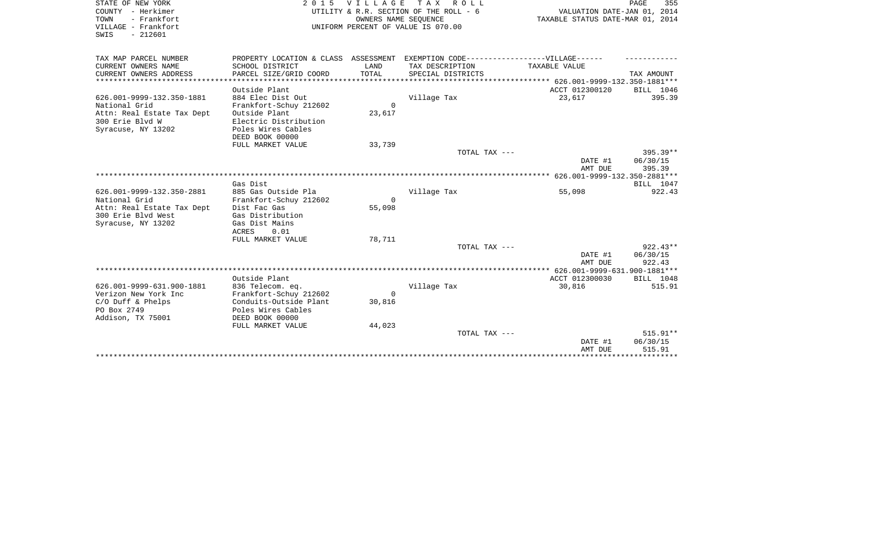STATE OF NEW YORK
COUNTY - Herkimer
TOWN - Frankfort
VILLAGE - Frankfort
SWIS - 212601

2 0 1 5 V I L L A G E T A X R O L L
UTILITY & R.R. SECTION OF THE ROLL - 6
OWNERS NAME SEQUENCE
UNIFORM PERCENT OF VALUE IS 070.00

VALUATION DATE-JAN 01, 2014
TAXABLE STATUS DATE-MAR 01, 2014

| TAX MAP PARCEL NUMBER / CURRENT OWNERS NAME / CURRENT OWNERS ADDRESS | PROPERTY LOCATION & CLASS / SCHOOL DISTRICT / PARCEL SIZE/GRID COORD | ASSESSMENT LAND / TOTAL | EXEMPTION CODE-----VILLAGE------ TAX DESCRIPTION / SPECIAL DISTRICTS | TAXABLE VALUE | TAX AMOUNT |
|---|---|---|---|---|---|
| **626.001-9999-132.350-1881** | Outside Plant | | | ACCT 012300120 | BILL 1046 |
| 626.001-9999-132.350-1881 | 884 Elec Dist Out | | Village Tax | 23,617 | 395.39 |
| National Grid | Frankfort-Schuy 212602 | 0 | | | |
| Attn: Real Estate Tax Dept | Outside Plant | 23,617 | | | |
| 300 Erie Blvd W | Electric Distribution | | | | |
| Syracuse, NY 13202 | Poles Wires Cables | | | | |
| | DEED BOOK 00000 | | | | |
| | FULL MARKET VALUE | 33,739 | | | |
| | | | TOTAL TAX --- | | 395.39** |
| | | | | DATE #1 | 06/30/15 |
| | | | | AMT DUE | 395.39 |
| **626.001-9999-132.350-2881** | Gas Dist | | | | BILL 1047 |
| 626.001-9999-132.350-2881 | 885 Gas Outside Pla | | Village Tax | 55,098 | 922.43 |
| National Grid | Frankfort-Schuy 212602 | 0 | | | |
| Attn: Real Estate Tax Dept | Dist Fac Gas | 55,098 | | | |
| 300 Erie Blvd West | Gas Distribution | | | | |
| Syracuse, NY 13202 | Gas Dist Mains | | | | |
| | ACRES 0.01 | | | | |
| | FULL MARKET VALUE | 78,711 | | | |
| | | | TOTAL TAX --- | | 922.43** |
| | | | | DATE #1 | 06/30/15 |
| | | | | AMT DUE | 922.43 |
| **626.001-9999-631.900-1881** | Outside Plant | | | ACCT 012300030 | BILL 1048 |
| 626.001-9999-631.900-1881 | 836 Telecom. eq. | | Village Tax | 30,816 | 515.91 |
| Verizon New York Inc | Frankfort-Schuy 212602 | 0 | | | |
| C/O Duff & Phelps | Conduits-Outside Plant | 30,816 | | | |
| PO Box 2749 | Poles Wires Cables | | | | |
| Addison, TX 75001 | DEED BOOK 00000 | | | | |
| | FULL MARKET VALUE | 44,023 | | | |
| | | | TOTAL TAX --- | | 515.91** |
| | | | | DATE #1 | 06/30/15 |
| | | | | AMT DUE | 515.91 |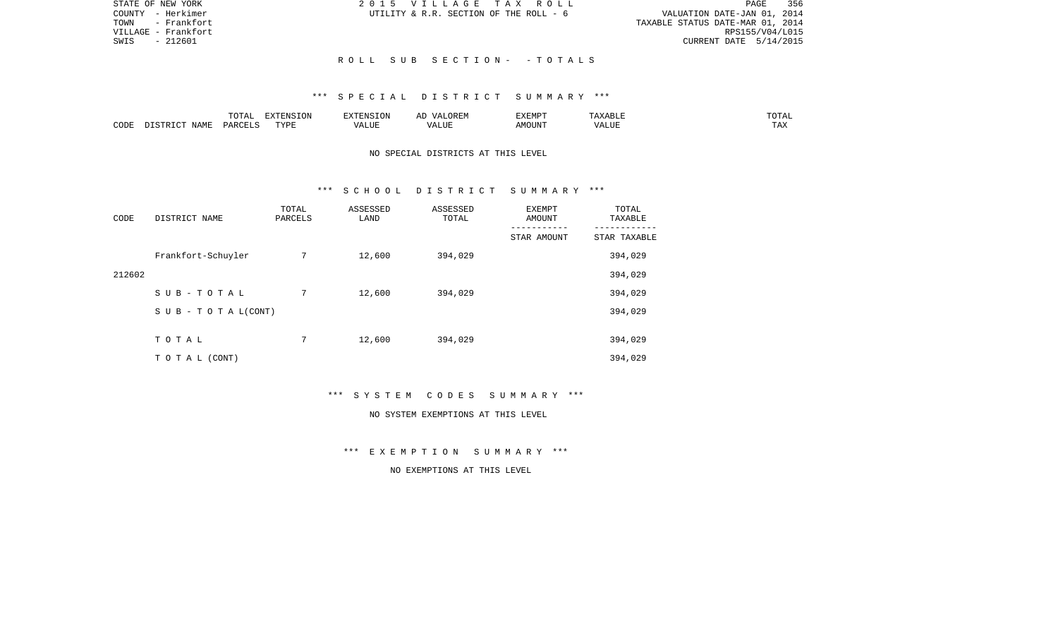STATE OF NEW YORK
COUNTY - Herkimer
TOWN - Frankfort
VILLAGE - Frankfort
SWIS - 212601

2 0 1 5 V I L L A G E T A X R O L L
UTILITY & R.R. SECTION OF THE ROLL - 6

VALUATION DATE-JAN 01, 2014
TAXABLE STATUS DATE-MAR 01, 2014
RPS155/V04/L015
CURRENT DATE 5/14/2015

R O L L S U B S E C T I O N - - T O T A L S

*** S P E C I A L D I S T R I C T S U M M A R Y ***

| CODE | DISTRICT NAME | TOTAL PARCELS | EXTENSION TYPE | EXTENSION VALUE | AD VALOREM VALUE | EXEMPT AMOUNT | TAXABLE VALUE | TOTAL TAX |
|---|---|---|---|---|---|---|---|---|

NO SPECIAL DISTRICTS AT THIS LEVEL

*** S C H O O L D I S T R I C T S U M M A R Y ***

| CODE | DISTRICT NAME | TOTAL PARCELS | ASSESSED LAND | ASSESSED TOTAL | EXEMPT AMOUNT / STAR AMOUNT | TOTAL TAXABLE / STAR TAXABLE |
|---|---|---|---|---|---|---|
| | Frankfort-Schuyler | 7 | 12,600 | 394,029 | | 394,029 |
| 212602 | | | | | | 394,029 |
| | S U B - T O T A L | 7 | 12,600 | 394,029 | | 394,029 |
| | S U B - T O T A L(CONT) | | | | | 394,029 |
| | T O T A L | 7 | 12,600 | 394,029 | | 394,029 |
| | T O T A L (CONT) | | | | | 394,029 |

*** S Y S T E M C O D E S S U M M A R Y ***

NO SYSTEM EXEMPTIONS AT THIS LEVEL

*** E X E M P T I O N S U M M A R Y ***

NO EXEMPTIONS AT THIS LEVEL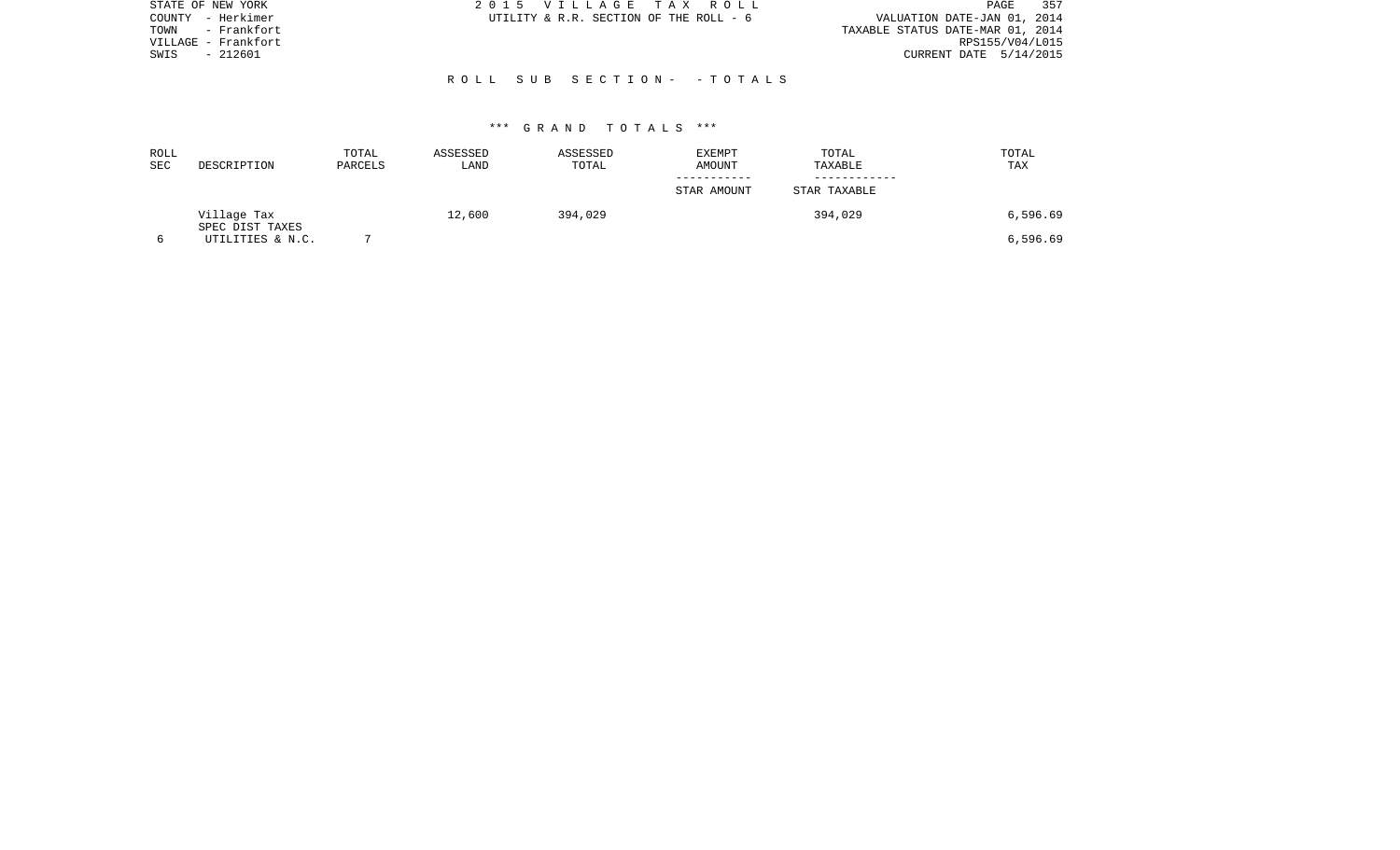STATE OF NEW YORK
COUNTY - Herkimer
TOWN - Frankfort
VILLAGE - Frankfort
SWIS - 212601

2 0 1 5 V I L L A G E T A X R O L L
UTILITY & R.R. SECTION OF THE ROLL - 6

VALUATION DATE-JAN 01, 2014
TAXABLE STATUS DATE-MAR 01, 2014
RPS155/V04/L015
CURRENT DATE 5/14/2015

R O L L S U B S E C T I O N - - T O T A L S

*** G R A N D T O T A L S ***

| ROLL SEC | DESCRIPTION | TOTAL PARCELS | ASSESSED LAND | ASSESSED TOTAL | EXEMPT AMOUNT / STAR AMOUNT | TOTAL TAXABLE / STAR TAXABLE | TOTAL TAX |
|---|---|---|---|---|---|---|---|
| | Village Tax | | 12,600 | 394,029 | | 394,029 | 6,596.69 |
| | SPEC DIST TAXES | | | | | | |
| 6 | UTILITIES & N.C. | 7 | | | | | 6,596.69 |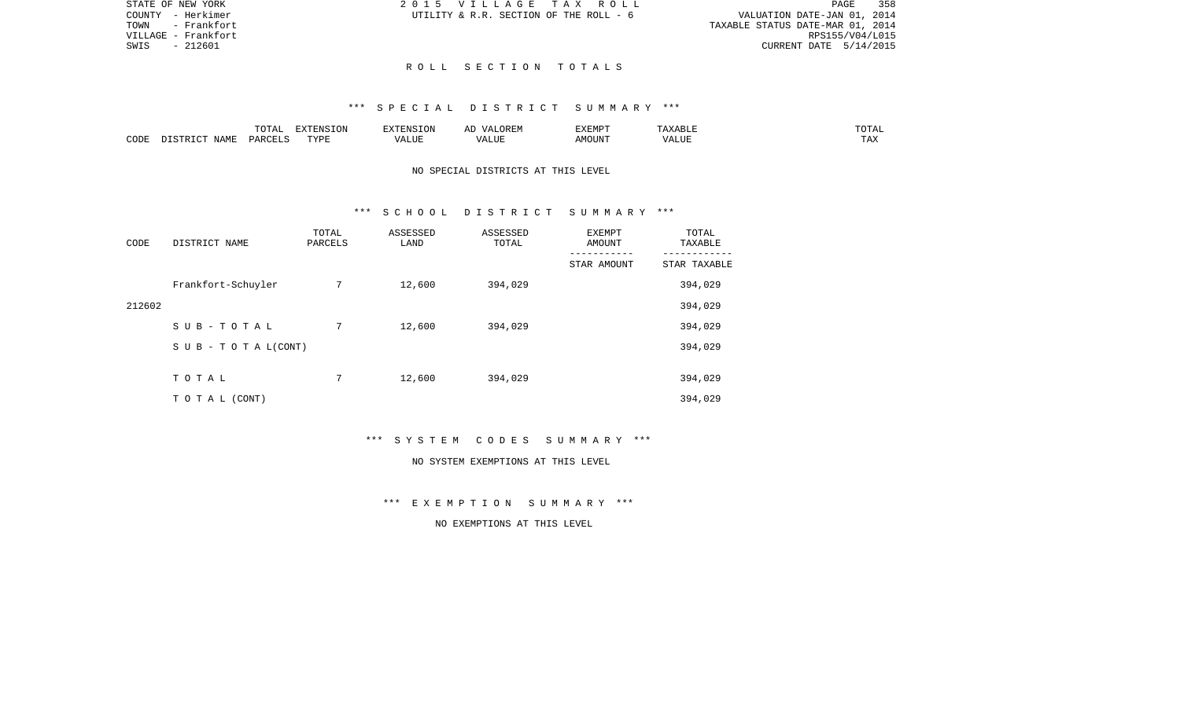## ROLL SECTION TOTALS

### *** SPECIAL DISTRICT SUMMARY ***

| CODE | DISTRICT NAME | TOTAL PARCELS | EXTENSION TYPE | EXTENSION VALUE | AD VALOREM VALUE | EXEMPT AMOUNT | TAXABLE VALUE | TOTAL TAX |
|---|---|---|---|---|---|---|---|---|

NO SPECIAL DISTRICTS AT THIS LEVEL

### *** SCHOOL DISTRICT SUMMARY ***

| CODE | DISTRICT NAME | TOTAL PARCELS | ASSESSED LAND | ASSESSED TOTAL | EXEMPT AMOUNT / STAR AMOUNT | TOTAL TAXABLE / STAR TAXABLE |
|---|---|---|---|---|---|---|
| | Frankfort-Schuyler | 7 | 12,600 | 394,029 | | 394,029 |
| 212602 | | | | | | 394,029 |
| | S U B - T O T A L | 7 | 12,600 | 394,029 | | 394,029 |
| | S U B - T O T A L(CONT) | | | | | 394,029 |
| | T O T A L | 7 | 12,600 | 394,029 | | 394,029 |
| | T O T A L (CONT) | | | | | 394,029 |

### *** SYSTEM CODES SUMMARY ***

NO SYSTEM EXEMPTIONS AT THIS LEVEL

### *** EXEMPTION SUMMARY ***

NO EXEMPTIONS AT THIS LEVEL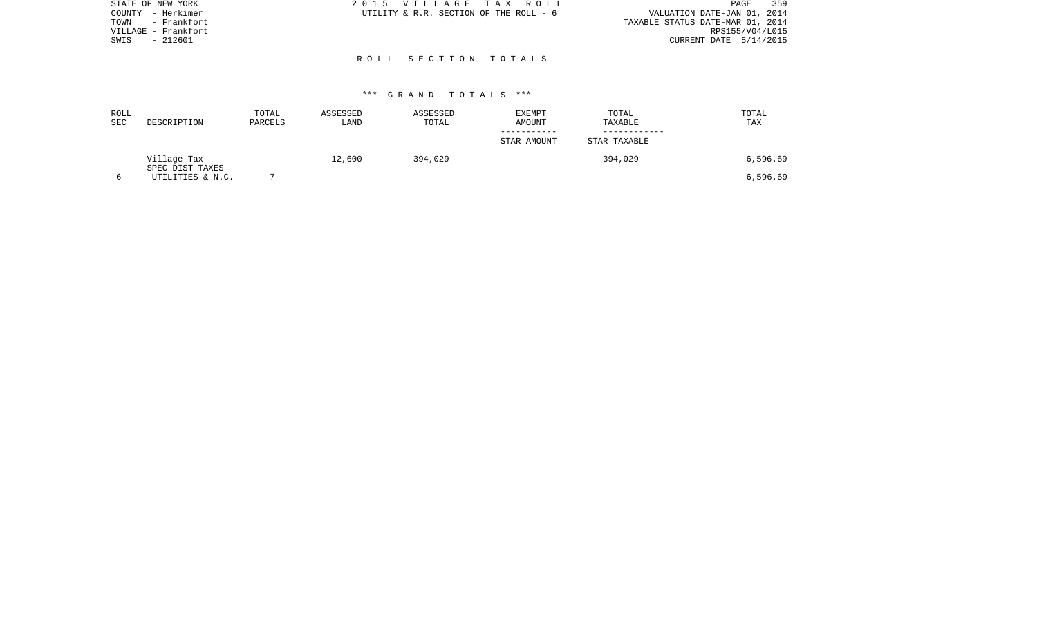STATE OF NEW YORK
COUNTY - Herkimer
TOWN - Frankfort
VILLAGE - Frankfort
SWIS - 212601

2 0 1 5 V I L L A G E T A X R O L L
UTILITY & R.R. SECTION OF THE ROLL - 6

VALUATION DATE-JAN 01, 2014
TAXABLE STATUS DATE-MAR 01, 2014
RPS155/V04/L015
CURRENT DATE 5/14/2015

## R O L L S E C T I O N T O T A L S

### *** G R A N D T O T A L S ***

| ROLL SEC | DESCRIPTION | TOTAL PARCELS | ASSESSED LAND | ASSESSED TOTAL | EXEMPT AMOUNT<br>-----------<br>STAR AMOUNT | TOTAL TAXABLE<br>------------<br>STAR TAXABLE | TOTAL TAX |
|---|---|---|---|---|---|---|---|
| | Village Tax | | 12,600 | 394,029 | | 394,029 | 6,596.69 |
| | SPEC DIST TAXES | | | | | | |
| 6 | UTILITIES & N.C. | 7 | | | | | 6,596.69 |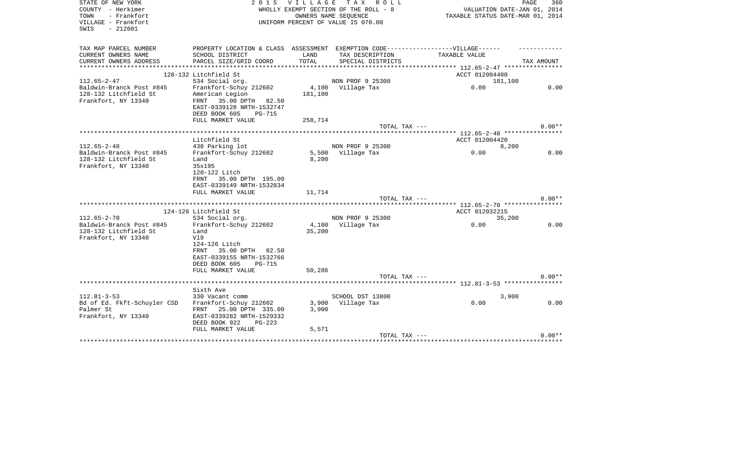STATE OF NEW YORK
COUNTY - Herkimer
TOWN - Frankfort
VILLAGE - Frankfort
SWIS - 212601

2 0 1 5 V I L L A G E T A X R O L L
WHOLLY EXEMPT SECTION OF THE ROLL - 8
OWNERS NAME SEQUENCE
UNIFORM PERCENT OF VALUE IS 070.00

VALUATION DATE-JAN 01, 2014
TAXABLE STATUS DATE-MAR 01, 2014

| TAX MAP PARCEL NUMBER / CURRENT OWNERS NAME / CURRENT OWNERS ADDRESS | PROPERTY LOCATION & CLASS / SCHOOL DISTRICT / PARCEL SIZE/GRID COORD | ASSESSMENT LAND / TOTAL | EXEMPTION CODE-----VILLAGE------ TAX DESCRIPTION / SPECIAL DISTRICTS | TAXABLE VALUE | TAX AMOUNT |
|---|---|---|---|---|---|
| 112.65-2-47 | 128-132 Litchfield St | | | ACCT 012004400 | |
| | 534 Social org. | | NON PROF 9 25300 | 181,100 | |
| Baldwin-Branck Post #845 | Frankfort-Schuy 212602 | 4,100 | Village Tax | 0.00 | 0.00 |
| 128-132 Litchfield St | American Legion | 181,100 | | | |
| Frankfort, NY 13340 | FRNT 35.00 DPTH 82.50 | | | | |
| | EAST-0339128 NRTH-1532747 | | | | |
| | DEED BOOK 605 PG-715 | | | | |
| | FULL MARKET VALUE | 258,714 | | | |
| | | | TOTAL TAX --- | | 0.00** |
| 112.65-2-48 | Litchfield St | | | ACCT 012004420 | |
| | 438 Parking lot | | NON PROF 9 25300 | 8,200 | |
| Baldwin-Branck Post #845 | Frankfort-Schuy 212602 | 5,500 | Village Tax | 0.00 | 0.00 |
| 128-132 Litchfield St | Land | 8,200 | | | |
| Frankfort, NY 13340 | 35x195 | | | | |
| | 120-122 Litch | | | | |
| | FRNT 35.00 DPTH 195.00 | | | | |
| | EAST-0339149 NRTH-1532834 | | | | |
| | FULL MARKET VALUE | 11,714 | | | |
| | | | TOTAL TAX --- | | 0.00** |
| 112.65-2-70 | 124-126 Litchfield St | | | ACCT 012032215 | |
| | 534 Social org. | | NON PROF 9 25300 | 35,200 | |
| Baldwin-Branck Post #845 | Frankfort-Schuy 212602 | 4,100 | Village Tax | 0.00 | 0.00 |
| 128-132 Litchfield St | Land | 35,200 | | | |
| Frankfort, NY 13340 | Vl9 | | | | |
| | 124-126 Litch | | | | |
| | FRNT 35.00 DPTH 82.50 | | | | |
| | EAST-0339155 NRTH-1532766 | | | | |
| | DEED BOOK 605 PG-715 | | | | |
| | FULL MARKET VALUE | 50,286 | | | |
| | | | TOTAL TAX --- | | 0.00** |
| 112.81-3-53 | Sixth Ave | | | | |
| | 330 Vacant comm | | SCHOOL DST 13800 | 3,900 | |
| Bd of Ed. Fkft-Schuyler CSD | Frankfort-Schuy 212602 | 3,900 | Village Tax | 0.00 | 0.00 |
| Palmer St | FRNT 25.00 DPTH 335.00 | 3,900 | | | |
| Frankfort, NY 13340 | EAST-0339282 NRTH-1529332 | | | | |
| | DEED BOOK 922 PG-223 | | | | |
| | FULL MARKET VALUE | 5,571 | | | |
| | | | TOTAL TAX --- | | 0.00** |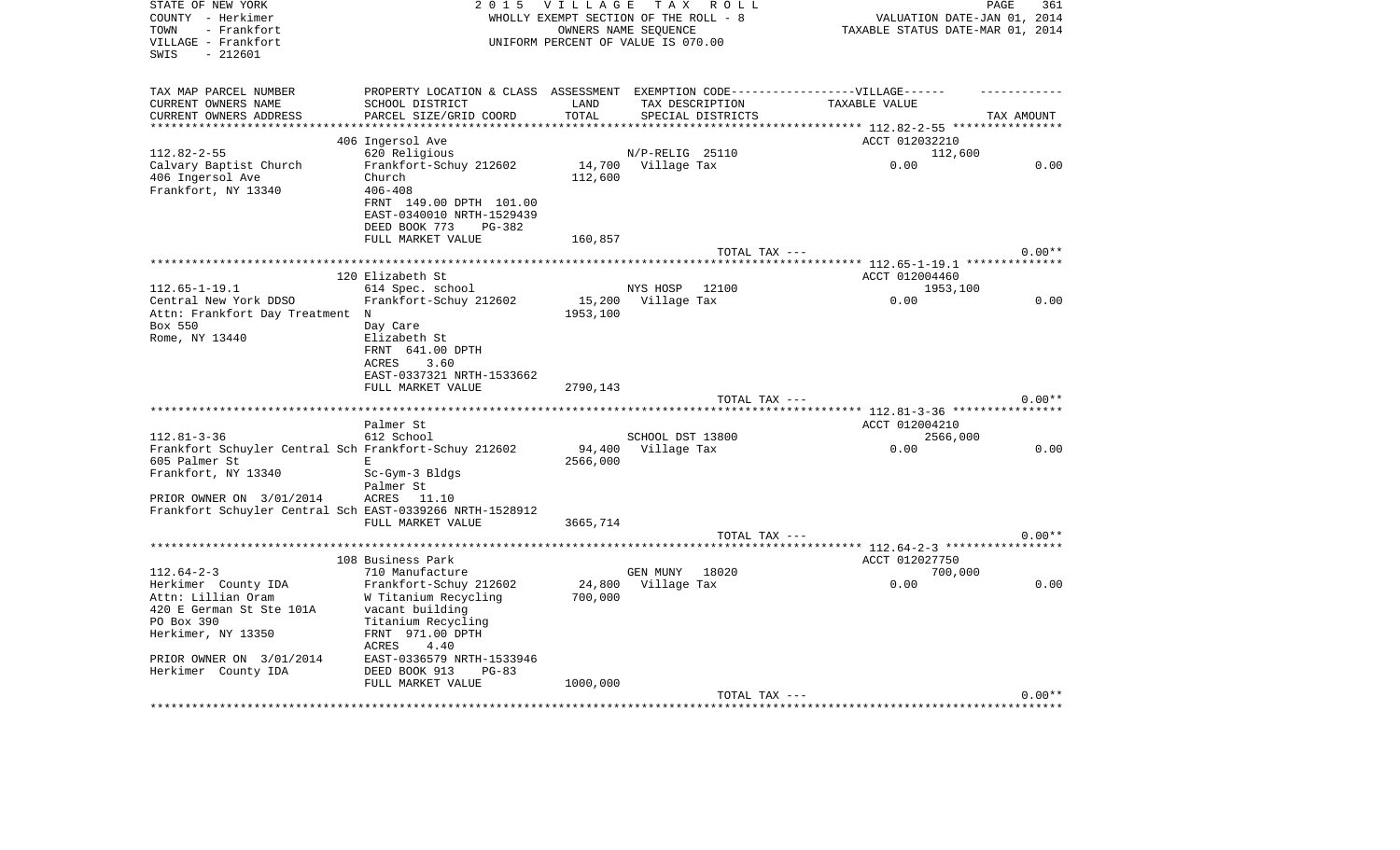STATE OF NEW YORK
COUNTY - Herkimer
TOWN - Frankfort
VILLAGE - Frankfort
SWIS - 212601

2 0 1 5 V I L L A G E T A X R O L L
WHOLLY EXEMPT SECTION OF THE ROLL - 8
OWNERS NAME SEQUENCE
UNIFORM PERCENT OF VALUE IS 070.00

VALUATION DATE-JAN 01, 2014
TAXABLE STATUS DATE-MAR 01, 2014

| TAX MAP PARCEL NUMBER / CURRENT OWNERS NAME / CURRENT OWNERS ADDRESS | PROPERTY LOCATION & CLASS / SCHOOL DISTRICT / PARCEL SIZE/GRID COORD | ASSESSMENT LAND / TOTAL | EXEMPTION CODE / TAX DESCRIPTION / SPECIAL DISTRICTS | TAXABLE VALUE | TAX AMOUNT |
|---|---|---|---|---|---|
| 112.82-2-55 | 406 Ingersol Ave | | | ACCT 012032210 | |
| | 620 Religious | | N/P-RELIG 25110 | 112,600 | |
| Calvary Baptist Church | Frankfort-Schuy 212602 | 14,700 | Village Tax | 0.00 | 0.00 |
| 406 Ingersol Ave | Church | 112,600 | | | |
| Frankfort, NY 13340 | 406-408 | | | | |
| | FRNT 149.00 DPTH 101.00 | | | | |
| | EAST-0340010 NRTH-1529439 | | | | |
| | DEED BOOK 773 PG-382 | | | | |
| | FULL MARKET VALUE | 160,857 | | | |
| | | | TOTAL TAX --- | | 0.00** |
| 112.65-1-19.1 | 120 Elizabeth St | | | ACCT 012004460 | |
| | 614 Spec. school | | NYS HOSP 12100 | 1953,100 | |
| Central New York DDSO | Frankfort-Schuy 212602 | 15,200 | Village Tax | 0.00 | 0.00 |
| Attn: Frankfort Day Treatment | N | 1953,100 | | | |
| Box 550 | Day Care | | | | |
| Rome, NY 13440 | Elizabeth St | | | | |
| | FRNT 641.00 DPTH | | | | |
| | ACRES 3.60 | | | | |
| | EAST-0337321 NRTH-1533662 | | | | |
| | FULL MARKET VALUE | 2790,143 | | | |
| | | | TOTAL TAX --- | | 0.00** |
| 112.81-3-36 | Palmer St | | | ACCT 012004210 | |
| | 612 School | | SCHOOL DST 13800 | 2566,000 | |
| Frankfort Schuyler Central Sch | Frankfort-Schuy 212602 | 94,400 | Village Tax | 0.00 | 0.00 |
| 605 Palmer St | E | 2566,000 | | | |
| Frankfort, NY 13340 | Sc-Gym-3 Bldgs | | | | |
| | Palmer St | | | | |
| PRIOR OWNER ON 3/01/2014 | ACRES 11.10 | | | | |
| Frankfort Schuyler Central Sch | EAST-0339266 NRTH-1528912 | | | | |
| | FULL MARKET VALUE | 3665,714 | | | |
| | | | TOTAL TAX --- | | 0.00** |
| 112.64-2-3 | 108 Business Park | | | ACCT 012027750 | |
| | 710 Manufacture | | GEN MUNY 18020 | 700,000 | |
| Herkimer County IDA | Frankfort-Schuy 212602 | 24,800 | Village Tax | 0.00 | 0.00 |
| Attn: Lillian Oram | W Titanium Recycling | 700,000 | | | |
| 420 E German St Ste 101A | vacant building | | | | |
| PO Box 390 | Titanium Recycling | | | | |
| Herkimer, NY 13350 | FRNT 971.00 DPTH | | | | |
| | ACRES 4.40 | | | | |
| PRIOR OWNER ON 3/01/2014 | EAST-0336579 NRTH-1533946 | | | | |
| Herkimer County IDA | DEED BOOK 913 PG-83 | | | | |
| | FULL MARKET VALUE | 1000,000 | | | |
| | | | TOTAL TAX --- | | 0.00** |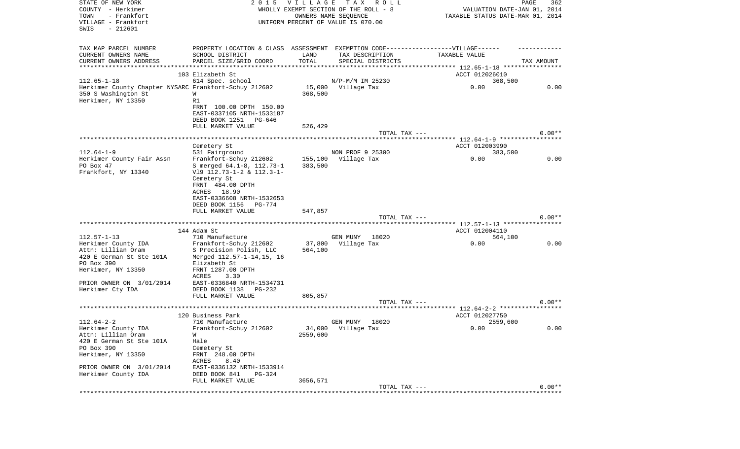STATE OF NEW YORK
COUNTY - Herkimer
TOWN - Frankfort
VILLAGE - Frankfort
SWIS - 212601

2015 VILLAGE TAX ROLL
WHOLLY EXEMPT SECTION OF THE ROLL - 8
OWNERS NAME SEQUENCE
UNIFORM PERCENT OF VALUE IS 070.00

VALUATION DATE-JAN 01, 2014
TAXABLE STATUS DATE-MAR 01, 2014

| TAX MAP PARCEL NUMBER<br>CURRENT OWNERS NAME<br>CURRENT OWNERS ADDRESS | PROPERTY LOCATION & CLASS<br>SCHOOL DISTRICT<br>PARCEL SIZE/GRID COORD | ASSESSMENT<br>LAND<br>TOTAL | EXEMPTION CODE------VILLAGE------<br>TAX DESCRIPTION<br>SPECIAL DISTRICTS | TAXABLE VALUE | TAX AMOUNT |
|---|---|---|---|---|---|
| 112.65-1-18 | 103 Elizabeth St | | | ACCT 012026010 | |
| 112.65-1-18 | 614 Spec. school | | N/P-M/M IM 25230 | 368,500 | |
| Herkimer County Chapter NYSARC | Frankfort-Schuy 212602 | 15,000 | Village Tax | 0.00 | 0.00 |
| 350 S Washington St | W | 368,500 | | | |
| Herkimer, NY 13350 | R1 | | | | |
| | FRNT 100.00 DPTH 150.00 | | | | |
| | EAST-0337105 NRTH-1533187 | | | | |
| | DEED BOOK 1251 PG-646 | | | | |
| | FULL MARKET VALUE | 526,429 | | | |
| | | | TOTAL TAX --- | | 0.00** |
| 112.64-1-9 | Cemetery St | | | ACCT 012003990 | |
| 112.64-1-9 | 531 Fairground | | NON PROF 9 25300 | 383,500 | |
| Herkimer County Fair Assn | Frankfort-Schuy 212602 | 155,100 | Village Tax | 0.00 | 0.00 |
| PO Box 47 | S merged 64.1-8, 112.73-1 | 383,500 | | | |
| Frankfort, NY 13340 | Vl9 112.73-1-2 & 112.3-1- | | | | |
| | Cemetery St | | | | |
| | FRNT 484.00 DPTH | | | | |
| | ACRES 18.90 | | | | |
| | EAST-0336608 NRTH-1532653 | | | | |
| | DEED BOOK 1156 PG-774 | | | | |
| | FULL MARKET VALUE | 547,857 | | | |
| | | | TOTAL TAX --- | | 0.00** |
| 112.57-1-13 | 144 Adam St | | | ACCT 012004110 | |
| 112.57-1-13 | 710 Manufacture | | GEN MUNY 18020 | 564,100 | |
| Herkimer County IDA | Frankfort-Schuy 212602 | 37,800 | Village Tax | 0.00 | 0.00 |
| Attn: Lillian Oram | S Precision Polish, LLC | 564,100 | | | |
| 420 E German St Ste 101A | Merged 112.57-1-14,15, 16 | | | | |
| PO Box 390 | Elizabeth St | | | | |
| Herkimer, NY 13350 | FRNT 1287.00 DPTH | | | | |
| | ACRES 3.30 | | | | |
| PRIOR OWNER ON 3/01/2014 | EAST-0336840 NRTH-1534731 | | | | |
| Herkimer Cty IDA | DEED BOOK 1138 PG-232 | | | | |
| | FULL MARKET VALUE | 805,857 | | | |
| | | | TOTAL TAX --- | | 0.00** |
| 112.64-2-2 | 120 Business Park | | | ACCT 012027750 | |
| 112.64-2-2 | 710 Manufacture | | GEN MUNY 18020 | 2559,600 | |
| Herkimer County IDA | Frankfort-Schuy 212602 | 34,000 | Village Tax | 0.00 | 0.00 |
| Attn: Lillian Oram | W | 2559,600 | | | |
| 420 E German St Ste 101A | Hale | | | | |
| PO Box 390 | Cemetery St | | | | |
| Herkimer, NY 13350 | FRNT 248.00 DPTH | | | | |
| | ACRES 8.40 | | | | |
| PRIOR OWNER ON 3/01/2014 | EAST-0336132 NRTH-1533914 | | | | |
| Herkimer County IDA | DEED BOOK 841 PG-324 | | | | |
| | FULL MARKET VALUE | 3656,571 | | | |
| | | | TOTAL TAX --- | | 0.00** |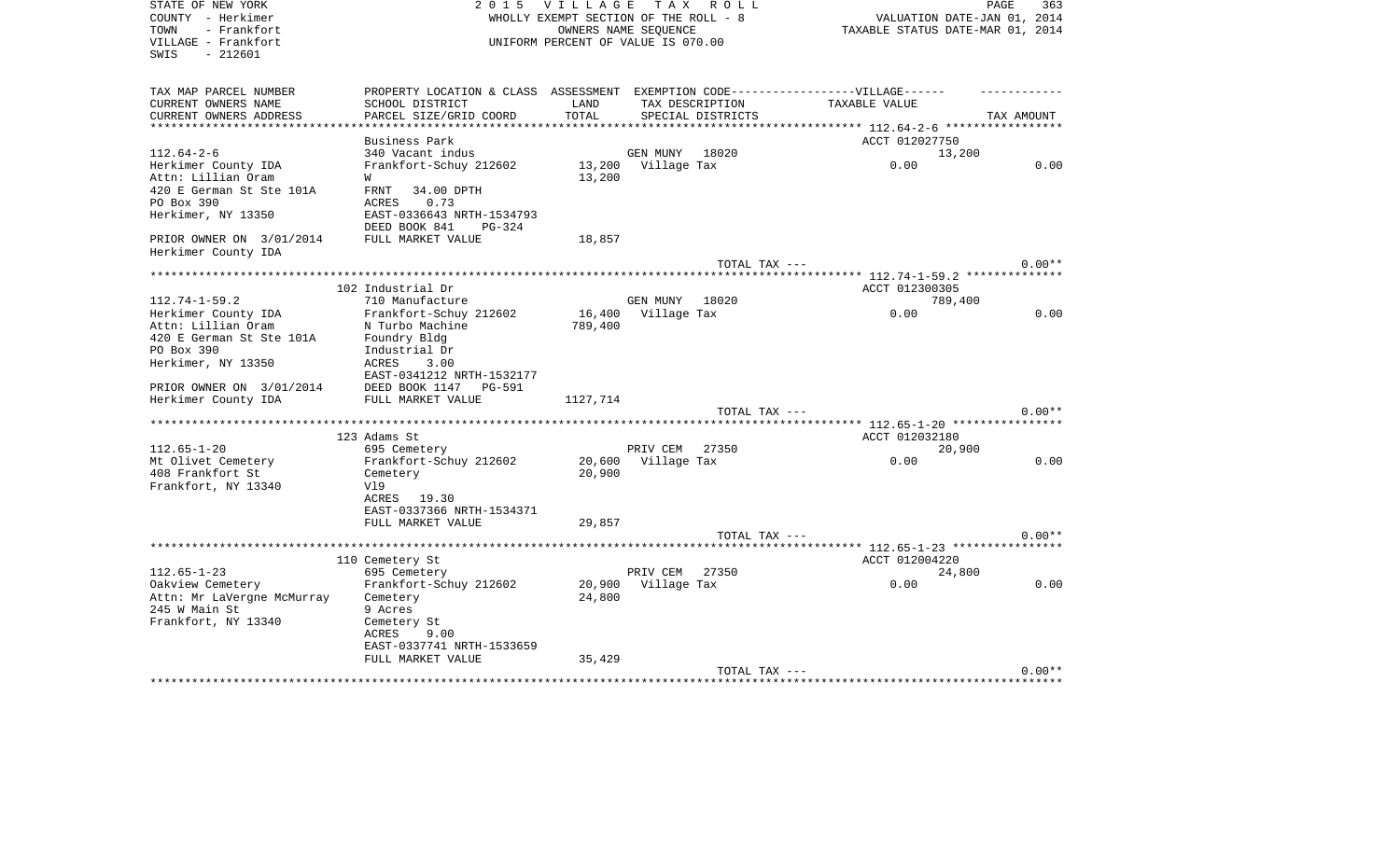STATE OF NEW YORK
COUNTY - Herkimer
TOWN - Frankfort
VILLAGE - Frankfort
SWIS - 212601

2 0 1 5 V I L L A G E T A X R O L L
WHOLLY EXEMPT SECTION OF THE ROLL - 8
OWNERS NAME SEQUENCE
UNIFORM PERCENT OF VALUE IS 070.00

VALUATION DATE-JAN 01, 2014
TAXABLE STATUS DATE-MAR 01, 2014

| TAX MAP PARCEL NUMBER<br>CURRENT OWNERS NAME<br>CURRENT OWNERS ADDRESS | PROPERTY LOCATION & CLASS<br>SCHOOL DISTRICT<br>PARCEL SIZE/GRID COORD | ASSESSMENT<br>LAND<br>TOTAL | EXEMPTION CODE-----VILLAGE------<br>TAX DESCRIPTION<br>SPECIAL DISTRICTS | TAXABLE VALUE | TAX AMOUNT |
|---|---|---|---|---|---|
| **112.64-2-6** | Business Park | | | ACCT 012027750 | |
| 112.64-2-6 | 340 Vacant indus | | GEN MUNY 18020 | 13,200 | |
| Herkimer County IDA | Frankfort-Schuy 212602 | 13,200 | Village Tax | 0.00 | 0.00 |
| Attn: Lillian Oram | W | 13,200 | | | |
| 420 E German St Ste 101A | FRNT 34.00 DPTH | | | | |
| PO Box 390 | ACRES 0.73 | | | | |
| Herkimer, NY 13350 | EAST-0336643 NRTH-1534793 | | | | |
| | DEED BOOK 841 PG-324 | | | | |
| PRIOR OWNER ON 3/01/2014 | FULL MARKET VALUE | 18,857 | | | |
| Herkimer County IDA | | | | | |
| | | | TOTAL TAX --- | | 0.00** |
| **112.74-1-59.2** | 102 Industrial Dr | | | ACCT 012300305 | |
| 112.74-1-59.2 | 710 Manufacture | | GEN MUNY 18020 | 789,400 | |
| Herkimer County IDA | Frankfort-Schuy 212602 | 16,400 | Village Tax | 0.00 | 0.00 |
| Attn: Lillian Oram | N Turbo Machine | 789,400 | | | |
| 420 E German St Ste 101A | Foundry Bldg | | | | |
| PO Box 390 | Industrial Dr | | | | |
| Herkimer, NY 13350 | ACRES 3.00 | | | | |
| | EAST-0341212 NRTH-1532177 | | | | |
| PRIOR OWNER ON 3/01/2014 | DEED BOOK 1147 PG-591 | | | | |
| Herkimer County IDA | FULL MARKET VALUE | 1127,714 | | | |
| | | | TOTAL TAX --- | | 0.00** |
| **112.65-1-20** | 123 Adams St | | | ACCT 012032180 | |
| 112.65-1-20 | 695 Cemetery | | PRIV CEM 27350 | 20,900 | |
| Mt Olivet Cemetery | Frankfort-Schuy 212602 | 20,600 | Village Tax | 0.00 | 0.00 |
| 408 Frankfort St | Cemetery | 20,900 | | | |
| Frankfort, NY 13340 | Vl9 | | | | |
| | ACRES 19.30 | | | | |
| | EAST-0337366 NRTH-1534371 | | | | |
| | FULL MARKET VALUE | 29,857 | | | |
| | | | TOTAL TAX --- | | 0.00** |
| **112.65-1-23** | 110 Cemetery St | | | ACCT 012004220 | |
| 112.65-1-23 | 695 Cemetery | | PRIV CEM 27350 | 24,800 | |
| Oakview Cemetery | Frankfort-Schuy 212602 | 20,900 | Village Tax | 0.00 | 0.00 |
| Attn: Mr LaVergne McMurray | Cemetery | 24,800 | | | |
| 245 W Main St | 9 Acres | | | | |
| Frankfort, NY 13340 | Cemetery St | | | | |
| | ACRES 9.00 | | | | |
| | EAST-0337741 NRTH-1533659 | | | | |
| | FULL MARKET VALUE | 35,429 | | | |
| | | | TOTAL TAX --- | | 0.00** |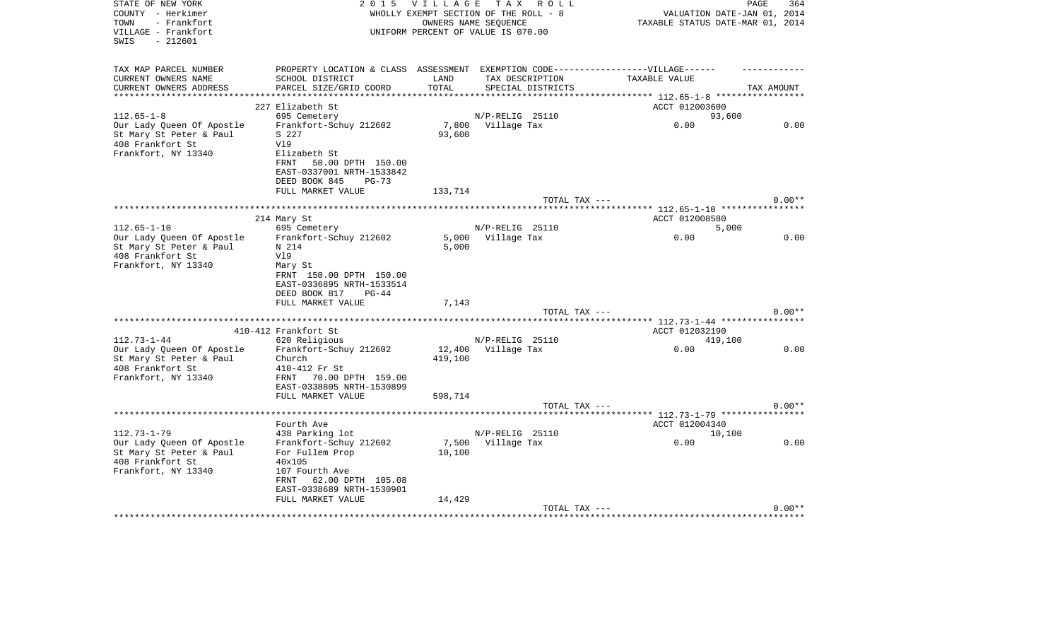STATE OF NEW YORK
COUNTY - Herkimer
TOWN - Frankfort
VILLAGE - Frankfort
SWIS - 212601

2 0 1 5 V I L L A G E T A X R O L L
WHOLLY EXEMPT SECTION OF THE ROLL - 8
OWNERS NAME SEQUENCE
UNIFORM PERCENT OF VALUE IS 070.00

VALUATION DATE-JAN 01, 2014
TAXABLE STATUS DATE-MAR 01, 2014

| TAX MAP PARCEL NUMBER / CURRENT OWNERS NAME / CURRENT OWNERS ADDRESS | PROPERTY LOCATION & CLASS / SCHOOL DISTRICT / PARCEL SIZE/GRID COORD | ASSESSMENT LAND | TOTAL | EXEMPTION CODE / TAX DESCRIPTION / SPECIAL DISTRICTS | VILLAGE TAXABLE VALUE | TAX AMOUNT |
|---|---|---|---|---|---|---|
| 112.65-1-8 | 227 Elizabeth St | | | | ACCT 012003600 | |
| | 695 Cemetery | | | N/P-RELIG 25110 | 93,600 | |
| Our Lady Queen Of Apostle | Frankfort-Schuy 212602 | 7,800 | | Village Tax | 0.00 | 0.00 |
| St Mary St Peter & Paul | S 227 | | 93,600 | | | |
| 408 Frankfort St | Vl9 | | | | | |
| Frankfort, NY 13340 | Elizabeth St | | | | | |
| | FRNT 50.00 DPTH 150.00 | | | | | |
| | EAST-0337001 NRTH-1533842 | | | | | |
| | DEED BOOK 845 PG-73 | | | | | |
| | FULL MARKET VALUE | | 133,714 | | | |
| | | | | TOTAL TAX --- | | 0.00** |
| 112.65-1-10 | 214 Mary St | | | | ACCT 012008580 | |
| | 695 Cemetery | | | N/P-RELIG 25110 | 5,000 | |
| Our Lady Queen Of Apostle | Frankfort-Schuy 212602 | 5,000 | | Village Tax | 0.00 | 0.00 |
| St Mary St Peter & Paul | N 214 | | 5,000 | | | |
| 408 Frankfort St | Vl9 | | | | | |
| Frankfort, NY 13340 | Mary St | | | | | |
| | FRNT 150.00 DPTH 150.00 | | | | | |
| | EAST-0336895 NRTH-1533514 | | | | | |
| | DEED BOOK 817 PG-44 | | | | | |
| | FULL MARKET VALUE | | 7,143 | | | |
| | | | | TOTAL TAX --- | | 0.00** |
| 112.73-1-44 | 410-412 Frankfort St | | | | ACCT 012032190 | |
| | 620 Religious | | | N/P-RELIG 25110 | 419,100 | |
| Our Lady Queen Of Apostle | Frankfort-Schuy 212602 | 12,400 | | Village Tax | 0.00 | 0.00 |
| St Mary St Peter & Paul | Church | | 419,100 | | | |
| 408 Frankfort St | 410-412 Fr St | | | | | |
| Frankfort, NY 13340 | FRNT 70.00 DPTH 159.00 | | | | | |
| | EAST-0338805 NRTH-1530899 | | | | | |
| | FULL MARKET VALUE | | 598,714 | | | |
| | | | | TOTAL TAX --- | | 0.00** |
| 112.73-1-79 | Fourth Ave | | | | ACCT 012004340 | |
| | 438 Parking lot | | | N/P-RELIG 25110 | 10,100 | |
| Our Lady Queen Of Apostle | Frankfort-Schuy 212602 | 7,500 | | Village Tax | 0.00 | 0.00 |
| St Mary St Peter & Paul | For Fullem Prop | | 10,100 | | | |
| 408 Frankfort St | 40x105 | | | | | |
| Frankfort, NY 13340 | 107 Fourth Ave | | | | | |
| | FRNT 62.00 DPTH 105.08 | | | | | |
| | EAST-0338689 NRTH-1530901 | | | | | |
| | FULL MARKET VALUE | | 14,429 | | | |
| | | | | TOTAL TAX --- | | 0.00** |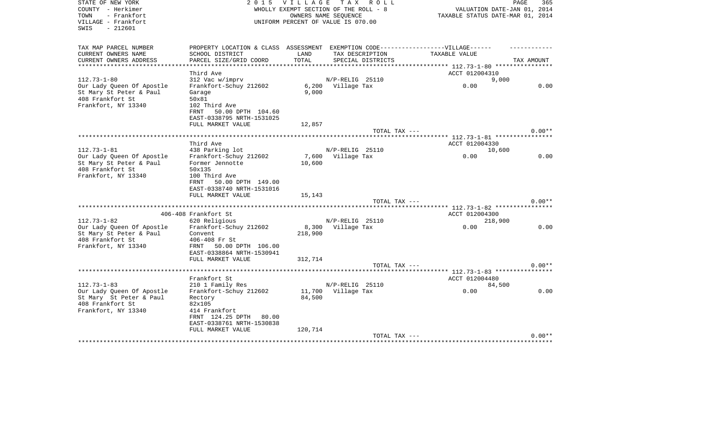STATE OF NEW YORK
COUNTY - Herkimer
TOWN - Frankfort
VILLAGE - Frankfort
SWIS - 212601

2 0 1 5 V I L L A G E T A X R O L L
WHOLLY EXEMPT SECTION OF THE ROLL - 8
OWNERS NAME SEQUENCE
UNIFORM PERCENT OF VALUE IS 070.00

VALUATION DATE-JAN 01, 2014
TAXABLE STATUS DATE-MAR 01, 2014

| TAX MAP PARCEL NUMBER / CURRENT OWNERS NAME / CURRENT OWNERS ADDRESS | PROPERTY LOCATION & CLASS / SCHOOL DISTRICT / PARCEL SIZE/GRID COORD | ASSESSMENT LAND / TOTAL | EXEMPTION CODE / TAX DESCRIPTION / SPECIAL DISTRICTS | VILLAGE TAXABLE VALUE | TAX AMOUNT |
|---|---|---|---|---|---|
| **112.73-1-80** | Third Ave | | | ACCT 012004310 | |
| 112.73-1-80 | 312 Vac w/imprv | | N/P-RELIG 25110 | 9,000 | |
| Our Lady Queen Of Apostle | Frankfort-Schuy 212602 | 6,200 | Village Tax | 0.00 | 0.00 |
| St Mary St Peter & Paul | Garage | 9,000 | | | |
| 408 Frankfort St | 50x81 | | | | |
| Frankfort, NY 13340 | 102 Third Ave | | | | |
| | FRNT 50.00 DPTH 104.60 | | | | |
| | EAST-0338795 NRTH-1531025 | | | | |
| | FULL MARKET VALUE | 12,857 | | | |
| | | | TOTAL TAX --- | | 0.00** |
| **112.73-1-81** | Third Ave | | | ACCT 012004330 | |
| 112.73-1-81 | 438 Parking lot | | N/P-RELIG 25110 | 10,600 | |
| Our Lady Queen Of Apostle | Frankfort-Schuy 212602 | 7,600 | Village Tax | 0.00 | 0.00 |
| St Mary St Peter & Paul | Former Jennotte | 10,600 | | | |
| 408 Frankfort St | 50x135 | | | | |
| Frankfort, NY 13340 | 100 Third Ave | | | | |
| | FRNT 50.00 DPTH 149.00 | | | | |
| | EAST-0338740 NRTH-1531016 | | | | |
| | FULL MARKET VALUE | 15,143 | | | |
| | | | TOTAL TAX --- | | 0.00** |
| **112.73-1-82** | 406-408 Frankfort St | | | ACCT 012004300 | |
| 112.73-1-82 | 620 Religious | | N/P-RELIG 25110 | 218,900 | |
| Our Lady Queen Of Apostle | Frankfort-Schuy 212602 | 8,300 | Village Tax | 0.00 | 0.00 |
| St Mary St Peter & Paul | Convent | 218,900 | | | |
| 408 Frankfort St | 406-408 Fr St | | | | |
| Frankfort, NY 13340 | FRNT 50.00 DPTH 106.00 | | | | |
| | EAST-0338864 NRTH-1530941 | | | | |
| | FULL MARKET VALUE | 312,714 | | | |
| | | | TOTAL TAX --- | | 0.00** |
| **112.73-1-83** | Frankfort St | | | ACCT 012004480 | |
| 112.73-1-83 | 210 1 Family Res | | N/P-RELIG 25110 | 84,500 | |
| Our Lady Queen Of Apostle | Frankfort-Schuy 212602 | 11,700 | Village Tax | 0.00 | 0.00 |
| St Mary St Peter & Paul | Rectory | 84,500 | | | |
| 408 Frankfort St | 82x105 | | | | |
| Frankfort, NY 13340 | 414 Frankfort | | | | |
| | FRNT 124.25 DPTH 80.00 | | | | |
| | EAST-0338761 NRTH-1530838 | | | | |
| | FULL MARKET VALUE | 120,714 | | | |
| | | | TOTAL TAX --- | | 0.00** |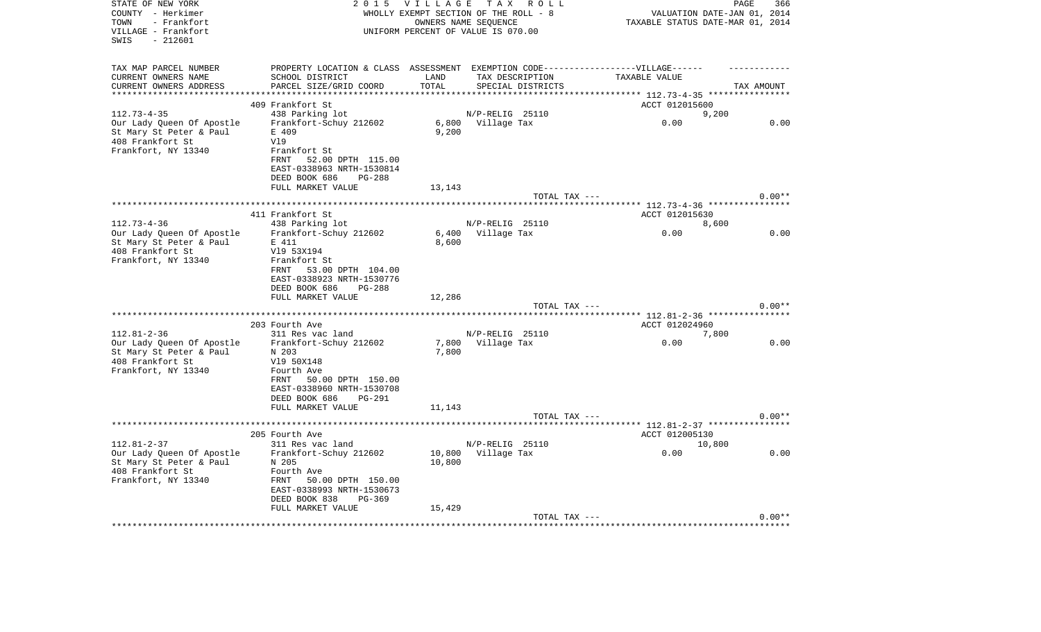STATE OF NEW YORK — 2 0 1 5 V I L L A G E T A X R O L L
COUNTY - Herkimer — WHOLLY EXEMPT SECTION OF THE ROLL - 8 — VALUATION DATE-JAN 01, 2014
TOWN - Frankfort — OWNERS NAME SEQUENCE — TAXABLE STATUS DATE-MAR 01, 2014
VILLAGE - Frankfort — UNIFORM PERCENT OF VALUE IS 070.00
SWIS - 212601

| TAX MAP PARCEL NUMBER / CURRENT OWNERS NAME / CURRENT OWNERS ADDRESS | PROPERTY LOCATION & CLASS / SCHOOL DISTRICT / PARCEL SIZE/GRID COORD | ASSESSMENT LAND / TOTAL | EXEMPTION CODE / TAX DESCRIPTION / SPECIAL DISTRICTS | VILLAGE TAXABLE VALUE | TAX AMOUNT |
|---|---|---|---|---|---|
| 112.73-4-35 | 409 Frankfort St | | | ACCT 012015600 | |
| Our Lady Queen Of Apostle | 438 Parking lot | | N/P-RELIG 25110 | 9,200 | |
| St Mary St Peter & Paul | Frankfort-Schuy 212602 | 6,800 | Village Tax | 0.00 | 0.00 |
| 408 Frankfort St | E 409 | 9,200 | | | |
| Frankfort, NY 13340 | Vl9 | | | | |
| | Frankfort St | | | | |
| | FRNT 52.00 DPTH 115.00 | | | | |
| | EAST-0338963 NRTH-1530814 | | | | |
| | DEED BOOK 686 PG-288 | | | | |
| | FULL MARKET VALUE | 13,143 | | | |
| | | | TOTAL TAX --- | | 0.00** |
| 112.73-4-36 | 411 Frankfort St | | | ACCT 012015630 | |
| Our Lady Queen Of Apostle | 438 Parking lot | | N/P-RELIG 25110 | 8,600 | |
| St Mary St Peter & Paul | Frankfort-Schuy 212602 | 6,400 | Village Tax | 0.00 | 0.00 |
| 408 Frankfort St | E 411 | 8,600 | | | |
| Frankfort, NY 13340 | Vl9 53X194 | | | | |
| | Frankfort St | | | | |
| | FRNT 53.00 DPTH 104.00 | | | | |
| | EAST-0338923 NRTH-1530776 | | | | |
| | DEED BOOK 686 PG-288 | | | | |
| | FULL MARKET VALUE | 12,286 | | | |
| | | | TOTAL TAX --- | | 0.00** |
| 112.81-2-36 | 203 Fourth Ave | | | ACCT 012024960 | |
| Our Lady Queen Of Apostle | 311 Res vac land | | N/P-RELIG 25110 | 7,800 | |
| St Mary St Peter & Paul | Frankfort-Schuy 212602 | 7,800 | Village Tax | 0.00 | 0.00 |
| 408 Frankfort St | N 203 | 7,800 | | | |
| Frankfort, NY 13340 | Vl9 50X148 | | | | |
| | Fourth Ave | | | | |
| | FRNT 50.00 DPTH 150.00 | | | | |
| | EAST-0338960 NRTH-1530708 | | | | |
| | DEED BOOK 686 PG-291 | | | | |
| | FULL MARKET VALUE | 11,143 | | | |
| | | | TOTAL TAX --- | | 0.00** |
| 112.81-2-37 | 205 Fourth Ave | | | ACCT 012005130 | |
| Our Lady Queen Of Apostle | 311 Res vac land | | N/P-RELIG 25110 | 10,800 | |
| St Mary St Peter & Paul | Frankfort-Schuy 212602 | 10,800 | Village Tax | 0.00 | 0.00 |
| 408 Frankfort St | N 205 | 10,800 | | | |
| Frankfort, NY 13340 | Fourth Ave | | | | |
| | FRNT 50.00 DPTH 150.00 | | | | |
| | EAST-0338993 NRTH-1530673 | | | | |
| | DEED BOOK 838 PG-369 | | | | |
| | FULL MARKET VALUE | 15,429 | | | |
| | | | TOTAL TAX --- | | 0.00** |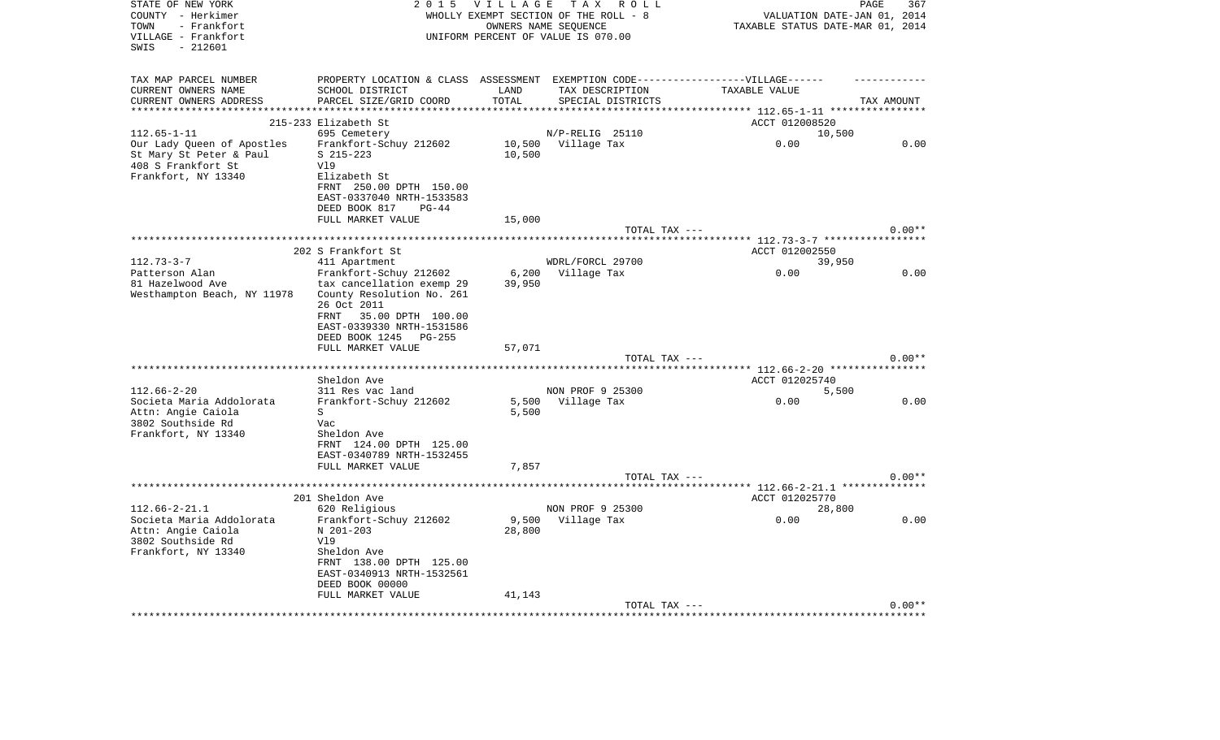STATE OF NEW YORK
COUNTY - Herkimer
TOWN - Frankfort
VILLAGE - Frankfort
SWIS - 212601

2 0 1 5 V I L L A G E T A X R O L L
WHOLLY EXEMPT SECTION OF THE ROLL - 8
OWNERS NAME SEQUENCE
UNIFORM PERCENT OF VALUE IS 070.00

VALUATION DATE-JAN 01, 2014
TAXABLE STATUS DATE-MAR 01, 2014

| TAX MAP PARCEL NUMBER / CURRENT OWNERS NAME / CURRENT OWNERS ADDRESS | PROPERTY LOCATION & CLASS / SCHOOL DISTRICT / PARCEL SIZE/GRID COORD | ASSESSMENT LAND | TOTAL | EXEMPTION CODE / TAX DESCRIPTION / SPECIAL DISTRICTS | TAXABLE VALUE | TAX AMOUNT |
|---|---|---|---|---|---|---|
| 112.65-1-11 | 215-233 Elizabeth St | | | | ACCT 012008520 | |
| 112.65-1-11 | 695 Cemetery | | | N/P-RELIG 25110 | 10,500 | |
| Our Lady Queen of Apostles | Frankfort-Schuy 212602 | 10,500 | | Village Tax | 0.00 | 0.00 |
| St Mary St Peter & Paul | S 215-223 | | 10,500 | | | |
| 408 S Frankfort St | Vl9 | | | | | |
| Frankfort, NY 13340 | Elizabeth St | | | | | |
| | FRNT 250.00 DPTH 150.00 | | | | | |
| | EAST-0337040 NRTH-1533583 | | | | | |
| | DEED BOOK 817 PG-44 | | | | | |
| | FULL MARKET VALUE | | 15,000 | | | |
| | | | | TOTAL TAX --- | | 0.00** |
| 112.73-3-7 | 202 S Frankfort St | | | | ACCT 012002550 | |
| 112.73-3-7 | 411 Apartment | | | WDRL/FORCL 29700 | 39,950 | |
| Patterson Alan | Frankfort-Schuy 212602 | 6,200 | | Village Tax | 0.00 | 0.00 |
| 81 Hazelwood Ave | tax cancellation exemp 29 | | 39,950 | | | |
| Westhampton Beach, NY 11978 | County Resolution No. 261 | | | | | |
| | 26 Oct 2011 | | | | | |
| | FRNT 35.00 DPTH 100.00 | | | | | |
| | EAST-0339330 NRTH-1531586 | | | | | |
| | DEED BOOK 1245 PG-255 | | | | | |
| | FULL MARKET VALUE | | 57,071 | | | |
| | | | | TOTAL TAX --- | | 0.00** |
| 112.66-2-20 | Sheldon Ave | | | | ACCT 012025740 | |
| 112.66-2-20 | 311 Res vac land | | | NON PROF 9 25300 | 5,500 | |
| Societa Maria Addolorata | Frankfort-Schuy 212602 | 5,500 | | Village Tax | 0.00 | 0.00 |
| Attn: Angie Caiola | S | | 5,500 | | | |
| 3802 Southside Rd | Vac | | | | | |
| Frankfort, NY 13340 | Sheldon Ave | | | | | |
| | FRNT 124.00 DPTH 125.00 | | | | | |
| | EAST-0340789 NRTH-1532455 | | | | | |
| | FULL MARKET VALUE | | 7,857 | | | |
| | | | | TOTAL TAX --- | | 0.00** |
| 112.66-2-21.1 | 201 Sheldon Ave | | | | ACCT 012025770 | |
| 112.66-2-21.1 | 620 Religious | | | NON PROF 9 25300 | 28,800 | |
| Societa Maria Addolorata | Frankfort-Schuy 212602 | 9,500 | | Village Tax | 0.00 | 0.00 |
| Attn: Angie Caiola | N 201-203 | | 28,800 | | | |
| 3802 Southside Rd | Vl9 | | | | | |
| Frankfort, NY 13340 | Sheldon Ave | | | | | |
| | FRNT 138.00 DPTH 125.00 | | | | | |
| | EAST-0340913 NRTH-1532561 | | | | | |
| | DEED BOOK 00000 | | | | | |
| | FULL MARKET VALUE | | 41,143 | | | |
| | | | | TOTAL TAX --- | | 0.00** |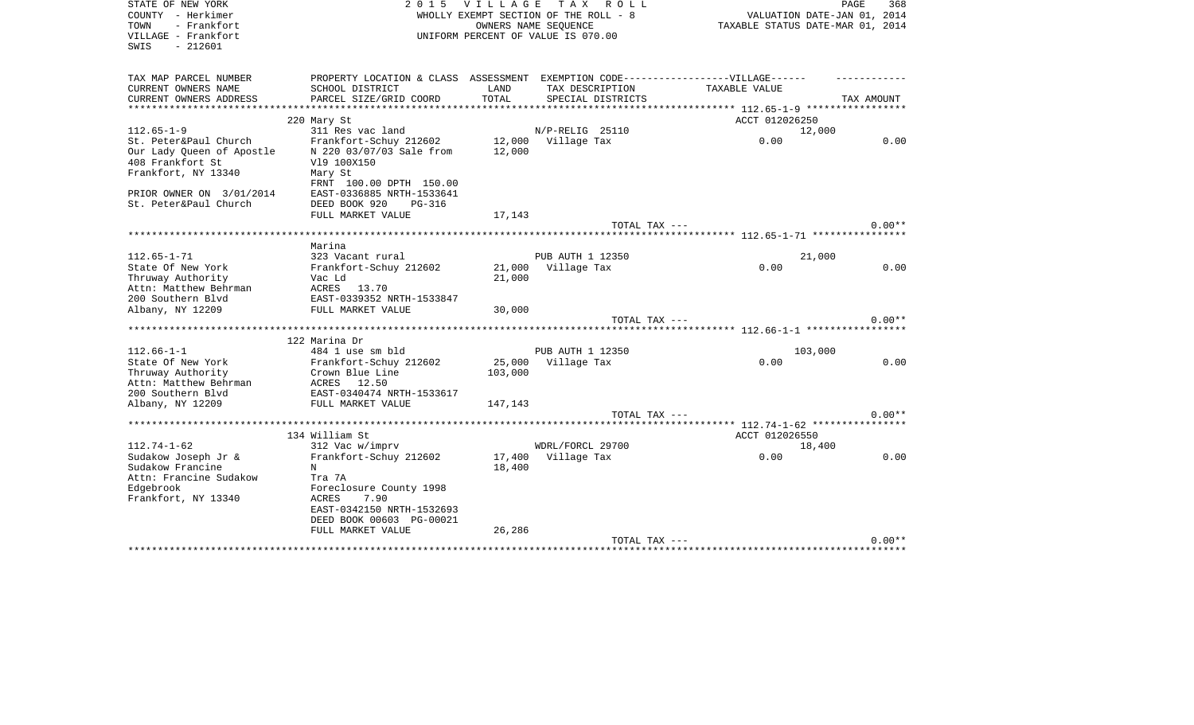STATE OF NEW YORK
COUNTY - Herkimer
TOWN - Frankfort
VILLAGE - Frankfort
SWIS - 212601

2 0 1 5 V I L L A G E T A X R O L L
WHOLLY EXEMPT SECTION OF THE ROLL - 8
OWNERS NAME SEQUENCE
UNIFORM PERCENT OF VALUE IS 070.00

VALUATION DATE-JAN 01, 2014
TAXABLE STATUS DATE-MAR 01, 2014

| TAX MAP PARCEL NUMBER / CURRENT OWNERS NAME / CURRENT OWNERS ADDRESS | PROPERTY LOCATION & CLASS / SCHOOL DISTRICT / PARCEL SIZE/GRID COORD | ASSESSMENT LAND / TOTAL | EXEMPTION CODE / TAX DESCRIPTION / SPECIAL DISTRICTS | TAXABLE VALUE | TAX AMOUNT |
|---|---|---|---|---|---|
| **112.65-1-9** | 220 Mary St | | | ACCT 012026250 | |
| | 311 Res vac land | | N/P-RELIG 25110 | 12,000 | |
| St. Peter&Paul Church | Frankfort-Schuy 212602 | 12,000 | Village Tax | 0.00 | 0.00 |
| Our Lady Queen of Apostle | N 220 03/07/03 Sale from | 12,000 | | | |
| 408 Frankfort St | Vl9 100X150 | | | | |
| Frankfort, NY 13340 | Mary St | | | | |
| | FRNT 100.00 DPTH 150.00 | | | | |
| PRIOR OWNER ON 3/01/2014 | EAST-0336885 NRTH-1533641 | | | | |
| St. Peter&Paul Church | DEED BOOK 920 PG-316 | | | | |
| | FULL MARKET VALUE | 17,143 | | | |
| | | | TOTAL TAX --- | | 0.00** |
| **112.65-1-71** | Marina | | | | |
| | 323 Vacant rural | | PUB AUTH 1 12350 | 21,000 | |
| State Of New York | Frankfort-Schuy 212602 | 21,000 | Village Tax | 0.00 | 0.00 |
| Thruway Authority | Vac Ld | 21,000 | | | |
| Attn: Matthew Behrman | ACRES 13.70 | | | | |
| 200 Southern Blvd | EAST-0339352 NRTH-1533847 | | | | |
| Albany, NY 12209 | FULL MARKET VALUE | 30,000 | | | |
| | | | TOTAL TAX --- | | 0.00** |
| **112.66-1-1** | 122 Marina Dr | | | | |
| | 484 1 use sm bld | | PUB AUTH 1 12350 | 103,000 | |
| State Of New York | Frankfort-Schuy 212602 | 25,000 | Village Tax | 0.00 | 0.00 |
| Thruway Authority | Crown Blue Line | 103,000 | | | |
| Attn: Matthew Behrman | ACRES 12.50 | | | | |
| 200 Southern Blvd | EAST-0340474 NRTH-1533617 | | | | |
| Albany, NY 12209 | FULL MARKET VALUE | 147,143 | | | |
| | | | TOTAL TAX --- | | 0.00** |
| **112.74-1-62** | 134 William St | | | ACCT 012026550 | |
| | 312 Vac w/imprv | | WDRL/FORCL 29700 | 18,400 | |
| Sudakow Joseph Jr & | Frankfort-Schuy 212602 | 17,400 | Village Tax | 0.00 | 0.00 |
| Sudakow Francine | N | 18,400 | | | |
| Attn: Francine Sudakow | Tra 7A | | | | |
| Edgebrook | Foreclosure County 1998 | | | | |
| Frankfort, NY 13340 | ACRES 7.90 | | | | |
| | EAST-0342150 NRTH-1532693 | | | | |
| | DEED BOOK 00603 PG-00021 | | | | |
| | FULL MARKET VALUE | 26,286 | | | |
| | | | TOTAL TAX --- | | 0.00** |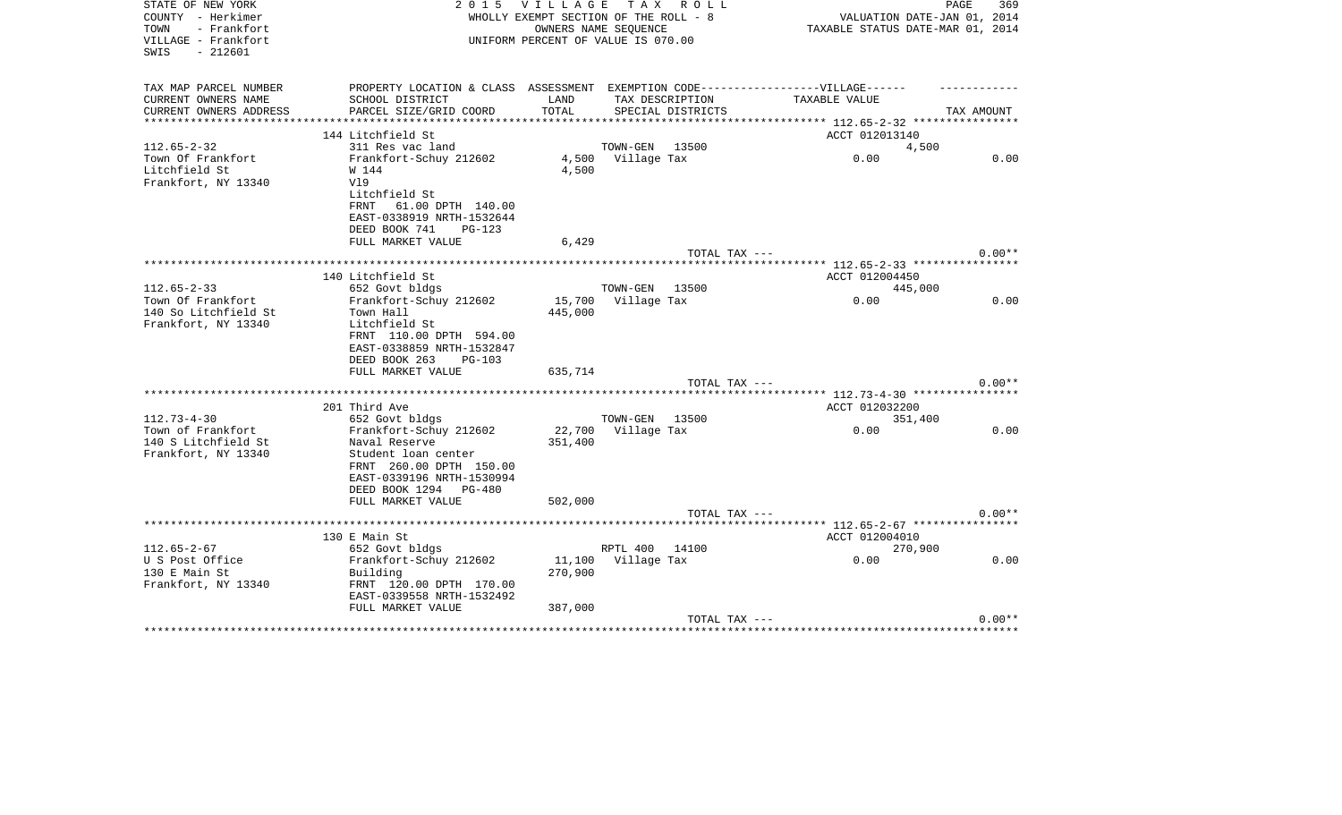STATE OF NEW YORK
COUNTY - Herkimer
TOWN - Frankfort
VILLAGE - Frankfort
SWIS - 212601

2 0 1 5 V I L L A G E T A X R O L L
WHOLLY EXEMPT SECTION OF THE ROLL - 8
OWNERS NAME SEQUENCE
UNIFORM PERCENT OF VALUE IS 070.00

VALUATION DATE-JAN 01, 2014
TAXABLE STATUS DATE-MAR 01, 2014

| TAX MAP PARCEL NUMBER<br>CURRENT OWNERS NAME<br>CURRENT OWNERS ADDRESS | PROPERTY LOCATION & CLASS<br>SCHOOL DISTRICT<br>PARCEL SIZE/GRID COORD | ASSESSMENT<br>LAND<br>TOTAL | EXEMPTION CODE------VILLAGE------<br>TAX DESCRIPTION<br>SPECIAL DISTRICTS | TAXABLE VALUE | TAX AMOUNT |
|---|---|---|---|---|---|
| **112.65-2-32** | 144 Litchfield St | | | ACCT 012013140 | |
| 112.65-2-32 | 311 Res vac land | | TOWN-GEN 13500 | 4,500 | |
| Town Of Frankfort | Frankfort-Schuy 212602 | 4,500 | Village Tax | 0.00 | 0.00 |
| Litchfield St | W 144 | 4,500 | | | |
| Frankfort, NY 13340 | Vl9 | | | | |
| | Litchfield St | | | | |
| | FRNT 61.00 DPTH 140.00 | | | | |
| | EAST-0338919 NRTH-1532644 | | | | |
| | DEED BOOK 741 PG-123 | | | | |
| | FULL MARKET VALUE | 6,429 | | | |
| | | | TOTAL TAX --- | | 0.00** |
| **112.65-2-33** | 140 Litchfield St | | | ACCT 012004450 | |
| 112.65-2-33 | 652 Govt bldgs | | TOWN-GEN 13500 | 445,000 | |
| Town Of Frankfort | Frankfort-Schuy 212602 | 15,700 | Village Tax | 0.00 | 0.00 |
| 140 So Litchfield St | Town Hall | 445,000 | | | |
| Frankfort, NY 13340 | Litchfield St | | | | |
| | FRNT 110.00 DPTH 594.00 | | | | |
| | EAST-0338859 NRTH-1532847 | | | | |
| | DEED BOOK 263 PG-103 | | | | |
| | FULL MARKET VALUE | 635,714 | | | |
| | | | TOTAL TAX --- | | 0.00** |
| **112.73-4-30** | 201 Third Ave | | | ACCT 012032200 | |
| 112.73-4-30 | 652 Govt bldgs | | TOWN-GEN 13500 | 351,400 | |
| Town of Frankfort | Frankfort-Schuy 212602 | 22,700 | Village Tax | 0.00 | 0.00 |
| 140 S Litchfield St | Naval Reserve | 351,400 | | | |
| Frankfort, NY 13340 | Student loan center | | | | |
| | FRNT 260.00 DPTH 150.00 | | | | |
| | EAST-0339196 NRTH-1530994 | | | | |
| | DEED BOOK 1294 PG-480 | | | | |
| | FULL MARKET VALUE | 502,000 | | | |
| | | | TOTAL TAX --- | | 0.00** |
| **112.65-2-67** | 130 E Main St | | | ACCT 012004010 | |
| 112.65-2-67 | 652 Govt bldgs | | RPTL 400 14100 | 270,900 | |
| U S Post Office | Frankfort-Schuy 212602 | 11,100 | Village Tax | 0.00 | 0.00 |
| 130 E Main St | Building | 270,900 | | | |
| Frankfort, NY 13340 | FRNT 120.00 DPTH 170.00 | | | | |
| | EAST-0339558 NRTH-1532492 | | | | |
| | FULL MARKET VALUE | 387,000 | | | |
| | | | TOTAL TAX --- | | 0.00** |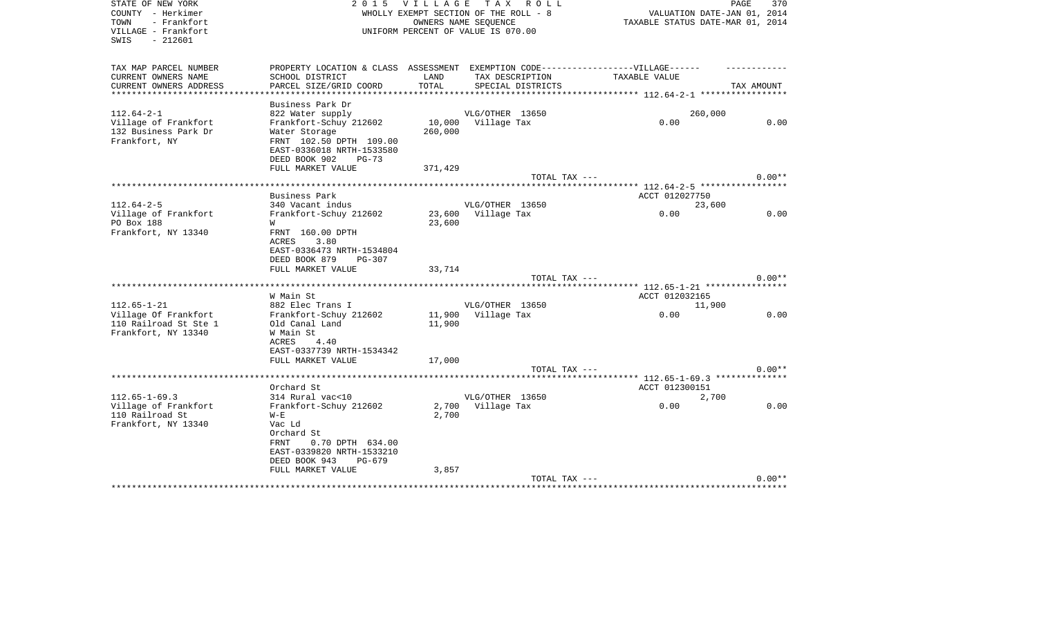STATE OF NEW YORK
COUNTY - Herkimer
TOWN - Frankfort
VILLAGE - Frankfort
SWIS - 212601

2 0 1 5 V I L L A G E T A X R O L L
WHOLLY EXEMPT SECTION OF THE ROLL - 8
OWNERS NAME SEQUENCE
UNIFORM PERCENT OF VALUE IS 070.00

PAGE 370
VALUATION DATE-JAN 01, 2014
TAXABLE STATUS DATE-MAR 01, 2014

| TAX MAP PARCEL NUMBER<br>CURRENT OWNERS NAME<br>CURRENT OWNERS ADDRESS | PROPERTY LOCATION & CLASS<br>SCHOOL DISTRICT<br>PARCEL SIZE/GRID COORD | ASSESSMENT<br>LAND<br>TOTAL | EXEMPTION CODE-----VILLAGE------<br>TAX DESCRIPTION<br>SPECIAL DISTRICTS | TAXABLE VALUE | TAX AMOUNT |
|---|---|---|---|---|---|
| 112.64-2-1 | Business Park Dr | | | | |
| | 822 Water supply | | VLG/OTHER 13650 | 260,000 | |
| Village of Frankfort | Frankfort-Schuy 212602 | 10,000 | Village Tax | 0.00 | 0.00 |
| 132 Business Park Dr | Water Storage | 260,000 | | | |
| Frankfort, NY | FRNT 102.50 DPTH 109.00 | | | | |
| | EAST-0336018 NRTH-1533580 | | | | |
| | DEED BOOK 902 PG-73 | | | | |
| | FULL MARKET VALUE | 371,429 | | | |
| | | | TOTAL TAX --- | | 0.00** |
| 112.64-2-5 | Business Park | | | ACCT 012027750 | |
| | 340 Vacant indus | | VLG/OTHER 13650 | 23,600 | |
| Village of Frankfort | Frankfort-Schuy 212602 | 23,600 | Village Tax | 0.00 | 0.00 |
| PO Box 188 | W | 23,600 | | | |
| Frankfort, NY 13340 | FRNT 160.00 DPTH | | | | |
| | ACRES 3.80 | | | | |
| | EAST-0336473 NRTH-1534804 | | | | |
| | DEED BOOK 879 PG-307 | | | | |
| | FULL MARKET VALUE | 33,714 | | | |
| | | | TOTAL TAX --- | | 0.00** |
| 112.65-1-21 | W Main St | | | ACCT 012032165 | |
| | 882 Elec Trans I | | VLG/OTHER 13650 | 11,900 | |
| Village Of Frankfort | Frankfort-Schuy 212602 | 11,900 | Village Tax | 0.00 | 0.00 |
| 110 Railroad St Ste 1 | Old Canal Land | 11,900 | | | |
| Frankfort, NY 13340 | W Main St | | | | |
| | ACRES 4.40 | | | | |
| | EAST-0337739 NRTH-1534342 | | | | |
| | FULL MARKET VALUE | 17,000 | | | |
| | | | TOTAL TAX --- | | 0.00** |
| 112.65-1-69.3 | Orchard St | | | ACCT 012300151 | |
| | 314 Rural vac<10 | | VLG/OTHER 13650 | 2,700 | |
| Village of Frankfort | Frankfort-Schuy 212602 | 2,700 | Village Tax | 0.00 | 0.00 |
| 110 Railroad St | W-E | 2,700 | | | |
| Frankfort, NY 13340 | Vac Ld | | | | |
| | Orchard St | | | | |
| | FRNT 0.70 DPTH 634.00 | | | | |
| | EAST-0339820 NRTH-1533210 | | | | |
| | DEED BOOK 943 PG-679 | | | | |
| | FULL MARKET VALUE | 3,857 | | | |
| | | | TOTAL TAX --- | | 0.00** |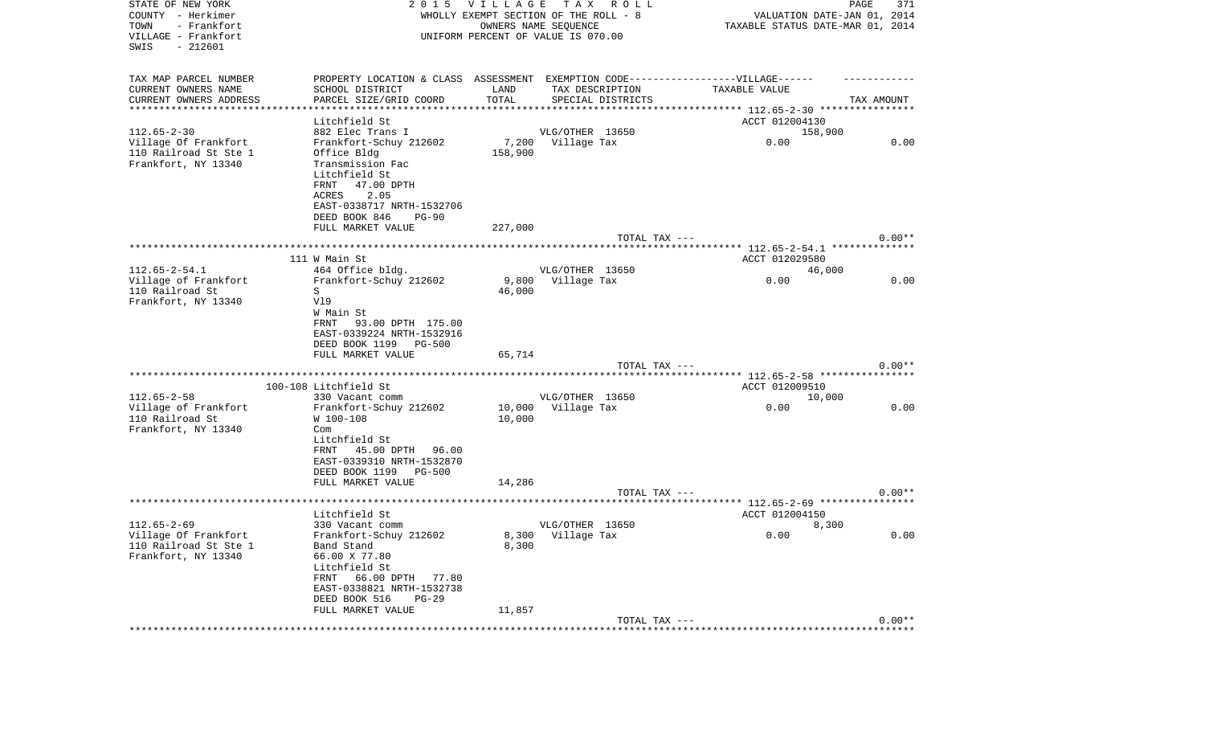STATE OF NEW YORK
COUNTY - Herkimer
TOWN - Frankfort
VILLAGE - Frankfort
SWIS - 212601

2 0 1 5 V I L L A G E T A X R O L L
WHOLLY EXEMPT SECTION OF THE ROLL - 8
OWNERS NAME SEQUENCE
UNIFORM PERCENT OF VALUE IS 070.00

VALUATION DATE-JAN 01, 2014
TAXABLE STATUS DATE-MAR 01, 2014

| TAX MAP PARCEL NUMBER<br>CURRENT OWNERS NAME<br>CURRENT OWNERS ADDRESS | PROPERTY LOCATION & CLASS<br>SCHOOL DISTRICT<br>PARCEL SIZE/GRID COORD | ASSESSMENT<br>LAND<br>TOTAL | EXEMPTION CODE------------------VILLAGE------<br>TAX DESCRIPTION<br>SPECIAL DISTRICTS | TAXABLE VALUE | TAX AMOUNT |
|---|---|---|---|---|---|
| **112.65-2-30** | Litchfield St | | | ACCT 012004130 | |
| 112.65-2-30 | 882 Elec Trans I | | VLG/OTHER 13650 | 158,900 | |
| Village Of Frankfort | Frankfort-Schuy 212602 | 7,200 | Village Tax | 0.00 | 0.00 |
| 110 Railroad St Ste 1 | Office Bldg | 158,900 | | | |
| Frankfort, NY 13340 | Transmission Fac | | | | |
| | Litchfield St | | | | |
| | FRNT 47.00 DPTH | | | | |
| | ACRES 2.05 | | | | |
| | EAST-0338717 NRTH-1532706 | | | | |
| | DEED BOOK 846 PG-90 | | | | |
| | FULL MARKET VALUE | 227,000 | | | |
| | | | TOTAL TAX --- | | 0.00** |
| **112.65-2-54.1** | 111 W Main St | | | ACCT 012029580 | |
| 112.65-2-54.1 | 464 Office bldg. | | VLG/OTHER 13650 | 46,000 | |
| Village of Frankfort | Frankfort-Schuy 212602 | 9,800 | Village Tax | 0.00 | 0.00 |
| 110 Railroad St | S | 46,000 | | | |
| Frankfort, NY 13340 | Vl9 | | | | |
| | W Main St | | | | |
| | FRNT 93.00 DPTH 175.00 | | | | |
| | EAST-0339224 NRTH-1532916 | | | | |
| | DEED BOOK 1199 PG-500 | | | | |
| | FULL MARKET VALUE | 65,714 | | | |
| | | | TOTAL TAX --- | | 0.00** |
| **112.65-2-58** | 100-108 Litchfield St | | | ACCT 012009510 | |
| 112.65-2-58 | 330 Vacant comm | | VLG/OTHER 13650 | 10,000 | |
| Village of Frankfort | Frankfort-Schuy 212602 | 10,000 | Village Tax | 0.00 | 0.00 |
| 110 Railroad St | W 100-108 | 10,000 | | | |
| Frankfort, NY 13340 | Com | | | | |
| | Litchfield St | | | | |
| | FRNT 45.00 DPTH 96.00 | | | | |
| | EAST-0339310 NRTH-1532870 | | | | |
| | DEED BOOK 1199 PG-500 | | | | |
| | FULL MARKET VALUE | 14,286 | | | |
| | | | TOTAL TAX --- | | 0.00** |
| **112.65-2-69** | Litchfield St | | | ACCT 012004150 | |
| 112.65-2-69 | 330 Vacant comm | | VLG/OTHER 13650 | 8,300 | |
| Village Of Frankfort | Frankfort-Schuy 212602 | 8,300 | Village Tax | 0.00 | 0.00 |
| 110 Railroad St Ste 1 | Band Stand | 8,300 | | | |
| Frankfort, NY 13340 | 66.00 X 77.80 | | | | |
| | Litchfield St | | | | |
| | FRNT 66.00 DPTH 77.80 | | | | |
| | EAST-0338821 NRTH-1532738 | | | | |
| | DEED BOOK 516 PG-29 | | | | |
| | FULL MARKET VALUE | 11,857 | | | |
| | | | TOTAL TAX --- | | 0.00** |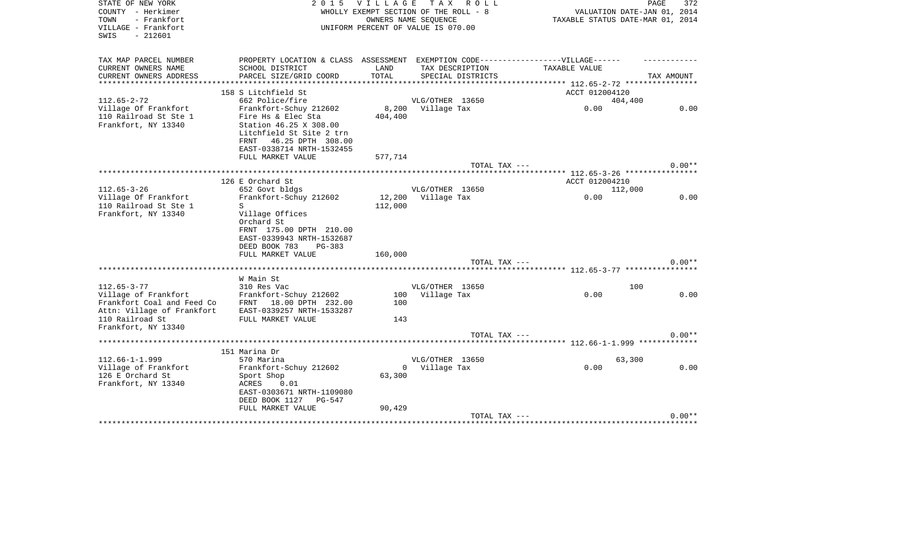STATE OF NEW YORK
COUNTY - Herkimer
TOWN - Frankfort
VILLAGE - Frankfort
SWIS - 212601

2 0 1 5 V I L L A G E T A X R O L L
WHOLLY EXEMPT SECTION OF THE ROLL - 8
OWNERS NAME SEQUENCE
UNIFORM PERCENT OF VALUE IS 070.00

VALUATION DATE-JAN 01, 2014
TAXABLE STATUS DATE-MAR 01, 2014

| TAX MAP PARCEL NUMBER / CURRENT OWNERS NAME / CURRENT OWNERS ADDRESS | PROPERTY LOCATION & CLASS / SCHOOL DISTRICT / PARCEL SIZE/GRID COORD | ASSESSMENT LAND / TOTAL | EXEMPTION CODE / TAX DESCRIPTION / SPECIAL DISTRICTS | VILLAGE TAXABLE VALUE | TAX AMOUNT |
|---|---|---|---|---|---|
| 112.65-2-72 | 158 S Litchfield St | | | ACCT 012004120 | |
| | 662 Police/fire | | VLG/OTHER 13650 | 404,400 | |
| Village Of Frankfort | Frankfort-Schuy 212602 | 8,200 | Village Tax | 0.00 | 0.00 |
| 110 Railroad St Ste 1 | Fire Hs & Elec Sta | 404,400 | | | |
| Frankfort, NY 13340 | Station 46.25 X 308.00 | | | | |
| | Litchfield St Site 2 trn | | | | |
| | FRNT 46.25 DPTH 308.00 | | | | |
| | EAST-0338714 NRTH-1532455 | | | | |
| | FULL MARKET VALUE | 577,714 | | | |
| | | | TOTAL TAX --- | | 0.00** |
| 112.65-3-26 | 126 E Orchard St | | | ACCT 012004210 | |
| | 652 Govt bldgs | | VLG/OTHER 13650 | 112,000 | |
| Village Of Frankfort | Frankfort-Schuy 212602 | 12,200 | Village Tax | 0.00 | 0.00 |
| 110 Railroad St Ste 1 | S | 112,000 | | | |
| Frankfort, NY 13340 | Village Offices | | | | |
| | Orchard St | | | | |
| | FRNT 175.00 DPTH 210.00 | | | | |
| | EAST-0339943 NRTH-1532687 | | | | |
| | DEED BOOK 783 PG-383 | | | | |
| | FULL MARKET VALUE | 160,000 | | | |
| | | | TOTAL TAX --- | | 0.00** |
| 112.65-3-77 | W Main St | | | | |
| | 310 Res Vac | | VLG/OTHER 13650 | 100 | |
| Village of Frankfort | Frankfort-Schuy 212602 | 100 | Village Tax | 0.00 | 0.00 |
| Frankfort Coal and Feed Co | FRNT 18.00 DPTH 232.00 | 100 | | | |
| Attn: Village of Frankfort | EAST-0339257 NRTH-1533287 | | | | |
| 110 Railroad St | FULL MARKET VALUE | 143 | | | |
| Frankfort, NY 13340 | | | | | |
| | | | TOTAL TAX --- | | 0.00** |
| 112.66-1-1.999 | 151 Marina Dr | | | | |
| | 570 Marina | | VLG/OTHER 13650 | 63,300 | |
| Village of Frankfort | Frankfort-Schuy 212602 | 0 | Village Tax | 0.00 | 0.00 |
| 126 E Orchard St | Sport Shop | 63,300 | | | |
| Frankfort, NY 13340 | ACRES 0.01 | | | | |
| | EAST-0303671 NRTH-1109080 | | | | |
| | DEED BOOK 1127 PG-547 | | | | |
| | FULL MARKET VALUE | 90,429 | | | |
| | | | TOTAL TAX --- | | 0.00** |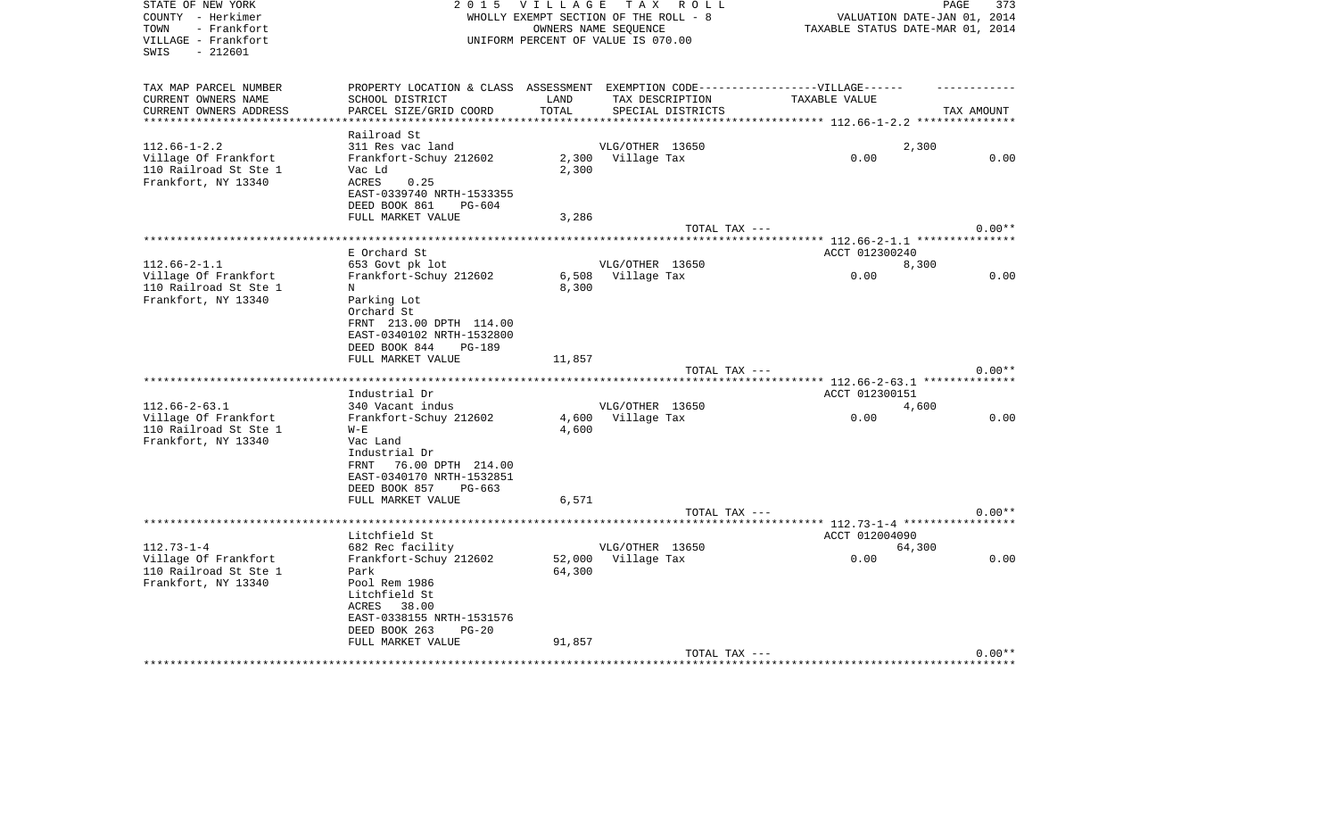STATE OF NEW YORK
COUNTY - Herkimer
TOWN - Frankfort
VILLAGE - Frankfort
SWIS - 212601

2 0 1 5 V I L L A G E T A X R O L L
WHOLLY EXEMPT SECTION OF THE ROLL - 8
OWNERS NAME SEQUENCE
UNIFORM PERCENT OF VALUE IS 070.00

VALUATION DATE-JAN 01, 2014
TAXABLE STATUS DATE-MAR 01, 2014

| TAX MAP PARCEL NUMBER / CURRENT OWNERS NAME / CURRENT OWNERS ADDRESS | PROPERTY LOCATION & CLASS / SCHOOL DISTRICT / PARCEL SIZE/GRID COORD | ASSESSMENT LAND | TOTAL | EXEMPTION CODE / TAX DESCRIPTION / SPECIAL DISTRICTS | VILLAGE TAXABLE VALUE | TAX AMOUNT |
|---|---|---|---|---|---|---|
| **112.66-1-2.2** | Railroad St | | | | | |
| 112.66-1-2.2 | 311 Res vac land | | | VLG/OTHER 13650 | 2,300 | |
| Village Of Frankfort | Frankfort-Schuy 212602 | 2,300 | | Village Tax | 0.00 | 0.00 |
| 110 Railroad St Ste 1 | Vac Ld | | 2,300 | | | |
| Frankfort, NY 13340 | ACRES 0.25 | | | | | |
| | EAST-0339740 NRTH-1533355 | | | | | |
| | DEED BOOK 861 PG-604 | | | | | |
| | FULL MARKET VALUE | | 3,286 | | | |
| | | | | TOTAL TAX --- | | 0.00** |
| **112.66-2-1.1** | E Orchard St | | | | ACCT 012300240 | |
| 112.66-2-1.1 | 653 Govt pk lot | | | VLG/OTHER 13650 | 8,300 | |
| Village Of Frankfort | Frankfort-Schuy 212602 | 6,508 | | Village Tax | 0.00 | 0.00 |
| 110 Railroad St Ste 1 | N | | 8,300 | | | |
| Frankfort, NY 13340 | Parking Lot | | | | | |
| | Orchard St | | | | | |
| | FRNT 213.00 DPTH 114.00 | | | | | |
| | EAST-0340102 NRTH-1532800 | | | | | |
| | DEED BOOK 844 PG-189 | | | | | |
| | FULL MARKET VALUE | | 11,857 | | | |
| | | | | TOTAL TAX --- | | 0.00** |
| **112.66-2-63.1** | Industrial Dr | | | | ACCT 012300151 | |
| 112.66-2-63.1 | 340 Vacant indus | | | VLG/OTHER 13650 | 4,600 | |
| Village Of Frankfort | Frankfort-Schuy 212602 | 4,600 | | Village Tax | 0.00 | 0.00 |
| 110 Railroad St Ste 1 | W-E | | 4,600 | | | |
| Frankfort, NY 13340 | Vac Land | | | | | |
| | Industrial Dr | | | | | |
| | FRNT 76.00 DPTH 214.00 | | | | | |
| | EAST-0340170 NRTH-1532851 | | | | | |
| | DEED BOOK 857 PG-663 | | | | | |
| | FULL MARKET VALUE | | 6,571 | | | |
| | | | | TOTAL TAX --- | | 0.00** |
| **112.73-1-4** | Litchfield St | | | | ACCT 012004090 | |
| 112.73-1-4 | 682 Rec facility | | | VLG/OTHER 13650 | 64,300 | |
| Village Of Frankfort | Frankfort-Schuy 212602 | 52,000 | | Village Tax | 0.00 | 0.00 |
| 110 Railroad St Ste 1 | Park | | 64,300 | | | |
| Frankfort, NY 13340 | Pool Rem 1986 | | | | | |
| | Litchfield St | | | | | |
| | ACRES 38.00 | | | | | |
| | EAST-0338155 NRTH-1531576 | | | | | |
| | DEED BOOK 263 PG-20 | | | | | |
| | FULL MARKET VALUE | | 91,857 | | | |
| | | | | TOTAL TAX --- | | 0.00** |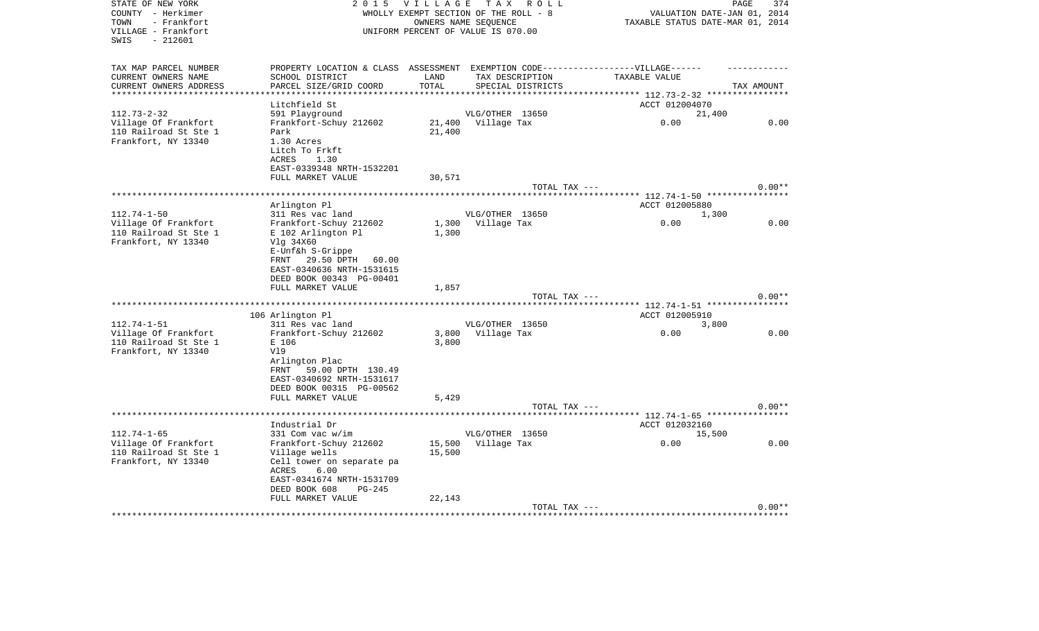STATE OF NEW YORK
COUNTY - Herkimer
TOWN - Frankfort
VILLAGE - Frankfort
SWIS - 212601

2015 VILLAGE TAX ROLL
WHOLLY EXEMPT SECTION OF THE ROLL - 8
OWNERS NAME SEQUENCE
UNIFORM PERCENT OF VALUE IS 070.00

VALUATION DATE-JAN 01, 2014
TAXABLE STATUS DATE-MAR 01, 2014

| TAX MAP PARCEL NUMBER / CURRENT OWNERS NAME / CURRENT OWNERS ADDRESS | PROPERTY LOCATION & CLASS / SCHOOL DISTRICT / PARCEL SIZE/GRID COORD | ASSESSMENT LAND / TOTAL | EXEMPTION CODE / TAX DESCRIPTION / SPECIAL DISTRICTS | TAXABLE VALUE | TAX AMOUNT |
|---|---|---|---|---|---|
| | Litchfield St | | | ACCT 012004070 | |
| 112.73-2-32 | 591 Playground | | VLG/OTHER 13650 | 21,400 | |
| Village Of Frankfort | Frankfort-Schuy 212602 | 21,400 | Village Tax | 0.00 | 0.00 |
| 110 Railroad St Ste 1 | Park | 21,400 | | | |
| Frankfort, NY 13340 | 1.30 Acres | | | | |
| | Litch To Frkft | | | | |
| | ACRES 1.30 | | | | |
| | EAST-0339348 NRTH-1532201 | | | | |
| | FULL MARKET VALUE | 30,571 | | | |
| | | | TOTAL TAX --- | | 0.00** |
| | Arlington Pl | | | ACCT 012005880 | |
| 112.74-1-50 | 311 Res vac land | | VLG/OTHER 13650 | 1,300 | |
| Village Of Frankfort | Frankfort-Schuy 212602 | 1,300 | Village Tax | 0.00 | 0.00 |
| 110 Railroad St Ste 1 | E 102 Arlington Pl | 1,300 | | | |
| Frankfort, NY 13340 | Vlg 34X60 | | | | |
| | E-Unf&h S-Grippe | | | | |
| | FRNT 29.50 DPTH 60.00 | | | | |
| | EAST-0340636 NRTH-1531615 | | | | |
| | DEED BOOK 00343 PG-00401 | | | | |
| | FULL MARKET VALUE | 1,857 | | | |
| | | | TOTAL TAX --- | | 0.00** |
| | 106 Arlington Pl | | | ACCT 012005910 | |
| 112.74-1-51 | 311 Res vac land | | VLG/OTHER 13650 | 3,800 | |
| Village Of Frankfort | Frankfort-Schuy 212602 | 3,800 | Village Tax | 0.00 | 0.00 |
| 110 Railroad St Ste 1 | E 106 | 3,800 | | | |
| Frankfort, NY 13340 | Vl9 | | | | |
| | Arlington Plac | | | | |
| | FRNT 59.00 DPTH 130.49 | | | | |
| | EAST-0340692 NRTH-1531617 | | | | |
| | DEED BOOK 00315 PG-00562 | | | | |
| | FULL MARKET VALUE | 5,429 | | | |
| | | | TOTAL TAX --- | | 0.00** |
| | Industrial Dr | | | ACCT 012032160 | |
| 112.74-1-65 | 331 Com vac w/im | | VLG/OTHER 13650 | 15,500 | |
| Village Of Frankfort | Frankfort-Schuy 212602 | 15,500 | Village Tax | 0.00 | 0.00 |
| 110 Railroad St Ste 1 | Village wells | 15,500 | | | |
| Frankfort, NY 13340 | Cell tower on separate pa | | | | |
| | ACRES 6.00 | | | | |
| | EAST-0341674 NRTH-1531709 | | | | |
| | DEED BOOK 608 PG-245 | | | | |
| | FULL MARKET VALUE | 22,143 | | | |
| | | | TOTAL TAX --- | | 0.00** |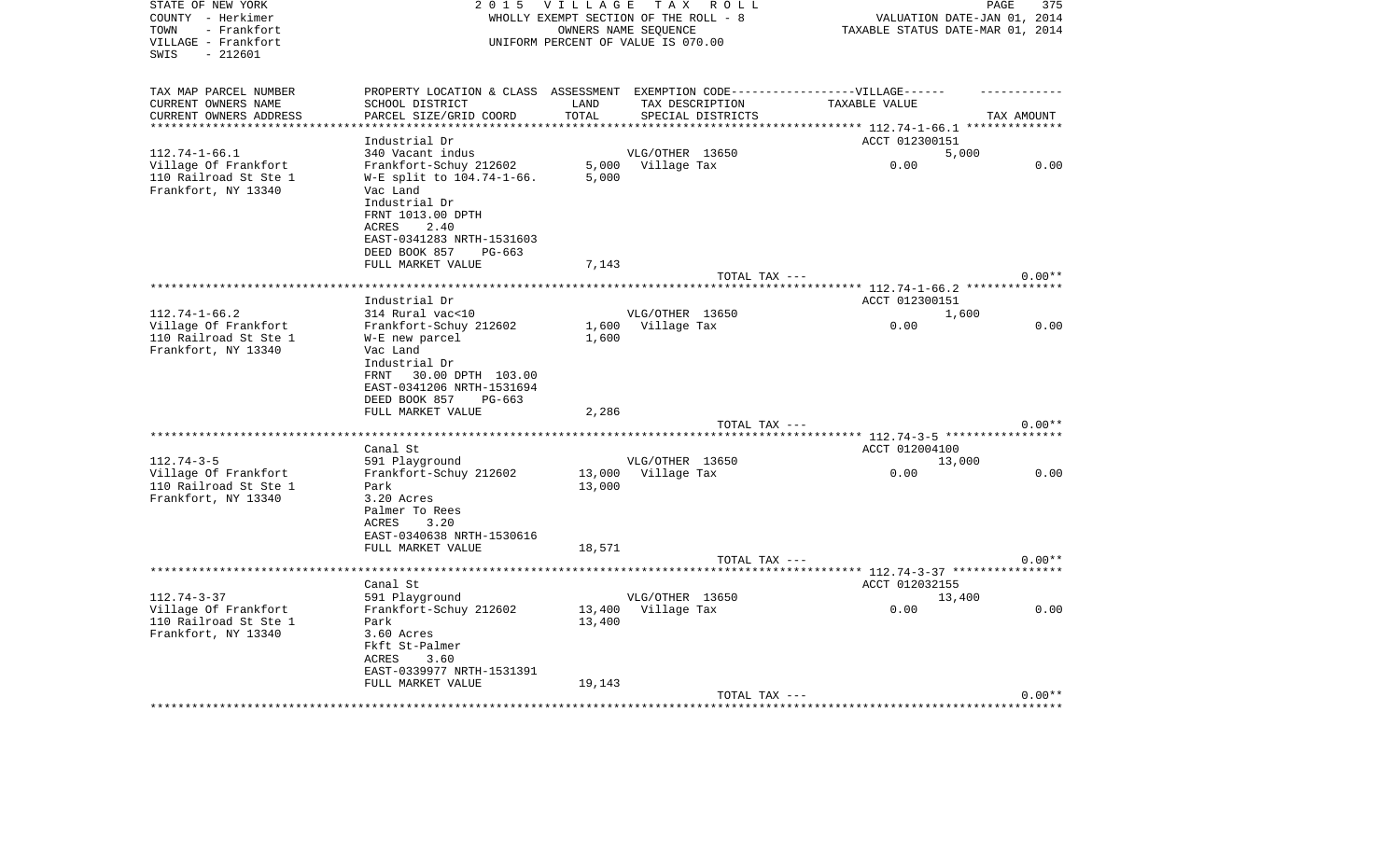STATE OF NEW YORK
COUNTY - Herkimer
TOWN - Frankfort
VILLAGE - Frankfort
SWIS - 212601

2 0 1 5 V I L L A G E T A X R O L L
WHOLLY EXEMPT SECTION OF THE ROLL - 8
OWNERS NAME SEQUENCE
UNIFORM PERCENT OF VALUE IS 070.00

VALUATION DATE-JAN 01, 2014
TAXABLE STATUS DATE-MAR 01, 2014

| TAX MAP PARCEL NUMBER / CURRENT OWNERS NAME / CURRENT OWNERS ADDRESS | PROPERTY LOCATION & CLASS / SCHOOL DISTRICT / PARCEL SIZE/GRID COORD | ASSESSMENT LAND / TOTAL | EXEMPTION CODE / TAX DESCRIPTION / SPECIAL DISTRICTS | VILLAGE TAXABLE VALUE | TAX AMOUNT |
|---|---|---|---|---|---|
| 112.74-1-66.1 | Industrial Dr | | | ACCT 012300151 | |
| | 340 Vacant indus | | VLG/OTHER 13650 | 5,000 | |
| Village Of Frankfort | Frankfort-Schuy 212602 | 5,000 | Village Tax | 0.00 | 0.00 |
| 110 Railroad St Ste 1 | W-E split to 104.74-1-66. | 5,000 | | | |
| Frankfort, NY 13340 | Vac Land | | | | |
| | Industrial Dr | | | | |
| | FRNT 1013.00 DPTH | | | | |
| | ACRES 2.40 | | | | |
| | EAST-0341283 NRTH-1531603 | | | | |
| | DEED BOOK 857 PG-663 | | | | |
| | FULL MARKET VALUE | 7,143 | | | |
| | | | TOTAL TAX --- | | 0.00** |
| 112.74-1-66.2 | Industrial Dr | | | ACCT 012300151 | |
| | 314 Rural vac<10 | | VLG/OTHER 13650 | 1,600 | |
| Village Of Frankfort | Frankfort-Schuy 212602 | 1,600 | Village Tax | 0.00 | 0.00 |
| 110 Railroad St Ste 1 | W-E new parcel | 1,600 | | | |
| Frankfort, NY 13340 | Vac Land | | | | |
| | Industrial Dr | | | | |
| | FRNT 30.00 DPTH 103.00 | | | | |
| | EAST-0341206 NRTH-1531694 | | | | |
| | DEED BOOK 857 PG-663 | | | | |
| | FULL MARKET VALUE | 2,286 | | | |
| | | | TOTAL TAX --- | | 0.00** |
| 112.74-3-5 | Canal St | | | ACCT 012004100 | |
| | 591 Playground | | VLG/OTHER 13650 | 13,000 | |
| Village Of Frankfort | Frankfort-Schuy 212602 | 13,000 | Village Tax | 0.00 | 0.00 |
| 110 Railroad St Ste 1 | Park | 13,000 | | | |
| Frankfort, NY 13340 | 3.20 Acres | | | | |
| | Palmer To Rees | | | | |
| | ACRES 3.20 | | | | |
| | EAST-0340638 NRTH-1530616 | | | | |
| | FULL MARKET VALUE | 18,571 | | | |
| | | | TOTAL TAX --- | | 0.00** |
| 112.74-3-37 | Canal St | | | ACCT 012032155 | |
| | 591 Playground | | VLG/OTHER 13650 | 13,400 | |
| Village Of Frankfort | Frankfort-Schuy 212602 | 13,400 | Village Tax | 0.00 | 0.00 |
| 110 Railroad St Ste 1 | Park | 13,400 | | | |
| Frankfort, NY 13340 | 3.60 Acres | | | | |
| | Fkft St-Palmer | | | | |
| | ACRES 3.60 | | | | |
| | EAST-0339977 NRTH-1531391 | | | | |
| | FULL MARKET VALUE | 19,143 | | | |
| | | | TOTAL TAX --- | | 0.00** |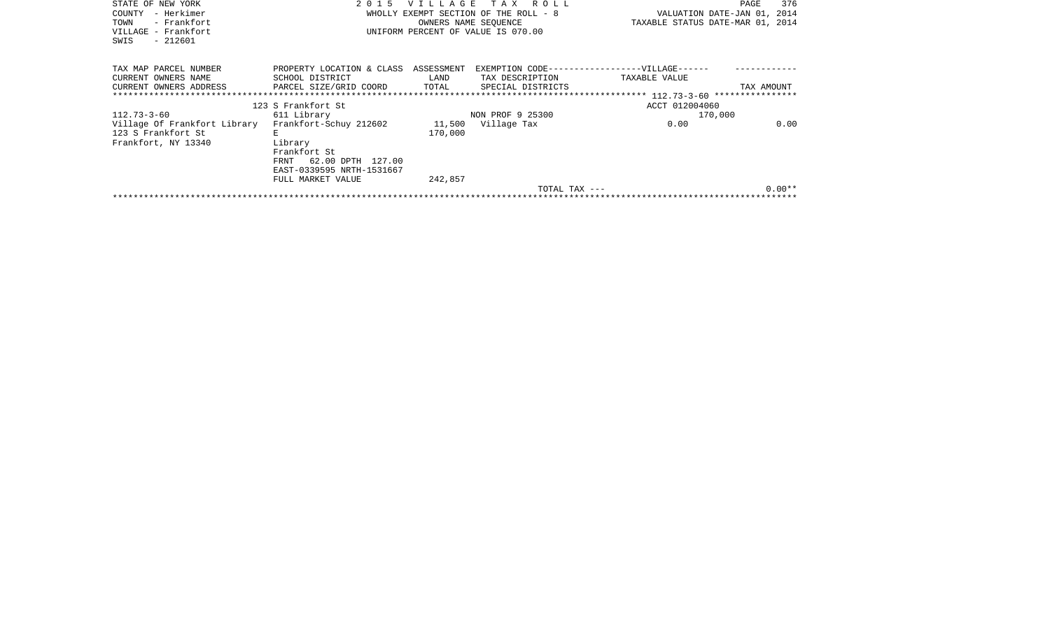STATE OF NEW YORK
COUNTY - Herkimer
TOWN - Frankfort
VILLAGE - Frankfort
SWIS - 212601

2015 VILLAGE TAX ROLL
WHOLLY EXEMPT SECTION OF THE ROLL - 8
OWNERS NAME SEQUENCE
UNIFORM PERCENT OF VALUE IS 070.00

VALUATION DATE-JAN 01, 2014
TAXABLE STATUS DATE-MAR 01, 2014

| TAX MAP PARCEL NUMBER<br>CURRENT OWNERS NAME<br>CURRENT OWNERS ADDRESS | PROPERTY LOCATION & CLASS<br>SCHOOL DISTRICT<br>PARCEL SIZE/GRID COORD | ASSESSMENT<br>LAND<br>TOTAL | EXEMPTION CODE------------------VILLAGE------<br>TAX DESCRIPTION<br>SPECIAL DISTRICTS | TAXABLE VALUE | TAX AMOUNT |
|---|---|---|---|---|---|
| | 123 S Frankfort St | | | ACCT 012004060 | |
| 112.73-3-60 | 611 Library | | NON PROF 9 25300 | 170,000 | |
| Village Of Frankfort Library | Frankfort-Schuy 212602 | 11,500 | Village Tax | 0.00 | 0.00 |
| 123 S Frankfort St | E | 170,000 | | | |
| Frankfort, NY 13340 | Library | | | | |
| | Frankfort St | | | | |
| | FRNT 62.00 DPTH 127.00 | | | | |
| | EAST-0339595 NRTH-1531667 | | | | |
| | FULL MARKET VALUE | 242,857 | | | |
| | | | TOTAL TAX --- | | 0.00** |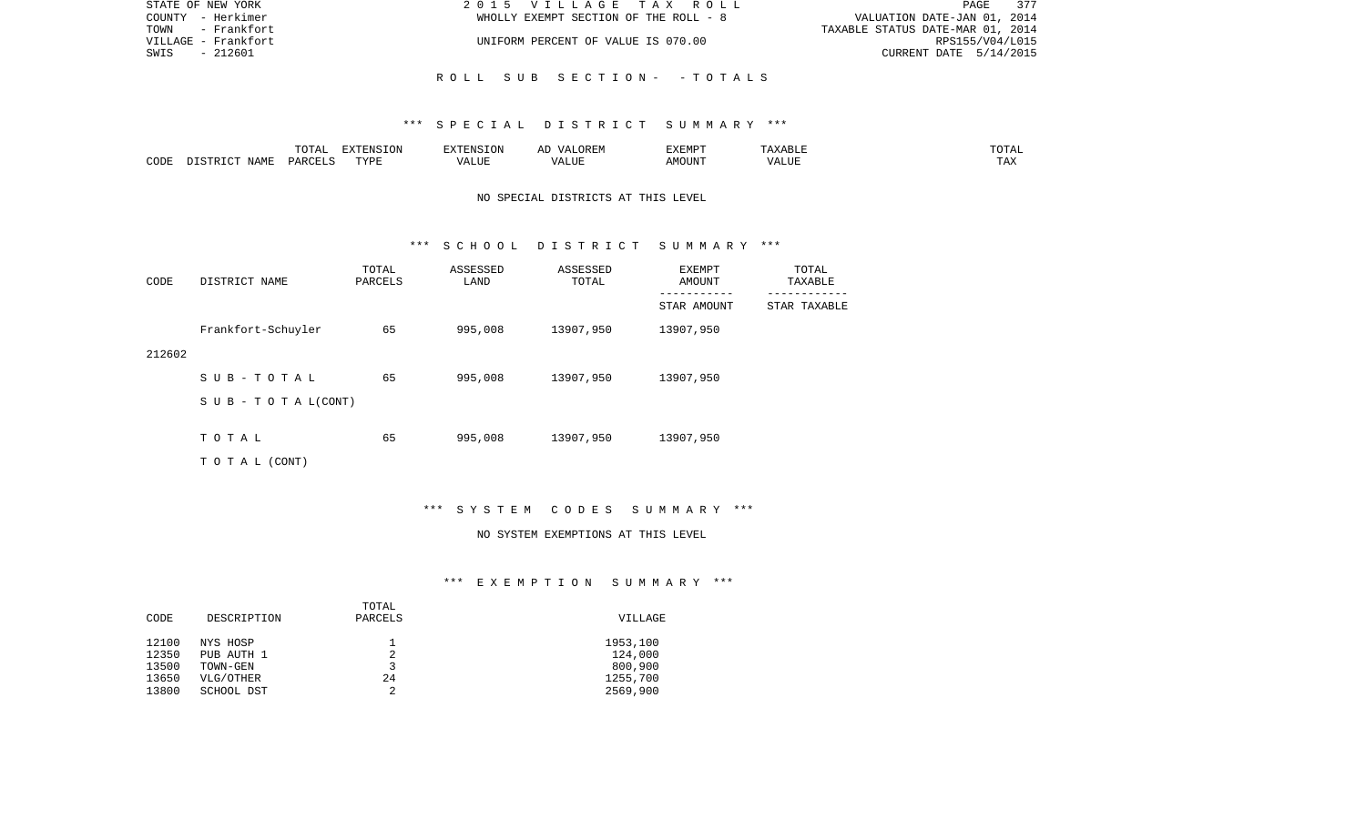STATE OF NEW YORK
COUNTY - Herkimer
TOWN - Frankfort
VILLAGE - Frankfort
SWIS - 212601

2015 VILLAGE TAX ROLL
WHOLLY EXEMPT SECTION OF THE ROLL - 8
UNIFORM PERCENT OF VALUE IS 070.00

VALUATION DATE-JAN 01, 2014
TAXABLE STATUS DATE-MAR 01, 2014
RPS155/V04/L015
CURRENT DATE 5/14/2015

ROLL SUB SECTION - - TOTALS

*** SPECIAL DISTRICT SUMMARY ***

| CODE | DISTRICT NAME | TOTAL PARCELS | EXTENSION TYPE | EXTENSION VALUE | AD VALOREM VALUE | EXEMPT AMOUNT | TAXABLE VALUE | TOTAL TAX |
|---|---|---|---|---|---|---|---|---|

NO SPECIAL DISTRICTS AT THIS LEVEL

*** SCHOOL DISTRICT SUMMARY ***

| CODE | DISTRICT NAME | TOTAL PARCELS | ASSESSED LAND | ASSESSED TOTAL | EXEMPT AMOUNT / STAR AMOUNT | TOTAL TAXABLE / STAR TAXABLE |
|---|---|---|---|---|---|---|
| 212602 | Frankfort-Schuyler | 65 | 995,008 | 13907,950 | 13907,950 | |
| | SUB-TOTAL | 65 | 995,008 | 13907,950 | 13907,950 | |
| | SUB-TOTAL(CONT) | | | | | |
| | TOTAL | 65 | 995,008 | 13907,950 | 13907,950 | |
| | TOTAL (CONT) | | | | | |

*** SYSTEM CODES SUMMARY ***

NO SYSTEM EXEMPTIONS AT THIS LEVEL

*** EXEMPTION SUMMARY ***

| CODE | DESCRIPTION | TOTAL PARCELS | VILLAGE |
|---|---|---|---|
| 12100 | NYS HOSP | 1 | 1953,100 |
| 12350 | PUB AUTH 1 | 2 | 124,000 |
| 13500 | TOWN-GEN | 3 | 800,900 |
| 13650 | VLG/OTHER | 24 | 1255,700 |
| 13800 | SCHOOL DST | 2 | 2569,900 |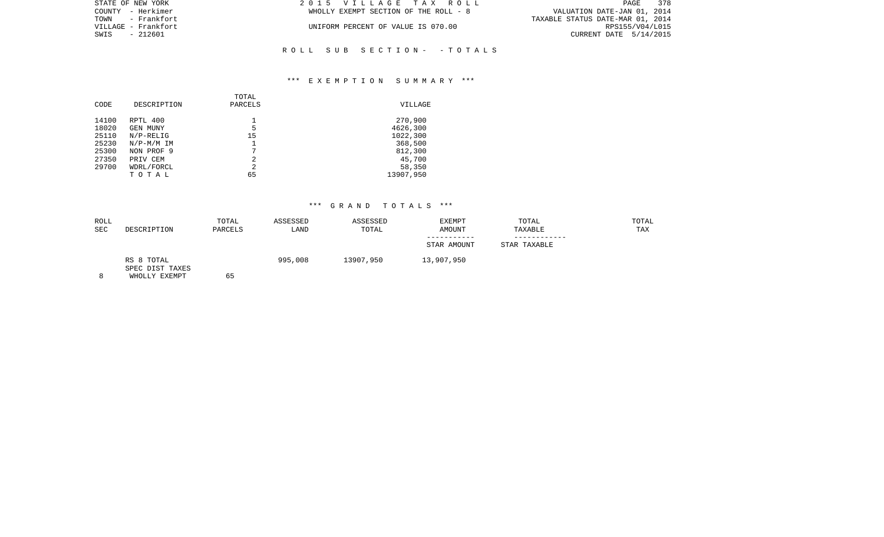STATE OF NEW YORK
COUNTY - Herkimer
TOWN - Frankfort
VILLAGE - Frankfort
SWIS - 212601

2 0 1 5 V I L L A G E T A X R O L L
WHOLLY EXEMPT SECTION OF THE ROLL - 8

UNIFORM PERCENT OF VALUE IS 070.00

VALUATION DATE-JAN 01, 2014
TAXABLE STATUS DATE-MAR 01, 2014
RPS155/V04/L015
CURRENT DATE 5/14/2015

R O L L S U B S E C T I O N - - T O T A L S

*** E X E M P T I O N S U M M A R Y ***

| CODE | DESCRIPTION | TOTAL PARCELS | VILLAGE |
|---|---|---|---|
| 14100 | RPTL 400 | 1 | 270,900 |
| 18020 | GEN MUNY | 5 | 4626,300 |
| 25110 | N/P-RELIG | 15 | 1022,300 |
| 25230 | N/P-M/M IM | 1 | 368,500 |
| 25300 | NON PROF 9 | 7 | 812,300 |
| 27350 | PRIV CEM | 2 | 45,700 |
| 29700 | WDRL/FORCL | 2 | 58,350 |
| | T O T A L | 65 | 13907,950 |

*** G R A N D T O T A L S ***

| ROLL SEC | DESCRIPTION | TOTAL PARCELS | ASSESSED LAND | ASSESSED TOTAL | EXEMPT AMOUNT / STAR AMOUNT | TOTAL TAXABLE / STAR TAXABLE | TOTAL TAX |
|---|---|---|---|---|---|---|---|
| | RS 8 TOTAL | | 995,008 | 13907,950 | 13,907,950 | | |
| | SPEC DIST TAXES | | | | | | |
| 8 | WHOLLY EXEMPT | 65 | | | | | |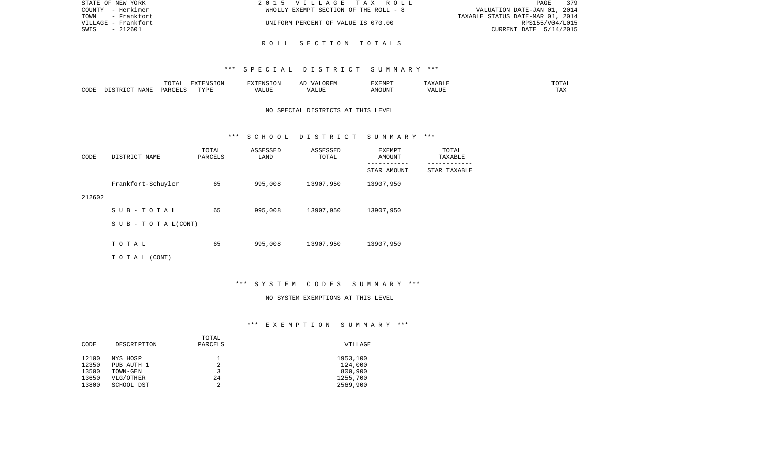STATE OF NEW YORK
COUNTY - Herkimer
TOWN - Frankfort
VILLAGE - Frankfort
SWIS - 212601

2 0 1 5 V I L L A G E T A X R O L L
WHOLLY EXEMPT SECTION OF THE ROLL - 8
UNIFORM PERCENT OF VALUE IS 070.00

VALUATION DATE-JAN 01, 2014
TAXABLE STATUS DATE-MAR 01, 2014
RPS155/V04/L015
CURRENT DATE 5/14/2015

## R O L L S E C T I O N T O T A L S

### *** S P E C I A L D I S T R I C T S U M M A R Y ***

| CODE | DISTRICT NAME | TOTAL PARCELS | EXTENSION TYPE | EXTENSION VALUE | AD VALOREM VALUE | EXEMPT AMOUNT | TAXABLE VALUE | TOTAL TAX |
|---|---|---|---|---|---|---|---|---|

NO SPECIAL DISTRICTS AT THIS LEVEL

### *** S C H O O L D I S T R I C T S U M M A R Y ***

| CODE | DISTRICT NAME | TOTAL PARCELS | ASSESSED LAND | ASSESSED TOTAL | EXEMPT AMOUNT / STAR AMOUNT | TOTAL TAXABLE / STAR TAXABLE |
|---|---|---|---|---|---|---|
| 212602 | Frankfort-Schuyler | 65 | 995,008 | 13907,950 | 13907,950 | |
| | S U B - T O T A L | 65 | 995,008 | 13907,950 | 13907,950 | |
| | S U B - T O T A L(CONT) | | | | | |
| | T O T A L | 65 | 995,008 | 13907,950 | 13907,950 | |
| | T O T A L (CONT) | | | | | |

### *** S Y S T E M C O D E S S U M M A R Y ***

NO SYSTEM EXEMPTIONS AT THIS LEVEL

### *** E X E M P T I O N S U M M A R Y ***

| CODE | DESCRIPTION | TOTAL PARCELS | VILLAGE |
|---|---|---|---|
| 12100 | NYS HOSP | 1 | 1953,100 |
| 12350 | PUB AUTH 1 | 2 | 124,000 |
| 13500 | TOWN-GEN | 3 | 800,900 |
| 13650 | VLG/OTHER | 24 | 1255,700 |
| 13800 | SCHOOL DST | 2 | 2569,900 |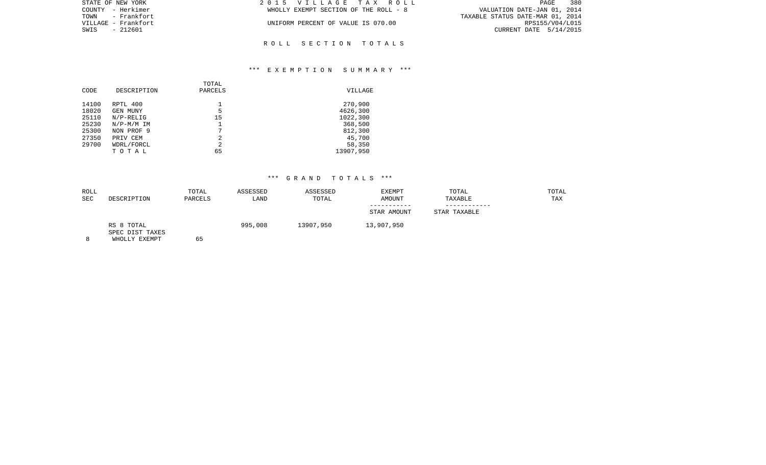STATE OF NEW YORK
COUNTY - Herkimer
TOWN - Frankfort
VILLAGE - Frankfort
SWIS - 212601

2 0 1 5 V I L L A G E T A X R O L L
WHOLLY EXEMPT SECTION OF THE ROLL - 8

UNIFORM PERCENT OF VALUE IS 070.00

VALUATION DATE-JAN 01, 2014
TAXABLE STATUS DATE-MAR 01, 2014
RPS155/V04/L015
CURRENT DATE 5/14/2015

## R O L L S E C T I O N T O T A L S

### *** E X E M P T I O N S U M M A R Y ***

| CODE | DESCRIPTION | TOTAL PARCELS | VILLAGE |
|---|---|---|---|
| 14100 | RPTL 400 | 1 | 270,900 |
| 18020 | GEN MUNY | 5 | 4626,300 |
| 25110 | N/P-RELIG | 15 | 1022,300 |
| 25230 | N/P-M/M IM | 1 | 368,500 |
| 25300 | NON PROF 9 | 7 | 812,300 |
| 27350 | PRIV CEM | 2 | 45,700 |
| 29700 | WDRL/FORCL | 2 | 58,350 |
| | T O T A L | 65 | 13907,950 |

### *** G R A N D T O T A L S ***

| ROLL SEC | DESCRIPTION | TOTAL PARCELS | ASSESSED LAND | ASSESSED TOTAL | EXEMPT AMOUNT / STAR AMOUNT | TOTAL TAXABLE / STAR TAXABLE | TOTAL TAX |
|---|---|---|---|---|---|---|---|
| 8 | RS 8 TOTAL SPEC DIST TAXES WHOLLY EXEMPT | 65 | 995,008 | 13907,950 | 13,907,950 | | |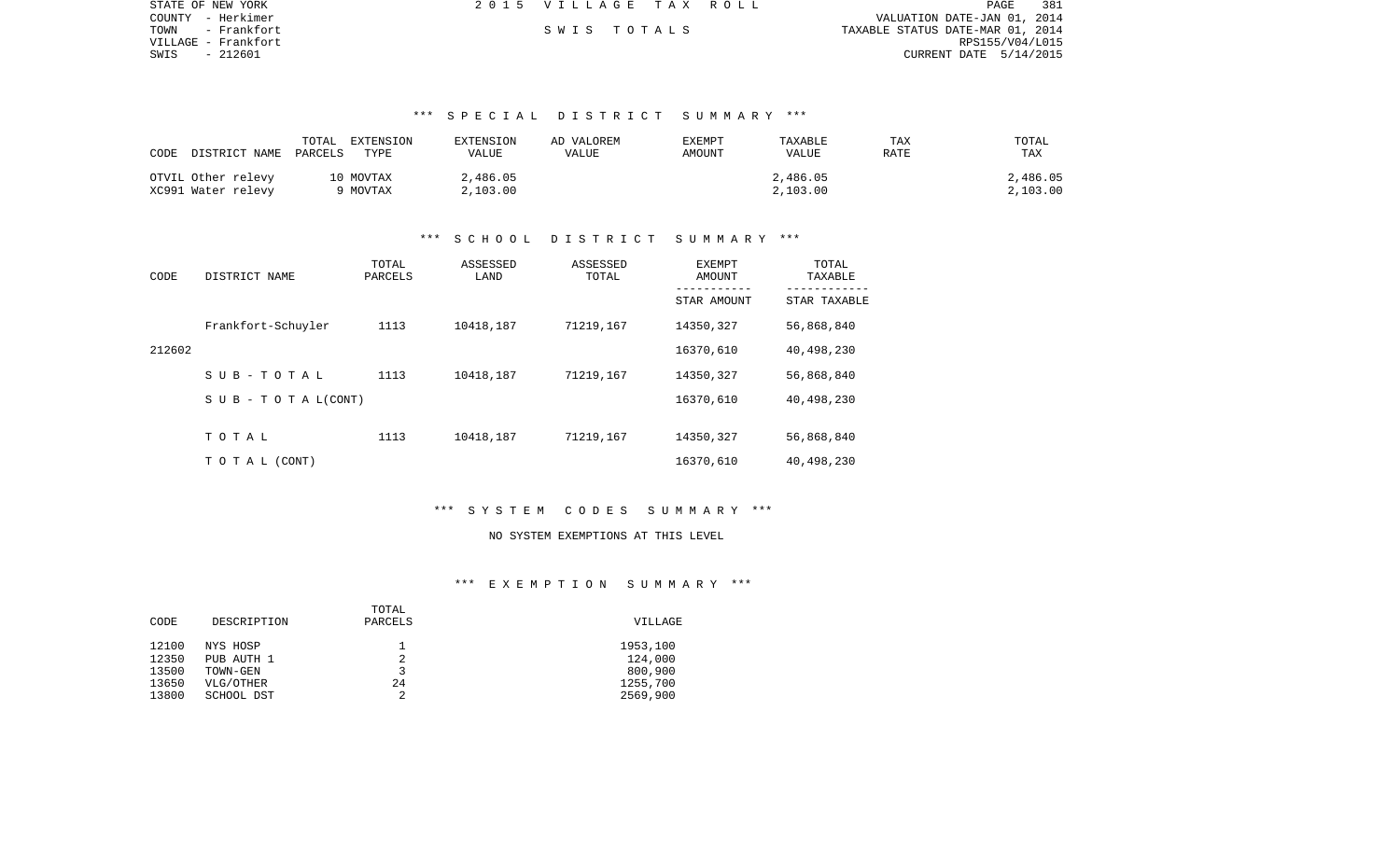STATE OF NEW YORK — 2015 VILLAGE TAX ROLL
COUNTY - Herkimer
TOWN - Frankfort
VILLAGE - Frankfort
SWIS - 212601

SWIS TOTALS

VALUATION DATE-JAN 01, 2014
TAXABLE STATUS DATE-MAR 01, 2014
RPS155/V04/L015
CURRENT DATE 5/14/2015

## *** SPECIAL DISTRICT SUMMARY ***

| CODE | DISTRICT NAME | TOTAL PARCELS | EXTENSION TYPE | EXTENSION VALUE | AD VALOREM VALUE | EXEMPT AMOUNT | TAXABLE VALUE | TAX RATE | TOTAL TAX |
|---|---|---|---|---|---|---|---|---|---|
| OTVIL | Other relevy | 10 | MOVTAX | 2,486.05 | | | 2,486.05 | | 2,486.05 |
| XC991 | Water relevy | 9 | MOVTAX | 2,103.00 | | | 2,103.00 | | 2,103.00 |

## *** SCHOOL DISTRICT SUMMARY ***

| CODE | DISTRICT NAME | TOTAL PARCELS | ASSESSED LAND | ASSESSED TOTAL | EXEMPT AMOUNT / STAR AMOUNT | TOTAL TAXABLE / STAR TAXABLE |
|---|---|---|---|---|---|---|
| | Frankfort-Schuyler | 1113 | 10418,187 | 71219,167 | 14350,327 | 56,868,840 |
| 212602 | | | | | 16370,610 | 40,498,230 |
| | S U B - T O T A L | 1113 | 10418,187 | 71219,167 | 14350,327 | 56,868,840 |
| | S U B - T O T A L(CONT) | | | | 16370,610 | 40,498,230 |
| | T O T A L | 1113 | 10418,187 | 71219,167 | 14350,327 | 56,868,840 |
| | T O T A L (CONT) | | | | 16370,610 | 40,498,230 |

## *** SYSTEM CODES SUMMARY ***

NO SYSTEM EXEMPTIONS AT THIS LEVEL

## *** EXEMPTION SUMMARY ***

| CODE | DESCRIPTION | TOTAL PARCELS | VILLAGE |
|---|---|---|---|
| 12100 | NYS HOSP | 1 | 1953,100 |
| 12350 | PUB AUTH 1 | 2 | 124,000 |
| 13500 | TOWN-GEN | 3 | 800,900 |
| 13650 | VLG/OTHER | 24 | 1255,700 |
| 13800 | SCHOOL DST | 2 | 2569,900 |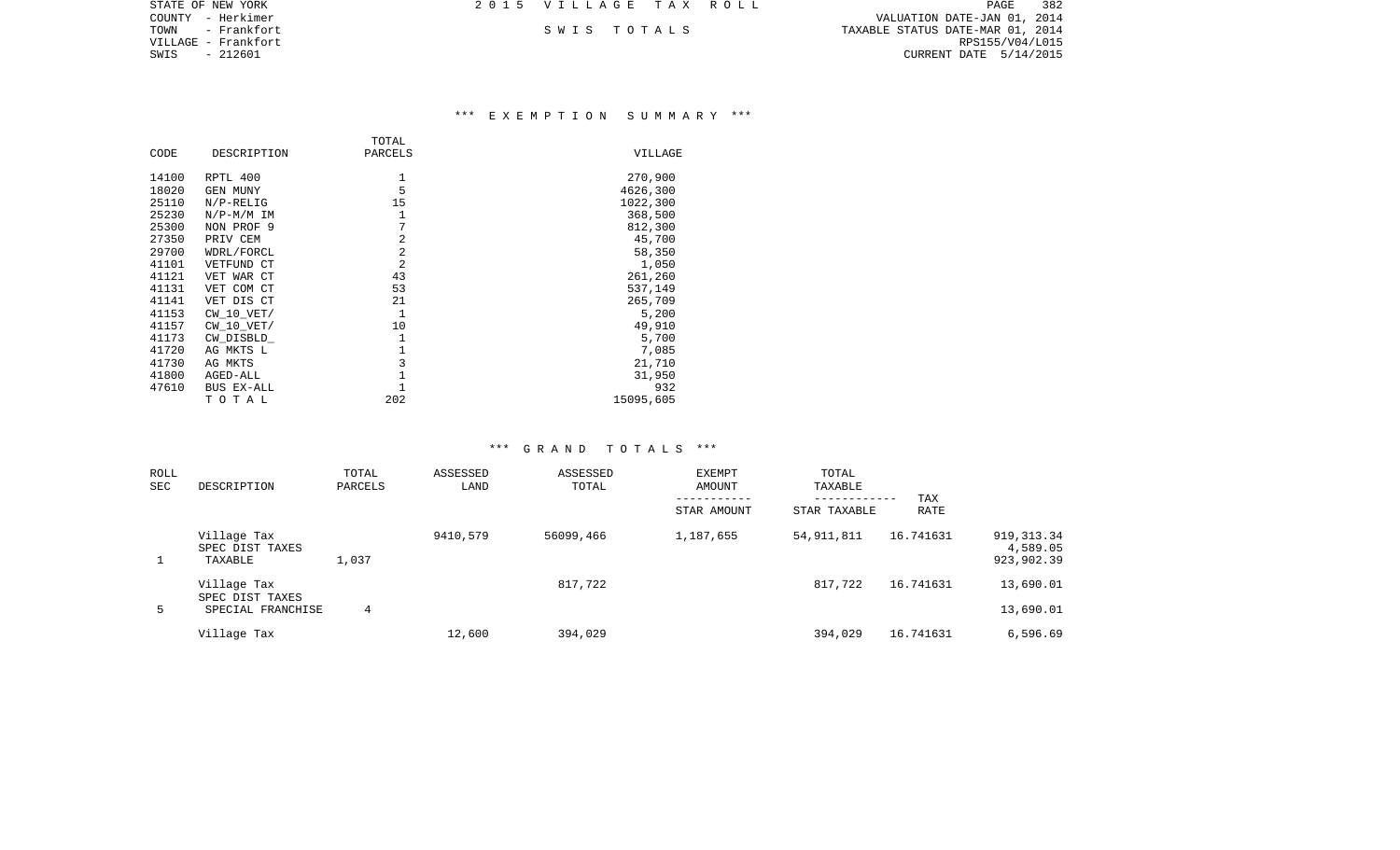STATE OF NEW YORK
COUNTY - Herkimer
TOWN - Frankfort
VILLAGE - Frankfort
SWIS - 212601

2 0 1 5 V I L L A G E T A X R O L L

S W I S T O T A L S

VALUATION DATE-JAN 01, 2014
TAXABLE STATUS DATE-MAR 01, 2014
RPS155/V04/L015
CURRENT DATE 5/14/2015

## *** E X E M P T I O N S U M M A R Y ***

| CODE | DESCRIPTION | TOTAL PARCELS | VILLAGE |
|---|---|---|---|
| 14100 | RPTL 400 | 1 | 270,900 |
| 18020 | GEN MUNY | 5 | 4626,300 |
| 25110 | N/P-RELIG | 15 | 1022,300 |
| 25230 | N/P-M/M IM | 1 | 368,500 |
| 25300 | NON PROF 9 | 7 | 812,300 |
| 27350 | PRIV CEM | 2 | 45,700 |
| 29700 | WDRL/FORCL | 2 | 58,350 |
| 41101 | VETFUND CT | 2 | 1,050 |
| 41121 | VET WAR CT | 43 | 261,260 |
| 41131 | VET COM CT | 53 | 537,149 |
| 41141 | VET DIS CT | 21 | 265,709 |
| 41153 | CW_10_VET/ | 1 | 5,200 |
| 41157 | CW_10_VET/ | 10 | 49,910 |
| 41173 | CW_DISBLD_ | 1 | 5,700 |
| 41720 | AG MKTS L | 1 | 7,085 |
| 41730 | AG MKTS | 3 | 21,710 |
| 41800 | AGED-ALL | 1 | 31,950 |
| 47610 | BUS EX-ALL | 1 | 932 |
| | T O T A L | 202 | 15095,605 |

## *** G R A N D T O T A L S ***

| ROLL SEC | DESCRIPTION | TOTAL PARCELS | ASSESSED LAND | ASSESSED TOTAL | EXEMPT AMOUNT / STAR AMOUNT | TOTAL TAXABLE / STAR TAXABLE | TAX RATE | |
|---|---|---|---|---|---|---|---|---|
| | Village Tax | | 9410,579 | 56099,466 | 1,187,655 | 54,911,811 | 16.741631 | 919,313.34 |
| | SPEC DIST TAXES | | | | | | | 4,589.05 |
| 1 | TAXABLE | 1,037 | | | | | | 923,902.39 |
| | Village Tax | | | 817,722 | | 817,722 | 16.741631 | 13,690.01 |
| | SPEC DIST TAXES | | | | | | | |
| 5 | SPECIAL FRANCHISE | 4 | | | | | | 13,690.01 |
| | Village Tax | | 12,600 | 394,029 | | 394,029 | 16.741631 | 6,596.69 |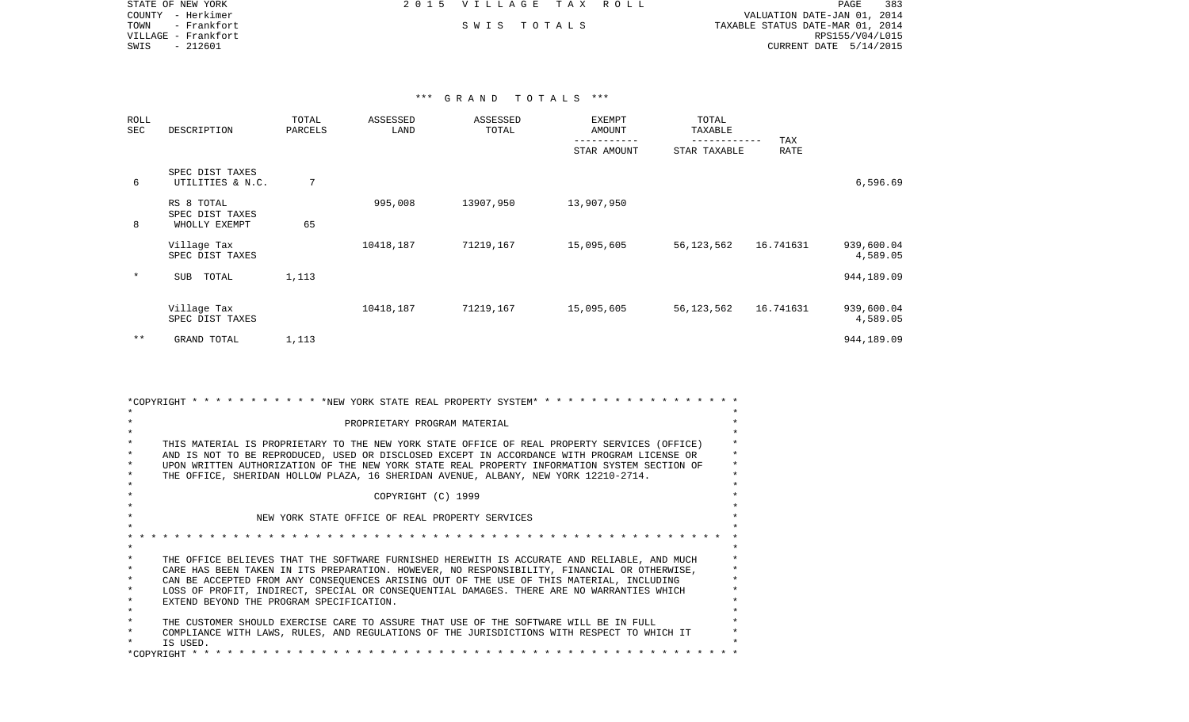STATE OF NEW YORK
COUNTY - Herkimer
TOWN - Frankfort
VILLAGE - Frankfort
SWIS - 212601

2015 VILLAGE TAX ROLL

SWIS TOTALS

VALUATION DATE-JAN 01, 2014
TAXABLE STATUS DATE-MAR 01, 2014
RPS155/V04/L015
CURRENT DATE 5/14/2015

### *** GRAND TOTALS ***

| ROLL SEC | DESCRIPTION | TOTAL PARCELS | ASSESSED LAND | ASSESSED TOTAL | EXEMPT AMOUNT / STAR AMOUNT | TOTAL TAXABLE / STAR TAXABLE | TAX RATE | |
|---|---|---|---|---|---|---|---|---|
| 6 | SPEC DIST TAXES UTILITIES & N.C. | 7 | | | | | | 6,596.69 |
| | RS 8 TOTAL | | 995,008 | 13907,950 | 13,907,950 | | | |
| 8 | SPEC DIST TAXES WHOLLY EXEMPT | 65 | | | | | | |
| | Village Tax | | 10418,187 | 71219,167 | 15,095,605 | 56,123,562 | 16.741631 | 939,600.04 |
| | SPEC DIST TAXES | | | | | | | 4,589.05 |
| * | SUB TOTAL | 1,113 | | | | | | 944,189.09 |
| | Village Tax | | 10418,187 | 71219,167 | 15,095,605 | 56,123,562 | 16.741631 | 939,600.04 |
| | SPEC DIST TAXES | | | | | | | 4,589.05 |
| ** | GRAND TOTAL | 1,113 | | | | | | 944,189.09 |

*COPYRIGHT * * * * * * * * * * * *NEW YORK STATE REAL PROPERTY SYSTEM* * * * * * * * * * * * * * * * * * *

PROPRIETARY PROGRAM MATERIAL

THIS MATERIAL IS PROPRIETARY TO THE NEW YORK STATE OFFICE OF REAL PROPERTY SERVICES (OFFICE) AND IS NOT TO BE REPRODUCED, USED OR DISCLOSED EXCEPT IN ACCORDANCE WITH PROGRAM LICENSE OR UPON WRITTEN AUTHORIZATION OF THE NEW YORK STATE REAL PROPERTY INFORMATION SYSTEM SECTION OF THE OFFICE, SHERIDAN HOLLOW PLAZA, 16 SHERIDAN AVENUE, ALBANY, NEW YORK 12210-2714.

COPYRIGHT (C) 1999

NEW YORK STATE OFFICE OF REAL PROPERTY SERVICES

THE OFFICE BELIEVES THAT THE SOFTWARE FURNISHED HEREWITH IS ACCURATE AND RELIABLE, AND MUCH CARE HAS BEEN TAKEN IN ITS PREPARATION. HOWEVER, NO RESPONSIBILITY, FINANCIAL OR OTHERWISE, CAN BE ACCEPTED FROM ANY CONSEQUENCES ARISING OUT OF THE USE OF THIS MATERIAL, INCLUDING LOSS OF PROFIT, INDIRECT, SPECIAL OR CONSEQUENTIAL DAMAGES. THERE ARE NO WARRANTIES WHICH EXTEND BEYOND THE PROGRAM SPECIFICATION.

THE CUSTOMER SHOULD EXERCISE CARE TO ASSURE THAT USE OF THE SOFTWARE WILL BE IN FULL COMPLIANCE WITH LAWS, RULES, AND REGULATIONS OF THE JURISDICTIONS WITH RESPECT TO WHICH IT IS USED.

*COPYRIGHT * * * * * * * * * * * * * * * * * * * * * * * * * * * * * * * * * * * * * * * * * * * * * * *